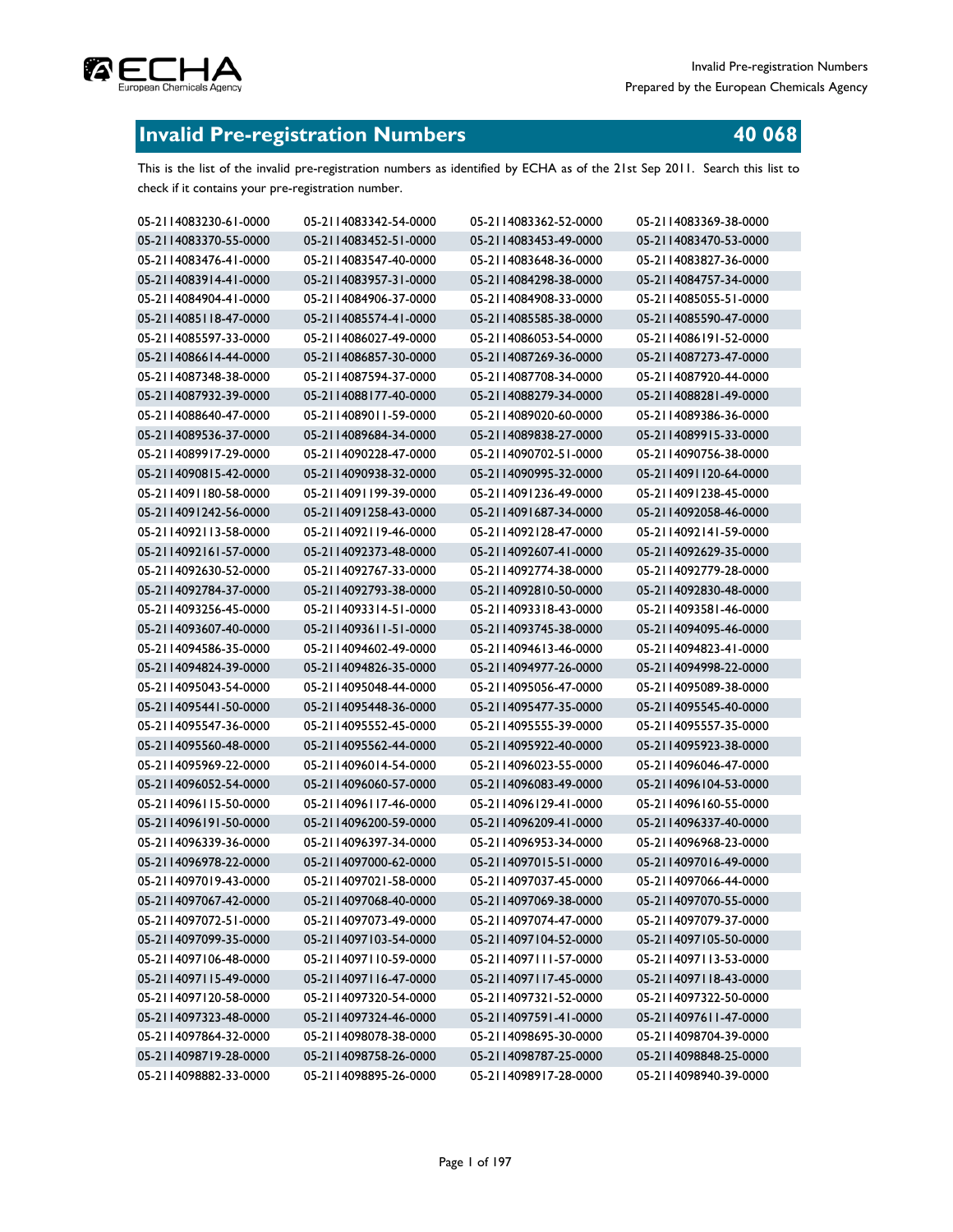# Invalid Pre-registration Numbers 40 068

This is the list of the invalid pre-registration numbers as identified by ECHA as of the 21st Sep 2011. Search this list to check if it contains your pre-registration number.

| | | | |
|---|---|---|---|
| 05-2114083230-61-0000 | 05-2114083342-54-0000 | 05-2114083362-52-0000 | 05-2114083369-38-0000 |
| 05-2114083370-55-0000 | 05-2114083452-51-0000 | 05-2114083453-49-0000 | 05-2114083470-53-0000 |
| 05-2114083476-41-0000 | 05-2114083547-40-0000 | 05-2114083648-36-0000 | 05-2114083827-36-0000 |
| 05-2114083914-41-0000 | 05-2114083957-31-0000 | 05-2114084298-38-0000 | 05-2114084757-34-0000 |
| 05-2114084904-41-0000 | 05-2114084906-37-0000 | 05-2114084908-33-0000 | 05-2114085055-51-0000 |
| 05-2114085118-47-0000 | 05-2114085574-41-0000 | 05-2114085585-38-0000 | 05-2114085590-47-0000 |
| 05-2114085597-33-0000 | 05-2114086027-49-0000 | 05-2114086053-54-0000 | 05-2114086191-52-0000 |
| 05-2114086614-44-0000 | 05-2114086857-30-0000 | 05-2114087269-36-0000 | 05-2114087273-47-0000 |
| 05-2114087348-38-0000 | 05-2114087594-37-0000 | 05-2114087708-34-0000 | 05-2114087920-44-0000 |
| 05-2114087932-39-0000 | 05-2114088177-40-0000 | 05-2114088279-34-0000 | 05-2114088281-49-0000 |
| 05-2114088640-47-0000 | 05-2114089011-59-0000 | 05-2114089020-60-0000 | 05-2114089386-36-0000 |
| 05-2114089536-37-0000 | 05-2114089684-34-0000 | 05-2114089838-27-0000 | 05-2114089915-33-0000 |
| 05-2114089917-29-0000 | 05-2114090228-47-0000 | 05-2114090702-51-0000 | 05-2114090756-38-0000 |
| 05-2114090815-42-0000 | 05-2114090938-32-0000 | 05-2114090995-32-0000 | 05-2114091120-64-0000 |
| 05-2114091180-58-0000 | 05-2114091199-39-0000 | 05-2114091236-49-0000 | 05-2114091238-45-0000 |
| 05-2114091242-56-0000 | 05-2114091258-43-0000 | 05-2114091687-34-0000 | 05-2114092058-46-0000 |
| 05-2114092113-58-0000 | 05-2114092119-46-0000 | 05-2114092128-47-0000 | 05-2114092141-59-0000 |
| 05-2114092161-57-0000 | 05-2114092373-48-0000 | 05-2114092607-41-0000 | 05-2114092629-35-0000 |
| 05-2114092630-52-0000 | 05-2114092767-33-0000 | 05-2114092774-38-0000 | 05-2114092779-28-0000 |
| 05-2114092784-37-0000 | 05-2114092793-38-0000 | 05-2114092810-50-0000 | 05-2114092830-48-0000 |
| 05-2114093256-45-0000 | 05-2114093314-51-0000 | 05-2114093318-43-0000 | 05-2114093581-46-0000 |
| 05-2114093607-40-0000 | 05-2114093611-51-0000 | 05-2114093745-38-0000 | 05-2114094095-46-0000 |
| 05-2114094586-35-0000 | 05-2114094602-49-0000 | 05-2114094613-46-0000 | 05-2114094823-41-0000 |
| 05-2114094824-39-0000 | 05-2114094826-35-0000 | 05-2114094977-26-0000 | 05-2114094998-22-0000 |
| 05-2114095043-54-0000 | 05-2114095048-44-0000 | 05-2114095056-47-0000 | 05-2114095089-38-0000 |
| 05-2114095441-50-0000 | 05-2114095448-36-0000 | 05-2114095477-35-0000 | 05-2114095545-40-0000 |
| 05-2114095547-36-0000 | 05-2114095552-45-0000 | 05-2114095555-39-0000 | 05-2114095557-35-0000 |
| 05-2114095560-48-0000 | 05-2114095562-44-0000 | 05-2114095922-40-0000 | 05-2114095923-38-0000 |
| 05-2114095969-22-0000 | 05-2114096014-54-0000 | 05-2114096023-55-0000 | 05-2114096046-47-0000 |
| 05-2114096052-54-0000 | 05-2114096060-57-0000 | 05-2114096083-49-0000 | 05-2114096104-53-0000 |
| 05-2114096115-50-0000 | 05-2114096117-46-0000 | 05-2114096129-41-0000 | 05-2114096160-55-0000 |
| 05-2114096191-50-0000 | 05-2114096200-59-0000 | 05-2114096209-41-0000 | 05-2114096337-40-0000 |
| 05-2114096339-36-0000 | 05-2114096397-34-0000 | 05-2114096953-34-0000 | 05-2114096968-23-0000 |
| 05-2114096978-22-0000 | 05-2114097000-62-0000 | 05-2114097015-51-0000 | 05-2114097016-49-0000 |
| 05-2114097019-43-0000 | 05-2114097021-58-0000 | 05-2114097037-45-0000 | 05-2114097066-44-0000 |
| 05-2114097067-42-0000 | 05-2114097068-40-0000 | 05-2114097069-38-0000 | 05-2114097070-55-0000 |
| 05-2114097072-51-0000 | 05-2114097073-49-0000 | 05-2114097074-47-0000 | 05-2114097079-37-0000 |
| 05-2114097099-35-0000 | 05-2114097103-54-0000 | 05-2114097104-52-0000 | 05-2114097105-50-0000 |
| 05-2114097106-48-0000 | 05-2114097110-59-0000 | 05-2114097111-57-0000 | 05-2114097113-53-0000 |
| 05-2114097115-49-0000 | 05-2114097116-47-0000 | 05-2114097117-45-0000 | 05-2114097118-43-0000 |
| 05-2114097120-58-0000 | 05-2114097320-54-0000 | 05-2114097321-52-0000 | 05-2114097322-50-0000 |
| 05-2114097323-48-0000 | 05-2114097324-46-0000 | 05-2114097591-41-0000 | 05-2114097611-47-0000 |
| 05-2114097864-32-0000 | 05-2114098078-38-0000 | 05-2114098695-30-0000 | 05-2114098704-39-0000 |
| 05-2114098719-28-0000 | 05-2114098758-26-0000 | 05-2114098787-25-0000 | 05-2114098848-25-0000 |
| 05-2114098882-33-0000 | 05-2114098895-26-0000 | 05-2114098917-28-0000 | 05-2114098940-39-0000 |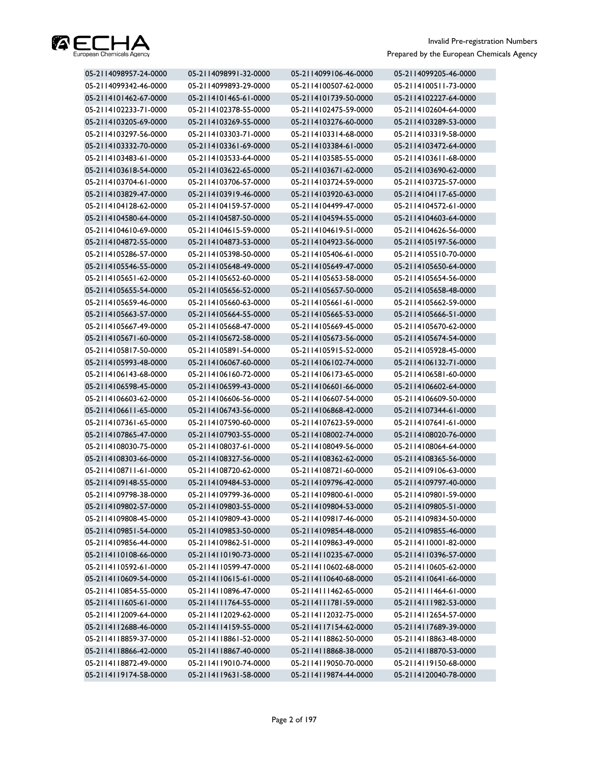| 05-2114098957-24-0000 | 05-2114098991-32-0000 | 05-2114099106-46-0000 | 05-2114099205-46-0000 |
|---|---|---|---|
| 05-2114099342-46-0000 | 05-2114099893-29-0000 | 05-2114100507-62-0000 | 05-2114100511-73-0000 |
| 05-2114101462-67-0000 | 05-2114101465-61-0000 | 05-2114101739-50-0000 | 05-2114102227-64-0000 |
| 05-2114102233-71-0000 | 05-2114102378-55-0000 | 05-2114102475-59-0000 | 05-2114102604-64-0000 |
| 05-2114103205-69-0000 | 05-2114103269-55-0000 | 05-2114103276-60-0000 | 05-2114103289-53-0000 |
| 05-2114103297-56-0000 | 05-2114103303-71-0000 | 05-2114103314-68-0000 | 05-2114103319-58-0000 |
| 05-2114103332-70-0000 | 05-2114103361-69-0000 | 05-2114103384-61-0000 | 05-2114103472-64-0000 |
| 05-2114103483-61-0000 | 05-2114103533-64-0000 | 05-2114103585-55-0000 | 05-2114103611-68-0000 |
| 05-2114103618-54-0000 | 05-2114103622-65-0000 | 05-2114103671-62-0000 | 05-2114103690-62-0000 |
| 05-2114103704-61-0000 | 05-2114103706-57-0000 | 05-2114103724-59-0000 | 05-2114103725-57-0000 |
| 05-2114103829-47-0000 | 05-2114103919-46-0000 | 05-2114103920-63-0000 | 05-2114104117-65-0000 |
| 05-2114104128-62-0000 | 05-2114104159-57-0000 | 05-2114104499-47-0000 | 05-2114104572-61-0000 |
| 05-2114104580-64-0000 | 05-2114104587-50-0000 | 05-2114104594-55-0000 | 05-2114104603-64-0000 |
| 05-2114104610-69-0000 | 05-2114104615-59-0000 | 05-2114104619-51-0000 | 05-2114104626-56-0000 |
| 05-2114104872-55-0000 | 05-2114104873-53-0000 | 05-2114104923-56-0000 | 05-2114105197-56-0000 |
| 05-2114105286-57-0000 | 05-2114105398-50-0000 | 05-2114105406-61-0000 | 05-2114105510-70-0000 |
| 05-2114105546-55-0000 | 05-2114105648-49-0000 | 05-2114105649-47-0000 | 05-2114105650-64-0000 |
| 05-2114105651-62-0000 | 05-2114105652-60-0000 | 05-2114105653-58-0000 | 05-2114105654-56-0000 |
| 05-2114105655-54-0000 | 05-2114105656-52-0000 | 05-2114105657-50-0000 | 05-2114105658-48-0000 |
| 05-2114105659-46-0000 | 05-2114105660-63-0000 | 05-2114105661-61-0000 | 05-2114105662-59-0000 |
| 05-2114105663-57-0000 | 05-2114105664-55-0000 | 05-2114105665-53-0000 | 05-2114105666-51-0000 |
| 05-2114105667-49-0000 | 05-2114105668-47-0000 | 05-2114105669-45-0000 | 05-2114105670-62-0000 |
| 05-2114105671-60-0000 | 05-2114105672-58-0000 | 05-2114105673-56-0000 | 05-2114105674-54-0000 |
| 05-2114105817-50-0000 | 05-2114105891-54-0000 | 05-2114105915-52-0000 | 05-2114105928-45-0000 |
| 05-2114105993-48-0000 | 05-2114106067-60-0000 | 05-2114106102-74-0000 | 05-2114106132-71-0000 |
| 05-2114106143-68-0000 | 05-2114106160-72-0000 | 05-2114106173-65-0000 | 05-2114106581-60-0000 |
| 05-2114106598-45-0000 | 05-2114106599-43-0000 | 05-2114106601-66-0000 | 05-2114106602-64-0000 |
| 05-2114106603-62-0000 | 05-2114106606-56-0000 | 05-2114106607-54-0000 | 05-2114106609-50-0000 |
| 05-2114106611-65-0000 | 05-2114106743-56-0000 | 05-2114106868-42-0000 | 05-2114107344-61-0000 |
| 05-2114107361-65-0000 | 05-2114107590-60-0000 | 05-2114107623-59-0000 | 05-2114107641-61-0000 |
| 05-2114107865-47-0000 | 05-2114107903-55-0000 | 05-2114108002-74-0000 | 05-2114108020-76-0000 |
| 05-2114108030-75-0000 | 05-2114108037-61-0000 | 05-2114108049-56-0000 | 05-2114108064-64-0000 |
| 05-2114108303-66-0000 | 05-2114108327-56-0000 | 05-2114108362-62-0000 | 05-2114108365-56-0000 |
| 05-2114108711-61-0000 | 05-2114108720-62-0000 | 05-2114108721-60-0000 | 05-2114109106-63-0000 |
| 05-2114109148-55-0000 | 05-2114109484-53-0000 | 05-2114109796-42-0000 | 05-2114109797-40-0000 |
| 05-2114109798-38-0000 | 05-2114109799-36-0000 | 05-2114109800-61-0000 | 05-2114109801-59-0000 |
| 05-2114109802-57-0000 | 05-2114109803-55-0000 | 05-2114109804-53-0000 | 05-2114109805-51-0000 |
| 05-2114109808-45-0000 | 05-2114109809-43-0000 | 05-2114109817-46-0000 | 05-2114109834-50-0000 |
| 05-2114109851-54-0000 | 05-2114109853-50-0000 | 05-2114109854-48-0000 | 05-2114109855-46-0000 |
| 05-2114109856-44-0000 | 05-2114109862-51-0000 | 05-2114109863-49-0000 | 05-2114110001-82-0000 |
| 05-2114110108-66-0000 | 05-2114110190-73-0000 | 05-2114110235-67-0000 | 05-2114110396-57-0000 |
| 05-2114110592-61-0000 | 05-2114110599-47-0000 | 05-2114110602-68-0000 | 05-2114110605-62-0000 |
| 05-2114110609-54-0000 | 05-2114110615-61-0000 | 05-2114110640-68-0000 | 05-2114110641-66-0000 |
| 05-2114110854-55-0000 | 05-2114110896-47-0000 | 05-2114111462-65-0000 | 05-2114111464-61-0000 |
| 05-2114111605-61-0000 | 05-2114111764-55-0000 | 05-2114111781-59-0000 | 05-2114111982-53-0000 |
| 05-2114112009-64-0000 | 05-2114112029-62-0000 | 05-2114112032-75-0000 | 05-2114112654-57-0000 |
| 05-2114112688-46-0000 | 05-2114114159-55-0000 | 05-2114117154-62-0000 | 05-2114117689-39-0000 |
| 05-2114118859-37-0000 | 05-2114118861-52-0000 | 05-2114118862-50-0000 | 05-2114118863-48-0000 |
| 05-2114118866-42-0000 | 05-2114118867-40-0000 | 05-2114118868-38-0000 | 05-2114118870-53-0000 |
| 05-2114118872-49-0000 | 05-2114119010-74-0000 | 05-2114119050-70-0000 | 05-2114119150-68-0000 |
| 05-2114119174-58-0000 | 05-2114119631-58-0000 | 05-2114119874-44-0000 | 05-2114120040-78-0000 |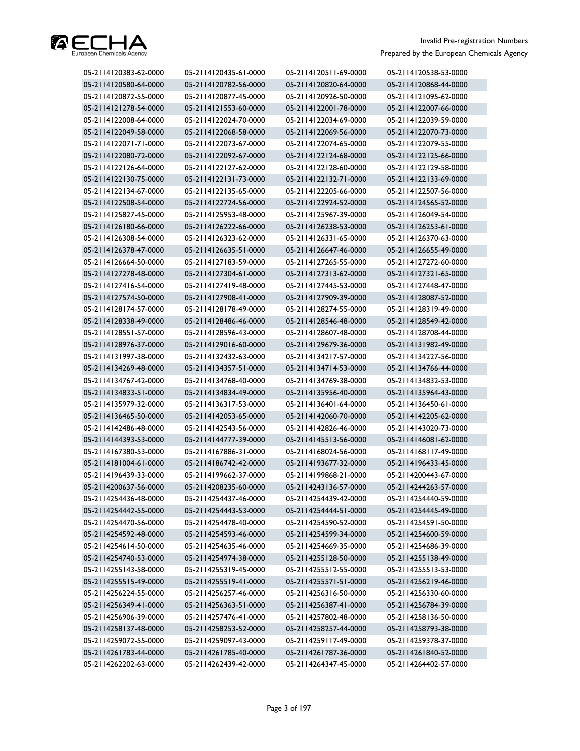| | | | |
|---|---|---|---|
| 05-2114120383-62-0000 | 05-2114120435-61-0000 | 05-2114120511-69-0000 | 05-2114120538-53-0000 |
| 05-2114120580-64-0000 | 05-2114120782-56-0000 | 05-2114120820-64-0000 | 05-2114120868-44-0000 |
| 05-2114120872-55-0000 | 05-2114120877-45-0000 | 05-2114120926-50-0000 | 05-2114121095-62-0000 |
| 05-2114121278-54-0000 | 05-2114121553-60-0000 | 05-2114122001-78-0000 | 05-2114122007-66-0000 |
| 05-2114122008-64-0000 | 05-2114122024-70-0000 | 05-2114122034-69-0000 | 05-2114122039-59-0000 |
| 05-2114122049-58-0000 | 05-2114122068-58-0000 | 05-2114122069-56-0000 | 05-2114122070-73-0000 |
| 05-2114122071-71-0000 | 05-2114122073-67-0000 | 05-2114122074-65-0000 | 05-2114122079-55-0000 |
| 05-2114122080-72-0000 | 05-2114122092-67-0000 | 05-2114122124-68-0000 | 05-2114122125-66-0000 |
| 05-2114122126-64-0000 | 05-2114122127-62-0000 | 05-2114122128-60-0000 | 05-2114122129-58-0000 |
| 05-2114122130-75-0000 | 05-2114122131-73-0000 | 05-2114122132-71-0000 | 05-2114122133-69-0000 |
| 05-2114122134-67-0000 | 05-2114122135-65-0000 | 05-2114122205-66-0000 | 05-2114122507-56-0000 |
| 05-2114122508-54-0000 | 05-2114122724-56-0000 | 05-2114122924-52-0000 | 05-2114124565-52-0000 |
| 05-2114125827-45-0000 | 05-2114125953-48-0000 | 05-2114125967-39-0000 | 05-2114126049-54-0000 |
| 05-2114126180-66-0000 | 05-2114126222-66-0000 | 05-2114126238-53-0000 | 05-2114126253-61-0000 |
| 05-2114126308-54-0000 | 05-2114126323-62-0000 | 05-2114126331-65-0000 | 05-2114126370-63-0000 |
| 05-2114126378-47-0000 | 05-2114126635-51-0000 | 05-2114126647-46-0000 | 05-2114126655-49-0000 |
| 05-2114126664-50-0000 | 05-2114127183-59-0000 | 05-2114127265-55-0000 | 05-2114127272-60-0000 |
| 05-2114127278-48-0000 | 05-2114127304-61-0000 | 05-2114127313-62-0000 | 05-2114127321-65-0000 |
| 05-2114127416-54-0000 | 05-2114127419-48-0000 | 05-2114127445-53-0000 | 05-2114127448-47-0000 |
| 05-2114127574-50-0000 | 05-2114127908-41-0000 | 05-2114127909-39-0000 | 05-2114128087-52-0000 |
| 05-2114128174-57-0000 | 05-2114128178-49-0000 | 05-2114128274-55-0000 | 05-2114128319-49-0000 |
| 05-2114128338-49-0000 | 05-2114128486-46-0000 | 05-2114128546-48-0000 | 05-2114128549-42-0000 |
| 05-2114128551-57-0000 | 05-2114128596-43-0000 | 05-2114128607-48-0000 | 05-2114128708-44-0000 |
| 05-2114128976-37-0000 | 05-2114129016-60-0000 | 05-2114129679-36-0000 | 05-2114131982-49-0000 |
| 05-2114131997-38-0000 | 05-2114132432-63-0000 | 05-2114134217-57-0000 | 05-2114134227-56-0000 |
| 05-2114134269-48-0000 | 05-2114134357-51-0000 | 05-2114134714-53-0000 | 05-2114134766-44-0000 |
| 05-2114134767-42-0000 | 05-2114134768-40-0000 | 05-2114134769-38-0000 | 05-2114134832-53-0000 |
| 05-2114134833-51-0000 | 05-2114134834-49-0000 | 05-2114135956-40-0000 | 05-2114135964-43-0000 |
| 05-2114135979-32-0000 | 05-2114136317-53-0000 | 05-2114136401-64-0000 | 05-2114136450-61-0000 |
| 05-2114136465-50-0000 | 05-2114142053-65-0000 | 05-2114142060-70-0000 | 05-2114142205-62-0000 |
| 05-2114142486-48-0000 | 05-2114142543-56-0000 | 05-2114142826-46-0000 | 05-2114143020-73-0000 |
| 05-2114144393-53-0000 | 05-2114144777-39-0000 | 05-2114145513-56-0000 | 05-2114146081-62-0000 |
| 05-2114167380-53-0000 | 05-2114167886-31-0000 | 05-2114168024-56-0000 | 05-2114168117-49-0000 |
| 05-2114181004-61-0000 | 05-2114186742-42-0000 | 05-2114193677-32-0000 | 05-2114196433-45-0000 |
| 05-2114196439-33-0000 | 05-2114199662-37-0000 | 05-2114199868-21-0000 | 05-2114200443-67-0000 |
| 05-2114200637-56-0000 | 05-2114208235-60-0000 | 05-2114243136-57-0000 | 05-2114244263-57-0000 |
| 05-2114254436-48-0000 | 05-2114254437-46-0000 | 05-2114254439-42-0000 | 05-2114254440-59-0000 |
| 05-2114254442-55-0000 | 05-2114254443-53-0000 | 05-2114254444-51-0000 | 05-2114254445-49-0000 |
| 05-2114254470-56-0000 | 05-2114254478-40-0000 | 05-2114254590-52-0000 | 05-2114254591-50-0000 |
| 05-2114254592-48-0000 | 05-2114254593-46-0000 | 05-2114254599-34-0000 | 05-2114254600-59-0000 |
| 05-2114254614-50-0000 | 05-2114254635-46-0000 | 05-2114254669-35-0000 | 05-2114254686-39-0000 |
| 05-2114254740-53-0000 | 05-2114254974-38-0000 | 05-2114255128-50-0000 | 05-2114255138-49-0000 |
| 05-2114255143-58-0000 | 05-2114255319-45-0000 | 05-2114255512-55-0000 | 05-2114255513-53-0000 |
| 05-2114255515-49-0000 | 05-2114255519-41-0000 | 05-2114255571-51-0000 | 05-2114256219-46-0000 |
| 05-2114256224-55-0000 | 05-2114256257-46-0000 | 05-2114256316-50-0000 | 05-2114256330-60-0000 |
| 05-2114256349-41-0000 | 05-2114256363-51-0000 | 05-2114256387-41-0000 | 05-2114256784-39-0000 |
| 05-2114256906-39-0000 | 05-2114257476-41-0000 | 05-2114257802-48-0000 | 05-2114258136-50-0000 |
| 05-2114258137-48-0000 | 05-2114258253-52-0000 | 05-2114258257-44-0000 | 05-2114258793-38-0000 |
| 05-2114259072-55-0000 | 05-2114259097-43-0000 | 05-2114259117-49-0000 | 05-2114259378-37-0000 |
| 05-2114261783-44-0000 | 05-2114261785-40-0000 | 05-2114261787-36-0000 | 05-2114261840-52-0000 |
| 05-2114262202-63-0000 | 05-2114262439-42-0000 | 05-2114264347-45-0000 | 05-2114264402-57-0000 |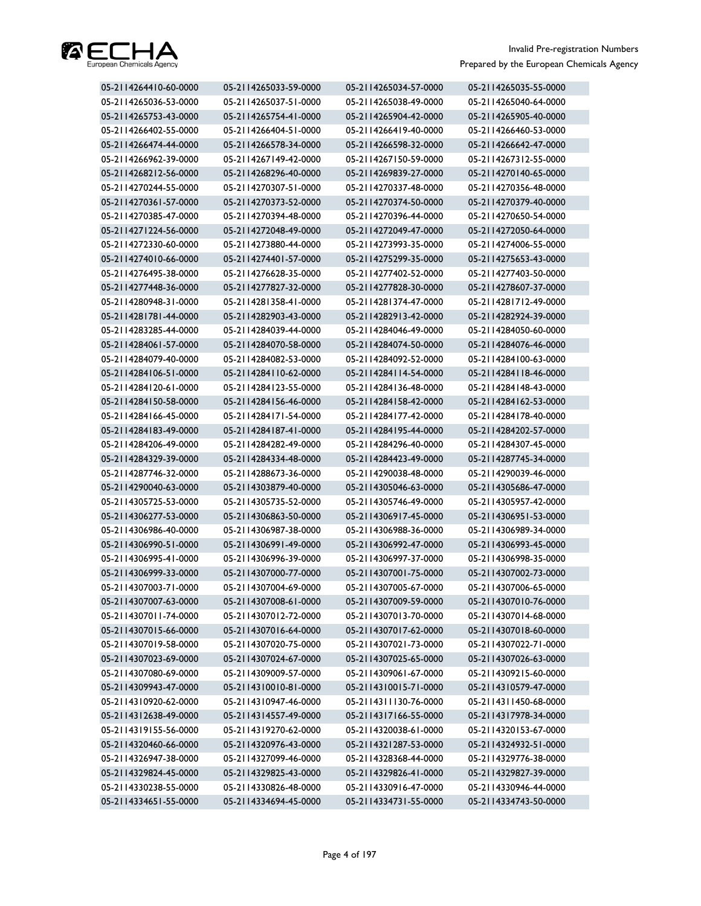| | | | |
|---|---|---|---|
| 05-2114264410-60-0000 | 05-2114265033-59-0000 | 05-2114265034-57-0000 | 05-2114265035-55-0000 |
| 05-2114265036-53-0000 | 05-2114265037-51-0000 | 05-2114265038-49-0000 | 05-2114265040-64-0000 |
| 05-2114265753-43-0000 | 05-2114265754-41-0000 | 05-2114265904-42-0000 | 05-2114265905-40-0000 |
| 05-2114266402-55-0000 | 05-2114266404-51-0000 | 05-2114266419-40-0000 | 05-2114266460-53-0000 |
| 05-2114266474-44-0000 | 05-2114266578-34-0000 | 05-2114266598-32-0000 | 05-2114266642-47-0000 |
| 05-2114266962-39-0000 | 05-2114267149-42-0000 | 05-2114267150-59-0000 | 05-2114267312-55-0000 |
| 05-2114268212-56-0000 | 05-2114268296-40-0000 | 05-2114269839-27-0000 | 05-2114270140-65-0000 |
| 05-2114270244-55-0000 | 05-2114270307-51-0000 | 05-2114270337-48-0000 | 05-2114270356-48-0000 |
| 05-2114270361-57-0000 | 05-2114270373-52-0000 | 05-2114270374-50-0000 | 05-2114270379-40-0000 |
| 05-2114270385-47-0000 | 05-2114270394-48-0000 | 05-2114270396-44-0000 | 05-2114270650-54-0000 |
| 05-2114271224-56-0000 | 05-2114272048-49-0000 | 05-2114272049-47-0000 | 05-2114272050-64-0000 |
| 05-2114272330-60-0000 | 05-2114273880-44-0000 | 05-2114273993-35-0000 | 05-2114274006-55-0000 |
| 05-2114274010-66-0000 | 05-2114274401-57-0000 | 05-2114275299-35-0000 | 05-2114275653-43-0000 |
| 05-2114276495-38-0000 | 05-2114276628-35-0000 | 05-2114277402-52-0000 | 05-2114277403-50-0000 |
| 05-2114277448-36-0000 | 05-2114277827-32-0000 | 05-2114277828-30-0000 | 05-2114278607-37-0000 |
| 05-2114280948-31-0000 | 05-2114281358-41-0000 | 05-2114281374-47-0000 | 05-2114281712-49-0000 |
| 05-2114281781-44-0000 | 05-2114282903-43-0000 | 05-2114282913-42-0000 | 05-2114282924-39-0000 |
| 05-2114283285-44-0000 | 05-2114284039-44-0000 | 05-2114284046-49-0000 | 05-2114284050-60-0000 |
| 05-2114284061-57-0000 | 05-2114284070-58-0000 | 05-2114284074-50-0000 | 05-2114284076-46-0000 |
| 05-2114284079-40-0000 | 05-2114284082-53-0000 | 05-2114284092-52-0000 | 05-2114284100-63-0000 |
| 05-2114284106-51-0000 | 05-2114284110-62-0000 | 05-2114284114-54-0000 | 05-2114284118-46-0000 |
| 05-2114284120-61-0000 | 05-2114284123-55-0000 | 05-2114284136-48-0000 | 05-2114284148-43-0000 |
| 05-2114284150-58-0000 | 05-2114284156-46-0000 | 05-2114284158-42-0000 | 05-2114284162-53-0000 |
| 05-2114284166-45-0000 | 05-2114284171-54-0000 | 05-2114284177-42-0000 | 05-2114284178-40-0000 |
| 05-2114284183-49-0000 | 05-2114284187-41-0000 | 05-2114284195-44-0000 | 05-2114284202-57-0000 |
| 05-2114284206-49-0000 | 05-2114284282-49-0000 | 05-2114284296-40-0000 | 05-2114284307-45-0000 |
| 05-2114284329-39-0000 | 05-2114284334-48-0000 | 05-2114284423-49-0000 | 05-2114287745-34-0000 |
| 05-2114287746-32-0000 | 05-2114288673-36-0000 | 05-2114290038-48-0000 | 05-2114290039-46-0000 |
| 05-2114290040-63-0000 | 05-2114303879-40-0000 | 05-2114305046-63-0000 | 05-2114305686-47-0000 |
| 05-2114305725-53-0000 | 05-2114305735-52-0000 | 05-2114305746-49-0000 | 05-2114305957-42-0000 |
| 05-2114306277-53-0000 | 05-2114306863-50-0000 | 05-2114306917-45-0000 | 05-2114306951-53-0000 |
| 05-2114306986-40-0000 | 05-2114306987-38-0000 | 05-2114306988-36-0000 | 05-2114306989-34-0000 |
| 05-2114306990-51-0000 | 05-2114306991-49-0000 | 05-2114306992-47-0000 | 05-2114306993-45-0000 |
| 05-2114306995-41-0000 | 05-2114306996-39-0000 | 05-2114306997-37-0000 | 05-2114306998-35-0000 |
| 05-2114306999-33-0000 | 05-2114307000-77-0000 | 05-2114307001-75-0000 | 05-2114307002-73-0000 |
| 05-2114307003-71-0000 | 05-2114307004-69-0000 | 05-2114307005-67-0000 | 05-2114307006-65-0000 |
| 05-2114307007-63-0000 | 05-2114307008-61-0000 | 05-2114307009-59-0000 | 05-2114307010-76-0000 |
| 05-2114307011-74-0000 | 05-2114307012-72-0000 | 05-2114307013-70-0000 | 05-2114307014-68-0000 |
| 05-2114307015-66-0000 | 05-2114307016-64-0000 | 05-2114307017-62-0000 | 05-2114307018-60-0000 |
| 05-2114307019-58-0000 | 05-2114307020-75-0000 | 05-2114307021-73-0000 | 05-2114307022-71-0000 |
| 05-2114307023-69-0000 | 05-2114307024-67-0000 | 05-2114307025-65-0000 | 05-2114307026-63-0000 |
| 05-2114307080-69-0000 | 05-2114309009-57-0000 | 05-2114309061-67-0000 | 05-2114309215-60-0000 |
| 05-2114309943-47-0000 | 05-2114310010-81-0000 | 05-2114310015-71-0000 | 05-2114310579-47-0000 |
| 05-2114310920-62-0000 | 05-2114310947-46-0000 | 05-2114311130-76-0000 | 05-2114311450-68-0000 |
| 05-2114312638-49-0000 | 05-2114314557-49-0000 | 05-2114317166-55-0000 | 05-2114317978-34-0000 |
| 05-2114319155-56-0000 | 05-2114319270-62-0000 | 05-2114320038-61-0000 | 05-2114320153-67-0000 |
| 05-2114320460-66-0000 | 05-2114320976-43-0000 | 05-2114321287-53-0000 | 05-2114324932-51-0000 |
| 05-2114326947-38-0000 | 05-2114327099-46-0000 | 05-2114328368-44-0000 | 05-2114329776-38-0000 |
| 05-2114329824-45-0000 | 05-2114329825-43-0000 | 05-2114329826-41-0000 | 05-2114329827-39-0000 |
| 05-2114330238-55-0000 | 05-2114330826-48-0000 | 05-2114330916-47-0000 | 05-2114330946-44-0000 |
| 05-2114334651-55-0000 | 05-2114334694-45-0000 | 05-2114334731-55-0000 | 05-2114334743-50-0000 |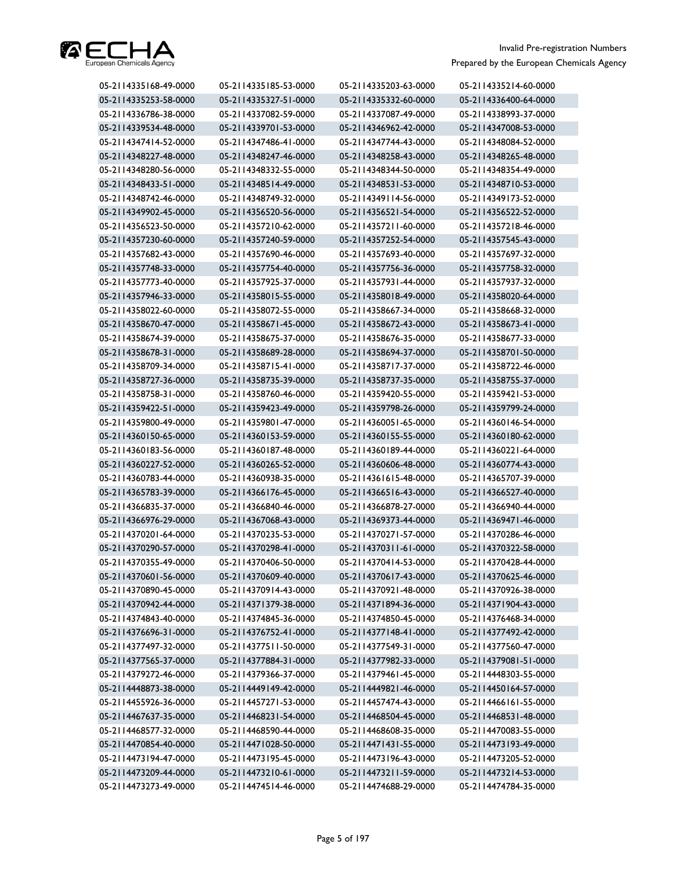| | | | |
|---|---|---|---|
| 05-2114335168-49-0000 | 05-2114335185-53-0000 | 05-2114335203-63-0000 | 05-2114335214-60-0000 |
| 05-2114335253-58-0000 | 05-2114335327-51-0000 | 05-2114335332-60-0000 | 05-2114336400-64-0000 |
| 05-2114336786-38-0000 | 05-2114337082-59-0000 | 05-2114337087-49-0000 | 05-2114338993-37-0000 |
| 05-2114339534-48-0000 | 05-2114339701-53-0000 | 05-2114346962-42-0000 | 05-2114347008-53-0000 |
| 05-2114347414-52-0000 | 05-2114347486-41-0000 | 05-2114347744-43-0000 | 05-2114348084-52-0000 |
| 05-2114348227-48-0000 | 05-2114348247-46-0000 | 05-2114348258-43-0000 | 05-2114348265-48-0000 |
| 05-2114348280-56-0000 | 05-2114348332-55-0000 | 05-2114348344-50-0000 | 05-2114348354-49-0000 |
| 05-2114348433-51-0000 | 05-2114348514-49-0000 | 05-2114348531-53-0000 | 05-2114348710-53-0000 |
| 05-2114348742-46-0000 | 05-2114348749-32-0000 | 05-2114349114-56-0000 | 05-2114349173-52-0000 |
| 05-2114349902-45-0000 | 05-2114356520-56-0000 | 05-2114356521-54-0000 | 05-2114356522-52-0000 |
| 05-2114356523-50-0000 | 05-2114357210-62-0000 | 05-2114357211-60-0000 | 05-2114357218-46-0000 |
| 05-2114357230-60-0000 | 05-2114357240-59-0000 | 05-2114357252-54-0000 | 05-2114357545-43-0000 |
| 05-2114357682-43-0000 | 05-2114357690-46-0000 | 05-2114357693-40-0000 | 05-2114357697-32-0000 |
| 05-2114357748-33-0000 | 05-2114357754-40-0000 | 05-2114357756-36-0000 | 05-2114357758-32-0000 |
| 05-2114357773-40-0000 | 05-2114357925-37-0000 | 05-2114357931-44-0000 | 05-2114357937-32-0000 |
| 05-2114357946-33-0000 | 05-2114358015-55-0000 | 05-2114358018-49-0000 | 05-2114358020-64-0000 |
| 05-2114358022-60-0000 | 05-2114358072-55-0000 | 05-2114358667-34-0000 | 05-2114358668-32-0000 |
| 05-2114358670-47-0000 | 05-2114358671-45-0000 | 05-2114358672-43-0000 | 05-2114358673-41-0000 |
| 05-2114358674-39-0000 | 05-2114358675-37-0000 | 05-2114358676-35-0000 | 05-2114358677-33-0000 |
| 05-2114358678-31-0000 | 05-2114358689-28-0000 | 05-2114358694-37-0000 | 05-2114358701-50-0000 |
| 05-2114358709-34-0000 | 05-2114358715-41-0000 | 05-2114358717-37-0000 | 05-2114358722-46-0000 |
| 05-2114358727-36-0000 | 05-2114358735-39-0000 | 05-2114358737-35-0000 | 05-2114358755-37-0000 |
| 05-2114358758-31-0000 | 05-2114358760-46-0000 | 05-2114359420-55-0000 | 05-2114359421-53-0000 |
| 05-2114359422-51-0000 | 05-2114359423-49-0000 | 05-2114359798-26-0000 | 05-2114359799-24-0000 |
| 05-2114359800-49-0000 | 05-2114359801-47-0000 | 05-2114360051-65-0000 | 05-2114360146-54-0000 |
| 05-2114360150-65-0000 | 05-2114360153-59-0000 | 05-2114360155-55-0000 | 05-2114360180-62-0000 |
| 05-2114360183-56-0000 | 05-2114360187-48-0000 | 05-2114360189-44-0000 | 05-2114360221-64-0000 |
| 05-2114360227-52-0000 | 05-2114360265-52-0000 | 05-2114360606-48-0000 | 05-2114360774-43-0000 |
| 05-2114360783-44-0000 | 05-2114360938-35-0000 | 05-2114361615-48-0000 | 05-2114365707-39-0000 |
| 05-2114365783-39-0000 | 05-2114366176-45-0000 | 05-2114366516-43-0000 | 05-2114366527-40-0000 |
| 05-2114366835-37-0000 | 05-2114366840-46-0000 | 05-2114366878-27-0000 | 05-2114366940-44-0000 |
| 05-2114366976-29-0000 | 05-2114367068-43-0000 | 05-2114369373-44-0000 | 05-2114369471-46-0000 |
| 05-2114370201-64-0000 | 05-2114370235-53-0000 | 05-2114370271-57-0000 | 05-2114370286-46-0000 |
| 05-2114370290-57-0000 | 05-2114370298-41-0000 | 05-2114370311-61-0000 | 05-2114370322-58-0000 |
| 05-2114370355-49-0000 | 05-2114370406-50-0000 | 05-2114370414-53-0000 | 05-2114370428-44-0000 |
| 05-2114370601-56-0000 | 05-2114370609-40-0000 | 05-2114370617-43-0000 | 05-2114370625-46-0000 |
| 05-2114370890-45-0000 | 05-2114370914-43-0000 | 05-2114370921-48-0000 | 05-2114370926-38-0000 |
| 05-2114370942-44-0000 | 05-2114371379-38-0000 | 05-2114371894-36-0000 | 05-2114371904-43-0000 |
| 05-2114374843-40-0000 | 05-2114374845-36-0000 | 05-2114374850-45-0000 | 05-2114376468-34-0000 |
| 05-2114376696-31-0000 | 05-2114376752-41-0000 | 05-2114377148-41-0000 | 05-2114377492-42-0000 |
| 05-2114377497-32-0000 | 05-2114377511-50-0000 | 05-2114377549-31-0000 | 05-2114377560-47-0000 |
| 05-2114377565-37-0000 | 05-2114377884-31-0000 | 05-2114377982-33-0000 | 05-2114379081-51-0000 |
| 05-2114379272-46-0000 | 05-2114379366-37-0000 | 05-2114379461-45-0000 | 05-2114448303-55-0000 |
| 05-2114448873-38-0000 | 05-2114449149-42-0000 | 05-2114449821-46-0000 | 05-2114450164-57-0000 |
| 05-2114455926-36-0000 | 05-2114457271-53-0000 | 05-2114457474-43-0000 | 05-2114466161-55-0000 |
| 05-2114467637-35-0000 | 05-2114468231-54-0000 | 05-2114468504-45-0000 | 05-2114468531-48-0000 |
| 05-2114468577-32-0000 | 05-2114468590-44-0000 | 05-2114468608-35-0000 | 05-2114470083-55-0000 |
| 05-2114470854-40-0000 | 05-2114471028-50-0000 | 05-2114471431-55-0000 | 05-2114473193-49-0000 |
| 05-2114473194-47-0000 | 05-2114473195-45-0000 | 05-2114473196-43-0000 | 05-2114473205-52-0000 |
| 05-2114473209-44-0000 | 05-2114473210-61-0000 | 05-2114473211-59-0000 | 05-2114473214-53-0000 |
| 05-2114473273-49-0000 | 05-2114474514-46-0000 | 05-2114474688-29-0000 | 05-2114474784-35-0000 |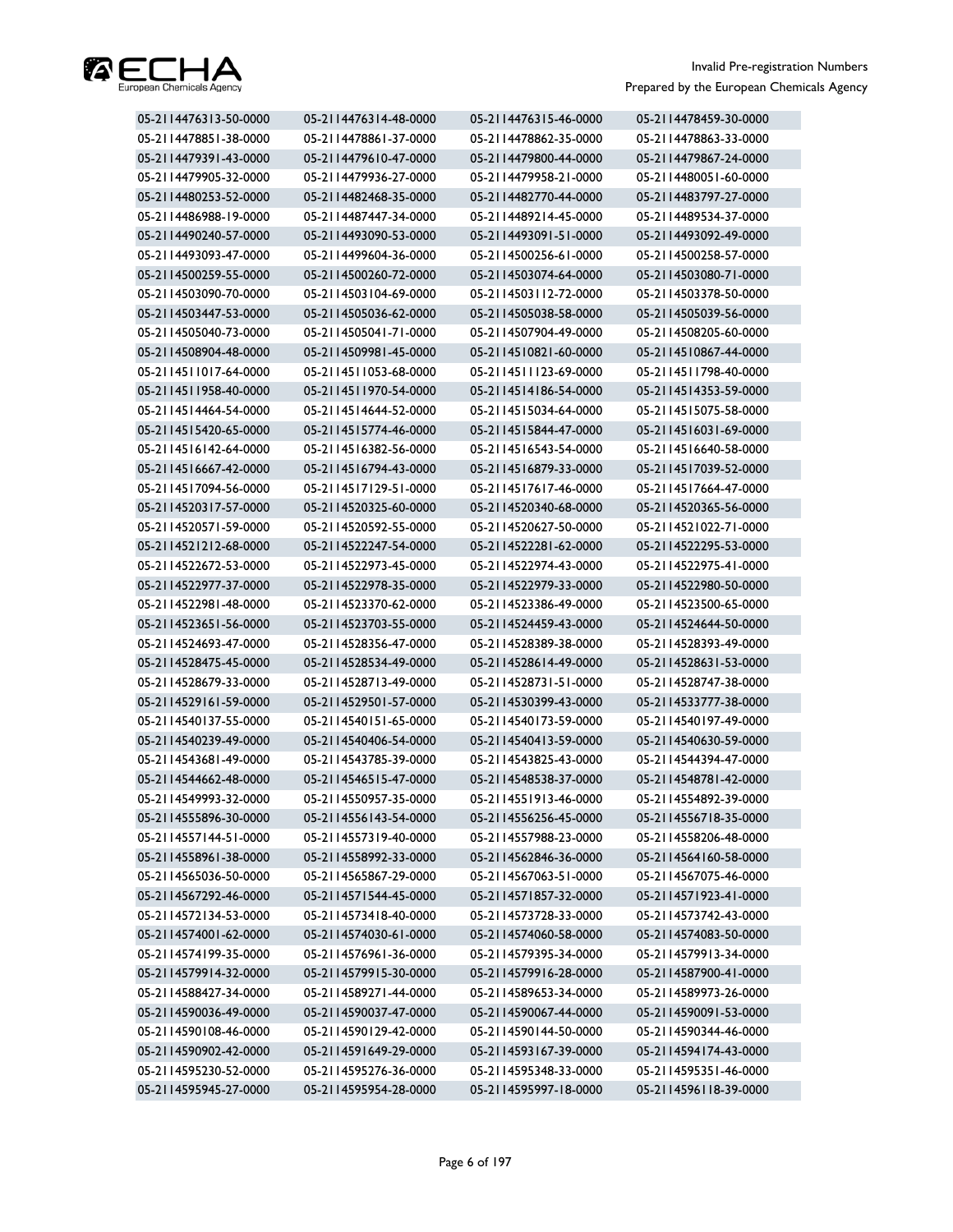| 05-2114476313-50-0000 | 05-2114476314-48-0000 | 05-2114476315-46-0000 | 05-2114478459-30-0000 |
|---|---|---|---|
| 05-2114478851-38-0000 | 05-2114478861-37-0000 | 05-2114478862-35-0000 | 05-2114478863-33-0000 |
| 05-2114479391-43-0000 | 05-2114479610-47-0000 | 05-2114479800-44-0000 | 05-2114479867-24-0000 |
| 05-2114479905-32-0000 | 05-2114479936-27-0000 | 05-2114479958-21-0000 | 05-2114480051-60-0000 |
| 05-2114480253-52-0000 | 05-2114482468-35-0000 | 05-2114482770-44-0000 | 05-2114483797-27-0000 |
| 05-2114486988-19-0000 | 05-2114487447-34-0000 | 05-2114489214-45-0000 | 05-2114489534-37-0000 |
| 05-2114490240-57-0000 | 05-2114493090-53-0000 | 05-2114493091-51-0000 | 05-2114493092-49-0000 |
| 05-2114493093-47-0000 | 05-2114499604-36-0000 | 05-2114500256-61-0000 | 05-2114500258-57-0000 |
| 05-2114500259-55-0000 | 05-2114500260-72-0000 | 05-2114503074-64-0000 | 05-2114503080-71-0000 |
| 05-2114503090-70-0000 | 05-2114503104-69-0000 | 05-2114503112-72-0000 | 05-2114503378-50-0000 |
| 05-2114503447-53-0000 | 05-2114505036-62-0000 | 05-2114505038-58-0000 | 05-2114505039-56-0000 |
| 05-2114505040-73-0000 | 05-2114505041-71-0000 | 05-2114507904-49-0000 | 05-2114508205-60-0000 |
| 05-2114508904-48-0000 | 05-2114509981-45-0000 | 05-2114510821-60-0000 | 05-2114510867-44-0000 |
| 05-2114511017-64-0000 | 05-2114511053-68-0000 | 05-2114511123-69-0000 | 05-2114511798-40-0000 |
| 05-2114511958-40-0000 | 05-2114511970-54-0000 | 05-2114514186-54-0000 | 05-2114514353-59-0000 |
| 05-2114514464-54-0000 | 05-2114514644-52-0000 | 05-2114515034-64-0000 | 05-2114515075-58-0000 |
| 05-2114515420-65-0000 | 05-2114515774-46-0000 | 05-2114515844-47-0000 | 05-2114516031-69-0000 |
| 05-2114516142-64-0000 | 05-2114516382-56-0000 | 05-2114516543-54-0000 | 05-2114516640-58-0000 |
| 05-2114516667-42-0000 | 05-2114516794-43-0000 | 05-2114516879-33-0000 | 05-2114517039-52-0000 |
| 05-2114517094-56-0000 | 05-2114517129-51-0000 | 05-2114517617-46-0000 | 05-2114517664-47-0000 |
| 05-2114520317-57-0000 | 05-2114520325-60-0000 | 05-2114520340-68-0000 | 05-2114520365-56-0000 |
| 05-2114520571-59-0000 | 05-2114520592-55-0000 | 05-2114520627-50-0000 | 05-2114521022-71-0000 |
| 05-2114521212-68-0000 | 05-2114522247-54-0000 | 05-2114522281-62-0000 | 05-2114522295-53-0000 |
| 05-2114522672-53-0000 | 05-2114522973-45-0000 | 05-2114522974-43-0000 | 05-2114522975-41-0000 |
| 05-2114522977-37-0000 | 05-2114522978-35-0000 | 05-2114522979-33-0000 | 05-2114522980-50-0000 |
| 05-2114522981-48-0000 | 05-2114523370-62-0000 | 05-2114523386-49-0000 | 05-2114523500-65-0000 |
| 05-2114523651-56-0000 | 05-2114523703-55-0000 | 05-2114524459-43-0000 | 05-2114524644-50-0000 |
| 05-2114524693-47-0000 | 05-2114528356-47-0000 | 05-2114528389-38-0000 | 05-2114528393-49-0000 |
| 05-2114528475-45-0000 | 05-2114528534-49-0000 | 05-2114528614-49-0000 | 05-2114528631-53-0000 |
| 05-2114528679-33-0000 | 05-2114528713-49-0000 | 05-2114528731-51-0000 | 05-2114528747-38-0000 |
| 05-2114529161-59-0000 | 05-2114529501-57-0000 | 05-2114530399-43-0000 | 05-2114533777-38-0000 |
| 05-2114540137-55-0000 | 05-2114540151-65-0000 | 05-2114540173-59-0000 | 05-2114540197-49-0000 |
| 05-2114540239-49-0000 | 05-2114540406-54-0000 | 05-2114540413-59-0000 | 05-2114540630-59-0000 |
| 05-2114543681-49-0000 | 05-2114543785-39-0000 | 05-2114543825-43-0000 | 05-2114544394-47-0000 |
| 05-2114544662-48-0000 | 05-2114546515-47-0000 | 05-2114548538-37-0000 | 05-2114548781-42-0000 |
| 05-2114549993-32-0000 | 05-2114550957-35-0000 | 05-2114551913-46-0000 | 05-2114554892-39-0000 |
| 05-2114555896-30-0000 | 05-2114556143-54-0000 | 05-2114556256-45-0000 | 05-2114556718-35-0000 |
| 05-2114557144-51-0000 | 05-2114557319-40-0000 | 05-2114557988-23-0000 | 05-2114558206-48-0000 |
| 05-2114558961-38-0000 | 05-2114558992-33-0000 | 05-2114562846-36-0000 | 05-2114564160-58-0000 |
| 05-2114565036-50-0000 | 05-2114565867-29-0000 | 05-2114567063-51-0000 | 05-2114567075-46-0000 |
| 05-2114567292-46-0000 | 05-2114571544-45-0000 | 05-2114571857-32-0000 | 05-2114571923-41-0000 |
| 05-2114572134-53-0000 | 05-2114573418-40-0000 | 05-2114573728-33-0000 | 05-2114573742-43-0000 |
| 05-2114574001-62-0000 | 05-2114574030-61-0000 | 05-2114574060-58-0000 | 05-2114574083-50-0000 |
| 05-2114574199-35-0000 | 05-2114576961-36-0000 | 05-2114579395-34-0000 | 05-2114579913-34-0000 |
| 05-2114579914-32-0000 | 05-2114579915-30-0000 | 05-2114579916-28-0000 | 05-2114587900-41-0000 |
| 05-2114588427-34-0000 | 05-2114589271-44-0000 | 05-2114589653-34-0000 | 05-2114589973-26-0000 |
| 05-2114590036-49-0000 | 05-2114590037-47-0000 | 05-2114590067-44-0000 | 05-2114590091-53-0000 |
| 05-2114590108-46-0000 | 05-2114590129-42-0000 | 05-2114590144-50-0000 | 05-2114590344-46-0000 |
| 05-2114590902-42-0000 | 05-2114591649-29-0000 | 05-2114593167-39-0000 | 05-2114594174-43-0000 |
| 05-2114595230-52-0000 | 05-2114595276-36-0000 | 05-2114595348-33-0000 | 05-2114595351-46-0000 |
| 05-2114595945-27-0000 | 05-2114595954-28-0000 | 05-2114595997-18-0000 | 05-2114596118-39-0000 |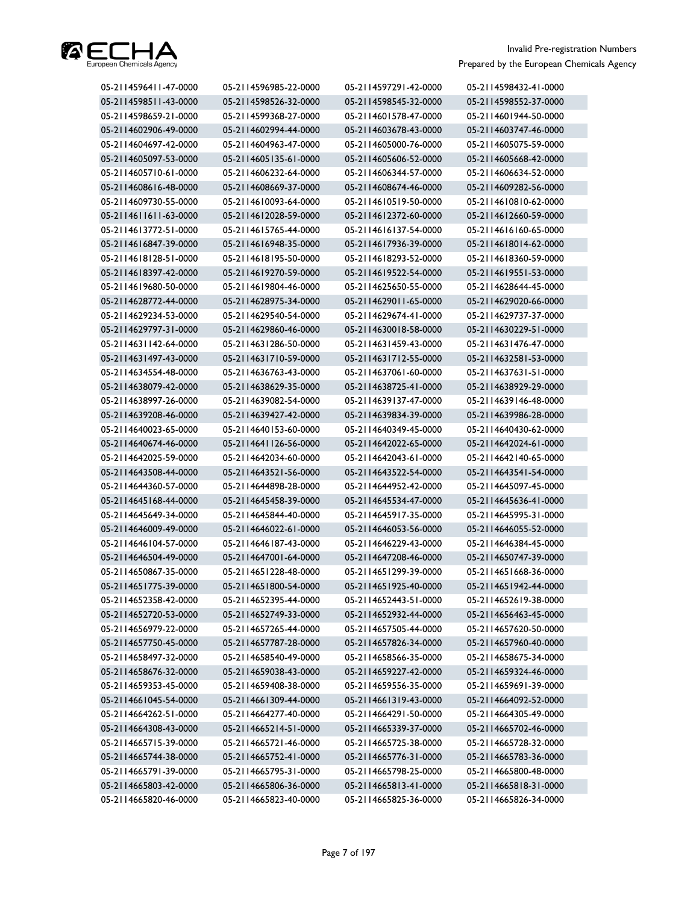| | | | |
|---|---|---|---|
| 05-2114596411-47-0000 | 05-2114596985-22-0000 | 05-2114597291-42-0000 | 05-2114598432-41-0000 |
| 05-2114598511-43-0000 | 05-2114598526-32-0000 | 05-2114598545-32-0000 | 05-2114598552-37-0000 |
| 05-2114598659-21-0000 | 05-2114599368-27-0000 | 05-2114601578-47-0000 | 05-2114601944-50-0000 |
| 05-2114602906-49-0000 | 05-2114602994-44-0000 | 05-2114603678-43-0000 | 05-2114603747-46-0000 |
| 05-2114604697-42-0000 | 05-2114604963-47-0000 | 05-2114605000-76-0000 | 05-2114605075-59-0000 |
| 05-2114605097-53-0000 | 05-2114605135-61-0000 | 05-2114605606-52-0000 | 05-2114605668-42-0000 |
| 05-2114605710-61-0000 | 05-2114606232-64-0000 | 05-2114606344-57-0000 | 05-2114606634-52-0000 |
| 05-2114608616-48-0000 | 05-2114608669-37-0000 | 05-2114608674-46-0000 | 05-2114609282-56-0000 |
| 05-2114609730-55-0000 | 05-2114610093-64-0000 | 05-2114610519-50-0000 | 05-2114610810-62-0000 |
| 05-2114611611-63-0000 | 05-2114612028-59-0000 | 05-2114612372-60-0000 | 05-2114612660-59-0000 |
| 05-2114613772-51-0000 | 05-2114615765-44-0000 | 05-2114616137-54-0000 | 05-2114616160-65-0000 |
| 05-2114616847-39-0000 | 05-2114616948-35-0000 | 05-2114617936-39-0000 | 05-2114618014-62-0000 |
| 05-2114618128-51-0000 | 05-2114618195-50-0000 | 05-2114618293-52-0000 | 05-2114618360-59-0000 |
| 05-2114618397-42-0000 | 05-2114619270-59-0000 | 05-2114619522-54-0000 | 05-2114619551-53-0000 |
| 05-2114619680-50-0000 | 05-2114619804-46-0000 | 05-2114625650-55-0000 | 05-2114628644-45-0000 |
| 05-2114628772-44-0000 | 05-2114628975-34-0000 | 05-2114629011-65-0000 | 05-2114629020-66-0000 |
| 05-2114629234-53-0000 | 05-2114629540-54-0000 | 05-2114629674-41-0000 | 05-2114629737-37-0000 |
| 05-2114629797-31-0000 | 05-2114629860-46-0000 | 05-2114630018-58-0000 | 05-2114630229-51-0000 |
| 05-2114631142-64-0000 | 05-2114631286-50-0000 | 05-2114631459-43-0000 | 05-2114631476-47-0000 |
| 05-2114631497-43-0000 | 05-2114631710-59-0000 | 05-2114631712-55-0000 | 05-2114632581-53-0000 |
| 05-2114634554-48-0000 | 05-2114636763-43-0000 | 05-2114637061-60-0000 | 05-2114637631-51-0000 |
| 05-2114638079-42-0000 | 05-2114638629-35-0000 | 05-2114638725-41-0000 | 05-2114638929-29-0000 |
| 05-2114638997-26-0000 | 05-2114639082-54-0000 | 05-2114639137-47-0000 | 05-2114639146-48-0000 |
| 05-2114639208-46-0000 | 05-2114639427-42-0000 | 05-2114639834-39-0000 | 05-2114639986-28-0000 |
| 05-2114640023-65-0000 | 05-2114640153-60-0000 | 05-2114640349-45-0000 | 05-2114640430-62-0000 |
| 05-2114640674-46-0000 | 05-2114641126-56-0000 | 05-2114642022-65-0000 | 05-2114642024-61-0000 |
| 05-2114642025-59-0000 | 05-2114642034-60-0000 | 05-2114642043-61-0000 | 05-2114642140-65-0000 |
| 05-2114643508-44-0000 | 05-2114643521-56-0000 | 05-2114643522-54-0000 | 05-2114643541-54-0000 |
| 05-2114644360-57-0000 | 05-2114644898-28-0000 | 05-2114644952-42-0000 | 05-2114645097-45-0000 |
| 05-2114645168-44-0000 | 05-2114645458-39-0000 | 05-2114645534-47-0000 | 05-2114645636-41-0000 |
| 05-2114645649-34-0000 | 05-2114645844-40-0000 | 05-2114645917-35-0000 | 05-2114645995-31-0000 |
| 05-2114646009-49-0000 | 05-2114646022-61-0000 | 05-2114646053-56-0000 | 05-2114646055-52-0000 |
| 05-2114646104-57-0000 | 05-2114646187-43-0000 | 05-2114646229-43-0000 | 05-2114646384-45-0000 |
| 05-2114646504-49-0000 | 05-2114647001-64-0000 | 05-2114647208-46-0000 | 05-2114650747-39-0000 |
| 05-2114650867-35-0000 | 05-2114651228-48-0000 | 05-2114651299-39-0000 | 05-2114651668-36-0000 |
| 05-2114651775-39-0000 | 05-2114651800-54-0000 | 05-2114651925-40-0000 | 05-2114651942-44-0000 |
| 05-2114652358-42-0000 | 05-2114652395-44-0000 | 05-2114652443-51-0000 | 05-2114652619-38-0000 |
| 05-2114652720-53-0000 | 05-2114652749-33-0000 | 05-2114652932-44-0000 | 05-2114656463-45-0000 |
| 05-2114656979-22-0000 | 05-2114657265-44-0000 | 05-2114657505-44-0000 | 05-2114657620-50-0000 |
| 05-2114657750-45-0000 | 05-2114657787-28-0000 | 05-2114657826-34-0000 | 05-2114657960-40-0000 |
| 05-2114658497-32-0000 | 05-2114658540-49-0000 | 05-2114658566-35-0000 | 05-2114658675-34-0000 |
| 05-2114658676-32-0000 | 05-2114659038-43-0000 | 05-2114659227-42-0000 | 05-2114659324-46-0000 |
| 05-2114659353-45-0000 | 05-2114659408-38-0000 | 05-2114659556-35-0000 | 05-2114659691-39-0000 |
| 05-2114661045-54-0000 | 05-2114661309-44-0000 | 05-2114661319-43-0000 | 05-2114664092-52-0000 |
| 05-2114664262-51-0000 | 05-2114664277-40-0000 | 05-2114664291-50-0000 | 05-2114664305-49-0000 |
| 05-2114664308-43-0000 | 05-2114665214-51-0000 | 05-2114665339-37-0000 | 05-2114665702-46-0000 |
| 05-2114665715-39-0000 | 05-2114665721-46-0000 | 05-2114665725-38-0000 | 05-2114665728-32-0000 |
| 05-2114665744-38-0000 | 05-2114665752-41-0000 | 05-2114665776-31-0000 | 05-2114665783-36-0000 |
| 05-2114665791-39-0000 | 05-2114665795-31-0000 | 05-2114665798-25-0000 | 05-2114665800-48-0000 |
| 05-2114665803-42-0000 | 05-2114665806-36-0000 | 05-2114665813-41-0000 | 05-2114665818-31-0000 |
| 05-2114665820-46-0000 | 05-2114665823-40-0000 | 05-2114665825-36-0000 | 05-2114665826-34-0000 |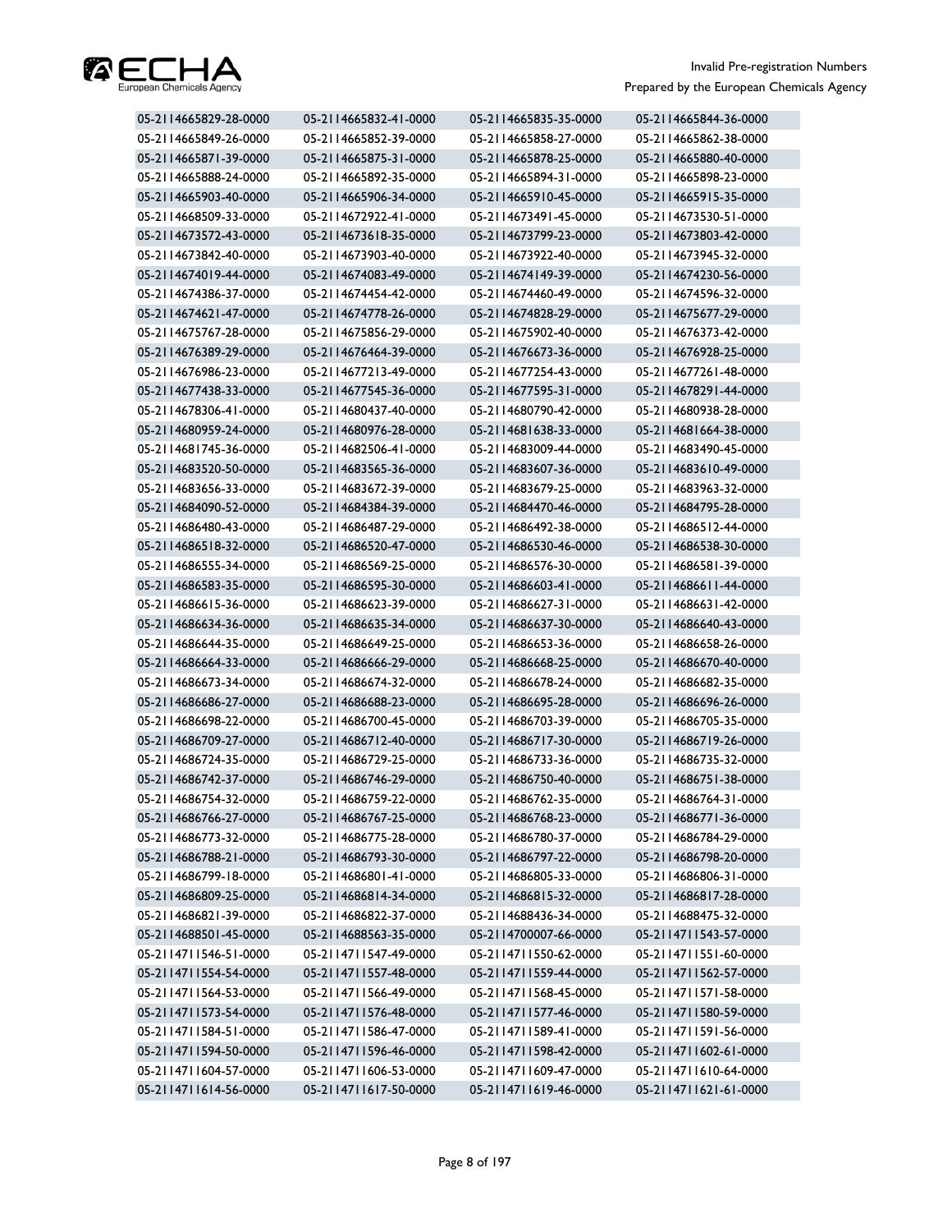| | | | |
|---|---|---|---|
| 05-2114665829-28-0000 | 05-2114665832-41-0000 | 05-2114665835-35-0000 | 05-2114665844-36-0000 |
| 05-2114665849-26-0000 | 05-2114665852-39-0000 | 05-2114665858-27-0000 | 05-2114665862-38-0000 |
| 05-2114665871-39-0000 | 05-2114665875-31-0000 | 05-2114665878-25-0000 | 05-2114665880-40-0000 |
| 05-2114665888-24-0000 | 05-2114665892-35-0000 | 05-2114665894-31-0000 | 05-2114665898-23-0000 |
| 05-2114665903-40-0000 | 05-2114665906-34-0000 | 05-2114665910-45-0000 | 05-2114665915-35-0000 |
| 05-2114668509-33-0000 | 05-2114672922-41-0000 | 05-2114673491-45-0000 | 05-2114673530-51-0000 |
| 05-2114673572-43-0000 | 05-2114673618-35-0000 | 05-2114673799-23-0000 | 05-2114673803-42-0000 |
| 05-2114673842-40-0000 | 05-2114673903-40-0000 | 05-2114673922-40-0000 | 05-2114673945-32-0000 |
| 05-2114674019-44-0000 | 05-2114674083-49-0000 | 05-2114674149-39-0000 | 05-2114674230-56-0000 |
| 05-2114674386-37-0000 | 05-2114674454-42-0000 | 05-2114674460-49-0000 | 05-2114674596-32-0000 |
| 05-2114674621-47-0000 | 05-2114674778-26-0000 | 05-2114674828-29-0000 | 05-2114675677-29-0000 |
| 05-2114675767-28-0000 | 05-2114675856-29-0000 | 05-2114675902-40-0000 | 05-2114676373-42-0000 |
| 05-2114676389-29-0000 | 05-2114676464-39-0000 | 05-2114676673-36-0000 | 05-2114676928-25-0000 |
| 05-2114676986-23-0000 | 05-2114677213-49-0000 | 05-2114677254-43-0000 | 05-2114677261-48-0000 |
| 05-2114677438-33-0000 | 05-2114677545-36-0000 | 05-2114677595-31-0000 | 05-2114678291-44-0000 |
| 05-2114678306-41-0000 | 05-2114680437-40-0000 | 05-2114680790-42-0000 | 05-2114680938-28-0000 |
| 05-2114680959-24-0000 | 05-2114680976-28-0000 | 05-2114681638-33-0000 | 05-2114681664-38-0000 |
| 05-2114681745-36-0000 | 05-2114682506-41-0000 | 05-2114683009-44-0000 | 05-2114683490-45-0000 |
| 05-2114683520-50-0000 | 05-2114683565-36-0000 | 05-2114683607-36-0000 | 05-2114683610-49-0000 |
| 05-2114683656-33-0000 | 05-2114683672-39-0000 | 05-2114683679-25-0000 | 05-2114683963-32-0000 |
| 05-2114684090-52-0000 | 05-2114684384-39-0000 | 05-2114684470-46-0000 | 05-2114684795-28-0000 |
| 05-2114686480-43-0000 | 05-2114686487-29-0000 | 05-2114686492-38-0000 | 05-2114686512-44-0000 |
| 05-2114686518-32-0000 | 05-2114686520-47-0000 | 05-2114686530-46-0000 | 05-2114686538-30-0000 |
| 05-2114686555-34-0000 | 05-2114686569-25-0000 | 05-2114686576-30-0000 | 05-2114686581-39-0000 |
| 05-2114686583-35-0000 | 05-2114686595-30-0000 | 05-2114686603-41-0000 | 05-2114686611-44-0000 |
| 05-2114686615-36-0000 | 05-2114686623-39-0000 | 05-2114686627-31-0000 | 05-2114686631-42-0000 |
| 05-2114686634-36-0000 | 05-2114686635-34-0000 | 05-2114686637-30-0000 | 05-2114686640-43-0000 |
| 05-2114686644-35-0000 | 05-2114686649-25-0000 | 05-2114686653-36-0000 | 05-2114686658-26-0000 |
| 05-2114686664-33-0000 | 05-2114686666-29-0000 | 05-2114686668-25-0000 | 05-2114686670-40-0000 |
| 05-2114686673-34-0000 | 05-2114686674-32-0000 | 05-2114686678-24-0000 | 05-2114686682-35-0000 |
| 05-2114686686-27-0000 | 05-2114686688-23-0000 | 05-2114686695-28-0000 | 05-2114686696-26-0000 |
| 05-2114686698-22-0000 | 05-2114686700-45-0000 | 05-2114686703-39-0000 | 05-2114686705-35-0000 |
| 05-2114686709-27-0000 | 05-2114686712-40-0000 | 05-2114686717-30-0000 | 05-2114686719-26-0000 |
| 05-2114686724-35-0000 | 05-2114686729-25-0000 | 05-2114686733-36-0000 | 05-2114686735-32-0000 |
| 05-2114686742-37-0000 | 05-2114686746-29-0000 | 05-2114686750-40-0000 | 05-2114686751-38-0000 |
| 05-2114686754-32-0000 | 05-2114686759-22-0000 | 05-2114686762-35-0000 | 05-2114686764-31-0000 |
| 05-2114686766-27-0000 | 05-2114686767-25-0000 | 05-2114686768-23-0000 | 05-2114686771-36-0000 |
| 05-2114686773-32-0000 | 05-2114686775-28-0000 | 05-2114686780-37-0000 | 05-2114686784-29-0000 |
| 05-2114686788-21-0000 | 05-2114686793-30-0000 | 05-2114686797-22-0000 | 05-2114686798-20-0000 |
| 05-2114686799-18-0000 | 05-2114686801-41-0000 | 05-2114686805-33-0000 | 05-2114686806-31-0000 |
| 05-2114686809-25-0000 | 05-2114686814-34-0000 | 05-2114686815-32-0000 | 05-2114686817-28-0000 |
| 05-2114686821-39-0000 | 05-2114686822-37-0000 | 05-2114688436-34-0000 | 05-2114688475-32-0000 |
| 05-2114688501-45-0000 | 05-2114688563-35-0000 | 05-2114700007-66-0000 | 05-2114711543-57-0000 |
| 05-2114711546-51-0000 | 05-2114711547-49-0000 | 05-2114711550-62-0000 | 05-2114711551-60-0000 |
| 05-2114711554-54-0000 | 05-2114711557-48-0000 | 05-2114711559-44-0000 | 05-2114711562-57-0000 |
| 05-2114711564-53-0000 | 05-2114711566-49-0000 | 05-2114711568-45-0000 | 05-2114711571-58-0000 |
| 05-2114711573-54-0000 | 05-2114711576-48-0000 | 05-2114711577-46-0000 | 05-2114711580-59-0000 |
| 05-2114711584-51-0000 | 05-2114711586-47-0000 | 05-2114711589-41-0000 | 05-2114711591-56-0000 |
| 05-2114711594-50-0000 | 05-2114711596-46-0000 | 05-2114711598-42-0000 | 05-2114711602-61-0000 |
| 05-2114711604-57-0000 | 05-2114711606-53-0000 | 05-2114711609-47-0000 | 05-2114711610-64-0000 |
| 05-2114711614-56-0000 | 05-2114711617-50-0000 | 05-2114711619-46-0000 | 05-2114711621-61-0000 |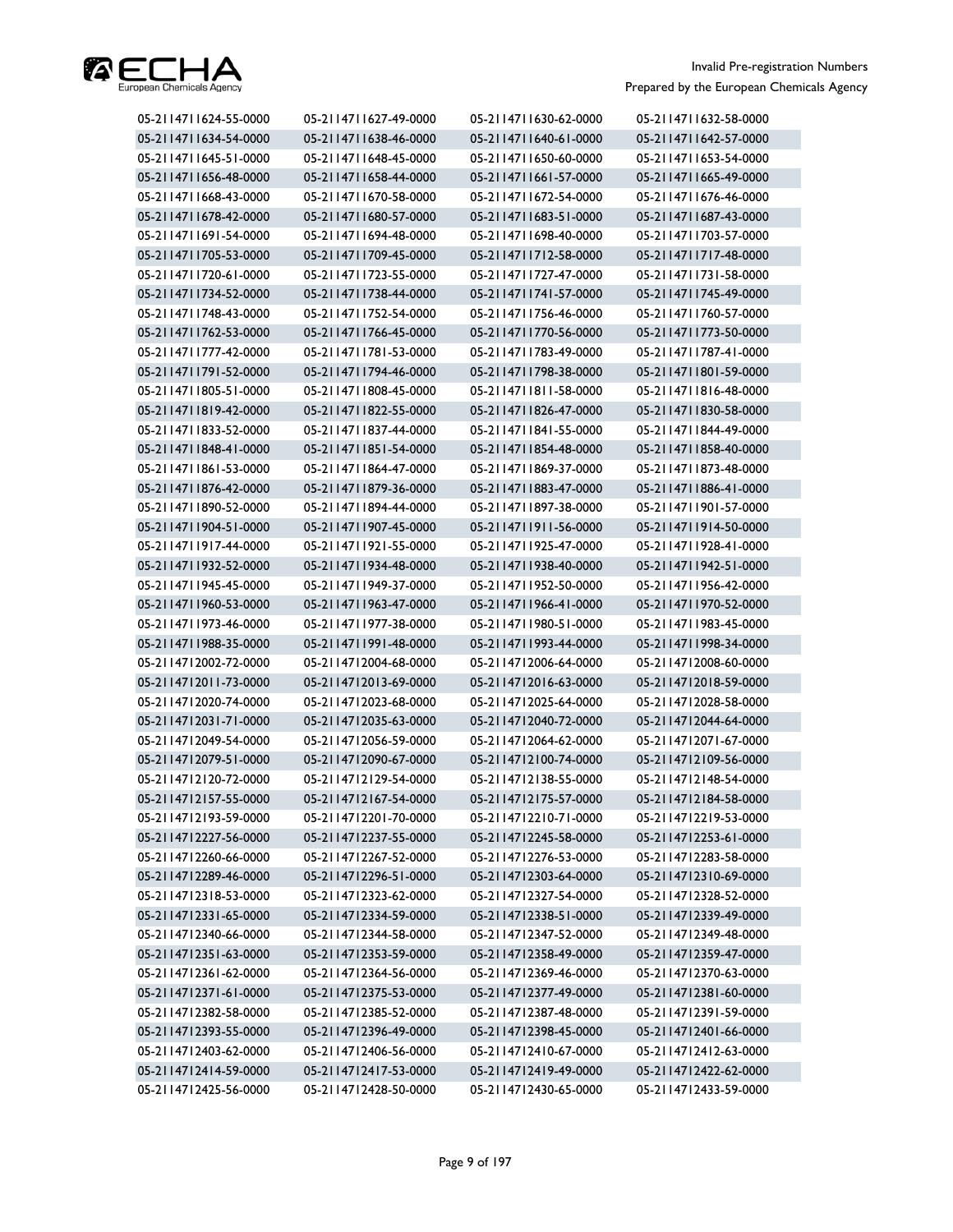| | | | |
|---|---|---|---|
| 05-2114711624-55-0000 | 05-2114711627-49-0000 | 05-2114711630-62-0000 | 05-2114711632-58-0000 |
| 05-2114711634-54-0000 | 05-2114711638-46-0000 | 05-2114711640-61-0000 | 05-2114711642-57-0000 |
| 05-2114711645-51-0000 | 05-2114711648-45-0000 | 05-2114711650-60-0000 | 05-2114711653-54-0000 |
| 05-2114711656-48-0000 | 05-2114711658-44-0000 | 05-2114711661-57-0000 | 05-2114711665-49-0000 |
| 05-2114711668-43-0000 | 05-2114711670-58-0000 | 05-2114711672-54-0000 | 05-2114711676-46-0000 |
| 05-2114711678-42-0000 | 05-2114711680-57-0000 | 05-2114711683-51-0000 | 05-2114711687-43-0000 |
| 05-2114711691-54-0000 | 05-2114711694-48-0000 | 05-2114711698-40-0000 | 05-2114711703-57-0000 |
| 05-2114711705-53-0000 | 05-2114711709-45-0000 | 05-2114711712-58-0000 | 05-2114711717-48-0000 |
| 05-2114711720-61-0000 | 05-2114711723-55-0000 | 05-2114711727-47-0000 | 05-2114711731-58-0000 |
| 05-2114711734-52-0000 | 05-2114711738-44-0000 | 05-2114711741-57-0000 | 05-2114711745-49-0000 |
| 05-2114711748-43-0000 | 05-2114711752-54-0000 | 05-2114711756-46-0000 | 05-2114711760-57-0000 |
| 05-2114711762-53-0000 | 05-2114711766-45-0000 | 05-2114711770-56-0000 | 05-2114711773-50-0000 |
| 05-2114711777-42-0000 | 05-2114711781-53-0000 | 05-2114711783-49-0000 | 05-2114711787-41-0000 |
| 05-2114711791-52-0000 | 05-2114711794-46-0000 | 05-2114711798-38-0000 | 05-2114711801-59-0000 |
| 05-2114711805-51-0000 | 05-2114711808-45-0000 | 05-2114711811-58-0000 | 05-2114711816-48-0000 |
| 05-2114711819-42-0000 | 05-2114711822-55-0000 | 05-2114711826-47-0000 | 05-2114711830-58-0000 |
| 05-2114711833-52-0000 | 05-2114711837-44-0000 | 05-2114711841-55-0000 | 05-2114711844-49-0000 |
| 05-2114711848-41-0000 | 05-2114711851-54-0000 | 05-2114711854-48-0000 | 05-2114711858-40-0000 |
| 05-2114711861-53-0000 | 05-2114711864-47-0000 | 05-2114711869-37-0000 | 05-2114711873-48-0000 |
| 05-2114711876-42-0000 | 05-2114711879-36-0000 | 05-2114711883-47-0000 | 05-2114711886-41-0000 |
| 05-2114711890-52-0000 | 05-2114711894-44-0000 | 05-2114711897-38-0000 | 05-2114711901-57-0000 |
| 05-2114711904-51-0000 | 05-2114711907-45-0000 | 05-2114711911-56-0000 | 05-2114711914-50-0000 |
| 05-2114711917-44-0000 | 05-2114711921-55-0000 | 05-2114711925-47-0000 | 05-2114711928-41-0000 |
| 05-2114711932-52-0000 | 05-2114711934-48-0000 | 05-2114711938-40-0000 | 05-2114711942-51-0000 |
| 05-2114711945-45-0000 | 05-2114711949-37-0000 | 05-2114711952-50-0000 | 05-2114711956-42-0000 |
| 05-2114711960-53-0000 | 05-2114711963-47-0000 | 05-2114711966-41-0000 | 05-2114711970-52-0000 |
| 05-2114711973-46-0000 | 05-2114711977-38-0000 | 05-2114711980-51-0000 | 05-2114711983-45-0000 |
| 05-2114711988-35-0000 | 05-2114711991-48-0000 | 05-2114711993-44-0000 | 05-2114711998-34-0000 |
| 05-2114712002-72-0000 | 05-2114712004-68-0000 | 05-2114712006-64-0000 | 05-2114712008-60-0000 |
| 05-2114712011-73-0000 | 05-2114712013-69-0000 | 05-2114712016-63-0000 | 05-2114712018-59-0000 |
| 05-2114712020-74-0000 | 05-2114712023-68-0000 | 05-2114712025-64-0000 | 05-2114712028-58-0000 |
| 05-2114712031-71-0000 | 05-2114712035-63-0000 | 05-2114712040-72-0000 | 05-2114712044-64-0000 |
| 05-2114712049-54-0000 | 05-2114712056-59-0000 | 05-2114712064-62-0000 | 05-2114712071-67-0000 |
| 05-2114712079-51-0000 | 05-2114712090-67-0000 | 05-2114712100-74-0000 | 05-2114712109-56-0000 |
| 05-2114712120-72-0000 | 05-2114712129-54-0000 | 05-2114712138-55-0000 | 05-2114712148-54-0000 |
| 05-2114712157-55-0000 | 05-2114712167-54-0000 | 05-2114712175-57-0000 | 05-2114712184-58-0000 |
| 05-2114712193-59-0000 | 05-2114712201-70-0000 | 05-2114712210-71-0000 | 05-2114712219-53-0000 |
| 05-2114712227-56-0000 | 05-2114712237-55-0000 | 05-2114712245-58-0000 | 05-2114712253-61-0000 |
| 05-2114712260-66-0000 | 05-2114712267-52-0000 | 05-2114712276-53-0000 | 05-2114712283-58-0000 |
| 05-2114712289-46-0000 | 05-2114712296-51-0000 | 05-2114712303-64-0000 | 05-2114712310-69-0000 |
| 05-2114712318-53-0000 | 05-2114712323-62-0000 | 05-2114712327-54-0000 | 05-2114712328-52-0000 |
| 05-2114712331-65-0000 | 05-2114712334-59-0000 | 05-2114712338-51-0000 | 05-2114712339-49-0000 |
| 05-2114712340-66-0000 | 05-2114712344-58-0000 | 05-2114712347-52-0000 | 05-2114712349-48-0000 |
| 05-2114712351-63-0000 | 05-2114712353-59-0000 | 05-2114712358-49-0000 | 05-2114712359-47-0000 |
| 05-2114712361-62-0000 | 05-2114712364-56-0000 | 05-2114712369-46-0000 | 05-2114712370-63-0000 |
| 05-2114712371-61-0000 | 05-2114712375-53-0000 | 05-2114712377-49-0000 | 05-2114712381-60-0000 |
| 05-2114712382-58-0000 | 05-2114712385-52-0000 | 05-2114712387-48-0000 | 05-2114712391-59-0000 |
| 05-2114712393-55-0000 | 05-2114712396-49-0000 | 05-2114712398-45-0000 | 05-2114712401-66-0000 |
| 05-2114712403-62-0000 | 05-2114712406-56-0000 | 05-2114712410-67-0000 | 05-2114712412-63-0000 |
| 05-2114712414-59-0000 | 05-2114712417-53-0000 | 05-2114712419-49-0000 | 05-2114712422-62-0000 |
| 05-2114712425-56-0000 | 05-2114712428-50-0000 | 05-2114712430-65-0000 | 05-2114712433-59-0000 |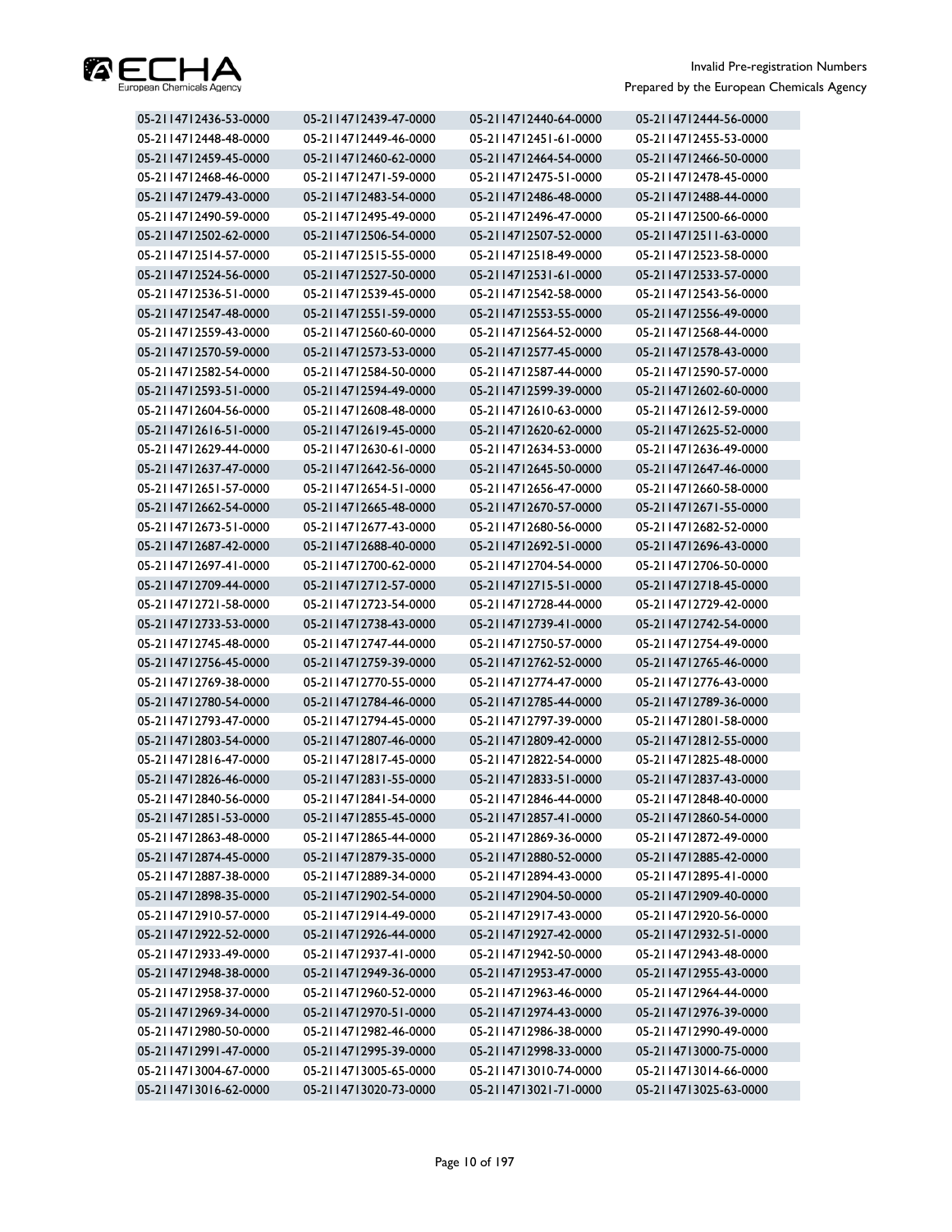| | | | |
|---|---|---|---|
| 05-2114712436-53-0000 | 05-2114712439-47-0000 | 05-2114712440-64-0000 | 05-2114712444-56-0000 |
| 05-2114712448-48-0000 | 05-2114712449-46-0000 | 05-2114712451-61-0000 | 05-2114712455-53-0000 |
| 05-2114712459-45-0000 | 05-2114712460-62-0000 | 05-2114712464-54-0000 | 05-2114712466-50-0000 |
| 05-2114712468-46-0000 | 05-2114712471-59-0000 | 05-2114712475-51-0000 | 05-2114712478-45-0000 |
| 05-2114712479-43-0000 | 05-2114712483-54-0000 | 05-2114712486-48-0000 | 05-2114712488-44-0000 |
| 05-2114712490-59-0000 | 05-2114712495-49-0000 | 05-2114712496-47-0000 | 05-2114712500-66-0000 |
| 05-2114712502-62-0000 | 05-2114712506-54-0000 | 05-2114712507-52-0000 | 05-2114712511-63-0000 |
| 05-2114712514-57-0000 | 05-2114712515-55-0000 | 05-2114712518-49-0000 | 05-2114712523-58-0000 |
| 05-2114712524-56-0000 | 05-2114712527-50-0000 | 05-2114712531-61-0000 | 05-2114712533-57-0000 |
| 05-2114712536-51-0000 | 05-2114712539-45-0000 | 05-2114712542-58-0000 | 05-2114712543-56-0000 |
| 05-2114712547-48-0000 | 05-2114712551-59-0000 | 05-2114712553-55-0000 | 05-2114712556-49-0000 |
| 05-2114712559-43-0000 | 05-2114712560-60-0000 | 05-2114712564-52-0000 | 05-2114712568-44-0000 |
| 05-2114712570-59-0000 | 05-2114712573-53-0000 | 05-2114712577-45-0000 | 05-2114712578-43-0000 |
| 05-2114712582-54-0000 | 05-2114712584-50-0000 | 05-2114712587-44-0000 | 05-2114712590-57-0000 |
| 05-2114712593-51-0000 | 05-2114712594-49-0000 | 05-2114712599-39-0000 | 05-2114712602-60-0000 |
| 05-2114712604-56-0000 | 05-2114712608-48-0000 | 05-2114712610-63-0000 | 05-2114712612-59-0000 |
| 05-2114712616-51-0000 | 05-2114712619-45-0000 | 05-2114712620-62-0000 | 05-2114712625-52-0000 |
| 05-2114712629-44-0000 | 05-2114712630-61-0000 | 05-2114712634-53-0000 | 05-2114712636-49-0000 |
| 05-2114712637-47-0000 | 05-2114712642-56-0000 | 05-2114712645-50-0000 | 05-2114712647-46-0000 |
| 05-2114712651-57-0000 | 05-2114712654-51-0000 | 05-2114712656-47-0000 | 05-2114712660-58-0000 |
| 05-2114712662-54-0000 | 05-2114712665-48-0000 | 05-2114712670-57-0000 | 05-2114712671-55-0000 |
| 05-2114712673-51-0000 | 05-2114712677-43-0000 | 05-2114712680-56-0000 | 05-2114712682-52-0000 |
| 05-2114712687-42-0000 | 05-2114712688-40-0000 | 05-2114712692-51-0000 | 05-2114712696-43-0000 |
| 05-2114712697-41-0000 | 05-2114712700-62-0000 | 05-2114712704-54-0000 | 05-2114712706-50-0000 |
| 05-2114712709-44-0000 | 05-2114712712-57-0000 | 05-2114712715-51-0000 | 05-2114712718-45-0000 |
| 05-2114712721-58-0000 | 05-2114712723-54-0000 | 05-2114712728-44-0000 | 05-2114712729-42-0000 |
| 05-2114712733-53-0000 | 05-2114712738-43-0000 | 05-2114712739-41-0000 | 05-2114712742-54-0000 |
| 05-2114712745-48-0000 | 05-2114712747-44-0000 | 05-2114712750-57-0000 | 05-2114712754-49-0000 |
| 05-2114712756-45-0000 | 05-2114712759-39-0000 | 05-2114712762-52-0000 | 05-2114712765-46-0000 |
| 05-2114712769-38-0000 | 05-2114712770-55-0000 | 05-2114712774-47-0000 | 05-2114712776-43-0000 |
| 05-2114712780-54-0000 | 05-2114712784-46-0000 | 05-2114712785-44-0000 | 05-2114712789-36-0000 |
| 05-2114712793-47-0000 | 05-2114712794-45-0000 | 05-2114712797-39-0000 | 05-2114712801-58-0000 |
| 05-2114712803-54-0000 | 05-2114712807-46-0000 | 05-2114712809-42-0000 | 05-2114712812-55-0000 |
| 05-2114712816-47-0000 | 05-2114712817-45-0000 | 05-2114712822-54-0000 | 05-2114712825-48-0000 |
| 05-2114712826-46-0000 | 05-2114712831-55-0000 | 05-2114712833-51-0000 | 05-2114712837-43-0000 |
| 05-2114712840-56-0000 | 05-2114712841-54-0000 | 05-2114712846-44-0000 | 05-2114712848-40-0000 |
| 05-2114712851-53-0000 | 05-2114712855-45-0000 | 05-2114712857-41-0000 | 05-2114712860-54-0000 |
| 05-2114712863-48-0000 | 05-2114712865-44-0000 | 05-2114712869-36-0000 | 05-2114712872-49-0000 |
| 05-2114712874-45-0000 | 05-2114712879-35-0000 | 05-2114712880-52-0000 | 05-2114712885-42-0000 |
| 05-2114712887-38-0000 | 05-2114712889-34-0000 | 05-2114712894-43-0000 | 05-2114712895-41-0000 |
| 05-2114712898-35-0000 | 05-2114712902-54-0000 | 05-2114712904-50-0000 | 05-2114712909-40-0000 |
| 05-2114712910-57-0000 | 05-2114712914-49-0000 | 05-2114712917-43-0000 | 05-2114712920-56-0000 |
| 05-2114712922-52-0000 | 05-2114712926-44-0000 | 05-2114712927-42-0000 | 05-2114712932-51-0000 |
| 05-2114712933-49-0000 | 05-2114712937-41-0000 | 05-2114712942-50-0000 | 05-2114712943-48-0000 |
| 05-2114712948-38-0000 | 05-2114712949-36-0000 | 05-2114712953-47-0000 | 05-2114712955-43-0000 |
| 05-2114712958-37-0000 | 05-2114712960-52-0000 | 05-2114712963-46-0000 | 05-2114712964-44-0000 |
| 05-2114712969-34-0000 | 05-2114712970-51-0000 | 05-2114712974-43-0000 | 05-2114712976-39-0000 |
| 05-2114712980-50-0000 | 05-2114712982-46-0000 | 05-2114712986-38-0000 | 05-2114712990-49-0000 |
| 05-2114712991-47-0000 | 05-2114712995-39-0000 | 05-2114712998-33-0000 | 05-2114713000-75-0000 |
| 05-2114713004-67-0000 | 05-2114713005-65-0000 | 05-2114713010-74-0000 | 05-2114713014-66-0000 |
| 05-2114713016-62-0000 | 05-2114713020-73-0000 | 05-2114713021-71-0000 | 05-2114713025-63-0000 |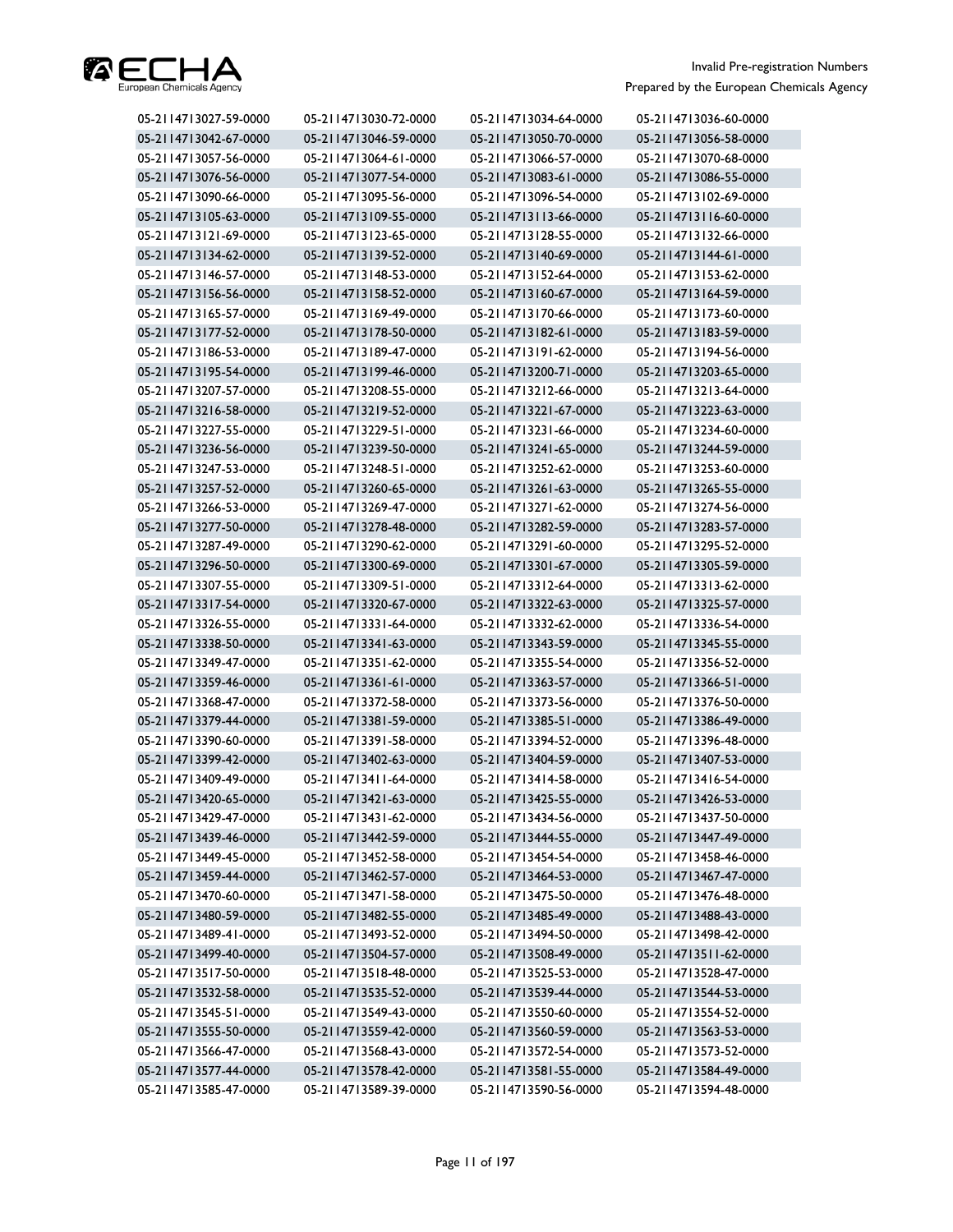| | | | |
|---|---|---|---|
| 05-2114713027-59-0000 | 05-2114713030-72-0000 | 05-2114713034-64-0000 | 05-2114713036-60-0000 |
| 05-2114713042-67-0000 | 05-2114713046-59-0000 | 05-2114713050-70-0000 | 05-2114713056-58-0000 |
| 05-2114713057-56-0000 | 05-2114713064-61-0000 | 05-2114713066-57-0000 | 05-2114713070-68-0000 |
| 05-2114713076-56-0000 | 05-2114713077-54-0000 | 05-2114713083-61-0000 | 05-2114713086-55-0000 |
| 05-2114713090-66-0000 | 05-2114713095-56-0000 | 05-2114713096-54-0000 | 05-2114713102-69-0000 |
| 05-2114713105-63-0000 | 05-2114713109-55-0000 | 05-2114713113-66-0000 | 05-2114713116-60-0000 |
| 05-2114713121-69-0000 | 05-2114713123-65-0000 | 05-2114713128-55-0000 | 05-2114713132-66-0000 |
| 05-2114713134-62-0000 | 05-2114713139-52-0000 | 05-2114713140-69-0000 | 05-2114713144-61-0000 |
| 05-2114713146-57-0000 | 05-2114713148-53-0000 | 05-2114713152-64-0000 | 05-2114713153-62-0000 |
| 05-2114713156-56-0000 | 05-2114713158-52-0000 | 05-2114713160-67-0000 | 05-2114713164-59-0000 |
| 05-2114713165-57-0000 | 05-2114713169-49-0000 | 05-2114713170-66-0000 | 05-2114713173-60-0000 |
| 05-2114713177-52-0000 | 05-2114713178-50-0000 | 05-2114713182-61-0000 | 05-2114713183-59-0000 |
| 05-2114713186-53-0000 | 05-2114713189-47-0000 | 05-2114713191-62-0000 | 05-2114713194-56-0000 |
| 05-2114713195-54-0000 | 05-2114713199-46-0000 | 05-2114713200-71-0000 | 05-2114713203-65-0000 |
| 05-2114713207-57-0000 | 05-2114713208-55-0000 | 05-2114713212-66-0000 | 05-2114713213-64-0000 |
| 05-2114713216-58-0000 | 05-2114713219-52-0000 | 05-2114713221-67-0000 | 05-2114713223-63-0000 |
| 05-2114713227-55-0000 | 05-2114713229-51-0000 | 05-2114713231-66-0000 | 05-2114713234-60-0000 |
| 05-2114713236-56-0000 | 05-2114713239-50-0000 | 05-2114713241-65-0000 | 05-2114713244-59-0000 |
| 05-2114713247-53-0000 | 05-2114713248-51-0000 | 05-2114713252-62-0000 | 05-2114713253-60-0000 |
| 05-2114713257-52-0000 | 05-2114713260-65-0000 | 05-2114713261-63-0000 | 05-2114713265-55-0000 |
| 05-2114713266-53-0000 | 05-2114713269-47-0000 | 05-2114713271-62-0000 | 05-2114713274-56-0000 |
| 05-2114713277-50-0000 | 05-2114713278-48-0000 | 05-2114713282-59-0000 | 05-2114713283-57-0000 |
| 05-2114713287-49-0000 | 05-2114713290-62-0000 | 05-2114713291-60-0000 | 05-2114713295-52-0000 |
| 05-2114713296-50-0000 | 05-2114713300-69-0000 | 05-2114713301-67-0000 | 05-2114713305-59-0000 |
| 05-2114713307-55-0000 | 05-2114713309-51-0000 | 05-2114713312-64-0000 | 05-2114713313-62-0000 |
| 05-2114713317-54-0000 | 05-2114713320-67-0000 | 05-2114713322-63-0000 | 05-2114713325-57-0000 |
| 05-2114713326-55-0000 | 05-2114713331-64-0000 | 05-2114713332-62-0000 | 05-2114713336-54-0000 |
| 05-2114713338-50-0000 | 05-2114713341-63-0000 | 05-2114713343-59-0000 | 05-2114713345-55-0000 |
| 05-2114713349-47-0000 | 05-2114713351-62-0000 | 05-2114713355-54-0000 | 05-2114713356-52-0000 |
| 05-2114713359-46-0000 | 05-2114713361-61-0000 | 05-2114713363-57-0000 | 05-2114713366-51-0000 |
| 05-2114713368-47-0000 | 05-2114713372-58-0000 | 05-2114713373-56-0000 | 05-2114713376-50-0000 |
| 05-2114713379-44-0000 | 05-2114713381-59-0000 | 05-2114713385-51-0000 | 05-2114713386-49-0000 |
| 05-2114713390-60-0000 | 05-2114713391-58-0000 | 05-2114713394-52-0000 | 05-2114713396-48-0000 |
| 05-2114713399-42-0000 | 05-2114713402-63-0000 | 05-2114713404-59-0000 | 05-2114713407-53-0000 |
| 05-2114713409-49-0000 | 05-2114713411-64-0000 | 05-2114713414-58-0000 | 05-2114713416-54-0000 |
| 05-2114713420-65-0000 | 05-2114713421-63-0000 | 05-2114713425-55-0000 | 05-2114713426-53-0000 |
| 05-2114713429-47-0000 | 05-2114713431-62-0000 | 05-2114713434-56-0000 | 05-2114713437-50-0000 |
| 05-2114713439-46-0000 | 05-2114713442-59-0000 | 05-2114713444-55-0000 | 05-2114713447-49-0000 |
| 05-2114713449-45-0000 | 05-2114713452-58-0000 | 05-2114713454-54-0000 | 05-2114713458-46-0000 |
| 05-2114713459-44-0000 | 05-2114713462-57-0000 | 05-2114713464-53-0000 | 05-2114713467-47-0000 |
| 05-2114713470-60-0000 | 05-2114713471-58-0000 | 05-2114713475-50-0000 | 05-2114713476-48-0000 |
| 05-2114713480-59-0000 | 05-2114713482-55-0000 | 05-2114713485-49-0000 | 05-2114713488-43-0000 |
| 05-2114713489-41-0000 | 05-2114713493-52-0000 | 05-2114713494-50-0000 | 05-2114713498-42-0000 |
| 05-2114713499-40-0000 | 05-2114713504-57-0000 | 05-2114713508-49-0000 | 05-2114713511-62-0000 |
| 05-2114713517-50-0000 | 05-2114713518-48-0000 | 05-2114713525-53-0000 | 05-2114713528-47-0000 |
| 05-2114713532-58-0000 | 05-2114713535-52-0000 | 05-2114713539-44-0000 | 05-2114713544-53-0000 |
| 05-2114713545-51-0000 | 05-2114713549-43-0000 | 05-2114713550-60-0000 | 05-2114713554-52-0000 |
| 05-2114713555-50-0000 | 05-2114713559-42-0000 | 05-2114713560-59-0000 | 05-2114713563-53-0000 |
| 05-2114713566-47-0000 | 05-2114713568-43-0000 | 05-2114713572-54-0000 | 05-2114713573-52-0000 |
| 05-2114713577-44-0000 | 05-2114713578-42-0000 | 05-2114713581-55-0000 | 05-2114713584-49-0000 |
| 05-2114713585-47-0000 | 05-2114713589-39-0000 | 05-2114713590-56-0000 | 05-2114713594-48-0000 |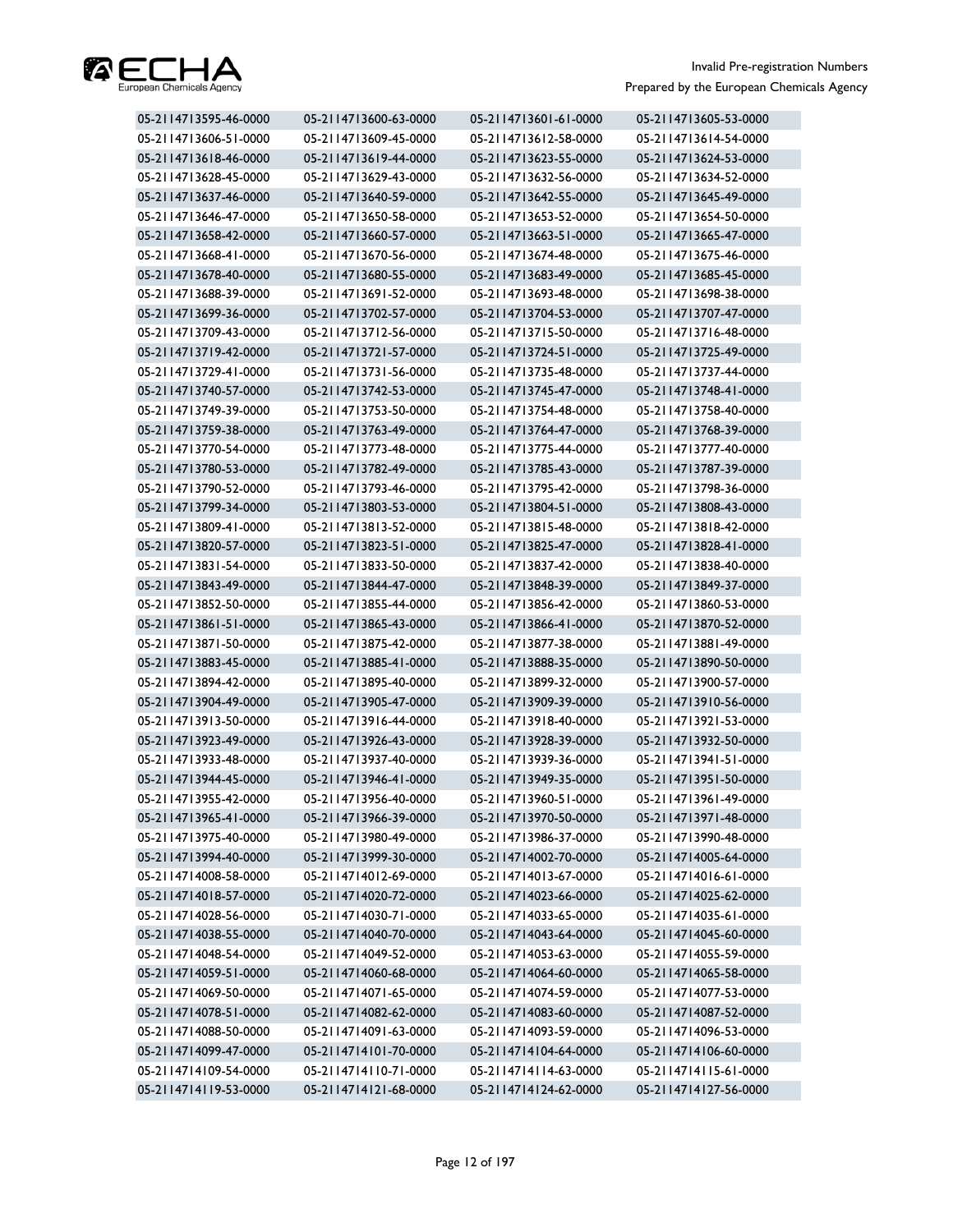| | | | |
|---|---|---|---|
| 05-2114713595-46-0000 | 05-2114713600-63-0000 | 05-2114713601-61-0000 | 05-2114713605-53-0000 |
| 05-2114713606-51-0000 | 05-2114713609-45-0000 | 05-2114713612-58-0000 | 05-2114713614-54-0000 |
| 05-2114713618-46-0000 | 05-2114713619-44-0000 | 05-2114713623-55-0000 | 05-2114713624-53-0000 |
| 05-2114713628-45-0000 | 05-2114713629-43-0000 | 05-2114713632-56-0000 | 05-2114713634-52-0000 |
| 05-2114713637-46-0000 | 05-2114713640-59-0000 | 05-2114713642-55-0000 | 05-2114713645-49-0000 |
| 05-2114713646-47-0000 | 05-2114713650-58-0000 | 05-2114713653-52-0000 | 05-2114713654-50-0000 |
| 05-2114713658-42-0000 | 05-2114713660-57-0000 | 05-2114713663-51-0000 | 05-2114713665-47-0000 |
| 05-2114713668-41-0000 | 05-2114713670-56-0000 | 05-2114713674-48-0000 | 05-2114713675-46-0000 |
| 05-2114713678-40-0000 | 05-2114713680-55-0000 | 05-2114713683-49-0000 | 05-2114713685-45-0000 |
| 05-2114713688-39-0000 | 05-2114713691-52-0000 | 05-2114713693-48-0000 | 05-2114713698-38-0000 |
| 05-2114713699-36-0000 | 05-2114713702-57-0000 | 05-2114713704-53-0000 | 05-2114713707-47-0000 |
| 05-2114713709-43-0000 | 05-2114713712-56-0000 | 05-2114713715-50-0000 | 05-2114713716-48-0000 |
| 05-2114713719-42-0000 | 05-2114713721-57-0000 | 05-2114713724-51-0000 | 05-2114713725-49-0000 |
| 05-2114713729-41-0000 | 05-2114713731-56-0000 | 05-2114713735-48-0000 | 05-2114713737-44-0000 |
| 05-2114713740-57-0000 | 05-2114713742-53-0000 | 05-2114713745-47-0000 | 05-2114713748-41-0000 |
| 05-2114713749-39-0000 | 05-2114713753-50-0000 | 05-2114713754-48-0000 | 05-2114713758-40-0000 |
| 05-2114713759-38-0000 | 05-2114713763-49-0000 | 05-2114713764-47-0000 | 05-2114713768-39-0000 |
| 05-2114713770-54-0000 | 05-2114713773-48-0000 | 05-2114713775-44-0000 | 05-2114713777-40-0000 |
| 05-2114713780-53-0000 | 05-2114713782-49-0000 | 05-2114713785-43-0000 | 05-2114713787-39-0000 |
| 05-2114713790-52-0000 | 05-2114713793-46-0000 | 05-2114713795-42-0000 | 05-2114713798-36-0000 |
| 05-2114713799-34-0000 | 05-2114713803-53-0000 | 05-2114713804-51-0000 | 05-2114713808-43-0000 |
| 05-2114713809-41-0000 | 05-2114713813-52-0000 | 05-2114713815-48-0000 | 05-2114713818-42-0000 |
| 05-2114713820-57-0000 | 05-2114713823-51-0000 | 05-2114713825-47-0000 | 05-2114713828-41-0000 |
| 05-2114713831-54-0000 | 05-2114713833-50-0000 | 05-2114713837-42-0000 | 05-2114713838-40-0000 |
| 05-2114713843-49-0000 | 05-2114713844-47-0000 | 05-2114713848-39-0000 | 05-2114713849-37-0000 |
| 05-2114713852-50-0000 | 05-2114713855-44-0000 | 05-2114713856-42-0000 | 05-2114713860-53-0000 |
| 05-2114713861-51-0000 | 05-2114713865-43-0000 | 05-2114713866-41-0000 | 05-2114713870-52-0000 |
| 05-2114713871-50-0000 | 05-2114713875-42-0000 | 05-2114713877-38-0000 | 05-2114713881-49-0000 |
| 05-2114713883-45-0000 | 05-2114713885-41-0000 | 05-2114713888-35-0000 | 05-2114713890-50-0000 |
| 05-2114713894-42-0000 | 05-2114713895-40-0000 | 05-2114713899-32-0000 | 05-2114713900-57-0000 |
| 05-2114713904-49-0000 | 05-2114713905-47-0000 | 05-2114713909-39-0000 | 05-2114713910-56-0000 |
| 05-2114713913-50-0000 | 05-2114713916-44-0000 | 05-2114713918-40-0000 | 05-2114713921-53-0000 |
| 05-2114713923-49-0000 | 05-2114713926-43-0000 | 05-2114713928-39-0000 | 05-2114713932-50-0000 |
| 05-2114713933-48-0000 | 05-2114713937-40-0000 | 05-2114713939-36-0000 | 05-2114713941-51-0000 |
| 05-2114713944-45-0000 | 05-2114713946-41-0000 | 05-2114713949-35-0000 | 05-2114713951-50-0000 |
| 05-2114713955-42-0000 | 05-2114713956-40-0000 | 05-2114713960-51-0000 | 05-2114713961-49-0000 |
| 05-2114713965-41-0000 | 05-2114713966-39-0000 | 05-2114713970-50-0000 | 05-2114713971-48-0000 |
| 05-2114713975-40-0000 | 05-2114713980-49-0000 | 05-2114713986-37-0000 | 05-2114713990-48-0000 |
| 05-2114713994-40-0000 | 05-2114713999-30-0000 | 05-2114714002-70-0000 | 05-2114714005-64-0000 |
| 05-2114714008-58-0000 | 05-2114714012-69-0000 | 05-2114714013-67-0000 | 05-2114714016-61-0000 |
| 05-2114714018-57-0000 | 05-2114714020-72-0000 | 05-2114714023-66-0000 | 05-2114714025-62-0000 |
| 05-2114714028-56-0000 | 05-2114714030-71-0000 | 05-2114714033-65-0000 | 05-2114714035-61-0000 |
| 05-2114714038-55-0000 | 05-2114714040-70-0000 | 05-2114714043-64-0000 | 05-2114714045-60-0000 |
| 05-2114714048-54-0000 | 05-2114714049-52-0000 | 05-2114714053-63-0000 | 05-2114714055-59-0000 |
| 05-2114714059-51-0000 | 05-2114714060-68-0000 | 05-2114714064-60-0000 | 05-2114714065-58-0000 |
| 05-2114714069-50-0000 | 05-2114714071-65-0000 | 05-2114714074-59-0000 | 05-2114714077-53-0000 |
| 05-2114714078-51-0000 | 05-2114714082-62-0000 | 05-2114714083-60-0000 | 05-2114714087-52-0000 |
| 05-2114714088-50-0000 | 05-2114714091-63-0000 | 05-2114714093-59-0000 | 05-2114714096-53-0000 |
| 05-2114714099-47-0000 | 05-2114714101-70-0000 | 05-2114714104-64-0000 | 05-2114714106-60-0000 |
| 05-2114714109-54-0000 | 05-2114714110-71-0000 | 05-2114714114-63-0000 | 05-2114714115-61-0000 |
| 05-2114714119-53-0000 | 05-2114714121-68-0000 | 05-2114714124-62-0000 | 05-2114714127-56-0000 |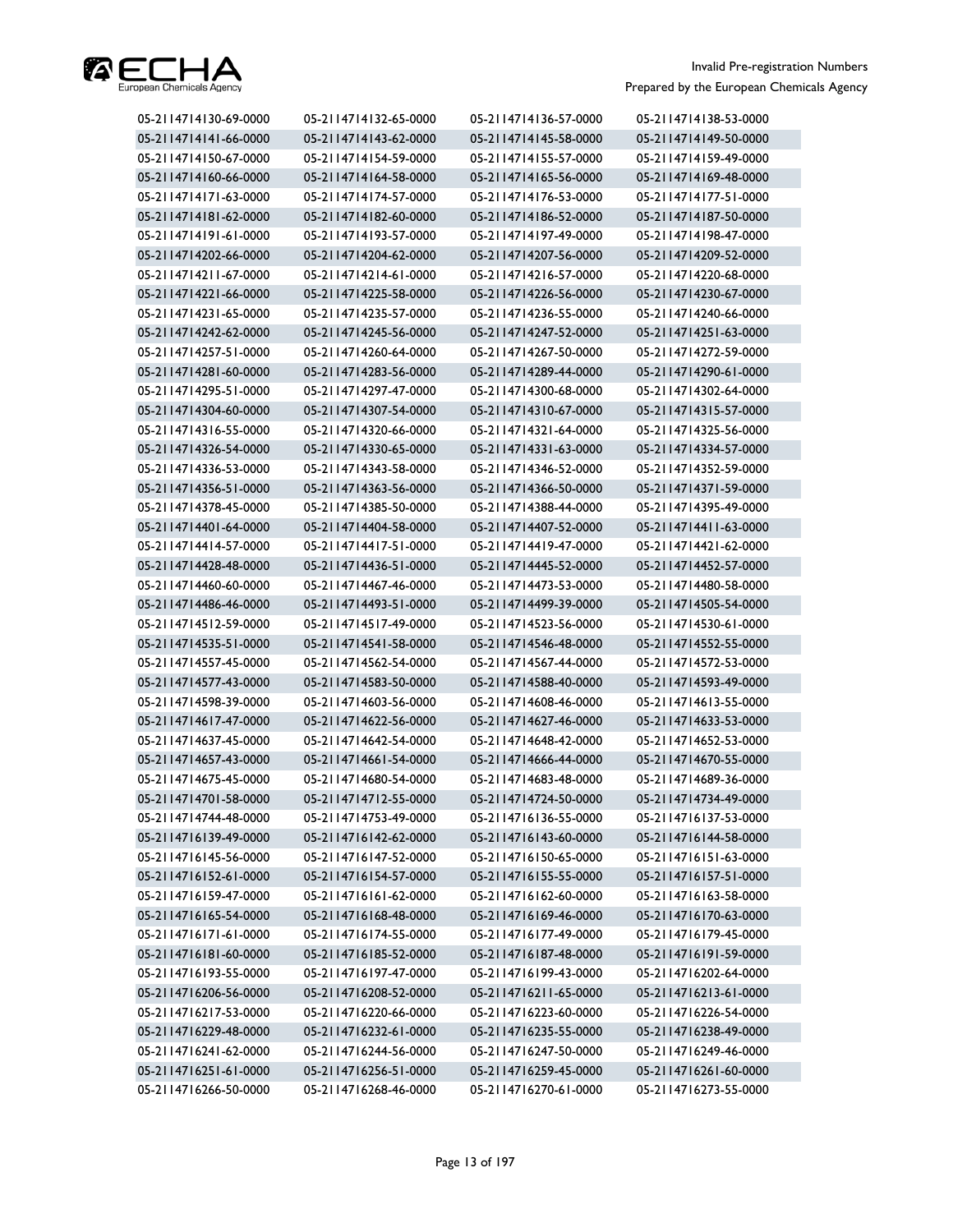| | | | |
|---|---|---|---|
| 05-2114714130-69-0000 | 05-2114714132-65-0000 | 05-2114714136-57-0000 | 05-2114714138-53-0000 |
| 05-2114714141-66-0000 | 05-2114714143-62-0000 | 05-2114714145-58-0000 | 05-2114714149-50-0000 |
| 05-2114714150-67-0000 | 05-2114714154-59-0000 | 05-2114714155-57-0000 | 05-2114714159-49-0000 |
| 05-2114714160-66-0000 | 05-2114714164-58-0000 | 05-2114714165-56-0000 | 05-2114714169-48-0000 |
| 05-2114714171-63-0000 | 05-2114714174-57-0000 | 05-2114714176-53-0000 | 05-2114714177-51-0000 |
| 05-2114714181-62-0000 | 05-2114714182-60-0000 | 05-2114714186-52-0000 | 05-2114714187-50-0000 |
| 05-2114714191-61-0000 | 05-2114714193-57-0000 | 05-2114714197-49-0000 | 05-2114714198-47-0000 |
| 05-2114714202-66-0000 | 05-2114714204-62-0000 | 05-2114714207-56-0000 | 05-2114714209-52-0000 |
| 05-2114714211-67-0000 | 05-2114714214-61-0000 | 05-2114714216-57-0000 | 05-2114714220-68-0000 |
| 05-2114714221-66-0000 | 05-2114714225-58-0000 | 05-2114714226-56-0000 | 05-2114714230-67-0000 |
| 05-2114714231-65-0000 | 05-2114714235-57-0000 | 05-2114714236-55-0000 | 05-2114714240-66-0000 |
| 05-2114714242-62-0000 | 05-2114714245-56-0000 | 05-2114714247-52-0000 | 05-2114714251-63-0000 |
| 05-2114714257-51-0000 | 05-2114714260-64-0000 | 05-2114714267-50-0000 | 05-2114714272-59-0000 |
| 05-2114714281-60-0000 | 05-2114714283-56-0000 | 05-2114714289-44-0000 | 05-2114714290-61-0000 |
| 05-2114714295-51-0000 | 05-2114714297-47-0000 | 05-2114714300-68-0000 | 05-2114714302-64-0000 |
| 05-2114714304-60-0000 | 05-2114714307-54-0000 | 05-2114714310-67-0000 | 05-2114714315-57-0000 |
| 05-2114714316-55-0000 | 05-2114714320-66-0000 | 05-2114714321-64-0000 | 05-2114714325-56-0000 |
| 05-2114714326-54-0000 | 05-2114714330-65-0000 | 05-2114714331-63-0000 | 05-2114714334-57-0000 |
| 05-2114714336-53-0000 | 05-2114714343-58-0000 | 05-2114714346-52-0000 | 05-2114714352-59-0000 |
| 05-2114714356-51-0000 | 05-2114714363-56-0000 | 05-2114714366-50-0000 | 05-2114714371-59-0000 |
| 05-2114714378-45-0000 | 05-2114714385-50-0000 | 05-2114714388-44-0000 | 05-2114714395-49-0000 |
| 05-2114714401-64-0000 | 05-2114714404-58-0000 | 05-2114714407-52-0000 | 05-2114714411-63-0000 |
| 05-2114714414-57-0000 | 05-2114714417-51-0000 | 05-2114714419-47-0000 | 05-2114714421-62-0000 |
| 05-2114714428-48-0000 | 05-2114714436-51-0000 | 05-2114714445-52-0000 | 05-2114714452-57-0000 |
| 05-2114714460-60-0000 | 05-2114714467-46-0000 | 05-2114714473-53-0000 | 05-2114714480-58-0000 |
| 05-2114714486-46-0000 | 05-2114714493-51-0000 | 05-2114714499-39-0000 | 05-2114714505-54-0000 |
| 05-2114714512-59-0000 | 05-2114714517-49-0000 | 05-2114714523-56-0000 | 05-2114714530-61-0000 |
| 05-2114714535-51-0000 | 05-2114714541-58-0000 | 05-2114714546-48-0000 | 05-2114714552-55-0000 |
| 05-2114714557-45-0000 | 05-2114714562-54-0000 | 05-2114714567-44-0000 | 05-2114714572-53-0000 |
| 05-2114714577-43-0000 | 05-2114714583-50-0000 | 05-2114714588-40-0000 | 05-2114714593-49-0000 |
| 05-2114714598-39-0000 | 05-2114714603-56-0000 | 05-2114714608-46-0000 | 05-2114714613-55-0000 |
| 05-2114714617-47-0000 | 05-2114714622-56-0000 | 05-2114714627-46-0000 | 05-2114714633-53-0000 |
| 05-2114714637-45-0000 | 05-2114714642-54-0000 | 05-2114714648-42-0000 | 05-2114714652-53-0000 |
| 05-2114714657-43-0000 | 05-2114714661-54-0000 | 05-2114714666-44-0000 | 05-2114714670-55-0000 |
| 05-2114714675-45-0000 | 05-2114714680-54-0000 | 05-2114714683-48-0000 | 05-2114714689-36-0000 |
| 05-2114714701-58-0000 | 05-2114714712-55-0000 | 05-2114714724-50-0000 | 05-2114714734-49-0000 |
| 05-2114714744-48-0000 | 05-2114714753-49-0000 | 05-2114716136-55-0000 | 05-2114716137-53-0000 |
| 05-2114716139-49-0000 | 05-2114716142-62-0000 | 05-2114716143-60-0000 | 05-2114716144-58-0000 |
| 05-2114716145-56-0000 | 05-2114716147-52-0000 | 05-2114716150-65-0000 | 05-2114716151-63-0000 |
| 05-2114716152-61-0000 | 05-2114716154-57-0000 | 05-2114716155-55-0000 | 05-2114716157-51-0000 |
| 05-2114716159-47-0000 | 05-2114716161-62-0000 | 05-2114716162-60-0000 | 05-2114716163-58-0000 |
| 05-2114716165-54-0000 | 05-2114716168-48-0000 | 05-2114716169-46-0000 | 05-2114716170-63-0000 |
| 05-2114716171-61-0000 | 05-2114716174-55-0000 | 05-2114716177-49-0000 | 05-2114716179-45-0000 |
| 05-2114716181-60-0000 | 05-2114716185-52-0000 | 05-2114716187-48-0000 | 05-2114716191-59-0000 |
| 05-2114716193-55-0000 | 05-2114716197-47-0000 | 05-2114716199-43-0000 | 05-2114716202-64-0000 |
| 05-2114716206-56-0000 | 05-2114716208-52-0000 | 05-2114716211-65-0000 | 05-2114716213-61-0000 |
| 05-2114716217-53-0000 | 05-2114716220-66-0000 | 05-2114716223-60-0000 | 05-2114716226-54-0000 |
| 05-2114716229-48-0000 | 05-2114716232-61-0000 | 05-2114716235-55-0000 | 05-2114716238-49-0000 |
| 05-2114716241-62-0000 | 05-2114716244-56-0000 | 05-2114716247-50-0000 | 05-2114716249-46-0000 |
| 05-2114716251-61-0000 | 05-2114716256-51-0000 | 05-2114716259-45-0000 | 05-2114716261-60-0000 |
| 05-2114716266-50-0000 | 05-2114716268-46-0000 | 05-2114716270-61-0000 | 05-2114716273-55-0000 |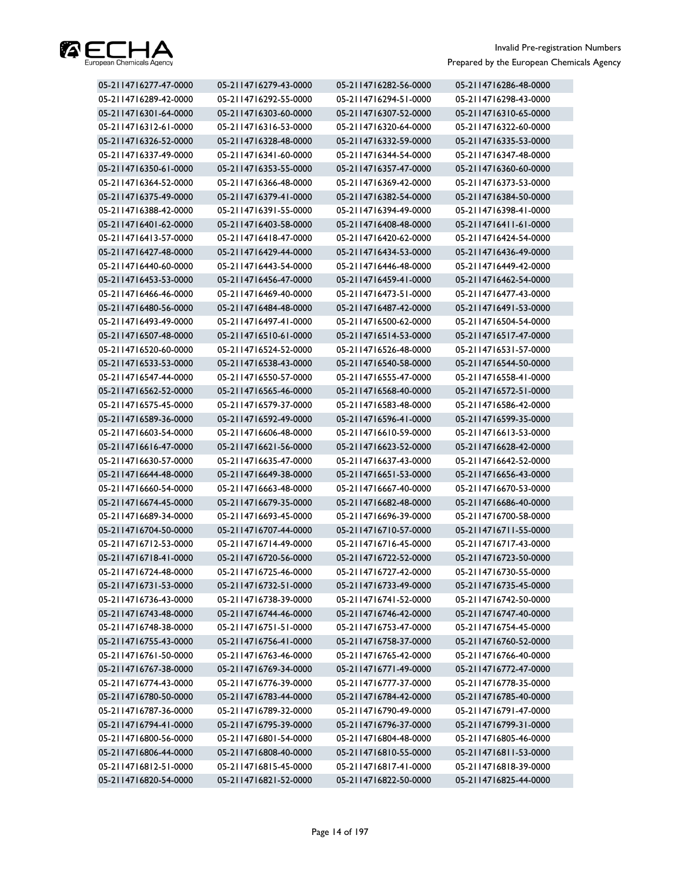| 05-2114716277-47-0000 | 05-2114716279-43-0000 | 05-2114716282-56-0000 | 05-2114716286-48-0000 |
|---|---|---|---|
| 05-2114716289-42-0000 | 05-2114716292-55-0000 | 05-2114716294-51-0000 | 05-2114716298-43-0000 |
| 05-2114716301-64-0000 | 05-2114716303-60-0000 | 05-2114716307-52-0000 | 05-2114716310-65-0000 |
| 05-2114716312-61-0000 | 05-2114716316-53-0000 | 05-2114716320-64-0000 | 05-2114716322-60-0000 |
| 05-2114716326-52-0000 | 05-2114716328-48-0000 | 05-2114716332-59-0000 | 05-2114716335-53-0000 |
| 05-2114716337-49-0000 | 05-2114716341-60-0000 | 05-2114716344-54-0000 | 05-2114716347-48-0000 |
| 05-2114716350-61-0000 | 05-2114716353-55-0000 | 05-2114716357-47-0000 | 05-2114716360-60-0000 |
| 05-2114716364-52-0000 | 05-2114716366-48-0000 | 05-2114716369-42-0000 | 05-2114716373-53-0000 |
| 05-2114716375-49-0000 | 05-2114716379-41-0000 | 05-2114716382-54-0000 | 05-2114716384-50-0000 |
| 05-2114716388-42-0000 | 05-2114716391-55-0000 | 05-2114716394-49-0000 | 05-2114716398-41-0000 |
| 05-2114716401-62-0000 | 05-2114716403-58-0000 | 05-2114716408-48-0000 | 05-2114716411-61-0000 |
| 05-2114716413-57-0000 | 05-2114716418-47-0000 | 05-2114716420-62-0000 | 05-2114716424-54-0000 |
| 05-2114716427-48-0000 | 05-2114716429-44-0000 | 05-2114716434-53-0000 | 05-2114716436-49-0000 |
| 05-2114716440-60-0000 | 05-2114716443-54-0000 | 05-2114716446-48-0000 | 05-2114716449-42-0000 |
| 05-2114716453-53-0000 | 05-2114716456-47-0000 | 05-2114716459-41-0000 | 05-2114716462-54-0000 |
| 05-2114716466-46-0000 | 05-2114716469-40-0000 | 05-2114716473-51-0000 | 05-2114716477-43-0000 |
| 05-2114716480-56-0000 | 05-2114716484-48-0000 | 05-2114716487-42-0000 | 05-2114716491-53-0000 |
| 05-2114716493-49-0000 | 05-2114716497-41-0000 | 05-2114716500-62-0000 | 05-2114716504-54-0000 |
| 05-2114716507-48-0000 | 05-2114716510-61-0000 | 05-2114716514-53-0000 | 05-2114716517-47-0000 |
| 05-2114716520-60-0000 | 05-2114716524-52-0000 | 05-2114716526-48-0000 | 05-2114716531-57-0000 |
| 05-2114716533-53-0000 | 05-2114716538-43-0000 | 05-2114716540-58-0000 | 05-2114716544-50-0000 |
| 05-2114716547-44-0000 | 05-2114716550-57-0000 | 05-2114716555-47-0000 | 05-2114716558-41-0000 |
| 05-2114716562-52-0000 | 05-2114716565-46-0000 | 05-2114716568-40-0000 | 05-2114716572-51-0000 |
| 05-2114716575-45-0000 | 05-2114716579-37-0000 | 05-2114716583-48-0000 | 05-2114716586-42-0000 |
| 05-2114716589-36-0000 | 05-2114716592-49-0000 | 05-2114716596-41-0000 | 05-2114716599-35-0000 |
| 05-2114716603-54-0000 | 05-2114716606-48-0000 | 05-2114716610-59-0000 | 05-2114716613-53-0000 |
| 05-2114716616-47-0000 | 05-2114716621-56-0000 | 05-2114716623-52-0000 | 05-2114716628-42-0000 |
| 05-2114716630-57-0000 | 05-2114716635-47-0000 | 05-2114716637-43-0000 | 05-2114716642-52-0000 |
| 05-2114716644-48-0000 | 05-2114716649-38-0000 | 05-2114716651-53-0000 | 05-2114716656-43-0000 |
| 05-2114716660-54-0000 | 05-2114716663-48-0000 | 05-2114716667-40-0000 | 05-2114716670-53-0000 |
| 05-2114716674-45-0000 | 05-2114716679-35-0000 | 05-2114716682-48-0000 | 05-2114716686-40-0000 |
| 05-2114716689-34-0000 | 05-2114716693-45-0000 | 05-2114716696-39-0000 | 05-2114716700-58-0000 |
| 05-2114716704-50-0000 | 05-2114716707-44-0000 | 05-2114716710-57-0000 | 05-2114716711-55-0000 |
| 05-2114716712-53-0000 | 05-2114716714-49-0000 | 05-2114716716-45-0000 | 05-2114716717-43-0000 |
| 05-2114716718-41-0000 | 05-2114716720-56-0000 | 05-2114716722-52-0000 | 05-2114716723-50-0000 |
| 05-2114716724-48-0000 | 05-2114716725-46-0000 | 05-2114716727-42-0000 | 05-2114716730-55-0000 |
| 05-2114716731-53-0000 | 05-2114716732-51-0000 | 05-2114716733-49-0000 | 05-2114716735-45-0000 |
| 05-2114716736-43-0000 | 05-2114716738-39-0000 | 05-2114716741-52-0000 | 05-2114716742-50-0000 |
| 05-2114716743-48-0000 | 05-2114716744-46-0000 | 05-2114716746-42-0000 | 05-2114716747-40-0000 |
| 05-2114716748-38-0000 | 05-2114716751-51-0000 | 05-2114716753-47-0000 | 05-2114716754-45-0000 |
| 05-2114716755-43-0000 | 05-2114716756-41-0000 | 05-2114716758-37-0000 | 05-2114716760-52-0000 |
| 05-2114716761-50-0000 | 05-2114716763-46-0000 | 05-2114716765-42-0000 | 05-2114716766-40-0000 |
| 05-2114716767-38-0000 | 05-2114716769-34-0000 | 05-2114716771-49-0000 | 05-2114716772-47-0000 |
| 05-2114716774-43-0000 | 05-2114716776-39-0000 | 05-2114716777-37-0000 | 05-2114716778-35-0000 |
| 05-2114716780-50-0000 | 05-2114716783-44-0000 | 05-2114716784-42-0000 | 05-2114716785-40-0000 |
| 05-2114716787-36-0000 | 05-2114716789-32-0000 | 05-2114716790-49-0000 | 05-2114716791-47-0000 |
| 05-2114716794-41-0000 | 05-2114716795-39-0000 | 05-2114716796-37-0000 | 05-2114716799-31-0000 |
| 05-2114716800-56-0000 | 05-2114716801-54-0000 | 05-2114716804-48-0000 | 05-2114716805-46-0000 |
| 05-2114716806-44-0000 | 05-2114716808-40-0000 | 05-2114716810-55-0000 | 05-2114716811-53-0000 |
| 05-2114716812-51-0000 | 05-2114716815-45-0000 | 05-2114716817-41-0000 | 05-2114716818-39-0000 |
| 05-2114716820-54-0000 | 05-2114716821-52-0000 | 05-2114716822-50-0000 | 05-2114716825-44-0000 |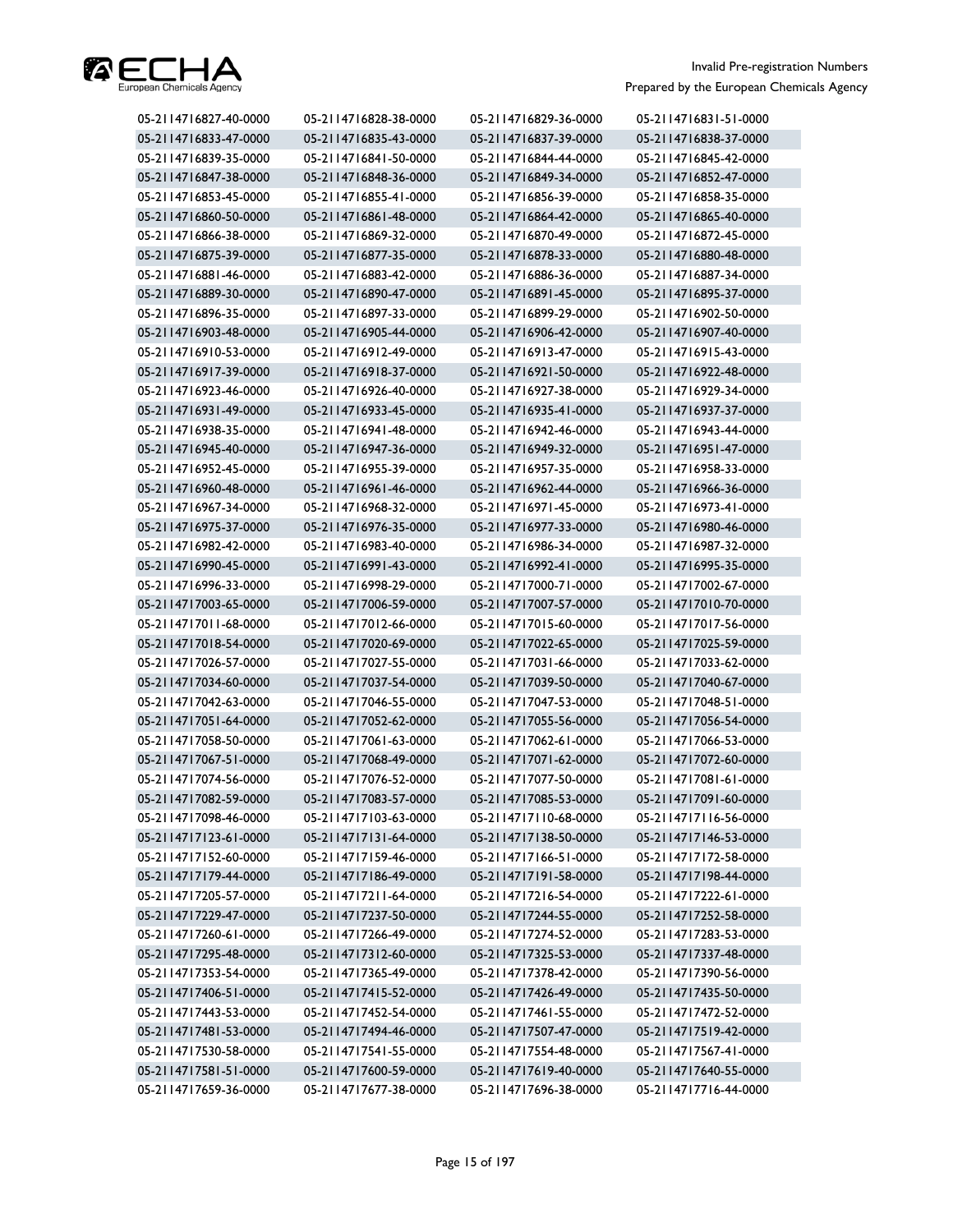| | | | |
|---|---|---|---|
| 05-2114716827-40-0000 | 05-2114716828-38-0000 | 05-2114716829-36-0000 | 05-2114716831-51-0000 |
| 05-2114716833-47-0000 | 05-2114716835-43-0000 | 05-2114716837-39-0000 | 05-2114716838-37-0000 |
| 05-2114716839-35-0000 | 05-2114716841-50-0000 | 05-2114716844-44-0000 | 05-2114716845-42-0000 |
| 05-2114716847-38-0000 | 05-2114716848-36-0000 | 05-2114716849-34-0000 | 05-2114716852-47-0000 |
| 05-2114716853-45-0000 | 05-2114716855-41-0000 | 05-2114716856-39-0000 | 05-2114716858-35-0000 |
| 05-2114716860-50-0000 | 05-2114716861-48-0000 | 05-2114716864-42-0000 | 05-2114716865-40-0000 |
| 05-2114716866-38-0000 | 05-2114716869-32-0000 | 05-2114716870-49-0000 | 05-2114716872-45-0000 |
| 05-2114716875-39-0000 | 05-2114716877-35-0000 | 05-2114716878-33-0000 | 05-2114716880-48-0000 |
| 05-2114716881-46-0000 | 05-2114716883-42-0000 | 05-2114716886-36-0000 | 05-2114716887-34-0000 |
| 05-2114716889-30-0000 | 05-2114716890-47-0000 | 05-2114716891-45-0000 | 05-2114716895-37-0000 |
| 05-2114716896-35-0000 | 05-2114716897-33-0000 | 05-2114716899-29-0000 | 05-2114716902-50-0000 |
| 05-2114716903-48-0000 | 05-2114716905-44-0000 | 05-2114716906-42-0000 | 05-2114716907-40-0000 |
| 05-2114716910-53-0000 | 05-2114716912-49-0000 | 05-2114716913-47-0000 | 05-2114716915-43-0000 |
| 05-2114716917-39-0000 | 05-2114716918-37-0000 | 05-2114716921-50-0000 | 05-2114716922-48-0000 |
| 05-2114716923-46-0000 | 05-2114716926-40-0000 | 05-2114716927-38-0000 | 05-2114716929-34-0000 |
| 05-2114716931-49-0000 | 05-2114716933-45-0000 | 05-2114716935-41-0000 | 05-2114716937-37-0000 |
| 05-2114716938-35-0000 | 05-2114716941-48-0000 | 05-2114716942-46-0000 | 05-2114716943-44-0000 |
| 05-2114716945-40-0000 | 05-2114716947-36-0000 | 05-2114716949-32-0000 | 05-2114716951-47-0000 |
| 05-2114716952-45-0000 | 05-2114716955-39-0000 | 05-2114716957-35-0000 | 05-2114716958-33-0000 |
| 05-2114716960-48-0000 | 05-2114716961-46-0000 | 05-2114716962-44-0000 | 05-2114716966-36-0000 |
| 05-2114716967-34-0000 | 05-2114716968-32-0000 | 05-2114716971-45-0000 | 05-2114716973-41-0000 |
| 05-2114716975-37-0000 | 05-2114716976-35-0000 | 05-2114716977-33-0000 | 05-2114716980-46-0000 |
| 05-2114716982-42-0000 | 05-2114716983-40-0000 | 05-2114716986-34-0000 | 05-2114716987-32-0000 |
| 05-2114716990-45-0000 | 05-2114716991-43-0000 | 05-2114716992-41-0000 | 05-2114716995-35-0000 |
| 05-2114716996-33-0000 | 05-2114716998-29-0000 | 05-2114717000-71-0000 | 05-2114717002-67-0000 |
| 05-2114717003-65-0000 | 05-2114717006-59-0000 | 05-2114717007-57-0000 | 05-2114717010-70-0000 |
| 05-2114717011-68-0000 | 05-2114717012-66-0000 | 05-2114717015-60-0000 | 05-2114717017-56-0000 |
| 05-2114717018-54-0000 | 05-2114717020-69-0000 | 05-2114717022-65-0000 | 05-2114717025-59-0000 |
| 05-2114717026-57-0000 | 05-2114717027-55-0000 | 05-2114717031-66-0000 | 05-2114717033-62-0000 |
| 05-2114717034-60-0000 | 05-2114717037-54-0000 | 05-2114717039-50-0000 | 05-2114717040-67-0000 |
| 05-2114717042-63-0000 | 05-2114717046-55-0000 | 05-2114717047-53-0000 | 05-2114717048-51-0000 |
| 05-2114717051-64-0000 | 05-2114717052-62-0000 | 05-2114717055-56-0000 | 05-2114717056-54-0000 |
| 05-2114717058-50-0000 | 05-2114717061-63-0000 | 05-2114717062-61-0000 | 05-2114717066-53-0000 |
| 05-2114717067-51-0000 | 05-2114717068-49-0000 | 05-2114717071-62-0000 | 05-2114717072-60-0000 |
| 05-2114717074-56-0000 | 05-2114717076-52-0000 | 05-2114717077-50-0000 | 05-2114717081-61-0000 |
| 05-2114717082-59-0000 | 05-2114717083-57-0000 | 05-2114717085-53-0000 | 05-2114717091-60-0000 |
| 05-2114717098-46-0000 | 05-2114717103-63-0000 | 05-2114717110-68-0000 | 05-2114717116-56-0000 |
| 05-2114717123-61-0000 | 05-2114717131-64-0000 | 05-2114717138-50-0000 | 05-2114717146-53-0000 |
| 05-2114717152-60-0000 | 05-2114717159-46-0000 | 05-2114717166-51-0000 | 05-2114717172-58-0000 |
| 05-2114717179-44-0000 | 05-2114717186-49-0000 | 05-2114717191-58-0000 | 05-2114717198-44-0000 |
| 05-2114717205-57-0000 | 05-2114717211-64-0000 | 05-2114717216-54-0000 | 05-2114717222-61-0000 |
| 05-2114717229-47-0000 | 05-2114717237-50-0000 | 05-2114717244-55-0000 | 05-2114717252-58-0000 |
| 05-2114717260-61-0000 | 05-2114717266-49-0000 | 05-2114717274-52-0000 | 05-2114717283-53-0000 |
| 05-2114717295-48-0000 | 05-2114717312-60-0000 | 05-2114717325-53-0000 | 05-2114717337-48-0000 |
| 05-2114717353-54-0000 | 05-2114717365-49-0000 | 05-2114717378-42-0000 | 05-2114717390-56-0000 |
| 05-2114717406-51-0000 | 05-2114717415-52-0000 | 05-2114717426-49-0000 | 05-2114717435-50-0000 |
| 05-2114717443-53-0000 | 05-2114717452-54-0000 | 05-2114717461-55-0000 | 05-2114717472-52-0000 |
| 05-2114717481-53-0000 | 05-2114717494-46-0000 | 05-2114717507-47-0000 | 05-2114717519-42-0000 |
| 05-2114717530-58-0000 | 05-2114717541-55-0000 | 05-2114717554-48-0000 | 05-2114717567-41-0000 |
| 05-2114717581-51-0000 | 05-2114717600-59-0000 | 05-2114717619-40-0000 | 05-2114717640-55-0000 |
| 05-2114717659-36-0000 | 05-2114717677-38-0000 | 05-2114717696-38-0000 | 05-2114717716-44-0000 |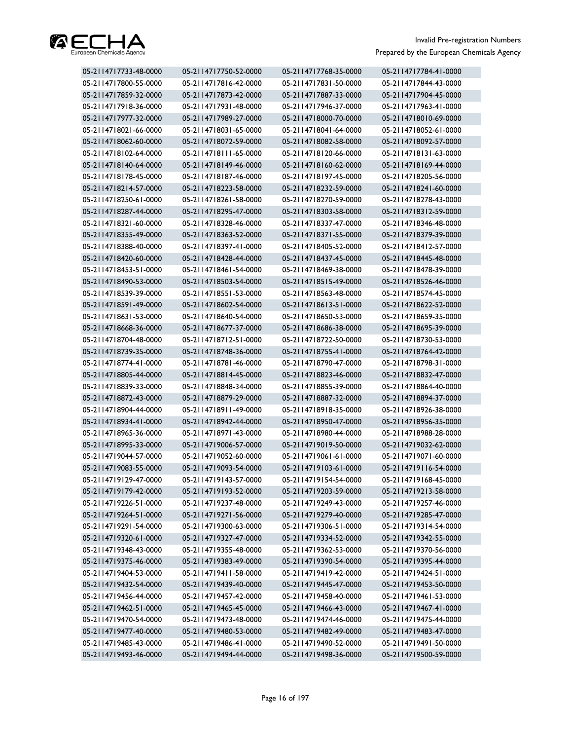| | | | |
|---|---|---|---|
| 05-2114717733-48-0000 | 05-2114717750-52-0000 | 05-2114717768-35-0000 | 05-2114717784-41-0000 |
| 05-2114717800-55-0000 | 05-2114717816-42-0000 | 05-2114717831-50-0000 | 05-2114717844-43-0000 |
| 05-2114717859-32-0000 | 05-2114717873-42-0000 | 05-2114717887-33-0000 | 05-2114717904-45-0000 |
| 05-2114717918-36-0000 | 05-2114717931-48-0000 | 05-2114717946-37-0000 | 05-2114717963-41-0000 |
| 05-2114717977-32-0000 | 05-2114717989-27-0000 | 05-2114718000-70-0000 | 05-2114718010-69-0000 |
| 05-2114718021-66-0000 | 05-2114718031-65-0000 | 05-2114718041-64-0000 | 05-2114718052-61-0000 |
| 05-2114718062-60-0000 | 05-2114718072-59-0000 | 05-2114718082-58-0000 | 05-2114718092-57-0000 |
| 05-2114718102-64-0000 | 05-2114718111-65-0000 | 05-2114718120-66-0000 | 05-2114718131-63-0000 |
| 05-2114718140-64-0000 | 05-2114718149-46-0000 | 05-2114718160-62-0000 | 05-2114718169-44-0000 |
| 05-2114718178-45-0000 | 05-2114718187-46-0000 | 05-2114718197-45-0000 | 05-2114718205-56-0000 |
| 05-2114718214-57-0000 | 05-2114718223-58-0000 | 05-2114718232-59-0000 | 05-2114718241-60-0000 |
| 05-2114718250-61-0000 | 05-2114718261-58-0000 | 05-2114718270-59-0000 | 05-2114718278-43-0000 |
| 05-2114718287-44-0000 | 05-2114718295-47-0000 | 05-2114718303-58-0000 | 05-2114718312-59-0000 |
| 05-2114718321-60-0000 | 05-2114718328-46-0000 | 05-2114718337-47-0000 | 05-2114718346-48-0000 |
| 05-2114718355-49-0000 | 05-2114718363-52-0000 | 05-2114718371-55-0000 | 05-2114718379-39-0000 |
| 05-2114718388-40-0000 | 05-2114718397-41-0000 | 05-2114718405-52-0000 | 05-2114718412-57-0000 |
| 05-2114718420-60-0000 | 05-2114718428-44-0000 | 05-2114718437-45-0000 | 05-2114718445-48-0000 |
| 05-2114718453-51-0000 | 05-2114718461-54-0000 | 05-2114718469-38-0000 | 05-2114718478-39-0000 |
| 05-2114718490-53-0000 | 05-2114718503-54-0000 | 05-2114718515-49-0000 | 05-2114718526-46-0000 |
| 05-2114718539-39-0000 | 05-2114718551-53-0000 | 05-2114718563-48-0000 | 05-2114718574-45-0000 |
| 05-2114718591-49-0000 | 05-2114718602-54-0000 | 05-2114718613-51-0000 | 05-2114718622-52-0000 |
| 05-2114718631-53-0000 | 05-2114718640-54-0000 | 05-2114718650-53-0000 | 05-2114718659-35-0000 |
| 05-2114718668-36-0000 | 05-2114718677-37-0000 | 05-2114718686-38-0000 | 05-2114718695-39-0000 |
| 05-2114718704-48-0000 | 05-2114718712-51-0000 | 05-2114718722-50-0000 | 05-2114718730-53-0000 |
| 05-2114718739-35-0000 | 05-2114718748-36-0000 | 05-2114718755-41-0000 | 05-2114718764-42-0000 |
| 05-2114718774-41-0000 | 05-2114718781-46-0000 | 05-2114718790-47-0000 | 05-2114718798-31-0000 |
| 05-2114718805-44-0000 | 05-2114718814-45-0000 | 05-2114718823-46-0000 | 05-2114718832-47-0000 |
| 05-2114718839-33-0000 | 05-2114718848-34-0000 | 05-2114718855-39-0000 | 05-2114718864-40-0000 |
| 05-2114718872-43-0000 | 05-2114718879-29-0000 | 05-2114718887-32-0000 | 05-2114718894-37-0000 |
| 05-2114718904-44-0000 | 05-2114718911-49-0000 | 05-2114718918-35-0000 | 05-2114718926-38-0000 |
| 05-2114718934-41-0000 | 05-2114718942-44-0000 | 05-2114718950-47-0000 | 05-2114718956-35-0000 |
| 05-2114718965-36-0000 | 05-2114718971-43-0000 | 05-2114718980-44-0000 | 05-2114718988-28-0000 |
| 05-2114718995-33-0000 | 05-2114719006-57-0000 | 05-2114719019-50-0000 | 05-2114719032-62-0000 |
| 05-2114719044-57-0000 | 05-2114719052-60-0000 | 05-2114719061-61-0000 | 05-2114719071-60-0000 |
| 05-2114719083-55-0000 | 05-2114719093-54-0000 | 05-2114719103-61-0000 | 05-2114719116-54-0000 |
| 05-2114719129-47-0000 | 05-2114719143-57-0000 | 05-2114719154-54-0000 | 05-2114719168-45-0000 |
| 05-2114719179-42-0000 | 05-2114719193-52-0000 | 05-2114719203-59-0000 | 05-2114719213-58-0000 |
| 05-2114719226-51-0000 | 05-2114719237-48-0000 | 05-2114719249-43-0000 | 05-2114719257-46-0000 |
| 05-2114719264-51-0000 | 05-2114719271-56-0000 | 05-2114719279-40-0000 | 05-2114719285-47-0000 |
| 05-2114719291-54-0000 | 05-2114719300-63-0000 | 05-2114719306-51-0000 | 05-2114719314-54-0000 |
| 05-2114719320-61-0000 | 05-2114719327-47-0000 | 05-2114719334-52-0000 | 05-2114719342-55-0000 |
| 05-2114719348-43-0000 | 05-2114719355-48-0000 | 05-2114719362-53-0000 | 05-2114719370-56-0000 |
| 05-2114719375-46-0000 | 05-2114719383-49-0000 | 05-2114719390-54-0000 | 05-2114719395-44-0000 |
| 05-2114719404-53-0000 | 05-2114719411-58-0000 | 05-2114719419-42-0000 | 05-2114719424-51-0000 |
| 05-2114719432-54-0000 | 05-2114719439-40-0000 | 05-2114719445-47-0000 | 05-2114719453-50-0000 |
| 05-2114719456-44-0000 | 05-2114719457-42-0000 | 05-2114719458-40-0000 | 05-2114719461-53-0000 |
| 05-2114719462-51-0000 | 05-2114719465-45-0000 | 05-2114719466-43-0000 | 05-2114719467-41-0000 |
| 05-2114719470-54-0000 | 05-2114719473-48-0000 | 05-2114719474-46-0000 | 05-2114719475-44-0000 |
| 05-2114719477-40-0000 | 05-2114719480-53-0000 | 05-2114719482-49-0000 | 05-2114719483-47-0000 |
| 05-2114719485-43-0000 | 05-2114719486-41-0000 | 05-2114719490-52-0000 | 05-2114719491-50-0000 |
| 05-2114719493-46-0000 | 05-2114719494-44-0000 | 05-2114719498-36-0000 | 05-2114719500-59-0000 |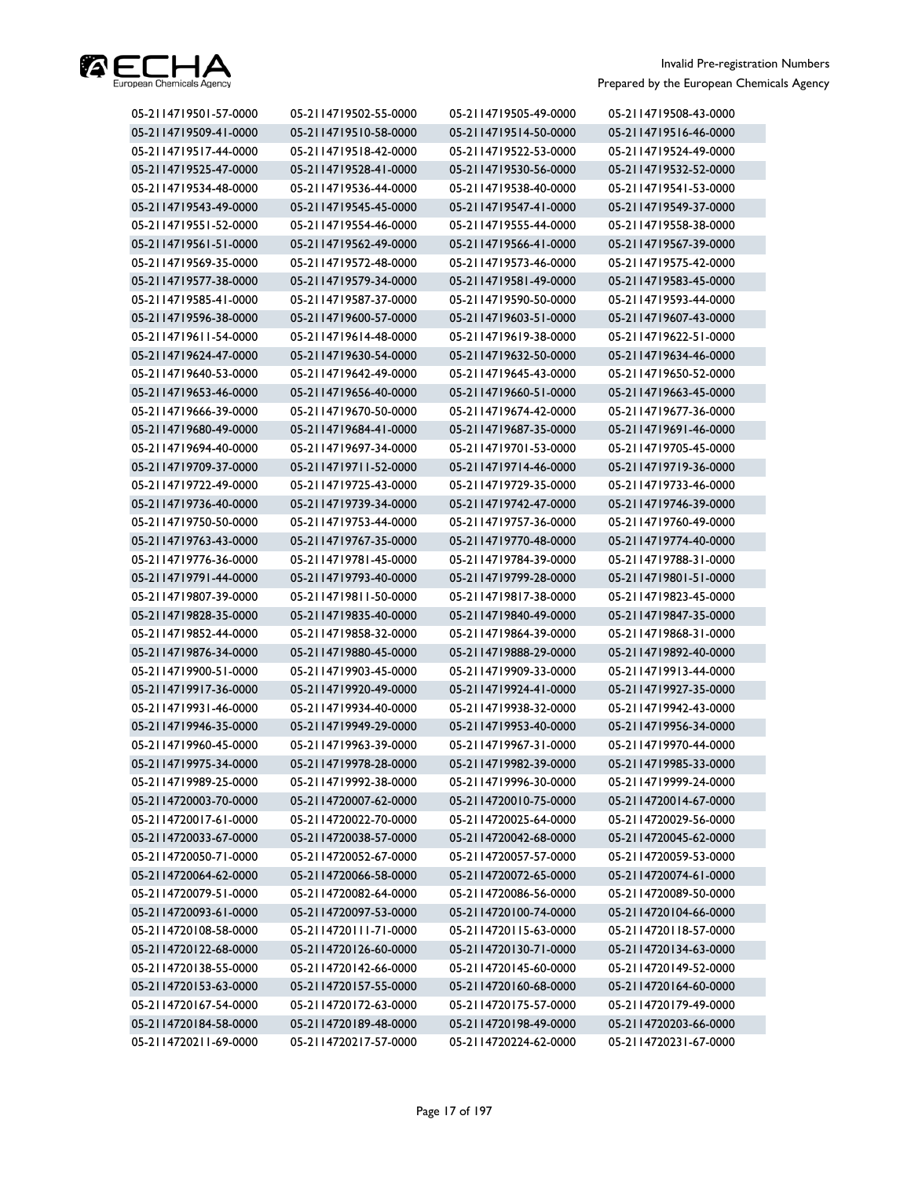| | | | |
|---|---|---|---|
| 05-2114719501-57-0000 | 05-2114719502-55-0000 | 05-2114719505-49-0000 | 05-2114719508-43-0000 |
| 05-2114719509-41-0000 | 05-2114719510-58-0000 | 05-2114719514-50-0000 | 05-2114719516-46-0000 |
| 05-2114719517-44-0000 | 05-2114719518-42-0000 | 05-2114719522-53-0000 | 05-2114719524-49-0000 |
| 05-2114719525-47-0000 | 05-2114719528-41-0000 | 05-2114719530-56-0000 | 05-2114719532-52-0000 |
| 05-2114719534-48-0000 | 05-2114719536-44-0000 | 05-2114719538-40-0000 | 05-2114719541-53-0000 |
| 05-2114719543-49-0000 | 05-2114719545-45-0000 | 05-2114719547-41-0000 | 05-2114719549-37-0000 |
| 05-2114719551-52-0000 | 05-2114719554-46-0000 | 05-2114719555-44-0000 | 05-2114719558-38-0000 |
| 05-2114719561-51-0000 | 05-2114719562-49-0000 | 05-2114719566-41-0000 | 05-2114719567-39-0000 |
| 05-2114719569-35-0000 | 05-2114719572-48-0000 | 05-2114719573-46-0000 | 05-2114719575-42-0000 |
| 05-2114719577-38-0000 | 05-2114719579-34-0000 | 05-2114719581-49-0000 | 05-2114719583-45-0000 |
| 05-2114719585-41-0000 | 05-2114719587-37-0000 | 05-2114719590-50-0000 | 05-2114719593-44-0000 |
| 05-2114719596-38-0000 | 05-2114719600-57-0000 | 05-2114719603-51-0000 | 05-2114719607-43-0000 |
| 05-2114719611-54-0000 | 05-2114719614-48-0000 | 05-2114719619-38-0000 | 05-2114719622-51-0000 |
| 05-2114719624-47-0000 | 05-2114719630-54-0000 | 05-2114719632-50-0000 | 05-2114719634-46-0000 |
| 05-2114719640-53-0000 | 05-2114719642-49-0000 | 05-2114719645-43-0000 | 05-2114719650-52-0000 |
| 05-2114719653-46-0000 | 05-2114719656-40-0000 | 05-2114719660-51-0000 | 05-2114719663-45-0000 |
| 05-2114719666-39-0000 | 05-2114719670-50-0000 | 05-2114719674-42-0000 | 05-2114719677-36-0000 |
| 05-2114719680-49-0000 | 05-2114719684-41-0000 | 05-2114719687-35-0000 | 05-2114719691-46-0000 |
| 05-2114719694-40-0000 | 05-2114719697-34-0000 | 05-2114719701-53-0000 | 05-2114719705-45-0000 |
| 05-2114719709-37-0000 | 05-2114719711-52-0000 | 05-2114719714-46-0000 | 05-2114719719-36-0000 |
| 05-2114719722-49-0000 | 05-2114719725-43-0000 | 05-2114719729-35-0000 | 05-2114719733-46-0000 |
| 05-2114719736-40-0000 | 05-2114719739-34-0000 | 05-2114719742-47-0000 | 05-2114719746-39-0000 |
| 05-2114719750-50-0000 | 05-2114719753-44-0000 | 05-2114719757-36-0000 | 05-2114719760-49-0000 |
| 05-2114719763-43-0000 | 05-2114719767-35-0000 | 05-2114719770-48-0000 | 05-2114719774-40-0000 |
| 05-2114719776-36-0000 | 05-2114719781-45-0000 | 05-2114719784-39-0000 | 05-2114719788-31-0000 |
| 05-2114719791-44-0000 | 05-2114719793-40-0000 | 05-2114719799-28-0000 | 05-2114719801-51-0000 |
| 05-2114719807-39-0000 | 05-2114719811-50-0000 | 05-2114719817-38-0000 | 05-2114719823-45-0000 |
| 05-2114719828-35-0000 | 05-2114719835-40-0000 | 05-2114719840-49-0000 | 05-2114719847-35-0000 |
| 05-2114719852-44-0000 | 05-2114719858-32-0000 | 05-2114719864-39-0000 | 05-2114719868-31-0000 |
| 05-2114719876-34-0000 | 05-2114719880-45-0000 | 05-2114719888-29-0000 | 05-2114719892-40-0000 |
| 05-2114719900-51-0000 | 05-2114719903-45-0000 | 05-2114719909-33-0000 | 05-2114719913-44-0000 |
| 05-2114719917-36-0000 | 05-2114719920-49-0000 | 05-2114719924-41-0000 | 05-2114719927-35-0000 |
| 05-2114719931-46-0000 | 05-2114719934-40-0000 | 05-2114719938-32-0000 | 05-2114719942-43-0000 |
| 05-2114719946-35-0000 | 05-2114719949-29-0000 | 05-2114719953-40-0000 | 05-2114719956-34-0000 |
| 05-2114719960-45-0000 | 05-2114719963-39-0000 | 05-2114719967-31-0000 | 05-2114719970-44-0000 |
| 05-2114719975-34-0000 | 05-2114719978-28-0000 | 05-2114719982-39-0000 | 05-2114719985-33-0000 |
| 05-2114719989-25-0000 | 05-2114719992-38-0000 | 05-2114719996-30-0000 | 05-2114719999-24-0000 |
| 05-2114720003-70-0000 | 05-2114720007-62-0000 | 05-2114720010-75-0000 | 05-2114720014-67-0000 |
| 05-2114720017-61-0000 | 05-2114720022-70-0000 | 05-2114720025-64-0000 | 05-2114720029-56-0000 |
| 05-2114720033-67-0000 | 05-2114720038-57-0000 | 05-2114720042-68-0000 | 05-2114720045-62-0000 |
| 05-2114720050-71-0000 | 05-2114720052-67-0000 | 05-2114720057-57-0000 | 05-2114720059-53-0000 |
| 05-2114720064-62-0000 | 05-2114720066-58-0000 | 05-2114720072-65-0000 | 05-2114720074-61-0000 |
| 05-2114720079-51-0000 | 05-2114720082-64-0000 | 05-2114720086-56-0000 | 05-2114720089-50-0000 |
| 05-2114720093-61-0000 | 05-2114720097-53-0000 | 05-2114720100-74-0000 | 05-2114720104-66-0000 |
| 05-2114720108-58-0000 | 05-2114720111-71-0000 | 05-2114720115-63-0000 | 05-2114720118-57-0000 |
| 05-2114720122-68-0000 | 05-2114720126-60-0000 | 05-2114720130-71-0000 | 05-2114720134-63-0000 |
| 05-2114720138-55-0000 | 05-2114720142-66-0000 | 05-2114720145-60-0000 | 05-2114720149-52-0000 |
| 05-2114720153-63-0000 | 05-2114720157-55-0000 | 05-2114720160-68-0000 | 05-2114720164-60-0000 |
| 05-2114720167-54-0000 | 05-2114720172-63-0000 | 05-2114720175-57-0000 | 05-2114720179-49-0000 |
| 05-2114720184-58-0000 | 05-2114720189-48-0000 | 05-2114720198-49-0000 | 05-2114720203-66-0000 |
| 05-2114720211-69-0000 | 05-2114720217-57-0000 | 05-2114720224-62-0000 | 05-2114720231-67-0000 |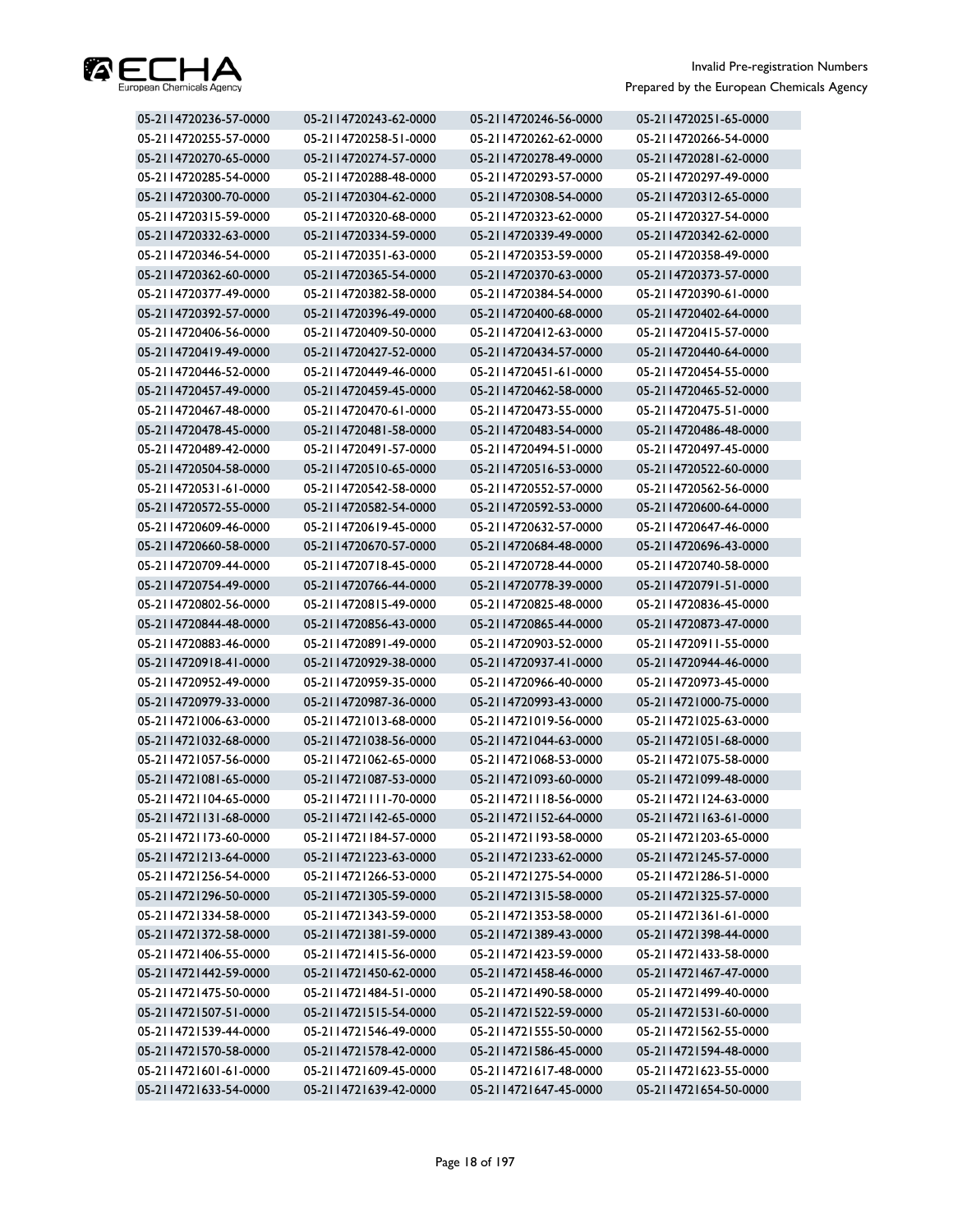| | | | |
|---|---|---|---|
| 05-2114720236-57-0000 | 05-2114720243-62-0000 | 05-2114720246-56-0000 | 05-2114720251-65-0000 |
| 05-2114720255-57-0000 | 05-2114720258-51-0000 | 05-2114720262-62-0000 | 05-2114720266-54-0000 |
| 05-2114720270-65-0000 | 05-2114720274-57-0000 | 05-2114720278-49-0000 | 05-2114720281-62-0000 |
| 05-2114720285-54-0000 | 05-2114720288-48-0000 | 05-2114720293-57-0000 | 05-2114720297-49-0000 |
| 05-2114720300-70-0000 | 05-2114720304-62-0000 | 05-2114720308-54-0000 | 05-2114720312-65-0000 |
| 05-2114720315-59-0000 | 05-2114720320-68-0000 | 05-2114720323-62-0000 | 05-2114720327-54-0000 |
| 05-2114720332-63-0000 | 05-2114720334-59-0000 | 05-2114720339-49-0000 | 05-2114720342-62-0000 |
| 05-2114720346-54-0000 | 05-2114720351-63-0000 | 05-2114720353-59-0000 | 05-2114720358-49-0000 |
| 05-2114720362-60-0000 | 05-2114720365-54-0000 | 05-2114720370-63-0000 | 05-2114720373-57-0000 |
| 05-2114720377-49-0000 | 05-2114720382-58-0000 | 05-2114720384-54-0000 | 05-2114720390-61-0000 |
| 05-2114720392-57-0000 | 05-2114720396-49-0000 | 05-2114720400-68-0000 | 05-2114720402-64-0000 |
| 05-2114720406-56-0000 | 05-2114720409-50-0000 | 05-2114720412-63-0000 | 05-2114720415-57-0000 |
| 05-2114720419-49-0000 | 05-2114720427-52-0000 | 05-2114720434-57-0000 | 05-2114720440-64-0000 |
| 05-2114720446-52-0000 | 05-2114720449-46-0000 | 05-2114720451-61-0000 | 05-2114720454-55-0000 |
| 05-2114720457-49-0000 | 05-2114720459-45-0000 | 05-2114720462-58-0000 | 05-2114720465-52-0000 |
| 05-2114720467-48-0000 | 05-2114720470-61-0000 | 05-2114720473-55-0000 | 05-2114720475-51-0000 |
| 05-2114720478-45-0000 | 05-2114720481-58-0000 | 05-2114720483-54-0000 | 05-2114720486-48-0000 |
| 05-2114720489-42-0000 | 05-2114720491-57-0000 | 05-2114720494-51-0000 | 05-2114720497-45-0000 |
| 05-2114720504-58-0000 | 05-2114720510-65-0000 | 05-2114720516-53-0000 | 05-2114720522-60-0000 |
| 05-2114720531-61-0000 | 05-2114720542-58-0000 | 05-2114720552-57-0000 | 05-2114720562-56-0000 |
| 05-2114720572-55-0000 | 05-2114720582-54-0000 | 05-2114720592-53-0000 | 05-2114720600-64-0000 |
| 05-2114720609-46-0000 | 05-2114720619-45-0000 | 05-2114720632-57-0000 | 05-2114720647-46-0000 |
| 05-2114720660-58-0000 | 05-2114720670-57-0000 | 05-2114720684-48-0000 | 05-2114720696-43-0000 |
| 05-2114720709-44-0000 | 05-2114720718-45-0000 | 05-2114720728-44-0000 | 05-2114720740-58-0000 |
| 05-2114720754-49-0000 | 05-2114720766-44-0000 | 05-2114720778-39-0000 | 05-2114720791-51-0000 |
| 05-2114720802-56-0000 | 05-2114720815-49-0000 | 05-2114720825-48-0000 | 05-2114720836-45-0000 |
| 05-2114720844-48-0000 | 05-2114720856-43-0000 | 05-2114720865-44-0000 | 05-2114720873-47-0000 |
| 05-2114720883-46-0000 | 05-2114720891-49-0000 | 05-2114720903-52-0000 | 05-2114720911-55-0000 |
| 05-2114720918-41-0000 | 05-2114720929-38-0000 | 05-2114720937-41-0000 | 05-2114720944-46-0000 |
| 05-2114720952-49-0000 | 05-2114720959-35-0000 | 05-2114720966-40-0000 | 05-2114720973-45-0000 |
| 05-2114720979-33-0000 | 05-2114720987-36-0000 | 05-2114720993-43-0000 | 05-2114721000-75-0000 |
| 05-2114721006-63-0000 | 05-2114721013-68-0000 | 05-2114721019-56-0000 | 05-2114721025-63-0000 |
| 05-2114721032-68-0000 | 05-2114721038-56-0000 | 05-2114721044-63-0000 | 05-2114721051-68-0000 |
| 05-2114721057-56-0000 | 05-2114721062-65-0000 | 05-2114721068-53-0000 | 05-2114721075-58-0000 |
| 05-2114721081-65-0000 | 05-2114721087-53-0000 | 05-2114721093-60-0000 | 05-2114721099-48-0000 |
| 05-2114721104-65-0000 | 05-2114721111-70-0000 | 05-2114721118-56-0000 | 05-2114721124-63-0000 |
| 05-2114721131-68-0000 | 05-2114721142-65-0000 | 05-2114721152-64-0000 | 05-2114721163-61-0000 |
| 05-2114721173-60-0000 | 05-2114721184-57-0000 | 05-2114721193-58-0000 | 05-2114721203-65-0000 |
| 05-2114721213-64-0000 | 05-2114721223-63-0000 | 05-2114721233-62-0000 | 05-2114721245-57-0000 |
| 05-2114721256-54-0000 | 05-2114721266-53-0000 | 05-2114721275-54-0000 | 05-2114721286-51-0000 |
| 05-2114721296-50-0000 | 05-2114721305-59-0000 | 05-2114721315-58-0000 | 05-2114721325-57-0000 |
| 05-2114721334-58-0000 | 05-2114721343-59-0000 | 05-2114721353-58-0000 | 05-2114721361-61-0000 |
| 05-2114721372-58-0000 | 05-2114721381-59-0000 | 05-2114721389-43-0000 | 05-2114721398-44-0000 |
| 05-2114721406-55-0000 | 05-2114721415-56-0000 | 05-2114721423-59-0000 | 05-2114721433-58-0000 |
| 05-2114721442-59-0000 | 05-2114721450-62-0000 | 05-2114721458-46-0000 | 05-2114721467-47-0000 |
| 05-2114721475-50-0000 | 05-2114721484-51-0000 | 05-2114721490-58-0000 | 05-2114721499-40-0000 |
| 05-2114721507-51-0000 | 05-2114721515-54-0000 | 05-2114721522-59-0000 | 05-2114721531-60-0000 |
| 05-2114721539-44-0000 | 05-2114721546-49-0000 | 05-2114721555-50-0000 | 05-2114721562-55-0000 |
| 05-2114721570-58-0000 | 05-2114721578-42-0000 | 05-2114721586-45-0000 | 05-2114721594-48-0000 |
| 05-2114721601-61-0000 | 05-2114721609-45-0000 | 05-2114721617-48-0000 | 05-2114721623-55-0000 |
| 05-2114721633-54-0000 | 05-2114721639-42-0000 | 05-2114721647-45-0000 | 05-2114721654-50-0000 |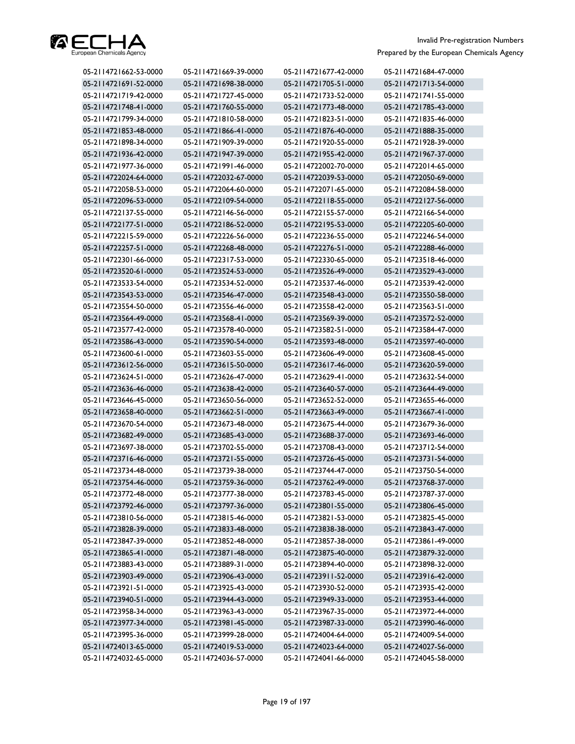| | | | |
|---|---|---|---|
| 05-2114721662-53-0000 | 05-2114721669-39-0000 | 05-2114721677-42-0000 | 05-2114721684-47-0000 |
| 05-2114721691-52-0000 | 05-2114721698-38-0000 | 05-2114721705-51-0000 | 05-2114721713-54-0000 |
| 05-2114721719-42-0000 | 05-2114721727-45-0000 | 05-2114721733-52-0000 | 05-2114721741-55-0000 |
| 05-2114721748-41-0000 | 05-2114721760-55-0000 | 05-2114721773-48-0000 | 05-2114721785-43-0000 |
| 05-2114721799-34-0000 | 05-2114721810-58-0000 | 05-2114721823-51-0000 | 05-2114721835-46-0000 |
| 05-2114721853-48-0000 | 05-2114721866-41-0000 | 05-2114721876-40-0000 | 05-2114721888-35-0000 |
| 05-2114721898-34-0000 | 05-2114721909-39-0000 | 05-2114721920-55-0000 | 05-2114721928-39-0000 |
| 05-2114721936-42-0000 | 05-2114721947-39-0000 | 05-2114721955-42-0000 | 05-2114721967-37-0000 |
| 05-2114721977-36-0000 | 05-2114721991-46-0000 | 05-2114722002-70-0000 | 05-2114722014-65-0000 |
| 05-2114722024-64-0000 | 05-2114722032-67-0000 | 05-2114722039-53-0000 | 05-2114722050-69-0000 |
| 05-2114722058-53-0000 | 05-2114722064-60-0000 | 05-2114722071-65-0000 | 05-2114722084-58-0000 |
| 05-2114722096-53-0000 | 05-2114722109-54-0000 | 05-2114722118-55-0000 | 05-2114722127-56-0000 |
| 05-2114722137-55-0000 | 05-2114722146-56-0000 | 05-2114722155-57-0000 | 05-2114722166-54-0000 |
| 05-2114722177-51-0000 | 05-2114722186-52-0000 | 05-2114722195-53-0000 | 05-2114722205-60-0000 |
| 05-2114722215-59-0000 | 05-2114722226-56-0000 | 05-2114722236-55-0000 | 05-2114722246-54-0000 |
| 05-2114722257-51-0000 | 05-2114722268-48-0000 | 05-2114722276-51-0000 | 05-2114722288-46-0000 |
| 05-2114722301-66-0000 | 05-2114722317-53-0000 | 05-2114722330-65-0000 | 05-2114723518-46-0000 |
| 05-2114723520-61-0000 | 05-2114723524-53-0000 | 05-2114723526-49-0000 | 05-2114723529-43-0000 |
| 05-2114723533-54-0000 | 05-2114723534-52-0000 | 05-2114723537-46-0000 | 05-2114723539-42-0000 |
| 05-2114723543-53-0000 | 05-2114723546-47-0000 | 05-2114723548-43-0000 | 05-2114723550-58-0000 |
| 05-2114723554-50-0000 | 05-2114723556-46-0000 | 05-2114723558-42-0000 | 05-2114723563-51-0000 |
| 05-2114723564-49-0000 | 05-2114723568-41-0000 | 05-2114723569-39-0000 | 05-2114723572-52-0000 |
| 05-2114723577-42-0000 | 05-2114723578-40-0000 | 05-2114723582-51-0000 | 05-2114723584-47-0000 |
| 05-2114723586-43-0000 | 05-2114723590-54-0000 | 05-2114723593-48-0000 | 05-2114723597-40-0000 |
| 05-2114723600-61-0000 | 05-2114723603-55-0000 | 05-2114723606-49-0000 | 05-2114723608-45-0000 |
| 05-2114723612-56-0000 | 05-2114723615-50-0000 | 05-2114723617-46-0000 | 05-2114723620-59-0000 |
| 05-2114723624-51-0000 | 05-2114723626-47-0000 | 05-2114723629-41-0000 | 05-2114723632-54-0000 |
| 05-2114723636-46-0000 | 05-2114723638-42-0000 | 05-2114723640-57-0000 | 05-2114723644-49-0000 |
| 05-2114723646-45-0000 | 05-2114723650-56-0000 | 05-2114723652-52-0000 | 05-2114723655-46-0000 |
| 05-2114723658-40-0000 | 05-2114723662-51-0000 | 05-2114723663-49-0000 | 05-2114723667-41-0000 |
| 05-2114723670-54-0000 | 05-2114723673-48-0000 | 05-2114723675-44-0000 | 05-2114723679-36-0000 |
| 05-2114723682-49-0000 | 05-2114723685-43-0000 | 05-2114723688-37-0000 | 05-2114723693-46-0000 |
| 05-2114723697-38-0000 | 05-2114723702-55-0000 | 05-2114723708-43-0000 | 05-2114723712-54-0000 |
| 05-2114723716-46-0000 | 05-2114723721-55-0000 | 05-2114723726-45-0000 | 05-2114723731-54-0000 |
| 05-2114723734-48-0000 | 05-2114723739-38-0000 | 05-2114723744-47-0000 | 05-2114723750-54-0000 |
| 05-2114723754-46-0000 | 05-2114723759-36-0000 | 05-2114723762-49-0000 | 05-2114723768-37-0000 |
| 05-2114723772-48-0000 | 05-2114723777-38-0000 | 05-2114723783-45-0000 | 05-2114723787-37-0000 |
| 05-2114723792-46-0000 | 05-2114723797-36-0000 | 05-2114723801-55-0000 | 05-2114723806-45-0000 |
| 05-2114723810-56-0000 | 05-2114723815-46-0000 | 05-2114723821-53-0000 | 05-2114723825-45-0000 |
| 05-2114723828-39-0000 | 05-2114723833-48-0000 | 05-2114723838-38-0000 | 05-2114723843-47-0000 |
| 05-2114723847-39-0000 | 05-2114723852-48-0000 | 05-2114723857-38-0000 | 05-2114723861-49-0000 |
| 05-2114723865-41-0000 | 05-2114723871-48-0000 | 05-2114723875-40-0000 | 05-2114723879-32-0000 |
| 05-2114723883-43-0000 | 05-2114723889-31-0000 | 05-2114723894-40-0000 | 05-2114723898-32-0000 |
| 05-2114723903-49-0000 | 05-2114723906-43-0000 | 05-2114723911-52-0000 | 05-2114723916-42-0000 |
| 05-2114723921-51-0000 | 05-2114723925-43-0000 | 05-2114723930-52-0000 | 05-2114723935-42-0000 |
| 05-2114723940-51-0000 | 05-2114723944-43-0000 | 05-2114723949-33-0000 | 05-2114723953-44-0000 |
| 05-2114723958-34-0000 | 05-2114723963-43-0000 | 05-2114723967-35-0000 | 05-2114723972-44-0000 |
| 05-2114723977-34-0000 | 05-2114723981-45-0000 | 05-2114723987-33-0000 | 05-2114723990-46-0000 |
| 05-2114723995-36-0000 | 05-2114723999-28-0000 | 05-2114724004-64-0000 | 05-2114724009-54-0000 |
| 05-2114724013-65-0000 | 05-2114724019-53-0000 | 05-2114724023-64-0000 | 05-2114724027-56-0000 |
| 05-2114724032-65-0000 | 05-2114724036-57-0000 | 05-2114724041-66-0000 | 05-2114724045-58-0000 |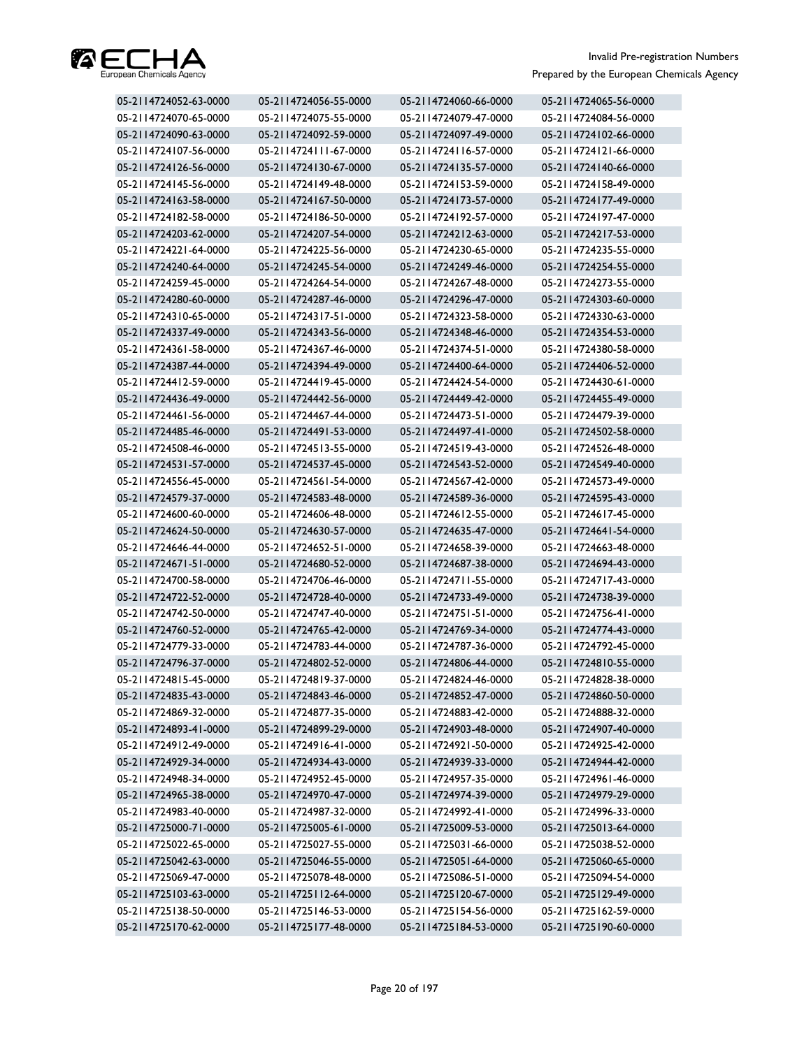| | | | |
|---|---|---|---|
| 05-2114724052-63-0000 | 05-2114724056-55-0000 | 05-2114724060-66-0000 | 05-2114724065-56-0000 |
| 05-2114724070-65-0000 | 05-2114724075-55-0000 | 05-2114724079-47-0000 | 05-2114724084-56-0000 |
| 05-2114724090-63-0000 | 05-2114724092-59-0000 | 05-2114724097-49-0000 | 05-2114724102-66-0000 |
| 05-2114724107-56-0000 | 05-2114724111-67-0000 | 05-2114724116-57-0000 | 05-2114724121-66-0000 |
| 05-2114724126-56-0000 | 05-2114724130-67-0000 | 05-2114724135-57-0000 | 05-2114724140-66-0000 |
| 05-2114724145-56-0000 | 05-2114724149-48-0000 | 05-2114724153-59-0000 | 05-2114724158-49-0000 |
| 05-2114724163-58-0000 | 05-2114724167-50-0000 | 05-2114724173-57-0000 | 05-2114724177-49-0000 |
| 05-2114724182-58-0000 | 05-2114724186-50-0000 | 05-2114724192-57-0000 | 05-2114724197-47-0000 |
| 05-2114724203-62-0000 | 05-2114724207-54-0000 | 05-2114724212-63-0000 | 05-2114724217-53-0000 |
| 05-2114724221-64-0000 | 05-2114724225-56-0000 | 05-2114724230-65-0000 | 05-2114724235-55-0000 |
| 05-2114724240-64-0000 | 05-2114724245-54-0000 | 05-2114724249-46-0000 | 05-2114724254-55-0000 |
| 05-2114724259-45-0000 | 05-2114724264-54-0000 | 05-2114724267-48-0000 | 05-2114724273-55-0000 |
| 05-2114724280-60-0000 | 05-2114724287-46-0000 | 05-2114724296-47-0000 | 05-2114724303-60-0000 |
| 05-2114724310-65-0000 | 05-2114724317-51-0000 | 05-2114724323-58-0000 | 05-2114724330-63-0000 |
| 05-2114724337-49-0000 | 05-2114724343-56-0000 | 05-2114724348-46-0000 | 05-2114724354-53-0000 |
| 05-2114724361-58-0000 | 05-2114724367-46-0000 | 05-2114724374-51-0000 | 05-2114724380-58-0000 |
| 05-2114724387-44-0000 | 05-2114724394-49-0000 | 05-2114724400-64-0000 | 05-2114724406-52-0000 |
| 05-2114724412-59-0000 | 05-2114724419-45-0000 | 05-2114724424-54-0000 | 05-2114724430-61-0000 |
| 05-2114724436-49-0000 | 05-2114724442-56-0000 | 05-2114724449-42-0000 | 05-2114724455-49-0000 |
| 05-2114724461-56-0000 | 05-2114724467-44-0000 | 05-2114724473-51-0000 | 05-2114724479-39-0000 |
| 05-2114724485-46-0000 | 05-2114724491-53-0000 | 05-2114724497-41-0000 | 05-2114724502-58-0000 |
| 05-2114724508-46-0000 | 05-2114724513-55-0000 | 05-2114724519-43-0000 | 05-2114724526-48-0000 |
| 05-2114724531-57-0000 | 05-2114724537-45-0000 | 05-2114724543-52-0000 | 05-2114724549-40-0000 |
| 05-2114724556-45-0000 | 05-2114724561-54-0000 | 05-2114724567-42-0000 | 05-2114724573-49-0000 |
| 05-2114724579-37-0000 | 05-2114724583-48-0000 | 05-2114724589-36-0000 | 05-2114724595-43-0000 |
| 05-2114724600-60-0000 | 05-2114724606-48-0000 | 05-2114724612-55-0000 | 05-2114724617-45-0000 |
| 05-2114724624-50-0000 | 05-2114724630-57-0000 | 05-2114724635-47-0000 | 05-2114724641-54-0000 |
| 05-2114724646-44-0000 | 05-2114724652-51-0000 | 05-2114724658-39-0000 | 05-2114724663-48-0000 |
| 05-2114724671-51-0000 | 05-2114724680-52-0000 | 05-2114724687-38-0000 | 05-2114724694-43-0000 |
| 05-2114724700-58-0000 | 05-2114724706-46-0000 | 05-2114724711-55-0000 | 05-2114724717-43-0000 |
| 05-2114724722-52-0000 | 05-2114724728-40-0000 | 05-2114724733-49-0000 | 05-2114724738-39-0000 |
| 05-2114724742-50-0000 | 05-2114724747-40-0000 | 05-2114724751-51-0000 | 05-2114724756-41-0000 |
| 05-2114724760-52-0000 | 05-2114724765-42-0000 | 05-2114724769-34-0000 | 05-2114724774-43-0000 |
| 05-2114724779-33-0000 | 05-2114724783-44-0000 | 05-2114724787-36-0000 | 05-2114724792-45-0000 |
| 05-2114724796-37-0000 | 05-2114724802-52-0000 | 05-2114724806-44-0000 | 05-2114724810-55-0000 |
| 05-2114724815-45-0000 | 05-2114724819-37-0000 | 05-2114724824-46-0000 | 05-2114724828-38-0000 |
| 05-2114724835-43-0000 | 05-2114724843-46-0000 | 05-2114724852-47-0000 | 05-2114724860-50-0000 |
| 05-2114724869-32-0000 | 05-2114724877-35-0000 | 05-2114724883-42-0000 | 05-2114724888-32-0000 |
| 05-2114724893-41-0000 | 05-2114724899-29-0000 | 05-2114724903-48-0000 | 05-2114724907-40-0000 |
| 05-2114724912-49-0000 | 05-2114724916-41-0000 | 05-2114724921-50-0000 | 05-2114724925-42-0000 |
| 05-2114724929-34-0000 | 05-2114724934-43-0000 | 05-2114724939-33-0000 | 05-2114724944-42-0000 |
| 05-2114724948-34-0000 | 05-2114724952-45-0000 | 05-2114724957-35-0000 | 05-2114724961-46-0000 |
| 05-2114724965-38-0000 | 05-2114724970-47-0000 | 05-2114724974-39-0000 | 05-2114724979-29-0000 |
| 05-2114724983-40-0000 | 05-2114724987-32-0000 | 05-2114724992-41-0000 | 05-2114724996-33-0000 |
| 05-2114725000-71-0000 | 05-2114725005-61-0000 | 05-2114725009-53-0000 | 05-2114725013-64-0000 |
| 05-2114725022-65-0000 | 05-2114725027-55-0000 | 05-2114725031-66-0000 | 05-2114725038-52-0000 |
| 05-2114725042-63-0000 | 05-2114725046-55-0000 | 05-2114725051-64-0000 | 05-2114725060-65-0000 |
| 05-2114725069-47-0000 | 05-2114725078-48-0000 | 05-2114725086-51-0000 | 05-2114725094-54-0000 |
| 05-2114725103-63-0000 | 05-2114725112-64-0000 | 05-2114725120-67-0000 | 05-2114725129-49-0000 |
| 05-2114725138-50-0000 | 05-2114725146-53-0000 | 05-2114725154-56-0000 | 05-2114725162-59-0000 |
| 05-2114725170-62-0000 | 05-2114725177-48-0000 | 05-2114725184-53-0000 | 05-2114725190-60-0000 |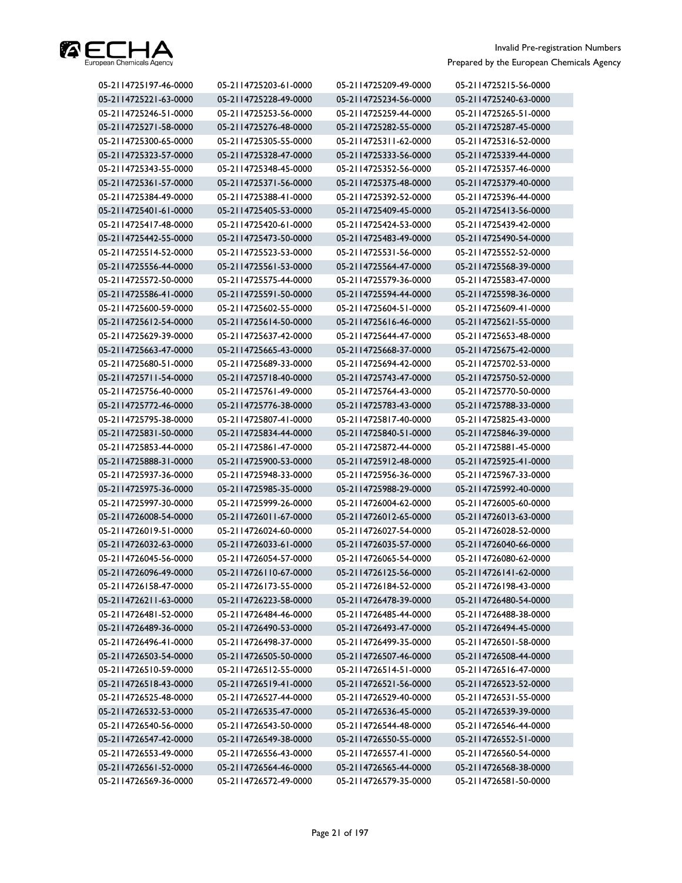| | | | |
|---|---|---|---|
| 05-2114725197-46-0000 | 05-2114725203-61-0000 | 05-2114725209-49-0000 | 05-2114725215-56-0000 |
| 05-2114725221-63-0000 | 05-2114725228-49-0000 | 05-2114725234-56-0000 | 05-2114725240-63-0000 |
| 05-2114725246-51-0000 | 05-2114725253-56-0000 | 05-2114725259-44-0000 | 05-2114725265-51-0000 |
| 05-2114725271-58-0000 | 05-2114725276-48-0000 | 05-2114725282-55-0000 | 05-2114725287-45-0000 |
| 05-2114725300-65-0000 | 05-2114725305-55-0000 | 05-2114725311-62-0000 | 05-2114725316-52-0000 |
| 05-2114725323-57-0000 | 05-2114725328-47-0000 | 05-2114725333-56-0000 | 05-2114725339-44-0000 |
| 05-2114725343-55-0000 | 05-2114725348-45-0000 | 05-2114725352-56-0000 | 05-2114725357-46-0000 |
| 05-2114725361-57-0000 | 05-2114725371-56-0000 | 05-2114725375-48-0000 | 05-2114725379-40-0000 |
| 05-2114725384-49-0000 | 05-2114725388-41-0000 | 05-2114725392-52-0000 | 05-2114725396-44-0000 |
| 05-2114725401-61-0000 | 05-2114725405-53-0000 | 05-2114725409-45-0000 | 05-2114725413-56-0000 |
| 05-2114725417-48-0000 | 05-2114725420-61-0000 | 05-2114725424-53-0000 | 05-2114725439-42-0000 |
| 05-2114725442-55-0000 | 05-2114725473-50-0000 | 05-2114725483-49-0000 | 05-2114725490-54-0000 |
| 05-2114725514-52-0000 | 05-2114725523-53-0000 | 05-2114725531-56-0000 | 05-2114725552-52-0000 |
| 05-2114725556-44-0000 | 05-2114725561-53-0000 | 05-2114725564-47-0000 | 05-2114725568-39-0000 |
| 05-2114725572-50-0000 | 05-2114725575-44-0000 | 05-2114725579-36-0000 | 05-2114725583-47-0000 |
| 05-2114725586-41-0000 | 05-2114725591-50-0000 | 05-2114725594-44-0000 | 05-2114725598-36-0000 |
| 05-2114725600-59-0000 | 05-2114725602-55-0000 | 05-2114725604-51-0000 | 05-2114725609-41-0000 |
| 05-2114725612-54-0000 | 05-2114725614-50-0000 | 05-2114725616-46-0000 | 05-2114725621-55-0000 |
| 05-2114725629-39-0000 | 05-2114725637-42-0000 | 05-2114725644-47-0000 | 05-2114725653-48-0000 |
| 05-2114725663-47-0000 | 05-2114725665-43-0000 | 05-2114725668-37-0000 | 05-2114725675-42-0000 |
| 05-2114725680-51-0000 | 05-2114725689-33-0000 | 05-2114725694-42-0000 | 05-2114725702-53-0000 |
| 05-2114725711-54-0000 | 05-2114725718-40-0000 | 05-2114725743-47-0000 | 05-2114725750-52-0000 |
| 05-2114725756-40-0000 | 05-2114725761-49-0000 | 05-2114725764-43-0000 | 05-2114725770-50-0000 |
| 05-2114725772-46-0000 | 05-2114725776-38-0000 | 05-2114725783-43-0000 | 05-2114725788-33-0000 |
| 05-2114725795-38-0000 | 05-2114725807-41-0000 | 05-2114725817-40-0000 | 05-2114725825-43-0000 |
| 05-2114725831-50-0000 | 05-2114725834-44-0000 | 05-2114725840-51-0000 | 05-2114725846-39-0000 |
| 05-2114725853-44-0000 | 05-2114725861-47-0000 | 05-2114725872-44-0000 | 05-2114725881-45-0000 |
| 05-2114725888-31-0000 | 05-2114725900-53-0000 | 05-2114725912-48-0000 | 05-2114725925-41-0000 |
| 05-2114725937-36-0000 | 05-2114725948-33-0000 | 05-2114725956-36-0000 | 05-2114725967-33-0000 |
| 05-2114725975-36-0000 | 05-2114725985-35-0000 | 05-2114725988-29-0000 | 05-2114725992-40-0000 |
| 05-2114725997-30-0000 | 05-2114725999-26-0000 | 05-2114726004-62-0000 | 05-2114726005-60-0000 |
| 05-2114726008-54-0000 | 05-2114726011-67-0000 | 05-2114726012-65-0000 | 05-2114726013-63-0000 |
| 05-2114726019-51-0000 | 05-2114726024-60-0000 | 05-2114726027-54-0000 | 05-2114726028-52-0000 |
| 05-2114726032-63-0000 | 05-2114726033-61-0000 | 05-2114726035-57-0000 | 05-2114726040-66-0000 |
| 05-2114726045-56-0000 | 05-2114726054-57-0000 | 05-2114726065-54-0000 | 05-2114726080-62-0000 |
| 05-2114726096-49-0000 | 05-2114726110-67-0000 | 05-2114726125-56-0000 | 05-2114726141-62-0000 |
| 05-2114726158-47-0000 | 05-2114726173-55-0000 | 05-2114726184-52-0000 | 05-2114726198-43-0000 |
| 05-2114726211-63-0000 | 05-2114726223-58-0000 | 05-2114726478-39-0000 | 05-2114726480-54-0000 |
| 05-2114726481-52-0000 | 05-2114726484-46-0000 | 05-2114726485-44-0000 | 05-2114726488-38-0000 |
| 05-2114726489-36-0000 | 05-2114726490-53-0000 | 05-2114726493-47-0000 | 05-2114726494-45-0000 |
| 05-2114726496-41-0000 | 05-2114726498-37-0000 | 05-2114726499-35-0000 | 05-2114726501-58-0000 |
| 05-2114726503-54-0000 | 05-2114726505-50-0000 | 05-2114726507-46-0000 | 05-2114726508-44-0000 |
| 05-2114726510-59-0000 | 05-2114726512-55-0000 | 05-2114726514-51-0000 | 05-2114726516-47-0000 |
| 05-2114726518-43-0000 | 05-2114726519-41-0000 | 05-2114726521-56-0000 | 05-2114726523-52-0000 |
| 05-2114726525-48-0000 | 05-2114726527-44-0000 | 05-2114726529-40-0000 | 05-2114726531-55-0000 |
| 05-2114726532-53-0000 | 05-2114726535-47-0000 | 05-2114726536-45-0000 | 05-2114726539-39-0000 |
| 05-2114726540-56-0000 | 05-2114726543-50-0000 | 05-2114726544-48-0000 | 05-2114726546-44-0000 |
| 05-2114726547-42-0000 | 05-2114726549-38-0000 | 05-2114726550-55-0000 | 05-2114726552-51-0000 |
| 05-2114726553-49-0000 | 05-2114726556-43-0000 | 05-2114726557-41-0000 | 05-2114726560-54-0000 |
| 05-2114726561-52-0000 | 05-2114726564-46-0000 | 05-2114726565-44-0000 | 05-2114726568-38-0000 |
| 05-2114726569-36-0000 | 05-2114726572-49-0000 | 05-2114726579-35-0000 | 05-2114726581-50-0000 |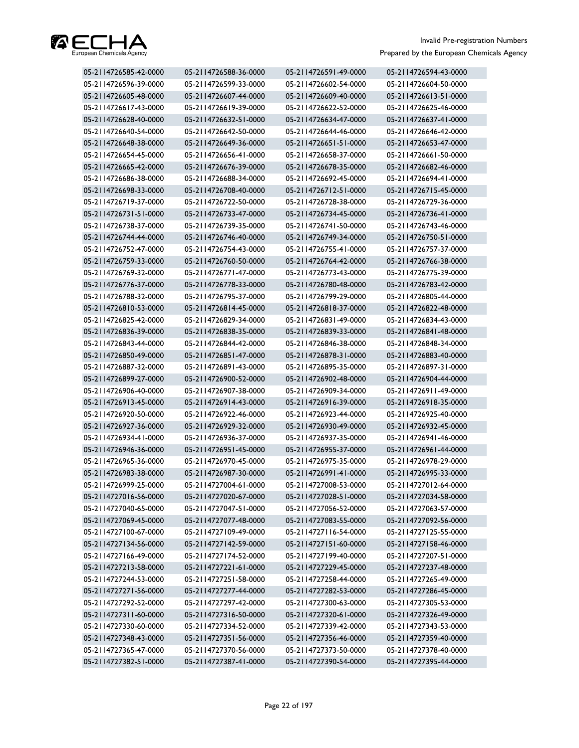| | | | |
|---|---|---|---|
| 05-2114726585-42-0000 | 05-2114726588-36-0000 | 05-2114726591-49-0000 | 05-2114726594-43-0000 |
| 05-2114726596-39-0000 | 05-2114726599-33-0000 | 05-2114726602-54-0000 | 05-2114726604-50-0000 |
| 05-2114726605-48-0000 | 05-2114726607-44-0000 | 05-2114726609-40-0000 | 05-2114726613-51-0000 |
| 05-2114726617-43-0000 | 05-2114726619-39-0000 | 05-2114726622-52-0000 | 05-2114726625-46-0000 |
| 05-2114726628-40-0000 | 05-2114726632-51-0000 | 05-2114726634-47-0000 | 05-2114726637-41-0000 |
| 05-2114726640-54-0000 | 05-2114726642-50-0000 | 05-2114726644-46-0000 | 05-2114726646-42-0000 |
| 05-2114726648-38-0000 | 05-2114726649-36-0000 | 05-2114726651-51-0000 | 05-2114726653-47-0000 |
| 05-2114726654-45-0000 | 05-2114726656-41-0000 | 05-2114726658-37-0000 | 05-2114726661-50-0000 |
| 05-2114726665-42-0000 | 05-2114726676-39-0000 | 05-2114726678-35-0000 | 05-2114726682-46-0000 |
| 05-2114726686-38-0000 | 05-2114726688-34-0000 | 05-2114726692-45-0000 | 05-2114726694-41-0000 |
| 05-2114726698-33-0000 | 05-2114726708-40-0000 | 05-2114726712-51-0000 | 05-2114726715-45-0000 |
| 05-2114726719-37-0000 | 05-2114726722-50-0000 | 05-2114726728-38-0000 | 05-2114726729-36-0000 |
| 05-2114726731-51-0000 | 05-2114726733-47-0000 | 05-2114726734-45-0000 | 05-2114726736-41-0000 |
| 05-2114726738-37-0000 | 05-2114726739-35-0000 | 05-2114726741-50-0000 | 05-2114726743-46-0000 |
| 05-2114726744-44-0000 | 05-2114726746-40-0000 | 05-2114726749-34-0000 | 05-2114726750-51-0000 |
| 05-2114726752-47-0000 | 05-2114726754-43-0000 | 05-2114726755-41-0000 | 05-2114726757-37-0000 |
| 05-2114726759-33-0000 | 05-2114726760-50-0000 | 05-2114726764-42-0000 | 05-2114726766-38-0000 |
| 05-2114726769-32-0000 | 05-2114726771-47-0000 | 05-2114726773-43-0000 | 05-2114726775-39-0000 |
| 05-2114726776-37-0000 | 05-2114726778-33-0000 | 05-2114726780-48-0000 | 05-2114726783-42-0000 |
| 05-2114726788-32-0000 | 05-2114726795-37-0000 | 05-2114726799-29-0000 | 05-2114726805-44-0000 |
| 05-2114726810-53-0000 | 05-2114726814-45-0000 | 05-2114726818-37-0000 | 05-2114726822-48-0000 |
| 05-2114726825-42-0000 | 05-2114726829-34-0000 | 05-2114726831-49-0000 | 05-2114726834-43-0000 |
| 05-2114726836-39-0000 | 05-2114726838-35-0000 | 05-2114726839-33-0000 | 05-2114726841-48-0000 |
| 05-2114726843-44-0000 | 05-2114726844-42-0000 | 05-2114726846-38-0000 | 05-2114726848-34-0000 |
| 05-2114726850-49-0000 | 05-2114726851-47-0000 | 05-2114726878-31-0000 | 05-2114726883-40-0000 |
| 05-2114726887-32-0000 | 05-2114726891-43-0000 | 05-2114726895-35-0000 | 05-2114726897-31-0000 |
| 05-2114726899-27-0000 | 05-2114726900-52-0000 | 05-2114726902-48-0000 | 05-2114726904-44-0000 |
| 05-2114726906-40-0000 | 05-2114726907-38-0000 | 05-2114726909-34-0000 | 05-2114726911-49-0000 |
| 05-2114726913-45-0000 | 05-2114726914-43-0000 | 05-2114726916-39-0000 | 05-2114726918-35-0000 |
| 05-2114726920-50-0000 | 05-2114726922-46-0000 | 05-2114726923-44-0000 | 05-2114726925-40-0000 |
| 05-2114726927-36-0000 | 05-2114726929-32-0000 | 05-2114726930-49-0000 | 05-2114726932-45-0000 |
| 05-2114726934-41-0000 | 05-2114726936-37-0000 | 05-2114726937-35-0000 | 05-2114726941-46-0000 |
| 05-2114726946-36-0000 | 05-2114726951-45-0000 | 05-2114726955-37-0000 | 05-2114726961-44-0000 |
| 05-2114726965-36-0000 | 05-2114726970-45-0000 | 05-2114726975-35-0000 | 05-2114726978-29-0000 |
| 05-2114726983-38-0000 | 05-2114726987-30-0000 | 05-2114726991-41-0000 | 05-2114726995-33-0000 |
| 05-2114726999-25-0000 | 05-2114727004-61-0000 | 05-2114727008-53-0000 | 05-2114727012-64-0000 |
| 05-2114727016-56-0000 | 05-2114727020-67-0000 | 05-2114727028-51-0000 | 05-2114727034-58-0000 |
| 05-2114727040-65-0000 | 05-2114727047-51-0000 | 05-2114727056-52-0000 | 05-2114727063-57-0000 |
| 05-2114727069-45-0000 | 05-2114727077-48-0000 | 05-2114727083-55-0000 | 05-2114727092-56-0000 |
| 05-2114727100-67-0000 | 05-2114727109-49-0000 | 05-2114727116-54-0000 | 05-2114727125-55-0000 |
| 05-2114727134-56-0000 | 05-2114727142-59-0000 | 05-2114727151-60-0000 | 05-2114727158-46-0000 |
| 05-2114727166-49-0000 | 05-2114727174-52-0000 | 05-2114727199-40-0000 | 05-2114727207-51-0000 |
| 05-2114727213-58-0000 | 05-2114727221-61-0000 | 05-2114727229-45-0000 | 05-2114727237-48-0000 |
| 05-2114727244-53-0000 | 05-2114727251-58-0000 | 05-2114727258-44-0000 | 05-2114727265-49-0000 |
| 05-2114727271-56-0000 | 05-2114727277-44-0000 | 05-2114727282-53-0000 | 05-2114727286-45-0000 |
| 05-2114727292-52-0000 | 05-2114727297-42-0000 | 05-2114727300-63-0000 | 05-2114727305-53-0000 |
| 05-2114727311-60-0000 | 05-2114727316-50-0000 | 05-2114727320-61-0000 | 05-2114727326-49-0000 |
| 05-2114727330-60-0000 | 05-2114727334-52-0000 | 05-2114727339-42-0000 | 05-2114727343-53-0000 |
| 05-2114727348-43-0000 | 05-2114727351-56-0000 | 05-2114727356-46-0000 | 05-2114727359-40-0000 |
| 05-2114727365-47-0000 | 05-2114727370-56-0000 | 05-2114727373-50-0000 | 05-2114727378-40-0000 |
| 05-2114727382-51-0000 | 05-2114727387-41-0000 | 05-2114727390-54-0000 | 05-2114727395-44-0000 |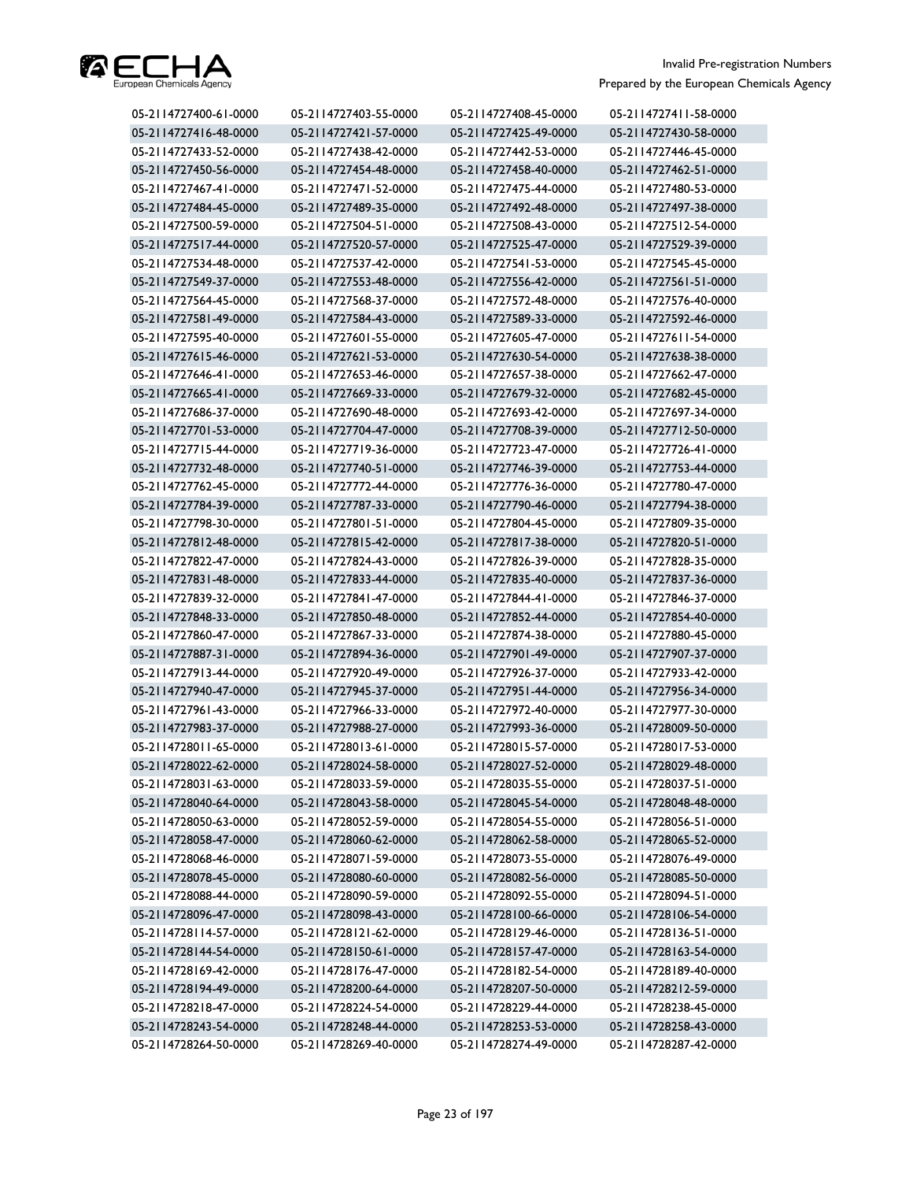| | | | |
|---|---|---|---|
| 05-2114727400-61-0000 | 05-2114727403-55-0000 | 05-2114727408-45-0000 | 05-2114727411-58-0000 |
| 05-2114727416-48-0000 | 05-2114727421-57-0000 | 05-2114727425-49-0000 | 05-2114727430-58-0000 |
| 05-2114727433-52-0000 | 05-2114727438-42-0000 | 05-2114727442-53-0000 | 05-2114727446-45-0000 |
| 05-2114727450-56-0000 | 05-2114727454-48-0000 | 05-2114727458-40-0000 | 05-2114727462-51-0000 |
| 05-2114727467-41-0000 | 05-2114727471-52-0000 | 05-2114727475-44-0000 | 05-2114727480-53-0000 |
| 05-2114727484-45-0000 | 05-2114727489-35-0000 | 05-2114727492-48-0000 | 05-2114727497-38-0000 |
| 05-2114727500-59-0000 | 05-2114727504-51-0000 | 05-2114727508-43-0000 | 05-2114727512-54-0000 |
| 05-2114727517-44-0000 | 05-2114727520-57-0000 | 05-2114727525-47-0000 | 05-2114727529-39-0000 |
| 05-2114727534-48-0000 | 05-2114727537-42-0000 | 05-2114727541-53-0000 | 05-2114727545-45-0000 |
| 05-2114727549-37-0000 | 05-2114727553-48-0000 | 05-2114727556-42-0000 | 05-2114727561-51-0000 |
| 05-2114727564-45-0000 | 05-2114727568-37-0000 | 05-2114727572-48-0000 | 05-2114727576-40-0000 |
| 05-2114727581-49-0000 | 05-2114727584-43-0000 | 05-2114727589-33-0000 | 05-2114727592-46-0000 |
| 05-2114727595-40-0000 | 05-2114727601-55-0000 | 05-2114727605-47-0000 | 05-2114727611-54-0000 |
| 05-2114727615-46-0000 | 05-2114727621-53-0000 | 05-2114727630-54-0000 | 05-2114727638-38-0000 |
| 05-2114727646-41-0000 | 05-2114727653-46-0000 | 05-2114727657-38-0000 | 05-2114727662-47-0000 |
| 05-2114727665-41-0000 | 05-2114727669-33-0000 | 05-2114727679-32-0000 | 05-2114727682-45-0000 |
| 05-2114727686-37-0000 | 05-2114727690-48-0000 | 05-2114727693-42-0000 | 05-2114727697-34-0000 |
| 05-2114727701-53-0000 | 05-2114727704-47-0000 | 05-2114727708-39-0000 | 05-2114727712-50-0000 |
| 05-2114727715-44-0000 | 05-2114727719-36-0000 | 05-2114727723-47-0000 | 05-2114727726-41-0000 |
| 05-2114727732-48-0000 | 05-2114727740-51-0000 | 05-2114727746-39-0000 | 05-2114727753-44-0000 |
| 05-2114727762-45-0000 | 05-2114727772-44-0000 | 05-2114727776-36-0000 | 05-2114727780-47-0000 |
| 05-2114727784-39-0000 | 05-2114727787-33-0000 | 05-2114727790-46-0000 | 05-2114727794-38-0000 |
| 05-2114727798-30-0000 | 05-2114727801-51-0000 | 05-2114727804-45-0000 | 05-2114727809-35-0000 |
| 05-2114727812-48-0000 | 05-2114727815-42-0000 | 05-2114727817-38-0000 | 05-2114727820-51-0000 |
| 05-2114727822-47-0000 | 05-2114727824-43-0000 | 05-2114727826-39-0000 | 05-2114727828-35-0000 |
| 05-2114727831-48-0000 | 05-2114727833-44-0000 | 05-2114727835-40-0000 | 05-2114727837-36-0000 |
| 05-2114727839-32-0000 | 05-2114727841-47-0000 | 05-2114727844-41-0000 | 05-2114727846-37-0000 |
| 05-2114727848-33-0000 | 05-2114727850-48-0000 | 05-2114727852-44-0000 | 05-2114727854-40-0000 |
| 05-2114727860-47-0000 | 05-2114727867-33-0000 | 05-2114727874-38-0000 | 05-2114727880-45-0000 |
| 05-2114727887-31-0000 | 05-2114727894-36-0000 | 05-2114727901-49-0000 | 05-2114727907-37-0000 |
| 05-2114727913-44-0000 | 05-2114727920-49-0000 | 05-2114727926-37-0000 | 05-2114727933-42-0000 |
| 05-2114727940-47-0000 | 05-2114727945-37-0000 | 05-2114727951-44-0000 | 05-2114727956-34-0000 |
| 05-2114727961-43-0000 | 05-2114727966-33-0000 | 05-2114727972-40-0000 | 05-2114727977-30-0000 |
| 05-2114727983-37-0000 | 05-2114727988-27-0000 | 05-2114727993-36-0000 | 05-2114728009-50-0000 |
| 05-2114728011-65-0000 | 05-2114728013-61-0000 | 05-2114728015-57-0000 | 05-2114728017-53-0000 |
| 05-2114728022-62-0000 | 05-2114728024-58-0000 | 05-2114728027-52-0000 | 05-2114728029-48-0000 |
| 05-2114728031-63-0000 | 05-2114728033-59-0000 | 05-2114728035-55-0000 | 05-2114728037-51-0000 |
| 05-2114728040-64-0000 | 05-2114728043-58-0000 | 05-2114728045-54-0000 | 05-2114728048-48-0000 |
| 05-2114728050-63-0000 | 05-2114728052-59-0000 | 05-2114728054-55-0000 | 05-2114728056-51-0000 |
| 05-2114728058-47-0000 | 05-2114728060-62-0000 | 05-2114728062-58-0000 | 05-2114728065-52-0000 |
| 05-2114728068-46-0000 | 05-2114728071-59-0000 | 05-2114728073-55-0000 | 05-2114728076-49-0000 |
| 05-2114728078-45-0000 | 05-2114728080-60-0000 | 05-2114728082-56-0000 | 05-2114728085-50-0000 |
| 05-2114728088-44-0000 | 05-2114728090-59-0000 | 05-2114728092-55-0000 | 05-2114728094-51-0000 |
| 05-2114728096-47-0000 | 05-2114728098-43-0000 | 05-2114728100-66-0000 | 05-2114728106-54-0000 |
| 05-2114728114-57-0000 | 05-2114728121-62-0000 | 05-2114728129-46-0000 | 05-2114728136-51-0000 |
| 05-2114728144-54-0000 | 05-2114728150-61-0000 | 05-2114728157-47-0000 | 05-2114728163-54-0000 |
| 05-2114728169-42-0000 | 05-2114728176-47-0000 | 05-2114728182-54-0000 | 05-2114728189-40-0000 |
| 05-2114728194-49-0000 | 05-2114728200-64-0000 | 05-2114728207-50-0000 | 05-2114728212-59-0000 |
| 05-2114728218-47-0000 | 05-2114728224-54-0000 | 05-2114728229-44-0000 | 05-2114728238-45-0000 |
| 05-2114728243-54-0000 | 05-2114728248-44-0000 | 05-2114728253-53-0000 | 05-2114728258-43-0000 |
| 05-2114728264-50-0000 | 05-2114728269-40-0000 | 05-2114728274-49-0000 | 05-2114728287-42-0000 |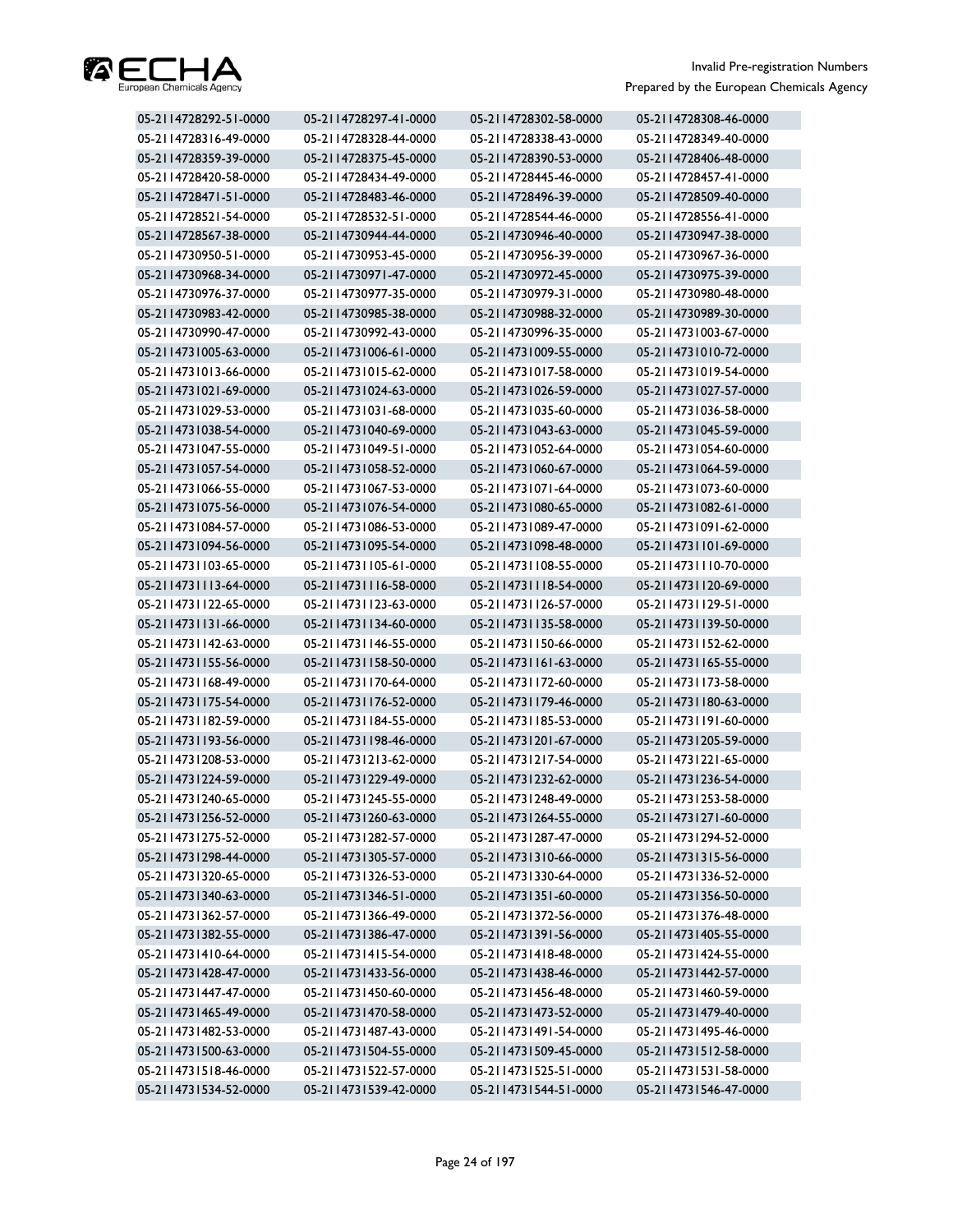| | | | |
|---|---|---|---|
| 05-2114728292-51-0000 | 05-2114728297-41-0000 | 05-2114728302-58-0000 | 05-2114728308-46-0000 |
| 05-2114728316-49-0000 | 05-2114728328-44-0000 | 05-2114728338-43-0000 | 05-2114728349-40-0000 |
| 05-2114728359-39-0000 | 05-2114728375-45-0000 | 05-2114728390-53-0000 | 05-2114728406-48-0000 |
| 05-2114728420-58-0000 | 05-2114728434-49-0000 | 05-2114728445-46-0000 | 05-2114728457-41-0000 |
| 05-2114728471-51-0000 | 05-2114728483-46-0000 | 05-2114728496-39-0000 | 05-2114728509-40-0000 |
| 05-2114728521-54-0000 | 05-2114728532-51-0000 | 05-2114728544-46-0000 | 05-2114728556-41-0000 |
| 05-2114728567-38-0000 | 05-2114730944-44-0000 | 05-2114730946-40-0000 | 05-2114730947-38-0000 |
| 05-2114730950-51-0000 | 05-2114730953-45-0000 | 05-2114730956-39-0000 | 05-2114730967-36-0000 |
| 05-2114730968-34-0000 | 05-2114730971-47-0000 | 05-2114730972-45-0000 | 05-2114730975-39-0000 |
| 05-2114730976-37-0000 | 05-2114730977-35-0000 | 05-2114730979-31-0000 | 05-2114730980-48-0000 |
| 05-2114730983-42-0000 | 05-2114730985-38-0000 | 05-2114730988-32-0000 | 05-2114730989-30-0000 |
| 05-2114730990-47-0000 | 05-2114730992-43-0000 | 05-2114730996-35-0000 | 05-2114731003-67-0000 |
| 05-2114731005-63-0000 | 05-2114731006-61-0000 | 05-2114731009-55-0000 | 05-2114731010-72-0000 |
| 05-2114731013-66-0000 | 05-2114731015-62-0000 | 05-2114731017-58-0000 | 05-2114731019-54-0000 |
| 05-2114731021-69-0000 | 05-2114731024-63-0000 | 05-2114731026-59-0000 | 05-2114731027-57-0000 |
| 05-2114731029-53-0000 | 05-2114731031-68-0000 | 05-2114731035-60-0000 | 05-2114731036-58-0000 |
| 05-2114731038-54-0000 | 05-2114731040-69-0000 | 05-2114731043-63-0000 | 05-2114731045-59-0000 |
| 05-2114731047-55-0000 | 05-2114731049-51-0000 | 05-2114731052-64-0000 | 05-2114731054-60-0000 |
| 05-2114731057-54-0000 | 05-2114731058-52-0000 | 05-2114731060-67-0000 | 05-2114731064-59-0000 |
| 05-2114731066-55-0000 | 05-2114731067-53-0000 | 05-2114731071-64-0000 | 05-2114731073-60-0000 |
| 05-2114731075-56-0000 | 05-2114731076-54-0000 | 05-2114731080-65-0000 | 05-2114731082-61-0000 |
| 05-2114731084-57-0000 | 05-2114731086-53-0000 | 05-2114731089-47-0000 | 05-2114731091-62-0000 |
| 05-2114731094-56-0000 | 05-2114731095-54-0000 | 05-2114731098-48-0000 | 05-2114731101-69-0000 |
| 05-2114731103-65-0000 | 05-2114731105-61-0000 | 05-2114731108-55-0000 | 05-2114731110-70-0000 |
| 05-2114731113-64-0000 | 05-2114731116-58-0000 | 05-2114731118-54-0000 | 05-2114731120-69-0000 |
| 05-2114731122-65-0000 | 05-2114731123-63-0000 | 05-2114731126-57-0000 | 05-2114731129-51-0000 |
| 05-2114731131-66-0000 | 05-2114731134-60-0000 | 05-2114731135-58-0000 | 05-2114731139-50-0000 |
| 05-2114731142-63-0000 | 05-2114731146-55-0000 | 05-2114731150-66-0000 | 05-2114731152-62-0000 |
| 05-2114731155-56-0000 | 05-2114731158-50-0000 | 05-2114731161-63-0000 | 05-2114731165-55-0000 |
| 05-2114731168-49-0000 | 05-2114731170-64-0000 | 05-2114731172-60-0000 | 05-2114731173-58-0000 |
| 05-2114731175-54-0000 | 05-2114731176-52-0000 | 05-2114731179-46-0000 | 05-2114731180-63-0000 |
| 05-2114731182-59-0000 | 05-2114731184-55-0000 | 05-2114731185-53-0000 | 05-2114731191-60-0000 |
| 05-2114731193-56-0000 | 05-2114731198-46-0000 | 05-2114731201-67-0000 | 05-2114731205-59-0000 |
| 05-2114731208-53-0000 | 05-2114731213-62-0000 | 05-2114731217-54-0000 | 05-2114731221-65-0000 |
| 05-2114731224-59-0000 | 05-2114731229-49-0000 | 05-2114731232-62-0000 | 05-2114731236-54-0000 |
| 05-2114731240-65-0000 | 05-2114731245-55-0000 | 05-2114731248-49-0000 | 05-2114731253-58-0000 |
| 05-2114731256-52-0000 | 05-2114731260-63-0000 | 05-2114731264-55-0000 | 05-2114731271-60-0000 |
| 05-2114731275-52-0000 | 05-2114731282-57-0000 | 05-2114731287-47-0000 | 05-2114731294-52-0000 |
| 05-2114731298-44-0000 | 05-2114731305-57-0000 | 05-2114731310-66-0000 | 05-2114731315-56-0000 |
| 05-2114731320-65-0000 | 05-2114731326-53-0000 | 05-2114731330-64-0000 | 05-2114731336-52-0000 |
| 05-2114731340-63-0000 | 05-2114731346-51-0000 | 05-2114731351-60-0000 | 05-2114731356-50-0000 |
| 05-2114731362-57-0000 | 05-2114731366-49-0000 | 05-2114731372-56-0000 | 05-2114731376-48-0000 |
| 05-2114731382-55-0000 | 05-2114731386-47-0000 | 05-2114731391-56-0000 | 05-2114731405-55-0000 |
| 05-2114731410-64-0000 | 05-2114731415-54-0000 | 05-2114731418-48-0000 | 05-2114731424-55-0000 |
| 05-2114731428-47-0000 | 05-2114731433-56-0000 | 05-2114731438-46-0000 | 05-2114731442-57-0000 |
| 05-2114731447-47-0000 | 05-2114731450-60-0000 | 05-2114731456-48-0000 | 05-2114731460-59-0000 |
| 05-2114731465-49-0000 | 05-2114731470-58-0000 | 05-2114731473-52-0000 | 05-2114731479-40-0000 |
| 05-2114731482-53-0000 | 05-2114731487-43-0000 | 05-2114731491-54-0000 | 05-2114731495-46-0000 |
| 05-2114731500-63-0000 | 05-2114731504-55-0000 | 05-2114731509-45-0000 | 05-2114731512-58-0000 |
| 05-2114731518-46-0000 | 05-2114731522-57-0000 | 05-2114731525-51-0000 | 05-2114731531-58-0000 |
| 05-2114731534-52-0000 | 05-2114731539-42-0000 | 05-2114731544-51-0000 | 05-2114731546-47-0000 |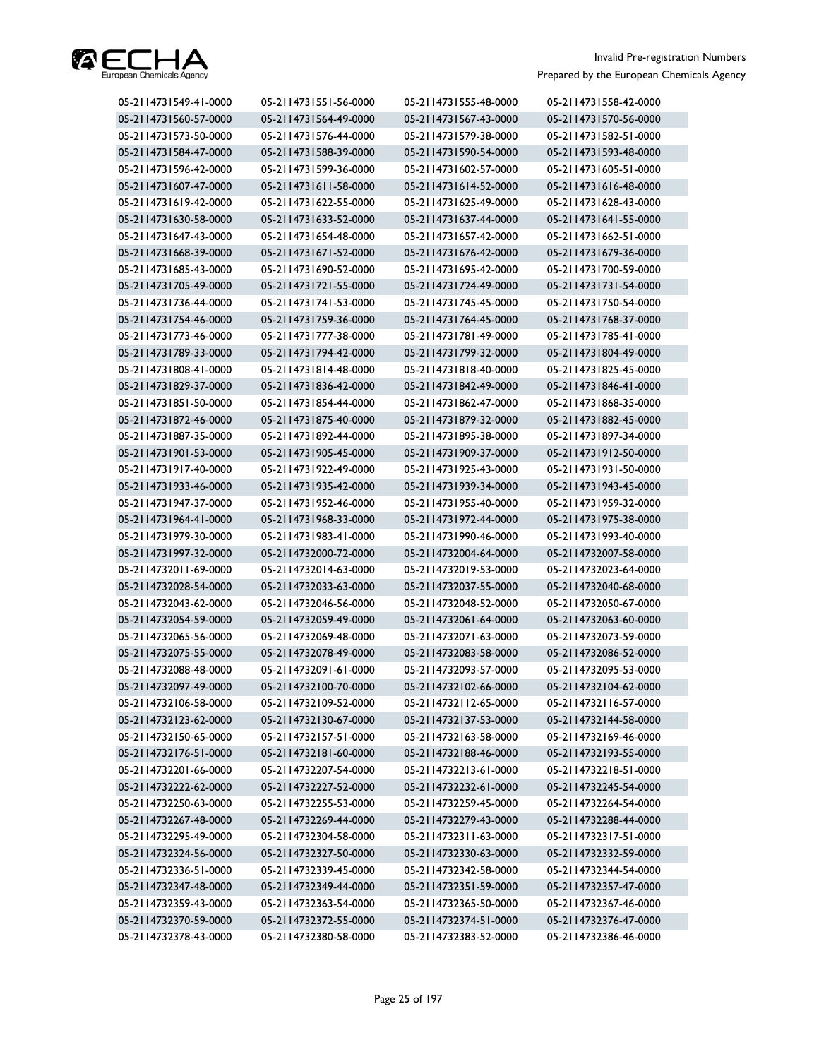| | | | |
|---|---|---|---|
| 05-2114731549-41-0000 | 05-2114731551-56-0000 | 05-2114731555-48-0000 | 05-2114731558-42-0000 |
| 05-2114731560-57-0000 | 05-2114731564-49-0000 | 05-2114731567-43-0000 | 05-2114731570-56-0000 |
| 05-2114731573-50-0000 | 05-2114731576-44-0000 | 05-2114731579-38-0000 | 05-2114731582-51-0000 |
| 05-2114731584-47-0000 | 05-2114731588-39-0000 | 05-2114731590-54-0000 | 05-2114731593-48-0000 |
| 05-2114731596-42-0000 | 05-2114731599-36-0000 | 05-2114731602-57-0000 | 05-2114731605-51-0000 |
| 05-2114731607-47-0000 | 05-2114731611-58-0000 | 05-2114731614-52-0000 | 05-2114731616-48-0000 |
| 05-2114731619-42-0000 | 05-2114731622-55-0000 | 05-2114731625-49-0000 | 05-2114731628-43-0000 |
| 05-2114731630-58-0000 | 05-2114731633-52-0000 | 05-2114731637-44-0000 | 05-2114731641-55-0000 |
| 05-2114731647-43-0000 | 05-2114731654-48-0000 | 05-2114731657-42-0000 | 05-2114731662-51-0000 |
| 05-2114731668-39-0000 | 05-2114731671-52-0000 | 05-2114731676-42-0000 | 05-2114731679-36-0000 |
| 05-2114731685-43-0000 | 05-2114731690-52-0000 | 05-2114731695-42-0000 | 05-2114731700-59-0000 |
| 05-2114731705-49-0000 | 05-2114731721-55-0000 | 05-2114731724-49-0000 | 05-2114731731-54-0000 |
| 05-2114731736-44-0000 | 05-2114731741-53-0000 | 05-2114731745-45-0000 | 05-2114731750-54-0000 |
| 05-2114731754-46-0000 | 05-2114731759-36-0000 | 05-2114731764-45-0000 | 05-2114731768-37-0000 |
| 05-2114731773-46-0000 | 05-2114731777-38-0000 | 05-2114731781-49-0000 | 05-2114731785-41-0000 |
| 05-2114731789-33-0000 | 05-2114731794-42-0000 | 05-2114731799-32-0000 | 05-2114731804-49-0000 |
| 05-2114731808-41-0000 | 05-2114731814-48-0000 | 05-2114731818-40-0000 | 05-2114731825-45-0000 |
| 05-2114731829-37-0000 | 05-2114731836-42-0000 | 05-2114731842-49-0000 | 05-2114731846-41-0000 |
| 05-2114731851-50-0000 | 05-2114731854-44-0000 | 05-2114731862-47-0000 | 05-2114731868-35-0000 |
| 05-2114731872-46-0000 | 05-2114731875-40-0000 | 05-2114731879-32-0000 | 05-2114731882-45-0000 |
| 05-2114731887-35-0000 | 05-2114731892-44-0000 | 05-2114731895-38-0000 | 05-2114731897-34-0000 |
| 05-2114731901-53-0000 | 05-2114731905-45-0000 | 05-2114731909-37-0000 | 05-2114731912-50-0000 |
| 05-2114731917-40-0000 | 05-2114731922-49-0000 | 05-2114731925-43-0000 | 05-2114731931-50-0000 |
| 05-2114731933-46-0000 | 05-2114731935-42-0000 | 05-2114731939-34-0000 | 05-2114731943-45-0000 |
| 05-2114731947-37-0000 | 05-2114731952-46-0000 | 05-2114731955-40-0000 | 05-2114731959-32-0000 |
| 05-2114731964-41-0000 | 05-2114731968-33-0000 | 05-2114731972-44-0000 | 05-2114731975-38-0000 |
| 05-2114731979-30-0000 | 05-2114731983-41-0000 | 05-2114731990-46-0000 | 05-2114731993-40-0000 |
| 05-2114731997-32-0000 | 05-2114732000-72-0000 | 05-2114732004-64-0000 | 05-2114732007-58-0000 |
| 05-2114732011-69-0000 | 05-2114732014-63-0000 | 05-2114732019-53-0000 | 05-2114732023-64-0000 |
| 05-2114732028-54-0000 | 05-2114732033-63-0000 | 05-2114732037-55-0000 | 05-2114732040-68-0000 |
| 05-2114732043-62-0000 | 05-2114732046-56-0000 | 05-2114732048-52-0000 | 05-2114732050-67-0000 |
| 05-2114732054-59-0000 | 05-2114732059-49-0000 | 05-2114732061-64-0000 | 05-2114732063-60-0000 |
| 05-2114732065-56-0000 | 05-2114732069-48-0000 | 05-2114732071-63-0000 | 05-2114732073-59-0000 |
| 05-2114732075-55-0000 | 05-2114732078-49-0000 | 05-2114732083-58-0000 | 05-2114732086-52-0000 |
| 05-2114732088-48-0000 | 05-2114732091-61-0000 | 05-2114732093-57-0000 | 05-2114732095-53-0000 |
| 05-2114732097-49-0000 | 05-2114732100-70-0000 | 05-2114732102-66-0000 | 05-2114732104-62-0000 |
| 05-2114732106-58-0000 | 05-2114732109-52-0000 | 05-2114732112-65-0000 | 05-2114732116-57-0000 |
| 05-2114732123-62-0000 | 05-2114732130-67-0000 | 05-2114732137-53-0000 | 05-2114732144-58-0000 |
| 05-2114732150-65-0000 | 05-2114732157-51-0000 | 05-2114732163-58-0000 | 05-2114732169-46-0000 |
| 05-2114732176-51-0000 | 05-2114732181-60-0000 | 05-2114732188-46-0000 | 05-2114732193-55-0000 |
| 05-2114732201-66-0000 | 05-2114732207-54-0000 | 05-2114732213-61-0000 | 05-2114732218-51-0000 |
| 05-2114732222-62-0000 | 05-2114732227-52-0000 | 05-2114732232-61-0000 | 05-2114732245-54-0000 |
| 05-2114732250-63-0000 | 05-2114732255-53-0000 | 05-2114732259-45-0000 | 05-2114732264-54-0000 |
| 05-2114732267-48-0000 | 05-2114732269-44-0000 | 05-2114732279-43-0000 | 05-2114732288-44-0000 |
| 05-2114732295-49-0000 | 05-2114732304-58-0000 | 05-2114732311-63-0000 | 05-2114732317-51-0000 |
| 05-2114732324-56-0000 | 05-2114732327-50-0000 | 05-2114732330-63-0000 | 05-2114732332-59-0000 |
| 05-2114732336-51-0000 | 05-2114732339-45-0000 | 05-2114732342-58-0000 | 05-2114732344-54-0000 |
| 05-2114732347-48-0000 | 05-2114732349-44-0000 | 05-2114732351-59-0000 | 05-2114732357-47-0000 |
| 05-2114732359-43-0000 | 05-2114732363-54-0000 | 05-2114732365-50-0000 | 05-2114732367-46-0000 |
| 05-2114732370-59-0000 | 05-2114732372-55-0000 | 05-2114732374-51-0000 | 05-2114732376-47-0000 |
| 05-2114732378-43-0000 | 05-2114732380-58-0000 | 05-2114732383-52-0000 | 05-2114732386-46-0000 |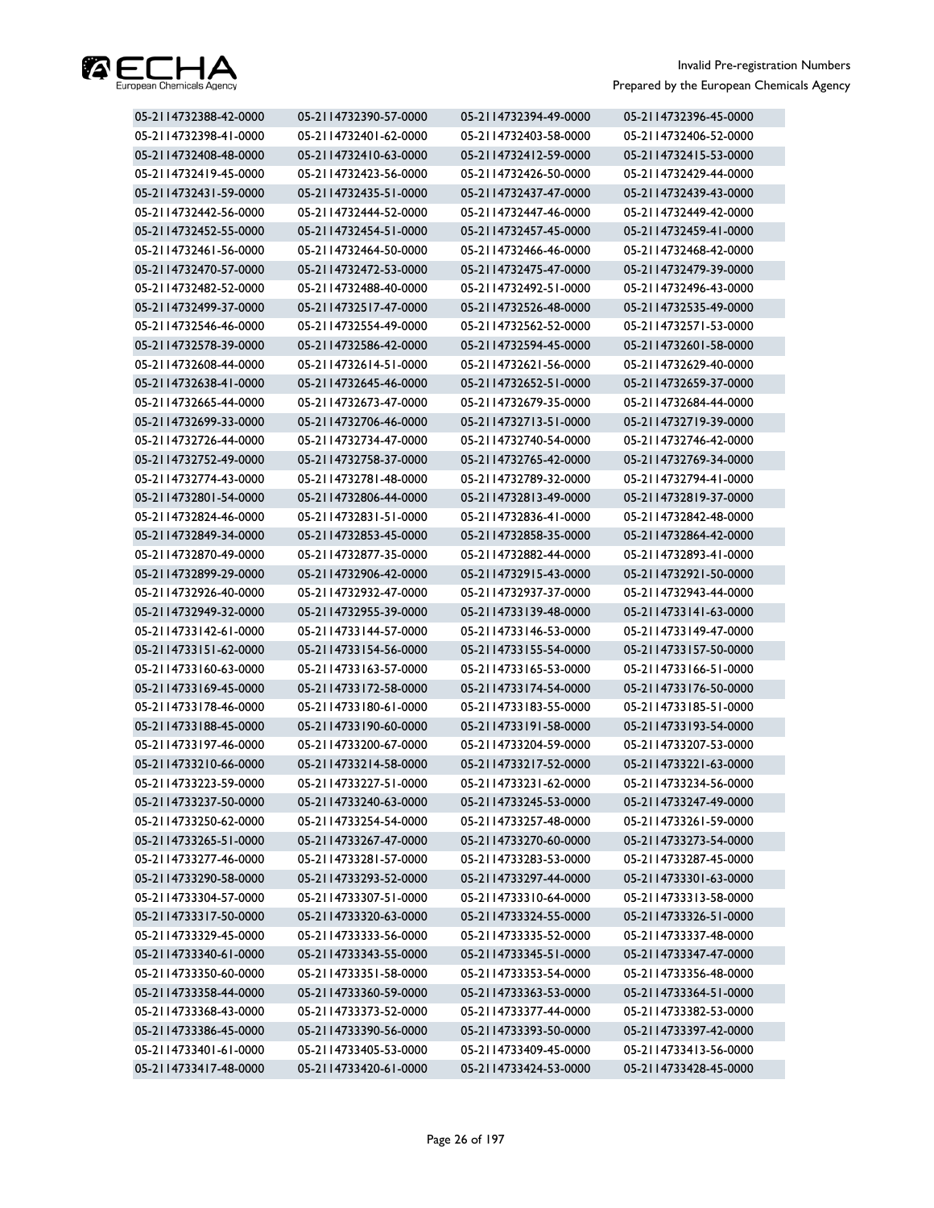| | | | |
|---|---|---|---|
| 05-2114732388-42-0000 | 05-2114732390-57-0000 | 05-2114732394-49-0000 | 05-2114732396-45-0000 |
| 05-2114732398-41-0000 | 05-2114732401-62-0000 | 05-2114732403-58-0000 | 05-2114732406-52-0000 |
| 05-2114732408-48-0000 | 05-2114732410-63-0000 | 05-2114732412-59-0000 | 05-2114732415-53-0000 |
| 05-2114732419-45-0000 | 05-2114732423-56-0000 | 05-2114732426-50-0000 | 05-2114732429-44-0000 |
| 05-2114732431-59-0000 | 05-2114732435-51-0000 | 05-2114732437-47-0000 | 05-2114732439-43-0000 |
| 05-2114732442-56-0000 | 05-2114732444-52-0000 | 05-2114732447-46-0000 | 05-2114732449-42-0000 |
| 05-2114732452-55-0000 | 05-2114732454-51-0000 | 05-2114732457-45-0000 | 05-2114732459-41-0000 |
| 05-2114732461-56-0000 | 05-2114732464-50-0000 | 05-2114732466-46-0000 | 05-2114732468-42-0000 |
| 05-2114732470-57-0000 | 05-2114732472-53-0000 | 05-2114732475-47-0000 | 05-2114732479-39-0000 |
| 05-2114732482-52-0000 | 05-2114732488-40-0000 | 05-2114732492-51-0000 | 05-2114732496-43-0000 |
| 05-2114732499-37-0000 | 05-2114732517-47-0000 | 05-2114732526-48-0000 | 05-2114732535-49-0000 |
| 05-2114732546-46-0000 | 05-2114732554-49-0000 | 05-2114732562-52-0000 | 05-2114732571-53-0000 |
| 05-2114732578-39-0000 | 05-2114732586-42-0000 | 05-2114732594-45-0000 | 05-2114732601-58-0000 |
| 05-2114732608-44-0000 | 05-2114732614-51-0000 | 05-2114732621-56-0000 | 05-2114732629-40-0000 |
| 05-2114732638-41-0000 | 05-2114732645-46-0000 | 05-2114732652-51-0000 | 05-2114732659-37-0000 |
| 05-2114732665-44-0000 | 05-2114732673-47-0000 | 05-2114732679-35-0000 | 05-2114732684-44-0000 |
| 05-2114732699-33-0000 | 05-2114732706-46-0000 | 05-2114732713-51-0000 | 05-2114732719-39-0000 |
| 05-2114732726-44-0000 | 05-2114732734-47-0000 | 05-2114732740-54-0000 | 05-2114732746-42-0000 |
| 05-2114732752-49-0000 | 05-2114732758-37-0000 | 05-2114732765-42-0000 | 05-2114732769-34-0000 |
| 05-2114732774-43-0000 | 05-2114732781-48-0000 | 05-2114732789-32-0000 | 05-2114732794-41-0000 |
| 05-2114732801-54-0000 | 05-2114732806-44-0000 | 05-2114732813-49-0000 | 05-2114732819-37-0000 |
| 05-2114732824-46-0000 | 05-2114732831-51-0000 | 05-2114732836-41-0000 | 05-2114732842-48-0000 |
| 05-2114732849-34-0000 | 05-2114732853-45-0000 | 05-2114732858-35-0000 | 05-2114732864-42-0000 |
| 05-2114732870-49-0000 | 05-2114732877-35-0000 | 05-2114732882-44-0000 | 05-2114732893-41-0000 |
| 05-2114732899-29-0000 | 05-2114732906-42-0000 | 05-2114732915-43-0000 | 05-2114732921-50-0000 |
| 05-2114732926-40-0000 | 05-2114732932-47-0000 | 05-2114732937-37-0000 | 05-2114732943-44-0000 |
| 05-2114732949-32-0000 | 05-2114732955-39-0000 | 05-2114733139-48-0000 | 05-2114733141-63-0000 |
| 05-2114733142-61-0000 | 05-2114733144-57-0000 | 05-2114733146-53-0000 | 05-2114733149-47-0000 |
| 05-2114733151-62-0000 | 05-2114733154-56-0000 | 05-2114733155-54-0000 | 05-2114733157-50-0000 |
| 05-2114733160-63-0000 | 05-2114733163-57-0000 | 05-2114733165-53-0000 | 05-2114733166-51-0000 |
| 05-2114733169-45-0000 | 05-2114733172-58-0000 | 05-2114733174-54-0000 | 05-2114733176-50-0000 |
| 05-2114733178-46-0000 | 05-2114733180-61-0000 | 05-2114733183-55-0000 | 05-2114733185-51-0000 |
| 05-2114733188-45-0000 | 05-2114733190-60-0000 | 05-2114733191-58-0000 | 05-2114733193-54-0000 |
| 05-2114733197-46-0000 | 05-2114733200-67-0000 | 05-2114733204-59-0000 | 05-2114733207-53-0000 |
| 05-2114733210-66-0000 | 05-2114733214-58-0000 | 05-2114733217-52-0000 | 05-2114733221-63-0000 |
| 05-2114733223-59-0000 | 05-2114733227-51-0000 | 05-2114733231-62-0000 | 05-2114733234-56-0000 |
| 05-2114733237-50-0000 | 05-2114733240-63-0000 | 05-2114733245-53-0000 | 05-2114733247-49-0000 |
| 05-2114733250-62-0000 | 05-2114733254-54-0000 | 05-2114733257-48-0000 | 05-2114733261-59-0000 |
| 05-2114733265-51-0000 | 05-2114733267-47-0000 | 05-2114733270-60-0000 | 05-2114733273-54-0000 |
| 05-2114733277-46-0000 | 05-2114733281-57-0000 | 05-2114733283-53-0000 | 05-2114733287-45-0000 |
| 05-2114733290-58-0000 | 05-2114733293-52-0000 | 05-2114733297-44-0000 | 05-2114733301-63-0000 |
| 05-2114733304-57-0000 | 05-2114733307-51-0000 | 05-2114733310-64-0000 | 05-2114733313-58-0000 |
| 05-2114733317-50-0000 | 05-2114733320-63-0000 | 05-2114733324-55-0000 | 05-2114733326-51-0000 |
| 05-2114733329-45-0000 | 05-2114733333-56-0000 | 05-2114733335-52-0000 | 05-2114733337-48-0000 |
| 05-2114733340-61-0000 | 05-2114733343-55-0000 | 05-2114733345-51-0000 | 05-2114733347-47-0000 |
| 05-2114733350-60-0000 | 05-2114733351-58-0000 | 05-2114733353-54-0000 | 05-2114733356-48-0000 |
| 05-2114733358-44-0000 | 05-2114733360-59-0000 | 05-2114733363-53-0000 | 05-2114733364-51-0000 |
| 05-2114733368-43-0000 | 05-2114733373-52-0000 | 05-2114733377-44-0000 | 05-2114733382-53-0000 |
| 05-2114733386-45-0000 | 05-2114733390-56-0000 | 05-2114733393-50-0000 | 05-2114733397-42-0000 |
| 05-2114733401-61-0000 | 05-2114733405-53-0000 | 05-2114733409-45-0000 | 05-2114733413-56-0000 |
| 05-2114733417-48-0000 | 05-2114733420-61-0000 | 05-2114733424-53-0000 | 05-2114733428-45-0000 |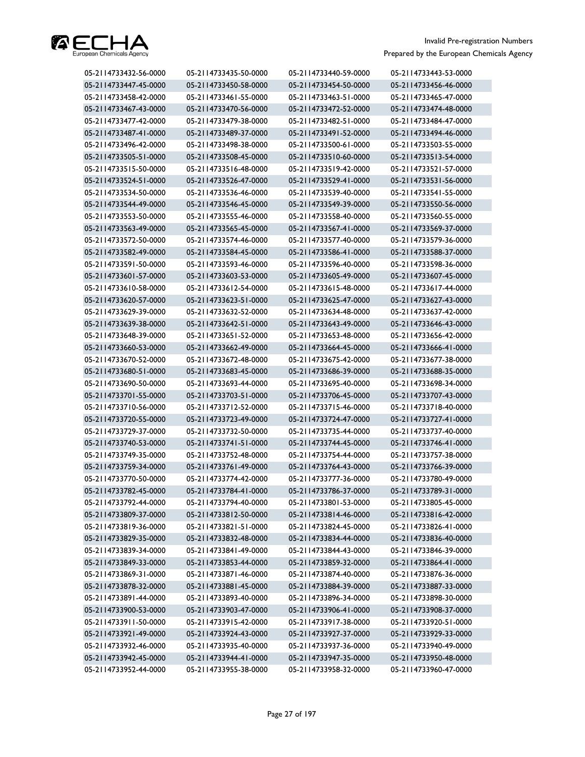| | | | |
|---|---|---|---|
| 05-2114733432-56-0000 | 05-2114733435-50-0000 | 05-2114733440-59-0000 | 05-2114733443-53-0000 |
| 05-2114733447-45-0000 | 05-2114733450-58-0000 | 05-2114733454-50-0000 | 05-2114733456-46-0000 |
| 05-2114733458-42-0000 | 05-2114733461-55-0000 | 05-2114733463-51-0000 | 05-2114733465-47-0000 |
| 05-2114733467-43-0000 | 05-2114733470-56-0000 | 05-2114733472-52-0000 | 05-2114733474-48-0000 |
| 05-2114733477-42-0000 | 05-2114733479-38-0000 | 05-2114733482-51-0000 | 05-2114733484-47-0000 |
| 05-2114733487-41-0000 | 05-2114733489-37-0000 | 05-2114733491-52-0000 | 05-2114733494-46-0000 |
| 05-2114733496-42-0000 | 05-2114733498-38-0000 | 05-2114733500-61-0000 | 05-2114733503-55-0000 |
| 05-2114733505-51-0000 | 05-2114733508-45-0000 | 05-2114733510-60-0000 | 05-2114733513-54-0000 |
| 05-2114733515-50-0000 | 05-2114733516-48-0000 | 05-2114733519-42-0000 | 05-2114733521-57-0000 |
| 05-2114733524-51-0000 | 05-2114733526-47-0000 | 05-2114733529-41-0000 | 05-2114733531-56-0000 |
| 05-2114733534-50-0000 | 05-2114733536-46-0000 | 05-2114733539-40-0000 | 05-2114733541-55-0000 |
| 05-2114733544-49-0000 | 05-2114733546-45-0000 | 05-2114733549-39-0000 | 05-2114733550-56-0000 |
| 05-2114733553-50-0000 | 05-2114733555-46-0000 | 05-2114733558-40-0000 | 05-2114733560-55-0000 |
| 05-2114733563-49-0000 | 05-2114733565-45-0000 | 05-2114733567-41-0000 | 05-2114733569-37-0000 |
| 05-2114733572-50-0000 | 05-2114733574-46-0000 | 05-2114733577-40-0000 | 05-2114733579-36-0000 |
| 05-2114733582-49-0000 | 05-2114733584-45-0000 | 05-2114733586-41-0000 | 05-2114733588-37-0000 |
| 05-2114733591-50-0000 | 05-2114733593-46-0000 | 05-2114733596-40-0000 | 05-2114733598-36-0000 |
| 05-2114733601-57-0000 | 05-2114733603-53-0000 | 05-2114733605-49-0000 | 05-2114733607-45-0000 |
| 05-2114733610-58-0000 | 05-2114733612-54-0000 | 05-2114733615-48-0000 | 05-2114733617-44-0000 |
| 05-2114733620-57-0000 | 05-2114733623-51-0000 | 05-2114733625-47-0000 | 05-2114733627-43-0000 |
| 05-2114733629-39-0000 | 05-2114733632-52-0000 | 05-2114733634-48-0000 | 05-2114733637-42-0000 |
| 05-2114733639-38-0000 | 05-2114733642-51-0000 | 05-2114733643-49-0000 | 05-2114733646-43-0000 |
| 05-2114733648-39-0000 | 05-2114733651-52-0000 | 05-2114733653-48-0000 | 05-2114733656-42-0000 |
| 05-2114733660-53-0000 | 05-2114733662-49-0000 | 05-2114733664-45-0000 | 05-2114733666-41-0000 |
| 05-2114733670-52-0000 | 05-2114733672-48-0000 | 05-2114733675-42-0000 | 05-2114733677-38-0000 |
| 05-2114733680-51-0000 | 05-2114733683-45-0000 | 05-2114733686-39-0000 | 05-2114733688-35-0000 |
| 05-2114733690-50-0000 | 05-2114733693-44-0000 | 05-2114733695-40-0000 | 05-2114733698-34-0000 |
| 05-2114733701-55-0000 | 05-2114733703-51-0000 | 05-2114733706-45-0000 | 05-2114733707-43-0000 |
| 05-2114733710-56-0000 | 05-2114733712-52-0000 | 05-2114733715-46-0000 | 05-2114733718-40-0000 |
| 05-2114733720-55-0000 | 05-2114733723-49-0000 | 05-2114733724-47-0000 | 05-2114733727-41-0000 |
| 05-2114733729-37-0000 | 05-2114733732-50-0000 | 05-2114733735-44-0000 | 05-2114733737-40-0000 |
| 05-2114733740-53-0000 | 05-2114733741-51-0000 | 05-2114733744-45-0000 | 05-2114733746-41-0000 |
| 05-2114733749-35-0000 | 05-2114733752-48-0000 | 05-2114733754-44-0000 | 05-2114733757-38-0000 |
| 05-2114733759-34-0000 | 05-2114733761-49-0000 | 05-2114733764-43-0000 | 05-2114733766-39-0000 |
| 05-2114733770-50-0000 | 05-2114733774-42-0000 | 05-2114733777-36-0000 | 05-2114733780-49-0000 |
| 05-2114733782-45-0000 | 05-2114733784-41-0000 | 05-2114733786-37-0000 | 05-2114733789-31-0000 |
| 05-2114733792-44-0000 | 05-2114733794-40-0000 | 05-2114733801-53-0000 | 05-2114733805-45-0000 |
| 05-2114733809-37-0000 | 05-2114733812-50-0000 | 05-2114733814-46-0000 | 05-2114733816-42-0000 |
| 05-2114733819-36-0000 | 05-2114733821-51-0000 | 05-2114733824-45-0000 | 05-2114733826-41-0000 |
| 05-2114733829-35-0000 | 05-2114733832-48-0000 | 05-2114733834-44-0000 | 05-2114733836-40-0000 |
| 05-2114733839-34-0000 | 05-2114733841-49-0000 | 05-2114733844-43-0000 | 05-2114733846-39-0000 |
| 05-2114733849-33-0000 | 05-2114733853-44-0000 | 05-2114733859-32-0000 | 05-2114733864-41-0000 |
| 05-2114733869-31-0000 | 05-2114733871-46-0000 | 05-2114733874-40-0000 | 05-2114733876-36-0000 |
| 05-2114733878-32-0000 | 05-2114733881-45-0000 | 05-2114733884-39-0000 | 05-2114733887-33-0000 |
| 05-2114733891-44-0000 | 05-2114733893-40-0000 | 05-2114733896-34-0000 | 05-2114733898-30-0000 |
| 05-2114733900-53-0000 | 05-2114733903-47-0000 | 05-2114733906-41-0000 | 05-2114733908-37-0000 |
| 05-2114733911-50-0000 | 05-2114733915-42-0000 | 05-2114733917-38-0000 | 05-2114733920-51-0000 |
| 05-2114733921-49-0000 | 05-2114733924-43-0000 | 05-2114733927-37-0000 | 05-2114733929-33-0000 |
| 05-2114733932-46-0000 | 05-2114733935-40-0000 | 05-2114733937-36-0000 | 05-2114733940-49-0000 |
| 05-2114733942-45-0000 | 05-2114733944-41-0000 | 05-2114733947-35-0000 | 05-2114733950-48-0000 |
| 05-2114733952-44-0000 | 05-2114733955-38-0000 | 05-2114733958-32-0000 | 05-2114733960-47-0000 |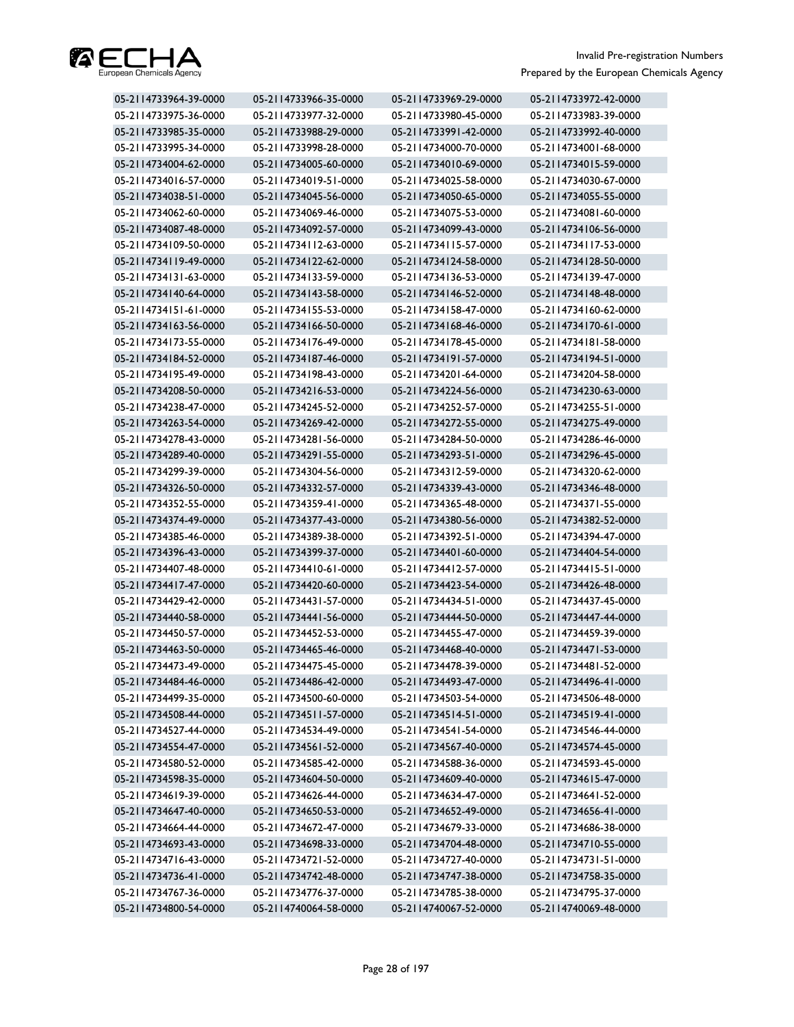| | | | |
|---|---|---|---|
| 05-2114733964-39-0000 | 05-2114733966-35-0000 | 05-2114733969-29-0000 | 05-2114733972-42-0000 |
| 05-2114733975-36-0000 | 05-2114733977-32-0000 | 05-2114733980-45-0000 | 05-2114733983-39-0000 |
| 05-2114733985-35-0000 | 05-2114733988-29-0000 | 05-2114733991-42-0000 | 05-2114733992-40-0000 |
| 05-2114733995-34-0000 | 05-2114733998-28-0000 | 05-2114734000-70-0000 | 05-2114734001-68-0000 |
| 05-2114734004-62-0000 | 05-2114734005-60-0000 | 05-2114734010-69-0000 | 05-2114734015-59-0000 |
| 05-2114734016-57-0000 | 05-2114734019-51-0000 | 05-2114734025-58-0000 | 05-2114734030-67-0000 |
| 05-2114734038-51-0000 | 05-2114734045-56-0000 | 05-2114734050-65-0000 | 05-2114734055-55-0000 |
| 05-2114734062-60-0000 | 05-2114734069-46-0000 | 05-2114734075-53-0000 | 05-2114734081-60-0000 |
| 05-2114734087-48-0000 | 05-2114734092-57-0000 | 05-2114734099-43-0000 | 05-2114734106-56-0000 |
| 05-2114734109-50-0000 | 05-2114734112-63-0000 | 05-2114734115-57-0000 | 05-2114734117-53-0000 |
| 05-2114734119-49-0000 | 05-2114734122-62-0000 | 05-2114734124-58-0000 | 05-2114734128-50-0000 |
| 05-2114734131-63-0000 | 05-2114734133-59-0000 | 05-2114734136-53-0000 | 05-2114734139-47-0000 |
| 05-2114734140-64-0000 | 05-2114734143-58-0000 | 05-2114734146-52-0000 | 05-2114734148-48-0000 |
| 05-2114734151-61-0000 | 05-2114734155-53-0000 | 05-2114734158-47-0000 | 05-2114734160-62-0000 |
| 05-2114734163-56-0000 | 05-2114734166-50-0000 | 05-2114734168-46-0000 | 05-2114734170-61-0000 |
| 05-2114734173-55-0000 | 05-2114734176-49-0000 | 05-2114734178-45-0000 | 05-2114734181-58-0000 |
| 05-2114734184-52-0000 | 05-2114734187-46-0000 | 05-2114734191-57-0000 | 05-2114734194-51-0000 |
| 05-2114734195-49-0000 | 05-2114734198-43-0000 | 05-2114734201-64-0000 | 05-2114734204-58-0000 |
| 05-2114734208-50-0000 | 05-2114734216-53-0000 | 05-2114734224-56-0000 | 05-2114734230-63-0000 |
| 05-2114734238-47-0000 | 05-2114734245-52-0000 | 05-2114734252-57-0000 | 05-2114734255-51-0000 |
| 05-2114734263-54-0000 | 05-2114734269-42-0000 | 05-2114734272-55-0000 | 05-2114734275-49-0000 |
| 05-2114734278-43-0000 | 05-2114734281-56-0000 | 05-2114734284-50-0000 | 05-2114734286-46-0000 |
| 05-2114734289-40-0000 | 05-2114734291-55-0000 | 05-2114734293-51-0000 | 05-2114734296-45-0000 |
| 05-2114734299-39-0000 | 05-2114734304-56-0000 | 05-2114734312-59-0000 | 05-2114734320-62-0000 |
| 05-2114734326-50-0000 | 05-2114734332-57-0000 | 05-2114734339-43-0000 | 05-2114734346-48-0000 |
| 05-2114734352-55-0000 | 05-2114734359-41-0000 | 05-2114734365-48-0000 | 05-2114734371-55-0000 |
| 05-2114734374-49-0000 | 05-2114734377-43-0000 | 05-2114734380-56-0000 | 05-2114734382-52-0000 |
| 05-2114734385-46-0000 | 05-2114734389-38-0000 | 05-2114734392-51-0000 | 05-2114734394-47-0000 |
| 05-2114734396-43-0000 | 05-2114734399-37-0000 | 05-2114734401-60-0000 | 05-2114734404-54-0000 |
| 05-2114734407-48-0000 | 05-2114734410-61-0000 | 05-2114734412-57-0000 | 05-2114734415-51-0000 |
| 05-2114734417-47-0000 | 05-2114734420-60-0000 | 05-2114734423-54-0000 | 05-2114734426-48-0000 |
| 05-2114734429-42-0000 | 05-2114734431-57-0000 | 05-2114734434-51-0000 | 05-2114734437-45-0000 |
| 05-2114734440-58-0000 | 05-2114734441-56-0000 | 05-2114734444-50-0000 | 05-2114734447-44-0000 |
| 05-2114734450-57-0000 | 05-2114734452-53-0000 | 05-2114734455-47-0000 | 05-2114734459-39-0000 |
| 05-2114734463-50-0000 | 05-2114734465-46-0000 | 05-2114734468-40-0000 | 05-2114734471-53-0000 |
| 05-2114734473-49-0000 | 05-2114734475-45-0000 | 05-2114734478-39-0000 | 05-2114734481-52-0000 |
| 05-2114734484-46-0000 | 05-2114734486-42-0000 | 05-2114734493-47-0000 | 05-2114734496-41-0000 |
| 05-2114734499-35-0000 | 05-2114734500-60-0000 | 05-2114734503-54-0000 | 05-2114734506-48-0000 |
| 05-2114734508-44-0000 | 05-2114734511-57-0000 | 05-2114734514-51-0000 | 05-2114734519-41-0000 |
| 05-2114734527-44-0000 | 05-2114734534-49-0000 | 05-2114734541-54-0000 | 05-2114734546-44-0000 |
| 05-2114734554-47-0000 | 05-2114734561-52-0000 | 05-2114734567-40-0000 | 05-2114734574-45-0000 |
| 05-2114734580-52-0000 | 05-2114734585-42-0000 | 05-2114734588-36-0000 | 05-2114734593-45-0000 |
| 05-2114734598-35-0000 | 05-2114734604-50-0000 | 05-2114734609-40-0000 | 05-2114734615-47-0000 |
| 05-2114734619-39-0000 | 05-2114734626-44-0000 | 05-2114734634-47-0000 | 05-2114734641-52-0000 |
| 05-2114734647-40-0000 | 05-2114734650-53-0000 | 05-2114734652-49-0000 | 05-2114734656-41-0000 |
| 05-2114734664-44-0000 | 05-2114734672-47-0000 | 05-2114734679-33-0000 | 05-2114734686-38-0000 |
| 05-2114734693-43-0000 | 05-2114734698-33-0000 | 05-2114734704-48-0000 | 05-2114734710-55-0000 |
| 05-2114734716-43-0000 | 05-2114734721-52-0000 | 05-2114734727-40-0000 | 05-2114734731-51-0000 |
| 05-2114734736-41-0000 | 05-2114734742-48-0000 | 05-2114734747-38-0000 | 05-2114734758-35-0000 |
| 05-2114734767-36-0000 | 05-2114734776-37-0000 | 05-2114734785-38-0000 | 05-2114734795-37-0000 |
| 05-2114734800-54-0000 | 05-2114740064-58-0000 | 05-2114740067-52-0000 | 05-2114740069-48-0000 |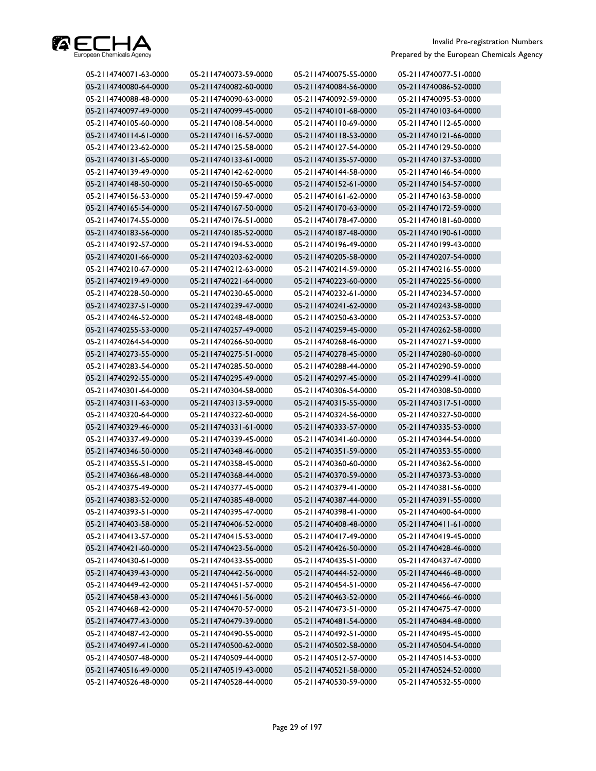| | | | |
|---|---|---|---|
| 05-2114740071-63-0000 | 05-2114740073-59-0000 | 05-2114740075-55-0000 | 05-2114740077-51-0000 |
| 05-2114740080-64-0000 | 05-2114740082-60-0000 | 05-2114740084-56-0000 | 05-2114740086-52-0000 |
| 05-2114740088-48-0000 | 05-2114740090-63-0000 | 05-2114740092-59-0000 | 05-2114740095-53-0000 |
| 05-2114740097-49-0000 | 05-2114740099-45-0000 | 05-2114740101-68-0000 | 05-2114740103-64-0000 |
| 05-2114740105-60-0000 | 05-2114740108-54-0000 | 05-2114740110-69-0000 | 05-2114740112-65-0000 |
| 05-2114740114-61-0000 | 05-2114740116-57-0000 | 05-2114740118-53-0000 | 05-2114740121-66-0000 |
| 05-2114740123-62-0000 | 05-2114740125-58-0000 | 05-2114740127-54-0000 | 05-2114740129-50-0000 |
| 05-2114740131-65-0000 | 05-2114740133-61-0000 | 05-2114740135-57-0000 | 05-2114740137-53-0000 |
| 05-2114740139-49-0000 | 05-2114740142-62-0000 | 05-2114740144-58-0000 | 05-2114740146-54-0000 |
| 05-2114740148-50-0000 | 05-2114740150-65-0000 | 05-2114740152-61-0000 | 05-2114740154-57-0000 |
| 05-2114740156-53-0000 | 05-2114740159-47-0000 | 05-2114740161-62-0000 | 05-2114740163-58-0000 |
| 05-2114740165-54-0000 | 05-2114740167-50-0000 | 05-2114740170-63-0000 | 05-2114740172-59-0000 |
| 05-2114740174-55-0000 | 05-2114740176-51-0000 | 05-2114740178-47-0000 | 05-2114740181-60-0000 |
| 05-2114740183-56-0000 | 05-2114740185-52-0000 | 05-2114740187-48-0000 | 05-2114740190-61-0000 |
| 05-2114740192-57-0000 | 05-2114740194-53-0000 | 05-2114740196-49-0000 | 05-2114740199-43-0000 |
| 05-2114740201-66-0000 | 05-2114740203-62-0000 | 05-2114740205-58-0000 | 05-2114740207-54-0000 |
| 05-2114740210-67-0000 | 05-2114740212-63-0000 | 05-2114740214-59-0000 | 05-2114740216-55-0000 |
| 05-2114740219-49-0000 | 05-2114740221-64-0000 | 05-2114740223-60-0000 | 05-2114740225-56-0000 |
| 05-2114740228-50-0000 | 05-2114740230-65-0000 | 05-2114740232-61-0000 | 05-2114740234-57-0000 |
| 05-2114740237-51-0000 | 05-2114740239-47-0000 | 05-2114740241-62-0000 | 05-2114740243-58-0000 |
| 05-2114740246-52-0000 | 05-2114740248-48-0000 | 05-2114740250-63-0000 | 05-2114740253-57-0000 |
| 05-2114740255-53-0000 | 05-2114740257-49-0000 | 05-2114740259-45-0000 | 05-2114740262-58-0000 |
| 05-2114740264-54-0000 | 05-2114740266-50-0000 | 05-2114740268-46-0000 | 05-2114740271-59-0000 |
| 05-2114740273-55-0000 | 05-2114740275-51-0000 | 05-2114740278-45-0000 | 05-2114740280-60-0000 |
| 05-2114740283-54-0000 | 05-2114740285-50-0000 | 05-2114740288-44-0000 | 05-2114740290-59-0000 |
| 05-2114740292-55-0000 | 05-2114740295-49-0000 | 05-2114740297-45-0000 | 05-2114740299-41-0000 |
| 05-2114740301-64-0000 | 05-2114740304-58-0000 | 05-2114740306-54-0000 | 05-2114740308-50-0000 |
| 05-2114740311-63-0000 | 05-2114740313-59-0000 | 05-2114740315-55-0000 | 05-2114740317-51-0000 |
| 05-2114740320-64-0000 | 05-2114740322-60-0000 | 05-2114740324-56-0000 | 05-2114740327-50-0000 |
| 05-2114740329-46-0000 | 05-2114740331-61-0000 | 05-2114740333-57-0000 | 05-2114740335-53-0000 |
| 05-2114740337-49-0000 | 05-2114740339-45-0000 | 05-2114740341-60-0000 | 05-2114740344-54-0000 |
| 05-2114740346-50-0000 | 05-2114740348-46-0000 | 05-2114740351-59-0000 | 05-2114740353-55-0000 |
| 05-2114740355-51-0000 | 05-2114740358-45-0000 | 05-2114740360-60-0000 | 05-2114740362-56-0000 |
| 05-2114740366-48-0000 | 05-2114740368-44-0000 | 05-2114740370-59-0000 | 05-2114740373-53-0000 |
| 05-2114740375-49-0000 | 05-2114740377-45-0000 | 05-2114740379-41-0000 | 05-2114740381-56-0000 |
| 05-2114740383-52-0000 | 05-2114740385-48-0000 | 05-2114740387-44-0000 | 05-2114740391-55-0000 |
| 05-2114740393-51-0000 | 05-2114740395-47-0000 | 05-2114740398-41-0000 | 05-2114740400-64-0000 |
| 05-2114740403-58-0000 | 05-2114740406-52-0000 | 05-2114740408-48-0000 | 05-2114740411-61-0000 |
| 05-2114740413-57-0000 | 05-2114740415-53-0000 | 05-2114740417-49-0000 | 05-2114740419-45-0000 |
| 05-2114740421-60-0000 | 05-2114740423-56-0000 | 05-2114740426-50-0000 | 05-2114740428-46-0000 |
| 05-2114740430-61-0000 | 05-2114740433-55-0000 | 05-2114740435-51-0000 | 05-2114740437-47-0000 |
| 05-2114740439-43-0000 | 05-2114740442-56-0000 | 05-2114740444-52-0000 | 05-2114740446-48-0000 |
| 05-2114740449-42-0000 | 05-2114740451-57-0000 | 05-2114740454-51-0000 | 05-2114740456-47-0000 |
| 05-2114740458-43-0000 | 05-2114740461-56-0000 | 05-2114740463-52-0000 | 05-2114740466-46-0000 |
| 05-2114740468-42-0000 | 05-2114740470-57-0000 | 05-2114740473-51-0000 | 05-2114740475-47-0000 |
| 05-2114740477-43-0000 | 05-2114740479-39-0000 | 05-2114740481-54-0000 | 05-2114740484-48-0000 |
| 05-2114740487-42-0000 | 05-2114740490-55-0000 | 05-2114740492-51-0000 | 05-2114740495-45-0000 |
| 05-2114740497-41-0000 | 05-2114740500-62-0000 | 05-2114740502-58-0000 | 05-2114740504-54-0000 |
| 05-2114740507-48-0000 | 05-2114740509-44-0000 | 05-2114740512-57-0000 | 05-2114740514-53-0000 |
| 05-2114740516-49-0000 | 05-2114740519-43-0000 | 05-2114740521-58-0000 | 05-2114740524-52-0000 |
| 05-2114740526-48-0000 | 05-2114740528-44-0000 | 05-2114740530-59-0000 | 05-2114740532-55-0000 |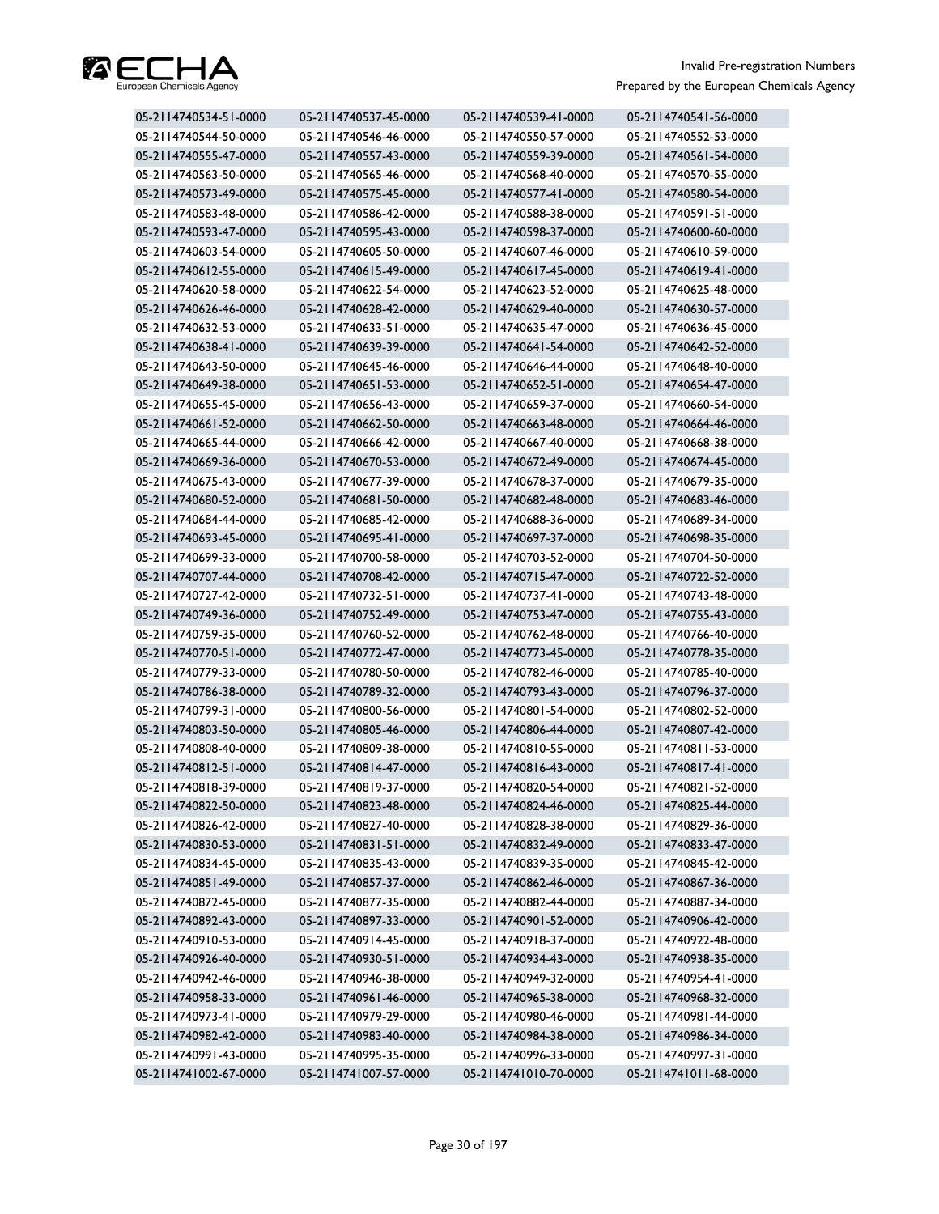| | | | |
|---|---|---|---|
| 05-2114740534-51-0000 | 05-2114740537-45-0000 | 05-2114740539-41-0000 | 05-2114740541-56-0000 |
| 05-2114740544-50-0000 | 05-2114740546-46-0000 | 05-2114740550-57-0000 | 05-2114740552-53-0000 |
| 05-2114740555-47-0000 | 05-2114740557-43-0000 | 05-2114740559-39-0000 | 05-2114740561-54-0000 |
| 05-2114740563-50-0000 | 05-2114740565-46-0000 | 05-2114740568-40-0000 | 05-2114740570-55-0000 |
| 05-2114740573-49-0000 | 05-2114740575-45-0000 | 05-2114740577-41-0000 | 05-2114740580-54-0000 |
| 05-2114740583-48-0000 | 05-2114740586-42-0000 | 05-2114740588-38-0000 | 05-2114740591-51-0000 |
| 05-2114740593-47-0000 | 05-2114740595-43-0000 | 05-2114740598-37-0000 | 05-2114740600-60-0000 |
| 05-2114740603-54-0000 | 05-2114740605-50-0000 | 05-2114740607-46-0000 | 05-2114740610-59-0000 |
| 05-2114740612-55-0000 | 05-2114740615-49-0000 | 05-2114740617-45-0000 | 05-2114740619-41-0000 |
| 05-2114740620-58-0000 | 05-2114740622-54-0000 | 05-2114740623-52-0000 | 05-2114740625-48-0000 |
| 05-2114740626-46-0000 | 05-2114740628-42-0000 | 05-2114740629-40-0000 | 05-2114740630-57-0000 |
| 05-2114740632-53-0000 | 05-2114740633-51-0000 | 05-2114740635-47-0000 | 05-2114740636-45-0000 |
| 05-2114740638-41-0000 | 05-2114740639-39-0000 | 05-2114740641-54-0000 | 05-2114740642-52-0000 |
| 05-2114740643-50-0000 | 05-2114740645-46-0000 | 05-2114740646-44-0000 | 05-2114740648-40-0000 |
| 05-2114740649-38-0000 | 05-2114740651-53-0000 | 05-2114740652-51-0000 | 05-2114740654-47-0000 |
| 05-2114740655-45-0000 | 05-2114740656-43-0000 | 05-2114740659-37-0000 | 05-2114740660-54-0000 |
| 05-2114740661-52-0000 | 05-2114740662-50-0000 | 05-2114740663-48-0000 | 05-2114740664-46-0000 |
| 05-2114740665-44-0000 | 05-2114740666-42-0000 | 05-2114740667-40-0000 | 05-2114740668-38-0000 |
| 05-2114740669-36-0000 | 05-2114740670-53-0000 | 05-2114740672-49-0000 | 05-2114740674-45-0000 |
| 05-2114740675-43-0000 | 05-2114740677-39-0000 | 05-2114740678-37-0000 | 05-2114740679-35-0000 |
| 05-2114740680-52-0000 | 05-2114740681-50-0000 | 05-2114740682-48-0000 | 05-2114740683-46-0000 |
| 05-2114740684-44-0000 | 05-2114740685-42-0000 | 05-2114740688-36-0000 | 05-2114740689-34-0000 |
| 05-2114740693-45-0000 | 05-2114740695-41-0000 | 05-2114740697-37-0000 | 05-2114740698-35-0000 |
| 05-2114740699-33-0000 | 05-2114740700-58-0000 | 05-2114740703-52-0000 | 05-2114740704-50-0000 |
| 05-2114740707-44-0000 | 05-2114740708-42-0000 | 05-2114740715-47-0000 | 05-2114740722-52-0000 |
| 05-2114740727-42-0000 | 05-2114740732-51-0000 | 05-2114740737-41-0000 | 05-2114740743-48-0000 |
| 05-2114740749-36-0000 | 05-2114740752-49-0000 | 05-2114740753-47-0000 | 05-2114740755-43-0000 |
| 05-2114740759-35-0000 | 05-2114740760-52-0000 | 05-2114740762-48-0000 | 05-2114740766-40-0000 |
| 05-2114740770-51-0000 | 05-2114740772-47-0000 | 05-2114740773-45-0000 | 05-2114740778-35-0000 |
| 05-2114740779-33-0000 | 05-2114740780-50-0000 | 05-2114740782-46-0000 | 05-2114740785-40-0000 |
| 05-2114740786-38-0000 | 05-2114740789-32-0000 | 05-2114740793-43-0000 | 05-2114740796-37-0000 |
| 05-2114740799-31-0000 | 05-2114740800-56-0000 | 05-2114740801-54-0000 | 05-2114740802-52-0000 |
| 05-2114740803-50-0000 | 05-2114740805-46-0000 | 05-2114740806-44-0000 | 05-2114740807-42-0000 |
| 05-2114740808-40-0000 | 05-2114740809-38-0000 | 05-2114740810-55-0000 | 05-2114740811-53-0000 |
| 05-2114740812-51-0000 | 05-2114740814-47-0000 | 05-2114740816-43-0000 | 05-2114740817-41-0000 |
| 05-2114740818-39-0000 | 05-2114740819-37-0000 | 05-2114740820-54-0000 | 05-2114740821-52-0000 |
| 05-2114740822-50-0000 | 05-2114740823-48-0000 | 05-2114740824-46-0000 | 05-2114740825-44-0000 |
| 05-2114740826-42-0000 | 05-2114740827-40-0000 | 05-2114740828-38-0000 | 05-2114740829-36-0000 |
| 05-2114740830-53-0000 | 05-2114740831-51-0000 | 05-2114740832-49-0000 | 05-2114740833-47-0000 |
| 05-2114740834-45-0000 | 05-2114740835-43-0000 | 05-2114740839-35-0000 | 05-2114740845-42-0000 |
| 05-2114740851-49-0000 | 05-2114740857-37-0000 | 05-2114740862-46-0000 | 05-2114740867-36-0000 |
| 05-2114740872-45-0000 | 05-2114740877-35-0000 | 05-2114740882-44-0000 | 05-2114740887-34-0000 |
| 05-2114740892-43-0000 | 05-2114740897-33-0000 | 05-2114740901-52-0000 | 05-2114740906-42-0000 |
| 05-2114740910-53-0000 | 05-2114740914-45-0000 | 05-2114740918-37-0000 | 05-2114740922-48-0000 |
| 05-2114740926-40-0000 | 05-2114740930-51-0000 | 05-2114740934-43-0000 | 05-2114740938-35-0000 |
| 05-2114740942-46-0000 | 05-2114740946-38-0000 | 05-2114740949-32-0000 | 05-2114740954-41-0000 |
| 05-2114740958-33-0000 | 05-2114740961-46-0000 | 05-2114740965-38-0000 | 05-2114740968-32-0000 |
| 05-2114740973-41-0000 | 05-2114740979-29-0000 | 05-2114740980-46-0000 | 05-2114740981-44-0000 |
| 05-2114740982-42-0000 | 05-2114740983-40-0000 | 05-2114740984-38-0000 | 05-2114740986-34-0000 |
| 05-2114740991-43-0000 | 05-2114740995-35-0000 | 05-2114740996-33-0000 | 05-2114740997-31-0000 |
| 05-2114741002-67-0000 | 05-2114741007-57-0000 | 05-2114741010-70-0000 | 05-2114741011-68-0000 |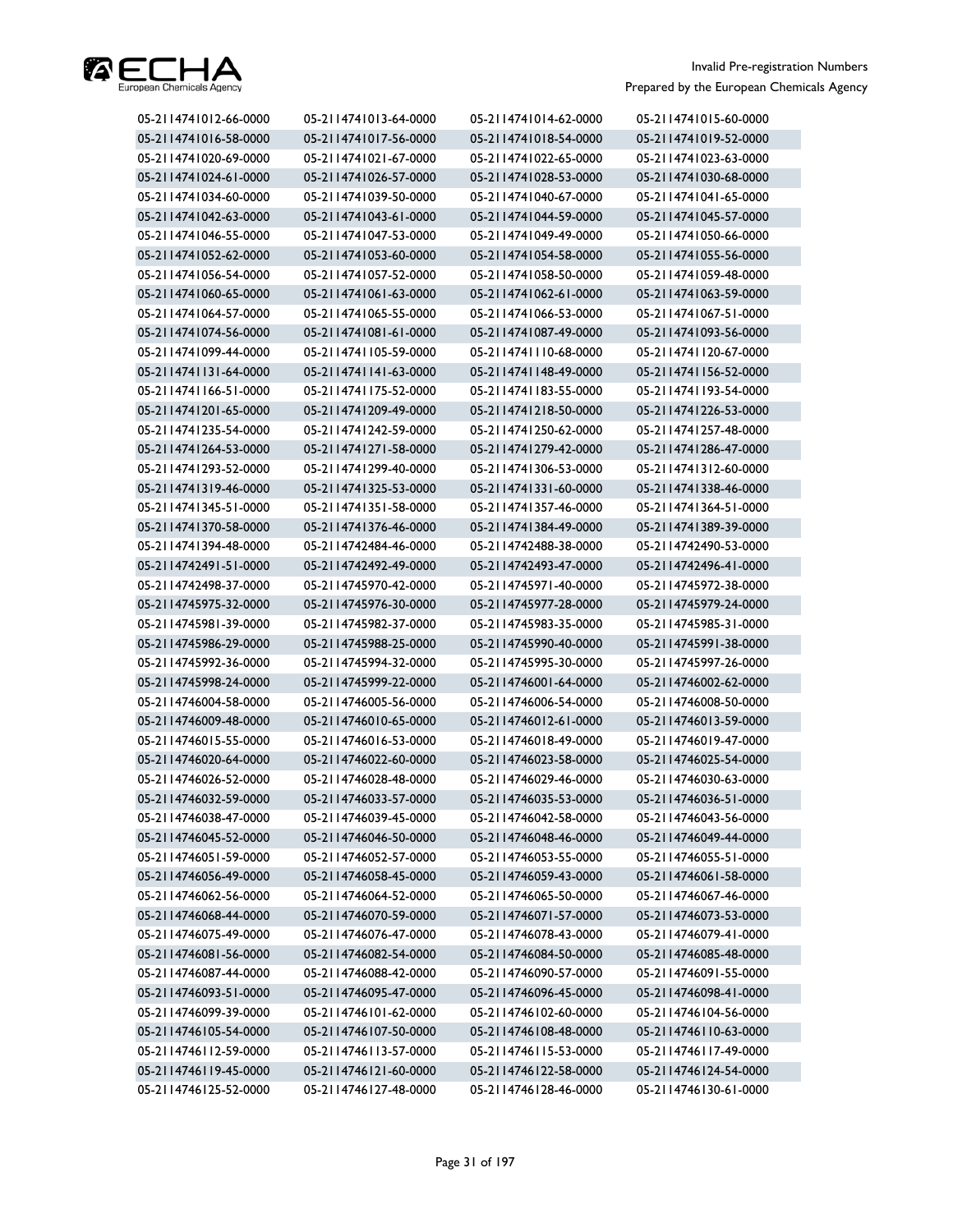| | | | |
|---|---|---|---|
| 05-2114741012-66-0000 | 05-2114741013-64-0000 | 05-2114741014-62-0000 | 05-2114741015-60-0000 |
| 05-2114741016-58-0000 | 05-2114741017-56-0000 | 05-2114741018-54-0000 | 05-2114741019-52-0000 |
| 05-2114741020-69-0000 | 05-2114741021-67-0000 | 05-2114741022-65-0000 | 05-2114741023-63-0000 |
| 05-2114741024-61-0000 | 05-2114741026-57-0000 | 05-2114741028-53-0000 | 05-2114741030-68-0000 |
| 05-2114741034-60-0000 | 05-2114741039-50-0000 | 05-2114741040-67-0000 | 05-2114741041-65-0000 |
| 05-2114741042-63-0000 | 05-2114741043-61-0000 | 05-2114741044-59-0000 | 05-2114741045-57-0000 |
| 05-2114741046-55-0000 | 05-2114741047-53-0000 | 05-2114741049-49-0000 | 05-2114741050-66-0000 |
| 05-2114741052-62-0000 | 05-2114741053-60-0000 | 05-2114741054-58-0000 | 05-2114741055-56-0000 |
| 05-2114741056-54-0000 | 05-2114741057-52-0000 | 05-2114741058-50-0000 | 05-2114741059-48-0000 |
| 05-2114741060-65-0000 | 05-2114741061-63-0000 | 05-2114741062-61-0000 | 05-2114741063-59-0000 |
| 05-2114741064-57-0000 | 05-2114741065-55-0000 | 05-2114741066-53-0000 | 05-2114741067-51-0000 |
| 05-2114741074-56-0000 | 05-2114741081-61-0000 | 05-2114741087-49-0000 | 05-2114741093-56-0000 |
| 05-2114741099-44-0000 | 05-2114741105-59-0000 | 05-2114741110-68-0000 | 05-2114741120-67-0000 |
| 05-2114741131-64-0000 | 05-2114741141-63-0000 | 05-2114741148-49-0000 | 05-2114741156-52-0000 |
| 05-2114741166-51-0000 | 05-2114741175-52-0000 | 05-2114741183-55-0000 | 05-2114741193-54-0000 |
| 05-2114741201-65-0000 | 05-2114741209-49-0000 | 05-2114741218-50-0000 | 05-2114741226-53-0000 |
| 05-2114741235-54-0000 | 05-2114741242-59-0000 | 05-2114741250-62-0000 | 05-2114741257-48-0000 |
| 05-2114741264-53-0000 | 05-2114741271-58-0000 | 05-2114741279-42-0000 | 05-2114741286-47-0000 |
| 05-2114741293-52-0000 | 05-2114741299-40-0000 | 05-2114741306-53-0000 | 05-2114741312-60-0000 |
| 05-2114741319-46-0000 | 05-2114741325-53-0000 | 05-2114741331-60-0000 | 05-2114741338-46-0000 |
| 05-2114741345-51-0000 | 05-2114741351-58-0000 | 05-2114741357-46-0000 | 05-2114741364-51-0000 |
| 05-2114741370-58-0000 | 05-2114741376-46-0000 | 05-2114741384-49-0000 | 05-2114741389-39-0000 |
| 05-2114741394-48-0000 | 05-2114742484-46-0000 | 05-2114742488-38-0000 | 05-2114742490-53-0000 |
| 05-2114742491-51-0000 | 05-2114742492-49-0000 | 05-2114742493-47-0000 | 05-2114742496-41-0000 |
| 05-2114742498-37-0000 | 05-2114745970-42-0000 | 05-2114745971-40-0000 | 05-2114745972-38-0000 |
| 05-2114745975-32-0000 | 05-2114745976-30-0000 | 05-2114745977-28-0000 | 05-2114745979-24-0000 |
| 05-2114745981-39-0000 | 05-2114745982-37-0000 | 05-2114745983-35-0000 | 05-2114745985-31-0000 |
| 05-2114745986-29-0000 | 05-2114745988-25-0000 | 05-2114745990-40-0000 | 05-2114745991-38-0000 |
| 05-2114745992-36-0000 | 05-2114745994-32-0000 | 05-2114745995-30-0000 | 05-2114745997-26-0000 |
| 05-2114745998-24-0000 | 05-2114745999-22-0000 | 05-2114746001-64-0000 | 05-2114746002-62-0000 |
| 05-2114746004-58-0000 | 05-2114746005-56-0000 | 05-2114746006-54-0000 | 05-2114746008-50-0000 |
| 05-2114746009-48-0000 | 05-2114746010-65-0000 | 05-2114746012-61-0000 | 05-2114746013-59-0000 |
| 05-2114746015-55-0000 | 05-2114746016-53-0000 | 05-2114746018-49-0000 | 05-2114746019-47-0000 |
| 05-2114746020-64-0000 | 05-2114746022-60-0000 | 05-2114746023-58-0000 | 05-2114746025-54-0000 |
| 05-2114746026-52-0000 | 05-2114746028-48-0000 | 05-2114746029-46-0000 | 05-2114746030-63-0000 |
| 05-2114746032-59-0000 | 05-2114746033-57-0000 | 05-2114746035-53-0000 | 05-2114746036-51-0000 |
| 05-2114746038-47-0000 | 05-2114746039-45-0000 | 05-2114746042-58-0000 | 05-2114746043-56-0000 |
| 05-2114746045-52-0000 | 05-2114746046-50-0000 | 05-2114746048-46-0000 | 05-2114746049-44-0000 |
| 05-2114746051-59-0000 | 05-2114746052-57-0000 | 05-2114746053-55-0000 | 05-2114746055-51-0000 |
| 05-2114746056-49-0000 | 05-2114746058-45-0000 | 05-2114746059-43-0000 | 05-2114746061-58-0000 |
| 05-2114746062-56-0000 | 05-2114746064-52-0000 | 05-2114746065-50-0000 | 05-2114746067-46-0000 |
| 05-2114746068-44-0000 | 05-2114746070-59-0000 | 05-2114746071-57-0000 | 05-2114746073-53-0000 |
| 05-2114746075-49-0000 | 05-2114746076-47-0000 | 05-2114746078-43-0000 | 05-2114746079-41-0000 |
| 05-2114746081-56-0000 | 05-2114746082-54-0000 | 05-2114746084-50-0000 | 05-2114746085-48-0000 |
| 05-2114746087-44-0000 | 05-2114746088-42-0000 | 05-2114746090-57-0000 | 05-2114746091-55-0000 |
| 05-2114746093-51-0000 | 05-2114746095-47-0000 | 05-2114746096-45-0000 | 05-2114746098-41-0000 |
| 05-2114746099-39-0000 | 05-2114746101-62-0000 | 05-2114746102-60-0000 | 05-2114746104-56-0000 |
| 05-2114746105-54-0000 | 05-2114746107-50-0000 | 05-2114746108-48-0000 | 05-2114746110-63-0000 |
| 05-2114746112-59-0000 | 05-2114746113-57-0000 | 05-2114746115-53-0000 | 05-2114746117-49-0000 |
| 05-2114746119-45-0000 | 05-2114746121-60-0000 | 05-2114746122-58-0000 | 05-2114746124-54-0000 |
| 05-2114746125-52-0000 | 05-2114746127-48-0000 | 05-2114746128-46-0000 | 05-2114746130-61-0000 |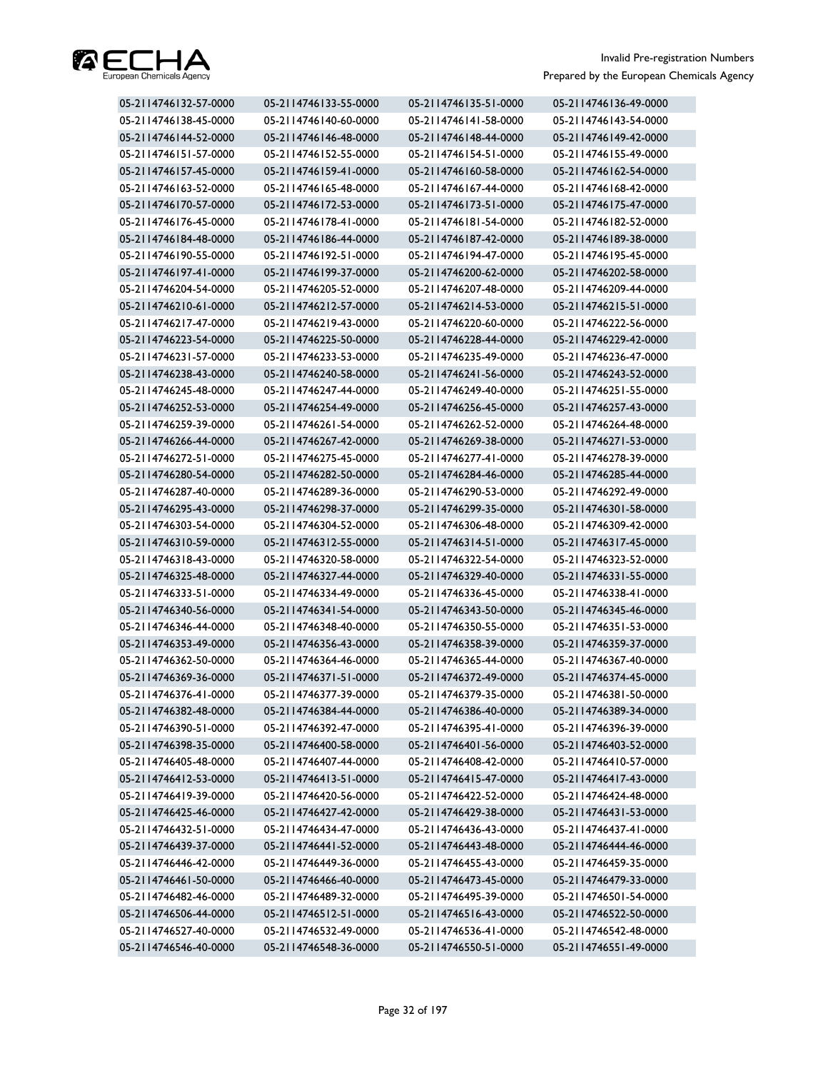| 05-2114746132-57-0000 | 05-2114746133-55-0000 | 05-2114746135-51-0000 | 05-2114746136-49-0000 |
|---|---|---|---|
| 05-2114746138-45-0000 | 05-2114746140-60-0000 | 05-2114746141-58-0000 | 05-2114746143-54-0000 |
| 05-2114746144-52-0000 | 05-2114746146-48-0000 | 05-2114746148-44-0000 | 05-2114746149-42-0000 |
| 05-2114746151-57-0000 | 05-2114746152-55-0000 | 05-2114746154-51-0000 | 05-2114746155-49-0000 |
| 05-2114746157-45-0000 | 05-2114746159-41-0000 | 05-2114746160-58-0000 | 05-2114746162-54-0000 |
| 05-2114746163-52-0000 | 05-2114746165-48-0000 | 05-2114746167-44-0000 | 05-2114746168-42-0000 |
| 05-2114746170-57-0000 | 05-2114746172-53-0000 | 05-2114746173-51-0000 | 05-2114746175-47-0000 |
| 05-2114746176-45-0000 | 05-2114746178-41-0000 | 05-2114746181-54-0000 | 05-2114746182-52-0000 |
| 05-2114746184-48-0000 | 05-2114746186-44-0000 | 05-2114746187-42-0000 | 05-2114746189-38-0000 |
| 05-2114746190-55-0000 | 05-2114746192-51-0000 | 05-2114746194-47-0000 | 05-2114746195-45-0000 |
| 05-2114746197-41-0000 | 05-2114746199-37-0000 | 05-2114746200-62-0000 | 05-2114746202-58-0000 |
| 05-2114746204-54-0000 | 05-2114746205-52-0000 | 05-2114746207-48-0000 | 05-2114746209-44-0000 |
| 05-2114746210-61-0000 | 05-2114746212-57-0000 | 05-2114746214-53-0000 | 05-2114746215-51-0000 |
| 05-2114746217-47-0000 | 05-2114746219-43-0000 | 05-2114746220-60-0000 | 05-2114746222-56-0000 |
| 05-2114746223-54-0000 | 05-2114746225-50-0000 | 05-2114746228-44-0000 | 05-2114746229-42-0000 |
| 05-2114746231-57-0000 | 05-2114746233-53-0000 | 05-2114746235-49-0000 | 05-2114746236-47-0000 |
| 05-2114746238-43-0000 | 05-2114746240-58-0000 | 05-2114746241-56-0000 | 05-2114746243-52-0000 |
| 05-2114746245-48-0000 | 05-2114746247-44-0000 | 05-2114746249-40-0000 | 05-2114746251-55-0000 |
| 05-2114746252-53-0000 | 05-2114746254-49-0000 | 05-2114746256-45-0000 | 05-2114746257-43-0000 |
| 05-2114746259-39-0000 | 05-2114746261-54-0000 | 05-2114746262-52-0000 | 05-2114746264-48-0000 |
| 05-2114746266-44-0000 | 05-2114746267-42-0000 | 05-2114746269-38-0000 | 05-2114746271-53-0000 |
| 05-2114746272-51-0000 | 05-2114746275-45-0000 | 05-2114746277-41-0000 | 05-2114746278-39-0000 |
| 05-2114746280-54-0000 | 05-2114746282-50-0000 | 05-2114746284-46-0000 | 05-2114746285-44-0000 |
| 05-2114746287-40-0000 | 05-2114746289-36-0000 | 05-2114746290-53-0000 | 05-2114746292-49-0000 |
| 05-2114746295-43-0000 | 05-2114746298-37-0000 | 05-2114746299-35-0000 | 05-2114746301-58-0000 |
| 05-2114746303-54-0000 | 05-2114746304-52-0000 | 05-2114746306-48-0000 | 05-2114746309-42-0000 |
| 05-2114746310-59-0000 | 05-2114746312-55-0000 | 05-2114746314-51-0000 | 05-2114746317-45-0000 |
| 05-2114746318-43-0000 | 05-2114746320-58-0000 | 05-2114746322-54-0000 | 05-2114746323-52-0000 |
| 05-2114746325-48-0000 | 05-2114746327-44-0000 | 05-2114746329-40-0000 | 05-2114746331-55-0000 |
| 05-2114746333-51-0000 | 05-2114746334-49-0000 | 05-2114746336-45-0000 | 05-2114746338-41-0000 |
| 05-2114746340-56-0000 | 05-2114746341-54-0000 | 05-2114746343-50-0000 | 05-2114746345-46-0000 |
| 05-2114746346-44-0000 | 05-2114746348-40-0000 | 05-2114746350-55-0000 | 05-2114746351-53-0000 |
| 05-2114746353-49-0000 | 05-2114746356-43-0000 | 05-2114746358-39-0000 | 05-2114746359-37-0000 |
| 05-2114746362-50-0000 | 05-2114746364-46-0000 | 05-2114746365-44-0000 | 05-2114746367-40-0000 |
| 05-2114746369-36-0000 | 05-2114746371-51-0000 | 05-2114746372-49-0000 | 05-2114746374-45-0000 |
| 05-2114746376-41-0000 | 05-2114746377-39-0000 | 05-2114746379-35-0000 | 05-2114746381-50-0000 |
| 05-2114746382-48-0000 | 05-2114746384-44-0000 | 05-2114746386-40-0000 | 05-2114746389-34-0000 |
| 05-2114746390-51-0000 | 05-2114746392-47-0000 | 05-2114746395-41-0000 | 05-2114746396-39-0000 |
| 05-2114746398-35-0000 | 05-2114746400-58-0000 | 05-2114746401-56-0000 | 05-2114746403-52-0000 |
| 05-2114746405-48-0000 | 05-2114746407-44-0000 | 05-2114746408-42-0000 | 05-2114746410-57-0000 |
| 05-2114746412-53-0000 | 05-2114746413-51-0000 | 05-2114746415-47-0000 | 05-2114746417-43-0000 |
| 05-2114746419-39-0000 | 05-2114746420-56-0000 | 05-2114746422-52-0000 | 05-2114746424-48-0000 |
| 05-2114746425-46-0000 | 05-2114746427-42-0000 | 05-2114746429-38-0000 | 05-2114746431-53-0000 |
| 05-2114746432-51-0000 | 05-2114746434-47-0000 | 05-2114746436-43-0000 | 05-2114746437-41-0000 |
| 05-2114746439-37-0000 | 05-2114746441-52-0000 | 05-2114746443-48-0000 | 05-2114746444-46-0000 |
| 05-2114746446-42-0000 | 05-2114746449-36-0000 | 05-2114746455-43-0000 | 05-2114746459-35-0000 |
| 05-2114746461-50-0000 | 05-2114746466-40-0000 | 05-2114746473-45-0000 | 05-2114746479-33-0000 |
| 05-2114746482-46-0000 | 05-2114746489-32-0000 | 05-2114746495-39-0000 | 05-2114746501-54-0000 |
| 05-2114746506-44-0000 | 05-2114746512-51-0000 | 05-2114746516-43-0000 | 05-2114746522-50-0000 |
| 05-2114746527-40-0000 | 05-2114746532-49-0000 | 05-2114746536-41-0000 | 05-2114746542-48-0000 |
| 05-2114746546-40-0000 | 05-2114746548-36-0000 | 05-2114746550-51-0000 | 05-2114746551-49-0000 |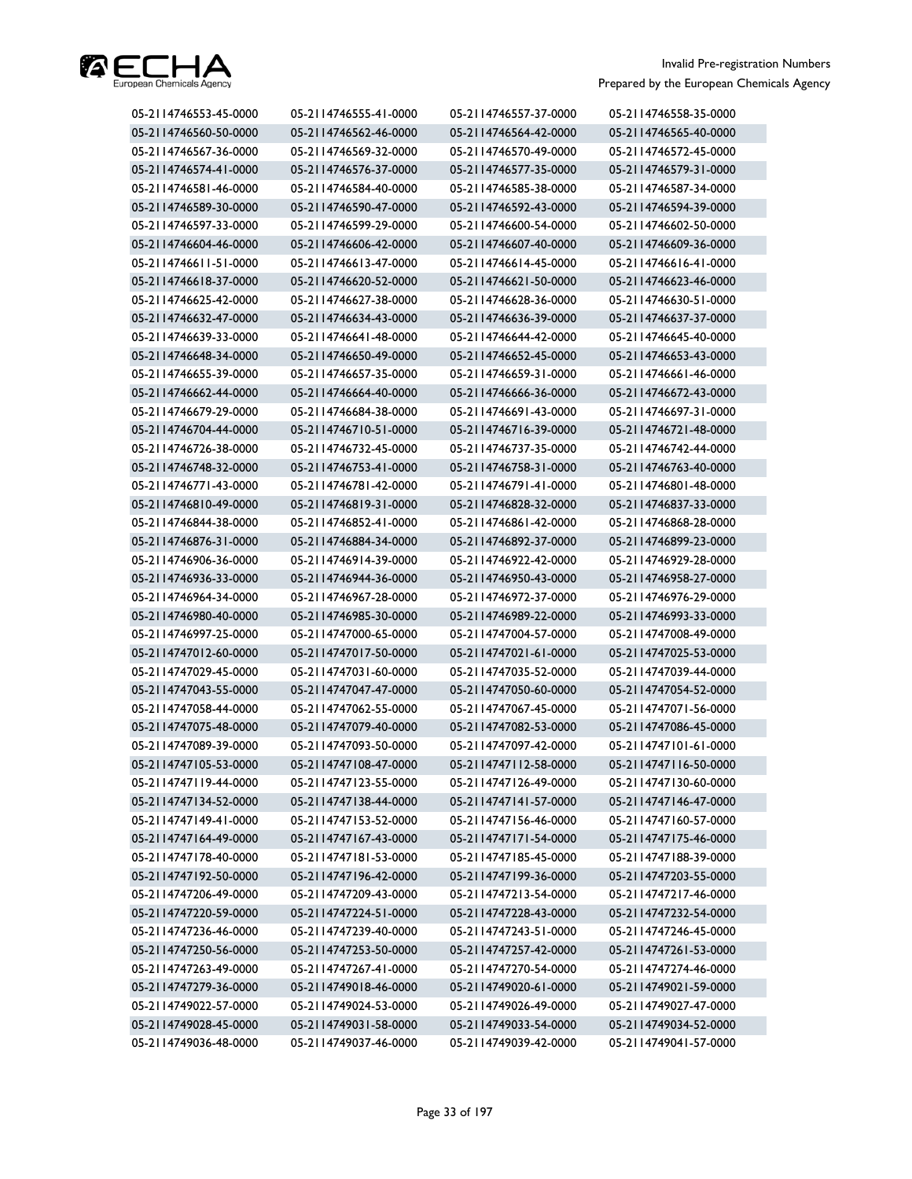| | | | |
|---|---|---|---|
| 05-2114746553-45-0000 | 05-2114746555-41-0000 | 05-2114746557-37-0000 | 05-2114746558-35-0000 |
| 05-2114746560-50-0000 | 05-2114746562-46-0000 | 05-2114746564-42-0000 | 05-2114746565-40-0000 |
| 05-2114746567-36-0000 | 05-2114746569-32-0000 | 05-2114746570-49-0000 | 05-2114746572-45-0000 |
| 05-2114746574-41-0000 | 05-2114746576-37-0000 | 05-2114746577-35-0000 | 05-2114746579-31-0000 |
| 05-2114746581-46-0000 | 05-2114746584-40-0000 | 05-2114746585-38-0000 | 05-2114746587-34-0000 |
| 05-2114746589-30-0000 | 05-2114746590-47-0000 | 05-2114746592-43-0000 | 05-2114746594-39-0000 |
| 05-2114746597-33-0000 | 05-2114746599-29-0000 | 05-2114746600-54-0000 | 05-2114746602-50-0000 |
| 05-2114746604-46-0000 | 05-2114746606-42-0000 | 05-2114746607-40-0000 | 05-2114746609-36-0000 |
| 05-2114746611-51-0000 | 05-2114746613-47-0000 | 05-2114746614-45-0000 | 05-2114746616-41-0000 |
| 05-2114746618-37-0000 | 05-2114746620-52-0000 | 05-2114746621-50-0000 | 05-2114746623-46-0000 |
| 05-2114746625-42-0000 | 05-2114746627-38-0000 | 05-2114746628-36-0000 | 05-2114746630-51-0000 |
| 05-2114746632-47-0000 | 05-2114746634-43-0000 | 05-2114746636-39-0000 | 05-2114746637-37-0000 |
| 05-2114746639-33-0000 | 05-2114746641-48-0000 | 05-2114746644-42-0000 | 05-2114746645-40-0000 |
| 05-2114746648-34-0000 | 05-2114746650-49-0000 | 05-2114746652-45-0000 | 05-2114746653-43-0000 |
| 05-2114746655-39-0000 | 05-2114746657-35-0000 | 05-2114746659-31-0000 | 05-2114746661-46-0000 |
| 05-2114746662-44-0000 | 05-2114746664-40-0000 | 05-2114746666-36-0000 | 05-2114746672-43-0000 |
| 05-2114746679-29-0000 | 05-2114746684-38-0000 | 05-2114746691-43-0000 | 05-2114746697-31-0000 |
| 05-2114746704-44-0000 | 05-2114746710-51-0000 | 05-2114746716-39-0000 | 05-2114746721-48-0000 |
| 05-2114746726-38-0000 | 05-2114746732-45-0000 | 05-2114746737-35-0000 | 05-2114746742-44-0000 |
| 05-2114746748-32-0000 | 05-2114746753-41-0000 | 05-2114746758-31-0000 | 05-2114746763-40-0000 |
| 05-2114746771-43-0000 | 05-2114746781-42-0000 | 05-2114746791-41-0000 | 05-2114746801-48-0000 |
| 05-2114746810-49-0000 | 05-2114746819-31-0000 | 05-2114746828-32-0000 | 05-2114746837-33-0000 |
| 05-2114746844-38-0000 | 05-2114746852-41-0000 | 05-2114746861-42-0000 | 05-2114746868-28-0000 |
| 05-2114746876-31-0000 | 05-2114746884-34-0000 | 05-2114746892-37-0000 | 05-2114746899-23-0000 |
| 05-2114746906-36-0000 | 05-2114746914-39-0000 | 05-2114746922-42-0000 | 05-2114746929-28-0000 |
| 05-2114746936-33-0000 | 05-2114746944-36-0000 | 05-2114746950-43-0000 | 05-2114746958-27-0000 |
| 05-2114746964-34-0000 | 05-2114746967-28-0000 | 05-2114746972-37-0000 | 05-2114746976-29-0000 |
| 05-2114746980-40-0000 | 05-2114746985-30-0000 | 05-2114746989-22-0000 | 05-2114746993-33-0000 |
| 05-2114746997-25-0000 | 05-2114747000-65-0000 | 05-2114747004-57-0000 | 05-2114747008-49-0000 |
| 05-2114747012-60-0000 | 05-2114747017-50-0000 | 05-2114747021-61-0000 | 05-2114747025-53-0000 |
| 05-2114747029-45-0000 | 05-2114747031-60-0000 | 05-2114747035-52-0000 | 05-2114747039-44-0000 |
| 05-2114747043-55-0000 | 05-2114747047-47-0000 | 05-2114747050-60-0000 | 05-2114747054-52-0000 |
| 05-2114747058-44-0000 | 05-2114747062-55-0000 | 05-2114747067-45-0000 | 05-2114747071-56-0000 |
| 05-2114747075-48-0000 | 05-2114747079-40-0000 | 05-2114747082-53-0000 | 05-2114747086-45-0000 |
| 05-2114747089-39-0000 | 05-2114747093-50-0000 | 05-2114747097-42-0000 | 05-2114747101-61-0000 |
| 05-2114747105-53-0000 | 05-2114747108-47-0000 | 05-2114747112-58-0000 | 05-2114747116-50-0000 |
| 05-2114747119-44-0000 | 05-2114747123-55-0000 | 05-2114747126-49-0000 | 05-2114747130-60-0000 |
| 05-2114747134-52-0000 | 05-2114747138-44-0000 | 05-2114747141-57-0000 | 05-2114747146-47-0000 |
| 05-2114747149-41-0000 | 05-2114747153-52-0000 | 05-2114747156-46-0000 | 05-2114747160-57-0000 |
| 05-2114747164-49-0000 | 05-2114747167-43-0000 | 05-2114747171-54-0000 | 05-2114747175-46-0000 |
| 05-2114747178-40-0000 | 05-2114747181-53-0000 | 05-2114747185-45-0000 | 05-2114747188-39-0000 |
| 05-2114747192-50-0000 | 05-2114747196-42-0000 | 05-2114747199-36-0000 | 05-2114747203-55-0000 |
| 05-2114747206-49-0000 | 05-2114747209-43-0000 | 05-2114747213-54-0000 | 05-2114747217-46-0000 |
| 05-2114747220-59-0000 | 05-2114747224-51-0000 | 05-2114747228-43-0000 | 05-2114747232-54-0000 |
| 05-2114747236-46-0000 | 05-2114747239-40-0000 | 05-2114747243-51-0000 | 05-2114747246-45-0000 |
| 05-2114747250-56-0000 | 05-2114747253-50-0000 | 05-2114747257-42-0000 | 05-2114747261-53-0000 |
| 05-2114747263-49-0000 | 05-2114747267-41-0000 | 05-2114747270-54-0000 | 05-2114747274-46-0000 |
| 05-2114747279-36-0000 | 05-2114749018-46-0000 | 05-2114749020-61-0000 | 05-2114749021-59-0000 |
| 05-2114749022-57-0000 | 05-2114749024-53-0000 | 05-2114749026-49-0000 | 05-2114749027-47-0000 |
| 05-2114749028-45-0000 | 05-2114749031-58-0000 | 05-2114749033-54-0000 | 05-2114749034-52-0000 |
| 05-2114749036-48-0000 | 05-2114749037-46-0000 | 05-2114749039-42-0000 | 05-2114749041-57-0000 |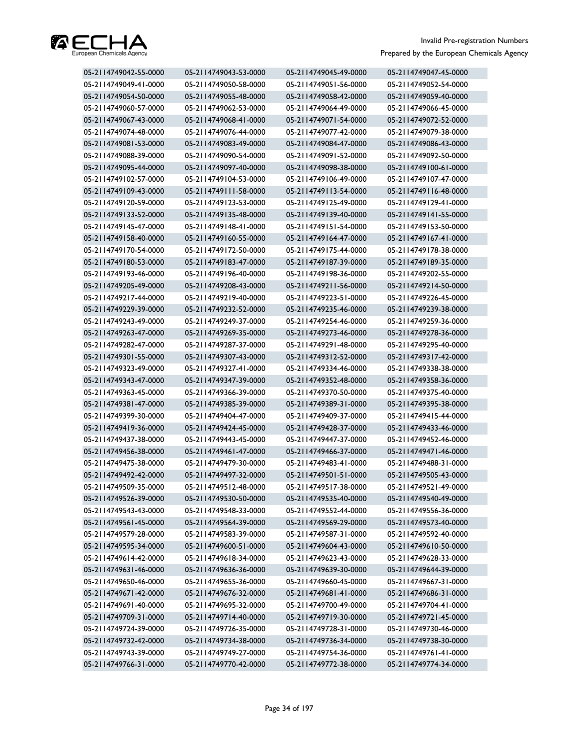| | | | |
|---|---|---|---|
| 05-2114749042-55-0000 | 05-2114749043-53-0000 | 05-2114749045-49-0000 | 05-2114749047-45-0000 |
| 05-2114749049-41-0000 | 05-2114749050-58-0000 | 05-2114749051-56-0000 | 05-2114749052-54-0000 |
| 05-2114749054-50-0000 | 05-2114749055-48-0000 | 05-2114749058-42-0000 | 05-2114749059-40-0000 |
| 05-2114749060-57-0000 | 05-2114749062-53-0000 | 05-2114749064-49-0000 | 05-2114749066-45-0000 |
| 05-2114749067-43-0000 | 05-2114749068-41-0000 | 05-2114749071-54-0000 | 05-2114749072-52-0000 |
| 05-2114749074-48-0000 | 05-2114749076-44-0000 | 05-2114749077-42-0000 | 05-2114749079-38-0000 |
| 05-2114749081-53-0000 | 05-2114749083-49-0000 | 05-2114749084-47-0000 | 05-2114749086-43-0000 |
| 05-2114749088-39-0000 | 05-2114749090-54-0000 | 05-2114749091-52-0000 | 05-2114749092-50-0000 |
| 05-2114749095-44-0000 | 05-2114749097-40-0000 | 05-2114749098-38-0000 | 05-2114749100-61-0000 |
| 05-2114749102-57-0000 | 05-2114749104-53-0000 | 05-2114749106-49-0000 | 05-2114749107-47-0000 |
| 05-2114749109-43-0000 | 05-2114749111-58-0000 | 05-2114749113-54-0000 | 05-2114749116-48-0000 |
| 05-2114749120-59-0000 | 05-2114749123-53-0000 | 05-2114749125-49-0000 | 05-2114749129-41-0000 |
| 05-2114749133-52-0000 | 05-2114749135-48-0000 | 05-2114749139-40-0000 | 05-2114749141-55-0000 |
| 05-2114749145-47-0000 | 05-2114749148-41-0000 | 05-2114749151-54-0000 | 05-2114749153-50-0000 |
| 05-2114749158-40-0000 | 05-2114749160-55-0000 | 05-2114749164-47-0000 | 05-2114749167-41-0000 |
| 05-2114749170-54-0000 | 05-2114749172-50-0000 | 05-2114749175-44-0000 | 05-2114749178-38-0000 |
| 05-2114749180-53-0000 | 05-2114749183-47-0000 | 05-2114749187-39-0000 | 05-2114749189-35-0000 |
| 05-2114749193-46-0000 | 05-2114749196-40-0000 | 05-2114749198-36-0000 | 05-2114749202-55-0000 |
| 05-2114749205-49-0000 | 05-2114749208-43-0000 | 05-2114749211-56-0000 | 05-2114749214-50-0000 |
| 05-2114749217-44-0000 | 05-2114749219-40-0000 | 05-2114749223-51-0000 | 05-2114749226-45-0000 |
| 05-2114749229-39-0000 | 05-2114749232-52-0000 | 05-2114749235-46-0000 | 05-2114749239-38-0000 |
| 05-2114749243-49-0000 | 05-2114749249-37-0000 | 05-2114749254-46-0000 | 05-2114749259-36-0000 |
| 05-2114749263-47-0000 | 05-2114749269-35-0000 | 05-2114749273-46-0000 | 05-2114749278-36-0000 |
| 05-2114749282-47-0000 | 05-2114749287-37-0000 | 05-2114749291-48-0000 | 05-2114749295-40-0000 |
| 05-2114749301-55-0000 | 05-2114749307-43-0000 | 05-2114749312-52-0000 | 05-2114749317-42-0000 |
| 05-2114749323-49-0000 | 05-2114749327-41-0000 | 05-2114749334-46-0000 | 05-2114749338-38-0000 |
| 05-2114749343-47-0000 | 05-2114749347-39-0000 | 05-2114749352-48-0000 | 05-2114749358-36-0000 |
| 05-2114749363-45-0000 | 05-2114749366-39-0000 | 05-2114749370-50-0000 | 05-2114749375-40-0000 |
| 05-2114749381-47-0000 | 05-2114749385-39-0000 | 05-2114749389-31-0000 | 05-2114749395-38-0000 |
| 05-2114749399-30-0000 | 05-2114749404-47-0000 | 05-2114749409-37-0000 | 05-2114749415-44-0000 |
| 05-2114749419-36-0000 | 05-2114749424-45-0000 | 05-2114749428-37-0000 | 05-2114749433-46-0000 |
| 05-2114749437-38-0000 | 05-2114749443-45-0000 | 05-2114749447-37-0000 | 05-2114749452-46-0000 |
| 05-2114749456-38-0000 | 05-2114749461-47-0000 | 05-2114749466-37-0000 | 05-2114749471-46-0000 |
| 05-2114749475-38-0000 | 05-2114749479-30-0000 | 05-2114749483-41-0000 | 05-2114749488-31-0000 |
| 05-2114749492-42-0000 | 05-2114749497-32-0000 | 05-2114749501-51-0000 | 05-2114749505-43-0000 |
| 05-2114749509-35-0000 | 05-2114749512-48-0000 | 05-2114749517-38-0000 | 05-2114749521-49-0000 |
| 05-2114749526-39-0000 | 05-2114749530-50-0000 | 05-2114749535-40-0000 | 05-2114749540-49-0000 |
| 05-2114749543-43-0000 | 05-2114749548-33-0000 | 05-2114749552-44-0000 | 05-2114749556-36-0000 |
| 05-2114749561-45-0000 | 05-2114749564-39-0000 | 05-2114749569-29-0000 | 05-2114749573-40-0000 |
| 05-2114749579-28-0000 | 05-2114749583-39-0000 | 05-2114749587-31-0000 | 05-2114749592-40-0000 |
| 05-2114749595-34-0000 | 05-2114749600-51-0000 | 05-2114749604-43-0000 | 05-2114749610-50-0000 |
| 05-2114749614-42-0000 | 05-2114749618-34-0000 | 05-2114749623-43-0000 | 05-2114749628-33-0000 |
| 05-2114749631-46-0000 | 05-2114749636-36-0000 | 05-2114749639-30-0000 | 05-2114749644-39-0000 |
| 05-2114749650-46-0000 | 05-2114749655-36-0000 | 05-2114749660-45-0000 | 05-2114749667-31-0000 |
| 05-2114749671-42-0000 | 05-2114749676-32-0000 | 05-2114749681-41-0000 | 05-2114749686-31-0000 |
| 05-2114749691-40-0000 | 05-2114749695-32-0000 | 05-2114749700-49-0000 | 05-2114749704-41-0000 |
| 05-2114749709-31-0000 | 05-2114749714-40-0000 | 05-2114749719-30-0000 | 05-2114749721-45-0000 |
| 05-2114749724-39-0000 | 05-2114749726-35-0000 | 05-2114749728-31-0000 | 05-2114749730-46-0000 |
| 05-2114749732-42-0000 | 05-2114749734-38-0000 | 05-2114749736-34-0000 | 05-2114749738-30-0000 |
| 05-2114749743-39-0000 | 05-2114749749-27-0000 | 05-2114749754-36-0000 | 05-2114749761-41-0000 |
| 05-2114749766-31-0000 | 05-2114749770-42-0000 | 05-2114749772-38-0000 | 05-2114749774-34-0000 |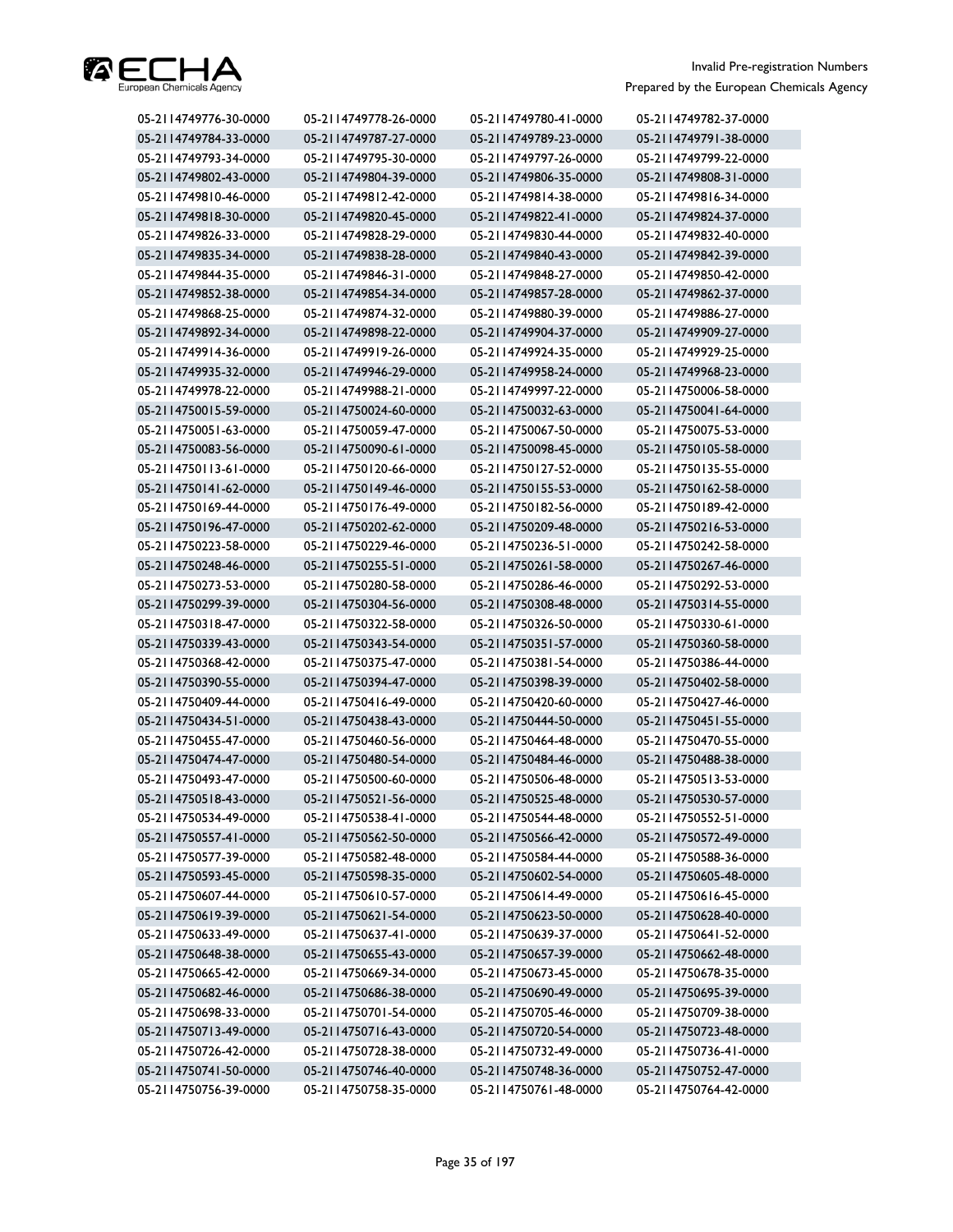| | | | |
|---|---|---|---|
| 05-2114749776-30-0000 | 05-2114749778-26-0000 | 05-2114749780-41-0000 | 05-2114749782-37-0000 |
| 05-2114749784-33-0000 | 05-2114749787-27-0000 | 05-2114749789-23-0000 | 05-2114749791-38-0000 |
| 05-2114749793-34-0000 | 05-2114749795-30-0000 | 05-2114749797-26-0000 | 05-2114749799-22-0000 |
| 05-2114749802-43-0000 | 05-2114749804-39-0000 | 05-2114749806-35-0000 | 05-2114749808-31-0000 |
| 05-2114749810-46-0000 | 05-2114749812-42-0000 | 05-2114749814-38-0000 | 05-2114749816-34-0000 |
| 05-2114749818-30-0000 | 05-2114749820-45-0000 | 05-2114749822-41-0000 | 05-2114749824-37-0000 |
| 05-2114749826-33-0000 | 05-2114749828-29-0000 | 05-2114749830-44-0000 | 05-2114749832-40-0000 |
| 05-2114749835-34-0000 | 05-2114749838-28-0000 | 05-2114749840-43-0000 | 05-2114749842-39-0000 |
| 05-2114749844-35-0000 | 05-2114749846-31-0000 | 05-2114749848-27-0000 | 05-2114749850-42-0000 |
| 05-2114749852-38-0000 | 05-2114749854-34-0000 | 05-2114749857-28-0000 | 05-2114749862-37-0000 |
| 05-2114749868-25-0000 | 05-2114749874-32-0000 | 05-2114749880-39-0000 | 05-2114749886-27-0000 |
| 05-2114749892-34-0000 | 05-2114749898-22-0000 | 05-2114749904-37-0000 | 05-2114749909-27-0000 |
| 05-2114749914-36-0000 | 05-2114749919-26-0000 | 05-2114749924-35-0000 | 05-2114749929-25-0000 |
| 05-2114749935-32-0000 | 05-2114749946-29-0000 | 05-2114749958-24-0000 | 05-2114749968-23-0000 |
| 05-2114749978-22-0000 | 05-2114749988-21-0000 | 05-2114749997-22-0000 | 05-2114750006-58-0000 |
| 05-2114750015-59-0000 | 05-2114750024-60-0000 | 05-2114750032-63-0000 | 05-2114750041-64-0000 |
| 05-2114750051-63-0000 | 05-2114750059-47-0000 | 05-2114750067-50-0000 | 05-2114750075-53-0000 |
| 05-2114750083-56-0000 | 05-2114750090-61-0000 | 05-2114750098-45-0000 | 05-2114750105-58-0000 |
| 05-2114750113-61-0000 | 05-2114750120-66-0000 | 05-2114750127-52-0000 | 05-2114750135-55-0000 |
| 05-2114750141-62-0000 | 05-2114750149-46-0000 | 05-2114750155-53-0000 | 05-2114750162-58-0000 |
| 05-2114750169-44-0000 | 05-2114750176-49-0000 | 05-2114750182-56-0000 | 05-2114750189-42-0000 |
| 05-2114750196-47-0000 | 05-2114750202-62-0000 | 05-2114750209-48-0000 | 05-2114750216-53-0000 |
| 05-2114750223-58-0000 | 05-2114750229-46-0000 | 05-2114750236-51-0000 | 05-2114750242-58-0000 |
| 05-2114750248-46-0000 | 05-2114750255-51-0000 | 05-2114750261-58-0000 | 05-2114750267-46-0000 |
| 05-2114750273-53-0000 | 05-2114750280-58-0000 | 05-2114750286-46-0000 | 05-2114750292-53-0000 |
| 05-2114750299-39-0000 | 05-2114750304-56-0000 | 05-2114750308-48-0000 | 05-2114750314-55-0000 |
| 05-2114750318-47-0000 | 05-2114750322-58-0000 | 05-2114750326-50-0000 | 05-2114750330-61-0000 |
| 05-2114750339-43-0000 | 05-2114750343-54-0000 | 05-2114750351-57-0000 | 05-2114750360-58-0000 |
| 05-2114750368-42-0000 | 05-2114750375-47-0000 | 05-2114750381-54-0000 | 05-2114750386-44-0000 |
| 05-2114750390-55-0000 | 05-2114750394-47-0000 | 05-2114750398-39-0000 | 05-2114750402-58-0000 |
| 05-2114750409-44-0000 | 05-2114750416-49-0000 | 05-2114750420-60-0000 | 05-2114750427-46-0000 |
| 05-2114750434-51-0000 | 05-2114750438-43-0000 | 05-2114750444-50-0000 | 05-2114750451-55-0000 |
| 05-2114750455-47-0000 | 05-2114750460-56-0000 | 05-2114750464-48-0000 | 05-2114750470-55-0000 |
| 05-2114750474-47-0000 | 05-2114750480-54-0000 | 05-2114750484-46-0000 | 05-2114750488-38-0000 |
| 05-2114750493-47-0000 | 05-2114750500-60-0000 | 05-2114750506-48-0000 | 05-2114750513-53-0000 |
| 05-2114750518-43-0000 | 05-2114750521-56-0000 | 05-2114750525-48-0000 | 05-2114750530-57-0000 |
| 05-2114750534-49-0000 | 05-2114750538-41-0000 | 05-2114750544-48-0000 | 05-2114750552-51-0000 |
| 05-2114750557-41-0000 | 05-2114750562-50-0000 | 05-2114750566-42-0000 | 05-2114750572-49-0000 |
| 05-2114750577-39-0000 | 05-2114750582-48-0000 | 05-2114750584-44-0000 | 05-2114750588-36-0000 |
| 05-2114750593-45-0000 | 05-2114750598-35-0000 | 05-2114750602-54-0000 | 05-2114750605-48-0000 |
| 05-2114750607-44-0000 | 05-2114750610-57-0000 | 05-2114750614-49-0000 | 05-2114750616-45-0000 |
| 05-2114750619-39-0000 | 05-2114750621-54-0000 | 05-2114750623-50-0000 | 05-2114750628-40-0000 |
| 05-2114750633-49-0000 | 05-2114750637-41-0000 | 05-2114750639-37-0000 | 05-2114750641-52-0000 |
| 05-2114750648-38-0000 | 05-2114750655-43-0000 | 05-2114750657-39-0000 | 05-2114750662-48-0000 |
| 05-2114750665-42-0000 | 05-2114750669-34-0000 | 05-2114750673-45-0000 | 05-2114750678-35-0000 |
| 05-2114750682-46-0000 | 05-2114750686-38-0000 | 05-2114750690-49-0000 | 05-2114750695-39-0000 |
| 05-2114750698-33-0000 | 05-2114750701-54-0000 | 05-2114750705-46-0000 | 05-2114750709-38-0000 |
| 05-2114750713-49-0000 | 05-2114750716-43-0000 | 05-2114750720-54-0000 | 05-2114750723-48-0000 |
| 05-2114750726-42-0000 | 05-2114750728-38-0000 | 05-2114750732-49-0000 | 05-2114750736-41-0000 |
| 05-2114750741-50-0000 | 05-2114750746-40-0000 | 05-2114750748-36-0000 | 05-2114750752-47-0000 |
| 05-2114750756-39-0000 | 05-2114750758-35-0000 | 05-2114750761-48-0000 | 05-2114750764-42-0000 |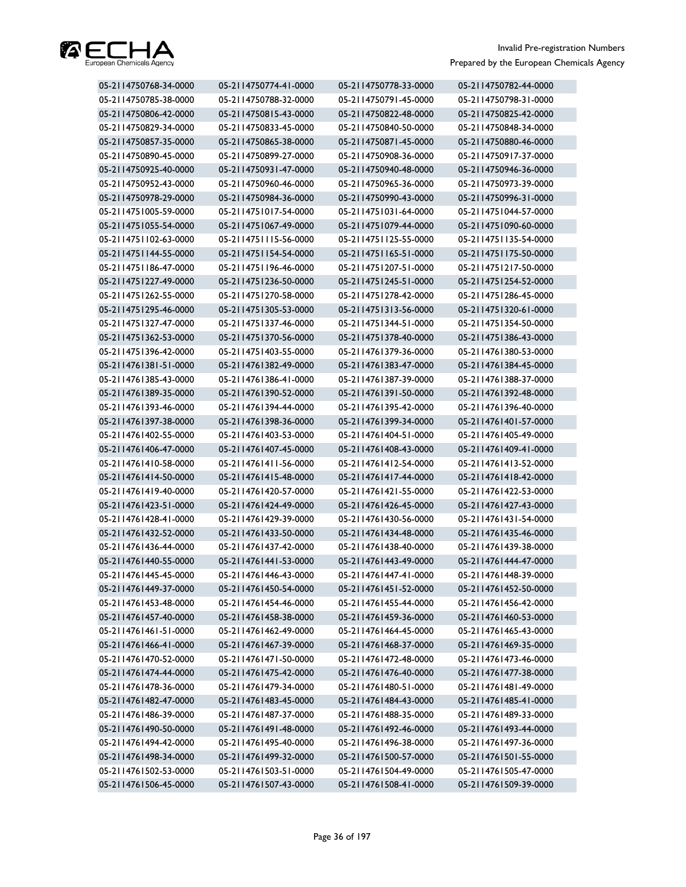| | | | |
|---|---|---|---|
| 05-2114750768-34-0000 | 05-2114750774-41-0000 | 05-2114750778-33-0000 | 05-2114750782-44-0000 |
| 05-2114750785-38-0000 | 05-2114750788-32-0000 | 05-2114750791-45-0000 | 05-2114750798-31-0000 |
| 05-2114750806-42-0000 | 05-2114750815-43-0000 | 05-2114750822-48-0000 | 05-2114750825-42-0000 |
| 05-2114750829-34-0000 | 05-2114750833-45-0000 | 05-2114750840-50-0000 | 05-2114750848-34-0000 |
| 05-2114750857-35-0000 | 05-2114750865-38-0000 | 05-2114750871-45-0000 | 05-2114750880-46-0000 |
| 05-2114750890-45-0000 | 05-2114750899-27-0000 | 05-2114750908-36-0000 | 05-2114750917-37-0000 |
| 05-2114750925-40-0000 | 05-2114750931-47-0000 | 05-2114750940-48-0000 | 05-2114750946-36-0000 |
| 05-2114750952-43-0000 | 05-2114750960-46-0000 | 05-2114750965-36-0000 | 05-2114750973-39-0000 |
| 05-2114750978-29-0000 | 05-2114750984-36-0000 | 05-2114750990-43-0000 | 05-2114750996-31-0000 |
| 05-2114751005-59-0000 | 05-2114751017-54-0000 | 05-2114751031-64-0000 | 05-2114751044-57-0000 |
| 05-2114751055-54-0000 | 05-2114751067-49-0000 | 05-2114751079-44-0000 | 05-2114751090-60-0000 |
| 05-2114751102-63-0000 | 05-2114751115-56-0000 | 05-2114751125-55-0000 | 05-2114751135-54-0000 |
| 05-2114751144-55-0000 | 05-2114751154-54-0000 | 05-2114751165-51-0000 | 05-2114751175-50-0000 |
| 05-2114751186-47-0000 | 05-2114751196-46-0000 | 05-2114751207-51-0000 | 05-2114751217-50-0000 |
| 05-2114751227-49-0000 | 05-2114751236-50-0000 | 05-2114751245-51-0000 | 05-2114751254-52-0000 |
| 05-2114751262-55-0000 | 05-2114751270-58-0000 | 05-2114751278-42-0000 | 05-2114751286-45-0000 |
| 05-2114751295-46-0000 | 05-2114751305-53-0000 | 05-2114751313-56-0000 | 05-2114751320-61-0000 |
| 05-2114751327-47-0000 | 05-2114751337-46-0000 | 05-2114751344-51-0000 | 05-2114751354-50-0000 |
| 05-2114751362-53-0000 | 05-2114751370-56-0000 | 05-2114751378-40-0000 | 05-2114751386-43-0000 |
| 05-2114751396-42-0000 | 05-2114751403-55-0000 | 05-2114761379-36-0000 | 05-2114761380-53-0000 |
| 05-2114761381-51-0000 | 05-2114761382-49-0000 | 05-2114761383-47-0000 | 05-2114761384-45-0000 |
| 05-2114761385-43-0000 | 05-2114761386-41-0000 | 05-2114761387-39-0000 | 05-2114761388-37-0000 |
| 05-2114761389-35-0000 | 05-2114761390-52-0000 | 05-2114761391-50-0000 | 05-2114761392-48-0000 |
| 05-2114761393-46-0000 | 05-2114761394-44-0000 | 05-2114761395-42-0000 | 05-2114761396-40-0000 |
| 05-2114761397-38-0000 | 05-2114761398-36-0000 | 05-2114761399-34-0000 | 05-2114761401-57-0000 |
| 05-2114761402-55-0000 | 05-2114761403-53-0000 | 05-2114761404-51-0000 | 05-2114761405-49-0000 |
| 05-2114761406-47-0000 | 05-2114761407-45-0000 | 05-2114761408-43-0000 | 05-2114761409-41-0000 |
| 05-2114761410-58-0000 | 05-2114761411-56-0000 | 05-2114761412-54-0000 | 05-2114761413-52-0000 |
| 05-2114761414-50-0000 | 05-2114761415-48-0000 | 05-2114761417-44-0000 | 05-2114761418-42-0000 |
| 05-2114761419-40-0000 | 05-2114761420-57-0000 | 05-2114761421-55-0000 | 05-2114761422-53-0000 |
| 05-2114761423-51-0000 | 05-2114761424-49-0000 | 05-2114761426-45-0000 | 05-2114761427-43-0000 |
| 05-2114761428-41-0000 | 05-2114761429-39-0000 | 05-2114761430-56-0000 | 05-2114761431-54-0000 |
| 05-2114761432-52-0000 | 05-2114761433-50-0000 | 05-2114761434-48-0000 | 05-2114761435-46-0000 |
| 05-2114761436-44-0000 | 05-2114761437-42-0000 | 05-2114761438-40-0000 | 05-2114761439-38-0000 |
| 05-2114761440-55-0000 | 05-2114761441-53-0000 | 05-2114761443-49-0000 | 05-2114761444-47-0000 |
| 05-2114761445-45-0000 | 05-2114761446-43-0000 | 05-2114761447-41-0000 | 05-2114761448-39-0000 |
| 05-2114761449-37-0000 | 05-2114761450-54-0000 | 05-2114761451-52-0000 | 05-2114761452-50-0000 |
| 05-2114761453-48-0000 | 05-2114761454-46-0000 | 05-2114761455-44-0000 | 05-2114761456-42-0000 |
| 05-2114761457-40-0000 | 05-2114761458-38-0000 | 05-2114761459-36-0000 | 05-2114761460-53-0000 |
| 05-2114761461-51-0000 | 05-2114761462-49-0000 | 05-2114761464-45-0000 | 05-2114761465-43-0000 |
| 05-2114761466-41-0000 | 05-2114761467-39-0000 | 05-2114761468-37-0000 | 05-2114761469-35-0000 |
| 05-2114761470-52-0000 | 05-2114761471-50-0000 | 05-2114761472-48-0000 | 05-2114761473-46-0000 |
| 05-2114761474-44-0000 | 05-2114761475-42-0000 | 05-2114761476-40-0000 | 05-2114761477-38-0000 |
| 05-2114761478-36-0000 | 05-2114761479-34-0000 | 05-2114761480-51-0000 | 05-2114761481-49-0000 |
| 05-2114761482-47-0000 | 05-2114761483-45-0000 | 05-2114761484-43-0000 | 05-2114761485-41-0000 |
| 05-2114761486-39-0000 | 05-2114761487-37-0000 | 05-2114761488-35-0000 | 05-2114761489-33-0000 |
| 05-2114761490-50-0000 | 05-2114761491-48-0000 | 05-2114761492-46-0000 | 05-2114761493-44-0000 |
| 05-2114761494-42-0000 | 05-2114761495-40-0000 | 05-2114761496-38-0000 | 05-2114761497-36-0000 |
| 05-2114761498-34-0000 | 05-2114761499-32-0000 | 05-2114761500-57-0000 | 05-2114761501-55-0000 |
| 05-2114761502-53-0000 | 05-2114761503-51-0000 | 05-2114761504-49-0000 | 05-2114761505-47-0000 |
| 05-2114761506-45-0000 | 05-2114761507-43-0000 | 05-2114761508-41-0000 | 05-2114761509-39-0000 |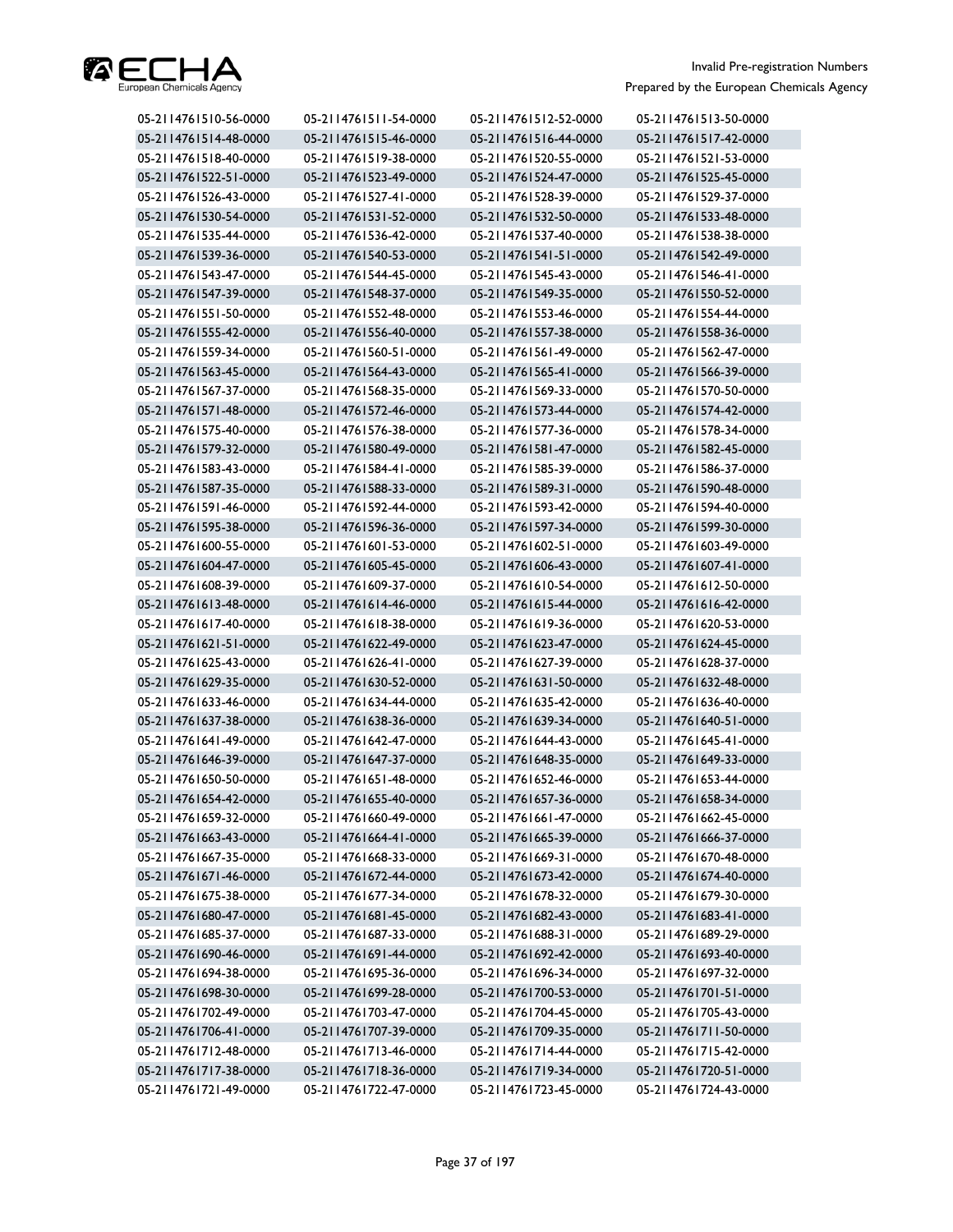| | | | |
|---|---|---|---|
| 05-2114761510-56-0000 | 05-2114761511-54-0000 | 05-2114761512-52-0000 | 05-2114761513-50-0000 |
| 05-2114761514-48-0000 | 05-2114761515-46-0000 | 05-2114761516-44-0000 | 05-2114761517-42-0000 |
| 05-2114761518-40-0000 | 05-2114761519-38-0000 | 05-2114761520-55-0000 | 05-2114761521-53-0000 |
| 05-2114761522-51-0000 | 05-2114761523-49-0000 | 05-2114761524-47-0000 | 05-2114761525-45-0000 |
| 05-2114761526-43-0000 | 05-2114761527-41-0000 | 05-2114761528-39-0000 | 05-2114761529-37-0000 |
| 05-2114761530-54-0000 | 05-2114761531-52-0000 | 05-2114761532-50-0000 | 05-2114761533-48-0000 |
| 05-2114761535-44-0000 | 05-2114761536-42-0000 | 05-2114761537-40-0000 | 05-2114761538-38-0000 |
| 05-2114761539-36-0000 | 05-2114761540-53-0000 | 05-2114761541-51-0000 | 05-2114761542-49-0000 |
| 05-2114761543-47-0000 | 05-2114761544-45-0000 | 05-2114761545-43-0000 | 05-2114761546-41-0000 |
| 05-2114761547-39-0000 | 05-2114761548-37-0000 | 05-2114761549-35-0000 | 05-2114761550-52-0000 |
| 05-2114761551-50-0000 | 05-2114761552-48-0000 | 05-2114761553-46-0000 | 05-2114761554-44-0000 |
| 05-2114761555-42-0000 | 05-2114761556-40-0000 | 05-2114761557-38-0000 | 05-2114761558-36-0000 |
| 05-2114761559-34-0000 | 05-2114761560-51-0000 | 05-2114761561-49-0000 | 05-2114761562-47-0000 |
| 05-2114761563-45-0000 | 05-2114761564-43-0000 | 05-2114761565-41-0000 | 05-2114761566-39-0000 |
| 05-2114761567-37-0000 | 05-2114761568-35-0000 | 05-2114761569-33-0000 | 05-2114761570-50-0000 |
| 05-2114761571-48-0000 | 05-2114761572-46-0000 | 05-2114761573-44-0000 | 05-2114761574-42-0000 |
| 05-2114761575-40-0000 | 05-2114761576-38-0000 | 05-2114761577-36-0000 | 05-2114761578-34-0000 |
| 05-2114761579-32-0000 | 05-2114761580-49-0000 | 05-2114761581-47-0000 | 05-2114761582-45-0000 |
| 05-2114761583-43-0000 | 05-2114761584-41-0000 | 05-2114761585-39-0000 | 05-2114761586-37-0000 |
| 05-2114761587-35-0000 | 05-2114761588-33-0000 | 05-2114761589-31-0000 | 05-2114761590-48-0000 |
| 05-2114761591-46-0000 | 05-2114761592-44-0000 | 05-2114761593-42-0000 | 05-2114761594-40-0000 |
| 05-2114761595-38-0000 | 05-2114761596-36-0000 | 05-2114761597-34-0000 | 05-2114761599-30-0000 |
| 05-2114761600-55-0000 | 05-2114761601-53-0000 | 05-2114761602-51-0000 | 05-2114761603-49-0000 |
| 05-2114761604-47-0000 | 05-2114761605-45-0000 | 05-2114761606-43-0000 | 05-2114761607-41-0000 |
| 05-2114761608-39-0000 | 05-2114761609-37-0000 | 05-2114761610-54-0000 | 05-2114761612-50-0000 |
| 05-2114761613-48-0000 | 05-2114761614-46-0000 | 05-2114761615-44-0000 | 05-2114761616-42-0000 |
| 05-2114761617-40-0000 | 05-2114761618-38-0000 | 05-2114761619-36-0000 | 05-2114761620-53-0000 |
| 05-2114761621-51-0000 | 05-2114761622-49-0000 | 05-2114761623-47-0000 | 05-2114761624-45-0000 |
| 05-2114761625-43-0000 | 05-2114761626-41-0000 | 05-2114761627-39-0000 | 05-2114761628-37-0000 |
| 05-2114761629-35-0000 | 05-2114761630-52-0000 | 05-2114761631-50-0000 | 05-2114761632-48-0000 |
| 05-2114761633-46-0000 | 05-2114761634-44-0000 | 05-2114761635-42-0000 | 05-2114761636-40-0000 |
| 05-2114761637-38-0000 | 05-2114761638-36-0000 | 05-2114761639-34-0000 | 05-2114761640-51-0000 |
| 05-2114761641-49-0000 | 05-2114761642-47-0000 | 05-2114761644-43-0000 | 05-2114761645-41-0000 |
| 05-2114761646-39-0000 | 05-2114761647-37-0000 | 05-2114761648-35-0000 | 05-2114761649-33-0000 |
| 05-2114761650-50-0000 | 05-2114761651-48-0000 | 05-2114761652-46-0000 | 05-2114761653-44-0000 |
| 05-2114761654-42-0000 | 05-2114761655-40-0000 | 05-2114761657-36-0000 | 05-2114761658-34-0000 |
| 05-2114761659-32-0000 | 05-2114761660-49-0000 | 05-2114761661-47-0000 | 05-2114761662-45-0000 |
| 05-2114761663-43-0000 | 05-2114761664-41-0000 | 05-2114761665-39-0000 | 05-2114761666-37-0000 |
| 05-2114761667-35-0000 | 05-2114761668-33-0000 | 05-2114761669-31-0000 | 05-2114761670-48-0000 |
| 05-2114761671-46-0000 | 05-2114761672-44-0000 | 05-2114761673-42-0000 | 05-2114761674-40-0000 |
| 05-2114761675-38-0000 | 05-2114761677-34-0000 | 05-2114761678-32-0000 | 05-2114761679-30-0000 |
| 05-2114761680-47-0000 | 05-2114761681-45-0000 | 05-2114761682-43-0000 | 05-2114761683-41-0000 |
| 05-2114761685-37-0000 | 05-2114761687-33-0000 | 05-2114761688-31-0000 | 05-2114761689-29-0000 |
| 05-2114761690-46-0000 | 05-2114761691-44-0000 | 05-2114761692-42-0000 | 05-2114761693-40-0000 |
| 05-2114761694-38-0000 | 05-2114761695-36-0000 | 05-2114761696-34-0000 | 05-2114761697-32-0000 |
| 05-2114761698-30-0000 | 05-2114761699-28-0000 | 05-2114761700-53-0000 | 05-2114761701-51-0000 |
| 05-2114761702-49-0000 | 05-2114761703-47-0000 | 05-2114761704-45-0000 | 05-2114761705-43-0000 |
| 05-2114761706-41-0000 | 05-2114761707-39-0000 | 05-2114761709-35-0000 | 05-2114761711-50-0000 |
| 05-2114761712-48-0000 | 05-2114761713-46-0000 | 05-2114761714-44-0000 | 05-2114761715-42-0000 |
| 05-2114761717-38-0000 | 05-2114761718-36-0000 | 05-2114761719-34-0000 | 05-2114761720-51-0000 |
| 05-2114761721-49-0000 | 05-2114761722-47-0000 | 05-2114761723-45-0000 | 05-2114761724-43-0000 |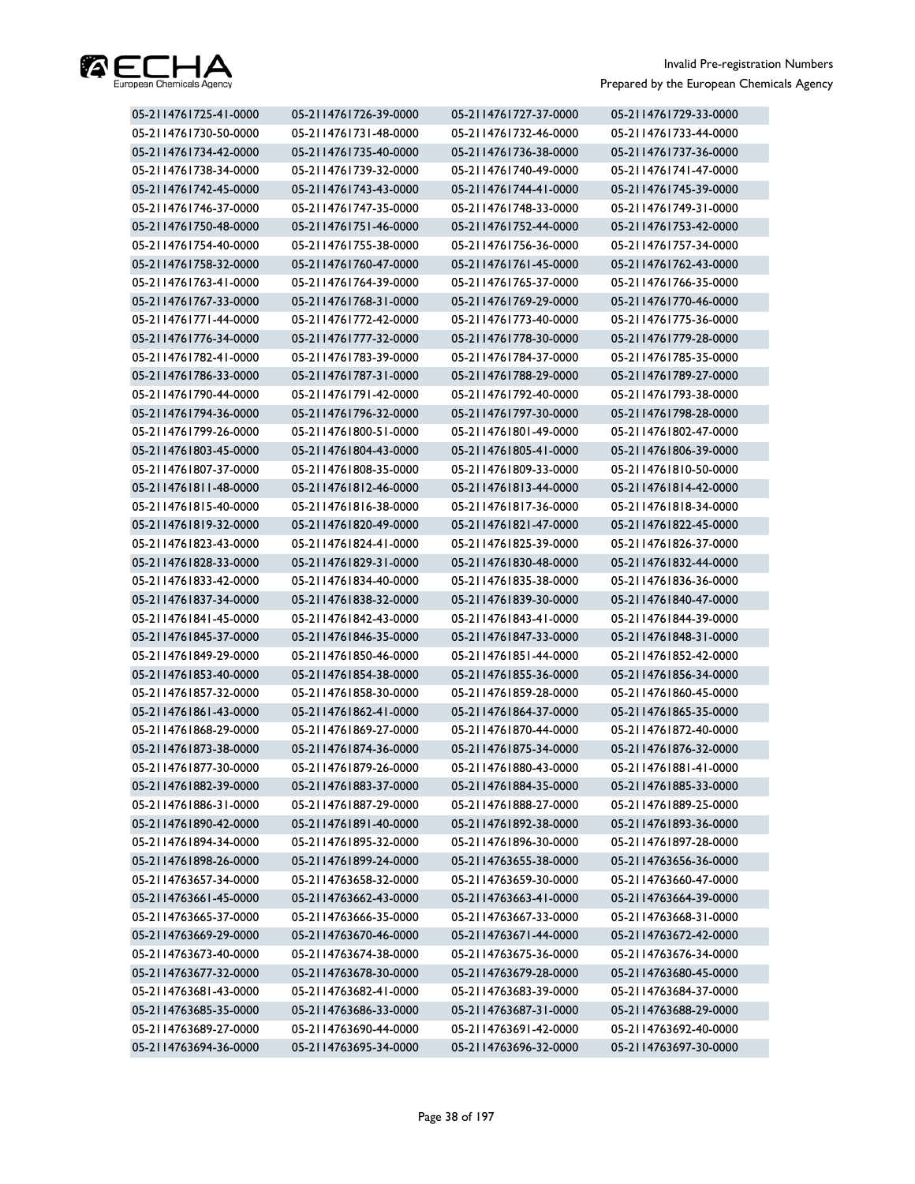| | | | |
|---|---|---|---|
| 05-2114761725-41-0000 | 05-2114761726-39-0000 | 05-2114761727-37-0000 | 05-2114761729-33-0000 |
| 05-2114761730-50-0000 | 05-2114761731-48-0000 | 05-2114761732-46-0000 | 05-2114761733-44-0000 |
| 05-2114761734-42-0000 | 05-2114761735-40-0000 | 05-2114761736-38-0000 | 05-2114761737-36-0000 |
| 05-2114761738-34-0000 | 05-2114761739-32-0000 | 05-2114761740-49-0000 | 05-2114761741-47-0000 |
| 05-2114761742-45-0000 | 05-2114761743-43-0000 | 05-2114761744-41-0000 | 05-2114761745-39-0000 |
| 05-2114761746-37-0000 | 05-2114761747-35-0000 | 05-2114761748-33-0000 | 05-2114761749-31-0000 |
| 05-2114761750-48-0000 | 05-2114761751-46-0000 | 05-2114761752-44-0000 | 05-2114761753-42-0000 |
| 05-2114761754-40-0000 | 05-2114761755-38-0000 | 05-2114761756-36-0000 | 05-2114761757-34-0000 |
| 05-2114761758-32-0000 | 05-2114761760-47-0000 | 05-2114761761-45-0000 | 05-2114761762-43-0000 |
| 05-2114761763-41-0000 | 05-2114761764-39-0000 | 05-2114761765-37-0000 | 05-2114761766-35-0000 |
| 05-2114761767-33-0000 | 05-2114761768-31-0000 | 05-2114761769-29-0000 | 05-2114761770-46-0000 |
| 05-2114761771-44-0000 | 05-2114761772-42-0000 | 05-2114761773-40-0000 | 05-2114761775-36-0000 |
| 05-2114761776-34-0000 | 05-2114761777-32-0000 | 05-2114761778-30-0000 | 05-2114761779-28-0000 |
| 05-2114761782-41-0000 | 05-2114761783-39-0000 | 05-2114761784-37-0000 | 05-2114761785-35-0000 |
| 05-2114761786-33-0000 | 05-2114761787-31-0000 | 05-2114761788-29-0000 | 05-2114761789-27-0000 |
| 05-2114761790-44-0000 | 05-2114761791-42-0000 | 05-2114761792-40-0000 | 05-2114761793-38-0000 |
| 05-2114761794-36-0000 | 05-2114761796-32-0000 | 05-2114761797-30-0000 | 05-2114761798-28-0000 |
| 05-2114761799-26-0000 | 05-2114761800-51-0000 | 05-2114761801-49-0000 | 05-2114761802-47-0000 |
| 05-2114761803-45-0000 | 05-2114761804-43-0000 | 05-2114761805-41-0000 | 05-2114761806-39-0000 |
| 05-2114761807-37-0000 | 05-2114761808-35-0000 | 05-2114761809-33-0000 | 05-2114761810-50-0000 |
| 05-2114761811-48-0000 | 05-2114761812-46-0000 | 05-2114761813-44-0000 | 05-2114761814-42-0000 |
| 05-2114761815-40-0000 | 05-2114761816-38-0000 | 05-2114761817-36-0000 | 05-2114761818-34-0000 |
| 05-2114761819-32-0000 | 05-2114761820-49-0000 | 05-2114761821-47-0000 | 05-2114761822-45-0000 |
| 05-2114761823-43-0000 | 05-2114761824-41-0000 | 05-2114761825-39-0000 | 05-2114761826-37-0000 |
| 05-2114761828-33-0000 | 05-2114761829-31-0000 | 05-2114761830-48-0000 | 05-2114761832-44-0000 |
| 05-2114761833-42-0000 | 05-2114761834-40-0000 | 05-2114761835-38-0000 | 05-2114761836-36-0000 |
| 05-2114761837-34-0000 | 05-2114761838-32-0000 | 05-2114761839-30-0000 | 05-2114761840-47-0000 |
| 05-2114761841-45-0000 | 05-2114761842-43-0000 | 05-2114761843-41-0000 | 05-2114761844-39-0000 |
| 05-2114761845-37-0000 | 05-2114761846-35-0000 | 05-2114761847-33-0000 | 05-2114761848-31-0000 |
| 05-2114761849-29-0000 | 05-2114761850-46-0000 | 05-2114761851-44-0000 | 05-2114761852-42-0000 |
| 05-2114761853-40-0000 | 05-2114761854-38-0000 | 05-2114761855-36-0000 | 05-2114761856-34-0000 |
| 05-2114761857-32-0000 | 05-2114761858-30-0000 | 05-2114761859-28-0000 | 05-2114761860-45-0000 |
| 05-2114761861-43-0000 | 05-2114761862-41-0000 | 05-2114761864-37-0000 | 05-2114761865-35-0000 |
| 05-2114761868-29-0000 | 05-2114761869-27-0000 | 05-2114761870-44-0000 | 05-2114761872-40-0000 |
| 05-2114761873-38-0000 | 05-2114761874-36-0000 | 05-2114761875-34-0000 | 05-2114761876-32-0000 |
| 05-2114761877-30-0000 | 05-2114761879-26-0000 | 05-2114761880-43-0000 | 05-2114761881-41-0000 |
| 05-2114761882-39-0000 | 05-2114761883-37-0000 | 05-2114761884-35-0000 | 05-2114761885-33-0000 |
| 05-2114761886-31-0000 | 05-2114761887-29-0000 | 05-2114761888-27-0000 | 05-2114761889-25-0000 |
| 05-2114761890-42-0000 | 05-2114761891-40-0000 | 05-2114761892-38-0000 | 05-2114761893-36-0000 |
| 05-2114761894-34-0000 | 05-2114761895-32-0000 | 05-2114761896-30-0000 | 05-2114761897-28-0000 |
| 05-2114761898-26-0000 | 05-2114761899-24-0000 | 05-2114763655-38-0000 | 05-2114763656-36-0000 |
| 05-2114763657-34-0000 | 05-2114763658-32-0000 | 05-2114763659-30-0000 | 05-2114763660-47-0000 |
| 05-2114763661-45-0000 | 05-2114763662-43-0000 | 05-2114763663-41-0000 | 05-2114763664-39-0000 |
| 05-2114763665-37-0000 | 05-2114763666-35-0000 | 05-2114763667-33-0000 | 05-2114763668-31-0000 |
| 05-2114763669-29-0000 | 05-2114763670-46-0000 | 05-2114763671-44-0000 | 05-2114763672-42-0000 |
| 05-2114763673-40-0000 | 05-2114763674-38-0000 | 05-2114763675-36-0000 | 05-2114763676-34-0000 |
| 05-2114763677-32-0000 | 05-2114763678-30-0000 | 05-2114763679-28-0000 | 05-2114763680-45-0000 |
| 05-2114763681-43-0000 | 05-2114763682-41-0000 | 05-2114763683-39-0000 | 05-2114763684-37-0000 |
| 05-2114763685-35-0000 | 05-2114763686-33-0000 | 05-2114763687-31-0000 | 05-2114763688-29-0000 |
| 05-2114763689-27-0000 | 05-2114763690-44-0000 | 05-2114763691-42-0000 | 05-2114763692-40-0000 |
| 05-2114763694-36-0000 | 05-2114763695-34-0000 | 05-2114763696-32-0000 | 05-2114763697-30-0000 |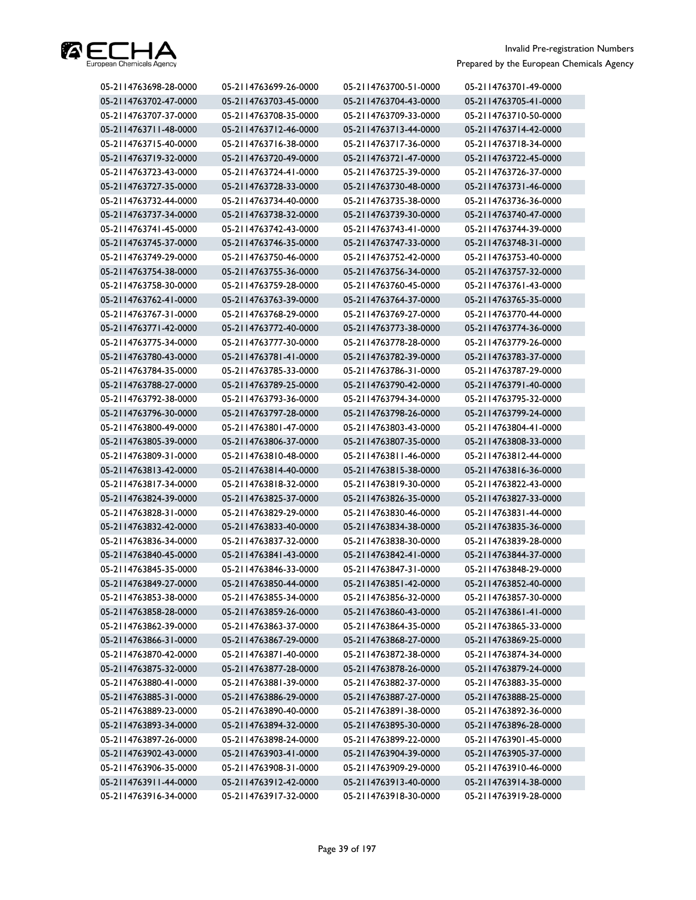| | | | |
|---|---|---|---|
| 05-2114763698-28-0000 | 05-2114763699-26-0000 | 05-2114763700-51-0000 | 05-2114763701-49-0000 |
| 05-2114763702-47-0000 | 05-2114763703-45-0000 | 05-2114763704-43-0000 | 05-2114763705-41-0000 |
| 05-2114763707-37-0000 | 05-2114763708-35-0000 | 05-2114763709-33-0000 | 05-2114763710-50-0000 |
| 05-2114763711-48-0000 | 05-2114763712-46-0000 | 05-2114763713-44-0000 | 05-2114763714-42-0000 |
| 05-2114763715-40-0000 | 05-2114763716-38-0000 | 05-2114763717-36-0000 | 05-2114763718-34-0000 |
| 05-2114763719-32-0000 | 05-2114763720-49-0000 | 05-2114763721-47-0000 | 05-2114763722-45-0000 |
| 05-2114763723-43-0000 | 05-2114763724-41-0000 | 05-2114763725-39-0000 | 05-2114763726-37-0000 |
| 05-2114763727-35-0000 | 05-2114763728-33-0000 | 05-2114763730-48-0000 | 05-2114763731-46-0000 |
| 05-2114763732-44-0000 | 05-2114763734-40-0000 | 05-2114763735-38-0000 | 05-2114763736-36-0000 |
| 05-2114763737-34-0000 | 05-2114763738-32-0000 | 05-2114763739-30-0000 | 05-2114763740-47-0000 |
| 05-2114763741-45-0000 | 05-2114763742-43-0000 | 05-2114763743-41-0000 | 05-2114763744-39-0000 |
| 05-2114763745-37-0000 | 05-2114763746-35-0000 | 05-2114763747-33-0000 | 05-2114763748-31-0000 |
| 05-2114763749-29-0000 | 05-2114763750-46-0000 | 05-2114763752-42-0000 | 05-2114763753-40-0000 |
| 05-2114763754-38-0000 | 05-2114763755-36-0000 | 05-2114763756-34-0000 | 05-2114763757-32-0000 |
| 05-2114763758-30-0000 | 05-2114763759-28-0000 | 05-2114763760-45-0000 | 05-2114763761-43-0000 |
| 05-2114763762-41-0000 | 05-2114763763-39-0000 | 05-2114763764-37-0000 | 05-2114763765-35-0000 |
| 05-2114763767-31-0000 | 05-2114763768-29-0000 | 05-2114763769-27-0000 | 05-2114763770-44-0000 |
| 05-2114763771-42-0000 | 05-2114763772-40-0000 | 05-2114763773-38-0000 | 05-2114763774-36-0000 |
| 05-2114763775-34-0000 | 05-2114763777-30-0000 | 05-2114763778-28-0000 | 05-2114763779-26-0000 |
| 05-2114763780-43-0000 | 05-2114763781-41-0000 | 05-2114763782-39-0000 | 05-2114763783-37-0000 |
| 05-2114763784-35-0000 | 05-2114763785-33-0000 | 05-2114763786-31-0000 | 05-2114763787-29-0000 |
| 05-2114763788-27-0000 | 05-2114763789-25-0000 | 05-2114763790-42-0000 | 05-2114763791-40-0000 |
| 05-2114763792-38-0000 | 05-2114763793-36-0000 | 05-2114763794-34-0000 | 05-2114763795-32-0000 |
| 05-2114763796-30-0000 | 05-2114763797-28-0000 | 05-2114763798-26-0000 | 05-2114763799-24-0000 |
| 05-2114763800-49-0000 | 05-2114763801-47-0000 | 05-2114763803-43-0000 | 05-2114763804-41-0000 |
| 05-2114763805-39-0000 | 05-2114763806-37-0000 | 05-2114763807-35-0000 | 05-2114763808-33-0000 |
| 05-2114763809-31-0000 | 05-2114763810-48-0000 | 05-2114763811-46-0000 | 05-2114763812-44-0000 |
| 05-2114763813-42-0000 | 05-2114763814-40-0000 | 05-2114763815-38-0000 | 05-2114763816-36-0000 |
| 05-2114763817-34-0000 | 05-2114763818-32-0000 | 05-2114763819-30-0000 | 05-2114763822-43-0000 |
| 05-2114763824-39-0000 | 05-2114763825-37-0000 | 05-2114763826-35-0000 | 05-2114763827-33-0000 |
| 05-2114763828-31-0000 | 05-2114763829-29-0000 | 05-2114763830-46-0000 | 05-2114763831-44-0000 |
| 05-2114763832-42-0000 | 05-2114763833-40-0000 | 05-2114763834-38-0000 | 05-2114763835-36-0000 |
| 05-2114763836-34-0000 | 05-2114763837-32-0000 | 05-2114763838-30-0000 | 05-2114763839-28-0000 |
| 05-2114763840-45-0000 | 05-2114763841-43-0000 | 05-2114763842-41-0000 | 05-2114763844-37-0000 |
| 05-2114763845-35-0000 | 05-2114763846-33-0000 | 05-2114763847-31-0000 | 05-2114763848-29-0000 |
| 05-2114763849-27-0000 | 05-2114763850-44-0000 | 05-2114763851-42-0000 | 05-2114763852-40-0000 |
| 05-2114763853-38-0000 | 05-2114763855-34-0000 | 05-2114763856-32-0000 | 05-2114763857-30-0000 |
| 05-2114763858-28-0000 | 05-2114763859-26-0000 | 05-2114763860-43-0000 | 05-2114763861-41-0000 |
| 05-2114763862-39-0000 | 05-2114763863-37-0000 | 05-2114763864-35-0000 | 05-2114763865-33-0000 |
| 05-2114763866-31-0000 | 05-2114763867-29-0000 | 05-2114763868-27-0000 | 05-2114763869-25-0000 |
| 05-2114763870-42-0000 | 05-2114763871-40-0000 | 05-2114763872-38-0000 | 05-2114763874-34-0000 |
| 05-2114763875-32-0000 | 05-2114763877-28-0000 | 05-2114763878-26-0000 | 05-2114763879-24-0000 |
| 05-2114763880-41-0000 | 05-2114763881-39-0000 | 05-2114763882-37-0000 | 05-2114763883-35-0000 |
| 05-2114763885-31-0000 | 05-2114763886-29-0000 | 05-2114763887-27-0000 | 05-2114763888-25-0000 |
| 05-2114763889-23-0000 | 05-2114763890-40-0000 | 05-2114763891-38-0000 | 05-2114763892-36-0000 |
| 05-2114763893-34-0000 | 05-2114763894-32-0000 | 05-2114763895-30-0000 | 05-2114763896-28-0000 |
| 05-2114763897-26-0000 | 05-2114763898-24-0000 | 05-2114763899-22-0000 | 05-2114763901-45-0000 |
| 05-2114763902-43-0000 | 05-2114763903-41-0000 | 05-2114763904-39-0000 | 05-2114763905-37-0000 |
| 05-2114763906-35-0000 | 05-2114763908-31-0000 | 05-2114763909-29-0000 | 05-2114763910-46-0000 |
| 05-2114763911-44-0000 | 05-2114763912-42-0000 | 05-2114763913-40-0000 | 05-2114763914-38-0000 |
| 05-2114763916-34-0000 | 05-2114763917-32-0000 | 05-2114763918-30-0000 | 05-2114763919-28-0000 |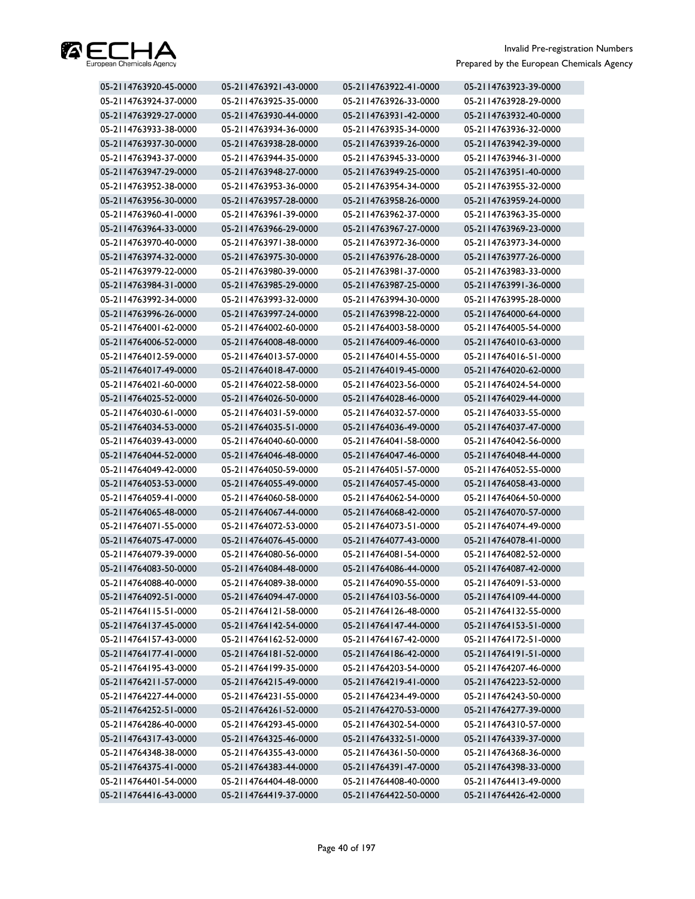| | | | |
|---|---|---|---|
| 05-2114763920-45-0000 | 05-2114763921-43-0000 | 05-2114763922-41-0000 | 05-2114763923-39-0000 |
| 05-2114763924-37-0000 | 05-2114763925-35-0000 | 05-2114763926-33-0000 | 05-2114763928-29-0000 |
| 05-2114763929-27-0000 | 05-2114763930-44-0000 | 05-2114763931-42-0000 | 05-2114763932-40-0000 |
| 05-2114763933-38-0000 | 05-2114763934-36-0000 | 05-2114763935-34-0000 | 05-2114763936-32-0000 |
| 05-2114763937-30-0000 | 05-2114763938-28-0000 | 05-2114763939-26-0000 | 05-2114763942-39-0000 |
| 05-2114763943-37-0000 | 05-2114763944-35-0000 | 05-2114763945-33-0000 | 05-2114763946-31-0000 |
| 05-2114763947-29-0000 | 05-2114763948-27-0000 | 05-2114763949-25-0000 | 05-2114763951-40-0000 |
| 05-2114763952-38-0000 | 05-2114763953-36-0000 | 05-2114763954-34-0000 | 05-2114763955-32-0000 |
| 05-2114763956-30-0000 | 05-2114763957-28-0000 | 05-2114763958-26-0000 | 05-2114763959-24-0000 |
| 05-2114763960-41-0000 | 05-2114763961-39-0000 | 05-2114763962-37-0000 | 05-2114763963-35-0000 |
| 05-2114763964-33-0000 | 05-2114763966-29-0000 | 05-2114763967-27-0000 | 05-2114763969-23-0000 |
| 05-2114763970-40-0000 | 05-2114763971-38-0000 | 05-2114763972-36-0000 | 05-2114763973-34-0000 |
| 05-2114763974-32-0000 | 05-2114763975-30-0000 | 05-2114763976-28-0000 | 05-2114763977-26-0000 |
| 05-2114763979-22-0000 | 05-2114763980-39-0000 | 05-2114763981-37-0000 | 05-2114763983-33-0000 |
| 05-2114763984-31-0000 | 05-2114763985-29-0000 | 05-2114763987-25-0000 | 05-2114763991-36-0000 |
| 05-2114763992-34-0000 | 05-2114763993-32-0000 | 05-2114763994-30-0000 | 05-2114763995-28-0000 |
| 05-2114763996-26-0000 | 05-2114763997-24-0000 | 05-2114763998-22-0000 | 05-2114764000-64-0000 |
| 05-2114764001-62-0000 | 05-2114764002-60-0000 | 05-2114764003-58-0000 | 05-2114764005-54-0000 |
| 05-2114764006-52-0000 | 05-2114764008-48-0000 | 05-2114764009-46-0000 | 05-2114764010-63-0000 |
| 05-2114764012-59-0000 | 05-2114764013-57-0000 | 05-2114764014-55-0000 | 05-2114764016-51-0000 |
| 05-2114764017-49-0000 | 05-2114764018-47-0000 | 05-2114764019-45-0000 | 05-2114764020-62-0000 |
| 05-2114764021-60-0000 | 05-2114764022-58-0000 | 05-2114764023-56-0000 | 05-2114764024-54-0000 |
| 05-2114764025-52-0000 | 05-2114764026-50-0000 | 05-2114764028-46-0000 | 05-2114764029-44-0000 |
| 05-2114764030-61-0000 | 05-2114764031-59-0000 | 05-2114764032-57-0000 | 05-2114764033-55-0000 |
| 05-2114764034-53-0000 | 05-2114764035-51-0000 | 05-2114764036-49-0000 | 05-2114764037-47-0000 |
| 05-2114764039-43-0000 | 05-2114764040-60-0000 | 05-2114764041-58-0000 | 05-2114764042-56-0000 |
| 05-2114764044-52-0000 | 05-2114764046-48-0000 | 05-2114764047-46-0000 | 05-2114764048-44-0000 |
| 05-2114764049-42-0000 | 05-2114764050-59-0000 | 05-2114764051-57-0000 | 05-2114764052-55-0000 |
| 05-2114764053-53-0000 | 05-2114764055-49-0000 | 05-2114764057-45-0000 | 05-2114764058-43-0000 |
| 05-2114764059-41-0000 | 05-2114764060-58-0000 | 05-2114764062-54-0000 | 05-2114764064-50-0000 |
| 05-2114764065-48-0000 | 05-2114764067-44-0000 | 05-2114764068-42-0000 | 05-2114764070-57-0000 |
| 05-2114764071-55-0000 | 05-2114764072-53-0000 | 05-2114764073-51-0000 | 05-2114764074-49-0000 |
| 05-2114764075-47-0000 | 05-2114764076-45-0000 | 05-2114764077-43-0000 | 05-2114764078-41-0000 |
| 05-2114764079-39-0000 | 05-2114764080-56-0000 | 05-2114764081-54-0000 | 05-2114764082-52-0000 |
| 05-2114764083-50-0000 | 05-2114764084-48-0000 | 05-2114764086-44-0000 | 05-2114764087-42-0000 |
| 05-2114764088-40-0000 | 05-2114764089-38-0000 | 05-2114764090-55-0000 | 05-2114764091-53-0000 |
| 05-2114764092-51-0000 | 05-2114764094-47-0000 | 05-2114764103-56-0000 | 05-2114764109-44-0000 |
| 05-2114764115-51-0000 | 05-2114764121-58-0000 | 05-2114764126-48-0000 | 05-2114764132-55-0000 |
| 05-2114764137-45-0000 | 05-2114764142-54-0000 | 05-2114764147-44-0000 | 05-2114764153-51-0000 |
| 05-2114764157-43-0000 | 05-2114764162-52-0000 | 05-2114764167-42-0000 | 05-2114764172-51-0000 |
| 05-2114764177-41-0000 | 05-2114764181-52-0000 | 05-2114764186-42-0000 | 05-2114764191-51-0000 |
| 05-2114764195-43-0000 | 05-2114764199-35-0000 | 05-2114764203-54-0000 | 05-2114764207-46-0000 |
| 05-2114764211-57-0000 | 05-2114764215-49-0000 | 05-2114764219-41-0000 | 05-2114764223-52-0000 |
| 05-2114764227-44-0000 | 05-2114764231-55-0000 | 05-2114764234-49-0000 | 05-2114764243-50-0000 |
| 05-2114764252-51-0000 | 05-2114764261-52-0000 | 05-2114764270-53-0000 | 05-2114764277-39-0000 |
| 05-2114764286-40-0000 | 05-2114764293-45-0000 | 05-2114764302-54-0000 | 05-2114764310-57-0000 |
| 05-2114764317-43-0000 | 05-2114764325-46-0000 | 05-2114764332-51-0000 | 05-2114764339-37-0000 |
| 05-2114764348-38-0000 | 05-2114764355-43-0000 | 05-2114764361-50-0000 | 05-2114764368-36-0000 |
| 05-2114764375-41-0000 | 05-2114764383-44-0000 | 05-2114764391-47-0000 | 05-2114764398-33-0000 |
| 05-2114764401-54-0000 | 05-2114764404-48-0000 | 05-2114764408-40-0000 | 05-2114764413-49-0000 |
| 05-2114764416-43-0000 | 05-2114764419-37-0000 | 05-2114764422-50-0000 | 05-2114764426-42-0000 |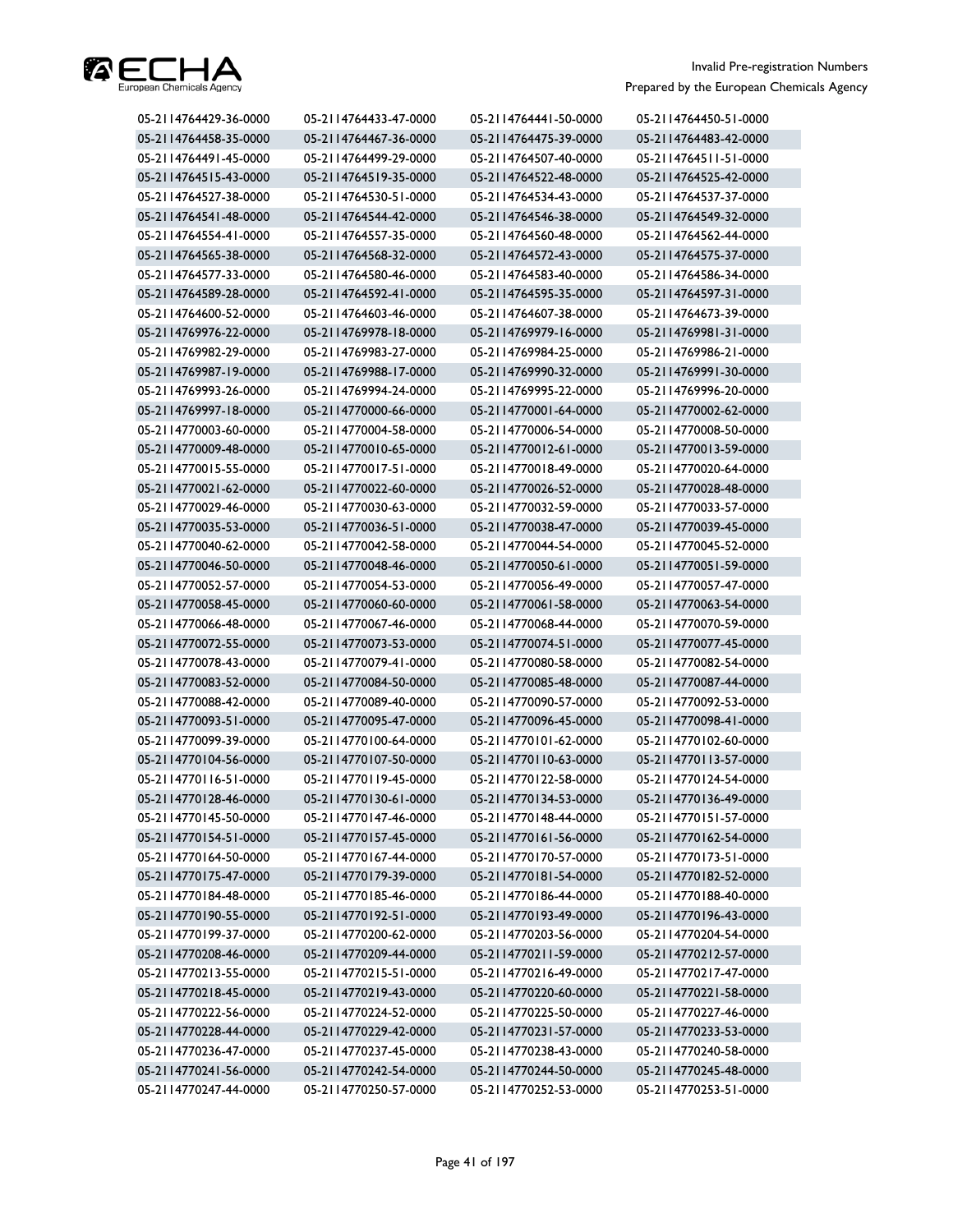| | | | |
|---|---|---|---|
| 05-2114764429-36-0000 | 05-2114764433-47-0000 | 05-2114764441-50-0000 | 05-2114764450-51-0000 |
| 05-2114764458-35-0000 | 05-2114764467-36-0000 | 05-2114764475-39-0000 | 05-2114764483-42-0000 |
| 05-2114764491-45-0000 | 05-2114764499-29-0000 | 05-2114764507-40-0000 | 05-2114764511-51-0000 |
| 05-2114764515-43-0000 | 05-2114764519-35-0000 | 05-2114764522-48-0000 | 05-2114764525-42-0000 |
| 05-2114764527-38-0000 | 05-2114764530-51-0000 | 05-2114764534-43-0000 | 05-2114764537-37-0000 |
| 05-2114764541-48-0000 | 05-2114764544-42-0000 | 05-2114764546-38-0000 | 05-2114764549-32-0000 |
| 05-2114764554-41-0000 | 05-2114764557-35-0000 | 05-2114764560-48-0000 | 05-2114764562-44-0000 |
| 05-2114764565-38-0000 | 05-2114764568-32-0000 | 05-2114764572-43-0000 | 05-2114764575-37-0000 |
| 05-2114764577-33-0000 | 05-2114764580-46-0000 | 05-2114764583-40-0000 | 05-2114764586-34-0000 |
| 05-2114764589-28-0000 | 05-2114764592-41-0000 | 05-2114764595-35-0000 | 05-2114764597-31-0000 |
| 05-2114764600-52-0000 | 05-2114764603-46-0000 | 05-2114764607-38-0000 | 05-2114764673-39-0000 |
| 05-2114769976-22-0000 | 05-2114769978-18-0000 | 05-2114769979-16-0000 | 05-2114769981-31-0000 |
| 05-2114769982-29-0000 | 05-2114769983-27-0000 | 05-2114769984-25-0000 | 05-2114769986-21-0000 |
| 05-2114769987-19-0000 | 05-2114769988-17-0000 | 05-2114769990-32-0000 | 05-2114769991-30-0000 |
| 05-2114769993-26-0000 | 05-2114769994-24-0000 | 05-2114769995-22-0000 | 05-2114769996-20-0000 |
| 05-2114769997-18-0000 | 05-2114770000-66-0000 | 05-2114770001-64-0000 | 05-2114770002-62-0000 |
| 05-2114770003-60-0000 | 05-2114770004-58-0000 | 05-2114770006-54-0000 | 05-2114770008-50-0000 |
| 05-2114770009-48-0000 | 05-2114770010-65-0000 | 05-2114770012-61-0000 | 05-2114770013-59-0000 |
| 05-2114770015-55-0000 | 05-2114770017-51-0000 | 05-2114770018-49-0000 | 05-2114770020-64-0000 |
| 05-2114770021-62-0000 | 05-2114770022-60-0000 | 05-2114770026-52-0000 | 05-2114770028-48-0000 |
| 05-2114770029-46-0000 | 05-2114770030-63-0000 | 05-2114770032-59-0000 | 05-2114770033-57-0000 |
| 05-2114770035-53-0000 | 05-2114770036-51-0000 | 05-2114770038-47-0000 | 05-2114770039-45-0000 |
| 05-2114770040-62-0000 | 05-2114770042-58-0000 | 05-2114770044-54-0000 | 05-2114770045-52-0000 |
| 05-2114770046-50-0000 | 05-2114770048-46-0000 | 05-2114770050-61-0000 | 05-2114770051-59-0000 |
| 05-2114770052-57-0000 | 05-2114770054-53-0000 | 05-2114770056-49-0000 | 05-2114770057-47-0000 |
| 05-2114770058-45-0000 | 05-2114770060-60-0000 | 05-2114770061-58-0000 | 05-2114770063-54-0000 |
| 05-2114770066-48-0000 | 05-2114770067-46-0000 | 05-2114770068-44-0000 | 05-2114770070-59-0000 |
| 05-2114770072-55-0000 | 05-2114770073-53-0000 | 05-2114770074-51-0000 | 05-2114770077-45-0000 |
| 05-2114770078-43-0000 | 05-2114770079-41-0000 | 05-2114770080-58-0000 | 05-2114770082-54-0000 |
| 05-2114770083-52-0000 | 05-2114770084-50-0000 | 05-2114770085-48-0000 | 05-2114770087-44-0000 |
| 05-2114770088-42-0000 | 05-2114770089-40-0000 | 05-2114770090-57-0000 | 05-2114770092-53-0000 |
| 05-2114770093-51-0000 | 05-2114770095-47-0000 | 05-2114770096-45-0000 | 05-2114770098-41-0000 |
| 05-2114770099-39-0000 | 05-2114770100-64-0000 | 05-2114770101-62-0000 | 05-2114770102-60-0000 |
| 05-2114770104-56-0000 | 05-2114770107-50-0000 | 05-2114770110-63-0000 | 05-2114770113-57-0000 |
| 05-2114770116-51-0000 | 05-2114770119-45-0000 | 05-2114770122-58-0000 | 05-2114770124-54-0000 |
| 05-2114770128-46-0000 | 05-2114770130-61-0000 | 05-2114770134-53-0000 | 05-2114770136-49-0000 |
| 05-2114770145-50-0000 | 05-2114770147-46-0000 | 05-2114770148-44-0000 | 05-2114770151-57-0000 |
| 05-2114770154-51-0000 | 05-2114770157-45-0000 | 05-2114770161-56-0000 | 05-2114770162-54-0000 |
| 05-2114770164-50-0000 | 05-2114770167-44-0000 | 05-2114770170-57-0000 | 05-2114770173-51-0000 |
| 05-2114770175-47-0000 | 05-2114770179-39-0000 | 05-2114770181-54-0000 | 05-2114770182-52-0000 |
| 05-2114770184-48-0000 | 05-2114770185-46-0000 | 05-2114770186-44-0000 | 05-2114770188-40-0000 |
| 05-2114770190-55-0000 | 05-2114770192-51-0000 | 05-2114770193-49-0000 | 05-2114770196-43-0000 |
| 05-2114770199-37-0000 | 05-2114770200-62-0000 | 05-2114770203-56-0000 | 05-2114770204-54-0000 |
| 05-2114770208-46-0000 | 05-2114770209-44-0000 | 05-2114770211-59-0000 | 05-2114770212-57-0000 |
| 05-2114770213-55-0000 | 05-2114770215-51-0000 | 05-2114770216-49-0000 | 05-2114770217-47-0000 |
| 05-2114770218-45-0000 | 05-2114770219-43-0000 | 05-2114770220-60-0000 | 05-2114770221-58-0000 |
| 05-2114770222-56-0000 | 05-2114770224-52-0000 | 05-2114770225-50-0000 | 05-2114770227-46-0000 |
| 05-2114770228-44-0000 | 05-2114770229-42-0000 | 05-2114770231-57-0000 | 05-2114770233-53-0000 |
| 05-2114770236-47-0000 | 05-2114770237-45-0000 | 05-2114770238-43-0000 | 05-2114770240-58-0000 |
| 05-2114770241-56-0000 | 05-2114770242-54-0000 | 05-2114770244-50-0000 | 05-2114770245-48-0000 |
| 05-2114770247-44-0000 | 05-2114770250-57-0000 | 05-2114770252-53-0000 | 05-2114770253-51-0000 |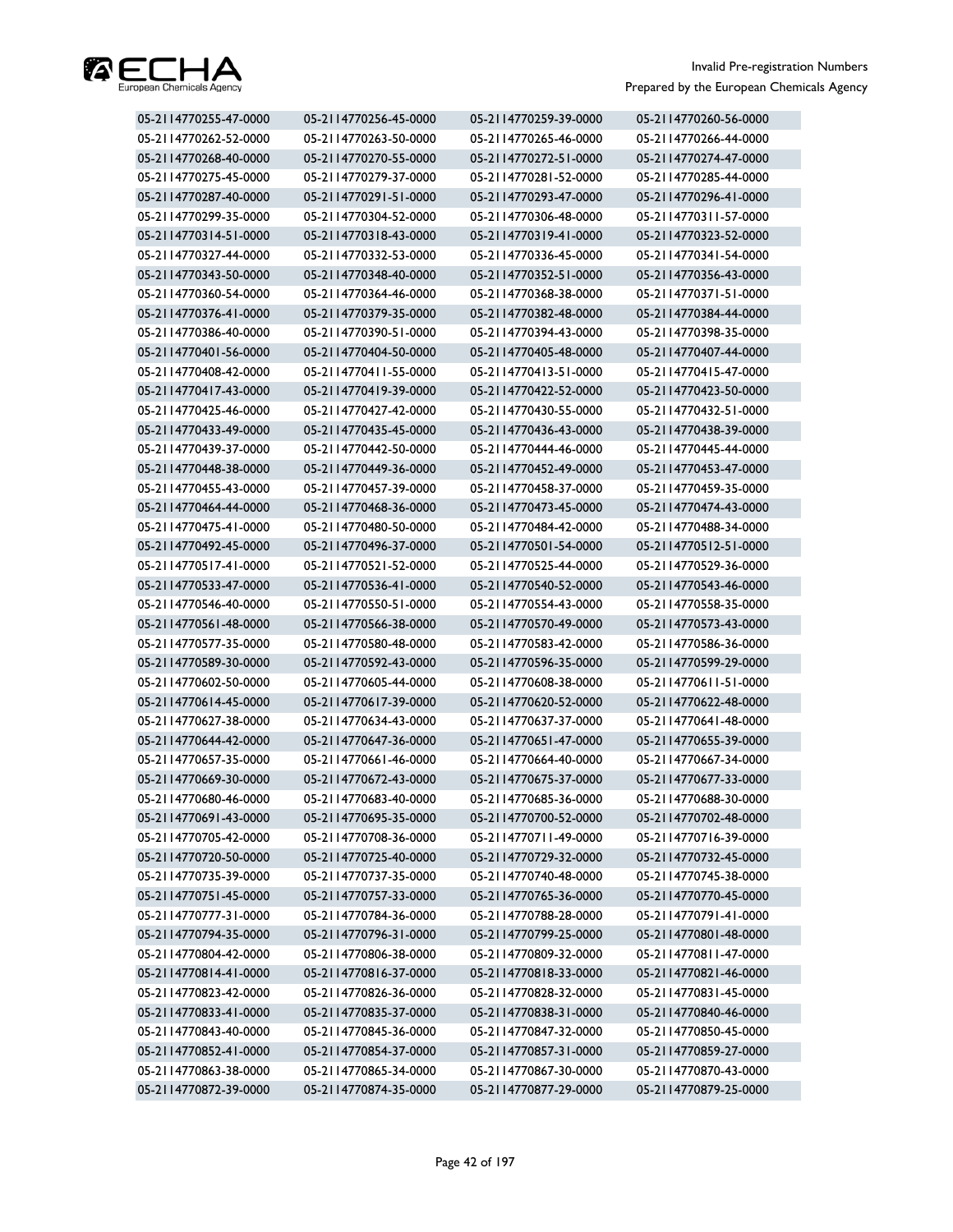| 05-2114770255-47-0000 | 05-2114770256-45-0000 | 05-2114770259-39-0000 | 05-2114770260-56-0000 |
|---|---|---|---|
| 05-2114770262-52-0000 | 05-2114770263-50-0000 | 05-2114770265-46-0000 | 05-2114770266-44-0000 |
| 05-2114770268-40-0000 | 05-2114770270-55-0000 | 05-2114770272-51-0000 | 05-2114770274-47-0000 |
| 05-2114770275-45-0000 | 05-2114770279-37-0000 | 05-2114770281-52-0000 | 05-2114770285-44-0000 |
| 05-2114770287-40-0000 | 05-2114770291-51-0000 | 05-2114770293-47-0000 | 05-2114770296-41-0000 |
| 05-2114770299-35-0000 | 05-2114770304-52-0000 | 05-2114770306-48-0000 | 05-2114770311-57-0000 |
| 05-2114770314-51-0000 | 05-2114770318-43-0000 | 05-2114770319-41-0000 | 05-2114770323-52-0000 |
| 05-2114770327-44-0000 | 05-2114770332-53-0000 | 05-2114770336-45-0000 | 05-2114770341-54-0000 |
| 05-2114770343-50-0000 | 05-2114770348-40-0000 | 05-2114770352-51-0000 | 05-2114770356-43-0000 |
| 05-2114770360-54-0000 | 05-2114770364-46-0000 | 05-2114770368-38-0000 | 05-2114770371-51-0000 |
| 05-2114770376-41-0000 | 05-2114770379-35-0000 | 05-2114770382-48-0000 | 05-2114770384-44-0000 |
| 05-2114770386-40-0000 | 05-2114770390-51-0000 | 05-2114770394-43-0000 | 05-2114770398-35-0000 |
| 05-2114770401-56-0000 | 05-2114770404-50-0000 | 05-2114770405-48-0000 | 05-2114770407-44-0000 |
| 05-2114770408-42-0000 | 05-2114770411-55-0000 | 05-2114770413-51-0000 | 05-2114770415-47-0000 |
| 05-2114770417-43-0000 | 05-2114770419-39-0000 | 05-2114770422-52-0000 | 05-2114770423-50-0000 |
| 05-2114770425-46-0000 | 05-2114770427-42-0000 | 05-2114770430-55-0000 | 05-2114770432-51-0000 |
| 05-2114770433-49-0000 | 05-2114770435-45-0000 | 05-2114770436-43-0000 | 05-2114770438-39-0000 |
| 05-2114770439-37-0000 | 05-2114770442-50-0000 | 05-2114770444-46-0000 | 05-2114770445-44-0000 |
| 05-2114770448-38-0000 | 05-2114770449-36-0000 | 05-2114770452-49-0000 | 05-2114770453-47-0000 |
| 05-2114770455-43-0000 | 05-2114770457-39-0000 | 05-2114770458-37-0000 | 05-2114770459-35-0000 |
| 05-2114770464-44-0000 | 05-2114770468-36-0000 | 05-2114770473-45-0000 | 05-2114770474-43-0000 |
| 05-2114770475-41-0000 | 05-2114770480-50-0000 | 05-2114770484-42-0000 | 05-2114770488-34-0000 |
| 05-2114770492-45-0000 | 05-2114770496-37-0000 | 05-2114770501-54-0000 | 05-2114770512-51-0000 |
| 05-2114770517-41-0000 | 05-2114770521-52-0000 | 05-2114770525-44-0000 | 05-2114770529-36-0000 |
| 05-2114770533-47-0000 | 05-2114770536-41-0000 | 05-2114770540-52-0000 | 05-2114770543-46-0000 |
| 05-2114770546-40-0000 | 05-2114770550-51-0000 | 05-2114770554-43-0000 | 05-2114770558-35-0000 |
| 05-2114770561-48-0000 | 05-2114770566-38-0000 | 05-2114770570-49-0000 | 05-2114770573-43-0000 |
| 05-2114770577-35-0000 | 05-2114770580-48-0000 | 05-2114770583-42-0000 | 05-2114770586-36-0000 |
| 05-2114770589-30-0000 | 05-2114770592-43-0000 | 05-2114770596-35-0000 | 05-2114770599-29-0000 |
| 05-2114770602-50-0000 | 05-2114770605-44-0000 | 05-2114770608-38-0000 | 05-2114770611-51-0000 |
| 05-2114770614-45-0000 | 05-2114770617-39-0000 | 05-2114770620-52-0000 | 05-2114770622-48-0000 |
| 05-2114770627-38-0000 | 05-2114770634-43-0000 | 05-2114770637-37-0000 | 05-2114770641-48-0000 |
| 05-2114770644-42-0000 | 05-2114770647-36-0000 | 05-2114770651-47-0000 | 05-2114770655-39-0000 |
| 05-2114770657-35-0000 | 05-2114770661-46-0000 | 05-2114770664-40-0000 | 05-2114770667-34-0000 |
| 05-2114770669-30-0000 | 05-2114770672-43-0000 | 05-2114770675-37-0000 | 05-2114770677-33-0000 |
| 05-2114770680-46-0000 | 05-2114770683-40-0000 | 05-2114770685-36-0000 | 05-2114770688-30-0000 |
| 05-2114770691-43-0000 | 05-2114770695-35-0000 | 05-2114770700-52-0000 | 05-2114770702-48-0000 |
| 05-2114770705-42-0000 | 05-2114770708-36-0000 | 05-2114770711-49-0000 | 05-2114770716-39-0000 |
| 05-2114770720-50-0000 | 05-2114770725-40-0000 | 05-2114770729-32-0000 | 05-2114770732-45-0000 |
| 05-2114770735-39-0000 | 05-2114770737-35-0000 | 05-2114770740-48-0000 | 05-2114770745-38-0000 |
| 05-2114770751-45-0000 | 05-2114770757-33-0000 | 05-2114770765-36-0000 | 05-2114770770-45-0000 |
| 05-2114770777-31-0000 | 05-2114770784-36-0000 | 05-2114770788-28-0000 | 05-2114770791-41-0000 |
| 05-2114770794-35-0000 | 05-2114770796-31-0000 | 05-2114770799-25-0000 | 05-2114770801-48-0000 |
| 05-2114770804-42-0000 | 05-2114770806-38-0000 | 05-2114770809-32-0000 | 05-2114770811-47-0000 |
| 05-2114770814-41-0000 | 05-2114770816-37-0000 | 05-2114770818-33-0000 | 05-2114770821-46-0000 |
| 05-2114770823-42-0000 | 05-2114770826-36-0000 | 05-2114770828-32-0000 | 05-2114770831-45-0000 |
| 05-2114770833-41-0000 | 05-2114770835-37-0000 | 05-2114770838-31-0000 | 05-2114770840-46-0000 |
| 05-2114770843-40-0000 | 05-2114770845-36-0000 | 05-2114770847-32-0000 | 05-2114770850-45-0000 |
| 05-2114770852-41-0000 | 05-2114770854-37-0000 | 05-2114770857-31-0000 | 05-2114770859-27-0000 |
| 05-2114770863-38-0000 | 05-2114770865-34-0000 | 05-2114770867-30-0000 | 05-2114770870-43-0000 |
| 05-2114770872-39-0000 | 05-2114770874-35-0000 | 05-2114770877-29-0000 | 05-2114770879-25-0000 |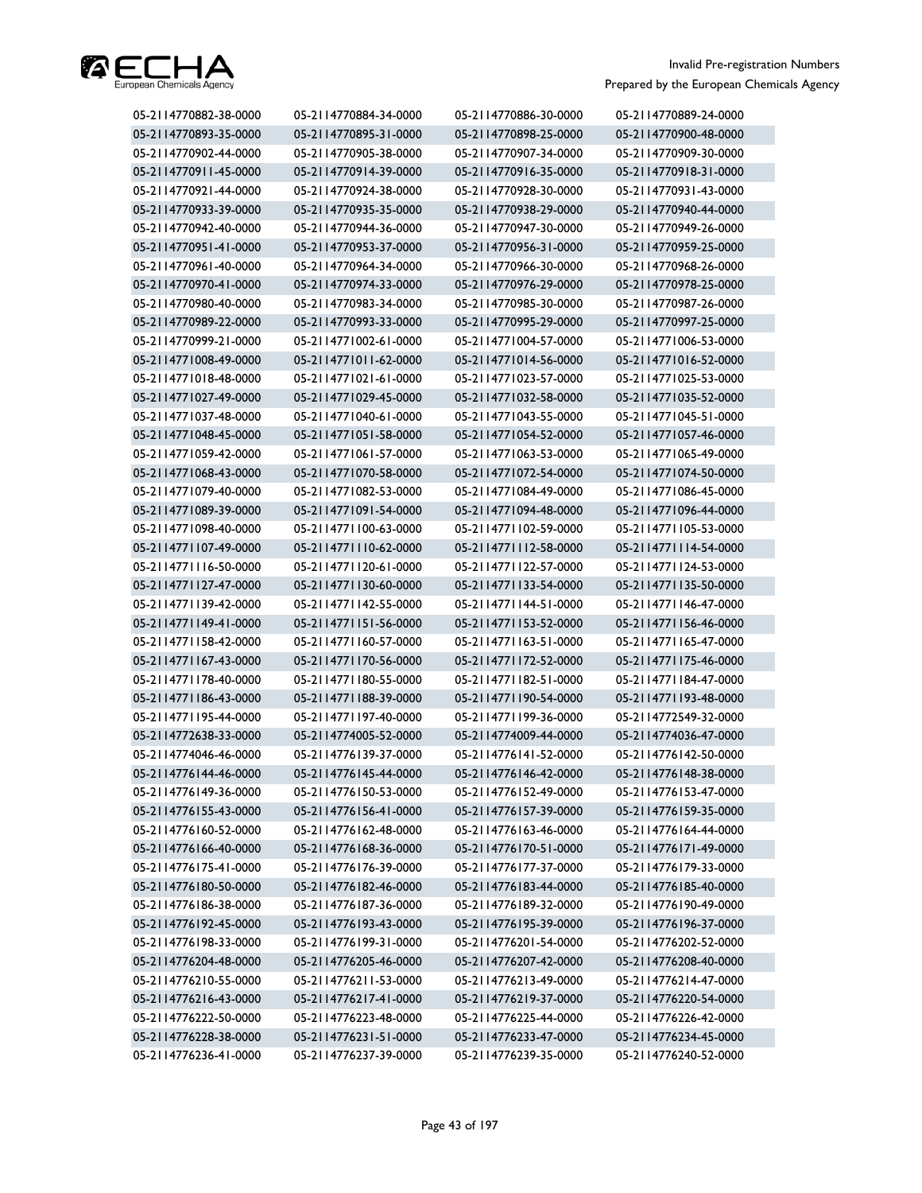| | | | |
|---|---|---|---|
| 05-2114770882-38-0000 | 05-2114770884-34-0000 | 05-2114770886-30-0000 | 05-2114770889-24-0000 |
| 05-2114770893-35-0000 | 05-2114770895-31-0000 | 05-2114770898-25-0000 | 05-2114770900-48-0000 |
| 05-2114770902-44-0000 | 05-2114770905-38-0000 | 05-2114770907-34-0000 | 05-2114770909-30-0000 |
| 05-2114770911-45-0000 | 05-2114770914-39-0000 | 05-2114770916-35-0000 | 05-2114770918-31-0000 |
| 05-2114770921-44-0000 | 05-2114770924-38-0000 | 05-2114770928-30-0000 | 05-2114770931-43-0000 |
| 05-2114770933-39-0000 | 05-2114770935-35-0000 | 05-2114770938-29-0000 | 05-2114770940-44-0000 |
| 05-2114770942-40-0000 | 05-2114770944-36-0000 | 05-2114770947-30-0000 | 05-2114770949-26-0000 |
| 05-2114770951-41-0000 | 05-2114770953-37-0000 | 05-2114770956-31-0000 | 05-2114770959-25-0000 |
| 05-2114770961-40-0000 | 05-2114770964-34-0000 | 05-2114770966-30-0000 | 05-2114770968-26-0000 |
| 05-2114770970-41-0000 | 05-2114770974-33-0000 | 05-2114770976-29-0000 | 05-2114770978-25-0000 |
| 05-2114770980-40-0000 | 05-2114770983-34-0000 | 05-2114770985-30-0000 | 05-2114770987-26-0000 |
| 05-2114770989-22-0000 | 05-2114770993-33-0000 | 05-2114770995-29-0000 | 05-2114770997-25-0000 |
| 05-2114770999-21-0000 | 05-2114771002-61-0000 | 05-2114771004-57-0000 | 05-2114771006-53-0000 |
| 05-2114771008-49-0000 | 05-2114771011-62-0000 | 05-2114771014-56-0000 | 05-2114771016-52-0000 |
| 05-2114771018-48-0000 | 05-2114771021-61-0000 | 05-2114771023-57-0000 | 05-2114771025-53-0000 |
| 05-2114771027-49-0000 | 05-2114771029-45-0000 | 05-2114771032-58-0000 | 05-2114771035-52-0000 |
| 05-2114771037-48-0000 | 05-2114771040-61-0000 | 05-2114771043-55-0000 | 05-2114771045-51-0000 |
| 05-2114771048-45-0000 | 05-2114771051-58-0000 | 05-2114771054-52-0000 | 05-2114771057-46-0000 |
| 05-2114771059-42-0000 | 05-2114771061-57-0000 | 05-2114771063-53-0000 | 05-2114771065-49-0000 |
| 05-2114771068-43-0000 | 05-2114771070-58-0000 | 05-2114771072-54-0000 | 05-2114771074-50-0000 |
| 05-2114771079-40-0000 | 05-2114771082-53-0000 | 05-2114771084-49-0000 | 05-2114771086-45-0000 |
| 05-2114771089-39-0000 | 05-2114771091-54-0000 | 05-2114771094-48-0000 | 05-2114771096-44-0000 |
| 05-2114771098-40-0000 | 05-2114771100-63-0000 | 05-2114771102-59-0000 | 05-2114771105-53-0000 |
| 05-2114771107-49-0000 | 05-2114771110-62-0000 | 05-2114771112-58-0000 | 05-2114771114-54-0000 |
| 05-2114771116-50-0000 | 05-2114771120-61-0000 | 05-2114771122-57-0000 | 05-2114771124-53-0000 |
| 05-2114771127-47-0000 | 05-2114771130-60-0000 | 05-2114771133-54-0000 | 05-2114771135-50-0000 |
| 05-2114771139-42-0000 | 05-2114771142-55-0000 | 05-2114771144-51-0000 | 05-2114771146-47-0000 |
| 05-2114771149-41-0000 | 05-2114771151-56-0000 | 05-2114771153-52-0000 | 05-2114771156-46-0000 |
| 05-2114771158-42-0000 | 05-2114771160-57-0000 | 05-2114771163-51-0000 | 05-2114771165-47-0000 |
| 05-2114771167-43-0000 | 05-2114771170-56-0000 | 05-2114771172-52-0000 | 05-2114771175-46-0000 |
| 05-2114771178-40-0000 | 05-2114771180-55-0000 | 05-2114771182-51-0000 | 05-2114771184-47-0000 |
| 05-2114771186-43-0000 | 05-2114771188-39-0000 | 05-2114771190-54-0000 | 05-2114771193-48-0000 |
| 05-2114771195-44-0000 | 05-2114771197-40-0000 | 05-2114771199-36-0000 | 05-2114772549-32-0000 |
| 05-2114772638-33-0000 | 05-2114774005-52-0000 | 05-2114774009-44-0000 | 05-2114774036-47-0000 |
| 05-2114774046-46-0000 | 05-2114776139-37-0000 | 05-2114776141-52-0000 | 05-2114776142-50-0000 |
| 05-2114776144-46-0000 | 05-2114776145-44-0000 | 05-2114776146-42-0000 | 05-2114776148-38-0000 |
| 05-2114776149-36-0000 | 05-2114776150-53-0000 | 05-2114776152-49-0000 | 05-2114776153-47-0000 |
| 05-2114776155-43-0000 | 05-2114776156-41-0000 | 05-2114776157-39-0000 | 05-2114776159-35-0000 |
| 05-2114776160-52-0000 | 05-2114776162-48-0000 | 05-2114776163-46-0000 | 05-2114776164-44-0000 |
| 05-2114776166-40-0000 | 05-2114776168-36-0000 | 05-2114776170-51-0000 | 05-2114776171-49-0000 |
| 05-2114776175-41-0000 | 05-2114776176-39-0000 | 05-2114776177-37-0000 | 05-2114776179-33-0000 |
| 05-2114776180-50-0000 | 05-2114776182-46-0000 | 05-2114776183-44-0000 | 05-2114776185-40-0000 |
| 05-2114776186-38-0000 | 05-2114776187-36-0000 | 05-2114776189-32-0000 | 05-2114776190-49-0000 |
| 05-2114776192-45-0000 | 05-2114776193-43-0000 | 05-2114776195-39-0000 | 05-2114776196-37-0000 |
| 05-2114776198-33-0000 | 05-2114776199-31-0000 | 05-2114776201-54-0000 | 05-2114776202-52-0000 |
| 05-2114776204-48-0000 | 05-2114776205-46-0000 | 05-2114776207-42-0000 | 05-2114776208-40-0000 |
| 05-2114776210-55-0000 | 05-2114776211-53-0000 | 05-2114776213-49-0000 | 05-2114776214-47-0000 |
| 05-2114776216-43-0000 | 05-2114776217-41-0000 | 05-2114776219-37-0000 | 05-2114776220-54-0000 |
| 05-2114776222-50-0000 | 05-2114776223-48-0000 | 05-2114776225-44-0000 | 05-2114776226-42-0000 |
| 05-2114776228-38-0000 | 05-2114776231-51-0000 | 05-2114776233-47-0000 | 05-2114776234-45-0000 |
| 05-2114776236-41-0000 | 05-2114776237-39-0000 | 05-2114776239-35-0000 | 05-2114776240-52-0000 |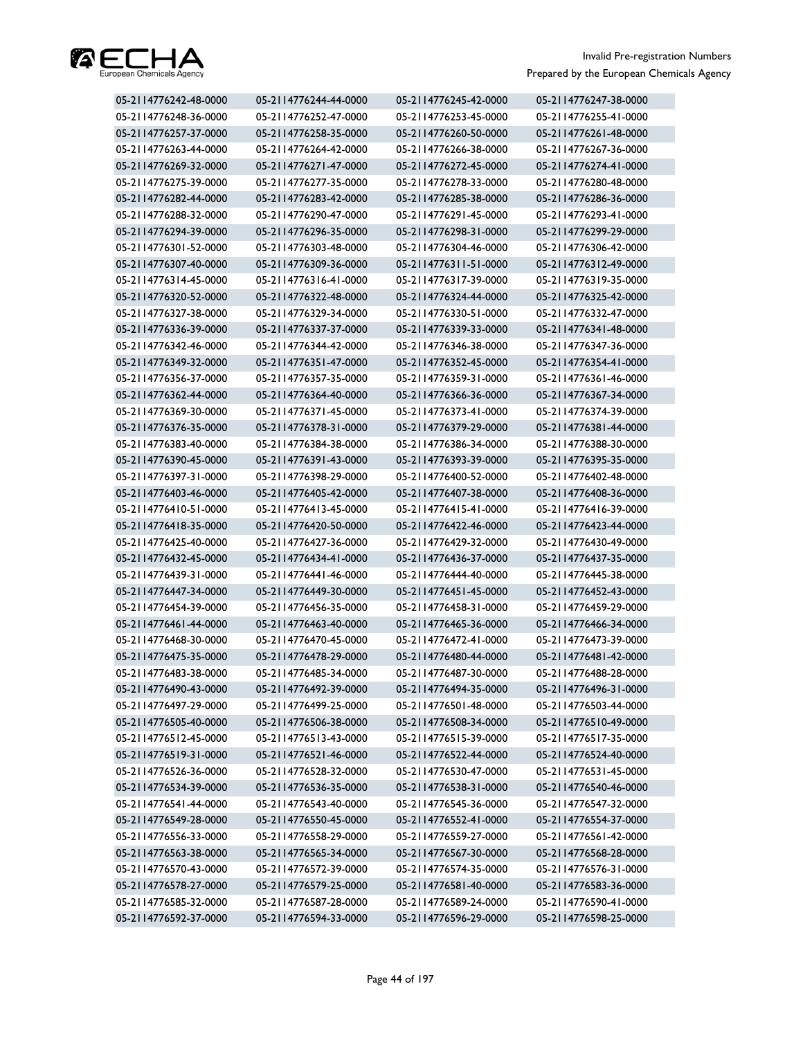| 05-2114776242-48-0000 | 05-2114776244-44-0000 | 05-2114776245-42-0000 | 05-2114776247-38-0000 |
|---|---|---|---|
| 05-2114776248-36-0000 | 05-2114776252-47-0000 | 05-2114776253-45-0000 | 05-2114776255-41-0000 |
| 05-2114776257-37-0000 | 05-2114776258-35-0000 | 05-2114776260-50-0000 | 05-2114776261-48-0000 |
| 05-2114776263-44-0000 | 05-2114776264-42-0000 | 05-2114776266-38-0000 | 05-2114776267-36-0000 |
| 05-2114776269-32-0000 | 05-2114776271-47-0000 | 05-2114776272-45-0000 | 05-2114776274-41-0000 |
| 05-2114776275-39-0000 | 05-2114776277-35-0000 | 05-2114776278-33-0000 | 05-2114776280-48-0000 |
| 05-2114776282-44-0000 | 05-2114776283-42-0000 | 05-2114776285-38-0000 | 05-2114776286-36-0000 |
| 05-2114776288-32-0000 | 05-2114776290-47-0000 | 05-2114776291-45-0000 | 05-2114776293-41-0000 |
| 05-2114776294-39-0000 | 05-2114776296-35-0000 | 05-2114776298-31-0000 | 05-2114776299-29-0000 |
| 05-2114776301-52-0000 | 05-2114776303-48-0000 | 05-2114776304-46-0000 | 05-2114776306-42-0000 |
| 05-2114776307-40-0000 | 05-2114776309-36-0000 | 05-2114776311-51-0000 | 05-2114776312-49-0000 |
| 05-2114776314-45-0000 | 05-2114776316-41-0000 | 05-2114776317-39-0000 | 05-2114776319-35-0000 |
| 05-2114776320-52-0000 | 05-2114776322-48-0000 | 05-2114776324-44-0000 | 05-2114776325-42-0000 |
| 05-2114776327-38-0000 | 05-2114776329-34-0000 | 05-2114776330-51-0000 | 05-2114776332-47-0000 |
| 05-2114776336-39-0000 | 05-2114776337-37-0000 | 05-2114776339-33-0000 | 05-2114776341-48-0000 |
| 05-2114776342-46-0000 | 05-2114776344-42-0000 | 05-2114776346-38-0000 | 05-2114776347-36-0000 |
| 05-2114776349-32-0000 | 05-2114776351-47-0000 | 05-2114776352-45-0000 | 05-2114776354-41-0000 |
| 05-2114776356-37-0000 | 05-2114776357-35-0000 | 05-2114776359-31-0000 | 05-2114776361-46-0000 |
| 05-2114776362-44-0000 | 05-2114776364-40-0000 | 05-2114776366-36-0000 | 05-2114776367-34-0000 |
| 05-2114776369-30-0000 | 05-2114776371-45-0000 | 05-2114776373-41-0000 | 05-2114776374-39-0000 |
| 05-2114776376-35-0000 | 05-2114776378-31-0000 | 05-2114776379-29-0000 | 05-2114776381-44-0000 |
| 05-2114776383-40-0000 | 05-2114776384-38-0000 | 05-2114776386-34-0000 | 05-2114776388-30-0000 |
| 05-2114776390-45-0000 | 05-2114776391-43-0000 | 05-2114776393-39-0000 | 05-2114776395-35-0000 |
| 05-2114776397-31-0000 | 05-2114776398-29-0000 | 05-2114776400-52-0000 | 05-2114776402-48-0000 |
| 05-2114776403-46-0000 | 05-2114776405-42-0000 | 05-2114776407-38-0000 | 05-2114776408-36-0000 |
| 05-2114776410-51-0000 | 05-2114776413-45-0000 | 05-2114776415-41-0000 | 05-2114776416-39-0000 |
| 05-2114776418-35-0000 | 05-2114776420-50-0000 | 05-2114776422-46-0000 | 05-2114776423-44-0000 |
| 05-2114776425-40-0000 | 05-2114776427-36-0000 | 05-2114776429-32-0000 | 05-2114776430-49-0000 |
| 05-2114776432-45-0000 | 05-2114776434-41-0000 | 05-2114776436-37-0000 | 05-2114776437-35-0000 |
| 05-2114776439-31-0000 | 05-2114776441-46-0000 | 05-2114776444-40-0000 | 05-2114776445-38-0000 |
| 05-2114776447-34-0000 | 05-2114776449-30-0000 | 05-2114776451-45-0000 | 05-2114776452-43-0000 |
| 05-2114776454-39-0000 | 05-2114776456-35-0000 | 05-2114776458-31-0000 | 05-2114776459-29-0000 |
| 05-2114776461-44-0000 | 05-2114776463-40-0000 | 05-2114776465-36-0000 | 05-2114776466-34-0000 |
| 05-2114776468-30-0000 | 05-2114776470-45-0000 | 05-2114776472-41-0000 | 05-2114776473-39-0000 |
| 05-2114776475-35-0000 | 05-2114776478-29-0000 | 05-2114776480-44-0000 | 05-2114776481-42-0000 |
| 05-2114776483-38-0000 | 05-2114776485-34-0000 | 05-2114776487-30-0000 | 05-2114776488-28-0000 |
| 05-2114776490-43-0000 | 05-2114776492-39-0000 | 05-2114776494-35-0000 | 05-2114776496-31-0000 |
| 05-2114776497-29-0000 | 05-2114776499-25-0000 | 05-2114776501-48-0000 | 05-2114776503-44-0000 |
| 05-2114776505-40-0000 | 05-2114776506-38-0000 | 05-2114776508-34-0000 | 05-2114776510-49-0000 |
| 05-2114776512-45-0000 | 05-2114776513-43-0000 | 05-2114776515-39-0000 | 05-2114776517-35-0000 |
| 05-2114776519-31-0000 | 05-2114776521-46-0000 | 05-2114776522-44-0000 | 05-2114776524-40-0000 |
| 05-2114776526-36-0000 | 05-2114776528-32-0000 | 05-2114776530-47-0000 | 05-2114776531-45-0000 |
| 05-2114776534-39-0000 | 05-2114776536-35-0000 | 05-2114776538-31-0000 | 05-2114776540-46-0000 |
| 05-2114776541-44-0000 | 05-2114776543-40-0000 | 05-2114776545-36-0000 | 05-2114776547-32-0000 |
| 05-2114776549-28-0000 | 05-2114776550-45-0000 | 05-2114776552-41-0000 | 05-2114776554-37-0000 |
| 05-2114776556-33-0000 | 05-2114776558-29-0000 | 05-2114776559-27-0000 | 05-2114776561-42-0000 |
| 05-2114776563-38-0000 | 05-2114776565-34-0000 | 05-2114776567-30-0000 | 05-2114776568-28-0000 |
| 05-2114776570-43-0000 | 05-2114776572-39-0000 | 05-2114776574-35-0000 | 05-2114776576-31-0000 |
| 05-2114776578-27-0000 | 05-2114776579-25-0000 | 05-2114776581-40-0000 | 05-2114776583-36-0000 |
| 05-2114776585-32-0000 | 05-2114776587-28-0000 | 05-2114776589-24-0000 | 05-2114776590-41-0000 |
| 05-2114776592-37-0000 | 05-2114776594-33-0000 | 05-2114776596-29-0000 | 05-2114776598-25-0000 |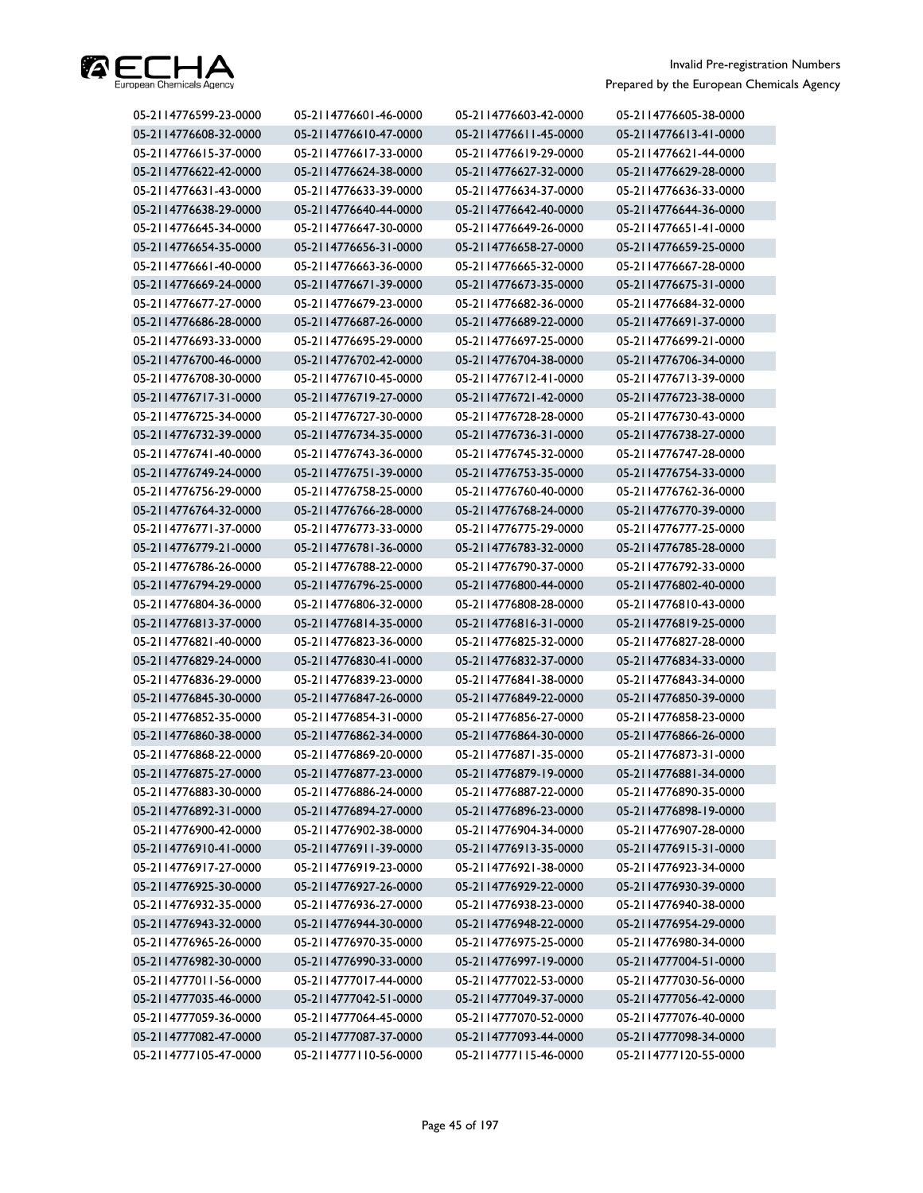| | | | |
|---|---|---|---|
| 05-2114776599-23-0000 | 05-2114776601-46-0000 | 05-2114776603-42-0000 | 05-2114776605-38-0000 |
| 05-2114776608-32-0000 | 05-2114776610-47-0000 | 05-2114776611-45-0000 | 05-2114776613-41-0000 |
| 05-2114776615-37-0000 | 05-2114776617-33-0000 | 05-2114776619-29-0000 | 05-2114776621-44-0000 |
| 05-2114776622-42-0000 | 05-2114776624-38-0000 | 05-2114776627-32-0000 | 05-2114776629-28-0000 |
| 05-2114776631-43-0000 | 05-2114776633-39-0000 | 05-2114776634-37-0000 | 05-2114776636-33-0000 |
| 05-2114776638-29-0000 | 05-2114776640-44-0000 | 05-2114776642-40-0000 | 05-2114776644-36-0000 |
| 05-2114776645-34-0000 | 05-2114776647-30-0000 | 05-2114776649-26-0000 | 05-2114776651-41-0000 |
| 05-2114776654-35-0000 | 05-2114776656-31-0000 | 05-2114776658-27-0000 | 05-2114776659-25-0000 |
| 05-2114776661-40-0000 | 05-2114776663-36-0000 | 05-2114776665-32-0000 | 05-2114776667-28-0000 |
| 05-2114776669-24-0000 | 05-2114776671-39-0000 | 05-2114776673-35-0000 | 05-2114776675-31-0000 |
| 05-2114776677-27-0000 | 05-2114776679-23-0000 | 05-2114776682-36-0000 | 05-2114776684-32-0000 |
| 05-2114776686-28-0000 | 05-2114776687-26-0000 | 05-2114776689-22-0000 | 05-2114776691-37-0000 |
| 05-2114776693-33-0000 | 05-2114776695-29-0000 | 05-2114776697-25-0000 | 05-2114776699-21-0000 |
| 05-2114776700-46-0000 | 05-2114776702-42-0000 | 05-2114776704-38-0000 | 05-2114776706-34-0000 |
| 05-2114776708-30-0000 | 05-2114776710-45-0000 | 05-2114776712-41-0000 | 05-2114776713-39-0000 |
| 05-2114776717-31-0000 | 05-2114776719-27-0000 | 05-2114776721-42-0000 | 05-2114776723-38-0000 |
| 05-2114776725-34-0000 | 05-2114776727-30-0000 | 05-2114776728-28-0000 | 05-2114776730-43-0000 |
| 05-2114776732-39-0000 | 05-2114776734-35-0000 | 05-2114776736-31-0000 | 05-2114776738-27-0000 |
| 05-2114776741-40-0000 | 05-2114776743-36-0000 | 05-2114776745-32-0000 | 05-2114776747-28-0000 |
| 05-2114776749-24-0000 | 05-2114776751-39-0000 | 05-2114776753-35-0000 | 05-2114776754-33-0000 |
| 05-2114776756-29-0000 | 05-2114776758-25-0000 | 05-2114776760-40-0000 | 05-2114776762-36-0000 |
| 05-2114776764-32-0000 | 05-2114776766-28-0000 | 05-2114776768-24-0000 | 05-2114776770-39-0000 |
| 05-2114776771-37-0000 | 05-2114776773-33-0000 | 05-2114776775-29-0000 | 05-2114776777-25-0000 |
| 05-2114776779-21-0000 | 05-2114776781-36-0000 | 05-2114776783-32-0000 | 05-2114776785-28-0000 |
| 05-2114776786-26-0000 | 05-2114776788-22-0000 | 05-2114776790-37-0000 | 05-2114776792-33-0000 |
| 05-2114776794-29-0000 | 05-2114776796-25-0000 | 05-2114776800-44-0000 | 05-2114776802-40-0000 |
| 05-2114776804-36-0000 | 05-2114776806-32-0000 | 05-2114776808-28-0000 | 05-2114776810-43-0000 |
| 05-2114776813-37-0000 | 05-2114776814-35-0000 | 05-2114776816-31-0000 | 05-2114776819-25-0000 |
| 05-2114776821-40-0000 | 05-2114776823-36-0000 | 05-2114776825-32-0000 | 05-2114776827-28-0000 |
| 05-2114776829-24-0000 | 05-2114776830-41-0000 | 05-2114776832-37-0000 | 05-2114776834-33-0000 |
| 05-2114776836-29-0000 | 05-2114776839-23-0000 | 05-2114776841-38-0000 | 05-2114776843-34-0000 |
| 05-2114776845-30-0000 | 05-2114776847-26-0000 | 05-2114776849-22-0000 | 05-2114776850-39-0000 |
| 05-2114776852-35-0000 | 05-2114776854-31-0000 | 05-2114776856-27-0000 | 05-2114776858-23-0000 |
| 05-2114776860-38-0000 | 05-2114776862-34-0000 | 05-2114776864-30-0000 | 05-2114776866-26-0000 |
| 05-2114776868-22-0000 | 05-2114776869-20-0000 | 05-2114776871-35-0000 | 05-2114776873-31-0000 |
| 05-2114776875-27-0000 | 05-2114776877-23-0000 | 05-2114776879-19-0000 | 05-2114776881-34-0000 |
| 05-2114776883-30-0000 | 05-2114776886-24-0000 | 05-2114776887-22-0000 | 05-2114776890-35-0000 |
| 05-2114776892-31-0000 | 05-2114776894-27-0000 | 05-2114776896-23-0000 | 05-2114776898-19-0000 |
| 05-2114776900-42-0000 | 05-2114776902-38-0000 | 05-2114776904-34-0000 | 05-2114776907-28-0000 |
| 05-2114776910-41-0000 | 05-2114776911-39-0000 | 05-2114776913-35-0000 | 05-2114776915-31-0000 |
| 05-2114776917-27-0000 | 05-2114776919-23-0000 | 05-2114776921-38-0000 | 05-2114776923-34-0000 |
| 05-2114776925-30-0000 | 05-2114776927-26-0000 | 05-2114776929-22-0000 | 05-2114776930-39-0000 |
| 05-2114776932-35-0000 | 05-2114776936-27-0000 | 05-2114776938-23-0000 | 05-2114776940-38-0000 |
| 05-2114776943-32-0000 | 05-2114776944-30-0000 | 05-2114776948-22-0000 | 05-2114776954-29-0000 |
| 05-2114776965-26-0000 | 05-2114776970-35-0000 | 05-2114776975-25-0000 | 05-2114776980-34-0000 |
| 05-2114776982-30-0000 | 05-2114776990-33-0000 | 05-2114776997-19-0000 | 05-2114777004-51-0000 |
| 05-2114777011-56-0000 | 05-2114777017-44-0000 | 05-2114777022-53-0000 | 05-2114777030-56-0000 |
| 05-2114777035-46-0000 | 05-2114777042-51-0000 | 05-2114777049-37-0000 | 05-2114777056-42-0000 |
| 05-2114777059-36-0000 | 05-2114777064-45-0000 | 05-2114777070-52-0000 | 05-2114777076-40-0000 |
| 05-2114777082-47-0000 | 05-2114777087-37-0000 | 05-2114777093-44-0000 | 05-2114777098-34-0000 |
| 05-2114777105-47-0000 | 05-2114777110-56-0000 | 05-2114777115-46-0000 | 05-2114777120-55-0000 |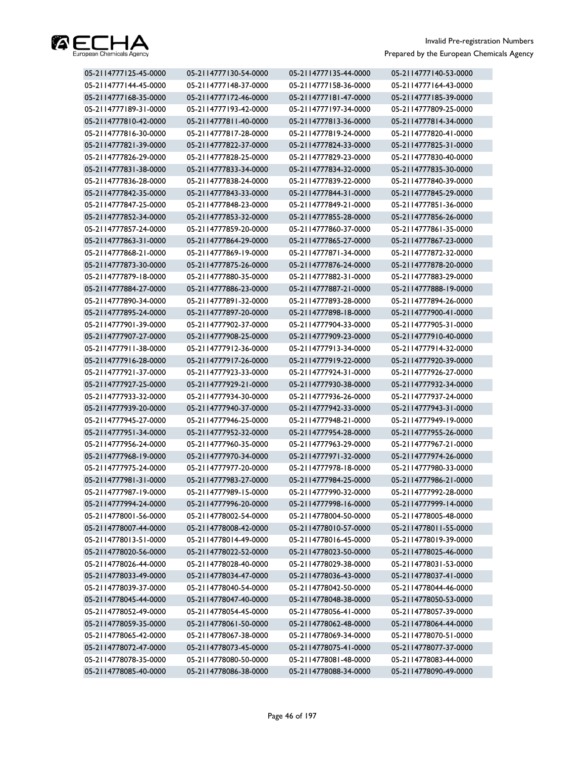| | | | |
|---|---|---|---|
| 05-2114777125-45-0000 | 05-2114777130-54-0000 | 05-2114777135-44-0000 | 05-2114777140-53-0000 |
| 05-2114777144-45-0000 | 05-2114777148-37-0000 | 05-2114777158-36-0000 | 05-2114777164-43-0000 |
| 05-2114777168-35-0000 | 05-2114777172-46-0000 | 05-2114777181-47-0000 | 05-2114777185-39-0000 |
| 05-2114777189-31-0000 | 05-2114777193-42-0000 | 05-2114777197-34-0000 | 05-2114777809-25-0000 |
| 05-2114777810-42-0000 | 05-2114777811-40-0000 | 05-2114777813-36-0000 | 05-2114777814-34-0000 |
| 05-2114777816-30-0000 | 05-2114777817-28-0000 | 05-2114777819-24-0000 | 05-2114777820-41-0000 |
| 05-2114777821-39-0000 | 05-2114777822-37-0000 | 05-2114777824-33-0000 | 05-2114777825-31-0000 |
| 05-2114777826-29-0000 | 05-2114777828-25-0000 | 05-2114777829-23-0000 | 05-2114777830-40-0000 |
| 05-2114777831-38-0000 | 05-2114777833-34-0000 | 05-2114777834-32-0000 | 05-2114777835-30-0000 |
| 05-2114777836-28-0000 | 05-2114777838-24-0000 | 05-2114777839-22-0000 | 05-2114777840-39-0000 |
| 05-2114777842-35-0000 | 05-2114777843-33-0000 | 05-2114777844-31-0000 | 05-2114777845-29-0000 |
| 05-2114777847-25-0000 | 05-2114777848-23-0000 | 05-2114777849-21-0000 | 05-2114777851-36-0000 |
| 05-2114777852-34-0000 | 05-2114777853-32-0000 | 05-2114777855-28-0000 | 05-2114777856-26-0000 |
| 05-2114777857-24-0000 | 05-2114777859-20-0000 | 05-2114777860-37-0000 | 05-2114777861-35-0000 |
| 05-2114777863-31-0000 | 05-2114777864-29-0000 | 05-2114777865-27-0000 | 05-2114777867-23-0000 |
| 05-2114777868-21-0000 | 05-2114777869-19-0000 | 05-2114777871-34-0000 | 05-2114777872-32-0000 |
| 05-2114777873-30-0000 | 05-2114777875-26-0000 | 05-2114777876-24-0000 | 05-2114777878-20-0000 |
| 05-2114777879-18-0000 | 05-2114777880-35-0000 | 05-2114777882-31-0000 | 05-2114777883-29-0000 |
| 05-2114777884-27-0000 | 05-2114777886-23-0000 | 05-2114777887-21-0000 | 05-2114777888-19-0000 |
| 05-2114777890-34-0000 | 05-2114777891-32-0000 | 05-2114777893-28-0000 | 05-2114777894-26-0000 |
| 05-2114777895-24-0000 | 05-2114777897-20-0000 | 05-2114777898-18-0000 | 05-2114777900-41-0000 |
| 05-2114777901-39-0000 | 05-2114777902-37-0000 | 05-2114777904-33-0000 | 05-2114777905-31-0000 |
| 05-2114777907-27-0000 | 05-2114777908-25-0000 | 05-2114777909-23-0000 | 05-2114777910-40-0000 |
| 05-2114777911-38-0000 | 05-2114777912-36-0000 | 05-2114777913-34-0000 | 05-2114777914-32-0000 |
| 05-2114777916-28-0000 | 05-2114777917-26-0000 | 05-2114777919-22-0000 | 05-2114777920-39-0000 |
| 05-2114777921-37-0000 | 05-2114777923-33-0000 | 05-2114777924-31-0000 | 05-2114777926-27-0000 |
| 05-2114777927-25-0000 | 05-2114777929-21-0000 | 05-2114777930-38-0000 | 05-2114777932-34-0000 |
| 05-2114777933-32-0000 | 05-2114777934-30-0000 | 05-2114777936-26-0000 | 05-2114777937-24-0000 |
| 05-2114777939-20-0000 | 05-2114777940-37-0000 | 05-2114777942-33-0000 | 05-2114777943-31-0000 |
| 05-2114777945-27-0000 | 05-2114777946-25-0000 | 05-2114777948-21-0000 | 05-2114777949-19-0000 |
| 05-2114777951-34-0000 | 05-2114777952-32-0000 | 05-2114777954-28-0000 | 05-2114777955-26-0000 |
| 05-2114777956-24-0000 | 05-2114777960-35-0000 | 05-2114777963-29-0000 | 05-2114777967-21-0000 |
| 05-2114777968-19-0000 | 05-2114777970-34-0000 | 05-2114777971-32-0000 | 05-2114777974-26-0000 |
| 05-2114777975-24-0000 | 05-2114777977-20-0000 | 05-2114777978-18-0000 | 05-2114777980-33-0000 |
| 05-2114777981-31-0000 | 05-2114777983-27-0000 | 05-2114777984-25-0000 | 05-2114777986-21-0000 |
| 05-2114777987-19-0000 | 05-2114777989-15-0000 | 05-2114777990-32-0000 | 05-2114777992-28-0000 |
| 05-2114777994-24-0000 | 05-2114777996-20-0000 | 05-2114777998-16-0000 | 05-2114777999-14-0000 |
| 05-2114778001-56-0000 | 05-2114778002-54-0000 | 05-2114778004-50-0000 | 05-2114778005-48-0000 |
| 05-2114778007-44-0000 | 05-2114778008-42-0000 | 05-2114778010-57-0000 | 05-2114778011-55-0000 |
| 05-2114778013-51-0000 | 05-2114778014-49-0000 | 05-2114778016-45-0000 | 05-2114778019-39-0000 |
| 05-2114778020-56-0000 | 05-2114778022-52-0000 | 05-2114778023-50-0000 | 05-2114778025-46-0000 |
| 05-2114778026-44-0000 | 05-2114778028-40-0000 | 05-2114778029-38-0000 | 05-2114778031-53-0000 |
| 05-2114778033-49-0000 | 05-2114778034-47-0000 | 05-2114778036-43-0000 | 05-2114778037-41-0000 |
| 05-2114778039-37-0000 | 05-2114778040-54-0000 | 05-2114778042-50-0000 | 05-2114778044-46-0000 |
| 05-2114778045-44-0000 | 05-2114778047-40-0000 | 05-2114778048-38-0000 | 05-2114778050-53-0000 |
| 05-2114778052-49-0000 | 05-2114778054-45-0000 | 05-2114778056-41-0000 | 05-2114778057-39-0000 |
| 05-2114778059-35-0000 | 05-2114778061-50-0000 | 05-2114778062-48-0000 | 05-2114778064-44-0000 |
| 05-2114778065-42-0000 | 05-2114778067-38-0000 | 05-2114778069-34-0000 | 05-2114778070-51-0000 |
| 05-2114778072-47-0000 | 05-2114778073-45-0000 | 05-2114778075-41-0000 | 05-2114778077-37-0000 |
| 05-2114778078-35-0000 | 05-2114778080-50-0000 | 05-2114778081-48-0000 | 05-2114778083-44-0000 |
| 05-2114778085-40-0000 | 05-2114778086-38-0000 | 05-2114778088-34-0000 | 05-2114778090-49-0000 |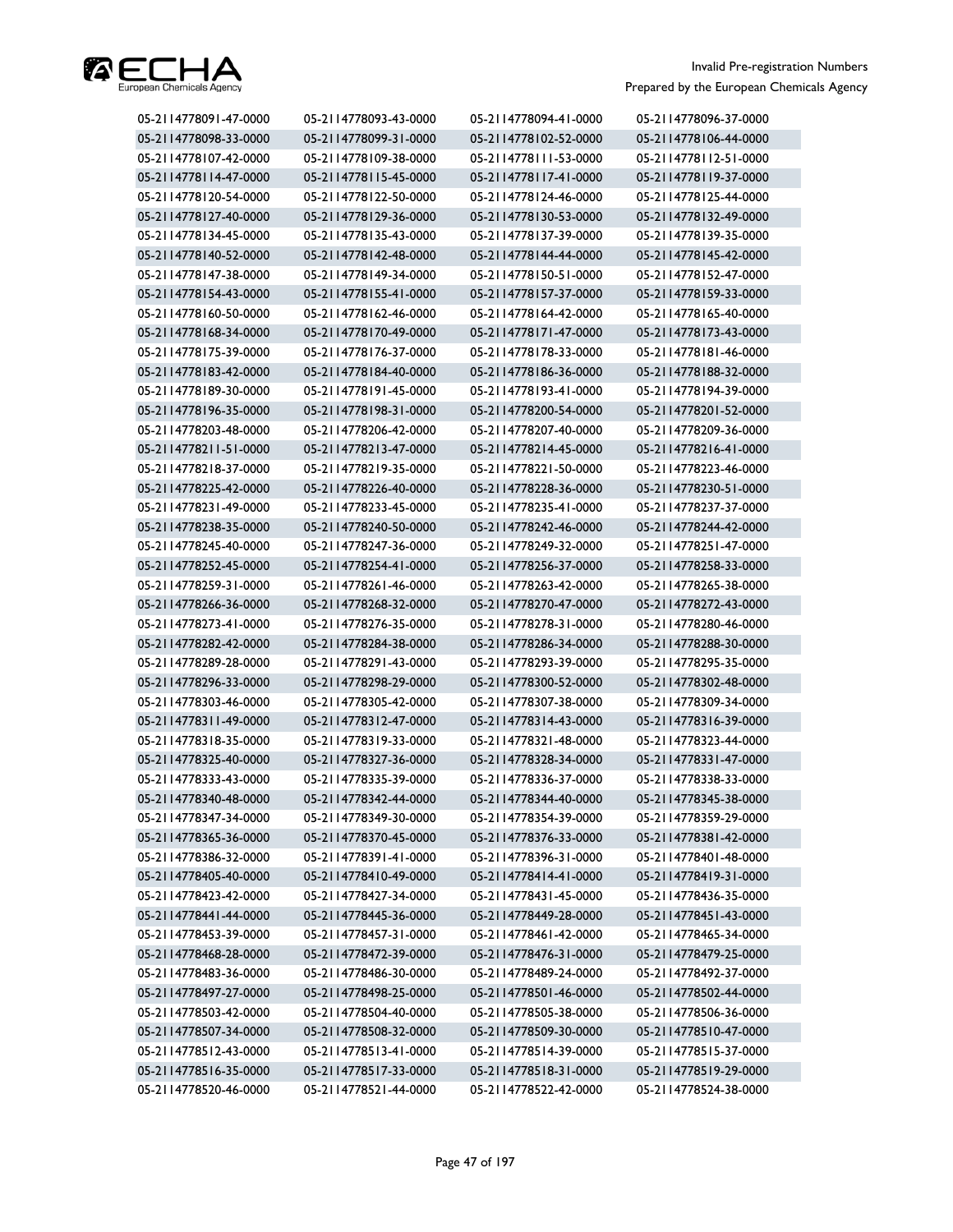| | | | |
|---|---|---|---|
| 05-2114778091-47-0000 | 05-2114778093-43-0000 | 05-2114778094-41-0000 | 05-2114778096-37-0000 |
| 05-2114778098-33-0000 | 05-2114778099-31-0000 | 05-2114778102-52-0000 | 05-2114778106-44-0000 |
| 05-2114778107-42-0000 | 05-2114778109-38-0000 | 05-2114778111-53-0000 | 05-2114778112-51-0000 |
| 05-2114778114-47-0000 | 05-2114778115-45-0000 | 05-2114778117-41-0000 | 05-2114778119-37-0000 |
| 05-2114778120-54-0000 | 05-2114778122-50-0000 | 05-2114778124-46-0000 | 05-2114778125-44-0000 |
| 05-2114778127-40-0000 | 05-2114778129-36-0000 | 05-2114778130-53-0000 | 05-2114778132-49-0000 |
| 05-2114778134-45-0000 | 05-2114778135-43-0000 | 05-2114778137-39-0000 | 05-2114778139-35-0000 |
| 05-2114778140-52-0000 | 05-2114778142-48-0000 | 05-2114778144-44-0000 | 05-2114778145-42-0000 |
| 05-2114778147-38-0000 | 05-2114778149-34-0000 | 05-2114778150-51-0000 | 05-2114778152-47-0000 |
| 05-2114778154-43-0000 | 05-2114778155-41-0000 | 05-2114778157-37-0000 | 05-2114778159-33-0000 |
| 05-2114778160-50-0000 | 05-2114778162-46-0000 | 05-2114778164-42-0000 | 05-2114778165-40-0000 |
| 05-2114778168-34-0000 | 05-2114778170-49-0000 | 05-2114778171-47-0000 | 05-2114778173-43-0000 |
| 05-2114778175-39-0000 | 05-2114778176-37-0000 | 05-2114778178-33-0000 | 05-2114778181-46-0000 |
| 05-2114778183-42-0000 | 05-2114778184-40-0000 | 05-2114778186-36-0000 | 05-2114778188-32-0000 |
| 05-2114778189-30-0000 | 05-2114778191-45-0000 | 05-2114778193-41-0000 | 05-2114778194-39-0000 |
| 05-2114778196-35-0000 | 05-2114778198-31-0000 | 05-2114778200-54-0000 | 05-2114778201-52-0000 |
| 05-2114778203-48-0000 | 05-2114778206-42-0000 | 05-2114778207-40-0000 | 05-2114778209-36-0000 |
| 05-2114778211-51-0000 | 05-2114778213-47-0000 | 05-2114778214-45-0000 | 05-2114778216-41-0000 |
| 05-2114778218-37-0000 | 05-2114778219-35-0000 | 05-2114778221-50-0000 | 05-2114778223-46-0000 |
| 05-2114778225-42-0000 | 05-2114778226-40-0000 | 05-2114778228-36-0000 | 05-2114778230-51-0000 |
| 05-2114778231-49-0000 | 05-2114778233-45-0000 | 05-2114778235-41-0000 | 05-2114778237-37-0000 |
| 05-2114778238-35-0000 | 05-2114778240-50-0000 | 05-2114778242-46-0000 | 05-2114778244-42-0000 |
| 05-2114778245-40-0000 | 05-2114778247-36-0000 | 05-2114778249-32-0000 | 05-2114778251-47-0000 |
| 05-2114778252-45-0000 | 05-2114778254-41-0000 | 05-2114778256-37-0000 | 05-2114778258-33-0000 |
| 05-2114778259-31-0000 | 05-2114778261-46-0000 | 05-2114778263-42-0000 | 05-2114778265-38-0000 |
| 05-2114778266-36-0000 | 05-2114778268-32-0000 | 05-2114778270-47-0000 | 05-2114778272-43-0000 |
| 05-2114778273-41-0000 | 05-2114778276-35-0000 | 05-2114778278-31-0000 | 05-2114778280-46-0000 |
| 05-2114778282-42-0000 | 05-2114778284-38-0000 | 05-2114778286-34-0000 | 05-2114778288-30-0000 |
| 05-2114778289-28-0000 | 05-2114778291-43-0000 | 05-2114778293-39-0000 | 05-2114778295-35-0000 |
| 05-2114778296-33-0000 | 05-2114778298-29-0000 | 05-2114778300-52-0000 | 05-2114778302-48-0000 |
| 05-2114778303-46-0000 | 05-2114778305-42-0000 | 05-2114778307-38-0000 | 05-2114778309-34-0000 |
| 05-2114778311-49-0000 | 05-2114778312-47-0000 | 05-2114778314-43-0000 | 05-2114778316-39-0000 |
| 05-2114778318-35-0000 | 05-2114778319-33-0000 | 05-2114778321-48-0000 | 05-2114778323-44-0000 |
| 05-2114778325-40-0000 | 05-2114778327-36-0000 | 05-2114778328-34-0000 | 05-2114778331-47-0000 |
| 05-2114778333-43-0000 | 05-2114778335-39-0000 | 05-2114778336-37-0000 | 05-2114778338-33-0000 |
| 05-2114778340-48-0000 | 05-2114778342-44-0000 | 05-2114778344-40-0000 | 05-2114778345-38-0000 |
| 05-2114778347-34-0000 | 05-2114778349-30-0000 | 05-2114778354-39-0000 | 05-2114778359-29-0000 |
| 05-2114778365-36-0000 | 05-2114778370-45-0000 | 05-2114778376-33-0000 | 05-2114778381-42-0000 |
| 05-2114778386-32-0000 | 05-2114778391-41-0000 | 05-2114778396-31-0000 | 05-2114778401-48-0000 |
| 05-2114778405-40-0000 | 05-2114778410-49-0000 | 05-2114778414-41-0000 | 05-2114778419-31-0000 |
| 05-2114778423-42-0000 | 05-2114778427-34-0000 | 05-2114778431-45-0000 | 05-2114778436-35-0000 |
| 05-2114778441-44-0000 | 05-2114778445-36-0000 | 05-2114778449-28-0000 | 05-2114778451-43-0000 |
| 05-2114778453-39-0000 | 05-2114778457-31-0000 | 05-2114778461-42-0000 | 05-2114778465-34-0000 |
| 05-2114778468-28-0000 | 05-2114778472-39-0000 | 05-2114778476-31-0000 | 05-2114778479-25-0000 |
| 05-2114778483-36-0000 | 05-2114778486-30-0000 | 05-2114778489-24-0000 | 05-2114778492-37-0000 |
| 05-2114778497-27-0000 | 05-2114778498-25-0000 | 05-2114778501-46-0000 | 05-2114778502-44-0000 |
| 05-2114778503-42-0000 | 05-2114778504-40-0000 | 05-2114778505-38-0000 | 05-2114778506-36-0000 |
| 05-2114778507-34-0000 | 05-2114778508-32-0000 | 05-2114778509-30-0000 | 05-2114778510-47-0000 |
| 05-2114778512-43-0000 | 05-2114778513-41-0000 | 05-2114778514-39-0000 | 05-2114778515-37-0000 |
| 05-2114778516-35-0000 | 05-2114778517-33-0000 | 05-2114778518-31-0000 | 05-2114778519-29-0000 |
| 05-2114778520-46-0000 | 05-2114778521-44-0000 | 05-2114778522-42-0000 | 05-2114778524-38-0000 |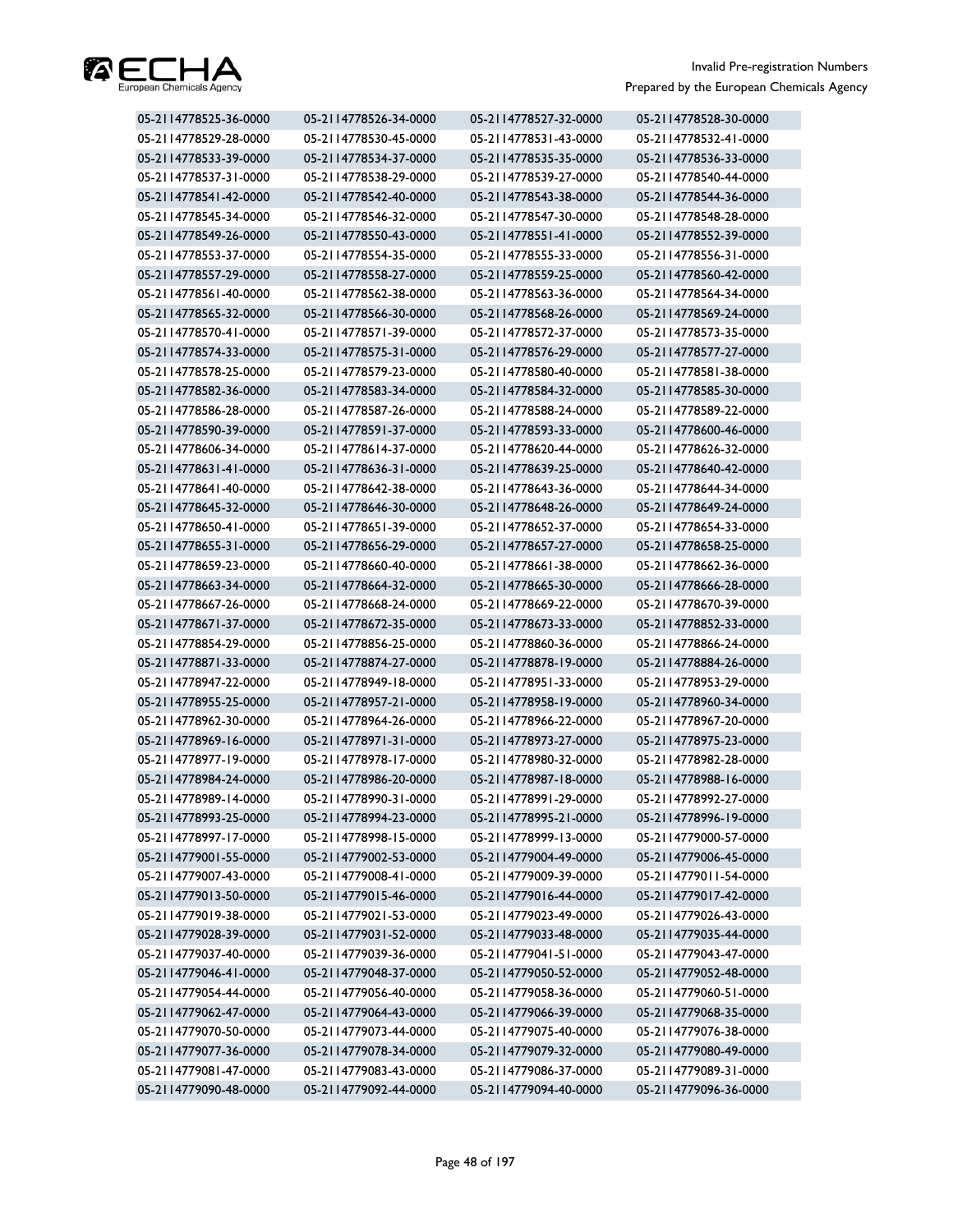| | | | |
|---|---|---|---|
| 05-2114778525-36-0000 | 05-2114778526-34-0000 | 05-2114778527-32-0000 | 05-2114778528-30-0000 |
| 05-2114778529-28-0000 | 05-2114778530-45-0000 | 05-2114778531-43-0000 | 05-2114778532-41-0000 |
| 05-2114778533-39-0000 | 05-2114778534-37-0000 | 05-2114778535-35-0000 | 05-2114778536-33-0000 |
| 05-2114778537-31-0000 | 05-2114778538-29-0000 | 05-2114778539-27-0000 | 05-2114778540-44-0000 |
| 05-2114778541-42-0000 | 05-2114778542-40-0000 | 05-2114778543-38-0000 | 05-2114778544-36-0000 |
| 05-2114778545-34-0000 | 05-2114778546-32-0000 | 05-2114778547-30-0000 | 05-2114778548-28-0000 |
| 05-2114778549-26-0000 | 05-2114778550-43-0000 | 05-2114778551-41-0000 | 05-2114778552-39-0000 |
| 05-2114778553-37-0000 | 05-2114778554-35-0000 | 05-2114778555-33-0000 | 05-2114778556-31-0000 |
| 05-2114778557-29-0000 | 05-2114778558-27-0000 | 05-2114778559-25-0000 | 05-2114778560-42-0000 |
| 05-2114778561-40-0000 | 05-2114778562-38-0000 | 05-2114778563-36-0000 | 05-2114778564-34-0000 |
| 05-2114778565-32-0000 | 05-2114778566-30-0000 | 05-2114778568-26-0000 | 05-2114778569-24-0000 |
| 05-2114778570-41-0000 | 05-2114778571-39-0000 | 05-2114778572-37-0000 | 05-2114778573-35-0000 |
| 05-2114778574-33-0000 | 05-2114778575-31-0000 | 05-2114778576-29-0000 | 05-2114778577-27-0000 |
| 05-2114778578-25-0000 | 05-2114778579-23-0000 | 05-2114778580-40-0000 | 05-2114778581-38-0000 |
| 05-2114778582-36-0000 | 05-2114778583-34-0000 | 05-2114778584-32-0000 | 05-2114778585-30-0000 |
| 05-2114778586-28-0000 | 05-2114778587-26-0000 | 05-2114778588-24-0000 | 05-2114778589-22-0000 |
| 05-2114778590-39-0000 | 05-2114778591-37-0000 | 05-2114778593-33-0000 | 05-2114778600-46-0000 |
| 05-2114778606-34-0000 | 05-2114778614-37-0000 | 05-2114778620-44-0000 | 05-2114778626-32-0000 |
| 05-2114778631-41-0000 | 05-2114778636-31-0000 | 05-2114778639-25-0000 | 05-2114778640-42-0000 |
| 05-2114778641-40-0000 | 05-2114778642-38-0000 | 05-2114778643-36-0000 | 05-2114778644-34-0000 |
| 05-2114778645-32-0000 | 05-2114778646-30-0000 | 05-2114778648-26-0000 | 05-2114778649-24-0000 |
| 05-2114778650-41-0000 | 05-2114778651-39-0000 | 05-2114778652-37-0000 | 05-2114778654-33-0000 |
| 05-2114778655-31-0000 | 05-2114778656-29-0000 | 05-2114778657-27-0000 | 05-2114778658-25-0000 |
| 05-2114778659-23-0000 | 05-2114778660-40-0000 | 05-2114778661-38-0000 | 05-2114778662-36-0000 |
| 05-2114778663-34-0000 | 05-2114778664-32-0000 | 05-2114778665-30-0000 | 05-2114778666-28-0000 |
| 05-2114778667-26-0000 | 05-2114778668-24-0000 | 05-2114778669-22-0000 | 05-2114778670-39-0000 |
| 05-2114778671-37-0000 | 05-2114778672-35-0000 | 05-2114778673-33-0000 | 05-2114778852-33-0000 |
| 05-2114778854-29-0000 | 05-2114778856-25-0000 | 05-2114778860-36-0000 | 05-2114778866-24-0000 |
| 05-2114778871-33-0000 | 05-2114778874-27-0000 | 05-2114778878-19-0000 | 05-2114778884-26-0000 |
| 05-2114778947-22-0000 | 05-2114778949-18-0000 | 05-2114778951-33-0000 | 05-2114778953-29-0000 |
| 05-2114778955-25-0000 | 05-2114778957-21-0000 | 05-2114778958-19-0000 | 05-2114778960-34-0000 |
| 05-2114778962-30-0000 | 05-2114778964-26-0000 | 05-2114778966-22-0000 | 05-2114778967-20-0000 |
| 05-2114778969-16-0000 | 05-2114778971-31-0000 | 05-2114778973-27-0000 | 05-2114778975-23-0000 |
| 05-2114778977-19-0000 | 05-2114778978-17-0000 | 05-2114778980-32-0000 | 05-2114778982-28-0000 |
| 05-2114778984-24-0000 | 05-2114778986-20-0000 | 05-2114778987-18-0000 | 05-2114778988-16-0000 |
| 05-2114778989-14-0000 | 05-2114778990-31-0000 | 05-2114778991-29-0000 | 05-2114778992-27-0000 |
| 05-2114778993-25-0000 | 05-2114778994-23-0000 | 05-2114778995-21-0000 | 05-2114778996-19-0000 |
| 05-2114778997-17-0000 | 05-2114778998-15-0000 | 05-2114778999-13-0000 | 05-2114779000-57-0000 |
| 05-2114779001-55-0000 | 05-2114779002-53-0000 | 05-2114779004-49-0000 | 05-2114779006-45-0000 |
| 05-2114779007-43-0000 | 05-2114779008-41-0000 | 05-2114779009-39-0000 | 05-2114779011-54-0000 |
| 05-2114779013-50-0000 | 05-2114779015-46-0000 | 05-2114779016-44-0000 | 05-2114779017-42-0000 |
| 05-2114779019-38-0000 | 05-2114779021-53-0000 | 05-2114779023-49-0000 | 05-2114779026-43-0000 |
| 05-2114779028-39-0000 | 05-2114779031-52-0000 | 05-2114779033-48-0000 | 05-2114779035-44-0000 |
| 05-2114779037-40-0000 | 05-2114779039-36-0000 | 05-2114779041-51-0000 | 05-2114779043-47-0000 |
| 05-2114779046-41-0000 | 05-2114779048-37-0000 | 05-2114779050-52-0000 | 05-2114779052-48-0000 |
| 05-2114779054-44-0000 | 05-2114779056-40-0000 | 05-2114779058-36-0000 | 05-2114779060-51-0000 |
| 05-2114779062-47-0000 | 05-2114779064-43-0000 | 05-2114779066-39-0000 | 05-2114779068-35-0000 |
| 05-2114779070-50-0000 | 05-2114779073-44-0000 | 05-2114779075-40-0000 | 05-2114779076-38-0000 |
| 05-2114779077-36-0000 | 05-2114779078-34-0000 | 05-2114779079-32-0000 | 05-2114779080-49-0000 |
| 05-2114779081-47-0000 | 05-2114779083-43-0000 | 05-2114779086-37-0000 | 05-2114779089-31-0000 |
| 05-2114779090-48-0000 | 05-2114779092-44-0000 | 05-2114779094-40-0000 | 05-2114779096-36-0000 |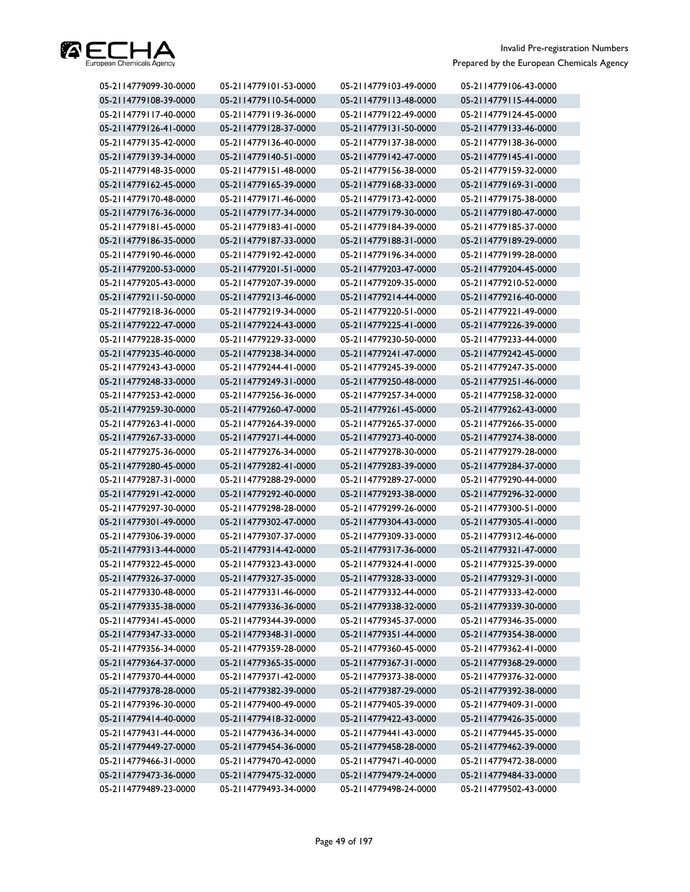| | | | |
|---|---|---|---|
| 05-2114779099-30-0000 | 05-2114779101-53-0000 | 05-2114779103-49-0000 | 05-2114779106-43-0000 |
| 05-2114779108-39-0000 | 05-2114779110-54-0000 | 05-2114779113-48-0000 | 05-2114779115-44-0000 |
| 05-2114779117-40-0000 | 05-2114779119-36-0000 | 05-2114779122-49-0000 | 05-2114779124-45-0000 |
| 05-2114779126-41-0000 | 05-2114779128-37-0000 | 05-2114779131-50-0000 | 05-2114779133-46-0000 |
| 05-2114779135-42-0000 | 05-2114779136-40-0000 | 05-2114779137-38-0000 | 05-2114779138-36-0000 |
| 05-2114779139-34-0000 | 05-2114779140-51-0000 | 05-2114779142-47-0000 | 05-2114779145-41-0000 |
| 05-2114779148-35-0000 | 05-2114779151-48-0000 | 05-2114779156-38-0000 | 05-2114779159-32-0000 |
| 05-2114779162-45-0000 | 05-2114779165-39-0000 | 05-2114779168-33-0000 | 05-2114779169-31-0000 |
| 05-2114779170-48-0000 | 05-2114779171-46-0000 | 05-2114779173-42-0000 | 05-2114779175-38-0000 |
| 05-2114779176-36-0000 | 05-2114779177-34-0000 | 05-2114779179-30-0000 | 05-2114779180-47-0000 |
| 05-2114779181-45-0000 | 05-2114779183-41-0000 | 05-2114779184-39-0000 | 05-2114779185-37-0000 |
| 05-2114779186-35-0000 | 05-2114779187-33-0000 | 05-2114779188-31-0000 | 05-2114779189-29-0000 |
| 05-2114779190-46-0000 | 05-2114779192-42-0000 | 05-2114779196-34-0000 | 05-2114779199-28-0000 |
| 05-2114779200-53-0000 | 05-2114779201-51-0000 | 05-2114779203-47-0000 | 05-2114779204-45-0000 |
| 05-2114779205-43-0000 | 05-2114779207-39-0000 | 05-2114779209-35-0000 | 05-2114779210-52-0000 |
| 05-2114779211-50-0000 | 05-2114779213-46-0000 | 05-2114779214-44-0000 | 05-2114779216-40-0000 |
| 05-2114779218-36-0000 | 05-2114779219-34-0000 | 05-2114779220-51-0000 | 05-2114779221-49-0000 |
| 05-2114779222-47-0000 | 05-2114779224-43-0000 | 05-2114779225-41-0000 | 05-2114779226-39-0000 |
| 05-2114779228-35-0000 | 05-2114779229-33-0000 | 05-2114779230-50-0000 | 05-2114779233-44-0000 |
| 05-2114779235-40-0000 | 05-2114779238-34-0000 | 05-2114779241-47-0000 | 05-2114779242-45-0000 |
| 05-2114779243-43-0000 | 05-2114779244-41-0000 | 05-2114779245-39-0000 | 05-2114779247-35-0000 |
| 05-2114779248-33-0000 | 05-2114779249-31-0000 | 05-2114779250-48-0000 | 05-2114779251-46-0000 |
| 05-2114779253-42-0000 | 05-2114779256-36-0000 | 05-2114779257-34-0000 | 05-2114779258-32-0000 |
| 05-2114779259-30-0000 | 05-2114779260-47-0000 | 05-2114779261-45-0000 | 05-2114779262-43-0000 |
| 05-2114779263-41-0000 | 05-2114779264-39-0000 | 05-2114779265-37-0000 | 05-2114779266-35-0000 |
| 05-2114779267-33-0000 | 05-2114779271-44-0000 | 05-2114779273-40-0000 | 05-2114779274-38-0000 |
| 05-2114779275-36-0000 | 05-2114779276-34-0000 | 05-2114779278-30-0000 | 05-2114779279-28-0000 |
| 05-2114779280-45-0000 | 05-2114779282-41-0000 | 05-2114779283-39-0000 | 05-2114779284-37-0000 |
| 05-2114779287-31-0000 | 05-2114779288-29-0000 | 05-2114779289-27-0000 | 05-2114779290-44-0000 |
| 05-2114779291-42-0000 | 05-2114779292-40-0000 | 05-2114779293-38-0000 | 05-2114779296-32-0000 |
| 05-2114779297-30-0000 | 05-2114779298-28-0000 | 05-2114779299-26-0000 | 05-2114779300-51-0000 |
| 05-2114779301-49-0000 | 05-2114779302-47-0000 | 05-2114779304-43-0000 | 05-2114779305-41-0000 |
| 05-2114779306-39-0000 | 05-2114779307-37-0000 | 05-2114779309-33-0000 | 05-2114779312-46-0000 |
| 05-2114779313-44-0000 | 05-2114779314-42-0000 | 05-2114779317-36-0000 | 05-2114779321-47-0000 |
| 05-2114779322-45-0000 | 05-2114779323-43-0000 | 05-2114779324-41-0000 | 05-2114779325-39-0000 |
| 05-2114779326-37-0000 | 05-2114779327-35-0000 | 05-2114779328-33-0000 | 05-2114779329-31-0000 |
| 05-2114779330-48-0000 | 05-2114779331-46-0000 | 05-2114779332-44-0000 | 05-2114779333-42-0000 |
| 05-2114779335-38-0000 | 05-2114779336-36-0000 | 05-2114779338-32-0000 | 05-2114779339-30-0000 |
| 05-2114779341-45-0000 | 05-2114779344-39-0000 | 05-2114779345-37-0000 | 05-2114779346-35-0000 |
| 05-2114779347-33-0000 | 05-2114779348-31-0000 | 05-2114779351-44-0000 | 05-2114779354-38-0000 |
| 05-2114779356-34-0000 | 05-2114779359-28-0000 | 05-2114779360-45-0000 | 05-2114779362-41-0000 |
| 05-2114779364-37-0000 | 05-2114779365-35-0000 | 05-2114779367-31-0000 | 05-2114779368-29-0000 |
| 05-2114779370-44-0000 | 05-2114779371-42-0000 | 05-2114779373-38-0000 | 05-2114779376-32-0000 |
| 05-2114779378-28-0000 | 05-2114779382-39-0000 | 05-2114779387-29-0000 | 05-2114779392-38-0000 |
| 05-2114779396-30-0000 | 05-2114779400-49-0000 | 05-2114779405-39-0000 | 05-2114779409-31-0000 |
| 05-2114779414-40-0000 | 05-2114779418-32-0000 | 05-2114779422-43-0000 | 05-2114779426-35-0000 |
| 05-2114779431-44-0000 | 05-2114779436-34-0000 | 05-2114779441-43-0000 | 05-2114779445-35-0000 |
| 05-2114779449-27-0000 | 05-2114779454-36-0000 | 05-2114779458-28-0000 | 05-2114779462-39-0000 |
| 05-2114779466-31-0000 | 05-2114779470-42-0000 | 05-2114779471-40-0000 | 05-2114779472-38-0000 |
| 05-2114779473-36-0000 | 05-2114779475-32-0000 | 05-2114779479-24-0000 | 05-2114779484-33-0000 |
| 05-2114779489-23-0000 | 05-2114779493-34-0000 | 05-2114779498-24-0000 | 05-2114779502-43-0000 |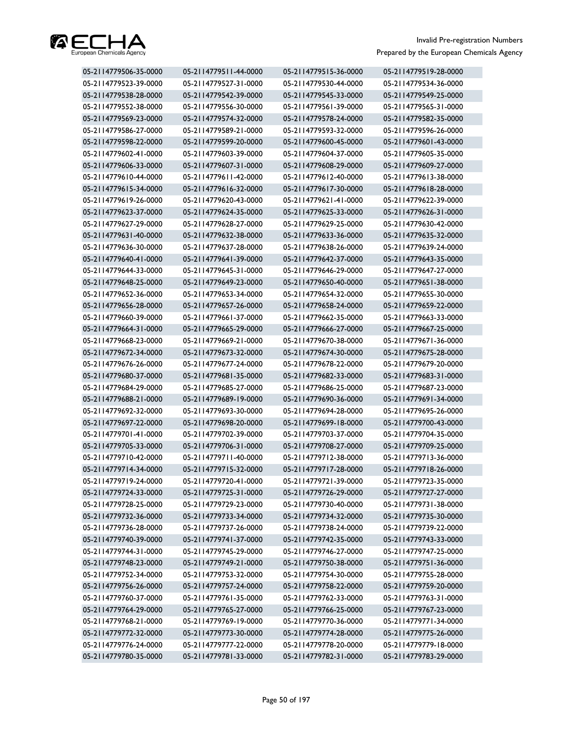| | | | |
|---|---|---|---|
| 05-2114779506-35-0000 | 05-2114779511-44-0000 | 05-2114779515-36-0000 | 05-2114779519-28-0000 |
| 05-2114779523-39-0000 | 05-2114779527-31-0000 | 05-2114779530-44-0000 | 05-2114779534-36-0000 |
| 05-2114779538-28-0000 | 05-2114779542-39-0000 | 05-2114779545-33-0000 | 05-2114779549-25-0000 |
| 05-2114779552-38-0000 | 05-2114779556-30-0000 | 05-2114779561-39-0000 | 05-2114779565-31-0000 |
| 05-2114779569-23-0000 | 05-2114779574-32-0000 | 05-2114779578-24-0000 | 05-2114779582-35-0000 |
| 05-2114779586-27-0000 | 05-2114779589-21-0000 | 05-2114779593-32-0000 | 05-2114779596-26-0000 |
| 05-2114779598-22-0000 | 05-2114779599-20-0000 | 05-2114779600-45-0000 | 05-2114779601-43-0000 |
| 05-2114779602-41-0000 | 05-2114779603-39-0000 | 05-2114779604-37-0000 | 05-2114779605-35-0000 |
| 05-2114779606-33-0000 | 05-2114779607-31-0000 | 05-2114779608-29-0000 | 05-2114779609-27-0000 |
| 05-2114779610-44-0000 | 05-2114779611-42-0000 | 05-2114779612-40-0000 | 05-2114779613-38-0000 |
| 05-2114779615-34-0000 | 05-2114779616-32-0000 | 05-2114779617-30-0000 | 05-2114779618-28-0000 |
| 05-2114779619-26-0000 | 05-2114779620-43-0000 | 05-2114779621-41-0000 | 05-2114779622-39-0000 |
| 05-2114779623-37-0000 | 05-2114779624-35-0000 | 05-2114779625-33-0000 | 05-2114779626-31-0000 |
| 05-2114779627-29-0000 | 05-2114779628-27-0000 | 05-2114779629-25-0000 | 05-2114779630-42-0000 |
| 05-2114779631-40-0000 | 05-2114779632-38-0000 | 05-2114779633-36-0000 | 05-2114779635-32-0000 |
| 05-2114779636-30-0000 | 05-2114779637-28-0000 | 05-2114779638-26-0000 | 05-2114779639-24-0000 |
| 05-2114779640-41-0000 | 05-2114779641-39-0000 | 05-2114779642-37-0000 | 05-2114779643-35-0000 |
| 05-2114779644-33-0000 | 05-2114779645-31-0000 | 05-2114779646-29-0000 | 05-2114779647-27-0000 |
| 05-2114779648-25-0000 | 05-2114779649-23-0000 | 05-2114779650-40-0000 | 05-2114779651-38-0000 |
| 05-2114779652-36-0000 | 05-2114779653-34-0000 | 05-2114779654-32-0000 | 05-2114779655-30-0000 |
| 05-2114779656-28-0000 | 05-2114779657-26-0000 | 05-2114779658-24-0000 | 05-2114779659-22-0000 |
| 05-2114779660-39-0000 | 05-2114779661-37-0000 | 05-2114779662-35-0000 | 05-2114779663-33-0000 |
| 05-2114779664-31-0000 | 05-2114779665-29-0000 | 05-2114779666-27-0000 | 05-2114779667-25-0000 |
| 05-2114779668-23-0000 | 05-2114779669-21-0000 | 05-2114779670-38-0000 | 05-2114779671-36-0000 |
| 05-2114779672-34-0000 | 05-2114779673-32-0000 | 05-2114779674-30-0000 | 05-2114779675-28-0000 |
| 05-2114779676-26-0000 | 05-2114779677-24-0000 | 05-2114779678-22-0000 | 05-2114779679-20-0000 |
| 05-2114779680-37-0000 | 05-2114779681-35-0000 | 05-2114779682-33-0000 | 05-2114779683-31-0000 |
| 05-2114779684-29-0000 | 05-2114779685-27-0000 | 05-2114779686-25-0000 | 05-2114779687-23-0000 |
| 05-2114779688-21-0000 | 05-2114779689-19-0000 | 05-2114779690-36-0000 | 05-2114779691-34-0000 |
| 05-2114779692-32-0000 | 05-2114779693-30-0000 | 05-2114779694-28-0000 | 05-2114779695-26-0000 |
| 05-2114779697-22-0000 | 05-2114779698-20-0000 | 05-2114779699-18-0000 | 05-2114779700-43-0000 |
| 05-2114779701-41-0000 | 05-2114779702-39-0000 | 05-2114779703-37-0000 | 05-2114779704-35-0000 |
| 05-2114779705-33-0000 | 05-2114779706-31-0000 | 05-2114779708-27-0000 | 05-2114779709-25-0000 |
| 05-2114779710-42-0000 | 05-2114779711-40-0000 | 05-2114779712-38-0000 | 05-2114779713-36-0000 |
| 05-2114779714-34-0000 | 05-2114779715-32-0000 | 05-2114779717-28-0000 | 05-2114779718-26-0000 |
| 05-2114779719-24-0000 | 05-2114779720-41-0000 | 05-2114779721-39-0000 | 05-2114779723-35-0000 |
| 05-2114779724-33-0000 | 05-2114779725-31-0000 | 05-2114779726-29-0000 | 05-2114779727-27-0000 |
| 05-2114779728-25-0000 | 05-2114779729-23-0000 | 05-2114779730-40-0000 | 05-2114779731-38-0000 |
| 05-2114779732-36-0000 | 05-2114779733-34-0000 | 05-2114779734-32-0000 | 05-2114779735-30-0000 |
| 05-2114779736-28-0000 | 05-2114779737-26-0000 | 05-2114779738-24-0000 | 05-2114779739-22-0000 |
| 05-2114779740-39-0000 | 05-2114779741-37-0000 | 05-2114779742-35-0000 | 05-2114779743-33-0000 |
| 05-2114779744-31-0000 | 05-2114779745-29-0000 | 05-2114779746-27-0000 | 05-2114779747-25-0000 |
| 05-2114779748-23-0000 | 05-2114779749-21-0000 | 05-2114779750-38-0000 | 05-2114779751-36-0000 |
| 05-2114779752-34-0000 | 05-2114779753-32-0000 | 05-2114779754-30-0000 | 05-2114779755-28-0000 |
| 05-2114779756-26-0000 | 05-2114779757-24-0000 | 05-2114779758-22-0000 | 05-2114779759-20-0000 |
| 05-2114779760-37-0000 | 05-2114779761-35-0000 | 05-2114779762-33-0000 | 05-2114779763-31-0000 |
| 05-2114779764-29-0000 | 05-2114779765-27-0000 | 05-2114779766-25-0000 | 05-2114779767-23-0000 |
| 05-2114779768-21-0000 | 05-2114779769-19-0000 | 05-2114779770-36-0000 | 05-2114779771-34-0000 |
| 05-2114779772-32-0000 | 05-2114779773-30-0000 | 05-2114779774-28-0000 | 05-2114779775-26-0000 |
| 05-2114779776-24-0000 | 05-2114779777-22-0000 | 05-2114779778-20-0000 | 05-2114779779-18-0000 |
| 05-2114779780-35-0000 | 05-2114779781-33-0000 | 05-2114779782-31-0000 | 05-2114779783-29-0000 |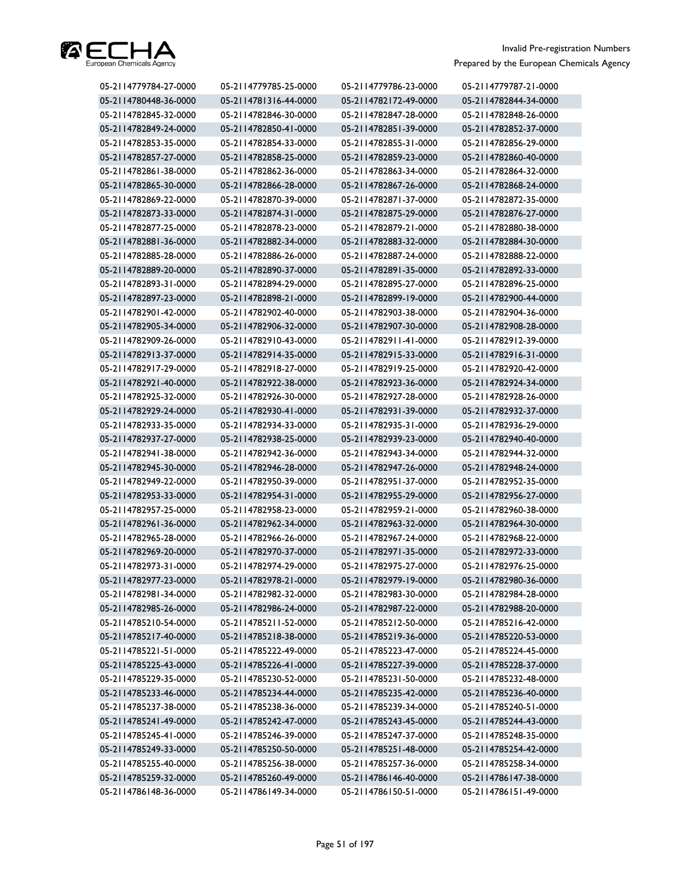| 05-2114779784-27-0000 | 05-2114779785-25-0000 | 05-2114779786-23-0000 | 05-2114779787-21-0000 |
|---|---|---|---|
| 05-2114780448-36-0000 | 05-2114781316-44-0000 | 05-2114782172-49-0000 | 05-2114782844-34-0000 |
| 05-2114782845-32-0000 | 05-2114782846-30-0000 | 05-2114782847-28-0000 | 05-2114782848-26-0000 |
| 05-2114782849-24-0000 | 05-2114782850-41-0000 | 05-2114782851-39-0000 | 05-2114782852-37-0000 |
| 05-2114782853-35-0000 | 05-2114782854-33-0000 | 05-2114782855-31-0000 | 05-2114782856-29-0000 |
| 05-2114782857-27-0000 | 05-2114782858-25-0000 | 05-2114782859-23-0000 | 05-2114782860-40-0000 |
| 05-2114782861-38-0000 | 05-2114782862-36-0000 | 05-2114782863-34-0000 | 05-2114782864-32-0000 |
| 05-2114782865-30-0000 | 05-2114782866-28-0000 | 05-2114782867-26-0000 | 05-2114782868-24-0000 |
| 05-2114782869-22-0000 | 05-2114782870-39-0000 | 05-2114782871-37-0000 | 05-2114782872-35-0000 |
| 05-2114782873-33-0000 | 05-2114782874-31-0000 | 05-2114782875-29-0000 | 05-2114782876-27-0000 |
| 05-2114782877-25-0000 | 05-2114782878-23-0000 | 05-2114782879-21-0000 | 05-2114782880-38-0000 |
| 05-2114782881-36-0000 | 05-2114782882-34-0000 | 05-2114782883-32-0000 | 05-2114782884-30-0000 |
| 05-2114782885-28-0000 | 05-2114782886-26-0000 | 05-2114782887-24-0000 | 05-2114782888-22-0000 |
| 05-2114782889-20-0000 | 05-2114782890-37-0000 | 05-2114782891-35-0000 | 05-2114782892-33-0000 |
| 05-2114782893-31-0000 | 05-2114782894-29-0000 | 05-2114782895-27-0000 | 05-2114782896-25-0000 |
| 05-2114782897-23-0000 | 05-2114782898-21-0000 | 05-2114782899-19-0000 | 05-2114782900-44-0000 |
| 05-2114782901-42-0000 | 05-2114782902-40-0000 | 05-2114782903-38-0000 | 05-2114782904-36-0000 |
| 05-2114782905-34-0000 | 05-2114782906-32-0000 | 05-2114782907-30-0000 | 05-2114782908-28-0000 |
| 05-2114782909-26-0000 | 05-2114782910-43-0000 | 05-2114782911-41-0000 | 05-2114782912-39-0000 |
| 05-2114782913-37-0000 | 05-2114782914-35-0000 | 05-2114782915-33-0000 | 05-2114782916-31-0000 |
| 05-2114782917-29-0000 | 05-2114782918-27-0000 | 05-2114782919-25-0000 | 05-2114782920-42-0000 |
| 05-2114782921-40-0000 | 05-2114782922-38-0000 | 05-2114782923-36-0000 | 05-2114782924-34-0000 |
| 05-2114782925-32-0000 | 05-2114782926-30-0000 | 05-2114782927-28-0000 | 05-2114782928-26-0000 |
| 05-2114782929-24-0000 | 05-2114782930-41-0000 | 05-2114782931-39-0000 | 05-2114782932-37-0000 |
| 05-2114782933-35-0000 | 05-2114782934-33-0000 | 05-2114782935-31-0000 | 05-2114782936-29-0000 |
| 05-2114782937-27-0000 | 05-2114782938-25-0000 | 05-2114782939-23-0000 | 05-2114782940-40-0000 |
| 05-2114782941-38-0000 | 05-2114782942-36-0000 | 05-2114782943-34-0000 | 05-2114782944-32-0000 |
| 05-2114782945-30-0000 | 05-2114782946-28-0000 | 05-2114782947-26-0000 | 05-2114782948-24-0000 |
| 05-2114782949-22-0000 | 05-2114782950-39-0000 | 05-2114782951-37-0000 | 05-2114782952-35-0000 |
| 05-2114782953-33-0000 | 05-2114782954-31-0000 | 05-2114782955-29-0000 | 05-2114782956-27-0000 |
| 05-2114782957-25-0000 | 05-2114782958-23-0000 | 05-2114782959-21-0000 | 05-2114782960-38-0000 |
| 05-2114782961-36-0000 | 05-2114782962-34-0000 | 05-2114782963-32-0000 | 05-2114782964-30-0000 |
| 05-2114782965-28-0000 | 05-2114782966-26-0000 | 05-2114782967-24-0000 | 05-2114782968-22-0000 |
| 05-2114782969-20-0000 | 05-2114782970-37-0000 | 05-2114782971-35-0000 | 05-2114782972-33-0000 |
| 05-2114782973-31-0000 | 05-2114782974-29-0000 | 05-2114782975-27-0000 | 05-2114782976-25-0000 |
| 05-2114782977-23-0000 | 05-2114782978-21-0000 | 05-2114782979-19-0000 | 05-2114782980-36-0000 |
| 05-2114782981-34-0000 | 05-2114782982-32-0000 | 05-2114782983-30-0000 | 05-2114782984-28-0000 |
| 05-2114782985-26-0000 | 05-2114782986-24-0000 | 05-2114782987-22-0000 | 05-2114782988-20-0000 |
| 05-2114785210-54-0000 | 05-2114785211-52-0000 | 05-2114785212-50-0000 | 05-2114785216-42-0000 |
| 05-2114785217-40-0000 | 05-2114785218-38-0000 | 05-2114785219-36-0000 | 05-2114785220-53-0000 |
| 05-2114785221-51-0000 | 05-2114785222-49-0000 | 05-2114785223-47-0000 | 05-2114785224-45-0000 |
| 05-2114785225-43-0000 | 05-2114785226-41-0000 | 05-2114785227-39-0000 | 05-2114785228-37-0000 |
| 05-2114785229-35-0000 | 05-2114785230-52-0000 | 05-2114785231-50-0000 | 05-2114785232-48-0000 |
| 05-2114785233-46-0000 | 05-2114785234-44-0000 | 05-2114785235-42-0000 | 05-2114785236-40-0000 |
| 05-2114785237-38-0000 | 05-2114785238-36-0000 | 05-2114785239-34-0000 | 05-2114785240-51-0000 |
| 05-2114785241-49-0000 | 05-2114785242-47-0000 | 05-2114785243-45-0000 | 05-2114785244-43-0000 |
| 05-2114785245-41-0000 | 05-2114785246-39-0000 | 05-2114785247-37-0000 | 05-2114785248-35-0000 |
| 05-2114785249-33-0000 | 05-2114785250-50-0000 | 05-2114785251-48-0000 | 05-2114785254-42-0000 |
| 05-2114785255-40-0000 | 05-2114785256-38-0000 | 05-2114785257-36-0000 | 05-2114785258-34-0000 |
| 05-2114785259-32-0000 | 05-2114785260-49-0000 | 05-2114786146-40-0000 | 05-2114786147-38-0000 |
| 05-2114786148-36-0000 | 05-2114786149-34-0000 | 05-2114786150-51-0000 | 05-2114786151-49-0000 |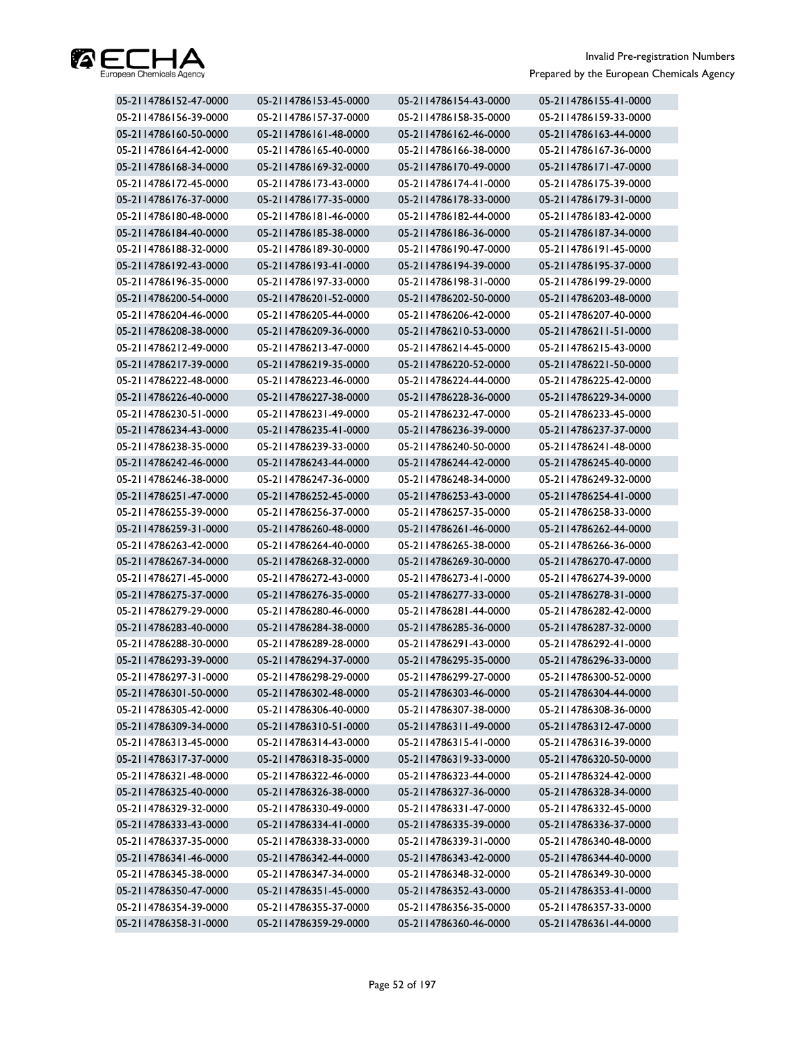| | | | |
|---|---|---|---|
| 05-2114786152-47-0000 | 05-2114786153-45-0000 | 05-2114786154-43-0000 | 05-2114786155-41-0000 |
| 05-2114786156-39-0000 | 05-2114786157-37-0000 | 05-2114786158-35-0000 | 05-2114786159-33-0000 |
| 05-2114786160-50-0000 | 05-2114786161-48-0000 | 05-2114786162-46-0000 | 05-2114786163-44-0000 |
| 05-2114786164-42-0000 | 05-2114786165-40-0000 | 05-2114786166-38-0000 | 05-2114786167-36-0000 |
| 05-2114786168-34-0000 | 05-2114786169-32-0000 | 05-2114786170-49-0000 | 05-2114786171-47-0000 |
| 05-2114786172-45-0000 | 05-2114786173-43-0000 | 05-2114786174-41-0000 | 05-2114786175-39-0000 |
| 05-2114786176-37-0000 | 05-2114786177-35-0000 | 05-2114786178-33-0000 | 05-2114786179-31-0000 |
| 05-2114786180-48-0000 | 05-2114786181-46-0000 | 05-2114786182-44-0000 | 05-2114786183-42-0000 |
| 05-2114786184-40-0000 | 05-2114786185-38-0000 | 05-2114786186-36-0000 | 05-2114786187-34-0000 |
| 05-2114786188-32-0000 | 05-2114786189-30-0000 | 05-2114786190-47-0000 | 05-2114786191-45-0000 |
| 05-2114786192-43-0000 | 05-2114786193-41-0000 | 05-2114786194-39-0000 | 05-2114786195-37-0000 |
| 05-2114786196-35-0000 | 05-2114786197-33-0000 | 05-2114786198-31-0000 | 05-2114786199-29-0000 |
| 05-2114786200-54-0000 | 05-2114786201-52-0000 | 05-2114786202-50-0000 | 05-2114786203-48-0000 |
| 05-2114786204-46-0000 | 05-2114786205-44-0000 | 05-2114786206-42-0000 | 05-2114786207-40-0000 |
| 05-2114786208-38-0000 | 05-2114786209-36-0000 | 05-2114786210-53-0000 | 05-2114786211-51-0000 |
| 05-2114786212-49-0000 | 05-2114786213-47-0000 | 05-2114786214-45-0000 | 05-2114786215-43-0000 |
| 05-2114786217-39-0000 | 05-2114786219-35-0000 | 05-2114786220-52-0000 | 05-2114786221-50-0000 |
| 05-2114786222-48-0000 | 05-2114786223-46-0000 | 05-2114786224-44-0000 | 05-2114786225-42-0000 |
| 05-2114786226-40-0000 | 05-2114786227-38-0000 | 05-2114786228-36-0000 | 05-2114786229-34-0000 |
| 05-2114786230-51-0000 | 05-2114786231-49-0000 | 05-2114786232-47-0000 | 05-2114786233-45-0000 |
| 05-2114786234-43-0000 | 05-2114786235-41-0000 | 05-2114786236-39-0000 | 05-2114786237-37-0000 |
| 05-2114786238-35-0000 | 05-2114786239-33-0000 | 05-2114786240-50-0000 | 05-2114786241-48-0000 |
| 05-2114786242-46-0000 | 05-2114786243-44-0000 | 05-2114786244-42-0000 | 05-2114786245-40-0000 |
| 05-2114786246-38-0000 | 05-2114786247-36-0000 | 05-2114786248-34-0000 | 05-2114786249-32-0000 |
| 05-2114786251-47-0000 | 05-2114786252-45-0000 | 05-2114786253-43-0000 | 05-2114786254-41-0000 |
| 05-2114786255-39-0000 | 05-2114786256-37-0000 | 05-2114786257-35-0000 | 05-2114786258-33-0000 |
| 05-2114786259-31-0000 | 05-2114786260-48-0000 | 05-2114786261-46-0000 | 05-2114786262-44-0000 |
| 05-2114786263-42-0000 | 05-2114786264-40-0000 | 05-2114786265-38-0000 | 05-2114786266-36-0000 |
| 05-2114786267-34-0000 | 05-2114786268-32-0000 | 05-2114786269-30-0000 | 05-2114786270-47-0000 |
| 05-2114786271-45-0000 | 05-2114786272-43-0000 | 05-2114786273-41-0000 | 05-2114786274-39-0000 |
| 05-2114786275-37-0000 | 05-2114786276-35-0000 | 05-2114786277-33-0000 | 05-2114786278-31-0000 |
| 05-2114786279-29-0000 | 05-2114786280-46-0000 | 05-2114786281-44-0000 | 05-2114786282-42-0000 |
| 05-2114786283-40-0000 | 05-2114786284-38-0000 | 05-2114786285-36-0000 | 05-2114786287-32-0000 |
| 05-2114786288-30-0000 | 05-2114786289-28-0000 | 05-2114786291-43-0000 | 05-2114786292-41-0000 |
| 05-2114786293-39-0000 | 05-2114786294-37-0000 | 05-2114786295-35-0000 | 05-2114786296-33-0000 |
| 05-2114786297-31-0000 | 05-2114786298-29-0000 | 05-2114786299-27-0000 | 05-2114786300-52-0000 |
| 05-2114786301-50-0000 | 05-2114786302-48-0000 | 05-2114786303-46-0000 | 05-2114786304-44-0000 |
| 05-2114786305-42-0000 | 05-2114786306-40-0000 | 05-2114786307-38-0000 | 05-2114786308-36-0000 |
| 05-2114786309-34-0000 | 05-2114786310-51-0000 | 05-2114786311-49-0000 | 05-2114786312-47-0000 |
| 05-2114786313-45-0000 | 05-2114786314-43-0000 | 05-2114786315-41-0000 | 05-2114786316-39-0000 |
| 05-2114786317-37-0000 | 05-2114786318-35-0000 | 05-2114786319-33-0000 | 05-2114786320-50-0000 |
| 05-2114786321-48-0000 | 05-2114786322-46-0000 | 05-2114786323-44-0000 | 05-2114786324-42-0000 |
| 05-2114786325-40-0000 | 05-2114786326-38-0000 | 05-2114786327-36-0000 | 05-2114786328-34-0000 |
| 05-2114786329-32-0000 | 05-2114786330-49-0000 | 05-2114786331-47-0000 | 05-2114786332-45-0000 |
| 05-2114786333-43-0000 | 05-2114786334-41-0000 | 05-2114786335-39-0000 | 05-2114786336-37-0000 |
| 05-2114786337-35-0000 | 05-2114786338-33-0000 | 05-2114786339-31-0000 | 05-2114786340-48-0000 |
| 05-2114786341-46-0000 | 05-2114786342-44-0000 | 05-2114786343-42-0000 | 05-2114786344-40-0000 |
| 05-2114786345-38-0000 | 05-2114786347-34-0000 | 05-2114786348-32-0000 | 05-2114786349-30-0000 |
| 05-2114786350-47-0000 | 05-2114786351-45-0000 | 05-2114786352-43-0000 | 05-2114786353-41-0000 |
| 05-2114786354-39-0000 | 05-2114786355-37-0000 | 05-2114786356-35-0000 | 05-2114786357-33-0000 |
| 05-2114786358-31-0000 | 05-2114786359-29-0000 | 05-2114786360-46-0000 | 05-2114786361-44-0000 |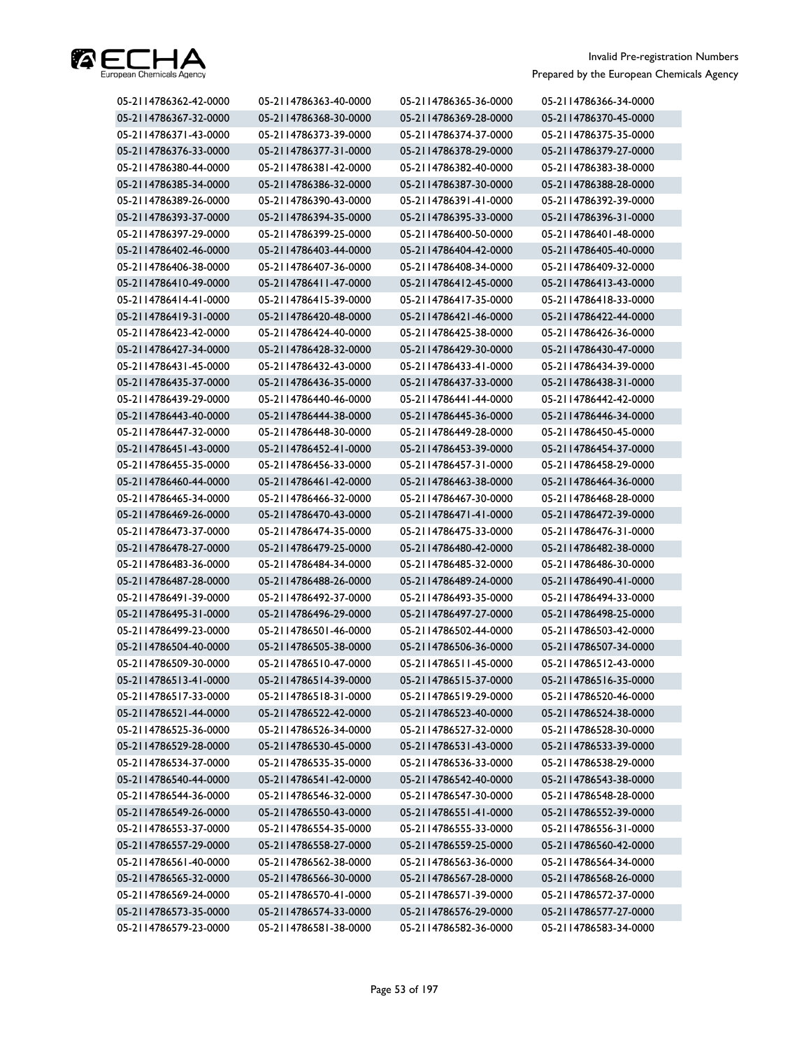| | | | |
|---|---|---|---|
| 05-2114786362-42-0000 | 05-2114786363-40-0000 | 05-2114786365-36-0000 | 05-2114786366-34-0000 |
| 05-2114786367-32-0000 | 05-2114786368-30-0000 | 05-2114786369-28-0000 | 05-2114786370-45-0000 |
| 05-2114786371-43-0000 | 05-2114786373-39-0000 | 05-2114786374-37-0000 | 05-2114786375-35-0000 |
| 05-2114786376-33-0000 | 05-2114786377-31-0000 | 05-2114786378-29-0000 | 05-2114786379-27-0000 |
| 05-2114786380-44-0000 | 05-2114786381-42-0000 | 05-2114786382-40-0000 | 05-2114786383-38-0000 |
| 05-2114786385-34-0000 | 05-2114786386-32-0000 | 05-2114786387-30-0000 | 05-2114786388-28-0000 |
| 05-2114786389-26-0000 | 05-2114786390-43-0000 | 05-2114786391-41-0000 | 05-2114786392-39-0000 |
| 05-2114786393-37-0000 | 05-2114786394-35-0000 | 05-2114786395-33-0000 | 05-2114786396-31-0000 |
| 05-2114786397-29-0000 | 05-2114786399-25-0000 | 05-2114786400-50-0000 | 05-2114786401-48-0000 |
| 05-2114786402-46-0000 | 05-2114786403-44-0000 | 05-2114786404-42-0000 | 05-2114786405-40-0000 |
| 05-2114786406-38-0000 | 05-2114786407-36-0000 | 05-2114786408-34-0000 | 05-2114786409-32-0000 |
| 05-2114786410-49-0000 | 05-2114786411-47-0000 | 05-2114786412-45-0000 | 05-2114786413-43-0000 |
| 05-2114786414-41-0000 | 05-2114786415-39-0000 | 05-2114786417-35-0000 | 05-2114786418-33-0000 |
| 05-2114786419-31-0000 | 05-2114786420-48-0000 | 05-2114786421-46-0000 | 05-2114786422-44-0000 |
| 05-2114786423-42-0000 | 05-2114786424-40-0000 | 05-2114786425-38-0000 | 05-2114786426-36-0000 |
| 05-2114786427-34-0000 | 05-2114786428-32-0000 | 05-2114786429-30-0000 | 05-2114786430-47-0000 |
| 05-2114786431-45-0000 | 05-2114786432-43-0000 | 05-2114786433-41-0000 | 05-2114786434-39-0000 |
| 05-2114786435-37-0000 | 05-2114786436-35-0000 | 05-2114786437-33-0000 | 05-2114786438-31-0000 |
| 05-2114786439-29-0000 | 05-2114786440-46-0000 | 05-2114786441-44-0000 | 05-2114786442-42-0000 |
| 05-2114786443-40-0000 | 05-2114786444-38-0000 | 05-2114786445-36-0000 | 05-2114786446-34-0000 |
| 05-2114786447-32-0000 | 05-2114786448-30-0000 | 05-2114786449-28-0000 | 05-2114786450-45-0000 |
| 05-2114786451-43-0000 | 05-2114786452-41-0000 | 05-2114786453-39-0000 | 05-2114786454-37-0000 |
| 05-2114786455-35-0000 | 05-2114786456-33-0000 | 05-2114786457-31-0000 | 05-2114786458-29-0000 |
| 05-2114786460-44-0000 | 05-2114786461-42-0000 | 05-2114786463-38-0000 | 05-2114786464-36-0000 |
| 05-2114786465-34-0000 | 05-2114786466-32-0000 | 05-2114786467-30-0000 | 05-2114786468-28-0000 |
| 05-2114786469-26-0000 | 05-2114786470-43-0000 | 05-2114786471-41-0000 | 05-2114786472-39-0000 |
| 05-2114786473-37-0000 | 05-2114786474-35-0000 | 05-2114786475-33-0000 | 05-2114786476-31-0000 |
| 05-2114786478-27-0000 | 05-2114786479-25-0000 | 05-2114786480-42-0000 | 05-2114786482-38-0000 |
| 05-2114786483-36-0000 | 05-2114786484-34-0000 | 05-2114786485-32-0000 | 05-2114786486-30-0000 |
| 05-2114786487-28-0000 | 05-2114786488-26-0000 | 05-2114786489-24-0000 | 05-2114786490-41-0000 |
| 05-2114786491-39-0000 | 05-2114786492-37-0000 | 05-2114786493-35-0000 | 05-2114786494-33-0000 |
| 05-2114786495-31-0000 | 05-2114786496-29-0000 | 05-2114786497-27-0000 | 05-2114786498-25-0000 |
| 05-2114786499-23-0000 | 05-2114786501-46-0000 | 05-2114786502-44-0000 | 05-2114786503-42-0000 |
| 05-2114786504-40-0000 | 05-2114786505-38-0000 | 05-2114786506-36-0000 | 05-2114786507-34-0000 |
| 05-2114786509-30-0000 | 05-2114786510-47-0000 | 05-2114786511-45-0000 | 05-2114786512-43-0000 |
| 05-2114786513-41-0000 | 05-2114786514-39-0000 | 05-2114786515-37-0000 | 05-2114786516-35-0000 |
| 05-2114786517-33-0000 | 05-2114786518-31-0000 | 05-2114786519-29-0000 | 05-2114786520-46-0000 |
| 05-2114786521-44-0000 | 05-2114786522-42-0000 | 05-2114786523-40-0000 | 05-2114786524-38-0000 |
| 05-2114786525-36-0000 | 05-2114786526-34-0000 | 05-2114786527-32-0000 | 05-2114786528-30-0000 |
| 05-2114786529-28-0000 | 05-2114786530-45-0000 | 05-2114786531-43-0000 | 05-2114786533-39-0000 |
| 05-2114786534-37-0000 | 05-2114786535-35-0000 | 05-2114786536-33-0000 | 05-2114786538-29-0000 |
| 05-2114786540-44-0000 | 05-2114786541-42-0000 | 05-2114786542-40-0000 | 05-2114786543-38-0000 |
| 05-2114786544-36-0000 | 05-2114786546-32-0000 | 05-2114786547-30-0000 | 05-2114786548-28-0000 |
| 05-2114786549-26-0000 | 05-2114786550-43-0000 | 05-2114786551-41-0000 | 05-2114786552-39-0000 |
| 05-2114786553-37-0000 | 05-2114786554-35-0000 | 05-2114786555-33-0000 | 05-2114786556-31-0000 |
| 05-2114786557-29-0000 | 05-2114786558-27-0000 | 05-2114786559-25-0000 | 05-2114786560-42-0000 |
| 05-2114786561-40-0000 | 05-2114786562-38-0000 | 05-2114786563-36-0000 | 05-2114786564-34-0000 |
| 05-2114786565-32-0000 | 05-2114786566-30-0000 | 05-2114786567-28-0000 | 05-2114786568-26-0000 |
| 05-2114786569-24-0000 | 05-2114786570-41-0000 | 05-2114786571-39-0000 | 05-2114786572-37-0000 |
| 05-2114786573-35-0000 | 05-2114786574-33-0000 | 05-2114786576-29-0000 | 05-2114786577-27-0000 |
| 05-2114786579-23-0000 | 05-2114786581-38-0000 | 05-2114786582-36-0000 | 05-2114786583-34-0000 |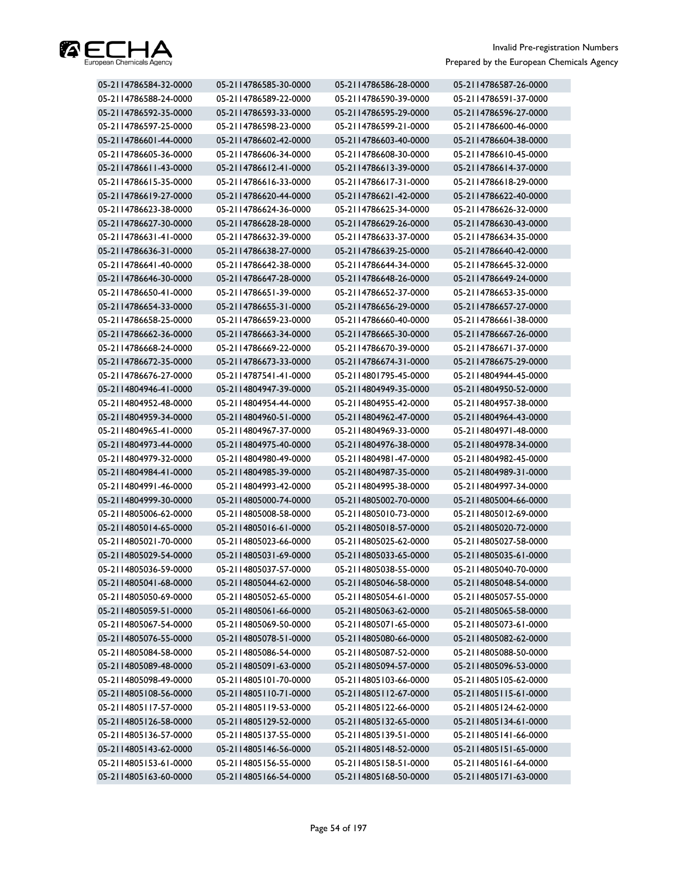| | | | |
|---|---|---|---|
| 05-2114786584-32-0000 | 05-2114786585-30-0000 | 05-2114786586-28-0000 | 05-2114786587-26-0000 |
| 05-2114786588-24-0000 | 05-2114786589-22-0000 | 05-2114786590-39-0000 | 05-2114786591-37-0000 |
| 05-2114786592-35-0000 | 05-2114786593-33-0000 | 05-2114786595-29-0000 | 05-2114786596-27-0000 |
| 05-2114786597-25-0000 | 05-2114786598-23-0000 | 05-2114786599-21-0000 | 05-2114786600-46-0000 |
| 05-2114786601-44-0000 | 05-2114786602-42-0000 | 05-2114786603-40-0000 | 05-2114786604-38-0000 |
| 05-2114786605-36-0000 | 05-2114786606-34-0000 | 05-2114786608-30-0000 | 05-2114786610-45-0000 |
| 05-2114786611-43-0000 | 05-2114786612-41-0000 | 05-2114786613-39-0000 | 05-2114786614-37-0000 |
| 05-2114786615-35-0000 | 05-2114786616-33-0000 | 05-2114786617-31-0000 | 05-2114786618-29-0000 |
| 05-2114786619-27-0000 | 05-2114786620-44-0000 | 05-2114786621-42-0000 | 05-2114786622-40-0000 |
| 05-2114786623-38-0000 | 05-2114786624-36-0000 | 05-2114786625-34-0000 | 05-2114786626-32-0000 |
| 05-2114786627-30-0000 | 05-2114786628-28-0000 | 05-2114786629-26-0000 | 05-2114786630-43-0000 |
| 05-2114786631-41-0000 | 05-2114786632-39-0000 | 05-2114786633-37-0000 | 05-2114786634-35-0000 |
| 05-2114786636-31-0000 | 05-2114786638-27-0000 | 05-2114786639-25-0000 | 05-2114786640-42-0000 |
| 05-2114786641-40-0000 | 05-2114786642-38-0000 | 05-2114786644-34-0000 | 05-2114786645-32-0000 |
| 05-2114786646-30-0000 | 05-2114786647-28-0000 | 05-2114786648-26-0000 | 05-2114786649-24-0000 |
| 05-2114786650-41-0000 | 05-2114786651-39-0000 | 05-2114786652-37-0000 | 05-2114786653-35-0000 |
| 05-2114786654-33-0000 | 05-2114786655-31-0000 | 05-2114786656-29-0000 | 05-2114786657-27-0000 |
| 05-2114786658-25-0000 | 05-2114786659-23-0000 | 05-2114786660-40-0000 | 05-2114786661-38-0000 |
| 05-2114786662-36-0000 | 05-2114786663-34-0000 | 05-2114786665-30-0000 | 05-2114786667-26-0000 |
| 05-2114786668-24-0000 | 05-2114786669-22-0000 | 05-2114786670-39-0000 | 05-2114786671-37-0000 |
| 05-2114786672-35-0000 | 05-2114786673-33-0000 | 05-2114786674-31-0000 | 05-2114786675-29-0000 |
| 05-2114786676-27-0000 | 05-2114787541-41-0000 | 05-2114801795-45-0000 | 05-2114804944-45-0000 |
| 05-2114804946-41-0000 | 05-2114804947-39-0000 | 05-2114804949-35-0000 | 05-2114804950-52-0000 |
| 05-2114804952-48-0000 | 05-2114804954-44-0000 | 05-2114804955-42-0000 | 05-2114804957-38-0000 |
| 05-2114804959-34-0000 | 05-2114804960-51-0000 | 05-2114804962-47-0000 | 05-2114804964-43-0000 |
| 05-2114804965-41-0000 | 05-2114804967-37-0000 | 05-2114804969-33-0000 | 05-2114804971-48-0000 |
| 05-2114804973-44-0000 | 05-2114804975-40-0000 | 05-2114804976-38-0000 | 05-2114804978-34-0000 |
| 05-2114804979-32-0000 | 05-2114804980-49-0000 | 05-2114804981-47-0000 | 05-2114804982-45-0000 |
| 05-2114804984-41-0000 | 05-2114804985-39-0000 | 05-2114804987-35-0000 | 05-2114804989-31-0000 |
| 05-2114804991-46-0000 | 05-2114804993-42-0000 | 05-2114804995-38-0000 | 05-2114804997-34-0000 |
| 05-2114804999-30-0000 | 05-2114805000-74-0000 | 05-2114805002-70-0000 | 05-2114805004-66-0000 |
| 05-2114805006-62-0000 | 05-2114805008-58-0000 | 05-2114805010-73-0000 | 05-2114805012-69-0000 |
| 05-2114805014-65-0000 | 05-2114805016-61-0000 | 05-2114805018-57-0000 | 05-2114805020-72-0000 |
| 05-2114805021-70-0000 | 05-2114805023-66-0000 | 05-2114805025-62-0000 | 05-2114805027-58-0000 |
| 05-2114805029-54-0000 | 05-2114805031-69-0000 | 05-2114805033-65-0000 | 05-2114805035-61-0000 |
| 05-2114805036-59-0000 | 05-2114805037-57-0000 | 05-2114805038-55-0000 | 05-2114805040-70-0000 |
| 05-2114805041-68-0000 | 05-2114805044-62-0000 | 05-2114805046-58-0000 | 05-2114805048-54-0000 |
| 05-2114805050-69-0000 | 05-2114805052-65-0000 | 05-2114805054-61-0000 | 05-2114805057-55-0000 |
| 05-2114805059-51-0000 | 05-2114805061-66-0000 | 05-2114805063-62-0000 | 05-2114805065-58-0000 |
| 05-2114805067-54-0000 | 05-2114805069-50-0000 | 05-2114805071-65-0000 | 05-2114805073-61-0000 |
| 05-2114805076-55-0000 | 05-2114805078-51-0000 | 05-2114805080-66-0000 | 05-2114805082-62-0000 |
| 05-2114805084-58-0000 | 05-2114805086-54-0000 | 05-2114805087-52-0000 | 05-2114805088-50-0000 |
| 05-2114805089-48-0000 | 05-2114805091-63-0000 | 05-2114805094-57-0000 | 05-2114805096-53-0000 |
| 05-2114805098-49-0000 | 05-2114805101-70-0000 | 05-2114805103-66-0000 | 05-2114805105-62-0000 |
| 05-2114805108-56-0000 | 05-2114805110-71-0000 | 05-2114805112-67-0000 | 05-2114805115-61-0000 |
| 05-2114805117-57-0000 | 05-2114805119-53-0000 | 05-2114805122-66-0000 | 05-2114805124-62-0000 |
| 05-2114805126-58-0000 | 05-2114805129-52-0000 | 05-2114805132-65-0000 | 05-2114805134-61-0000 |
| 05-2114805136-57-0000 | 05-2114805137-55-0000 | 05-2114805139-51-0000 | 05-2114805141-66-0000 |
| 05-2114805143-62-0000 | 05-2114805146-56-0000 | 05-2114805148-52-0000 | 05-2114805151-65-0000 |
| 05-2114805153-61-0000 | 05-2114805156-55-0000 | 05-2114805158-51-0000 | 05-2114805161-64-0000 |
| 05-2114805163-60-0000 | 05-2114805166-54-0000 | 05-2114805168-50-0000 | 05-2114805171-63-0000 |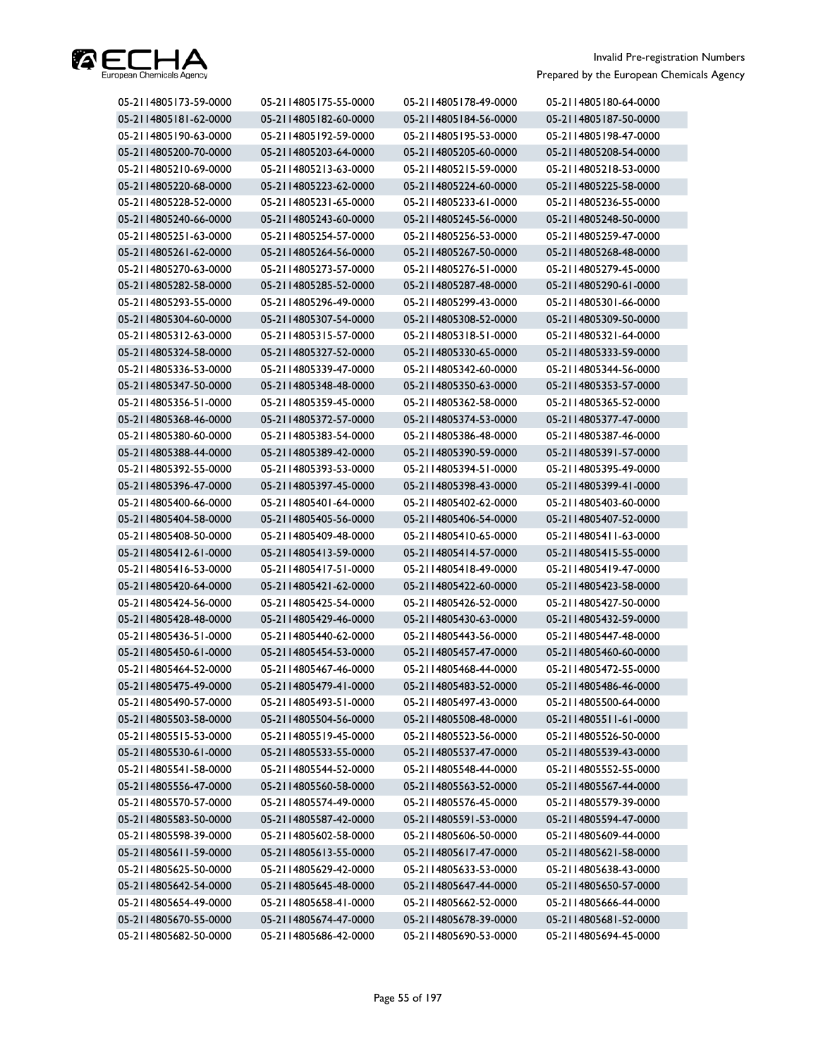| | | | |
|---|---|---|---|
| 05-2114805173-59-0000 | 05-2114805175-55-0000 | 05-2114805178-49-0000 | 05-2114805180-64-0000 |
| 05-2114805181-62-0000 | 05-2114805182-60-0000 | 05-2114805184-56-0000 | 05-2114805187-50-0000 |
| 05-2114805190-63-0000 | 05-2114805192-59-0000 | 05-2114805195-53-0000 | 05-2114805198-47-0000 |
| 05-2114805200-70-0000 | 05-2114805203-64-0000 | 05-2114805205-60-0000 | 05-2114805208-54-0000 |
| 05-2114805210-69-0000 | 05-2114805213-63-0000 | 05-2114805215-59-0000 | 05-2114805218-53-0000 |
| 05-2114805220-68-0000 | 05-2114805223-62-0000 | 05-2114805224-60-0000 | 05-2114805225-58-0000 |
| 05-2114805228-52-0000 | 05-2114805231-65-0000 | 05-2114805233-61-0000 | 05-2114805236-55-0000 |
| 05-2114805240-66-0000 | 05-2114805243-60-0000 | 05-2114805245-56-0000 | 05-2114805248-50-0000 |
| 05-2114805251-63-0000 | 05-2114805254-57-0000 | 05-2114805256-53-0000 | 05-2114805259-47-0000 |
| 05-2114805261-62-0000 | 05-2114805264-56-0000 | 05-2114805267-50-0000 | 05-2114805268-48-0000 |
| 05-2114805270-63-0000 | 05-2114805273-57-0000 | 05-2114805276-51-0000 | 05-2114805279-45-0000 |
| 05-2114805282-58-0000 | 05-2114805285-52-0000 | 05-2114805287-48-0000 | 05-2114805290-61-0000 |
| 05-2114805293-55-0000 | 05-2114805296-49-0000 | 05-2114805299-43-0000 | 05-2114805301-66-0000 |
| 05-2114805304-60-0000 | 05-2114805307-54-0000 | 05-2114805308-52-0000 | 05-2114805309-50-0000 |
| 05-2114805312-63-0000 | 05-2114805315-57-0000 | 05-2114805318-51-0000 | 05-2114805321-64-0000 |
| 05-2114805324-58-0000 | 05-2114805327-52-0000 | 05-2114805330-65-0000 | 05-2114805333-59-0000 |
| 05-2114805336-53-0000 | 05-2114805339-47-0000 | 05-2114805342-60-0000 | 05-2114805344-56-0000 |
| 05-2114805347-50-0000 | 05-2114805348-48-0000 | 05-2114805350-63-0000 | 05-2114805353-57-0000 |
| 05-2114805356-51-0000 | 05-2114805359-45-0000 | 05-2114805362-58-0000 | 05-2114805365-52-0000 |
| 05-2114805368-46-0000 | 05-2114805372-57-0000 | 05-2114805374-53-0000 | 05-2114805377-47-0000 |
| 05-2114805380-60-0000 | 05-2114805383-54-0000 | 05-2114805386-48-0000 | 05-2114805387-46-0000 |
| 05-2114805388-44-0000 | 05-2114805389-42-0000 | 05-2114805390-59-0000 | 05-2114805391-57-0000 |
| 05-2114805392-55-0000 | 05-2114805393-53-0000 | 05-2114805394-51-0000 | 05-2114805395-49-0000 |
| 05-2114805396-47-0000 | 05-2114805397-45-0000 | 05-2114805398-43-0000 | 05-2114805399-41-0000 |
| 05-2114805400-66-0000 | 05-2114805401-64-0000 | 05-2114805402-62-0000 | 05-2114805403-60-0000 |
| 05-2114805404-58-0000 | 05-2114805405-56-0000 | 05-2114805406-54-0000 | 05-2114805407-52-0000 |
| 05-2114805408-50-0000 | 05-2114805409-48-0000 | 05-2114805410-65-0000 | 05-2114805411-63-0000 |
| 05-2114805412-61-0000 | 05-2114805413-59-0000 | 05-2114805414-57-0000 | 05-2114805415-55-0000 |
| 05-2114805416-53-0000 | 05-2114805417-51-0000 | 05-2114805418-49-0000 | 05-2114805419-47-0000 |
| 05-2114805420-64-0000 | 05-2114805421-62-0000 | 05-2114805422-60-0000 | 05-2114805423-58-0000 |
| 05-2114805424-56-0000 | 05-2114805425-54-0000 | 05-2114805426-52-0000 | 05-2114805427-50-0000 |
| 05-2114805428-48-0000 | 05-2114805429-46-0000 | 05-2114805430-63-0000 | 05-2114805432-59-0000 |
| 05-2114805436-51-0000 | 05-2114805440-62-0000 | 05-2114805443-56-0000 | 05-2114805447-48-0000 |
| 05-2114805450-61-0000 | 05-2114805454-53-0000 | 05-2114805457-47-0000 | 05-2114805460-60-0000 |
| 05-2114805464-52-0000 | 05-2114805467-46-0000 | 05-2114805468-44-0000 | 05-2114805472-55-0000 |
| 05-2114805475-49-0000 | 05-2114805479-41-0000 | 05-2114805483-52-0000 | 05-2114805486-46-0000 |
| 05-2114805490-57-0000 | 05-2114805493-51-0000 | 05-2114805497-43-0000 | 05-2114805500-64-0000 |
| 05-2114805503-58-0000 | 05-2114805504-56-0000 | 05-2114805508-48-0000 | 05-2114805511-61-0000 |
| 05-2114805515-53-0000 | 05-2114805519-45-0000 | 05-2114805523-56-0000 | 05-2114805526-50-0000 |
| 05-2114805530-61-0000 | 05-2114805533-55-0000 | 05-2114805537-47-0000 | 05-2114805539-43-0000 |
| 05-2114805541-58-0000 | 05-2114805544-52-0000 | 05-2114805548-44-0000 | 05-2114805552-55-0000 |
| 05-2114805556-47-0000 | 05-2114805560-58-0000 | 05-2114805563-52-0000 | 05-2114805567-44-0000 |
| 05-2114805570-57-0000 | 05-2114805574-49-0000 | 05-2114805576-45-0000 | 05-2114805579-39-0000 |
| 05-2114805583-50-0000 | 05-2114805587-42-0000 | 05-2114805591-53-0000 | 05-2114805594-47-0000 |
| 05-2114805598-39-0000 | 05-2114805602-58-0000 | 05-2114805606-50-0000 | 05-2114805609-44-0000 |
| 05-2114805611-59-0000 | 05-2114805613-55-0000 | 05-2114805617-47-0000 | 05-2114805621-58-0000 |
| 05-2114805625-50-0000 | 05-2114805629-42-0000 | 05-2114805633-53-0000 | 05-2114805638-43-0000 |
| 05-2114805642-54-0000 | 05-2114805645-48-0000 | 05-2114805647-44-0000 | 05-2114805650-57-0000 |
| 05-2114805654-49-0000 | 05-2114805658-41-0000 | 05-2114805662-52-0000 | 05-2114805666-44-0000 |
| 05-2114805670-55-0000 | 05-2114805674-47-0000 | 05-2114805678-39-0000 | 05-2114805681-52-0000 |
| 05-2114805682-50-0000 | 05-2114805686-42-0000 | 05-2114805690-53-0000 | 05-2114805694-45-0000 |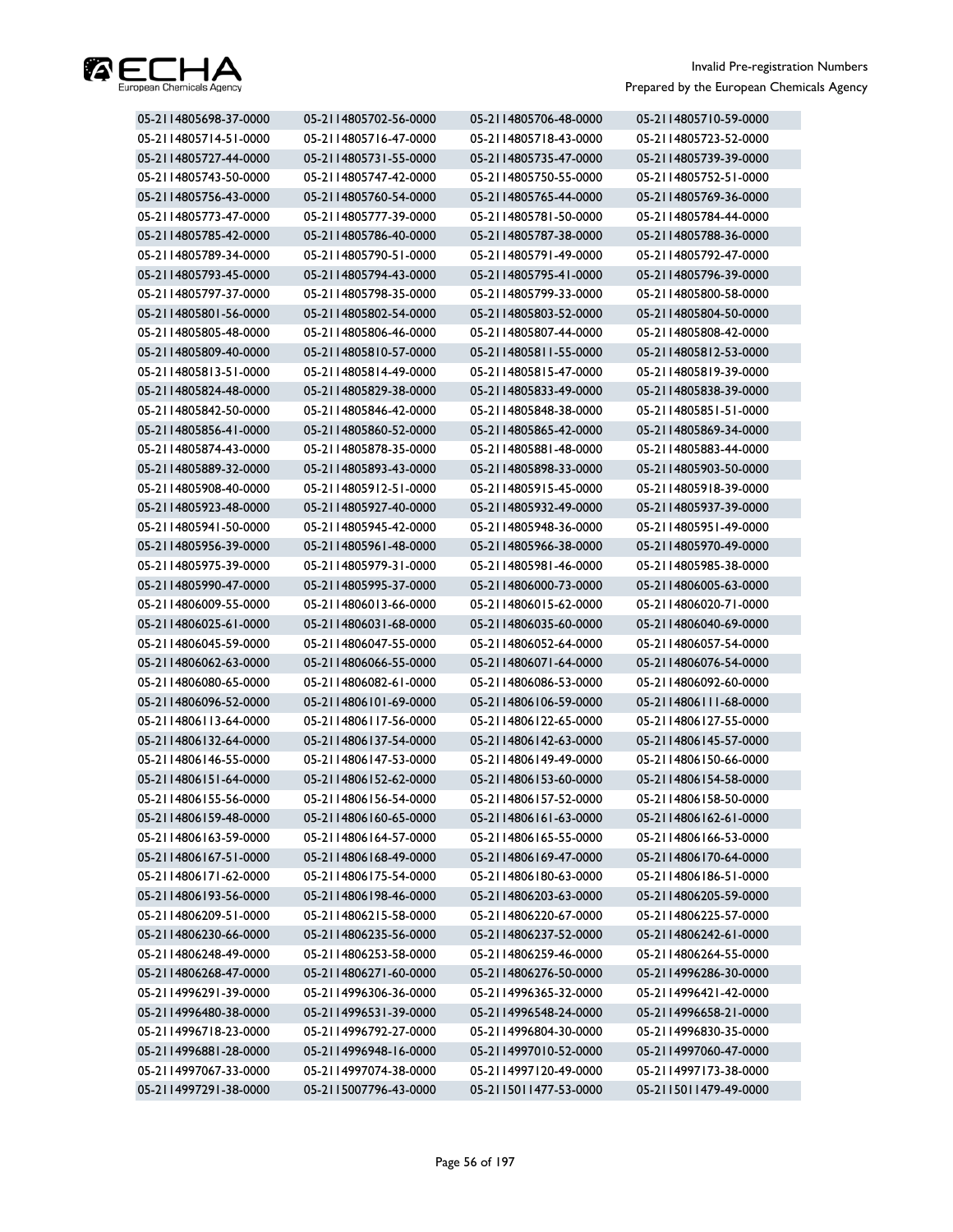| | | | |
|---|---|---|---|
| 05-2114805698-37-0000 | 05-2114805702-56-0000 | 05-2114805706-48-0000 | 05-2114805710-59-0000 |
| 05-2114805714-51-0000 | 05-2114805716-47-0000 | 05-2114805718-43-0000 | 05-2114805723-52-0000 |
| 05-2114805727-44-0000 | 05-2114805731-55-0000 | 05-2114805735-47-0000 | 05-2114805739-39-0000 |
| 05-2114805743-50-0000 | 05-2114805747-42-0000 | 05-2114805750-55-0000 | 05-2114805752-51-0000 |
| 05-2114805756-43-0000 | 05-2114805760-54-0000 | 05-2114805765-44-0000 | 05-2114805769-36-0000 |
| 05-2114805773-47-0000 | 05-2114805777-39-0000 | 05-2114805781-50-0000 | 05-2114805784-44-0000 |
| 05-2114805785-42-0000 | 05-2114805786-40-0000 | 05-2114805787-38-0000 | 05-2114805788-36-0000 |
| 05-2114805789-34-0000 | 05-2114805790-51-0000 | 05-2114805791-49-0000 | 05-2114805792-47-0000 |
| 05-2114805793-45-0000 | 05-2114805794-43-0000 | 05-2114805795-41-0000 | 05-2114805796-39-0000 |
| 05-2114805797-37-0000 | 05-2114805798-35-0000 | 05-2114805799-33-0000 | 05-2114805800-58-0000 |
| 05-2114805801-56-0000 | 05-2114805802-54-0000 | 05-2114805803-52-0000 | 05-2114805804-50-0000 |
| 05-2114805805-48-0000 | 05-2114805806-46-0000 | 05-2114805807-44-0000 | 05-2114805808-42-0000 |
| 05-2114805809-40-0000 | 05-2114805810-57-0000 | 05-2114805811-55-0000 | 05-2114805812-53-0000 |
| 05-2114805813-51-0000 | 05-2114805814-49-0000 | 05-2114805815-47-0000 | 05-2114805819-39-0000 |
| 05-2114805824-48-0000 | 05-2114805829-38-0000 | 05-2114805833-49-0000 | 05-2114805838-39-0000 |
| 05-2114805842-50-0000 | 05-2114805846-42-0000 | 05-2114805848-38-0000 | 05-2114805851-51-0000 |
| 05-2114805856-41-0000 | 05-2114805860-52-0000 | 05-2114805865-42-0000 | 05-2114805869-34-0000 |
| 05-2114805874-43-0000 | 05-2114805878-35-0000 | 05-2114805881-48-0000 | 05-2114805883-44-0000 |
| 05-2114805889-32-0000 | 05-2114805893-43-0000 | 05-2114805898-33-0000 | 05-2114805903-50-0000 |
| 05-2114805908-40-0000 | 05-2114805912-51-0000 | 05-2114805915-45-0000 | 05-2114805918-39-0000 |
| 05-2114805923-48-0000 | 05-2114805927-40-0000 | 05-2114805932-49-0000 | 05-2114805937-39-0000 |
| 05-2114805941-50-0000 | 05-2114805945-42-0000 | 05-2114805948-36-0000 | 05-2114805951-49-0000 |
| 05-2114805956-39-0000 | 05-2114805961-48-0000 | 05-2114805966-38-0000 | 05-2114805970-49-0000 |
| 05-2114805975-39-0000 | 05-2114805979-31-0000 | 05-2114805981-46-0000 | 05-2114805985-38-0000 |
| 05-2114805990-47-0000 | 05-2114805995-37-0000 | 05-2114806000-73-0000 | 05-2114806005-63-0000 |
| 05-2114806009-55-0000 | 05-2114806013-66-0000 | 05-2114806015-62-0000 | 05-2114806020-71-0000 |
| 05-2114806025-61-0000 | 05-2114806031-68-0000 | 05-2114806035-60-0000 | 05-2114806040-69-0000 |
| 05-2114806045-59-0000 | 05-2114806047-55-0000 | 05-2114806052-64-0000 | 05-2114806057-54-0000 |
| 05-2114806062-63-0000 | 05-2114806066-55-0000 | 05-2114806071-64-0000 | 05-2114806076-54-0000 |
| 05-2114806080-65-0000 | 05-2114806082-61-0000 | 05-2114806086-53-0000 | 05-2114806092-60-0000 |
| 05-2114806096-52-0000 | 05-2114806101-69-0000 | 05-2114806106-59-0000 | 05-2114806111-68-0000 |
| 05-2114806113-64-0000 | 05-2114806117-56-0000 | 05-2114806122-65-0000 | 05-2114806127-55-0000 |
| 05-2114806132-64-0000 | 05-2114806137-54-0000 | 05-2114806142-63-0000 | 05-2114806145-57-0000 |
| 05-2114806146-55-0000 | 05-2114806147-53-0000 | 05-2114806149-49-0000 | 05-2114806150-66-0000 |
| 05-2114806151-64-0000 | 05-2114806152-62-0000 | 05-2114806153-60-0000 | 05-2114806154-58-0000 |
| 05-2114806155-56-0000 | 05-2114806156-54-0000 | 05-2114806157-52-0000 | 05-2114806158-50-0000 |
| 05-2114806159-48-0000 | 05-2114806160-65-0000 | 05-2114806161-63-0000 | 05-2114806162-61-0000 |
| 05-2114806163-59-0000 | 05-2114806164-57-0000 | 05-2114806165-55-0000 | 05-2114806166-53-0000 |
| 05-2114806167-51-0000 | 05-2114806168-49-0000 | 05-2114806169-47-0000 | 05-2114806170-64-0000 |
| 05-2114806171-62-0000 | 05-2114806175-54-0000 | 05-2114806180-63-0000 | 05-2114806186-51-0000 |
| 05-2114806193-56-0000 | 05-2114806198-46-0000 | 05-2114806203-63-0000 | 05-2114806205-59-0000 |
| 05-2114806209-51-0000 | 05-2114806215-58-0000 | 05-2114806220-67-0000 | 05-2114806225-57-0000 |
| 05-2114806230-66-0000 | 05-2114806235-56-0000 | 05-2114806237-52-0000 | 05-2114806242-61-0000 |
| 05-2114806248-49-0000 | 05-2114806253-58-0000 | 05-2114806259-46-0000 | 05-2114806264-55-0000 |
| 05-2114806268-47-0000 | 05-2114806271-60-0000 | 05-2114806276-50-0000 | 05-2114996286-30-0000 |
| 05-2114996291-39-0000 | 05-2114996306-36-0000 | 05-2114996365-32-0000 | 05-2114996421-42-0000 |
| 05-2114996480-38-0000 | 05-2114996531-39-0000 | 05-2114996548-24-0000 | 05-2114996658-21-0000 |
| 05-2114996718-23-0000 | 05-2114996792-27-0000 | 05-2114996804-30-0000 | 05-2114996830-35-0000 |
| 05-2114996881-28-0000 | 05-2114996948-16-0000 | 05-2114997010-52-0000 | 05-2114997060-47-0000 |
| 05-2114997067-33-0000 | 05-2114997074-38-0000 | 05-2114997120-49-0000 | 05-2114997173-38-0000 |
| 05-2114997291-38-0000 | 05-2115007796-43-0000 | 05-2115011477-53-0000 | 05-2115011479-49-0000 |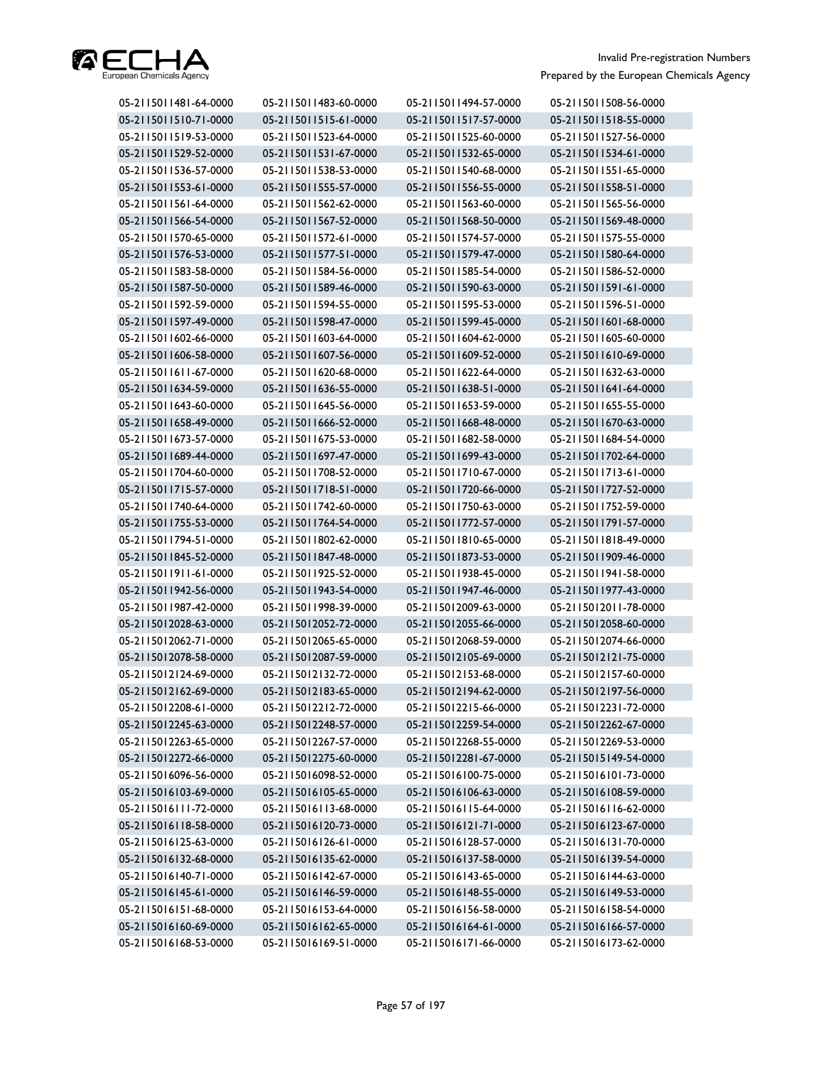| | | | |
|---|---|---|---|
| 05-2115011481-64-0000 | 05-2115011483-60-0000 | 05-2115011494-57-0000 | 05-2115011508-56-0000 |
| 05-2115011510-71-0000 | 05-2115011515-61-0000 | 05-2115011517-57-0000 | 05-2115011518-55-0000 |
| 05-2115011519-53-0000 | 05-2115011523-64-0000 | 05-2115011525-60-0000 | 05-2115011527-56-0000 |
| 05-2115011529-52-0000 | 05-2115011531-67-0000 | 05-2115011532-65-0000 | 05-2115011534-61-0000 |
| 05-2115011536-57-0000 | 05-2115011538-53-0000 | 05-2115011540-68-0000 | 05-2115011551-65-0000 |
| 05-2115011553-61-0000 | 05-2115011555-57-0000 | 05-2115011556-55-0000 | 05-2115011558-51-0000 |
| 05-2115011561-64-0000 | 05-2115011562-62-0000 | 05-2115011563-60-0000 | 05-2115011565-56-0000 |
| 05-2115011566-54-0000 | 05-2115011567-52-0000 | 05-2115011568-50-0000 | 05-2115011569-48-0000 |
| 05-2115011570-65-0000 | 05-2115011572-61-0000 | 05-2115011574-57-0000 | 05-2115011575-55-0000 |
| 05-2115011576-53-0000 | 05-2115011577-51-0000 | 05-2115011579-47-0000 | 05-2115011580-64-0000 |
| 05-2115011583-58-0000 | 05-2115011584-56-0000 | 05-2115011585-54-0000 | 05-2115011586-52-0000 |
| 05-2115011587-50-0000 | 05-2115011589-46-0000 | 05-2115011590-63-0000 | 05-2115011591-61-0000 |
| 05-2115011592-59-0000 | 05-2115011594-55-0000 | 05-2115011595-53-0000 | 05-2115011596-51-0000 |
| 05-2115011597-49-0000 | 05-2115011598-47-0000 | 05-2115011599-45-0000 | 05-2115011601-68-0000 |
| 05-2115011602-66-0000 | 05-2115011603-64-0000 | 05-2115011604-62-0000 | 05-2115011605-60-0000 |
| 05-2115011606-58-0000 | 05-2115011607-56-0000 | 05-2115011609-52-0000 | 05-2115011610-69-0000 |
| 05-2115011611-67-0000 | 05-2115011620-68-0000 | 05-2115011622-64-0000 | 05-2115011632-63-0000 |
| 05-2115011634-59-0000 | 05-2115011636-55-0000 | 05-2115011638-51-0000 | 05-2115011641-64-0000 |
| 05-2115011643-60-0000 | 05-2115011645-56-0000 | 05-2115011653-59-0000 | 05-2115011655-55-0000 |
| 05-2115011658-49-0000 | 05-2115011666-52-0000 | 05-2115011668-48-0000 | 05-2115011670-63-0000 |
| 05-2115011673-57-0000 | 05-2115011675-53-0000 | 05-2115011682-58-0000 | 05-2115011684-54-0000 |
| 05-2115011689-44-0000 | 05-2115011697-47-0000 | 05-2115011699-43-0000 | 05-2115011702-64-0000 |
| 05-2115011704-60-0000 | 05-2115011708-52-0000 | 05-2115011710-67-0000 | 05-2115011713-61-0000 |
| 05-2115011715-57-0000 | 05-2115011718-51-0000 | 05-2115011720-66-0000 | 05-2115011727-52-0000 |
| 05-2115011740-64-0000 | 05-2115011742-60-0000 | 05-2115011750-63-0000 | 05-2115011752-59-0000 |
| 05-2115011755-53-0000 | 05-2115011764-54-0000 | 05-2115011772-57-0000 | 05-2115011791-57-0000 |
| 05-2115011794-51-0000 | 05-2115011802-62-0000 | 05-2115011810-65-0000 | 05-2115011818-49-0000 |
| 05-2115011845-52-0000 | 05-2115011847-48-0000 | 05-2115011873-53-0000 | 05-2115011909-46-0000 |
| 05-2115011911-61-0000 | 05-2115011925-52-0000 | 05-2115011938-45-0000 | 05-2115011941-58-0000 |
| 05-2115011942-56-0000 | 05-2115011943-54-0000 | 05-2115011947-46-0000 | 05-2115011977-43-0000 |
| 05-2115011987-42-0000 | 05-2115011998-39-0000 | 05-2115012009-63-0000 | 05-2115012011-78-0000 |
| 05-2115012028-63-0000 | 05-2115012052-72-0000 | 05-2115012055-66-0000 | 05-2115012058-60-0000 |
| 05-2115012062-71-0000 | 05-2115012065-65-0000 | 05-2115012068-59-0000 | 05-2115012074-66-0000 |
| 05-2115012078-58-0000 | 05-2115012087-59-0000 | 05-2115012105-69-0000 | 05-2115012121-75-0000 |
| 05-2115012124-69-0000 | 05-2115012132-72-0000 | 05-2115012153-68-0000 | 05-2115012157-60-0000 |
| 05-2115012162-69-0000 | 05-2115012183-65-0000 | 05-2115012194-62-0000 | 05-2115012197-56-0000 |
| 05-2115012208-61-0000 | 05-2115012212-72-0000 | 05-2115012215-66-0000 | 05-2115012231-72-0000 |
| 05-2115012245-63-0000 | 05-2115012248-57-0000 | 05-2115012259-54-0000 | 05-2115012262-67-0000 |
| 05-2115012263-65-0000 | 05-2115012267-57-0000 | 05-2115012268-55-0000 | 05-2115012269-53-0000 |
| 05-2115012272-66-0000 | 05-2115012275-60-0000 | 05-2115012281-67-0000 | 05-2115015149-54-0000 |
| 05-2115016096-56-0000 | 05-2115016098-52-0000 | 05-2115016100-75-0000 | 05-2115016101-73-0000 |
| 05-2115016103-69-0000 | 05-2115016105-65-0000 | 05-2115016106-63-0000 | 05-2115016108-59-0000 |
| 05-2115016111-72-0000 | 05-2115016113-68-0000 | 05-2115016115-64-0000 | 05-2115016116-62-0000 |
| 05-2115016118-58-0000 | 05-2115016120-73-0000 | 05-2115016121-71-0000 | 05-2115016123-67-0000 |
| 05-2115016125-63-0000 | 05-2115016126-61-0000 | 05-2115016128-57-0000 | 05-2115016131-70-0000 |
| 05-2115016132-68-0000 | 05-2115016135-62-0000 | 05-2115016137-58-0000 | 05-2115016139-54-0000 |
| 05-2115016140-71-0000 | 05-2115016142-67-0000 | 05-2115016143-65-0000 | 05-2115016144-63-0000 |
| 05-2115016145-61-0000 | 05-2115016146-59-0000 | 05-2115016148-55-0000 | 05-2115016149-53-0000 |
| 05-2115016151-68-0000 | 05-2115016153-64-0000 | 05-2115016156-58-0000 | 05-2115016158-54-0000 |
| 05-2115016160-69-0000 | 05-2115016162-65-0000 | 05-2115016164-61-0000 | 05-2115016166-57-0000 |
| 05-2115016168-53-0000 | 05-2115016169-51-0000 | 05-2115016171-66-0000 | 05-2115016173-62-0000 |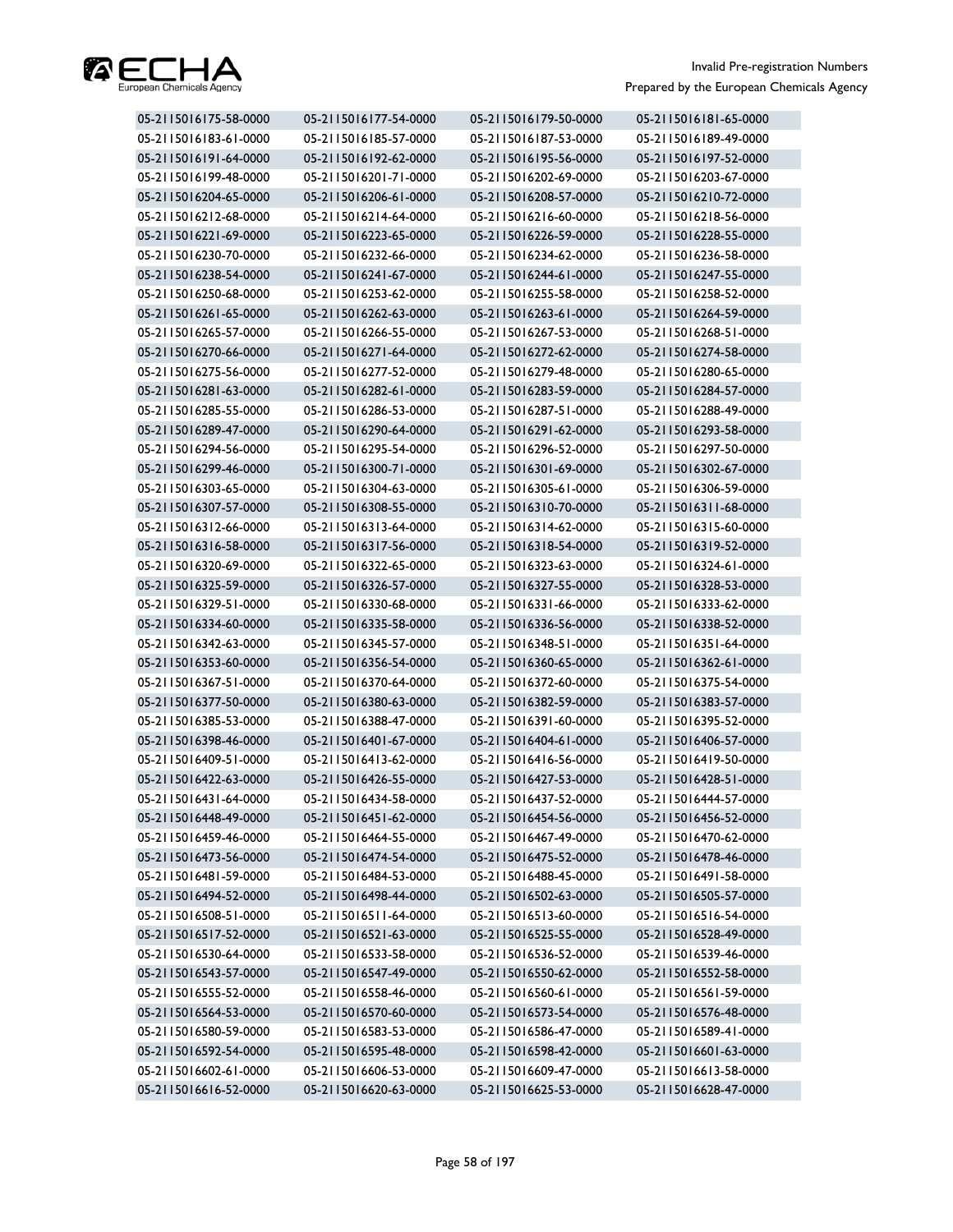| | | | |
|---|---|---|---|
| 05-2115016175-58-0000 | 05-2115016177-54-0000 | 05-2115016179-50-0000 | 05-2115016181-65-0000 |
| 05-2115016183-61-0000 | 05-2115016185-57-0000 | 05-2115016187-53-0000 | 05-2115016189-49-0000 |
| 05-2115016191-64-0000 | 05-2115016192-62-0000 | 05-2115016195-56-0000 | 05-2115016197-52-0000 |
| 05-2115016199-48-0000 | 05-2115016201-71-0000 | 05-2115016202-69-0000 | 05-2115016203-67-0000 |
| 05-2115016204-65-0000 | 05-2115016206-61-0000 | 05-2115016208-57-0000 | 05-2115016210-72-0000 |
| 05-2115016212-68-0000 | 05-2115016214-64-0000 | 05-2115016216-60-0000 | 05-2115016218-56-0000 |
| 05-2115016221-69-0000 | 05-2115016223-65-0000 | 05-2115016226-59-0000 | 05-2115016228-55-0000 |
| 05-2115016230-70-0000 | 05-2115016232-66-0000 | 05-2115016234-62-0000 | 05-2115016236-58-0000 |
| 05-2115016238-54-0000 | 05-2115016241-67-0000 | 05-2115016244-61-0000 | 05-2115016247-55-0000 |
| 05-2115016250-68-0000 | 05-2115016253-62-0000 | 05-2115016255-58-0000 | 05-2115016258-52-0000 |
| 05-2115016261-65-0000 | 05-2115016262-63-0000 | 05-2115016263-61-0000 | 05-2115016264-59-0000 |
| 05-2115016265-57-0000 | 05-2115016266-55-0000 | 05-2115016267-53-0000 | 05-2115016268-51-0000 |
| 05-2115016270-66-0000 | 05-2115016271-64-0000 | 05-2115016272-62-0000 | 05-2115016274-58-0000 |
| 05-2115016275-56-0000 | 05-2115016277-52-0000 | 05-2115016279-48-0000 | 05-2115016280-65-0000 |
| 05-2115016281-63-0000 | 05-2115016282-61-0000 | 05-2115016283-59-0000 | 05-2115016284-57-0000 |
| 05-2115016285-55-0000 | 05-2115016286-53-0000 | 05-2115016287-51-0000 | 05-2115016288-49-0000 |
| 05-2115016289-47-0000 | 05-2115016290-64-0000 | 05-2115016291-62-0000 | 05-2115016293-58-0000 |
| 05-2115016294-56-0000 | 05-2115016295-54-0000 | 05-2115016296-52-0000 | 05-2115016297-50-0000 |
| 05-2115016299-46-0000 | 05-2115016300-71-0000 | 05-2115016301-69-0000 | 05-2115016302-67-0000 |
| 05-2115016303-65-0000 | 05-2115016304-63-0000 | 05-2115016305-61-0000 | 05-2115016306-59-0000 |
| 05-2115016307-57-0000 | 05-2115016308-55-0000 | 05-2115016310-70-0000 | 05-2115016311-68-0000 |
| 05-2115016312-66-0000 | 05-2115016313-64-0000 | 05-2115016314-62-0000 | 05-2115016315-60-0000 |
| 05-2115016316-58-0000 | 05-2115016317-56-0000 | 05-2115016318-54-0000 | 05-2115016319-52-0000 |
| 05-2115016320-69-0000 | 05-2115016322-65-0000 | 05-2115016323-63-0000 | 05-2115016324-61-0000 |
| 05-2115016325-59-0000 | 05-2115016326-57-0000 | 05-2115016327-55-0000 | 05-2115016328-53-0000 |
| 05-2115016329-51-0000 | 05-2115016330-68-0000 | 05-2115016331-66-0000 | 05-2115016333-62-0000 |
| 05-2115016334-60-0000 | 05-2115016335-58-0000 | 05-2115016336-56-0000 | 05-2115016338-52-0000 |
| 05-2115016342-63-0000 | 05-2115016345-57-0000 | 05-2115016348-51-0000 | 05-2115016351-64-0000 |
| 05-2115016353-60-0000 | 05-2115016356-54-0000 | 05-2115016360-65-0000 | 05-2115016362-61-0000 |
| 05-2115016367-51-0000 | 05-2115016370-64-0000 | 05-2115016372-60-0000 | 05-2115016375-54-0000 |
| 05-2115016377-50-0000 | 05-2115016380-63-0000 | 05-2115016382-59-0000 | 05-2115016383-57-0000 |
| 05-2115016385-53-0000 | 05-2115016388-47-0000 | 05-2115016391-60-0000 | 05-2115016395-52-0000 |
| 05-2115016398-46-0000 | 05-2115016401-67-0000 | 05-2115016404-61-0000 | 05-2115016406-57-0000 |
| 05-2115016409-51-0000 | 05-2115016413-62-0000 | 05-2115016416-56-0000 | 05-2115016419-50-0000 |
| 05-2115016422-63-0000 | 05-2115016426-55-0000 | 05-2115016427-53-0000 | 05-2115016428-51-0000 |
| 05-2115016431-64-0000 | 05-2115016434-58-0000 | 05-2115016437-52-0000 | 05-2115016444-57-0000 |
| 05-2115016448-49-0000 | 05-2115016451-62-0000 | 05-2115016454-56-0000 | 05-2115016456-52-0000 |
| 05-2115016459-46-0000 | 05-2115016464-55-0000 | 05-2115016467-49-0000 | 05-2115016470-62-0000 |
| 05-2115016473-56-0000 | 05-2115016474-54-0000 | 05-2115016475-52-0000 | 05-2115016478-46-0000 |
| 05-2115016481-59-0000 | 05-2115016484-53-0000 | 05-2115016488-45-0000 | 05-2115016491-58-0000 |
| 05-2115016494-52-0000 | 05-2115016498-44-0000 | 05-2115016502-63-0000 | 05-2115016505-57-0000 |
| 05-2115016508-51-0000 | 05-2115016511-64-0000 | 05-2115016513-60-0000 | 05-2115016516-54-0000 |
| 05-2115016517-52-0000 | 05-2115016521-63-0000 | 05-2115016525-55-0000 | 05-2115016528-49-0000 |
| 05-2115016530-64-0000 | 05-2115016533-58-0000 | 05-2115016536-52-0000 | 05-2115016539-46-0000 |
| 05-2115016543-57-0000 | 05-2115016547-49-0000 | 05-2115016550-62-0000 | 05-2115016552-58-0000 |
| 05-2115016555-52-0000 | 05-2115016558-46-0000 | 05-2115016560-61-0000 | 05-2115016561-59-0000 |
| 05-2115016564-53-0000 | 05-2115016570-60-0000 | 05-2115016573-54-0000 | 05-2115016576-48-0000 |
| 05-2115016580-59-0000 | 05-2115016583-53-0000 | 05-2115016586-47-0000 | 05-2115016589-41-0000 |
| 05-2115016592-54-0000 | 05-2115016595-48-0000 | 05-2115016598-42-0000 | 05-2115016601-63-0000 |
| 05-2115016602-61-0000 | 05-2115016606-53-0000 | 05-2115016609-47-0000 | 05-2115016613-58-0000 |
| 05-2115016616-52-0000 | 05-2115016620-63-0000 | 05-2115016625-53-0000 | 05-2115016628-47-0000 |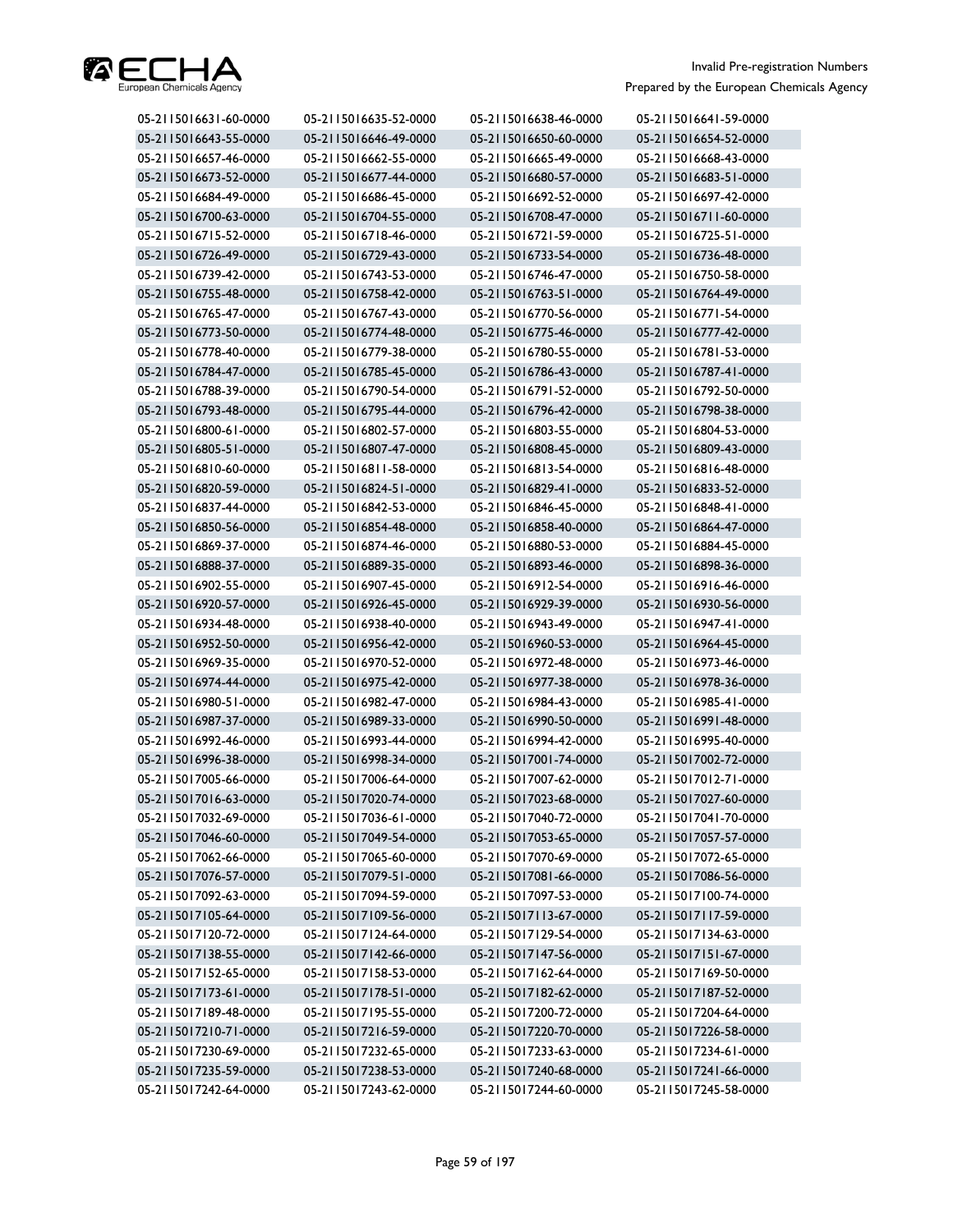| | | | |
|---|---|---|---|
| 05-2115016631-60-0000 | 05-2115016635-52-0000 | 05-2115016638-46-0000 | 05-2115016641-59-0000 |
| 05-2115016643-55-0000 | 05-2115016646-49-0000 | 05-2115016650-60-0000 | 05-2115016654-52-0000 |
| 05-2115016657-46-0000 | 05-2115016662-55-0000 | 05-2115016665-49-0000 | 05-2115016668-43-0000 |
| 05-2115016673-52-0000 | 05-2115016677-44-0000 | 05-2115016680-57-0000 | 05-2115016683-51-0000 |
| 05-2115016684-49-0000 | 05-2115016686-45-0000 | 05-2115016692-52-0000 | 05-2115016697-42-0000 |
| 05-2115016700-63-0000 | 05-2115016704-55-0000 | 05-2115016708-47-0000 | 05-2115016711-60-0000 |
| 05-2115016715-52-0000 | 05-2115016718-46-0000 | 05-2115016721-59-0000 | 05-2115016725-51-0000 |
| 05-2115016726-49-0000 | 05-2115016729-43-0000 | 05-2115016733-54-0000 | 05-2115016736-48-0000 |
| 05-2115016739-42-0000 | 05-2115016743-53-0000 | 05-2115016746-47-0000 | 05-2115016750-58-0000 |
| 05-2115016755-48-0000 | 05-2115016758-42-0000 | 05-2115016763-51-0000 | 05-2115016764-49-0000 |
| 05-2115016765-47-0000 | 05-2115016767-43-0000 | 05-2115016770-56-0000 | 05-2115016771-54-0000 |
| 05-2115016773-50-0000 | 05-2115016774-48-0000 | 05-2115016775-46-0000 | 05-2115016777-42-0000 |
| 05-2115016778-40-0000 | 05-2115016779-38-0000 | 05-2115016780-55-0000 | 05-2115016781-53-0000 |
| 05-2115016784-47-0000 | 05-2115016785-45-0000 | 05-2115016786-43-0000 | 05-2115016787-41-0000 |
| 05-2115016788-39-0000 | 05-2115016790-54-0000 | 05-2115016791-52-0000 | 05-2115016792-50-0000 |
| 05-2115016793-48-0000 | 05-2115016795-44-0000 | 05-2115016796-42-0000 | 05-2115016798-38-0000 |
| 05-2115016800-61-0000 | 05-2115016802-57-0000 | 05-2115016803-55-0000 | 05-2115016804-53-0000 |
| 05-2115016805-51-0000 | 05-2115016807-47-0000 | 05-2115016808-45-0000 | 05-2115016809-43-0000 |
| 05-2115016810-60-0000 | 05-2115016811-58-0000 | 05-2115016813-54-0000 | 05-2115016816-48-0000 |
| 05-2115016820-59-0000 | 05-2115016824-51-0000 | 05-2115016829-41-0000 | 05-2115016833-52-0000 |
| 05-2115016837-44-0000 | 05-2115016842-53-0000 | 05-2115016846-45-0000 | 05-2115016848-41-0000 |
| 05-2115016850-56-0000 | 05-2115016854-48-0000 | 05-2115016858-40-0000 | 05-2115016864-47-0000 |
| 05-2115016869-37-0000 | 05-2115016874-46-0000 | 05-2115016880-53-0000 | 05-2115016884-45-0000 |
| 05-2115016888-37-0000 | 05-2115016889-35-0000 | 05-2115016893-46-0000 | 05-2115016898-36-0000 |
| 05-2115016902-55-0000 | 05-2115016907-45-0000 | 05-2115016912-54-0000 | 05-2115016916-46-0000 |
| 05-2115016920-57-0000 | 05-2115016926-45-0000 | 05-2115016929-39-0000 | 05-2115016930-56-0000 |
| 05-2115016934-48-0000 | 05-2115016938-40-0000 | 05-2115016943-49-0000 | 05-2115016947-41-0000 |
| 05-2115016952-50-0000 | 05-2115016956-42-0000 | 05-2115016960-53-0000 | 05-2115016964-45-0000 |
| 05-2115016969-35-0000 | 05-2115016970-52-0000 | 05-2115016972-48-0000 | 05-2115016973-46-0000 |
| 05-2115016974-44-0000 | 05-2115016975-42-0000 | 05-2115016977-38-0000 | 05-2115016978-36-0000 |
| 05-2115016980-51-0000 | 05-2115016982-47-0000 | 05-2115016984-43-0000 | 05-2115016985-41-0000 |
| 05-2115016987-37-0000 | 05-2115016989-33-0000 | 05-2115016990-50-0000 | 05-2115016991-48-0000 |
| 05-2115016992-46-0000 | 05-2115016993-44-0000 | 05-2115016994-42-0000 | 05-2115016995-40-0000 |
| 05-2115016996-38-0000 | 05-2115016998-34-0000 | 05-2115017001-74-0000 | 05-2115017002-72-0000 |
| 05-2115017005-66-0000 | 05-2115017006-64-0000 | 05-2115017007-62-0000 | 05-2115017012-71-0000 |
| 05-2115017016-63-0000 | 05-2115017020-74-0000 | 05-2115017023-68-0000 | 05-2115017027-60-0000 |
| 05-2115017032-69-0000 | 05-2115017036-61-0000 | 05-2115017040-72-0000 | 05-2115017041-70-0000 |
| 05-2115017046-60-0000 | 05-2115017049-54-0000 | 05-2115017053-65-0000 | 05-2115017057-57-0000 |
| 05-2115017062-66-0000 | 05-2115017065-60-0000 | 05-2115017070-69-0000 | 05-2115017072-65-0000 |
| 05-2115017076-57-0000 | 05-2115017079-51-0000 | 05-2115017081-66-0000 | 05-2115017086-56-0000 |
| 05-2115017092-63-0000 | 05-2115017094-59-0000 | 05-2115017097-53-0000 | 05-2115017100-74-0000 |
| 05-2115017105-64-0000 | 05-2115017109-56-0000 | 05-2115017113-67-0000 | 05-2115017117-59-0000 |
| 05-2115017120-72-0000 | 05-2115017124-64-0000 | 05-2115017129-54-0000 | 05-2115017134-63-0000 |
| 05-2115017138-55-0000 | 05-2115017142-66-0000 | 05-2115017147-56-0000 | 05-2115017151-67-0000 |
| 05-2115017152-65-0000 | 05-2115017158-53-0000 | 05-2115017162-64-0000 | 05-2115017169-50-0000 |
| 05-2115017173-61-0000 | 05-2115017178-51-0000 | 05-2115017182-62-0000 | 05-2115017187-52-0000 |
| 05-2115017189-48-0000 | 05-2115017195-55-0000 | 05-2115017200-72-0000 | 05-2115017204-64-0000 |
| 05-2115017210-71-0000 | 05-2115017216-59-0000 | 05-2115017220-70-0000 | 05-2115017226-58-0000 |
| 05-2115017230-69-0000 | 05-2115017232-65-0000 | 05-2115017233-63-0000 | 05-2115017234-61-0000 |
| 05-2115017235-59-0000 | 05-2115017238-53-0000 | 05-2115017240-68-0000 | 05-2115017241-66-0000 |
| 05-2115017242-64-0000 | 05-2115017243-62-0000 | 05-2115017244-60-0000 | 05-2115017245-58-0000 |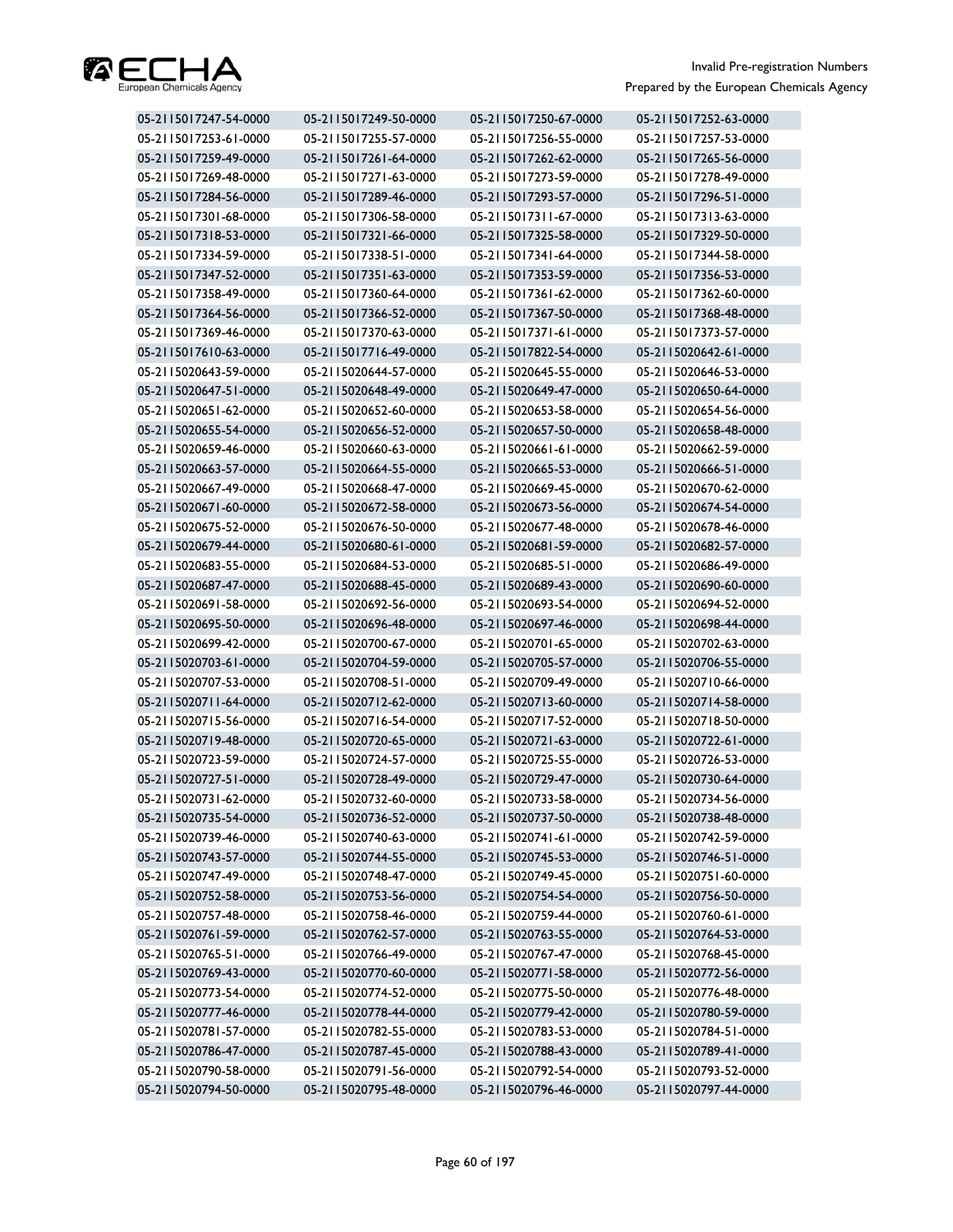| | | | |
|---|---|---|---|
| 05-2115017247-54-0000 | 05-2115017249-50-0000 | 05-2115017250-67-0000 | 05-2115017252-63-0000 |
| 05-2115017253-61-0000 | 05-2115017255-57-0000 | 05-2115017256-55-0000 | 05-2115017257-53-0000 |
| 05-2115017259-49-0000 | 05-2115017261-64-0000 | 05-2115017262-62-0000 | 05-2115017265-56-0000 |
| 05-2115017269-48-0000 | 05-2115017271-63-0000 | 05-2115017273-59-0000 | 05-2115017278-49-0000 |
| 05-2115017284-56-0000 | 05-2115017289-46-0000 | 05-2115017293-57-0000 | 05-2115017296-51-0000 |
| 05-2115017301-68-0000 | 05-2115017306-58-0000 | 05-2115017311-67-0000 | 05-2115017313-63-0000 |
| 05-2115017318-53-0000 | 05-2115017321-66-0000 | 05-2115017325-58-0000 | 05-2115017329-50-0000 |
| 05-2115017334-59-0000 | 05-2115017338-51-0000 | 05-2115017341-64-0000 | 05-2115017344-58-0000 |
| 05-2115017347-52-0000 | 05-2115017351-63-0000 | 05-2115017353-59-0000 | 05-2115017356-53-0000 |
| 05-2115017358-49-0000 | 05-2115017360-64-0000 | 05-2115017361-62-0000 | 05-2115017362-60-0000 |
| 05-2115017364-56-0000 | 05-2115017366-52-0000 | 05-2115017367-50-0000 | 05-2115017368-48-0000 |
| 05-2115017369-46-0000 | 05-2115017370-63-0000 | 05-2115017371-61-0000 | 05-2115017373-57-0000 |
| 05-2115017610-63-0000 | 05-2115017716-49-0000 | 05-2115017822-54-0000 | 05-2115020642-61-0000 |
| 05-2115020643-59-0000 | 05-2115020644-57-0000 | 05-2115020645-55-0000 | 05-2115020646-53-0000 |
| 05-2115020647-51-0000 | 05-2115020648-49-0000 | 05-2115020649-47-0000 | 05-2115020650-64-0000 |
| 05-2115020651-62-0000 | 05-2115020652-60-0000 | 05-2115020653-58-0000 | 05-2115020654-56-0000 |
| 05-2115020655-54-0000 | 05-2115020656-52-0000 | 05-2115020657-50-0000 | 05-2115020658-48-0000 |
| 05-2115020659-46-0000 | 05-2115020660-63-0000 | 05-2115020661-61-0000 | 05-2115020662-59-0000 |
| 05-2115020663-57-0000 | 05-2115020664-55-0000 | 05-2115020665-53-0000 | 05-2115020666-51-0000 |
| 05-2115020667-49-0000 | 05-2115020668-47-0000 | 05-2115020669-45-0000 | 05-2115020670-62-0000 |
| 05-2115020671-60-0000 | 05-2115020672-58-0000 | 05-2115020673-56-0000 | 05-2115020674-54-0000 |
| 05-2115020675-52-0000 | 05-2115020676-50-0000 | 05-2115020677-48-0000 | 05-2115020678-46-0000 |
| 05-2115020679-44-0000 | 05-2115020680-61-0000 | 05-2115020681-59-0000 | 05-2115020682-57-0000 |
| 05-2115020683-55-0000 | 05-2115020684-53-0000 | 05-2115020685-51-0000 | 05-2115020686-49-0000 |
| 05-2115020687-47-0000 | 05-2115020688-45-0000 | 05-2115020689-43-0000 | 05-2115020690-60-0000 |
| 05-2115020691-58-0000 | 05-2115020692-56-0000 | 05-2115020693-54-0000 | 05-2115020694-52-0000 |
| 05-2115020695-50-0000 | 05-2115020696-48-0000 | 05-2115020697-46-0000 | 05-2115020698-44-0000 |
| 05-2115020699-42-0000 | 05-2115020700-67-0000 | 05-2115020701-65-0000 | 05-2115020702-63-0000 |
| 05-2115020703-61-0000 | 05-2115020704-59-0000 | 05-2115020705-57-0000 | 05-2115020706-55-0000 |
| 05-2115020707-53-0000 | 05-2115020708-51-0000 | 05-2115020709-49-0000 | 05-2115020710-66-0000 |
| 05-2115020711-64-0000 | 05-2115020712-62-0000 | 05-2115020713-60-0000 | 05-2115020714-58-0000 |
| 05-2115020715-56-0000 | 05-2115020716-54-0000 | 05-2115020717-52-0000 | 05-2115020718-50-0000 |
| 05-2115020719-48-0000 | 05-2115020720-65-0000 | 05-2115020721-63-0000 | 05-2115020722-61-0000 |
| 05-2115020723-59-0000 | 05-2115020724-57-0000 | 05-2115020725-55-0000 | 05-2115020726-53-0000 |
| 05-2115020727-51-0000 | 05-2115020728-49-0000 | 05-2115020729-47-0000 | 05-2115020730-64-0000 |
| 05-2115020731-62-0000 | 05-2115020732-60-0000 | 05-2115020733-58-0000 | 05-2115020734-56-0000 |
| 05-2115020735-54-0000 | 05-2115020736-52-0000 | 05-2115020737-50-0000 | 05-2115020738-48-0000 |
| 05-2115020739-46-0000 | 05-2115020740-63-0000 | 05-2115020741-61-0000 | 05-2115020742-59-0000 |
| 05-2115020743-57-0000 | 05-2115020744-55-0000 | 05-2115020745-53-0000 | 05-2115020746-51-0000 |
| 05-2115020747-49-0000 | 05-2115020748-47-0000 | 05-2115020749-45-0000 | 05-2115020751-60-0000 |
| 05-2115020752-58-0000 | 05-2115020753-56-0000 | 05-2115020754-54-0000 | 05-2115020756-50-0000 |
| 05-2115020757-48-0000 | 05-2115020758-46-0000 | 05-2115020759-44-0000 | 05-2115020760-61-0000 |
| 05-2115020761-59-0000 | 05-2115020762-57-0000 | 05-2115020763-55-0000 | 05-2115020764-53-0000 |
| 05-2115020765-51-0000 | 05-2115020766-49-0000 | 05-2115020767-47-0000 | 05-2115020768-45-0000 |
| 05-2115020769-43-0000 | 05-2115020770-60-0000 | 05-2115020771-58-0000 | 05-2115020772-56-0000 |
| 05-2115020773-54-0000 | 05-2115020774-52-0000 | 05-2115020775-50-0000 | 05-2115020776-48-0000 |
| 05-2115020777-46-0000 | 05-2115020778-44-0000 | 05-2115020779-42-0000 | 05-2115020780-59-0000 |
| 05-2115020781-57-0000 | 05-2115020782-55-0000 | 05-2115020783-53-0000 | 05-2115020784-51-0000 |
| 05-2115020786-47-0000 | 05-2115020787-45-0000 | 05-2115020788-43-0000 | 05-2115020789-41-0000 |
| 05-2115020790-58-0000 | 05-2115020791-56-0000 | 05-2115020792-54-0000 | 05-2115020793-52-0000 |
| 05-2115020794-50-0000 | 05-2115020795-48-0000 | 05-2115020796-46-0000 | 05-2115020797-44-0000 |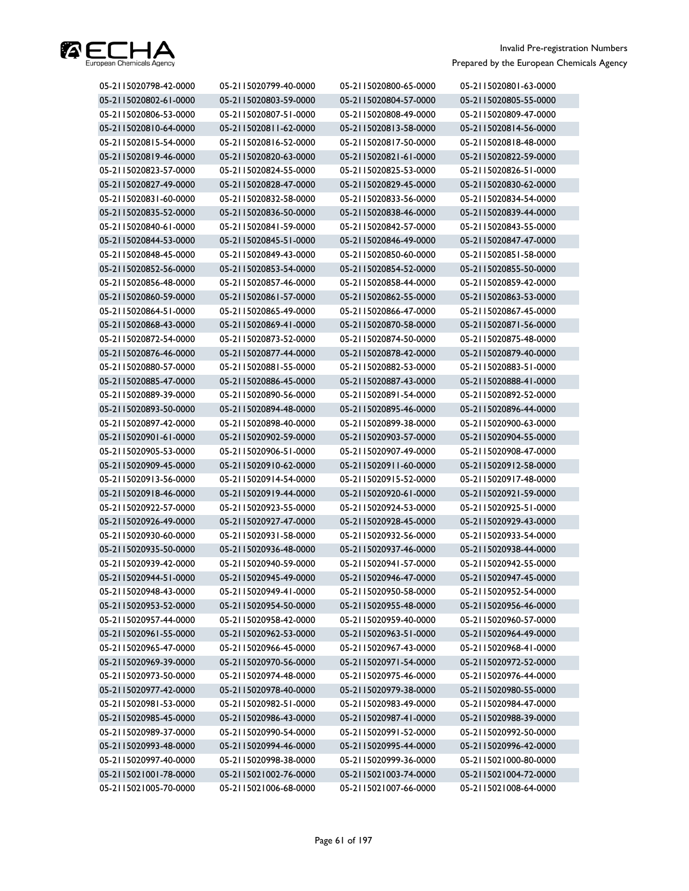| | | | |
|---|---|---|---|
| 05-2115020798-42-0000 | 05-2115020799-40-0000 | 05-2115020800-65-0000 | 05-2115020801-63-0000 |
| 05-2115020802-61-0000 | 05-2115020803-59-0000 | 05-2115020804-57-0000 | 05-2115020805-55-0000 |
| 05-2115020806-53-0000 | 05-2115020807-51-0000 | 05-2115020808-49-0000 | 05-2115020809-47-0000 |
| 05-2115020810-64-0000 | 05-2115020811-62-0000 | 05-2115020813-58-0000 | 05-2115020814-56-0000 |
| 05-2115020815-54-0000 | 05-2115020816-52-0000 | 05-2115020817-50-0000 | 05-2115020818-48-0000 |
| 05-2115020819-46-0000 | 05-2115020820-63-0000 | 05-2115020821-61-0000 | 05-2115020822-59-0000 |
| 05-2115020823-57-0000 | 05-2115020824-55-0000 | 05-2115020825-53-0000 | 05-2115020826-51-0000 |
| 05-2115020827-49-0000 | 05-2115020828-47-0000 | 05-2115020829-45-0000 | 05-2115020830-62-0000 |
| 05-2115020831-60-0000 | 05-2115020832-58-0000 | 05-2115020833-56-0000 | 05-2115020834-54-0000 |
| 05-2115020835-52-0000 | 05-2115020836-50-0000 | 05-2115020838-46-0000 | 05-2115020839-44-0000 |
| 05-2115020840-61-0000 | 05-2115020841-59-0000 | 05-2115020842-57-0000 | 05-2115020843-55-0000 |
| 05-2115020844-53-0000 | 05-2115020845-51-0000 | 05-2115020846-49-0000 | 05-2115020847-47-0000 |
| 05-2115020848-45-0000 | 05-2115020849-43-0000 | 05-2115020850-60-0000 | 05-2115020851-58-0000 |
| 05-2115020852-56-0000 | 05-2115020853-54-0000 | 05-2115020854-52-0000 | 05-2115020855-50-0000 |
| 05-2115020856-48-0000 | 05-2115020857-46-0000 | 05-2115020858-44-0000 | 05-2115020859-42-0000 |
| 05-2115020860-59-0000 | 05-2115020861-57-0000 | 05-2115020862-55-0000 | 05-2115020863-53-0000 |
| 05-2115020864-51-0000 | 05-2115020865-49-0000 | 05-2115020866-47-0000 | 05-2115020867-45-0000 |
| 05-2115020868-43-0000 | 05-2115020869-41-0000 | 05-2115020870-58-0000 | 05-2115020871-56-0000 |
| 05-2115020872-54-0000 | 05-2115020873-52-0000 | 05-2115020874-50-0000 | 05-2115020875-48-0000 |
| 05-2115020876-46-0000 | 05-2115020877-44-0000 | 05-2115020878-42-0000 | 05-2115020879-40-0000 |
| 05-2115020880-57-0000 | 05-2115020881-55-0000 | 05-2115020882-53-0000 | 05-2115020883-51-0000 |
| 05-2115020885-47-0000 | 05-2115020886-45-0000 | 05-2115020887-43-0000 | 05-2115020888-41-0000 |
| 05-2115020889-39-0000 | 05-2115020890-56-0000 | 05-2115020891-54-0000 | 05-2115020892-52-0000 |
| 05-2115020893-50-0000 | 05-2115020894-48-0000 | 05-2115020895-46-0000 | 05-2115020896-44-0000 |
| 05-2115020897-42-0000 | 05-2115020898-40-0000 | 05-2115020899-38-0000 | 05-2115020900-63-0000 |
| 05-2115020901-61-0000 | 05-2115020902-59-0000 | 05-2115020903-57-0000 | 05-2115020904-55-0000 |
| 05-2115020905-53-0000 | 05-2115020906-51-0000 | 05-2115020907-49-0000 | 05-2115020908-47-0000 |
| 05-2115020909-45-0000 | 05-2115020910-62-0000 | 05-2115020911-60-0000 | 05-2115020912-58-0000 |
| 05-2115020913-56-0000 | 05-2115020914-54-0000 | 05-2115020915-52-0000 | 05-2115020917-48-0000 |
| 05-2115020918-46-0000 | 05-2115020919-44-0000 | 05-2115020920-61-0000 | 05-2115020921-59-0000 |
| 05-2115020922-57-0000 | 05-2115020923-55-0000 | 05-2115020924-53-0000 | 05-2115020925-51-0000 |
| 05-2115020926-49-0000 | 05-2115020927-47-0000 | 05-2115020928-45-0000 | 05-2115020929-43-0000 |
| 05-2115020930-60-0000 | 05-2115020931-58-0000 | 05-2115020932-56-0000 | 05-2115020933-54-0000 |
| 05-2115020935-50-0000 | 05-2115020936-48-0000 | 05-2115020937-46-0000 | 05-2115020938-44-0000 |
| 05-2115020939-42-0000 | 05-2115020940-59-0000 | 05-2115020941-57-0000 | 05-2115020942-55-0000 |
| 05-2115020944-51-0000 | 05-2115020945-49-0000 | 05-2115020946-47-0000 | 05-2115020947-45-0000 |
| 05-2115020948-43-0000 | 05-2115020949-41-0000 | 05-2115020950-58-0000 | 05-2115020952-54-0000 |
| 05-2115020953-52-0000 | 05-2115020954-50-0000 | 05-2115020955-48-0000 | 05-2115020956-46-0000 |
| 05-2115020957-44-0000 | 05-2115020958-42-0000 | 05-2115020959-40-0000 | 05-2115020960-57-0000 |
| 05-2115020961-55-0000 | 05-2115020962-53-0000 | 05-2115020963-51-0000 | 05-2115020964-49-0000 |
| 05-2115020965-47-0000 | 05-2115020966-45-0000 | 05-2115020967-43-0000 | 05-2115020968-41-0000 |
| 05-2115020969-39-0000 | 05-2115020970-56-0000 | 05-2115020971-54-0000 | 05-2115020972-52-0000 |
| 05-2115020973-50-0000 | 05-2115020974-48-0000 | 05-2115020975-46-0000 | 05-2115020976-44-0000 |
| 05-2115020977-42-0000 | 05-2115020978-40-0000 | 05-2115020979-38-0000 | 05-2115020980-55-0000 |
| 05-2115020981-53-0000 | 05-2115020982-51-0000 | 05-2115020983-49-0000 | 05-2115020984-47-0000 |
| 05-2115020985-45-0000 | 05-2115020986-43-0000 | 05-2115020987-41-0000 | 05-2115020988-39-0000 |
| 05-2115020989-37-0000 | 05-2115020990-54-0000 | 05-2115020991-52-0000 | 05-2115020992-50-0000 |
| 05-2115020993-48-0000 | 05-2115020994-46-0000 | 05-2115020995-44-0000 | 05-2115020996-42-0000 |
| 05-2115020997-40-0000 | 05-2115020998-38-0000 | 05-2115020999-36-0000 | 05-2115021000-80-0000 |
| 05-2115021001-78-0000 | 05-2115021002-76-0000 | 05-2115021003-74-0000 | 05-2115021004-72-0000 |
| 05-2115021005-70-0000 | 05-2115021006-68-0000 | 05-2115021007-66-0000 | 05-2115021008-64-0000 |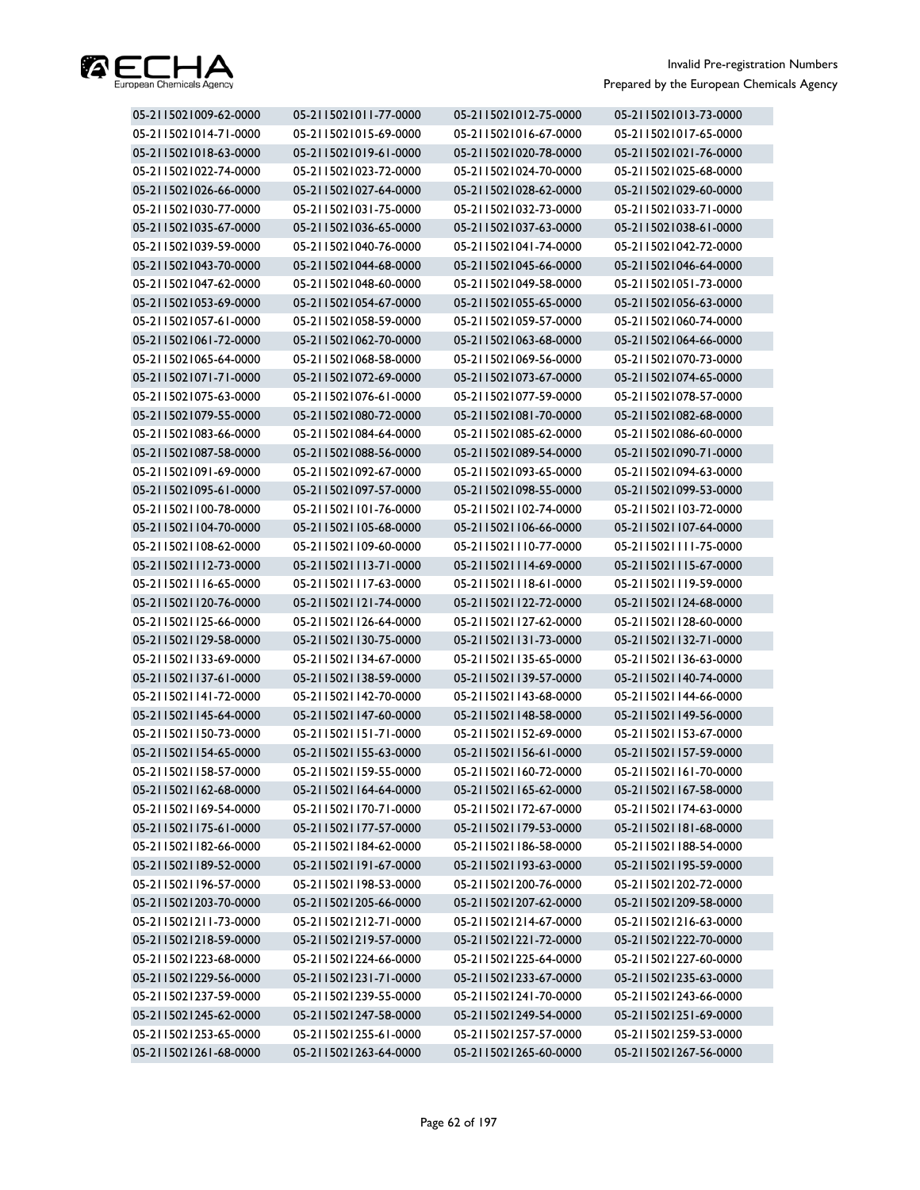| | | | |
|---|---|---|---|
| 05-2115021009-62-0000 | 05-2115021011-77-0000 | 05-2115021012-75-0000 | 05-2115021013-73-0000 |
| 05-2115021014-71-0000 | 05-2115021015-69-0000 | 05-2115021016-67-0000 | 05-2115021017-65-0000 |
| 05-2115021018-63-0000 | 05-2115021019-61-0000 | 05-2115021020-78-0000 | 05-2115021021-76-0000 |
| 05-2115021022-74-0000 | 05-2115021023-72-0000 | 05-2115021024-70-0000 | 05-2115021025-68-0000 |
| 05-2115021026-66-0000 | 05-2115021027-64-0000 | 05-2115021028-62-0000 | 05-2115021029-60-0000 |
| 05-2115021030-77-0000 | 05-2115021031-75-0000 | 05-2115021032-73-0000 | 05-2115021033-71-0000 |
| 05-2115021035-67-0000 | 05-2115021036-65-0000 | 05-2115021037-63-0000 | 05-2115021038-61-0000 |
| 05-2115021039-59-0000 | 05-2115021040-76-0000 | 05-2115021041-74-0000 | 05-2115021042-72-0000 |
| 05-2115021043-70-0000 | 05-2115021044-68-0000 | 05-2115021045-66-0000 | 05-2115021046-64-0000 |
| 05-2115021047-62-0000 | 05-2115021048-60-0000 | 05-2115021049-58-0000 | 05-2115021051-73-0000 |
| 05-2115021053-69-0000 | 05-2115021054-67-0000 | 05-2115021055-65-0000 | 05-2115021056-63-0000 |
| 05-2115021057-61-0000 | 05-2115021058-59-0000 | 05-2115021059-57-0000 | 05-2115021060-74-0000 |
| 05-2115021061-72-0000 | 05-2115021062-70-0000 | 05-2115021063-68-0000 | 05-2115021064-66-0000 |
| 05-2115021065-64-0000 | 05-2115021068-58-0000 | 05-2115021069-56-0000 | 05-2115021070-73-0000 |
| 05-2115021071-71-0000 | 05-2115021072-69-0000 | 05-2115021073-67-0000 | 05-2115021074-65-0000 |
| 05-2115021075-63-0000 | 05-2115021076-61-0000 | 05-2115021077-59-0000 | 05-2115021078-57-0000 |
| 05-2115021079-55-0000 | 05-2115021080-72-0000 | 05-2115021081-70-0000 | 05-2115021082-68-0000 |
| 05-2115021083-66-0000 | 05-2115021084-64-0000 | 05-2115021085-62-0000 | 05-2115021086-60-0000 |
| 05-2115021087-58-0000 | 05-2115021088-56-0000 | 05-2115021089-54-0000 | 05-2115021090-71-0000 |
| 05-2115021091-69-0000 | 05-2115021092-67-0000 | 05-2115021093-65-0000 | 05-2115021094-63-0000 |
| 05-2115021095-61-0000 | 05-2115021097-57-0000 | 05-2115021098-55-0000 | 05-2115021099-53-0000 |
| 05-2115021100-78-0000 | 05-2115021101-76-0000 | 05-2115021102-74-0000 | 05-2115021103-72-0000 |
| 05-2115021104-70-0000 | 05-2115021105-68-0000 | 05-2115021106-66-0000 | 05-2115021107-64-0000 |
| 05-2115021108-62-0000 | 05-2115021109-60-0000 | 05-2115021110-77-0000 | 05-2115021111-75-0000 |
| 05-2115021112-73-0000 | 05-2115021113-71-0000 | 05-2115021114-69-0000 | 05-2115021115-67-0000 |
| 05-2115021116-65-0000 | 05-2115021117-63-0000 | 05-2115021118-61-0000 | 05-2115021119-59-0000 |
| 05-2115021120-76-0000 | 05-2115021121-74-0000 | 05-2115021122-72-0000 | 05-2115021124-68-0000 |
| 05-2115021125-66-0000 | 05-2115021126-64-0000 | 05-2115021127-62-0000 | 05-2115021128-60-0000 |
| 05-2115021129-58-0000 | 05-2115021130-75-0000 | 05-2115021131-73-0000 | 05-2115021132-71-0000 |
| 05-2115021133-69-0000 | 05-2115021134-67-0000 | 05-2115021135-65-0000 | 05-2115021136-63-0000 |
| 05-2115021137-61-0000 | 05-2115021138-59-0000 | 05-2115021139-57-0000 | 05-2115021140-74-0000 |
| 05-2115021141-72-0000 | 05-2115021142-70-0000 | 05-2115021143-68-0000 | 05-2115021144-66-0000 |
| 05-2115021145-64-0000 | 05-2115021147-60-0000 | 05-2115021148-58-0000 | 05-2115021149-56-0000 |
| 05-2115021150-73-0000 | 05-2115021151-71-0000 | 05-2115021152-69-0000 | 05-2115021153-67-0000 |
| 05-2115021154-65-0000 | 05-2115021155-63-0000 | 05-2115021156-61-0000 | 05-2115021157-59-0000 |
| 05-2115021158-57-0000 | 05-2115021159-55-0000 | 05-2115021160-72-0000 | 05-2115021161-70-0000 |
| 05-2115021162-68-0000 | 05-2115021164-64-0000 | 05-2115021165-62-0000 | 05-2115021167-58-0000 |
| 05-2115021169-54-0000 | 05-2115021170-71-0000 | 05-2115021172-67-0000 | 05-2115021174-63-0000 |
| 05-2115021175-61-0000 | 05-2115021177-57-0000 | 05-2115021179-53-0000 | 05-2115021181-68-0000 |
| 05-2115021182-66-0000 | 05-2115021184-62-0000 | 05-2115021186-58-0000 | 05-2115021188-54-0000 |
| 05-2115021189-52-0000 | 05-2115021191-67-0000 | 05-2115021193-63-0000 | 05-2115021195-59-0000 |
| 05-2115021196-57-0000 | 05-2115021198-53-0000 | 05-2115021200-76-0000 | 05-2115021202-72-0000 |
| 05-2115021203-70-0000 | 05-2115021205-66-0000 | 05-2115021207-62-0000 | 05-2115021209-58-0000 |
| 05-2115021211-73-0000 | 05-2115021212-71-0000 | 05-2115021214-67-0000 | 05-2115021216-63-0000 |
| 05-2115021218-59-0000 | 05-2115021219-57-0000 | 05-2115021221-72-0000 | 05-2115021222-70-0000 |
| 05-2115021223-68-0000 | 05-2115021224-66-0000 | 05-2115021225-64-0000 | 05-2115021227-60-0000 |
| 05-2115021229-56-0000 | 05-2115021231-71-0000 | 05-2115021233-67-0000 | 05-2115021235-63-0000 |
| 05-2115021237-59-0000 | 05-2115021239-55-0000 | 05-2115021241-70-0000 | 05-2115021243-66-0000 |
| 05-2115021245-62-0000 | 05-2115021247-58-0000 | 05-2115021249-54-0000 | 05-2115021251-69-0000 |
| 05-2115021253-65-0000 | 05-2115021255-61-0000 | 05-2115021257-57-0000 | 05-2115021259-53-0000 |
| 05-2115021261-68-0000 | 05-2115021263-64-0000 | 05-2115021265-60-0000 | 05-2115021267-56-0000 |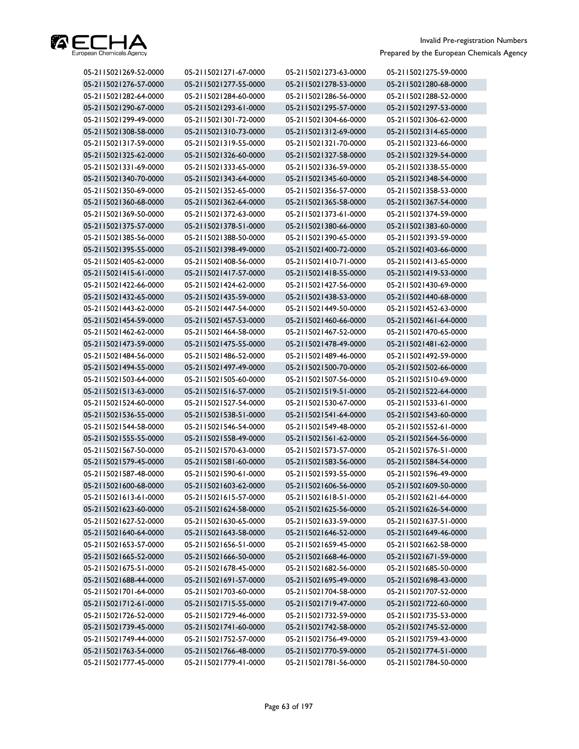| | | | |
|---|---|---|---|
| 05-2115021269-52-0000 | 05-2115021271-67-0000 | 05-2115021273-63-0000 | 05-2115021275-59-0000 |
| 05-2115021276-57-0000 | 05-2115021277-55-0000 | 05-2115021278-53-0000 | 05-2115021280-68-0000 |
| 05-2115021282-64-0000 | 05-2115021284-60-0000 | 05-2115021286-56-0000 | 05-2115021288-52-0000 |
| 05-2115021290-67-0000 | 05-2115021293-61-0000 | 05-2115021295-57-0000 | 05-2115021297-53-0000 |
| 05-2115021299-49-0000 | 05-2115021301-72-0000 | 05-2115021304-66-0000 | 05-2115021306-62-0000 |
| 05-2115021308-58-0000 | 05-2115021310-73-0000 | 05-2115021312-69-0000 | 05-2115021314-65-0000 |
| 05-2115021317-59-0000 | 05-2115021319-55-0000 | 05-2115021321-70-0000 | 05-2115021323-66-0000 |
| 05-2115021325-62-0000 | 05-2115021326-60-0000 | 05-2115021327-58-0000 | 05-2115021329-54-0000 |
| 05-2115021331-69-0000 | 05-2115021333-65-0000 | 05-2115021336-59-0000 | 05-2115021338-55-0000 |
| 05-2115021340-70-0000 | 05-2115021343-64-0000 | 05-2115021345-60-0000 | 05-2115021348-54-0000 |
| 05-2115021350-69-0000 | 05-2115021352-65-0000 | 05-2115021356-57-0000 | 05-2115021358-53-0000 |
| 05-2115021360-68-0000 | 05-2115021362-64-0000 | 05-2115021365-58-0000 | 05-2115021367-54-0000 |
| 05-2115021369-50-0000 | 05-2115021372-63-0000 | 05-2115021373-61-0000 | 05-2115021374-59-0000 |
| 05-2115021375-57-0000 | 05-2115021378-51-0000 | 05-2115021380-66-0000 | 05-2115021383-60-0000 |
| 05-2115021385-56-0000 | 05-2115021388-50-0000 | 05-2115021390-65-0000 | 05-2115021393-59-0000 |
| 05-2115021395-55-0000 | 05-2115021398-49-0000 | 05-2115021400-72-0000 | 05-2115021403-66-0000 |
| 05-2115021405-62-0000 | 05-2115021408-56-0000 | 05-2115021410-71-0000 | 05-2115021413-65-0000 |
| 05-2115021415-61-0000 | 05-2115021417-57-0000 | 05-2115021418-55-0000 | 05-2115021419-53-0000 |
| 05-2115021422-66-0000 | 05-2115021424-62-0000 | 05-2115021427-56-0000 | 05-2115021430-69-0000 |
| 05-2115021432-65-0000 | 05-2115021435-59-0000 | 05-2115021438-53-0000 | 05-2115021440-68-0000 |
| 05-2115021443-62-0000 | 05-2115021447-54-0000 | 05-2115021449-50-0000 | 05-2115021452-63-0000 |
| 05-2115021454-59-0000 | 05-2115021457-53-0000 | 05-2115021460-66-0000 | 05-2115021461-64-0000 |
| 05-2115021462-62-0000 | 05-2115021464-58-0000 | 05-2115021467-52-0000 | 05-2115021470-65-0000 |
| 05-2115021473-59-0000 | 05-2115021475-55-0000 | 05-2115021478-49-0000 | 05-2115021481-62-0000 |
| 05-2115021484-56-0000 | 05-2115021486-52-0000 | 05-2115021489-46-0000 | 05-2115021492-59-0000 |
| 05-2115021494-55-0000 | 05-2115021497-49-0000 | 05-2115021500-70-0000 | 05-2115021502-66-0000 |
| 05-2115021503-64-0000 | 05-2115021505-60-0000 | 05-2115021507-56-0000 | 05-2115021510-69-0000 |
| 05-2115021513-63-0000 | 05-2115021516-57-0000 | 05-2115021519-51-0000 | 05-2115021522-64-0000 |
| 05-2115021524-60-0000 | 05-2115021527-54-0000 | 05-2115021530-67-0000 | 05-2115021533-61-0000 |
| 05-2115021536-55-0000 | 05-2115021538-51-0000 | 05-2115021541-64-0000 | 05-2115021543-60-0000 |
| 05-2115021544-58-0000 | 05-2115021546-54-0000 | 05-2115021549-48-0000 | 05-2115021552-61-0000 |
| 05-2115021555-55-0000 | 05-2115021558-49-0000 | 05-2115021561-62-0000 | 05-2115021564-56-0000 |
| 05-2115021567-50-0000 | 05-2115021570-63-0000 | 05-2115021573-57-0000 | 05-2115021576-51-0000 |
| 05-2115021579-45-0000 | 05-2115021581-60-0000 | 05-2115021583-56-0000 | 05-2115021584-54-0000 |
| 05-2115021587-48-0000 | 05-2115021590-61-0000 | 05-2115021593-55-0000 | 05-2115021596-49-0000 |
| 05-2115021600-68-0000 | 05-2115021603-62-0000 | 05-2115021606-56-0000 | 05-2115021609-50-0000 |
| 05-2115021613-61-0000 | 05-2115021615-57-0000 | 05-2115021618-51-0000 | 05-2115021621-64-0000 |
| 05-2115021623-60-0000 | 05-2115021624-58-0000 | 05-2115021625-56-0000 | 05-2115021626-54-0000 |
| 05-2115021627-52-0000 | 05-2115021630-65-0000 | 05-2115021633-59-0000 | 05-2115021637-51-0000 |
| 05-2115021640-64-0000 | 05-2115021643-58-0000 | 05-2115021646-52-0000 | 05-2115021649-46-0000 |
| 05-2115021653-57-0000 | 05-2115021656-51-0000 | 05-2115021659-45-0000 | 05-2115021662-58-0000 |
| 05-2115021665-52-0000 | 05-2115021666-50-0000 | 05-2115021668-46-0000 | 05-2115021671-59-0000 |
| 05-2115021675-51-0000 | 05-2115021678-45-0000 | 05-2115021682-56-0000 | 05-2115021685-50-0000 |
| 05-2115021688-44-0000 | 05-2115021691-57-0000 | 05-2115021695-49-0000 | 05-2115021698-43-0000 |
| 05-2115021701-64-0000 | 05-2115021703-60-0000 | 05-2115021704-58-0000 | 05-2115021707-52-0000 |
| 05-2115021712-61-0000 | 05-2115021715-55-0000 | 05-2115021719-47-0000 | 05-2115021722-60-0000 |
| 05-2115021726-52-0000 | 05-2115021729-46-0000 | 05-2115021732-59-0000 | 05-2115021735-53-0000 |
| 05-2115021739-45-0000 | 05-2115021741-60-0000 | 05-2115021742-58-0000 | 05-2115021745-52-0000 |
| 05-2115021749-44-0000 | 05-2115021752-57-0000 | 05-2115021756-49-0000 | 05-2115021759-43-0000 |
| 05-2115021763-54-0000 | 05-2115021766-48-0000 | 05-2115021770-59-0000 | 05-2115021774-51-0000 |
| 05-2115021777-45-0000 | 05-2115021779-41-0000 | 05-2115021781-56-0000 | 05-2115021784-50-0000 |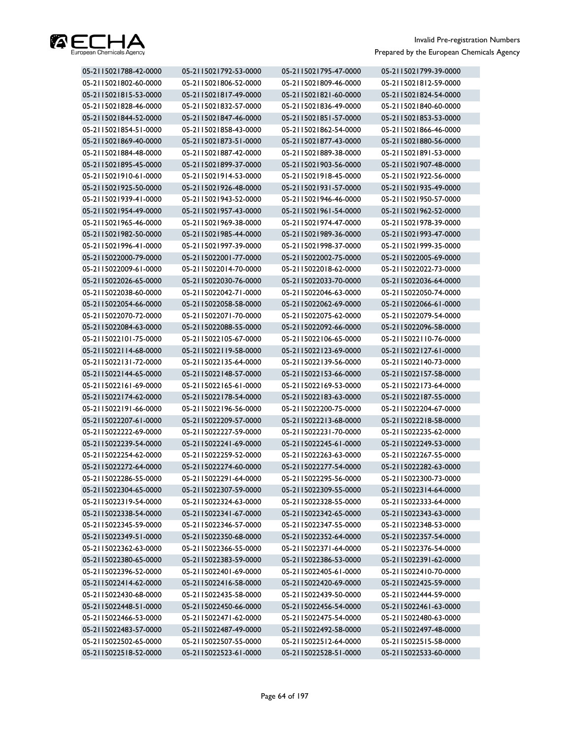| | | | |
|---|---|---|---|
| 05-2115021788-42-0000 | 05-2115021792-53-0000 | 05-2115021795-47-0000 | 05-2115021799-39-0000 |
| 05-2115021802-60-0000 | 05-2115021806-52-0000 | 05-2115021809-46-0000 | 05-2115021812-59-0000 |
| 05-2115021815-53-0000 | 05-2115021817-49-0000 | 05-2115021821-60-0000 | 05-2115021824-54-0000 |
| 05-2115021828-46-0000 | 05-2115021832-57-0000 | 05-2115021836-49-0000 | 05-2115021840-60-0000 |
| 05-2115021844-52-0000 | 05-2115021847-46-0000 | 05-2115021851-57-0000 | 05-2115021853-53-0000 |
| 05-2115021854-51-0000 | 05-2115021858-43-0000 | 05-2115021862-54-0000 | 05-2115021866-46-0000 |
| 05-2115021869-40-0000 | 05-2115021873-51-0000 | 05-2115021877-43-0000 | 05-2115021880-56-0000 |
| 05-2115021884-48-0000 | 05-2115021887-42-0000 | 05-2115021889-38-0000 | 05-2115021891-53-0000 |
| 05-2115021895-45-0000 | 05-2115021899-37-0000 | 05-2115021903-56-0000 | 05-2115021907-48-0000 |
| 05-2115021910-61-0000 | 05-2115021914-53-0000 | 05-2115021918-45-0000 | 05-2115021922-56-0000 |
| 05-2115021925-50-0000 | 05-2115021926-48-0000 | 05-2115021931-57-0000 | 05-2115021935-49-0000 |
| 05-2115021939-41-0000 | 05-2115021943-52-0000 | 05-2115021946-46-0000 | 05-2115021950-57-0000 |
| 05-2115021954-49-0000 | 05-2115021957-43-0000 | 05-2115021961-54-0000 | 05-2115021962-52-0000 |
| 05-2115021965-46-0000 | 05-2115021969-38-0000 | 05-2115021974-47-0000 | 05-2115021978-39-0000 |
| 05-2115021982-50-0000 | 05-2115021985-44-0000 | 05-2115021989-36-0000 | 05-2115021993-47-0000 |
| 05-2115021996-41-0000 | 05-2115021997-39-0000 | 05-2115021998-37-0000 | 05-2115021999-35-0000 |
| 05-2115022000-79-0000 | 05-2115022001-77-0000 | 05-2115022002-75-0000 | 05-2115022005-69-0000 |
| 05-2115022009-61-0000 | 05-2115022014-70-0000 | 05-2115022018-62-0000 | 05-2115022022-73-0000 |
| 05-2115022026-65-0000 | 05-2115022030-76-0000 | 05-2115022033-70-0000 | 05-2115022036-64-0000 |
| 05-2115022038-60-0000 | 05-2115022042-71-0000 | 05-2115022046-63-0000 | 05-2115022050-74-0000 |
| 05-2115022054-66-0000 | 05-2115022058-58-0000 | 05-2115022062-69-0000 | 05-2115022066-61-0000 |
| 05-2115022070-72-0000 | 05-2115022071-70-0000 | 05-2115022075-62-0000 | 05-2115022079-54-0000 |
| 05-2115022084-63-0000 | 05-2115022088-55-0000 | 05-2115022092-66-0000 | 05-2115022096-58-0000 |
| 05-2115022101-75-0000 | 05-2115022105-67-0000 | 05-2115022106-65-0000 | 05-2115022110-76-0000 |
| 05-2115022114-68-0000 | 05-2115022119-58-0000 | 05-2115022123-69-0000 | 05-2115022127-61-0000 |
| 05-2115022131-72-0000 | 05-2115022135-64-0000 | 05-2115022139-56-0000 | 05-2115022140-73-0000 |
| 05-2115022144-65-0000 | 05-2115022148-57-0000 | 05-2115022153-66-0000 | 05-2115022157-58-0000 |
| 05-2115022161-69-0000 | 05-2115022165-61-0000 | 05-2115022169-53-0000 | 05-2115022173-64-0000 |
| 05-2115022174-62-0000 | 05-2115022178-54-0000 | 05-2115022183-63-0000 | 05-2115022187-55-0000 |
| 05-2115022191-66-0000 | 05-2115022196-56-0000 | 05-2115022200-75-0000 | 05-2115022204-67-0000 |
| 05-2115022207-61-0000 | 05-2115022209-57-0000 | 05-2115022213-68-0000 | 05-2115022218-58-0000 |
| 05-2115022222-69-0000 | 05-2115022227-59-0000 | 05-2115022231-70-0000 | 05-2115022235-62-0000 |
| 05-2115022239-54-0000 | 05-2115022241-69-0000 | 05-2115022245-61-0000 | 05-2115022249-53-0000 |
| 05-2115022254-62-0000 | 05-2115022259-52-0000 | 05-2115022263-63-0000 | 05-2115022267-55-0000 |
| 05-2115022272-64-0000 | 05-2115022274-60-0000 | 05-2115022277-54-0000 | 05-2115022282-63-0000 |
| 05-2115022286-55-0000 | 05-2115022291-64-0000 | 05-2115022295-56-0000 | 05-2115022300-73-0000 |
| 05-2115022304-65-0000 | 05-2115022307-59-0000 | 05-2115022309-55-0000 | 05-2115022314-64-0000 |
| 05-2115022319-54-0000 | 05-2115022324-63-0000 | 05-2115022328-55-0000 | 05-2115022333-64-0000 |
| 05-2115022338-54-0000 | 05-2115022341-67-0000 | 05-2115022342-65-0000 | 05-2115022343-63-0000 |
| 05-2115022345-59-0000 | 05-2115022346-57-0000 | 05-2115022347-55-0000 | 05-2115022348-53-0000 |
| 05-2115022349-51-0000 | 05-2115022350-68-0000 | 05-2115022352-64-0000 | 05-2115022357-54-0000 |
| 05-2115022362-63-0000 | 05-2115022366-55-0000 | 05-2115022371-64-0000 | 05-2115022376-54-0000 |
| 05-2115022380-65-0000 | 05-2115022383-59-0000 | 05-2115022386-53-0000 | 05-2115022391-62-0000 |
| 05-2115022396-52-0000 | 05-2115022401-69-0000 | 05-2115022405-61-0000 | 05-2115022410-70-0000 |
| 05-2115022414-62-0000 | 05-2115022416-58-0000 | 05-2115022420-69-0000 | 05-2115022425-59-0000 |
| 05-2115022430-68-0000 | 05-2115022435-58-0000 | 05-2115022439-50-0000 | 05-2115022444-59-0000 |
| 05-2115022448-51-0000 | 05-2115022450-66-0000 | 05-2115022456-54-0000 | 05-2115022461-63-0000 |
| 05-2115022466-53-0000 | 05-2115022471-62-0000 | 05-2115022475-54-0000 | 05-2115022480-63-0000 |
| 05-2115022483-57-0000 | 05-2115022487-49-0000 | 05-2115022492-58-0000 | 05-2115022497-48-0000 |
| 05-2115022502-65-0000 | 05-2115022507-55-0000 | 05-2115022512-64-0000 | 05-2115022515-58-0000 |
| 05-2115022518-52-0000 | 05-2115022523-61-0000 | 05-2115022528-51-0000 | 05-2115022533-60-0000 |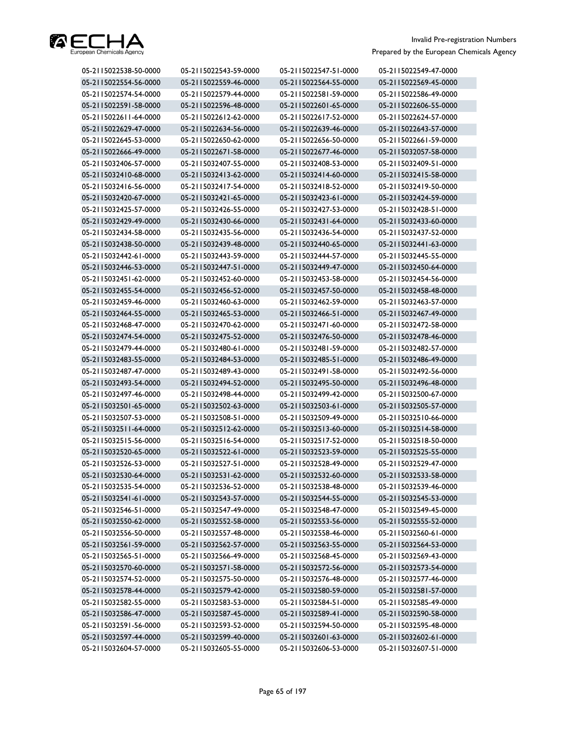| | | | |
|---|---|---|---|
| 05-2115022538-50-0000 | 05-2115022543-59-0000 | 05-2115022547-51-0000 | 05-2115022549-47-0000 |
| 05-2115022554-56-0000 | 05-2115022559-46-0000 | 05-2115022564-55-0000 | 05-2115022569-45-0000 |
| 05-2115022574-54-0000 | 05-2115022579-44-0000 | 05-2115022581-59-0000 | 05-2115022586-49-0000 |
| 05-2115022591-58-0000 | 05-2115022596-48-0000 | 05-2115022601-65-0000 | 05-2115022606-55-0000 |
| 05-2115022611-64-0000 | 05-2115022612-62-0000 | 05-2115022617-52-0000 | 05-2115022624-57-0000 |
| 05-2115022629-47-0000 | 05-2115022634-56-0000 | 05-2115022639-46-0000 | 05-2115022643-57-0000 |
| 05-2115022645-53-0000 | 05-2115022650-62-0000 | 05-2115022656-50-0000 | 05-2115022661-59-0000 |
| 05-2115022666-49-0000 | 05-2115022671-58-0000 | 05-2115022677-46-0000 | 05-2115032057-58-0000 |
| 05-2115032406-57-0000 | 05-2115032407-55-0000 | 05-2115032408-53-0000 | 05-2115032409-51-0000 |
| 05-2115032410-68-0000 | 05-2115032413-62-0000 | 05-2115032414-60-0000 | 05-2115032415-58-0000 |
| 05-2115032416-56-0000 | 05-2115032417-54-0000 | 05-2115032418-52-0000 | 05-2115032419-50-0000 |
| 05-2115032420-67-0000 | 05-2115032421-65-0000 | 05-2115032423-61-0000 | 05-2115032424-59-0000 |
| 05-2115032425-57-0000 | 05-2115032426-55-0000 | 05-2115032427-53-0000 | 05-2115032428-51-0000 |
| 05-2115032429-49-0000 | 05-2115032430-66-0000 | 05-2115032431-64-0000 | 05-2115032433-60-0000 |
| 05-2115032434-58-0000 | 05-2115032435-56-0000 | 05-2115032436-54-0000 | 05-2115032437-52-0000 |
| 05-2115032438-50-0000 | 05-2115032439-48-0000 | 05-2115032440-65-0000 | 05-2115032441-63-0000 |
| 05-2115032442-61-0000 | 05-2115032443-59-0000 | 05-2115032444-57-0000 | 05-2115032445-55-0000 |
| 05-2115032446-53-0000 | 05-2115032447-51-0000 | 05-2115032449-47-0000 | 05-2115032450-64-0000 |
| 05-2115032451-62-0000 | 05-2115032452-60-0000 | 05-2115032453-58-0000 | 05-2115032454-56-0000 |
| 05-2115032455-54-0000 | 05-2115032456-52-0000 | 05-2115032457-50-0000 | 05-2115032458-48-0000 |
| 05-2115032459-46-0000 | 05-2115032460-63-0000 | 05-2115032462-59-0000 | 05-2115032463-57-0000 |
| 05-2115032464-55-0000 | 05-2115032465-53-0000 | 05-2115032466-51-0000 | 05-2115032467-49-0000 |
| 05-2115032468-47-0000 | 05-2115032470-62-0000 | 05-2115032471-60-0000 | 05-2115032472-58-0000 |
| 05-2115032474-54-0000 | 05-2115032475-52-0000 | 05-2115032476-50-0000 | 05-2115032478-46-0000 |
| 05-2115032479-44-0000 | 05-2115032480-61-0000 | 05-2115032481-59-0000 | 05-2115032482-57-0000 |
| 05-2115032483-55-0000 | 05-2115032484-53-0000 | 05-2115032485-51-0000 | 05-2115032486-49-0000 |
| 05-2115032487-47-0000 | 05-2115032489-43-0000 | 05-2115032491-58-0000 | 05-2115032492-56-0000 |
| 05-2115032493-54-0000 | 05-2115032494-52-0000 | 05-2115032495-50-0000 | 05-2115032496-48-0000 |
| 05-2115032497-46-0000 | 05-2115032498-44-0000 | 05-2115032499-42-0000 | 05-2115032500-67-0000 |
| 05-2115032501-65-0000 | 05-2115032502-63-0000 | 05-2115032503-61-0000 | 05-2115032505-57-0000 |
| 05-2115032507-53-0000 | 05-2115032508-51-0000 | 05-2115032509-49-0000 | 05-2115032510-66-0000 |
| 05-2115032511-64-0000 | 05-2115032512-62-0000 | 05-2115032513-60-0000 | 05-2115032514-58-0000 |
| 05-2115032515-56-0000 | 05-2115032516-54-0000 | 05-2115032517-52-0000 | 05-2115032518-50-0000 |
| 05-2115032520-65-0000 | 05-2115032522-61-0000 | 05-2115032523-59-0000 | 05-2115032525-55-0000 |
| 05-2115032526-53-0000 | 05-2115032527-51-0000 | 05-2115032528-49-0000 | 05-2115032529-47-0000 |
| 05-2115032530-64-0000 | 05-2115032531-62-0000 | 05-2115032532-60-0000 | 05-2115032533-58-0000 |
| 05-2115032535-54-0000 | 05-2115032536-52-0000 | 05-2115032538-48-0000 | 05-2115032539-46-0000 |
| 05-2115032541-61-0000 | 05-2115032543-57-0000 | 05-2115032544-55-0000 | 05-2115032545-53-0000 |
| 05-2115032546-51-0000 | 05-2115032547-49-0000 | 05-2115032548-47-0000 | 05-2115032549-45-0000 |
| 05-2115032550-62-0000 | 05-2115032552-58-0000 | 05-2115032553-56-0000 | 05-2115032555-52-0000 |
| 05-2115032556-50-0000 | 05-2115032557-48-0000 | 05-2115032558-46-0000 | 05-2115032560-61-0000 |
| 05-2115032561-59-0000 | 05-2115032562-57-0000 | 05-2115032563-55-0000 | 05-2115032564-53-0000 |
| 05-2115032565-51-0000 | 05-2115032566-49-0000 | 05-2115032568-45-0000 | 05-2115032569-43-0000 |
| 05-2115032570-60-0000 | 05-2115032571-58-0000 | 05-2115032572-56-0000 | 05-2115032573-54-0000 |
| 05-2115032574-52-0000 | 05-2115032575-50-0000 | 05-2115032576-48-0000 | 05-2115032577-46-0000 |
| 05-2115032578-44-0000 | 05-2115032579-42-0000 | 05-2115032580-59-0000 | 05-2115032581-57-0000 |
| 05-2115032582-55-0000 | 05-2115032583-53-0000 | 05-2115032584-51-0000 | 05-2115032585-49-0000 |
| 05-2115032586-47-0000 | 05-2115032587-45-0000 | 05-2115032589-41-0000 | 05-2115032590-58-0000 |
| 05-2115032591-56-0000 | 05-2115032593-52-0000 | 05-2115032594-50-0000 | 05-2115032595-48-0000 |
| 05-2115032597-44-0000 | 05-2115032599-40-0000 | 05-2115032601-63-0000 | 05-2115032602-61-0000 |
| 05-2115032604-57-0000 | 05-2115032605-55-0000 | 05-2115032606-53-0000 | 05-2115032607-51-0000 |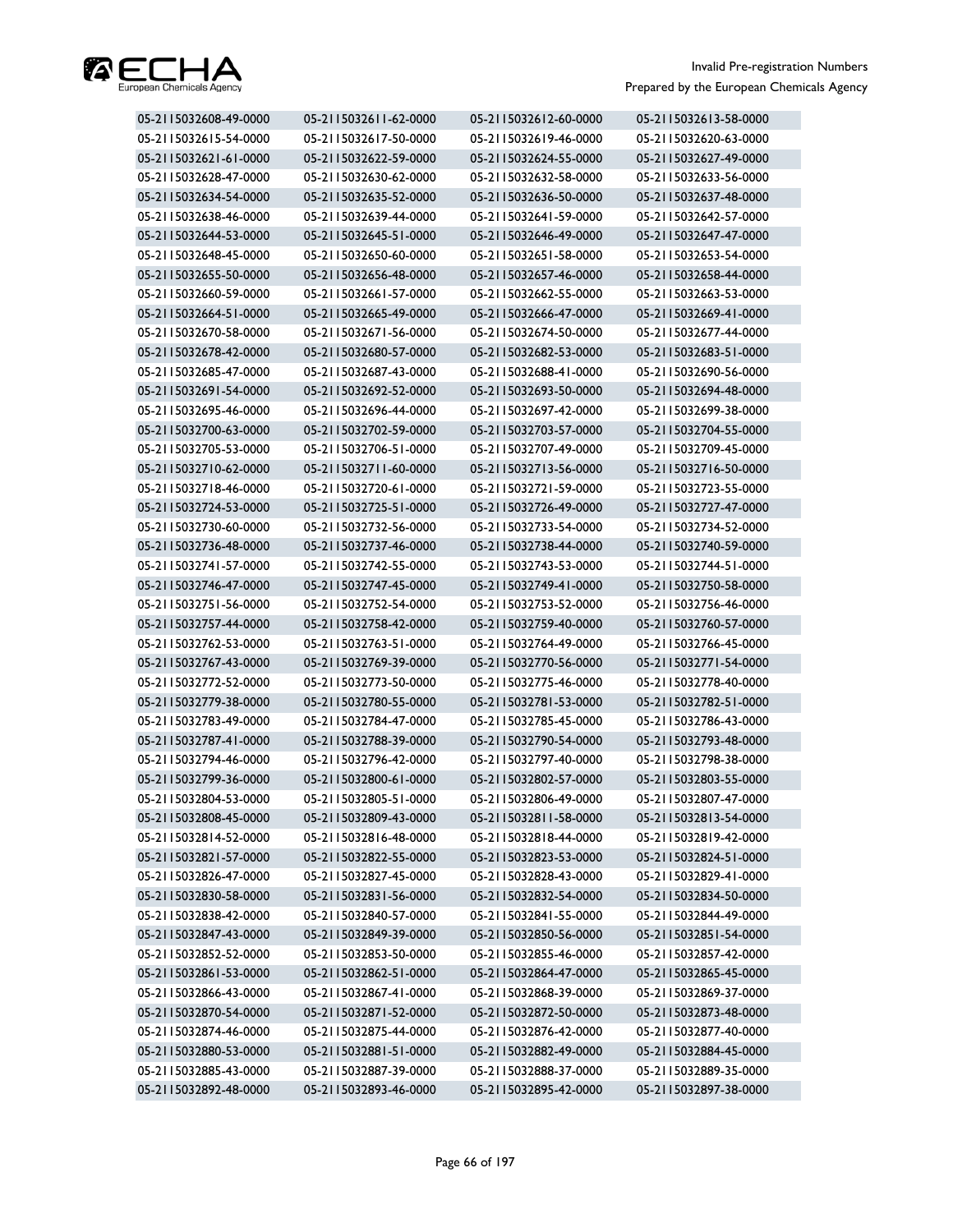| | | | |
|---|---|---|---|
| 05-2115032608-49-0000 | 05-2115032611-62-0000 | 05-2115032612-60-0000 | 05-2115032613-58-0000 |
| 05-2115032615-54-0000 | 05-2115032617-50-0000 | 05-2115032619-46-0000 | 05-2115032620-63-0000 |
| 05-2115032621-61-0000 | 05-2115032622-59-0000 | 05-2115032624-55-0000 | 05-2115032627-49-0000 |
| 05-2115032628-47-0000 | 05-2115032630-62-0000 | 05-2115032632-58-0000 | 05-2115032633-56-0000 |
| 05-2115032634-54-0000 | 05-2115032635-52-0000 | 05-2115032636-50-0000 | 05-2115032637-48-0000 |
| 05-2115032638-46-0000 | 05-2115032639-44-0000 | 05-2115032641-59-0000 | 05-2115032642-57-0000 |
| 05-2115032644-53-0000 | 05-2115032645-51-0000 | 05-2115032646-49-0000 | 05-2115032647-47-0000 |
| 05-2115032648-45-0000 | 05-2115032650-60-0000 | 05-2115032651-58-0000 | 05-2115032653-54-0000 |
| 05-2115032655-50-0000 | 05-2115032656-48-0000 | 05-2115032657-46-0000 | 05-2115032658-44-0000 |
| 05-2115032660-59-0000 | 05-2115032661-57-0000 | 05-2115032662-55-0000 | 05-2115032663-53-0000 |
| 05-2115032664-51-0000 | 05-2115032665-49-0000 | 05-2115032666-47-0000 | 05-2115032669-41-0000 |
| 05-2115032670-58-0000 | 05-2115032671-56-0000 | 05-2115032674-50-0000 | 05-2115032677-44-0000 |
| 05-2115032678-42-0000 | 05-2115032680-57-0000 | 05-2115032682-53-0000 | 05-2115032683-51-0000 |
| 05-2115032685-47-0000 | 05-2115032687-43-0000 | 05-2115032688-41-0000 | 05-2115032690-56-0000 |
| 05-2115032691-54-0000 | 05-2115032692-52-0000 | 05-2115032693-50-0000 | 05-2115032694-48-0000 |
| 05-2115032695-46-0000 | 05-2115032696-44-0000 | 05-2115032697-42-0000 | 05-2115032699-38-0000 |
| 05-2115032700-63-0000 | 05-2115032702-59-0000 | 05-2115032703-57-0000 | 05-2115032704-55-0000 |
| 05-2115032705-53-0000 | 05-2115032706-51-0000 | 05-2115032707-49-0000 | 05-2115032709-45-0000 |
| 05-2115032710-62-0000 | 05-2115032711-60-0000 | 05-2115032713-56-0000 | 05-2115032716-50-0000 |
| 05-2115032718-46-0000 | 05-2115032720-61-0000 | 05-2115032721-59-0000 | 05-2115032723-55-0000 |
| 05-2115032724-53-0000 | 05-2115032725-51-0000 | 05-2115032726-49-0000 | 05-2115032727-47-0000 |
| 05-2115032730-60-0000 | 05-2115032732-56-0000 | 05-2115032733-54-0000 | 05-2115032734-52-0000 |
| 05-2115032736-48-0000 | 05-2115032737-46-0000 | 05-2115032738-44-0000 | 05-2115032740-59-0000 |
| 05-2115032741-57-0000 | 05-2115032742-55-0000 | 05-2115032743-53-0000 | 05-2115032744-51-0000 |
| 05-2115032746-47-0000 | 05-2115032747-45-0000 | 05-2115032749-41-0000 | 05-2115032750-58-0000 |
| 05-2115032751-56-0000 | 05-2115032752-54-0000 | 05-2115032753-52-0000 | 05-2115032756-46-0000 |
| 05-2115032757-44-0000 | 05-2115032758-42-0000 | 05-2115032759-40-0000 | 05-2115032760-57-0000 |
| 05-2115032762-53-0000 | 05-2115032763-51-0000 | 05-2115032764-49-0000 | 05-2115032766-45-0000 |
| 05-2115032767-43-0000 | 05-2115032769-39-0000 | 05-2115032770-56-0000 | 05-2115032771-54-0000 |
| 05-2115032772-52-0000 | 05-2115032773-50-0000 | 05-2115032775-46-0000 | 05-2115032778-40-0000 |
| 05-2115032779-38-0000 | 05-2115032780-55-0000 | 05-2115032781-53-0000 | 05-2115032782-51-0000 |
| 05-2115032783-49-0000 | 05-2115032784-47-0000 | 05-2115032785-45-0000 | 05-2115032786-43-0000 |
| 05-2115032787-41-0000 | 05-2115032788-39-0000 | 05-2115032790-54-0000 | 05-2115032793-48-0000 |
| 05-2115032794-46-0000 | 05-2115032796-42-0000 | 05-2115032797-40-0000 | 05-2115032798-38-0000 |
| 05-2115032799-36-0000 | 05-2115032800-61-0000 | 05-2115032802-57-0000 | 05-2115032803-55-0000 |
| 05-2115032804-53-0000 | 05-2115032805-51-0000 | 05-2115032806-49-0000 | 05-2115032807-47-0000 |
| 05-2115032808-45-0000 | 05-2115032809-43-0000 | 05-2115032811-58-0000 | 05-2115032813-54-0000 |
| 05-2115032814-52-0000 | 05-2115032816-48-0000 | 05-2115032818-44-0000 | 05-2115032819-42-0000 |
| 05-2115032821-57-0000 | 05-2115032822-55-0000 | 05-2115032823-53-0000 | 05-2115032824-51-0000 |
| 05-2115032826-47-0000 | 05-2115032827-45-0000 | 05-2115032828-43-0000 | 05-2115032829-41-0000 |
| 05-2115032830-58-0000 | 05-2115032831-56-0000 | 05-2115032832-54-0000 | 05-2115032834-50-0000 |
| 05-2115032838-42-0000 | 05-2115032840-57-0000 | 05-2115032841-55-0000 | 05-2115032844-49-0000 |
| 05-2115032847-43-0000 | 05-2115032849-39-0000 | 05-2115032850-56-0000 | 05-2115032851-54-0000 |
| 05-2115032852-52-0000 | 05-2115032853-50-0000 | 05-2115032855-46-0000 | 05-2115032857-42-0000 |
| 05-2115032861-53-0000 | 05-2115032862-51-0000 | 05-2115032864-47-0000 | 05-2115032865-45-0000 |
| 05-2115032866-43-0000 | 05-2115032867-41-0000 | 05-2115032868-39-0000 | 05-2115032869-37-0000 |
| 05-2115032870-54-0000 | 05-2115032871-52-0000 | 05-2115032872-50-0000 | 05-2115032873-48-0000 |
| 05-2115032874-46-0000 | 05-2115032875-44-0000 | 05-2115032876-42-0000 | 05-2115032877-40-0000 |
| 05-2115032880-53-0000 | 05-2115032881-51-0000 | 05-2115032882-49-0000 | 05-2115032884-45-0000 |
| 05-2115032885-43-0000 | 05-2115032887-39-0000 | 05-2115032888-37-0000 | 05-2115032889-35-0000 |
| 05-2115032892-48-0000 | 05-2115032893-46-0000 | 05-2115032895-42-0000 | 05-2115032897-38-0000 |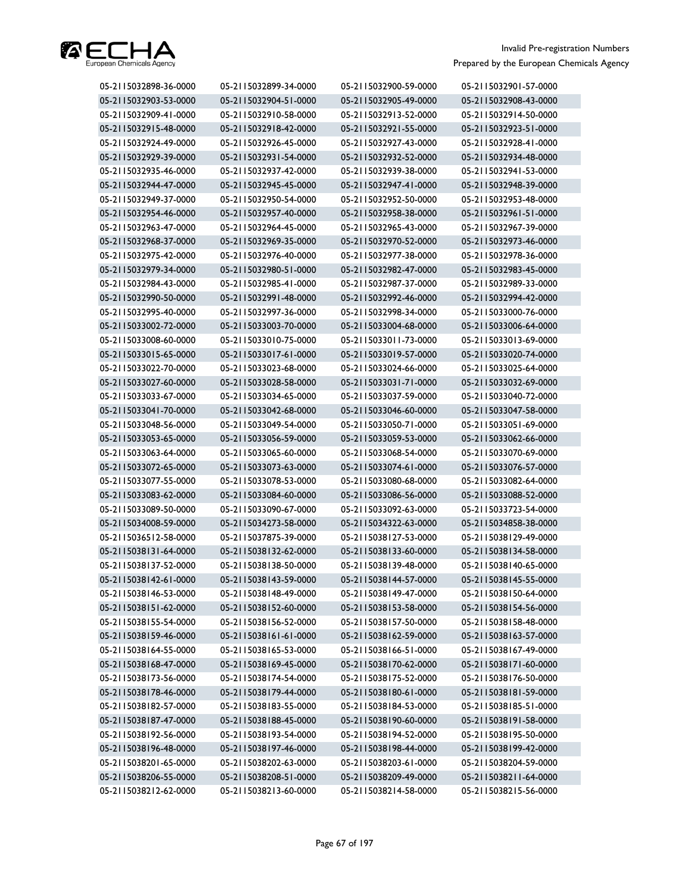| | | | |
|---|---|---|---|
| 05-2115032898-36-0000 | 05-2115032899-34-0000 | 05-2115032900-59-0000 | 05-2115032901-57-0000 |
| 05-2115032903-53-0000 | 05-2115032904-51-0000 | 05-2115032905-49-0000 | 05-2115032908-43-0000 |
| 05-2115032909-41-0000 | 05-2115032910-58-0000 | 05-2115032913-52-0000 | 05-2115032914-50-0000 |
| 05-2115032915-48-0000 | 05-2115032918-42-0000 | 05-2115032921-55-0000 | 05-2115032923-51-0000 |
| 05-2115032924-49-0000 | 05-2115032926-45-0000 | 05-2115032927-43-0000 | 05-2115032928-41-0000 |
| 05-2115032929-39-0000 | 05-2115032931-54-0000 | 05-2115032932-52-0000 | 05-2115032934-48-0000 |
| 05-2115032935-46-0000 | 05-2115032937-42-0000 | 05-2115032939-38-0000 | 05-2115032941-53-0000 |
| 05-2115032944-47-0000 | 05-2115032945-45-0000 | 05-2115032947-41-0000 | 05-2115032948-39-0000 |
| 05-2115032949-37-0000 | 05-2115032950-54-0000 | 05-2115032952-50-0000 | 05-2115032953-48-0000 |
| 05-2115032954-46-0000 | 05-2115032957-40-0000 | 05-2115032958-38-0000 | 05-2115032961-51-0000 |
| 05-2115032963-47-0000 | 05-2115032964-45-0000 | 05-2115032965-43-0000 | 05-2115032967-39-0000 |
| 05-2115032968-37-0000 | 05-2115032969-35-0000 | 05-2115032970-52-0000 | 05-2115032973-46-0000 |
| 05-2115032975-42-0000 | 05-2115032976-40-0000 | 05-2115032977-38-0000 | 05-2115032978-36-0000 |
| 05-2115032979-34-0000 | 05-2115032980-51-0000 | 05-2115032982-47-0000 | 05-2115032983-45-0000 |
| 05-2115032984-43-0000 | 05-2115032985-41-0000 | 05-2115032987-37-0000 | 05-2115032989-33-0000 |
| 05-2115032990-50-0000 | 05-2115032991-48-0000 | 05-2115032992-46-0000 | 05-2115032994-42-0000 |
| 05-2115032995-40-0000 | 05-2115032997-36-0000 | 05-2115032998-34-0000 | 05-2115033000-76-0000 |
| 05-2115033002-72-0000 | 05-2115033003-70-0000 | 05-2115033004-68-0000 | 05-2115033006-64-0000 |
| 05-2115033008-60-0000 | 05-2115033010-75-0000 | 05-2115033011-73-0000 | 05-2115033013-69-0000 |
| 05-2115033015-65-0000 | 05-2115033017-61-0000 | 05-2115033019-57-0000 | 05-2115033020-74-0000 |
| 05-2115033022-70-0000 | 05-2115033023-68-0000 | 05-2115033024-66-0000 | 05-2115033025-64-0000 |
| 05-2115033027-60-0000 | 05-2115033028-58-0000 | 05-2115033031-71-0000 | 05-2115033032-69-0000 |
| 05-2115033033-67-0000 | 05-2115033034-65-0000 | 05-2115033037-59-0000 | 05-2115033040-72-0000 |
| 05-2115033041-70-0000 | 05-2115033042-68-0000 | 05-2115033046-60-0000 | 05-2115033047-58-0000 |
| 05-2115033048-56-0000 | 05-2115033049-54-0000 | 05-2115033050-71-0000 | 05-2115033051-69-0000 |
| 05-2115033053-65-0000 | 05-2115033056-59-0000 | 05-2115033059-53-0000 | 05-2115033062-66-0000 |
| 05-2115033063-64-0000 | 05-2115033065-60-0000 | 05-2115033068-54-0000 | 05-2115033070-69-0000 |
| 05-2115033072-65-0000 | 05-2115033073-63-0000 | 05-2115033074-61-0000 | 05-2115033076-57-0000 |
| 05-2115033077-55-0000 | 05-2115033078-53-0000 | 05-2115033080-68-0000 | 05-2115033082-64-0000 |
| 05-2115033083-62-0000 | 05-2115033084-60-0000 | 05-2115033086-56-0000 | 05-2115033088-52-0000 |
| 05-2115033089-50-0000 | 05-2115033090-67-0000 | 05-2115033092-63-0000 | 05-2115033723-54-0000 |
| 05-2115034008-59-0000 | 05-2115034273-58-0000 | 05-2115034322-63-0000 | 05-2115034858-38-0000 |
| 05-2115036512-58-0000 | 05-2115037875-39-0000 | 05-2115038127-53-0000 | 05-2115038129-49-0000 |
| 05-2115038131-64-0000 | 05-2115038132-62-0000 | 05-2115038133-60-0000 | 05-2115038134-58-0000 |
| 05-2115038137-52-0000 | 05-2115038138-50-0000 | 05-2115038139-48-0000 | 05-2115038140-65-0000 |
| 05-2115038142-61-0000 | 05-2115038143-59-0000 | 05-2115038144-57-0000 | 05-2115038145-55-0000 |
| 05-2115038146-53-0000 | 05-2115038148-49-0000 | 05-2115038149-47-0000 | 05-2115038150-64-0000 |
| 05-2115038151-62-0000 | 05-2115038152-60-0000 | 05-2115038153-58-0000 | 05-2115038154-56-0000 |
| 05-2115038155-54-0000 | 05-2115038156-52-0000 | 05-2115038157-50-0000 | 05-2115038158-48-0000 |
| 05-2115038159-46-0000 | 05-2115038161-61-0000 | 05-2115038162-59-0000 | 05-2115038163-57-0000 |
| 05-2115038164-55-0000 | 05-2115038165-53-0000 | 05-2115038166-51-0000 | 05-2115038167-49-0000 |
| 05-2115038168-47-0000 | 05-2115038169-45-0000 | 05-2115038170-62-0000 | 05-2115038171-60-0000 |
| 05-2115038173-56-0000 | 05-2115038174-54-0000 | 05-2115038175-52-0000 | 05-2115038176-50-0000 |
| 05-2115038178-46-0000 | 05-2115038179-44-0000 | 05-2115038180-61-0000 | 05-2115038181-59-0000 |
| 05-2115038182-57-0000 | 05-2115038183-55-0000 | 05-2115038184-53-0000 | 05-2115038185-51-0000 |
| 05-2115038187-47-0000 | 05-2115038188-45-0000 | 05-2115038190-60-0000 | 05-2115038191-58-0000 |
| 05-2115038192-56-0000 | 05-2115038193-54-0000 | 05-2115038194-52-0000 | 05-2115038195-50-0000 |
| 05-2115038196-48-0000 | 05-2115038197-46-0000 | 05-2115038198-44-0000 | 05-2115038199-42-0000 |
| 05-2115038201-65-0000 | 05-2115038202-63-0000 | 05-2115038203-61-0000 | 05-2115038204-59-0000 |
| 05-2115038206-55-0000 | 05-2115038208-51-0000 | 05-2115038209-49-0000 | 05-2115038211-64-0000 |
| 05-2115038212-62-0000 | 05-2115038213-60-0000 | 05-2115038214-58-0000 | 05-2115038215-56-0000 |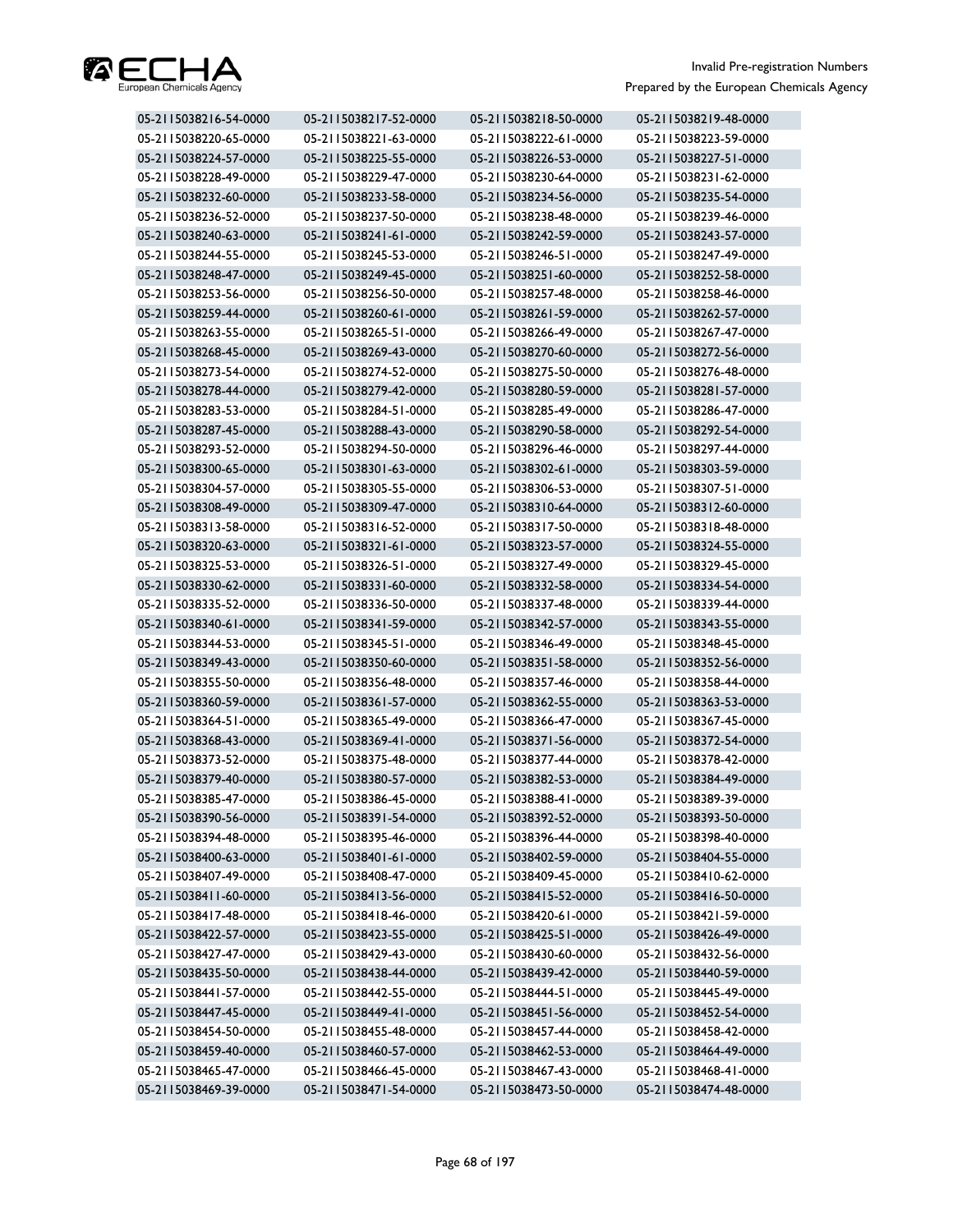| | | | |
|---|---|---|---|
| 05-2115038216-54-0000 | 05-2115038217-52-0000 | 05-2115038218-50-0000 | 05-2115038219-48-0000 |
| 05-2115038220-65-0000 | 05-2115038221-63-0000 | 05-2115038222-61-0000 | 05-2115038223-59-0000 |
| 05-2115038224-57-0000 | 05-2115038225-55-0000 | 05-2115038226-53-0000 | 05-2115038227-51-0000 |
| 05-2115038228-49-0000 | 05-2115038229-47-0000 | 05-2115038230-64-0000 | 05-2115038231-62-0000 |
| 05-2115038232-60-0000 | 05-2115038233-58-0000 | 05-2115038234-56-0000 | 05-2115038235-54-0000 |
| 05-2115038236-52-0000 | 05-2115038237-50-0000 | 05-2115038238-48-0000 | 05-2115038239-46-0000 |
| 05-2115038240-63-0000 | 05-2115038241-61-0000 | 05-2115038242-59-0000 | 05-2115038243-57-0000 |
| 05-2115038244-55-0000 | 05-2115038245-53-0000 | 05-2115038246-51-0000 | 05-2115038247-49-0000 |
| 05-2115038248-47-0000 | 05-2115038249-45-0000 | 05-2115038251-60-0000 | 05-2115038252-58-0000 |
| 05-2115038253-56-0000 | 05-2115038256-50-0000 | 05-2115038257-48-0000 | 05-2115038258-46-0000 |
| 05-2115038259-44-0000 | 05-2115038260-61-0000 | 05-2115038261-59-0000 | 05-2115038262-57-0000 |
| 05-2115038263-55-0000 | 05-2115038265-51-0000 | 05-2115038266-49-0000 | 05-2115038267-47-0000 |
| 05-2115038268-45-0000 | 05-2115038269-43-0000 | 05-2115038270-60-0000 | 05-2115038272-56-0000 |
| 05-2115038273-54-0000 | 05-2115038274-52-0000 | 05-2115038275-50-0000 | 05-2115038276-48-0000 |
| 05-2115038278-44-0000 | 05-2115038279-42-0000 | 05-2115038280-59-0000 | 05-2115038281-57-0000 |
| 05-2115038283-53-0000 | 05-2115038284-51-0000 | 05-2115038285-49-0000 | 05-2115038286-47-0000 |
| 05-2115038287-45-0000 | 05-2115038288-43-0000 | 05-2115038290-58-0000 | 05-2115038292-54-0000 |
| 05-2115038293-52-0000 | 05-2115038294-50-0000 | 05-2115038296-46-0000 | 05-2115038297-44-0000 |
| 05-2115038300-65-0000 | 05-2115038301-63-0000 | 05-2115038302-61-0000 | 05-2115038303-59-0000 |
| 05-2115038304-57-0000 | 05-2115038305-55-0000 | 05-2115038306-53-0000 | 05-2115038307-51-0000 |
| 05-2115038308-49-0000 | 05-2115038309-47-0000 | 05-2115038310-64-0000 | 05-2115038312-60-0000 |
| 05-2115038313-58-0000 | 05-2115038316-52-0000 | 05-2115038317-50-0000 | 05-2115038318-48-0000 |
| 05-2115038320-63-0000 | 05-2115038321-61-0000 | 05-2115038323-57-0000 | 05-2115038324-55-0000 |
| 05-2115038325-53-0000 | 05-2115038326-51-0000 | 05-2115038327-49-0000 | 05-2115038329-45-0000 |
| 05-2115038330-62-0000 | 05-2115038331-60-0000 | 05-2115038332-58-0000 | 05-2115038334-54-0000 |
| 05-2115038335-52-0000 | 05-2115038336-50-0000 | 05-2115038337-48-0000 | 05-2115038339-44-0000 |
| 05-2115038340-61-0000 | 05-2115038341-59-0000 | 05-2115038342-57-0000 | 05-2115038343-55-0000 |
| 05-2115038344-53-0000 | 05-2115038345-51-0000 | 05-2115038346-49-0000 | 05-2115038348-45-0000 |
| 05-2115038349-43-0000 | 05-2115038350-60-0000 | 05-2115038351-58-0000 | 05-2115038352-56-0000 |
| 05-2115038355-50-0000 | 05-2115038356-48-0000 | 05-2115038357-46-0000 | 05-2115038358-44-0000 |
| 05-2115038360-59-0000 | 05-2115038361-57-0000 | 05-2115038362-55-0000 | 05-2115038363-53-0000 |
| 05-2115038364-51-0000 | 05-2115038365-49-0000 | 05-2115038366-47-0000 | 05-2115038367-45-0000 |
| 05-2115038368-43-0000 | 05-2115038369-41-0000 | 05-2115038371-56-0000 | 05-2115038372-54-0000 |
| 05-2115038373-52-0000 | 05-2115038375-48-0000 | 05-2115038377-44-0000 | 05-2115038378-42-0000 |
| 05-2115038379-40-0000 | 05-2115038380-57-0000 | 05-2115038382-53-0000 | 05-2115038384-49-0000 |
| 05-2115038385-47-0000 | 05-2115038386-45-0000 | 05-2115038388-41-0000 | 05-2115038389-39-0000 |
| 05-2115038390-56-0000 | 05-2115038391-54-0000 | 05-2115038392-52-0000 | 05-2115038393-50-0000 |
| 05-2115038394-48-0000 | 05-2115038395-46-0000 | 05-2115038396-44-0000 | 05-2115038398-40-0000 |
| 05-2115038400-63-0000 | 05-2115038401-61-0000 | 05-2115038402-59-0000 | 05-2115038404-55-0000 |
| 05-2115038407-49-0000 | 05-2115038408-47-0000 | 05-2115038409-45-0000 | 05-2115038410-62-0000 |
| 05-2115038411-60-0000 | 05-2115038413-56-0000 | 05-2115038415-52-0000 | 05-2115038416-50-0000 |
| 05-2115038417-48-0000 | 05-2115038418-46-0000 | 05-2115038420-61-0000 | 05-2115038421-59-0000 |
| 05-2115038422-57-0000 | 05-2115038423-55-0000 | 05-2115038425-51-0000 | 05-2115038426-49-0000 |
| 05-2115038427-47-0000 | 05-2115038429-43-0000 | 05-2115038430-60-0000 | 05-2115038432-56-0000 |
| 05-2115038435-50-0000 | 05-2115038438-44-0000 | 05-2115038439-42-0000 | 05-2115038440-59-0000 |
| 05-2115038441-57-0000 | 05-2115038442-55-0000 | 05-2115038444-51-0000 | 05-2115038445-49-0000 |
| 05-2115038447-45-0000 | 05-2115038449-41-0000 | 05-2115038451-56-0000 | 05-2115038452-54-0000 |
| 05-2115038454-50-0000 | 05-2115038455-48-0000 | 05-2115038457-44-0000 | 05-2115038458-42-0000 |
| 05-2115038459-40-0000 | 05-2115038460-57-0000 | 05-2115038462-53-0000 | 05-2115038464-49-0000 |
| 05-2115038465-47-0000 | 05-2115038466-45-0000 | 05-2115038467-43-0000 | 05-2115038468-41-0000 |
| 05-2115038469-39-0000 | 05-2115038471-54-0000 | 05-2115038473-50-0000 | 05-2115038474-48-0000 |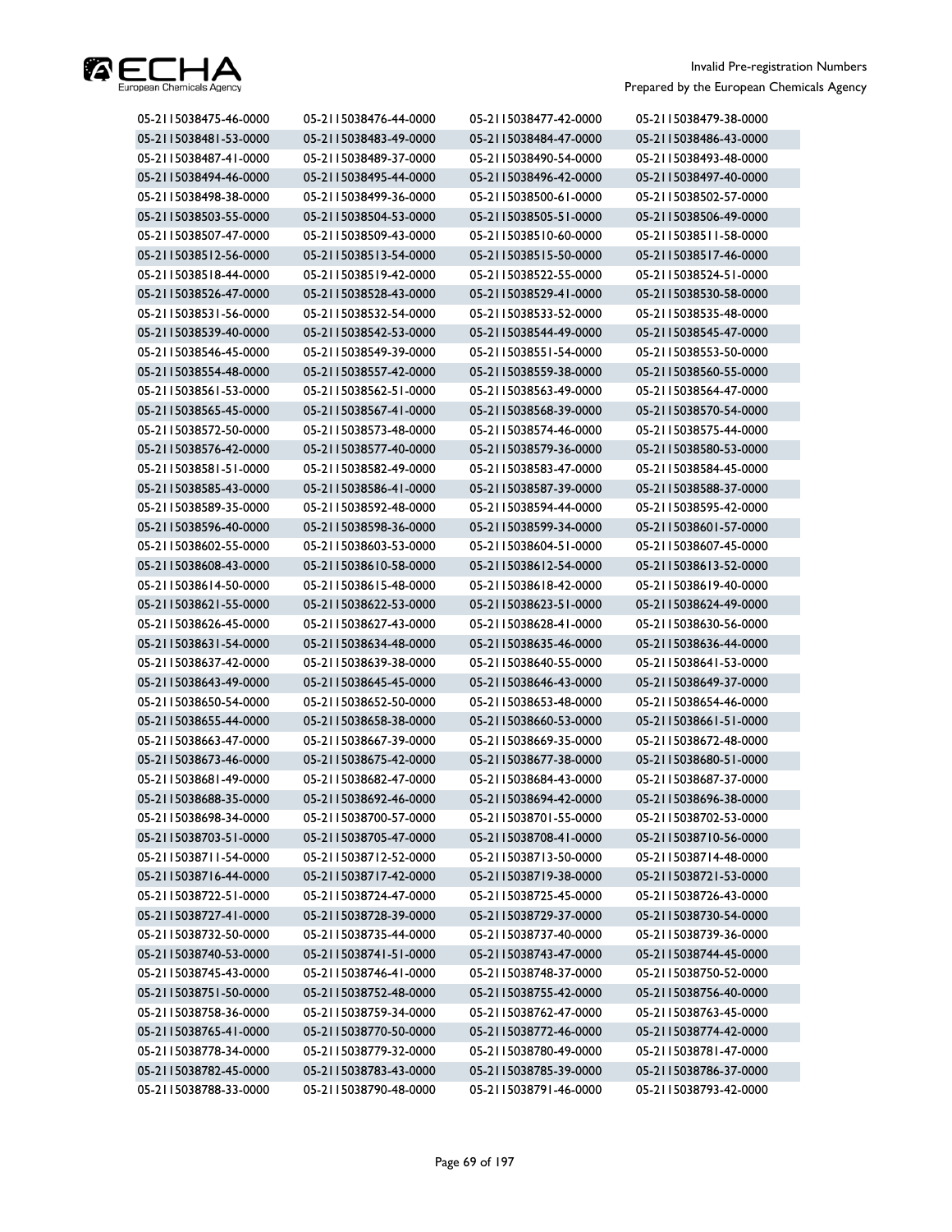| | | | |
|---|---|---|---|
| 05-2115038475-46-0000 | 05-2115038476-44-0000 | 05-2115038477-42-0000 | 05-2115038479-38-0000 |
| 05-2115038481-53-0000 | 05-2115038483-49-0000 | 05-2115038484-47-0000 | 05-2115038486-43-0000 |
| 05-2115038487-41-0000 | 05-2115038489-37-0000 | 05-2115038490-54-0000 | 05-2115038493-48-0000 |
| 05-2115038494-46-0000 | 05-2115038495-44-0000 | 05-2115038496-42-0000 | 05-2115038497-40-0000 |
| 05-2115038498-38-0000 | 05-2115038499-36-0000 | 05-2115038500-61-0000 | 05-2115038502-57-0000 |
| 05-2115038503-55-0000 | 05-2115038504-53-0000 | 05-2115038505-51-0000 | 05-2115038506-49-0000 |
| 05-2115038507-47-0000 | 05-2115038509-43-0000 | 05-2115038510-60-0000 | 05-2115038511-58-0000 |
| 05-2115038512-56-0000 | 05-2115038513-54-0000 | 05-2115038515-50-0000 | 05-2115038517-46-0000 |
| 05-2115038518-44-0000 | 05-2115038519-42-0000 | 05-2115038522-55-0000 | 05-2115038524-51-0000 |
| 05-2115038526-47-0000 | 05-2115038528-43-0000 | 05-2115038529-41-0000 | 05-2115038530-58-0000 |
| 05-2115038531-56-0000 | 05-2115038532-54-0000 | 05-2115038533-52-0000 | 05-2115038535-48-0000 |
| 05-2115038539-40-0000 | 05-2115038542-53-0000 | 05-2115038544-49-0000 | 05-2115038545-47-0000 |
| 05-2115038546-45-0000 | 05-2115038549-39-0000 | 05-2115038551-54-0000 | 05-2115038553-50-0000 |
| 05-2115038554-48-0000 | 05-2115038557-42-0000 | 05-2115038559-38-0000 | 05-2115038560-55-0000 |
| 05-2115038561-53-0000 | 05-2115038562-51-0000 | 05-2115038563-49-0000 | 05-2115038564-47-0000 |
| 05-2115038565-45-0000 | 05-2115038567-41-0000 | 05-2115038568-39-0000 | 05-2115038570-54-0000 |
| 05-2115038572-50-0000 | 05-2115038573-48-0000 | 05-2115038574-46-0000 | 05-2115038575-44-0000 |
| 05-2115038576-42-0000 | 05-2115038577-40-0000 | 05-2115038579-36-0000 | 05-2115038580-53-0000 |
| 05-2115038581-51-0000 | 05-2115038582-49-0000 | 05-2115038583-47-0000 | 05-2115038584-45-0000 |
| 05-2115038585-43-0000 | 05-2115038586-41-0000 | 05-2115038587-39-0000 | 05-2115038588-37-0000 |
| 05-2115038589-35-0000 | 05-2115038592-48-0000 | 05-2115038594-44-0000 | 05-2115038595-42-0000 |
| 05-2115038596-40-0000 | 05-2115038598-36-0000 | 05-2115038599-34-0000 | 05-2115038601-57-0000 |
| 05-2115038602-55-0000 | 05-2115038603-53-0000 | 05-2115038604-51-0000 | 05-2115038607-45-0000 |
| 05-2115038608-43-0000 | 05-2115038610-58-0000 | 05-2115038612-54-0000 | 05-2115038613-52-0000 |
| 05-2115038614-50-0000 | 05-2115038615-48-0000 | 05-2115038618-42-0000 | 05-2115038619-40-0000 |
| 05-2115038621-55-0000 | 05-2115038622-53-0000 | 05-2115038623-51-0000 | 05-2115038624-49-0000 |
| 05-2115038626-45-0000 | 05-2115038627-43-0000 | 05-2115038628-41-0000 | 05-2115038630-56-0000 |
| 05-2115038631-54-0000 | 05-2115038634-48-0000 | 05-2115038635-46-0000 | 05-2115038636-44-0000 |
| 05-2115038637-42-0000 | 05-2115038639-38-0000 | 05-2115038640-55-0000 | 05-2115038641-53-0000 |
| 05-2115038643-49-0000 | 05-2115038645-45-0000 | 05-2115038646-43-0000 | 05-2115038649-37-0000 |
| 05-2115038650-54-0000 | 05-2115038652-50-0000 | 05-2115038653-48-0000 | 05-2115038654-46-0000 |
| 05-2115038655-44-0000 | 05-2115038658-38-0000 | 05-2115038660-53-0000 | 05-2115038661-51-0000 |
| 05-2115038663-47-0000 | 05-2115038667-39-0000 | 05-2115038669-35-0000 | 05-2115038672-48-0000 |
| 05-2115038673-46-0000 | 05-2115038675-42-0000 | 05-2115038677-38-0000 | 05-2115038680-51-0000 |
| 05-2115038681-49-0000 | 05-2115038682-47-0000 | 05-2115038684-43-0000 | 05-2115038687-37-0000 |
| 05-2115038688-35-0000 | 05-2115038692-46-0000 | 05-2115038694-42-0000 | 05-2115038696-38-0000 |
| 05-2115038698-34-0000 | 05-2115038700-57-0000 | 05-2115038701-55-0000 | 05-2115038702-53-0000 |
| 05-2115038703-51-0000 | 05-2115038705-47-0000 | 05-2115038708-41-0000 | 05-2115038710-56-0000 |
| 05-2115038711-54-0000 | 05-2115038712-52-0000 | 05-2115038713-50-0000 | 05-2115038714-48-0000 |
| 05-2115038716-44-0000 | 05-2115038717-42-0000 | 05-2115038719-38-0000 | 05-2115038721-53-0000 |
| 05-2115038722-51-0000 | 05-2115038724-47-0000 | 05-2115038725-45-0000 | 05-2115038726-43-0000 |
| 05-2115038727-41-0000 | 05-2115038728-39-0000 | 05-2115038729-37-0000 | 05-2115038730-54-0000 |
| 05-2115038732-50-0000 | 05-2115038735-44-0000 | 05-2115038737-40-0000 | 05-2115038739-36-0000 |
| 05-2115038740-53-0000 | 05-2115038741-51-0000 | 05-2115038743-47-0000 | 05-2115038744-45-0000 |
| 05-2115038745-43-0000 | 05-2115038746-41-0000 | 05-2115038748-37-0000 | 05-2115038750-52-0000 |
| 05-2115038751-50-0000 | 05-2115038752-48-0000 | 05-2115038755-42-0000 | 05-2115038756-40-0000 |
| 05-2115038758-36-0000 | 05-2115038759-34-0000 | 05-2115038762-47-0000 | 05-2115038763-45-0000 |
| 05-2115038765-41-0000 | 05-2115038770-50-0000 | 05-2115038772-46-0000 | 05-2115038774-42-0000 |
| 05-2115038778-34-0000 | 05-2115038779-32-0000 | 05-2115038780-49-0000 | 05-2115038781-47-0000 |
| 05-2115038782-45-0000 | 05-2115038783-43-0000 | 05-2115038785-39-0000 | 05-2115038786-37-0000 |
| 05-2115038788-33-0000 | 05-2115038790-48-0000 | 05-2115038791-46-0000 | 05-2115038793-42-0000 |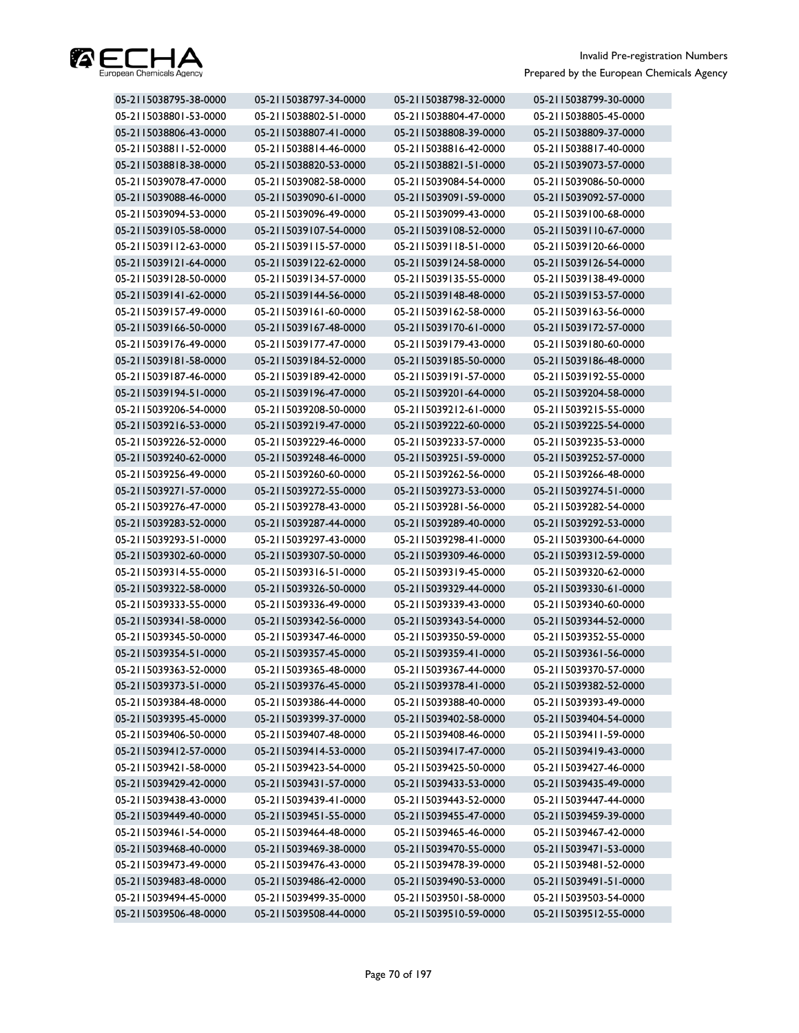| | | | |
|---|---|---|---|
| 05-2115038795-38-0000 | 05-2115038797-34-0000 | 05-2115038798-32-0000 | 05-2115038799-30-0000 |
| 05-2115038801-53-0000 | 05-2115038802-51-0000 | 05-2115038804-47-0000 | 05-2115038805-45-0000 |
| 05-2115038806-43-0000 | 05-2115038807-41-0000 | 05-2115038808-39-0000 | 05-2115038809-37-0000 |
| 05-2115038811-52-0000 | 05-2115038814-46-0000 | 05-2115038816-42-0000 | 05-2115038817-40-0000 |
| 05-2115038818-38-0000 | 05-2115038820-53-0000 | 05-2115038821-51-0000 | 05-2115039073-57-0000 |
| 05-2115039078-47-0000 | 05-2115039082-58-0000 | 05-2115039084-54-0000 | 05-2115039086-50-0000 |
| 05-2115039088-46-0000 | 05-2115039090-61-0000 | 05-2115039091-59-0000 | 05-2115039092-57-0000 |
| 05-2115039094-53-0000 | 05-2115039096-49-0000 | 05-2115039099-43-0000 | 05-2115039100-68-0000 |
| 05-2115039105-58-0000 | 05-2115039107-54-0000 | 05-2115039108-52-0000 | 05-2115039110-67-0000 |
| 05-2115039112-63-0000 | 05-2115039115-57-0000 | 05-2115039118-51-0000 | 05-2115039120-66-0000 |
| 05-2115039121-64-0000 | 05-2115039122-62-0000 | 05-2115039124-58-0000 | 05-2115039126-54-0000 |
| 05-2115039128-50-0000 | 05-2115039134-57-0000 | 05-2115039135-55-0000 | 05-2115039138-49-0000 |
| 05-2115039141-62-0000 | 05-2115039144-56-0000 | 05-2115039148-48-0000 | 05-2115039153-57-0000 |
| 05-2115039157-49-0000 | 05-2115039161-60-0000 | 05-2115039162-58-0000 | 05-2115039163-56-0000 |
| 05-2115039166-50-0000 | 05-2115039167-48-0000 | 05-2115039170-61-0000 | 05-2115039172-57-0000 |
| 05-2115039176-49-0000 | 05-2115039177-47-0000 | 05-2115039179-43-0000 | 05-2115039180-60-0000 |
| 05-2115039181-58-0000 | 05-2115039184-52-0000 | 05-2115039185-50-0000 | 05-2115039186-48-0000 |
| 05-2115039187-46-0000 | 05-2115039189-42-0000 | 05-2115039191-57-0000 | 05-2115039192-55-0000 |
| 05-2115039194-51-0000 | 05-2115039196-47-0000 | 05-2115039201-64-0000 | 05-2115039204-58-0000 |
| 05-2115039206-54-0000 | 05-2115039208-50-0000 | 05-2115039212-61-0000 | 05-2115039215-55-0000 |
| 05-2115039216-53-0000 | 05-2115039219-47-0000 | 05-2115039222-60-0000 | 05-2115039225-54-0000 |
| 05-2115039226-52-0000 | 05-2115039229-46-0000 | 05-2115039233-57-0000 | 05-2115039235-53-0000 |
| 05-2115039240-62-0000 | 05-2115039248-46-0000 | 05-2115039251-59-0000 | 05-2115039252-57-0000 |
| 05-2115039256-49-0000 | 05-2115039260-60-0000 | 05-2115039262-56-0000 | 05-2115039266-48-0000 |
| 05-2115039271-57-0000 | 05-2115039272-55-0000 | 05-2115039273-53-0000 | 05-2115039274-51-0000 |
| 05-2115039276-47-0000 | 05-2115039278-43-0000 | 05-2115039281-56-0000 | 05-2115039282-54-0000 |
| 05-2115039283-52-0000 | 05-2115039287-44-0000 | 05-2115039289-40-0000 | 05-2115039292-53-0000 |
| 05-2115039293-51-0000 | 05-2115039297-43-0000 | 05-2115039298-41-0000 | 05-2115039300-64-0000 |
| 05-2115039302-60-0000 | 05-2115039307-50-0000 | 05-2115039309-46-0000 | 05-2115039312-59-0000 |
| 05-2115039314-55-0000 | 05-2115039316-51-0000 | 05-2115039319-45-0000 | 05-2115039320-62-0000 |
| 05-2115039322-58-0000 | 05-2115039326-50-0000 | 05-2115039329-44-0000 | 05-2115039330-61-0000 |
| 05-2115039333-55-0000 | 05-2115039336-49-0000 | 05-2115039339-43-0000 | 05-2115039340-60-0000 |
| 05-2115039341-58-0000 | 05-2115039342-56-0000 | 05-2115039343-54-0000 | 05-2115039344-52-0000 |
| 05-2115039345-50-0000 | 05-2115039347-46-0000 | 05-2115039350-59-0000 | 05-2115039352-55-0000 |
| 05-2115039354-51-0000 | 05-2115039357-45-0000 | 05-2115039359-41-0000 | 05-2115039361-56-0000 |
| 05-2115039363-52-0000 | 05-2115039365-48-0000 | 05-2115039367-44-0000 | 05-2115039370-57-0000 |
| 05-2115039373-51-0000 | 05-2115039376-45-0000 | 05-2115039378-41-0000 | 05-2115039382-52-0000 |
| 05-2115039384-48-0000 | 05-2115039386-44-0000 | 05-2115039388-40-0000 | 05-2115039393-49-0000 |
| 05-2115039395-45-0000 | 05-2115039399-37-0000 | 05-2115039402-58-0000 | 05-2115039404-54-0000 |
| 05-2115039406-50-0000 | 05-2115039407-48-0000 | 05-2115039408-46-0000 | 05-2115039411-59-0000 |
| 05-2115039412-57-0000 | 05-2115039414-53-0000 | 05-2115039417-47-0000 | 05-2115039419-43-0000 |
| 05-2115039421-58-0000 | 05-2115039423-54-0000 | 05-2115039425-50-0000 | 05-2115039427-46-0000 |
| 05-2115039429-42-0000 | 05-2115039431-57-0000 | 05-2115039433-53-0000 | 05-2115039435-49-0000 |
| 05-2115039438-43-0000 | 05-2115039439-41-0000 | 05-2115039443-52-0000 | 05-2115039447-44-0000 |
| 05-2115039449-40-0000 | 05-2115039451-55-0000 | 05-2115039455-47-0000 | 05-2115039459-39-0000 |
| 05-2115039461-54-0000 | 05-2115039464-48-0000 | 05-2115039465-46-0000 | 05-2115039467-42-0000 |
| 05-2115039468-40-0000 | 05-2115039469-38-0000 | 05-2115039470-55-0000 | 05-2115039471-53-0000 |
| 05-2115039473-49-0000 | 05-2115039476-43-0000 | 05-2115039478-39-0000 | 05-2115039481-52-0000 |
| 05-2115039483-48-0000 | 05-2115039486-42-0000 | 05-2115039490-53-0000 | 05-2115039491-51-0000 |
| 05-2115039494-45-0000 | 05-2115039499-35-0000 | 05-2115039501-58-0000 | 05-2115039503-54-0000 |
| 05-2115039506-48-0000 | 05-2115039508-44-0000 | 05-2115039510-59-0000 | 05-2115039512-55-0000 |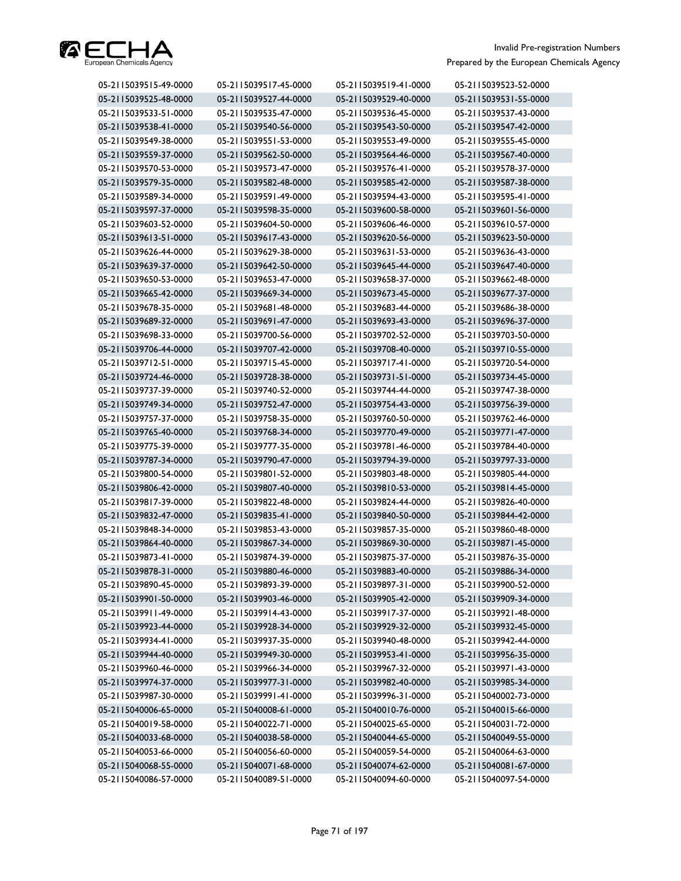| | | | |
|---|---|---|---|
| 05-2115039515-49-0000 | 05-2115039517-45-0000 | 05-2115039519-41-0000 | 05-2115039523-52-0000 |
| 05-2115039525-48-0000 | 05-2115039527-44-0000 | 05-2115039529-40-0000 | 05-2115039531-55-0000 |
| 05-2115039533-51-0000 | 05-2115039535-47-0000 | 05-2115039536-45-0000 | 05-2115039537-43-0000 |
| 05-2115039538-41-0000 | 05-2115039540-56-0000 | 05-2115039543-50-0000 | 05-2115039547-42-0000 |
| 05-2115039549-38-0000 | 05-2115039551-53-0000 | 05-2115039553-49-0000 | 05-2115039555-45-0000 |
| 05-2115039559-37-0000 | 05-2115039562-50-0000 | 05-2115039564-46-0000 | 05-2115039567-40-0000 |
| 05-2115039570-53-0000 | 05-2115039573-47-0000 | 05-2115039576-41-0000 | 05-2115039578-37-0000 |
| 05-2115039579-35-0000 | 05-2115039582-48-0000 | 05-2115039585-42-0000 | 05-2115039587-38-0000 |
| 05-2115039589-34-0000 | 05-2115039591-49-0000 | 05-2115039594-43-0000 | 05-2115039595-41-0000 |
| 05-2115039597-37-0000 | 05-2115039598-35-0000 | 05-2115039600-58-0000 | 05-2115039601-56-0000 |
| 05-2115039603-52-0000 | 05-2115039604-50-0000 | 05-2115039606-46-0000 | 05-2115039610-57-0000 |
| 05-2115039613-51-0000 | 05-2115039617-43-0000 | 05-2115039620-56-0000 | 05-2115039623-50-0000 |
| 05-2115039626-44-0000 | 05-2115039629-38-0000 | 05-2115039631-53-0000 | 05-2115039636-43-0000 |
| 05-2115039639-37-0000 | 05-2115039642-50-0000 | 05-2115039645-44-0000 | 05-2115039647-40-0000 |
| 05-2115039650-53-0000 | 05-2115039653-47-0000 | 05-2115039658-37-0000 | 05-2115039662-48-0000 |
| 05-2115039665-42-0000 | 05-2115039669-34-0000 | 05-2115039673-45-0000 | 05-2115039677-37-0000 |
| 05-2115039678-35-0000 | 05-2115039681-48-0000 | 05-2115039683-44-0000 | 05-2115039686-38-0000 |
| 05-2115039689-32-0000 | 05-2115039691-47-0000 | 05-2115039693-43-0000 | 05-2115039696-37-0000 |
| 05-2115039698-33-0000 | 05-2115039700-56-0000 | 05-2115039702-52-0000 | 05-2115039703-50-0000 |
| 05-2115039706-44-0000 | 05-2115039707-42-0000 | 05-2115039708-40-0000 | 05-2115039710-55-0000 |
| 05-2115039712-51-0000 | 05-2115039715-45-0000 | 05-2115039717-41-0000 | 05-2115039720-54-0000 |
| 05-2115039724-46-0000 | 05-2115039728-38-0000 | 05-2115039731-51-0000 | 05-2115039734-45-0000 |
| 05-2115039737-39-0000 | 05-2115039740-52-0000 | 05-2115039744-44-0000 | 05-2115039747-38-0000 |
| 05-2115039749-34-0000 | 05-2115039752-47-0000 | 05-2115039754-43-0000 | 05-2115039756-39-0000 |
| 05-2115039757-37-0000 | 05-2115039758-35-0000 | 05-2115039760-50-0000 | 05-2115039762-46-0000 |
| 05-2115039765-40-0000 | 05-2115039768-34-0000 | 05-2115039770-49-0000 | 05-2115039771-47-0000 |
| 05-2115039775-39-0000 | 05-2115039777-35-0000 | 05-2115039781-46-0000 | 05-2115039784-40-0000 |
| 05-2115039787-34-0000 | 05-2115039790-47-0000 | 05-2115039794-39-0000 | 05-2115039797-33-0000 |
| 05-2115039800-54-0000 | 05-2115039801-52-0000 | 05-2115039803-48-0000 | 05-2115039805-44-0000 |
| 05-2115039806-42-0000 | 05-2115039807-40-0000 | 05-2115039810-53-0000 | 05-2115039814-45-0000 |
| 05-2115039817-39-0000 | 05-2115039822-48-0000 | 05-2115039824-44-0000 | 05-2115039826-40-0000 |
| 05-2115039832-47-0000 | 05-2115039835-41-0000 | 05-2115039840-50-0000 | 05-2115039844-42-0000 |
| 05-2115039848-34-0000 | 05-2115039853-43-0000 | 05-2115039857-35-0000 | 05-2115039860-48-0000 |
| 05-2115039864-40-0000 | 05-2115039867-34-0000 | 05-2115039869-30-0000 | 05-2115039871-45-0000 |
| 05-2115039873-41-0000 | 05-2115039874-39-0000 | 05-2115039875-37-0000 | 05-2115039876-35-0000 |
| 05-2115039878-31-0000 | 05-2115039880-46-0000 | 05-2115039883-40-0000 | 05-2115039886-34-0000 |
| 05-2115039890-45-0000 | 05-2115039893-39-0000 | 05-2115039897-31-0000 | 05-2115039900-52-0000 |
| 05-2115039901-50-0000 | 05-2115039903-46-0000 | 05-2115039905-42-0000 | 05-2115039909-34-0000 |
| 05-2115039911-49-0000 | 05-2115039914-43-0000 | 05-2115039917-37-0000 | 05-2115039921-48-0000 |
| 05-2115039923-44-0000 | 05-2115039928-34-0000 | 05-2115039929-32-0000 | 05-2115039932-45-0000 |
| 05-2115039934-41-0000 | 05-2115039937-35-0000 | 05-2115039940-48-0000 | 05-2115039942-44-0000 |
| 05-2115039944-40-0000 | 05-2115039949-30-0000 | 05-2115039953-41-0000 | 05-2115039956-35-0000 |
| 05-2115039960-46-0000 | 05-2115039966-34-0000 | 05-2115039967-32-0000 | 05-2115039971-43-0000 |
| 05-2115039974-37-0000 | 05-2115039977-31-0000 | 05-2115039982-40-0000 | 05-2115039985-34-0000 |
| 05-2115039987-30-0000 | 05-2115039991-41-0000 | 05-2115039996-31-0000 | 05-2115040002-73-0000 |
| 05-2115040006-65-0000 | 05-2115040008-61-0000 | 05-2115040010-76-0000 | 05-2115040015-66-0000 |
| 05-2115040019-58-0000 | 05-2115040022-71-0000 | 05-2115040025-65-0000 | 05-2115040031-72-0000 |
| 05-2115040033-68-0000 | 05-2115040038-58-0000 | 05-2115040044-65-0000 | 05-2115040049-55-0000 |
| 05-2115040053-66-0000 | 05-2115040056-60-0000 | 05-2115040059-54-0000 | 05-2115040064-63-0000 |
| 05-2115040068-55-0000 | 05-2115040071-68-0000 | 05-2115040074-62-0000 | 05-2115040081-67-0000 |
| 05-2115040086-57-0000 | 05-2115040089-51-0000 | 05-2115040094-60-0000 | 05-2115040097-54-0000 |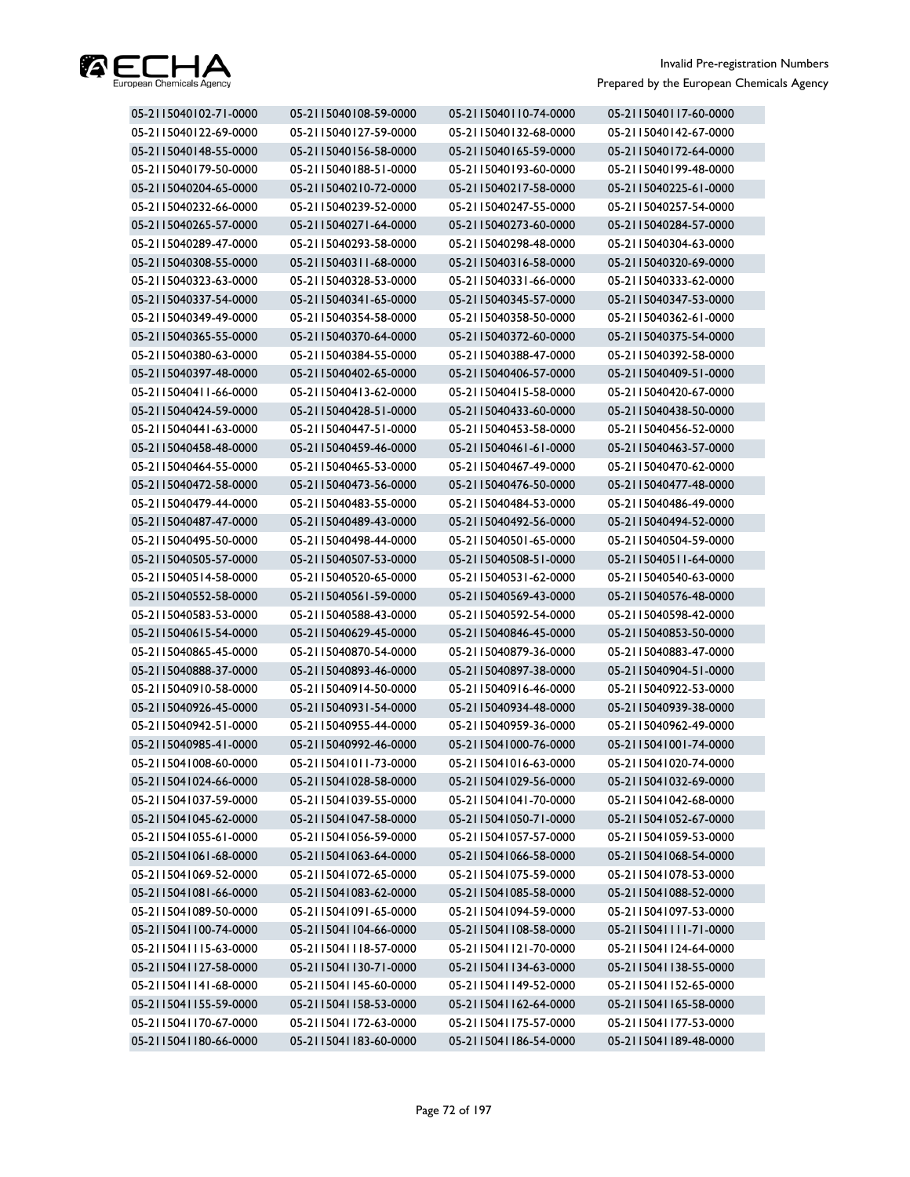| | | | |
|---|---|---|---|
| 05-2115040102-71-0000 | 05-2115040108-59-0000 | 05-2115040110-74-0000 | 05-2115040117-60-0000 |
| 05-2115040122-69-0000 | 05-2115040127-59-0000 | 05-2115040132-68-0000 | 05-2115040142-67-0000 |
| 05-2115040148-55-0000 | 05-2115040156-58-0000 | 05-2115040165-59-0000 | 05-2115040172-64-0000 |
| 05-2115040179-50-0000 | 05-2115040188-51-0000 | 05-2115040193-60-0000 | 05-2115040199-48-0000 |
| 05-2115040204-65-0000 | 05-2115040210-72-0000 | 05-2115040217-58-0000 | 05-2115040225-61-0000 |
| 05-2115040232-66-0000 | 05-2115040239-52-0000 | 05-2115040247-55-0000 | 05-2115040257-54-0000 |
| 05-2115040265-57-0000 | 05-2115040271-64-0000 | 05-2115040273-60-0000 | 05-2115040284-57-0000 |
| 05-2115040289-47-0000 | 05-2115040293-58-0000 | 05-2115040298-48-0000 | 05-2115040304-63-0000 |
| 05-2115040308-55-0000 | 05-2115040311-68-0000 | 05-2115040316-58-0000 | 05-2115040320-69-0000 |
| 05-2115040323-63-0000 | 05-2115040328-53-0000 | 05-2115040331-66-0000 | 05-2115040333-62-0000 |
| 05-2115040337-54-0000 | 05-2115040341-65-0000 | 05-2115040345-57-0000 | 05-2115040347-53-0000 |
| 05-2115040349-49-0000 | 05-2115040354-58-0000 | 05-2115040358-50-0000 | 05-2115040362-61-0000 |
| 05-2115040365-55-0000 | 05-2115040370-64-0000 | 05-2115040372-60-0000 | 05-2115040375-54-0000 |
| 05-2115040380-63-0000 | 05-2115040384-55-0000 | 05-2115040388-47-0000 | 05-2115040392-58-0000 |
| 05-2115040397-48-0000 | 05-2115040402-65-0000 | 05-2115040406-57-0000 | 05-2115040409-51-0000 |
| 05-2115040411-66-0000 | 05-2115040413-62-0000 | 05-2115040415-58-0000 | 05-2115040420-67-0000 |
| 05-2115040424-59-0000 | 05-2115040428-51-0000 | 05-2115040433-60-0000 | 05-2115040438-50-0000 |
| 05-2115040441-63-0000 | 05-2115040447-51-0000 | 05-2115040453-58-0000 | 05-2115040456-52-0000 |
| 05-2115040458-48-0000 | 05-2115040459-46-0000 | 05-2115040461-61-0000 | 05-2115040463-57-0000 |
| 05-2115040464-55-0000 | 05-2115040465-53-0000 | 05-2115040467-49-0000 | 05-2115040470-62-0000 |
| 05-2115040472-58-0000 | 05-2115040473-56-0000 | 05-2115040476-50-0000 | 05-2115040477-48-0000 |
| 05-2115040479-44-0000 | 05-2115040483-55-0000 | 05-2115040484-53-0000 | 05-2115040486-49-0000 |
| 05-2115040487-47-0000 | 05-2115040489-43-0000 | 05-2115040492-56-0000 | 05-2115040494-52-0000 |
| 05-2115040495-50-0000 | 05-2115040498-44-0000 | 05-2115040501-65-0000 | 05-2115040504-59-0000 |
| 05-2115040505-57-0000 | 05-2115040507-53-0000 | 05-2115040508-51-0000 | 05-2115040511-64-0000 |
| 05-2115040514-58-0000 | 05-2115040520-65-0000 | 05-2115040531-62-0000 | 05-2115040540-63-0000 |
| 05-2115040552-58-0000 | 05-2115040561-59-0000 | 05-2115040569-43-0000 | 05-2115040576-48-0000 |
| 05-2115040583-53-0000 | 05-2115040588-43-0000 | 05-2115040592-54-0000 | 05-2115040598-42-0000 |
| 05-2115040615-54-0000 | 05-2115040629-45-0000 | 05-2115040846-45-0000 | 05-2115040853-50-0000 |
| 05-2115040865-45-0000 | 05-2115040870-54-0000 | 05-2115040879-36-0000 | 05-2115040883-47-0000 |
| 05-2115040888-37-0000 | 05-2115040893-46-0000 | 05-2115040897-38-0000 | 05-2115040904-51-0000 |
| 05-2115040910-58-0000 | 05-2115040914-50-0000 | 05-2115040916-46-0000 | 05-2115040922-53-0000 |
| 05-2115040926-45-0000 | 05-2115040931-54-0000 | 05-2115040934-48-0000 | 05-2115040939-38-0000 |
| 05-2115040942-51-0000 | 05-2115040955-44-0000 | 05-2115040959-36-0000 | 05-2115040962-49-0000 |
| 05-2115040985-41-0000 | 05-2115040992-46-0000 | 05-2115041000-76-0000 | 05-2115041001-74-0000 |
| 05-2115041008-60-0000 | 05-2115041011-73-0000 | 05-2115041016-63-0000 | 05-2115041020-74-0000 |
| 05-2115041024-66-0000 | 05-2115041028-58-0000 | 05-2115041029-56-0000 | 05-2115041032-69-0000 |
| 05-2115041037-59-0000 | 05-2115041039-55-0000 | 05-2115041041-70-0000 | 05-2115041042-68-0000 |
| 05-2115041045-62-0000 | 05-2115041047-58-0000 | 05-2115041050-71-0000 | 05-2115041052-67-0000 |
| 05-2115041055-61-0000 | 05-2115041056-59-0000 | 05-2115041057-57-0000 | 05-2115041059-53-0000 |
| 05-2115041061-68-0000 | 05-2115041063-64-0000 | 05-2115041066-58-0000 | 05-2115041068-54-0000 |
| 05-2115041069-52-0000 | 05-2115041072-65-0000 | 05-2115041075-59-0000 | 05-2115041078-53-0000 |
| 05-2115041081-66-0000 | 05-2115041083-62-0000 | 05-2115041085-58-0000 | 05-2115041088-52-0000 |
| 05-2115041089-50-0000 | 05-2115041091-65-0000 | 05-2115041094-59-0000 | 05-2115041097-53-0000 |
| 05-2115041100-74-0000 | 05-2115041104-66-0000 | 05-2115041108-58-0000 | 05-2115041111-71-0000 |
| 05-2115041115-63-0000 | 05-2115041118-57-0000 | 05-2115041121-70-0000 | 05-2115041124-64-0000 |
| 05-2115041127-58-0000 | 05-2115041130-71-0000 | 05-2115041134-63-0000 | 05-2115041138-55-0000 |
| 05-2115041141-68-0000 | 05-2115041145-60-0000 | 05-2115041149-52-0000 | 05-2115041152-65-0000 |
| 05-2115041155-59-0000 | 05-2115041158-53-0000 | 05-2115041162-64-0000 | 05-2115041165-58-0000 |
| 05-2115041170-67-0000 | 05-2115041172-63-0000 | 05-2115041175-57-0000 | 05-2115041177-53-0000 |
| 05-2115041180-66-0000 | 05-2115041183-60-0000 | 05-2115041186-54-0000 | 05-2115041189-48-0000 |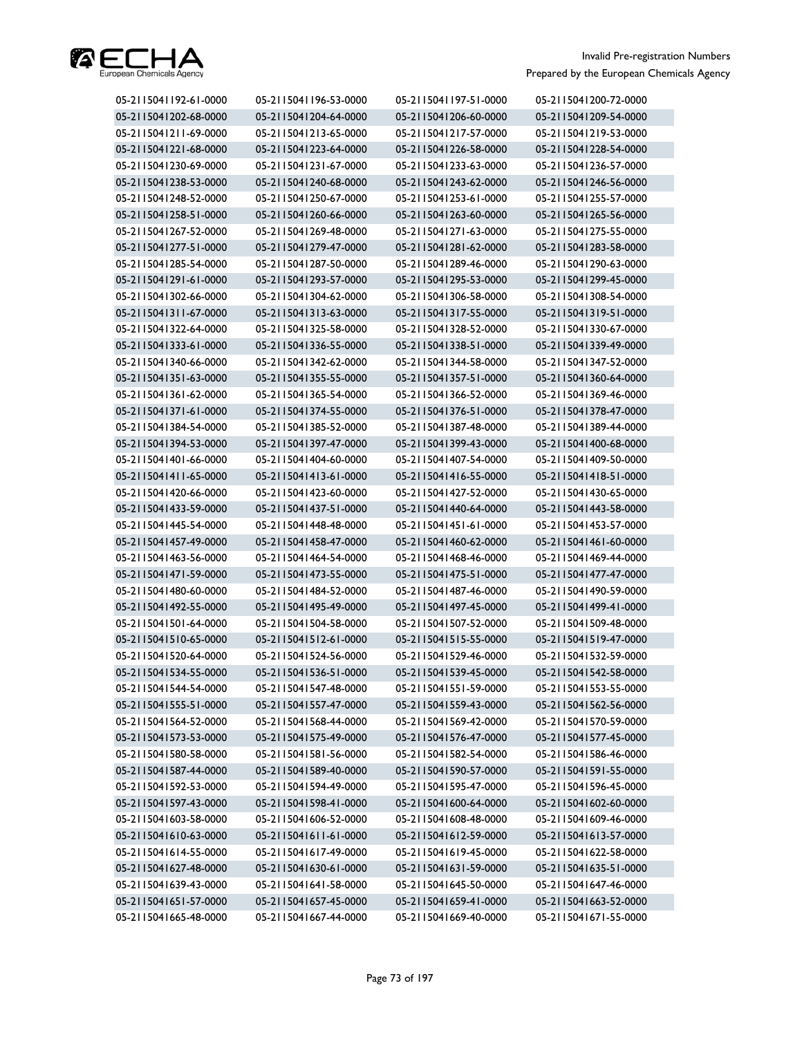| | | | |
|---|---|---|---|
| 05-2115041192-61-0000 | 05-2115041196-53-0000 | 05-2115041197-51-0000 | 05-2115041200-72-0000 |
| 05-2115041202-68-0000 | 05-2115041204-64-0000 | 05-2115041206-60-0000 | 05-2115041209-54-0000 |
| 05-2115041211-69-0000 | 05-2115041213-65-0000 | 05-2115041217-57-0000 | 05-2115041219-53-0000 |
| 05-2115041221-68-0000 | 05-2115041223-64-0000 | 05-2115041226-58-0000 | 05-2115041228-54-0000 |
| 05-2115041230-69-0000 | 05-2115041231-67-0000 | 05-2115041233-63-0000 | 05-2115041236-57-0000 |
| 05-2115041238-53-0000 | 05-2115041240-68-0000 | 05-2115041243-62-0000 | 05-2115041246-56-0000 |
| 05-2115041248-52-0000 | 05-2115041250-67-0000 | 05-2115041253-61-0000 | 05-2115041255-57-0000 |
| 05-2115041258-51-0000 | 05-2115041260-66-0000 | 05-2115041263-60-0000 | 05-2115041265-56-0000 |
| 05-2115041267-52-0000 | 05-2115041269-48-0000 | 05-2115041271-63-0000 | 05-2115041275-55-0000 |
| 05-2115041277-51-0000 | 05-2115041279-47-0000 | 05-2115041281-62-0000 | 05-2115041283-58-0000 |
| 05-2115041285-54-0000 | 05-2115041287-50-0000 | 05-2115041289-46-0000 | 05-2115041290-63-0000 |
| 05-2115041291-61-0000 | 05-2115041293-57-0000 | 05-2115041295-53-0000 | 05-2115041299-45-0000 |
| 05-2115041302-66-0000 | 05-2115041304-62-0000 | 05-2115041306-58-0000 | 05-2115041308-54-0000 |
| 05-2115041311-67-0000 | 05-2115041313-63-0000 | 05-2115041317-55-0000 | 05-2115041319-51-0000 |
| 05-2115041322-64-0000 | 05-2115041325-58-0000 | 05-2115041328-52-0000 | 05-2115041330-67-0000 |
| 05-2115041333-61-0000 | 05-2115041336-55-0000 | 05-2115041338-51-0000 | 05-2115041339-49-0000 |
| 05-2115041340-66-0000 | 05-2115041342-62-0000 | 05-2115041344-58-0000 | 05-2115041347-52-0000 |
| 05-2115041351-63-0000 | 05-2115041355-55-0000 | 05-2115041357-51-0000 | 05-2115041360-64-0000 |
| 05-2115041361-62-0000 | 05-2115041365-54-0000 | 05-2115041366-52-0000 | 05-2115041369-46-0000 |
| 05-2115041371-61-0000 | 05-2115041374-55-0000 | 05-2115041376-51-0000 | 05-2115041378-47-0000 |
| 05-2115041384-54-0000 | 05-2115041385-52-0000 | 05-2115041387-48-0000 | 05-2115041389-44-0000 |
| 05-2115041394-53-0000 | 05-2115041397-47-0000 | 05-2115041399-43-0000 | 05-2115041400-68-0000 |
| 05-2115041401-66-0000 | 05-2115041404-60-0000 | 05-2115041407-54-0000 | 05-2115041409-50-0000 |
| 05-2115041411-65-0000 | 05-2115041413-61-0000 | 05-2115041416-55-0000 | 05-2115041418-51-0000 |
| 05-2115041420-66-0000 | 05-2115041423-60-0000 | 05-2115041427-52-0000 | 05-2115041430-65-0000 |
| 05-2115041433-59-0000 | 05-2115041437-51-0000 | 05-2115041440-64-0000 | 05-2115041443-58-0000 |
| 05-2115041445-54-0000 | 05-2115041448-48-0000 | 05-2115041451-61-0000 | 05-2115041453-57-0000 |
| 05-2115041457-49-0000 | 05-2115041458-47-0000 | 05-2115041460-62-0000 | 05-2115041461-60-0000 |
| 05-2115041463-56-0000 | 05-2115041464-54-0000 | 05-2115041468-46-0000 | 05-2115041469-44-0000 |
| 05-2115041471-59-0000 | 05-2115041473-55-0000 | 05-2115041475-51-0000 | 05-2115041477-47-0000 |
| 05-2115041480-60-0000 | 05-2115041484-52-0000 | 05-2115041487-46-0000 | 05-2115041490-59-0000 |
| 05-2115041492-55-0000 | 05-2115041495-49-0000 | 05-2115041497-45-0000 | 05-2115041499-41-0000 |
| 05-2115041501-64-0000 | 05-2115041504-58-0000 | 05-2115041507-52-0000 | 05-2115041509-48-0000 |
| 05-2115041510-65-0000 | 05-2115041512-61-0000 | 05-2115041515-55-0000 | 05-2115041519-47-0000 |
| 05-2115041520-64-0000 | 05-2115041524-56-0000 | 05-2115041529-46-0000 | 05-2115041532-59-0000 |
| 05-2115041534-55-0000 | 05-2115041536-51-0000 | 05-2115041539-45-0000 | 05-2115041542-58-0000 |
| 05-2115041544-54-0000 | 05-2115041547-48-0000 | 05-2115041551-59-0000 | 05-2115041553-55-0000 |
| 05-2115041555-51-0000 | 05-2115041557-47-0000 | 05-2115041559-43-0000 | 05-2115041562-56-0000 |
| 05-2115041564-52-0000 | 05-2115041568-44-0000 | 05-2115041569-42-0000 | 05-2115041570-59-0000 |
| 05-2115041573-53-0000 | 05-2115041575-49-0000 | 05-2115041576-47-0000 | 05-2115041577-45-0000 |
| 05-2115041580-58-0000 | 05-2115041581-56-0000 | 05-2115041582-54-0000 | 05-2115041586-46-0000 |
| 05-2115041587-44-0000 | 05-2115041589-40-0000 | 05-2115041590-57-0000 | 05-2115041591-55-0000 |
| 05-2115041592-53-0000 | 05-2115041594-49-0000 | 05-2115041595-47-0000 | 05-2115041596-45-0000 |
| 05-2115041597-43-0000 | 05-2115041598-41-0000 | 05-2115041600-64-0000 | 05-2115041602-60-0000 |
| 05-2115041603-58-0000 | 05-2115041606-52-0000 | 05-2115041608-48-0000 | 05-2115041609-46-0000 |
| 05-2115041610-63-0000 | 05-2115041611-61-0000 | 05-2115041612-59-0000 | 05-2115041613-57-0000 |
| 05-2115041614-55-0000 | 05-2115041617-49-0000 | 05-2115041619-45-0000 | 05-2115041622-58-0000 |
| 05-2115041627-48-0000 | 05-2115041630-61-0000 | 05-2115041631-59-0000 | 05-2115041635-51-0000 |
| 05-2115041639-43-0000 | 05-2115041641-58-0000 | 05-2115041645-50-0000 | 05-2115041647-46-0000 |
| 05-2115041651-57-0000 | 05-2115041657-45-0000 | 05-2115041659-41-0000 | 05-2115041663-52-0000 |
| 05-2115041665-48-0000 | 05-2115041667-44-0000 | 05-2115041669-40-0000 | 05-2115041671-55-0000 |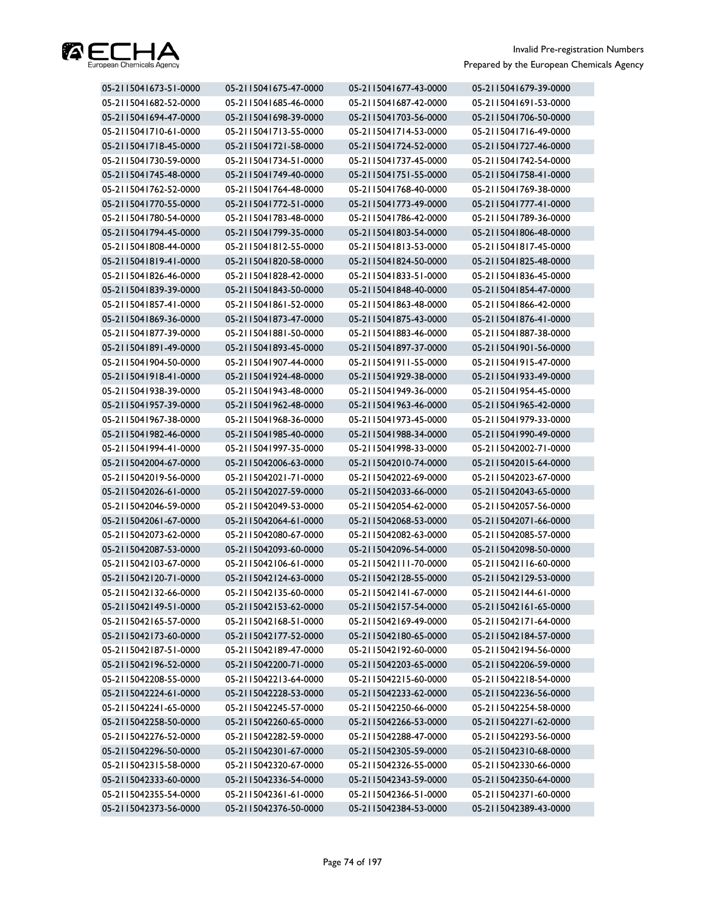| | | | |
|---|---|---|---|
| 05-2115041673-51-0000 | 05-2115041675-47-0000 | 05-2115041677-43-0000 | 05-2115041679-39-0000 |
| 05-2115041682-52-0000 | 05-2115041685-46-0000 | 05-2115041687-42-0000 | 05-2115041691-53-0000 |
| 05-2115041694-47-0000 | 05-2115041698-39-0000 | 05-2115041703-56-0000 | 05-2115041706-50-0000 |
| 05-2115041710-61-0000 | 05-2115041713-55-0000 | 05-2115041714-53-0000 | 05-2115041716-49-0000 |
| 05-2115041718-45-0000 | 05-2115041721-58-0000 | 05-2115041724-52-0000 | 05-2115041727-46-0000 |
| 05-2115041730-59-0000 | 05-2115041734-51-0000 | 05-2115041737-45-0000 | 05-2115041742-54-0000 |
| 05-2115041745-48-0000 | 05-2115041749-40-0000 | 05-2115041751-55-0000 | 05-2115041758-41-0000 |
| 05-2115041762-52-0000 | 05-2115041764-48-0000 | 05-2115041768-40-0000 | 05-2115041769-38-0000 |
| 05-2115041770-55-0000 | 05-2115041772-51-0000 | 05-2115041773-49-0000 | 05-2115041777-41-0000 |
| 05-2115041780-54-0000 | 05-2115041783-48-0000 | 05-2115041786-42-0000 | 05-2115041789-36-0000 |
| 05-2115041794-45-0000 | 05-2115041799-35-0000 | 05-2115041803-54-0000 | 05-2115041806-48-0000 |
| 05-2115041808-44-0000 | 05-2115041812-55-0000 | 05-2115041813-53-0000 | 05-2115041817-45-0000 |
| 05-2115041819-41-0000 | 05-2115041820-58-0000 | 05-2115041824-50-0000 | 05-2115041825-48-0000 |
| 05-2115041826-46-0000 | 05-2115041828-42-0000 | 05-2115041833-51-0000 | 05-2115041836-45-0000 |
| 05-2115041839-39-0000 | 05-2115041843-50-0000 | 05-2115041848-40-0000 | 05-2115041854-47-0000 |
| 05-2115041857-41-0000 | 05-2115041861-52-0000 | 05-2115041863-48-0000 | 05-2115041866-42-0000 |
| 05-2115041869-36-0000 | 05-2115041873-47-0000 | 05-2115041875-43-0000 | 05-2115041876-41-0000 |
| 05-2115041877-39-0000 | 05-2115041881-50-0000 | 05-2115041883-46-0000 | 05-2115041887-38-0000 |
| 05-2115041891-49-0000 | 05-2115041893-45-0000 | 05-2115041897-37-0000 | 05-2115041901-56-0000 |
| 05-2115041904-50-0000 | 05-2115041907-44-0000 | 05-2115041911-55-0000 | 05-2115041915-47-0000 |
| 05-2115041918-41-0000 | 05-2115041924-48-0000 | 05-2115041929-38-0000 | 05-2115041933-49-0000 |
| 05-2115041938-39-0000 | 05-2115041943-48-0000 | 05-2115041949-36-0000 | 05-2115041954-45-0000 |
| 05-2115041957-39-0000 | 05-2115041962-48-0000 | 05-2115041963-46-0000 | 05-2115041965-42-0000 |
| 05-2115041967-38-0000 | 05-2115041968-36-0000 | 05-2115041973-45-0000 | 05-2115041979-33-0000 |
| 05-2115041982-46-0000 | 05-2115041985-40-0000 | 05-2115041988-34-0000 | 05-2115041990-49-0000 |
| 05-2115041994-41-0000 | 05-2115041997-35-0000 | 05-2115041998-33-0000 | 05-2115042002-71-0000 |
| 05-2115042004-67-0000 | 05-2115042006-63-0000 | 05-2115042010-74-0000 | 05-2115042015-64-0000 |
| 05-2115042019-56-0000 | 05-2115042021-71-0000 | 05-2115042022-69-0000 | 05-2115042023-67-0000 |
| 05-2115042026-61-0000 | 05-2115042027-59-0000 | 05-2115042033-66-0000 | 05-2115042043-65-0000 |
| 05-2115042046-59-0000 | 05-2115042049-53-0000 | 05-2115042054-62-0000 | 05-2115042057-56-0000 |
| 05-2115042061-67-0000 | 05-2115042064-61-0000 | 05-2115042068-53-0000 | 05-2115042071-66-0000 |
| 05-2115042073-62-0000 | 05-2115042080-67-0000 | 05-2115042082-63-0000 | 05-2115042085-57-0000 |
| 05-2115042087-53-0000 | 05-2115042093-60-0000 | 05-2115042096-54-0000 | 05-2115042098-50-0000 |
| 05-2115042103-67-0000 | 05-2115042106-61-0000 | 05-2115042111-70-0000 | 05-2115042116-60-0000 |
| 05-2115042120-71-0000 | 05-2115042124-63-0000 | 05-2115042128-55-0000 | 05-2115042129-53-0000 |
| 05-2115042132-66-0000 | 05-2115042135-60-0000 | 05-2115042141-67-0000 | 05-2115042144-61-0000 |
| 05-2115042149-51-0000 | 05-2115042153-62-0000 | 05-2115042157-54-0000 | 05-2115042161-65-0000 |
| 05-2115042165-57-0000 | 05-2115042168-51-0000 | 05-2115042169-49-0000 | 05-2115042171-64-0000 |
| 05-2115042173-60-0000 | 05-2115042177-52-0000 | 05-2115042180-65-0000 | 05-2115042184-57-0000 |
| 05-2115042187-51-0000 | 05-2115042189-47-0000 | 05-2115042192-60-0000 | 05-2115042194-56-0000 |
| 05-2115042196-52-0000 | 05-2115042200-71-0000 | 05-2115042203-65-0000 | 05-2115042206-59-0000 |
| 05-2115042208-55-0000 | 05-2115042213-64-0000 | 05-2115042215-60-0000 | 05-2115042218-54-0000 |
| 05-2115042224-61-0000 | 05-2115042228-53-0000 | 05-2115042233-62-0000 | 05-2115042236-56-0000 |
| 05-2115042241-65-0000 | 05-2115042245-57-0000 | 05-2115042250-66-0000 | 05-2115042254-58-0000 |
| 05-2115042258-50-0000 | 05-2115042260-65-0000 | 05-2115042266-53-0000 | 05-2115042271-62-0000 |
| 05-2115042276-52-0000 | 05-2115042282-59-0000 | 05-2115042288-47-0000 | 05-2115042293-56-0000 |
| 05-2115042296-50-0000 | 05-2115042301-67-0000 | 05-2115042305-59-0000 | 05-2115042310-68-0000 |
| 05-2115042315-58-0000 | 05-2115042320-67-0000 | 05-2115042326-55-0000 | 05-2115042330-66-0000 |
| 05-2115042333-60-0000 | 05-2115042336-54-0000 | 05-2115042343-59-0000 | 05-2115042350-64-0000 |
| 05-2115042355-54-0000 | 05-2115042361-61-0000 | 05-2115042366-51-0000 | 05-2115042371-60-0000 |
| 05-2115042373-56-0000 | 05-2115042376-50-0000 | 05-2115042384-53-0000 | 05-2115042389-43-0000 |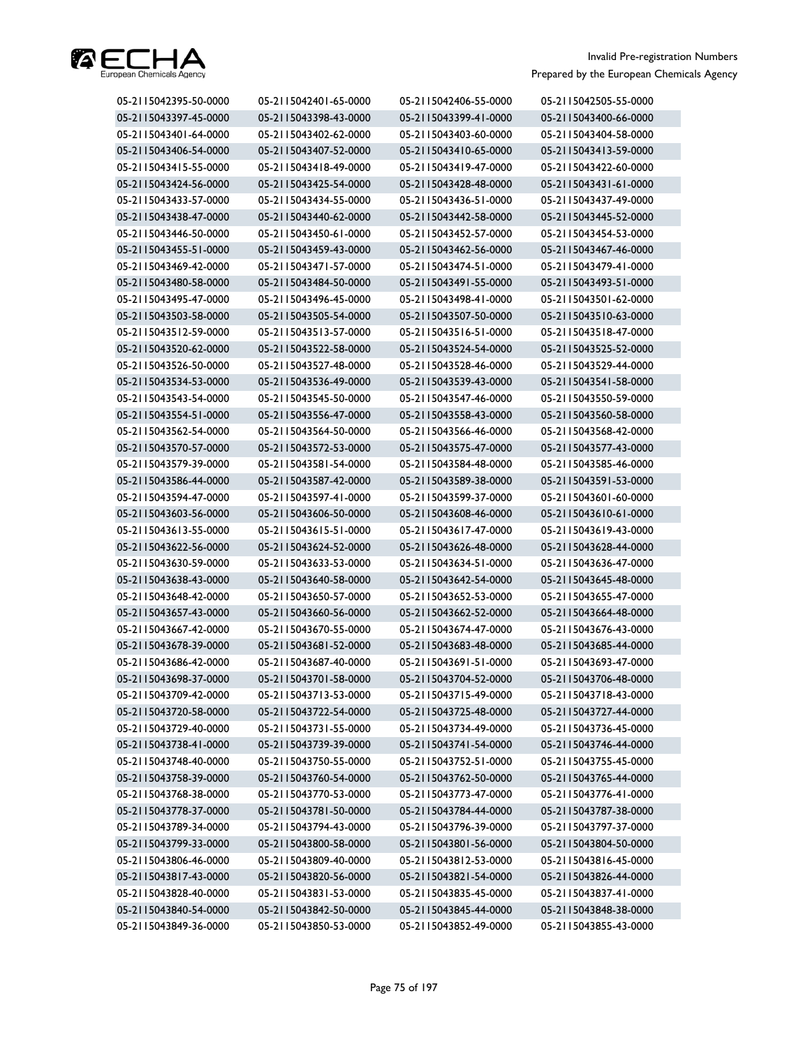| | | | |
|---|---|---|---|
| 05-2115042395-50-0000 | 05-2115042401-65-0000 | 05-2115042406-55-0000 | 05-2115042505-55-0000 |
| 05-2115043397-45-0000 | 05-2115043398-43-0000 | 05-2115043399-41-0000 | 05-2115043400-66-0000 |
| 05-2115043401-64-0000 | 05-2115043402-62-0000 | 05-2115043403-60-0000 | 05-2115043404-58-0000 |
| 05-2115043406-54-0000 | 05-2115043407-52-0000 | 05-2115043410-65-0000 | 05-2115043413-59-0000 |
| 05-2115043415-55-0000 | 05-2115043418-49-0000 | 05-2115043419-47-0000 | 05-2115043422-60-0000 |
| 05-2115043424-56-0000 | 05-2115043425-54-0000 | 05-2115043428-48-0000 | 05-2115043431-61-0000 |
| 05-2115043433-57-0000 | 05-2115043434-55-0000 | 05-2115043436-51-0000 | 05-2115043437-49-0000 |
| 05-2115043438-47-0000 | 05-2115043440-62-0000 | 05-2115043442-58-0000 | 05-2115043445-52-0000 |
| 05-2115043446-50-0000 | 05-2115043450-61-0000 | 05-2115043452-57-0000 | 05-2115043454-53-0000 |
| 05-2115043455-51-0000 | 05-2115043459-43-0000 | 05-2115043462-56-0000 | 05-2115043467-46-0000 |
| 05-2115043469-42-0000 | 05-2115043471-57-0000 | 05-2115043474-51-0000 | 05-2115043479-41-0000 |
| 05-2115043480-58-0000 | 05-2115043484-50-0000 | 05-2115043491-55-0000 | 05-2115043493-51-0000 |
| 05-2115043495-47-0000 | 05-2115043496-45-0000 | 05-2115043498-41-0000 | 05-2115043501-62-0000 |
| 05-2115043503-58-0000 | 05-2115043505-54-0000 | 05-2115043507-50-0000 | 05-2115043510-63-0000 |
| 05-2115043512-59-0000 | 05-2115043513-57-0000 | 05-2115043516-51-0000 | 05-2115043518-47-0000 |
| 05-2115043520-62-0000 | 05-2115043522-58-0000 | 05-2115043524-54-0000 | 05-2115043525-52-0000 |
| 05-2115043526-50-0000 | 05-2115043527-48-0000 | 05-2115043528-46-0000 | 05-2115043529-44-0000 |
| 05-2115043534-53-0000 | 05-2115043536-49-0000 | 05-2115043539-43-0000 | 05-2115043541-58-0000 |
| 05-2115043543-54-0000 | 05-2115043545-50-0000 | 05-2115043547-46-0000 | 05-2115043550-59-0000 |
| 05-2115043554-51-0000 | 05-2115043556-47-0000 | 05-2115043558-43-0000 | 05-2115043560-58-0000 |
| 05-2115043562-54-0000 | 05-2115043564-50-0000 | 05-2115043566-46-0000 | 05-2115043568-42-0000 |
| 05-2115043570-57-0000 | 05-2115043572-53-0000 | 05-2115043575-47-0000 | 05-2115043577-43-0000 |
| 05-2115043579-39-0000 | 05-2115043581-54-0000 | 05-2115043584-48-0000 | 05-2115043585-46-0000 |
| 05-2115043586-44-0000 | 05-2115043587-42-0000 | 05-2115043589-38-0000 | 05-2115043591-53-0000 |
| 05-2115043594-47-0000 | 05-2115043597-41-0000 | 05-2115043599-37-0000 | 05-2115043601-60-0000 |
| 05-2115043603-56-0000 | 05-2115043606-50-0000 | 05-2115043608-46-0000 | 05-2115043610-61-0000 |
| 05-2115043613-55-0000 | 05-2115043615-51-0000 | 05-2115043617-47-0000 | 05-2115043619-43-0000 |
| 05-2115043622-56-0000 | 05-2115043624-52-0000 | 05-2115043626-48-0000 | 05-2115043628-44-0000 |
| 05-2115043630-59-0000 | 05-2115043633-53-0000 | 05-2115043634-51-0000 | 05-2115043636-47-0000 |
| 05-2115043638-43-0000 | 05-2115043640-58-0000 | 05-2115043642-54-0000 | 05-2115043645-48-0000 |
| 05-2115043648-42-0000 | 05-2115043650-57-0000 | 05-2115043652-53-0000 | 05-2115043655-47-0000 |
| 05-2115043657-43-0000 | 05-2115043660-56-0000 | 05-2115043662-52-0000 | 05-2115043664-48-0000 |
| 05-2115043667-42-0000 | 05-2115043670-55-0000 | 05-2115043674-47-0000 | 05-2115043676-43-0000 |
| 05-2115043678-39-0000 | 05-2115043681-52-0000 | 05-2115043683-48-0000 | 05-2115043685-44-0000 |
| 05-2115043686-42-0000 | 05-2115043687-40-0000 | 05-2115043691-51-0000 | 05-2115043693-47-0000 |
| 05-2115043698-37-0000 | 05-2115043701-58-0000 | 05-2115043704-52-0000 | 05-2115043706-48-0000 |
| 05-2115043709-42-0000 | 05-2115043713-53-0000 | 05-2115043715-49-0000 | 05-2115043718-43-0000 |
| 05-2115043720-58-0000 | 05-2115043722-54-0000 | 05-2115043725-48-0000 | 05-2115043727-44-0000 |
| 05-2115043729-40-0000 | 05-2115043731-55-0000 | 05-2115043734-49-0000 | 05-2115043736-45-0000 |
| 05-2115043738-41-0000 | 05-2115043739-39-0000 | 05-2115043741-54-0000 | 05-2115043746-44-0000 |
| 05-2115043748-40-0000 | 05-2115043750-55-0000 | 05-2115043752-51-0000 | 05-2115043755-45-0000 |
| 05-2115043758-39-0000 | 05-2115043760-54-0000 | 05-2115043762-50-0000 | 05-2115043765-44-0000 |
| 05-2115043768-38-0000 | 05-2115043770-53-0000 | 05-2115043773-47-0000 | 05-2115043776-41-0000 |
| 05-2115043778-37-0000 | 05-2115043781-50-0000 | 05-2115043784-44-0000 | 05-2115043787-38-0000 |
| 05-2115043789-34-0000 | 05-2115043794-43-0000 | 05-2115043796-39-0000 | 05-2115043797-37-0000 |
| 05-2115043799-33-0000 | 05-2115043800-58-0000 | 05-2115043801-56-0000 | 05-2115043804-50-0000 |
| 05-2115043806-46-0000 | 05-2115043809-40-0000 | 05-2115043812-53-0000 | 05-2115043816-45-0000 |
| 05-2115043817-43-0000 | 05-2115043820-56-0000 | 05-2115043821-54-0000 | 05-2115043826-44-0000 |
| 05-2115043828-40-0000 | 05-2115043831-53-0000 | 05-2115043835-45-0000 | 05-2115043837-41-0000 |
| 05-2115043840-54-0000 | 05-2115043842-50-0000 | 05-2115043845-44-0000 | 05-2115043848-38-0000 |
| 05-2115043849-36-0000 | 05-2115043850-53-0000 | 05-2115043852-49-0000 | 05-2115043855-43-0000 |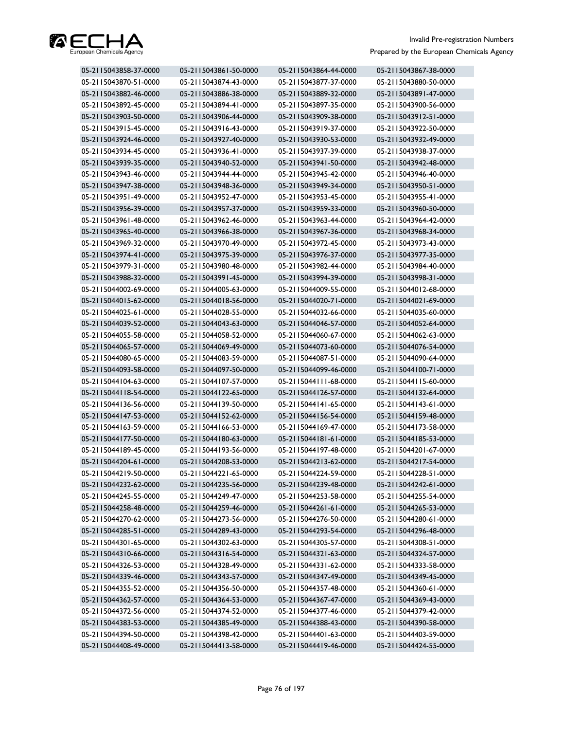| | | | |
|---|---|---|---|
| 05-2115043858-37-0000 | 05-2115043861-50-0000 | 05-2115043864-44-0000 | 05-2115043867-38-0000 |
| 05-2115043870-51-0000 | 05-2115043874-43-0000 | 05-2115043877-37-0000 | 05-2115043880-50-0000 |
| 05-2115043882-46-0000 | 05-2115043886-38-0000 | 05-2115043889-32-0000 | 05-2115043891-47-0000 |
| 05-2115043892-45-0000 | 05-2115043894-41-0000 | 05-2115043897-35-0000 | 05-2115043900-56-0000 |
| 05-2115043903-50-0000 | 05-2115043906-44-0000 | 05-2115043909-38-0000 | 05-2115043912-51-0000 |
| 05-2115043915-45-0000 | 05-2115043916-43-0000 | 05-2115043919-37-0000 | 05-2115043922-50-0000 |
| 05-2115043924-46-0000 | 05-2115043927-40-0000 | 05-2115043930-53-0000 | 05-2115043932-49-0000 |
| 05-2115043934-45-0000 | 05-2115043936-41-0000 | 05-2115043937-39-0000 | 05-2115043938-37-0000 |
| 05-2115043939-35-0000 | 05-2115043940-52-0000 | 05-2115043941-50-0000 | 05-2115043942-48-0000 |
| 05-2115043943-46-0000 | 05-2115043944-44-0000 | 05-2115043945-42-0000 | 05-2115043946-40-0000 |
| 05-2115043947-38-0000 | 05-2115043948-36-0000 | 05-2115043949-34-0000 | 05-2115043950-51-0000 |
| 05-2115043951-49-0000 | 05-2115043952-47-0000 | 05-2115043953-45-0000 | 05-2115043955-41-0000 |
| 05-2115043956-39-0000 | 05-2115043957-37-0000 | 05-2115043959-33-0000 | 05-2115043960-50-0000 |
| 05-2115043961-48-0000 | 05-2115043962-46-0000 | 05-2115043963-44-0000 | 05-2115043964-42-0000 |
| 05-2115043965-40-0000 | 05-2115043966-38-0000 | 05-2115043967-36-0000 | 05-2115043968-34-0000 |
| 05-2115043969-32-0000 | 05-2115043970-49-0000 | 05-2115043972-45-0000 | 05-2115043973-43-0000 |
| 05-2115043974-41-0000 | 05-2115043975-39-0000 | 05-2115043976-37-0000 | 05-2115043977-35-0000 |
| 05-2115043979-31-0000 | 05-2115043980-48-0000 | 05-2115043982-44-0000 | 05-2115043984-40-0000 |
| 05-2115043988-32-0000 | 05-2115043991-45-0000 | 05-2115043994-39-0000 | 05-2115043998-31-0000 |
| 05-2115044002-69-0000 | 05-2115044005-63-0000 | 05-2115044009-55-0000 | 05-2115044012-68-0000 |
| 05-2115044015-62-0000 | 05-2115044018-56-0000 | 05-2115044020-71-0000 | 05-2115044021-69-0000 |
| 05-2115044025-61-0000 | 05-2115044028-55-0000 | 05-2115044032-66-0000 | 05-2115044035-60-0000 |
| 05-2115044039-52-0000 | 05-2115044043-63-0000 | 05-2115044046-57-0000 | 05-2115044052-64-0000 |
| 05-2115044055-58-0000 | 05-2115044058-52-0000 | 05-2115044060-67-0000 | 05-2115044062-63-0000 |
| 05-2115044065-57-0000 | 05-2115044069-49-0000 | 05-2115044073-60-0000 | 05-2115044076-54-0000 |
| 05-2115044080-65-0000 | 05-2115044083-59-0000 | 05-2115044087-51-0000 | 05-2115044090-64-0000 |
| 05-2115044093-58-0000 | 05-2115044097-50-0000 | 05-2115044099-46-0000 | 05-2115044100-71-0000 |
| 05-2115044104-63-0000 | 05-2115044107-57-0000 | 05-2115044111-68-0000 | 05-2115044115-60-0000 |
| 05-2115044118-54-0000 | 05-2115044122-65-0000 | 05-2115044126-57-0000 | 05-2115044132-64-0000 |
| 05-2115044136-56-0000 | 05-2115044139-50-0000 | 05-2115044141-65-0000 | 05-2115044143-61-0000 |
| 05-2115044147-53-0000 | 05-2115044152-62-0000 | 05-2115044156-54-0000 | 05-2115044159-48-0000 |
| 05-2115044163-59-0000 | 05-2115044166-53-0000 | 05-2115044169-47-0000 | 05-2115044173-58-0000 |
| 05-2115044177-50-0000 | 05-2115044180-63-0000 | 05-2115044181-61-0000 | 05-2115044185-53-0000 |
| 05-2115044189-45-0000 | 05-2115044193-56-0000 | 05-2115044197-48-0000 | 05-2115044201-67-0000 |
| 05-2115044204-61-0000 | 05-2115044208-53-0000 | 05-2115044213-62-0000 | 05-2115044217-54-0000 |
| 05-2115044219-50-0000 | 05-2115044221-65-0000 | 05-2115044224-59-0000 | 05-2115044228-51-0000 |
| 05-2115044232-62-0000 | 05-2115044235-56-0000 | 05-2115044239-48-0000 | 05-2115044242-61-0000 |
| 05-2115044245-55-0000 | 05-2115044249-47-0000 | 05-2115044253-58-0000 | 05-2115044255-54-0000 |
| 05-2115044258-48-0000 | 05-2115044259-46-0000 | 05-2115044261-61-0000 | 05-2115044265-53-0000 |
| 05-2115044270-62-0000 | 05-2115044273-56-0000 | 05-2115044276-50-0000 | 05-2115044280-61-0000 |
| 05-2115044285-51-0000 | 05-2115044289-43-0000 | 05-2115044293-54-0000 | 05-2115044296-48-0000 |
| 05-2115044301-65-0000 | 05-2115044302-63-0000 | 05-2115044305-57-0000 | 05-2115044308-51-0000 |
| 05-2115044310-66-0000 | 05-2115044316-54-0000 | 05-2115044321-63-0000 | 05-2115044324-57-0000 |
| 05-2115044326-53-0000 | 05-2115044328-49-0000 | 05-2115044331-62-0000 | 05-2115044333-58-0000 |
| 05-2115044339-46-0000 | 05-2115044343-57-0000 | 05-2115044347-49-0000 | 05-2115044349-45-0000 |
| 05-2115044355-52-0000 | 05-2115044356-50-0000 | 05-2115044357-48-0000 | 05-2115044360-61-0000 |
| 05-2115044362-57-0000 | 05-2115044364-53-0000 | 05-2115044367-47-0000 | 05-2115044369-43-0000 |
| 05-2115044372-56-0000 | 05-2115044374-52-0000 | 05-2115044377-46-0000 | 05-2115044379-42-0000 |
| 05-2115044383-53-0000 | 05-2115044385-49-0000 | 05-2115044388-43-0000 | 05-2115044390-58-0000 |
| 05-2115044394-50-0000 | 05-2115044398-42-0000 | 05-2115044401-63-0000 | 05-2115044403-59-0000 |
| 05-2115044408-49-0000 | 05-2115044413-58-0000 | 05-2115044419-46-0000 | 05-2115044424-55-0000 |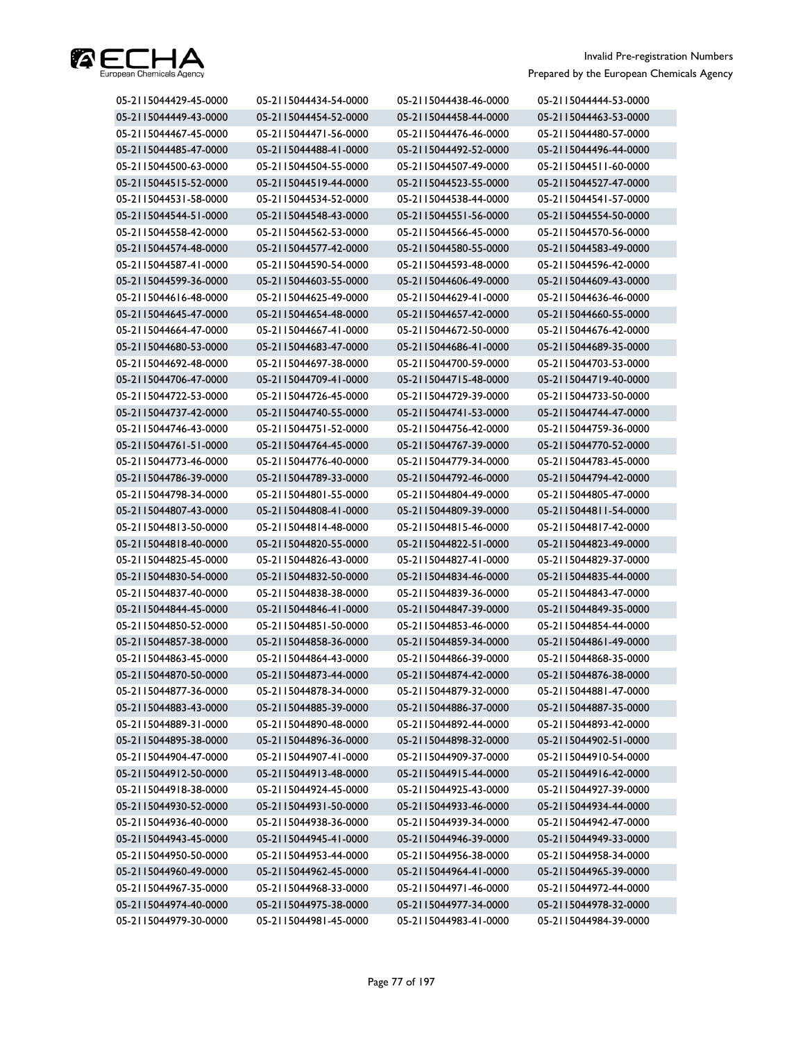| | | | |
|---|---|---|---|
| 05-2115044429-45-0000 | 05-2115044434-54-0000 | 05-2115044438-46-0000 | 05-2115044444-53-0000 |
| 05-2115044449-43-0000 | 05-2115044454-52-0000 | 05-2115044458-44-0000 | 05-2115044463-53-0000 |
| 05-2115044467-45-0000 | 05-2115044471-56-0000 | 05-2115044476-46-0000 | 05-2115044480-57-0000 |
| 05-2115044485-47-0000 | 05-2115044488-41-0000 | 05-2115044492-52-0000 | 05-2115044496-44-0000 |
| 05-2115044500-63-0000 | 05-2115044504-55-0000 | 05-2115044507-49-0000 | 05-2115044511-60-0000 |
| 05-2115044515-52-0000 | 05-2115044519-44-0000 | 05-2115044523-55-0000 | 05-2115044527-47-0000 |
| 05-2115044531-58-0000 | 05-2115044534-52-0000 | 05-2115044538-44-0000 | 05-2115044541-57-0000 |
| 05-2115044544-51-0000 | 05-2115044548-43-0000 | 05-2115044551-56-0000 | 05-2115044554-50-0000 |
| 05-2115044558-42-0000 | 05-2115044562-53-0000 | 05-2115044566-45-0000 | 05-2115044570-56-0000 |
| 05-2115044574-48-0000 | 05-2115044577-42-0000 | 05-2115044580-55-0000 | 05-2115044583-49-0000 |
| 05-2115044587-41-0000 | 05-2115044590-54-0000 | 05-2115044593-48-0000 | 05-2115044596-42-0000 |
| 05-2115044599-36-0000 | 05-2115044603-55-0000 | 05-2115044606-49-0000 | 05-2115044609-43-0000 |
| 05-2115044616-48-0000 | 05-2115044625-49-0000 | 05-2115044629-41-0000 | 05-2115044636-46-0000 |
| 05-2115044645-47-0000 | 05-2115044654-48-0000 | 05-2115044657-42-0000 | 05-2115044660-55-0000 |
| 05-2115044664-47-0000 | 05-2115044667-41-0000 | 05-2115044672-50-0000 | 05-2115044676-42-0000 |
| 05-2115044680-53-0000 | 05-2115044683-47-0000 | 05-2115044686-41-0000 | 05-2115044689-35-0000 |
| 05-2115044692-48-0000 | 05-2115044697-38-0000 | 05-2115044700-59-0000 | 05-2115044703-53-0000 |
| 05-2115044706-47-0000 | 05-2115044709-41-0000 | 05-2115044715-48-0000 | 05-2115044719-40-0000 |
| 05-2115044722-53-0000 | 05-2115044726-45-0000 | 05-2115044729-39-0000 | 05-2115044733-50-0000 |
| 05-2115044737-42-0000 | 05-2115044740-55-0000 | 05-2115044741-53-0000 | 05-2115044744-47-0000 |
| 05-2115044746-43-0000 | 05-2115044751-52-0000 | 05-2115044756-42-0000 | 05-2115044759-36-0000 |
| 05-2115044761-51-0000 | 05-2115044764-45-0000 | 05-2115044767-39-0000 | 05-2115044770-52-0000 |
| 05-2115044773-46-0000 | 05-2115044776-40-0000 | 05-2115044779-34-0000 | 05-2115044783-45-0000 |
| 05-2115044786-39-0000 | 05-2115044789-33-0000 | 05-2115044792-46-0000 | 05-2115044794-42-0000 |
| 05-2115044798-34-0000 | 05-2115044801-55-0000 | 05-2115044804-49-0000 | 05-2115044805-47-0000 |
| 05-2115044807-43-0000 | 05-2115044808-41-0000 | 05-2115044809-39-0000 | 05-2115044811-54-0000 |
| 05-2115044813-50-0000 | 05-2115044814-48-0000 | 05-2115044815-46-0000 | 05-2115044817-42-0000 |
| 05-2115044818-40-0000 | 05-2115044820-55-0000 | 05-2115044822-51-0000 | 05-2115044823-49-0000 |
| 05-2115044825-45-0000 | 05-2115044826-43-0000 | 05-2115044827-41-0000 | 05-2115044829-37-0000 |
| 05-2115044830-54-0000 | 05-2115044832-50-0000 | 05-2115044834-46-0000 | 05-2115044835-44-0000 |
| 05-2115044837-40-0000 | 05-2115044838-38-0000 | 05-2115044839-36-0000 | 05-2115044843-47-0000 |
| 05-2115044844-45-0000 | 05-2115044846-41-0000 | 05-2115044847-39-0000 | 05-2115044849-35-0000 |
| 05-2115044850-52-0000 | 05-2115044851-50-0000 | 05-2115044853-46-0000 | 05-2115044854-44-0000 |
| 05-2115044857-38-0000 | 05-2115044858-36-0000 | 05-2115044859-34-0000 | 05-2115044861-49-0000 |
| 05-2115044863-45-0000 | 05-2115044864-43-0000 | 05-2115044866-39-0000 | 05-2115044868-35-0000 |
| 05-2115044870-50-0000 | 05-2115044873-44-0000 | 05-2115044874-42-0000 | 05-2115044876-38-0000 |
| 05-2115044877-36-0000 | 05-2115044878-34-0000 | 05-2115044879-32-0000 | 05-2115044881-47-0000 |
| 05-2115044883-43-0000 | 05-2115044885-39-0000 | 05-2115044886-37-0000 | 05-2115044887-35-0000 |
| 05-2115044889-31-0000 | 05-2115044890-48-0000 | 05-2115044892-44-0000 | 05-2115044893-42-0000 |
| 05-2115044895-38-0000 | 05-2115044896-36-0000 | 05-2115044898-32-0000 | 05-2115044902-51-0000 |
| 05-2115044904-47-0000 | 05-2115044907-41-0000 | 05-2115044909-37-0000 | 05-2115044910-54-0000 |
| 05-2115044912-50-0000 | 05-2115044913-48-0000 | 05-2115044915-44-0000 | 05-2115044916-42-0000 |
| 05-2115044918-38-0000 | 05-2115044924-45-0000 | 05-2115044925-43-0000 | 05-2115044927-39-0000 |
| 05-2115044930-52-0000 | 05-2115044931-50-0000 | 05-2115044933-46-0000 | 05-2115044934-44-0000 |
| 05-2115044936-40-0000 | 05-2115044938-36-0000 | 05-2115044939-34-0000 | 05-2115044942-47-0000 |
| 05-2115044943-45-0000 | 05-2115044945-41-0000 | 05-2115044946-39-0000 | 05-2115044949-33-0000 |
| 05-2115044950-50-0000 | 05-2115044953-44-0000 | 05-2115044956-38-0000 | 05-2115044958-34-0000 |
| 05-2115044960-49-0000 | 05-2115044962-45-0000 | 05-2115044964-41-0000 | 05-2115044965-39-0000 |
| 05-2115044967-35-0000 | 05-2115044968-33-0000 | 05-2115044971-46-0000 | 05-2115044972-44-0000 |
| 05-2115044974-40-0000 | 05-2115044975-38-0000 | 05-2115044977-34-0000 | 05-2115044978-32-0000 |
| 05-2115044979-30-0000 | 05-2115044981-45-0000 | 05-2115044983-41-0000 | 05-2115044984-39-0000 |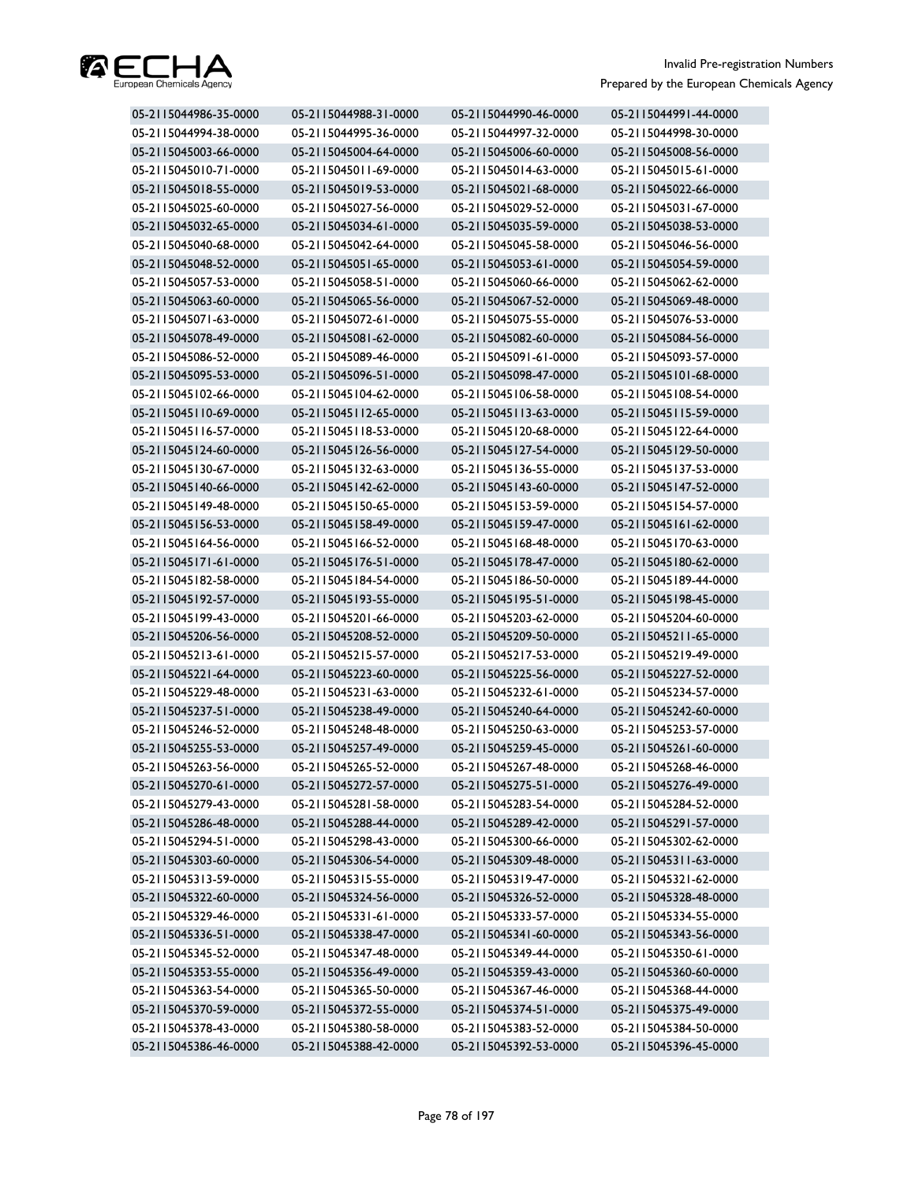| | | | |
|---|---|---|---|
| 05-2115044986-35-0000 | 05-2115044988-31-0000 | 05-2115044990-46-0000 | 05-2115044991-44-0000 |
| 05-2115044994-38-0000 | 05-2115044995-36-0000 | 05-2115044997-32-0000 | 05-2115044998-30-0000 |
| 05-2115045003-66-0000 | 05-2115045004-64-0000 | 05-2115045006-60-0000 | 05-2115045008-56-0000 |
| 05-2115045010-71-0000 | 05-2115045011-69-0000 | 05-2115045014-63-0000 | 05-2115045015-61-0000 |
| 05-2115045018-55-0000 | 05-2115045019-53-0000 | 05-2115045021-68-0000 | 05-2115045022-66-0000 |
| 05-2115045025-60-0000 | 05-2115045027-56-0000 | 05-2115045029-52-0000 | 05-2115045031-67-0000 |
| 05-2115045032-65-0000 | 05-2115045034-61-0000 | 05-2115045035-59-0000 | 05-2115045038-53-0000 |
| 05-2115045040-68-0000 | 05-2115045042-64-0000 | 05-2115045045-58-0000 | 05-2115045046-56-0000 |
| 05-2115045048-52-0000 | 05-2115045051-65-0000 | 05-2115045053-61-0000 | 05-2115045054-59-0000 |
| 05-2115045057-53-0000 | 05-2115045058-51-0000 | 05-2115045060-66-0000 | 05-2115045062-62-0000 |
| 05-2115045063-60-0000 | 05-2115045065-56-0000 | 05-2115045067-52-0000 | 05-2115045069-48-0000 |
| 05-2115045071-63-0000 | 05-2115045072-61-0000 | 05-2115045075-55-0000 | 05-2115045076-53-0000 |
| 05-2115045078-49-0000 | 05-2115045081-62-0000 | 05-2115045082-60-0000 | 05-2115045084-56-0000 |
| 05-2115045086-52-0000 | 05-2115045089-46-0000 | 05-2115045091-61-0000 | 05-2115045093-57-0000 |
| 05-2115045095-53-0000 | 05-2115045096-51-0000 | 05-2115045098-47-0000 | 05-2115045101-68-0000 |
| 05-2115045102-66-0000 | 05-2115045104-62-0000 | 05-2115045106-58-0000 | 05-2115045108-54-0000 |
| 05-2115045110-69-0000 | 05-2115045112-65-0000 | 05-2115045113-63-0000 | 05-2115045115-59-0000 |
| 05-2115045116-57-0000 | 05-2115045118-53-0000 | 05-2115045120-68-0000 | 05-2115045122-64-0000 |
| 05-2115045124-60-0000 | 05-2115045126-56-0000 | 05-2115045127-54-0000 | 05-2115045129-50-0000 |
| 05-2115045130-67-0000 | 05-2115045132-63-0000 | 05-2115045136-55-0000 | 05-2115045137-53-0000 |
| 05-2115045140-66-0000 | 05-2115045142-62-0000 | 05-2115045143-60-0000 | 05-2115045147-52-0000 |
| 05-2115045149-48-0000 | 05-2115045150-65-0000 | 05-2115045153-59-0000 | 05-2115045154-57-0000 |
| 05-2115045156-53-0000 | 05-2115045158-49-0000 | 05-2115045159-47-0000 | 05-2115045161-62-0000 |
| 05-2115045164-56-0000 | 05-2115045166-52-0000 | 05-2115045168-48-0000 | 05-2115045170-63-0000 |
| 05-2115045171-61-0000 | 05-2115045176-51-0000 | 05-2115045178-47-0000 | 05-2115045180-62-0000 |
| 05-2115045182-58-0000 | 05-2115045184-54-0000 | 05-2115045186-50-0000 | 05-2115045189-44-0000 |
| 05-2115045192-57-0000 | 05-2115045193-55-0000 | 05-2115045195-51-0000 | 05-2115045198-45-0000 |
| 05-2115045199-43-0000 | 05-2115045201-66-0000 | 05-2115045203-62-0000 | 05-2115045204-60-0000 |
| 05-2115045206-56-0000 | 05-2115045208-52-0000 | 05-2115045209-50-0000 | 05-2115045211-65-0000 |
| 05-2115045213-61-0000 | 05-2115045215-57-0000 | 05-2115045217-53-0000 | 05-2115045219-49-0000 |
| 05-2115045221-64-0000 | 05-2115045223-60-0000 | 05-2115045225-56-0000 | 05-2115045227-52-0000 |
| 05-2115045229-48-0000 | 05-2115045231-63-0000 | 05-2115045232-61-0000 | 05-2115045234-57-0000 |
| 05-2115045237-51-0000 | 05-2115045238-49-0000 | 05-2115045240-64-0000 | 05-2115045242-60-0000 |
| 05-2115045246-52-0000 | 05-2115045248-48-0000 | 05-2115045250-63-0000 | 05-2115045253-57-0000 |
| 05-2115045255-53-0000 | 05-2115045257-49-0000 | 05-2115045259-45-0000 | 05-2115045261-60-0000 |
| 05-2115045263-56-0000 | 05-2115045265-52-0000 | 05-2115045267-48-0000 | 05-2115045268-46-0000 |
| 05-2115045270-61-0000 | 05-2115045272-57-0000 | 05-2115045275-51-0000 | 05-2115045276-49-0000 |
| 05-2115045279-43-0000 | 05-2115045281-58-0000 | 05-2115045283-54-0000 | 05-2115045284-52-0000 |
| 05-2115045286-48-0000 | 05-2115045288-44-0000 | 05-2115045289-42-0000 | 05-2115045291-57-0000 |
| 05-2115045294-51-0000 | 05-2115045298-43-0000 | 05-2115045300-66-0000 | 05-2115045302-62-0000 |
| 05-2115045303-60-0000 | 05-2115045306-54-0000 | 05-2115045309-48-0000 | 05-2115045311-63-0000 |
| 05-2115045313-59-0000 | 05-2115045315-55-0000 | 05-2115045319-47-0000 | 05-2115045321-62-0000 |
| 05-2115045322-60-0000 | 05-2115045324-56-0000 | 05-2115045326-52-0000 | 05-2115045328-48-0000 |
| 05-2115045329-46-0000 | 05-2115045331-61-0000 | 05-2115045333-57-0000 | 05-2115045334-55-0000 |
| 05-2115045336-51-0000 | 05-2115045338-47-0000 | 05-2115045341-60-0000 | 05-2115045343-56-0000 |
| 05-2115045345-52-0000 | 05-2115045347-48-0000 | 05-2115045349-44-0000 | 05-2115045350-61-0000 |
| 05-2115045353-55-0000 | 05-2115045356-49-0000 | 05-2115045359-43-0000 | 05-2115045360-60-0000 |
| 05-2115045363-54-0000 | 05-2115045365-50-0000 | 05-2115045367-46-0000 | 05-2115045368-44-0000 |
| 05-2115045370-59-0000 | 05-2115045372-55-0000 | 05-2115045374-51-0000 | 05-2115045375-49-0000 |
| 05-2115045378-43-0000 | 05-2115045380-58-0000 | 05-2115045383-52-0000 | 05-2115045384-50-0000 |
| 05-2115045386-46-0000 | 05-2115045388-42-0000 | 05-2115045392-53-0000 | 05-2115045396-45-0000 |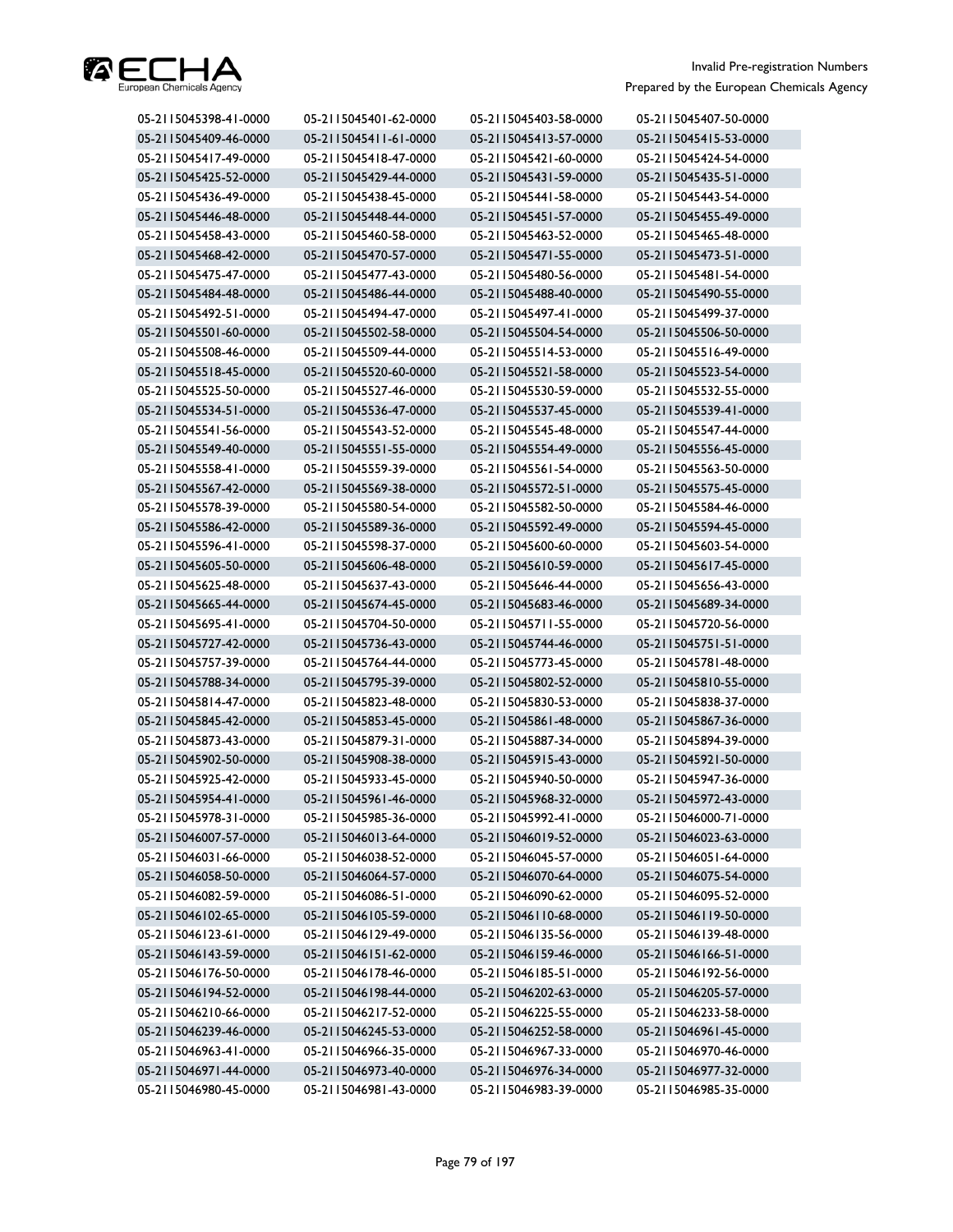| | | | |
|---|---|---|---|
| 05-2115045398-41-0000 | 05-2115045401-62-0000 | 05-2115045403-58-0000 | 05-2115045407-50-0000 |
| 05-2115045409-46-0000 | 05-2115045411-61-0000 | 05-2115045413-57-0000 | 05-2115045415-53-0000 |
| 05-2115045417-49-0000 | 05-2115045418-47-0000 | 05-2115045421-60-0000 | 05-2115045424-54-0000 |
| 05-2115045425-52-0000 | 05-2115045429-44-0000 | 05-2115045431-59-0000 | 05-2115045435-51-0000 |
| 05-2115045436-49-0000 | 05-2115045438-45-0000 | 05-2115045441-58-0000 | 05-2115045443-54-0000 |
| 05-2115045446-48-0000 | 05-2115045448-44-0000 | 05-2115045451-57-0000 | 05-2115045455-49-0000 |
| 05-2115045458-43-0000 | 05-2115045460-58-0000 | 05-2115045463-52-0000 | 05-2115045465-48-0000 |
| 05-2115045468-42-0000 | 05-2115045470-57-0000 | 05-2115045471-55-0000 | 05-2115045473-51-0000 |
| 05-2115045475-47-0000 | 05-2115045477-43-0000 | 05-2115045480-56-0000 | 05-2115045481-54-0000 |
| 05-2115045484-48-0000 | 05-2115045486-44-0000 | 05-2115045488-40-0000 | 05-2115045490-55-0000 |
| 05-2115045492-51-0000 | 05-2115045494-47-0000 | 05-2115045497-41-0000 | 05-2115045499-37-0000 |
| 05-2115045501-60-0000 | 05-2115045502-58-0000 | 05-2115045504-54-0000 | 05-2115045506-50-0000 |
| 05-2115045508-46-0000 | 05-2115045509-44-0000 | 05-2115045514-53-0000 | 05-2115045516-49-0000 |
| 05-2115045518-45-0000 | 05-2115045520-60-0000 | 05-2115045521-58-0000 | 05-2115045523-54-0000 |
| 05-2115045525-50-0000 | 05-2115045527-46-0000 | 05-2115045530-59-0000 | 05-2115045532-55-0000 |
| 05-2115045534-51-0000 | 05-2115045536-47-0000 | 05-2115045537-45-0000 | 05-2115045539-41-0000 |
| 05-2115045541-56-0000 | 05-2115045543-52-0000 | 05-2115045545-48-0000 | 05-2115045547-44-0000 |
| 05-2115045549-40-0000 | 05-2115045551-55-0000 | 05-2115045554-49-0000 | 05-2115045556-45-0000 |
| 05-2115045558-41-0000 | 05-2115045559-39-0000 | 05-2115045561-54-0000 | 05-2115045563-50-0000 |
| 05-2115045567-42-0000 | 05-2115045569-38-0000 | 05-2115045572-51-0000 | 05-2115045575-45-0000 |
| 05-2115045578-39-0000 | 05-2115045580-54-0000 | 05-2115045582-50-0000 | 05-2115045584-46-0000 |
| 05-2115045586-42-0000 | 05-2115045589-36-0000 | 05-2115045592-49-0000 | 05-2115045594-45-0000 |
| 05-2115045596-41-0000 | 05-2115045598-37-0000 | 05-2115045600-60-0000 | 05-2115045603-54-0000 |
| 05-2115045605-50-0000 | 05-2115045606-48-0000 | 05-2115045610-59-0000 | 05-2115045617-45-0000 |
| 05-2115045625-48-0000 | 05-2115045637-43-0000 | 05-2115045646-44-0000 | 05-2115045656-43-0000 |
| 05-2115045665-44-0000 | 05-2115045674-45-0000 | 05-2115045683-46-0000 | 05-2115045689-34-0000 |
| 05-2115045695-41-0000 | 05-2115045704-50-0000 | 05-2115045711-55-0000 | 05-2115045720-56-0000 |
| 05-2115045727-42-0000 | 05-2115045736-43-0000 | 05-2115045744-46-0000 | 05-2115045751-51-0000 |
| 05-2115045757-39-0000 | 05-2115045764-44-0000 | 05-2115045773-45-0000 | 05-2115045781-48-0000 |
| 05-2115045788-34-0000 | 05-2115045795-39-0000 | 05-2115045802-52-0000 | 05-2115045810-55-0000 |
| 05-2115045814-47-0000 | 05-2115045823-48-0000 | 05-2115045830-53-0000 | 05-2115045838-37-0000 |
| 05-2115045845-42-0000 | 05-2115045853-45-0000 | 05-2115045861-48-0000 | 05-2115045867-36-0000 |
| 05-2115045873-43-0000 | 05-2115045879-31-0000 | 05-2115045887-34-0000 | 05-2115045894-39-0000 |
| 05-2115045902-50-0000 | 05-2115045908-38-0000 | 05-2115045915-43-0000 | 05-2115045921-50-0000 |
| 05-2115045925-42-0000 | 05-2115045933-45-0000 | 05-2115045940-50-0000 | 05-2115045947-36-0000 |
| 05-2115045954-41-0000 | 05-2115045961-46-0000 | 05-2115045968-32-0000 | 05-2115045972-43-0000 |
| 05-2115045978-31-0000 | 05-2115045985-36-0000 | 05-2115045992-41-0000 | 05-2115046000-71-0000 |
| 05-2115046007-57-0000 | 05-2115046013-64-0000 | 05-2115046019-52-0000 | 05-2115046023-63-0000 |
| 05-2115046031-66-0000 | 05-2115046038-52-0000 | 05-2115046045-57-0000 | 05-2115046051-64-0000 |
| 05-2115046058-50-0000 | 05-2115046064-57-0000 | 05-2115046070-64-0000 | 05-2115046075-54-0000 |
| 05-2115046082-59-0000 | 05-2115046086-51-0000 | 05-2115046090-62-0000 | 05-2115046095-52-0000 |
| 05-2115046102-65-0000 | 05-2115046105-59-0000 | 05-2115046110-68-0000 | 05-2115046119-50-0000 |
| 05-2115046123-61-0000 | 05-2115046129-49-0000 | 05-2115046135-56-0000 | 05-2115046139-48-0000 |
| 05-2115046143-59-0000 | 05-2115046151-62-0000 | 05-2115046159-46-0000 | 05-2115046166-51-0000 |
| 05-2115046176-50-0000 | 05-2115046178-46-0000 | 05-2115046185-51-0000 | 05-2115046192-56-0000 |
| 05-2115046194-52-0000 | 05-2115046198-44-0000 | 05-2115046202-63-0000 | 05-2115046205-57-0000 |
| 05-2115046210-66-0000 | 05-2115046217-52-0000 | 05-2115046225-55-0000 | 05-2115046233-58-0000 |
| 05-2115046239-46-0000 | 05-2115046245-53-0000 | 05-2115046252-58-0000 | 05-2115046961-45-0000 |
| 05-2115046963-41-0000 | 05-2115046966-35-0000 | 05-2115046967-33-0000 | 05-2115046970-46-0000 |
| 05-2115046971-44-0000 | 05-2115046973-40-0000 | 05-2115046976-34-0000 | 05-2115046977-32-0000 |
| 05-2115046980-45-0000 | 05-2115046981-43-0000 | 05-2115046983-39-0000 | 05-2115046985-35-0000 |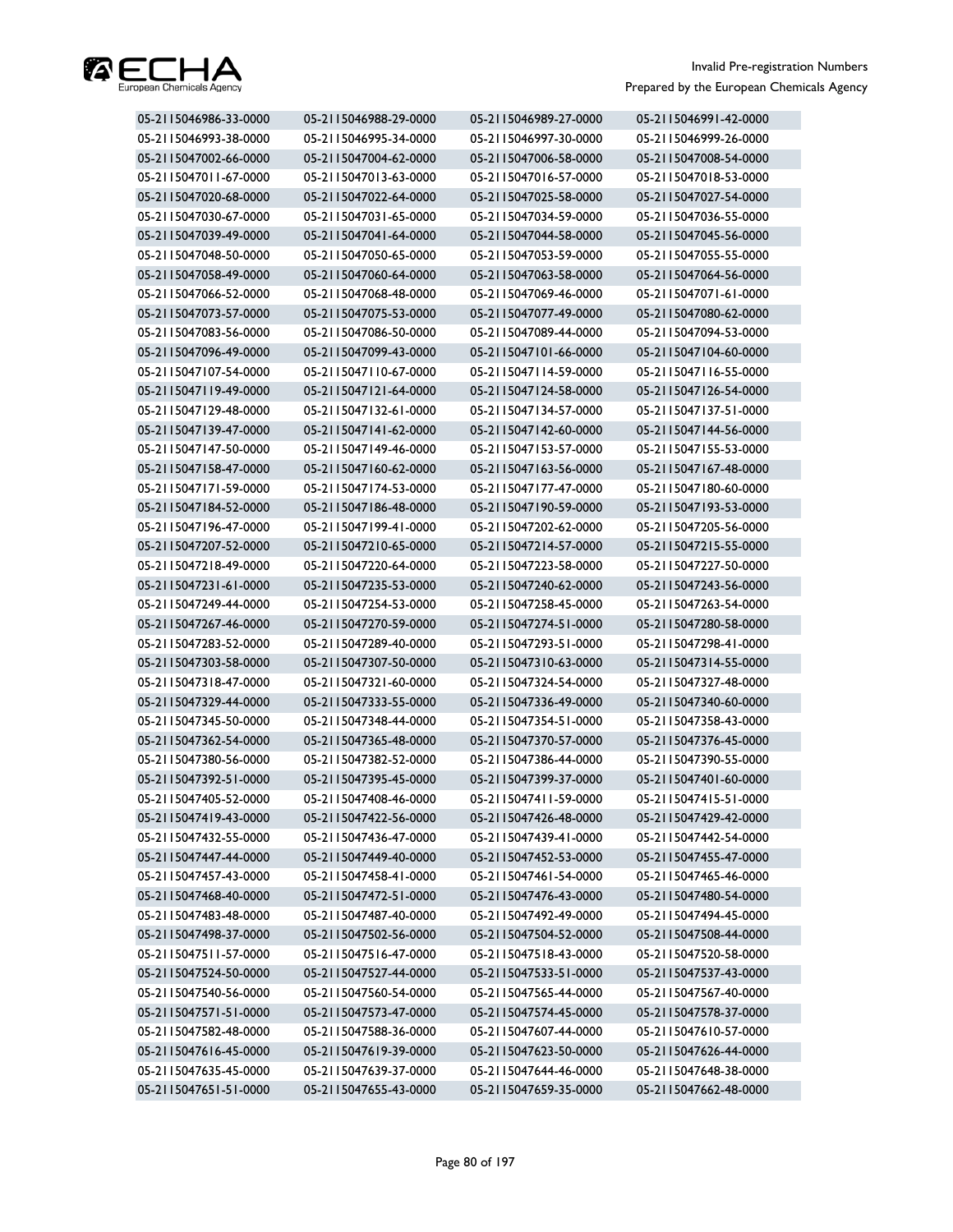| | | | |
|---|---|---|---|
| 05-2115046986-33-0000 | 05-2115046988-29-0000 | 05-2115046989-27-0000 | 05-2115046991-42-0000 |
| 05-2115046993-38-0000 | 05-2115046995-34-0000 | 05-2115046997-30-0000 | 05-2115046999-26-0000 |
| 05-2115047002-66-0000 | 05-2115047004-62-0000 | 05-2115047006-58-0000 | 05-2115047008-54-0000 |
| 05-2115047011-67-0000 | 05-2115047013-63-0000 | 05-2115047016-57-0000 | 05-2115047018-53-0000 |
| 05-2115047020-68-0000 | 05-2115047022-64-0000 | 05-2115047025-58-0000 | 05-2115047027-54-0000 |
| 05-2115047030-67-0000 | 05-2115047031-65-0000 | 05-2115047034-59-0000 | 05-2115047036-55-0000 |
| 05-2115047039-49-0000 | 05-2115047041-64-0000 | 05-2115047044-58-0000 | 05-2115047045-56-0000 |
| 05-2115047048-50-0000 | 05-2115047050-65-0000 | 05-2115047053-59-0000 | 05-2115047055-55-0000 |
| 05-2115047058-49-0000 | 05-2115047060-64-0000 | 05-2115047063-58-0000 | 05-2115047064-56-0000 |
| 05-2115047066-52-0000 | 05-2115047068-48-0000 | 05-2115047069-46-0000 | 05-2115047071-61-0000 |
| 05-2115047073-57-0000 | 05-2115047075-53-0000 | 05-2115047077-49-0000 | 05-2115047080-62-0000 |
| 05-2115047083-56-0000 | 05-2115047086-50-0000 | 05-2115047089-44-0000 | 05-2115047094-53-0000 |
| 05-2115047096-49-0000 | 05-2115047099-43-0000 | 05-2115047101-66-0000 | 05-2115047104-60-0000 |
| 05-2115047107-54-0000 | 05-2115047110-67-0000 | 05-2115047114-59-0000 | 05-2115047116-55-0000 |
| 05-2115047119-49-0000 | 05-2115047121-64-0000 | 05-2115047124-58-0000 | 05-2115047126-54-0000 |
| 05-2115047129-48-0000 | 05-2115047132-61-0000 | 05-2115047134-57-0000 | 05-2115047137-51-0000 |
| 05-2115047139-47-0000 | 05-2115047141-62-0000 | 05-2115047142-60-0000 | 05-2115047144-56-0000 |
| 05-2115047147-50-0000 | 05-2115047149-46-0000 | 05-2115047153-57-0000 | 05-2115047155-53-0000 |
| 05-2115047158-47-0000 | 05-2115047160-62-0000 | 05-2115047163-56-0000 | 05-2115047167-48-0000 |
| 05-2115047171-59-0000 | 05-2115047174-53-0000 | 05-2115047177-47-0000 | 05-2115047180-60-0000 |
| 05-2115047184-52-0000 | 05-2115047186-48-0000 | 05-2115047190-59-0000 | 05-2115047193-53-0000 |
| 05-2115047196-47-0000 | 05-2115047199-41-0000 | 05-2115047202-62-0000 | 05-2115047205-56-0000 |
| 05-2115047207-52-0000 | 05-2115047210-65-0000 | 05-2115047214-57-0000 | 05-2115047215-55-0000 |
| 05-2115047218-49-0000 | 05-2115047220-64-0000 | 05-2115047223-58-0000 | 05-2115047227-50-0000 |
| 05-2115047231-61-0000 | 05-2115047235-53-0000 | 05-2115047240-62-0000 | 05-2115047243-56-0000 |
| 05-2115047249-44-0000 | 05-2115047254-53-0000 | 05-2115047258-45-0000 | 05-2115047263-54-0000 |
| 05-2115047267-46-0000 | 05-2115047270-59-0000 | 05-2115047274-51-0000 | 05-2115047280-58-0000 |
| 05-2115047283-52-0000 | 05-2115047289-40-0000 | 05-2115047293-51-0000 | 05-2115047298-41-0000 |
| 05-2115047303-58-0000 | 05-2115047307-50-0000 | 05-2115047310-63-0000 | 05-2115047314-55-0000 |
| 05-2115047318-47-0000 | 05-2115047321-60-0000 | 05-2115047324-54-0000 | 05-2115047327-48-0000 |
| 05-2115047329-44-0000 | 05-2115047333-55-0000 | 05-2115047336-49-0000 | 05-2115047340-60-0000 |
| 05-2115047345-50-0000 | 05-2115047348-44-0000 | 05-2115047354-51-0000 | 05-2115047358-43-0000 |
| 05-2115047362-54-0000 | 05-2115047365-48-0000 | 05-2115047370-57-0000 | 05-2115047376-45-0000 |
| 05-2115047380-56-0000 | 05-2115047382-52-0000 | 05-2115047386-44-0000 | 05-2115047390-55-0000 |
| 05-2115047392-51-0000 | 05-2115047395-45-0000 | 05-2115047399-37-0000 | 05-2115047401-60-0000 |
| 05-2115047405-52-0000 | 05-2115047408-46-0000 | 05-2115047411-59-0000 | 05-2115047415-51-0000 |
| 05-2115047419-43-0000 | 05-2115047422-56-0000 | 05-2115047426-48-0000 | 05-2115047429-42-0000 |
| 05-2115047432-55-0000 | 05-2115047436-47-0000 | 05-2115047439-41-0000 | 05-2115047442-54-0000 |
| 05-2115047447-44-0000 | 05-2115047449-40-0000 | 05-2115047452-53-0000 | 05-2115047455-47-0000 |
| 05-2115047457-43-0000 | 05-2115047458-41-0000 | 05-2115047461-54-0000 | 05-2115047465-46-0000 |
| 05-2115047468-40-0000 | 05-2115047472-51-0000 | 05-2115047476-43-0000 | 05-2115047480-54-0000 |
| 05-2115047483-48-0000 | 05-2115047487-40-0000 | 05-2115047492-49-0000 | 05-2115047494-45-0000 |
| 05-2115047498-37-0000 | 05-2115047502-56-0000 | 05-2115047504-52-0000 | 05-2115047508-44-0000 |
| 05-2115047511-57-0000 | 05-2115047516-47-0000 | 05-2115047518-43-0000 | 05-2115047520-58-0000 |
| 05-2115047524-50-0000 | 05-2115047527-44-0000 | 05-2115047533-51-0000 | 05-2115047537-43-0000 |
| 05-2115047540-56-0000 | 05-2115047560-54-0000 | 05-2115047565-44-0000 | 05-2115047567-40-0000 |
| 05-2115047571-51-0000 | 05-2115047573-47-0000 | 05-2115047574-45-0000 | 05-2115047578-37-0000 |
| 05-2115047582-48-0000 | 05-2115047588-36-0000 | 05-2115047607-44-0000 | 05-2115047610-57-0000 |
| 05-2115047616-45-0000 | 05-2115047619-39-0000 | 05-2115047623-50-0000 | 05-2115047626-44-0000 |
| 05-2115047635-45-0000 | 05-2115047639-37-0000 | 05-2115047644-46-0000 | 05-2115047648-38-0000 |
| 05-2115047651-51-0000 | 05-2115047655-43-0000 | 05-2115047659-35-0000 | 05-2115047662-48-0000 |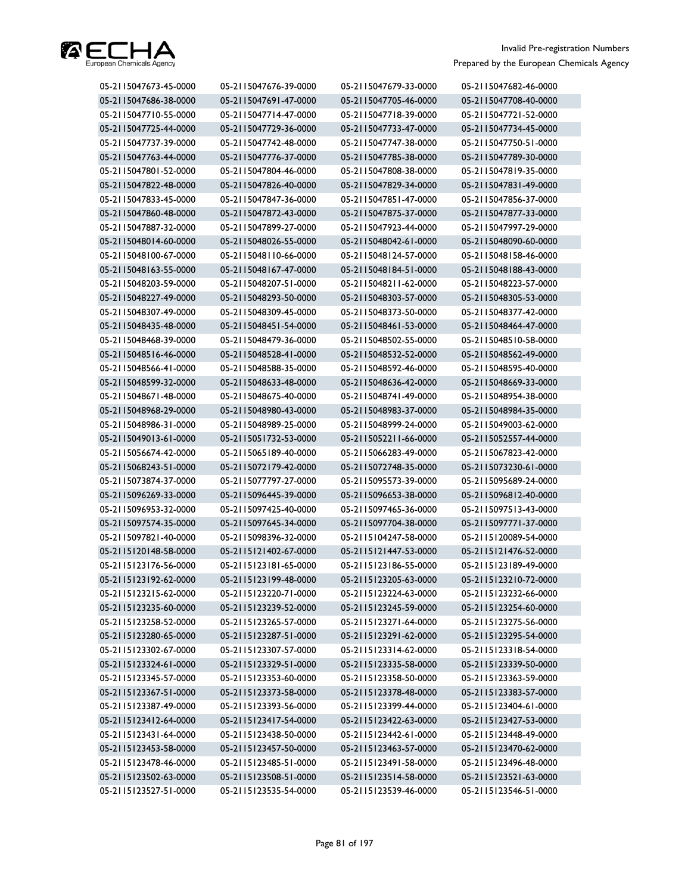| | | | |
|---|---|---|---|
| 05-2115047673-45-0000 | 05-2115047676-39-0000 | 05-2115047679-33-0000 | 05-2115047682-46-0000 |
| 05-2115047686-38-0000 | 05-2115047691-47-0000 | 05-2115047705-46-0000 | 05-2115047708-40-0000 |
| 05-2115047710-55-0000 | 05-2115047714-47-0000 | 05-2115047718-39-0000 | 05-2115047721-52-0000 |
| 05-2115047725-44-0000 | 05-2115047729-36-0000 | 05-2115047733-47-0000 | 05-2115047734-45-0000 |
| 05-2115047737-39-0000 | 05-2115047742-48-0000 | 05-2115047747-38-0000 | 05-2115047750-51-0000 |
| 05-2115047763-44-0000 | 05-2115047776-37-0000 | 05-2115047785-38-0000 | 05-2115047789-30-0000 |
| 05-2115047801-52-0000 | 05-2115047804-46-0000 | 05-2115047808-38-0000 | 05-2115047819-35-0000 |
| 05-2115047822-48-0000 | 05-2115047826-40-0000 | 05-2115047829-34-0000 | 05-2115047831-49-0000 |
| 05-2115047833-45-0000 | 05-2115047847-36-0000 | 05-2115047851-47-0000 | 05-2115047856-37-0000 |
| 05-2115047860-48-0000 | 05-2115047872-43-0000 | 05-2115047875-37-0000 | 05-2115047877-33-0000 |
| 05-2115047887-32-0000 | 05-2115047899-27-0000 | 05-2115047923-44-0000 | 05-2115047997-29-0000 |
| 05-2115048014-60-0000 | 05-2115048026-55-0000 | 05-2115048042-61-0000 | 05-2115048090-60-0000 |
| 05-2115048100-67-0000 | 05-2115048110-66-0000 | 05-2115048124-57-0000 | 05-2115048158-46-0000 |
| 05-2115048163-55-0000 | 05-2115048167-47-0000 | 05-2115048184-51-0000 | 05-2115048188-43-0000 |
| 05-2115048203-59-0000 | 05-2115048207-51-0000 | 05-2115048211-62-0000 | 05-2115048223-57-0000 |
| 05-2115048227-49-0000 | 05-2115048293-50-0000 | 05-2115048303-57-0000 | 05-2115048305-53-0000 |
| 05-2115048307-49-0000 | 05-2115048309-45-0000 | 05-2115048373-50-0000 | 05-2115048377-42-0000 |
| 05-2115048435-48-0000 | 05-2115048451-54-0000 | 05-2115048461-53-0000 | 05-2115048464-47-0000 |
| 05-2115048468-39-0000 | 05-2115048479-36-0000 | 05-2115048502-55-0000 | 05-2115048510-58-0000 |
| 05-2115048516-46-0000 | 05-2115048528-41-0000 | 05-2115048532-52-0000 | 05-2115048562-49-0000 |
| 05-2115048566-41-0000 | 05-2115048588-35-0000 | 05-2115048592-46-0000 | 05-2115048595-40-0000 |
| 05-2115048599-32-0000 | 05-2115048633-48-0000 | 05-2115048636-42-0000 | 05-2115048669-33-0000 |
| 05-2115048671-48-0000 | 05-2115048675-40-0000 | 05-2115048741-49-0000 | 05-2115048954-38-0000 |
| 05-2115048968-29-0000 | 05-2115048980-43-0000 | 05-2115048983-37-0000 | 05-2115048984-35-0000 |
| 05-2115048986-31-0000 | 05-2115048989-25-0000 | 05-2115048999-24-0000 | 05-2115049003-62-0000 |
| 05-2115049013-61-0000 | 05-2115051732-53-0000 | 05-2115052211-66-0000 | 05-2115052557-44-0000 |
| 05-2115056674-42-0000 | 05-2115065189-40-0000 | 05-2115066283-49-0000 | 05-2115067823-42-0000 |
| 05-2115068243-51-0000 | 05-2115072179-42-0000 | 05-2115072748-35-0000 | 05-2115073230-61-0000 |
| 05-2115073874-37-0000 | 05-2115077797-27-0000 | 05-2115095573-39-0000 | 05-2115095689-24-0000 |
| 05-2115096269-33-0000 | 05-2115096445-39-0000 | 05-2115096653-38-0000 | 05-2115096812-40-0000 |
| 05-2115096953-32-0000 | 05-2115097425-40-0000 | 05-2115097465-36-0000 | 05-2115097513-43-0000 |
| 05-2115097574-35-0000 | 05-2115097645-34-0000 | 05-2115097704-38-0000 | 05-2115097771-37-0000 |
| 05-2115097821-40-0000 | 05-2115098396-32-0000 | 05-2115104247-58-0000 | 05-2115120089-54-0000 |
| 05-2115120148-58-0000 | 05-2115121402-67-0000 | 05-2115121447-53-0000 | 05-2115121476-52-0000 |
| 05-2115123176-56-0000 | 05-2115123181-65-0000 | 05-2115123186-55-0000 | 05-2115123189-49-0000 |
| 05-2115123192-62-0000 | 05-2115123199-48-0000 | 05-2115123205-63-0000 | 05-2115123210-72-0000 |
| 05-2115123215-62-0000 | 05-2115123220-71-0000 | 05-2115123224-63-0000 | 05-2115123232-66-0000 |
| 05-2115123235-60-0000 | 05-2115123239-52-0000 | 05-2115123245-59-0000 | 05-2115123254-60-0000 |
| 05-2115123258-52-0000 | 05-2115123265-57-0000 | 05-2115123271-64-0000 | 05-2115123275-56-0000 |
| 05-2115123280-65-0000 | 05-2115123287-51-0000 | 05-2115123291-62-0000 | 05-2115123295-54-0000 |
| 05-2115123302-67-0000 | 05-2115123307-57-0000 | 05-2115123314-62-0000 | 05-2115123318-54-0000 |
| 05-2115123324-61-0000 | 05-2115123329-51-0000 | 05-2115123335-58-0000 | 05-2115123339-50-0000 |
| 05-2115123345-57-0000 | 05-2115123353-60-0000 | 05-2115123358-50-0000 | 05-2115123363-59-0000 |
| 05-2115123367-51-0000 | 05-2115123373-58-0000 | 05-2115123378-48-0000 | 05-2115123383-57-0000 |
| 05-2115123387-49-0000 | 05-2115123393-56-0000 | 05-2115123399-44-0000 | 05-2115123404-61-0000 |
| 05-2115123412-64-0000 | 05-2115123417-54-0000 | 05-2115123422-63-0000 | 05-2115123427-53-0000 |
| 05-2115123431-64-0000 | 05-2115123438-50-0000 | 05-2115123442-61-0000 | 05-2115123448-49-0000 |
| 05-2115123453-58-0000 | 05-2115123457-50-0000 | 05-2115123463-57-0000 | 05-2115123470-62-0000 |
| 05-2115123478-46-0000 | 05-2115123485-51-0000 | 05-2115123491-58-0000 | 05-2115123496-48-0000 |
| 05-2115123502-63-0000 | 05-2115123508-51-0000 | 05-2115123514-58-0000 | 05-2115123521-63-0000 |
| 05-2115123527-51-0000 | 05-2115123535-54-0000 | 05-2115123539-46-0000 | 05-2115123546-51-0000 |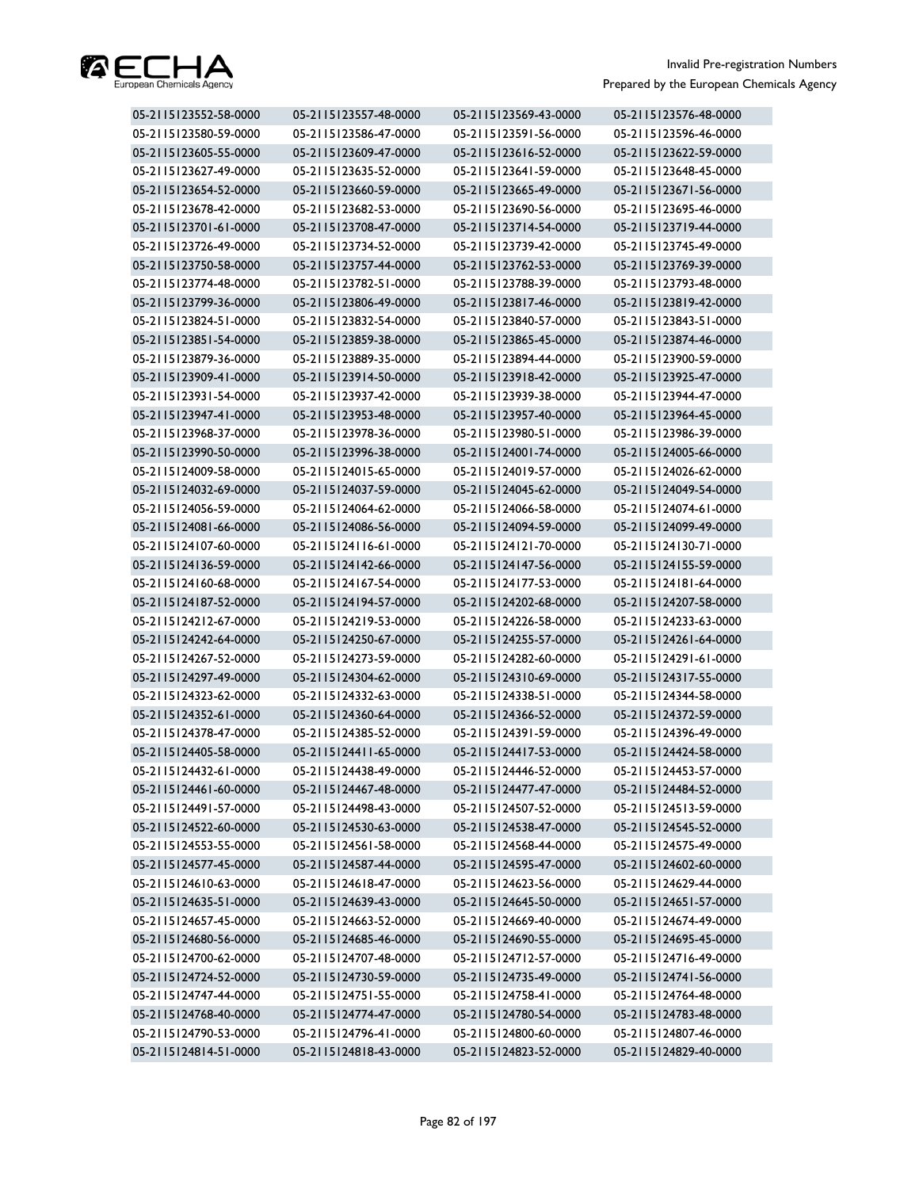| | | | |
|---|---|---|---|
| 05-2115123552-58-0000 | 05-2115123557-48-0000 | 05-2115123569-43-0000 | 05-2115123576-48-0000 |
| 05-2115123580-59-0000 | 05-2115123586-47-0000 | 05-2115123591-56-0000 | 05-2115123596-46-0000 |
| 05-2115123605-55-0000 | 05-2115123609-47-0000 | 05-2115123616-52-0000 | 05-2115123622-59-0000 |
| 05-2115123627-49-0000 | 05-2115123635-52-0000 | 05-2115123641-59-0000 | 05-2115123648-45-0000 |
| 05-2115123654-52-0000 | 05-2115123660-59-0000 | 05-2115123665-49-0000 | 05-2115123671-56-0000 |
| 05-2115123678-42-0000 | 05-2115123682-53-0000 | 05-2115123690-56-0000 | 05-2115123695-46-0000 |
| 05-2115123701-61-0000 | 05-2115123708-47-0000 | 05-2115123714-54-0000 | 05-2115123719-44-0000 |
| 05-2115123726-49-0000 | 05-2115123734-52-0000 | 05-2115123739-42-0000 | 05-2115123745-49-0000 |
| 05-2115123750-58-0000 | 05-2115123757-44-0000 | 05-2115123762-53-0000 | 05-2115123769-39-0000 |
| 05-2115123774-48-0000 | 05-2115123782-51-0000 | 05-2115123788-39-0000 | 05-2115123793-48-0000 |
| 05-2115123799-36-0000 | 05-2115123806-49-0000 | 05-2115123817-46-0000 | 05-2115123819-42-0000 |
| 05-2115123824-51-0000 | 05-2115123832-54-0000 | 05-2115123840-57-0000 | 05-2115123843-51-0000 |
| 05-2115123851-54-0000 | 05-2115123859-38-0000 | 05-2115123865-45-0000 | 05-2115123874-46-0000 |
| 05-2115123879-36-0000 | 05-2115123889-35-0000 | 05-2115123894-44-0000 | 05-2115123900-59-0000 |
| 05-2115123909-41-0000 | 05-2115123914-50-0000 | 05-2115123918-42-0000 | 05-2115123925-47-0000 |
| 05-2115123931-54-0000 | 05-2115123937-42-0000 | 05-2115123939-38-0000 | 05-2115123944-47-0000 |
| 05-2115123947-41-0000 | 05-2115123953-48-0000 | 05-2115123957-40-0000 | 05-2115123964-45-0000 |
| 05-2115123968-37-0000 | 05-2115123978-36-0000 | 05-2115123980-51-0000 | 05-2115123986-39-0000 |
| 05-2115123990-50-0000 | 05-2115123996-38-0000 | 05-2115124001-74-0000 | 05-2115124005-66-0000 |
| 05-2115124009-58-0000 | 05-2115124015-65-0000 | 05-2115124019-57-0000 | 05-2115124026-62-0000 |
| 05-2115124032-69-0000 | 05-2115124037-59-0000 | 05-2115124045-62-0000 | 05-2115124049-54-0000 |
| 05-2115124056-59-0000 | 05-2115124064-62-0000 | 05-2115124066-58-0000 | 05-2115124074-61-0000 |
| 05-2115124081-66-0000 | 05-2115124086-56-0000 | 05-2115124094-59-0000 | 05-2115124099-49-0000 |
| 05-2115124107-60-0000 | 05-2115124116-61-0000 | 05-2115124121-70-0000 | 05-2115124130-71-0000 |
| 05-2115124136-59-0000 | 05-2115124142-66-0000 | 05-2115124147-56-0000 | 05-2115124155-59-0000 |
| 05-2115124160-68-0000 | 05-2115124167-54-0000 | 05-2115124177-53-0000 | 05-2115124181-64-0000 |
| 05-2115124187-52-0000 | 05-2115124194-57-0000 | 05-2115124202-68-0000 | 05-2115124207-58-0000 |
| 05-2115124212-67-0000 | 05-2115124219-53-0000 | 05-2115124226-58-0000 | 05-2115124233-63-0000 |
| 05-2115124242-64-0000 | 05-2115124250-67-0000 | 05-2115124255-57-0000 | 05-2115124261-64-0000 |
| 05-2115124267-52-0000 | 05-2115124273-59-0000 | 05-2115124282-60-0000 | 05-2115124291-61-0000 |
| 05-2115124297-49-0000 | 05-2115124304-62-0000 | 05-2115124310-69-0000 | 05-2115124317-55-0000 |
| 05-2115124323-62-0000 | 05-2115124332-63-0000 | 05-2115124338-51-0000 | 05-2115124344-58-0000 |
| 05-2115124352-61-0000 | 05-2115124360-64-0000 | 05-2115124366-52-0000 | 05-2115124372-59-0000 |
| 05-2115124378-47-0000 | 05-2115124385-52-0000 | 05-2115124391-59-0000 | 05-2115124396-49-0000 |
| 05-2115124405-58-0000 | 05-2115124411-65-0000 | 05-2115124417-53-0000 | 05-2115124424-58-0000 |
| 05-2115124432-61-0000 | 05-2115124438-49-0000 | 05-2115124446-52-0000 | 05-2115124453-57-0000 |
| 05-2115124461-60-0000 | 05-2115124467-48-0000 | 05-2115124477-47-0000 | 05-2115124484-52-0000 |
| 05-2115124491-57-0000 | 05-2115124498-43-0000 | 05-2115124507-52-0000 | 05-2115124513-59-0000 |
| 05-2115124522-60-0000 | 05-2115124530-63-0000 | 05-2115124538-47-0000 | 05-2115124545-52-0000 |
| 05-2115124553-55-0000 | 05-2115124561-58-0000 | 05-2115124568-44-0000 | 05-2115124575-49-0000 |
| 05-2115124577-45-0000 | 05-2115124587-44-0000 | 05-2115124595-47-0000 | 05-2115124602-60-0000 |
| 05-2115124610-63-0000 | 05-2115124618-47-0000 | 05-2115124623-56-0000 | 05-2115124629-44-0000 |
| 05-2115124635-51-0000 | 05-2115124639-43-0000 | 05-2115124645-50-0000 | 05-2115124651-57-0000 |
| 05-2115124657-45-0000 | 05-2115124663-52-0000 | 05-2115124669-40-0000 | 05-2115124674-49-0000 |
| 05-2115124680-56-0000 | 05-2115124685-46-0000 | 05-2115124690-55-0000 | 05-2115124695-45-0000 |
| 05-2115124700-62-0000 | 05-2115124707-48-0000 | 05-2115124712-57-0000 | 05-2115124716-49-0000 |
| 05-2115124724-52-0000 | 05-2115124730-59-0000 | 05-2115124735-49-0000 | 05-2115124741-56-0000 |
| 05-2115124747-44-0000 | 05-2115124751-55-0000 | 05-2115124758-41-0000 | 05-2115124764-48-0000 |
| 05-2115124768-40-0000 | 05-2115124774-47-0000 | 05-2115124780-54-0000 | 05-2115124783-48-0000 |
| 05-2115124790-53-0000 | 05-2115124796-41-0000 | 05-2115124800-60-0000 | 05-2115124807-46-0000 |
| 05-2115124814-51-0000 | 05-2115124818-43-0000 | 05-2115124823-52-0000 | 05-2115124829-40-0000 |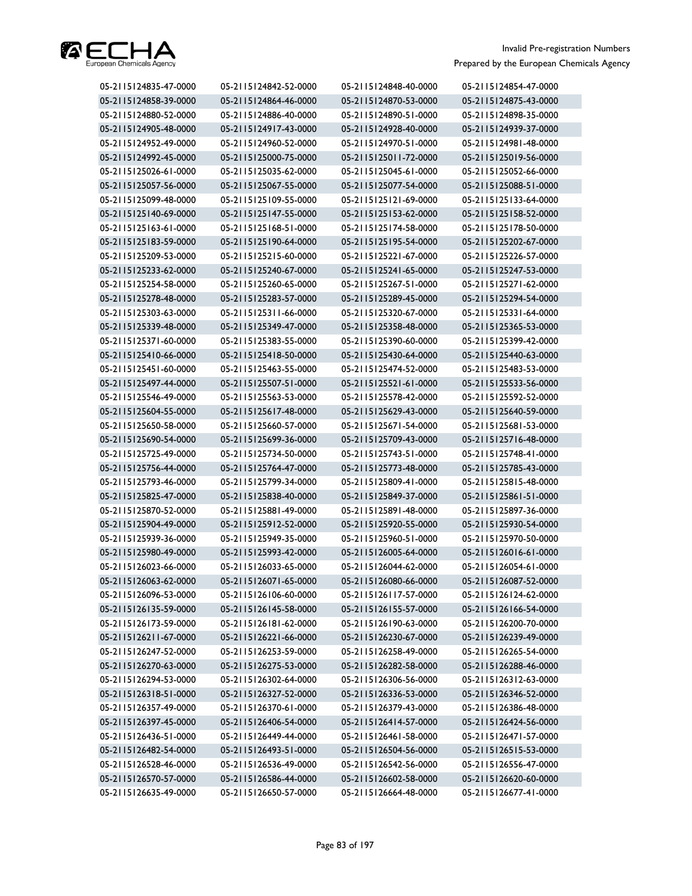| | | | |
|---|---|---|---|
| 05-2115124835-47-0000 | 05-2115124842-52-0000 | 05-2115124848-40-0000 | 05-2115124854-47-0000 |
| 05-2115124858-39-0000 | 05-2115124864-46-0000 | 05-2115124870-53-0000 | 05-2115124875-43-0000 |
| 05-2115124880-52-0000 | 05-2115124886-40-0000 | 05-2115124890-51-0000 | 05-2115124898-35-0000 |
| 05-2115124905-48-0000 | 05-2115124917-43-0000 | 05-2115124928-40-0000 | 05-2115124939-37-0000 |
| 05-2115124952-49-0000 | 05-2115124960-52-0000 | 05-2115124970-51-0000 | 05-2115124981-48-0000 |
| 05-2115124992-45-0000 | 05-2115125000-75-0000 | 05-2115125011-72-0000 | 05-2115125019-56-0000 |
| 05-2115125026-61-0000 | 05-2115125035-62-0000 | 05-2115125045-61-0000 | 05-2115125052-66-0000 |
| 05-2115125057-56-0000 | 05-2115125067-55-0000 | 05-2115125077-54-0000 | 05-2115125088-51-0000 |
| 05-2115125099-48-0000 | 05-2115125109-55-0000 | 05-2115125121-69-0000 | 05-2115125133-64-0000 |
| 05-2115125140-69-0000 | 05-2115125147-55-0000 | 05-2115125153-62-0000 | 05-2115125158-52-0000 |
| 05-2115125163-61-0000 | 05-2115125168-51-0000 | 05-2115125174-58-0000 | 05-2115125178-50-0000 |
| 05-2115125183-59-0000 | 05-2115125190-64-0000 | 05-2115125195-54-0000 | 05-2115125202-67-0000 |
| 05-2115125209-53-0000 | 05-2115125215-60-0000 | 05-2115125221-67-0000 | 05-2115125226-57-0000 |
| 05-2115125233-62-0000 | 05-2115125240-67-0000 | 05-2115125241-65-0000 | 05-2115125247-53-0000 |
| 05-2115125254-58-0000 | 05-2115125260-65-0000 | 05-2115125267-51-0000 | 05-2115125271-62-0000 |
| 05-2115125278-48-0000 | 05-2115125283-57-0000 | 05-2115125289-45-0000 | 05-2115125294-54-0000 |
| 05-2115125303-63-0000 | 05-2115125311-66-0000 | 05-2115125320-67-0000 | 05-2115125331-64-0000 |
| 05-2115125339-48-0000 | 05-2115125349-47-0000 | 05-2115125358-48-0000 | 05-2115125365-53-0000 |
| 05-2115125371-60-0000 | 05-2115125383-55-0000 | 05-2115125390-60-0000 | 05-2115125399-42-0000 |
| 05-2115125410-66-0000 | 05-2115125418-50-0000 | 05-2115125430-64-0000 | 05-2115125440-63-0000 |
| 05-2115125451-60-0000 | 05-2115125463-55-0000 | 05-2115125474-52-0000 | 05-2115125483-53-0000 |
| 05-2115125497-44-0000 | 05-2115125507-51-0000 | 05-2115125521-61-0000 | 05-2115125533-56-0000 |
| 05-2115125546-49-0000 | 05-2115125563-53-0000 | 05-2115125578-42-0000 | 05-2115125592-52-0000 |
| 05-2115125604-55-0000 | 05-2115125617-48-0000 | 05-2115125629-43-0000 | 05-2115125640-59-0000 |
| 05-2115125650-58-0000 | 05-2115125660-57-0000 | 05-2115125671-54-0000 | 05-2115125681-53-0000 |
| 05-2115125690-54-0000 | 05-2115125699-36-0000 | 05-2115125709-43-0000 | 05-2115125716-48-0000 |
| 05-2115125725-49-0000 | 05-2115125734-50-0000 | 05-2115125743-51-0000 | 05-2115125748-41-0000 |
| 05-2115125756-44-0000 | 05-2115125764-47-0000 | 05-2115125773-48-0000 | 05-2115125785-43-0000 |
| 05-2115125793-46-0000 | 05-2115125799-34-0000 | 05-2115125809-41-0000 | 05-2115125815-48-0000 |
| 05-2115125825-47-0000 | 05-2115125838-40-0000 | 05-2115125849-37-0000 | 05-2115125861-51-0000 |
| 05-2115125870-52-0000 | 05-2115125881-49-0000 | 05-2115125891-48-0000 | 05-2115125897-36-0000 |
| 05-2115125904-49-0000 | 05-2115125912-52-0000 | 05-2115125920-55-0000 | 05-2115125930-54-0000 |
| 05-2115125939-36-0000 | 05-2115125949-35-0000 | 05-2115125960-51-0000 | 05-2115125970-50-0000 |
| 05-2115125980-49-0000 | 05-2115125993-42-0000 | 05-2115126005-64-0000 | 05-2115126016-61-0000 |
| 05-2115126023-66-0000 | 05-2115126033-65-0000 | 05-2115126044-62-0000 | 05-2115126054-61-0000 |
| 05-2115126063-62-0000 | 05-2115126071-65-0000 | 05-2115126080-66-0000 | 05-2115126087-52-0000 |
| 05-2115126096-53-0000 | 05-2115126106-60-0000 | 05-2115126117-57-0000 | 05-2115126124-62-0000 |
| 05-2115126135-59-0000 | 05-2115126145-58-0000 | 05-2115126155-57-0000 | 05-2115126166-54-0000 |
| 05-2115126173-59-0000 | 05-2115126181-62-0000 | 05-2115126190-63-0000 | 05-2115126200-70-0000 |
| 05-2115126211-67-0000 | 05-2115126221-66-0000 | 05-2115126230-67-0000 | 05-2115126239-49-0000 |
| 05-2115126247-52-0000 | 05-2115126253-59-0000 | 05-2115126258-49-0000 | 05-2115126265-54-0000 |
| 05-2115126270-63-0000 | 05-2115126275-53-0000 | 05-2115126282-58-0000 | 05-2115126288-46-0000 |
| 05-2115126294-53-0000 | 05-2115126302-64-0000 | 05-2115126306-56-0000 | 05-2115126312-63-0000 |
| 05-2115126318-51-0000 | 05-2115126327-52-0000 | 05-2115126336-53-0000 | 05-2115126346-52-0000 |
| 05-2115126357-49-0000 | 05-2115126370-61-0000 | 05-2115126379-43-0000 | 05-2115126386-48-0000 |
| 05-2115126397-45-0000 | 05-2115126406-54-0000 | 05-2115126414-57-0000 | 05-2115126424-56-0000 |
| 05-2115126436-51-0000 | 05-2115126449-44-0000 | 05-2115126461-58-0000 | 05-2115126471-57-0000 |
| 05-2115126482-54-0000 | 05-2115126493-51-0000 | 05-2115126504-56-0000 | 05-2115126515-53-0000 |
| 05-2115126528-46-0000 | 05-2115126536-49-0000 | 05-2115126542-56-0000 | 05-2115126556-47-0000 |
| 05-2115126570-57-0000 | 05-2115126586-44-0000 | 05-2115126602-58-0000 | 05-2115126620-60-0000 |
| 05-2115126635-49-0000 | 05-2115126650-57-0000 | 05-2115126664-48-0000 | 05-2115126677-41-0000 |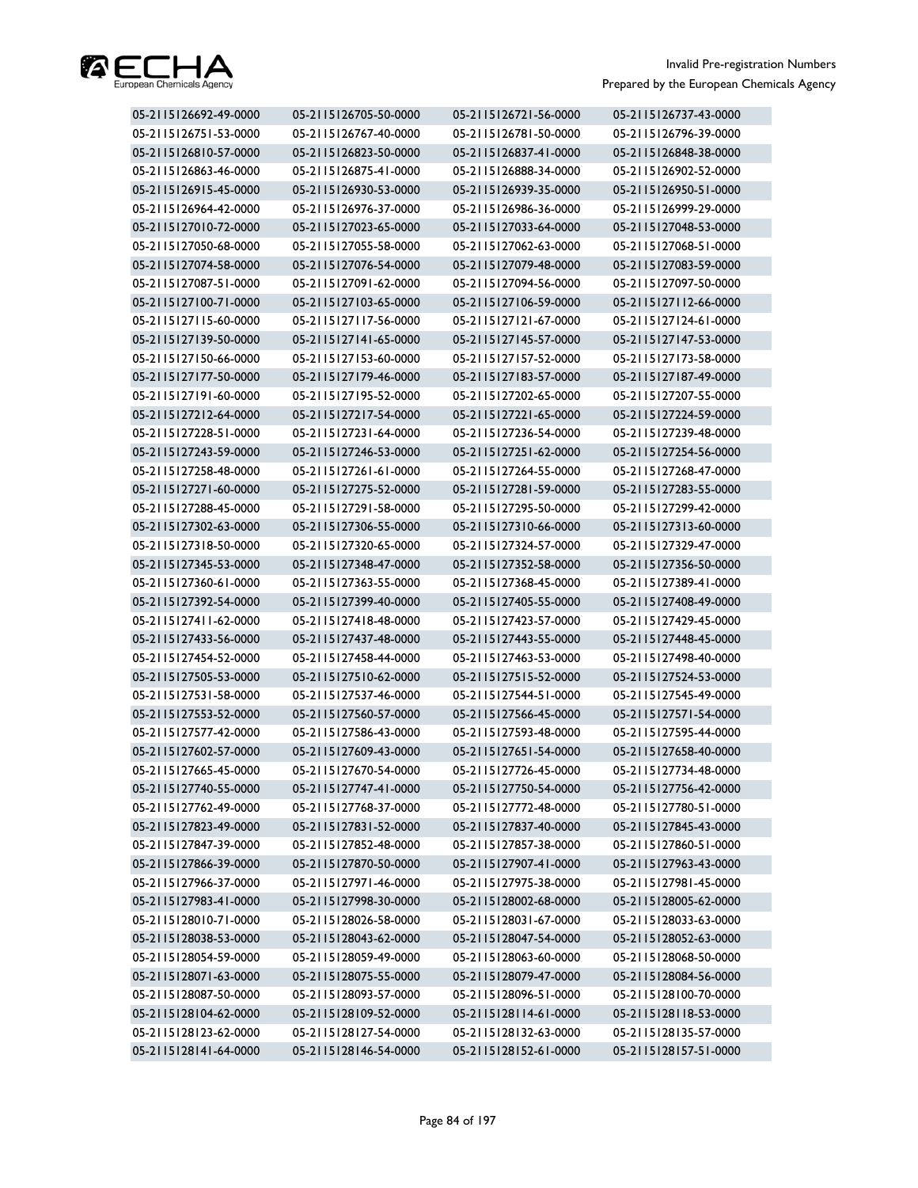| | | | |
|---|---|---|---|
| 05-2115126692-49-0000 | 05-2115126705-50-0000 | 05-2115126721-56-0000 | 05-2115126737-43-0000 |
| 05-2115126751-53-0000 | 05-2115126767-40-0000 | 05-2115126781-50-0000 | 05-2115126796-39-0000 |
| 05-2115126810-57-0000 | 05-2115126823-50-0000 | 05-2115126837-41-0000 | 05-2115126848-38-0000 |
| 05-2115126863-46-0000 | 05-2115126875-41-0000 | 05-2115126888-34-0000 | 05-2115126902-52-0000 |
| 05-2115126915-45-0000 | 05-2115126930-53-0000 | 05-2115126939-35-0000 | 05-2115126950-51-0000 |
| 05-2115126964-42-0000 | 05-2115126976-37-0000 | 05-2115126986-36-0000 | 05-2115126999-29-0000 |
| 05-2115127010-72-0000 | 05-2115127023-65-0000 | 05-2115127033-64-0000 | 05-2115127048-53-0000 |
| 05-2115127050-68-0000 | 05-2115127055-58-0000 | 05-2115127062-63-0000 | 05-2115127068-51-0000 |
| 05-2115127074-58-0000 | 05-2115127076-54-0000 | 05-2115127079-48-0000 | 05-2115127083-59-0000 |
| 05-2115127087-51-0000 | 05-2115127091-62-0000 | 05-2115127094-56-0000 | 05-2115127097-50-0000 |
| 05-2115127100-71-0000 | 05-2115127103-65-0000 | 05-2115127106-59-0000 | 05-2115127112-66-0000 |
| 05-2115127115-60-0000 | 05-2115127117-56-0000 | 05-2115127121-67-0000 | 05-2115127124-61-0000 |
| 05-2115127139-50-0000 | 05-2115127141-65-0000 | 05-2115127145-57-0000 | 05-2115127147-53-0000 |
| 05-2115127150-66-0000 | 05-2115127153-60-0000 | 05-2115127157-52-0000 | 05-2115127173-58-0000 |
| 05-2115127177-50-0000 | 05-2115127179-46-0000 | 05-2115127183-57-0000 | 05-2115127187-49-0000 |
| 05-2115127191-60-0000 | 05-2115127195-52-0000 | 05-2115127202-65-0000 | 05-2115127207-55-0000 |
| 05-2115127212-64-0000 | 05-2115127217-54-0000 | 05-2115127221-65-0000 | 05-2115127224-59-0000 |
| 05-2115127228-51-0000 | 05-2115127231-64-0000 | 05-2115127236-54-0000 | 05-2115127239-48-0000 |
| 05-2115127243-59-0000 | 05-2115127246-53-0000 | 05-2115127251-62-0000 | 05-2115127254-56-0000 |
| 05-2115127258-48-0000 | 05-2115127261-61-0000 | 05-2115127264-55-0000 | 05-2115127268-47-0000 |
| 05-2115127271-60-0000 | 05-2115127275-52-0000 | 05-2115127281-59-0000 | 05-2115127283-55-0000 |
| 05-2115127288-45-0000 | 05-2115127291-58-0000 | 05-2115127295-50-0000 | 05-2115127299-42-0000 |
| 05-2115127302-63-0000 | 05-2115127306-55-0000 | 05-2115127310-66-0000 | 05-2115127313-60-0000 |
| 05-2115127318-50-0000 | 05-2115127320-65-0000 | 05-2115127324-57-0000 | 05-2115127329-47-0000 |
| 05-2115127345-53-0000 | 05-2115127348-47-0000 | 05-2115127352-58-0000 | 05-2115127356-50-0000 |
| 05-2115127360-61-0000 | 05-2115127363-55-0000 | 05-2115127368-45-0000 | 05-2115127389-41-0000 |
| 05-2115127392-54-0000 | 05-2115127399-40-0000 | 05-2115127405-55-0000 | 05-2115127408-49-0000 |
| 05-2115127411-62-0000 | 05-2115127418-48-0000 | 05-2115127423-57-0000 | 05-2115127429-45-0000 |
| 05-2115127433-56-0000 | 05-2115127437-48-0000 | 05-2115127443-55-0000 | 05-2115127448-45-0000 |
| 05-2115127454-52-0000 | 05-2115127458-44-0000 | 05-2115127463-53-0000 | 05-2115127498-40-0000 |
| 05-2115127505-53-0000 | 05-2115127510-62-0000 | 05-2115127515-52-0000 | 05-2115127524-53-0000 |
| 05-2115127531-58-0000 | 05-2115127537-46-0000 | 05-2115127544-51-0000 | 05-2115127545-49-0000 |
| 05-2115127553-52-0000 | 05-2115127560-57-0000 | 05-2115127566-45-0000 | 05-2115127571-54-0000 |
| 05-2115127577-42-0000 | 05-2115127586-43-0000 | 05-2115127593-48-0000 | 05-2115127595-44-0000 |
| 05-2115127602-57-0000 | 05-2115127609-43-0000 | 05-2115127651-54-0000 | 05-2115127658-40-0000 |
| 05-2115127665-45-0000 | 05-2115127670-54-0000 | 05-2115127726-45-0000 | 05-2115127734-48-0000 |
| 05-2115127740-55-0000 | 05-2115127747-41-0000 | 05-2115127750-54-0000 | 05-2115127756-42-0000 |
| 05-2115127762-49-0000 | 05-2115127768-37-0000 | 05-2115127772-48-0000 | 05-2115127780-51-0000 |
| 05-2115127823-49-0000 | 05-2115127831-52-0000 | 05-2115127837-40-0000 | 05-2115127845-43-0000 |
| 05-2115127847-39-0000 | 05-2115127852-48-0000 | 05-2115127857-38-0000 | 05-2115127860-51-0000 |
| 05-2115127866-39-0000 | 05-2115127870-50-0000 | 05-2115127907-41-0000 | 05-2115127963-43-0000 |
| 05-2115127966-37-0000 | 05-2115127971-46-0000 | 05-2115127975-38-0000 | 05-2115127981-45-0000 |
| 05-2115127983-41-0000 | 05-2115127998-30-0000 | 05-2115128002-68-0000 | 05-2115128005-62-0000 |
| 05-2115128010-71-0000 | 05-2115128026-58-0000 | 05-2115128031-67-0000 | 05-2115128033-63-0000 |
| 05-2115128038-53-0000 | 05-2115128043-62-0000 | 05-2115128047-54-0000 | 05-2115128052-63-0000 |
| 05-2115128054-59-0000 | 05-2115128059-49-0000 | 05-2115128063-60-0000 | 05-2115128068-50-0000 |
| 05-2115128071-63-0000 | 05-2115128075-55-0000 | 05-2115128079-47-0000 | 05-2115128084-56-0000 |
| 05-2115128087-50-0000 | 05-2115128093-57-0000 | 05-2115128096-51-0000 | 05-2115128100-70-0000 |
| 05-2115128104-62-0000 | 05-2115128109-52-0000 | 05-2115128114-61-0000 | 05-2115128118-53-0000 |
| 05-2115128123-62-0000 | 05-2115128127-54-0000 | 05-2115128132-63-0000 | 05-2115128135-57-0000 |
| 05-2115128141-64-0000 | 05-2115128146-54-0000 | 05-2115128152-61-0000 | 05-2115128157-51-0000 |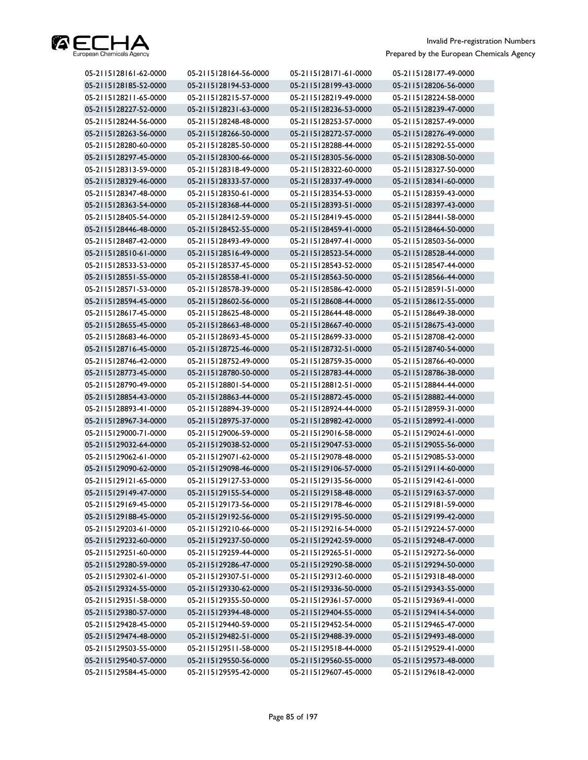| | | | |
|---|---|---|---|
| 05-2115128161-62-0000 | 05-2115128164-56-0000 | 05-2115128171-61-0000 | 05-2115128177-49-0000 |
| 05-2115128185-52-0000 | 05-2115128194-53-0000 | 05-2115128199-43-0000 | 05-2115128206-56-0000 |
| 05-2115128211-65-0000 | 05-2115128215-57-0000 | 05-2115128219-49-0000 | 05-2115128224-58-0000 |
| 05-2115128227-52-0000 | 05-2115128231-63-0000 | 05-2115128236-53-0000 | 05-2115128239-47-0000 |
| 05-2115128244-56-0000 | 05-2115128248-48-0000 | 05-2115128253-57-0000 | 05-2115128257-49-0000 |
| 05-2115128263-56-0000 | 05-2115128266-50-0000 | 05-2115128272-57-0000 | 05-2115128276-49-0000 |
| 05-2115128280-60-0000 | 05-2115128285-50-0000 | 05-2115128288-44-0000 | 05-2115128292-55-0000 |
| 05-2115128297-45-0000 | 05-2115128300-66-0000 | 05-2115128305-56-0000 | 05-2115128308-50-0000 |
| 05-2115128313-59-0000 | 05-2115128318-49-0000 | 05-2115128322-60-0000 | 05-2115128327-50-0000 |
| 05-2115128329-46-0000 | 05-2115128333-57-0000 | 05-2115128337-49-0000 | 05-2115128341-60-0000 |
| 05-2115128347-48-0000 | 05-2115128350-61-0000 | 05-2115128354-53-0000 | 05-2115128359-43-0000 |
| 05-2115128363-54-0000 | 05-2115128368-44-0000 | 05-2115128393-51-0000 | 05-2115128397-43-0000 |
| 05-2115128405-54-0000 | 05-2115128412-59-0000 | 05-2115128419-45-0000 | 05-2115128441-58-0000 |
| 05-2115128446-48-0000 | 05-2115128452-55-0000 | 05-2115128459-41-0000 | 05-2115128464-50-0000 |
| 05-2115128487-42-0000 | 05-2115128493-49-0000 | 05-2115128497-41-0000 | 05-2115128503-56-0000 |
| 05-2115128510-61-0000 | 05-2115128516-49-0000 | 05-2115128523-54-0000 | 05-2115128528-44-0000 |
| 05-2115128533-53-0000 | 05-2115128537-45-0000 | 05-2115128543-52-0000 | 05-2115128547-44-0000 |
| 05-2115128551-55-0000 | 05-2115128558-41-0000 | 05-2115128563-50-0000 | 05-2115128566-44-0000 |
| 05-2115128571-53-0000 | 05-2115128578-39-0000 | 05-2115128586-42-0000 | 05-2115128591-51-0000 |
| 05-2115128594-45-0000 | 05-2115128602-56-0000 | 05-2115128608-44-0000 | 05-2115128612-55-0000 |
| 05-2115128617-45-0000 | 05-2115128625-48-0000 | 05-2115128644-48-0000 | 05-2115128649-38-0000 |
| 05-2115128655-45-0000 | 05-2115128663-48-0000 | 05-2115128667-40-0000 | 05-2115128675-43-0000 |
| 05-2115128683-46-0000 | 05-2115128693-45-0000 | 05-2115128699-33-0000 | 05-2115128708-42-0000 |
| 05-2115128716-45-0000 | 05-2115128725-46-0000 | 05-2115128732-51-0000 | 05-2115128740-54-0000 |
| 05-2115128746-42-0000 | 05-2115128752-49-0000 | 05-2115128759-35-0000 | 05-2115128766-40-0000 |
| 05-2115128773-45-0000 | 05-2115128780-50-0000 | 05-2115128783-44-0000 | 05-2115128786-38-0000 |
| 05-2115128790-49-0000 | 05-2115128801-54-0000 | 05-2115128812-51-0000 | 05-2115128844-44-0000 |
| 05-2115128854-43-0000 | 05-2115128863-44-0000 | 05-2115128872-45-0000 | 05-2115128882-44-0000 |
| 05-2115128893-41-0000 | 05-2115128894-39-0000 | 05-2115128924-44-0000 | 05-2115128959-31-0000 |
| 05-2115128967-34-0000 | 05-2115128975-37-0000 | 05-2115128982-42-0000 | 05-2115128992-41-0000 |
| 05-2115129000-71-0000 | 05-2115129006-59-0000 | 05-2115129016-58-0000 | 05-2115129024-61-0000 |
| 05-2115129032-64-0000 | 05-2115129038-52-0000 | 05-2115129047-53-0000 | 05-2115129055-56-0000 |
| 05-2115129062-61-0000 | 05-2115129071-62-0000 | 05-2115129078-48-0000 | 05-2115129085-53-0000 |
| 05-2115129090-62-0000 | 05-2115129098-46-0000 | 05-2115129106-57-0000 | 05-2115129114-60-0000 |
| 05-2115129121-65-0000 | 05-2115129127-53-0000 | 05-2115129135-56-0000 | 05-2115129142-61-0000 |
| 05-2115129149-47-0000 | 05-2115129155-54-0000 | 05-2115129158-48-0000 | 05-2115129163-57-0000 |
| 05-2115129169-45-0000 | 05-2115129173-56-0000 | 05-2115129178-46-0000 | 05-2115129181-59-0000 |
| 05-2115129188-45-0000 | 05-2115129192-56-0000 | 05-2115129195-50-0000 | 05-2115129199-42-0000 |
| 05-2115129203-61-0000 | 05-2115129210-66-0000 | 05-2115129216-54-0000 | 05-2115129224-57-0000 |
| 05-2115129232-60-0000 | 05-2115129237-50-0000 | 05-2115129242-59-0000 | 05-2115129248-47-0000 |
| 05-2115129251-60-0000 | 05-2115129259-44-0000 | 05-2115129265-51-0000 | 05-2115129272-56-0000 |
| 05-2115129280-59-0000 | 05-2115129286-47-0000 | 05-2115129290-58-0000 | 05-2115129294-50-0000 |
| 05-2115129302-61-0000 | 05-2115129307-51-0000 | 05-2115129312-60-0000 | 05-2115129318-48-0000 |
| 05-2115129324-55-0000 | 05-2115129330-62-0000 | 05-2115129336-50-0000 | 05-2115129343-55-0000 |
| 05-2115129351-58-0000 | 05-2115129355-50-0000 | 05-2115129361-57-0000 | 05-2115129369-41-0000 |
| 05-2115129380-57-0000 | 05-2115129394-48-0000 | 05-2115129404-55-0000 | 05-2115129414-54-0000 |
| 05-2115129428-45-0000 | 05-2115129440-59-0000 | 05-2115129452-54-0000 | 05-2115129465-47-0000 |
| 05-2115129474-48-0000 | 05-2115129482-51-0000 | 05-2115129488-39-0000 | 05-2115129493-48-0000 |
| 05-2115129503-55-0000 | 05-2115129511-58-0000 | 05-2115129518-44-0000 | 05-2115129529-41-0000 |
| 05-2115129540-57-0000 | 05-2115129550-56-0000 | 05-2115129560-55-0000 | 05-2115129573-48-0000 |
| 05-2115129584-45-0000 | 05-2115129595-42-0000 | 05-2115129607-45-0000 | 05-2115129618-42-0000 |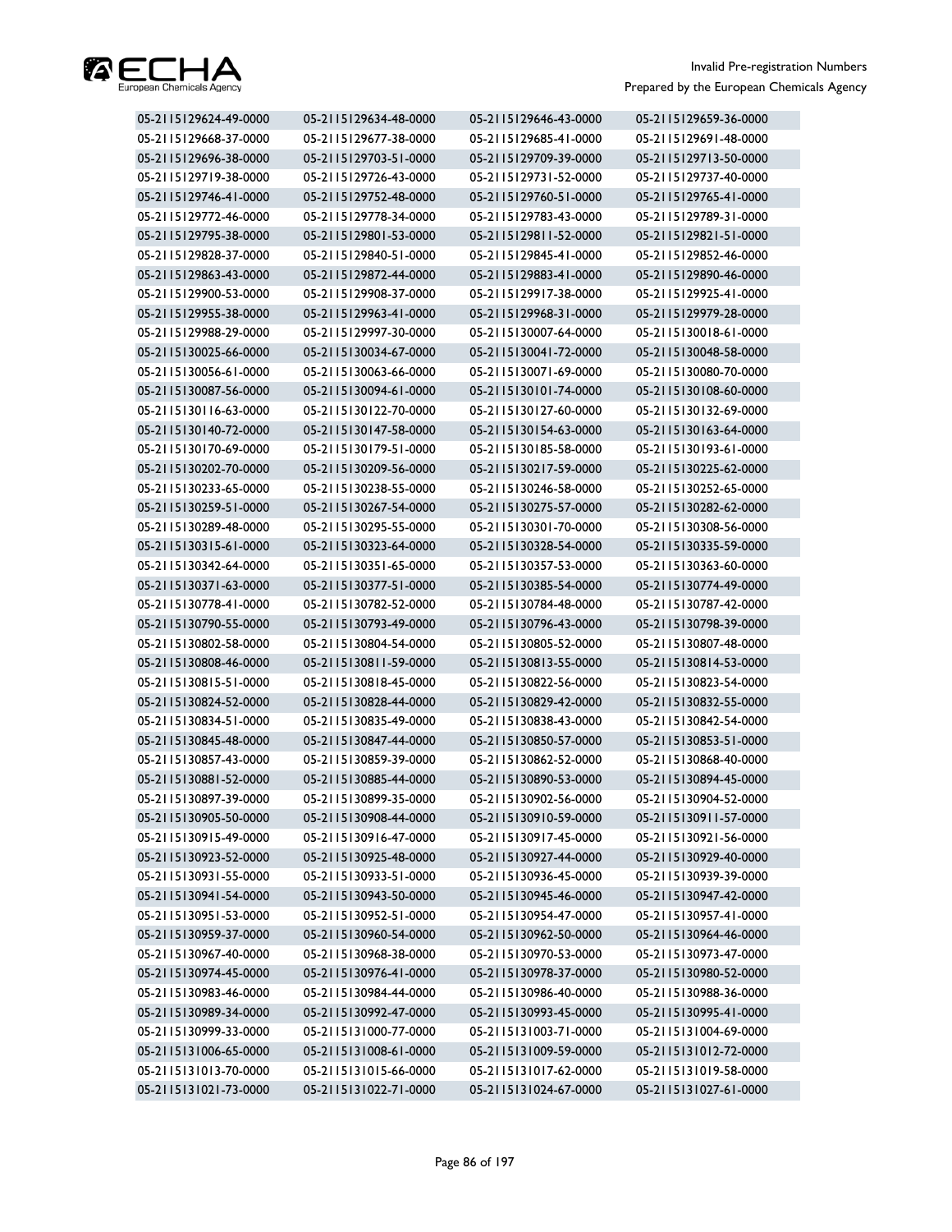| | | | |
|---|---|---|---|
| 05-2115129624-49-0000 | 05-2115129634-48-0000 | 05-2115129646-43-0000 | 05-2115129659-36-0000 |
| 05-2115129668-37-0000 | 05-2115129677-38-0000 | 05-2115129685-41-0000 | 05-2115129691-48-0000 |
| 05-2115129696-38-0000 | 05-2115129703-51-0000 | 05-2115129709-39-0000 | 05-2115129713-50-0000 |
| 05-2115129719-38-0000 | 05-2115129726-43-0000 | 05-2115129731-52-0000 | 05-2115129737-40-0000 |
| 05-2115129746-41-0000 | 05-2115129752-48-0000 | 05-2115129760-51-0000 | 05-2115129765-41-0000 |
| 05-2115129772-46-0000 | 05-2115129778-34-0000 | 05-2115129783-43-0000 | 05-2115129789-31-0000 |
| 05-2115129795-38-0000 | 05-2115129801-53-0000 | 05-2115129811-52-0000 | 05-2115129821-51-0000 |
| 05-2115129828-37-0000 | 05-2115129840-51-0000 | 05-2115129845-41-0000 | 05-2115129852-46-0000 |
| 05-2115129863-43-0000 | 05-2115129872-44-0000 | 05-2115129883-41-0000 | 05-2115129890-46-0000 |
| 05-2115129900-53-0000 | 05-2115129908-37-0000 | 05-2115129917-38-0000 | 05-2115129925-41-0000 |
| 05-2115129955-38-0000 | 05-2115129963-41-0000 | 05-2115129968-31-0000 | 05-2115129979-28-0000 |
| 05-2115129988-29-0000 | 05-2115129997-30-0000 | 05-2115130007-64-0000 | 05-2115130018-61-0000 |
| 05-2115130025-66-0000 | 05-2115130034-67-0000 | 05-2115130041-72-0000 | 05-2115130048-58-0000 |
| 05-2115130056-61-0000 | 05-2115130063-66-0000 | 05-2115130071-69-0000 | 05-2115130080-70-0000 |
| 05-2115130087-56-0000 | 05-2115130094-61-0000 | 05-2115130101-74-0000 | 05-2115130108-60-0000 |
| 05-2115130116-63-0000 | 05-2115130122-70-0000 | 05-2115130127-60-0000 | 05-2115130132-69-0000 |
| 05-2115130140-72-0000 | 05-2115130147-58-0000 | 05-2115130154-63-0000 | 05-2115130163-64-0000 |
| 05-2115130170-69-0000 | 05-2115130179-51-0000 | 05-2115130185-58-0000 | 05-2115130193-61-0000 |
| 05-2115130202-70-0000 | 05-2115130209-56-0000 | 05-2115130217-59-0000 | 05-2115130225-62-0000 |
| 05-2115130233-65-0000 | 05-2115130238-55-0000 | 05-2115130246-58-0000 | 05-2115130252-65-0000 |
| 05-2115130259-51-0000 | 05-2115130267-54-0000 | 05-2115130275-57-0000 | 05-2115130282-62-0000 |
| 05-2115130289-48-0000 | 05-2115130295-55-0000 | 05-2115130301-70-0000 | 05-2115130308-56-0000 |
| 05-2115130315-61-0000 | 05-2115130323-64-0000 | 05-2115130328-54-0000 | 05-2115130335-59-0000 |
| 05-2115130342-64-0000 | 05-2115130351-65-0000 | 05-2115130357-53-0000 | 05-2115130363-60-0000 |
| 05-2115130371-63-0000 | 05-2115130377-51-0000 | 05-2115130385-54-0000 | 05-2115130774-49-0000 |
| 05-2115130778-41-0000 | 05-2115130782-52-0000 | 05-2115130784-48-0000 | 05-2115130787-42-0000 |
| 05-2115130790-55-0000 | 05-2115130793-49-0000 | 05-2115130796-43-0000 | 05-2115130798-39-0000 |
| 05-2115130802-58-0000 | 05-2115130804-54-0000 | 05-2115130805-52-0000 | 05-2115130807-48-0000 |
| 05-2115130808-46-0000 | 05-2115130811-59-0000 | 05-2115130813-55-0000 | 05-2115130814-53-0000 |
| 05-2115130815-51-0000 | 05-2115130818-45-0000 | 05-2115130822-56-0000 | 05-2115130823-54-0000 |
| 05-2115130824-52-0000 | 05-2115130828-44-0000 | 05-2115130829-42-0000 | 05-2115130832-55-0000 |
| 05-2115130834-51-0000 | 05-2115130835-49-0000 | 05-2115130838-43-0000 | 05-2115130842-54-0000 |
| 05-2115130845-48-0000 | 05-2115130847-44-0000 | 05-2115130850-57-0000 | 05-2115130853-51-0000 |
| 05-2115130857-43-0000 | 05-2115130859-39-0000 | 05-2115130862-52-0000 | 05-2115130868-40-0000 |
| 05-2115130881-52-0000 | 05-2115130885-44-0000 | 05-2115130890-53-0000 | 05-2115130894-45-0000 |
| 05-2115130897-39-0000 | 05-2115130899-35-0000 | 05-2115130902-56-0000 | 05-2115130904-52-0000 |
| 05-2115130905-50-0000 | 05-2115130908-44-0000 | 05-2115130910-59-0000 | 05-2115130911-57-0000 |
| 05-2115130915-49-0000 | 05-2115130916-47-0000 | 05-2115130917-45-0000 | 05-2115130921-56-0000 |
| 05-2115130923-52-0000 | 05-2115130925-48-0000 | 05-2115130927-44-0000 | 05-2115130929-40-0000 |
| 05-2115130931-55-0000 | 05-2115130933-51-0000 | 05-2115130936-45-0000 | 05-2115130939-39-0000 |
| 05-2115130941-54-0000 | 05-2115130943-50-0000 | 05-2115130945-46-0000 | 05-2115130947-42-0000 |
| 05-2115130951-53-0000 | 05-2115130952-51-0000 | 05-2115130954-47-0000 | 05-2115130957-41-0000 |
| 05-2115130959-37-0000 | 05-2115130960-54-0000 | 05-2115130962-50-0000 | 05-2115130964-46-0000 |
| 05-2115130967-40-0000 | 05-2115130968-38-0000 | 05-2115130970-53-0000 | 05-2115130973-47-0000 |
| 05-2115130974-45-0000 | 05-2115130976-41-0000 | 05-2115130978-37-0000 | 05-2115130980-52-0000 |
| 05-2115130983-46-0000 | 05-2115130984-44-0000 | 05-2115130986-40-0000 | 05-2115130988-36-0000 |
| 05-2115130989-34-0000 | 05-2115130992-47-0000 | 05-2115130993-45-0000 | 05-2115130995-41-0000 |
| 05-2115130999-33-0000 | 05-2115131000-77-0000 | 05-2115131003-71-0000 | 05-2115131004-69-0000 |
| 05-2115131006-65-0000 | 05-2115131008-61-0000 | 05-2115131009-59-0000 | 05-2115131012-72-0000 |
| 05-2115131013-70-0000 | 05-2115131015-66-0000 | 05-2115131017-62-0000 | 05-2115131019-58-0000 |
| 05-2115131021-73-0000 | 05-2115131022-71-0000 | 05-2115131024-67-0000 | 05-2115131027-61-0000 |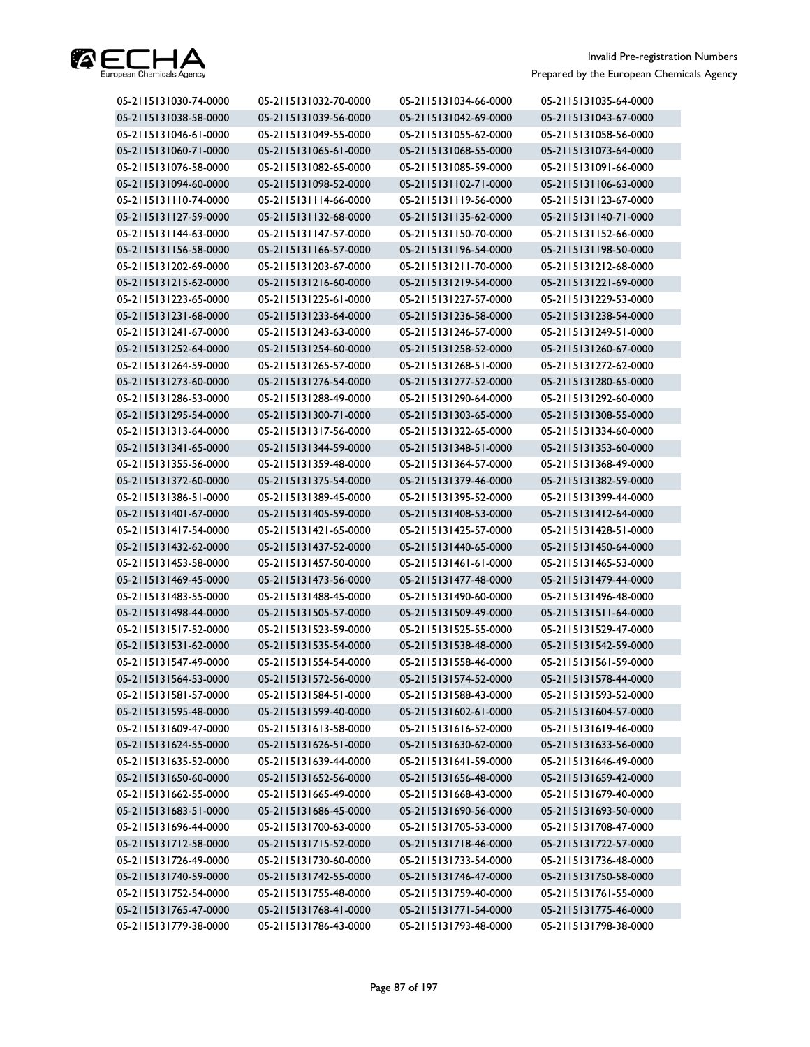| | | | |
|---|---|---|---|
| 05-2115131030-74-0000 | 05-2115131032-70-0000 | 05-2115131034-66-0000 | 05-2115131035-64-0000 |
| 05-2115131038-58-0000 | 05-2115131039-56-0000 | 05-2115131042-69-0000 | 05-2115131043-67-0000 |
| 05-2115131046-61-0000 | 05-2115131049-55-0000 | 05-2115131055-62-0000 | 05-2115131058-56-0000 |
| 05-2115131060-71-0000 | 05-2115131065-61-0000 | 05-2115131068-55-0000 | 05-2115131073-64-0000 |
| 05-2115131076-58-0000 | 05-2115131082-65-0000 | 05-2115131085-59-0000 | 05-2115131091-66-0000 |
| 05-2115131094-60-0000 | 05-2115131098-52-0000 | 05-2115131102-71-0000 | 05-2115131106-63-0000 |
| 05-2115131110-74-0000 | 05-2115131114-66-0000 | 05-2115131119-56-0000 | 05-2115131123-67-0000 |
| 05-2115131127-59-0000 | 05-2115131132-68-0000 | 05-2115131135-62-0000 | 05-2115131140-71-0000 |
| 05-2115131144-63-0000 | 05-2115131147-57-0000 | 05-2115131150-70-0000 | 05-2115131152-66-0000 |
| 05-2115131156-58-0000 | 05-2115131166-57-0000 | 05-2115131196-54-0000 | 05-2115131198-50-0000 |
| 05-2115131202-69-0000 | 05-2115131203-67-0000 | 05-2115131211-70-0000 | 05-2115131212-68-0000 |
| 05-2115131215-62-0000 | 05-2115131216-60-0000 | 05-2115131219-54-0000 | 05-2115131221-69-0000 |
| 05-2115131223-65-0000 | 05-2115131225-61-0000 | 05-2115131227-57-0000 | 05-2115131229-53-0000 |
| 05-2115131231-68-0000 | 05-2115131233-64-0000 | 05-2115131236-58-0000 | 05-2115131238-54-0000 |
| 05-2115131241-67-0000 | 05-2115131243-63-0000 | 05-2115131246-57-0000 | 05-2115131249-51-0000 |
| 05-2115131252-64-0000 | 05-2115131254-60-0000 | 05-2115131258-52-0000 | 05-2115131260-67-0000 |
| 05-2115131264-59-0000 | 05-2115131265-57-0000 | 05-2115131268-51-0000 | 05-2115131272-62-0000 |
| 05-2115131273-60-0000 | 05-2115131276-54-0000 | 05-2115131277-52-0000 | 05-2115131280-65-0000 |
| 05-2115131286-53-0000 | 05-2115131288-49-0000 | 05-2115131290-64-0000 | 05-2115131292-60-0000 |
| 05-2115131295-54-0000 | 05-2115131300-71-0000 | 05-2115131303-65-0000 | 05-2115131308-55-0000 |
| 05-2115131313-64-0000 | 05-2115131317-56-0000 | 05-2115131322-65-0000 | 05-2115131334-60-0000 |
| 05-2115131341-65-0000 | 05-2115131344-59-0000 | 05-2115131348-51-0000 | 05-2115131353-60-0000 |
| 05-2115131355-56-0000 | 05-2115131359-48-0000 | 05-2115131364-57-0000 | 05-2115131368-49-0000 |
| 05-2115131372-60-0000 | 05-2115131375-54-0000 | 05-2115131379-46-0000 | 05-2115131382-59-0000 |
| 05-2115131386-51-0000 | 05-2115131389-45-0000 | 05-2115131395-52-0000 | 05-2115131399-44-0000 |
| 05-2115131401-67-0000 | 05-2115131405-59-0000 | 05-2115131408-53-0000 | 05-2115131412-64-0000 |
| 05-2115131417-54-0000 | 05-2115131421-65-0000 | 05-2115131425-57-0000 | 05-2115131428-51-0000 |
| 05-2115131432-62-0000 | 05-2115131437-52-0000 | 05-2115131440-65-0000 | 05-2115131450-64-0000 |
| 05-2115131453-58-0000 | 05-2115131457-50-0000 | 05-2115131461-61-0000 | 05-2115131465-53-0000 |
| 05-2115131469-45-0000 | 05-2115131473-56-0000 | 05-2115131477-48-0000 | 05-2115131479-44-0000 |
| 05-2115131483-55-0000 | 05-2115131488-45-0000 | 05-2115131490-60-0000 | 05-2115131496-48-0000 |
| 05-2115131498-44-0000 | 05-2115131505-57-0000 | 05-2115131509-49-0000 | 05-2115131511-64-0000 |
| 05-2115131517-52-0000 | 05-2115131523-59-0000 | 05-2115131525-55-0000 | 05-2115131529-47-0000 |
| 05-2115131531-62-0000 | 05-2115131535-54-0000 | 05-2115131538-48-0000 | 05-2115131542-59-0000 |
| 05-2115131547-49-0000 | 05-2115131554-54-0000 | 05-2115131558-46-0000 | 05-2115131561-59-0000 |
| 05-2115131564-53-0000 | 05-2115131572-56-0000 | 05-2115131574-52-0000 | 05-2115131578-44-0000 |
| 05-2115131581-57-0000 | 05-2115131584-51-0000 | 05-2115131588-43-0000 | 05-2115131593-52-0000 |
| 05-2115131595-48-0000 | 05-2115131599-40-0000 | 05-2115131602-61-0000 | 05-2115131604-57-0000 |
| 05-2115131609-47-0000 | 05-2115131613-58-0000 | 05-2115131616-52-0000 | 05-2115131619-46-0000 |
| 05-2115131624-55-0000 | 05-2115131626-51-0000 | 05-2115131630-62-0000 | 05-2115131633-56-0000 |
| 05-2115131635-52-0000 | 05-2115131639-44-0000 | 05-2115131641-59-0000 | 05-2115131646-49-0000 |
| 05-2115131650-60-0000 | 05-2115131652-56-0000 | 05-2115131656-48-0000 | 05-2115131659-42-0000 |
| 05-2115131662-55-0000 | 05-2115131665-49-0000 | 05-2115131668-43-0000 | 05-2115131679-40-0000 |
| 05-2115131683-51-0000 | 05-2115131686-45-0000 | 05-2115131690-56-0000 | 05-2115131693-50-0000 |
| 05-2115131696-44-0000 | 05-2115131700-63-0000 | 05-2115131705-53-0000 | 05-2115131708-47-0000 |
| 05-2115131712-58-0000 | 05-2115131715-52-0000 | 05-2115131718-46-0000 | 05-2115131722-57-0000 |
| 05-2115131726-49-0000 | 05-2115131730-60-0000 | 05-2115131733-54-0000 | 05-2115131736-48-0000 |
| 05-2115131740-59-0000 | 05-2115131742-55-0000 | 05-2115131746-47-0000 | 05-2115131750-58-0000 |
| 05-2115131752-54-0000 | 05-2115131755-48-0000 | 05-2115131759-40-0000 | 05-2115131761-55-0000 |
| 05-2115131765-47-0000 | 05-2115131768-41-0000 | 05-2115131771-54-0000 | 05-2115131775-46-0000 |
| 05-2115131779-38-0000 | 05-2115131786-43-0000 | 05-2115131793-48-0000 | 05-2115131798-38-0000 |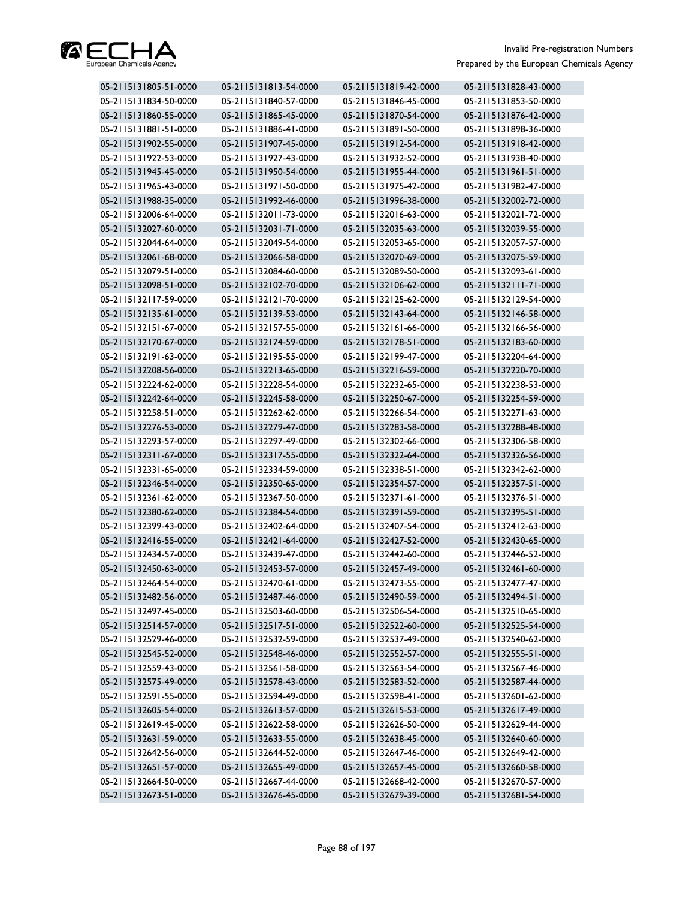| 05-2115131805-51-0000 | 05-2115131813-54-0000 | 05-2115131819-42-0000 | 05-2115131828-43-0000 |
|---|---|---|---|
| 05-2115131834-50-0000 | 05-2115131840-57-0000 | 05-2115131846-45-0000 | 05-2115131853-50-0000 |
| 05-2115131860-55-0000 | 05-2115131865-45-0000 | 05-2115131870-54-0000 | 05-2115131876-42-0000 |
| 05-2115131881-51-0000 | 05-2115131886-41-0000 | 05-2115131891-50-0000 | 05-2115131898-36-0000 |
| 05-2115131902-55-0000 | 05-2115131907-45-0000 | 05-2115131912-54-0000 | 05-2115131918-42-0000 |
| 05-2115131922-53-0000 | 05-2115131927-43-0000 | 05-2115131932-52-0000 | 05-2115131938-40-0000 |
| 05-2115131945-45-0000 | 05-2115131950-54-0000 | 05-2115131955-44-0000 | 05-2115131961-51-0000 |
| 05-2115131965-43-0000 | 05-2115131971-50-0000 | 05-2115131975-42-0000 | 05-2115131982-47-0000 |
| 05-2115131988-35-0000 | 05-2115131992-46-0000 | 05-2115131996-38-0000 | 05-2115132002-72-0000 |
| 05-2115132006-64-0000 | 05-2115132011-73-0000 | 05-2115132016-63-0000 | 05-2115132021-72-0000 |
| 05-2115132027-60-0000 | 05-2115132031-71-0000 | 05-2115132035-63-0000 | 05-2115132039-55-0000 |
| 05-2115132044-64-0000 | 05-2115132049-54-0000 | 05-2115132053-65-0000 | 05-2115132057-57-0000 |
| 05-2115132061-68-0000 | 05-2115132066-58-0000 | 05-2115132070-69-0000 | 05-2115132075-59-0000 |
| 05-2115132079-51-0000 | 05-2115132084-60-0000 | 05-2115132089-50-0000 | 05-2115132093-61-0000 |
| 05-2115132098-51-0000 | 05-2115132102-70-0000 | 05-2115132106-62-0000 | 05-2115132111-71-0000 |
| 05-2115132117-59-0000 | 05-2115132121-70-0000 | 05-2115132125-62-0000 | 05-2115132129-54-0000 |
| 05-2115132135-61-0000 | 05-2115132139-53-0000 | 05-2115132143-64-0000 | 05-2115132146-58-0000 |
| 05-2115132151-67-0000 | 05-2115132157-55-0000 | 05-2115132161-66-0000 | 05-2115132166-56-0000 |
| 05-2115132170-67-0000 | 05-2115132174-59-0000 | 05-2115132178-51-0000 | 05-2115132183-60-0000 |
| 05-2115132191-63-0000 | 05-2115132195-55-0000 | 05-2115132199-47-0000 | 05-2115132204-64-0000 |
| 05-2115132208-56-0000 | 05-2115132213-65-0000 | 05-2115132216-59-0000 | 05-2115132220-70-0000 |
| 05-2115132224-62-0000 | 05-2115132228-54-0000 | 05-2115132232-65-0000 | 05-2115132238-53-0000 |
| 05-2115132242-64-0000 | 05-2115132245-58-0000 | 05-2115132250-67-0000 | 05-2115132254-59-0000 |
| 05-2115132258-51-0000 | 05-2115132262-62-0000 | 05-2115132266-54-0000 | 05-2115132271-63-0000 |
| 05-2115132276-53-0000 | 05-2115132279-47-0000 | 05-2115132283-58-0000 | 05-2115132288-48-0000 |
| 05-2115132293-57-0000 | 05-2115132297-49-0000 | 05-2115132302-66-0000 | 05-2115132306-58-0000 |
| 05-2115132311-67-0000 | 05-2115132317-55-0000 | 05-2115132322-64-0000 | 05-2115132326-56-0000 |
| 05-2115132331-65-0000 | 05-2115132334-59-0000 | 05-2115132338-51-0000 | 05-2115132342-62-0000 |
| 05-2115132346-54-0000 | 05-2115132350-65-0000 | 05-2115132354-57-0000 | 05-2115132357-51-0000 |
| 05-2115132361-62-0000 | 05-2115132367-50-0000 | 05-2115132371-61-0000 | 05-2115132376-51-0000 |
| 05-2115132380-62-0000 | 05-2115132384-54-0000 | 05-2115132391-59-0000 | 05-2115132395-51-0000 |
| 05-2115132399-43-0000 | 05-2115132402-64-0000 | 05-2115132407-54-0000 | 05-2115132412-63-0000 |
| 05-2115132416-55-0000 | 05-2115132421-64-0000 | 05-2115132427-52-0000 | 05-2115132430-65-0000 |
| 05-2115132434-57-0000 | 05-2115132439-47-0000 | 05-2115132442-60-0000 | 05-2115132446-52-0000 |
| 05-2115132450-63-0000 | 05-2115132453-57-0000 | 05-2115132457-49-0000 | 05-2115132461-60-0000 |
| 05-2115132464-54-0000 | 05-2115132470-61-0000 | 05-2115132473-55-0000 | 05-2115132477-47-0000 |
| 05-2115132482-56-0000 | 05-2115132487-46-0000 | 05-2115132490-59-0000 | 05-2115132494-51-0000 |
| 05-2115132497-45-0000 | 05-2115132503-60-0000 | 05-2115132506-54-0000 | 05-2115132510-65-0000 |
| 05-2115132514-57-0000 | 05-2115132517-51-0000 | 05-2115132522-60-0000 | 05-2115132525-54-0000 |
| 05-2115132529-46-0000 | 05-2115132532-59-0000 | 05-2115132537-49-0000 | 05-2115132540-62-0000 |
| 05-2115132545-52-0000 | 05-2115132548-46-0000 | 05-2115132552-57-0000 | 05-2115132555-51-0000 |
| 05-2115132559-43-0000 | 05-2115132561-58-0000 | 05-2115132563-54-0000 | 05-2115132567-46-0000 |
| 05-2115132575-49-0000 | 05-2115132578-43-0000 | 05-2115132583-52-0000 | 05-2115132587-44-0000 |
| 05-2115132591-55-0000 | 05-2115132594-49-0000 | 05-2115132598-41-0000 | 05-2115132601-62-0000 |
| 05-2115132605-54-0000 | 05-2115132613-57-0000 | 05-2115132615-53-0000 | 05-2115132617-49-0000 |
| 05-2115132619-45-0000 | 05-2115132622-58-0000 | 05-2115132626-50-0000 | 05-2115132629-44-0000 |
| 05-2115132631-59-0000 | 05-2115132633-55-0000 | 05-2115132638-45-0000 | 05-2115132640-60-0000 |
| 05-2115132642-56-0000 | 05-2115132644-52-0000 | 05-2115132647-46-0000 | 05-2115132649-42-0000 |
| 05-2115132651-57-0000 | 05-2115132655-49-0000 | 05-2115132657-45-0000 | 05-2115132660-58-0000 |
| 05-2115132664-50-0000 | 05-2115132667-44-0000 | 05-2115132668-42-0000 | 05-2115132670-57-0000 |
| 05-2115132673-51-0000 | 05-2115132676-45-0000 | 05-2115132679-39-0000 | 05-2115132681-54-0000 |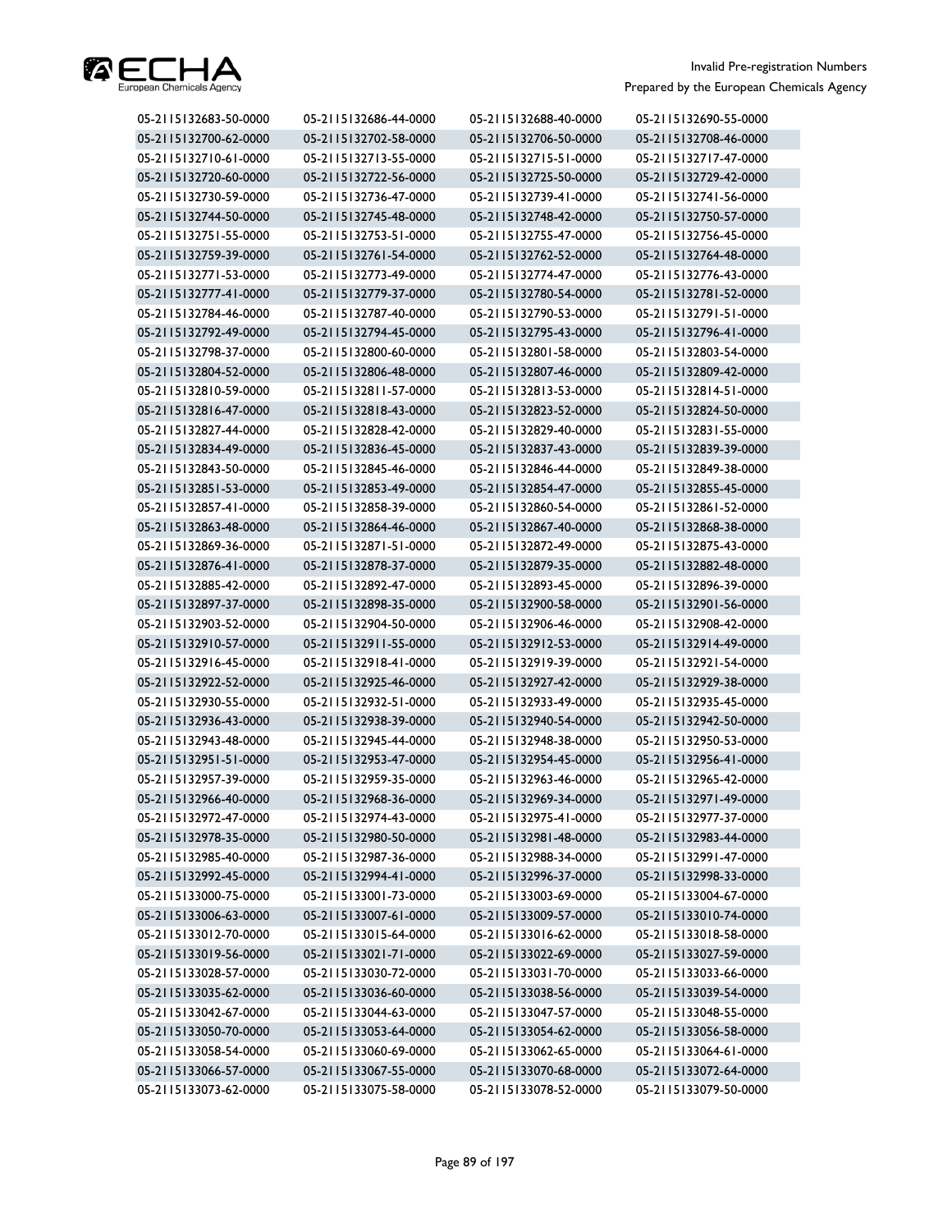| | | | |
|---|---|---|---|
| 05-2115132683-50-0000 | 05-2115132686-44-0000 | 05-2115132688-40-0000 | 05-2115132690-55-0000 |
| 05-2115132700-62-0000 | 05-2115132702-58-0000 | 05-2115132706-50-0000 | 05-2115132708-46-0000 |
| 05-2115132710-61-0000 | 05-2115132713-55-0000 | 05-2115132715-51-0000 | 05-2115132717-47-0000 |
| 05-2115132720-60-0000 | 05-2115132722-56-0000 | 05-2115132725-50-0000 | 05-2115132729-42-0000 |
| 05-2115132730-59-0000 | 05-2115132736-47-0000 | 05-2115132739-41-0000 | 05-2115132741-56-0000 |
| 05-2115132744-50-0000 | 05-2115132745-48-0000 | 05-2115132748-42-0000 | 05-2115132750-57-0000 |
| 05-2115132751-55-0000 | 05-2115132753-51-0000 | 05-2115132755-47-0000 | 05-2115132756-45-0000 |
| 05-2115132759-39-0000 | 05-2115132761-54-0000 | 05-2115132762-52-0000 | 05-2115132764-48-0000 |
| 05-2115132771-53-0000 | 05-2115132773-49-0000 | 05-2115132774-47-0000 | 05-2115132776-43-0000 |
| 05-2115132777-41-0000 | 05-2115132779-37-0000 | 05-2115132780-54-0000 | 05-2115132781-52-0000 |
| 05-2115132784-46-0000 | 05-2115132787-40-0000 | 05-2115132790-53-0000 | 05-2115132791-51-0000 |
| 05-2115132792-49-0000 | 05-2115132794-45-0000 | 05-2115132795-43-0000 | 05-2115132796-41-0000 |
| 05-2115132798-37-0000 | 05-2115132800-60-0000 | 05-2115132801-58-0000 | 05-2115132803-54-0000 |
| 05-2115132804-52-0000 | 05-2115132806-48-0000 | 05-2115132807-46-0000 | 05-2115132809-42-0000 |
| 05-2115132810-59-0000 | 05-2115132811-57-0000 | 05-2115132813-53-0000 | 05-2115132814-51-0000 |
| 05-2115132816-47-0000 | 05-2115132818-43-0000 | 05-2115132823-52-0000 | 05-2115132824-50-0000 |
| 05-2115132827-44-0000 | 05-2115132828-42-0000 | 05-2115132829-40-0000 | 05-2115132831-55-0000 |
| 05-2115132834-49-0000 | 05-2115132836-45-0000 | 05-2115132837-43-0000 | 05-2115132839-39-0000 |
| 05-2115132843-50-0000 | 05-2115132845-46-0000 | 05-2115132846-44-0000 | 05-2115132849-38-0000 |
| 05-2115132851-53-0000 | 05-2115132853-49-0000 | 05-2115132854-47-0000 | 05-2115132855-45-0000 |
| 05-2115132857-41-0000 | 05-2115132858-39-0000 | 05-2115132860-54-0000 | 05-2115132861-52-0000 |
| 05-2115132863-48-0000 | 05-2115132864-46-0000 | 05-2115132867-40-0000 | 05-2115132868-38-0000 |
| 05-2115132869-36-0000 | 05-2115132871-51-0000 | 05-2115132872-49-0000 | 05-2115132875-43-0000 |
| 05-2115132876-41-0000 | 05-2115132878-37-0000 | 05-2115132879-35-0000 | 05-2115132882-48-0000 |
| 05-2115132885-42-0000 | 05-2115132892-47-0000 | 05-2115132893-45-0000 | 05-2115132896-39-0000 |
| 05-2115132897-37-0000 | 05-2115132898-35-0000 | 05-2115132900-58-0000 | 05-2115132901-56-0000 |
| 05-2115132903-52-0000 | 05-2115132904-50-0000 | 05-2115132906-46-0000 | 05-2115132908-42-0000 |
| 05-2115132910-57-0000 | 05-2115132911-55-0000 | 05-2115132912-53-0000 | 05-2115132914-49-0000 |
| 05-2115132916-45-0000 | 05-2115132918-41-0000 | 05-2115132919-39-0000 | 05-2115132921-54-0000 |
| 05-2115132922-52-0000 | 05-2115132925-46-0000 | 05-2115132927-42-0000 | 05-2115132929-38-0000 |
| 05-2115132930-55-0000 | 05-2115132932-51-0000 | 05-2115132933-49-0000 | 05-2115132935-45-0000 |
| 05-2115132936-43-0000 | 05-2115132938-39-0000 | 05-2115132940-54-0000 | 05-2115132942-50-0000 |
| 05-2115132943-48-0000 | 05-2115132945-44-0000 | 05-2115132948-38-0000 | 05-2115132950-53-0000 |
| 05-2115132951-51-0000 | 05-2115132953-47-0000 | 05-2115132954-45-0000 | 05-2115132956-41-0000 |
| 05-2115132957-39-0000 | 05-2115132959-35-0000 | 05-2115132963-46-0000 | 05-2115132965-42-0000 |
| 05-2115132966-40-0000 | 05-2115132968-36-0000 | 05-2115132969-34-0000 | 05-2115132971-49-0000 |
| 05-2115132972-47-0000 | 05-2115132974-43-0000 | 05-2115132975-41-0000 | 05-2115132977-37-0000 |
| 05-2115132978-35-0000 | 05-2115132980-50-0000 | 05-2115132981-48-0000 | 05-2115132983-44-0000 |
| 05-2115132985-40-0000 | 05-2115132987-36-0000 | 05-2115132988-34-0000 | 05-2115132991-47-0000 |
| 05-2115132992-45-0000 | 05-2115132994-41-0000 | 05-2115132996-37-0000 | 05-2115132998-33-0000 |
| 05-2115133000-75-0000 | 05-2115133001-73-0000 | 05-2115133003-69-0000 | 05-2115133004-67-0000 |
| 05-2115133006-63-0000 | 05-2115133007-61-0000 | 05-2115133009-57-0000 | 05-2115133010-74-0000 |
| 05-2115133012-70-0000 | 05-2115133015-64-0000 | 05-2115133016-62-0000 | 05-2115133018-58-0000 |
| 05-2115133019-56-0000 | 05-2115133021-71-0000 | 05-2115133022-69-0000 | 05-2115133027-59-0000 |
| 05-2115133028-57-0000 | 05-2115133030-72-0000 | 05-2115133031-70-0000 | 05-2115133033-66-0000 |
| 05-2115133035-62-0000 | 05-2115133036-60-0000 | 05-2115133038-56-0000 | 05-2115133039-54-0000 |
| 05-2115133042-67-0000 | 05-2115133044-63-0000 | 05-2115133047-57-0000 | 05-2115133048-55-0000 |
| 05-2115133050-70-0000 | 05-2115133053-64-0000 | 05-2115133054-62-0000 | 05-2115133056-58-0000 |
| 05-2115133058-54-0000 | 05-2115133060-69-0000 | 05-2115133062-65-0000 | 05-2115133064-61-0000 |
| 05-2115133066-57-0000 | 05-2115133067-55-0000 | 05-2115133070-68-0000 | 05-2115133072-64-0000 |
| 05-2115133073-62-0000 | 05-2115133075-58-0000 | 05-2115133078-52-0000 | 05-2115133079-50-0000 |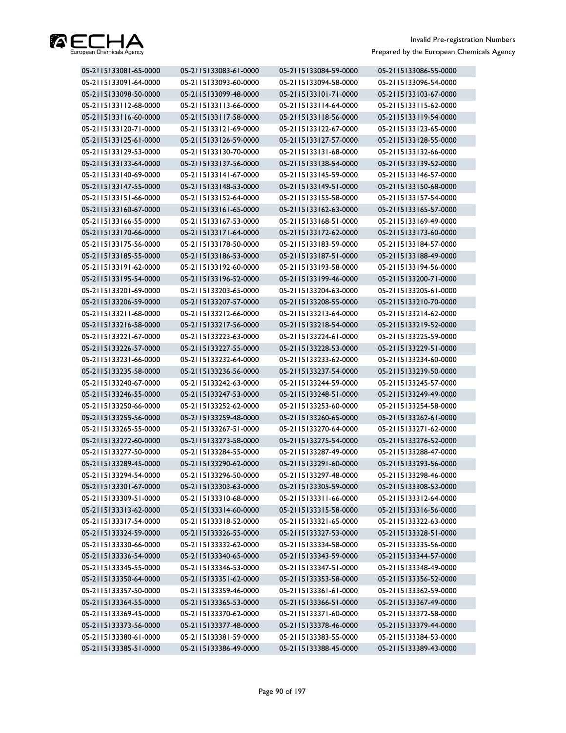| | | | |
|---|---|---|---|
| 05-2115133081-65-0000 | 05-2115133083-61-0000 | 05-2115133084-59-0000 | 05-2115133086-55-0000 |
| 05-2115133091-64-0000 | 05-2115133093-60-0000 | 05-2115133094-58-0000 | 05-2115133096-54-0000 |
| 05-2115133098-50-0000 | 05-2115133099-48-0000 | 05-2115133101-71-0000 | 05-2115133103-67-0000 |
| 05-2115133112-68-0000 | 05-2115133113-66-0000 | 05-2115133114-64-0000 | 05-2115133115-62-0000 |
| 05-2115133116-60-0000 | 05-2115133117-58-0000 | 05-2115133118-56-0000 | 05-2115133119-54-0000 |
| 05-2115133120-71-0000 | 05-2115133121-69-0000 | 05-2115133122-67-0000 | 05-2115133123-65-0000 |
| 05-2115133125-61-0000 | 05-2115133126-59-0000 | 05-2115133127-57-0000 | 05-2115133128-55-0000 |
| 05-2115133129-53-0000 | 05-2115133130-70-0000 | 05-2115133131-68-0000 | 05-2115133132-66-0000 |
| 05-2115133133-64-0000 | 05-2115133137-56-0000 | 05-2115133138-54-0000 | 05-2115133139-52-0000 |
| 05-2115133140-69-0000 | 05-2115133141-67-0000 | 05-2115133145-59-0000 | 05-2115133146-57-0000 |
| 05-2115133147-55-0000 | 05-2115133148-53-0000 | 05-2115133149-51-0000 | 05-2115133150-68-0000 |
| 05-2115133151-66-0000 | 05-2115133152-64-0000 | 05-2115133155-58-0000 | 05-2115133157-54-0000 |
| 05-2115133160-67-0000 | 05-2115133161-65-0000 | 05-2115133162-63-0000 | 05-2115133165-57-0000 |
| 05-2115133166-55-0000 | 05-2115133167-53-0000 | 05-2115133168-51-0000 | 05-2115133169-49-0000 |
| 05-2115133170-66-0000 | 05-2115133171-64-0000 | 05-2115133172-62-0000 | 05-2115133173-60-0000 |
| 05-2115133175-56-0000 | 05-2115133178-50-0000 | 05-2115133183-59-0000 | 05-2115133184-57-0000 |
| 05-2115133185-55-0000 | 05-2115133186-53-0000 | 05-2115133187-51-0000 | 05-2115133188-49-0000 |
| 05-2115133191-62-0000 | 05-2115133192-60-0000 | 05-2115133193-58-0000 | 05-2115133194-56-0000 |
| 05-2115133195-54-0000 | 05-2115133196-52-0000 | 05-2115133199-46-0000 | 05-2115133200-71-0000 |
| 05-2115133201-69-0000 | 05-2115133203-65-0000 | 05-2115133204-63-0000 | 05-2115133205-61-0000 |
| 05-2115133206-59-0000 | 05-2115133207-57-0000 | 05-2115133208-55-0000 | 05-2115133210-70-0000 |
| 05-2115133211-68-0000 | 05-2115133212-66-0000 | 05-2115133213-64-0000 | 05-2115133214-62-0000 |
| 05-2115133216-58-0000 | 05-2115133217-56-0000 | 05-2115133218-54-0000 | 05-2115133219-52-0000 |
| 05-2115133221-67-0000 | 05-2115133223-63-0000 | 05-2115133224-61-0000 | 05-2115133225-59-0000 |
| 05-2115133226-57-0000 | 05-2115133227-55-0000 | 05-2115133228-53-0000 | 05-2115133229-51-0000 |
| 05-2115133231-66-0000 | 05-2115133232-64-0000 | 05-2115133233-62-0000 | 05-2115133234-60-0000 |
| 05-2115133235-58-0000 | 05-2115133236-56-0000 | 05-2115133237-54-0000 | 05-2115133239-50-0000 |
| 05-2115133240-67-0000 | 05-2115133242-63-0000 | 05-2115133244-59-0000 | 05-2115133245-57-0000 |
| 05-2115133246-55-0000 | 05-2115133247-53-0000 | 05-2115133248-51-0000 | 05-2115133249-49-0000 |
| 05-2115133250-66-0000 | 05-2115133252-62-0000 | 05-2115133253-60-0000 | 05-2115133254-58-0000 |
| 05-2115133255-56-0000 | 05-2115133259-48-0000 | 05-2115133260-65-0000 | 05-2115133262-61-0000 |
| 05-2115133265-55-0000 | 05-2115133267-51-0000 | 05-2115133270-64-0000 | 05-2115133271-62-0000 |
| 05-2115133272-60-0000 | 05-2115133273-58-0000 | 05-2115133275-54-0000 | 05-2115133276-52-0000 |
| 05-2115133277-50-0000 | 05-2115133284-55-0000 | 05-2115133287-49-0000 | 05-2115133288-47-0000 |
| 05-2115133289-45-0000 | 05-2115133290-62-0000 | 05-2115133291-60-0000 | 05-2115133293-56-0000 |
| 05-2115133294-54-0000 | 05-2115133296-50-0000 | 05-2115133297-48-0000 | 05-2115133298-46-0000 |
| 05-2115133301-67-0000 | 05-2115133303-63-0000 | 05-2115133305-59-0000 | 05-2115133308-53-0000 |
| 05-2115133309-51-0000 | 05-2115133310-68-0000 | 05-2115133311-66-0000 | 05-2115133312-64-0000 |
| 05-2115133313-62-0000 | 05-2115133314-60-0000 | 05-2115133315-58-0000 | 05-2115133316-56-0000 |
| 05-2115133317-54-0000 | 05-2115133318-52-0000 | 05-2115133321-65-0000 | 05-2115133322-63-0000 |
| 05-2115133324-59-0000 | 05-2115133326-55-0000 | 05-2115133327-53-0000 | 05-2115133328-51-0000 |
| 05-2115133330-66-0000 | 05-2115133332-62-0000 | 05-2115133334-58-0000 | 05-2115133335-56-0000 |
| 05-2115133336-54-0000 | 05-2115133340-65-0000 | 05-2115133343-59-0000 | 05-2115133344-57-0000 |
| 05-2115133345-55-0000 | 05-2115133346-53-0000 | 05-2115133347-51-0000 | 05-2115133348-49-0000 |
| 05-2115133350-64-0000 | 05-2115133351-62-0000 | 05-2115133353-58-0000 | 05-2115133356-52-0000 |
| 05-2115133357-50-0000 | 05-2115133359-46-0000 | 05-2115133361-61-0000 | 05-2115133362-59-0000 |
| 05-2115133364-55-0000 | 05-2115133365-53-0000 | 05-2115133366-51-0000 | 05-2115133367-49-0000 |
| 05-2115133369-45-0000 | 05-2115133370-62-0000 | 05-2115133371-60-0000 | 05-2115133372-58-0000 |
| 05-2115133373-56-0000 | 05-2115133377-48-0000 | 05-2115133378-46-0000 | 05-2115133379-44-0000 |
| 05-2115133380-61-0000 | 05-2115133381-59-0000 | 05-2115133383-55-0000 | 05-2115133384-53-0000 |
| 05-2115133385-51-0000 | 05-2115133386-49-0000 | 05-2115133388-45-0000 | 05-2115133389-43-0000 |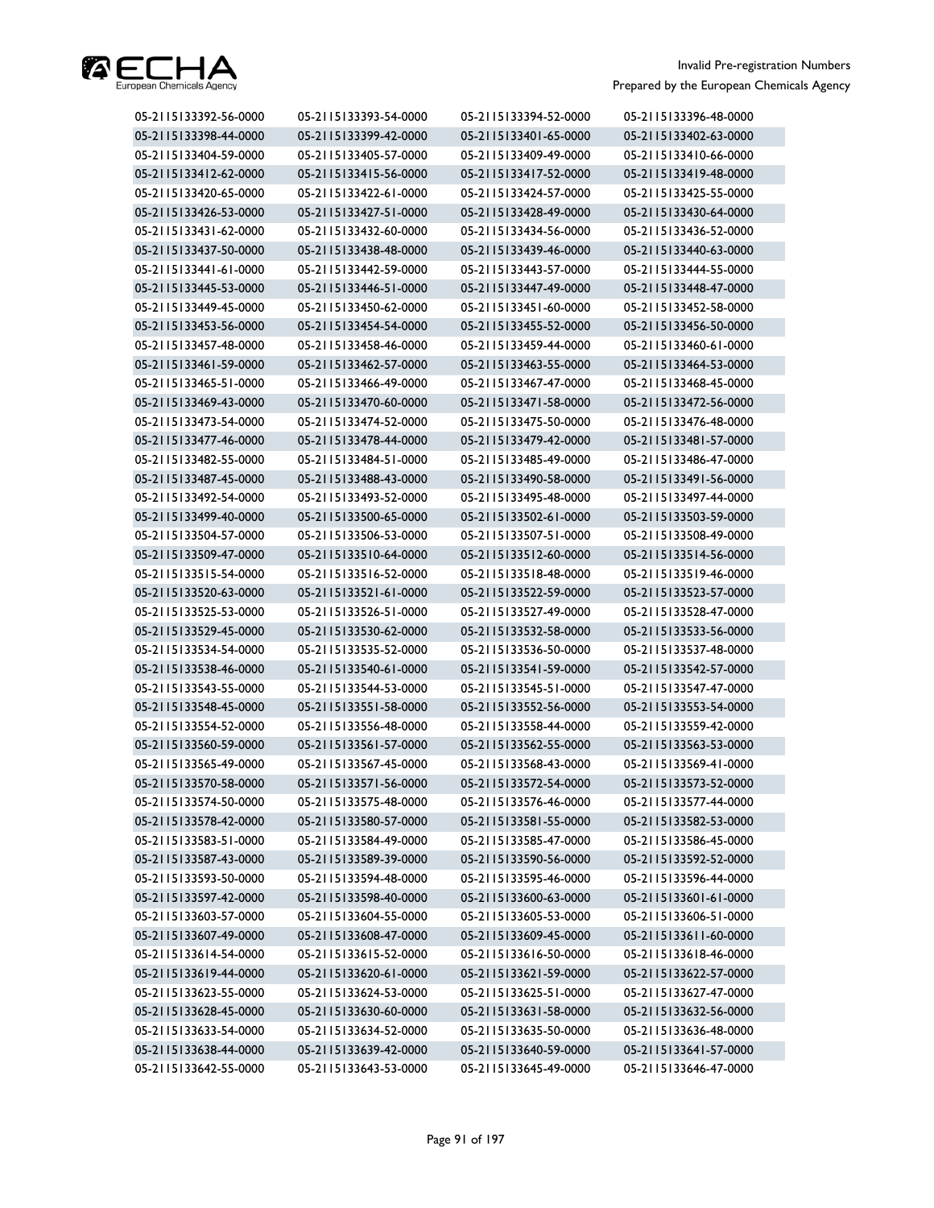| | | | |
|---|---|---|---|
| 05-2115133392-56-0000 | 05-2115133393-54-0000 | 05-2115133394-52-0000 | 05-2115133396-48-0000 |
| 05-2115133398-44-0000 | 05-2115133399-42-0000 | 05-2115133401-65-0000 | 05-2115133402-63-0000 |
| 05-2115133404-59-0000 | 05-2115133405-57-0000 | 05-2115133409-49-0000 | 05-2115133410-66-0000 |
| 05-2115133412-62-0000 | 05-2115133415-56-0000 | 05-2115133417-52-0000 | 05-2115133419-48-0000 |
| 05-2115133420-65-0000 | 05-2115133422-61-0000 | 05-2115133424-57-0000 | 05-2115133425-55-0000 |
| 05-2115133426-53-0000 | 05-2115133427-51-0000 | 05-2115133428-49-0000 | 05-2115133430-64-0000 |
| 05-2115133431-62-0000 | 05-2115133432-60-0000 | 05-2115133434-56-0000 | 05-2115133436-52-0000 |
| 05-2115133437-50-0000 | 05-2115133438-48-0000 | 05-2115133439-46-0000 | 05-2115133440-63-0000 |
| 05-2115133441-61-0000 | 05-2115133442-59-0000 | 05-2115133443-57-0000 | 05-2115133444-55-0000 |
| 05-2115133445-53-0000 | 05-2115133446-51-0000 | 05-2115133447-49-0000 | 05-2115133448-47-0000 |
| 05-2115133449-45-0000 | 05-2115133450-62-0000 | 05-2115133451-60-0000 | 05-2115133452-58-0000 |
| 05-2115133453-56-0000 | 05-2115133454-54-0000 | 05-2115133455-52-0000 | 05-2115133456-50-0000 |
| 05-2115133457-48-0000 | 05-2115133458-46-0000 | 05-2115133459-44-0000 | 05-2115133460-61-0000 |
| 05-2115133461-59-0000 | 05-2115133462-57-0000 | 05-2115133463-55-0000 | 05-2115133464-53-0000 |
| 05-2115133465-51-0000 | 05-2115133466-49-0000 | 05-2115133467-47-0000 | 05-2115133468-45-0000 |
| 05-2115133469-43-0000 | 05-2115133470-60-0000 | 05-2115133471-58-0000 | 05-2115133472-56-0000 |
| 05-2115133473-54-0000 | 05-2115133474-52-0000 | 05-2115133475-50-0000 | 05-2115133476-48-0000 |
| 05-2115133477-46-0000 | 05-2115133478-44-0000 | 05-2115133479-42-0000 | 05-2115133481-57-0000 |
| 05-2115133482-55-0000 | 05-2115133484-51-0000 | 05-2115133485-49-0000 | 05-2115133486-47-0000 |
| 05-2115133487-45-0000 | 05-2115133488-43-0000 | 05-2115133490-58-0000 | 05-2115133491-56-0000 |
| 05-2115133492-54-0000 | 05-2115133493-52-0000 | 05-2115133495-48-0000 | 05-2115133497-44-0000 |
| 05-2115133499-40-0000 | 05-2115133500-65-0000 | 05-2115133502-61-0000 | 05-2115133503-59-0000 |
| 05-2115133504-57-0000 | 05-2115133506-53-0000 | 05-2115133507-51-0000 | 05-2115133508-49-0000 |
| 05-2115133509-47-0000 | 05-2115133510-64-0000 | 05-2115133512-60-0000 | 05-2115133514-56-0000 |
| 05-2115133515-54-0000 | 05-2115133516-52-0000 | 05-2115133518-48-0000 | 05-2115133519-46-0000 |
| 05-2115133520-63-0000 | 05-2115133521-61-0000 | 05-2115133522-59-0000 | 05-2115133523-57-0000 |
| 05-2115133525-53-0000 | 05-2115133526-51-0000 | 05-2115133527-49-0000 | 05-2115133528-47-0000 |
| 05-2115133529-45-0000 | 05-2115133530-62-0000 | 05-2115133532-58-0000 | 05-2115133533-56-0000 |
| 05-2115133534-54-0000 | 05-2115133535-52-0000 | 05-2115133536-50-0000 | 05-2115133537-48-0000 |
| 05-2115133538-46-0000 | 05-2115133540-61-0000 | 05-2115133541-59-0000 | 05-2115133542-57-0000 |
| 05-2115133543-55-0000 | 05-2115133544-53-0000 | 05-2115133545-51-0000 | 05-2115133547-47-0000 |
| 05-2115133548-45-0000 | 05-2115133551-58-0000 | 05-2115133552-56-0000 | 05-2115133553-54-0000 |
| 05-2115133554-52-0000 | 05-2115133556-48-0000 | 05-2115133558-44-0000 | 05-2115133559-42-0000 |
| 05-2115133560-59-0000 | 05-2115133561-57-0000 | 05-2115133562-55-0000 | 05-2115133563-53-0000 |
| 05-2115133565-49-0000 | 05-2115133567-45-0000 | 05-2115133568-43-0000 | 05-2115133569-41-0000 |
| 05-2115133570-58-0000 | 05-2115133571-56-0000 | 05-2115133572-54-0000 | 05-2115133573-52-0000 |
| 05-2115133574-50-0000 | 05-2115133575-48-0000 | 05-2115133576-46-0000 | 05-2115133577-44-0000 |
| 05-2115133578-42-0000 | 05-2115133580-57-0000 | 05-2115133581-55-0000 | 05-2115133582-53-0000 |
| 05-2115133583-51-0000 | 05-2115133584-49-0000 | 05-2115133585-47-0000 | 05-2115133586-45-0000 |
| 05-2115133587-43-0000 | 05-2115133589-39-0000 | 05-2115133590-56-0000 | 05-2115133592-52-0000 |
| 05-2115133593-50-0000 | 05-2115133594-48-0000 | 05-2115133595-46-0000 | 05-2115133596-44-0000 |
| 05-2115133597-42-0000 | 05-2115133598-40-0000 | 05-2115133600-63-0000 | 05-2115133601-61-0000 |
| 05-2115133603-57-0000 | 05-2115133604-55-0000 | 05-2115133605-53-0000 | 05-2115133606-51-0000 |
| 05-2115133607-49-0000 | 05-2115133608-47-0000 | 05-2115133609-45-0000 | 05-2115133611-60-0000 |
| 05-2115133614-54-0000 | 05-2115133615-52-0000 | 05-2115133616-50-0000 | 05-2115133618-46-0000 |
| 05-2115133619-44-0000 | 05-2115133620-61-0000 | 05-2115133621-59-0000 | 05-2115133622-57-0000 |
| 05-2115133623-55-0000 | 05-2115133624-53-0000 | 05-2115133625-51-0000 | 05-2115133627-47-0000 |
| 05-2115133628-45-0000 | 05-2115133630-60-0000 | 05-2115133631-58-0000 | 05-2115133632-56-0000 |
| 05-2115133633-54-0000 | 05-2115133634-52-0000 | 05-2115133635-50-0000 | 05-2115133636-48-0000 |
| 05-2115133638-44-0000 | 05-2115133639-42-0000 | 05-2115133640-59-0000 | 05-2115133641-57-0000 |
| 05-2115133642-55-0000 | 05-2115133643-53-0000 | 05-2115133645-49-0000 | 05-2115133646-47-0000 |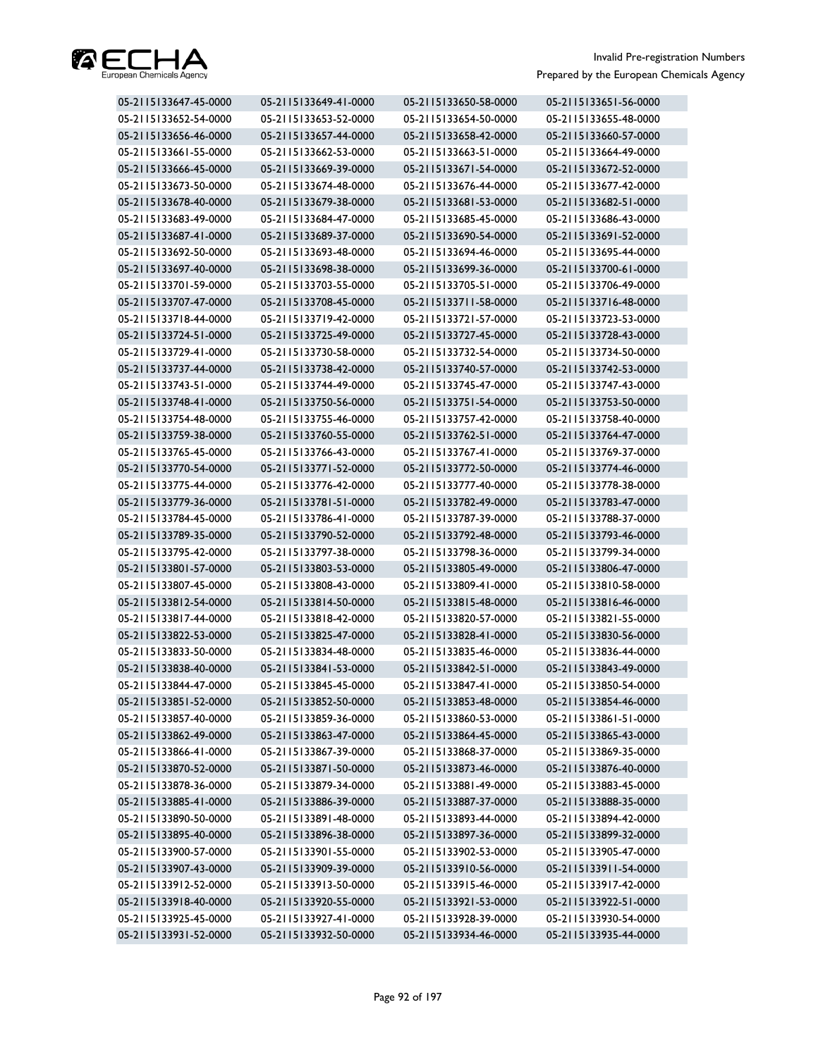| 05-2115133647-45-0000 | 05-2115133649-41-0000 | 05-2115133650-58-0000 | 05-2115133651-56-0000 |
|---|---|---|---|
| 05-2115133652-54-0000 | 05-2115133653-52-0000 | 05-2115133654-50-0000 | 05-2115133655-48-0000 |
| 05-2115133656-46-0000 | 05-2115133657-44-0000 | 05-2115133658-42-0000 | 05-2115133660-57-0000 |
| 05-2115133661-55-0000 | 05-2115133662-53-0000 | 05-2115133663-51-0000 | 05-2115133664-49-0000 |
| 05-2115133666-45-0000 | 05-2115133669-39-0000 | 05-2115133671-54-0000 | 05-2115133672-52-0000 |
| 05-2115133673-50-0000 | 05-2115133674-48-0000 | 05-2115133676-44-0000 | 05-2115133677-42-0000 |
| 05-2115133678-40-0000 | 05-2115133679-38-0000 | 05-2115133681-53-0000 | 05-2115133682-51-0000 |
| 05-2115133683-49-0000 | 05-2115133684-47-0000 | 05-2115133685-45-0000 | 05-2115133686-43-0000 |
| 05-2115133687-41-0000 | 05-2115133689-37-0000 | 05-2115133690-54-0000 | 05-2115133691-52-0000 |
| 05-2115133692-50-0000 | 05-2115133693-48-0000 | 05-2115133694-46-0000 | 05-2115133695-44-0000 |
| 05-2115133697-40-0000 | 05-2115133698-38-0000 | 05-2115133699-36-0000 | 05-2115133700-61-0000 |
| 05-2115133701-59-0000 | 05-2115133703-55-0000 | 05-2115133705-51-0000 | 05-2115133706-49-0000 |
| 05-2115133707-47-0000 | 05-2115133708-45-0000 | 05-2115133711-58-0000 | 05-2115133716-48-0000 |
| 05-2115133718-44-0000 | 05-2115133719-42-0000 | 05-2115133721-57-0000 | 05-2115133723-53-0000 |
| 05-2115133724-51-0000 | 05-2115133725-49-0000 | 05-2115133727-45-0000 | 05-2115133728-43-0000 |
| 05-2115133729-41-0000 | 05-2115133730-58-0000 | 05-2115133732-54-0000 | 05-2115133734-50-0000 |
| 05-2115133737-44-0000 | 05-2115133738-42-0000 | 05-2115133740-57-0000 | 05-2115133742-53-0000 |
| 05-2115133743-51-0000 | 05-2115133744-49-0000 | 05-2115133745-47-0000 | 05-2115133747-43-0000 |
| 05-2115133748-41-0000 | 05-2115133750-56-0000 | 05-2115133751-54-0000 | 05-2115133753-50-0000 |
| 05-2115133754-48-0000 | 05-2115133755-46-0000 | 05-2115133757-42-0000 | 05-2115133758-40-0000 |
| 05-2115133759-38-0000 | 05-2115133760-55-0000 | 05-2115133762-51-0000 | 05-2115133764-47-0000 |
| 05-2115133765-45-0000 | 05-2115133766-43-0000 | 05-2115133767-41-0000 | 05-2115133769-37-0000 |
| 05-2115133770-54-0000 | 05-2115133771-52-0000 | 05-2115133772-50-0000 | 05-2115133774-46-0000 |
| 05-2115133775-44-0000 | 05-2115133776-42-0000 | 05-2115133777-40-0000 | 05-2115133778-38-0000 |
| 05-2115133779-36-0000 | 05-2115133781-51-0000 | 05-2115133782-49-0000 | 05-2115133783-47-0000 |
| 05-2115133784-45-0000 | 05-2115133786-41-0000 | 05-2115133787-39-0000 | 05-2115133788-37-0000 |
| 05-2115133789-35-0000 | 05-2115133790-52-0000 | 05-2115133792-48-0000 | 05-2115133793-46-0000 |
| 05-2115133795-42-0000 | 05-2115133797-38-0000 | 05-2115133798-36-0000 | 05-2115133799-34-0000 |
| 05-2115133801-57-0000 | 05-2115133803-53-0000 | 05-2115133805-49-0000 | 05-2115133806-47-0000 |
| 05-2115133807-45-0000 | 05-2115133808-43-0000 | 05-2115133809-41-0000 | 05-2115133810-58-0000 |
| 05-2115133812-54-0000 | 05-2115133814-50-0000 | 05-2115133815-48-0000 | 05-2115133816-46-0000 |
| 05-2115133817-44-0000 | 05-2115133818-42-0000 | 05-2115133820-57-0000 | 05-2115133821-55-0000 |
| 05-2115133822-53-0000 | 05-2115133825-47-0000 | 05-2115133828-41-0000 | 05-2115133830-56-0000 |
| 05-2115133833-50-0000 | 05-2115133834-48-0000 | 05-2115133835-46-0000 | 05-2115133836-44-0000 |
| 05-2115133838-40-0000 | 05-2115133841-53-0000 | 05-2115133842-51-0000 | 05-2115133843-49-0000 |
| 05-2115133844-47-0000 | 05-2115133845-45-0000 | 05-2115133847-41-0000 | 05-2115133850-54-0000 |
| 05-2115133851-52-0000 | 05-2115133852-50-0000 | 05-2115133853-48-0000 | 05-2115133854-46-0000 |
| 05-2115133857-40-0000 | 05-2115133859-36-0000 | 05-2115133860-53-0000 | 05-2115133861-51-0000 |
| 05-2115133862-49-0000 | 05-2115133863-47-0000 | 05-2115133864-45-0000 | 05-2115133865-43-0000 |
| 05-2115133866-41-0000 | 05-2115133867-39-0000 | 05-2115133868-37-0000 | 05-2115133869-35-0000 |
| 05-2115133870-52-0000 | 05-2115133871-50-0000 | 05-2115133873-46-0000 | 05-2115133876-40-0000 |
| 05-2115133878-36-0000 | 05-2115133879-34-0000 | 05-2115133881-49-0000 | 05-2115133883-45-0000 |
| 05-2115133885-41-0000 | 05-2115133886-39-0000 | 05-2115133887-37-0000 | 05-2115133888-35-0000 |
| 05-2115133890-50-0000 | 05-2115133891-48-0000 | 05-2115133893-44-0000 | 05-2115133894-42-0000 |
| 05-2115133895-40-0000 | 05-2115133896-38-0000 | 05-2115133897-36-0000 | 05-2115133899-32-0000 |
| 05-2115133900-57-0000 | 05-2115133901-55-0000 | 05-2115133902-53-0000 | 05-2115133905-47-0000 |
| 05-2115133907-43-0000 | 05-2115133909-39-0000 | 05-2115133910-56-0000 | 05-2115133911-54-0000 |
| 05-2115133912-52-0000 | 05-2115133913-50-0000 | 05-2115133915-46-0000 | 05-2115133917-42-0000 |
| 05-2115133918-40-0000 | 05-2115133920-55-0000 | 05-2115133921-53-0000 | 05-2115133922-51-0000 |
| 05-2115133925-45-0000 | 05-2115133927-41-0000 | 05-2115133928-39-0000 | 05-2115133930-54-0000 |
| 05-2115133931-52-0000 | 05-2115133932-50-0000 | 05-2115133934-46-0000 | 05-2115133935-44-0000 |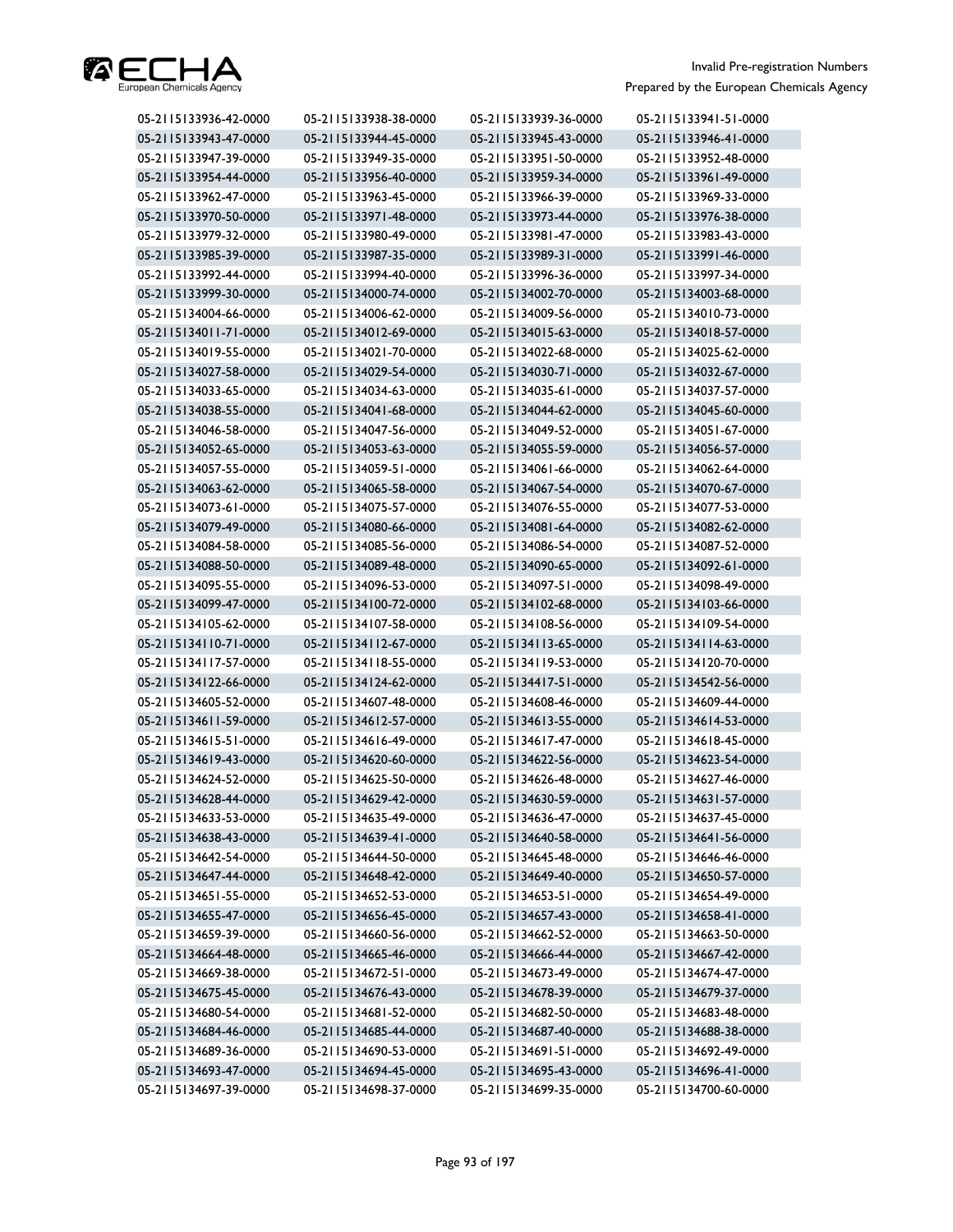| | | | |
|---|---|---|---|
| 05-2115133936-42-0000 | 05-2115133938-38-0000 | 05-2115133939-36-0000 | 05-2115133941-51-0000 |
| 05-2115133943-47-0000 | 05-2115133944-45-0000 | 05-2115133945-43-0000 | 05-2115133946-41-0000 |
| 05-2115133947-39-0000 | 05-2115133949-35-0000 | 05-2115133951-50-0000 | 05-2115133952-48-0000 |
| 05-2115133954-44-0000 | 05-2115133956-40-0000 | 05-2115133959-34-0000 | 05-2115133961-49-0000 |
| 05-2115133962-47-0000 | 05-2115133963-45-0000 | 05-2115133966-39-0000 | 05-2115133969-33-0000 |
| 05-2115133970-50-0000 | 05-2115133971-48-0000 | 05-2115133973-44-0000 | 05-2115133976-38-0000 |
| 05-2115133979-32-0000 | 05-2115133980-49-0000 | 05-2115133981-47-0000 | 05-2115133983-43-0000 |
| 05-2115133985-39-0000 | 05-2115133987-35-0000 | 05-2115133989-31-0000 | 05-2115133991-46-0000 |
| 05-2115133992-44-0000 | 05-2115133994-40-0000 | 05-2115133996-36-0000 | 05-2115133997-34-0000 |
| 05-2115133999-30-0000 | 05-2115134000-74-0000 | 05-2115134002-70-0000 | 05-2115134003-68-0000 |
| 05-2115134004-66-0000 | 05-2115134006-62-0000 | 05-2115134009-56-0000 | 05-2115134010-73-0000 |
| 05-2115134011-71-0000 | 05-2115134012-69-0000 | 05-2115134015-63-0000 | 05-2115134018-57-0000 |
| 05-2115134019-55-0000 | 05-2115134021-70-0000 | 05-2115134022-68-0000 | 05-2115134025-62-0000 |
| 05-2115134027-58-0000 | 05-2115134029-54-0000 | 05-2115134030-71-0000 | 05-2115134032-67-0000 |
| 05-2115134033-65-0000 | 05-2115134034-63-0000 | 05-2115134035-61-0000 | 05-2115134037-57-0000 |
| 05-2115134038-55-0000 | 05-2115134041-68-0000 | 05-2115134044-62-0000 | 05-2115134045-60-0000 |
| 05-2115134046-58-0000 | 05-2115134047-56-0000 | 05-2115134049-52-0000 | 05-2115134051-67-0000 |
| 05-2115134052-65-0000 | 05-2115134053-63-0000 | 05-2115134055-59-0000 | 05-2115134056-57-0000 |
| 05-2115134057-55-0000 | 05-2115134059-51-0000 | 05-2115134061-66-0000 | 05-2115134062-64-0000 |
| 05-2115134063-62-0000 | 05-2115134065-58-0000 | 05-2115134067-54-0000 | 05-2115134070-67-0000 |
| 05-2115134073-61-0000 | 05-2115134075-57-0000 | 05-2115134076-55-0000 | 05-2115134077-53-0000 |
| 05-2115134079-49-0000 | 05-2115134080-66-0000 | 05-2115134081-64-0000 | 05-2115134082-62-0000 |
| 05-2115134084-58-0000 | 05-2115134085-56-0000 | 05-2115134086-54-0000 | 05-2115134087-52-0000 |
| 05-2115134088-50-0000 | 05-2115134089-48-0000 | 05-2115134090-65-0000 | 05-2115134092-61-0000 |
| 05-2115134095-55-0000 | 05-2115134096-53-0000 | 05-2115134097-51-0000 | 05-2115134098-49-0000 |
| 05-2115134099-47-0000 | 05-2115134100-72-0000 | 05-2115134102-68-0000 | 05-2115134103-66-0000 |
| 05-2115134105-62-0000 | 05-2115134107-58-0000 | 05-2115134108-56-0000 | 05-2115134109-54-0000 |
| 05-2115134110-71-0000 | 05-2115134112-67-0000 | 05-2115134113-65-0000 | 05-2115134114-63-0000 |
| 05-2115134117-57-0000 | 05-2115134118-55-0000 | 05-2115134119-53-0000 | 05-2115134120-70-0000 |
| 05-2115134122-66-0000 | 05-2115134124-62-0000 | 05-2115134417-51-0000 | 05-2115134542-56-0000 |
| 05-2115134605-52-0000 | 05-2115134607-48-0000 | 05-2115134608-46-0000 | 05-2115134609-44-0000 |
| 05-2115134611-59-0000 | 05-2115134612-57-0000 | 05-2115134613-55-0000 | 05-2115134614-53-0000 |
| 05-2115134615-51-0000 | 05-2115134616-49-0000 | 05-2115134617-47-0000 | 05-2115134618-45-0000 |
| 05-2115134619-43-0000 | 05-2115134620-60-0000 | 05-2115134622-56-0000 | 05-2115134623-54-0000 |
| 05-2115134624-52-0000 | 05-2115134625-50-0000 | 05-2115134626-48-0000 | 05-2115134627-46-0000 |
| 05-2115134628-44-0000 | 05-2115134629-42-0000 | 05-2115134630-59-0000 | 05-2115134631-57-0000 |
| 05-2115134633-53-0000 | 05-2115134635-49-0000 | 05-2115134636-47-0000 | 05-2115134637-45-0000 |
| 05-2115134638-43-0000 | 05-2115134639-41-0000 | 05-2115134640-58-0000 | 05-2115134641-56-0000 |
| 05-2115134642-54-0000 | 05-2115134644-50-0000 | 05-2115134645-48-0000 | 05-2115134646-46-0000 |
| 05-2115134647-44-0000 | 05-2115134648-42-0000 | 05-2115134649-40-0000 | 05-2115134650-57-0000 |
| 05-2115134651-55-0000 | 05-2115134652-53-0000 | 05-2115134653-51-0000 | 05-2115134654-49-0000 |
| 05-2115134655-47-0000 | 05-2115134656-45-0000 | 05-2115134657-43-0000 | 05-2115134658-41-0000 |
| 05-2115134659-39-0000 | 05-2115134660-56-0000 | 05-2115134662-52-0000 | 05-2115134663-50-0000 |
| 05-2115134664-48-0000 | 05-2115134665-46-0000 | 05-2115134666-44-0000 | 05-2115134667-42-0000 |
| 05-2115134669-38-0000 | 05-2115134672-51-0000 | 05-2115134673-49-0000 | 05-2115134674-47-0000 |
| 05-2115134675-45-0000 | 05-2115134676-43-0000 | 05-2115134678-39-0000 | 05-2115134679-37-0000 |
| 05-2115134680-54-0000 | 05-2115134681-52-0000 | 05-2115134682-50-0000 | 05-2115134683-48-0000 |
| 05-2115134684-46-0000 | 05-2115134685-44-0000 | 05-2115134687-40-0000 | 05-2115134688-38-0000 |
| 05-2115134689-36-0000 | 05-2115134690-53-0000 | 05-2115134691-51-0000 | 05-2115134692-49-0000 |
| 05-2115134693-47-0000 | 05-2115134694-45-0000 | 05-2115134695-43-0000 | 05-2115134696-41-0000 |
| 05-2115134697-39-0000 | 05-2115134698-37-0000 | 05-2115134699-35-0000 | 05-2115134700-60-0000 |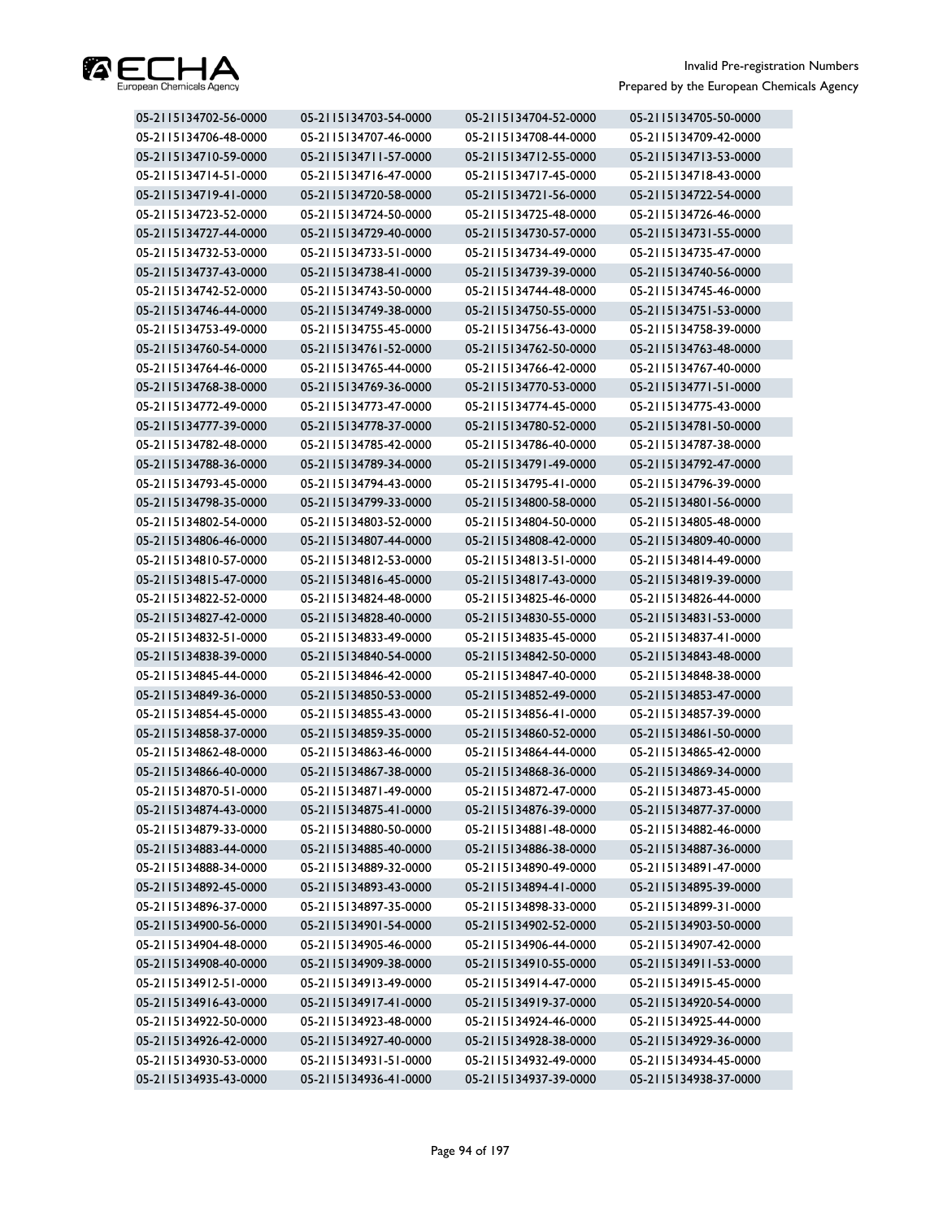| | | | |
|---|---|---|---|
| 05-2115134702-56-0000 | 05-2115134703-54-0000 | 05-2115134704-52-0000 | 05-2115134705-50-0000 |
| 05-2115134706-48-0000 | 05-2115134707-46-0000 | 05-2115134708-44-0000 | 05-2115134709-42-0000 |
| 05-2115134710-59-0000 | 05-2115134711-57-0000 | 05-2115134712-55-0000 | 05-2115134713-53-0000 |
| 05-2115134714-51-0000 | 05-2115134716-47-0000 | 05-2115134717-45-0000 | 05-2115134718-43-0000 |
| 05-2115134719-41-0000 | 05-2115134720-58-0000 | 05-2115134721-56-0000 | 05-2115134722-54-0000 |
| 05-2115134723-52-0000 | 05-2115134724-50-0000 | 05-2115134725-48-0000 | 05-2115134726-46-0000 |
| 05-2115134727-44-0000 | 05-2115134729-40-0000 | 05-2115134730-57-0000 | 05-2115134731-55-0000 |
| 05-2115134732-53-0000 | 05-2115134733-51-0000 | 05-2115134734-49-0000 | 05-2115134735-47-0000 |
| 05-2115134737-43-0000 | 05-2115134738-41-0000 | 05-2115134739-39-0000 | 05-2115134740-56-0000 |
| 05-2115134742-52-0000 | 05-2115134743-50-0000 | 05-2115134744-48-0000 | 05-2115134745-46-0000 |
| 05-2115134746-44-0000 | 05-2115134749-38-0000 | 05-2115134750-55-0000 | 05-2115134751-53-0000 |
| 05-2115134753-49-0000 | 05-2115134755-45-0000 | 05-2115134756-43-0000 | 05-2115134758-39-0000 |
| 05-2115134760-54-0000 | 05-2115134761-52-0000 | 05-2115134762-50-0000 | 05-2115134763-48-0000 |
| 05-2115134764-46-0000 | 05-2115134765-44-0000 | 05-2115134766-42-0000 | 05-2115134767-40-0000 |
| 05-2115134768-38-0000 | 05-2115134769-36-0000 | 05-2115134770-53-0000 | 05-2115134771-51-0000 |
| 05-2115134772-49-0000 | 05-2115134773-47-0000 | 05-2115134774-45-0000 | 05-2115134775-43-0000 |
| 05-2115134777-39-0000 | 05-2115134778-37-0000 | 05-2115134780-52-0000 | 05-2115134781-50-0000 |
| 05-2115134782-48-0000 | 05-2115134785-42-0000 | 05-2115134786-40-0000 | 05-2115134787-38-0000 |
| 05-2115134788-36-0000 | 05-2115134789-34-0000 | 05-2115134791-49-0000 | 05-2115134792-47-0000 |
| 05-2115134793-45-0000 | 05-2115134794-43-0000 | 05-2115134795-41-0000 | 05-2115134796-39-0000 |
| 05-2115134798-35-0000 | 05-2115134799-33-0000 | 05-2115134800-58-0000 | 05-2115134801-56-0000 |
| 05-2115134802-54-0000 | 05-2115134803-52-0000 | 05-2115134804-50-0000 | 05-2115134805-48-0000 |
| 05-2115134806-46-0000 | 05-2115134807-44-0000 | 05-2115134808-42-0000 | 05-2115134809-40-0000 |
| 05-2115134810-57-0000 | 05-2115134812-53-0000 | 05-2115134813-51-0000 | 05-2115134814-49-0000 |
| 05-2115134815-47-0000 | 05-2115134816-45-0000 | 05-2115134817-43-0000 | 05-2115134819-39-0000 |
| 05-2115134822-52-0000 | 05-2115134824-48-0000 | 05-2115134825-46-0000 | 05-2115134826-44-0000 |
| 05-2115134827-42-0000 | 05-2115134828-40-0000 | 05-2115134830-55-0000 | 05-2115134831-53-0000 |
| 05-2115134832-51-0000 | 05-2115134833-49-0000 | 05-2115134835-45-0000 | 05-2115134837-41-0000 |
| 05-2115134838-39-0000 | 05-2115134840-54-0000 | 05-2115134842-50-0000 | 05-2115134843-48-0000 |
| 05-2115134845-44-0000 | 05-2115134846-42-0000 | 05-2115134847-40-0000 | 05-2115134848-38-0000 |
| 05-2115134849-36-0000 | 05-2115134850-53-0000 | 05-2115134852-49-0000 | 05-2115134853-47-0000 |
| 05-2115134854-45-0000 | 05-2115134855-43-0000 | 05-2115134856-41-0000 | 05-2115134857-39-0000 |
| 05-2115134858-37-0000 | 05-2115134859-35-0000 | 05-2115134860-52-0000 | 05-2115134861-50-0000 |
| 05-2115134862-48-0000 | 05-2115134863-46-0000 | 05-2115134864-44-0000 | 05-2115134865-42-0000 |
| 05-2115134866-40-0000 | 05-2115134867-38-0000 | 05-2115134868-36-0000 | 05-2115134869-34-0000 |
| 05-2115134870-51-0000 | 05-2115134871-49-0000 | 05-2115134872-47-0000 | 05-2115134873-45-0000 |
| 05-2115134874-43-0000 | 05-2115134875-41-0000 | 05-2115134876-39-0000 | 05-2115134877-37-0000 |
| 05-2115134879-33-0000 | 05-2115134880-50-0000 | 05-2115134881-48-0000 | 05-2115134882-46-0000 |
| 05-2115134883-44-0000 | 05-2115134885-40-0000 | 05-2115134886-38-0000 | 05-2115134887-36-0000 |
| 05-2115134888-34-0000 | 05-2115134889-32-0000 | 05-2115134890-49-0000 | 05-2115134891-47-0000 |
| 05-2115134892-45-0000 | 05-2115134893-43-0000 | 05-2115134894-41-0000 | 05-2115134895-39-0000 |
| 05-2115134896-37-0000 | 05-2115134897-35-0000 | 05-2115134898-33-0000 | 05-2115134899-31-0000 |
| 05-2115134900-56-0000 | 05-2115134901-54-0000 | 05-2115134902-52-0000 | 05-2115134903-50-0000 |
| 05-2115134904-48-0000 | 05-2115134905-46-0000 | 05-2115134906-44-0000 | 05-2115134907-42-0000 |
| 05-2115134908-40-0000 | 05-2115134909-38-0000 | 05-2115134910-55-0000 | 05-2115134911-53-0000 |
| 05-2115134912-51-0000 | 05-2115134913-49-0000 | 05-2115134914-47-0000 | 05-2115134915-45-0000 |
| 05-2115134916-43-0000 | 05-2115134917-41-0000 | 05-2115134919-37-0000 | 05-2115134920-54-0000 |
| 05-2115134922-50-0000 | 05-2115134923-48-0000 | 05-2115134924-46-0000 | 05-2115134925-44-0000 |
| 05-2115134926-42-0000 | 05-2115134927-40-0000 | 05-2115134928-38-0000 | 05-2115134929-36-0000 |
| 05-2115134930-53-0000 | 05-2115134931-51-0000 | 05-2115134932-49-0000 | 05-2115134934-45-0000 |
| 05-2115134935-43-0000 | 05-2115134936-41-0000 | 05-2115134937-39-0000 | 05-2115134938-37-0000 |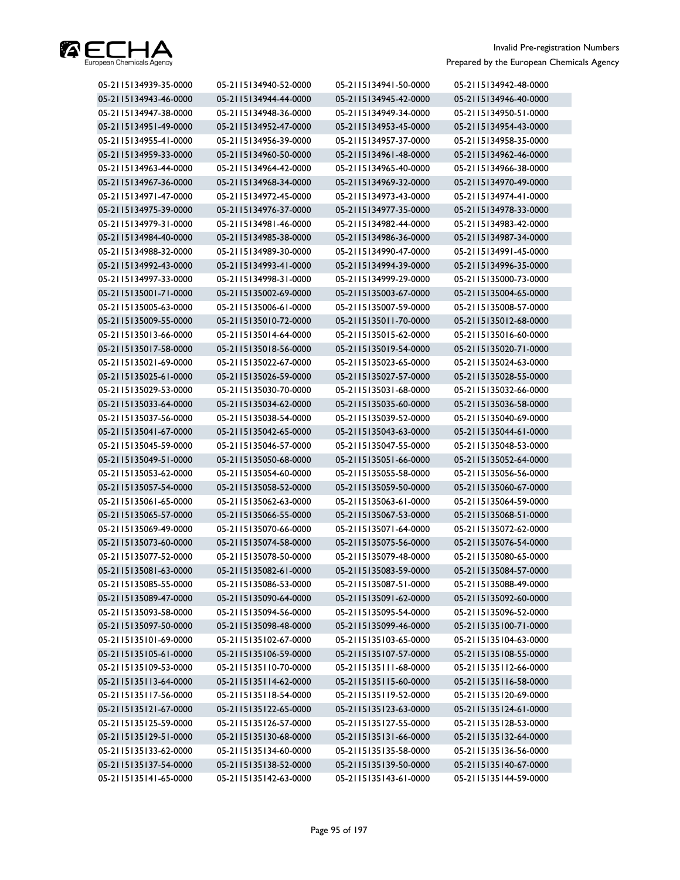| | | | |
|---|---|---|---|
| 05-2115134939-35-0000 | 05-2115134940-52-0000 | 05-2115134941-50-0000 | 05-2115134942-48-0000 |
| 05-2115134943-46-0000 | 05-2115134944-44-0000 | 05-2115134945-42-0000 | 05-2115134946-40-0000 |
| 05-2115134947-38-0000 | 05-2115134948-36-0000 | 05-2115134949-34-0000 | 05-2115134950-51-0000 |
| 05-2115134951-49-0000 | 05-2115134952-47-0000 | 05-2115134953-45-0000 | 05-2115134954-43-0000 |
| 05-2115134955-41-0000 | 05-2115134956-39-0000 | 05-2115134957-37-0000 | 05-2115134958-35-0000 |
| 05-2115134959-33-0000 | 05-2115134960-50-0000 | 05-2115134961-48-0000 | 05-2115134962-46-0000 |
| 05-2115134963-44-0000 | 05-2115134964-42-0000 | 05-2115134965-40-0000 | 05-2115134966-38-0000 |
| 05-2115134967-36-0000 | 05-2115134968-34-0000 | 05-2115134969-32-0000 | 05-2115134970-49-0000 |
| 05-2115134971-47-0000 | 05-2115134972-45-0000 | 05-2115134973-43-0000 | 05-2115134974-41-0000 |
| 05-2115134975-39-0000 | 05-2115134976-37-0000 | 05-2115134977-35-0000 | 05-2115134978-33-0000 |
| 05-2115134979-31-0000 | 05-2115134981-46-0000 | 05-2115134982-44-0000 | 05-2115134983-42-0000 |
| 05-2115134984-40-0000 | 05-2115134985-38-0000 | 05-2115134986-36-0000 | 05-2115134987-34-0000 |
| 05-2115134988-32-0000 | 05-2115134989-30-0000 | 05-2115134990-47-0000 | 05-2115134991-45-0000 |
| 05-2115134992-43-0000 | 05-2115134993-41-0000 | 05-2115134994-39-0000 | 05-2115134996-35-0000 |
| 05-2115134997-33-0000 | 05-2115134998-31-0000 | 05-2115134999-29-0000 | 05-2115135000-73-0000 |
| 05-2115135001-71-0000 | 05-2115135002-69-0000 | 05-2115135003-67-0000 | 05-2115135004-65-0000 |
| 05-2115135005-63-0000 | 05-2115135006-61-0000 | 05-2115135007-59-0000 | 05-2115135008-57-0000 |
| 05-2115135009-55-0000 | 05-2115135010-72-0000 | 05-2115135011-70-0000 | 05-2115135012-68-0000 |
| 05-2115135013-66-0000 | 05-2115135014-64-0000 | 05-2115135015-62-0000 | 05-2115135016-60-0000 |
| 05-2115135017-58-0000 | 05-2115135018-56-0000 | 05-2115135019-54-0000 | 05-2115135020-71-0000 |
| 05-2115135021-69-0000 | 05-2115135022-67-0000 | 05-2115135023-65-0000 | 05-2115135024-63-0000 |
| 05-2115135025-61-0000 | 05-2115135026-59-0000 | 05-2115135027-57-0000 | 05-2115135028-55-0000 |
| 05-2115135029-53-0000 | 05-2115135030-70-0000 | 05-2115135031-68-0000 | 05-2115135032-66-0000 |
| 05-2115135033-64-0000 | 05-2115135034-62-0000 | 05-2115135035-60-0000 | 05-2115135036-58-0000 |
| 05-2115135037-56-0000 | 05-2115135038-54-0000 | 05-2115135039-52-0000 | 05-2115135040-69-0000 |
| 05-2115135041-67-0000 | 05-2115135042-65-0000 | 05-2115135043-63-0000 | 05-2115135044-61-0000 |
| 05-2115135045-59-0000 | 05-2115135046-57-0000 | 05-2115135047-55-0000 | 05-2115135048-53-0000 |
| 05-2115135049-51-0000 | 05-2115135050-68-0000 | 05-2115135051-66-0000 | 05-2115135052-64-0000 |
| 05-2115135053-62-0000 | 05-2115135054-60-0000 | 05-2115135055-58-0000 | 05-2115135056-56-0000 |
| 05-2115135057-54-0000 | 05-2115135058-52-0000 | 05-2115135059-50-0000 | 05-2115135060-67-0000 |
| 05-2115135061-65-0000 | 05-2115135062-63-0000 | 05-2115135063-61-0000 | 05-2115135064-59-0000 |
| 05-2115135065-57-0000 | 05-2115135066-55-0000 | 05-2115135067-53-0000 | 05-2115135068-51-0000 |
| 05-2115135069-49-0000 | 05-2115135070-66-0000 | 05-2115135071-64-0000 | 05-2115135072-62-0000 |
| 05-2115135073-60-0000 | 05-2115135074-58-0000 | 05-2115135075-56-0000 | 05-2115135076-54-0000 |
| 05-2115135077-52-0000 | 05-2115135078-50-0000 | 05-2115135079-48-0000 | 05-2115135080-65-0000 |
| 05-2115135081-63-0000 | 05-2115135082-61-0000 | 05-2115135083-59-0000 | 05-2115135084-57-0000 |
| 05-2115135085-55-0000 | 05-2115135086-53-0000 | 05-2115135087-51-0000 | 05-2115135088-49-0000 |
| 05-2115135089-47-0000 | 05-2115135090-64-0000 | 05-2115135091-62-0000 | 05-2115135092-60-0000 |
| 05-2115135093-58-0000 | 05-2115135094-56-0000 | 05-2115135095-54-0000 | 05-2115135096-52-0000 |
| 05-2115135097-50-0000 | 05-2115135098-48-0000 | 05-2115135099-46-0000 | 05-2115135100-71-0000 |
| 05-2115135101-69-0000 | 05-2115135102-67-0000 | 05-2115135103-65-0000 | 05-2115135104-63-0000 |
| 05-2115135105-61-0000 | 05-2115135106-59-0000 | 05-2115135107-57-0000 | 05-2115135108-55-0000 |
| 05-2115135109-53-0000 | 05-2115135110-70-0000 | 05-2115135111-68-0000 | 05-2115135112-66-0000 |
| 05-2115135113-64-0000 | 05-2115135114-62-0000 | 05-2115135115-60-0000 | 05-2115135116-58-0000 |
| 05-2115135117-56-0000 | 05-2115135118-54-0000 | 05-2115135119-52-0000 | 05-2115135120-69-0000 |
| 05-2115135121-67-0000 | 05-2115135122-65-0000 | 05-2115135123-63-0000 | 05-2115135124-61-0000 |
| 05-2115135125-59-0000 | 05-2115135126-57-0000 | 05-2115135127-55-0000 | 05-2115135128-53-0000 |
| 05-2115135129-51-0000 | 05-2115135130-68-0000 | 05-2115135131-66-0000 | 05-2115135132-64-0000 |
| 05-2115135133-62-0000 | 05-2115135134-60-0000 | 05-2115135135-58-0000 | 05-2115135136-56-0000 |
| 05-2115135137-54-0000 | 05-2115135138-52-0000 | 05-2115135139-50-0000 | 05-2115135140-67-0000 |
| 05-2115135141-65-0000 | 05-2115135142-63-0000 | 05-2115135143-61-0000 | 05-2115135144-59-0000 |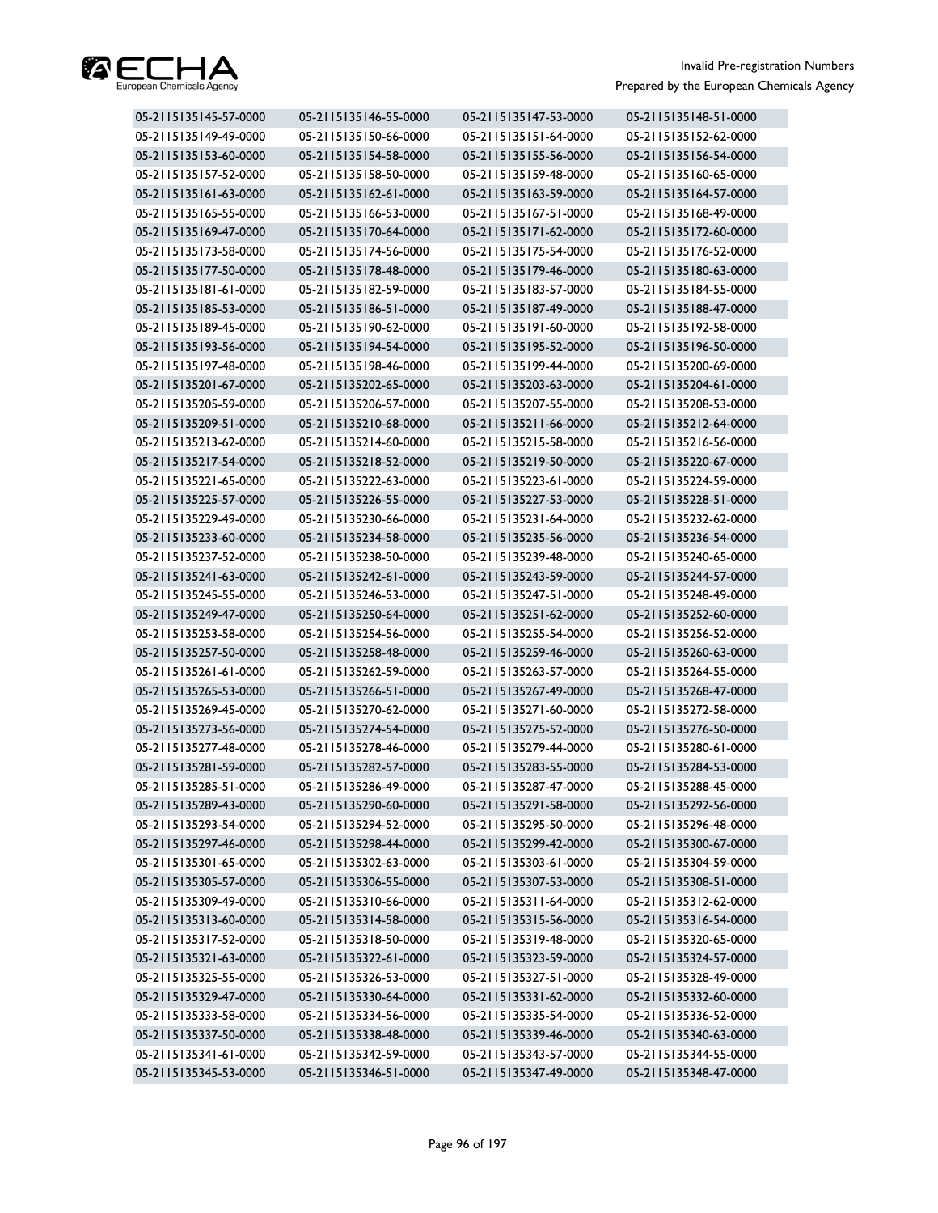| | | | |
|---|---|---|---|
| 05-2115135145-57-0000 | 05-2115135146-55-0000 | 05-2115135147-53-0000 | 05-2115135148-51-0000 |
| 05-2115135149-49-0000 | 05-2115135150-66-0000 | 05-2115135151-64-0000 | 05-2115135152-62-0000 |
| 05-2115135153-60-0000 | 05-2115135154-58-0000 | 05-2115135155-56-0000 | 05-2115135156-54-0000 |
| 05-2115135157-52-0000 | 05-2115135158-50-0000 | 05-2115135159-48-0000 | 05-2115135160-65-0000 |
| 05-2115135161-63-0000 | 05-2115135162-61-0000 | 05-2115135163-59-0000 | 05-2115135164-57-0000 |
| 05-2115135165-55-0000 | 05-2115135166-53-0000 | 05-2115135167-51-0000 | 05-2115135168-49-0000 |
| 05-2115135169-47-0000 | 05-2115135170-64-0000 | 05-2115135171-62-0000 | 05-2115135172-60-0000 |
| 05-2115135173-58-0000 | 05-2115135174-56-0000 | 05-2115135175-54-0000 | 05-2115135176-52-0000 |
| 05-2115135177-50-0000 | 05-2115135178-48-0000 | 05-2115135179-46-0000 | 05-2115135180-63-0000 |
| 05-2115135181-61-0000 | 05-2115135182-59-0000 | 05-2115135183-57-0000 | 05-2115135184-55-0000 |
| 05-2115135185-53-0000 | 05-2115135186-51-0000 | 05-2115135187-49-0000 | 05-2115135188-47-0000 |
| 05-2115135189-45-0000 | 05-2115135190-62-0000 | 05-2115135191-60-0000 | 05-2115135192-58-0000 |
| 05-2115135193-56-0000 | 05-2115135194-54-0000 | 05-2115135195-52-0000 | 05-2115135196-50-0000 |
| 05-2115135197-48-0000 | 05-2115135198-46-0000 | 05-2115135199-44-0000 | 05-2115135200-69-0000 |
| 05-2115135201-67-0000 | 05-2115135202-65-0000 | 05-2115135203-63-0000 | 05-2115135204-61-0000 |
| 05-2115135205-59-0000 | 05-2115135206-57-0000 | 05-2115135207-55-0000 | 05-2115135208-53-0000 |
| 05-2115135209-51-0000 | 05-2115135210-68-0000 | 05-2115135211-66-0000 | 05-2115135212-64-0000 |
| 05-2115135213-62-0000 | 05-2115135214-60-0000 | 05-2115135215-58-0000 | 05-2115135216-56-0000 |
| 05-2115135217-54-0000 | 05-2115135218-52-0000 | 05-2115135219-50-0000 | 05-2115135220-67-0000 |
| 05-2115135221-65-0000 | 05-2115135222-63-0000 | 05-2115135223-61-0000 | 05-2115135224-59-0000 |
| 05-2115135225-57-0000 | 05-2115135226-55-0000 | 05-2115135227-53-0000 | 05-2115135228-51-0000 |
| 05-2115135229-49-0000 | 05-2115135230-66-0000 | 05-2115135231-64-0000 | 05-2115135232-62-0000 |
| 05-2115135233-60-0000 | 05-2115135234-58-0000 | 05-2115135235-56-0000 | 05-2115135236-54-0000 |
| 05-2115135237-52-0000 | 05-2115135238-50-0000 | 05-2115135239-48-0000 | 05-2115135240-65-0000 |
| 05-2115135241-63-0000 | 05-2115135242-61-0000 | 05-2115135243-59-0000 | 05-2115135244-57-0000 |
| 05-2115135245-55-0000 | 05-2115135246-53-0000 | 05-2115135247-51-0000 | 05-2115135248-49-0000 |
| 05-2115135249-47-0000 | 05-2115135250-64-0000 | 05-2115135251-62-0000 | 05-2115135252-60-0000 |
| 05-2115135253-58-0000 | 05-2115135254-56-0000 | 05-2115135255-54-0000 | 05-2115135256-52-0000 |
| 05-2115135257-50-0000 | 05-2115135258-48-0000 | 05-2115135259-46-0000 | 05-2115135260-63-0000 |
| 05-2115135261-61-0000 | 05-2115135262-59-0000 | 05-2115135263-57-0000 | 05-2115135264-55-0000 |
| 05-2115135265-53-0000 | 05-2115135266-51-0000 | 05-2115135267-49-0000 | 05-2115135268-47-0000 |
| 05-2115135269-45-0000 | 05-2115135270-62-0000 | 05-2115135271-60-0000 | 05-2115135272-58-0000 |
| 05-2115135273-56-0000 | 05-2115135274-54-0000 | 05-2115135275-52-0000 | 05-2115135276-50-0000 |
| 05-2115135277-48-0000 | 05-2115135278-46-0000 | 05-2115135279-44-0000 | 05-2115135280-61-0000 |
| 05-2115135281-59-0000 | 05-2115135282-57-0000 | 05-2115135283-55-0000 | 05-2115135284-53-0000 |
| 05-2115135285-51-0000 | 05-2115135286-49-0000 | 05-2115135287-47-0000 | 05-2115135288-45-0000 |
| 05-2115135289-43-0000 | 05-2115135290-60-0000 | 05-2115135291-58-0000 | 05-2115135292-56-0000 |
| 05-2115135293-54-0000 | 05-2115135294-52-0000 | 05-2115135295-50-0000 | 05-2115135296-48-0000 |
| 05-2115135297-46-0000 | 05-2115135298-44-0000 | 05-2115135299-42-0000 | 05-2115135300-67-0000 |
| 05-2115135301-65-0000 | 05-2115135302-63-0000 | 05-2115135303-61-0000 | 05-2115135304-59-0000 |
| 05-2115135305-57-0000 | 05-2115135306-55-0000 | 05-2115135307-53-0000 | 05-2115135308-51-0000 |
| 05-2115135309-49-0000 | 05-2115135310-66-0000 | 05-2115135311-64-0000 | 05-2115135312-62-0000 |
| 05-2115135313-60-0000 | 05-2115135314-58-0000 | 05-2115135315-56-0000 | 05-2115135316-54-0000 |
| 05-2115135317-52-0000 | 05-2115135318-50-0000 | 05-2115135319-48-0000 | 05-2115135320-65-0000 |
| 05-2115135321-63-0000 | 05-2115135322-61-0000 | 05-2115135323-59-0000 | 05-2115135324-57-0000 |
| 05-2115135325-55-0000 | 05-2115135326-53-0000 | 05-2115135327-51-0000 | 05-2115135328-49-0000 |
| 05-2115135329-47-0000 | 05-2115135330-64-0000 | 05-2115135331-62-0000 | 05-2115135332-60-0000 |
| 05-2115135333-58-0000 | 05-2115135334-56-0000 | 05-2115135335-54-0000 | 05-2115135336-52-0000 |
| 05-2115135337-50-0000 | 05-2115135338-48-0000 | 05-2115135339-46-0000 | 05-2115135340-63-0000 |
| 05-2115135341-61-0000 | 05-2115135342-59-0000 | 05-2115135343-57-0000 | 05-2115135344-55-0000 |
| 05-2115135345-53-0000 | 05-2115135346-51-0000 | 05-2115135347-49-0000 | 05-2115135348-47-0000 |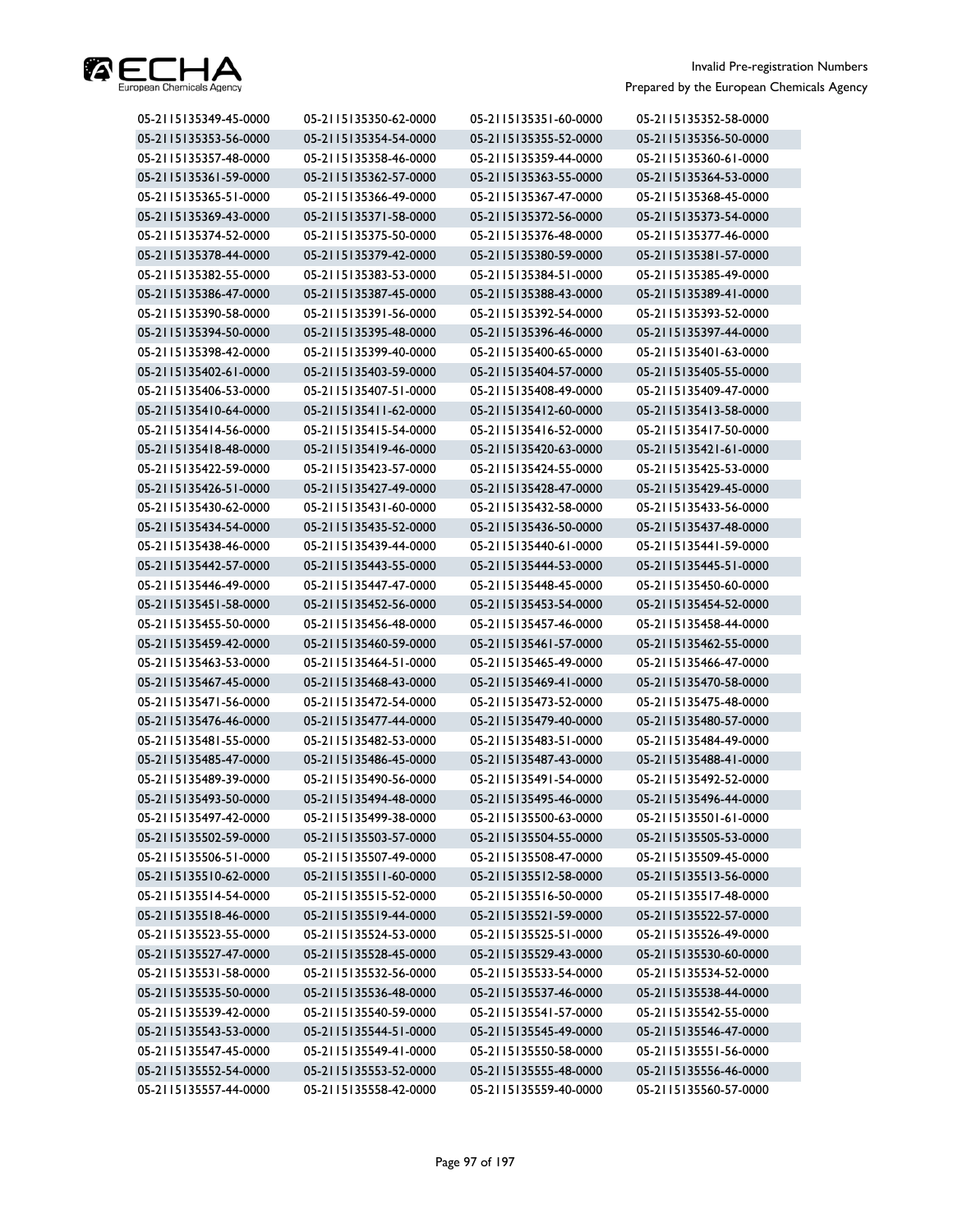| | | | |
|---|---|---|---|
| 05-2115135349-45-0000 | 05-2115135350-62-0000 | 05-2115135351-60-0000 | 05-2115135352-58-0000 |
| 05-2115135353-56-0000 | 05-2115135354-54-0000 | 05-2115135355-52-0000 | 05-2115135356-50-0000 |
| 05-2115135357-48-0000 | 05-2115135358-46-0000 | 05-2115135359-44-0000 | 05-2115135360-61-0000 |
| 05-2115135361-59-0000 | 05-2115135362-57-0000 | 05-2115135363-55-0000 | 05-2115135364-53-0000 |
| 05-2115135365-51-0000 | 05-2115135366-49-0000 | 05-2115135367-47-0000 | 05-2115135368-45-0000 |
| 05-2115135369-43-0000 | 05-2115135371-58-0000 | 05-2115135372-56-0000 | 05-2115135373-54-0000 |
| 05-2115135374-52-0000 | 05-2115135375-50-0000 | 05-2115135376-48-0000 | 05-2115135377-46-0000 |
| 05-2115135378-44-0000 | 05-2115135379-42-0000 | 05-2115135380-59-0000 | 05-2115135381-57-0000 |
| 05-2115135382-55-0000 | 05-2115135383-53-0000 | 05-2115135384-51-0000 | 05-2115135385-49-0000 |
| 05-2115135386-47-0000 | 05-2115135387-45-0000 | 05-2115135388-43-0000 | 05-2115135389-41-0000 |
| 05-2115135390-58-0000 | 05-2115135391-56-0000 | 05-2115135392-54-0000 | 05-2115135393-52-0000 |
| 05-2115135394-50-0000 | 05-2115135395-48-0000 | 05-2115135396-46-0000 | 05-2115135397-44-0000 |
| 05-2115135398-42-0000 | 05-2115135399-40-0000 | 05-2115135400-65-0000 | 05-2115135401-63-0000 |
| 05-2115135402-61-0000 | 05-2115135403-59-0000 | 05-2115135404-57-0000 | 05-2115135405-55-0000 |
| 05-2115135406-53-0000 | 05-2115135407-51-0000 | 05-2115135408-49-0000 | 05-2115135409-47-0000 |
| 05-2115135410-64-0000 | 05-2115135411-62-0000 | 05-2115135412-60-0000 | 05-2115135413-58-0000 |
| 05-2115135414-56-0000 | 05-2115135415-54-0000 | 05-2115135416-52-0000 | 05-2115135417-50-0000 |
| 05-2115135418-48-0000 | 05-2115135419-46-0000 | 05-2115135420-63-0000 | 05-2115135421-61-0000 |
| 05-2115135422-59-0000 | 05-2115135423-57-0000 | 05-2115135424-55-0000 | 05-2115135425-53-0000 |
| 05-2115135426-51-0000 | 05-2115135427-49-0000 | 05-2115135428-47-0000 | 05-2115135429-45-0000 |
| 05-2115135430-62-0000 | 05-2115135431-60-0000 | 05-2115135432-58-0000 | 05-2115135433-56-0000 |
| 05-2115135434-54-0000 | 05-2115135435-52-0000 | 05-2115135436-50-0000 | 05-2115135437-48-0000 |
| 05-2115135438-46-0000 | 05-2115135439-44-0000 | 05-2115135440-61-0000 | 05-2115135441-59-0000 |
| 05-2115135442-57-0000 | 05-2115135443-55-0000 | 05-2115135444-53-0000 | 05-2115135445-51-0000 |
| 05-2115135446-49-0000 | 05-2115135447-47-0000 | 05-2115135448-45-0000 | 05-2115135450-60-0000 |
| 05-2115135451-58-0000 | 05-2115135452-56-0000 | 05-2115135453-54-0000 | 05-2115135454-52-0000 |
| 05-2115135455-50-0000 | 05-2115135456-48-0000 | 05-2115135457-46-0000 | 05-2115135458-44-0000 |
| 05-2115135459-42-0000 | 05-2115135460-59-0000 | 05-2115135461-57-0000 | 05-2115135462-55-0000 |
| 05-2115135463-53-0000 | 05-2115135464-51-0000 | 05-2115135465-49-0000 | 05-2115135466-47-0000 |
| 05-2115135467-45-0000 | 05-2115135468-43-0000 | 05-2115135469-41-0000 | 05-2115135470-58-0000 |
| 05-2115135471-56-0000 | 05-2115135472-54-0000 | 05-2115135473-52-0000 | 05-2115135475-48-0000 |
| 05-2115135476-46-0000 | 05-2115135477-44-0000 | 05-2115135479-40-0000 | 05-2115135480-57-0000 |
| 05-2115135481-55-0000 | 05-2115135482-53-0000 | 05-2115135483-51-0000 | 05-2115135484-49-0000 |
| 05-2115135485-47-0000 | 05-2115135486-45-0000 | 05-2115135487-43-0000 | 05-2115135488-41-0000 |
| 05-2115135489-39-0000 | 05-2115135490-56-0000 | 05-2115135491-54-0000 | 05-2115135492-52-0000 |
| 05-2115135493-50-0000 | 05-2115135494-48-0000 | 05-2115135495-46-0000 | 05-2115135496-44-0000 |
| 05-2115135497-42-0000 | 05-2115135499-38-0000 | 05-2115135500-63-0000 | 05-2115135501-61-0000 |
| 05-2115135502-59-0000 | 05-2115135503-57-0000 | 05-2115135504-55-0000 | 05-2115135505-53-0000 |
| 05-2115135506-51-0000 | 05-2115135507-49-0000 | 05-2115135508-47-0000 | 05-2115135509-45-0000 |
| 05-2115135510-62-0000 | 05-2115135511-60-0000 | 05-2115135512-58-0000 | 05-2115135513-56-0000 |
| 05-2115135514-54-0000 | 05-2115135515-52-0000 | 05-2115135516-50-0000 | 05-2115135517-48-0000 |
| 05-2115135518-46-0000 | 05-2115135519-44-0000 | 05-2115135521-59-0000 | 05-2115135522-57-0000 |
| 05-2115135523-55-0000 | 05-2115135524-53-0000 | 05-2115135525-51-0000 | 05-2115135526-49-0000 |
| 05-2115135527-47-0000 | 05-2115135528-45-0000 | 05-2115135529-43-0000 | 05-2115135530-60-0000 |
| 05-2115135531-58-0000 | 05-2115135532-56-0000 | 05-2115135533-54-0000 | 05-2115135534-52-0000 |
| 05-2115135535-50-0000 | 05-2115135536-48-0000 | 05-2115135537-46-0000 | 05-2115135538-44-0000 |
| 05-2115135539-42-0000 | 05-2115135540-59-0000 | 05-2115135541-57-0000 | 05-2115135542-55-0000 |
| 05-2115135543-53-0000 | 05-2115135544-51-0000 | 05-2115135545-49-0000 | 05-2115135546-47-0000 |
| 05-2115135547-45-0000 | 05-2115135549-41-0000 | 05-2115135550-58-0000 | 05-2115135551-56-0000 |
| 05-2115135552-54-0000 | 05-2115135553-52-0000 | 05-2115135555-48-0000 | 05-2115135556-46-0000 |
| 05-2115135557-44-0000 | 05-2115135558-42-0000 | 05-2115135559-40-0000 | 05-2115135560-57-0000 |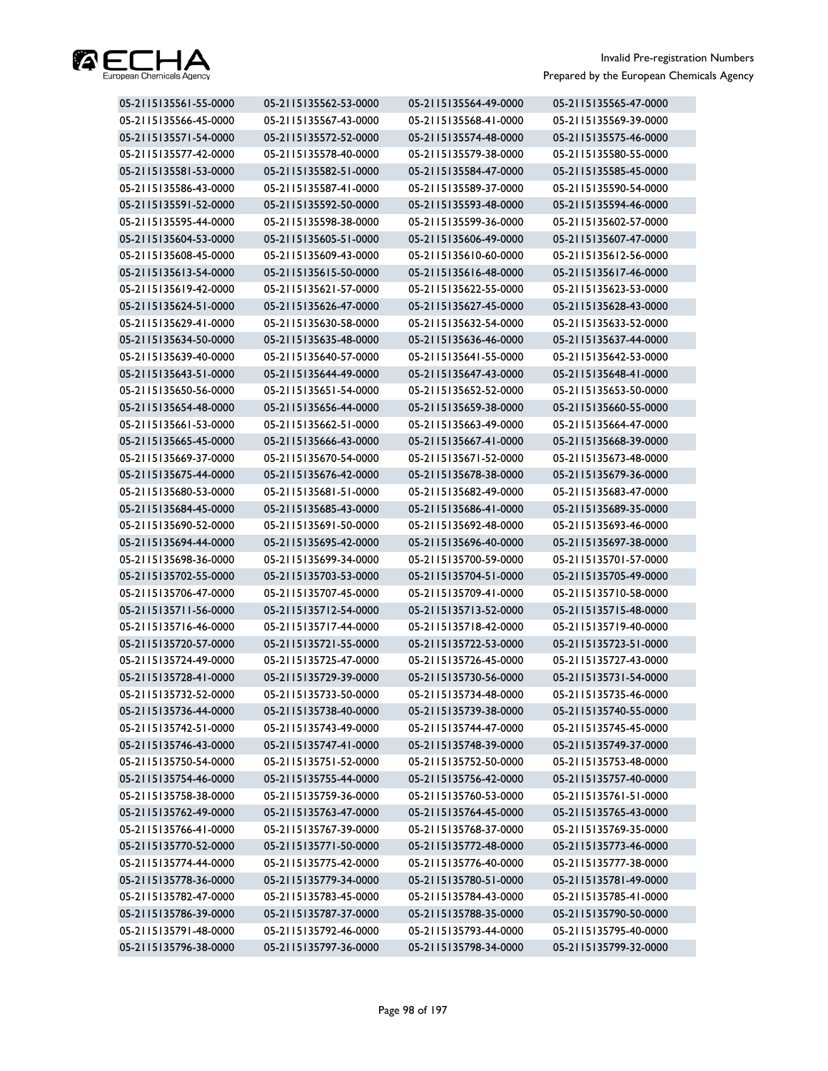| | | | |
|---|---|---|---|
| 05-2115135561-55-0000 | 05-2115135562-53-0000 | 05-2115135564-49-0000 | 05-2115135565-47-0000 |
| 05-2115135566-45-0000 | 05-2115135567-43-0000 | 05-2115135568-41-0000 | 05-2115135569-39-0000 |
| 05-2115135571-54-0000 | 05-2115135572-52-0000 | 05-2115135574-48-0000 | 05-2115135575-46-0000 |
| 05-2115135577-42-0000 | 05-2115135578-40-0000 | 05-2115135579-38-0000 | 05-2115135580-55-0000 |
| 05-2115135581-53-0000 | 05-2115135582-51-0000 | 05-2115135584-47-0000 | 05-2115135585-45-0000 |
| 05-2115135586-43-0000 | 05-2115135587-41-0000 | 05-2115135589-37-0000 | 05-2115135590-54-0000 |
| 05-2115135591-52-0000 | 05-2115135592-50-0000 | 05-2115135593-48-0000 | 05-2115135594-46-0000 |
| 05-2115135595-44-0000 | 05-2115135598-38-0000 | 05-2115135599-36-0000 | 05-2115135602-57-0000 |
| 05-2115135604-53-0000 | 05-2115135605-51-0000 | 05-2115135606-49-0000 | 05-2115135607-47-0000 |
| 05-2115135608-45-0000 | 05-2115135609-43-0000 | 05-2115135610-60-0000 | 05-2115135612-56-0000 |
| 05-2115135613-54-0000 | 05-2115135615-50-0000 | 05-2115135616-48-0000 | 05-2115135617-46-0000 |
| 05-2115135619-42-0000 | 05-2115135621-57-0000 | 05-2115135622-55-0000 | 05-2115135623-53-0000 |
| 05-2115135624-51-0000 | 05-2115135626-47-0000 | 05-2115135627-45-0000 | 05-2115135628-43-0000 |
| 05-2115135629-41-0000 | 05-2115135630-58-0000 | 05-2115135632-54-0000 | 05-2115135633-52-0000 |
| 05-2115135634-50-0000 | 05-2115135635-48-0000 | 05-2115135636-46-0000 | 05-2115135637-44-0000 |
| 05-2115135639-40-0000 | 05-2115135640-57-0000 | 05-2115135641-55-0000 | 05-2115135642-53-0000 |
| 05-2115135643-51-0000 | 05-2115135644-49-0000 | 05-2115135647-43-0000 | 05-2115135648-41-0000 |
| 05-2115135650-56-0000 | 05-2115135651-54-0000 | 05-2115135652-52-0000 | 05-2115135653-50-0000 |
| 05-2115135654-48-0000 | 05-2115135656-44-0000 | 05-2115135659-38-0000 | 05-2115135660-55-0000 |
| 05-2115135661-53-0000 | 05-2115135662-51-0000 | 05-2115135663-49-0000 | 05-2115135664-47-0000 |
| 05-2115135665-45-0000 | 05-2115135666-43-0000 | 05-2115135667-41-0000 | 05-2115135668-39-0000 |
| 05-2115135669-37-0000 | 05-2115135670-54-0000 | 05-2115135671-52-0000 | 05-2115135673-48-0000 |
| 05-2115135675-44-0000 | 05-2115135676-42-0000 | 05-2115135678-38-0000 | 05-2115135679-36-0000 |
| 05-2115135680-53-0000 | 05-2115135681-51-0000 | 05-2115135682-49-0000 | 05-2115135683-47-0000 |
| 05-2115135684-45-0000 | 05-2115135685-43-0000 | 05-2115135686-41-0000 | 05-2115135689-35-0000 |
| 05-2115135690-52-0000 | 05-2115135691-50-0000 | 05-2115135692-48-0000 | 05-2115135693-46-0000 |
| 05-2115135694-44-0000 | 05-2115135695-42-0000 | 05-2115135696-40-0000 | 05-2115135697-38-0000 |
| 05-2115135698-36-0000 | 05-2115135699-34-0000 | 05-2115135700-59-0000 | 05-2115135701-57-0000 |
| 05-2115135702-55-0000 | 05-2115135703-53-0000 | 05-2115135704-51-0000 | 05-2115135705-49-0000 |
| 05-2115135706-47-0000 | 05-2115135707-45-0000 | 05-2115135709-41-0000 | 05-2115135710-58-0000 |
| 05-2115135711-56-0000 | 05-2115135712-54-0000 | 05-2115135713-52-0000 | 05-2115135715-48-0000 |
| 05-2115135716-46-0000 | 05-2115135717-44-0000 | 05-2115135718-42-0000 | 05-2115135719-40-0000 |
| 05-2115135720-57-0000 | 05-2115135721-55-0000 | 05-2115135722-53-0000 | 05-2115135723-51-0000 |
| 05-2115135724-49-0000 | 05-2115135725-47-0000 | 05-2115135726-45-0000 | 05-2115135727-43-0000 |
| 05-2115135728-41-0000 | 05-2115135729-39-0000 | 05-2115135730-56-0000 | 05-2115135731-54-0000 |
| 05-2115135732-52-0000 | 05-2115135733-50-0000 | 05-2115135734-48-0000 | 05-2115135735-46-0000 |
| 05-2115135736-44-0000 | 05-2115135738-40-0000 | 05-2115135739-38-0000 | 05-2115135740-55-0000 |
| 05-2115135742-51-0000 | 05-2115135743-49-0000 | 05-2115135744-47-0000 | 05-2115135745-45-0000 |
| 05-2115135746-43-0000 | 05-2115135747-41-0000 | 05-2115135748-39-0000 | 05-2115135749-37-0000 |
| 05-2115135750-54-0000 | 05-2115135751-52-0000 | 05-2115135752-50-0000 | 05-2115135753-48-0000 |
| 05-2115135754-46-0000 | 05-2115135755-44-0000 | 05-2115135756-42-0000 | 05-2115135757-40-0000 |
| 05-2115135758-38-0000 | 05-2115135759-36-0000 | 05-2115135760-53-0000 | 05-2115135761-51-0000 |
| 05-2115135762-49-0000 | 05-2115135763-47-0000 | 05-2115135764-45-0000 | 05-2115135765-43-0000 |
| 05-2115135766-41-0000 | 05-2115135767-39-0000 | 05-2115135768-37-0000 | 05-2115135769-35-0000 |
| 05-2115135770-52-0000 | 05-2115135771-50-0000 | 05-2115135772-48-0000 | 05-2115135773-46-0000 |
| 05-2115135774-44-0000 | 05-2115135775-42-0000 | 05-2115135776-40-0000 | 05-2115135777-38-0000 |
| 05-2115135778-36-0000 | 05-2115135779-34-0000 | 05-2115135780-51-0000 | 05-2115135781-49-0000 |
| 05-2115135782-47-0000 | 05-2115135783-45-0000 | 05-2115135784-43-0000 | 05-2115135785-41-0000 |
| 05-2115135786-39-0000 | 05-2115135787-37-0000 | 05-2115135788-35-0000 | 05-2115135790-50-0000 |
| 05-2115135791-48-0000 | 05-2115135792-46-0000 | 05-2115135793-44-0000 | 05-2115135795-40-0000 |
| 05-2115135796-38-0000 | 05-2115135797-36-0000 | 05-2115135798-34-0000 | 05-2115135799-32-0000 |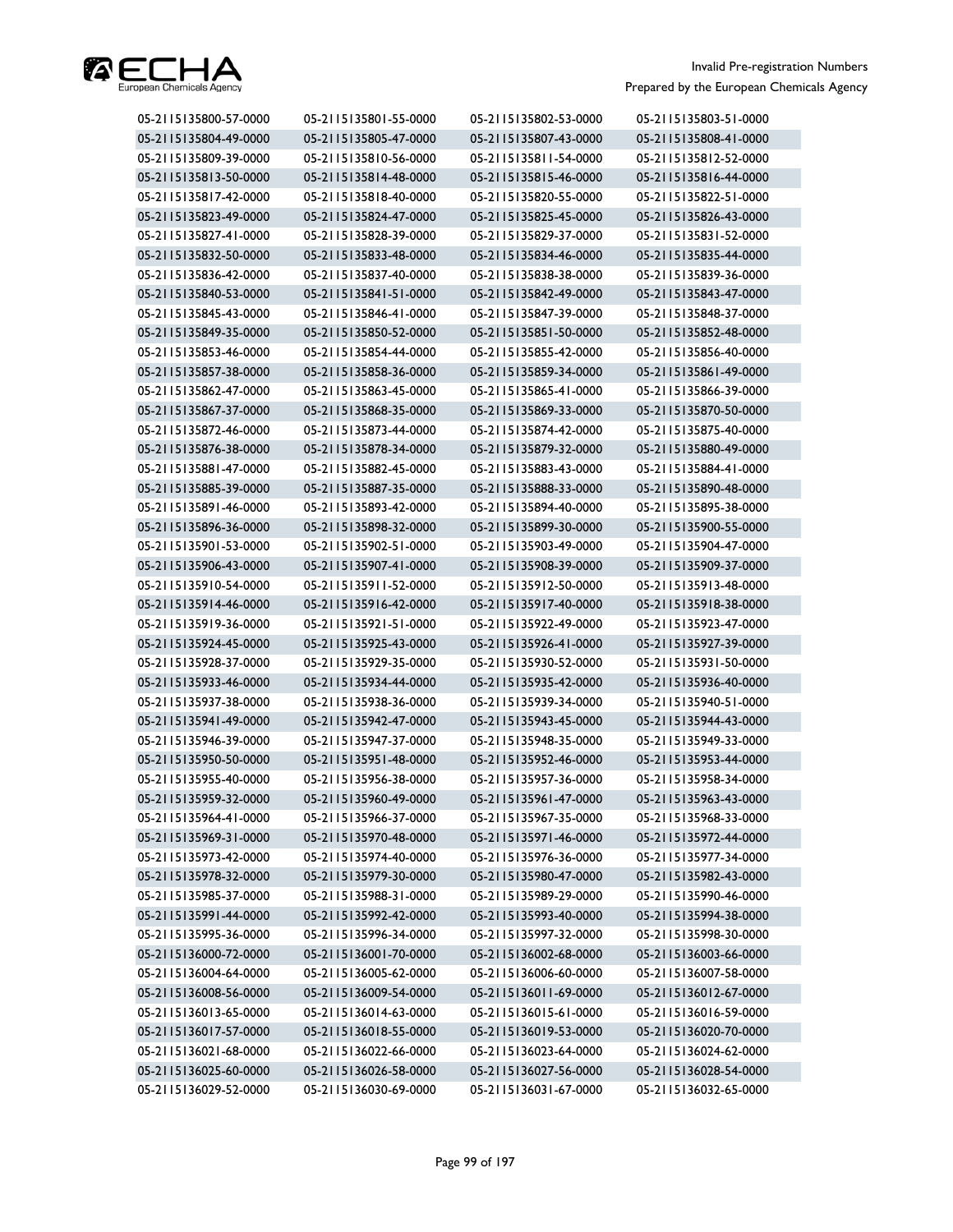| | | | |
|---|---|---|---|
| 05-2115135800-57-0000 | 05-2115135801-55-0000 | 05-2115135802-53-0000 | 05-2115135803-51-0000 |
| 05-2115135804-49-0000 | 05-2115135805-47-0000 | 05-2115135807-43-0000 | 05-2115135808-41-0000 |
| 05-2115135809-39-0000 | 05-2115135810-56-0000 | 05-2115135811-54-0000 | 05-2115135812-52-0000 |
| 05-2115135813-50-0000 | 05-2115135814-48-0000 | 05-2115135815-46-0000 | 05-2115135816-44-0000 |
| 05-2115135817-42-0000 | 05-2115135818-40-0000 | 05-2115135820-55-0000 | 05-2115135822-51-0000 |
| 05-2115135823-49-0000 | 05-2115135824-47-0000 | 05-2115135825-45-0000 | 05-2115135826-43-0000 |
| 05-2115135827-41-0000 | 05-2115135828-39-0000 | 05-2115135829-37-0000 | 05-2115135831-52-0000 |
| 05-2115135832-50-0000 | 05-2115135833-48-0000 | 05-2115135834-46-0000 | 05-2115135835-44-0000 |
| 05-2115135836-42-0000 | 05-2115135837-40-0000 | 05-2115135838-38-0000 | 05-2115135839-36-0000 |
| 05-2115135840-53-0000 | 05-2115135841-51-0000 | 05-2115135842-49-0000 | 05-2115135843-47-0000 |
| 05-2115135845-43-0000 | 05-2115135846-41-0000 | 05-2115135847-39-0000 | 05-2115135848-37-0000 |
| 05-2115135849-35-0000 | 05-2115135850-52-0000 | 05-2115135851-50-0000 | 05-2115135852-48-0000 |
| 05-2115135853-46-0000 | 05-2115135854-44-0000 | 05-2115135855-42-0000 | 05-2115135856-40-0000 |
| 05-2115135857-38-0000 | 05-2115135858-36-0000 | 05-2115135859-34-0000 | 05-2115135861-49-0000 |
| 05-2115135862-47-0000 | 05-2115135863-45-0000 | 05-2115135865-41-0000 | 05-2115135866-39-0000 |
| 05-2115135867-37-0000 | 05-2115135868-35-0000 | 05-2115135869-33-0000 | 05-2115135870-50-0000 |
| 05-2115135872-46-0000 | 05-2115135873-44-0000 | 05-2115135874-42-0000 | 05-2115135875-40-0000 |
| 05-2115135876-38-0000 | 05-2115135878-34-0000 | 05-2115135879-32-0000 | 05-2115135880-49-0000 |
| 05-2115135881-47-0000 | 05-2115135882-45-0000 | 05-2115135883-43-0000 | 05-2115135884-41-0000 |
| 05-2115135885-39-0000 | 05-2115135887-35-0000 | 05-2115135888-33-0000 | 05-2115135890-48-0000 |
| 05-2115135891-46-0000 | 05-2115135893-42-0000 | 05-2115135894-40-0000 | 05-2115135895-38-0000 |
| 05-2115135896-36-0000 | 05-2115135898-32-0000 | 05-2115135899-30-0000 | 05-2115135900-55-0000 |
| 05-2115135901-53-0000 | 05-2115135902-51-0000 | 05-2115135903-49-0000 | 05-2115135904-47-0000 |
| 05-2115135906-43-0000 | 05-2115135907-41-0000 | 05-2115135908-39-0000 | 05-2115135909-37-0000 |
| 05-2115135910-54-0000 | 05-2115135911-52-0000 | 05-2115135912-50-0000 | 05-2115135913-48-0000 |
| 05-2115135914-46-0000 | 05-2115135916-42-0000 | 05-2115135917-40-0000 | 05-2115135918-38-0000 |
| 05-2115135919-36-0000 | 05-2115135921-51-0000 | 05-2115135922-49-0000 | 05-2115135923-47-0000 |
| 05-2115135924-45-0000 | 05-2115135925-43-0000 | 05-2115135926-41-0000 | 05-2115135927-39-0000 |
| 05-2115135928-37-0000 | 05-2115135929-35-0000 | 05-2115135930-52-0000 | 05-2115135931-50-0000 |
| 05-2115135933-46-0000 | 05-2115135934-44-0000 | 05-2115135935-42-0000 | 05-2115135936-40-0000 |
| 05-2115135937-38-0000 | 05-2115135938-36-0000 | 05-2115135939-34-0000 | 05-2115135940-51-0000 |
| 05-2115135941-49-0000 | 05-2115135942-47-0000 | 05-2115135943-45-0000 | 05-2115135944-43-0000 |
| 05-2115135946-39-0000 | 05-2115135947-37-0000 | 05-2115135948-35-0000 | 05-2115135949-33-0000 |
| 05-2115135950-50-0000 | 05-2115135951-48-0000 | 05-2115135952-46-0000 | 05-2115135953-44-0000 |
| 05-2115135955-40-0000 | 05-2115135956-38-0000 | 05-2115135957-36-0000 | 05-2115135958-34-0000 |
| 05-2115135959-32-0000 | 05-2115135960-49-0000 | 05-2115135961-47-0000 | 05-2115135963-43-0000 |
| 05-2115135964-41-0000 | 05-2115135966-37-0000 | 05-2115135967-35-0000 | 05-2115135968-33-0000 |
| 05-2115135969-31-0000 | 05-2115135970-48-0000 | 05-2115135971-46-0000 | 05-2115135972-44-0000 |
| 05-2115135973-42-0000 | 05-2115135974-40-0000 | 05-2115135976-36-0000 | 05-2115135977-34-0000 |
| 05-2115135978-32-0000 | 05-2115135979-30-0000 | 05-2115135980-47-0000 | 05-2115135982-43-0000 |
| 05-2115135985-37-0000 | 05-2115135988-31-0000 | 05-2115135989-29-0000 | 05-2115135990-46-0000 |
| 05-2115135991-44-0000 | 05-2115135992-42-0000 | 05-2115135993-40-0000 | 05-2115135994-38-0000 |
| 05-2115135995-36-0000 | 05-2115135996-34-0000 | 05-2115135997-32-0000 | 05-2115135998-30-0000 |
| 05-2115136000-72-0000 | 05-2115136001-70-0000 | 05-2115136002-68-0000 | 05-2115136003-66-0000 |
| 05-2115136004-64-0000 | 05-2115136005-62-0000 | 05-2115136006-60-0000 | 05-2115136007-58-0000 |
| 05-2115136008-56-0000 | 05-2115136009-54-0000 | 05-2115136011-69-0000 | 05-2115136012-67-0000 |
| 05-2115136013-65-0000 | 05-2115136014-63-0000 | 05-2115136015-61-0000 | 05-2115136016-59-0000 |
| 05-2115136017-57-0000 | 05-2115136018-55-0000 | 05-2115136019-53-0000 | 05-2115136020-70-0000 |
| 05-2115136021-68-0000 | 05-2115136022-66-0000 | 05-2115136023-64-0000 | 05-2115136024-62-0000 |
| 05-2115136025-60-0000 | 05-2115136026-58-0000 | 05-2115136027-56-0000 | 05-2115136028-54-0000 |
| 05-2115136029-52-0000 | 05-2115136030-69-0000 | 05-2115136031-67-0000 | 05-2115136032-65-0000 |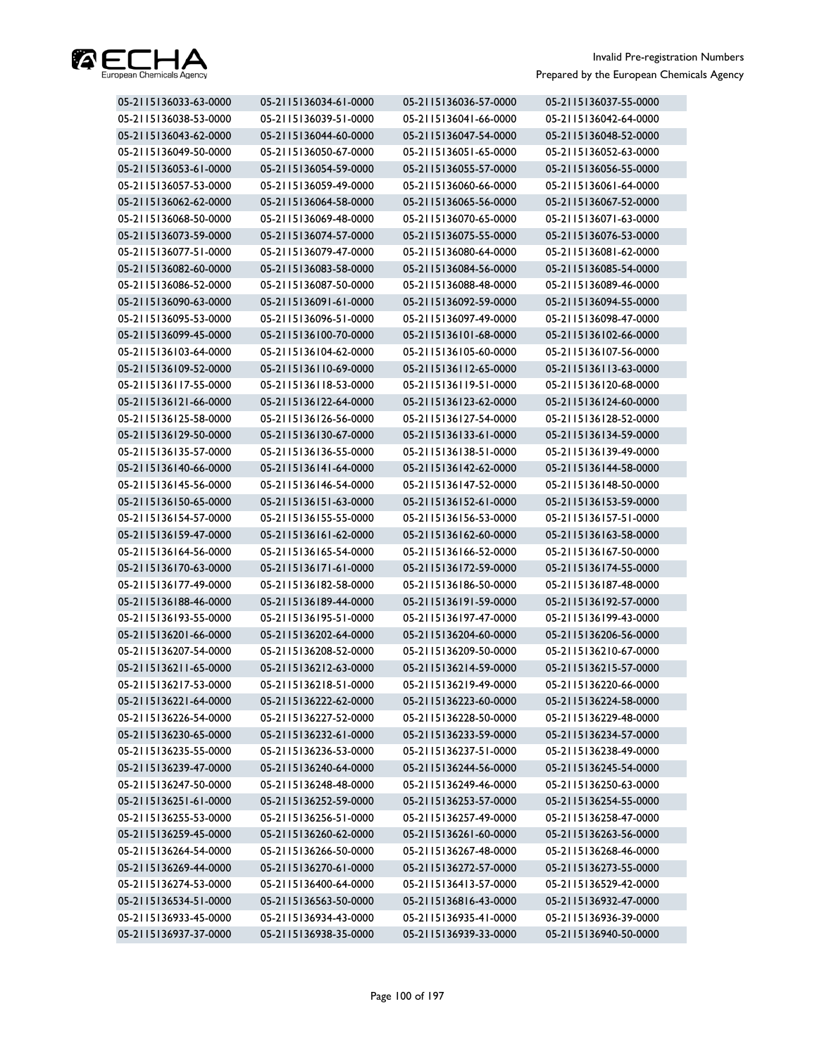| 05-2115136033-63-0000 | 05-2115136034-61-0000 | 05-2115136036-57-0000 | 05-2115136037-55-0000 |
|---|---|---|---|
| 05-2115136038-53-0000 | 05-2115136039-51-0000 | 05-2115136041-66-0000 | 05-2115136042-64-0000 |
| 05-2115136043-62-0000 | 05-2115136044-60-0000 | 05-2115136047-54-0000 | 05-2115136048-52-0000 |
| 05-2115136049-50-0000 | 05-2115136050-67-0000 | 05-2115136051-65-0000 | 05-2115136052-63-0000 |
| 05-2115136053-61-0000 | 05-2115136054-59-0000 | 05-2115136055-57-0000 | 05-2115136056-55-0000 |
| 05-2115136057-53-0000 | 05-2115136059-49-0000 | 05-2115136060-66-0000 | 05-2115136061-64-0000 |
| 05-2115136062-62-0000 | 05-2115136064-58-0000 | 05-2115136065-56-0000 | 05-2115136067-52-0000 |
| 05-2115136068-50-0000 | 05-2115136069-48-0000 | 05-2115136070-65-0000 | 05-2115136071-63-0000 |
| 05-2115136073-59-0000 | 05-2115136074-57-0000 | 05-2115136075-55-0000 | 05-2115136076-53-0000 |
| 05-2115136077-51-0000 | 05-2115136079-47-0000 | 05-2115136080-64-0000 | 05-2115136081-62-0000 |
| 05-2115136082-60-0000 | 05-2115136083-58-0000 | 05-2115136084-56-0000 | 05-2115136085-54-0000 |
| 05-2115136086-52-0000 | 05-2115136087-50-0000 | 05-2115136088-48-0000 | 05-2115136089-46-0000 |
| 05-2115136090-63-0000 | 05-2115136091-61-0000 | 05-2115136092-59-0000 | 05-2115136094-55-0000 |
| 05-2115136095-53-0000 | 05-2115136096-51-0000 | 05-2115136097-49-0000 | 05-2115136098-47-0000 |
| 05-2115136099-45-0000 | 05-2115136100-70-0000 | 05-2115136101-68-0000 | 05-2115136102-66-0000 |
| 05-2115136103-64-0000 | 05-2115136104-62-0000 | 05-2115136105-60-0000 | 05-2115136107-56-0000 |
| 05-2115136109-52-0000 | 05-2115136110-69-0000 | 05-2115136112-65-0000 | 05-2115136113-63-0000 |
| 05-2115136117-55-0000 | 05-2115136118-53-0000 | 05-2115136119-51-0000 | 05-2115136120-68-0000 |
| 05-2115136121-66-0000 | 05-2115136122-64-0000 | 05-2115136123-62-0000 | 05-2115136124-60-0000 |
| 05-2115136125-58-0000 | 05-2115136126-56-0000 | 05-2115136127-54-0000 | 05-2115136128-52-0000 |
| 05-2115136129-50-0000 | 05-2115136130-67-0000 | 05-2115136133-61-0000 | 05-2115136134-59-0000 |
| 05-2115136135-57-0000 | 05-2115136136-55-0000 | 05-2115136138-51-0000 | 05-2115136139-49-0000 |
| 05-2115136140-66-0000 | 05-2115136141-64-0000 | 05-2115136142-62-0000 | 05-2115136144-58-0000 |
| 05-2115136145-56-0000 | 05-2115136146-54-0000 | 05-2115136147-52-0000 | 05-2115136148-50-0000 |
| 05-2115136150-65-0000 | 05-2115136151-63-0000 | 05-2115136152-61-0000 | 05-2115136153-59-0000 |
| 05-2115136154-57-0000 | 05-2115136155-55-0000 | 05-2115136156-53-0000 | 05-2115136157-51-0000 |
| 05-2115136159-47-0000 | 05-2115136161-62-0000 | 05-2115136162-60-0000 | 05-2115136163-58-0000 |
| 05-2115136164-56-0000 | 05-2115136165-54-0000 | 05-2115136166-52-0000 | 05-2115136167-50-0000 |
| 05-2115136170-63-0000 | 05-2115136171-61-0000 | 05-2115136172-59-0000 | 05-2115136174-55-0000 |
| 05-2115136177-49-0000 | 05-2115136182-58-0000 | 05-2115136186-50-0000 | 05-2115136187-48-0000 |
| 05-2115136188-46-0000 | 05-2115136189-44-0000 | 05-2115136191-59-0000 | 05-2115136192-57-0000 |
| 05-2115136193-55-0000 | 05-2115136195-51-0000 | 05-2115136197-47-0000 | 05-2115136199-43-0000 |
| 05-2115136201-66-0000 | 05-2115136202-64-0000 | 05-2115136204-60-0000 | 05-2115136206-56-0000 |
| 05-2115136207-54-0000 | 05-2115136208-52-0000 | 05-2115136209-50-0000 | 05-2115136210-67-0000 |
| 05-2115136211-65-0000 | 05-2115136212-63-0000 | 05-2115136214-59-0000 | 05-2115136215-57-0000 |
| 05-2115136217-53-0000 | 05-2115136218-51-0000 | 05-2115136219-49-0000 | 05-2115136220-66-0000 |
| 05-2115136221-64-0000 | 05-2115136222-62-0000 | 05-2115136223-60-0000 | 05-2115136224-58-0000 |
| 05-2115136226-54-0000 | 05-2115136227-52-0000 | 05-2115136228-50-0000 | 05-2115136229-48-0000 |
| 05-2115136230-65-0000 | 05-2115136232-61-0000 | 05-2115136233-59-0000 | 05-2115136234-57-0000 |
| 05-2115136235-55-0000 | 05-2115136236-53-0000 | 05-2115136237-51-0000 | 05-2115136238-49-0000 |
| 05-2115136239-47-0000 | 05-2115136240-64-0000 | 05-2115136244-56-0000 | 05-2115136245-54-0000 |
| 05-2115136247-50-0000 | 05-2115136248-48-0000 | 05-2115136249-46-0000 | 05-2115136250-63-0000 |
| 05-2115136251-61-0000 | 05-2115136252-59-0000 | 05-2115136253-57-0000 | 05-2115136254-55-0000 |
| 05-2115136255-53-0000 | 05-2115136256-51-0000 | 05-2115136257-49-0000 | 05-2115136258-47-0000 |
| 05-2115136259-45-0000 | 05-2115136260-62-0000 | 05-2115136261-60-0000 | 05-2115136263-56-0000 |
| 05-2115136264-54-0000 | 05-2115136266-50-0000 | 05-2115136267-48-0000 | 05-2115136268-46-0000 |
| 05-2115136269-44-0000 | 05-2115136270-61-0000 | 05-2115136272-57-0000 | 05-2115136273-55-0000 |
| 05-2115136274-53-0000 | 05-2115136400-64-0000 | 05-2115136413-57-0000 | 05-2115136529-42-0000 |
| 05-2115136534-51-0000 | 05-2115136563-50-0000 | 05-2115136816-43-0000 | 05-2115136932-47-0000 |
| 05-2115136933-45-0000 | 05-2115136934-43-0000 | 05-2115136935-41-0000 | 05-2115136936-39-0000 |
| 05-2115136937-37-0000 | 05-2115136938-35-0000 | 05-2115136939-33-0000 | 05-2115136940-50-0000 |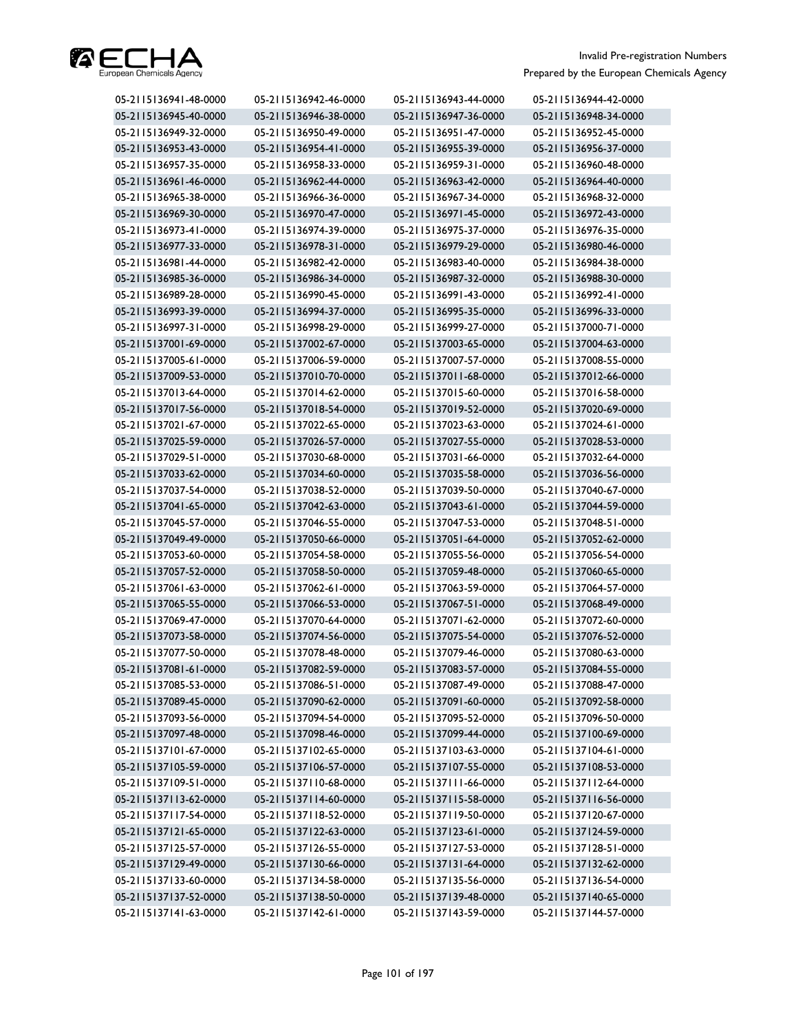| | | | |
|---|---|---|---|
| 05-2115136941-48-0000 | 05-2115136942-46-0000 | 05-2115136943-44-0000 | 05-2115136944-42-0000 |
| 05-2115136945-40-0000 | 05-2115136946-38-0000 | 05-2115136947-36-0000 | 05-2115136948-34-0000 |
| 05-2115136949-32-0000 | 05-2115136950-49-0000 | 05-2115136951-47-0000 | 05-2115136952-45-0000 |
| 05-2115136953-43-0000 | 05-2115136954-41-0000 | 05-2115136955-39-0000 | 05-2115136956-37-0000 |
| 05-2115136957-35-0000 | 05-2115136958-33-0000 | 05-2115136959-31-0000 | 05-2115136960-48-0000 |
| 05-2115136961-46-0000 | 05-2115136962-44-0000 | 05-2115136963-42-0000 | 05-2115136964-40-0000 |
| 05-2115136965-38-0000 | 05-2115136966-36-0000 | 05-2115136967-34-0000 | 05-2115136968-32-0000 |
| 05-2115136969-30-0000 | 05-2115136970-47-0000 | 05-2115136971-45-0000 | 05-2115136972-43-0000 |
| 05-2115136973-41-0000 | 05-2115136974-39-0000 | 05-2115136975-37-0000 | 05-2115136976-35-0000 |
| 05-2115136977-33-0000 | 05-2115136978-31-0000 | 05-2115136979-29-0000 | 05-2115136980-46-0000 |
| 05-2115136981-44-0000 | 05-2115136982-42-0000 | 05-2115136983-40-0000 | 05-2115136984-38-0000 |
| 05-2115136985-36-0000 | 05-2115136986-34-0000 | 05-2115136987-32-0000 | 05-2115136988-30-0000 |
| 05-2115136989-28-0000 | 05-2115136990-45-0000 | 05-2115136991-43-0000 | 05-2115136992-41-0000 |
| 05-2115136993-39-0000 | 05-2115136994-37-0000 | 05-2115136995-35-0000 | 05-2115136996-33-0000 |
| 05-2115136997-31-0000 | 05-2115136998-29-0000 | 05-2115136999-27-0000 | 05-2115137000-71-0000 |
| 05-2115137001-69-0000 | 05-2115137002-67-0000 | 05-2115137003-65-0000 | 05-2115137004-63-0000 |
| 05-2115137005-61-0000 | 05-2115137006-59-0000 | 05-2115137007-57-0000 | 05-2115137008-55-0000 |
| 05-2115137009-53-0000 | 05-2115137010-70-0000 | 05-2115137011-68-0000 | 05-2115137012-66-0000 |
| 05-2115137013-64-0000 | 05-2115137014-62-0000 | 05-2115137015-60-0000 | 05-2115137016-58-0000 |
| 05-2115137017-56-0000 | 05-2115137018-54-0000 | 05-2115137019-52-0000 | 05-2115137020-69-0000 |
| 05-2115137021-67-0000 | 05-2115137022-65-0000 | 05-2115137023-63-0000 | 05-2115137024-61-0000 |
| 05-2115137025-59-0000 | 05-2115137026-57-0000 | 05-2115137027-55-0000 | 05-2115137028-53-0000 |
| 05-2115137029-51-0000 | 05-2115137030-68-0000 | 05-2115137031-66-0000 | 05-2115137032-64-0000 |
| 05-2115137033-62-0000 | 05-2115137034-60-0000 | 05-2115137035-58-0000 | 05-2115137036-56-0000 |
| 05-2115137037-54-0000 | 05-2115137038-52-0000 | 05-2115137039-50-0000 | 05-2115137040-67-0000 |
| 05-2115137041-65-0000 | 05-2115137042-63-0000 | 05-2115137043-61-0000 | 05-2115137044-59-0000 |
| 05-2115137045-57-0000 | 05-2115137046-55-0000 | 05-2115137047-53-0000 | 05-2115137048-51-0000 |
| 05-2115137049-49-0000 | 05-2115137050-66-0000 | 05-2115137051-64-0000 | 05-2115137052-62-0000 |
| 05-2115137053-60-0000 | 05-2115137054-58-0000 | 05-2115137055-56-0000 | 05-2115137056-54-0000 |
| 05-2115137057-52-0000 | 05-2115137058-50-0000 | 05-2115137059-48-0000 | 05-2115137060-65-0000 |
| 05-2115137061-63-0000 | 05-2115137062-61-0000 | 05-2115137063-59-0000 | 05-2115137064-57-0000 |
| 05-2115137065-55-0000 | 05-2115137066-53-0000 | 05-2115137067-51-0000 | 05-2115137068-49-0000 |
| 05-2115137069-47-0000 | 05-2115137070-64-0000 | 05-2115137071-62-0000 | 05-2115137072-60-0000 |
| 05-2115137073-58-0000 | 05-2115137074-56-0000 | 05-2115137075-54-0000 | 05-2115137076-52-0000 |
| 05-2115137077-50-0000 | 05-2115137078-48-0000 | 05-2115137079-46-0000 | 05-2115137080-63-0000 |
| 05-2115137081-61-0000 | 05-2115137082-59-0000 | 05-2115137083-57-0000 | 05-2115137084-55-0000 |
| 05-2115137085-53-0000 | 05-2115137086-51-0000 | 05-2115137087-49-0000 | 05-2115137088-47-0000 |
| 05-2115137089-45-0000 | 05-2115137090-62-0000 | 05-2115137091-60-0000 | 05-2115137092-58-0000 |
| 05-2115137093-56-0000 | 05-2115137094-54-0000 | 05-2115137095-52-0000 | 05-2115137096-50-0000 |
| 05-2115137097-48-0000 | 05-2115137098-46-0000 | 05-2115137099-44-0000 | 05-2115137100-69-0000 |
| 05-2115137101-67-0000 | 05-2115137102-65-0000 | 05-2115137103-63-0000 | 05-2115137104-61-0000 |
| 05-2115137105-59-0000 | 05-2115137106-57-0000 | 05-2115137107-55-0000 | 05-2115137108-53-0000 |
| 05-2115137109-51-0000 | 05-2115137110-68-0000 | 05-2115137111-66-0000 | 05-2115137112-64-0000 |
| 05-2115137113-62-0000 | 05-2115137114-60-0000 | 05-2115137115-58-0000 | 05-2115137116-56-0000 |
| 05-2115137117-54-0000 | 05-2115137118-52-0000 | 05-2115137119-50-0000 | 05-2115137120-67-0000 |
| 05-2115137121-65-0000 | 05-2115137122-63-0000 | 05-2115137123-61-0000 | 05-2115137124-59-0000 |
| 05-2115137125-57-0000 | 05-2115137126-55-0000 | 05-2115137127-53-0000 | 05-2115137128-51-0000 |
| 05-2115137129-49-0000 | 05-2115137130-66-0000 | 05-2115137131-64-0000 | 05-2115137132-62-0000 |
| 05-2115137133-60-0000 | 05-2115137134-58-0000 | 05-2115137135-56-0000 | 05-2115137136-54-0000 |
| 05-2115137137-52-0000 | 05-2115137138-50-0000 | 05-2115137139-48-0000 | 05-2115137140-65-0000 |
| 05-2115137141-63-0000 | 05-2115137142-61-0000 | 05-2115137143-59-0000 | 05-2115137144-57-0000 |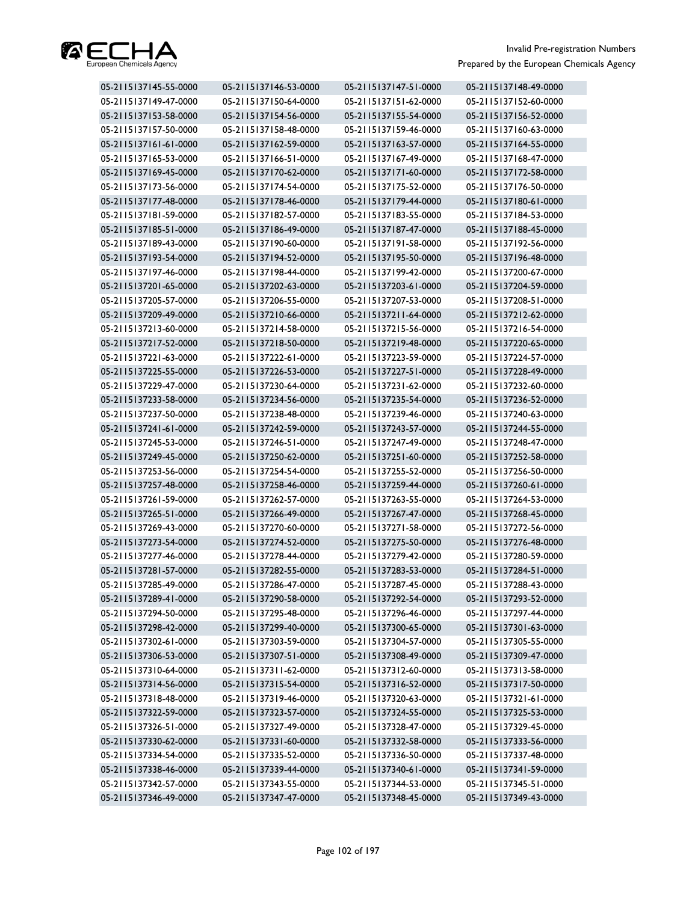| 05-2115137145-55-0000 | 05-2115137146-53-0000 | 05-2115137147-51-0000 | 05-2115137148-49-0000 |
|---|---|---|---|
| 05-2115137149-47-0000 | 05-2115137150-64-0000 | 05-2115137151-62-0000 | 05-2115137152-60-0000 |
| 05-2115137153-58-0000 | 05-2115137154-56-0000 | 05-2115137155-54-0000 | 05-2115137156-52-0000 |
| 05-2115137157-50-0000 | 05-2115137158-48-0000 | 05-2115137159-46-0000 | 05-2115137160-63-0000 |
| 05-2115137161-61-0000 | 05-2115137162-59-0000 | 05-2115137163-57-0000 | 05-2115137164-55-0000 |
| 05-2115137165-53-0000 | 05-2115137166-51-0000 | 05-2115137167-49-0000 | 05-2115137168-47-0000 |
| 05-2115137169-45-0000 | 05-2115137170-62-0000 | 05-2115137171-60-0000 | 05-2115137172-58-0000 |
| 05-2115137173-56-0000 | 05-2115137174-54-0000 | 05-2115137175-52-0000 | 05-2115137176-50-0000 |
| 05-2115137177-48-0000 | 05-2115137178-46-0000 | 05-2115137179-44-0000 | 05-2115137180-61-0000 |
| 05-2115137181-59-0000 | 05-2115137182-57-0000 | 05-2115137183-55-0000 | 05-2115137184-53-0000 |
| 05-2115137185-51-0000 | 05-2115137186-49-0000 | 05-2115137187-47-0000 | 05-2115137188-45-0000 |
| 05-2115137189-43-0000 | 05-2115137190-60-0000 | 05-2115137191-58-0000 | 05-2115137192-56-0000 |
| 05-2115137193-54-0000 | 05-2115137194-52-0000 | 05-2115137195-50-0000 | 05-2115137196-48-0000 |
| 05-2115137197-46-0000 | 05-2115137198-44-0000 | 05-2115137199-42-0000 | 05-2115137200-67-0000 |
| 05-2115137201-65-0000 | 05-2115137202-63-0000 | 05-2115137203-61-0000 | 05-2115137204-59-0000 |
| 05-2115137205-57-0000 | 05-2115137206-55-0000 | 05-2115137207-53-0000 | 05-2115137208-51-0000 |
| 05-2115137209-49-0000 | 05-2115137210-66-0000 | 05-2115137211-64-0000 | 05-2115137212-62-0000 |
| 05-2115137213-60-0000 | 05-2115137214-58-0000 | 05-2115137215-56-0000 | 05-2115137216-54-0000 |
| 05-2115137217-52-0000 | 05-2115137218-50-0000 | 05-2115137219-48-0000 | 05-2115137220-65-0000 |
| 05-2115137221-63-0000 | 05-2115137222-61-0000 | 05-2115137223-59-0000 | 05-2115137224-57-0000 |
| 05-2115137225-55-0000 | 05-2115137226-53-0000 | 05-2115137227-51-0000 | 05-2115137228-49-0000 |
| 05-2115137229-47-0000 | 05-2115137230-64-0000 | 05-2115137231-62-0000 | 05-2115137232-60-0000 |
| 05-2115137233-58-0000 | 05-2115137234-56-0000 | 05-2115137235-54-0000 | 05-2115137236-52-0000 |
| 05-2115137237-50-0000 | 05-2115137238-48-0000 | 05-2115137239-46-0000 | 05-2115137240-63-0000 |
| 05-2115137241-61-0000 | 05-2115137242-59-0000 | 05-2115137243-57-0000 | 05-2115137244-55-0000 |
| 05-2115137245-53-0000 | 05-2115137246-51-0000 | 05-2115137247-49-0000 | 05-2115137248-47-0000 |
| 05-2115137249-45-0000 | 05-2115137250-62-0000 | 05-2115137251-60-0000 | 05-2115137252-58-0000 |
| 05-2115137253-56-0000 | 05-2115137254-54-0000 | 05-2115137255-52-0000 | 05-2115137256-50-0000 |
| 05-2115137257-48-0000 | 05-2115137258-46-0000 | 05-2115137259-44-0000 | 05-2115137260-61-0000 |
| 05-2115137261-59-0000 | 05-2115137262-57-0000 | 05-2115137263-55-0000 | 05-2115137264-53-0000 |
| 05-2115137265-51-0000 | 05-2115137266-49-0000 | 05-2115137267-47-0000 | 05-2115137268-45-0000 |
| 05-2115137269-43-0000 | 05-2115137270-60-0000 | 05-2115137271-58-0000 | 05-2115137272-56-0000 |
| 05-2115137273-54-0000 | 05-2115137274-52-0000 | 05-2115137275-50-0000 | 05-2115137276-48-0000 |
| 05-2115137277-46-0000 | 05-2115137278-44-0000 | 05-2115137279-42-0000 | 05-2115137280-59-0000 |
| 05-2115137281-57-0000 | 05-2115137282-55-0000 | 05-2115137283-53-0000 | 05-2115137284-51-0000 |
| 05-2115137285-49-0000 | 05-2115137286-47-0000 | 05-2115137287-45-0000 | 05-2115137288-43-0000 |
| 05-2115137289-41-0000 | 05-2115137290-58-0000 | 05-2115137292-54-0000 | 05-2115137293-52-0000 |
| 05-2115137294-50-0000 | 05-2115137295-48-0000 | 05-2115137296-46-0000 | 05-2115137297-44-0000 |
| 05-2115137298-42-0000 | 05-2115137299-40-0000 | 05-2115137300-65-0000 | 05-2115137301-63-0000 |
| 05-2115137302-61-0000 | 05-2115137303-59-0000 | 05-2115137304-57-0000 | 05-2115137305-55-0000 |
| 05-2115137306-53-0000 | 05-2115137307-51-0000 | 05-2115137308-49-0000 | 05-2115137309-47-0000 |
| 05-2115137310-64-0000 | 05-2115137311-62-0000 | 05-2115137312-60-0000 | 05-2115137313-58-0000 |
| 05-2115137314-56-0000 | 05-2115137315-54-0000 | 05-2115137316-52-0000 | 05-2115137317-50-0000 |
| 05-2115137318-48-0000 | 05-2115137319-46-0000 | 05-2115137320-63-0000 | 05-2115137321-61-0000 |
| 05-2115137322-59-0000 | 05-2115137323-57-0000 | 05-2115137324-55-0000 | 05-2115137325-53-0000 |
| 05-2115137326-51-0000 | 05-2115137327-49-0000 | 05-2115137328-47-0000 | 05-2115137329-45-0000 |
| 05-2115137330-62-0000 | 05-2115137331-60-0000 | 05-2115137332-58-0000 | 05-2115137333-56-0000 |
| 05-2115137334-54-0000 | 05-2115137335-52-0000 | 05-2115137336-50-0000 | 05-2115137337-48-0000 |
| 05-2115137338-46-0000 | 05-2115137339-44-0000 | 05-2115137340-61-0000 | 05-2115137341-59-0000 |
| 05-2115137342-57-0000 | 05-2115137343-55-0000 | 05-2115137344-53-0000 | 05-2115137345-51-0000 |
| 05-2115137346-49-0000 | 05-2115137347-47-0000 | 05-2115137348-45-0000 | 05-2115137349-43-0000 |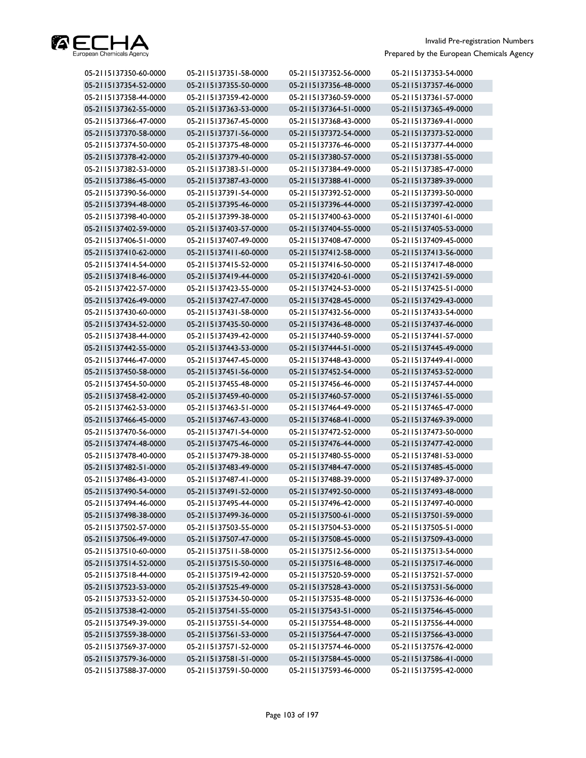| | | | |
|---|---|---|---|
| 05-2115137350-60-0000 | 05-2115137351-58-0000 | 05-2115137352-56-0000 | 05-2115137353-54-0000 |
| 05-2115137354-52-0000 | 05-2115137355-50-0000 | 05-2115137356-48-0000 | 05-2115137357-46-0000 |
| 05-2115137358-44-0000 | 05-2115137359-42-0000 | 05-2115137360-59-0000 | 05-2115137361-57-0000 |
| 05-2115137362-55-0000 | 05-2115137363-53-0000 | 05-2115137364-51-0000 | 05-2115137365-49-0000 |
| 05-2115137366-47-0000 | 05-2115137367-45-0000 | 05-2115137368-43-0000 | 05-2115137369-41-0000 |
| 05-2115137370-58-0000 | 05-2115137371-56-0000 | 05-2115137372-54-0000 | 05-2115137373-52-0000 |
| 05-2115137374-50-0000 | 05-2115137375-48-0000 | 05-2115137376-46-0000 | 05-2115137377-44-0000 |
| 05-2115137378-42-0000 | 05-2115137379-40-0000 | 05-2115137380-57-0000 | 05-2115137381-55-0000 |
| 05-2115137382-53-0000 | 05-2115137383-51-0000 | 05-2115137384-49-0000 | 05-2115137385-47-0000 |
| 05-2115137386-45-0000 | 05-2115137387-43-0000 | 05-2115137388-41-0000 | 05-2115137389-39-0000 |
| 05-2115137390-56-0000 | 05-2115137391-54-0000 | 05-2115137392-52-0000 | 05-2115137393-50-0000 |
| 05-2115137394-48-0000 | 05-2115137395-46-0000 | 05-2115137396-44-0000 | 05-2115137397-42-0000 |
| 05-2115137398-40-0000 | 05-2115137399-38-0000 | 05-2115137400-63-0000 | 05-2115137401-61-0000 |
| 05-2115137402-59-0000 | 05-2115137403-57-0000 | 05-2115137404-55-0000 | 05-2115137405-53-0000 |
| 05-2115137406-51-0000 | 05-2115137407-49-0000 | 05-2115137408-47-0000 | 05-2115137409-45-0000 |
| 05-2115137410-62-0000 | 05-2115137411-60-0000 | 05-2115137412-58-0000 | 05-2115137413-56-0000 |
| 05-2115137414-54-0000 | 05-2115137415-52-0000 | 05-2115137416-50-0000 | 05-2115137417-48-0000 |
| 05-2115137418-46-0000 | 05-2115137419-44-0000 | 05-2115137420-61-0000 | 05-2115137421-59-0000 |
| 05-2115137422-57-0000 | 05-2115137423-55-0000 | 05-2115137424-53-0000 | 05-2115137425-51-0000 |
| 05-2115137426-49-0000 | 05-2115137427-47-0000 | 05-2115137428-45-0000 | 05-2115137429-43-0000 |
| 05-2115137430-60-0000 | 05-2115137431-58-0000 | 05-2115137432-56-0000 | 05-2115137433-54-0000 |
| 05-2115137434-52-0000 | 05-2115137435-50-0000 | 05-2115137436-48-0000 | 05-2115137437-46-0000 |
| 05-2115137438-44-0000 | 05-2115137439-42-0000 | 05-2115137440-59-0000 | 05-2115137441-57-0000 |
| 05-2115137442-55-0000 | 05-2115137443-53-0000 | 05-2115137444-51-0000 | 05-2115137445-49-0000 |
| 05-2115137446-47-0000 | 05-2115137447-45-0000 | 05-2115137448-43-0000 | 05-2115137449-41-0000 |
| 05-2115137450-58-0000 | 05-2115137451-56-0000 | 05-2115137452-54-0000 | 05-2115137453-52-0000 |
| 05-2115137454-50-0000 | 05-2115137455-48-0000 | 05-2115137456-46-0000 | 05-2115137457-44-0000 |
| 05-2115137458-42-0000 | 05-2115137459-40-0000 | 05-2115137460-57-0000 | 05-2115137461-55-0000 |
| 05-2115137462-53-0000 | 05-2115137463-51-0000 | 05-2115137464-49-0000 | 05-2115137465-47-0000 |
| 05-2115137466-45-0000 | 05-2115137467-43-0000 | 05-2115137468-41-0000 | 05-2115137469-39-0000 |
| 05-2115137470-56-0000 | 05-2115137471-54-0000 | 05-2115137472-52-0000 | 05-2115137473-50-0000 |
| 05-2115137474-48-0000 | 05-2115137475-46-0000 | 05-2115137476-44-0000 | 05-2115137477-42-0000 |
| 05-2115137478-40-0000 | 05-2115137479-38-0000 | 05-2115137480-55-0000 | 05-2115137481-53-0000 |
| 05-2115137482-51-0000 | 05-2115137483-49-0000 | 05-2115137484-47-0000 | 05-2115137485-45-0000 |
| 05-2115137486-43-0000 | 05-2115137487-41-0000 | 05-2115137488-39-0000 | 05-2115137489-37-0000 |
| 05-2115137490-54-0000 | 05-2115137491-52-0000 | 05-2115137492-50-0000 | 05-2115137493-48-0000 |
| 05-2115137494-46-0000 | 05-2115137495-44-0000 | 05-2115137496-42-0000 | 05-2115137497-40-0000 |
| 05-2115137498-38-0000 | 05-2115137499-36-0000 | 05-2115137500-61-0000 | 05-2115137501-59-0000 |
| 05-2115137502-57-0000 | 05-2115137503-55-0000 | 05-2115137504-53-0000 | 05-2115137505-51-0000 |
| 05-2115137506-49-0000 | 05-2115137507-47-0000 | 05-2115137508-45-0000 | 05-2115137509-43-0000 |
| 05-2115137510-60-0000 | 05-2115137511-58-0000 | 05-2115137512-56-0000 | 05-2115137513-54-0000 |
| 05-2115137514-52-0000 | 05-2115137515-50-0000 | 05-2115137516-48-0000 | 05-2115137517-46-0000 |
| 05-2115137518-44-0000 | 05-2115137519-42-0000 | 05-2115137520-59-0000 | 05-2115137521-57-0000 |
| 05-2115137523-53-0000 | 05-2115137525-49-0000 | 05-2115137528-43-0000 | 05-2115137531-56-0000 |
| 05-2115137533-52-0000 | 05-2115137534-50-0000 | 05-2115137535-48-0000 | 05-2115137536-46-0000 |
| 05-2115137538-42-0000 | 05-2115137541-55-0000 | 05-2115137543-51-0000 | 05-2115137546-45-0000 |
| 05-2115137549-39-0000 | 05-2115137551-54-0000 | 05-2115137554-48-0000 | 05-2115137556-44-0000 |
| 05-2115137559-38-0000 | 05-2115137561-53-0000 | 05-2115137564-47-0000 | 05-2115137566-43-0000 |
| 05-2115137569-37-0000 | 05-2115137571-52-0000 | 05-2115137574-46-0000 | 05-2115137576-42-0000 |
| 05-2115137579-36-0000 | 05-2115137581-51-0000 | 05-2115137584-45-0000 | 05-2115137586-41-0000 |
| 05-2115137588-37-0000 | 05-2115137591-50-0000 | 05-2115137593-46-0000 | 05-2115137595-42-0000 |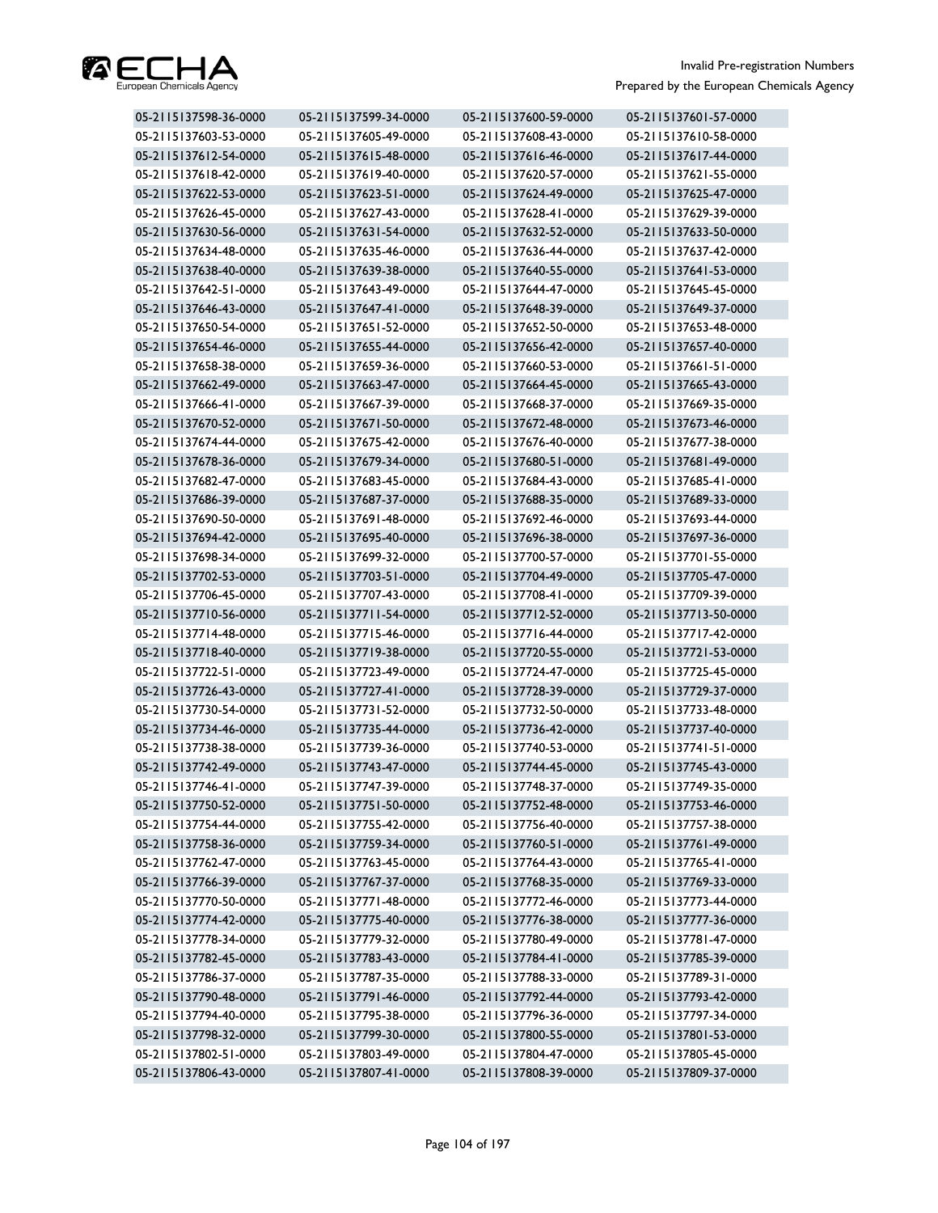| | | | |
|---|---|---|---|
| 05-2115137598-36-0000 | 05-2115137599-34-0000 | 05-2115137600-59-0000 | 05-2115137601-57-0000 |
| 05-2115137603-53-0000 | 05-2115137605-49-0000 | 05-2115137608-43-0000 | 05-2115137610-58-0000 |
| 05-2115137612-54-0000 | 05-2115137615-48-0000 | 05-2115137616-46-0000 | 05-2115137617-44-0000 |
| 05-2115137618-42-0000 | 05-2115137619-40-0000 | 05-2115137620-57-0000 | 05-2115137621-55-0000 |
| 05-2115137622-53-0000 | 05-2115137623-51-0000 | 05-2115137624-49-0000 | 05-2115137625-47-0000 |
| 05-2115137626-45-0000 | 05-2115137627-43-0000 | 05-2115137628-41-0000 | 05-2115137629-39-0000 |
| 05-2115137630-56-0000 | 05-2115137631-54-0000 | 05-2115137632-52-0000 | 05-2115137633-50-0000 |
| 05-2115137634-48-0000 | 05-2115137635-46-0000 | 05-2115137636-44-0000 | 05-2115137637-42-0000 |
| 05-2115137638-40-0000 | 05-2115137639-38-0000 | 05-2115137640-55-0000 | 05-2115137641-53-0000 |
| 05-2115137642-51-0000 | 05-2115137643-49-0000 | 05-2115137644-47-0000 | 05-2115137645-45-0000 |
| 05-2115137646-43-0000 | 05-2115137647-41-0000 | 05-2115137648-39-0000 | 05-2115137649-37-0000 |
| 05-2115137650-54-0000 | 05-2115137651-52-0000 | 05-2115137652-50-0000 | 05-2115137653-48-0000 |
| 05-2115137654-46-0000 | 05-2115137655-44-0000 | 05-2115137656-42-0000 | 05-2115137657-40-0000 |
| 05-2115137658-38-0000 | 05-2115137659-36-0000 | 05-2115137660-53-0000 | 05-2115137661-51-0000 |
| 05-2115137662-49-0000 | 05-2115137663-47-0000 | 05-2115137664-45-0000 | 05-2115137665-43-0000 |
| 05-2115137666-41-0000 | 05-2115137667-39-0000 | 05-2115137668-37-0000 | 05-2115137669-35-0000 |
| 05-2115137670-52-0000 | 05-2115137671-50-0000 | 05-2115137672-48-0000 | 05-2115137673-46-0000 |
| 05-2115137674-44-0000 | 05-2115137675-42-0000 | 05-2115137676-40-0000 | 05-2115137677-38-0000 |
| 05-2115137678-36-0000 | 05-2115137679-34-0000 | 05-2115137680-51-0000 | 05-2115137681-49-0000 |
| 05-2115137682-47-0000 | 05-2115137683-45-0000 | 05-2115137684-43-0000 | 05-2115137685-41-0000 |
| 05-2115137686-39-0000 | 05-2115137687-37-0000 | 05-2115137688-35-0000 | 05-2115137689-33-0000 |
| 05-2115137690-50-0000 | 05-2115137691-48-0000 | 05-2115137692-46-0000 | 05-2115137693-44-0000 |
| 05-2115137694-42-0000 | 05-2115137695-40-0000 | 05-2115137696-38-0000 | 05-2115137697-36-0000 |
| 05-2115137698-34-0000 | 05-2115137699-32-0000 | 05-2115137700-57-0000 | 05-2115137701-55-0000 |
| 05-2115137702-53-0000 | 05-2115137703-51-0000 | 05-2115137704-49-0000 | 05-2115137705-47-0000 |
| 05-2115137706-45-0000 | 05-2115137707-43-0000 | 05-2115137708-41-0000 | 05-2115137709-39-0000 |
| 05-2115137710-56-0000 | 05-2115137711-54-0000 | 05-2115137712-52-0000 | 05-2115137713-50-0000 |
| 05-2115137714-48-0000 | 05-2115137715-46-0000 | 05-2115137716-44-0000 | 05-2115137717-42-0000 |
| 05-2115137718-40-0000 | 05-2115137719-38-0000 | 05-2115137720-55-0000 | 05-2115137721-53-0000 |
| 05-2115137722-51-0000 | 05-2115137723-49-0000 | 05-2115137724-47-0000 | 05-2115137725-45-0000 |
| 05-2115137726-43-0000 | 05-2115137727-41-0000 | 05-2115137728-39-0000 | 05-2115137729-37-0000 |
| 05-2115137730-54-0000 | 05-2115137731-52-0000 | 05-2115137732-50-0000 | 05-2115137733-48-0000 |
| 05-2115137734-46-0000 | 05-2115137735-44-0000 | 05-2115137736-42-0000 | 05-2115137737-40-0000 |
| 05-2115137738-38-0000 | 05-2115137739-36-0000 | 05-2115137740-53-0000 | 05-2115137741-51-0000 |
| 05-2115137742-49-0000 | 05-2115137743-47-0000 | 05-2115137744-45-0000 | 05-2115137745-43-0000 |
| 05-2115137746-41-0000 | 05-2115137747-39-0000 | 05-2115137748-37-0000 | 05-2115137749-35-0000 |
| 05-2115137750-52-0000 | 05-2115137751-50-0000 | 05-2115137752-48-0000 | 05-2115137753-46-0000 |
| 05-2115137754-44-0000 | 05-2115137755-42-0000 | 05-2115137756-40-0000 | 05-2115137757-38-0000 |
| 05-2115137758-36-0000 | 05-2115137759-34-0000 | 05-2115137760-51-0000 | 05-2115137761-49-0000 |
| 05-2115137762-47-0000 | 05-2115137763-45-0000 | 05-2115137764-43-0000 | 05-2115137765-41-0000 |
| 05-2115137766-39-0000 | 05-2115137767-37-0000 | 05-2115137768-35-0000 | 05-2115137769-33-0000 |
| 05-2115137770-50-0000 | 05-2115137771-48-0000 | 05-2115137772-46-0000 | 05-2115137773-44-0000 |
| 05-2115137774-42-0000 | 05-2115137775-40-0000 | 05-2115137776-38-0000 | 05-2115137777-36-0000 |
| 05-2115137778-34-0000 | 05-2115137779-32-0000 | 05-2115137780-49-0000 | 05-2115137781-47-0000 |
| 05-2115137782-45-0000 | 05-2115137783-43-0000 | 05-2115137784-41-0000 | 05-2115137785-39-0000 |
| 05-2115137786-37-0000 | 05-2115137787-35-0000 | 05-2115137788-33-0000 | 05-2115137789-31-0000 |
| 05-2115137790-48-0000 | 05-2115137791-46-0000 | 05-2115137792-44-0000 | 05-2115137793-42-0000 |
| 05-2115137794-40-0000 | 05-2115137795-38-0000 | 05-2115137796-36-0000 | 05-2115137797-34-0000 |
| 05-2115137798-32-0000 | 05-2115137799-30-0000 | 05-2115137800-55-0000 | 05-2115137801-53-0000 |
| 05-2115137802-51-0000 | 05-2115137803-49-0000 | 05-2115137804-47-0000 | 05-2115137805-45-0000 |
| 05-2115137806-43-0000 | 05-2115137807-41-0000 | 05-2115137808-39-0000 | 05-2115137809-37-0000 |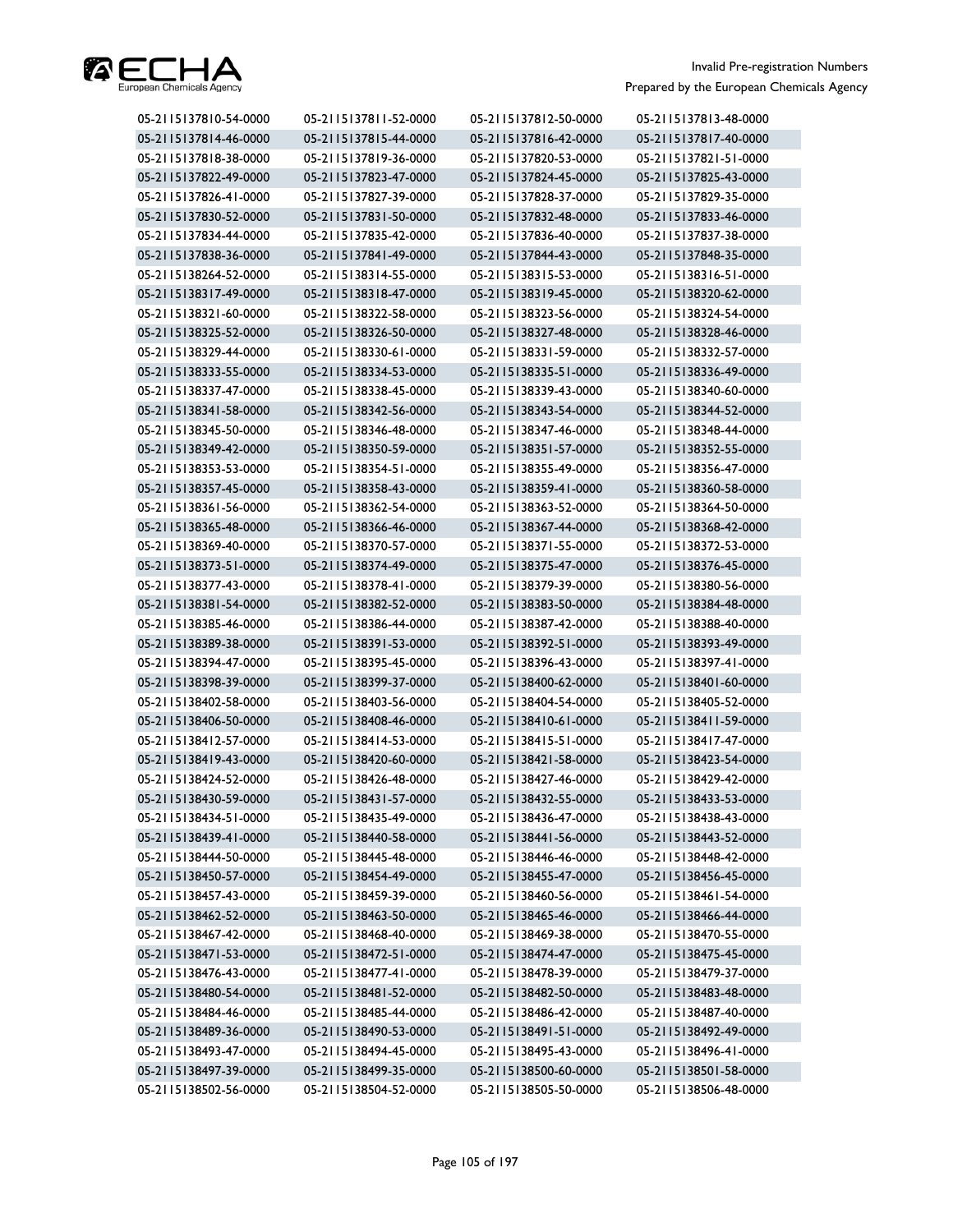| | | | |
|---|---|---|---|
| 05-2115137810-54-0000 | 05-2115137811-52-0000 | 05-2115137812-50-0000 | 05-2115137813-48-0000 |
| 05-2115137814-46-0000 | 05-2115137815-44-0000 | 05-2115137816-42-0000 | 05-2115137817-40-0000 |
| 05-2115137818-38-0000 | 05-2115137819-36-0000 | 05-2115137820-53-0000 | 05-2115137821-51-0000 |
| 05-2115137822-49-0000 | 05-2115137823-47-0000 | 05-2115137824-45-0000 | 05-2115137825-43-0000 |
| 05-2115137826-41-0000 | 05-2115137827-39-0000 | 05-2115137828-37-0000 | 05-2115137829-35-0000 |
| 05-2115137830-52-0000 | 05-2115137831-50-0000 | 05-2115137832-48-0000 | 05-2115137833-46-0000 |
| 05-2115137834-44-0000 | 05-2115137835-42-0000 | 05-2115137836-40-0000 | 05-2115137837-38-0000 |
| 05-2115137838-36-0000 | 05-2115137841-49-0000 | 05-2115137844-43-0000 | 05-2115137848-35-0000 |
| 05-2115138264-52-0000 | 05-2115138314-55-0000 | 05-2115138315-53-0000 | 05-2115138316-51-0000 |
| 05-2115138317-49-0000 | 05-2115138318-47-0000 | 05-2115138319-45-0000 | 05-2115138320-62-0000 |
| 05-2115138321-60-0000 | 05-2115138322-58-0000 | 05-2115138323-56-0000 | 05-2115138324-54-0000 |
| 05-2115138325-52-0000 | 05-2115138326-50-0000 | 05-2115138327-48-0000 | 05-2115138328-46-0000 |
| 05-2115138329-44-0000 | 05-2115138330-61-0000 | 05-2115138331-59-0000 | 05-2115138332-57-0000 |
| 05-2115138333-55-0000 | 05-2115138334-53-0000 | 05-2115138335-51-0000 | 05-2115138336-49-0000 |
| 05-2115138337-47-0000 | 05-2115138338-45-0000 | 05-2115138339-43-0000 | 05-2115138340-60-0000 |
| 05-2115138341-58-0000 | 05-2115138342-56-0000 | 05-2115138343-54-0000 | 05-2115138344-52-0000 |
| 05-2115138345-50-0000 | 05-2115138346-48-0000 | 05-2115138347-46-0000 | 05-2115138348-44-0000 |
| 05-2115138349-42-0000 | 05-2115138350-59-0000 | 05-2115138351-57-0000 | 05-2115138352-55-0000 |
| 05-2115138353-53-0000 | 05-2115138354-51-0000 | 05-2115138355-49-0000 | 05-2115138356-47-0000 |
| 05-2115138357-45-0000 | 05-2115138358-43-0000 | 05-2115138359-41-0000 | 05-2115138360-58-0000 |
| 05-2115138361-56-0000 | 05-2115138362-54-0000 | 05-2115138363-52-0000 | 05-2115138364-50-0000 |
| 05-2115138365-48-0000 | 05-2115138366-46-0000 | 05-2115138367-44-0000 | 05-2115138368-42-0000 |
| 05-2115138369-40-0000 | 05-2115138370-57-0000 | 05-2115138371-55-0000 | 05-2115138372-53-0000 |
| 05-2115138373-51-0000 | 05-2115138374-49-0000 | 05-2115138375-47-0000 | 05-2115138376-45-0000 |
| 05-2115138377-43-0000 | 05-2115138378-41-0000 | 05-2115138379-39-0000 | 05-2115138380-56-0000 |
| 05-2115138381-54-0000 | 05-2115138382-52-0000 | 05-2115138383-50-0000 | 05-2115138384-48-0000 |
| 05-2115138385-46-0000 | 05-2115138386-44-0000 | 05-2115138387-42-0000 | 05-2115138388-40-0000 |
| 05-2115138389-38-0000 | 05-2115138391-53-0000 | 05-2115138392-51-0000 | 05-2115138393-49-0000 |
| 05-2115138394-47-0000 | 05-2115138395-45-0000 | 05-2115138396-43-0000 | 05-2115138397-41-0000 |
| 05-2115138398-39-0000 | 05-2115138399-37-0000 | 05-2115138400-62-0000 | 05-2115138401-60-0000 |
| 05-2115138402-58-0000 | 05-2115138403-56-0000 | 05-2115138404-54-0000 | 05-2115138405-52-0000 |
| 05-2115138406-50-0000 | 05-2115138408-46-0000 | 05-2115138410-61-0000 | 05-2115138411-59-0000 |
| 05-2115138412-57-0000 | 05-2115138414-53-0000 | 05-2115138415-51-0000 | 05-2115138417-47-0000 |
| 05-2115138419-43-0000 | 05-2115138420-60-0000 | 05-2115138421-58-0000 | 05-2115138423-54-0000 |
| 05-2115138424-52-0000 | 05-2115138426-48-0000 | 05-2115138427-46-0000 | 05-2115138429-42-0000 |
| 05-2115138430-59-0000 | 05-2115138431-57-0000 | 05-2115138432-55-0000 | 05-2115138433-53-0000 |
| 05-2115138434-51-0000 | 05-2115138435-49-0000 | 05-2115138436-47-0000 | 05-2115138438-43-0000 |
| 05-2115138439-41-0000 | 05-2115138440-58-0000 | 05-2115138441-56-0000 | 05-2115138443-52-0000 |
| 05-2115138444-50-0000 | 05-2115138445-48-0000 | 05-2115138446-46-0000 | 05-2115138448-42-0000 |
| 05-2115138450-57-0000 | 05-2115138454-49-0000 | 05-2115138455-47-0000 | 05-2115138456-45-0000 |
| 05-2115138457-43-0000 | 05-2115138459-39-0000 | 05-2115138460-56-0000 | 05-2115138461-54-0000 |
| 05-2115138462-52-0000 | 05-2115138463-50-0000 | 05-2115138465-46-0000 | 05-2115138466-44-0000 |
| 05-2115138467-42-0000 | 05-2115138468-40-0000 | 05-2115138469-38-0000 | 05-2115138470-55-0000 |
| 05-2115138471-53-0000 | 05-2115138472-51-0000 | 05-2115138474-47-0000 | 05-2115138475-45-0000 |
| 05-2115138476-43-0000 | 05-2115138477-41-0000 | 05-2115138478-39-0000 | 05-2115138479-37-0000 |
| 05-2115138480-54-0000 | 05-2115138481-52-0000 | 05-2115138482-50-0000 | 05-2115138483-48-0000 |
| 05-2115138484-46-0000 | 05-2115138485-44-0000 | 05-2115138486-42-0000 | 05-2115138487-40-0000 |
| 05-2115138489-36-0000 | 05-2115138490-53-0000 | 05-2115138491-51-0000 | 05-2115138492-49-0000 |
| 05-2115138493-47-0000 | 05-2115138494-45-0000 | 05-2115138495-43-0000 | 05-2115138496-41-0000 |
| 05-2115138497-39-0000 | 05-2115138499-35-0000 | 05-2115138500-60-0000 | 05-2115138501-58-0000 |
| 05-2115138502-56-0000 | 05-2115138504-52-0000 | 05-2115138505-50-0000 | 05-2115138506-48-0000 |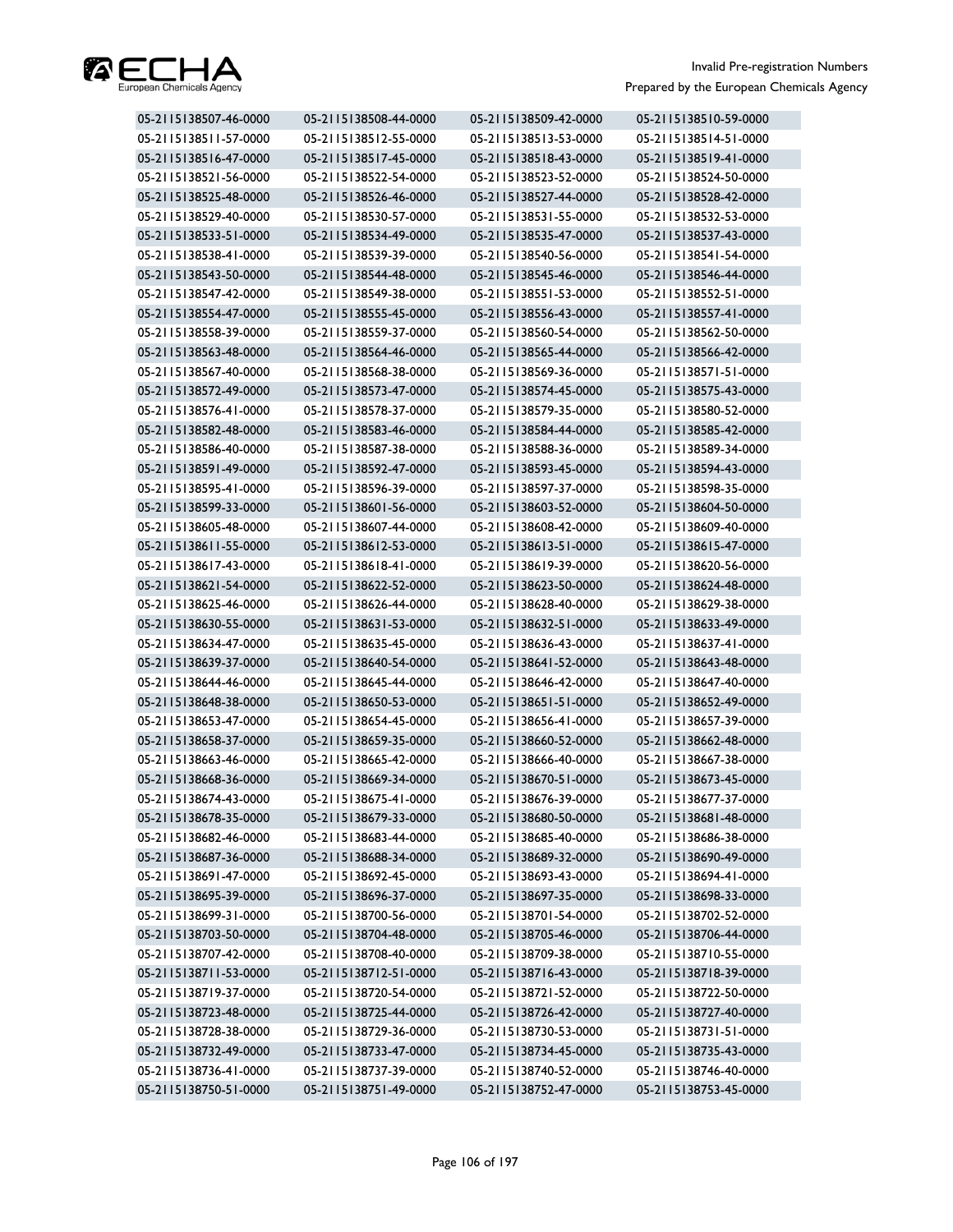| 05-2115138507-46-0000 | 05-2115138508-44-0000 | 05-2115138509-42-0000 | 05-2115138510-59-0000 |
|---|---|---|---|
| 05-2115138511-57-0000 | 05-2115138512-55-0000 | 05-2115138513-53-0000 | 05-2115138514-51-0000 |
| 05-2115138516-47-0000 | 05-2115138517-45-0000 | 05-2115138518-43-0000 | 05-2115138519-41-0000 |
| 05-2115138521-56-0000 | 05-2115138522-54-0000 | 05-2115138523-52-0000 | 05-2115138524-50-0000 |
| 05-2115138525-48-0000 | 05-2115138526-46-0000 | 05-2115138527-44-0000 | 05-2115138528-42-0000 |
| 05-2115138529-40-0000 | 05-2115138530-57-0000 | 05-2115138531-55-0000 | 05-2115138532-53-0000 |
| 05-2115138533-51-0000 | 05-2115138534-49-0000 | 05-2115138535-47-0000 | 05-2115138537-43-0000 |
| 05-2115138538-41-0000 | 05-2115138539-39-0000 | 05-2115138540-56-0000 | 05-2115138541-54-0000 |
| 05-2115138543-50-0000 | 05-2115138544-48-0000 | 05-2115138545-46-0000 | 05-2115138546-44-0000 |
| 05-2115138547-42-0000 | 05-2115138549-38-0000 | 05-2115138551-53-0000 | 05-2115138552-51-0000 |
| 05-2115138554-47-0000 | 05-2115138555-45-0000 | 05-2115138556-43-0000 | 05-2115138557-41-0000 |
| 05-2115138558-39-0000 | 05-2115138559-37-0000 | 05-2115138560-54-0000 | 05-2115138562-50-0000 |
| 05-2115138563-48-0000 | 05-2115138564-46-0000 | 05-2115138565-44-0000 | 05-2115138566-42-0000 |
| 05-2115138567-40-0000 | 05-2115138568-38-0000 | 05-2115138569-36-0000 | 05-2115138571-51-0000 |
| 05-2115138572-49-0000 | 05-2115138573-47-0000 | 05-2115138574-45-0000 | 05-2115138575-43-0000 |
| 05-2115138576-41-0000 | 05-2115138578-37-0000 | 05-2115138579-35-0000 | 05-2115138580-52-0000 |
| 05-2115138582-48-0000 | 05-2115138583-46-0000 | 05-2115138584-44-0000 | 05-2115138585-42-0000 |
| 05-2115138586-40-0000 | 05-2115138587-38-0000 | 05-2115138588-36-0000 | 05-2115138589-34-0000 |
| 05-2115138591-49-0000 | 05-2115138592-47-0000 | 05-2115138593-45-0000 | 05-2115138594-43-0000 |
| 05-2115138595-41-0000 | 05-2115138596-39-0000 | 05-2115138597-37-0000 | 05-2115138598-35-0000 |
| 05-2115138599-33-0000 | 05-2115138601-56-0000 | 05-2115138603-52-0000 | 05-2115138604-50-0000 |
| 05-2115138605-48-0000 | 05-2115138607-44-0000 | 05-2115138608-42-0000 | 05-2115138609-40-0000 |
| 05-2115138611-55-0000 | 05-2115138612-53-0000 | 05-2115138613-51-0000 | 05-2115138615-47-0000 |
| 05-2115138617-43-0000 | 05-2115138618-41-0000 | 05-2115138619-39-0000 | 05-2115138620-56-0000 |
| 05-2115138621-54-0000 | 05-2115138622-52-0000 | 05-2115138623-50-0000 | 05-2115138624-48-0000 |
| 05-2115138625-46-0000 | 05-2115138626-44-0000 | 05-2115138628-40-0000 | 05-2115138629-38-0000 |
| 05-2115138630-55-0000 | 05-2115138631-53-0000 | 05-2115138632-51-0000 | 05-2115138633-49-0000 |
| 05-2115138634-47-0000 | 05-2115138635-45-0000 | 05-2115138636-43-0000 | 05-2115138637-41-0000 |
| 05-2115138639-37-0000 | 05-2115138640-54-0000 | 05-2115138641-52-0000 | 05-2115138643-48-0000 |
| 05-2115138644-46-0000 | 05-2115138645-44-0000 | 05-2115138646-42-0000 | 05-2115138647-40-0000 |
| 05-2115138648-38-0000 | 05-2115138650-53-0000 | 05-2115138651-51-0000 | 05-2115138652-49-0000 |
| 05-2115138653-47-0000 | 05-2115138654-45-0000 | 05-2115138656-41-0000 | 05-2115138657-39-0000 |
| 05-2115138658-37-0000 | 05-2115138659-35-0000 | 05-2115138660-52-0000 | 05-2115138662-48-0000 |
| 05-2115138663-46-0000 | 05-2115138665-42-0000 | 05-2115138666-40-0000 | 05-2115138667-38-0000 |
| 05-2115138668-36-0000 | 05-2115138669-34-0000 | 05-2115138670-51-0000 | 05-2115138673-45-0000 |
| 05-2115138674-43-0000 | 05-2115138675-41-0000 | 05-2115138676-39-0000 | 05-2115138677-37-0000 |
| 05-2115138678-35-0000 | 05-2115138679-33-0000 | 05-2115138680-50-0000 | 05-2115138681-48-0000 |
| 05-2115138682-46-0000 | 05-2115138683-44-0000 | 05-2115138685-40-0000 | 05-2115138686-38-0000 |
| 05-2115138687-36-0000 | 05-2115138688-34-0000 | 05-2115138689-32-0000 | 05-2115138690-49-0000 |
| 05-2115138691-47-0000 | 05-2115138692-45-0000 | 05-2115138693-43-0000 | 05-2115138694-41-0000 |
| 05-2115138695-39-0000 | 05-2115138696-37-0000 | 05-2115138697-35-0000 | 05-2115138698-33-0000 |
| 05-2115138699-31-0000 | 05-2115138700-56-0000 | 05-2115138701-54-0000 | 05-2115138702-52-0000 |
| 05-2115138703-50-0000 | 05-2115138704-48-0000 | 05-2115138705-46-0000 | 05-2115138706-44-0000 |
| 05-2115138707-42-0000 | 05-2115138708-40-0000 | 05-2115138709-38-0000 | 05-2115138710-55-0000 |
| 05-2115138711-53-0000 | 05-2115138712-51-0000 | 05-2115138716-43-0000 | 05-2115138718-39-0000 |
| 05-2115138719-37-0000 | 05-2115138720-54-0000 | 05-2115138721-52-0000 | 05-2115138722-50-0000 |
| 05-2115138723-48-0000 | 05-2115138725-44-0000 | 05-2115138726-42-0000 | 05-2115138727-40-0000 |
| 05-2115138728-38-0000 | 05-2115138729-36-0000 | 05-2115138730-53-0000 | 05-2115138731-51-0000 |
| 05-2115138732-49-0000 | 05-2115138733-47-0000 | 05-2115138734-45-0000 | 05-2115138735-43-0000 |
| 05-2115138736-41-0000 | 05-2115138737-39-0000 | 05-2115138740-52-0000 | 05-2115138746-40-0000 |
| 05-2115138750-51-0000 | 05-2115138751-49-0000 | 05-2115138752-47-0000 | 05-2115138753-45-0000 |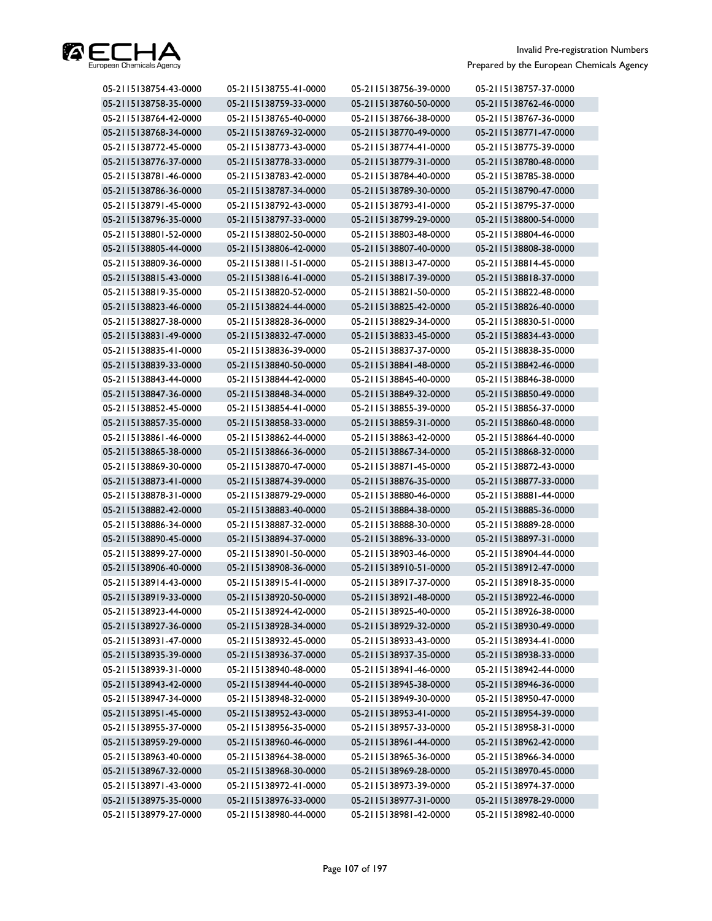| | | | |
|---|---|---|---|
| 05-2115138754-43-0000 | 05-2115138755-41-0000 | 05-2115138756-39-0000 | 05-2115138757-37-0000 |
| 05-2115138758-35-0000 | 05-2115138759-33-0000 | 05-2115138760-50-0000 | 05-2115138762-46-0000 |
| 05-2115138764-42-0000 | 05-2115138765-40-0000 | 05-2115138766-38-0000 | 05-2115138767-36-0000 |
| 05-2115138768-34-0000 | 05-2115138769-32-0000 | 05-2115138770-49-0000 | 05-2115138771-47-0000 |
| 05-2115138772-45-0000 | 05-2115138773-43-0000 | 05-2115138774-41-0000 | 05-2115138775-39-0000 |
| 05-2115138776-37-0000 | 05-2115138778-33-0000 | 05-2115138779-31-0000 | 05-2115138780-48-0000 |
| 05-2115138781-46-0000 | 05-2115138783-42-0000 | 05-2115138784-40-0000 | 05-2115138785-38-0000 |
| 05-2115138786-36-0000 | 05-2115138787-34-0000 | 05-2115138789-30-0000 | 05-2115138790-47-0000 |
| 05-2115138791-45-0000 | 05-2115138792-43-0000 | 05-2115138793-41-0000 | 05-2115138795-37-0000 |
| 05-2115138796-35-0000 | 05-2115138797-33-0000 | 05-2115138799-29-0000 | 05-2115138800-54-0000 |
| 05-2115138801-52-0000 | 05-2115138802-50-0000 | 05-2115138803-48-0000 | 05-2115138804-46-0000 |
| 05-2115138805-44-0000 | 05-2115138806-42-0000 | 05-2115138807-40-0000 | 05-2115138808-38-0000 |
| 05-2115138809-36-0000 | 05-2115138811-51-0000 | 05-2115138813-47-0000 | 05-2115138814-45-0000 |
| 05-2115138815-43-0000 | 05-2115138816-41-0000 | 05-2115138817-39-0000 | 05-2115138818-37-0000 |
| 05-2115138819-35-0000 | 05-2115138820-52-0000 | 05-2115138821-50-0000 | 05-2115138822-48-0000 |
| 05-2115138823-46-0000 | 05-2115138824-44-0000 | 05-2115138825-42-0000 | 05-2115138826-40-0000 |
| 05-2115138827-38-0000 | 05-2115138828-36-0000 | 05-2115138829-34-0000 | 05-2115138830-51-0000 |
| 05-2115138831-49-0000 | 05-2115138832-47-0000 | 05-2115138833-45-0000 | 05-2115138834-43-0000 |
| 05-2115138835-41-0000 | 05-2115138836-39-0000 | 05-2115138837-37-0000 | 05-2115138838-35-0000 |
| 05-2115138839-33-0000 | 05-2115138840-50-0000 | 05-2115138841-48-0000 | 05-2115138842-46-0000 |
| 05-2115138843-44-0000 | 05-2115138844-42-0000 | 05-2115138845-40-0000 | 05-2115138846-38-0000 |
| 05-2115138847-36-0000 | 05-2115138848-34-0000 | 05-2115138849-32-0000 | 05-2115138850-49-0000 |
| 05-2115138852-45-0000 | 05-2115138854-41-0000 | 05-2115138855-39-0000 | 05-2115138856-37-0000 |
| 05-2115138857-35-0000 | 05-2115138858-33-0000 | 05-2115138859-31-0000 | 05-2115138860-48-0000 |
| 05-2115138861-46-0000 | 05-2115138862-44-0000 | 05-2115138863-42-0000 | 05-2115138864-40-0000 |
| 05-2115138865-38-0000 | 05-2115138866-36-0000 | 05-2115138867-34-0000 | 05-2115138868-32-0000 |
| 05-2115138869-30-0000 | 05-2115138870-47-0000 | 05-2115138871-45-0000 | 05-2115138872-43-0000 |
| 05-2115138873-41-0000 | 05-2115138874-39-0000 | 05-2115138876-35-0000 | 05-2115138877-33-0000 |
| 05-2115138878-31-0000 | 05-2115138879-29-0000 | 05-2115138880-46-0000 | 05-2115138881-44-0000 |
| 05-2115138882-42-0000 | 05-2115138883-40-0000 | 05-2115138884-38-0000 | 05-2115138885-36-0000 |
| 05-2115138886-34-0000 | 05-2115138887-32-0000 | 05-2115138888-30-0000 | 05-2115138889-28-0000 |
| 05-2115138890-45-0000 | 05-2115138894-37-0000 | 05-2115138896-33-0000 | 05-2115138897-31-0000 |
| 05-2115138899-27-0000 | 05-2115138901-50-0000 | 05-2115138903-46-0000 | 05-2115138904-44-0000 |
| 05-2115138906-40-0000 | 05-2115138908-36-0000 | 05-2115138910-51-0000 | 05-2115138912-47-0000 |
| 05-2115138914-43-0000 | 05-2115138915-41-0000 | 05-2115138917-37-0000 | 05-2115138918-35-0000 |
| 05-2115138919-33-0000 | 05-2115138920-50-0000 | 05-2115138921-48-0000 | 05-2115138922-46-0000 |
| 05-2115138923-44-0000 | 05-2115138924-42-0000 | 05-2115138925-40-0000 | 05-2115138926-38-0000 |
| 05-2115138927-36-0000 | 05-2115138928-34-0000 | 05-2115138929-32-0000 | 05-2115138930-49-0000 |
| 05-2115138931-47-0000 | 05-2115138932-45-0000 | 05-2115138933-43-0000 | 05-2115138934-41-0000 |
| 05-2115138935-39-0000 | 05-2115138936-37-0000 | 05-2115138937-35-0000 | 05-2115138938-33-0000 |
| 05-2115138939-31-0000 | 05-2115138940-48-0000 | 05-2115138941-46-0000 | 05-2115138942-44-0000 |
| 05-2115138943-42-0000 | 05-2115138944-40-0000 | 05-2115138945-38-0000 | 05-2115138946-36-0000 |
| 05-2115138947-34-0000 | 05-2115138948-32-0000 | 05-2115138949-30-0000 | 05-2115138950-47-0000 |
| 05-2115138951-45-0000 | 05-2115138952-43-0000 | 05-2115138953-41-0000 | 05-2115138954-39-0000 |
| 05-2115138955-37-0000 | 05-2115138956-35-0000 | 05-2115138957-33-0000 | 05-2115138958-31-0000 |
| 05-2115138959-29-0000 | 05-2115138960-46-0000 | 05-2115138961-44-0000 | 05-2115138962-42-0000 |
| 05-2115138963-40-0000 | 05-2115138964-38-0000 | 05-2115138965-36-0000 | 05-2115138966-34-0000 |
| 05-2115138967-32-0000 | 05-2115138968-30-0000 | 05-2115138969-28-0000 | 05-2115138970-45-0000 |
| 05-2115138971-43-0000 | 05-2115138972-41-0000 | 05-2115138973-39-0000 | 05-2115138974-37-0000 |
| 05-2115138975-35-0000 | 05-2115138976-33-0000 | 05-2115138977-31-0000 | 05-2115138978-29-0000 |
| 05-2115138979-27-0000 | 05-2115138980-44-0000 | 05-2115138981-42-0000 | 05-2115138982-40-0000 |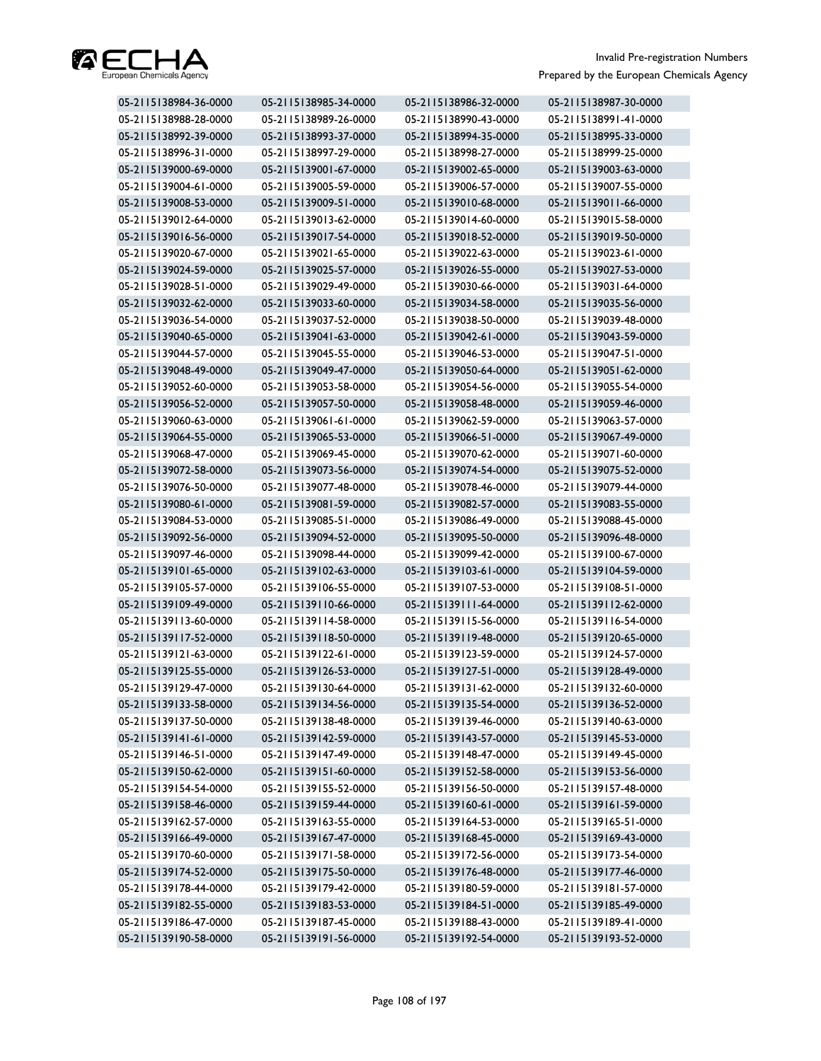| 05-2115138984-36-0000 | 05-2115138985-34-0000 | 05-2115138986-32-0000 | 05-2115138987-30-0000 |
|---|---|---|---|
| 05-2115138988-28-0000 | 05-2115138989-26-0000 | 05-2115138990-43-0000 | 05-2115138991-41-0000 |
| 05-2115138992-39-0000 | 05-2115138993-37-0000 | 05-2115138994-35-0000 | 05-2115138995-33-0000 |
| 05-2115138996-31-0000 | 05-2115138997-29-0000 | 05-2115138998-27-0000 | 05-2115138999-25-0000 |
| 05-2115139000-69-0000 | 05-2115139001-67-0000 | 05-2115139002-65-0000 | 05-2115139003-63-0000 |
| 05-2115139004-61-0000 | 05-2115139005-59-0000 | 05-2115139006-57-0000 | 05-2115139007-55-0000 |
| 05-2115139008-53-0000 | 05-2115139009-51-0000 | 05-2115139010-68-0000 | 05-2115139011-66-0000 |
| 05-2115139012-64-0000 | 05-2115139013-62-0000 | 05-2115139014-60-0000 | 05-2115139015-58-0000 |
| 05-2115139016-56-0000 | 05-2115139017-54-0000 | 05-2115139018-52-0000 | 05-2115139019-50-0000 |
| 05-2115139020-67-0000 | 05-2115139021-65-0000 | 05-2115139022-63-0000 | 05-2115139023-61-0000 |
| 05-2115139024-59-0000 | 05-2115139025-57-0000 | 05-2115139026-55-0000 | 05-2115139027-53-0000 |
| 05-2115139028-51-0000 | 05-2115139029-49-0000 | 05-2115139030-66-0000 | 05-2115139031-64-0000 |
| 05-2115139032-62-0000 | 05-2115139033-60-0000 | 05-2115139034-58-0000 | 05-2115139035-56-0000 |
| 05-2115139036-54-0000 | 05-2115139037-52-0000 | 05-2115139038-50-0000 | 05-2115139039-48-0000 |
| 05-2115139040-65-0000 | 05-2115139041-63-0000 | 05-2115139042-61-0000 | 05-2115139043-59-0000 |
| 05-2115139044-57-0000 | 05-2115139045-55-0000 | 05-2115139046-53-0000 | 05-2115139047-51-0000 |
| 05-2115139048-49-0000 | 05-2115139049-47-0000 | 05-2115139050-64-0000 | 05-2115139051-62-0000 |
| 05-2115139052-60-0000 | 05-2115139053-58-0000 | 05-2115139054-56-0000 | 05-2115139055-54-0000 |
| 05-2115139056-52-0000 | 05-2115139057-50-0000 | 05-2115139058-48-0000 | 05-2115139059-46-0000 |
| 05-2115139060-63-0000 | 05-2115139061-61-0000 | 05-2115139062-59-0000 | 05-2115139063-57-0000 |
| 05-2115139064-55-0000 | 05-2115139065-53-0000 | 05-2115139066-51-0000 | 05-2115139067-49-0000 |
| 05-2115139068-47-0000 | 05-2115139069-45-0000 | 05-2115139070-62-0000 | 05-2115139071-60-0000 |
| 05-2115139072-58-0000 | 05-2115139073-56-0000 | 05-2115139074-54-0000 | 05-2115139075-52-0000 |
| 05-2115139076-50-0000 | 05-2115139077-48-0000 | 05-2115139078-46-0000 | 05-2115139079-44-0000 |
| 05-2115139080-61-0000 | 05-2115139081-59-0000 | 05-2115139082-57-0000 | 05-2115139083-55-0000 |
| 05-2115139084-53-0000 | 05-2115139085-51-0000 | 05-2115139086-49-0000 | 05-2115139088-45-0000 |
| 05-2115139092-56-0000 | 05-2115139094-52-0000 | 05-2115139095-50-0000 | 05-2115139096-48-0000 |
| 05-2115139097-46-0000 | 05-2115139098-44-0000 | 05-2115139099-42-0000 | 05-2115139100-67-0000 |
| 05-2115139101-65-0000 | 05-2115139102-63-0000 | 05-2115139103-61-0000 | 05-2115139104-59-0000 |
| 05-2115139105-57-0000 | 05-2115139106-55-0000 | 05-2115139107-53-0000 | 05-2115139108-51-0000 |
| 05-2115139109-49-0000 | 05-2115139110-66-0000 | 05-2115139111-64-0000 | 05-2115139112-62-0000 |
| 05-2115139113-60-0000 | 05-2115139114-58-0000 | 05-2115139115-56-0000 | 05-2115139116-54-0000 |
| 05-2115139117-52-0000 | 05-2115139118-50-0000 | 05-2115139119-48-0000 | 05-2115139120-65-0000 |
| 05-2115139121-63-0000 | 05-2115139122-61-0000 | 05-2115139123-59-0000 | 05-2115139124-57-0000 |
| 05-2115139125-55-0000 | 05-2115139126-53-0000 | 05-2115139127-51-0000 | 05-2115139128-49-0000 |
| 05-2115139129-47-0000 | 05-2115139130-64-0000 | 05-2115139131-62-0000 | 05-2115139132-60-0000 |
| 05-2115139133-58-0000 | 05-2115139134-56-0000 | 05-2115139135-54-0000 | 05-2115139136-52-0000 |
| 05-2115139137-50-0000 | 05-2115139138-48-0000 | 05-2115139139-46-0000 | 05-2115139140-63-0000 |
| 05-2115139141-61-0000 | 05-2115139142-59-0000 | 05-2115139143-57-0000 | 05-2115139145-53-0000 |
| 05-2115139146-51-0000 | 05-2115139147-49-0000 | 05-2115139148-47-0000 | 05-2115139149-45-0000 |
| 05-2115139150-62-0000 | 05-2115139151-60-0000 | 05-2115139152-58-0000 | 05-2115139153-56-0000 |
| 05-2115139154-54-0000 | 05-2115139155-52-0000 | 05-2115139156-50-0000 | 05-2115139157-48-0000 |
| 05-2115139158-46-0000 | 05-2115139159-44-0000 | 05-2115139160-61-0000 | 05-2115139161-59-0000 |
| 05-2115139162-57-0000 | 05-2115139163-55-0000 | 05-2115139164-53-0000 | 05-2115139165-51-0000 |
| 05-2115139166-49-0000 | 05-2115139167-47-0000 | 05-2115139168-45-0000 | 05-2115139169-43-0000 |
| 05-2115139170-60-0000 | 05-2115139171-58-0000 | 05-2115139172-56-0000 | 05-2115139173-54-0000 |
| 05-2115139174-52-0000 | 05-2115139175-50-0000 | 05-2115139176-48-0000 | 05-2115139177-46-0000 |
| 05-2115139178-44-0000 | 05-2115139179-42-0000 | 05-2115139180-59-0000 | 05-2115139181-57-0000 |
| 05-2115139182-55-0000 | 05-2115139183-53-0000 | 05-2115139184-51-0000 | 05-2115139185-49-0000 |
| 05-2115139186-47-0000 | 05-2115139187-45-0000 | 05-2115139188-43-0000 | 05-2115139189-41-0000 |
| 05-2115139190-58-0000 | 05-2115139191-56-0000 | 05-2115139192-54-0000 | 05-2115139193-52-0000 |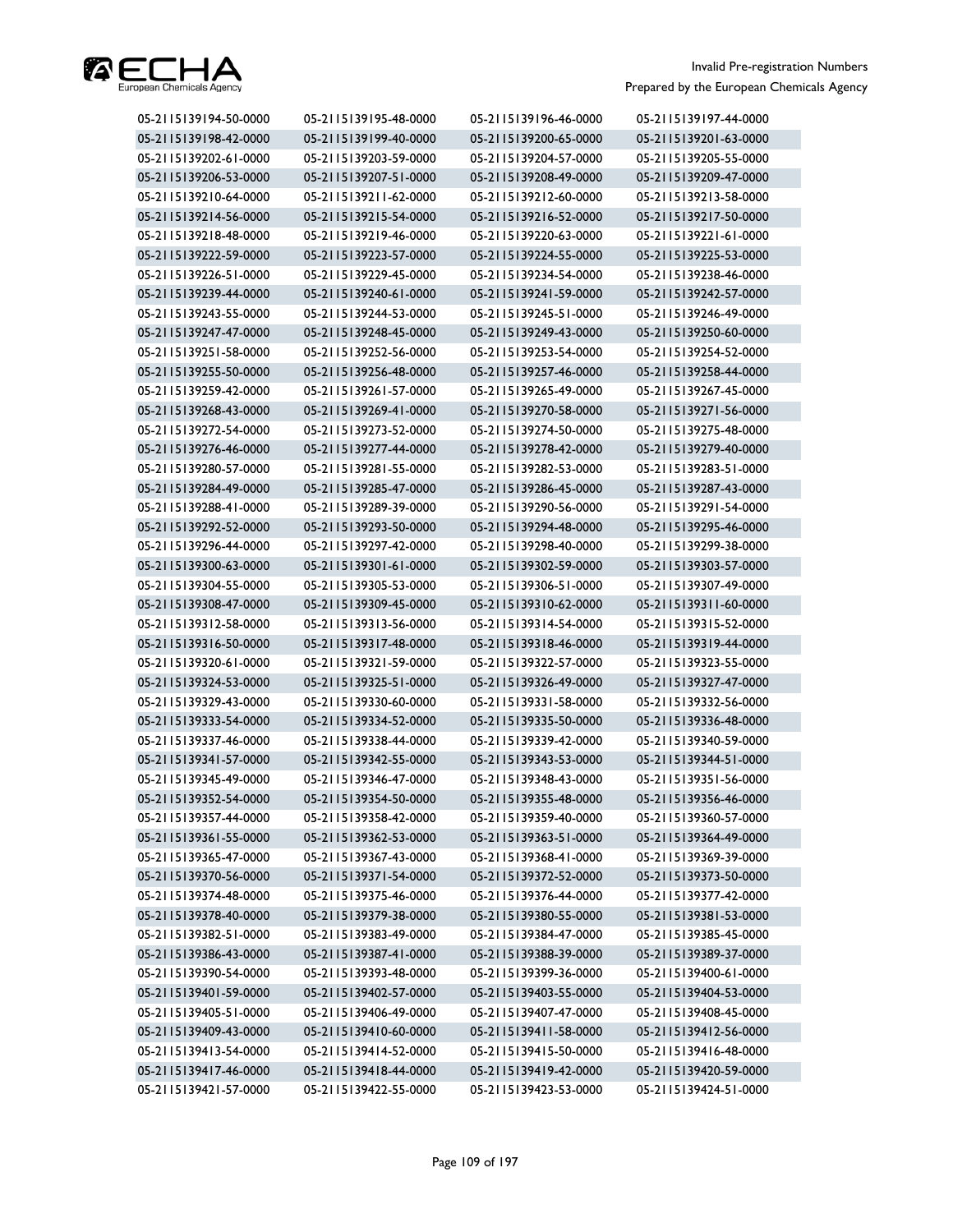| | | | |
|---|---|---|---|
| 05-2115139194-50-0000 | 05-2115139195-48-0000 | 05-2115139196-46-0000 | 05-2115139197-44-0000 |
| 05-2115139198-42-0000 | 05-2115139199-40-0000 | 05-2115139200-65-0000 | 05-2115139201-63-0000 |
| 05-2115139202-61-0000 | 05-2115139203-59-0000 | 05-2115139204-57-0000 | 05-2115139205-55-0000 |
| 05-2115139206-53-0000 | 05-2115139207-51-0000 | 05-2115139208-49-0000 | 05-2115139209-47-0000 |
| 05-2115139210-64-0000 | 05-2115139211-62-0000 | 05-2115139212-60-0000 | 05-2115139213-58-0000 |
| 05-2115139214-56-0000 | 05-2115139215-54-0000 | 05-2115139216-52-0000 | 05-2115139217-50-0000 |
| 05-2115139218-48-0000 | 05-2115139219-46-0000 | 05-2115139220-63-0000 | 05-2115139221-61-0000 |
| 05-2115139222-59-0000 | 05-2115139223-57-0000 | 05-2115139224-55-0000 | 05-2115139225-53-0000 |
| 05-2115139226-51-0000 | 05-2115139229-45-0000 | 05-2115139234-54-0000 | 05-2115139238-46-0000 |
| 05-2115139239-44-0000 | 05-2115139240-61-0000 | 05-2115139241-59-0000 | 05-2115139242-57-0000 |
| 05-2115139243-55-0000 | 05-2115139244-53-0000 | 05-2115139245-51-0000 | 05-2115139246-49-0000 |
| 05-2115139247-47-0000 | 05-2115139248-45-0000 | 05-2115139249-43-0000 | 05-2115139250-60-0000 |
| 05-2115139251-58-0000 | 05-2115139252-56-0000 | 05-2115139253-54-0000 | 05-2115139254-52-0000 |
| 05-2115139255-50-0000 | 05-2115139256-48-0000 | 05-2115139257-46-0000 | 05-2115139258-44-0000 |
| 05-2115139259-42-0000 | 05-2115139261-57-0000 | 05-2115139265-49-0000 | 05-2115139267-45-0000 |
| 05-2115139268-43-0000 | 05-2115139269-41-0000 | 05-2115139270-58-0000 | 05-2115139271-56-0000 |
| 05-2115139272-54-0000 | 05-2115139273-52-0000 | 05-2115139274-50-0000 | 05-2115139275-48-0000 |
| 05-2115139276-46-0000 | 05-2115139277-44-0000 | 05-2115139278-42-0000 | 05-2115139279-40-0000 |
| 05-2115139280-57-0000 | 05-2115139281-55-0000 | 05-2115139282-53-0000 | 05-2115139283-51-0000 |
| 05-2115139284-49-0000 | 05-2115139285-47-0000 | 05-2115139286-45-0000 | 05-2115139287-43-0000 |
| 05-2115139288-41-0000 | 05-2115139289-39-0000 | 05-2115139290-56-0000 | 05-2115139291-54-0000 |
| 05-2115139292-52-0000 | 05-2115139293-50-0000 | 05-2115139294-48-0000 | 05-2115139295-46-0000 |
| 05-2115139296-44-0000 | 05-2115139297-42-0000 | 05-2115139298-40-0000 | 05-2115139299-38-0000 |
| 05-2115139300-63-0000 | 05-2115139301-61-0000 | 05-2115139302-59-0000 | 05-2115139303-57-0000 |
| 05-2115139304-55-0000 | 05-2115139305-53-0000 | 05-2115139306-51-0000 | 05-2115139307-49-0000 |
| 05-2115139308-47-0000 | 05-2115139309-45-0000 | 05-2115139310-62-0000 | 05-2115139311-60-0000 |
| 05-2115139312-58-0000 | 05-2115139313-56-0000 | 05-2115139314-54-0000 | 05-2115139315-52-0000 |
| 05-2115139316-50-0000 | 05-2115139317-48-0000 | 05-2115139318-46-0000 | 05-2115139319-44-0000 |
| 05-2115139320-61-0000 | 05-2115139321-59-0000 | 05-2115139322-57-0000 | 05-2115139323-55-0000 |
| 05-2115139324-53-0000 | 05-2115139325-51-0000 | 05-2115139326-49-0000 | 05-2115139327-47-0000 |
| 05-2115139329-43-0000 | 05-2115139330-60-0000 | 05-2115139331-58-0000 | 05-2115139332-56-0000 |
| 05-2115139333-54-0000 | 05-2115139334-52-0000 | 05-2115139335-50-0000 | 05-2115139336-48-0000 |
| 05-2115139337-46-0000 | 05-2115139338-44-0000 | 05-2115139339-42-0000 | 05-2115139340-59-0000 |
| 05-2115139341-57-0000 | 05-2115139342-55-0000 | 05-2115139343-53-0000 | 05-2115139344-51-0000 |
| 05-2115139345-49-0000 | 05-2115139346-47-0000 | 05-2115139348-43-0000 | 05-2115139351-56-0000 |
| 05-2115139352-54-0000 | 05-2115139354-50-0000 | 05-2115139355-48-0000 | 05-2115139356-46-0000 |
| 05-2115139357-44-0000 | 05-2115139358-42-0000 | 05-2115139359-40-0000 | 05-2115139360-57-0000 |
| 05-2115139361-55-0000 | 05-2115139362-53-0000 | 05-2115139363-51-0000 | 05-2115139364-49-0000 |
| 05-2115139365-47-0000 | 05-2115139367-43-0000 | 05-2115139368-41-0000 | 05-2115139369-39-0000 |
| 05-2115139370-56-0000 | 05-2115139371-54-0000 | 05-2115139372-52-0000 | 05-2115139373-50-0000 |
| 05-2115139374-48-0000 | 05-2115139375-46-0000 | 05-2115139376-44-0000 | 05-2115139377-42-0000 |
| 05-2115139378-40-0000 | 05-2115139379-38-0000 | 05-2115139380-55-0000 | 05-2115139381-53-0000 |
| 05-2115139382-51-0000 | 05-2115139383-49-0000 | 05-2115139384-47-0000 | 05-2115139385-45-0000 |
| 05-2115139386-43-0000 | 05-2115139387-41-0000 | 05-2115139388-39-0000 | 05-2115139389-37-0000 |
| 05-2115139390-54-0000 | 05-2115139393-48-0000 | 05-2115139399-36-0000 | 05-2115139400-61-0000 |
| 05-2115139401-59-0000 | 05-2115139402-57-0000 | 05-2115139403-55-0000 | 05-2115139404-53-0000 |
| 05-2115139405-51-0000 | 05-2115139406-49-0000 | 05-2115139407-47-0000 | 05-2115139408-45-0000 |
| 05-2115139409-43-0000 | 05-2115139410-60-0000 | 05-2115139411-58-0000 | 05-2115139412-56-0000 |
| 05-2115139413-54-0000 | 05-2115139414-52-0000 | 05-2115139415-50-0000 | 05-2115139416-48-0000 |
| 05-2115139417-46-0000 | 05-2115139418-44-0000 | 05-2115139419-42-0000 | 05-2115139420-59-0000 |
| 05-2115139421-57-0000 | 05-2115139422-55-0000 | 05-2115139423-53-0000 | 05-2115139424-51-0000 |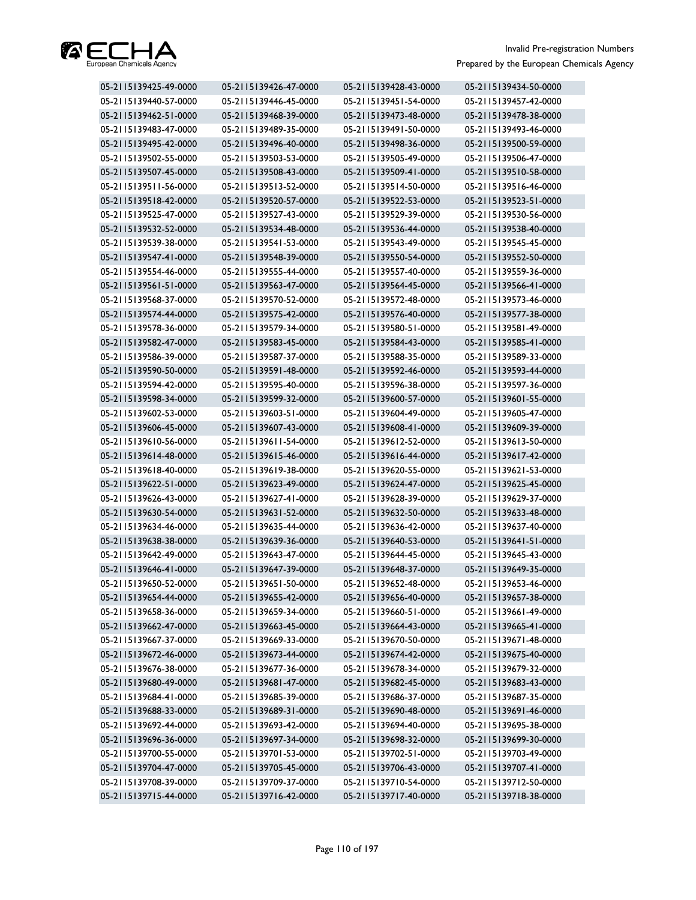| | | | |
|---|---|---|---|
| 05-2115139425-49-0000 | 05-2115139426-47-0000 | 05-2115139428-43-0000 | 05-2115139434-50-0000 |
| 05-2115139440-57-0000 | 05-2115139446-45-0000 | 05-2115139451-54-0000 | 05-2115139457-42-0000 |
| 05-2115139462-51-0000 | 05-2115139468-39-0000 | 05-2115139473-48-0000 | 05-2115139478-38-0000 |
| 05-2115139483-47-0000 | 05-2115139489-35-0000 | 05-2115139491-50-0000 | 05-2115139493-46-0000 |
| 05-2115139495-42-0000 | 05-2115139496-40-0000 | 05-2115139498-36-0000 | 05-2115139500-59-0000 |
| 05-2115139502-55-0000 | 05-2115139503-53-0000 | 05-2115139505-49-0000 | 05-2115139506-47-0000 |
| 05-2115139507-45-0000 | 05-2115139508-43-0000 | 05-2115139509-41-0000 | 05-2115139510-58-0000 |
| 05-2115139511-56-0000 | 05-2115139513-52-0000 | 05-2115139514-50-0000 | 05-2115139516-46-0000 |
| 05-2115139518-42-0000 | 05-2115139520-57-0000 | 05-2115139522-53-0000 | 05-2115139523-51-0000 |
| 05-2115139525-47-0000 | 05-2115139527-43-0000 | 05-2115139529-39-0000 | 05-2115139530-56-0000 |
| 05-2115139532-52-0000 | 05-2115139534-48-0000 | 05-2115139536-44-0000 | 05-2115139538-40-0000 |
| 05-2115139539-38-0000 | 05-2115139541-53-0000 | 05-2115139543-49-0000 | 05-2115139545-45-0000 |
| 05-2115139547-41-0000 | 05-2115139548-39-0000 | 05-2115139550-54-0000 | 05-2115139552-50-0000 |
| 05-2115139554-46-0000 | 05-2115139555-44-0000 | 05-2115139557-40-0000 | 05-2115139559-36-0000 |
| 05-2115139561-51-0000 | 05-2115139563-47-0000 | 05-2115139564-45-0000 | 05-2115139566-41-0000 |
| 05-2115139568-37-0000 | 05-2115139570-52-0000 | 05-2115139572-48-0000 | 05-2115139573-46-0000 |
| 05-2115139574-44-0000 | 05-2115139575-42-0000 | 05-2115139576-40-0000 | 05-2115139577-38-0000 |
| 05-2115139578-36-0000 | 05-2115139579-34-0000 | 05-2115139580-51-0000 | 05-2115139581-49-0000 |
| 05-2115139582-47-0000 | 05-2115139583-45-0000 | 05-2115139584-43-0000 | 05-2115139585-41-0000 |
| 05-2115139586-39-0000 | 05-2115139587-37-0000 | 05-2115139588-35-0000 | 05-2115139589-33-0000 |
| 05-2115139590-50-0000 | 05-2115139591-48-0000 | 05-2115139592-46-0000 | 05-2115139593-44-0000 |
| 05-2115139594-42-0000 | 05-2115139595-40-0000 | 05-2115139596-38-0000 | 05-2115139597-36-0000 |
| 05-2115139598-34-0000 | 05-2115139599-32-0000 | 05-2115139600-57-0000 | 05-2115139601-55-0000 |
| 05-2115139602-53-0000 | 05-2115139603-51-0000 | 05-2115139604-49-0000 | 05-2115139605-47-0000 |
| 05-2115139606-45-0000 | 05-2115139607-43-0000 | 05-2115139608-41-0000 | 05-2115139609-39-0000 |
| 05-2115139610-56-0000 | 05-2115139611-54-0000 | 05-2115139612-52-0000 | 05-2115139613-50-0000 |
| 05-2115139614-48-0000 | 05-2115139615-46-0000 | 05-2115139616-44-0000 | 05-2115139617-42-0000 |
| 05-2115139618-40-0000 | 05-2115139619-38-0000 | 05-2115139620-55-0000 | 05-2115139621-53-0000 |
| 05-2115139622-51-0000 | 05-2115139623-49-0000 | 05-2115139624-47-0000 | 05-2115139625-45-0000 |
| 05-2115139626-43-0000 | 05-2115139627-41-0000 | 05-2115139628-39-0000 | 05-2115139629-37-0000 |
| 05-2115139630-54-0000 | 05-2115139631-52-0000 | 05-2115139632-50-0000 | 05-2115139633-48-0000 |
| 05-2115139634-46-0000 | 05-2115139635-44-0000 | 05-2115139636-42-0000 | 05-2115139637-40-0000 |
| 05-2115139638-38-0000 | 05-2115139639-36-0000 | 05-2115139640-53-0000 | 05-2115139641-51-0000 |
| 05-2115139642-49-0000 | 05-2115139643-47-0000 | 05-2115139644-45-0000 | 05-2115139645-43-0000 |
| 05-2115139646-41-0000 | 05-2115139647-39-0000 | 05-2115139648-37-0000 | 05-2115139649-35-0000 |
| 05-2115139650-52-0000 | 05-2115139651-50-0000 | 05-2115139652-48-0000 | 05-2115139653-46-0000 |
| 05-2115139654-44-0000 | 05-2115139655-42-0000 | 05-2115139656-40-0000 | 05-2115139657-38-0000 |
| 05-2115139658-36-0000 | 05-2115139659-34-0000 | 05-2115139660-51-0000 | 05-2115139661-49-0000 |
| 05-2115139662-47-0000 | 05-2115139663-45-0000 | 05-2115139664-43-0000 | 05-2115139665-41-0000 |
| 05-2115139667-37-0000 | 05-2115139669-33-0000 | 05-2115139670-50-0000 | 05-2115139671-48-0000 |
| 05-2115139672-46-0000 | 05-2115139673-44-0000 | 05-2115139674-42-0000 | 05-2115139675-40-0000 |
| 05-2115139676-38-0000 | 05-2115139677-36-0000 | 05-2115139678-34-0000 | 05-2115139679-32-0000 |
| 05-2115139680-49-0000 | 05-2115139681-47-0000 | 05-2115139682-45-0000 | 05-2115139683-43-0000 |
| 05-2115139684-41-0000 | 05-2115139685-39-0000 | 05-2115139686-37-0000 | 05-2115139687-35-0000 |
| 05-2115139688-33-0000 | 05-2115139689-31-0000 | 05-2115139690-48-0000 | 05-2115139691-46-0000 |
| 05-2115139692-44-0000 | 05-2115139693-42-0000 | 05-2115139694-40-0000 | 05-2115139695-38-0000 |
| 05-2115139696-36-0000 | 05-2115139697-34-0000 | 05-2115139698-32-0000 | 05-2115139699-30-0000 |
| 05-2115139700-55-0000 | 05-2115139701-53-0000 | 05-2115139702-51-0000 | 05-2115139703-49-0000 |
| 05-2115139704-47-0000 | 05-2115139705-45-0000 | 05-2115139706-43-0000 | 05-2115139707-41-0000 |
| 05-2115139708-39-0000 | 05-2115139709-37-0000 | 05-2115139710-54-0000 | 05-2115139712-50-0000 |
| 05-2115139715-44-0000 | 05-2115139716-42-0000 | 05-2115139717-40-0000 | 05-2115139718-38-0000 |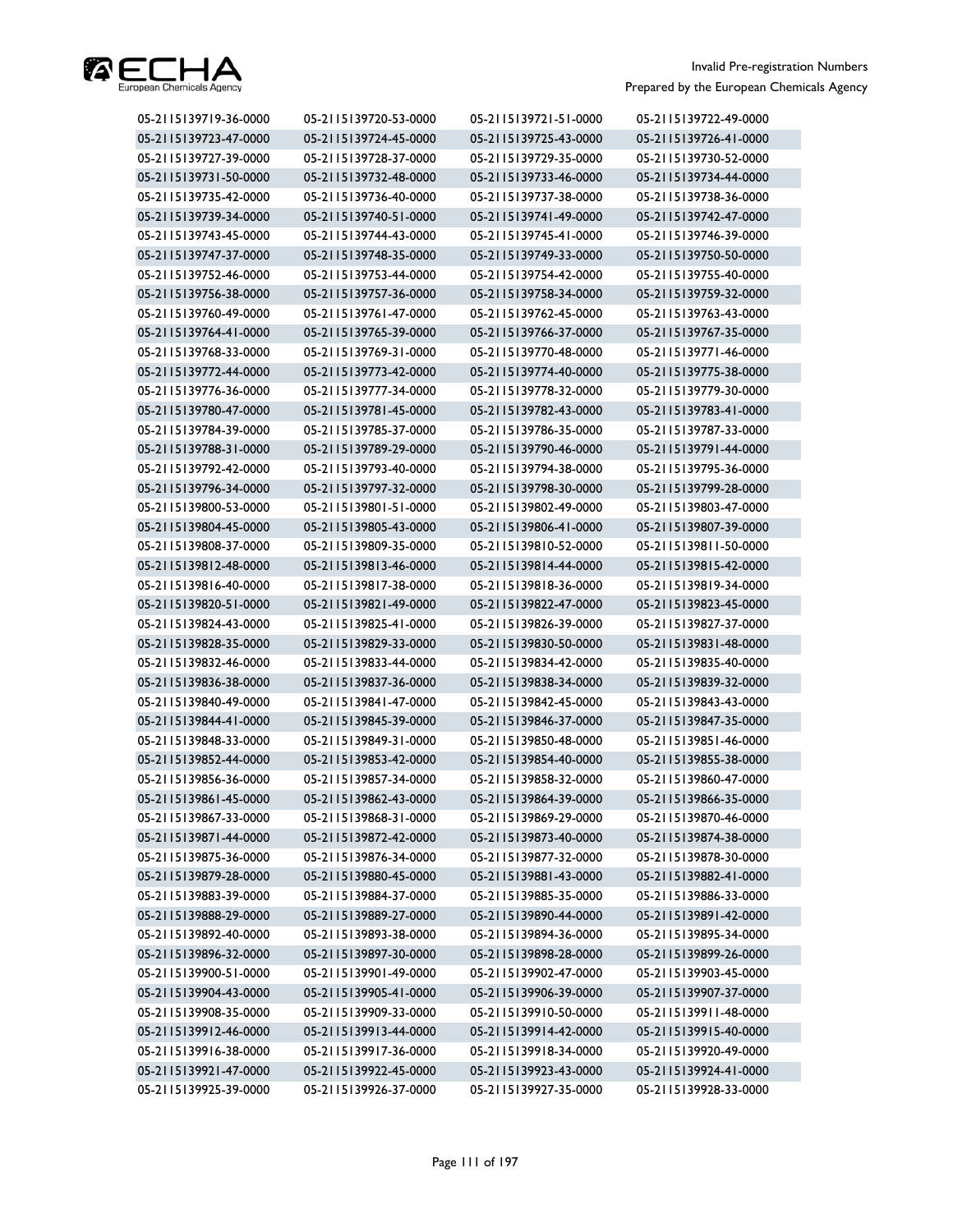| | | | |
|---|---|---|---|
| 05-2115139719-36-0000 | 05-2115139720-53-0000 | 05-2115139721-51-0000 | 05-2115139722-49-0000 |
| 05-2115139723-47-0000 | 05-2115139724-45-0000 | 05-2115139725-43-0000 | 05-2115139726-41-0000 |
| 05-2115139727-39-0000 | 05-2115139728-37-0000 | 05-2115139729-35-0000 | 05-2115139730-52-0000 |
| 05-2115139731-50-0000 | 05-2115139732-48-0000 | 05-2115139733-46-0000 | 05-2115139734-44-0000 |
| 05-2115139735-42-0000 | 05-2115139736-40-0000 | 05-2115139737-38-0000 | 05-2115139738-36-0000 |
| 05-2115139739-34-0000 | 05-2115139740-51-0000 | 05-2115139741-49-0000 | 05-2115139742-47-0000 |
| 05-2115139743-45-0000 | 05-2115139744-43-0000 | 05-2115139745-41-0000 | 05-2115139746-39-0000 |
| 05-2115139747-37-0000 | 05-2115139748-35-0000 | 05-2115139749-33-0000 | 05-2115139750-50-0000 |
| 05-2115139752-46-0000 | 05-2115139753-44-0000 | 05-2115139754-42-0000 | 05-2115139755-40-0000 |
| 05-2115139756-38-0000 | 05-2115139757-36-0000 | 05-2115139758-34-0000 | 05-2115139759-32-0000 |
| 05-2115139760-49-0000 | 05-2115139761-47-0000 | 05-2115139762-45-0000 | 05-2115139763-43-0000 |
| 05-2115139764-41-0000 | 05-2115139765-39-0000 | 05-2115139766-37-0000 | 05-2115139767-35-0000 |
| 05-2115139768-33-0000 | 05-2115139769-31-0000 | 05-2115139770-48-0000 | 05-2115139771-46-0000 |
| 05-2115139772-44-0000 | 05-2115139773-42-0000 | 05-2115139774-40-0000 | 05-2115139775-38-0000 |
| 05-2115139776-36-0000 | 05-2115139777-34-0000 | 05-2115139778-32-0000 | 05-2115139779-30-0000 |
| 05-2115139780-47-0000 | 05-2115139781-45-0000 | 05-2115139782-43-0000 | 05-2115139783-41-0000 |
| 05-2115139784-39-0000 | 05-2115139785-37-0000 | 05-2115139786-35-0000 | 05-2115139787-33-0000 |
| 05-2115139788-31-0000 | 05-2115139789-29-0000 | 05-2115139790-46-0000 | 05-2115139791-44-0000 |
| 05-2115139792-42-0000 | 05-2115139793-40-0000 | 05-2115139794-38-0000 | 05-2115139795-36-0000 |
| 05-2115139796-34-0000 | 05-2115139797-32-0000 | 05-2115139798-30-0000 | 05-2115139799-28-0000 |
| 05-2115139800-53-0000 | 05-2115139801-51-0000 | 05-2115139802-49-0000 | 05-2115139803-47-0000 |
| 05-2115139804-45-0000 | 05-2115139805-43-0000 | 05-2115139806-41-0000 | 05-2115139807-39-0000 |
| 05-2115139808-37-0000 | 05-2115139809-35-0000 | 05-2115139810-52-0000 | 05-2115139811-50-0000 |
| 05-2115139812-48-0000 | 05-2115139813-46-0000 | 05-2115139814-44-0000 | 05-2115139815-42-0000 |
| 05-2115139816-40-0000 | 05-2115139817-38-0000 | 05-2115139818-36-0000 | 05-2115139819-34-0000 |
| 05-2115139820-51-0000 | 05-2115139821-49-0000 | 05-2115139822-47-0000 | 05-2115139823-45-0000 |
| 05-2115139824-43-0000 | 05-2115139825-41-0000 | 05-2115139826-39-0000 | 05-2115139827-37-0000 |
| 05-2115139828-35-0000 | 05-2115139829-33-0000 | 05-2115139830-50-0000 | 05-2115139831-48-0000 |
| 05-2115139832-46-0000 | 05-2115139833-44-0000 | 05-2115139834-42-0000 | 05-2115139835-40-0000 |
| 05-2115139836-38-0000 | 05-2115139837-36-0000 | 05-2115139838-34-0000 | 05-2115139839-32-0000 |
| 05-2115139840-49-0000 | 05-2115139841-47-0000 | 05-2115139842-45-0000 | 05-2115139843-43-0000 |
| 05-2115139844-41-0000 | 05-2115139845-39-0000 | 05-2115139846-37-0000 | 05-2115139847-35-0000 |
| 05-2115139848-33-0000 | 05-2115139849-31-0000 | 05-2115139850-48-0000 | 05-2115139851-46-0000 |
| 05-2115139852-44-0000 | 05-2115139853-42-0000 | 05-2115139854-40-0000 | 05-2115139855-38-0000 |
| 05-2115139856-36-0000 | 05-2115139857-34-0000 | 05-2115139858-32-0000 | 05-2115139860-47-0000 |
| 05-2115139861-45-0000 | 05-2115139862-43-0000 | 05-2115139864-39-0000 | 05-2115139866-35-0000 |
| 05-2115139867-33-0000 | 05-2115139868-31-0000 | 05-2115139869-29-0000 | 05-2115139870-46-0000 |
| 05-2115139871-44-0000 | 05-2115139872-42-0000 | 05-2115139873-40-0000 | 05-2115139874-38-0000 |
| 05-2115139875-36-0000 | 05-2115139876-34-0000 | 05-2115139877-32-0000 | 05-2115139878-30-0000 |
| 05-2115139879-28-0000 | 05-2115139880-45-0000 | 05-2115139881-43-0000 | 05-2115139882-41-0000 |
| 05-2115139883-39-0000 | 05-2115139884-37-0000 | 05-2115139885-35-0000 | 05-2115139886-33-0000 |
| 05-2115139888-29-0000 | 05-2115139889-27-0000 | 05-2115139890-44-0000 | 05-2115139891-42-0000 |
| 05-2115139892-40-0000 | 05-2115139893-38-0000 | 05-2115139894-36-0000 | 05-2115139895-34-0000 |
| 05-2115139896-32-0000 | 05-2115139897-30-0000 | 05-2115139898-28-0000 | 05-2115139899-26-0000 |
| 05-2115139900-51-0000 | 05-2115139901-49-0000 | 05-2115139902-47-0000 | 05-2115139903-45-0000 |
| 05-2115139904-43-0000 | 05-2115139905-41-0000 | 05-2115139906-39-0000 | 05-2115139907-37-0000 |
| 05-2115139908-35-0000 | 05-2115139909-33-0000 | 05-2115139910-50-0000 | 05-2115139911-48-0000 |
| 05-2115139912-46-0000 | 05-2115139913-44-0000 | 05-2115139914-42-0000 | 05-2115139915-40-0000 |
| 05-2115139916-38-0000 | 05-2115139917-36-0000 | 05-2115139918-34-0000 | 05-2115139920-49-0000 |
| 05-2115139921-47-0000 | 05-2115139922-45-0000 | 05-2115139923-43-0000 | 05-2115139924-41-0000 |
| 05-2115139925-39-0000 | 05-2115139926-37-0000 | 05-2115139927-35-0000 | 05-2115139928-33-0000 |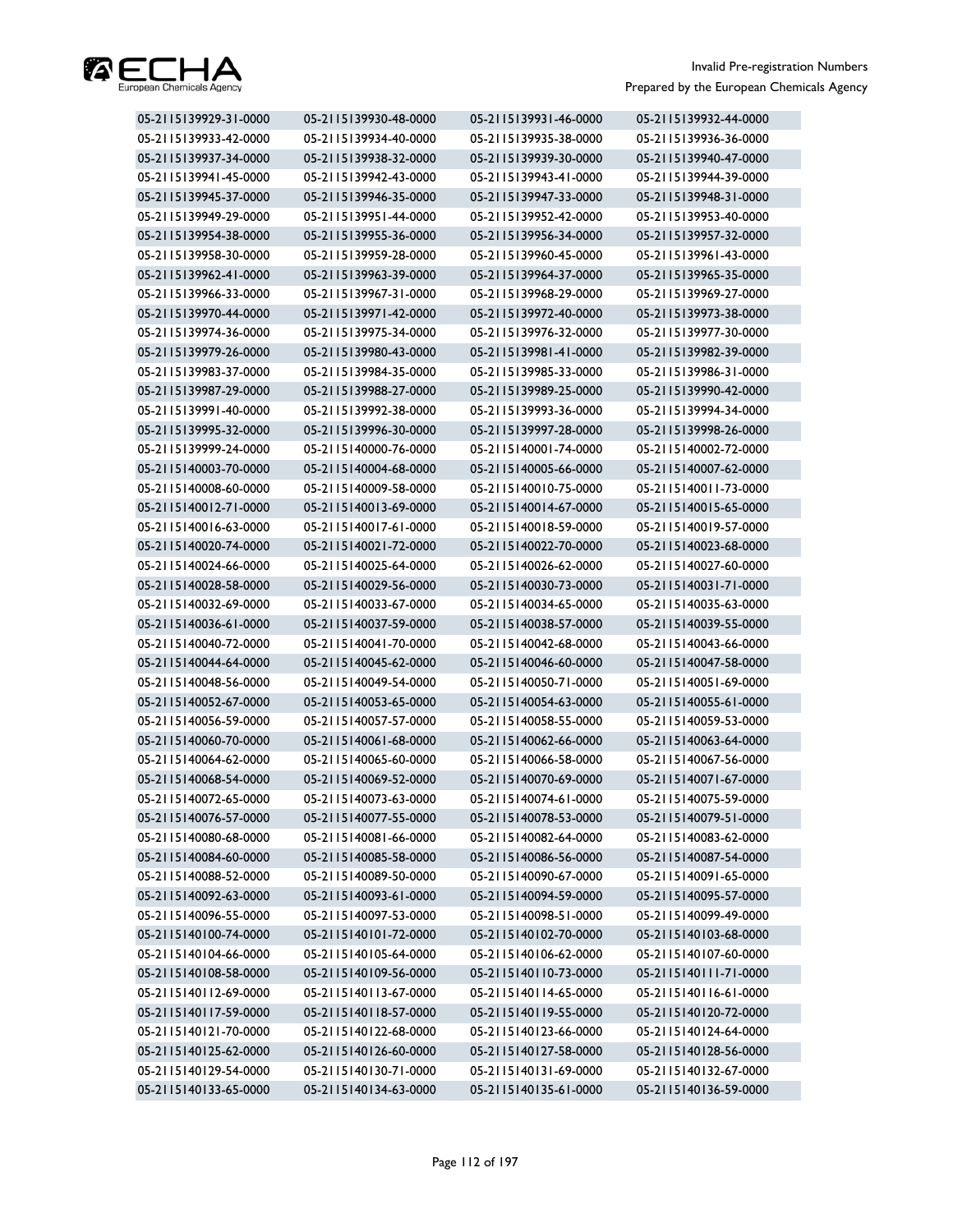| | | | |
|---|---|---|---|
| 05-2115139929-31-0000 | 05-2115139930-48-0000 | 05-2115139931-46-0000 | 05-2115139932-44-0000 |
| 05-2115139933-42-0000 | 05-2115139934-40-0000 | 05-2115139935-38-0000 | 05-2115139936-36-0000 |
| 05-2115139937-34-0000 | 05-2115139938-32-0000 | 05-2115139939-30-0000 | 05-2115139940-47-0000 |
| 05-2115139941-45-0000 | 05-2115139942-43-0000 | 05-2115139943-41-0000 | 05-2115139944-39-0000 |
| 05-2115139945-37-0000 | 05-2115139946-35-0000 | 05-2115139947-33-0000 | 05-2115139948-31-0000 |
| 05-2115139949-29-0000 | 05-2115139951-44-0000 | 05-2115139952-42-0000 | 05-2115139953-40-0000 |
| 05-2115139954-38-0000 | 05-2115139955-36-0000 | 05-2115139956-34-0000 | 05-2115139957-32-0000 |
| 05-2115139958-30-0000 | 05-2115139959-28-0000 | 05-2115139960-45-0000 | 05-2115139961-43-0000 |
| 05-2115139962-41-0000 | 05-2115139963-39-0000 | 05-2115139964-37-0000 | 05-2115139965-35-0000 |
| 05-2115139966-33-0000 | 05-2115139967-31-0000 | 05-2115139968-29-0000 | 05-2115139969-27-0000 |
| 05-2115139970-44-0000 | 05-2115139971-42-0000 | 05-2115139972-40-0000 | 05-2115139973-38-0000 |
| 05-2115139974-36-0000 | 05-2115139975-34-0000 | 05-2115139976-32-0000 | 05-2115139977-30-0000 |
| 05-2115139979-26-0000 | 05-2115139980-43-0000 | 05-2115139981-41-0000 | 05-2115139982-39-0000 |
| 05-2115139983-37-0000 | 05-2115139984-35-0000 | 05-2115139985-33-0000 | 05-2115139986-31-0000 |
| 05-2115139987-29-0000 | 05-2115139988-27-0000 | 05-2115139989-25-0000 | 05-2115139990-42-0000 |
| 05-2115139991-40-0000 | 05-2115139992-38-0000 | 05-2115139993-36-0000 | 05-2115139994-34-0000 |
| 05-2115139995-32-0000 | 05-2115139996-30-0000 | 05-2115139997-28-0000 | 05-2115139998-26-0000 |
| 05-2115139999-24-0000 | 05-2115140000-76-0000 | 05-2115140001-74-0000 | 05-2115140002-72-0000 |
| 05-2115140003-70-0000 | 05-2115140004-68-0000 | 05-2115140005-66-0000 | 05-2115140007-62-0000 |
| 05-2115140008-60-0000 | 05-2115140009-58-0000 | 05-2115140010-75-0000 | 05-2115140011-73-0000 |
| 05-2115140012-71-0000 | 05-2115140013-69-0000 | 05-2115140014-67-0000 | 05-2115140015-65-0000 |
| 05-2115140016-63-0000 | 05-2115140017-61-0000 | 05-2115140018-59-0000 | 05-2115140019-57-0000 |
| 05-2115140020-74-0000 | 05-2115140021-72-0000 | 05-2115140022-70-0000 | 05-2115140023-68-0000 |
| 05-2115140024-66-0000 | 05-2115140025-64-0000 | 05-2115140026-62-0000 | 05-2115140027-60-0000 |
| 05-2115140028-58-0000 | 05-2115140029-56-0000 | 05-2115140030-73-0000 | 05-2115140031-71-0000 |
| 05-2115140032-69-0000 | 05-2115140033-67-0000 | 05-2115140034-65-0000 | 05-2115140035-63-0000 |
| 05-2115140036-61-0000 | 05-2115140037-59-0000 | 05-2115140038-57-0000 | 05-2115140039-55-0000 |
| 05-2115140040-72-0000 | 05-2115140041-70-0000 | 05-2115140042-68-0000 | 05-2115140043-66-0000 |
| 05-2115140044-64-0000 | 05-2115140045-62-0000 | 05-2115140046-60-0000 | 05-2115140047-58-0000 |
| 05-2115140048-56-0000 | 05-2115140049-54-0000 | 05-2115140050-71-0000 | 05-2115140051-69-0000 |
| 05-2115140052-67-0000 | 05-2115140053-65-0000 | 05-2115140054-63-0000 | 05-2115140055-61-0000 |
| 05-2115140056-59-0000 | 05-2115140057-57-0000 | 05-2115140058-55-0000 | 05-2115140059-53-0000 |
| 05-2115140060-70-0000 | 05-2115140061-68-0000 | 05-2115140062-66-0000 | 05-2115140063-64-0000 |
| 05-2115140064-62-0000 | 05-2115140065-60-0000 | 05-2115140066-58-0000 | 05-2115140067-56-0000 |
| 05-2115140068-54-0000 | 05-2115140069-52-0000 | 05-2115140070-69-0000 | 05-2115140071-67-0000 |
| 05-2115140072-65-0000 | 05-2115140073-63-0000 | 05-2115140074-61-0000 | 05-2115140075-59-0000 |
| 05-2115140076-57-0000 | 05-2115140077-55-0000 | 05-2115140078-53-0000 | 05-2115140079-51-0000 |
| 05-2115140080-68-0000 | 05-2115140081-66-0000 | 05-2115140082-64-0000 | 05-2115140083-62-0000 |
| 05-2115140084-60-0000 | 05-2115140085-58-0000 | 05-2115140086-56-0000 | 05-2115140087-54-0000 |
| 05-2115140088-52-0000 | 05-2115140089-50-0000 | 05-2115140090-67-0000 | 05-2115140091-65-0000 |
| 05-2115140092-63-0000 | 05-2115140093-61-0000 | 05-2115140094-59-0000 | 05-2115140095-57-0000 |
| 05-2115140096-55-0000 | 05-2115140097-53-0000 | 05-2115140098-51-0000 | 05-2115140099-49-0000 |
| 05-2115140100-74-0000 | 05-2115140101-72-0000 | 05-2115140102-70-0000 | 05-2115140103-68-0000 |
| 05-2115140104-66-0000 | 05-2115140105-64-0000 | 05-2115140106-62-0000 | 05-2115140107-60-0000 |
| 05-2115140108-58-0000 | 05-2115140109-56-0000 | 05-2115140110-73-0000 | 05-2115140111-71-0000 |
| 05-2115140112-69-0000 | 05-2115140113-67-0000 | 05-2115140114-65-0000 | 05-2115140116-61-0000 |
| 05-2115140117-59-0000 | 05-2115140118-57-0000 | 05-2115140119-55-0000 | 05-2115140120-72-0000 |
| 05-2115140121-70-0000 | 05-2115140122-68-0000 | 05-2115140123-66-0000 | 05-2115140124-64-0000 |
| 05-2115140125-62-0000 | 05-2115140126-60-0000 | 05-2115140127-58-0000 | 05-2115140128-56-0000 |
| 05-2115140129-54-0000 | 05-2115140130-71-0000 | 05-2115140131-69-0000 | 05-2115140132-67-0000 |
| 05-2115140133-65-0000 | 05-2115140134-63-0000 | 05-2115140135-61-0000 | 05-2115140136-59-0000 |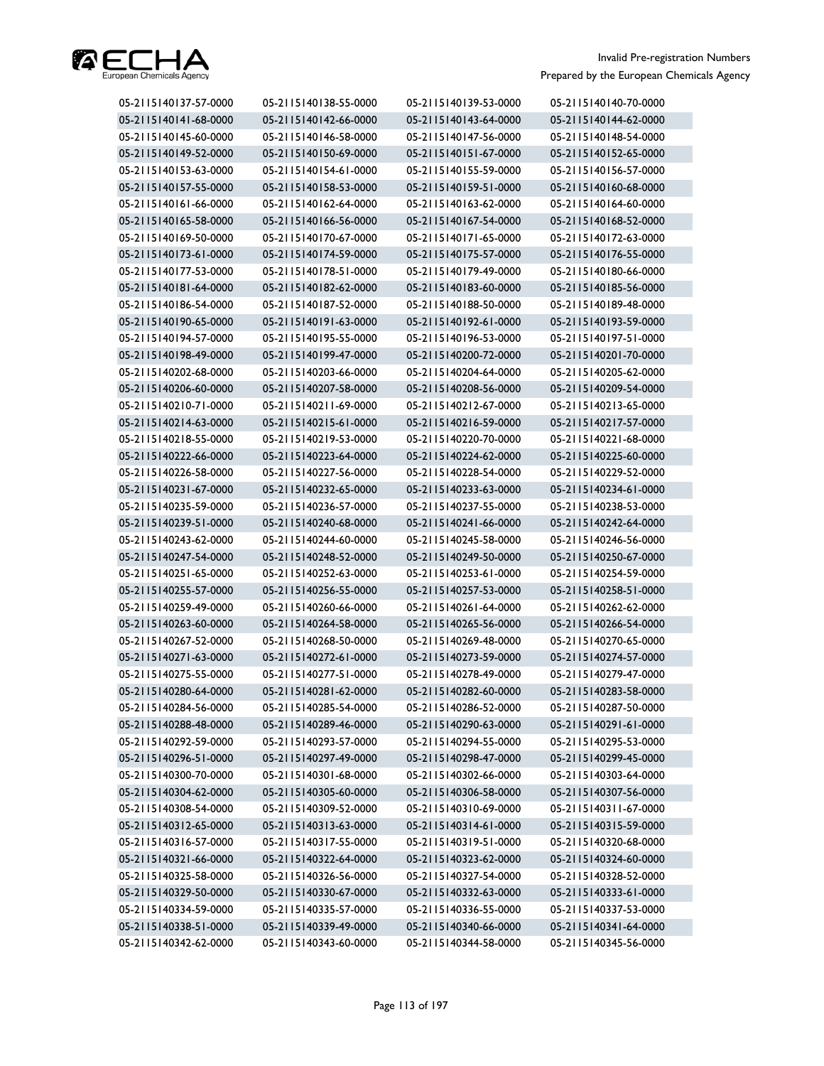| | | | |
|---|---|---|---|
| 05-2115140137-57-0000 | 05-2115140138-55-0000 | 05-2115140139-53-0000 | 05-2115140140-70-0000 |
| 05-2115140141-68-0000 | 05-2115140142-66-0000 | 05-2115140143-64-0000 | 05-2115140144-62-0000 |
| 05-2115140145-60-0000 | 05-2115140146-58-0000 | 05-2115140147-56-0000 | 05-2115140148-54-0000 |
| 05-2115140149-52-0000 | 05-2115140150-69-0000 | 05-2115140151-67-0000 | 05-2115140152-65-0000 |
| 05-2115140153-63-0000 | 05-2115140154-61-0000 | 05-2115140155-59-0000 | 05-2115140156-57-0000 |
| 05-2115140157-55-0000 | 05-2115140158-53-0000 | 05-2115140159-51-0000 | 05-2115140160-68-0000 |
| 05-2115140161-66-0000 | 05-2115140162-64-0000 | 05-2115140163-62-0000 | 05-2115140164-60-0000 |
| 05-2115140165-58-0000 | 05-2115140166-56-0000 | 05-2115140167-54-0000 | 05-2115140168-52-0000 |
| 05-2115140169-50-0000 | 05-2115140170-67-0000 | 05-2115140171-65-0000 | 05-2115140172-63-0000 |
| 05-2115140173-61-0000 | 05-2115140174-59-0000 | 05-2115140175-57-0000 | 05-2115140176-55-0000 |
| 05-2115140177-53-0000 | 05-2115140178-51-0000 | 05-2115140179-49-0000 | 05-2115140180-66-0000 |
| 05-2115140181-64-0000 | 05-2115140182-62-0000 | 05-2115140183-60-0000 | 05-2115140185-56-0000 |
| 05-2115140186-54-0000 | 05-2115140187-52-0000 | 05-2115140188-50-0000 | 05-2115140189-48-0000 |
| 05-2115140190-65-0000 | 05-2115140191-63-0000 | 05-2115140192-61-0000 | 05-2115140193-59-0000 |
| 05-2115140194-57-0000 | 05-2115140195-55-0000 | 05-2115140196-53-0000 | 05-2115140197-51-0000 |
| 05-2115140198-49-0000 | 05-2115140199-47-0000 | 05-2115140200-72-0000 | 05-2115140201-70-0000 |
| 05-2115140202-68-0000 | 05-2115140203-66-0000 | 05-2115140204-64-0000 | 05-2115140205-62-0000 |
| 05-2115140206-60-0000 | 05-2115140207-58-0000 | 05-2115140208-56-0000 | 05-2115140209-54-0000 |
| 05-2115140210-71-0000 | 05-2115140211-69-0000 | 05-2115140212-67-0000 | 05-2115140213-65-0000 |
| 05-2115140214-63-0000 | 05-2115140215-61-0000 | 05-2115140216-59-0000 | 05-2115140217-57-0000 |
| 05-2115140218-55-0000 | 05-2115140219-53-0000 | 05-2115140220-70-0000 | 05-2115140221-68-0000 |
| 05-2115140222-66-0000 | 05-2115140223-64-0000 | 05-2115140224-62-0000 | 05-2115140225-60-0000 |
| 05-2115140226-58-0000 | 05-2115140227-56-0000 | 05-2115140228-54-0000 | 05-2115140229-52-0000 |
| 05-2115140231-67-0000 | 05-2115140232-65-0000 | 05-2115140233-63-0000 | 05-2115140234-61-0000 |
| 05-2115140235-59-0000 | 05-2115140236-57-0000 | 05-2115140237-55-0000 | 05-2115140238-53-0000 |
| 05-2115140239-51-0000 | 05-2115140240-68-0000 | 05-2115140241-66-0000 | 05-2115140242-64-0000 |
| 05-2115140243-62-0000 | 05-2115140244-60-0000 | 05-2115140245-58-0000 | 05-2115140246-56-0000 |
| 05-2115140247-54-0000 | 05-2115140248-52-0000 | 05-2115140249-50-0000 | 05-2115140250-67-0000 |
| 05-2115140251-65-0000 | 05-2115140252-63-0000 | 05-2115140253-61-0000 | 05-2115140254-59-0000 |
| 05-2115140255-57-0000 | 05-2115140256-55-0000 | 05-2115140257-53-0000 | 05-2115140258-51-0000 |
| 05-2115140259-49-0000 | 05-2115140260-66-0000 | 05-2115140261-64-0000 | 05-2115140262-62-0000 |
| 05-2115140263-60-0000 | 05-2115140264-58-0000 | 05-2115140265-56-0000 | 05-2115140266-54-0000 |
| 05-2115140267-52-0000 | 05-2115140268-50-0000 | 05-2115140269-48-0000 | 05-2115140270-65-0000 |
| 05-2115140271-63-0000 | 05-2115140272-61-0000 | 05-2115140273-59-0000 | 05-2115140274-57-0000 |
| 05-2115140275-55-0000 | 05-2115140277-51-0000 | 05-2115140278-49-0000 | 05-2115140279-47-0000 |
| 05-2115140280-64-0000 | 05-2115140281-62-0000 | 05-2115140282-60-0000 | 05-2115140283-58-0000 |
| 05-2115140284-56-0000 | 05-2115140285-54-0000 | 05-2115140286-52-0000 | 05-2115140287-50-0000 |
| 05-2115140288-48-0000 | 05-2115140289-46-0000 | 05-2115140290-63-0000 | 05-2115140291-61-0000 |
| 05-2115140292-59-0000 | 05-2115140293-57-0000 | 05-2115140294-55-0000 | 05-2115140295-53-0000 |
| 05-2115140296-51-0000 | 05-2115140297-49-0000 | 05-2115140298-47-0000 | 05-2115140299-45-0000 |
| 05-2115140300-70-0000 | 05-2115140301-68-0000 | 05-2115140302-66-0000 | 05-2115140303-64-0000 |
| 05-2115140304-62-0000 | 05-2115140305-60-0000 | 05-2115140306-58-0000 | 05-2115140307-56-0000 |
| 05-2115140308-54-0000 | 05-2115140309-52-0000 | 05-2115140310-69-0000 | 05-2115140311-67-0000 |
| 05-2115140312-65-0000 | 05-2115140313-63-0000 | 05-2115140314-61-0000 | 05-2115140315-59-0000 |
| 05-2115140316-57-0000 | 05-2115140317-55-0000 | 05-2115140319-51-0000 | 05-2115140320-68-0000 |
| 05-2115140321-66-0000 | 05-2115140322-64-0000 | 05-2115140323-62-0000 | 05-2115140324-60-0000 |
| 05-2115140325-58-0000 | 05-2115140326-56-0000 | 05-2115140327-54-0000 | 05-2115140328-52-0000 |
| 05-2115140329-50-0000 | 05-2115140330-67-0000 | 05-2115140332-63-0000 | 05-2115140333-61-0000 |
| 05-2115140334-59-0000 | 05-2115140335-57-0000 | 05-2115140336-55-0000 | 05-2115140337-53-0000 |
| 05-2115140338-51-0000 | 05-2115140339-49-0000 | 05-2115140340-66-0000 | 05-2115140341-64-0000 |
| 05-2115140342-62-0000 | 05-2115140343-60-0000 | 05-2115140344-58-0000 | 05-2115140345-56-0000 |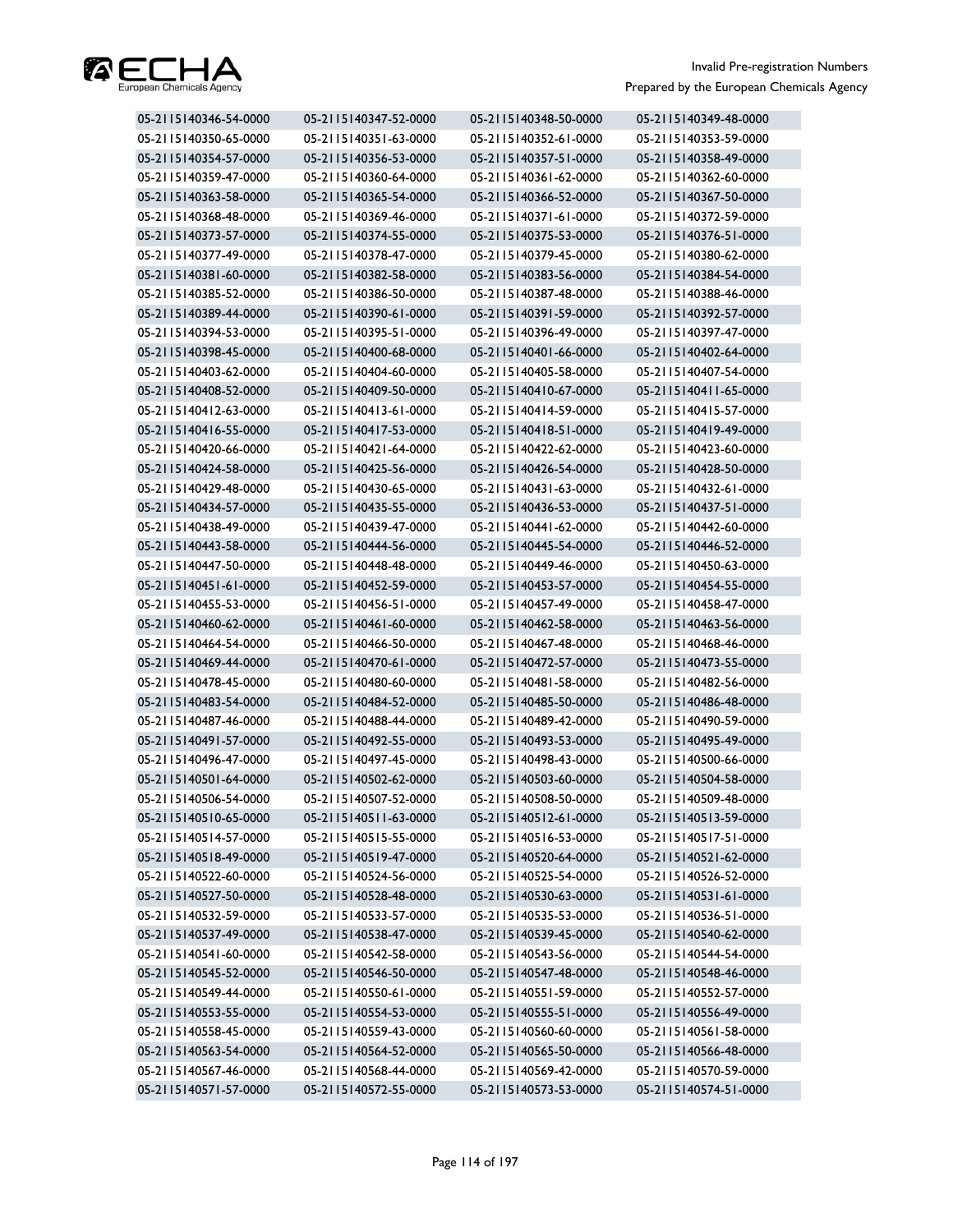| | | | |
|---|---|---|---|
| 05-2115140346-54-0000 | 05-2115140347-52-0000 | 05-2115140348-50-0000 | 05-2115140349-48-0000 |
| 05-2115140350-65-0000 | 05-2115140351-63-0000 | 05-2115140352-61-0000 | 05-2115140353-59-0000 |
| 05-2115140354-57-0000 | 05-2115140356-53-0000 | 05-2115140357-51-0000 | 05-2115140358-49-0000 |
| 05-2115140359-47-0000 | 05-2115140360-64-0000 | 05-2115140361-62-0000 | 05-2115140362-60-0000 |
| 05-2115140363-58-0000 | 05-2115140365-54-0000 | 05-2115140366-52-0000 | 05-2115140367-50-0000 |
| 05-2115140368-48-0000 | 05-2115140369-46-0000 | 05-2115140371-61-0000 | 05-2115140372-59-0000 |
| 05-2115140373-57-0000 | 05-2115140374-55-0000 | 05-2115140375-53-0000 | 05-2115140376-51-0000 |
| 05-2115140377-49-0000 | 05-2115140378-47-0000 | 05-2115140379-45-0000 | 05-2115140380-62-0000 |
| 05-2115140381-60-0000 | 05-2115140382-58-0000 | 05-2115140383-56-0000 | 05-2115140384-54-0000 |
| 05-2115140385-52-0000 | 05-2115140386-50-0000 | 05-2115140387-48-0000 | 05-2115140388-46-0000 |
| 05-2115140389-44-0000 | 05-2115140390-61-0000 | 05-2115140391-59-0000 | 05-2115140392-57-0000 |
| 05-2115140394-53-0000 | 05-2115140395-51-0000 | 05-2115140396-49-0000 | 05-2115140397-47-0000 |
| 05-2115140398-45-0000 | 05-2115140400-68-0000 | 05-2115140401-66-0000 | 05-2115140402-64-0000 |
| 05-2115140403-62-0000 | 05-2115140404-60-0000 | 05-2115140405-58-0000 | 05-2115140407-54-0000 |
| 05-2115140408-52-0000 | 05-2115140409-50-0000 | 05-2115140410-67-0000 | 05-2115140411-65-0000 |
| 05-2115140412-63-0000 | 05-2115140413-61-0000 | 05-2115140414-59-0000 | 05-2115140415-57-0000 |
| 05-2115140416-55-0000 | 05-2115140417-53-0000 | 05-2115140418-51-0000 | 05-2115140419-49-0000 |
| 05-2115140420-66-0000 | 05-2115140421-64-0000 | 05-2115140422-62-0000 | 05-2115140423-60-0000 |
| 05-2115140424-58-0000 | 05-2115140425-56-0000 | 05-2115140426-54-0000 | 05-2115140428-50-0000 |
| 05-2115140429-48-0000 | 05-2115140430-65-0000 | 05-2115140431-63-0000 | 05-2115140432-61-0000 |
| 05-2115140434-57-0000 | 05-2115140435-55-0000 | 05-2115140436-53-0000 | 05-2115140437-51-0000 |
| 05-2115140438-49-0000 | 05-2115140439-47-0000 | 05-2115140441-62-0000 | 05-2115140442-60-0000 |
| 05-2115140443-58-0000 | 05-2115140444-56-0000 | 05-2115140445-54-0000 | 05-2115140446-52-0000 |
| 05-2115140447-50-0000 | 05-2115140448-48-0000 | 05-2115140449-46-0000 | 05-2115140450-63-0000 |
| 05-2115140451-61-0000 | 05-2115140452-59-0000 | 05-2115140453-57-0000 | 05-2115140454-55-0000 |
| 05-2115140455-53-0000 | 05-2115140456-51-0000 | 05-2115140457-49-0000 | 05-2115140458-47-0000 |
| 05-2115140460-62-0000 | 05-2115140461-60-0000 | 05-2115140462-58-0000 | 05-2115140463-56-0000 |
| 05-2115140464-54-0000 | 05-2115140466-50-0000 | 05-2115140467-48-0000 | 05-2115140468-46-0000 |
| 05-2115140469-44-0000 | 05-2115140470-61-0000 | 05-2115140472-57-0000 | 05-2115140473-55-0000 |
| 05-2115140478-45-0000 | 05-2115140480-60-0000 | 05-2115140481-58-0000 | 05-2115140482-56-0000 |
| 05-2115140483-54-0000 | 05-2115140484-52-0000 | 05-2115140485-50-0000 | 05-2115140486-48-0000 |
| 05-2115140487-46-0000 | 05-2115140488-44-0000 | 05-2115140489-42-0000 | 05-2115140490-59-0000 |
| 05-2115140491-57-0000 | 05-2115140492-55-0000 | 05-2115140493-53-0000 | 05-2115140495-49-0000 |
| 05-2115140496-47-0000 | 05-2115140497-45-0000 | 05-2115140498-43-0000 | 05-2115140500-66-0000 |
| 05-2115140501-64-0000 | 05-2115140502-62-0000 | 05-2115140503-60-0000 | 05-2115140504-58-0000 |
| 05-2115140506-54-0000 | 05-2115140507-52-0000 | 05-2115140508-50-0000 | 05-2115140509-48-0000 |
| 05-2115140510-65-0000 | 05-2115140511-63-0000 | 05-2115140512-61-0000 | 05-2115140513-59-0000 |
| 05-2115140514-57-0000 | 05-2115140515-55-0000 | 05-2115140516-53-0000 | 05-2115140517-51-0000 |
| 05-2115140518-49-0000 | 05-2115140519-47-0000 | 05-2115140520-64-0000 | 05-2115140521-62-0000 |
| 05-2115140522-60-0000 | 05-2115140524-56-0000 | 05-2115140525-54-0000 | 05-2115140526-52-0000 |
| 05-2115140527-50-0000 | 05-2115140528-48-0000 | 05-2115140530-63-0000 | 05-2115140531-61-0000 |
| 05-2115140532-59-0000 | 05-2115140533-57-0000 | 05-2115140535-53-0000 | 05-2115140536-51-0000 |
| 05-2115140537-49-0000 | 05-2115140538-47-0000 | 05-2115140539-45-0000 | 05-2115140540-62-0000 |
| 05-2115140541-60-0000 | 05-2115140542-58-0000 | 05-2115140543-56-0000 | 05-2115140544-54-0000 |
| 05-2115140545-52-0000 | 05-2115140546-50-0000 | 05-2115140547-48-0000 | 05-2115140548-46-0000 |
| 05-2115140549-44-0000 | 05-2115140550-61-0000 | 05-2115140551-59-0000 | 05-2115140552-57-0000 |
| 05-2115140553-55-0000 | 05-2115140554-53-0000 | 05-2115140555-51-0000 | 05-2115140556-49-0000 |
| 05-2115140558-45-0000 | 05-2115140559-43-0000 | 05-2115140560-60-0000 | 05-2115140561-58-0000 |
| 05-2115140563-54-0000 | 05-2115140564-52-0000 | 05-2115140565-50-0000 | 05-2115140566-48-0000 |
| 05-2115140567-46-0000 | 05-2115140568-44-0000 | 05-2115140569-42-0000 | 05-2115140570-59-0000 |
| 05-2115140571-57-0000 | 05-2115140572-55-0000 | 05-2115140573-53-0000 | 05-2115140574-51-0000 |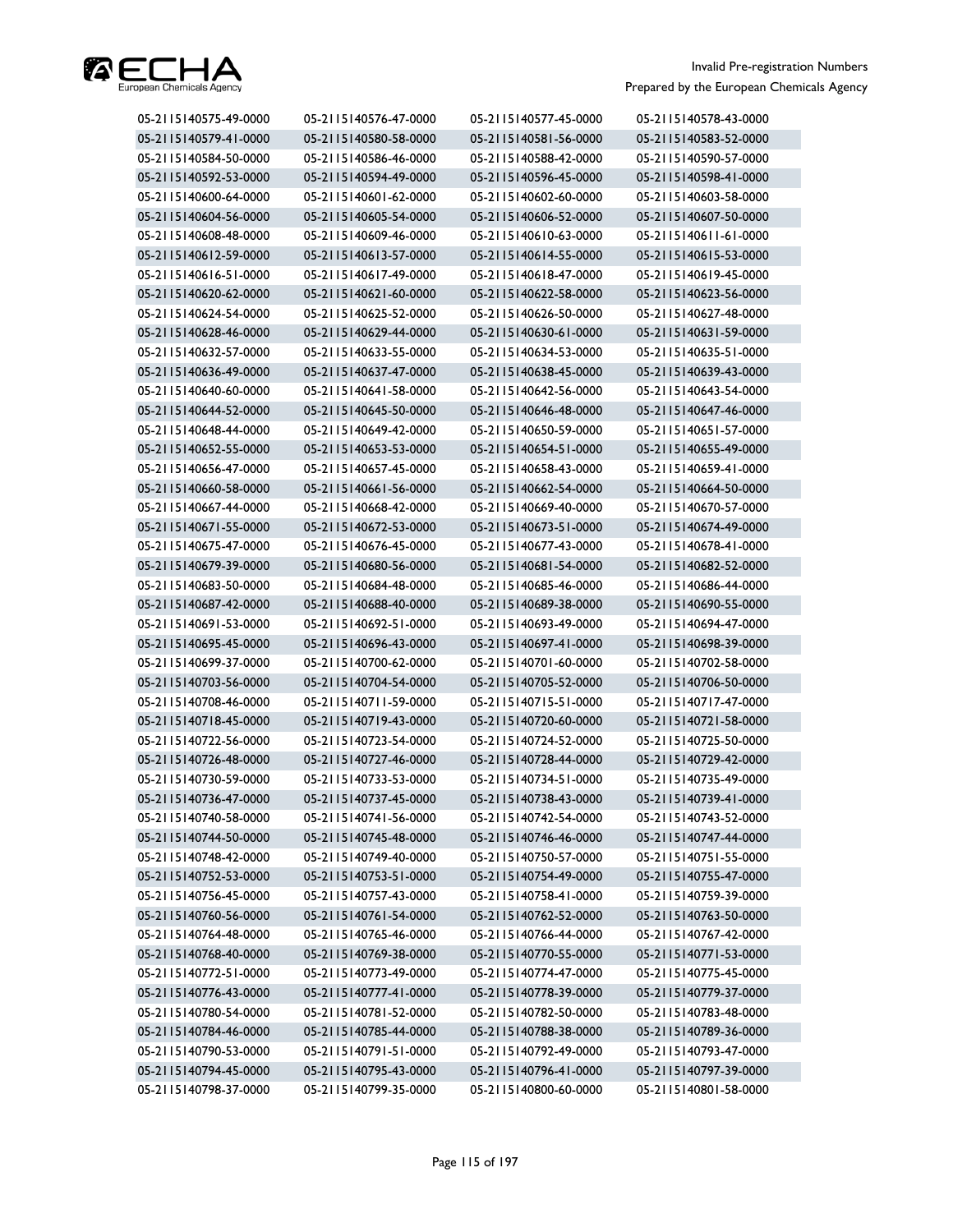| | | | |
|---|---|---|---|
| 05-2115140575-49-0000 | 05-2115140576-47-0000 | 05-2115140577-45-0000 | 05-2115140578-43-0000 |
| 05-2115140579-41-0000 | 05-2115140580-58-0000 | 05-2115140581-56-0000 | 05-2115140583-52-0000 |
| 05-2115140584-50-0000 | 05-2115140586-46-0000 | 05-2115140588-42-0000 | 05-2115140590-57-0000 |
| 05-2115140592-53-0000 | 05-2115140594-49-0000 | 05-2115140596-45-0000 | 05-2115140598-41-0000 |
| 05-2115140600-64-0000 | 05-2115140601-62-0000 | 05-2115140602-60-0000 | 05-2115140603-58-0000 |
| 05-2115140604-56-0000 | 05-2115140605-54-0000 | 05-2115140606-52-0000 | 05-2115140607-50-0000 |
| 05-2115140608-48-0000 | 05-2115140609-46-0000 | 05-2115140610-63-0000 | 05-2115140611-61-0000 |
| 05-2115140612-59-0000 | 05-2115140613-57-0000 | 05-2115140614-55-0000 | 05-2115140615-53-0000 |
| 05-2115140616-51-0000 | 05-2115140617-49-0000 | 05-2115140618-47-0000 | 05-2115140619-45-0000 |
| 05-2115140620-62-0000 | 05-2115140621-60-0000 | 05-2115140622-58-0000 | 05-2115140623-56-0000 |
| 05-2115140624-54-0000 | 05-2115140625-52-0000 | 05-2115140626-50-0000 | 05-2115140627-48-0000 |
| 05-2115140628-46-0000 | 05-2115140629-44-0000 | 05-2115140630-61-0000 | 05-2115140631-59-0000 |
| 05-2115140632-57-0000 | 05-2115140633-55-0000 | 05-2115140634-53-0000 | 05-2115140635-51-0000 |
| 05-2115140636-49-0000 | 05-2115140637-47-0000 | 05-2115140638-45-0000 | 05-2115140639-43-0000 |
| 05-2115140640-60-0000 | 05-2115140641-58-0000 | 05-2115140642-56-0000 | 05-2115140643-54-0000 |
| 05-2115140644-52-0000 | 05-2115140645-50-0000 | 05-2115140646-48-0000 | 05-2115140647-46-0000 |
| 05-2115140648-44-0000 | 05-2115140649-42-0000 | 05-2115140650-59-0000 | 05-2115140651-57-0000 |
| 05-2115140652-55-0000 | 05-2115140653-53-0000 | 05-2115140654-51-0000 | 05-2115140655-49-0000 |
| 05-2115140656-47-0000 | 05-2115140657-45-0000 | 05-2115140658-43-0000 | 05-2115140659-41-0000 |
| 05-2115140660-58-0000 | 05-2115140661-56-0000 | 05-2115140662-54-0000 | 05-2115140664-50-0000 |
| 05-2115140667-44-0000 | 05-2115140668-42-0000 | 05-2115140669-40-0000 | 05-2115140670-57-0000 |
| 05-2115140671-55-0000 | 05-2115140672-53-0000 | 05-2115140673-51-0000 | 05-2115140674-49-0000 |
| 05-2115140675-47-0000 | 05-2115140676-45-0000 | 05-2115140677-43-0000 | 05-2115140678-41-0000 |
| 05-2115140679-39-0000 | 05-2115140680-56-0000 | 05-2115140681-54-0000 | 05-2115140682-52-0000 |
| 05-2115140683-50-0000 | 05-2115140684-48-0000 | 05-2115140685-46-0000 | 05-2115140686-44-0000 |
| 05-2115140687-42-0000 | 05-2115140688-40-0000 | 05-2115140689-38-0000 | 05-2115140690-55-0000 |
| 05-2115140691-53-0000 | 05-2115140692-51-0000 | 05-2115140693-49-0000 | 05-2115140694-47-0000 |
| 05-2115140695-45-0000 | 05-2115140696-43-0000 | 05-2115140697-41-0000 | 05-2115140698-39-0000 |
| 05-2115140699-37-0000 | 05-2115140700-62-0000 | 05-2115140701-60-0000 | 05-2115140702-58-0000 |
| 05-2115140703-56-0000 | 05-2115140704-54-0000 | 05-2115140705-52-0000 | 05-2115140706-50-0000 |
| 05-2115140708-46-0000 | 05-2115140711-59-0000 | 05-2115140715-51-0000 | 05-2115140717-47-0000 |
| 05-2115140718-45-0000 | 05-2115140719-43-0000 | 05-2115140720-60-0000 | 05-2115140721-58-0000 |
| 05-2115140722-56-0000 | 05-2115140723-54-0000 | 05-2115140724-52-0000 | 05-2115140725-50-0000 |
| 05-2115140726-48-0000 | 05-2115140727-46-0000 | 05-2115140728-44-0000 | 05-2115140729-42-0000 |
| 05-2115140730-59-0000 | 05-2115140733-53-0000 | 05-2115140734-51-0000 | 05-2115140735-49-0000 |
| 05-2115140736-47-0000 | 05-2115140737-45-0000 | 05-2115140738-43-0000 | 05-2115140739-41-0000 |
| 05-2115140740-58-0000 | 05-2115140741-56-0000 | 05-2115140742-54-0000 | 05-2115140743-52-0000 |
| 05-2115140744-50-0000 | 05-2115140745-48-0000 | 05-2115140746-46-0000 | 05-2115140747-44-0000 |
| 05-2115140748-42-0000 | 05-2115140749-40-0000 | 05-2115140750-57-0000 | 05-2115140751-55-0000 |
| 05-2115140752-53-0000 | 05-2115140753-51-0000 | 05-2115140754-49-0000 | 05-2115140755-47-0000 |
| 05-2115140756-45-0000 | 05-2115140757-43-0000 | 05-2115140758-41-0000 | 05-2115140759-39-0000 |
| 05-2115140760-56-0000 | 05-2115140761-54-0000 | 05-2115140762-52-0000 | 05-2115140763-50-0000 |
| 05-2115140764-48-0000 | 05-2115140765-46-0000 | 05-2115140766-44-0000 | 05-2115140767-42-0000 |
| 05-2115140768-40-0000 | 05-2115140769-38-0000 | 05-2115140770-55-0000 | 05-2115140771-53-0000 |
| 05-2115140772-51-0000 | 05-2115140773-49-0000 | 05-2115140774-47-0000 | 05-2115140775-45-0000 |
| 05-2115140776-43-0000 | 05-2115140777-41-0000 | 05-2115140778-39-0000 | 05-2115140779-37-0000 |
| 05-2115140780-54-0000 | 05-2115140781-52-0000 | 05-2115140782-50-0000 | 05-2115140783-48-0000 |
| 05-2115140784-46-0000 | 05-2115140785-44-0000 | 05-2115140788-38-0000 | 05-2115140789-36-0000 |
| 05-2115140790-53-0000 | 05-2115140791-51-0000 | 05-2115140792-49-0000 | 05-2115140793-47-0000 |
| 05-2115140794-45-0000 | 05-2115140795-43-0000 | 05-2115140796-41-0000 | 05-2115140797-39-0000 |
| 05-2115140798-37-0000 | 05-2115140799-35-0000 | 05-2115140800-60-0000 | 05-2115140801-58-0000 |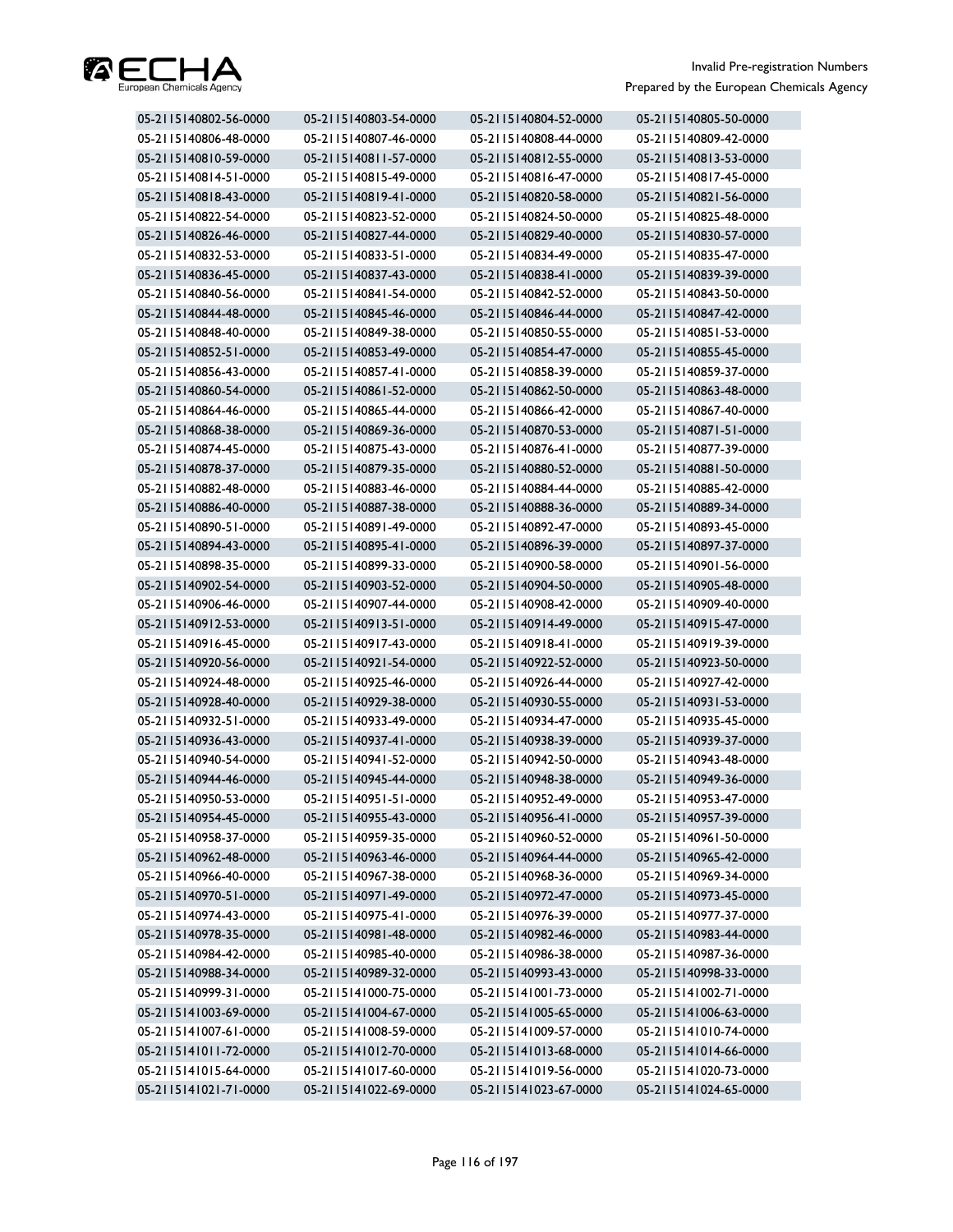| | | | |
|---|---|---|---|
| 05-2115140802-56-0000 | 05-2115140803-54-0000 | 05-2115140804-52-0000 | 05-2115140805-50-0000 |
| 05-2115140806-48-0000 | 05-2115140807-46-0000 | 05-2115140808-44-0000 | 05-2115140809-42-0000 |
| 05-2115140810-59-0000 | 05-2115140811-57-0000 | 05-2115140812-55-0000 | 05-2115140813-53-0000 |
| 05-2115140814-51-0000 | 05-2115140815-49-0000 | 05-2115140816-47-0000 | 05-2115140817-45-0000 |
| 05-2115140818-43-0000 | 05-2115140819-41-0000 | 05-2115140820-58-0000 | 05-2115140821-56-0000 |
| 05-2115140822-54-0000 | 05-2115140823-52-0000 | 05-2115140824-50-0000 | 05-2115140825-48-0000 |
| 05-2115140826-46-0000 | 05-2115140827-44-0000 | 05-2115140829-40-0000 | 05-2115140830-57-0000 |
| 05-2115140832-53-0000 | 05-2115140833-51-0000 | 05-2115140834-49-0000 | 05-2115140835-47-0000 |
| 05-2115140836-45-0000 | 05-2115140837-43-0000 | 05-2115140838-41-0000 | 05-2115140839-39-0000 |
| 05-2115140840-56-0000 | 05-2115140841-54-0000 | 05-2115140842-52-0000 | 05-2115140843-50-0000 |
| 05-2115140844-48-0000 | 05-2115140845-46-0000 | 05-2115140846-44-0000 | 05-2115140847-42-0000 |
| 05-2115140848-40-0000 | 05-2115140849-38-0000 | 05-2115140850-55-0000 | 05-2115140851-53-0000 |
| 05-2115140852-51-0000 | 05-2115140853-49-0000 | 05-2115140854-47-0000 | 05-2115140855-45-0000 |
| 05-2115140856-43-0000 | 05-2115140857-41-0000 | 05-2115140858-39-0000 | 05-2115140859-37-0000 |
| 05-2115140860-54-0000 | 05-2115140861-52-0000 | 05-2115140862-50-0000 | 05-2115140863-48-0000 |
| 05-2115140864-46-0000 | 05-2115140865-44-0000 | 05-2115140866-42-0000 | 05-2115140867-40-0000 |
| 05-2115140868-38-0000 | 05-2115140869-36-0000 | 05-2115140870-53-0000 | 05-2115140871-51-0000 |
| 05-2115140874-45-0000 | 05-2115140875-43-0000 | 05-2115140876-41-0000 | 05-2115140877-39-0000 |
| 05-2115140878-37-0000 | 05-2115140879-35-0000 | 05-2115140880-52-0000 | 05-2115140881-50-0000 |
| 05-2115140882-48-0000 | 05-2115140883-46-0000 | 05-2115140884-44-0000 | 05-2115140885-42-0000 |
| 05-2115140886-40-0000 | 05-2115140887-38-0000 | 05-2115140888-36-0000 | 05-2115140889-34-0000 |
| 05-2115140890-51-0000 | 05-2115140891-49-0000 | 05-2115140892-47-0000 | 05-2115140893-45-0000 |
| 05-2115140894-43-0000 | 05-2115140895-41-0000 | 05-2115140896-39-0000 | 05-2115140897-37-0000 |
| 05-2115140898-35-0000 | 05-2115140899-33-0000 | 05-2115140900-58-0000 | 05-2115140901-56-0000 |
| 05-2115140902-54-0000 | 05-2115140903-52-0000 | 05-2115140904-50-0000 | 05-2115140905-48-0000 |
| 05-2115140906-46-0000 | 05-2115140907-44-0000 | 05-2115140908-42-0000 | 05-2115140909-40-0000 |
| 05-2115140912-53-0000 | 05-2115140913-51-0000 | 05-2115140914-49-0000 | 05-2115140915-47-0000 |
| 05-2115140916-45-0000 | 05-2115140917-43-0000 | 05-2115140918-41-0000 | 05-2115140919-39-0000 |
| 05-2115140920-56-0000 | 05-2115140921-54-0000 | 05-2115140922-52-0000 | 05-2115140923-50-0000 |
| 05-2115140924-48-0000 | 05-2115140925-46-0000 | 05-2115140926-44-0000 | 05-2115140927-42-0000 |
| 05-2115140928-40-0000 | 05-2115140929-38-0000 | 05-2115140930-55-0000 | 05-2115140931-53-0000 |
| 05-2115140932-51-0000 | 05-2115140933-49-0000 | 05-2115140934-47-0000 | 05-2115140935-45-0000 |
| 05-2115140936-43-0000 | 05-2115140937-41-0000 | 05-2115140938-39-0000 | 05-2115140939-37-0000 |
| 05-2115140940-54-0000 | 05-2115140941-52-0000 | 05-2115140942-50-0000 | 05-2115140943-48-0000 |
| 05-2115140944-46-0000 | 05-2115140945-44-0000 | 05-2115140948-38-0000 | 05-2115140949-36-0000 |
| 05-2115140950-53-0000 | 05-2115140951-51-0000 | 05-2115140952-49-0000 | 05-2115140953-47-0000 |
| 05-2115140954-45-0000 | 05-2115140955-43-0000 | 05-2115140956-41-0000 | 05-2115140957-39-0000 |
| 05-2115140958-37-0000 | 05-2115140959-35-0000 | 05-2115140960-52-0000 | 05-2115140961-50-0000 |
| 05-2115140962-48-0000 | 05-2115140963-46-0000 | 05-2115140964-44-0000 | 05-2115140965-42-0000 |
| 05-2115140966-40-0000 | 05-2115140967-38-0000 | 05-2115140968-36-0000 | 05-2115140969-34-0000 |
| 05-2115140970-51-0000 | 05-2115140971-49-0000 | 05-2115140972-47-0000 | 05-2115140973-45-0000 |
| 05-2115140974-43-0000 | 05-2115140975-41-0000 | 05-2115140976-39-0000 | 05-2115140977-37-0000 |
| 05-2115140978-35-0000 | 05-2115140981-48-0000 | 05-2115140982-46-0000 | 05-2115140983-44-0000 |
| 05-2115140984-42-0000 | 05-2115140985-40-0000 | 05-2115140986-38-0000 | 05-2115140987-36-0000 |
| 05-2115140988-34-0000 | 05-2115140989-32-0000 | 05-2115140993-43-0000 | 05-2115140998-33-0000 |
| 05-2115140999-31-0000 | 05-2115141000-75-0000 | 05-2115141001-73-0000 | 05-2115141002-71-0000 |
| 05-2115141003-69-0000 | 05-2115141004-67-0000 | 05-2115141005-65-0000 | 05-2115141006-63-0000 |
| 05-2115141007-61-0000 | 05-2115141008-59-0000 | 05-2115141009-57-0000 | 05-2115141010-74-0000 |
| 05-2115141011-72-0000 | 05-2115141012-70-0000 | 05-2115141013-68-0000 | 05-2115141014-66-0000 |
| 05-2115141015-64-0000 | 05-2115141017-60-0000 | 05-2115141019-56-0000 | 05-2115141020-73-0000 |
| 05-2115141021-71-0000 | 05-2115141022-69-0000 | 05-2115141023-67-0000 | 05-2115141024-65-0000 |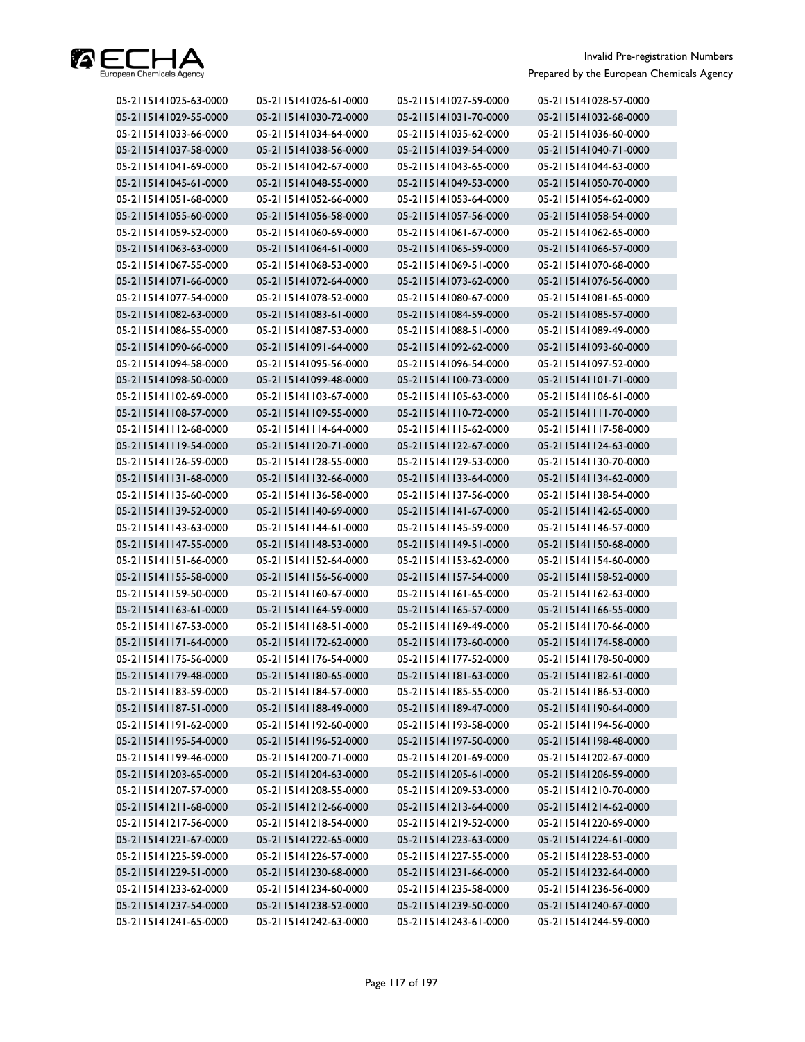| | | | |
|---|---|---|---|
| 05-2115141025-63-0000 | 05-2115141026-61-0000 | 05-2115141027-59-0000 | 05-2115141028-57-0000 |
| 05-2115141029-55-0000 | 05-2115141030-72-0000 | 05-2115141031-70-0000 | 05-2115141032-68-0000 |
| 05-2115141033-66-0000 | 05-2115141034-64-0000 | 05-2115141035-62-0000 | 05-2115141036-60-0000 |
| 05-2115141037-58-0000 | 05-2115141038-56-0000 | 05-2115141039-54-0000 | 05-2115141040-71-0000 |
| 05-2115141041-69-0000 | 05-2115141042-67-0000 | 05-2115141043-65-0000 | 05-2115141044-63-0000 |
| 05-2115141045-61-0000 | 05-2115141048-55-0000 | 05-2115141049-53-0000 | 05-2115141050-70-0000 |
| 05-2115141051-68-0000 | 05-2115141052-66-0000 | 05-2115141053-64-0000 | 05-2115141054-62-0000 |
| 05-2115141055-60-0000 | 05-2115141056-58-0000 | 05-2115141057-56-0000 | 05-2115141058-54-0000 |
| 05-2115141059-52-0000 | 05-2115141060-69-0000 | 05-2115141061-67-0000 | 05-2115141062-65-0000 |
| 05-2115141063-63-0000 | 05-2115141064-61-0000 | 05-2115141065-59-0000 | 05-2115141066-57-0000 |
| 05-2115141067-55-0000 | 05-2115141068-53-0000 | 05-2115141069-51-0000 | 05-2115141070-68-0000 |
| 05-2115141071-66-0000 | 05-2115141072-64-0000 | 05-2115141073-62-0000 | 05-2115141076-56-0000 |
| 05-2115141077-54-0000 | 05-2115141078-52-0000 | 05-2115141080-67-0000 | 05-2115141081-65-0000 |
| 05-2115141082-63-0000 | 05-2115141083-61-0000 | 05-2115141084-59-0000 | 05-2115141085-57-0000 |
| 05-2115141086-55-0000 | 05-2115141087-53-0000 | 05-2115141088-51-0000 | 05-2115141089-49-0000 |
| 05-2115141090-66-0000 | 05-2115141091-64-0000 | 05-2115141092-62-0000 | 05-2115141093-60-0000 |
| 05-2115141094-58-0000 | 05-2115141095-56-0000 | 05-2115141096-54-0000 | 05-2115141097-52-0000 |
| 05-2115141098-50-0000 | 05-2115141099-48-0000 | 05-2115141100-73-0000 | 05-2115141101-71-0000 |
| 05-2115141102-69-0000 | 05-2115141103-67-0000 | 05-2115141105-63-0000 | 05-2115141106-61-0000 |
| 05-2115141108-57-0000 | 05-2115141109-55-0000 | 05-2115141110-72-0000 | 05-2115141111-70-0000 |
| 05-2115141112-68-0000 | 05-2115141114-64-0000 | 05-2115141115-62-0000 | 05-2115141117-58-0000 |
| 05-2115141119-54-0000 | 05-2115141120-71-0000 | 05-2115141122-67-0000 | 05-2115141124-63-0000 |
| 05-2115141126-59-0000 | 05-2115141128-55-0000 | 05-2115141129-53-0000 | 05-2115141130-70-0000 |
| 05-2115141131-68-0000 | 05-2115141132-66-0000 | 05-2115141133-64-0000 | 05-2115141134-62-0000 |
| 05-2115141135-60-0000 | 05-2115141136-58-0000 | 05-2115141137-56-0000 | 05-2115141138-54-0000 |
| 05-2115141139-52-0000 | 05-2115141140-69-0000 | 05-2115141141-67-0000 | 05-2115141142-65-0000 |
| 05-2115141143-63-0000 | 05-2115141144-61-0000 | 05-2115141145-59-0000 | 05-2115141146-57-0000 |
| 05-2115141147-55-0000 | 05-2115141148-53-0000 | 05-2115141149-51-0000 | 05-2115141150-68-0000 |
| 05-2115141151-66-0000 | 05-2115141152-64-0000 | 05-2115141153-62-0000 | 05-2115141154-60-0000 |
| 05-2115141155-58-0000 | 05-2115141156-56-0000 | 05-2115141157-54-0000 | 05-2115141158-52-0000 |
| 05-2115141159-50-0000 | 05-2115141160-67-0000 | 05-2115141161-65-0000 | 05-2115141162-63-0000 |
| 05-2115141163-61-0000 | 05-2115141164-59-0000 | 05-2115141165-57-0000 | 05-2115141166-55-0000 |
| 05-2115141167-53-0000 | 05-2115141168-51-0000 | 05-2115141169-49-0000 | 05-2115141170-66-0000 |
| 05-2115141171-64-0000 | 05-2115141172-62-0000 | 05-2115141173-60-0000 | 05-2115141174-58-0000 |
| 05-2115141175-56-0000 | 05-2115141176-54-0000 | 05-2115141177-52-0000 | 05-2115141178-50-0000 |
| 05-2115141179-48-0000 | 05-2115141180-65-0000 | 05-2115141181-63-0000 | 05-2115141182-61-0000 |
| 05-2115141183-59-0000 | 05-2115141184-57-0000 | 05-2115141185-55-0000 | 05-2115141186-53-0000 |
| 05-2115141187-51-0000 | 05-2115141188-49-0000 | 05-2115141189-47-0000 | 05-2115141190-64-0000 |
| 05-2115141191-62-0000 | 05-2115141192-60-0000 | 05-2115141193-58-0000 | 05-2115141194-56-0000 |
| 05-2115141195-54-0000 | 05-2115141196-52-0000 | 05-2115141197-50-0000 | 05-2115141198-48-0000 |
| 05-2115141199-46-0000 | 05-2115141200-71-0000 | 05-2115141201-69-0000 | 05-2115141202-67-0000 |
| 05-2115141203-65-0000 | 05-2115141204-63-0000 | 05-2115141205-61-0000 | 05-2115141206-59-0000 |
| 05-2115141207-57-0000 | 05-2115141208-55-0000 | 05-2115141209-53-0000 | 05-2115141210-70-0000 |
| 05-2115141211-68-0000 | 05-2115141212-66-0000 | 05-2115141213-64-0000 | 05-2115141214-62-0000 |
| 05-2115141217-56-0000 | 05-2115141218-54-0000 | 05-2115141219-52-0000 | 05-2115141220-69-0000 |
| 05-2115141221-67-0000 | 05-2115141222-65-0000 | 05-2115141223-63-0000 | 05-2115141224-61-0000 |
| 05-2115141225-59-0000 | 05-2115141226-57-0000 | 05-2115141227-55-0000 | 05-2115141228-53-0000 |
| 05-2115141229-51-0000 | 05-2115141230-68-0000 | 05-2115141231-66-0000 | 05-2115141232-64-0000 |
| 05-2115141233-62-0000 | 05-2115141234-60-0000 | 05-2115141235-58-0000 | 05-2115141236-56-0000 |
| 05-2115141237-54-0000 | 05-2115141238-52-0000 | 05-2115141239-50-0000 | 05-2115141240-67-0000 |
| 05-2115141241-65-0000 | 05-2115141242-63-0000 | 05-2115141243-61-0000 | 05-2115141244-59-0000 |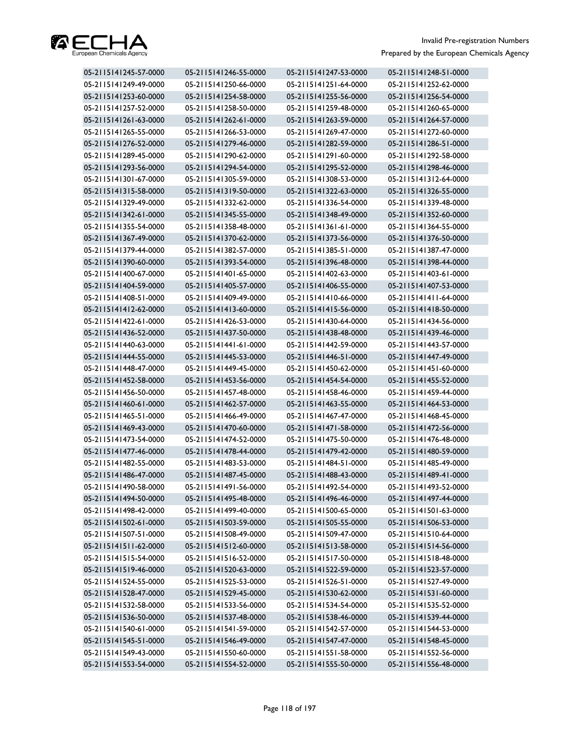| | | | |
|---|---|---|---|
| 05-2115141245-57-0000 | 05-2115141246-55-0000 | 05-2115141247-53-0000 | 05-2115141248-51-0000 |
| 05-2115141249-49-0000 | 05-2115141250-66-0000 | 05-2115141251-64-0000 | 05-2115141252-62-0000 |
| 05-2115141253-60-0000 | 05-2115141254-58-0000 | 05-2115141255-56-0000 | 05-2115141256-54-0000 |
| 05-2115141257-52-0000 | 05-2115141258-50-0000 | 05-2115141259-48-0000 | 05-2115141260-65-0000 |
| 05-2115141261-63-0000 | 05-2115141262-61-0000 | 05-2115141263-59-0000 | 05-2115141264-57-0000 |
| 05-2115141265-55-0000 | 05-2115141266-53-0000 | 05-2115141269-47-0000 | 05-2115141272-60-0000 |
| 05-2115141276-52-0000 | 05-2115141279-46-0000 | 05-2115141282-59-0000 | 05-2115141286-51-0000 |
| 05-2115141289-45-0000 | 05-2115141290-62-0000 | 05-2115141291-60-0000 | 05-2115141292-58-0000 |
| 05-2115141293-56-0000 | 05-2115141294-54-0000 | 05-2115141295-52-0000 | 05-2115141298-46-0000 |
| 05-2115141301-67-0000 | 05-2115141305-59-0000 | 05-2115141308-53-0000 | 05-2115141312-64-0000 |
| 05-2115141315-58-0000 | 05-2115141319-50-0000 | 05-2115141322-63-0000 | 05-2115141326-55-0000 |
| 05-2115141329-49-0000 | 05-2115141332-62-0000 | 05-2115141336-54-0000 | 05-2115141339-48-0000 |
| 05-2115141342-61-0000 | 05-2115141345-55-0000 | 05-2115141348-49-0000 | 05-2115141352-60-0000 |
| 05-2115141355-54-0000 | 05-2115141358-48-0000 | 05-2115141361-61-0000 | 05-2115141364-55-0000 |
| 05-2115141367-49-0000 | 05-2115141370-62-0000 | 05-2115141373-56-0000 | 05-2115141376-50-0000 |
| 05-2115141379-44-0000 | 05-2115141382-57-0000 | 05-2115141385-51-0000 | 05-2115141387-47-0000 |
| 05-2115141390-60-0000 | 05-2115141393-54-0000 | 05-2115141396-48-0000 | 05-2115141398-44-0000 |
| 05-2115141400-67-0000 | 05-2115141401-65-0000 | 05-2115141402-63-0000 | 05-2115141403-61-0000 |
| 05-2115141404-59-0000 | 05-2115141405-57-0000 | 05-2115141406-55-0000 | 05-2115141407-53-0000 |
| 05-2115141408-51-0000 | 05-2115141409-49-0000 | 05-2115141410-66-0000 | 05-2115141411-64-0000 |
| 05-2115141412-62-0000 | 05-2115141413-60-0000 | 05-2115141415-56-0000 | 05-2115141418-50-0000 |
| 05-2115141422-61-0000 | 05-2115141426-53-0000 | 05-2115141430-64-0000 | 05-2115141434-56-0000 |
| 05-2115141436-52-0000 | 05-2115141437-50-0000 | 05-2115141438-48-0000 | 05-2115141439-46-0000 |
| 05-2115141440-63-0000 | 05-2115141441-61-0000 | 05-2115141442-59-0000 | 05-2115141443-57-0000 |
| 05-2115141444-55-0000 | 05-2115141445-53-0000 | 05-2115141446-51-0000 | 05-2115141447-49-0000 |
| 05-2115141448-47-0000 | 05-2115141449-45-0000 | 05-2115141450-62-0000 | 05-2115141451-60-0000 |
| 05-2115141452-58-0000 | 05-2115141453-56-0000 | 05-2115141454-54-0000 | 05-2115141455-52-0000 |
| 05-2115141456-50-0000 | 05-2115141457-48-0000 | 05-2115141458-46-0000 | 05-2115141459-44-0000 |
| 05-2115141460-61-0000 | 05-2115141462-57-0000 | 05-2115141463-55-0000 | 05-2115141464-53-0000 |
| 05-2115141465-51-0000 | 05-2115141466-49-0000 | 05-2115141467-47-0000 | 05-2115141468-45-0000 |
| 05-2115141469-43-0000 | 05-2115141470-60-0000 | 05-2115141471-58-0000 | 05-2115141472-56-0000 |
| 05-2115141473-54-0000 | 05-2115141474-52-0000 | 05-2115141475-50-0000 | 05-2115141476-48-0000 |
| 05-2115141477-46-0000 | 05-2115141478-44-0000 | 05-2115141479-42-0000 | 05-2115141480-59-0000 |
| 05-2115141482-55-0000 | 05-2115141483-53-0000 | 05-2115141484-51-0000 | 05-2115141485-49-0000 |
| 05-2115141486-47-0000 | 05-2115141487-45-0000 | 05-2115141488-43-0000 | 05-2115141489-41-0000 |
| 05-2115141490-58-0000 | 05-2115141491-56-0000 | 05-2115141492-54-0000 | 05-2115141493-52-0000 |
| 05-2115141494-50-0000 | 05-2115141495-48-0000 | 05-2115141496-46-0000 | 05-2115141497-44-0000 |
| 05-2115141498-42-0000 | 05-2115141499-40-0000 | 05-2115141500-65-0000 | 05-2115141501-63-0000 |
| 05-2115141502-61-0000 | 05-2115141503-59-0000 | 05-2115141505-55-0000 | 05-2115141506-53-0000 |
| 05-2115141507-51-0000 | 05-2115141508-49-0000 | 05-2115141509-47-0000 | 05-2115141510-64-0000 |
| 05-2115141511-62-0000 | 05-2115141512-60-0000 | 05-2115141513-58-0000 | 05-2115141514-56-0000 |
| 05-2115141515-54-0000 | 05-2115141516-52-0000 | 05-2115141517-50-0000 | 05-2115141518-48-0000 |
| 05-2115141519-46-0000 | 05-2115141520-63-0000 | 05-2115141522-59-0000 | 05-2115141523-57-0000 |
| 05-2115141524-55-0000 | 05-2115141525-53-0000 | 05-2115141526-51-0000 | 05-2115141527-49-0000 |
| 05-2115141528-47-0000 | 05-2115141529-45-0000 | 05-2115141530-62-0000 | 05-2115141531-60-0000 |
| 05-2115141532-58-0000 | 05-2115141533-56-0000 | 05-2115141534-54-0000 | 05-2115141535-52-0000 |
| 05-2115141536-50-0000 | 05-2115141537-48-0000 | 05-2115141538-46-0000 | 05-2115141539-44-0000 |
| 05-2115141540-61-0000 | 05-2115141541-59-0000 | 05-2115141542-57-0000 | 05-2115141544-53-0000 |
| 05-2115141545-51-0000 | 05-2115141546-49-0000 | 05-2115141547-47-0000 | 05-2115141548-45-0000 |
| 05-2115141549-43-0000 | 05-2115141550-60-0000 | 05-2115141551-58-0000 | 05-2115141552-56-0000 |
| 05-2115141553-54-0000 | 05-2115141554-52-0000 | 05-2115141555-50-0000 | 05-2115141556-48-0000 |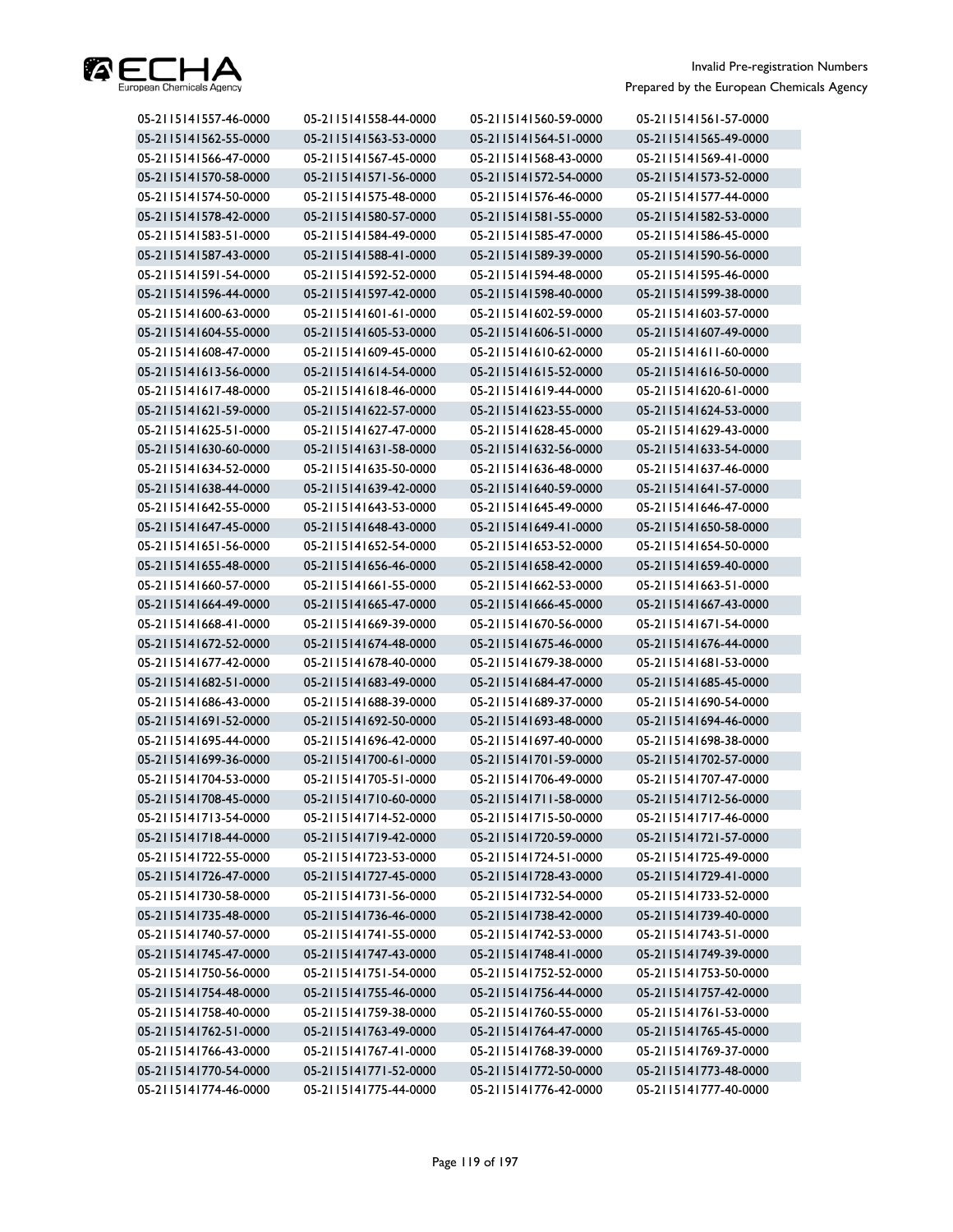| | | | |
|---|---|---|---|
| 05-2115141557-46-0000 | 05-2115141558-44-0000 | 05-2115141560-59-0000 | 05-2115141561-57-0000 |
| 05-2115141562-55-0000 | 05-2115141563-53-0000 | 05-2115141564-51-0000 | 05-2115141565-49-0000 |
| 05-2115141566-47-0000 | 05-2115141567-45-0000 | 05-2115141568-43-0000 | 05-2115141569-41-0000 |
| 05-2115141570-58-0000 | 05-2115141571-56-0000 | 05-2115141572-54-0000 | 05-2115141573-52-0000 |
| 05-2115141574-50-0000 | 05-2115141575-48-0000 | 05-2115141576-46-0000 | 05-2115141577-44-0000 |
| 05-2115141578-42-0000 | 05-2115141580-57-0000 | 05-2115141581-55-0000 | 05-2115141582-53-0000 |
| 05-2115141583-51-0000 | 05-2115141584-49-0000 | 05-2115141585-47-0000 | 05-2115141586-45-0000 |
| 05-2115141587-43-0000 | 05-2115141588-41-0000 | 05-2115141589-39-0000 | 05-2115141590-56-0000 |
| 05-2115141591-54-0000 | 05-2115141592-52-0000 | 05-2115141594-48-0000 | 05-2115141595-46-0000 |
| 05-2115141596-44-0000 | 05-2115141597-42-0000 | 05-2115141598-40-0000 | 05-2115141599-38-0000 |
| 05-2115141600-63-0000 | 05-2115141601-61-0000 | 05-2115141602-59-0000 | 05-2115141603-57-0000 |
| 05-2115141604-55-0000 | 05-2115141605-53-0000 | 05-2115141606-51-0000 | 05-2115141607-49-0000 |
| 05-2115141608-47-0000 | 05-2115141609-45-0000 | 05-2115141610-62-0000 | 05-2115141611-60-0000 |
| 05-2115141613-56-0000 | 05-2115141614-54-0000 | 05-2115141615-52-0000 | 05-2115141616-50-0000 |
| 05-2115141617-48-0000 | 05-2115141618-46-0000 | 05-2115141619-44-0000 | 05-2115141620-61-0000 |
| 05-2115141621-59-0000 | 05-2115141622-57-0000 | 05-2115141623-55-0000 | 05-2115141624-53-0000 |
| 05-2115141625-51-0000 | 05-2115141627-47-0000 | 05-2115141628-45-0000 | 05-2115141629-43-0000 |
| 05-2115141630-60-0000 | 05-2115141631-58-0000 | 05-2115141632-56-0000 | 05-2115141633-54-0000 |
| 05-2115141634-52-0000 | 05-2115141635-50-0000 | 05-2115141636-48-0000 | 05-2115141637-46-0000 |
| 05-2115141638-44-0000 | 05-2115141639-42-0000 | 05-2115141640-59-0000 | 05-2115141641-57-0000 |
| 05-2115141642-55-0000 | 05-2115141643-53-0000 | 05-2115141645-49-0000 | 05-2115141646-47-0000 |
| 05-2115141647-45-0000 | 05-2115141648-43-0000 | 05-2115141649-41-0000 | 05-2115141650-58-0000 |
| 05-2115141651-56-0000 | 05-2115141652-54-0000 | 05-2115141653-52-0000 | 05-2115141654-50-0000 |
| 05-2115141655-48-0000 | 05-2115141656-46-0000 | 05-2115141658-42-0000 | 05-2115141659-40-0000 |
| 05-2115141660-57-0000 | 05-2115141661-55-0000 | 05-2115141662-53-0000 | 05-2115141663-51-0000 |
| 05-2115141664-49-0000 | 05-2115141665-47-0000 | 05-2115141666-45-0000 | 05-2115141667-43-0000 |
| 05-2115141668-41-0000 | 05-2115141669-39-0000 | 05-2115141670-56-0000 | 05-2115141671-54-0000 |
| 05-2115141672-52-0000 | 05-2115141674-48-0000 | 05-2115141675-46-0000 | 05-2115141676-44-0000 |
| 05-2115141677-42-0000 | 05-2115141678-40-0000 | 05-2115141679-38-0000 | 05-2115141681-53-0000 |
| 05-2115141682-51-0000 | 05-2115141683-49-0000 | 05-2115141684-47-0000 | 05-2115141685-45-0000 |
| 05-2115141686-43-0000 | 05-2115141688-39-0000 | 05-2115141689-37-0000 | 05-2115141690-54-0000 |
| 05-2115141691-52-0000 | 05-2115141692-50-0000 | 05-2115141693-48-0000 | 05-2115141694-46-0000 |
| 05-2115141695-44-0000 | 05-2115141696-42-0000 | 05-2115141697-40-0000 | 05-2115141698-38-0000 |
| 05-2115141699-36-0000 | 05-2115141700-61-0000 | 05-2115141701-59-0000 | 05-2115141702-57-0000 |
| 05-2115141704-53-0000 | 05-2115141705-51-0000 | 05-2115141706-49-0000 | 05-2115141707-47-0000 |
| 05-2115141708-45-0000 | 05-2115141710-60-0000 | 05-2115141711-58-0000 | 05-2115141712-56-0000 |
| 05-2115141713-54-0000 | 05-2115141714-52-0000 | 05-2115141715-50-0000 | 05-2115141717-46-0000 |
| 05-2115141718-44-0000 | 05-2115141719-42-0000 | 05-2115141720-59-0000 | 05-2115141721-57-0000 |
| 05-2115141722-55-0000 | 05-2115141723-53-0000 | 05-2115141724-51-0000 | 05-2115141725-49-0000 |
| 05-2115141726-47-0000 | 05-2115141727-45-0000 | 05-2115141728-43-0000 | 05-2115141729-41-0000 |
| 05-2115141730-58-0000 | 05-2115141731-56-0000 | 05-2115141732-54-0000 | 05-2115141733-52-0000 |
| 05-2115141735-48-0000 | 05-2115141736-46-0000 | 05-2115141738-42-0000 | 05-2115141739-40-0000 |
| 05-2115141740-57-0000 | 05-2115141741-55-0000 | 05-2115141742-53-0000 | 05-2115141743-51-0000 |
| 05-2115141745-47-0000 | 05-2115141747-43-0000 | 05-2115141748-41-0000 | 05-2115141749-39-0000 |
| 05-2115141750-56-0000 | 05-2115141751-54-0000 | 05-2115141752-52-0000 | 05-2115141753-50-0000 |
| 05-2115141754-48-0000 | 05-2115141755-46-0000 | 05-2115141756-44-0000 | 05-2115141757-42-0000 |
| 05-2115141758-40-0000 | 05-2115141759-38-0000 | 05-2115141760-55-0000 | 05-2115141761-53-0000 |
| 05-2115141762-51-0000 | 05-2115141763-49-0000 | 05-2115141764-47-0000 | 05-2115141765-45-0000 |
| 05-2115141766-43-0000 | 05-2115141767-41-0000 | 05-2115141768-39-0000 | 05-2115141769-37-0000 |
| 05-2115141770-54-0000 | 05-2115141771-52-0000 | 05-2115141772-50-0000 | 05-2115141773-48-0000 |
| 05-2115141774-46-0000 | 05-2115141775-44-0000 | 05-2115141776-42-0000 | 05-2115141777-40-0000 |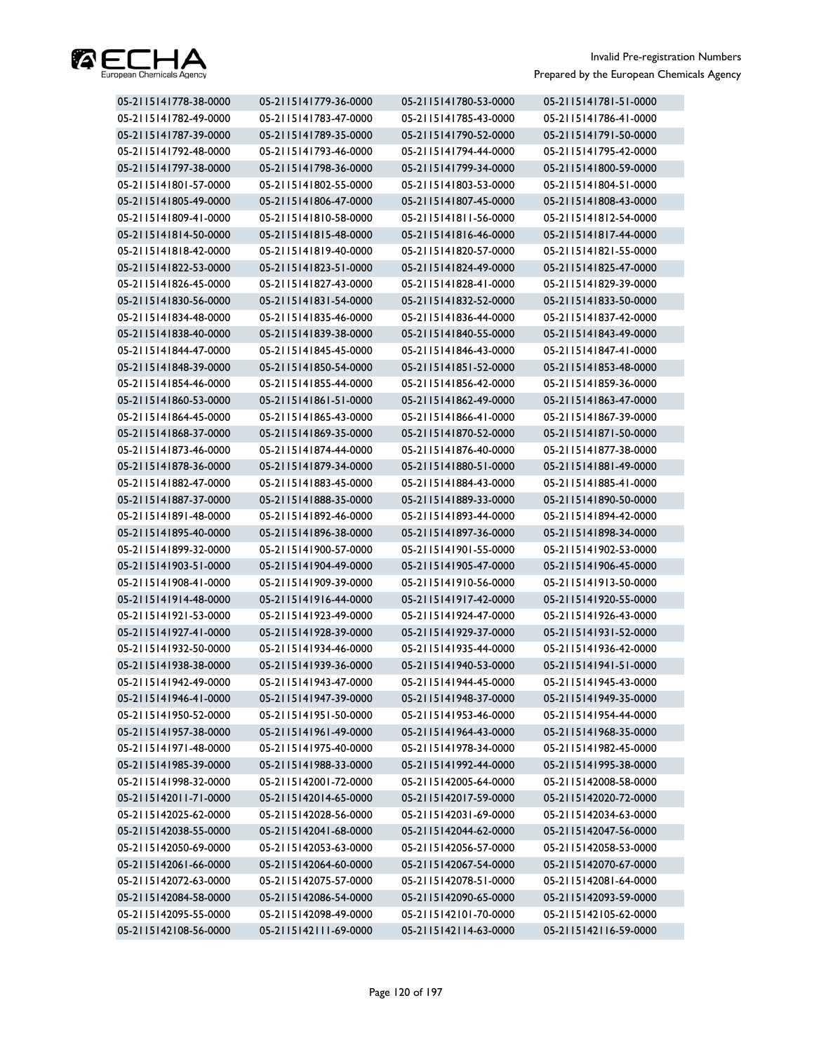| | | | |
|---|---|---|---|
| 05-2115141778-38-0000 | 05-2115141779-36-0000 | 05-2115141780-53-0000 | 05-2115141781-51-0000 |
| 05-2115141782-49-0000 | 05-2115141783-47-0000 | 05-2115141785-43-0000 | 05-2115141786-41-0000 |
| 05-2115141787-39-0000 | 05-2115141789-35-0000 | 05-2115141790-52-0000 | 05-2115141791-50-0000 |
| 05-2115141792-48-0000 | 05-2115141793-46-0000 | 05-2115141794-44-0000 | 05-2115141795-42-0000 |
| 05-2115141797-38-0000 | 05-2115141798-36-0000 | 05-2115141799-34-0000 | 05-2115141800-59-0000 |
| 05-2115141801-57-0000 | 05-2115141802-55-0000 | 05-2115141803-53-0000 | 05-2115141804-51-0000 |
| 05-2115141805-49-0000 | 05-2115141806-47-0000 | 05-2115141807-45-0000 | 05-2115141808-43-0000 |
| 05-2115141809-41-0000 | 05-2115141810-58-0000 | 05-2115141811-56-0000 | 05-2115141812-54-0000 |
| 05-2115141814-50-0000 | 05-2115141815-48-0000 | 05-2115141816-46-0000 | 05-2115141817-44-0000 |
| 05-2115141818-42-0000 | 05-2115141819-40-0000 | 05-2115141820-57-0000 | 05-2115141821-55-0000 |
| 05-2115141822-53-0000 | 05-2115141823-51-0000 | 05-2115141824-49-0000 | 05-2115141825-47-0000 |
| 05-2115141826-45-0000 | 05-2115141827-43-0000 | 05-2115141828-41-0000 | 05-2115141829-39-0000 |
| 05-2115141830-56-0000 | 05-2115141831-54-0000 | 05-2115141832-52-0000 | 05-2115141833-50-0000 |
| 05-2115141834-48-0000 | 05-2115141835-46-0000 | 05-2115141836-44-0000 | 05-2115141837-42-0000 |
| 05-2115141838-40-0000 | 05-2115141839-38-0000 | 05-2115141840-55-0000 | 05-2115141843-49-0000 |
| 05-2115141844-47-0000 | 05-2115141845-45-0000 | 05-2115141846-43-0000 | 05-2115141847-41-0000 |
| 05-2115141848-39-0000 | 05-2115141850-54-0000 | 05-2115141851-52-0000 | 05-2115141853-48-0000 |
| 05-2115141854-46-0000 | 05-2115141855-44-0000 | 05-2115141856-42-0000 | 05-2115141859-36-0000 |
| 05-2115141860-53-0000 | 05-2115141861-51-0000 | 05-2115141862-49-0000 | 05-2115141863-47-0000 |
| 05-2115141864-45-0000 | 05-2115141865-43-0000 | 05-2115141866-41-0000 | 05-2115141867-39-0000 |
| 05-2115141868-37-0000 | 05-2115141869-35-0000 | 05-2115141870-52-0000 | 05-2115141871-50-0000 |
| 05-2115141873-46-0000 | 05-2115141874-44-0000 | 05-2115141876-40-0000 | 05-2115141877-38-0000 |
| 05-2115141878-36-0000 | 05-2115141879-34-0000 | 05-2115141880-51-0000 | 05-2115141881-49-0000 |
| 05-2115141882-47-0000 | 05-2115141883-45-0000 | 05-2115141884-43-0000 | 05-2115141885-41-0000 |
| 05-2115141887-37-0000 | 05-2115141888-35-0000 | 05-2115141889-33-0000 | 05-2115141890-50-0000 |
| 05-2115141891-48-0000 | 05-2115141892-46-0000 | 05-2115141893-44-0000 | 05-2115141894-42-0000 |
| 05-2115141895-40-0000 | 05-2115141896-38-0000 | 05-2115141897-36-0000 | 05-2115141898-34-0000 |
| 05-2115141899-32-0000 | 05-2115141900-57-0000 | 05-2115141901-55-0000 | 05-2115141902-53-0000 |
| 05-2115141903-51-0000 | 05-2115141904-49-0000 | 05-2115141905-47-0000 | 05-2115141906-45-0000 |
| 05-2115141908-41-0000 | 05-2115141909-39-0000 | 05-2115141910-56-0000 | 05-2115141913-50-0000 |
| 05-2115141914-48-0000 | 05-2115141916-44-0000 | 05-2115141917-42-0000 | 05-2115141920-55-0000 |
| 05-2115141921-53-0000 | 05-2115141923-49-0000 | 05-2115141924-47-0000 | 05-2115141926-43-0000 |
| 05-2115141927-41-0000 | 05-2115141928-39-0000 | 05-2115141929-37-0000 | 05-2115141931-52-0000 |
| 05-2115141932-50-0000 | 05-2115141934-46-0000 | 05-2115141935-44-0000 | 05-2115141936-42-0000 |
| 05-2115141938-38-0000 | 05-2115141939-36-0000 | 05-2115141940-53-0000 | 05-2115141941-51-0000 |
| 05-2115141942-49-0000 | 05-2115141943-47-0000 | 05-2115141944-45-0000 | 05-2115141945-43-0000 |
| 05-2115141946-41-0000 | 05-2115141947-39-0000 | 05-2115141948-37-0000 | 05-2115141949-35-0000 |
| 05-2115141950-52-0000 | 05-2115141951-50-0000 | 05-2115141953-46-0000 | 05-2115141954-44-0000 |
| 05-2115141957-38-0000 | 05-2115141961-49-0000 | 05-2115141964-43-0000 | 05-2115141968-35-0000 |
| 05-2115141971-48-0000 | 05-2115141975-40-0000 | 05-2115141978-34-0000 | 05-2115141982-45-0000 |
| 05-2115141985-39-0000 | 05-2115141988-33-0000 | 05-2115141992-44-0000 | 05-2115141995-38-0000 |
| 05-2115141998-32-0000 | 05-2115142001-72-0000 | 05-2115142005-64-0000 | 05-2115142008-58-0000 |
| 05-2115142011-71-0000 | 05-2115142014-65-0000 | 05-2115142017-59-0000 | 05-2115142020-72-0000 |
| 05-2115142025-62-0000 | 05-2115142028-56-0000 | 05-2115142031-69-0000 | 05-2115142034-63-0000 |
| 05-2115142038-55-0000 | 05-2115142041-68-0000 | 05-2115142044-62-0000 | 05-2115142047-56-0000 |
| 05-2115142050-69-0000 | 05-2115142053-63-0000 | 05-2115142056-57-0000 | 05-2115142058-53-0000 |
| 05-2115142061-66-0000 | 05-2115142064-60-0000 | 05-2115142067-54-0000 | 05-2115142070-67-0000 |
| 05-2115142072-63-0000 | 05-2115142075-57-0000 | 05-2115142078-51-0000 | 05-2115142081-64-0000 |
| 05-2115142084-58-0000 | 05-2115142086-54-0000 | 05-2115142090-65-0000 | 05-2115142093-59-0000 |
| 05-2115142095-55-0000 | 05-2115142098-49-0000 | 05-2115142101-70-0000 | 05-2115142105-62-0000 |
| 05-2115142108-56-0000 | 05-2115142111-69-0000 | 05-2115142114-63-0000 | 05-2115142116-59-0000 |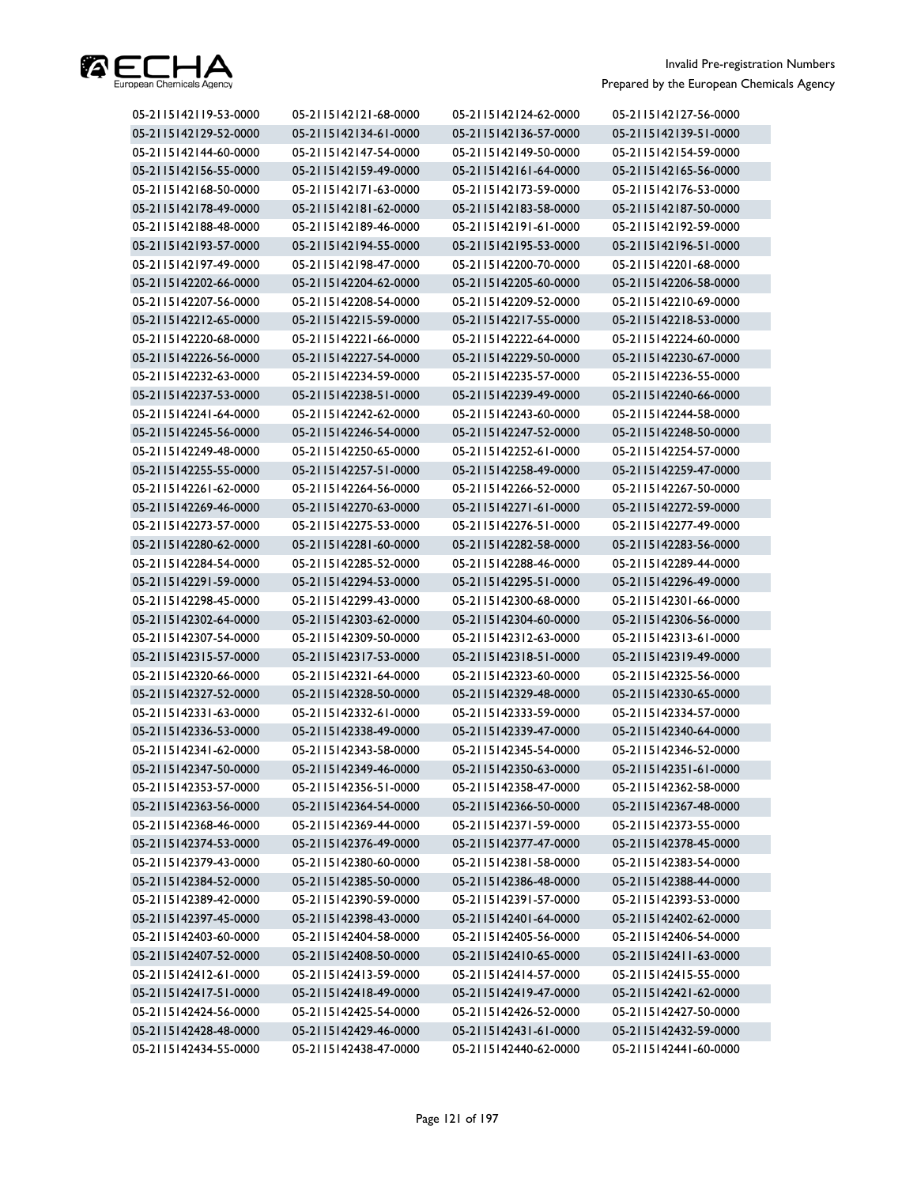| | | | |
|---|---|---|---|
| 05-2115142119-53-0000 | 05-2115142121-68-0000 | 05-2115142124-62-0000 | 05-2115142127-56-0000 |
| 05-2115142129-52-0000 | 05-2115142134-61-0000 | 05-2115142136-57-0000 | 05-2115142139-51-0000 |
| 05-2115142144-60-0000 | 05-2115142147-54-0000 | 05-2115142149-50-0000 | 05-2115142154-59-0000 |
| 05-2115142156-55-0000 | 05-2115142159-49-0000 | 05-2115142161-64-0000 | 05-2115142165-56-0000 |
| 05-2115142168-50-0000 | 05-2115142171-63-0000 | 05-2115142173-59-0000 | 05-2115142176-53-0000 |
| 05-2115142178-49-0000 | 05-2115142181-62-0000 | 05-2115142183-58-0000 | 05-2115142187-50-0000 |
| 05-2115142188-48-0000 | 05-2115142189-46-0000 | 05-2115142191-61-0000 | 05-2115142192-59-0000 |
| 05-2115142193-57-0000 | 05-2115142194-55-0000 | 05-2115142195-53-0000 | 05-2115142196-51-0000 |
| 05-2115142197-49-0000 | 05-2115142198-47-0000 | 05-2115142200-70-0000 | 05-2115142201-68-0000 |
| 05-2115142202-66-0000 | 05-2115142204-62-0000 | 05-2115142205-60-0000 | 05-2115142206-58-0000 |
| 05-2115142207-56-0000 | 05-2115142208-54-0000 | 05-2115142209-52-0000 | 05-2115142210-69-0000 |
| 05-2115142212-65-0000 | 05-2115142215-59-0000 | 05-2115142217-55-0000 | 05-2115142218-53-0000 |
| 05-2115142220-68-0000 | 05-2115142221-66-0000 | 05-2115142222-64-0000 | 05-2115142224-60-0000 |
| 05-2115142226-56-0000 | 05-2115142227-54-0000 | 05-2115142229-50-0000 | 05-2115142230-67-0000 |
| 05-2115142232-63-0000 | 05-2115142234-59-0000 | 05-2115142235-57-0000 | 05-2115142236-55-0000 |
| 05-2115142237-53-0000 | 05-2115142238-51-0000 | 05-2115142239-49-0000 | 05-2115142240-66-0000 |
| 05-2115142241-64-0000 | 05-2115142242-62-0000 | 05-2115142243-60-0000 | 05-2115142244-58-0000 |
| 05-2115142245-56-0000 | 05-2115142246-54-0000 | 05-2115142247-52-0000 | 05-2115142248-50-0000 |
| 05-2115142249-48-0000 | 05-2115142250-65-0000 | 05-2115142252-61-0000 | 05-2115142254-57-0000 |
| 05-2115142255-55-0000 | 05-2115142257-51-0000 | 05-2115142258-49-0000 | 05-2115142259-47-0000 |
| 05-2115142261-62-0000 | 05-2115142264-56-0000 | 05-2115142266-52-0000 | 05-2115142267-50-0000 |
| 05-2115142269-46-0000 | 05-2115142270-63-0000 | 05-2115142271-61-0000 | 05-2115142272-59-0000 |
| 05-2115142273-57-0000 | 05-2115142275-53-0000 | 05-2115142276-51-0000 | 05-2115142277-49-0000 |
| 05-2115142280-62-0000 | 05-2115142281-60-0000 | 05-2115142282-58-0000 | 05-2115142283-56-0000 |
| 05-2115142284-54-0000 | 05-2115142285-52-0000 | 05-2115142288-46-0000 | 05-2115142289-44-0000 |
| 05-2115142291-59-0000 | 05-2115142294-53-0000 | 05-2115142295-51-0000 | 05-2115142296-49-0000 |
| 05-2115142298-45-0000 | 05-2115142299-43-0000 | 05-2115142300-68-0000 | 05-2115142301-66-0000 |
| 05-2115142302-64-0000 | 05-2115142303-62-0000 | 05-2115142304-60-0000 | 05-2115142306-56-0000 |
| 05-2115142307-54-0000 | 05-2115142309-50-0000 | 05-2115142312-63-0000 | 05-2115142313-61-0000 |
| 05-2115142315-57-0000 | 05-2115142317-53-0000 | 05-2115142318-51-0000 | 05-2115142319-49-0000 |
| 05-2115142320-66-0000 | 05-2115142321-64-0000 | 05-2115142323-60-0000 | 05-2115142325-56-0000 |
| 05-2115142327-52-0000 | 05-2115142328-50-0000 | 05-2115142329-48-0000 | 05-2115142330-65-0000 |
| 05-2115142331-63-0000 | 05-2115142332-61-0000 | 05-2115142333-59-0000 | 05-2115142334-57-0000 |
| 05-2115142336-53-0000 | 05-2115142338-49-0000 | 05-2115142339-47-0000 | 05-2115142340-64-0000 |
| 05-2115142341-62-0000 | 05-2115142343-58-0000 | 05-2115142345-54-0000 | 05-2115142346-52-0000 |
| 05-2115142347-50-0000 | 05-2115142349-46-0000 | 05-2115142350-63-0000 | 05-2115142351-61-0000 |
| 05-2115142353-57-0000 | 05-2115142356-51-0000 | 05-2115142358-47-0000 | 05-2115142362-58-0000 |
| 05-2115142363-56-0000 | 05-2115142364-54-0000 | 05-2115142366-50-0000 | 05-2115142367-48-0000 |
| 05-2115142368-46-0000 | 05-2115142369-44-0000 | 05-2115142371-59-0000 | 05-2115142373-55-0000 |
| 05-2115142374-53-0000 | 05-2115142376-49-0000 | 05-2115142377-47-0000 | 05-2115142378-45-0000 |
| 05-2115142379-43-0000 | 05-2115142380-60-0000 | 05-2115142381-58-0000 | 05-2115142383-54-0000 |
| 05-2115142384-52-0000 | 05-2115142385-50-0000 | 05-2115142386-48-0000 | 05-2115142388-44-0000 |
| 05-2115142389-42-0000 | 05-2115142390-59-0000 | 05-2115142391-57-0000 | 05-2115142393-53-0000 |
| 05-2115142397-45-0000 | 05-2115142398-43-0000 | 05-2115142401-64-0000 | 05-2115142402-62-0000 |
| 05-2115142403-60-0000 | 05-2115142404-58-0000 | 05-2115142405-56-0000 | 05-2115142406-54-0000 |
| 05-2115142407-52-0000 | 05-2115142408-50-0000 | 05-2115142410-65-0000 | 05-2115142411-63-0000 |
| 05-2115142412-61-0000 | 05-2115142413-59-0000 | 05-2115142414-57-0000 | 05-2115142415-55-0000 |
| 05-2115142417-51-0000 | 05-2115142418-49-0000 | 05-2115142419-47-0000 | 05-2115142421-62-0000 |
| 05-2115142424-56-0000 | 05-2115142425-54-0000 | 05-2115142426-52-0000 | 05-2115142427-50-0000 |
| 05-2115142428-48-0000 | 05-2115142429-46-0000 | 05-2115142431-61-0000 | 05-2115142432-59-0000 |
| 05-2115142434-55-0000 | 05-2115142438-47-0000 | 05-2115142440-62-0000 | 05-2115142441-60-0000 |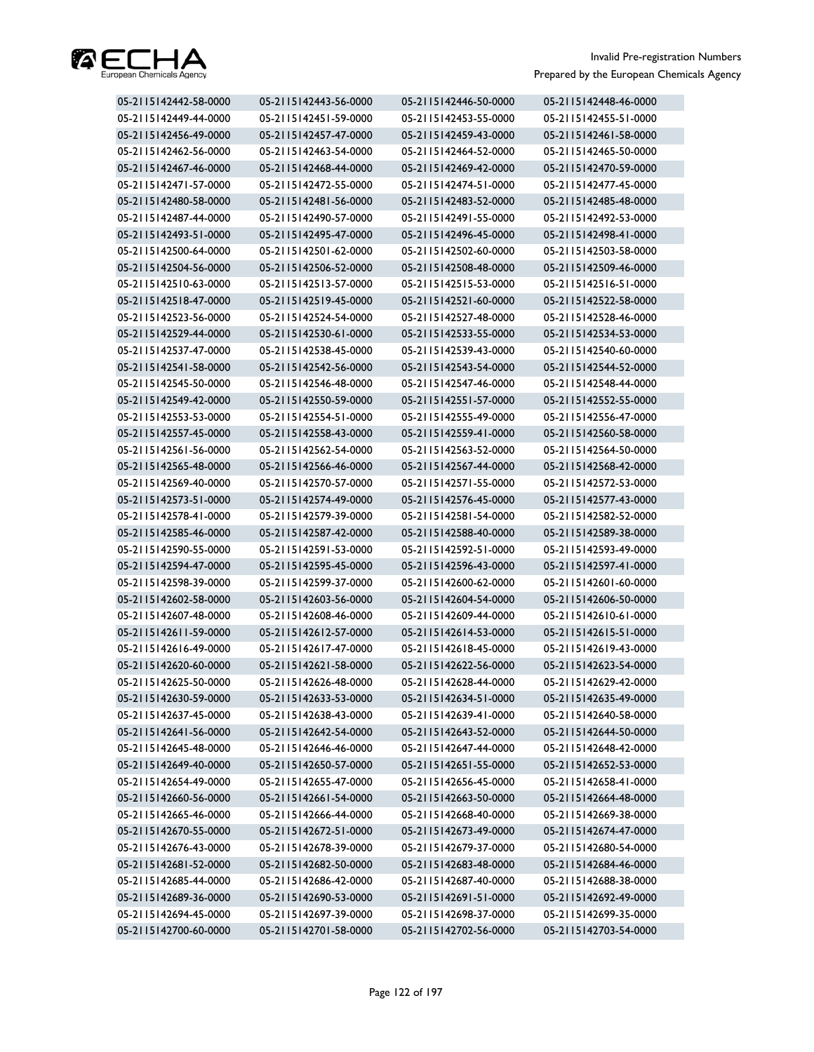| | | | |
|---|---|---|---|
| 05-2115142442-58-0000 | 05-2115142443-56-0000 | 05-2115142446-50-0000 | 05-2115142448-46-0000 |
| 05-2115142449-44-0000 | 05-2115142451-59-0000 | 05-2115142453-55-0000 | 05-2115142455-51-0000 |
| 05-2115142456-49-0000 | 05-2115142457-47-0000 | 05-2115142459-43-0000 | 05-2115142461-58-0000 |
| 05-2115142462-56-0000 | 05-2115142463-54-0000 | 05-2115142464-52-0000 | 05-2115142465-50-0000 |
| 05-2115142467-46-0000 | 05-2115142468-44-0000 | 05-2115142469-42-0000 | 05-2115142470-59-0000 |
| 05-2115142471-57-0000 | 05-2115142472-55-0000 | 05-2115142474-51-0000 | 05-2115142477-45-0000 |
| 05-2115142480-58-0000 | 05-2115142481-56-0000 | 05-2115142483-52-0000 | 05-2115142485-48-0000 |
| 05-2115142487-44-0000 | 05-2115142490-57-0000 | 05-2115142491-55-0000 | 05-2115142492-53-0000 |
| 05-2115142493-51-0000 | 05-2115142495-47-0000 | 05-2115142496-45-0000 | 05-2115142498-41-0000 |
| 05-2115142500-64-0000 | 05-2115142501-62-0000 | 05-2115142502-60-0000 | 05-2115142503-58-0000 |
| 05-2115142504-56-0000 | 05-2115142506-52-0000 | 05-2115142508-48-0000 | 05-2115142509-46-0000 |
| 05-2115142510-63-0000 | 05-2115142513-57-0000 | 05-2115142515-53-0000 | 05-2115142516-51-0000 |
| 05-2115142518-47-0000 | 05-2115142519-45-0000 | 05-2115142521-60-0000 | 05-2115142522-58-0000 |
| 05-2115142523-56-0000 | 05-2115142524-54-0000 | 05-2115142527-48-0000 | 05-2115142528-46-0000 |
| 05-2115142529-44-0000 | 05-2115142530-61-0000 | 05-2115142533-55-0000 | 05-2115142534-53-0000 |
| 05-2115142537-47-0000 | 05-2115142538-45-0000 | 05-2115142539-43-0000 | 05-2115142540-60-0000 |
| 05-2115142541-58-0000 | 05-2115142542-56-0000 | 05-2115142543-54-0000 | 05-2115142544-52-0000 |
| 05-2115142545-50-0000 | 05-2115142546-48-0000 | 05-2115142547-46-0000 | 05-2115142548-44-0000 |
| 05-2115142549-42-0000 | 05-2115142550-59-0000 | 05-2115142551-57-0000 | 05-2115142552-55-0000 |
| 05-2115142553-53-0000 | 05-2115142554-51-0000 | 05-2115142555-49-0000 | 05-2115142556-47-0000 |
| 05-2115142557-45-0000 | 05-2115142558-43-0000 | 05-2115142559-41-0000 | 05-2115142560-58-0000 |
| 05-2115142561-56-0000 | 05-2115142562-54-0000 | 05-2115142563-52-0000 | 05-2115142564-50-0000 |
| 05-2115142565-48-0000 | 05-2115142566-46-0000 | 05-2115142567-44-0000 | 05-2115142568-42-0000 |
| 05-2115142569-40-0000 | 05-2115142570-57-0000 | 05-2115142571-55-0000 | 05-2115142572-53-0000 |
| 05-2115142573-51-0000 | 05-2115142574-49-0000 | 05-2115142576-45-0000 | 05-2115142577-43-0000 |
| 05-2115142578-41-0000 | 05-2115142579-39-0000 | 05-2115142581-54-0000 | 05-2115142582-52-0000 |
| 05-2115142585-46-0000 | 05-2115142587-42-0000 | 05-2115142588-40-0000 | 05-2115142589-38-0000 |
| 05-2115142590-55-0000 | 05-2115142591-53-0000 | 05-2115142592-51-0000 | 05-2115142593-49-0000 |
| 05-2115142594-47-0000 | 05-2115142595-45-0000 | 05-2115142596-43-0000 | 05-2115142597-41-0000 |
| 05-2115142598-39-0000 | 05-2115142599-37-0000 | 05-2115142600-62-0000 | 05-2115142601-60-0000 |
| 05-2115142602-58-0000 | 05-2115142603-56-0000 | 05-2115142604-54-0000 | 05-2115142606-50-0000 |
| 05-2115142607-48-0000 | 05-2115142608-46-0000 | 05-2115142609-44-0000 | 05-2115142610-61-0000 |
| 05-2115142611-59-0000 | 05-2115142612-57-0000 | 05-2115142614-53-0000 | 05-2115142615-51-0000 |
| 05-2115142616-49-0000 | 05-2115142617-47-0000 | 05-2115142618-45-0000 | 05-2115142619-43-0000 |
| 05-2115142620-60-0000 | 05-2115142621-58-0000 | 05-2115142622-56-0000 | 05-2115142623-54-0000 |
| 05-2115142625-50-0000 | 05-2115142626-48-0000 | 05-2115142628-44-0000 | 05-2115142629-42-0000 |
| 05-2115142630-59-0000 | 05-2115142633-53-0000 | 05-2115142634-51-0000 | 05-2115142635-49-0000 |
| 05-2115142637-45-0000 | 05-2115142638-43-0000 | 05-2115142639-41-0000 | 05-2115142640-58-0000 |
| 05-2115142641-56-0000 | 05-2115142642-54-0000 | 05-2115142643-52-0000 | 05-2115142644-50-0000 |
| 05-2115142645-48-0000 | 05-2115142646-46-0000 | 05-2115142647-44-0000 | 05-2115142648-42-0000 |
| 05-2115142649-40-0000 | 05-2115142650-57-0000 | 05-2115142651-55-0000 | 05-2115142652-53-0000 |
| 05-2115142654-49-0000 | 05-2115142655-47-0000 | 05-2115142656-45-0000 | 05-2115142658-41-0000 |
| 05-2115142660-56-0000 | 05-2115142661-54-0000 | 05-2115142663-50-0000 | 05-2115142664-48-0000 |
| 05-2115142665-46-0000 | 05-2115142666-44-0000 | 05-2115142668-40-0000 | 05-2115142669-38-0000 |
| 05-2115142670-55-0000 | 05-2115142672-51-0000 | 05-2115142673-49-0000 | 05-2115142674-47-0000 |
| 05-2115142676-43-0000 | 05-2115142678-39-0000 | 05-2115142679-37-0000 | 05-2115142680-54-0000 |
| 05-2115142681-52-0000 | 05-2115142682-50-0000 | 05-2115142683-48-0000 | 05-2115142684-46-0000 |
| 05-2115142685-44-0000 | 05-2115142686-42-0000 | 05-2115142687-40-0000 | 05-2115142688-38-0000 |
| 05-2115142689-36-0000 | 05-2115142690-53-0000 | 05-2115142691-51-0000 | 05-2115142692-49-0000 |
| 05-2115142694-45-0000 | 05-2115142697-39-0000 | 05-2115142698-37-0000 | 05-2115142699-35-0000 |
| 05-2115142700-60-0000 | 05-2115142701-58-0000 | 05-2115142702-56-0000 | 05-2115142703-54-0000 |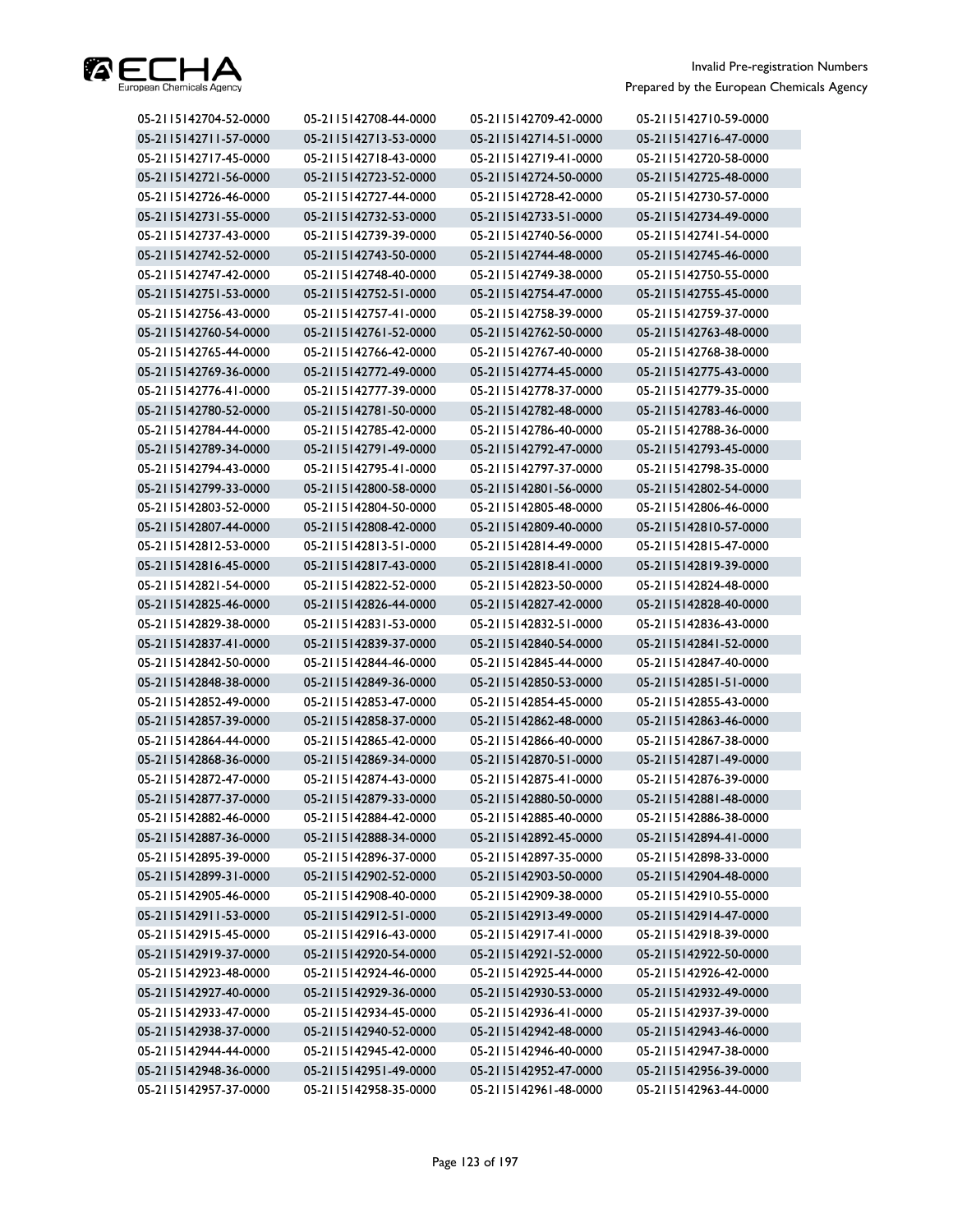| 05-2115142704-52-0000 | 05-2115142708-44-0000 | 05-2115142709-42-0000 | 05-2115142710-59-0000 |
|---|---|---|---|
| 05-2115142711-57-0000 | 05-2115142713-53-0000 | 05-2115142714-51-0000 | 05-2115142716-47-0000 |
| 05-2115142717-45-0000 | 05-2115142718-43-0000 | 05-2115142719-41-0000 | 05-2115142720-58-0000 |
| 05-2115142721-56-0000 | 05-2115142723-52-0000 | 05-2115142724-50-0000 | 05-2115142725-48-0000 |
| 05-2115142726-46-0000 | 05-2115142727-44-0000 | 05-2115142728-42-0000 | 05-2115142730-57-0000 |
| 05-2115142731-55-0000 | 05-2115142732-53-0000 | 05-2115142733-51-0000 | 05-2115142734-49-0000 |
| 05-2115142737-43-0000 | 05-2115142739-39-0000 | 05-2115142740-56-0000 | 05-2115142741-54-0000 |
| 05-2115142742-52-0000 | 05-2115142743-50-0000 | 05-2115142744-48-0000 | 05-2115142745-46-0000 |
| 05-2115142747-42-0000 | 05-2115142748-40-0000 | 05-2115142749-38-0000 | 05-2115142750-55-0000 |
| 05-2115142751-53-0000 | 05-2115142752-51-0000 | 05-2115142754-47-0000 | 05-2115142755-45-0000 |
| 05-2115142756-43-0000 | 05-2115142757-41-0000 | 05-2115142758-39-0000 | 05-2115142759-37-0000 |
| 05-2115142760-54-0000 | 05-2115142761-52-0000 | 05-2115142762-50-0000 | 05-2115142763-48-0000 |
| 05-2115142765-44-0000 | 05-2115142766-42-0000 | 05-2115142767-40-0000 | 05-2115142768-38-0000 |
| 05-2115142769-36-0000 | 05-2115142772-49-0000 | 05-2115142774-45-0000 | 05-2115142775-43-0000 |
| 05-2115142776-41-0000 | 05-2115142777-39-0000 | 05-2115142778-37-0000 | 05-2115142779-35-0000 |
| 05-2115142780-52-0000 | 05-2115142781-50-0000 | 05-2115142782-48-0000 | 05-2115142783-46-0000 |
| 05-2115142784-44-0000 | 05-2115142785-42-0000 | 05-2115142786-40-0000 | 05-2115142788-36-0000 |
| 05-2115142789-34-0000 | 05-2115142791-49-0000 | 05-2115142792-47-0000 | 05-2115142793-45-0000 |
| 05-2115142794-43-0000 | 05-2115142795-41-0000 | 05-2115142797-37-0000 | 05-2115142798-35-0000 |
| 05-2115142799-33-0000 | 05-2115142800-58-0000 | 05-2115142801-56-0000 | 05-2115142802-54-0000 |
| 05-2115142803-52-0000 | 05-2115142804-50-0000 | 05-2115142805-48-0000 | 05-2115142806-46-0000 |
| 05-2115142807-44-0000 | 05-2115142808-42-0000 | 05-2115142809-40-0000 | 05-2115142810-57-0000 |
| 05-2115142812-53-0000 | 05-2115142813-51-0000 | 05-2115142814-49-0000 | 05-2115142815-47-0000 |
| 05-2115142816-45-0000 | 05-2115142817-43-0000 | 05-2115142818-41-0000 | 05-2115142819-39-0000 |
| 05-2115142821-54-0000 | 05-2115142822-52-0000 | 05-2115142823-50-0000 | 05-2115142824-48-0000 |
| 05-2115142825-46-0000 | 05-2115142826-44-0000 | 05-2115142827-42-0000 | 05-2115142828-40-0000 |
| 05-2115142829-38-0000 | 05-2115142831-53-0000 | 05-2115142832-51-0000 | 05-2115142836-43-0000 |
| 05-2115142837-41-0000 | 05-2115142839-37-0000 | 05-2115142840-54-0000 | 05-2115142841-52-0000 |
| 05-2115142842-50-0000 | 05-2115142844-46-0000 | 05-2115142845-44-0000 | 05-2115142847-40-0000 |
| 05-2115142848-38-0000 | 05-2115142849-36-0000 | 05-2115142850-53-0000 | 05-2115142851-51-0000 |
| 05-2115142852-49-0000 | 05-2115142853-47-0000 | 05-2115142854-45-0000 | 05-2115142855-43-0000 |
| 05-2115142857-39-0000 | 05-2115142858-37-0000 | 05-2115142862-48-0000 | 05-2115142863-46-0000 |
| 05-2115142864-44-0000 | 05-2115142865-42-0000 | 05-2115142866-40-0000 | 05-2115142867-38-0000 |
| 05-2115142868-36-0000 | 05-2115142869-34-0000 | 05-2115142870-51-0000 | 05-2115142871-49-0000 |
| 05-2115142872-47-0000 | 05-2115142874-43-0000 | 05-2115142875-41-0000 | 05-2115142876-39-0000 |
| 05-2115142877-37-0000 | 05-2115142879-33-0000 | 05-2115142880-50-0000 | 05-2115142881-48-0000 |
| 05-2115142882-46-0000 | 05-2115142884-42-0000 | 05-2115142885-40-0000 | 05-2115142886-38-0000 |
| 05-2115142887-36-0000 | 05-2115142888-34-0000 | 05-2115142892-45-0000 | 05-2115142894-41-0000 |
| 05-2115142895-39-0000 | 05-2115142896-37-0000 | 05-2115142897-35-0000 | 05-2115142898-33-0000 |
| 05-2115142899-31-0000 | 05-2115142902-52-0000 | 05-2115142903-50-0000 | 05-2115142904-48-0000 |
| 05-2115142905-46-0000 | 05-2115142908-40-0000 | 05-2115142909-38-0000 | 05-2115142910-55-0000 |
| 05-2115142911-53-0000 | 05-2115142912-51-0000 | 05-2115142913-49-0000 | 05-2115142914-47-0000 |
| 05-2115142915-45-0000 | 05-2115142916-43-0000 | 05-2115142917-41-0000 | 05-2115142918-39-0000 |
| 05-2115142919-37-0000 | 05-2115142920-54-0000 | 05-2115142921-52-0000 | 05-2115142922-50-0000 |
| 05-2115142923-48-0000 | 05-2115142924-46-0000 | 05-2115142925-44-0000 | 05-2115142926-42-0000 |
| 05-2115142927-40-0000 | 05-2115142929-36-0000 | 05-2115142930-53-0000 | 05-2115142932-49-0000 |
| 05-2115142933-47-0000 | 05-2115142934-45-0000 | 05-2115142936-41-0000 | 05-2115142937-39-0000 |
| 05-2115142938-37-0000 | 05-2115142940-52-0000 | 05-2115142942-48-0000 | 05-2115142943-46-0000 |
| 05-2115142944-44-0000 | 05-2115142945-42-0000 | 05-2115142946-40-0000 | 05-2115142947-38-0000 |
| 05-2115142948-36-0000 | 05-2115142951-49-0000 | 05-2115142952-47-0000 | 05-2115142956-39-0000 |
| 05-2115142957-37-0000 | 05-2115142958-35-0000 | 05-2115142961-48-0000 | 05-2115142963-44-0000 |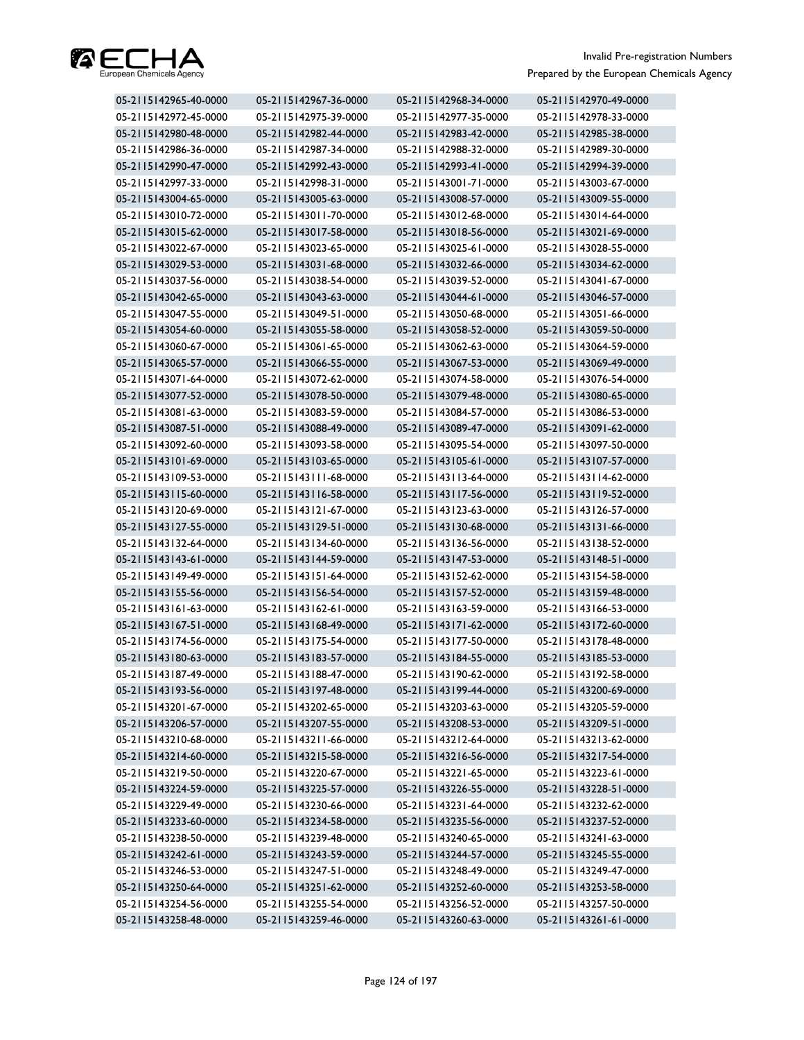| | | | |
|---|---|---|---|
| 05-2115142965-40-0000 | 05-2115142967-36-0000 | 05-2115142968-34-0000 | 05-2115142970-49-0000 |
| 05-2115142972-45-0000 | 05-2115142975-39-0000 | 05-2115142977-35-0000 | 05-2115142978-33-0000 |
| 05-2115142980-48-0000 | 05-2115142982-44-0000 | 05-2115142983-42-0000 | 05-2115142985-38-0000 |
| 05-2115142986-36-0000 | 05-2115142987-34-0000 | 05-2115142988-32-0000 | 05-2115142989-30-0000 |
| 05-2115142990-47-0000 | 05-2115142992-43-0000 | 05-2115142993-41-0000 | 05-2115142994-39-0000 |
| 05-2115142997-33-0000 | 05-2115142998-31-0000 | 05-2115143001-71-0000 | 05-2115143003-67-0000 |
| 05-2115143004-65-0000 | 05-2115143005-63-0000 | 05-2115143008-57-0000 | 05-2115143009-55-0000 |
| 05-2115143010-72-0000 | 05-2115143011-70-0000 | 05-2115143012-68-0000 | 05-2115143014-64-0000 |
| 05-2115143015-62-0000 | 05-2115143017-58-0000 | 05-2115143018-56-0000 | 05-2115143021-69-0000 |
| 05-2115143022-67-0000 | 05-2115143023-65-0000 | 05-2115143025-61-0000 | 05-2115143028-55-0000 |
| 05-2115143029-53-0000 | 05-2115143031-68-0000 | 05-2115143032-66-0000 | 05-2115143034-62-0000 |
| 05-2115143037-56-0000 | 05-2115143038-54-0000 | 05-2115143039-52-0000 | 05-2115143041-67-0000 |
| 05-2115143042-65-0000 | 05-2115143043-63-0000 | 05-2115143044-61-0000 | 05-2115143046-57-0000 |
| 05-2115143047-55-0000 | 05-2115143049-51-0000 | 05-2115143050-68-0000 | 05-2115143051-66-0000 |
| 05-2115143054-60-0000 | 05-2115143055-58-0000 | 05-2115143058-52-0000 | 05-2115143059-50-0000 |
| 05-2115143060-67-0000 | 05-2115143061-65-0000 | 05-2115143062-63-0000 | 05-2115143064-59-0000 |
| 05-2115143065-57-0000 | 05-2115143066-55-0000 | 05-2115143067-53-0000 | 05-2115143069-49-0000 |
| 05-2115143071-64-0000 | 05-2115143072-62-0000 | 05-2115143074-58-0000 | 05-2115143076-54-0000 |
| 05-2115143077-52-0000 | 05-2115143078-50-0000 | 05-2115143079-48-0000 | 05-2115143080-65-0000 |
| 05-2115143081-63-0000 | 05-2115143083-59-0000 | 05-2115143084-57-0000 | 05-2115143086-53-0000 |
| 05-2115143087-51-0000 | 05-2115143088-49-0000 | 05-2115143089-47-0000 | 05-2115143091-62-0000 |
| 05-2115143092-60-0000 | 05-2115143093-58-0000 | 05-2115143095-54-0000 | 05-2115143097-50-0000 |
| 05-2115143101-69-0000 | 05-2115143103-65-0000 | 05-2115143105-61-0000 | 05-2115143107-57-0000 |
| 05-2115143109-53-0000 | 05-2115143111-68-0000 | 05-2115143113-64-0000 | 05-2115143114-62-0000 |
| 05-2115143115-60-0000 | 05-2115143116-58-0000 | 05-2115143117-56-0000 | 05-2115143119-52-0000 |
| 05-2115143120-69-0000 | 05-2115143121-67-0000 | 05-2115143123-63-0000 | 05-2115143126-57-0000 |
| 05-2115143127-55-0000 | 05-2115143129-51-0000 | 05-2115143130-68-0000 | 05-2115143131-66-0000 |
| 05-2115143132-64-0000 | 05-2115143134-60-0000 | 05-2115143136-56-0000 | 05-2115143138-52-0000 |
| 05-2115143143-61-0000 | 05-2115143144-59-0000 | 05-2115143147-53-0000 | 05-2115143148-51-0000 |
| 05-2115143149-49-0000 | 05-2115143151-64-0000 | 05-2115143152-62-0000 | 05-2115143154-58-0000 |
| 05-2115143155-56-0000 | 05-2115143156-54-0000 | 05-2115143157-52-0000 | 05-2115143159-48-0000 |
| 05-2115143161-63-0000 | 05-2115143162-61-0000 | 05-2115143163-59-0000 | 05-2115143166-53-0000 |
| 05-2115143167-51-0000 | 05-2115143168-49-0000 | 05-2115143171-62-0000 | 05-2115143172-60-0000 |
| 05-2115143174-56-0000 | 05-2115143175-54-0000 | 05-2115143177-50-0000 | 05-2115143178-48-0000 |
| 05-2115143180-63-0000 | 05-2115143183-57-0000 | 05-2115143184-55-0000 | 05-2115143185-53-0000 |
| 05-2115143187-49-0000 | 05-2115143188-47-0000 | 05-2115143190-62-0000 | 05-2115143192-58-0000 |
| 05-2115143193-56-0000 | 05-2115143197-48-0000 | 05-2115143199-44-0000 | 05-2115143200-69-0000 |
| 05-2115143201-67-0000 | 05-2115143202-65-0000 | 05-2115143203-63-0000 | 05-2115143205-59-0000 |
| 05-2115143206-57-0000 | 05-2115143207-55-0000 | 05-2115143208-53-0000 | 05-2115143209-51-0000 |
| 05-2115143210-68-0000 | 05-2115143211-66-0000 | 05-2115143212-64-0000 | 05-2115143213-62-0000 |
| 05-2115143214-60-0000 | 05-2115143215-58-0000 | 05-2115143216-56-0000 | 05-2115143217-54-0000 |
| 05-2115143219-50-0000 | 05-2115143220-67-0000 | 05-2115143221-65-0000 | 05-2115143223-61-0000 |
| 05-2115143224-59-0000 | 05-2115143225-57-0000 | 05-2115143226-55-0000 | 05-2115143228-51-0000 |
| 05-2115143229-49-0000 | 05-2115143230-66-0000 | 05-2115143231-64-0000 | 05-2115143232-62-0000 |
| 05-2115143233-60-0000 | 05-2115143234-58-0000 | 05-2115143235-56-0000 | 05-2115143237-52-0000 |
| 05-2115143238-50-0000 | 05-2115143239-48-0000 | 05-2115143240-65-0000 | 05-2115143241-63-0000 |
| 05-2115143242-61-0000 | 05-2115143243-59-0000 | 05-2115143244-57-0000 | 05-2115143245-55-0000 |
| 05-2115143246-53-0000 | 05-2115143247-51-0000 | 05-2115143248-49-0000 | 05-2115143249-47-0000 |
| 05-2115143250-64-0000 | 05-2115143251-62-0000 | 05-2115143252-60-0000 | 05-2115143253-58-0000 |
| 05-2115143254-56-0000 | 05-2115143255-54-0000 | 05-2115143256-52-0000 | 05-2115143257-50-0000 |
| 05-2115143258-48-0000 | 05-2115143259-46-0000 | 05-2115143260-63-0000 | 05-2115143261-61-0000 |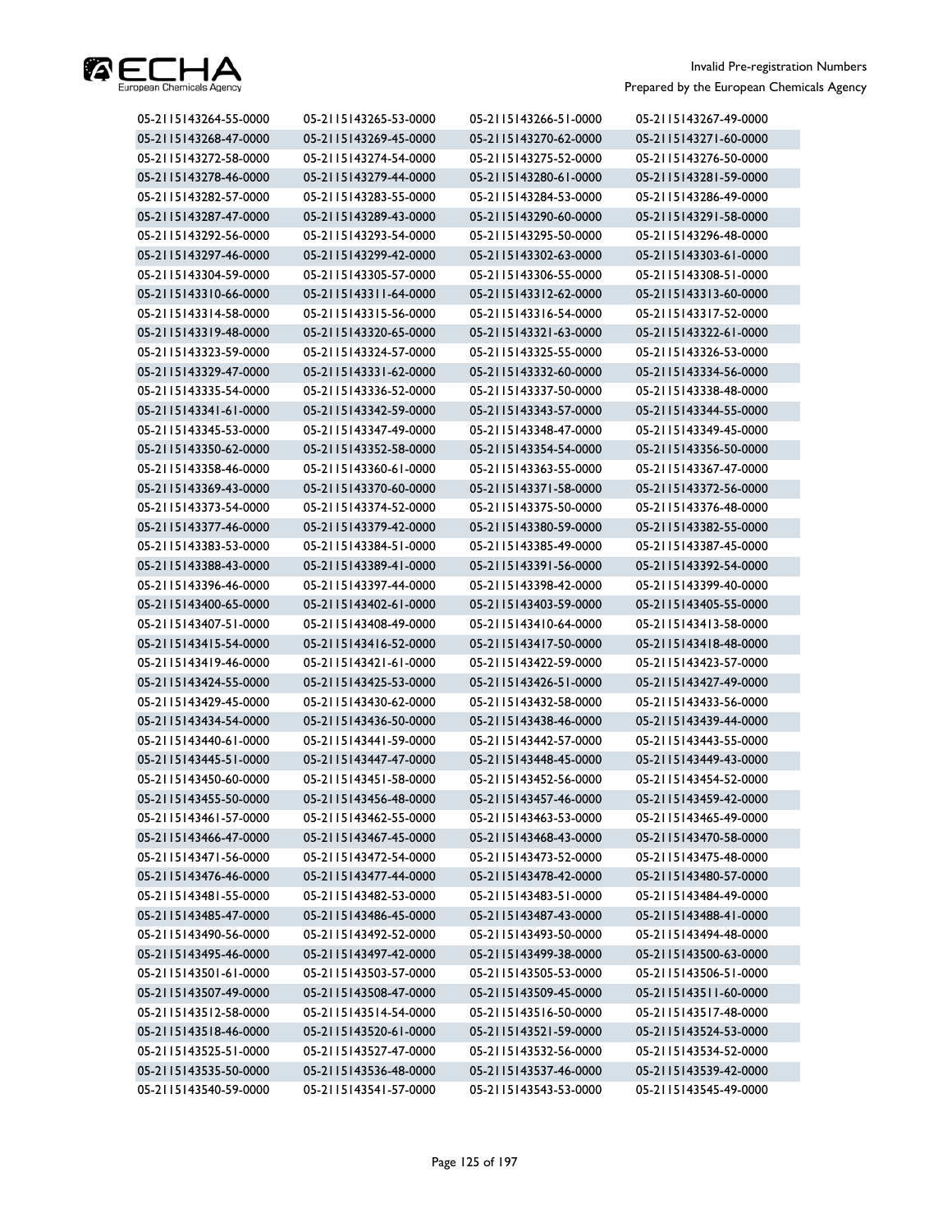| | | | |
|---|---|---|---|
| 05-2115143264-55-0000 | 05-2115143265-53-0000 | 05-2115143266-51-0000 | 05-2115143267-49-0000 |
| 05-2115143268-47-0000 | 05-2115143269-45-0000 | 05-2115143270-62-0000 | 05-2115143271-60-0000 |
| 05-2115143272-58-0000 | 05-2115143274-54-0000 | 05-2115143275-52-0000 | 05-2115143276-50-0000 |
| 05-2115143278-46-0000 | 05-2115143279-44-0000 | 05-2115143280-61-0000 | 05-2115143281-59-0000 |
| 05-2115143282-57-0000 | 05-2115143283-55-0000 | 05-2115143284-53-0000 | 05-2115143286-49-0000 |
| 05-2115143287-47-0000 | 05-2115143289-43-0000 | 05-2115143290-60-0000 | 05-2115143291-58-0000 |
| 05-2115143292-56-0000 | 05-2115143293-54-0000 | 05-2115143295-50-0000 | 05-2115143296-48-0000 |
| 05-2115143297-46-0000 | 05-2115143299-42-0000 | 05-2115143302-63-0000 | 05-2115143303-61-0000 |
| 05-2115143304-59-0000 | 05-2115143305-57-0000 | 05-2115143306-55-0000 | 05-2115143308-51-0000 |
| 05-2115143310-66-0000 | 05-2115143311-64-0000 | 05-2115143312-62-0000 | 05-2115143313-60-0000 |
| 05-2115143314-58-0000 | 05-2115143315-56-0000 | 05-2115143316-54-0000 | 05-2115143317-52-0000 |
| 05-2115143319-48-0000 | 05-2115143320-65-0000 | 05-2115143321-63-0000 | 05-2115143322-61-0000 |
| 05-2115143323-59-0000 | 05-2115143324-57-0000 | 05-2115143325-55-0000 | 05-2115143326-53-0000 |
| 05-2115143329-47-0000 | 05-2115143331-62-0000 | 05-2115143332-60-0000 | 05-2115143334-56-0000 |
| 05-2115143335-54-0000 | 05-2115143336-52-0000 | 05-2115143337-50-0000 | 05-2115143338-48-0000 |
| 05-2115143341-61-0000 | 05-2115143342-59-0000 | 05-2115143343-57-0000 | 05-2115143344-55-0000 |
| 05-2115143345-53-0000 | 05-2115143347-49-0000 | 05-2115143348-47-0000 | 05-2115143349-45-0000 |
| 05-2115143350-62-0000 | 05-2115143352-58-0000 | 05-2115143354-54-0000 | 05-2115143356-50-0000 |
| 05-2115143358-46-0000 | 05-2115143360-61-0000 | 05-2115143363-55-0000 | 05-2115143367-47-0000 |
| 05-2115143369-43-0000 | 05-2115143370-60-0000 | 05-2115143371-58-0000 | 05-2115143372-56-0000 |
| 05-2115143373-54-0000 | 05-2115143374-52-0000 | 05-2115143375-50-0000 | 05-2115143376-48-0000 |
| 05-2115143377-46-0000 | 05-2115143379-42-0000 | 05-2115143380-59-0000 | 05-2115143382-55-0000 |
| 05-2115143383-53-0000 | 05-2115143384-51-0000 | 05-2115143385-49-0000 | 05-2115143387-45-0000 |
| 05-2115143388-43-0000 | 05-2115143389-41-0000 | 05-2115143391-56-0000 | 05-2115143392-54-0000 |
| 05-2115143396-46-0000 | 05-2115143397-44-0000 | 05-2115143398-42-0000 | 05-2115143399-40-0000 |
| 05-2115143400-65-0000 | 05-2115143402-61-0000 | 05-2115143403-59-0000 | 05-2115143405-55-0000 |
| 05-2115143407-51-0000 | 05-2115143408-49-0000 | 05-2115143410-64-0000 | 05-2115143413-58-0000 |
| 05-2115143415-54-0000 | 05-2115143416-52-0000 | 05-2115143417-50-0000 | 05-2115143418-48-0000 |
| 05-2115143419-46-0000 | 05-2115143421-61-0000 | 05-2115143422-59-0000 | 05-2115143423-57-0000 |
| 05-2115143424-55-0000 | 05-2115143425-53-0000 | 05-2115143426-51-0000 | 05-2115143427-49-0000 |
| 05-2115143429-45-0000 | 05-2115143430-62-0000 | 05-2115143432-58-0000 | 05-2115143433-56-0000 |
| 05-2115143434-54-0000 | 05-2115143436-50-0000 | 05-2115143438-46-0000 | 05-2115143439-44-0000 |
| 05-2115143440-61-0000 | 05-2115143441-59-0000 | 05-2115143442-57-0000 | 05-2115143443-55-0000 |
| 05-2115143445-51-0000 | 05-2115143447-47-0000 | 05-2115143448-45-0000 | 05-2115143449-43-0000 |
| 05-2115143450-60-0000 | 05-2115143451-58-0000 | 05-2115143452-56-0000 | 05-2115143454-52-0000 |
| 05-2115143455-50-0000 | 05-2115143456-48-0000 | 05-2115143457-46-0000 | 05-2115143459-42-0000 |
| 05-2115143461-57-0000 | 05-2115143462-55-0000 | 05-2115143463-53-0000 | 05-2115143465-49-0000 |
| 05-2115143466-47-0000 | 05-2115143467-45-0000 | 05-2115143468-43-0000 | 05-2115143470-58-0000 |
| 05-2115143471-56-0000 | 05-2115143472-54-0000 | 05-2115143473-52-0000 | 05-2115143475-48-0000 |
| 05-2115143476-46-0000 | 05-2115143477-44-0000 | 05-2115143478-42-0000 | 05-2115143480-57-0000 |
| 05-2115143481-55-0000 | 05-2115143482-53-0000 | 05-2115143483-51-0000 | 05-2115143484-49-0000 |
| 05-2115143485-47-0000 | 05-2115143486-45-0000 | 05-2115143487-43-0000 | 05-2115143488-41-0000 |
| 05-2115143490-56-0000 | 05-2115143492-52-0000 | 05-2115143493-50-0000 | 05-2115143494-48-0000 |
| 05-2115143495-46-0000 | 05-2115143497-42-0000 | 05-2115143499-38-0000 | 05-2115143500-63-0000 |
| 05-2115143501-61-0000 | 05-2115143503-57-0000 | 05-2115143505-53-0000 | 05-2115143506-51-0000 |
| 05-2115143507-49-0000 | 05-2115143508-47-0000 | 05-2115143509-45-0000 | 05-2115143511-60-0000 |
| 05-2115143512-58-0000 | 05-2115143514-54-0000 | 05-2115143516-50-0000 | 05-2115143517-48-0000 |
| 05-2115143518-46-0000 | 05-2115143520-61-0000 | 05-2115143521-59-0000 | 05-2115143524-53-0000 |
| 05-2115143525-51-0000 | 05-2115143527-47-0000 | 05-2115143532-56-0000 | 05-2115143534-52-0000 |
| 05-2115143535-50-0000 | 05-2115143536-48-0000 | 05-2115143537-46-0000 | 05-2115143539-42-0000 |
| 05-2115143540-59-0000 | 05-2115143541-57-0000 | 05-2115143543-53-0000 | 05-2115143545-49-0000 |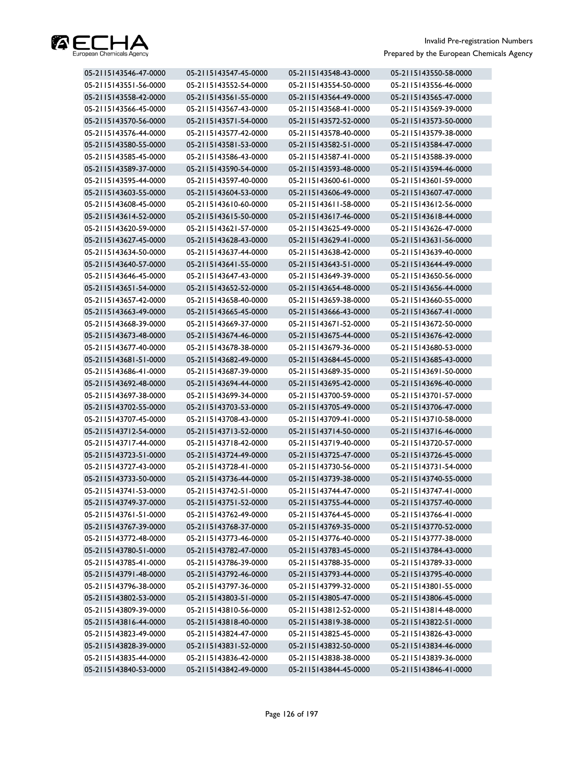| | | | |
|---|---|---|---|
| 05-2115143546-47-0000 | 05-2115143547-45-0000 | 05-2115143548-43-0000 | 05-2115143550-58-0000 |
| 05-2115143551-56-0000 | 05-2115143552-54-0000 | 05-2115143554-50-0000 | 05-2115143556-46-0000 |
| 05-2115143558-42-0000 | 05-2115143561-55-0000 | 05-2115143564-49-0000 | 05-2115143565-47-0000 |
| 05-2115143566-45-0000 | 05-2115143567-43-0000 | 05-2115143568-41-0000 | 05-2115143569-39-0000 |
| 05-2115143570-56-0000 | 05-2115143571-54-0000 | 05-2115143572-52-0000 | 05-2115143573-50-0000 |
| 05-2115143576-44-0000 | 05-2115143577-42-0000 | 05-2115143578-40-0000 | 05-2115143579-38-0000 |
| 05-2115143580-55-0000 | 05-2115143581-53-0000 | 05-2115143582-51-0000 | 05-2115143584-47-0000 |
| 05-2115143585-45-0000 | 05-2115143586-43-0000 | 05-2115143587-41-0000 | 05-2115143588-39-0000 |
| 05-2115143589-37-0000 | 05-2115143590-54-0000 | 05-2115143593-48-0000 | 05-2115143594-46-0000 |
| 05-2115143595-44-0000 | 05-2115143597-40-0000 | 05-2115143600-61-0000 | 05-2115143601-59-0000 |
| 05-2115143603-55-0000 | 05-2115143604-53-0000 | 05-2115143606-49-0000 | 05-2115143607-47-0000 |
| 05-2115143608-45-0000 | 05-2115143610-60-0000 | 05-2115143611-58-0000 | 05-2115143612-56-0000 |
| 05-2115143614-52-0000 | 05-2115143615-50-0000 | 05-2115143617-46-0000 | 05-2115143618-44-0000 |
| 05-2115143620-59-0000 | 05-2115143621-57-0000 | 05-2115143625-49-0000 | 05-2115143626-47-0000 |
| 05-2115143627-45-0000 | 05-2115143628-43-0000 | 05-2115143629-41-0000 | 05-2115143631-56-0000 |
| 05-2115143634-50-0000 | 05-2115143637-44-0000 | 05-2115143638-42-0000 | 05-2115143639-40-0000 |
| 05-2115143640-57-0000 | 05-2115143641-55-0000 | 05-2115143643-51-0000 | 05-2115143644-49-0000 |
| 05-2115143646-45-0000 | 05-2115143647-43-0000 | 05-2115143649-39-0000 | 05-2115143650-56-0000 |
| 05-2115143651-54-0000 | 05-2115143652-52-0000 | 05-2115143654-48-0000 | 05-2115143656-44-0000 |
| 05-2115143657-42-0000 | 05-2115143658-40-0000 | 05-2115143659-38-0000 | 05-2115143660-55-0000 |
| 05-2115143663-49-0000 | 05-2115143665-45-0000 | 05-2115143666-43-0000 | 05-2115143667-41-0000 |
| 05-2115143668-39-0000 | 05-2115143669-37-0000 | 05-2115143671-52-0000 | 05-2115143672-50-0000 |
| 05-2115143673-48-0000 | 05-2115143674-46-0000 | 05-2115143675-44-0000 | 05-2115143676-42-0000 |
| 05-2115143677-40-0000 | 05-2115143678-38-0000 | 05-2115143679-36-0000 | 05-2115143680-53-0000 |
| 05-2115143681-51-0000 | 05-2115143682-49-0000 | 05-2115143684-45-0000 | 05-2115143685-43-0000 |
| 05-2115143686-41-0000 | 05-2115143687-39-0000 | 05-2115143689-35-0000 | 05-2115143691-50-0000 |
| 05-2115143692-48-0000 | 05-2115143694-44-0000 | 05-2115143695-42-0000 | 05-2115143696-40-0000 |
| 05-2115143697-38-0000 | 05-2115143699-34-0000 | 05-2115143700-59-0000 | 05-2115143701-57-0000 |
| 05-2115143702-55-0000 | 05-2115143703-53-0000 | 05-2115143705-49-0000 | 05-2115143706-47-0000 |
| 05-2115143707-45-0000 | 05-2115143708-43-0000 | 05-2115143709-41-0000 | 05-2115143710-58-0000 |
| 05-2115143712-54-0000 | 05-2115143713-52-0000 | 05-2115143714-50-0000 | 05-2115143716-46-0000 |
| 05-2115143717-44-0000 | 05-2115143718-42-0000 | 05-2115143719-40-0000 | 05-2115143720-57-0000 |
| 05-2115143723-51-0000 | 05-2115143724-49-0000 | 05-2115143725-47-0000 | 05-2115143726-45-0000 |
| 05-2115143727-43-0000 | 05-2115143728-41-0000 | 05-2115143730-56-0000 | 05-2115143731-54-0000 |
| 05-2115143733-50-0000 | 05-2115143736-44-0000 | 05-2115143739-38-0000 | 05-2115143740-55-0000 |
| 05-2115143741-53-0000 | 05-2115143742-51-0000 | 05-2115143744-47-0000 | 05-2115143747-41-0000 |
| 05-2115143749-37-0000 | 05-2115143751-52-0000 | 05-2115143755-44-0000 | 05-2115143757-40-0000 |
| 05-2115143761-51-0000 | 05-2115143762-49-0000 | 05-2115143764-45-0000 | 05-2115143766-41-0000 |
| 05-2115143767-39-0000 | 05-2115143768-37-0000 | 05-2115143769-35-0000 | 05-2115143770-52-0000 |
| 05-2115143772-48-0000 | 05-2115143773-46-0000 | 05-2115143776-40-0000 | 05-2115143777-38-0000 |
| 05-2115143780-51-0000 | 05-2115143782-47-0000 | 05-2115143783-45-0000 | 05-2115143784-43-0000 |
| 05-2115143785-41-0000 | 05-2115143786-39-0000 | 05-2115143788-35-0000 | 05-2115143789-33-0000 |
| 05-2115143791-48-0000 | 05-2115143792-46-0000 | 05-2115143793-44-0000 | 05-2115143795-40-0000 |
| 05-2115143796-38-0000 | 05-2115143797-36-0000 | 05-2115143799-32-0000 | 05-2115143801-55-0000 |
| 05-2115143802-53-0000 | 05-2115143803-51-0000 | 05-2115143805-47-0000 | 05-2115143806-45-0000 |
| 05-2115143809-39-0000 | 05-2115143810-56-0000 | 05-2115143812-52-0000 | 05-2115143814-48-0000 |
| 05-2115143816-44-0000 | 05-2115143818-40-0000 | 05-2115143819-38-0000 | 05-2115143822-51-0000 |
| 05-2115143823-49-0000 | 05-2115143824-47-0000 | 05-2115143825-45-0000 | 05-2115143826-43-0000 |
| 05-2115143828-39-0000 | 05-2115143831-52-0000 | 05-2115143832-50-0000 | 05-2115143834-46-0000 |
| 05-2115143835-44-0000 | 05-2115143836-42-0000 | 05-2115143838-38-0000 | 05-2115143839-36-0000 |
| 05-2115143840-53-0000 | 05-2115143842-49-0000 | 05-2115143844-45-0000 | 05-2115143846-41-0000 |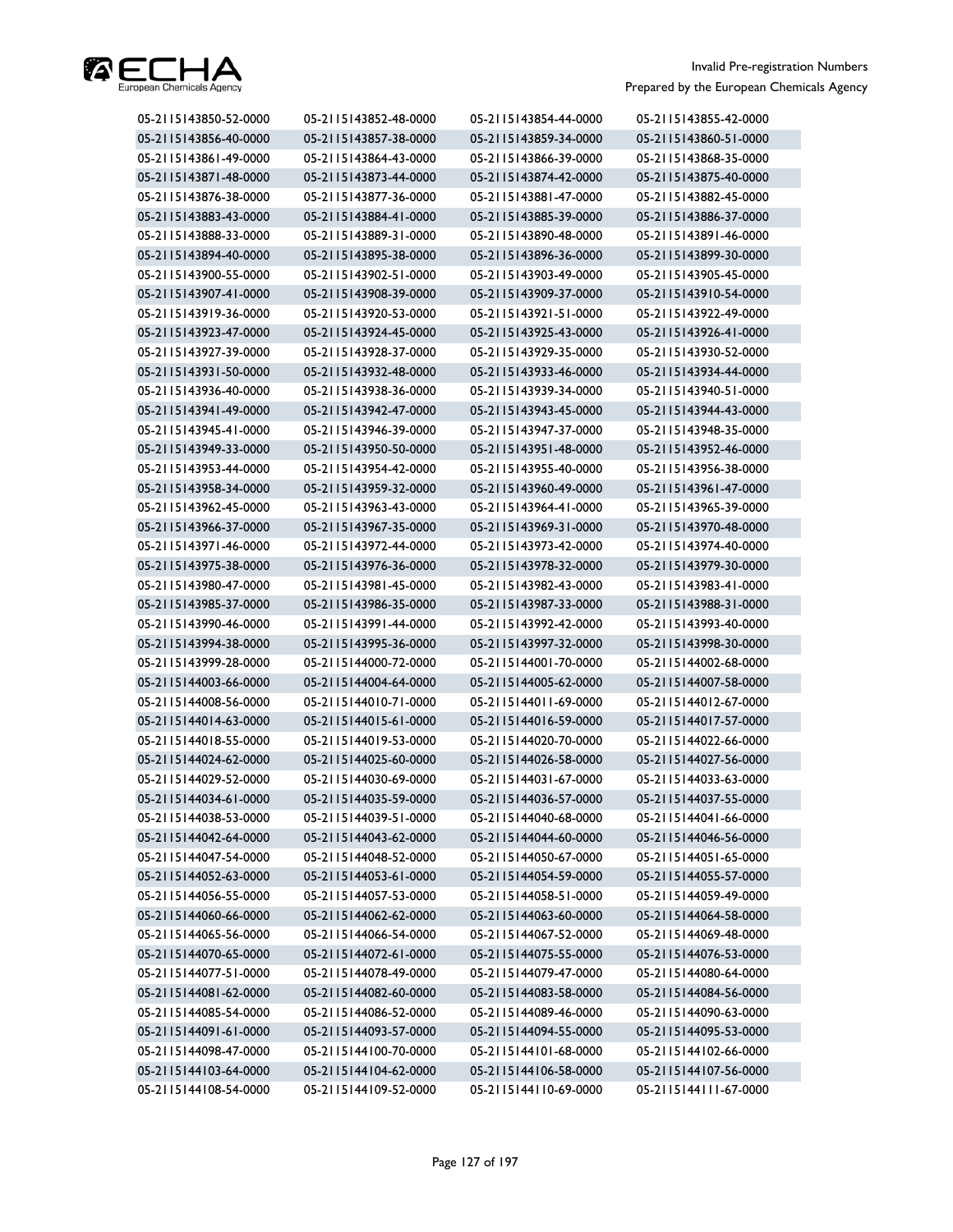| | | | |
|---|---|---|---|
| 05-2115143850-52-0000 | 05-2115143852-48-0000 | 05-2115143854-44-0000 | 05-2115143855-42-0000 |
| 05-2115143856-40-0000 | 05-2115143857-38-0000 | 05-2115143859-34-0000 | 05-2115143860-51-0000 |
| 05-2115143861-49-0000 | 05-2115143864-43-0000 | 05-2115143866-39-0000 | 05-2115143868-35-0000 |
| 05-2115143871-48-0000 | 05-2115143873-44-0000 | 05-2115143874-42-0000 | 05-2115143875-40-0000 |
| 05-2115143876-38-0000 | 05-2115143877-36-0000 | 05-2115143881-47-0000 | 05-2115143882-45-0000 |
| 05-2115143883-43-0000 | 05-2115143884-41-0000 | 05-2115143885-39-0000 | 05-2115143886-37-0000 |
| 05-2115143888-33-0000 | 05-2115143889-31-0000 | 05-2115143890-48-0000 | 05-2115143891-46-0000 |
| 05-2115143894-40-0000 | 05-2115143895-38-0000 | 05-2115143896-36-0000 | 05-2115143899-30-0000 |
| 05-2115143900-55-0000 | 05-2115143902-51-0000 | 05-2115143903-49-0000 | 05-2115143905-45-0000 |
| 05-2115143907-41-0000 | 05-2115143908-39-0000 | 05-2115143909-37-0000 | 05-2115143910-54-0000 |
| 05-2115143919-36-0000 | 05-2115143920-53-0000 | 05-2115143921-51-0000 | 05-2115143922-49-0000 |
| 05-2115143923-47-0000 | 05-2115143924-45-0000 | 05-2115143925-43-0000 | 05-2115143926-41-0000 |
| 05-2115143927-39-0000 | 05-2115143928-37-0000 | 05-2115143929-35-0000 | 05-2115143930-52-0000 |
| 05-2115143931-50-0000 | 05-2115143932-48-0000 | 05-2115143933-46-0000 | 05-2115143934-44-0000 |
| 05-2115143936-40-0000 | 05-2115143938-36-0000 | 05-2115143939-34-0000 | 05-2115143940-51-0000 |
| 05-2115143941-49-0000 | 05-2115143942-47-0000 | 05-2115143943-45-0000 | 05-2115143944-43-0000 |
| 05-2115143945-41-0000 | 05-2115143946-39-0000 | 05-2115143947-37-0000 | 05-2115143948-35-0000 |
| 05-2115143949-33-0000 | 05-2115143950-50-0000 | 05-2115143951-48-0000 | 05-2115143952-46-0000 |
| 05-2115143953-44-0000 | 05-2115143954-42-0000 | 05-2115143955-40-0000 | 05-2115143956-38-0000 |
| 05-2115143958-34-0000 | 05-2115143959-32-0000 | 05-2115143960-49-0000 | 05-2115143961-47-0000 |
| 05-2115143962-45-0000 | 05-2115143963-43-0000 | 05-2115143964-41-0000 | 05-2115143965-39-0000 |
| 05-2115143966-37-0000 | 05-2115143967-35-0000 | 05-2115143969-31-0000 | 05-2115143970-48-0000 |
| 05-2115143971-46-0000 | 05-2115143972-44-0000 | 05-2115143973-42-0000 | 05-2115143974-40-0000 |
| 05-2115143975-38-0000 | 05-2115143976-36-0000 | 05-2115143978-32-0000 | 05-2115143979-30-0000 |
| 05-2115143980-47-0000 | 05-2115143981-45-0000 | 05-2115143982-43-0000 | 05-2115143983-41-0000 |
| 05-2115143985-37-0000 | 05-2115143986-35-0000 | 05-2115143987-33-0000 | 05-2115143988-31-0000 |
| 05-2115143990-46-0000 | 05-2115143991-44-0000 | 05-2115143992-42-0000 | 05-2115143993-40-0000 |
| 05-2115143994-38-0000 | 05-2115143995-36-0000 | 05-2115143997-32-0000 | 05-2115143998-30-0000 |
| 05-2115143999-28-0000 | 05-2115144000-72-0000 | 05-2115144001-70-0000 | 05-2115144002-68-0000 |
| 05-2115144003-66-0000 | 05-2115144004-64-0000 | 05-2115144005-62-0000 | 05-2115144007-58-0000 |
| 05-2115144008-56-0000 | 05-2115144010-71-0000 | 05-2115144011-69-0000 | 05-2115144012-67-0000 |
| 05-2115144014-63-0000 | 05-2115144015-61-0000 | 05-2115144016-59-0000 | 05-2115144017-57-0000 |
| 05-2115144018-55-0000 | 05-2115144019-53-0000 | 05-2115144020-70-0000 | 05-2115144022-66-0000 |
| 05-2115144024-62-0000 | 05-2115144025-60-0000 | 05-2115144026-58-0000 | 05-2115144027-56-0000 |
| 05-2115144029-52-0000 | 05-2115144030-69-0000 | 05-2115144031-67-0000 | 05-2115144033-63-0000 |
| 05-2115144034-61-0000 | 05-2115144035-59-0000 | 05-2115144036-57-0000 | 05-2115144037-55-0000 |
| 05-2115144038-53-0000 | 05-2115144039-51-0000 | 05-2115144040-68-0000 | 05-2115144041-66-0000 |
| 05-2115144042-64-0000 | 05-2115144043-62-0000 | 05-2115144044-60-0000 | 05-2115144046-56-0000 |
| 05-2115144047-54-0000 | 05-2115144048-52-0000 | 05-2115144050-67-0000 | 05-2115144051-65-0000 |
| 05-2115144052-63-0000 | 05-2115144053-61-0000 | 05-2115144054-59-0000 | 05-2115144055-57-0000 |
| 05-2115144056-55-0000 | 05-2115144057-53-0000 | 05-2115144058-51-0000 | 05-2115144059-49-0000 |
| 05-2115144060-66-0000 | 05-2115144062-62-0000 | 05-2115144063-60-0000 | 05-2115144064-58-0000 |
| 05-2115144065-56-0000 | 05-2115144066-54-0000 | 05-2115144067-52-0000 | 05-2115144069-48-0000 |
| 05-2115144070-65-0000 | 05-2115144072-61-0000 | 05-2115144075-55-0000 | 05-2115144076-53-0000 |
| 05-2115144077-51-0000 | 05-2115144078-49-0000 | 05-2115144079-47-0000 | 05-2115144080-64-0000 |
| 05-2115144081-62-0000 | 05-2115144082-60-0000 | 05-2115144083-58-0000 | 05-2115144084-56-0000 |
| 05-2115144085-54-0000 | 05-2115144086-52-0000 | 05-2115144089-46-0000 | 05-2115144090-63-0000 |
| 05-2115144091-61-0000 | 05-2115144093-57-0000 | 05-2115144094-55-0000 | 05-2115144095-53-0000 |
| 05-2115144098-47-0000 | 05-2115144100-70-0000 | 05-2115144101-68-0000 | 05-2115144102-66-0000 |
| 05-2115144103-64-0000 | 05-2115144104-62-0000 | 05-2115144106-58-0000 | 05-2115144107-56-0000 |
| 05-2115144108-54-0000 | 05-2115144109-52-0000 | 05-2115144110-69-0000 | 05-2115144111-67-0000 |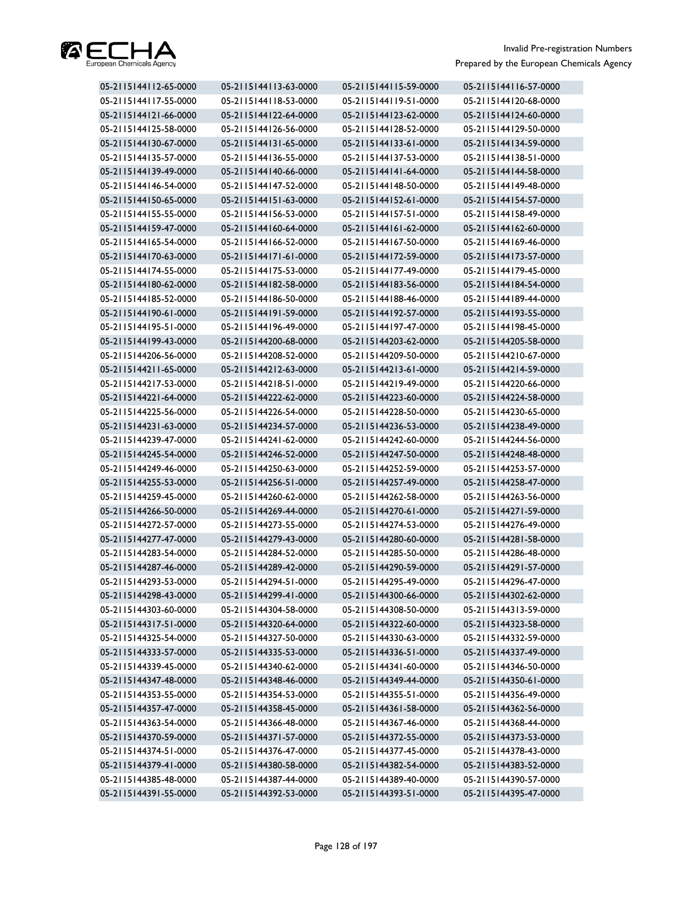| | | | |
|---|---|---|---|
| 05-2115144112-65-0000 | 05-2115144113-63-0000 | 05-2115144115-59-0000 | 05-2115144116-57-0000 |
| 05-2115144117-55-0000 | 05-2115144118-53-0000 | 05-2115144119-51-0000 | 05-2115144120-68-0000 |
| 05-2115144121-66-0000 | 05-2115144122-64-0000 | 05-2115144123-62-0000 | 05-2115144124-60-0000 |
| 05-2115144125-58-0000 | 05-2115144126-56-0000 | 05-2115144128-52-0000 | 05-2115144129-50-0000 |
| 05-2115144130-67-0000 | 05-2115144131-65-0000 | 05-2115144133-61-0000 | 05-2115144134-59-0000 |
| 05-2115144135-57-0000 | 05-2115144136-55-0000 | 05-2115144137-53-0000 | 05-2115144138-51-0000 |
| 05-2115144139-49-0000 | 05-2115144140-66-0000 | 05-2115144141-64-0000 | 05-2115144144-58-0000 |
| 05-2115144146-54-0000 | 05-2115144147-52-0000 | 05-2115144148-50-0000 | 05-2115144149-48-0000 |
| 05-2115144150-65-0000 | 05-2115144151-63-0000 | 05-2115144152-61-0000 | 05-2115144154-57-0000 |
| 05-2115144155-55-0000 | 05-2115144156-53-0000 | 05-2115144157-51-0000 | 05-2115144158-49-0000 |
| 05-2115144159-47-0000 | 05-2115144160-64-0000 | 05-2115144161-62-0000 | 05-2115144162-60-0000 |
| 05-2115144165-54-0000 | 05-2115144166-52-0000 | 05-2115144167-50-0000 | 05-2115144169-46-0000 |
| 05-2115144170-63-0000 | 05-2115144171-61-0000 | 05-2115144172-59-0000 | 05-2115144173-57-0000 |
| 05-2115144174-55-0000 | 05-2115144175-53-0000 | 05-2115144177-49-0000 | 05-2115144179-45-0000 |
| 05-2115144180-62-0000 | 05-2115144182-58-0000 | 05-2115144183-56-0000 | 05-2115144184-54-0000 |
| 05-2115144185-52-0000 | 05-2115144186-50-0000 | 05-2115144188-46-0000 | 05-2115144189-44-0000 |
| 05-2115144190-61-0000 | 05-2115144191-59-0000 | 05-2115144192-57-0000 | 05-2115144193-55-0000 |
| 05-2115144195-51-0000 | 05-2115144196-49-0000 | 05-2115144197-47-0000 | 05-2115144198-45-0000 |
| 05-2115144199-43-0000 | 05-2115144200-68-0000 | 05-2115144203-62-0000 | 05-2115144205-58-0000 |
| 05-2115144206-56-0000 | 05-2115144208-52-0000 | 05-2115144209-50-0000 | 05-2115144210-67-0000 |
| 05-2115144211-65-0000 | 05-2115144212-63-0000 | 05-2115144213-61-0000 | 05-2115144214-59-0000 |
| 05-2115144217-53-0000 | 05-2115144218-51-0000 | 05-2115144219-49-0000 | 05-2115144220-66-0000 |
| 05-2115144221-64-0000 | 05-2115144222-62-0000 | 05-2115144223-60-0000 | 05-2115144224-58-0000 |
| 05-2115144225-56-0000 | 05-2115144226-54-0000 | 05-2115144228-50-0000 | 05-2115144230-65-0000 |
| 05-2115144231-63-0000 | 05-2115144234-57-0000 | 05-2115144236-53-0000 | 05-2115144238-49-0000 |
| 05-2115144239-47-0000 | 05-2115144241-62-0000 | 05-2115144242-60-0000 | 05-2115144244-56-0000 |
| 05-2115144245-54-0000 | 05-2115144246-52-0000 | 05-2115144247-50-0000 | 05-2115144248-48-0000 |
| 05-2115144249-46-0000 | 05-2115144250-63-0000 | 05-2115144252-59-0000 | 05-2115144253-57-0000 |
| 05-2115144255-53-0000 | 05-2115144256-51-0000 | 05-2115144257-49-0000 | 05-2115144258-47-0000 |
| 05-2115144259-45-0000 | 05-2115144260-62-0000 | 05-2115144262-58-0000 | 05-2115144263-56-0000 |
| 05-2115144266-50-0000 | 05-2115144269-44-0000 | 05-2115144270-61-0000 | 05-2115144271-59-0000 |
| 05-2115144272-57-0000 | 05-2115144273-55-0000 | 05-2115144274-53-0000 | 05-2115144276-49-0000 |
| 05-2115144277-47-0000 | 05-2115144279-43-0000 | 05-2115144280-60-0000 | 05-2115144281-58-0000 |
| 05-2115144283-54-0000 | 05-2115144284-52-0000 | 05-2115144285-50-0000 | 05-2115144286-48-0000 |
| 05-2115144287-46-0000 | 05-2115144289-42-0000 | 05-2115144290-59-0000 | 05-2115144291-57-0000 |
| 05-2115144293-53-0000 | 05-2115144294-51-0000 | 05-2115144295-49-0000 | 05-2115144296-47-0000 |
| 05-2115144298-43-0000 | 05-2115144299-41-0000 | 05-2115144300-66-0000 | 05-2115144302-62-0000 |
| 05-2115144303-60-0000 | 05-2115144304-58-0000 | 05-2115144308-50-0000 | 05-2115144313-59-0000 |
| 05-2115144317-51-0000 | 05-2115144320-64-0000 | 05-2115144322-60-0000 | 05-2115144323-58-0000 |
| 05-2115144325-54-0000 | 05-2115144327-50-0000 | 05-2115144330-63-0000 | 05-2115144332-59-0000 |
| 05-2115144333-57-0000 | 05-2115144335-53-0000 | 05-2115144336-51-0000 | 05-2115144337-49-0000 |
| 05-2115144339-45-0000 | 05-2115144340-62-0000 | 05-2115144341-60-0000 | 05-2115144346-50-0000 |
| 05-2115144347-48-0000 | 05-2115144348-46-0000 | 05-2115144349-44-0000 | 05-2115144350-61-0000 |
| 05-2115144353-55-0000 | 05-2115144354-53-0000 | 05-2115144355-51-0000 | 05-2115144356-49-0000 |
| 05-2115144357-47-0000 | 05-2115144358-45-0000 | 05-2115144361-58-0000 | 05-2115144362-56-0000 |
| 05-2115144363-54-0000 | 05-2115144366-48-0000 | 05-2115144367-46-0000 | 05-2115144368-44-0000 |
| 05-2115144370-59-0000 | 05-2115144371-57-0000 | 05-2115144372-55-0000 | 05-2115144373-53-0000 |
| 05-2115144374-51-0000 | 05-2115144376-47-0000 | 05-2115144377-45-0000 | 05-2115144378-43-0000 |
| 05-2115144379-41-0000 | 05-2115144380-58-0000 | 05-2115144382-54-0000 | 05-2115144383-52-0000 |
| 05-2115144385-48-0000 | 05-2115144387-44-0000 | 05-2115144389-40-0000 | 05-2115144390-57-0000 |
| 05-2115144391-55-0000 | 05-2115144392-53-0000 | 05-2115144393-51-0000 | 05-2115144395-47-0000 |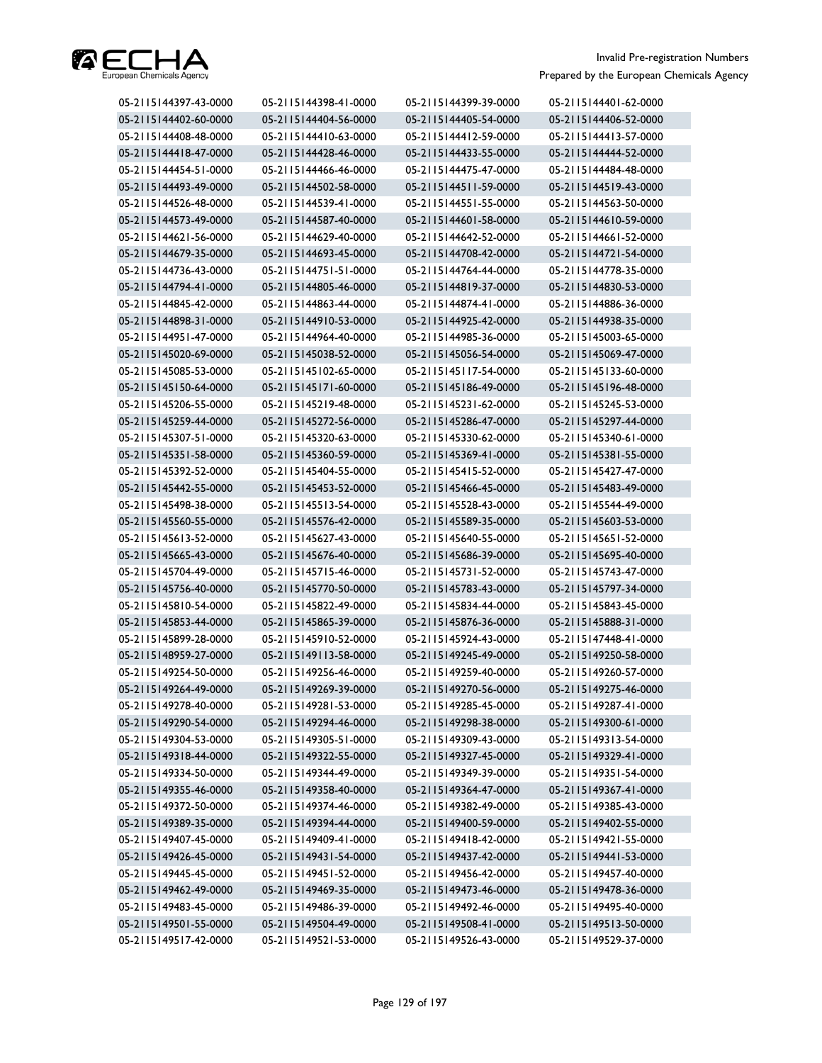| | | | |
|---|---|---|---|
| 05-2115144397-43-0000 | 05-2115144398-41-0000 | 05-2115144399-39-0000 | 05-2115144401-62-0000 |
| 05-2115144402-60-0000 | 05-2115144404-56-0000 | 05-2115144405-54-0000 | 05-2115144406-52-0000 |
| 05-2115144408-48-0000 | 05-2115144410-63-0000 | 05-2115144412-59-0000 | 05-2115144413-57-0000 |
| 05-2115144418-47-0000 | 05-2115144428-46-0000 | 05-2115144433-55-0000 | 05-2115144444-52-0000 |
| 05-2115144454-51-0000 | 05-2115144466-46-0000 | 05-2115144475-47-0000 | 05-2115144484-48-0000 |
| 05-2115144493-49-0000 | 05-2115144502-58-0000 | 05-2115144511-59-0000 | 05-2115144519-43-0000 |
| 05-2115144526-48-0000 | 05-2115144539-41-0000 | 05-2115144551-55-0000 | 05-2115144563-50-0000 |
| 05-2115144573-49-0000 | 05-2115144587-40-0000 | 05-2115144601-58-0000 | 05-2115144610-59-0000 |
| 05-2115144621-56-0000 | 05-2115144629-40-0000 | 05-2115144642-52-0000 | 05-2115144661-52-0000 |
| 05-2115144679-35-0000 | 05-2115144693-45-0000 | 05-2115144708-42-0000 | 05-2115144721-54-0000 |
| 05-2115144736-43-0000 | 05-2115144751-51-0000 | 05-2115144764-44-0000 | 05-2115144778-35-0000 |
| 05-2115144794-41-0000 | 05-2115144805-46-0000 | 05-2115144819-37-0000 | 05-2115144830-53-0000 |
| 05-2115144845-42-0000 | 05-2115144863-44-0000 | 05-2115144874-41-0000 | 05-2115144886-36-0000 |
| 05-2115144898-31-0000 | 05-2115144910-53-0000 | 05-2115144925-42-0000 | 05-2115144938-35-0000 |
| 05-2115144951-47-0000 | 05-2115144964-40-0000 | 05-2115144985-36-0000 | 05-2115145003-65-0000 |
| 05-2115145020-69-0000 | 05-2115145038-52-0000 | 05-2115145056-54-0000 | 05-2115145069-47-0000 |
| 05-2115145085-53-0000 | 05-2115145102-65-0000 | 05-2115145117-54-0000 | 05-2115145133-60-0000 |
| 05-2115145150-64-0000 | 05-2115145171-60-0000 | 05-2115145186-49-0000 | 05-2115145196-48-0000 |
| 05-2115145206-55-0000 | 05-2115145219-48-0000 | 05-2115145231-62-0000 | 05-2115145245-53-0000 |
| 05-2115145259-44-0000 | 05-2115145272-56-0000 | 05-2115145286-47-0000 | 05-2115145297-44-0000 |
| 05-2115145307-51-0000 | 05-2115145320-63-0000 | 05-2115145330-62-0000 | 05-2115145340-61-0000 |
| 05-2115145351-58-0000 | 05-2115145360-59-0000 | 05-2115145369-41-0000 | 05-2115145381-55-0000 |
| 05-2115145392-52-0000 | 05-2115145404-55-0000 | 05-2115145415-52-0000 | 05-2115145427-47-0000 |
| 05-2115145442-55-0000 | 05-2115145453-52-0000 | 05-2115145466-45-0000 | 05-2115145483-49-0000 |
| 05-2115145498-38-0000 | 05-2115145513-54-0000 | 05-2115145528-43-0000 | 05-2115145544-49-0000 |
| 05-2115145560-55-0000 | 05-2115145576-42-0000 | 05-2115145589-35-0000 | 05-2115145603-53-0000 |
| 05-2115145613-52-0000 | 05-2115145627-43-0000 | 05-2115145640-55-0000 | 05-2115145651-52-0000 |
| 05-2115145665-43-0000 | 05-2115145676-40-0000 | 05-2115145686-39-0000 | 05-2115145695-40-0000 |
| 05-2115145704-49-0000 | 05-2115145715-46-0000 | 05-2115145731-52-0000 | 05-2115145743-47-0000 |
| 05-2115145756-40-0000 | 05-2115145770-50-0000 | 05-2115145783-43-0000 | 05-2115145797-34-0000 |
| 05-2115145810-54-0000 | 05-2115145822-49-0000 | 05-2115145834-44-0000 | 05-2115145843-45-0000 |
| 05-2115145853-44-0000 | 05-2115145865-39-0000 | 05-2115145876-36-0000 | 05-2115145888-31-0000 |
| 05-2115145899-28-0000 | 05-2115145910-52-0000 | 05-2115145924-43-0000 | 05-2115147448-41-0000 |
| 05-2115148959-27-0000 | 05-2115149113-58-0000 | 05-2115149245-49-0000 | 05-2115149250-58-0000 |
| 05-2115149254-50-0000 | 05-2115149256-46-0000 | 05-2115149259-40-0000 | 05-2115149260-57-0000 |
| 05-2115149264-49-0000 | 05-2115149269-39-0000 | 05-2115149270-56-0000 | 05-2115149275-46-0000 |
| 05-2115149278-40-0000 | 05-2115149281-53-0000 | 05-2115149285-45-0000 | 05-2115149287-41-0000 |
| 05-2115149290-54-0000 | 05-2115149294-46-0000 | 05-2115149298-38-0000 | 05-2115149300-61-0000 |
| 05-2115149304-53-0000 | 05-2115149305-51-0000 | 05-2115149309-43-0000 | 05-2115149313-54-0000 |
| 05-2115149318-44-0000 | 05-2115149322-55-0000 | 05-2115149327-45-0000 | 05-2115149329-41-0000 |
| 05-2115149334-50-0000 | 05-2115149344-49-0000 | 05-2115149349-39-0000 | 05-2115149351-54-0000 |
| 05-2115149355-46-0000 | 05-2115149358-40-0000 | 05-2115149364-47-0000 | 05-2115149367-41-0000 |
| 05-2115149372-50-0000 | 05-2115149374-46-0000 | 05-2115149382-49-0000 | 05-2115149385-43-0000 |
| 05-2115149389-35-0000 | 05-2115149394-44-0000 | 05-2115149400-59-0000 | 05-2115149402-55-0000 |
| 05-2115149407-45-0000 | 05-2115149409-41-0000 | 05-2115149418-42-0000 | 05-2115149421-55-0000 |
| 05-2115149426-45-0000 | 05-2115149431-54-0000 | 05-2115149437-42-0000 | 05-2115149441-53-0000 |
| 05-2115149445-45-0000 | 05-2115149451-52-0000 | 05-2115149456-42-0000 | 05-2115149457-40-0000 |
| 05-2115149462-49-0000 | 05-2115149469-35-0000 | 05-2115149473-46-0000 | 05-2115149478-36-0000 |
| 05-2115149483-45-0000 | 05-2115149486-39-0000 | 05-2115149492-46-0000 | 05-2115149495-40-0000 |
| 05-2115149501-55-0000 | 05-2115149504-49-0000 | 05-2115149508-41-0000 | 05-2115149513-50-0000 |
| 05-2115149517-42-0000 | 05-2115149521-53-0000 | 05-2115149526-43-0000 | 05-2115149529-37-0000 |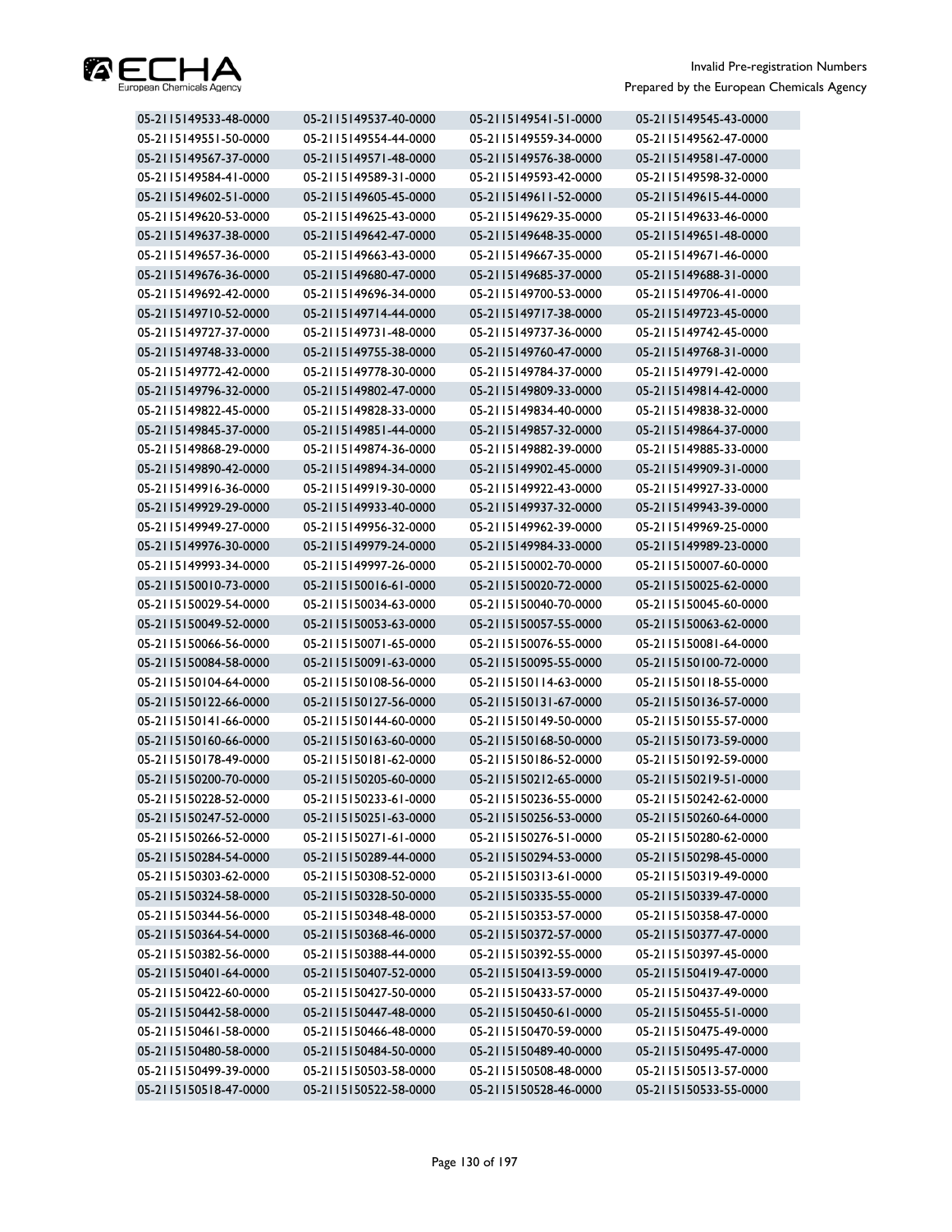| | | | |
|---|---|---|---|
| 05-2115149533-48-0000 | 05-2115149537-40-0000 | 05-2115149541-51-0000 | 05-2115149545-43-0000 |
| 05-2115149551-50-0000 | 05-2115149554-44-0000 | 05-2115149559-34-0000 | 05-2115149562-47-0000 |
| 05-2115149567-37-0000 | 05-2115149571-48-0000 | 05-2115149576-38-0000 | 05-2115149581-47-0000 |
| 05-2115149584-41-0000 | 05-2115149589-31-0000 | 05-2115149593-42-0000 | 05-2115149598-32-0000 |
| 05-2115149602-51-0000 | 05-2115149605-45-0000 | 05-2115149611-52-0000 | 05-2115149615-44-0000 |
| 05-2115149620-53-0000 | 05-2115149625-43-0000 | 05-2115149629-35-0000 | 05-2115149633-46-0000 |
| 05-2115149637-38-0000 | 05-2115149642-47-0000 | 05-2115149648-35-0000 | 05-2115149651-48-0000 |
| 05-2115149657-36-0000 | 05-2115149663-43-0000 | 05-2115149667-35-0000 | 05-2115149671-46-0000 |
| 05-2115149676-36-0000 | 05-2115149680-47-0000 | 05-2115149685-37-0000 | 05-2115149688-31-0000 |
| 05-2115149692-42-0000 | 05-2115149696-34-0000 | 05-2115149700-53-0000 | 05-2115149706-41-0000 |
| 05-2115149710-52-0000 | 05-2115149714-44-0000 | 05-2115149717-38-0000 | 05-2115149723-45-0000 |
| 05-2115149727-37-0000 | 05-2115149731-48-0000 | 05-2115149737-36-0000 | 05-2115149742-45-0000 |
| 05-2115149748-33-0000 | 05-2115149755-38-0000 | 05-2115149760-47-0000 | 05-2115149768-31-0000 |
| 05-2115149772-42-0000 | 05-2115149778-30-0000 | 05-2115149784-37-0000 | 05-2115149791-42-0000 |
| 05-2115149796-32-0000 | 05-2115149802-47-0000 | 05-2115149809-33-0000 | 05-2115149814-42-0000 |
| 05-2115149822-45-0000 | 05-2115149828-33-0000 | 05-2115149834-40-0000 | 05-2115149838-32-0000 |
| 05-2115149845-37-0000 | 05-2115149851-44-0000 | 05-2115149857-32-0000 | 05-2115149864-37-0000 |
| 05-2115149868-29-0000 | 05-2115149874-36-0000 | 05-2115149882-39-0000 | 05-2115149885-33-0000 |
| 05-2115149890-42-0000 | 05-2115149894-34-0000 | 05-2115149902-45-0000 | 05-2115149909-31-0000 |
| 05-2115149916-36-0000 | 05-2115149919-30-0000 | 05-2115149922-43-0000 | 05-2115149927-33-0000 |
| 05-2115149929-29-0000 | 05-2115149933-40-0000 | 05-2115149937-32-0000 | 05-2115149943-39-0000 |
| 05-2115149949-27-0000 | 05-2115149956-32-0000 | 05-2115149962-39-0000 | 05-2115149969-25-0000 |
| 05-2115149976-30-0000 | 05-2115149979-24-0000 | 05-2115149984-33-0000 | 05-2115149989-23-0000 |
| 05-2115149993-34-0000 | 05-2115149997-26-0000 | 05-2115150002-70-0000 | 05-2115150007-60-0000 |
| 05-2115150010-73-0000 | 05-2115150016-61-0000 | 05-2115150020-72-0000 | 05-2115150025-62-0000 |
| 05-2115150029-54-0000 | 05-2115150034-63-0000 | 05-2115150040-70-0000 | 05-2115150045-60-0000 |
| 05-2115150049-52-0000 | 05-2115150053-63-0000 | 05-2115150057-55-0000 | 05-2115150063-62-0000 |
| 05-2115150066-56-0000 | 05-2115150071-65-0000 | 05-2115150076-55-0000 | 05-2115150081-64-0000 |
| 05-2115150084-58-0000 | 05-2115150091-63-0000 | 05-2115150095-55-0000 | 05-2115150100-72-0000 |
| 05-2115150104-64-0000 | 05-2115150108-56-0000 | 05-2115150114-63-0000 | 05-2115150118-55-0000 |
| 05-2115150122-66-0000 | 05-2115150127-56-0000 | 05-2115150131-67-0000 | 05-2115150136-57-0000 |
| 05-2115150141-66-0000 | 05-2115150144-60-0000 | 05-2115150149-50-0000 | 05-2115150155-57-0000 |
| 05-2115150160-66-0000 | 05-2115150163-60-0000 | 05-2115150168-50-0000 | 05-2115150173-59-0000 |
| 05-2115150178-49-0000 | 05-2115150181-62-0000 | 05-2115150186-52-0000 | 05-2115150192-59-0000 |
| 05-2115150200-70-0000 | 05-2115150205-60-0000 | 05-2115150212-65-0000 | 05-2115150219-51-0000 |
| 05-2115150228-52-0000 | 05-2115150233-61-0000 | 05-2115150236-55-0000 | 05-2115150242-62-0000 |
| 05-2115150247-52-0000 | 05-2115150251-63-0000 | 05-2115150256-53-0000 | 05-2115150260-64-0000 |
| 05-2115150266-52-0000 | 05-2115150271-61-0000 | 05-2115150276-51-0000 | 05-2115150280-62-0000 |
| 05-2115150284-54-0000 | 05-2115150289-44-0000 | 05-2115150294-53-0000 | 05-2115150298-45-0000 |
| 05-2115150303-62-0000 | 05-2115150308-52-0000 | 05-2115150313-61-0000 | 05-2115150319-49-0000 |
| 05-2115150324-58-0000 | 05-2115150328-50-0000 | 05-2115150335-55-0000 | 05-2115150339-47-0000 |
| 05-2115150344-56-0000 | 05-2115150348-48-0000 | 05-2115150353-57-0000 | 05-2115150358-47-0000 |
| 05-2115150364-54-0000 | 05-2115150368-46-0000 | 05-2115150372-57-0000 | 05-2115150377-47-0000 |
| 05-2115150382-56-0000 | 05-2115150388-44-0000 | 05-2115150392-55-0000 | 05-2115150397-45-0000 |
| 05-2115150401-64-0000 | 05-2115150407-52-0000 | 05-2115150413-59-0000 | 05-2115150419-47-0000 |
| 05-2115150422-60-0000 | 05-2115150427-50-0000 | 05-2115150433-57-0000 | 05-2115150437-49-0000 |
| 05-2115150442-58-0000 | 05-2115150447-48-0000 | 05-2115150450-61-0000 | 05-2115150455-51-0000 |
| 05-2115150461-58-0000 | 05-2115150466-48-0000 | 05-2115150470-59-0000 | 05-2115150475-49-0000 |
| 05-2115150480-58-0000 | 05-2115150484-50-0000 | 05-2115150489-40-0000 | 05-2115150495-47-0000 |
| 05-2115150499-39-0000 | 05-2115150503-58-0000 | 05-2115150508-48-0000 | 05-2115150513-57-0000 |
| 05-2115150518-47-0000 | 05-2115150522-58-0000 | 05-2115150528-46-0000 | 05-2115150533-55-0000 |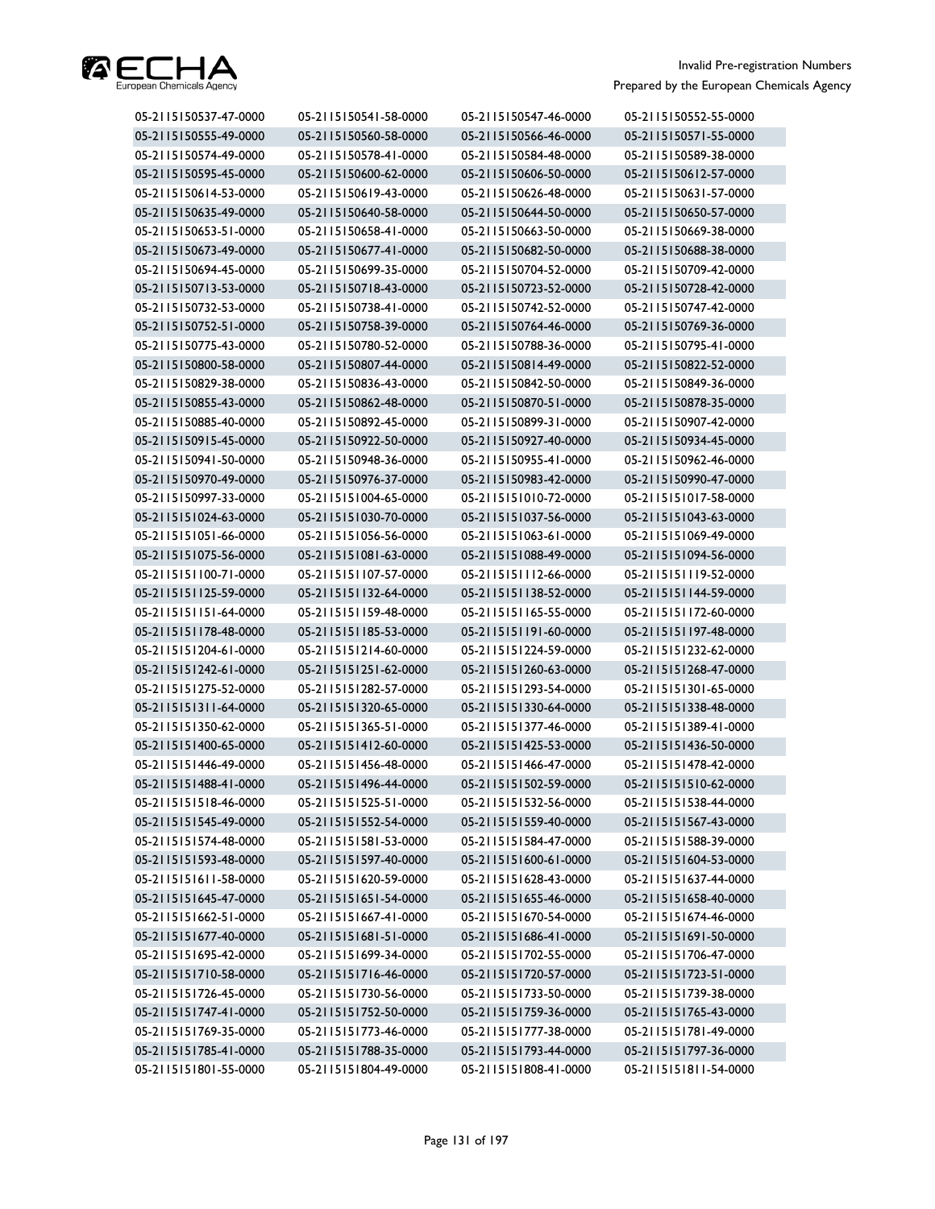| | | | |
|---|---|---|---|
| 05-2115150537-47-0000 | 05-2115150541-58-0000 | 05-2115150547-46-0000 | 05-2115150552-55-0000 |
| 05-2115150555-49-0000 | 05-2115150560-58-0000 | 05-2115150566-46-0000 | 05-2115150571-55-0000 |
| 05-2115150574-49-0000 | 05-2115150578-41-0000 | 05-2115150584-48-0000 | 05-2115150589-38-0000 |
| 05-2115150595-45-0000 | 05-2115150600-62-0000 | 05-2115150606-50-0000 | 05-2115150612-57-0000 |
| 05-2115150614-53-0000 | 05-2115150619-43-0000 | 05-2115150626-48-0000 | 05-2115150631-57-0000 |
| 05-2115150635-49-0000 | 05-2115150640-58-0000 | 05-2115150644-50-0000 | 05-2115150650-57-0000 |
| 05-2115150653-51-0000 | 05-2115150658-41-0000 | 05-2115150663-50-0000 | 05-2115150669-38-0000 |
| 05-2115150673-49-0000 | 05-2115150677-41-0000 | 05-2115150682-50-0000 | 05-2115150688-38-0000 |
| 05-2115150694-45-0000 | 05-2115150699-35-0000 | 05-2115150704-52-0000 | 05-2115150709-42-0000 |
| 05-2115150713-53-0000 | 05-2115150718-43-0000 | 05-2115150723-52-0000 | 05-2115150728-42-0000 |
| 05-2115150732-53-0000 | 05-2115150738-41-0000 | 05-2115150742-52-0000 | 05-2115150747-42-0000 |
| 05-2115150752-51-0000 | 05-2115150758-39-0000 | 05-2115150764-46-0000 | 05-2115150769-36-0000 |
| 05-2115150775-43-0000 | 05-2115150780-52-0000 | 05-2115150788-36-0000 | 05-2115150795-41-0000 |
| 05-2115150800-58-0000 | 05-2115150807-44-0000 | 05-2115150814-49-0000 | 05-2115150822-52-0000 |
| 05-2115150829-38-0000 | 05-2115150836-43-0000 | 05-2115150842-50-0000 | 05-2115150849-36-0000 |
| 05-2115150855-43-0000 | 05-2115150862-48-0000 | 05-2115150870-51-0000 | 05-2115150878-35-0000 |
| 05-2115150885-40-0000 | 05-2115150892-45-0000 | 05-2115150899-31-0000 | 05-2115150907-42-0000 |
| 05-2115150915-45-0000 | 05-2115150922-50-0000 | 05-2115150927-40-0000 | 05-2115150934-45-0000 |
| 05-2115150941-50-0000 | 05-2115150948-36-0000 | 05-2115150955-41-0000 | 05-2115150962-46-0000 |
| 05-2115150970-49-0000 | 05-2115150976-37-0000 | 05-2115150983-42-0000 | 05-2115150990-47-0000 |
| 05-2115150997-33-0000 | 05-2115151004-65-0000 | 05-2115151010-72-0000 | 05-2115151017-58-0000 |
| 05-2115151024-63-0000 | 05-2115151030-70-0000 | 05-2115151037-56-0000 | 05-2115151043-63-0000 |
| 05-2115151051-66-0000 | 05-2115151056-56-0000 | 05-2115151063-61-0000 | 05-2115151069-49-0000 |
| 05-2115151075-56-0000 | 05-2115151081-63-0000 | 05-2115151088-49-0000 | 05-2115151094-56-0000 |
| 05-2115151100-71-0000 | 05-2115151107-57-0000 | 05-2115151112-66-0000 | 05-2115151119-52-0000 |
| 05-2115151125-59-0000 | 05-2115151132-64-0000 | 05-2115151138-52-0000 | 05-2115151144-59-0000 |
| 05-2115151151-64-0000 | 05-2115151159-48-0000 | 05-2115151165-55-0000 | 05-2115151172-60-0000 |
| 05-2115151178-48-0000 | 05-2115151185-53-0000 | 05-2115151191-60-0000 | 05-2115151197-48-0000 |
| 05-2115151204-61-0000 | 05-2115151214-60-0000 | 05-2115151224-59-0000 | 05-2115151232-62-0000 |
| 05-2115151242-61-0000 | 05-2115151251-62-0000 | 05-2115151260-63-0000 | 05-2115151268-47-0000 |
| 05-2115151275-52-0000 | 05-2115151282-57-0000 | 05-2115151293-54-0000 | 05-2115151301-65-0000 |
| 05-2115151311-64-0000 | 05-2115151320-65-0000 | 05-2115151330-64-0000 | 05-2115151338-48-0000 |
| 05-2115151350-62-0000 | 05-2115151365-51-0000 | 05-2115151377-46-0000 | 05-2115151389-41-0000 |
| 05-2115151400-65-0000 | 05-2115151412-60-0000 | 05-2115151425-53-0000 | 05-2115151436-50-0000 |
| 05-2115151446-49-0000 | 05-2115151456-48-0000 | 05-2115151466-47-0000 | 05-2115151478-42-0000 |
| 05-2115151488-41-0000 | 05-2115151496-44-0000 | 05-2115151502-59-0000 | 05-2115151510-62-0000 |
| 05-2115151518-46-0000 | 05-2115151525-51-0000 | 05-2115151532-56-0000 | 05-2115151538-44-0000 |
| 05-2115151545-49-0000 | 05-2115151552-54-0000 | 05-2115151559-40-0000 | 05-2115151567-43-0000 |
| 05-2115151574-48-0000 | 05-2115151581-53-0000 | 05-2115151584-47-0000 | 05-2115151588-39-0000 |
| 05-2115151593-48-0000 | 05-2115151597-40-0000 | 05-2115151600-61-0000 | 05-2115151604-53-0000 |
| 05-2115151611-58-0000 | 05-2115151620-59-0000 | 05-2115151628-43-0000 | 05-2115151637-44-0000 |
| 05-2115151645-47-0000 | 05-2115151651-54-0000 | 05-2115151655-46-0000 | 05-2115151658-40-0000 |
| 05-2115151662-51-0000 | 05-2115151667-41-0000 | 05-2115151670-54-0000 | 05-2115151674-46-0000 |
| 05-2115151677-40-0000 | 05-2115151681-51-0000 | 05-2115151686-41-0000 | 05-2115151691-50-0000 |
| 05-2115151695-42-0000 | 05-2115151699-34-0000 | 05-2115151702-55-0000 | 05-2115151706-47-0000 |
| 05-2115151710-58-0000 | 05-2115151716-46-0000 | 05-2115151720-57-0000 | 05-2115151723-51-0000 |
| 05-2115151726-45-0000 | 05-2115151730-56-0000 | 05-2115151733-50-0000 | 05-2115151739-38-0000 |
| 05-2115151747-41-0000 | 05-2115151752-50-0000 | 05-2115151759-36-0000 | 05-2115151765-43-0000 |
| 05-2115151769-35-0000 | 05-2115151773-46-0000 | 05-2115151777-38-0000 | 05-2115151781-49-0000 |
| 05-2115151785-41-0000 | 05-2115151788-35-0000 | 05-2115151793-44-0000 | 05-2115151797-36-0000 |
| 05-2115151801-55-0000 | 05-2115151804-49-0000 | 05-2115151808-41-0000 | 05-2115151811-54-0000 |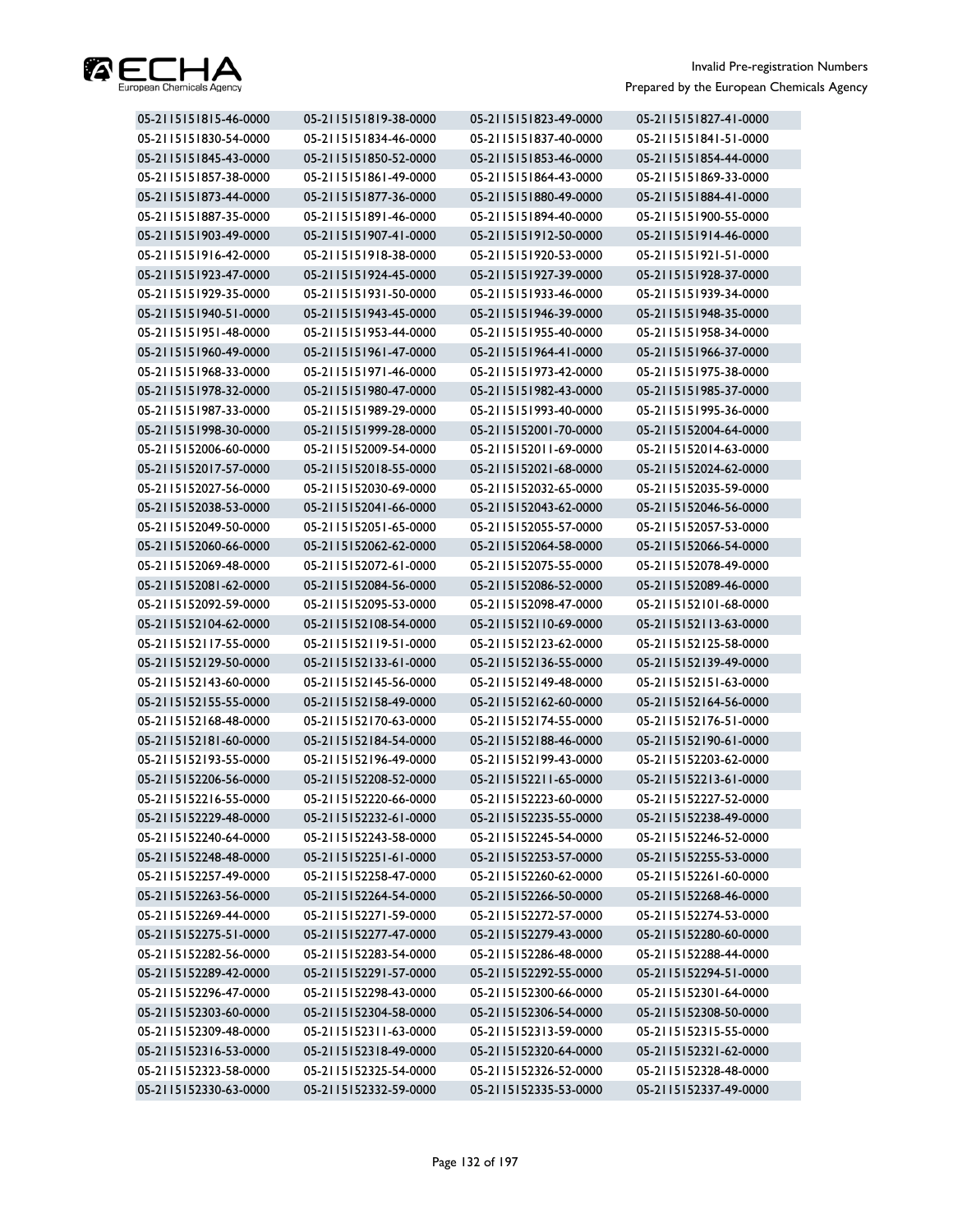| | | | |
|---|---|---|---|
| 05-2115151815-46-0000 | 05-2115151819-38-0000 | 05-2115151823-49-0000 | 05-2115151827-41-0000 |
| 05-2115151830-54-0000 | 05-2115151834-46-0000 | 05-2115151837-40-0000 | 05-2115151841-51-0000 |
| 05-2115151845-43-0000 | 05-2115151850-52-0000 | 05-2115151853-46-0000 | 05-2115151854-44-0000 |
| 05-2115151857-38-0000 | 05-2115151861-49-0000 | 05-2115151864-43-0000 | 05-2115151869-33-0000 |
| 05-2115151873-44-0000 | 05-2115151877-36-0000 | 05-2115151880-49-0000 | 05-2115151884-41-0000 |
| 05-2115151887-35-0000 | 05-2115151891-46-0000 | 05-2115151894-40-0000 | 05-2115151900-55-0000 |
| 05-2115151903-49-0000 | 05-2115151907-41-0000 | 05-2115151912-50-0000 | 05-2115151914-46-0000 |
| 05-2115151916-42-0000 | 05-2115151918-38-0000 | 05-2115151920-53-0000 | 05-2115151921-51-0000 |
| 05-2115151923-47-0000 | 05-2115151924-45-0000 | 05-2115151927-39-0000 | 05-2115151928-37-0000 |
| 05-2115151929-35-0000 | 05-2115151931-50-0000 | 05-2115151933-46-0000 | 05-2115151939-34-0000 |
| 05-2115151940-51-0000 | 05-2115151943-45-0000 | 05-2115151946-39-0000 | 05-2115151948-35-0000 |
| 05-2115151951-48-0000 | 05-2115151953-44-0000 | 05-2115151955-40-0000 | 05-2115151958-34-0000 |
| 05-2115151960-49-0000 | 05-2115151961-47-0000 | 05-2115151964-41-0000 | 05-2115151966-37-0000 |
| 05-2115151968-33-0000 | 05-2115151971-46-0000 | 05-2115151973-42-0000 | 05-2115151975-38-0000 |
| 05-2115151978-32-0000 | 05-2115151980-47-0000 | 05-2115151982-43-0000 | 05-2115151985-37-0000 |
| 05-2115151987-33-0000 | 05-2115151989-29-0000 | 05-2115151993-40-0000 | 05-2115151995-36-0000 |
| 05-2115151998-30-0000 | 05-2115151999-28-0000 | 05-2115152001-70-0000 | 05-2115152004-64-0000 |
| 05-2115152006-60-0000 | 05-2115152009-54-0000 | 05-2115152011-69-0000 | 05-2115152014-63-0000 |
| 05-2115152017-57-0000 | 05-2115152018-55-0000 | 05-2115152021-68-0000 | 05-2115152024-62-0000 |
| 05-2115152027-56-0000 | 05-2115152030-69-0000 | 05-2115152032-65-0000 | 05-2115152035-59-0000 |
| 05-2115152038-53-0000 | 05-2115152041-66-0000 | 05-2115152043-62-0000 | 05-2115152046-56-0000 |
| 05-2115152049-50-0000 | 05-2115152051-65-0000 | 05-2115152055-57-0000 | 05-2115152057-53-0000 |
| 05-2115152060-66-0000 | 05-2115152062-62-0000 | 05-2115152064-58-0000 | 05-2115152066-54-0000 |
| 05-2115152069-48-0000 | 05-2115152072-61-0000 | 05-2115152075-55-0000 | 05-2115152078-49-0000 |
| 05-2115152081-62-0000 | 05-2115152084-56-0000 | 05-2115152086-52-0000 | 05-2115152089-46-0000 |
| 05-2115152092-59-0000 | 05-2115152095-53-0000 | 05-2115152098-47-0000 | 05-2115152101-68-0000 |
| 05-2115152104-62-0000 | 05-2115152108-54-0000 | 05-2115152110-69-0000 | 05-2115152113-63-0000 |
| 05-2115152117-55-0000 | 05-2115152119-51-0000 | 05-2115152123-62-0000 | 05-2115152125-58-0000 |
| 05-2115152129-50-0000 | 05-2115152133-61-0000 | 05-2115152136-55-0000 | 05-2115152139-49-0000 |
| 05-2115152143-60-0000 | 05-2115152145-56-0000 | 05-2115152149-48-0000 | 05-2115152151-63-0000 |
| 05-2115152155-55-0000 | 05-2115152158-49-0000 | 05-2115152162-60-0000 | 05-2115152164-56-0000 |
| 05-2115152168-48-0000 | 05-2115152170-63-0000 | 05-2115152174-55-0000 | 05-2115152176-51-0000 |
| 05-2115152181-60-0000 | 05-2115152184-54-0000 | 05-2115152188-46-0000 | 05-2115152190-61-0000 |
| 05-2115152193-55-0000 | 05-2115152196-49-0000 | 05-2115152199-43-0000 | 05-2115152203-62-0000 |
| 05-2115152206-56-0000 | 05-2115152208-52-0000 | 05-2115152211-65-0000 | 05-2115152213-61-0000 |
| 05-2115152216-55-0000 | 05-2115152220-66-0000 | 05-2115152223-60-0000 | 05-2115152227-52-0000 |
| 05-2115152229-48-0000 | 05-2115152232-61-0000 | 05-2115152235-55-0000 | 05-2115152238-49-0000 |
| 05-2115152240-64-0000 | 05-2115152243-58-0000 | 05-2115152245-54-0000 | 05-2115152246-52-0000 |
| 05-2115152248-48-0000 | 05-2115152251-61-0000 | 05-2115152253-57-0000 | 05-2115152255-53-0000 |
| 05-2115152257-49-0000 | 05-2115152258-47-0000 | 05-2115152260-62-0000 | 05-2115152261-60-0000 |
| 05-2115152263-56-0000 | 05-2115152264-54-0000 | 05-2115152266-50-0000 | 05-2115152268-46-0000 |
| 05-2115152269-44-0000 | 05-2115152271-59-0000 | 05-2115152272-57-0000 | 05-2115152274-53-0000 |
| 05-2115152275-51-0000 | 05-2115152277-47-0000 | 05-2115152279-43-0000 | 05-2115152280-60-0000 |
| 05-2115152282-56-0000 | 05-2115152283-54-0000 | 05-2115152286-48-0000 | 05-2115152288-44-0000 |
| 05-2115152289-42-0000 | 05-2115152291-57-0000 | 05-2115152292-55-0000 | 05-2115152294-51-0000 |
| 05-2115152296-47-0000 | 05-2115152298-43-0000 | 05-2115152300-66-0000 | 05-2115152301-64-0000 |
| 05-2115152303-60-0000 | 05-2115152304-58-0000 | 05-2115152306-54-0000 | 05-2115152308-50-0000 |
| 05-2115152309-48-0000 | 05-2115152311-63-0000 | 05-2115152313-59-0000 | 05-2115152315-55-0000 |
| 05-2115152316-53-0000 | 05-2115152318-49-0000 | 05-2115152320-64-0000 | 05-2115152321-62-0000 |
| 05-2115152323-58-0000 | 05-2115152325-54-0000 | 05-2115152326-52-0000 | 05-2115152328-48-0000 |
| 05-2115152330-63-0000 | 05-2115152332-59-0000 | 05-2115152335-53-0000 | 05-2115152337-49-0000 |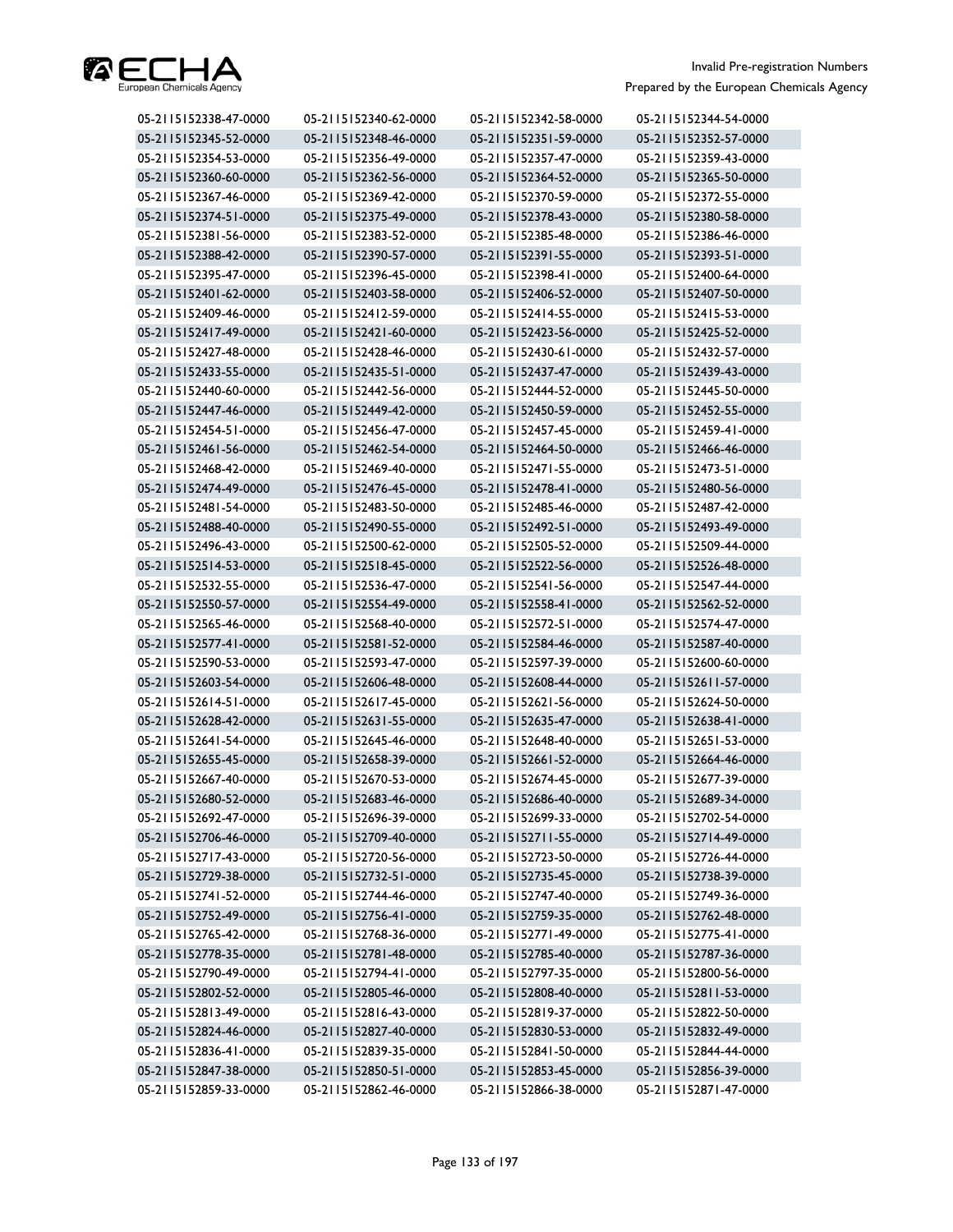| | | | |
|---|---|---|---|
| 05-2115152338-47-0000 | 05-2115152340-62-0000 | 05-2115152342-58-0000 | 05-2115152344-54-0000 |
| 05-2115152345-52-0000 | 05-2115152348-46-0000 | 05-2115152351-59-0000 | 05-2115152352-57-0000 |
| 05-2115152354-53-0000 | 05-2115152356-49-0000 | 05-2115152357-47-0000 | 05-2115152359-43-0000 |
| 05-2115152360-60-0000 | 05-2115152362-56-0000 | 05-2115152364-52-0000 | 05-2115152365-50-0000 |
| 05-2115152367-46-0000 | 05-2115152369-42-0000 | 05-2115152370-59-0000 | 05-2115152372-55-0000 |
| 05-2115152374-51-0000 | 05-2115152375-49-0000 | 05-2115152378-43-0000 | 05-2115152380-58-0000 |
| 05-2115152381-56-0000 | 05-2115152383-52-0000 | 05-2115152385-48-0000 | 05-2115152386-46-0000 |
| 05-2115152388-42-0000 | 05-2115152390-57-0000 | 05-2115152391-55-0000 | 05-2115152393-51-0000 |
| 05-2115152395-47-0000 | 05-2115152396-45-0000 | 05-2115152398-41-0000 | 05-2115152400-64-0000 |
| 05-2115152401-62-0000 | 05-2115152403-58-0000 | 05-2115152406-52-0000 | 05-2115152407-50-0000 |
| 05-2115152409-46-0000 | 05-2115152412-59-0000 | 05-2115152414-55-0000 | 05-2115152415-53-0000 |
| 05-2115152417-49-0000 | 05-2115152421-60-0000 | 05-2115152423-56-0000 | 05-2115152425-52-0000 |
| 05-2115152427-48-0000 | 05-2115152428-46-0000 | 05-2115152430-61-0000 | 05-2115152432-57-0000 |
| 05-2115152433-55-0000 | 05-2115152435-51-0000 | 05-2115152437-47-0000 | 05-2115152439-43-0000 |
| 05-2115152440-60-0000 | 05-2115152442-56-0000 | 05-2115152444-52-0000 | 05-2115152445-50-0000 |
| 05-2115152447-46-0000 | 05-2115152449-42-0000 | 05-2115152450-59-0000 | 05-2115152452-55-0000 |
| 05-2115152454-51-0000 | 05-2115152456-47-0000 | 05-2115152457-45-0000 | 05-2115152459-41-0000 |
| 05-2115152461-56-0000 | 05-2115152462-54-0000 | 05-2115152464-50-0000 | 05-2115152466-46-0000 |
| 05-2115152468-42-0000 | 05-2115152469-40-0000 | 05-2115152471-55-0000 | 05-2115152473-51-0000 |
| 05-2115152474-49-0000 | 05-2115152476-45-0000 | 05-2115152478-41-0000 | 05-2115152480-56-0000 |
| 05-2115152481-54-0000 | 05-2115152483-50-0000 | 05-2115152485-46-0000 | 05-2115152487-42-0000 |
| 05-2115152488-40-0000 | 05-2115152490-55-0000 | 05-2115152492-51-0000 | 05-2115152493-49-0000 |
| 05-2115152496-43-0000 | 05-2115152500-62-0000 | 05-2115152505-52-0000 | 05-2115152509-44-0000 |
| 05-2115152514-53-0000 | 05-2115152518-45-0000 | 05-2115152522-56-0000 | 05-2115152526-48-0000 |
| 05-2115152532-55-0000 | 05-2115152536-47-0000 | 05-2115152541-56-0000 | 05-2115152547-44-0000 |
| 05-2115152550-57-0000 | 05-2115152554-49-0000 | 05-2115152558-41-0000 | 05-2115152562-52-0000 |
| 05-2115152565-46-0000 | 05-2115152568-40-0000 | 05-2115152572-51-0000 | 05-2115152574-47-0000 |
| 05-2115152577-41-0000 | 05-2115152581-52-0000 | 05-2115152584-46-0000 | 05-2115152587-40-0000 |
| 05-2115152590-53-0000 | 05-2115152593-47-0000 | 05-2115152597-39-0000 | 05-2115152600-60-0000 |
| 05-2115152603-54-0000 | 05-2115152606-48-0000 | 05-2115152608-44-0000 | 05-2115152611-57-0000 |
| 05-2115152614-51-0000 | 05-2115152617-45-0000 | 05-2115152621-56-0000 | 05-2115152624-50-0000 |
| 05-2115152628-42-0000 | 05-2115152631-55-0000 | 05-2115152635-47-0000 | 05-2115152638-41-0000 |
| 05-2115152641-54-0000 | 05-2115152645-46-0000 | 05-2115152648-40-0000 | 05-2115152651-53-0000 |
| 05-2115152655-45-0000 | 05-2115152658-39-0000 | 05-2115152661-52-0000 | 05-2115152664-46-0000 |
| 05-2115152667-40-0000 | 05-2115152670-53-0000 | 05-2115152674-45-0000 | 05-2115152677-39-0000 |
| 05-2115152680-52-0000 | 05-2115152683-46-0000 | 05-2115152686-40-0000 | 05-2115152689-34-0000 |
| 05-2115152692-47-0000 | 05-2115152696-39-0000 | 05-2115152699-33-0000 | 05-2115152702-54-0000 |
| 05-2115152706-46-0000 | 05-2115152709-40-0000 | 05-2115152711-55-0000 | 05-2115152714-49-0000 |
| 05-2115152717-43-0000 | 05-2115152720-56-0000 | 05-2115152723-50-0000 | 05-2115152726-44-0000 |
| 05-2115152729-38-0000 | 05-2115152732-51-0000 | 05-2115152735-45-0000 | 05-2115152738-39-0000 |
| 05-2115152741-52-0000 | 05-2115152744-46-0000 | 05-2115152747-40-0000 | 05-2115152749-36-0000 |
| 05-2115152752-49-0000 | 05-2115152756-41-0000 | 05-2115152759-35-0000 | 05-2115152762-48-0000 |
| 05-2115152765-42-0000 | 05-2115152768-36-0000 | 05-2115152771-49-0000 | 05-2115152775-41-0000 |
| 05-2115152778-35-0000 | 05-2115152781-48-0000 | 05-2115152785-40-0000 | 05-2115152787-36-0000 |
| 05-2115152790-49-0000 | 05-2115152794-41-0000 | 05-2115152797-35-0000 | 05-2115152800-56-0000 |
| 05-2115152802-52-0000 | 05-2115152805-46-0000 | 05-2115152808-40-0000 | 05-2115152811-53-0000 |
| 05-2115152813-49-0000 | 05-2115152816-43-0000 | 05-2115152819-37-0000 | 05-2115152822-50-0000 |
| 05-2115152824-46-0000 | 05-2115152827-40-0000 | 05-2115152830-53-0000 | 05-2115152832-49-0000 |
| 05-2115152836-41-0000 | 05-2115152839-35-0000 | 05-2115152841-50-0000 | 05-2115152844-44-0000 |
| 05-2115152847-38-0000 | 05-2115152850-51-0000 | 05-2115152853-45-0000 | 05-2115152856-39-0000 |
| 05-2115152859-33-0000 | 05-2115152862-46-0000 | 05-2115152866-38-0000 | 05-2115152871-47-0000 |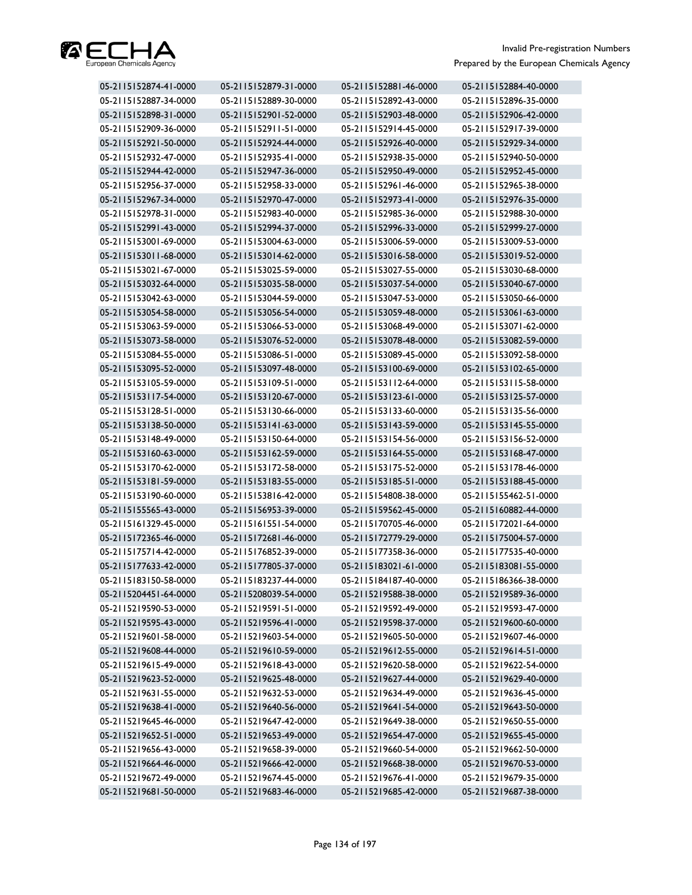| | | | |
|---|---|---|---|
| 05-2115152874-41-0000 | 05-2115152879-31-0000 | 05-2115152881-46-0000 | 05-2115152884-40-0000 |
| 05-2115152887-34-0000 | 05-2115152889-30-0000 | 05-2115152892-43-0000 | 05-2115152896-35-0000 |
| 05-2115152898-31-0000 | 05-2115152901-52-0000 | 05-2115152903-48-0000 | 05-2115152906-42-0000 |
| 05-2115152909-36-0000 | 05-2115152911-51-0000 | 05-2115152914-45-0000 | 05-2115152917-39-0000 |
| 05-2115152921-50-0000 | 05-2115152924-44-0000 | 05-2115152926-40-0000 | 05-2115152929-34-0000 |
| 05-2115152932-47-0000 | 05-2115152935-41-0000 | 05-2115152938-35-0000 | 05-2115152940-50-0000 |
| 05-2115152944-42-0000 | 05-2115152947-36-0000 | 05-2115152950-49-0000 | 05-2115152952-45-0000 |
| 05-2115152956-37-0000 | 05-2115152958-33-0000 | 05-2115152961-46-0000 | 05-2115152965-38-0000 |
| 05-2115152967-34-0000 | 05-2115152970-47-0000 | 05-2115152973-41-0000 | 05-2115152976-35-0000 |
| 05-2115152978-31-0000 | 05-2115152983-40-0000 | 05-2115152985-36-0000 | 05-2115152988-30-0000 |
| 05-2115152991-43-0000 | 05-2115152994-37-0000 | 05-2115152996-33-0000 | 05-2115152999-27-0000 |
| 05-2115153001-69-0000 | 05-2115153004-63-0000 | 05-2115153006-59-0000 | 05-2115153009-53-0000 |
| 05-2115153011-68-0000 | 05-2115153014-62-0000 | 05-2115153016-58-0000 | 05-2115153019-52-0000 |
| 05-2115153021-67-0000 | 05-2115153025-59-0000 | 05-2115153027-55-0000 | 05-2115153030-68-0000 |
| 05-2115153032-64-0000 | 05-2115153035-58-0000 | 05-2115153037-54-0000 | 05-2115153040-67-0000 |
| 05-2115153042-63-0000 | 05-2115153044-59-0000 | 05-2115153047-53-0000 | 05-2115153050-66-0000 |
| 05-2115153054-58-0000 | 05-2115153056-54-0000 | 05-2115153059-48-0000 | 05-2115153061-63-0000 |
| 05-2115153063-59-0000 | 05-2115153066-53-0000 | 05-2115153068-49-0000 | 05-2115153071-62-0000 |
| 05-2115153073-58-0000 | 05-2115153076-52-0000 | 05-2115153078-48-0000 | 05-2115153082-59-0000 |
| 05-2115153084-55-0000 | 05-2115153086-51-0000 | 05-2115153089-45-0000 | 05-2115153092-58-0000 |
| 05-2115153095-52-0000 | 05-2115153097-48-0000 | 05-2115153100-69-0000 | 05-2115153102-65-0000 |
| 05-2115153105-59-0000 | 05-2115153109-51-0000 | 05-2115153112-64-0000 | 05-2115153115-58-0000 |
| 05-2115153117-54-0000 | 05-2115153120-67-0000 | 05-2115153123-61-0000 | 05-2115153125-57-0000 |
| 05-2115153128-51-0000 | 05-2115153130-66-0000 | 05-2115153133-60-0000 | 05-2115153135-56-0000 |
| 05-2115153138-50-0000 | 05-2115153141-63-0000 | 05-2115153143-59-0000 | 05-2115153145-55-0000 |
| 05-2115153148-49-0000 | 05-2115153150-64-0000 | 05-2115153154-56-0000 | 05-2115153156-52-0000 |
| 05-2115153160-63-0000 | 05-2115153162-59-0000 | 05-2115153164-55-0000 | 05-2115153168-47-0000 |
| 05-2115153170-62-0000 | 05-2115153172-58-0000 | 05-2115153175-52-0000 | 05-2115153178-46-0000 |
| 05-2115153181-59-0000 | 05-2115153183-55-0000 | 05-2115153185-51-0000 | 05-2115153188-45-0000 |
| 05-2115153190-60-0000 | 05-2115153816-42-0000 | 05-2115154808-38-0000 | 05-2115155462-51-0000 |
| 05-2115155565-43-0000 | 05-2115156953-39-0000 | 05-2115159562-45-0000 | 05-2115160882-44-0000 |
| 05-2115161329-45-0000 | 05-2115161551-54-0000 | 05-2115170705-46-0000 | 05-2115172021-64-0000 |
| 05-2115172365-46-0000 | 05-2115172681-46-0000 | 05-2115172779-29-0000 | 05-2115175004-57-0000 |
| 05-2115175714-42-0000 | 05-2115176852-39-0000 | 05-2115177358-36-0000 | 05-2115177535-40-0000 |
| 05-2115177633-42-0000 | 05-2115177805-37-0000 | 05-2115183021-61-0000 | 05-2115183081-55-0000 |
| 05-2115183150-58-0000 | 05-2115183237-44-0000 | 05-2115184187-40-0000 | 05-2115186366-38-0000 |
| 05-2115204451-64-0000 | 05-2115208039-54-0000 | 05-2115219588-38-0000 | 05-2115219589-36-0000 |
| 05-2115219590-53-0000 | 05-2115219591-51-0000 | 05-2115219592-49-0000 | 05-2115219593-47-0000 |
| 05-2115219595-43-0000 | 05-2115219596-41-0000 | 05-2115219598-37-0000 | 05-2115219600-60-0000 |
| 05-2115219601-58-0000 | 05-2115219603-54-0000 | 05-2115219605-50-0000 | 05-2115219607-46-0000 |
| 05-2115219608-44-0000 | 05-2115219610-59-0000 | 05-2115219612-55-0000 | 05-2115219614-51-0000 |
| 05-2115219615-49-0000 | 05-2115219618-43-0000 | 05-2115219620-58-0000 | 05-2115219622-54-0000 |
| 05-2115219623-52-0000 | 05-2115219625-48-0000 | 05-2115219627-44-0000 | 05-2115219629-40-0000 |
| 05-2115219631-55-0000 | 05-2115219632-53-0000 | 05-2115219634-49-0000 | 05-2115219636-45-0000 |
| 05-2115219638-41-0000 | 05-2115219640-56-0000 | 05-2115219641-54-0000 | 05-2115219643-50-0000 |
| 05-2115219645-46-0000 | 05-2115219647-42-0000 | 05-2115219649-38-0000 | 05-2115219650-55-0000 |
| 05-2115219652-51-0000 | 05-2115219653-49-0000 | 05-2115219654-47-0000 | 05-2115219655-45-0000 |
| 05-2115219656-43-0000 | 05-2115219658-39-0000 | 05-2115219660-54-0000 | 05-2115219662-50-0000 |
| 05-2115219664-46-0000 | 05-2115219666-42-0000 | 05-2115219668-38-0000 | 05-2115219670-53-0000 |
| 05-2115219672-49-0000 | 05-2115219674-45-0000 | 05-2115219676-41-0000 | 05-2115219679-35-0000 |
| 05-2115219681-50-0000 | 05-2115219683-46-0000 | 05-2115219685-42-0000 | 05-2115219687-38-0000 |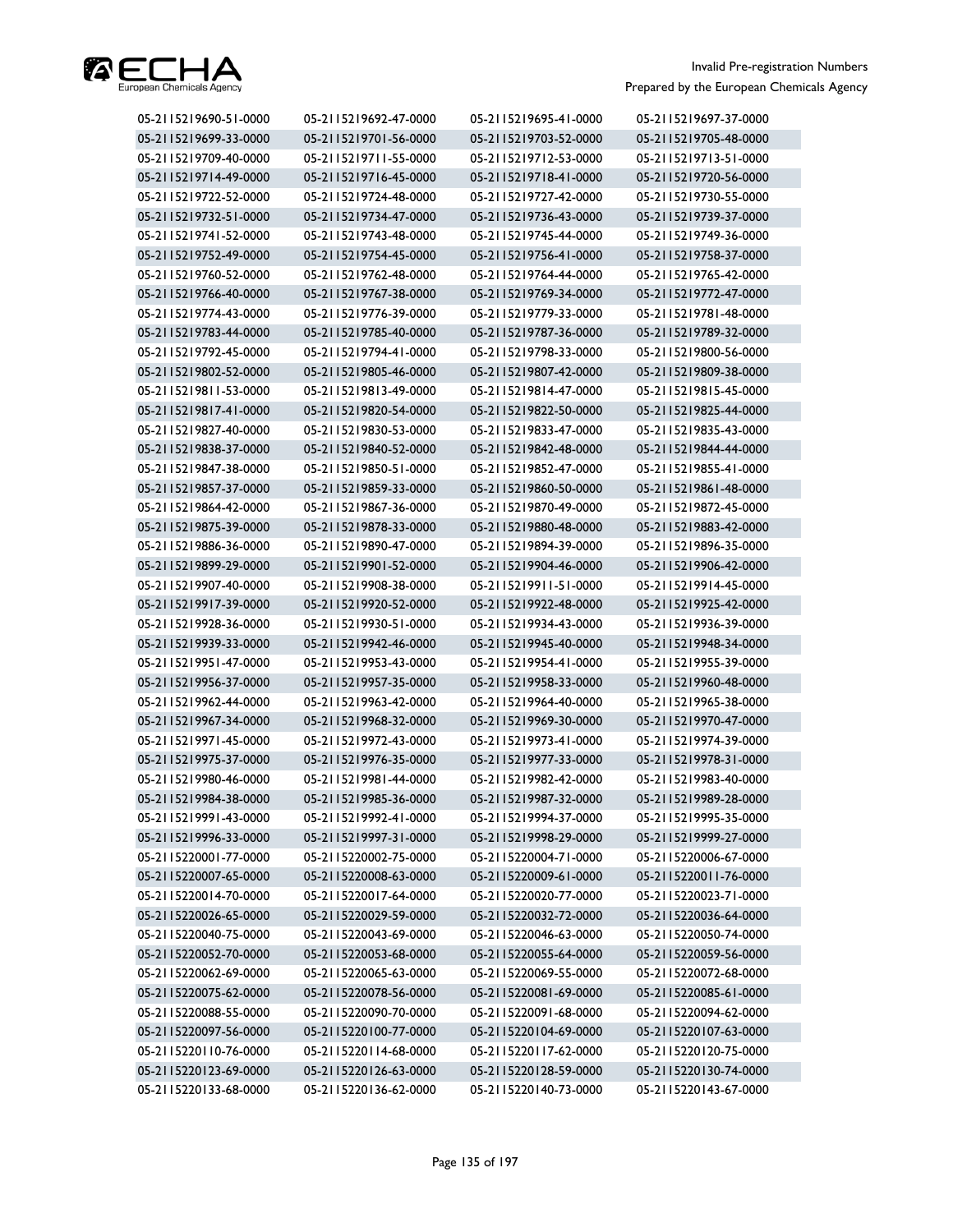| | | | |
|---|---|---|---|
| 05-2115219690-51-0000 | 05-2115219692-47-0000 | 05-2115219695-41-0000 | 05-2115219697-37-0000 |
| 05-2115219699-33-0000 | 05-2115219701-56-0000 | 05-2115219703-52-0000 | 05-2115219705-48-0000 |
| 05-2115219709-40-0000 | 05-2115219711-55-0000 | 05-2115219712-53-0000 | 05-2115219713-51-0000 |
| 05-2115219714-49-0000 | 05-2115219716-45-0000 | 05-2115219718-41-0000 | 05-2115219720-56-0000 |
| 05-2115219722-52-0000 | 05-2115219724-48-0000 | 05-2115219727-42-0000 | 05-2115219730-55-0000 |
| 05-2115219732-51-0000 | 05-2115219734-47-0000 | 05-2115219736-43-0000 | 05-2115219739-37-0000 |
| 05-2115219741-52-0000 | 05-2115219743-48-0000 | 05-2115219745-44-0000 | 05-2115219749-36-0000 |
| 05-2115219752-49-0000 | 05-2115219754-45-0000 | 05-2115219756-41-0000 | 05-2115219758-37-0000 |
| 05-2115219760-52-0000 | 05-2115219762-48-0000 | 05-2115219764-44-0000 | 05-2115219765-42-0000 |
| 05-2115219766-40-0000 | 05-2115219767-38-0000 | 05-2115219769-34-0000 | 05-2115219772-47-0000 |
| 05-2115219774-43-0000 | 05-2115219776-39-0000 | 05-2115219779-33-0000 | 05-2115219781-48-0000 |
| 05-2115219783-44-0000 | 05-2115219785-40-0000 | 05-2115219787-36-0000 | 05-2115219789-32-0000 |
| 05-2115219792-45-0000 | 05-2115219794-41-0000 | 05-2115219798-33-0000 | 05-2115219800-56-0000 |
| 05-2115219802-52-0000 | 05-2115219805-46-0000 | 05-2115219807-42-0000 | 05-2115219809-38-0000 |
| 05-2115219811-53-0000 | 05-2115219813-49-0000 | 05-2115219814-47-0000 | 05-2115219815-45-0000 |
| 05-2115219817-41-0000 | 05-2115219820-54-0000 | 05-2115219822-50-0000 | 05-2115219825-44-0000 |
| 05-2115219827-40-0000 | 05-2115219830-53-0000 | 05-2115219833-47-0000 | 05-2115219835-43-0000 |
| 05-2115219838-37-0000 | 05-2115219840-52-0000 | 05-2115219842-48-0000 | 05-2115219844-44-0000 |
| 05-2115219847-38-0000 | 05-2115219850-51-0000 | 05-2115219852-47-0000 | 05-2115219855-41-0000 |
| 05-2115219857-37-0000 | 05-2115219859-33-0000 | 05-2115219860-50-0000 | 05-2115219861-48-0000 |
| 05-2115219864-42-0000 | 05-2115219867-36-0000 | 05-2115219870-49-0000 | 05-2115219872-45-0000 |
| 05-2115219875-39-0000 | 05-2115219878-33-0000 | 05-2115219880-48-0000 | 05-2115219883-42-0000 |
| 05-2115219886-36-0000 | 05-2115219890-47-0000 | 05-2115219894-39-0000 | 05-2115219896-35-0000 |
| 05-2115219899-29-0000 | 05-2115219901-52-0000 | 05-2115219904-46-0000 | 05-2115219906-42-0000 |
| 05-2115219907-40-0000 | 05-2115219908-38-0000 | 05-2115219911-51-0000 | 05-2115219914-45-0000 |
| 05-2115219917-39-0000 | 05-2115219920-52-0000 | 05-2115219922-48-0000 | 05-2115219925-42-0000 |
| 05-2115219928-36-0000 | 05-2115219930-51-0000 | 05-2115219934-43-0000 | 05-2115219936-39-0000 |
| 05-2115219939-33-0000 | 05-2115219942-46-0000 | 05-2115219945-40-0000 | 05-2115219948-34-0000 |
| 05-2115219951-47-0000 | 05-2115219953-43-0000 | 05-2115219954-41-0000 | 05-2115219955-39-0000 |
| 05-2115219956-37-0000 | 05-2115219957-35-0000 | 05-2115219958-33-0000 | 05-2115219960-48-0000 |
| 05-2115219962-44-0000 | 05-2115219963-42-0000 | 05-2115219964-40-0000 | 05-2115219965-38-0000 |
| 05-2115219967-34-0000 | 05-2115219968-32-0000 | 05-2115219969-30-0000 | 05-2115219970-47-0000 |
| 05-2115219971-45-0000 | 05-2115219972-43-0000 | 05-2115219973-41-0000 | 05-2115219974-39-0000 |
| 05-2115219975-37-0000 | 05-2115219976-35-0000 | 05-2115219977-33-0000 | 05-2115219978-31-0000 |
| 05-2115219980-46-0000 | 05-2115219981-44-0000 | 05-2115219982-42-0000 | 05-2115219983-40-0000 |
| 05-2115219984-38-0000 | 05-2115219985-36-0000 | 05-2115219987-32-0000 | 05-2115219989-28-0000 |
| 05-2115219991-43-0000 | 05-2115219992-41-0000 | 05-2115219994-37-0000 | 05-2115219995-35-0000 |
| 05-2115219996-33-0000 | 05-2115219997-31-0000 | 05-2115219998-29-0000 | 05-2115219999-27-0000 |
| 05-2115220001-77-0000 | 05-2115220002-75-0000 | 05-2115220004-71-0000 | 05-2115220006-67-0000 |
| 05-2115220007-65-0000 | 05-2115220008-63-0000 | 05-2115220009-61-0000 | 05-2115220011-76-0000 |
| 05-2115220014-70-0000 | 05-2115220017-64-0000 | 05-2115220020-77-0000 | 05-2115220023-71-0000 |
| 05-2115220026-65-0000 | 05-2115220029-59-0000 | 05-2115220032-72-0000 | 05-2115220036-64-0000 |
| 05-2115220040-75-0000 | 05-2115220043-69-0000 | 05-2115220046-63-0000 | 05-2115220050-74-0000 |
| 05-2115220052-70-0000 | 05-2115220053-68-0000 | 05-2115220055-64-0000 | 05-2115220059-56-0000 |
| 05-2115220062-69-0000 | 05-2115220065-63-0000 | 05-2115220069-55-0000 | 05-2115220072-68-0000 |
| 05-2115220075-62-0000 | 05-2115220078-56-0000 | 05-2115220081-69-0000 | 05-2115220085-61-0000 |
| 05-2115220088-55-0000 | 05-2115220090-70-0000 | 05-2115220091-68-0000 | 05-2115220094-62-0000 |
| 05-2115220097-56-0000 | 05-2115220100-77-0000 | 05-2115220104-69-0000 | 05-2115220107-63-0000 |
| 05-2115220110-76-0000 | 05-2115220114-68-0000 | 05-2115220117-62-0000 | 05-2115220120-75-0000 |
| 05-2115220123-69-0000 | 05-2115220126-63-0000 | 05-2115220128-59-0000 | 05-2115220130-74-0000 |
| 05-2115220133-68-0000 | 05-2115220136-62-0000 | 05-2115220140-73-0000 | 05-2115220143-67-0000 |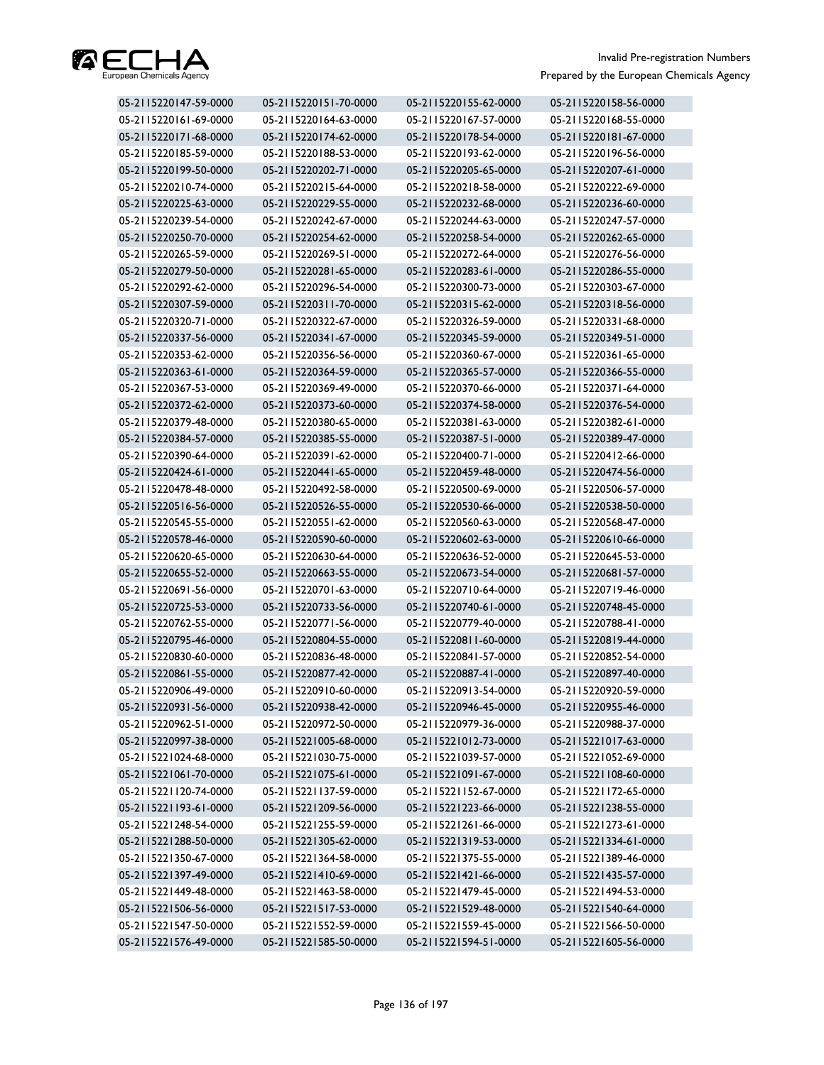| | | | |
|---|---|---|---|
| 05-2115220147-59-0000 | 05-2115220151-70-0000 | 05-2115220155-62-0000 | 05-2115220158-56-0000 |
| 05-2115220161-69-0000 | 05-2115220164-63-0000 | 05-2115220167-57-0000 | 05-2115220168-55-0000 |
| 05-2115220171-68-0000 | 05-2115220174-62-0000 | 05-2115220178-54-0000 | 05-2115220181-67-0000 |
| 05-2115220185-59-0000 | 05-2115220188-53-0000 | 05-2115220193-62-0000 | 05-2115220196-56-0000 |
| 05-2115220199-50-0000 | 05-2115220202-71-0000 | 05-2115220205-65-0000 | 05-2115220207-61-0000 |
| 05-2115220210-74-0000 | 05-2115220215-64-0000 | 05-2115220218-58-0000 | 05-2115220222-69-0000 |
| 05-2115220225-63-0000 | 05-2115220229-55-0000 | 05-2115220232-68-0000 | 05-2115220236-60-0000 |
| 05-2115220239-54-0000 | 05-2115220242-67-0000 | 05-2115220244-63-0000 | 05-2115220247-57-0000 |
| 05-2115220250-70-0000 | 05-2115220254-62-0000 | 05-2115220258-54-0000 | 05-2115220262-65-0000 |
| 05-2115220265-59-0000 | 05-2115220269-51-0000 | 05-2115220272-64-0000 | 05-2115220276-56-0000 |
| 05-2115220279-50-0000 | 05-2115220281-65-0000 | 05-2115220283-61-0000 | 05-2115220286-55-0000 |
| 05-2115220292-62-0000 | 05-2115220296-54-0000 | 05-2115220300-73-0000 | 05-2115220303-67-0000 |
| 05-2115220307-59-0000 | 05-2115220311-70-0000 | 05-2115220315-62-0000 | 05-2115220318-56-0000 |
| 05-2115220320-71-0000 | 05-2115220322-67-0000 | 05-2115220326-59-0000 | 05-2115220331-68-0000 |
| 05-2115220337-56-0000 | 05-2115220341-67-0000 | 05-2115220345-59-0000 | 05-2115220349-51-0000 |
| 05-2115220353-62-0000 | 05-2115220356-56-0000 | 05-2115220360-67-0000 | 05-2115220361-65-0000 |
| 05-2115220363-61-0000 | 05-2115220364-59-0000 | 05-2115220365-57-0000 | 05-2115220366-55-0000 |
| 05-2115220367-53-0000 | 05-2115220369-49-0000 | 05-2115220370-66-0000 | 05-2115220371-64-0000 |
| 05-2115220372-62-0000 | 05-2115220373-60-0000 | 05-2115220374-58-0000 | 05-2115220376-54-0000 |
| 05-2115220379-48-0000 | 05-2115220380-65-0000 | 05-2115220381-63-0000 | 05-2115220382-61-0000 |
| 05-2115220384-57-0000 | 05-2115220385-55-0000 | 05-2115220387-51-0000 | 05-2115220389-47-0000 |
| 05-2115220390-64-0000 | 05-2115220391-62-0000 | 05-2115220400-71-0000 | 05-2115220412-66-0000 |
| 05-2115220424-61-0000 | 05-2115220441-65-0000 | 05-2115220459-48-0000 | 05-2115220474-56-0000 |
| 05-2115220478-48-0000 | 05-2115220492-58-0000 | 05-2115220500-69-0000 | 05-2115220506-57-0000 |
| 05-2115220516-56-0000 | 05-2115220526-55-0000 | 05-2115220530-66-0000 | 05-2115220538-50-0000 |
| 05-2115220545-55-0000 | 05-2115220551-62-0000 | 05-2115220560-63-0000 | 05-2115220568-47-0000 |
| 05-2115220578-46-0000 | 05-2115220590-60-0000 | 05-2115220602-63-0000 | 05-2115220610-66-0000 |
| 05-2115220620-65-0000 | 05-2115220630-64-0000 | 05-2115220636-52-0000 | 05-2115220645-53-0000 |
| 05-2115220655-52-0000 | 05-2115220663-55-0000 | 05-2115220673-54-0000 | 05-2115220681-57-0000 |
| 05-2115220691-56-0000 | 05-2115220701-63-0000 | 05-2115220710-64-0000 | 05-2115220719-46-0000 |
| 05-2115220725-53-0000 | 05-2115220733-56-0000 | 05-2115220740-61-0000 | 05-2115220748-45-0000 |
| 05-2115220762-55-0000 | 05-2115220771-56-0000 | 05-2115220779-40-0000 | 05-2115220788-41-0000 |
| 05-2115220795-46-0000 | 05-2115220804-55-0000 | 05-2115220811-60-0000 | 05-2115220819-44-0000 |
| 05-2115220830-60-0000 | 05-2115220836-48-0000 | 05-2115220841-57-0000 | 05-2115220852-54-0000 |
| 05-2115220861-55-0000 | 05-2115220877-42-0000 | 05-2115220887-41-0000 | 05-2115220897-40-0000 |
| 05-2115220906-49-0000 | 05-2115220910-60-0000 | 05-2115220913-54-0000 | 05-2115220920-59-0000 |
| 05-2115220931-56-0000 | 05-2115220938-42-0000 | 05-2115220946-45-0000 | 05-2115220955-46-0000 |
| 05-2115220962-51-0000 | 05-2115220972-50-0000 | 05-2115220979-36-0000 | 05-2115220988-37-0000 |
| 05-2115220997-38-0000 | 05-2115221005-68-0000 | 05-2115221012-73-0000 | 05-2115221017-63-0000 |
| 05-2115221024-68-0000 | 05-2115221030-75-0000 | 05-2115221039-57-0000 | 05-2115221052-69-0000 |
| 05-2115221061-70-0000 | 05-2115221075-61-0000 | 05-2115221091-67-0000 | 05-2115221108-60-0000 |
| 05-2115221120-74-0000 | 05-2115221137-59-0000 | 05-2115221152-67-0000 | 05-2115221172-65-0000 |
| 05-2115221193-61-0000 | 05-2115221209-56-0000 | 05-2115221223-66-0000 | 05-2115221238-55-0000 |
| 05-2115221248-54-0000 | 05-2115221255-59-0000 | 05-2115221261-66-0000 | 05-2115221273-61-0000 |
| 05-2115221288-50-0000 | 05-2115221305-62-0000 | 05-2115221319-53-0000 | 05-2115221334-61-0000 |
| 05-2115221350-67-0000 | 05-2115221364-58-0000 | 05-2115221375-55-0000 | 05-2115221389-46-0000 |
| 05-2115221397-49-0000 | 05-2115221410-69-0000 | 05-2115221421-66-0000 | 05-2115221435-57-0000 |
| 05-2115221449-48-0000 | 05-2115221463-58-0000 | 05-2115221479-45-0000 | 05-2115221494-53-0000 |
| 05-2115221506-56-0000 | 05-2115221517-53-0000 | 05-2115221529-48-0000 | 05-2115221540-64-0000 |
| 05-2115221547-50-0000 | 05-2115221552-59-0000 | 05-2115221559-45-0000 | 05-2115221566-50-0000 |
| 05-2115221576-49-0000 | 05-2115221585-50-0000 | 05-2115221594-51-0000 | 05-2115221605-56-0000 |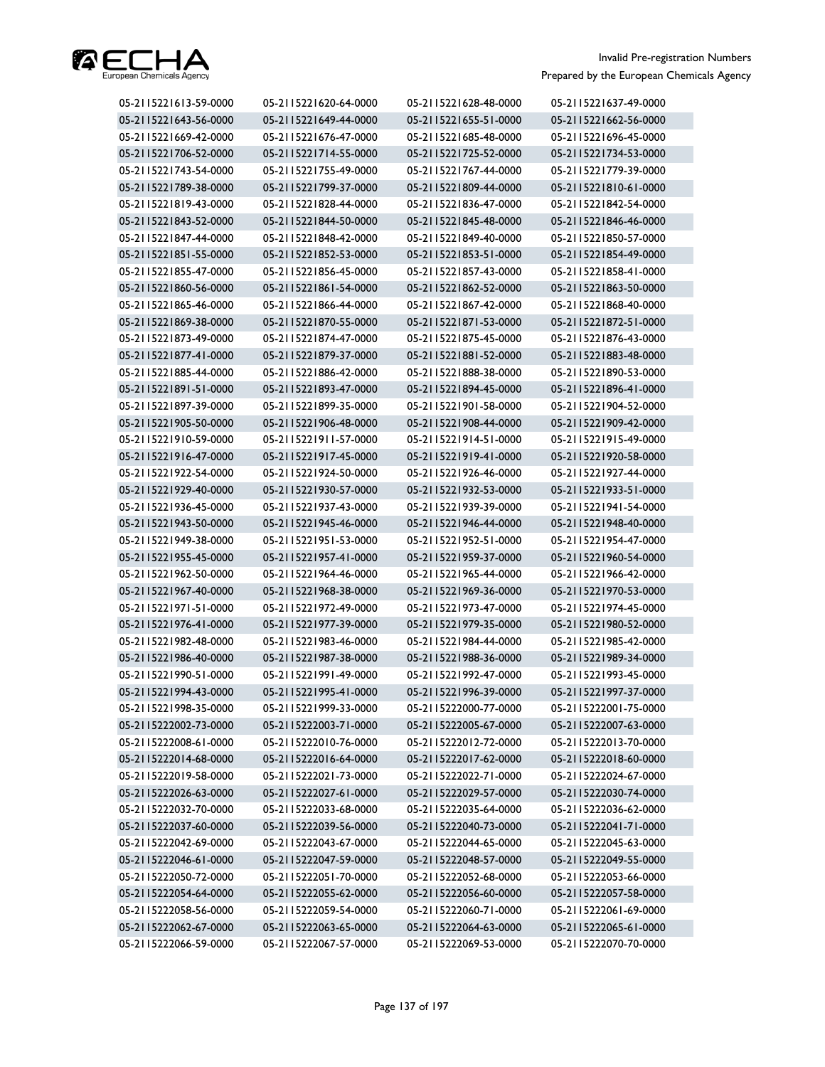| | | | |
|---|---|---|---|
| 05-2115221613-59-0000 | 05-2115221620-64-0000 | 05-2115221628-48-0000 | 05-2115221637-49-0000 |
| 05-2115221643-56-0000 | 05-2115221649-44-0000 | 05-2115221655-51-0000 | 05-2115221662-56-0000 |
| 05-2115221669-42-0000 | 05-2115221676-47-0000 | 05-2115221685-48-0000 | 05-2115221696-45-0000 |
| 05-2115221706-52-0000 | 05-2115221714-55-0000 | 05-2115221725-52-0000 | 05-2115221734-53-0000 |
| 05-2115221743-54-0000 | 05-2115221755-49-0000 | 05-2115221767-44-0000 | 05-2115221779-39-0000 |
| 05-2115221789-38-0000 | 05-2115221799-37-0000 | 05-2115221809-44-0000 | 05-2115221810-61-0000 |
| 05-2115221819-43-0000 | 05-2115221828-44-0000 | 05-2115221836-47-0000 | 05-2115221842-54-0000 |
| 05-2115221843-52-0000 | 05-2115221844-50-0000 | 05-2115221845-48-0000 | 05-2115221846-46-0000 |
| 05-2115221847-44-0000 | 05-2115221848-42-0000 | 05-2115221849-40-0000 | 05-2115221850-57-0000 |
| 05-2115221851-55-0000 | 05-2115221852-53-0000 | 05-2115221853-51-0000 | 05-2115221854-49-0000 |
| 05-2115221855-47-0000 | 05-2115221856-45-0000 | 05-2115221857-43-0000 | 05-2115221858-41-0000 |
| 05-2115221860-56-0000 | 05-2115221861-54-0000 | 05-2115221862-52-0000 | 05-2115221863-50-0000 |
| 05-2115221865-46-0000 | 05-2115221866-44-0000 | 05-2115221867-42-0000 | 05-2115221868-40-0000 |
| 05-2115221869-38-0000 | 05-2115221870-55-0000 | 05-2115221871-53-0000 | 05-2115221872-51-0000 |
| 05-2115221873-49-0000 | 05-2115221874-47-0000 | 05-2115221875-45-0000 | 05-2115221876-43-0000 |
| 05-2115221877-41-0000 | 05-2115221879-37-0000 | 05-2115221881-52-0000 | 05-2115221883-48-0000 |
| 05-2115221885-44-0000 | 05-2115221886-42-0000 | 05-2115221888-38-0000 | 05-2115221890-53-0000 |
| 05-2115221891-51-0000 | 05-2115221893-47-0000 | 05-2115221894-45-0000 | 05-2115221896-41-0000 |
| 05-2115221897-39-0000 | 05-2115221899-35-0000 | 05-2115221901-58-0000 | 05-2115221904-52-0000 |
| 05-2115221905-50-0000 | 05-2115221906-48-0000 | 05-2115221908-44-0000 | 05-2115221909-42-0000 |
| 05-2115221910-59-0000 | 05-2115221911-57-0000 | 05-2115221914-51-0000 | 05-2115221915-49-0000 |
| 05-2115221916-47-0000 | 05-2115221917-45-0000 | 05-2115221919-41-0000 | 05-2115221920-58-0000 |
| 05-2115221922-54-0000 | 05-2115221924-50-0000 | 05-2115221926-46-0000 | 05-2115221927-44-0000 |
| 05-2115221929-40-0000 | 05-2115221930-57-0000 | 05-2115221932-53-0000 | 05-2115221933-51-0000 |
| 05-2115221936-45-0000 | 05-2115221937-43-0000 | 05-2115221939-39-0000 | 05-2115221941-54-0000 |
| 05-2115221943-50-0000 | 05-2115221945-46-0000 | 05-2115221946-44-0000 | 05-2115221948-40-0000 |
| 05-2115221949-38-0000 | 05-2115221951-53-0000 | 05-2115221952-51-0000 | 05-2115221954-47-0000 |
| 05-2115221955-45-0000 | 05-2115221957-41-0000 | 05-2115221959-37-0000 | 05-2115221960-54-0000 |
| 05-2115221962-50-0000 | 05-2115221964-46-0000 | 05-2115221965-44-0000 | 05-2115221966-42-0000 |
| 05-2115221967-40-0000 | 05-2115221968-38-0000 | 05-2115221969-36-0000 | 05-2115221970-53-0000 |
| 05-2115221971-51-0000 | 05-2115221972-49-0000 | 05-2115221973-47-0000 | 05-2115221974-45-0000 |
| 05-2115221976-41-0000 | 05-2115221977-39-0000 | 05-2115221979-35-0000 | 05-2115221980-52-0000 |
| 05-2115221982-48-0000 | 05-2115221983-46-0000 | 05-2115221984-44-0000 | 05-2115221985-42-0000 |
| 05-2115221986-40-0000 | 05-2115221987-38-0000 | 05-2115221988-36-0000 | 05-2115221989-34-0000 |
| 05-2115221990-51-0000 | 05-2115221991-49-0000 | 05-2115221992-47-0000 | 05-2115221993-45-0000 |
| 05-2115221994-43-0000 | 05-2115221995-41-0000 | 05-2115221996-39-0000 | 05-2115221997-37-0000 |
| 05-2115221998-35-0000 | 05-2115221999-33-0000 | 05-2115222000-77-0000 | 05-2115222001-75-0000 |
| 05-2115222002-73-0000 | 05-2115222003-71-0000 | 05-2115222005-67-0000 | 05-2115222007-63-0000 |
| 05-2115222008-61-0000 | 05-2115222010-76-0000 | 05-2115222012-72-0000 | 05-2115222013-70-0000 |
| 05-2115222014-68-0000 | 05-2115222016-64-0000 | 05-2115222017-62-0000 | 05-2115222018-60-0000 |
| 05-2115222019-58-0000 | 05-2115222021-73-0000 | 05-2115222022-71-0000 | 05-2115222024-67-0000 |
| 05-2115222026-63-0000 | 05-2115222027-61-0000 | 05-2115222029-57-0000 | 05-2115222030-74-0000 |
| 05-2115222032-70-0000 | 05-2115222033-68-0000 | 05-2115222035-64-0000 | 05-2115222036-62-0000 |
| 05-2115222037-60-0000 | 05-2115222039-56-0000 | 05-2115222040-73-0000 | 05-2115222041-71-0000 |
| 05-2115222042-69-0000 | 05-2115222043-67-0000 | 05-2115222044-65-0000 | 05-2115222045-63-0000 |
| 05-2115222046-61-0000 | 05-2115222047-59-0000 | 05-2115222048-57-0000 | 05-2115222049-55-0000 |
| 05-2115222050-72-0000 | 05-2115222051-70-0000 | 05-2115222052-68-0000 | 05-2115222053-66-0000 |
| 05-2115222054-64-0000 | 05-2115222055-62-0000 | 05-2115222056-60-0000 | 05-2115222057-58-0000 |
| 05-2115222058-56-0000 | 05-2115222059-54-0000 | 05-2115222060-71-0000 | 05-2115222061-69-0000 |
| 05-2115222062-67-0000 | 05-2115222063-65-0000 | 05-2115222064-63-0000 | 05-2115222065-61-0000 |
| 05-2115222066-59-0000 | 05-2115222067-57-0000 | 05-2115222069-53-0000 | 05-2115222070-70-0000 |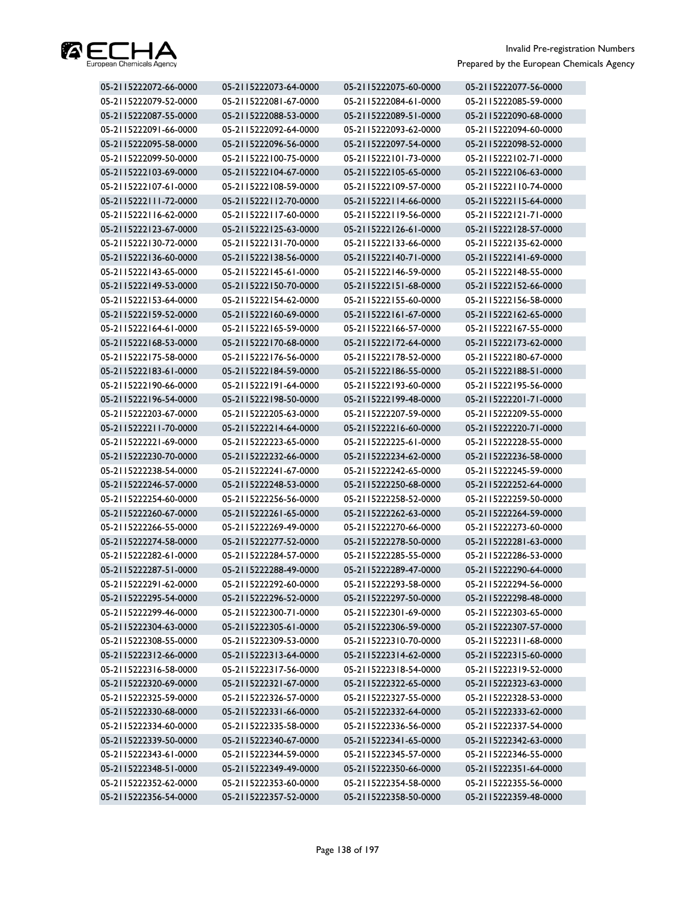| | | | |
|---|---|---|---|
| 05-2115222072-66-0000 | 05-2115222073-64-0000 | 05-2115222075-60-0000 | 05-2115222077-56-0000 |
| 05-2115222079-52-0000 | 05-2115222081-67-0000 | 05-2115222084-61-0000 | 05-2115222085-59-0000 |
| 05-2115222087-55-0000 | 05-2115222088-53-0000 | 05-2115222089-51-0000 | 05-2115222090-68-0000 |
| 05-2115222091-66-0000 | 05-2115222092-64-0000 | 05-2115222093-62-0000 | 05-2115222094-60-0000 |
| 05-2115222095-58-0000 | 05-2115222096-56-0000 | 05-2115222097-54-0000 | 05-2115222098-52-0000 |
| 05-2115222099-50-0000 | 05-2115222100-75-0000 | 05-2115222101-73-0000 | 05-2115222102-71-0000 |
| 05-2115222103-69-0000 | 05-2115222104-67-0000 | 05-2115222105-65-0000 | 05-2115222106-63-0000 |
| 05-2115222107-61-0000 | 05-2115222108-59-0000 | 05-2115222109-57-0000 | 05-2115222110-74-0000 |
| 05-2115222111-72-0000 | 05-2115222112-70-0000 | 05-2115222114-66-0000 | 05-2115222115-64-0000 |
| 05-2115222116-62-0000 | 05-2115222117-60-0000 | 05-2115222119-56-0000 | 05-2115222121-71-0000 |
| 05-2115222123-67-0000 | 05-2115222125-63-0000 | 05-2115222126-61-0000 | 05-2115222128-57-0000 |
| 05-2115222130-72-0000 | 05-2115222131-70-0000 | 05-2115222133-66-0000 | 05-2115222135-62-0000 |
| 05-2115222136-60-0000 | 05-2115222138-56-0000 | 05-2115222140-71-0000 | 05-2115222141-69-0000 |
| 05-2115222143-65-0000 | 05-2115222145-61-0000 | 05-2115222146-59-0000 | 05-2115222148-55-0000 |
| 05-2115222149-53-0000 | 05-2115222150-70-0000 | 05-2115222151-68-0000 | 05-2115222152-66-0000 |
| 05-2115222153-64-0000 | 05-2115222154-62-0000 | 05-2115222155-60-0000 | 05-2115222156-58-0000 |
| 05-2115222159-52-0000 | 05-2115222160-69-0000 | 05-2115222161-67-0000 | 05-2115222162-65-0000 |
| 05-2115222164-61-0000 | 05-2115222165-59-0000 | 05-2115222166-57-0000 | 05-2115222167-55-0000 |
| 05-2115222168-53-0000 | 05-2115222170-68-0000 | 05-2115222172-64-0000 | 05-2115222173-62-0000 |
| 05-2115222175-58-0000 | 05-2115222176-56-0000 | 05-2115222178-52-0000 | 05-2115222180-67-0000 |
| 05-2115222183-61-0000 | 05-2115222184-59-0000 | 05-2115222186-55-0000 | 05-2115222188-51-0000 |
| 05-2115222190-66-0000 | 05-2115222191-64-0000 | 05-2115222193-60-0000 | 05-2115222195-56-0000 |
| 05-2115222196-54-0000 | 05-2115222198-50-0000 | 05-2115222199-48-0000 | 05-2115222201-71-0000 |
| 05-2115222203-67-0000 | 05-2115222205-63-0000 | 05-2115222207-59-0000 | 05-2115222209-55-0000 |
| 05-2115222211-70-0000 | 05-2115222214-64-0000 | 05-2115222216-60-0000 | 05-2115222220-71-0000 |
| 05-2115222221-69-0000 | 05-2115222223-65-0000 | 05-2115222225-61-0000 | 05-2115222228-55-0000 |
| 05-2115222230-70-0000 | 05-2115222232-66-0000 | 05-2115222234-62-0000 | 05-2115222236-58-0000 |
| 05-2115222238-54-0000 | 05-2115222241-67-0000 | 05-2115222242-65-0000 | 05-2115222245-59-0000 |
| 05-2115222246-57-0000 | 05-2115222248-53-0000 | 05-2115222250-68-0000 | 05-2115222252-64-0000 |
| 05-2115222254-60-0000 | 05-2115222256-56-0000 | 05-2115222258-52-0000 | 05-2115222259-50-0000 |
| 05-2115222260-67-0000 | 05-2115222261-65-0000 | 05-2115222262-63-0000 | 05-2115222264-59-0000 |
| 05-2115222266-55-0000 | 05-2115222269-49-0000 | 05-2115222270-66-0000 | 05-2115222273-60-0000 |
| 05-2115222274-58-0000 | 05-2115222277-52-0000 | 05-2115222278-50-0000 | 05-2115222281-63-0000 |
| 05-2115222282-61-0000 | 05-2115222284-57-0000 | 05-2115222285-55-0000 | 05-2115222286-53-0000 |
| 05-2115222287-51-0000 | 05-2115222288-49-0000 | 05-2115222289-47-0000 | 05-2115222290-64-0000 |
| 05-2115222291-62-0000 | 05-2115222292-60-0000 | 05-2115222293-58-0000 | 05-2115222294-56-0000 |
| 05-2115222295-54-0000 | 05-2115222296-52-0000 | 05-2115222297-50-0000 | 05-2115222298-48-0000 |
| 05-2115222299-46-0000 | 05-2115222300-71-0000 | 05-2115222301-69-0000 | 05-2115222303-65-0000 |
| 05-2115222304-63-0000 | 05-2115222305-61-0000 | 05-2115222306-59-0000 | 05-2115222307-57-0000 |
| 05-2115222308-55-0000 | 05-2115222309-53-0000 | 05-2115222310-70-0000 | 05-2115222311-68-0000 |
| 05-2115222312-66-0000 | 05-2115222313-64-0000 | 05-2115222314-62-0000 | 05-2115222315-60-0000 |
| 05-2115222316-58-0000 | 05-2115222317-56-0000 | 05-2115222318-54-0000 | 05-2115222319-52-0000 |
| 05-2115222320-69-0000 | 05-2115222321-67-0000 | 05-2115222322-65-0000 | 05-2115222323-63-0000 |
| 05-2115222325-59-0000 | 05-2115222326-57-0000 | 05-2115222327-55-0000 | 05-2115222328-53-0000 |
| 05-2115222330-68-0000 | 05-2115222331-66-0000 | 05-2115222332-64-0000 | 05-2115222333-62-0000 |
| 05-2115222334-60-0000 | 05-2115222335-58-0000 | 05-2115222336-56-0000 | 05-2115222337-54-0000 |
| 05-2115222339-50-0000 | 05-2115222340-67-0000 | 05-2115222341-65-0000 | 05-2115222342-63-0000 |
| 05-2115222343-61-0000 | 05-2115222344-59-0000 | 05-2115222345-57-0000 | 05-2115222346-55-0000 |
| 05-2115222348-51-0000 | 05-2115222349-49-0000 | 05-2115222350-66-0000 | 05-2115222351-64-0000 |
| 05-2115222352-62-0000 | 05-2115222353-60-0000 | 05-2115222354-58-0000 | 05-2115222355-56-0000 |
| 05-2115222356-54-0000 | 05-2115222357-52-0000 | 05-2115222358-50-0000 | 05-2115222359-48-0000 |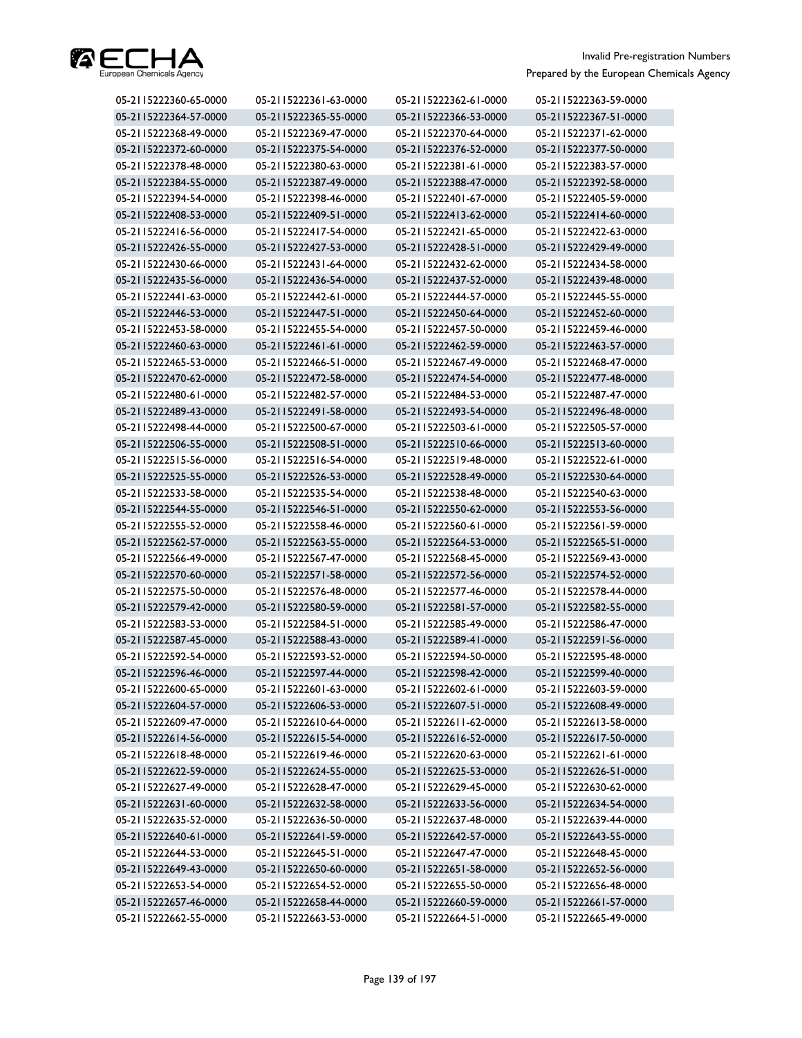| | | | |
|---|---|---|---|
| 05-2115222360-65-0000 | 05-2115222361-63-0000 | 05-2115222362-61-0000 | 05-2115222363-59-0000 |
| 05-2115222364-57-0000 | 05-2115222365-55-0000 | 05-2115222366-53-0000 | 05-2115222367-51-0000 |
| 05-2115222368-49-0000 | 05-2115222369-47-0000 | 05-2115222370-64-0000 | 05-2115222371-62-0000 |
| 05-2115222372-60-0000 | 05-2115222375-54-0000 | 05-2115222376-52-0000 | 05-2115222377-50-0000 |
| 05-2115222378-48-0000 | 05-2115222380-63-0000 | 05-2115222381-61-0000 | 05-2115222383-57-0000 |
| 05-2115222384-55-0000 | 05-2115222387-49-0000 | 05-2115222388-47-0000 | 05-2115222392-58-0000 |
| 05-2115222394-54-0000 | 05-2115222398-46-0000 | 05-2115222401-67-0000 | 05-2115222405-59-0000 |
| 05-2115222408-53-0000 | 05-2115222409-51-0000 | 05-2115222413-62-0000 | 05-2115222414-60-0000 |
| 05-2115222416-56-0000 | 05-2115222417-54-0000 | 05-2115222421-65-0000 | 05-2115222422-63-0000 |
| 05-2115222426-55-0000 | 05-2115222427-53-0000 | 05-2115222428-51-0000 | 05-2115222429-49-0000 |
| 05-2115222430-66-0000 | 05-2115222431-64-0000 | 05-2115222432-62-0000 | 05-2115222434-58-0000 |
| 05-2115222435-56-0000 | 05-2115222436-54-0000 | 05-2115222437-52-0000 | 05-2115222439-48-0000 |
| 05-2115222441-63-0000 | 05-2115222442-61-0000 | 05-2115222444-57-0000 | 05-2115222445-55-0000 |
| 05-2115222446-53-0000 | 05-2115222447-51-0000 | 05-2115222450-64-0000 | 05-2115222452-60-0000 |
| 05-2115222453-58-0000 | 05-2115222455-54-0000 | 05-2115222457-50-0000 | 05-2115222459-46-0000 |
| 05-2115222460-63-0000 | 05-2115222461-61-0000 | 05-2115222462-59-0000 | 05-2115222463-57-0000 |
| 05-2115222465-53-0000 | 05-2115222466-51-0000 | 05-2115222467-49-0000 | 05-2115222468-47-0000 |
| 05-2115222470-62-0000 | 05-2115222472-58-0000 | 05-2115222474-54-0000 | 05-2115222477-48-0000 |
| 05-2115222480-61-0000 | 05-2115222482-57-0000 | 05-2115222484-53-0000 | 05-2115222487-47-0000 |
| 05-2115222489-43-0000 | 05-2115222491-58-0000 | 05-2115222493-54-0000 | 05-2115222496-48-0000 |
| 05-2115222498-44-0000 | 05-2115222500-67-0000 | 05-2115222503-61-0000 | 05-2115222505-57-0000 |
| 05-2115222506-55-0000 | 05-2115222508-51-0000 | 05-2115222510-66-0000 | 05-2115222513-60-0000 |
| 05-2115222515-56-0000 | 05-2115222516-54-0000 | 05-2115222519-48-0000 | 05-2115222522-61-0000 |
| 05-2115222525-55-0000 | 05-2115222526-53-0000 | 05-2115222528-49-0000 | 05-2115222530-64-0000 |
| 05-2115222533-58-0000 | 05-2115222535-54-0000 | 05-2115222538-48-0000 | 05-2115222540-63-0000 |
| 05-2115222544-55-0000 | 05-2115222546-51-0000 | 05-2115222550-62-0000 | 05-2115222553-56-0000 |
| 05-2115222555-52-0000 | 05-2115222558-46-0000 | 05-2115222560-61-0000 | 05-2115222561-59-0000 |
| 05-2115222562-57-0000 | 05-2115222563-55-0000 | 05-2115222564-53-0000 | 05-2115222565-51-0000 |
| 05-2115222566-49-0000 | 05-2115222567-47-0000 | 05-2115222568-45-0000 | 05-2115222569-43-0000 |
| 05-2115222570-60-0000 | 05-2115222571-58-0000 | 05-2115222572-56-0000 | 05-2115222574-52-0000 |
| 05-2115222575-50-0000 | 05-2115222576-48-0000 | 05-2115222577-46-0000 | 05-2115222578-44-0000 |
| 05-2115222579-42-0000 | 05-2115222580-59-0000 | 05-2115222581-57-0000 | 05-2115222582-55-0000 |
| 05-2115222583-53-0000 | 05-2115222584-51-0000 | 05-2115222585-49-0000 | 05-2115222586-47-0000 |
| 05-2115222587-45-0000 | 05-2115222588-43-0000 | 05-2115222589-41-0000 | 05-2115222591-56-0000 |
| 05-2115222592-54-0000 | 05-2115222593-52-0000 | 05-2115222594-50-0000 | 05-2115222595-48-0000 |
| 05-2115222596-46-0000 | 05-2115222597-44-0000 | 05-2115222598-42-0000 | 05-2115222599-40-0000 |
| 05-2115222600-65-0000 | 05-2115222601-63-0000 | 05-2115222602-61-0000 | 05-2115222603-59-0000 |
| 05-2115222604-57-0000 | 05-2115222606-53-0000 | 05-2115222607-51-0000 | 05-2115222608-49-0000 |
| 05-2115222609-47-0000 | 05-2115222610-64-0000 | 05-2115222611-62-0000 | 05-2115222613-58-0000 |
| 05-2115222614-56-0000 | 05-2115222615-54-0000 | 05-2115222616-52-0000 | 05-2115222617-50-0000 |
| 05-2115222618-48-0000 | 05-2115222619-46-0000 | 05-2115222620-63-0000 | 05-2115222621-61-0000 |
| 05-2115222622-59-0000 | 05-2115222624-55-0000 | 05-2115222625-53-0000 | 05-2115222626-51-0000 |
| 05-2115222627-49-0000 | 05-2115222628-47-0000 | 05-2115222629-45-0000 | 05-2115222630-62-0000 |
| 05-2115222631-60-0000 | 05-2115222632-58-0000 | 05-2115222633-56-0000 | 05-2115222634-54-0000 |
| 05-2115222635-52-0000 | 05-2115222636-50-0000 | 05-2115222637-48-0000 | 05-2115222639-44-0000 |
| 05-2115222640-61-0000 | 05-2115222641-59-0000 | 05-2115222642-57-0000 | 05-2115222643-55-0000 |
| 05-2115222644-53-0000 | 05-2115222645-51-0000 | 05-2115222647-47-0000 | 05-2115222648-45-0000 |
| 05-2115222649-43-0000 | 05-2115222650-60-0000 | 05-2115222651-58-0000 | 05-2115222652-56-0000 |
| 05-2115222653-54-0000 | 05-2115222654-52-0000 | 05-2115222655-50-0000 | 05-2115222656-48-0000 |
| 05-2115222657-46-0000 | 05-2115222658-44-0000 | 05-2115222660-59-0000 | 05-2115222661-57-0000 |
| 05-2115222662-55-0000 | 05-2115222663-53-0000 | 05-2115222664-51-0000 | 05-2115222665-49-0000 |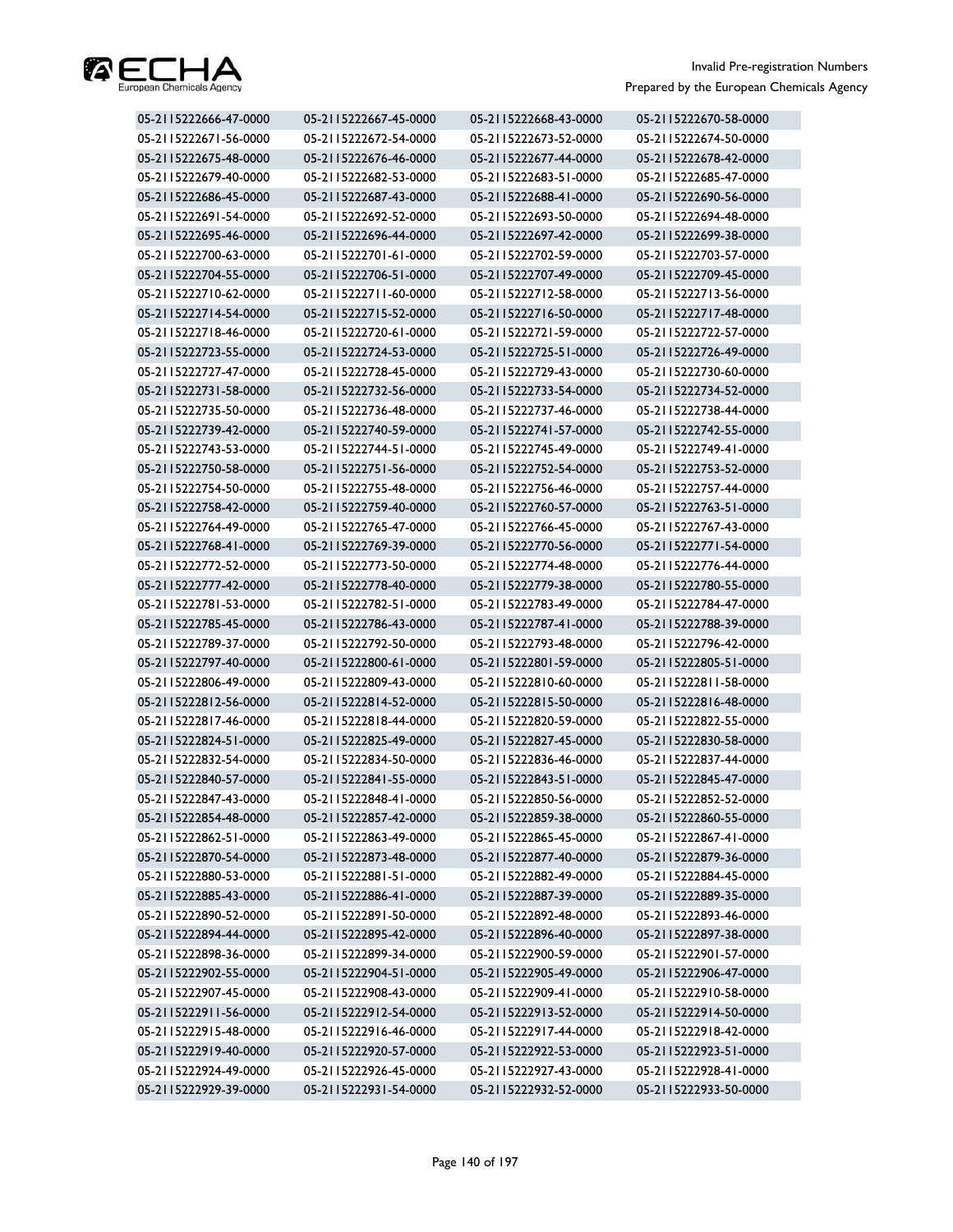| 05-2115222666-47-0000 | 05-2115222667-45-0000 | 05-2115222668-43-0000 | 05-2115222670-58-0000 |
|---|---|---|---|
| 05-2115222671-56-0000 | 05-2115222672-54-0000 | 05-2115222673-52-0000 | 05-2115222674-50-0000 |
| 05-2115222675-48-0000 | 05-2115222676-46-0000 | 05-2115222677-44-0000 | 05-2115222678-42-0000 |
| 05-2115222679-40-0000 | 05-2115222682-53-0000 | 05-2115222683-51-0000 | 05-2115222685-47-0000 |
| 05-2115222686-45-0000 | 05-2115222687-43-0000 | 05-2115222688-41-0000 | 05-2115222690-56-0000 |
| 05-2115222691-54-0000 | 05-2115222692-52-0000 | 05-2115222693-50-0000 | 05-2115222694-48-0000 |
| 05-2115222695-46-0000 | 05-2115222696-44-0000 | 05-2115222697-42-0000 | 05-2115222699-38-0000 |
| 05-2115222700-63-0000 | 05-2115222701-61-0000 | 05-2115222702-59-0000 | 05-2115222703-57-0000 |
| 05-2115222704-55-0000 | 05-2115222706-51-0000 | 05-2115222707-49-0000 | 05-2115222709-45-0000 |
| 05-2115222710-62-0000 | 05-2115222711-60-0000 | 05-2115222712-58-0000 | 05-2115222713-56-0000 |
| 05-2115222714-54-0000 | 05-2115222715-52-0000 | 05-2115222716-50-0000 | 05-2115222717-48-0000 |
| 05-2115222718-46-0000 | 05-2115222720-61-0000 | 05-2115222721-59-0000 | 05-2115222722-57-0000 |
| 05-2115222723-55-0000 | 05-2115222724-53-0000 | 05-2115222725-51-0000 | 05-2115222726-49-0000 |
| 05-2115222727-47-0000 | 05-2115222728-45-0000 | 05-2115222729-43-0000 | 05-2115222730-60-0000 |
| 05-2115222731-58-0000 | 05-2115222732-56-0000 | 05-2115222733-54-0000 | 05-2115222734-52-0000 |
| 05-2115222735-50-0000 | 05-2115222736-48-0000 | 05-2115222737-46-0000 | 05-2115222738-44-0000 |
| 05-2115222739-42-0000 | 05-2115222740-59-0000 | 05-2115222741-57-0000 | 05-2115222742-55-0000 |
| 05-2115222743-53-0000 | 05-2115222744-51-0000 | 05-2115222745-49-0000 | 05-2115222749-41-0000 |
| 05-2115222750-58-0000 | 05-2115222751-56-0000 | 05-2115222752-54-0000 | 05-2115222753-52-0000 |
| 05-2115222754-50-0000 | 05-2115222755-48-0000 | 05-2115222756-46-0000 | 05-2115222757-44-0000 |
| 05-2115222758-42-0000 | 05-2115222759-40-0000 | 05-2115222760-57-0000 | 05-2115222763-51-0000 |
| 05-2115222764-49-0000 | 05-2115222765-47-0000 | 05-2115222766-45-0000 | 05-2115222767-43-0000 |
| 05-2115222768-41-0000 | 05-2115222769-39-0000 | 05-2115222770-56-0000 | 05-2115222771-54-0000 |
| 05-2115222772-52-0000 | 05-2115222773-50-0000 | 05-2115222774-48-0000 | 05-2115222776-44-0000 |
| 05-2115222777-42-0000 | 05-2115222778-40-0000 | 05-2115222779-38-0000 | 05-2115222780-55-0000 |
| 05-2115222781-53-0000 | 05-2115222782-51-0000 | 05-2115222783-49-0000 | 05-2115222784-47-0000 |
| 05-2115222785-45-0000 | 05-2115222786-43-0000 | 05-2115222787-41-0000 | 05-2115222788-39-0000 |
| 05-2115222789-37-0000 | 05-2115222792-50-0000 | 05-2115222793-48-0000 | 05-2115222796-42-0000 |
| 05-2115222797-40-0000 | 05-2115222800-61-0000 | 05-2115222801-59-0000 | 05-2115222805-51-0000 |
| 05-2115222806-49-0000 | 05-2115222809-43-0000 | 05-2115222810-60-0000 | 05-2115222811-58-0000 |
| 05-2115222812-56-0000 | 05-2115222814-52-0000 | 05-2115222815-50-0000 | 05-2115222816-48-0000 |
| 05-2115222817-46-0000 | 05-2115222818-44-0000 | 05-2115222820-59-0000 | 05-2115222822-55-0000 |
| 05-2115222824-51-0000 | 05-2115222825-49-0000 | 05-2115222827-45-0000 | 05-2115222830-58-0000 |
| 05-2115222832-54-0000 | 05-2115222834-50-0000 | 05-2115222836-46-0000 | 05-2115222837-44-0000 |
| 05-2115222840-57-0000 | 05-2115222841-55-0000 | 05-2115222843-51-0000 | 05-2115222845-47-0000 |
| 05-2115222847-43-0000 | 05-2115222848-41-0000 | 05-2115222850-56-0000 | 05-2115222852-52-0000 |
| 05-2115222854-48-0000 | 05-2115222857-42-0000 | 05-2115222859-38-0000 | 05-2115222860-55-0000 |
| 05-2115222862-51-0000 | 05-2115222863-49-0000 | 05-2115222865-45-0000 | 05-2115222867-41-0000 |
| 05-2115222870-54-0000 | 05-2115222873-48-0000 | 05-2115222877-40-0000 | 05-2115222879-36-0000 |
| 05-2115222880-53-0000 | 05-2115222881-51-0000 | 05-2115222882-49-0000 | 05-2115222884-45-0000 |
| 05-2115222885-43-0000 | 05-2115222886-41-0000 | 05-2115222887-39-0000 | 05-2115222889-35-0000 |
| 05-2115222890-52-0000 | 05-2115222891-50-0000 | 05-2115222892-48-0000 | 05-2115222893-46-0000 |
| 05-2115222894-44-0000 | 05-2115222895-42-0000 | 05-2115222896-40-0000 | 05-2115222897-38-0000 |
| 05-2115222898-36-0000 | 05-2115222899-34-0000 | 05-2115222900-59-0000 | 05-2115222901-57-0000 |
| 05-2115222902-55-0000 | 05-2115222904-51-0000 | 05-2115222905-49-0000 | 05-2115222906-47-0000 |
| 05-2115222907-45-0000 | 05-2115222908-43-0000 | 05-2115222909-41-0000 | 05-2115222910-58-0000 |
| 05-2115222911-56-0000 | 05-2115222912-54-0000 | 05-2115222913-52-0000 | 05-2115222914-50-0000 |
| 05-2115222915-48-0000 | 05-2115222916-46-0000 | 05-2115222917-44-0000 | 05-2115222918-42-0000 |
| 05-2115222919-40-0000 | 05-2115222920-57-0000 | 05-2115222922-53-0000 | 05-2115222923-51-0000 |
| 05-2115222924-49-0000 | 05-2115222926-45-0000 | 05-2115222927-43-0000 | 05-2115222928-41-0000 |
| 05-2115222929-39-0000 | 05-2115222931-54-0000 | 05-2115222932-52-0000 | 05-2115222933-50-0000 |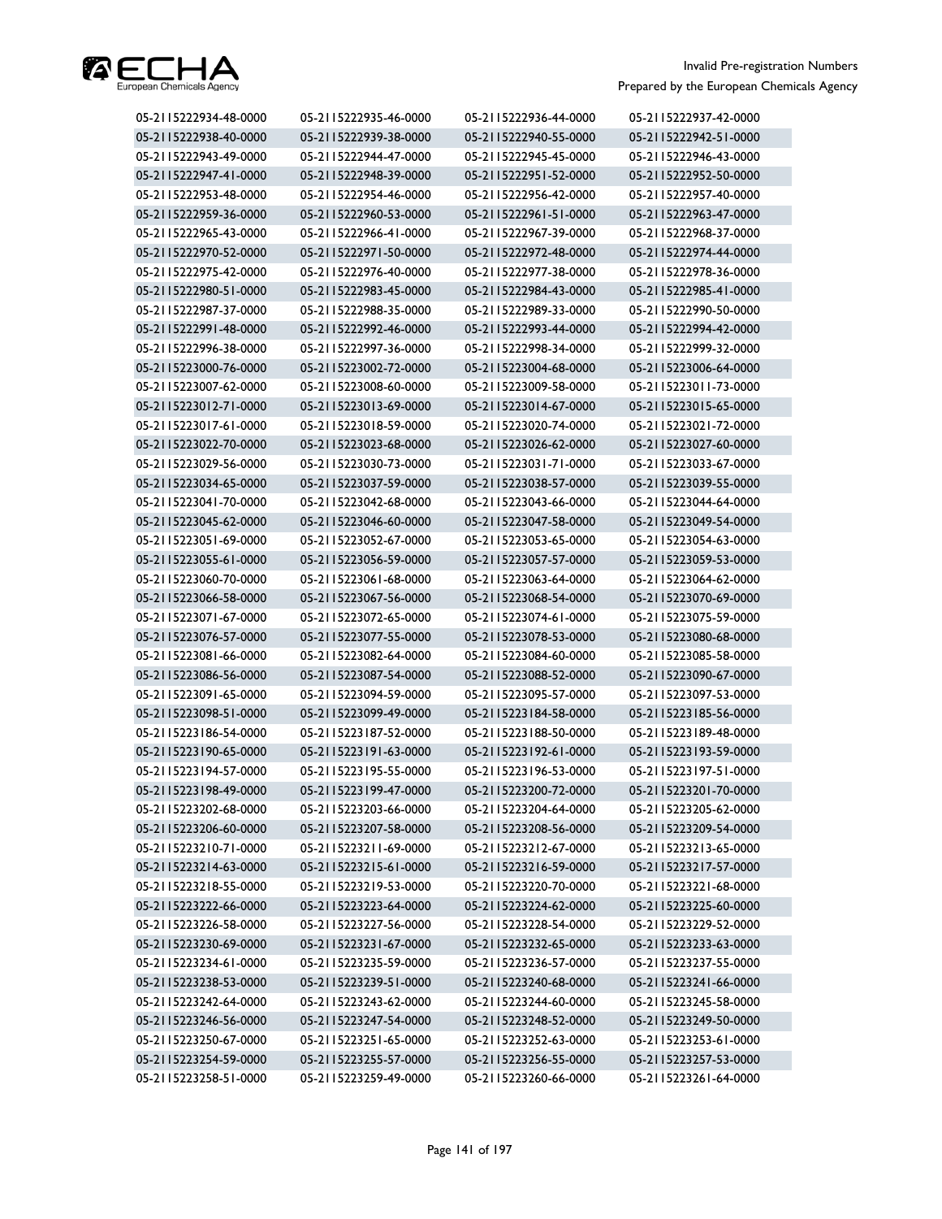| | | | |
|---|---|---|---|
| 05-2115222934-48-0000 | 05-2115222935-46-0000 | 05-2115222936-44-0000 | 05-2115222937-42-0000 |
| 05-2115222938-40-0000 | 05-2115222939-38-0000 | 05-2115222940-55-0000 | 05-2115222942-51-0000 |
| 05-2115222943-49-0000 | 05-2115222944-47-0000 | 05-2115222945-45-0000 | 05-2115222946-43-0000 |
| 05-2115222947-41-0000 | 05-2115222948-39-0000 | 05-2115222951-52-0000 | 05-2115222952-50-0000 |
| 05-2115222953-48-0000 | 05-2115222954-46-0000 | 05-2115222956-42-0000 | 05-2115222957-40-0000 |
| 05-2115222959-36-0000 | 05-2115222960-53-0000 | 05-2115222961-51-0000 | 05-2115222963-47-0000 |
| 05-2115222965-43-0000 | 05-2115222966-41-0000 | 05-2115222967-39-0000 | 05-2115222968-37-0000 |
| 05-2115222970-52-0000 | 05-2115222971-50-0000 | 05-2115222972-48-0000 | 05-2115222974-44-0000 |
| 05-2115222975-42-0000 | 05-2115222976-40-0000 | 05-2115222977-38-0000 | 05-2115222978-36-0000 |
| 05-2115222980-51-0000 | 05-2115222983-45-0000 | 05-2115222984-43-0000 | 05-2115222985-41-0000 |
| 05-2115222987-37-0000 | 05-2115222988-35-0000 | 05-2115222989-33-0000 | 05-2115222990-50-0000 |
| 05-2115222991-48-0000 | 05-2115222992-46-0000 | 05-2115222993-44-0000 | 05-2115222994-42-0000 |
| 05-2115222996-38-0000 | 05-2115222997-36-0000 | 05-2115222998-34-0000 | 05-2115222999-32-0000 |
| 05-2115223000-76-0000 | 05-2115223002-72-0000 | 05-2115223004-68-0000 | 05-2115223006-64-0000 |
| 05-2115223007-62-0000 | 05-2115223008-60-0000 | 05-2115223009-58-0000 | 05-2115223011-73-0000 |
| 05-2115223012-71-0000 | 05-2115223013-69-0000 | 05-2115223014-67-0000 | 05-2115223015-65-0000 |
| 05-2115223017-61-0000 | 05-2115223018-59-0000 | 05-2115223020-74-0000 | 05-2115223021-72-0000 |
| 05-2115223022-70-0000 | 05-2115223023-68-0000 | 05-2115223026-62-0000 | 05-2115223027-60-0000 |
| 05-2115223029-56-0000 | 05-2115223030-73-0000 | 05-2115223031-71-0000 | 05-2115223033-67-0000 |
| 05-2115223034-65-0000 | 05-2115223037-59-0000 | 05-2115223038-57-0000 | 05-2115223039-55-0000 |
| 05-2115223041-70-0000 | 05-2115223042-68-0000 | 05-2115223043-66-0000 | 05-2115223044-64-0000 |
| 05-2115223045-62-0000 | 05-2115223046-60-0000 | 05-2115223047-58-0000 | 05-2115223049-54-0000 |
| 05-2115223051-69-0000 | 05-2115223052-67-0000 | 05-2115223053-65-0000 | 05-2115223054-63-0000 |
| 05-2115223055-61-0000 | 05-2115223056-59-0000 | 05-2115223057-57-0000 | 05-2115223059-53-0000 |
| 05-2115223060-70-0000 | 05-2115223061-68-0000 | 05-2115223063-64-0000 | 05-2115223064-62-0000 |
| 05-2115223066-58-0000 | 05-2115223067-56-0000 | 05-2115223068-54-0000 | 05-2115223070-69-0000 |
| 05-2115223071-67-0000 | 05-2115223072-65-0000 | 05-2115223074-61-0000 | 05-2115223075-59-0000 |
| 05-2115223076-57-0000 | 05-2115223077-55-0000 | 05-2115223078-53-0000 | 05-2115223080-68-0000 |
| 05-2115223081-66-0000 | 05-2115223082-64-0000 | 05-2115223084-60-0000 | 05-2115223085-58-0000 |
| 05-2115223086-56-0000 | 05-2115223087-54-0000 | 05-2115223088-52-0000 | 05-2115223090-67-0000 |
| 05-2115223091-65-0000 | 05-2115223094-59-0000 | 05-2115223095-57-0000 | 05-2115223097-53-0000 |
| 05-2115223098-51-0000 | 05-2115223099-49-0000 | 05-2115223184-58-0000 | 05-2115223185-56-0000 |
| 05-2115223186-54-0000 | 05-2115223187-52-0000 | 05-2115223188-50-0000 | 05-2115223189-48-0000 |
| 05-2115223190-65-0000 | 05-2115223191-63-0000 | 05-2115223192-61-0000 | 05-2115223193-59-0000 |
| 05-2115223194-57-0000 | 05-2115223195-55-0000 | 05-2115223196-53-0000 | 05-2115223197-51-0000 |
| 05-2115223198-49-0000 | 05-2115223199-47-0000 | 05-2115223200-72-0000 | 05-2115223201-70-0000 |
| 05-2115223202-68-0000 | 05-2115223203-66-0000 | 05-2115223204-64-0000 | 05-2115223205-62-0000 |
| 05-2115223206-60-0000 | 05-2115223207-58-0000 | 05-2115223208-56-0000 | 05-2115223209-54-0000 |
| 05-2115223210-71-0000 | 05-2115223211-69-0000 | 05-2115223212-67-0000 | 05-2115223213-65-0000 |
| 05-2115223214-63-0000 | 05-2115223215-61-0000 | 05-2115223216-59-0000 | 05-2115223217-57-0000 |
| 05-2115223218-55-0000 | 05-2115223219-53-0000 | 05-2115223220-70-0000 | 05-2115223221-68-0000 |
| 05-2115223222-66-0000 | 05-2115223223-64-0000 | 05-2115223224-62-0000 | 05-2115223225-60-0000 |
| 05-2115223226-58-0000 | 05-2115223227-56-0000 | 05-2115223228-54-0000 | 05-2115223229-52-0000 |
| 05-2115223230-69-0000 | 05-2115223231-67-0000 | 05-2115223232-65-0000 | 05-2115223233-63-0000 |
| 05-2115223234-61-0000 | 05-2115223235-59-0000 | 05-2115223236-57-0000 | 05-2115223237-55-0000 |
| 05-2115223238-53-0000 | 05-2115223239-51-0000 | 05-2115223240-68-0000 | 05-2115223241-66-0000 |
| 05-2115223242-64-0000 | 05-2115223243-62-0000 | 05-2115223244-60-0000 | 05-2115223245-58-0000 |
| 05-2115223246-56-0000 | 05-2115223247-54-0000 | 05-2115223248-52-0000 | 05-2115223249-50-0000 |
| 05-2115223250-67-0000 | 05-2115223251-65-0000 | 05-2115223252-63-0000 | 05-2115223253-61-0000 |
| 05-2115223254-59-0000 | 05-2115223255-57-0000 | 05-2115223256-55-0000 | 05-2115223257-53-0000 |
| 05-2115223258-51-0000 | 05-2115223259-49-0000 | 05-2115223260-66-0000 | 05-2115223261-64-0000 |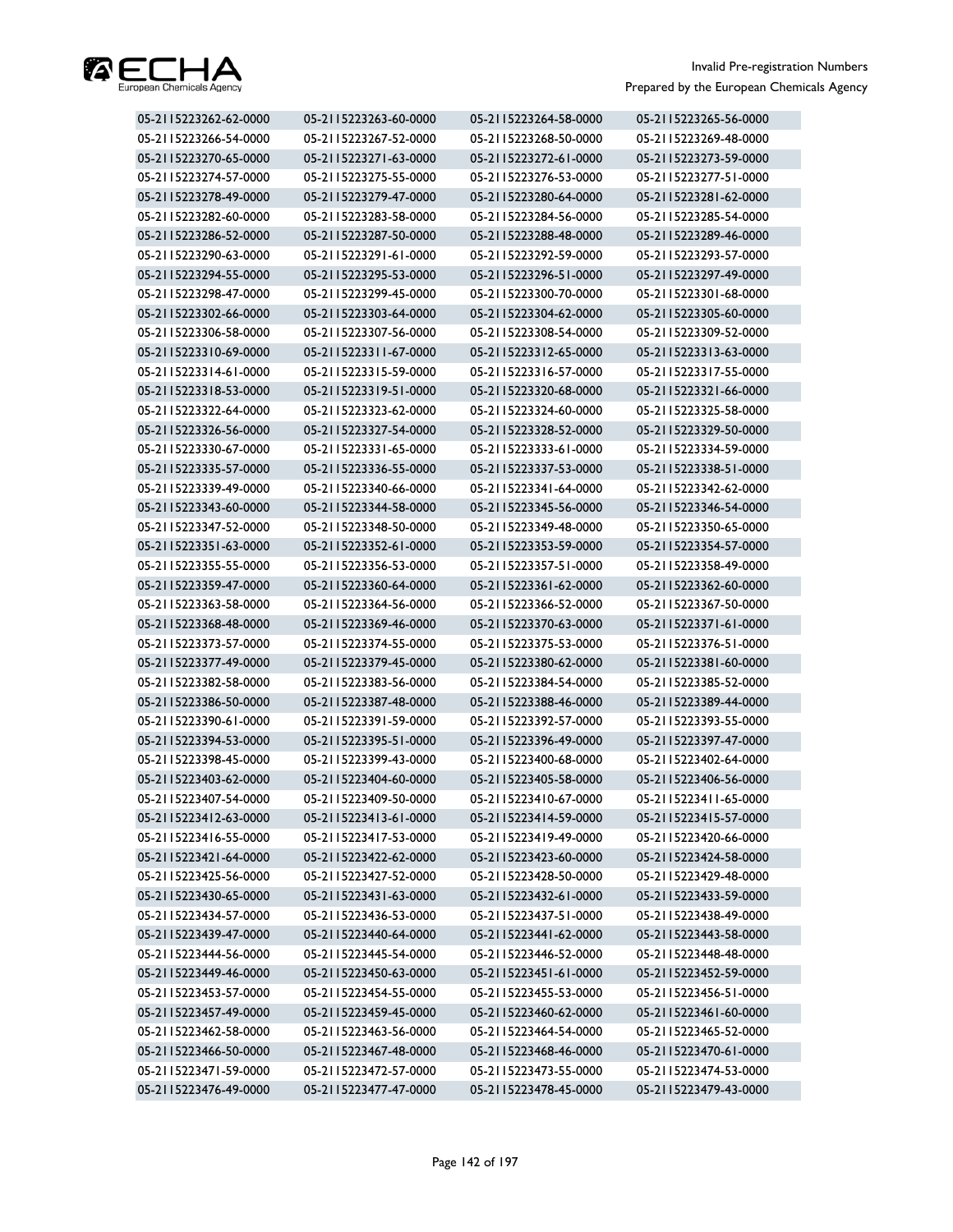| 05-2115223262-62-0000 | 05-2115223263-60-0000 | 05-2115223264-58-0000 | 05-2115223265-56-0000 |
|---|---|---|---|
| 05-2115223266-54-0000 | 05-2115223267-52-0000 | 05-2115223268-50-0000 | 05-2115223269-48-0000 |
| 05-2115223270-65-0000 | 05-2115223271-63-0000 | 05-2115223272-61-0000 | 05-2115223273-59-0000 |
| 05-2115223274-57-0000 | 05-2115223275-55-0000 | 05-2115223276-53-0000 | 05-2115223277-51-0000 |
| 05-2115223278-49-0000 | 05-2115223279-47-0000 | 05-2115223280-64-0000 | 05-2115223281-62-0000 |
| 05-2115223282-60-0000 | 05-2115223283-58-0000 | 05-2115223284-56-0000 | 05-2115223285-54-0000 |
| 05-2115223286-52-0000 | 05-2115223287-50-0000 | 05-2115223288-48-0000 | 05-2115223289-46-0000 |
| 05-2115223290-63-0000 | 05-2115223291-61-0000 | 05-2115223292-59-0000 | 05-2115223293-57-0000 |
| 05-2115223294-55-0000 | 05-2115223295-53-0000 | 05-2115223296-51-0000 | 05-2115223297-49-0000 |
| 05-2115223298-47-0000 | 05-2115223299-45-0000 | 05-2115223300-70-0000 | 05-2115223301-68-0000 |
| 05-2115223302-66-0000 | 05-2115223303-64-0000 | 05-2115223304-62-0000 | 05-2115223305-60-0000 |
| 05-2115223306-58-0000 | 05-2115223307-56-0000 | 05-2115223308-54-0000 | 05-2115223309-52-0000 |
| 05-2115223310-69-0000 | 05-2115223311-67-0000 | 05-2115223312-65-0000 | 05-2115223313-63-0000 |
| 05-2115223314-61-0000 | 05-2115223315-59-0000 | 05-2115223316-57-0000 | 05-2115223317-55-0000 |
| 05-2115223318-53-0000 | 05-2115223319-51-0000 | 05-2115223320-68-0000 | 05-2115223321-66-0000 |
| 05-2115223322-64-0000 | 05-2115223323-62-0000 | 05-2115223324-60-0000 | 05-2115223325-58-0000 |
| 05-2115223326-56-0000 | 05-2115223327-54-0000 | 05-2115223328-52-0000 | 05-2115223329-50-0000 |
| 05-2115223330-67-0000 | 05-2115223331-65-0000 | 05-2115223333-61-0000 | 05-2115223334-59-0000 |
| 05-2115223335-57-0000 | 05-2115223336-55-0000 | 05-2115223337-53-0000 | 05-2115223338-51-0000 |
| 05-2115223339-49-0000 | 05-2115223340-66-0000 | 05-2115223341-64-0000 | 05-2115223342-62-0000 |
| 05-2115223343-60-0000 | 05-2115223344-58-0000 | 05-2115223345-56-0000 | 05-2115223346-54-0000 |
| 05-2115223347-52-0000 | 05-2115223348-50-0000 | 05-2115223349-48-0000 | 05-2115223350-65-0000 |
| 05-2115223351-63-0000 | 05-2115223352-61-0000 | 05-2115223353-59-0000 | 05-2115223354-57-0000 |
| 05-2115223355-55-0000 | 05-2115223356-53-0000 | 05-2115223357-51-0000 | 05-2115223358-49-0000 |
| 05-2115223359-47-0000 | 05-2115223360-64-0000 | 05-2115223361-62-0000 | 05-2115223362-60-0000 |
| 05-2115223363-58-0000 | 05-2115223364-56-0000 | 05-2115223366-52-0000 | 05-2115223367-50-0000 |
| 05-2115223368-48-0000 | 05-2115223369-46-0000 | 05-2115223370-63-0000 | 05-2115223371-61-0000 |
| 05-2115223373-57-0000 | 05-2115223374-55-0000 | 05-2115223375-53-0000 | 05-2115223376-51-0000 |
| 05-2115223377-49-0000 | 05-2115223379-45-0000 | 05-2115223380-62-0000 | 05-2115223381-60-0000 |
| 05-2115223382-58-0000 | 05-2115223383-56-0000 | 05-2115223384-54-0000 | 05-2115223385-52-0000 |
| 05-2115223386-50-0000 | 05-2115223387-48-0000 | 05-2115223388-46-0000 | 05-2115223389-44-0000 |
| 05-2115223390-61-0000 | 05-2115223391-59-0000 | 05-2115223392-57-0000 | 05-2115223393-55-0000 |
| 05-2115223394-53-0000 | 05-2115223395-51-0000 | 05-2115223396-49-0000 | 05-2115223397-47-0000 |
| 05-2115223398-45-0000 | 05-2115223399-43-0000 | 05-2115223400-68-0000 | 05-2115223402-64-0000 |
| 05-2115223403-62-0000 | 05-2115223404-60-0000 | 05-2115223405-58-0000 | 05-2115223406-56-0000 |
| 05-2115223407-54-0000 | 05-2115223409-50-0000 | 05-2115223410-67-0000 | 05-2115223411-65-0000 |
| 05-2115223412-63-0000 | 05-2115223413-61-0000 | 05-2115223414-59-0000 | 05-2115223415-57-0000 |
| 05-2115223416-55-0000 | 05-2115223417-53-0000 | 05-2115223419-49-0000 | 05-2115223420-66-0000 |
| 05-2115223421-64-0000 | 05-2115223422-62-0000 | 05-2115223423-60-0000 | 05-2115223424-58-0000 |
| 05-2115223425-56-0000 | 05-2115223427-52-0000 | 05-2115223428-50-0000 | 05-2115223429-48-0000 |
| 05-2115223430-65-0000 | 05-2115223431-63-0000 | 05-2115223432-61-0000 | 05-2115223433-59-0000 |
| 05-2115223434-57-0000 | 05-2115223436-53-0000 | 05-2115223437-51-0000 | 05-2115223438-49-0000 |
| 05-2115223439-47-0000 | 05-2115223440-64-0000 | 05-2115223441-62-0000 | 05-2115223443-58-0000 |
| 05-2115223444-56-0000 | 05-2115223445-54-0000 | 05-2115223446-52-0000 | 05-2115223448-48-0000 |
| 05-2115223449-46-0000 | 05-2115223450-63-0000 | 05-2115223451-61-0000 | 05-2115223452-59-0000 |
| 05-2115223453-57-0000 | 05-2115223454-55-0000 | 05-2115223455-53-0000 | 05-2115223456-51-0000 |
| 05-2115223457-49-0000 | 05-2115223459-45-0000 | 05-2115223460-62-0000 | 05-2115223461-60-0000 |
| 05-2115223462-58-0000 | 05-2115223463-56-0000 | 05-2115223464-54-0000 | 05-2115223465-52-0000 |
| 05-2115223466-50-0000 | 05-2115223467-48-0000 | 05-2115223468-46-0000 | 05-2115223470-61-0000 |
| 05-2115223471-59-0000 | 05-2115223472-57-0000 | 05-2115223473-55-0000 | 05-2115223474-53-0000 |
| 05-2115223476-49-0000 | 05-2115223477-47-0000 | 05-2115223478-45-0000 | 05-2115223479-43-0000 |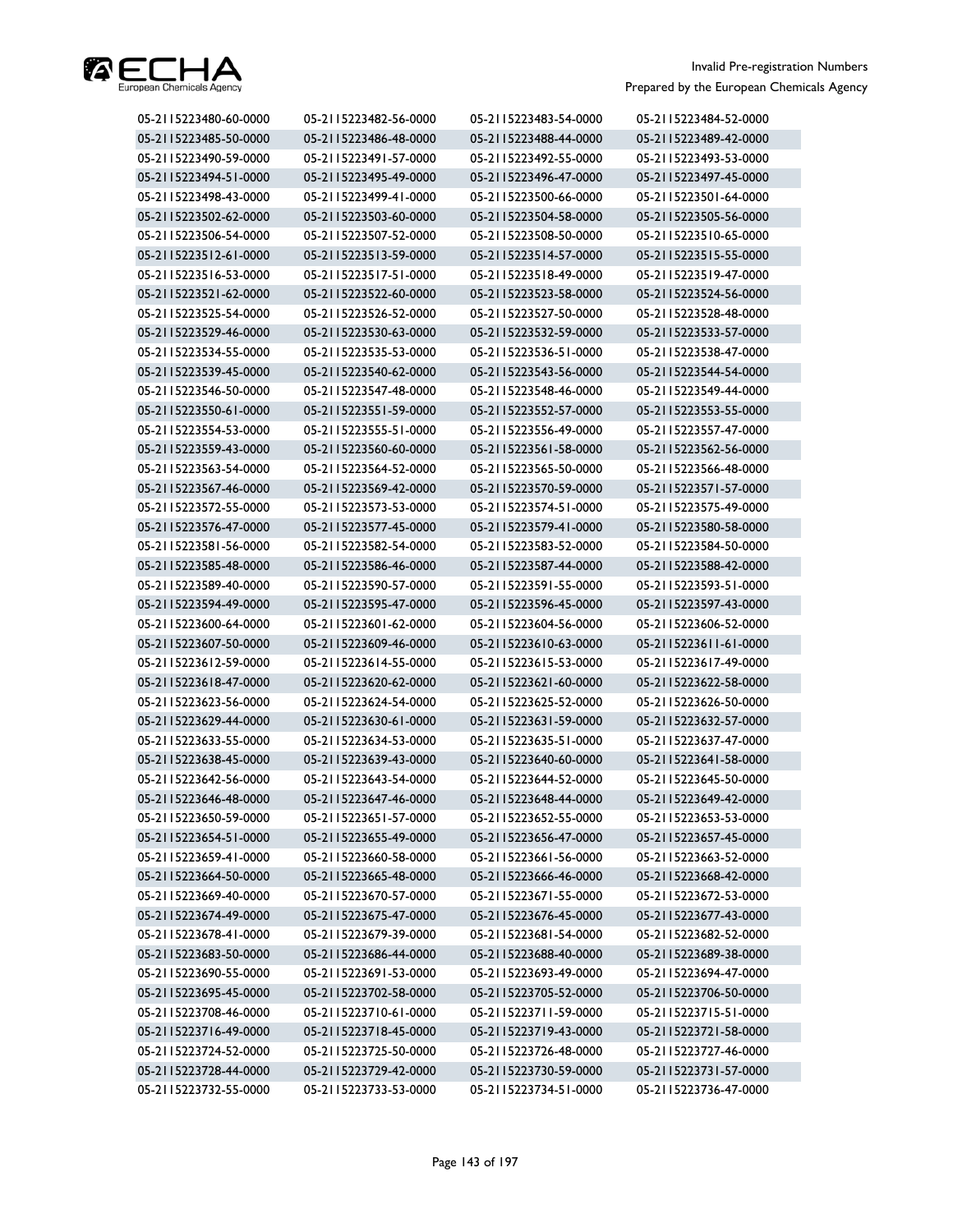| | | | |
|---|---|---|---|
| 05-2115223480-60-0000 | 05-2115223482-56-0000 | 05-2115223483-54-0000 | 05-2115223484-52-0000 |
| 05-2115223485-50-0000 | 05-2115223486-48-0000 | 05-2115223488-44-0000 | 05-2115223489-42-0000 |
| 05-2115223490-59-0000 | 05-2115223491-57-0000 | 05-2115223492-55-0000 | 05-2115223493-53-0000 |
| 05-2115223494-51-0000 | 05-2115223495-49-0000 | 05-2115223496-47-0000 | 05-2115223497-45-0000 |
| 05-2115223498-43-0000 | 05-2115223499-41-0000 | 05-2115223500-66-0000 | 05-2115223501-64-0000 |
| 05-2115223502-62-0000 | 05-2115223503-60-0000 | 05-2115223504-58-0000 | 05-2115223505-56-0000 |
| 05-2115223506-54-0000 | 05-2115223507-52-0000 | 05-2115223508-50-0000 | 05-2115223510-65-0000 |
| 05-2115223512-61-0000 | 05-2115223513-59-0000 | 05-2115223514-57-0000 | 05-2115223515-55-0000 |
| 05-2115223516-53-0000 | 05-2115223517-51-0000 | 05-2115223518-49-0000 | 05-2115223519-47-0000 |
| 05-2115223521-62-0000 | 05-2115223522-60-0000 | 05-2115223523-58-0000 | 05-2115223524-56-0000 |
| 05-2115223525-54-0000 | 05-2115223526-52-0000 | 05-2115223527-50-0000 | 05-2115223528-48-0000 |
| 05-2115223529-46-0000 | 05-2115223530-63-0000 | 05-2115223532-59-0000 | 05-2115223533-57-0000 |
| 05-2115223534-55-0000 | 05-2115223535-53-0000 | 05-2115223536-51-0000 | 05-2115223538-47-0000 |
| 05-2115223539-45-0000 | 05-2115223540-62-0000 | 05-2115223543-56-0000 | 05-2115223544-54-0000 |
| 05-2115223546-50-0000 | 05-2115223547-48-0000 | 05-2115223548-46-0000 | 05-2115223549-44-0000 |
| 05-2115223550-61-0000 | 05-2115223551-59-0000 | 05-2115223552-57-0000 | 05-2115223553-55-0000 |
| 05-2115223554-53-0000 | 05-2115223555-51-0000 | 05-2115223556-49-0000 | 05-2115223557-47-0000 |
| 05-2115223559-43-0000 | 05-2115223560-60-0000 | 05-2115223561-58-0000 | 05-2115223562-56-0000 |
| 05-2115223563-54-0000 | 05-2115223564-52-0000 | 05-2115223565-50-0000 | 05-2115223566-48-0000 |
| 05-2115223567-46-0000 | 05-2115223569-42-0000 | 05-2115223570-59-0000 | 05-2115223571-57-0000 |
| 05-2115223572-55-0000 | 05-2115223573-53-0000 | 05-2115223574-51-0000 | 05-2115223575-49-0000 |
| 05-2115223576-47-0000 | 05-2115223577-45-0000 | 05-2115223579-41-0000 | 05-2115223580-58-0000 |
| 05-2115223581-56-0000 | 05-2115223582-54-0000 | 05-2115223583-52-0000 | 05-2115223584-50-0000 |
| 05-2115223585-48-0000 | 05-2115223586-46-0000 | 05-2115223587-44-0000 | 05-2115223588-42-0000 |
| 05-2115223589-40-0000 | 05-2115223590-57-0000 | 05-2115223591-55-0000 | 05-2115223593-51-0000 |
| 05-2115223594-49-0000 | 05-2115223595-47-0000 | 05-2115223596-45-0000 | 05-2115223597-43-0000 |
| 05-2115223600-64-0000 | 05-2115223601-62-0000 | 05-2115223604-56-0000 | 05-2115223606-52-0000 |
| 05-2115223607-50-0000 | 05-2115223609-46-0000 | 05-2115223610-63-0000 | 05-2115223611-61-0000 |
| 05-2115223612-59-0000 | 05-2115223614-55-0000 | 05-2115223615-53-0000 | 05-2115223617-49-0000 |
| 05-2115223618-47-0000 | 05-2115223620-62-0000 | 05-2115223621-60-0000 | 05-2115223622-58-0000 |
| 05-2115223623-56-0000 | 05-2115223624-54-0000 | 05-2115223625-52-0000 | 05-2115223626-50-0000 |
| 05-2115223629-44-0000 | 05-2115223630-61-0000 | 05-2115223631-59-0000 | 05-2115223632-57-0000 |
| 05-2115223633-55-0000 | 05-2115223634-53-0000 | 05-2115223635-51-0000 | 05-2115223637-47-0000 |
| 05-2115223638-45-0000 | 05-2115223639-43-0000 | 05-2115223640-60-0000 | 05-2115223641-58-0000 |
| 05-2115223642-56-0000 | 05-2115223643-54-0000 | 05-2115223644-52-0000 | 05-2115223645-50-0000 |
| 05-2115223646-48-0000 | 05-2115223647-46-0000 | 05-2115223648-44-0000 | 05-2115223649-42-0000 |
| 05-2115223650-59-0000 | 05-2115223651-57-0000 | 05-2115223652-55-0000 | 05-2115223653-53-0000 |
| 05-2115223654-51-0000 | 05-2115223655-49-0000 | 05-2115223656-47-0000 | 05-2115223657-45-0000 |
| 05-2115223659-41-0000 | 05-2115223660-58-0000 | 05-2115223661-56-0000 | 05-2115223663-52-0000 |
| 05-2115223664-50-0000 | 05-2115223665-48-0000 | 05-2115223666-46-0000 | 05-2115223668-42-0000 |
| 05-2115223669-40-0000 | 05-2115223670-57-0000 | 05-2115223671-55-0000 | 05-2115223672-53-0000 |
| 05-2115223674-49-0000 | 05-2115223675-47-0000 | 05-2115223676-45-0000 | 05-2115223677-43-0000 |
| 05-2115223678-41-0000 | 05-2115223679-39-0000 | 05-2115223681-54-0000 | 05-2115223682-52-0000 |
| 05-2115223683-50-0000 | 05-2115223686-44-0000 | 05-2115223688-40-0000 | 05-2115223689-38-0000 |
| 05-2115223690-55-0000 | 05-2115223691-53-0000 | 05-2115223693-49-0000 | 05-2115223694-47-0000 |
| 05-2115223695-45-0000 | 05-2115223702-58-0000 | 05-2115223705-52-0000 | 05-2115223706-50-0000 |
| 05-2115223708-46-0000 | 05-2115223710-61-0000 | 05-2115223711-59-0000 | 05-2115223715-51-0000 |
| 05-2115223716-49-0000 | 05-2115223718-45-0000 | 05-2115223719-43-0000 | 05-2115223721-58-0000 |
| 05-2115223724-52-0000 | 05-2115223725-50-0000 | 05-2115223726-48-0000 | 05-2115223727-46-0000 |
| 05-2115223728-44-0000 | 05-2115223729-42-0000 | 05-2115223730-59-0000 | 05-2115223731-57-0000 |
| 05-2115223732-55-0000 | 05-2115223733-53-0000 | 05-2115223734-51-0000 | 05-2115223736-47-0000 |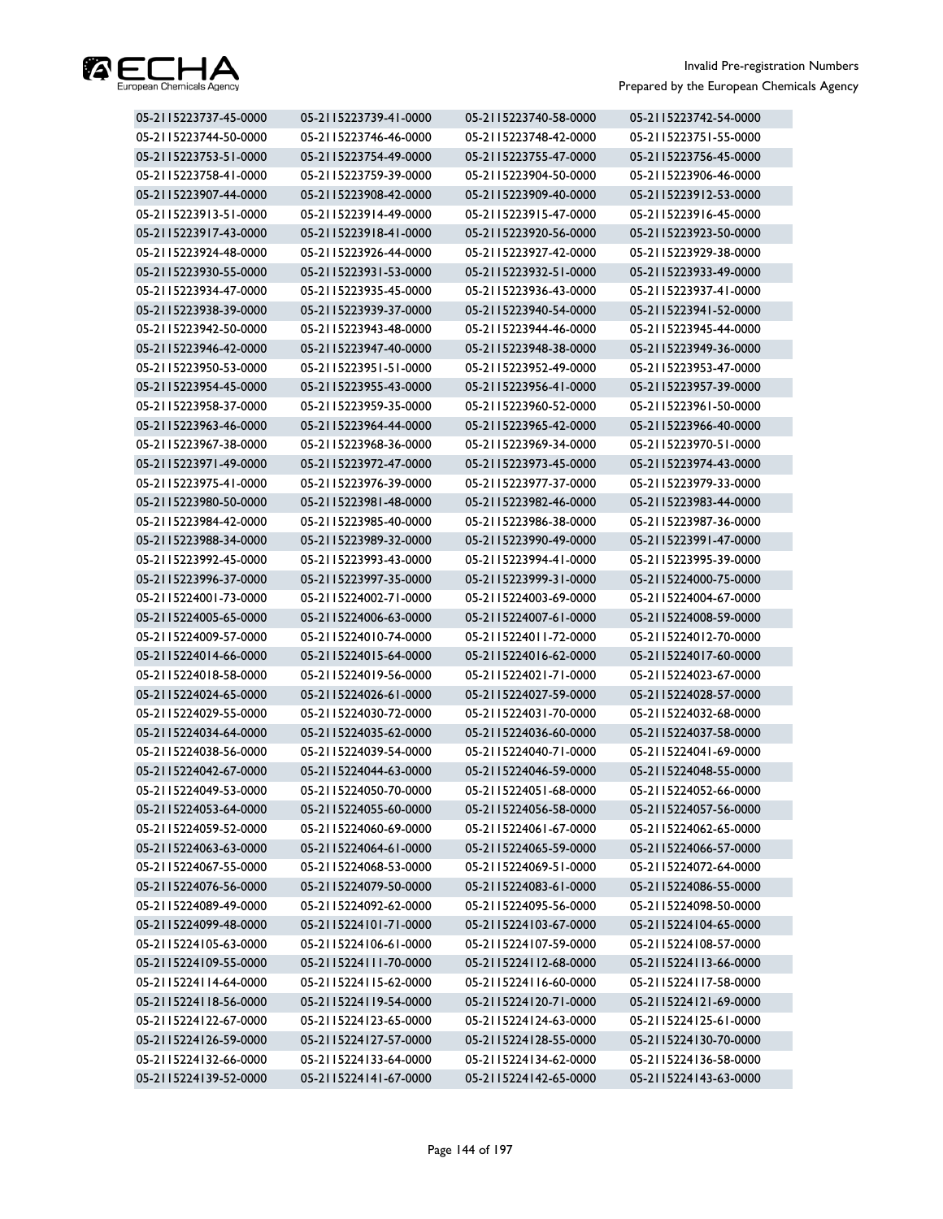| | | | |
|---|---|---|---|
| 05-2115223737-45-0000 | 05-2115223739-41-0000 | 05-2115223740-58-0000 | 05-2115223742-54-0000 |
| 05-2115223744-50-0000 | 05-2115223746-46-0000 | 05-2115223748-42-0000 | 05-2115223751-55-0000 |
| 05-2115223753-51-0000 | 05-2115223754-49-0000 | 05-2115223755-47-0000 | 05-2115223756-45-0000 |
| 05-2115223758-41-0000 | 05-2115223759-39-0000 | 05-2115223904-50-0000 | 05-2115223906-46-0000 |
| 05-2115223907-44-0000 | 05-2115223908-42-0000 | 05-2115223909-40-0000 | 05-2115223912-53-0000 |
| 05-2115223913-51-0000 | 05-2115223914-49-0000 | 05-2115223915-47-0000 | 05-2115223916-45-0000 |
| 05-2115223917-43-0000 | 05-2115223918-41-0000 | 05-2115223920-56-0000 | 05-2115223923-50-0000 |
| 05-2115223924-48-0000 | 05-2115223926-44-0000 | 05-2115223927-42-0000 | 05-2115223929-38-0000 |
| 05-2115223930-55-0000 | 05-2115223931-53-0000 | 05-2115223932-51-0000 | 05-2115223933-49-0000 |
| 05-2115223934-47-0000 | 05-2115223935-45-0000 | 05-2115223936-43-0000 | 05-2115223937-41-0000 |
| 05-2115223938-39-0000 | 05-2115223939-37-0000 | 05-2115223940-54-0000 | 05-2115223941-52-0000 |
| 05-2115223942-50-0000 | 05-2115223943-48-0000 | 05-2115223944-46-0000 | 05-2115223945-44-0000 |
| 05-2115223946-42-0000 | 05-2115223947-40-0000 | 05-2115223948-38-0000 | 05-2115223949-36-0000 |
| 05-2115223950-53-0000 | 05-2115223951-51-0000 | 05-2115223952-49-0000 | 05-2115223953-47-0000 |
| 05-2115223954-45-0000 | 05-2115223955-43-0000 | 05-2115223956-41-0000 | 05-2115223957-39-0000 |
| 05-2115223958-37-0000 | 05-2115223959-35-0000 | 05-2115223960-52-0000 | 05-2115223961-50-0000 |
| 05-2115223963-46-0000 | 05-2115223964-44-0000 | 05-2115223965-42-0000 | 05-2115223966-40-0000 |
| 05-2115223967-38-0000 | 05-2115223968-36-0000 | 05-2115223969-34-0000 | 05-2115223970-51-0000 |
| 05-2115223971-49-0000 | 05-2115223972-47-0000 | 05-2115223973-45-0000 | 05-2115223974-43-0000 |
| 05-2115223975-41-0000 | 05-2115223976-39-0000 | 05-2115223977-37-0000 | 05-2115223979-33-0000 |
| 05-2115223980-50-0000 | 05-2115223981-48-0000 | 05-2115223982-46-0000 | 05-2115223983-44-0000 |
| 05-2115223984-42-0000 | 05-2115223985-40-0000 | 05-2115223986-38-0000 | 05-2115223987-36-0000 |
| 05-2115223988-34-0000 | 05-2115223989-32-0000 | 05-2115223990-49-0000 | 05-2115223991-47-0000 |
| 05-2115223992-45-0000 | 05-2115223993-43-0000 | 05-2115223994-41-0000 | 05-2115223995-39-0000 |
| 05-2115223996-37-0000 | 05-2115223997-35-0000 | 05-2115223999-31-0000 | 05-2115224000-75-0000 |
| 05-2115224001-73-0000 | 05-2115224002-71-0000 | 05-2115224003-69-0000 | 05-2115224004-67-0000 |
| 05-2115224005-65-0000 | 05-2115224006-63-0000 | 05-2115224007-61-0000 | 05-2115224008-59-0000 |
| 05-2115224009-57-0000 | 05-2115224010-74-0000 | 05-2115224011-72-0000 | 05-2115224012-70-0000 |
| 05-2115224014-66-0000 | 05-2115224015-64-0000 | 05-2115224016-62-0000 | 05-2115224017-60-0000 |
| 05-2115224018-58-0000 | 05-2115224019-56-0000 | 05-2115224021-71-0000 | 05-2115224023-67-0000 |
| 05-2115224024-65-0000 | 05-2115224026-61-0000 | 05-2115224027-59-0000 | 05-2115224028-57-0000 |
| 05-2115224029-55-0000 | 05-2115224030-72-0000 | 05-2115224031-70-0000 | 05-2115224032-68-0000 |
| 05-2115224034-64-0000 | 05-2115224035-62-0000 | 05-2115224036-60-0000 | 05-2115224037-58-0000 |
| 05-2115224038-56-0000 | 05-2115224039-54-0000 | 05-2115224040-71-0000 | 05-2115224041-69-0000 |
| 05-2115224042-67-0000 | 05-2115224044-63-0000 | 05-2115224046-59-0000 | 05-2115224048-55-0000 |
| 05-2115224049-53-0000 | 05-2115224050-70-0000 | 05-2115224051-68-0000 | 05-2115224052-66-0000 |
| 05-2115224053-64-0000 | 05-2115224055-60-0000 | 05-2115224056-58-0000 | 05-2115224057-56-0000 |
| 05-2115224059-52-0000 | 05-2115224060-69-0000 | 05-2115224061-67-0000 | 05-2115224062-65-0000 |
| 05-2115224063-63-0000 | 05-2115224064-61-0000 | 05-2115224065-59-0000 | 05-2115224066-57-0000 |
| 05-2115224067-55-0000 | 05-2115224068-53-0000 | 05-2115224069-51-0000 | 05-2115224072-64-0000 |
| 05-2115224076-56-0000 | 05-2115224079-50-0000 | 05-2115224083-61-0000 | 05-2115224086-55-0000 |
| 05-2115224089-49-0000 | 05-2115224092-62-0000 | 05-2115224095-56-0000 | 05-2115224098-50-0000 |
| 05-2115224099-48-0000 | 05-2115224101-71-0000 | 05-2115224103-67-0000 | 05-2115224104-65-0000 |
| 05-2115224105-63-0000 | 05-2115224106-61-0000 | 05-2115224107-59-0000 | 05-2115224108-57-0000 |
| 05-2115224109-55-0000 | 05-2115224111-70-0000 | 05-2115224112-68-0000 | 05-2115224113-66-0000 |
| 05-2115224114-64-0000 | 05-2115224115-62-0000 | 05-2115224116-60-0000 | 05-2115224117-58-0000 |
| 05-2115224118-56-0000 | 05-2115224119-54-0000 | 05-2115224120-71-0000 | 05-2115224121-69-0000 |
| 05-2115224122-67-0000 | 05-2115224123-65-0000 | 05-2115224124-63-0000 | 05-2115224125-61-0000 |
| 05-2115224126-59-0000 | 05-2115224127-57-0000 | 05-2115224128-55-0000 | 05-2115224130-70-0000 |
| 05-2115224132-66-0000 | 05-2115224133-64-0000 | 05-2115224134-62-0000 | 05-2115224136-58-0000 |
| 05-2115224139-52-0000 | 05-2115224141-67-0000 | 05-2115224142-65-0000 | 05-2115224143-63-0000 |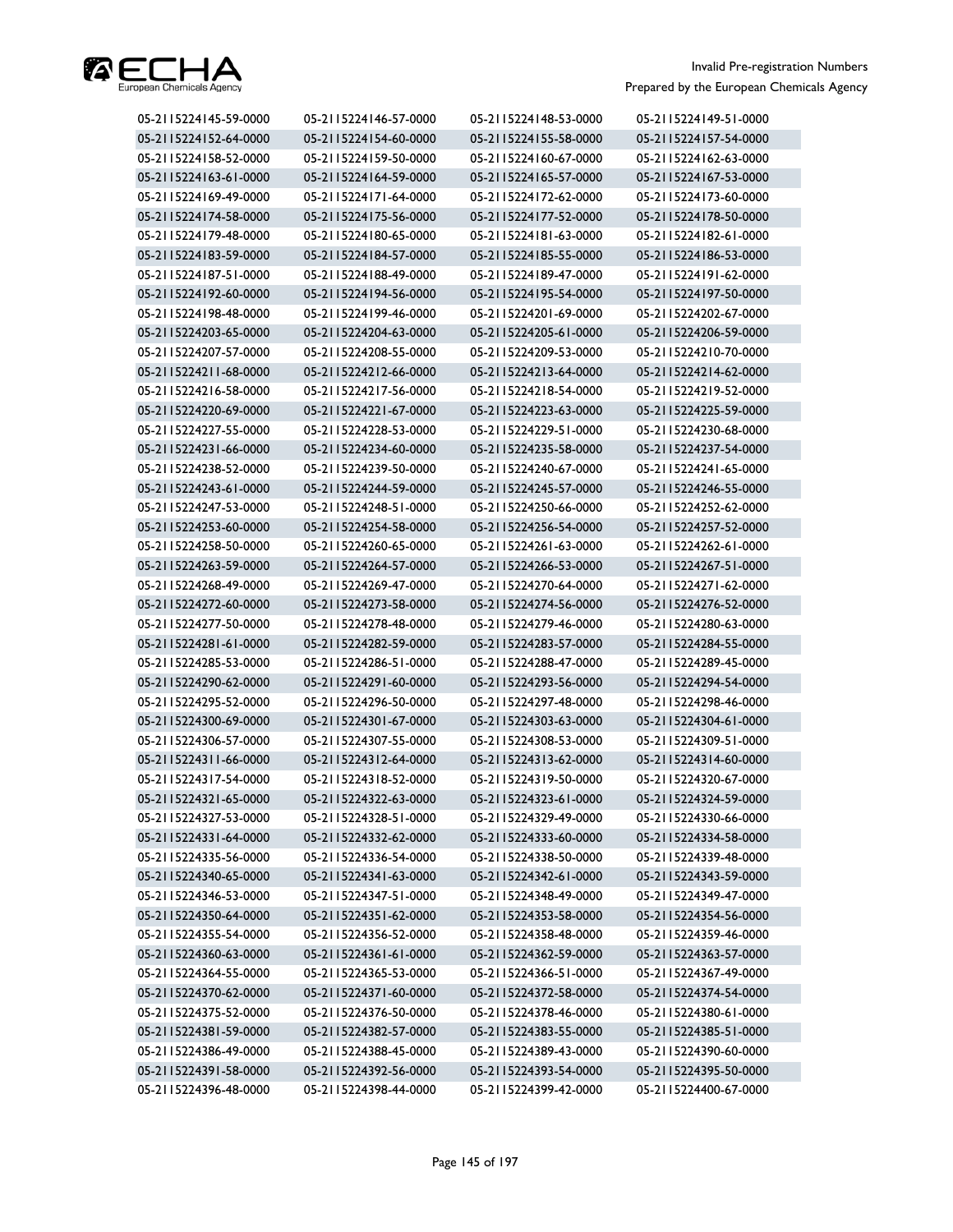| | | | |
|---|---|---|---|
| 05-2115224145-59-0000 | 05-2115224146-57-0000 | 05-2115224148-53-0000 | 05-2115224149-51-0000 |
| 05-2115224152-64-0000 | 05-2115224154-60-0000 | 05-2115224155-58-0000 | 05-2115224157-54-0000 |
| 05-2115224158-52-0000 | 05-2115224159-50-0000 | 05-2115224160-67-0000 | 05-2115224162-63-0000 |
| 05-2115224163-61-0000 | 05-2115224164-59-0000 | 05-2115224165-57-0000 | 05-2115224167-53-0000 |
| 05-2115224169-49-0000 | 05-2115224171-64-0000 | 05-2115224172-62-0000 | 05-2115224173-60-0000 |
| 05-2115224174-58-0000 | 05-2115224175-56-0000 | 05-2115224177-52-0000 | 05-2115224178-50-0000 |
| 05-2115224179-48-0000 | 05-2115224180-65-0000 | 05-2115224181-63-0000 | 05-2115224182-61-0000 |
| 05-2115224183-59-0000 | 05-2115224184-57-0000 | 05-2115224185-55-0000 | 05-2115224186-53-0000 |
| 05-2115224187-51-0000 | 05-2115224188-49-0000 | 05-2115224189-47-0000 | 05-2115224191-62-0000 |
| 05-2115224192-60-0000 | 05-2115224194-56-0000 | 05-2115224195-54-0000 | 05-2115224197-50-0000 |
| 05-2115224198-48-0000 | 05-2115224199-46-0000 | 05-2115224201-69-0000 | 05-2115224202-67-0000 |
| 05-2115224203-65-0000 | 05-2115224204-63-0000 | 05-2115224205-61-0000 | 05-2115224206-59-0000 |
| 05-2115224207-57-0000 | 05-2115224208-55-0000 | 05-2115224209-53-0000 | 05-2115224210-70-0000 |
| 05-2115224211-68-0000 | 05-2115224212-66-0000 | 05-2115224213-64-0000 | 05-2115224214-62-0000 |
| 05-2115224216-58-0000 | 05-2115224217-56-0000 | 05-2115224218-54-0000 | 05-2115224219-52-0000 |
| 05-2115224220-69-0000 | 05-2115224221-67-0000 | 05-2115224223-63-0000 | 05-2115224225-59-0000 |
| 05-2115224227-55-0000 | 05-2115224228-53-0000 | 05-2115224229-51-0000 | 05-2115224230-68-0000 |
| 05-2115224231-66-0000 | 05-2115224234-60-0000 | 05-2115224235-58-0000 | 05-2115224237-54-0000 |
| 05-2115224238-52-0000 | 05-2115224239-50-0000 | 05-2115224240-67-0000 | 05-2115224241-65-0000 |
| 05-2115224243-61-0000 | 05-2115224244-59-0000 | 05-2115224245-57-0000 | 05-2115224246-55-0000 |
| 05-2115224247-53-0000 | 05-2115224248-51-0000 | 05-2115224250-66-0000 | 05-2115224252-62-0000 |
| 05-2115224253-60-0000 | 05-2115224254-58-0000 | 05-2115224256-54-0000 | 05-2115224257-52-0000 |
| 05-2115224258-50-0000 | 05-2115224260-65-0000 | 05-2115224261-63-0000 | 05-2115224262-61-0000 |
| 05-2115224263-59-0000 | 05-2115224264-57-0000 | 05-2115224266-53-0000 | 05-2115224267-51-0000 |
| 05-2115224268-49-0000 | 05-2115224269-47-0000 | 05-2115224270-64-0000 | 05-2115224271-62-0000 |
| 05-2115224272-60-0000 | 05-2115224273-58-0000 | 05-2115224274-56-0000 | 05-2115224276-52-0000 |
| 05-2115224277-50-0000 | 05-2115224278-48-0000 | 05-2115224279-46-0000 | 05-2115224280-63-0000 |
| 05-2115224281-61-0000 | 05-2115224282-59-0000 | 05-2115224283-57-0000 | 05-2115224284-55-0000 |
| 05-2115224285-53-0000 | 05-2115224286-51-0000 | 05-2115224288-47-0000 | 05-2115224289-45-0000 |
| 05-2115224290-62-0000 | 05-2115224291-60-0000 | 05-2115224293-56-0000 | 05-2115224294-54-0000 |
| 05-2115224295-52-0000 | 05-2115224296-50-0000 | 05-2115224297-48-0000 | 05-2115224298-46-0000 |
| 05-2115224300-69-0000 | 05-2115224301-67-0000 | 05-2115224303-63-0000 | 05-2115224304-61-0000 |
| 05-2115224306-57-0000 | 05-2115224307-55-0000 | 05-2115224308-53-0000 | 05-2115224309-51-0000 |
| 05-2115224311-66-0000 | 05-2115224312-64-0000 | 05-2115224313-62-0000 | 05-2115224314-60-0000 |
| 05-2115224317-54-0000 | 05-2115224318-52-0000 | 05-2115224319-50-0000 | 05-2115224320-67-0000 |
| 05-2115224321-65-0000 | 05-2115224322-63-0000 | 05-2115224323-61-0000 | 05-2115224324-59-0000 |
| 05-2115224327-53-0000 | 05-2115224328-51-0000 | 05-2115224329-49-0000 | 05-2115224330-66-0000 |
| 05-2115224331-64-0000 | 05-2115224332-62-0000 | 05-2115224333-60-0000 | 05-2115224334-58-0000 |
| 05-2115224335-56-0000 | 05-2115224336-54-0000 | 05-2115224338-50-0000 | 05-2115224339-48-0000 |
| 05-2115224340-65-0000 | 05-2115224341-63-0000 | 05-2115224342-61-0000 | 05-2115224343-59-0000 |
| 05-2115224346-53-0000 | 05-2115224347-51-0000 | 05-2115224348-49-0000 | 05-2115224349-47-0000 |
| 05-2115224350-64-0000 | 05-2115224351-62-0000 | 05-2115224353-58-0000 | 05-2115224354-56-0000 |
| 05-2115224355-54-0000 | 05-2115224356-52-0000 | 05-2115224358-48-0000 | 05-2115224359-46-0000 |
| 05-2115224360-63-0000 | 05-2115224361-61-0000 | 05-2115224362-59-0000 | 05-2115224363-57-0000 |
| 05-2115224364-55-0000 | 05-2115224365-53-0000 | 05-2115224366-51-0000 | 05-2115224367-49-0000 |
| 05-2115224370-62-0000 | 05-2115224371-60-0000 | 05-2115224372-58-0000 | 05-2115224374-54-0000 |
| 05-2115224375-52-0000 | 05-2115224376-50-0000 | 05-2115224378-46-0000 | 05-2115224380-61-0000 |
| 05-2115224381-59-0000 | 05-2115224382-57-0000 | 05-2115224383-55-0000 | 05-2115224385-51-0000 |
| 05-2115224386-49-0000 | 05-2115224388-45-0000 | 05-2115224389-43-0000 | 05-2115224390-60-0000 |
| 05-2115224391-58-0000 | 05-2115224392-56-0000 | 05-2115224393-54-0000 | 05-2115224395-50-0000 |
| 05-2115224396-48-0000 | 05-2115224398-44-0000 | 05-2115224399-42-0000 | 05-2115224400-67-0000 |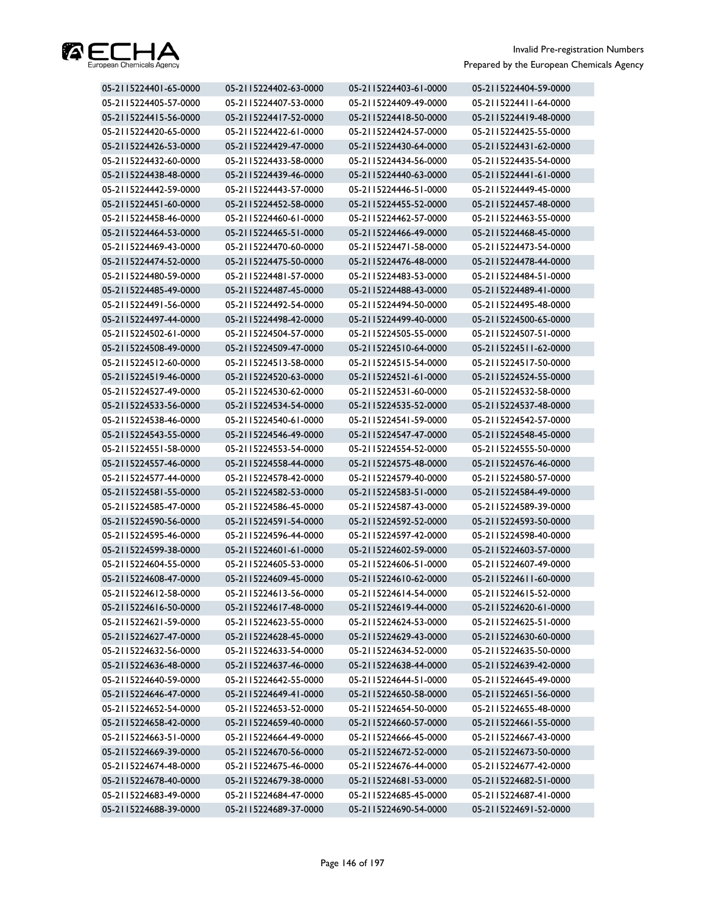| | | | |
|---|---|---|---|
| 05-2115224401-65-0000 | 05-2115224402-63-0000 | 05-2115224403-61-0000 | 05-2115224404-59-0000 |
| 05-2115224405-57-0000 | 05-2115224407-53-0000 | 05-2115224409-49-0000 | 05-2115224411-64-0000 |
| 05-2115224415-56-0000 | 05-2115224417-52-0000 | 05-2115224418-50-0000 | 05-2115224419-48-0000 |
| 05-2115224420-65-0000 | 05-2115224422-61-0000 | 05-2115224424-57-0000 | 05-2115224425-55-0000 |
| 05-2115224426-53-0000 | 05-2115224429-47-0000 | 05-2115224430-64-0000 | 05-2115224431-62-0000 |
| 05-2115224432-60-0000 | 05-2115224433-58-0000 | 05-2115224434-56-0000 | 05-2115224435-54-0000 |
| 05-2115224438-48-0000 | 05-2115224439-46-0000 | 05-2115224440-63-0000 | 05-2115224441-61-0000 |
| 05-2115224442-59-0000 | 05-2115224443-57-0000 | 05-2115224446-51-0000 | 05-2115224449-45-0000 |
| 05-2115224451-60-0000 | 05-2115224452-58-0000 | 05-2115224455-52-0000 | 05-2115224457-48-0000 |
| 05-2115224458-46-0000 | 05-2115224460-61-0000 | 05-2115224462-57-0000 | 05-2115224463-55-0000 |
| 05-2115224464-53-0000 | 05-2115224465-51-0000 | 05-2115224466-49-0000 | 05-2115224468-45-0000 |
| 05-2115224469-43-0000 | 05-2115224470-60-0000 | 05-2115224471-58-0000 | 05-2115224473-54-0000 |
| 05-2115224474-52-0000 | 05-2115224475-50-0000 | 05-2115224476-48-0000 | 05-2115224478-44-0000 |
| 05-2115224480-59-0000 | 05-2115224481-57-0000 | 05-2115224483-53-0000 | 05-2115224484-51-0000 |
| 05-2115224485-49-0000 | 05-2115224487-45-0000 | 05-2115224488-43-0000 | 05-2115224489-41-0000 |
| 05-2115224491-56-0000 | 05-2115224492-54-0000 | 05-2115224494-50-0000 | 05-2115224495-48-0000 |
| 05-2115224497-44-0000 | 05-2115224498-42-0000 | 05-2115224499-40-0000 | 05-2115224500-65-0000 |
| 05-2115224502-61-0000 | 05-2115224504-57-0000 | 05-2115224505-55-0000 | 05-2115224507-51-0000 |
| 05-2115224508-49-0000 | 05-2115224509-47-0000 | 05-2115224510-64-0000 | 05-2115224511-62-0000 |
| 05-2115224512-60-0000 | 05-2115224513-58-0000 | 05-2115224515-54-0000 | 05-2115224517-50-0000 |
| 05-2115224519-46-0000 | 05-2115224520-63-0000 | 05-2115224521-61-0000 | 05-2115224524-55-0000 |
| 05-2115224527-49-0000 | 05-2115224530-62-0000 | 05-2115224531-60-0000 | 05-2115224532-58-0000 |
| 05-2115224533-56-0000 | 05-2115224534-54-0000 | 05-2115224535-52-0000 | 05-2115224537-48-0000 |
| 05-2115224538-46-0000 | 05-2115224540-61-0000 | 05-2115224541-59-0000 | 05-2115224542-57-0000 |
| 05-2115224543-55-0000 | 05-2115224546-49-0000 | 05-2115224547-47-0000 | 05-2115224548-45-0000 |
| 05-2115224551-58-0000 | 05-2115224553-54-0000 | 05-2115224554-52-0000 | 05-2115224555-50-0000 |
| 05-2115224557-46-0000 | 05-2115224558-44-0000 | 05-2115224575-48-0000 | 05-2115224576-46-0000 |
| 05-2115224577-44-0000 | 05-2115224578-42-0000 | 05-2115224579-40-0000 | 05-2115224580-57-0000 |
| 05-2115224581-55-0000 | 05-2115224582-53-0000 | 05-2115224583-51-0000 | 05-2115224584-49-0000 |
| 05-2115224585-47-0000 | 05-2115224586-45-0000 | 05-2115224587-43-0000 | 05-2115224589-39-0000 |
| 05-2115224590-56-0000 | 05-2115224591-54-0000 | 05-2115224592-52-0000 | 05-2115224593-50-0000 |
| 05-2115224595-46-0000 | 05-2115224596-44-0000 | 05-2115224597-42-0000 | 05-2115224598-40-0000 |
| 05-2115224599-38-0000 | 05-2115224601-61-0000 | 05-2115224602-59-0000 | 05-2115224603-57-0000 |
| 05-2115224604-55-0000 | 05-2115224605-53-0000 | 05-2115224606-51-0000 | 05-2115224607-49-0000 |
| 05-2115224608-47-0000 | 05-2115224609-45-0000 | 05-2115224610-62-0000 | 05-2115224611-60-0000 |
| 05-2115224612-58-0000 | 05-2115224613-56-0000 | 05-2115224614-54-0000 | 05-2115224615-52-0000 |
| 05-2115224616-50-0000 | 05-2115224617-48-0000 | 05-2115224619-44-0000 | 05-2115224620-61-0000 |
| 05-2115224621-59-0000 | 05-2115224623-55-0000 | 05-2115224624-53-0000 | 05-2115224625-51-0000 |
| 05-2115224627-47-0000 | 05-2115224628-45-0000 | 05-2115224629-43-0000 | 05-2115224630-60-0000 |
| 05-2115224632-56-0000 | 05-2115224633-54-0000 | 05-2115224634-52-0000 | 05-2115224635-50-0000 |
| 05-2115224636-48-0000 | 05-2115224637-46-0000 | 05-2115224638-44-0000 | 05-2115224639-42-0000 |
| 05-2115224640-59-0000 | 05-2115224642-55-0000 | 05-2115224644-51-0000 | 05-2115224645-49-0000 |
| 05-2115224646-47-0000 | 05-2115224649-41-0000 | 05-2115224650-58-0000 | 05-2115224651-56-0000 |
| 05-2115224652-54-0000 | 05-2115224653-52-0000 | 05-2115224654-50-0000 | 05-2115224655-48-0000 |
| 05-2115224658-42-0000 | 05-2115224659-40-0000 | 05-2115224660-57-0000 | 05-2115224661-55-0000 |
| 05-2115224663-51-0000 | 05-2115224664-49-0000 | 05-2115224666-45-0000 | 05-2115224667-43-0000 |
| 05-2115224669-39-0000 | 05-2115224670-56-0000 | 05-2115224672-52-0000 | 05-2115224673-50-0000 |
| 05-2115224674-48-0000 | 05-2115224675-46-0000 | 05-2115224676-44-0000 | 05-2115224677-42-0000 |
| 05-2115224678-40-0000 | 05-2115224679-38-0000 | 05-2115224681-53-0000 | 05-2115224682-51-0000 |
| 05-2115224683-49-0000 | 05-2115224684-47-0000 | 05-2115224685-45-0000 | 05-2115224687-41-0000 |
| 05-2115224688-39-0000 | 05-2115224689-37-0000 | 05-2115224690-54-0000 | 05-2115224691-52-0000 |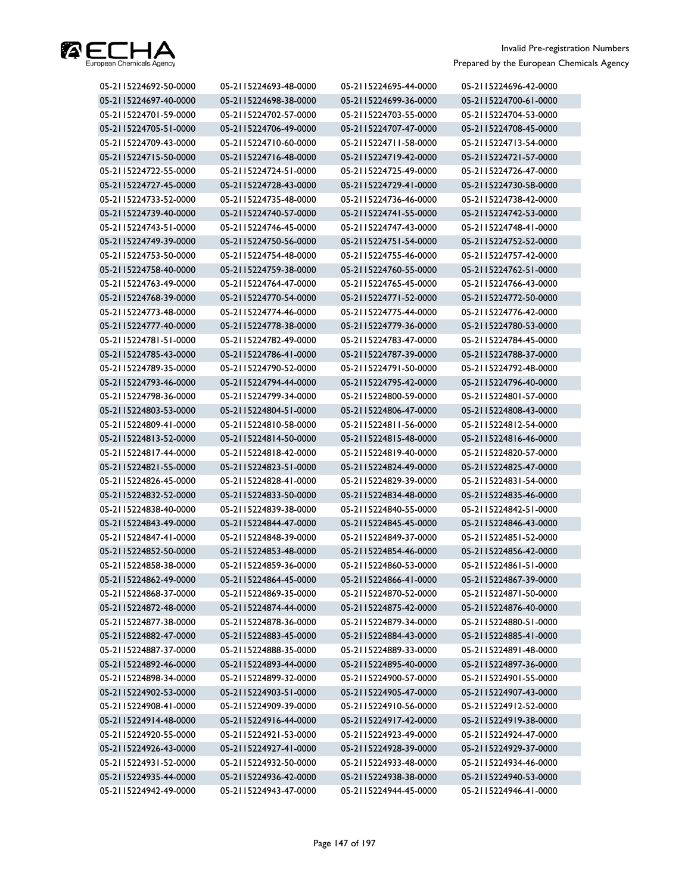| 05-2115224692-50-0000 | 05-2115224693-48-0000 | 05-2115224695-44-0000 | 05-2115224696-42-0000 |
|---|---|---|---|
| 05-2115224697-40-0000 | 05-2115224698-38-0000 | 05-2115224699-36-0000 | 05-2115224700-61-0000 |
| 05-2115224701-59-0000 | 05-2115224702-57-0000 | 05-2115224703-55-0000 | 05-2115224704-53-0000 |
| 05-2115224705-51-0000 | 05-2115224706-49-0000 | 05-2115224707-47-0000 | 05-2115224708-45-0000 |
| 05-2115224709-43-0000 | 05-2115224710-60-0000 | 05-2115224711-58-0000 | 05-2115224713-54-0000 |
| 05-2115224715-50-0000 | 05-2115224716-48-0000 | 05-2115224719-42-0000 | 05-2115224721-57-0000 |
| 05-2115224722-55-0000 | 05-2115224724-51-0000 | 05-2115224725-49-0000 | 05-2115224726-47-0000 |
| 05-2115224727-45-0000 | 05-2115224728-43-0000 | 05-2115224729-41-0000 | 05-2115224730-58-0000 |
| 05-2115224733-52-0000 | 05-2115224735-48-0000 | 05-2115224736-46-0000 | 05-2115224738-42-0000 |
| 05-2115224739-40-0000 | 05-2115224740-57-0000 | 05-2115224741-55-0000 | 05-2115224742-53-0000 |
| 05-2115224743-51-0000 | 05-2115224746-45-0000 | 05-2115224747-43-0000 | 05-2115224748-41-0000 |
| 05-2115224749-39-0000 | 05-2115224750-56-0000 | 05-2115224751-54-0000 | 05-2115224752-52-0000 |
| 05-2115224753-50-0000 | 05-2115224754-48-0000 | 05-2115224755-46-0000 | 05-2115224757-42-0000 |
| 05-2115224758-40-0000 | 05-2115224759-38-0000 | 05-2115224760-55-0000 | 05-2115224762-51-0000 |
| 05-2115224763-49-0000 | 05-2115224764-47-0000 | 05-2115224765-45-0000 | 05-2115224766-43-0000 |
| 05-2115224768-39-0000 | 05-2115224770-54-0000 | 05-2115224771-52-0000 | 05-2115224772-50-0000 |
| 05-2115224773-48-0000 | 05-2115224774-46-0000 | 05-2115224775-44-0000 | 05-2115224776-42-0000 |
| 05-2115224777-40-0000 | 05-2115224778-38-0000 | 05-2115224779-36-0000 | 05-2115224780-53-0000 |
| 05-2115224781-51-0000 | 05-2115224782-49-0000 | 05-2115224783-47-0000 | 05-2115224784-45-0000 |
| 05-2115224785-43-0000 | 05-2115224786-41-0000 | 05-2115224787-39-0000 | 05-2115224788-37-0000 |
| 05-2115224789-35-0000 | 05-2115224790-52-0000 | 05-2115224791-50-0000 | 05-2115224792-48-0000 |
| 05-2115224793-46-0000 | 05-2115224794-44-0000 | 05-2115224795-42-0000 | 05-2115224796-40-0000 |
| 05-2115224798-36-0000 | 05-2115224799-34-0000 | 05-2115224800-59-0000 | 05-2115224801-57-0000 |
| 05-2115224803-53-0000 | 05-2115224804-51-0000 | 05-2115224806-47-0000 | 05-2115224808-43-0000 |
| 05-2115224809-41-0000 | 05-2115224810-58-0000 | 05-2115224811-56-0000 | 05-2115224812-54-0000 |
| 05-2115224813-52-0000 | 05-2115224814-50-0000 | 05-2115224815-48-0000 | 05-2115224816-46-0000 |
| 05-2115224817-44-0000 | 05-2115224818-42-0000 | 05-2115224819-40-0000 | 05-2115224820-57-0000 |
| 05-2115224821-55-0000 | 05-2115224823-51-0000 | 05-2115224824-49-0000 | 05-2115224825-47-0000 |
| 05-2115224826-45-0000 | 05-2115224828-41-0000 | 05-2115224829-39-0000 | 05-2115224831-54-0000 |
| 05-2115224832-52-0000 | 05-2115224833-50-0000 | 05-2115224834-48-0000 | 05-2115224835-46-0000 |
| 05-2115224838-40-0000 | 05-2115224839-38-0000 | 05-2115224840-55-0000 | 05-2115224842-51-0000 |
| 05-2115224843-49-0000 | 05-2115224844-47-0000 | 05-2115224845-45-0000 | 05-2115224846-43-0000 |
| 05-2115224847-41-0000 | 05-2115224848-39-0000 | 05-2115224849-37-0000 | 05-2115224851-52-0000 |
| 05-2115224852-50-0000 | 05-2115224853-48-0000 | 05-2115224854-46-0000 | 05-2115224856-42-0000 |
| 05-2115224858-38-0000 | 05-2115224859-36-0000 | 05-2115224860-53-0000 | 05-2115224861-51-0000 |
| 05-2115224862-49-0000 | 05-2115224864-45-0000 | 05-2115224866-41-0000 | 05-2115224867-39-0000 |
| 05-2115224868-37-0000 | 05-2115224869-35-0000 | 05-2115224870-52-0000 | 05-2115224871-50-0000 |
| 05-2115224872-48-0000 | 05-2115224874-44-0000 | 05-2115224875-42-0000 | 05-2115224876-40-0000 |
| 05-2115224877-38-0000 | 05-2115224878-36-0000 | 05-2115224879-34-0000 | 05-2115224880-51-0000 |
| 05-2115224882-47-0000 | 05-2115224883-45-0000 | 05-2115224884-43-0000 | 05-2115224885-41-0000 |
| 05-2115224887-37-0000 | 05-2115224888-35-0000 | 05-2115224889-33-0000 | 05-2115224891-48-0000 |
| 05-2115224892-46-0000 | 05-2115224893-44-0000 | 05-2115224895-40-0000 | 05-2115224897-36-0000 |
| 05-2115224898-34-0000 | 05-2115224899-32-0000 | 05-2115224900-57-0000 | 05-2115224901-55-0000 |
| 05-2115224902-53-0000 | 05-2115224903-51-0000 | 05-2115224905-47-0000 | 05-2115224907-43-0000 |
| 05-2115224908-41-0000 | 05-2115224909-39-0000 | 05-2115224910-56-0000 | 05-2115224912-52-0000 |
| 05-2115224914-48-0000 | 05-2115224916-44-0000 | 05-2115224917-42-0000 | 05-2115224919-38-0000 |
| 05-2115224920-55-0000 | 05-2115224921-53-0000 | 05-2115224923-49-0000 | 05-2115224924-47-0000 |
| 05-2115224926-43-0000 | 05-2115224927-41-0000 | 05-2115224928-39-0000 | 05-2115224929-37-0000 |
| 05-2115224931-52-0000 | 05-2115224932-50-0000 | 05-2115224933-48-0000 | 05-2115224934-46-0000 |
| 05-2115224935-44-0000 | 05-2115224936-42-0000 | 05-2115224938-38-0000 | 05-2115224940-53-0000 |
| 05-2115224942-49-0000 | 05-2115224943-47-0000 | 05-2115224944-45-0000 | 05-2115224946-41-0000 |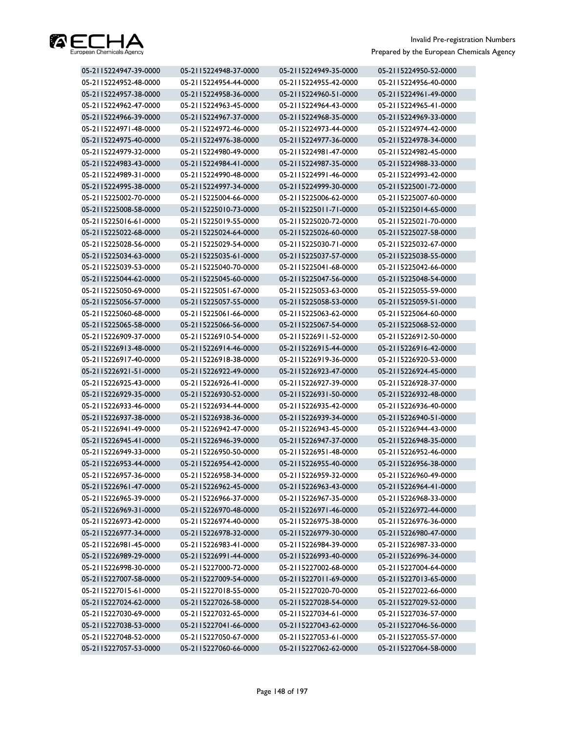| | | | |
|---|---|---|---|
| 05-2115224947-39-0000 | 05-2115224948-37-0000 | 05-2115224949-35-0000 | 05-2115224950-52-0000 |
| 05-2115224952-48-0000 | 05-2115224954-44-0000 | 05-2115224955-42-0000 | 05-2115224956-40-0000 |
| 05-2115224957-38-0000 | 05-2115224958-36-0000 | 05-2115224960-51-0000 | 05-2115224961-49-0000 |
| 05-2115224962-47-0000 | 05-2115224963-45-0000 | 05-2115224964-43-0000 | 05-2115224965-41-0000 |
| 05-2115224966-39-0000 | 05-2115224967-37-0000 | 05-2115224968-35-0000 | 05-2115224969-33-0000 |
| 05-2115224971-48-0000 | 05-2115224972-46-0000 | 05-2115224973-44-0000 | 05-2115224974-42-0000 |
| 05-2115224975-40-0000 | 05-2115224976-38-0000 | 05-2115224977-36-0000 | 05-2115224978-34-0000 |
| 05-2115224979-32-0000 | 05-2115224980-49-0000 | 05-2115224981-47-0000 | 05-2115224982-45-0000 |
| 05-2115224983-43-0000 | 05-2115224984-41-0000 | 05-2115224987-35-0000 | 05-2115224988-33-0000 |
| 05-2115224989-31-0000 | 05-2115224990-48-0000 | 05-2115224991-46-0000 | 05-2115224993-42-0000 |
| 05-2115224995-38-0000 | 05-2115224997-34-0000 | 05-2115224999-30-0000 | 05-2115225001-72-0000 |
| 05-2115225002-70-0000 | 05-2115225004-66-0000 | 05-2115225006-62-0000 | 05-2115225007-60-0000 |
| 05-2115225008-58-0000 | 05-2115225010-73-0000 | 05-2115225011-71-0000 | 05-2115225014-65-0000 |
| 05-2115225016-61-0000 | 05-2115225019-55-0000 | 05-2115225020-72-0000 | 05-2115225021-70-0000 |
| 05-2115225022-68-0000 | 05-2115225024-64-0000 | 05-2115225026-60-0000 | 05-2115225027-58-0000 |
| 05-2115225028-56-0000 | 05-2115225029-54-0000 | 05-2115225030-71-0000 | 05-2115225032-67-0000 |
| 05-2115225034-63-0000 | 05-2115225035-61-0000 | 05-2115225037-57-0000 | 05-2115225038-55-0000 |
| 05-2115225039-53-0000 | 05-2115225040-70-0000 | 05-2115225041-68-0000 | 05-2115225042-66-0000 |
| 05-2115225044-62-0000 | 05-2115225045-60-0000 | 05-2115225047-56-0000 | 05-2115225048-54-0000 |
| 05-2115225050-69-0000 | 05-2115225051-67-0000 | 05-2115225053-63-0000 | 05-2115225055-59-0000 |
| 05-2115225056-57-0000 | 05-2115225057-55-0000 | 05-2115225058-53-0000 | 05-2115225059-51-0000 |
| 05-2115225060-68-0000 | 05-2115225061-66-0000 | 05-2115225063-62-0000 | 05-2115225064-60-0000 |
| 05-2115225065-58-0000 | 05-2115225066-56-0000 | 05-2115225067-54-0000 | 05-2115225068-52-0000 |
| 05-2115226909-37-0000 | 05-2115226910-54-0000 | 05-2115226911-52-0000 | 05-2115226912-50-0000 |
| 05-2115226913-48-0000 | 05-2115226914-46-0000 | 05-2115226915-44-0000 | 05-2115226916-42-0000 |
| 05-2115226917-40-0000 | 05-2115226918-38-0000 | 05-2115226919-36-0000 | 05-2115226920-53-0000 |
| 05-2115226921-51-0000 | 05-2115226922-49-0000 | 05-2115226923-47-0000 | 05-2115226924-45-0000 |
| 05-2115226925-43-0000 | 05-2115226926-41-0000 | 05-2115226927-39-0000 | 05-2115226928-37-0000 |
| 05-2115226929-35-0000 | 05-2115226930-52-0000 | 05-2115226931-50-0000 | 05-2115226932-48-0000 |
| 05-2115226933-46-0000 | 05-2115226934-44-0000 | 05-2115226935-42-0000 | 05-2115226936-40-0000 |
| 05-2115226937-38-0000 | 05-2115226938-36-0000 | 05-2115226939-34-0000 | 05-2115226940-51-0000 |
| 05-2115226941-49-0000 | 05-2115226942-47-0000 | 05-2115226943-45-0000 | 05-2115226944-43-0000 |
| 05-2115226945-41-0000 | 05-2115226946-39-0000 | 05-2115226947-37-0000 | 05-2115226948-35-0000 |
| 05-2115226949-33-0000 | 05-2115226950-50-0000 | 05-2115226951-48-0000 | 05-2115226952-46-0000 |
| 05-2115226953-44-0000 | 05-2115226954-42-0000 | 05-2115226955-40-0000 | 05-2115226956-38-0000 |
| 05-2115226957-36-0000 | 05-2115226958-34-0000 | 05-2115226959-32-0000 | 05-2115226960-49-0000 |
| 05-2115226961-47-0000 | 05-2115226962-45-0000 | 05-2115226963-43-0000 | 05-2115226964-41-0000 |
| 05-2115226965-39-0000 | 05-2115226966-37-0000 | 05-2115226967-35-0000 | 05-2115226968-33-0000 |
| 05-2115226969-31-0000 | 05-2115226970-48-0000 | 05-2115226971-46-0000 | 05-2115226972-44-0000 |
| 05-2115226973-42-0000 | 05-2115226974-40-0000 | 05-2115226975-38-0000 | 05-2115226976-36-0000 |
| 05-2115226977-34-0000 | 05-2115226978-32-0000 | 05-2115226979-30-0000 | 05-2115226980-47-0000 |
| 05-2115226981-45-0000 | 05-2115226983-41-0000 | 05-2115226984-39-0000 | 05-2115226987-33-0000 |
| 05-2115226989-29-0000 | 05-2115226991-44-0000 | 05-2115226993-40-0000 | 05-2115226996-34-0000 |
| 05-2115226998-30-0000 | 05-2115227000-72-0000 | 05-2115227002-68-0000 | 05-2115227004-64-0000 |
| 05-2115227007-58-0000 | 05-2115227009-54-0000 | 05-2115227011-69-0000 | 05-2115227013-65-0000 |
| 05-2115227015-61-0000 | 05-2115227018-55-0000 | 05-2115227020-70-0000 | 05-2115227022-66-0000 |
| 05-2115227024-62-0000 | 05-2115227026-58-0000 | 05-2115227028-54-0000 | 05-2115227029-52-0000 |
| 05-2115227030-69-0000 | 05-2115227032-65-0000 | 05-2115227034-61-0000 | 05-2115227036-57-0000 |
| 05-2115227038-53-0000 | 05-2115227041-66-0000 | 05-2115227043-62-0000 | 05-2115227046-56-0000 |
| 05-2115227048-52-0000 | 05-2115227050-67-0000 | 05-2115227053-61-0000 | 05-2115227055-57-0000 |
| 05-2115227057-53-0000 | 05-2115227060-66-0000 | 05-2115227062-62-0000 | 05-2115227064-58-0000 |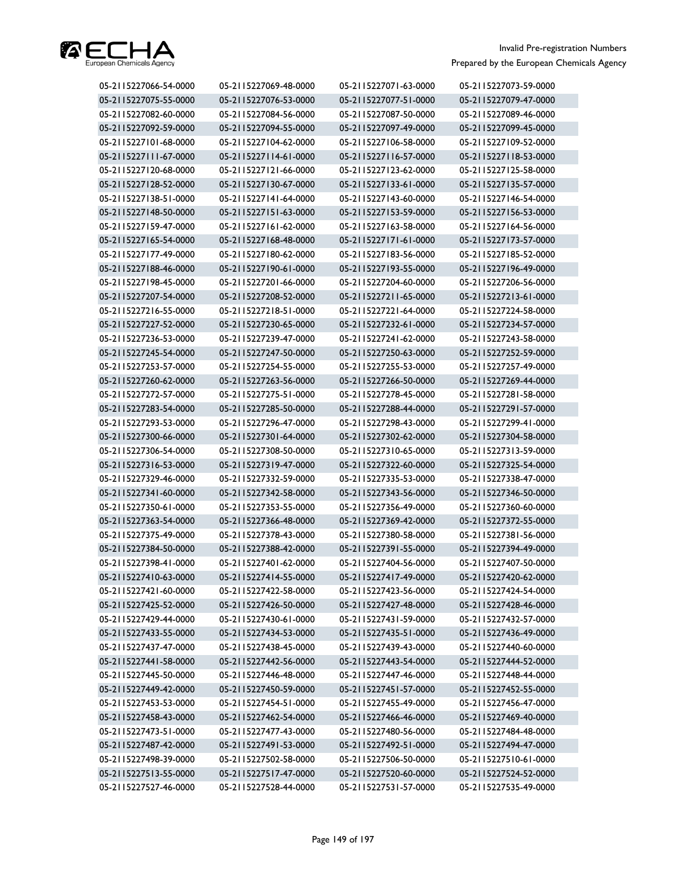| | | | |
|---|---|---|---|
| 05-2115227066-54-0000 | 05-2115227069-48-0000 | 05-2115227071-63-0000 | 05-2115227073-59-0000 |
| 05-2115227075-55-0000 | 05-2115227076-53-0000 | 05-2115227077-51-0000 | 05-2115227079-47-0000 |
| 05-2115227082-60-0000 | 05-2115227084-56-0000 | 05-2115227087-50-0000 | 05-2115227089-46-0000 |
| 05-2115227092-59-0000 | 05-2115227094-55-0000 | 05-2115227097-49-0000 | 05-2115227099-45-0000 |
| 05-2115227101-68-0000 | 05-2115227104-62-0000 | 05-2115227106-58-0000 | 05-2115227109-52-0000 |
| 05-2115227111-67-0000 | 05-2115227114-61-0000 | 05-2115227116-57-0000 | 05-2115227118-53-0000 |
| 05-2115227120-68-0000 | 05-2115227121-66-0000 | 05-2115227123-62-0000 | 05-2115227125-58-0000 |
| 05-2115227128-52-0000 | 05-2115227130-67-0000 | 05-2115227133-61-0000 | 05-2115227135-57-0000 |
| 05-2115227138-51-0000 | 05-2115227141-64-0000 | 05-2115227143-60-0000 | 05-2115227146-54-0000 |
| 05-2115227148-50-0000 | 05-2115227151-63-0000 | 05-2115227153-59-0000 | 05-2115227156-53-0000 |
| 05-2115227159-47-0000 | 05-2115227161-62-0000 | 05-2115227163-58-0000 | 05-2115227164-56-0000 |
| 05-2115227165-54-0000 | 05-2115227168-48-0000 | 05-2115227171-61-0000 | 05-2115227173-57-0000 |
| 05-2115227177-49-0000 | 05-2115227180-62-0000 | 05-2115227183-56-0000 | 05-2115227185-52-0000 |
| 05-2115227188-46-0000 | 05-2115227190-61-0000 | 05-2115227193-55-0000 | 05-2115227196-49-0000 |
| 05-2115227198-45-0000 | 05-2115227201-66-0000 | 05-2115227204-60-0000 | 05-2115227206-56-0000 |
| 05-2115227207-54-0000 | 05-2115227208-52-0000 | 05-2115227211-65-0000 | 05-2115227213-61-0000 |
| 05-2115227216-55-0000 | 05-2115227218-51-0000 | 05-2115227221-64-0000 | 05-2115227224-58-0000 |
| 05-2115227227-52-0000 | 05-2115227230-65-0000 | 05-2115227232-61-0000 | 05-2115227234-57-0000 |
| 05-2115227236-53-0000 | 05-2115227239-47-0000 | 05-2115227241-62-0000 | 05-2115227243-58-0000 |
| 05-2115227245-54-0000 | 05-2115227247-50-0000 | 05-2115227250-63-0000 | 05-2115227252-59-0000 |
| 05-2115227253-57-0000 | 05-2115227254-55-0000 | 05-2115227255-53-0000 | 05-2115227257-49-0000 |
| 05-2115227260-62-0000 | 05-2115227263-56-0000 | 05-2115227266-50-0000 | 05-2115227269-44-0000 |
| 05-2115227272-57-0000 | 05-2115227275-51-0000 | 05-2115227278-45-0000 | 05-2115227281-58-0000 |
| 05-2115227283-54-0000 | 05-2115227285-50-0000 | 05-2115227288-44-0000 | 05-2115227291-57-0000 |
| 05-2115227293-53-0000 | 05-2115227296-47-0000 | 05-2115227298-43-0000 | 05-2115227299-41-0000 |
| 05-2115227300-66-0000 | 05-2115227301-64-0000 | 05-2115227302-62-0000 | 05-2115227304-58-0000 |
| 05-2115227306-54-0000 | 05-2115227308-50-0000 | 05-2115227310-65-0000 | 05-2115227313-59-0000 |
| 05-2115227316-53-0000 | 05-2115227319-47-0000 | 05-2115227322-60-0000 | 05-2115227325-54-0000 |
| 05-2115227329-46-0000 | 05-2115227332-59-0000 | 05-2115227335-53-0000 | 05-2115227338-47-0000 |
| 05-2115227341-60-0000 | 05-2115227342-58-0000 | 05-2115227343-56-0000 | 05-2115227346-50-0000 |
| 05-2115227350-61-0000 | 05-2115227353-55-0000 | 05-2115227356-49-0000 | 05-2115227360-60-0000 |
| 05-2115227363-54-0000 | 05-2115227366-48-0000 | 05-2115227369-42-0000 | 05-2115227372-55-0000 |
| 05-2115227375-49-0000 | 05-2115227378-43-0000 | 05-2115227380-58-0000 | 05-2115227381-56-0000 |
| 05-2115227384-50-0000 | 05-2115227388-42-0000 | 05-2115227391-55-0000 | 05-2115227394-49-0000 |
| 05-2115227398-41-0000 | 05-2115227401-62-0000 | 05-2115227404-56-0000 | 05-2115227407-50-0000 |
| 05-2115227410-63-0000 | 05-2115227414-55-0000 | 05-2115227417-49-0000 | 05-2115227420-62-0000 |
| 05-2115227421-60-0000 | 05-2115227422-58-0000 | 05-2115227423-56-0000 | 05-2115227424-54-0000 |
| 05-2115227425-52-0000 | 05-2115227426-50-0000 | 05-2115227427-48-0000 | 05-2115227428-46-0000 |
| 05-2115227429-44-0000 | 05-2115227430-61-0000 | 05-2115227431-59-0000 | 05-2115227432-57-0000 |
| 05-2115227433-55-0000 | 05-2115227434-53-0000 | 05-2115227435-51-0000 | 05-2115227436-49-0000 |
| 05-2115227437-47-0000 | 05-2115227438-45-0000 | 05-2115227439-43-0000 | 05-2115227440-60-0000 |
| 05-2115227441-58-0000 | 05-2115227442-56-0000 | 05-2115227443-54-0000 | 05-2115227444-52-0000 |
| 05-2115227445-50-0000 | 05-2115227446-48-0000 | 05-2115227447-46-0000 | 05-2115227448-44-0000 |
| 05-2115227449-42-0000 | 05-2115227450-59-0000 | 05-2115227451-57-0000 | 05-2115227452-55-0000 |
| 05-2115227453-53-0000 | 05-2115227454-51-0000 | 05-2115227455-49-0000 | 05-2115227456-47-0000 |
| 05-2115227458-43-0000 | 05-2115227462-54-0000 | 05-2115227466-46-0000 | 05-2115227469-40-0000 |
| 05-2115227473-51-0000 | 05-2115227477-43-0000 | 05-2115227480-56-0000 | 05-2115227484-48-0000 |
| 05-2115227487-42-0000 | 05-2115227491-53-0000 | 05-2115227492-51-0000 | 05-2115227494-47-0000 |
| 05-2115227498-39-0000 | 05-2115227502-58-0000 | 05-2115227506-50-0000 | 05-2115227510-61-0000 |
| 05-2115227513-55-0000 | 05-2115227517-47-0000 | 05-2115227520-60-0000 | 05-2115227524-52-0000 |
| 05-2115227527-46-0000 | 05-2115227528-44-0000 | 05-2115227531-57-0000 | 05-2115227535-49-0000 |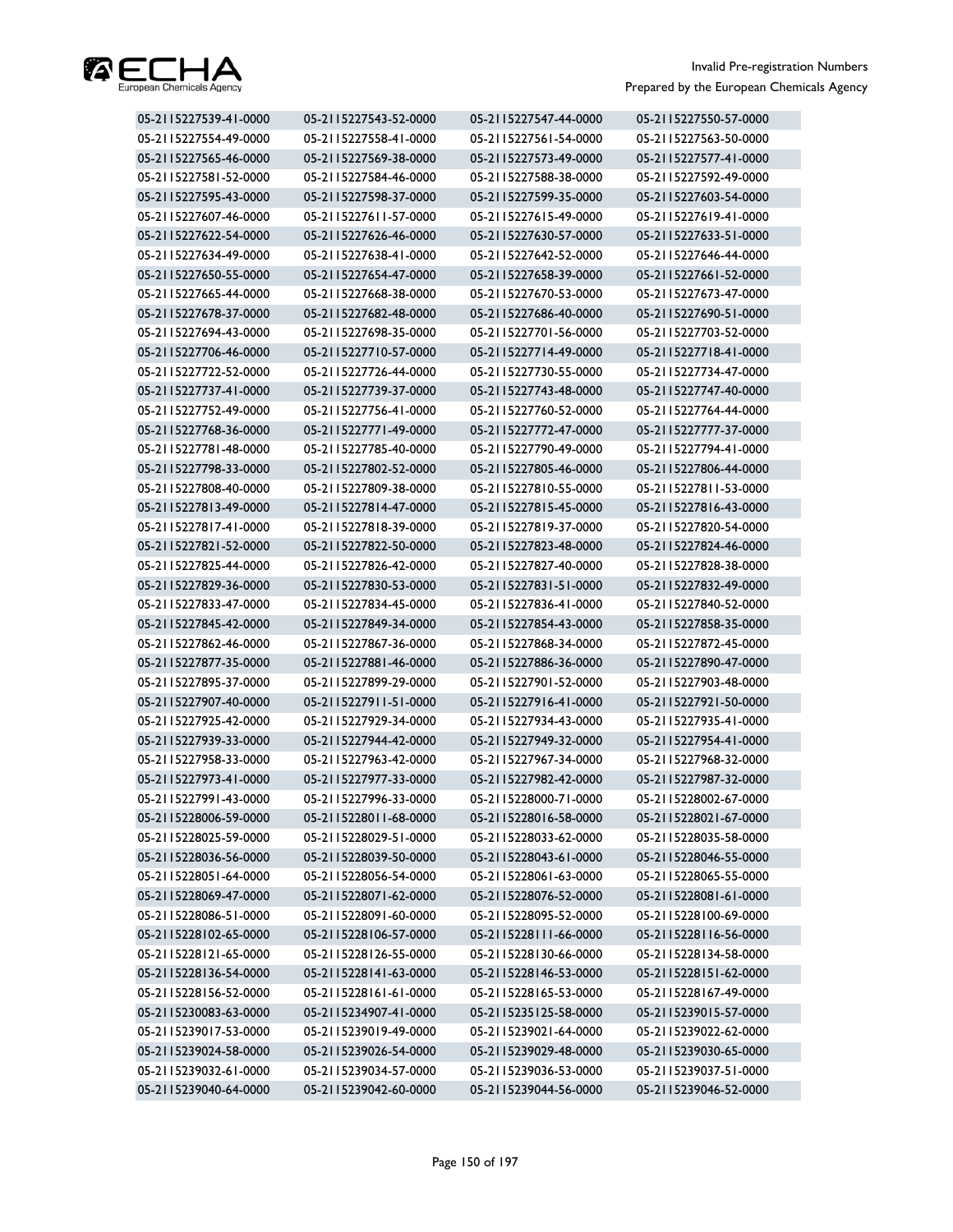| | | | |
|---|---|---|---|
| 05-2115227539-41-0000 | 05-2115227543-52-0000 | 05-2115227547-44-0000 | 05-2115227550-57-0000 |
| 05-2115227554-49-0000 | 05-2115227558-41-0000 | 05-2115227561-54-0000 | 05-2115227563-50-0000 |
| 05-2115227565-46-0000 | 05-2115227569-38-0000 | 05-2115227573-49-0000 | 05-2115227577-41-0000 |
| 05-2115227581-52-0000 | 05-2115227584-46-0000 | 05-2115227588-38-0000 | 05-2115227592-49-0000 |
| 05-2115227595-43-0000 | 05-2115227598-37-0000 | 05-2115227599-35-0000 | 05-2115227603-54-0000 |
| 05-2115227607-46-0000 | 05-2115227611-57-0000 | 05-2115227615-49-0000 | 05-2115227619-41-0000 |
| 05-2115227622-54-0000 | 05-2115227626-46-0000 | 05-2115227630-57-0000 | 05-2115227633-51-0000 |
| 05-2115227634-49-0000 | 05-2115227638-41-0000 | 05-2115227642-52-0000 | 05-2115227646-44-0000 |
| 05-2115227650-55-0000 | 05-2115227654-47-0000 | 05-2115227658-39-0000 | 05-2115227661-52-0000 |
| 05-2115227665-44-0000 | 05-2115227668-38-0000 | 05-2115227670-53-0000 | 05-2115227673-47-0000 |
| 05-2115227678-37-0000 | 05-2115227682-48-0000 | 05-2115227686-40-0000 | 05-2115227690-51-0000 |
| 05-2115227694-43-0000 | 05-2115227698-35-0000 | 05-2115227701-56-0000 | 05-2115227703-52-0000 |
| 05-2115227706-46-0000 | 05-2115227710-57-0000 | 05-2115227714-49-0000 | 05-2115227718-41-0000 |
| 05-2115227722-52-0000 | 05-2115227726-44-0000 | 05-2115227730-55-0000 | 05-2115227734-47-0000 |
| 05-2115227737-41-0000 | 05-2115227739-37-0000 | 05-2115227743-48-0000 | 05-2115227747-40-0000 |
| 05-2115227752-49-0000 | 05-2115227756-41-0000 | 05-2115227760-52-0000 | 05-2115227764-44-0000 |
| 05-2115227768-36-0000 | 05-2115227771-49-0000 | 05-2115227772-47-0000 | 05-2115227777-37-0000 |
| 05-2115227781-48-0000 | 05-2115227785-40-0000 | 05-2115227790-49-0000 | 05-2115227794-41-0000 |
| 05-2115227798-33-0000 | 05-2115227802-52-0000 | 05-2115227805-46-0000 | 05-2115227806-44-0000 |
| 05-2115227808-40-0000 | 05-2115227809-38-0000 | 05-2115227810-55-0000 | 05-2115227811-53-0000 |
| 05-2115227813-49-0000 | 05-2115227814-47-0000 | 05-2115227815-45-0000 | 05-2115227816-43-0000 |
| 05-2115227817-41-0000 | 05-2115227818-39-0000 | 05-2115227819-37-0000 | 05-2115227820-54-0000 |
| 05-2115227821-52-0000 | 05-2115227822-50-0000 | 05-2115227823-48-0000 | 05-2115227824-46-0000 |
| 05-2115227825-44-0000 | 05-2115227826-42-0000 | 05-2115227827-40-0000 | 05-2115227828-38-0000 |
| 05-2115227829-36-0000 | 05-2115227830-53-0000 | 05-2115227831-51-0000 | 05-2115227832-49-0000 |
| 05-2115227833-47-0000 | 05-2115227834-45-0000 | 05-2115227836-41-0000 | 05-2115227840-52-0000 |
| 05-2115227845-42-0000 | 05-2115227849-34-0000 | 05-2115227854-43-0000 | 05-2115227858-35-0000 |
| 05-2115227862-46-0000 | 05-2115227867-36-0000 | 05-2115227868-34-0000 | 05-2115227872-45-0000 |
| 05-2115227877-35-0000 | 05-2115227881-46-0000 | 05-2115227886-36-0000 | 05-2115227890-47-0000 |
| 05-2115227895-37-0000 | 05-2115227899-29-0000 | 05-2115227901-52-0000 | 05-2115227903-48-0000 |
| 05-2115227907-40-0000 | 05-2115227911-51-0000 | 05-2115227916-41-0000 | 05-2115227921-50-0000 |
| 05-2115227925-42-0000 | 05-2115227929-34-0000 | 05-2115227934-43-0000 | 05-2115227935-41-0000 |
| 05-2115227939-33-0000 | 05-2115227944-42-0000 | 05-2115227949-32-0000 | 05-2115227954-41-0000 |
| 05-2115227958-33-0000 | 05-2115227963-42-0000 | 05-2115227967-34-0000 | 05-2115227968-32-0000 |
| 05-2115227973-41-0000 | 05-2115227977-33-0000 | 05-2115227982-42-0000 | 05-2115227987-32-0000 |
| 05-2115227991-43-0000 | 05-2115227996-33-0000 | 05-2115228000-71-0000 | 05-2115228002-67-0000 |
| 05-2115228006-59-0000 | 05-2115228011-68-0000 | 05-2115228016-58-0000 | 05-2115228021-67-0000 |
| 05-2115228025-59-0000 | 05-2115228029-51-0000 | 05-2115228033-62-0000 | 05-2115228035-58-0000 |
| 05-2115228036-56-0000 | 05-2115228039-50-0000 | 05-2115228043-61-0000 | 05-2115228046-55-0000 |
| 05-2115228051-64-0000 | 05-2115228056-54-0000 | 05-2115228061-63-0000 | 05-2115228065-55-0000 |
| 05-2115228069-47-0000 | 05-2115228071-62-0000 | 05-2115228076-52-0000 | 05-2115228081-61-0000 |
| 05-2115228086-51-0000 | 05-2115228091-60-0000 | 05-2115228095-52-0000 | 05-2115228100-69-0000 |
| 05-2115228102-65-0000 | 05-2115228106-57-0000 | 05-2115228111-66-0000 | 05-2115228116-56-0000 |
| 05-2115228121-65-0000 | 05-2115228126-55-0000 | 05-2115228130-66-0000 | 05-2115228134-58-0000 |
| 05-2115228136-54-0000 | 05-2115228141-63-0000 | 05-2115228146-53-0000 | 05-2115228151-62-0000 |
| 05-2115228156-52-0000 | 05-2115228161-61-0000 | 05-2115228165-53-0000 | 05-2115228167-49-0000 |
| 05-2115230083-63-0000 | 05-2115234907-41-0000 | 05-2115235125-58-0000 | 05-2115239015-57-0000 |
| 05-2115239017-53-0000 | 05-2115239019-49-0000 | 05-2115239021-64-0000 | 05-2115239022-62-0000 |
| 05-2115239024-58-0000 | 05-2115239026-54-0000 | 05-2115239029-48-0000 | 05-2115239030-65-0000 |
| 05-2115239032-61-0000 | 05-2115239034-57-0000 | 05-2115239036-53-0000 | 05-2115239037-51-0000 |
| 05-2115239040-64-0000 | 05-2115239042-60-0000 | 05-2115239044-56-0000 | 05-2115239046-52-0000 |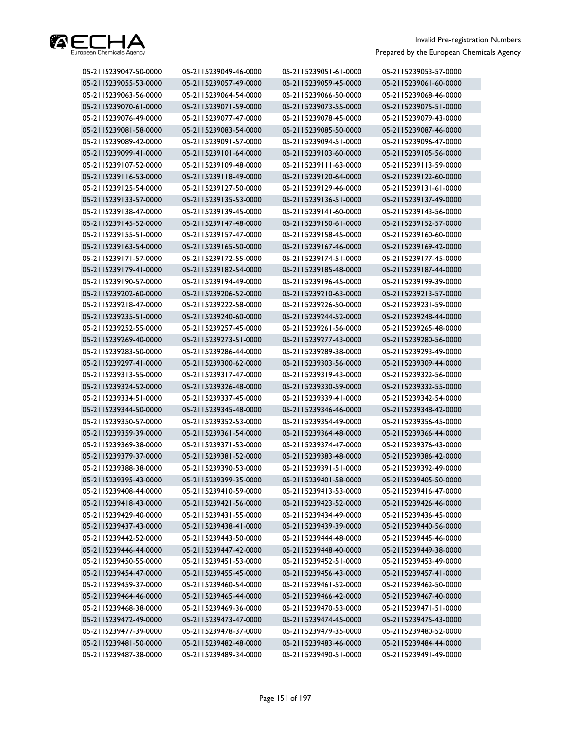| | | | |
|---|---|---|---|
| 05-2115239047-50-0000 | 05-2115239049-46-0000 | 05-2115239051-61-0000 | 05-2115239053-57-0000 |
| 05-2115239055-53-0000 | 05-2115239057-49-0000 | 05-2115239059-45-0000 | 05-2115239061-60-0000 |
| 05-2115239063-56-0000 | 05-2115239064-54-0000 | 05-2115239066-50-0000 | 05-2115239068-46-0000 |
| 05-2115239070-61-0000 | 05-2115239071-59-0000 | 05-2115239073-55-0000 | 05-2115239075-51-0000 |
| 05-2115239076-49-0000 | 05-2115239077-47-0000 | 05-2115239078-45-0000 | 05-2115239079-43-0000 |
| 05-2115239081-58-0000 | 05-2115239083-54-0000 | 05-2115239085-50-0000 | 05-2115239087-46-0000 |
| 05-2115239089-42-0000 | 05-2115239091-57-0000 | 05-2115239094-51-0000 | 05-2115239096-47-0000 |
| 05-2115239099-41-0000 | 05-2115239101-64-0000 | 05-2115239103-60-0000 | 05-2115239105-56-0000 |
| 05-2115239107-52-0000 | 05-2115239109-48-0000 | 05-2115239111-63-0000 | 05-2115239113-59-0000 |
| 05-2115239116-53-0000 | 05-2115239118-49-0000 | 05-2115239120-64-0000 | 05-2115239122-60-0000 |
| 05-2115239125-54-0000 | 05-2115239127-50-0000 | 05-2115239129-46-0000 | 05-2115239131-61-0000 |
| 05-2115239133-57-0000 | 05-2115239135-53-0000 | 05-2115239136-51-0000 | 05-2115239137-49-0000 |
| 05-2115239138-47-0000 | 05-2115239139-45-0000 | 05-2115239141-60-0000 | 05-2115239143-56-0000 |
| 05-2115239145-52-0000 | 05-2115239147-48-0000 | 05-2115239150-61-0000 | 05-2115239152-57-0000 |
| 05-2115239155-51-0000 | 05-2115239157-47-0000 | 05-2115239158-45-0000 | 05-2115239160-60-0000 |
| 05-2115239163-54-0000 | 05-2115239165-50-0000 | 05-2115239167-46-0000 | 05-2115239169-42-0000 |
| 05-2115239171-57-0000 | 05-2115239172-55-0000 | 05-2115239174-51-0000 | 05-2115239177-45-0000 |
| 05-2115239179-41-0000 | 05-2115239182-54-0000 | 05-2115239185-48-0000 | 05-2115239187-44-0000 |
| 05-2115239190-57-0000 | 05-2115239194-49-0000 | 05-2115239196-45-0000 | 05-2115239199-39-0000 |
| 05-2115239202-60-0000 | 05-2115239206-52-0000 | 05-2115239210-63-0000 | 05-2115239213-57-0000 |
| 05-2115239218-47-0000 | 05-2115239222-58-0000 | 05-2115239226-50-0000 | 05-2115239231-59-0000 |
| 05-2115239235-51-0000 | 05-2115239240-60-0000 | 05-2115239244-52-0000 | 05-2115239248-44-0000 |
| 05-2115239252-55-0000 | 05-2115239257-45-0000 | 05-2115239261-56-0000 | 05-2115239265-48-0000 |
| 05-2115239269-40-0000 | 05-2115239273-51-0000 | 05-2115239277-43-0000 | 05-2115239280-56-0000 |
| 05-2115239283-50-0000 | 05-2115239286-44-0000 | 05-2115239289-38-0000 | 05-2115239293-49-0000 |
| 05-2115239297-41-0000 | 05-2115239300-62-0000 | 05-2115239303-56-0000 | 05-2115239309-44-0000 |
| 05-2115239313-55-0000 | 05-2115239317-47-0000 | 05-2115239319-43-0000 | 05-2115239322-56-0000 |
| 05-2115239324-52-0000 | 05-2115239326-48-0000 | 05-2115239330-59-0000 | 05-2115239332-55-0000 |
| 05-2115239334-51-0000 | 05-2115239337-45-0000 | 05-2115239339-41-0000 | 05-2115239342-54-0000 |
| 05-2115239344-50-0000 | 05-2115239345-48-0000 | 05-2115239346-46-0000 | 05-2115239348-42-0000 |
| 05-2115239350-57-0000 | 05-2115239352-53-0000 | 05-2115239354-49-0000 | 05-2115239356-45-0000 |
| 05-2115239359-39-0000 | 05-2115239361-54-0000 | 05-2115239364-48-0000 | 05-2115239366-44-0000 |
| 05-2115239369-38-0000 | 05-2115239371-53-0000 | 05-2115239374-47-0000 | 05-2115239376-43-0000 |
| 05-2115239379-37-0000 | 05-2115239381-52-0000 | 05-2115239383-48-0000 | 05-2115239386-42-0000 |
| 05-2115239388-38-0000 | 05-2115239390-53-0000 | 05-2115239391-51-0000 | 05-2115239392-49-0000 |
| 05-2115239395-43-0000 | 05-2115239399-35-0000 | 05-2115239401-58-0000 | 05-2115239405-50-0000 |
| 05-2115239408-44-0000 | 05-2115239410-59-0000 | 05-2115239413-53-0000 | 05-2115239416-47-0000 |
| 05-2115239418-43-0000 | 05-2115239421-56-0000 | 05-2115239423-52-0000 | 05-2115239426-46-0000 |
| 05-2115239429-40-0000 | 05-2115239431-55-0000 | 05-2115239434-49-0000 | 05-2115239436-45-0000 |
| 05-2115239437-43-0000 | 05-2115239438-41-0000 | 05-2115239439-39-0000 | 05-2115239440-56-0000 |
| 05-2115239442-52-0000 | 05-2115239443-50-0000 | 05-2115239444-48-0000 | 05-2115239445-46-0000 |
| 05-2115239446-44-0000 | 05-2115239447-42-0000 | 05-2115239448-40-0000 | 05-2115239449-38-0000 |
| 05-2115239450-55-0000 | 05-2115239451-53-0000 | 05-2115239452-51-0000 | 05-2115239453-49-0000 |
| 05-2115239454-47-0000 | 05-2115239455-45-0000 | 05-2115239456-43-0000 | 05-2115239457-41-0000 |
| 05-2115239459-37-0000 | 05-2115239460-54-0000 | 05-2115239461-52-0000 | 05-2115239462-50-0000 |
| 05-2115239464-46-0000 | 05-2115239465-44-0000 | 05-2115239466-42-0000 | 05-2115239467-40-0000 |
| 05-2115239468-38-0000 | 05-2115239469-36-0000 | 05-2115239470-53-0000 | 05-2115239471-51-0000 |
| 05-2115239472-49-0000 | 05-2115239473-47-0000 | 05-2115239474-45-0000 | 05-2115239475-43-0000 |
| 05-2115239477-39-0000 | 05-2115239478-37-0000 | 05-2115239479-35-0000 | 05-2115239480-52-0000 |
| 05-2115239481-50-0000 | 05-2115239482-48-0000 | 05-2115239483-46-0000 | 05-2115239484-44-0000 |
| 05-2115239487-38-0000 | 05-2115239489-34-0000 | 05-2115239490-51-0000 | 05-2115239491-49-0000 |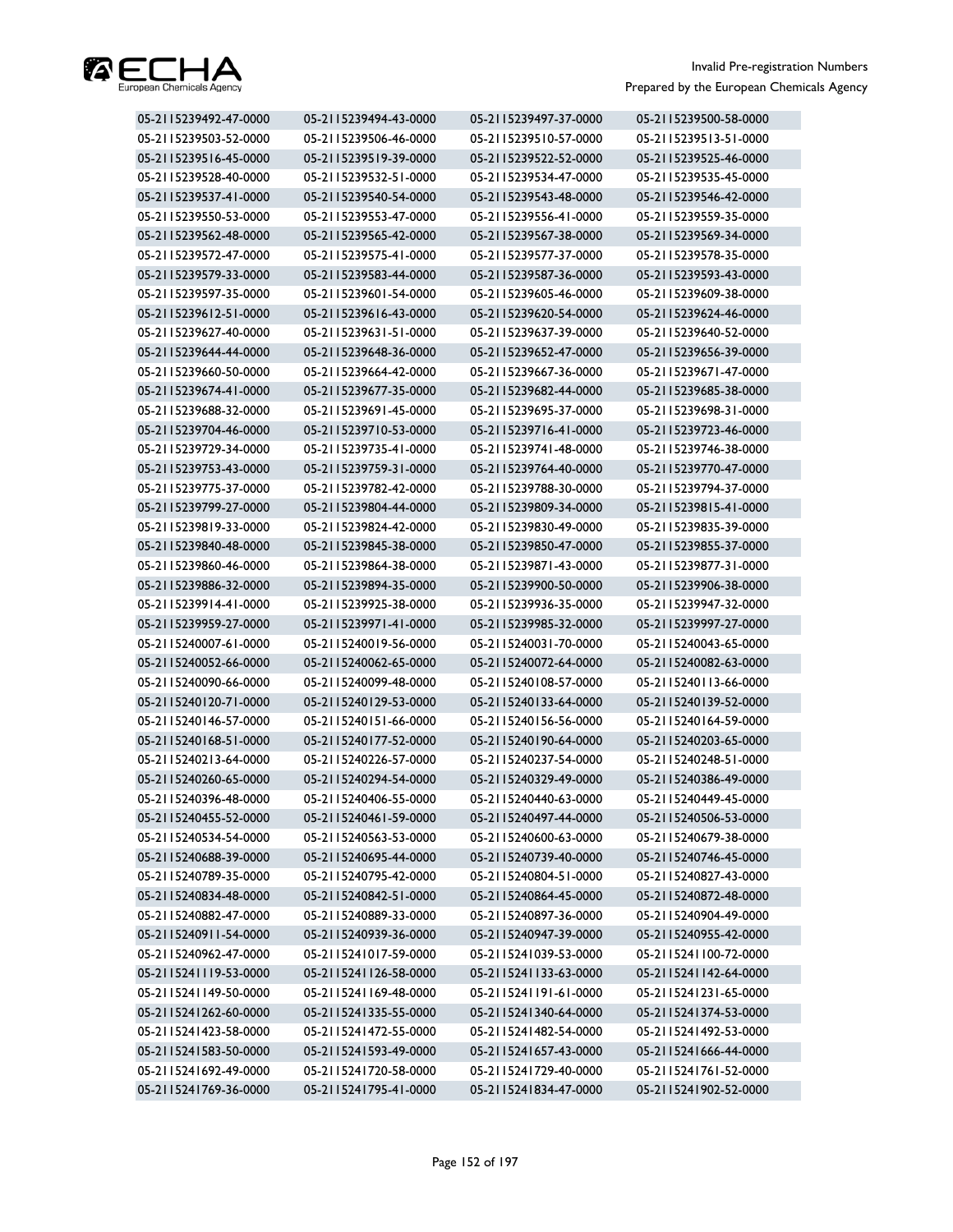| | | | |
|---|---|---|---|
| 05-2115239492-47-0000 | 05-2115239494-43-0000 | 05-2115239497-37-0000 | 05-2115239500-58-0000 |
| 05-2115239503-52-0000 | 05-2115239506-46-0000 | 05-2115239510-57-0000 | 05-2115239513-51-0000 |
| 05-2115239516-45-0000 | 05-2115239519-39-0000 | 05-2115239522-52-0000 | 05-2115239525-46-0000 |
| 05-2115239528-40-0000 | 05-2115239532-51-0000 | 05-2115239534-47-0000 | 05-2115239535-45-0000 |
| 05-2115239537-41-0000 | 05-2115239540-54-0000 | 05-2115239543-48-0000 | 05-2115239546-42-0000 |
| 05-2115239550-53-0000 | 05-2115239553-47-0000 | 05-2115239556-41-0000 | 05-2115239559-35-0000 |
| 05-2115239562-48-0000 | 05-2115239565-42-0000 | 05-2115239567-38-0000 | 05-2115239569-34-0000 |
| 05-2115239572-47-0000 | 05-2115239575-41-0000 | 05-2115239577-37-0000 | 05-2115239578-35-0000 |
| 05-2115239579-33-0000 | 05-2115239583-44-0000 | 05-2115239587-36-0000 | 05-2115239593-43-0000 |
| 05-2115239597-35-0000 | 05-2115239601-54-0000 | 05-2115239605-46-0000 | 05-2115239609-38-0000 |
| 05-2115239612-51-0000 | 05-2115239616-43-0000 | 05-2115239620-54-0000 | 05-2115239624-46-0000 |
| 05-2115239627-40-0000 | 05-2115239631-51-0000 | 05-2115239637-39-0000 | 05-2115239640-52-0000 |
| 05-2115239644-44-0000 | 05-2115239648-36-0000 | 05-2115239652-47-0000 | 05-2115239656-39-0000 |
| 05-2115239660-50-0000 | 05-2115239664-42-0000 | 05-2115239667-36-0000 | 05-2115239671-47-0000 |
| 05-2115239674-41-0000 | 05-2115239677-35-0000 | 05-2115239682-44-0000 | 05-2115239685-38-0000 |
| 05-2115239688-32-0000 | 05-2115239691-45-0000 | 05-2115239695-37-0000 | 05-2115239698-31-0000 |
| 05-2115239704-46-0000 | 05-2115239710-53-0000 | 05-2115239716-41-0000 | 05-2115239723-46-0000 |
| 05-2115239729-34-0000 | 05-2115239735-41-0000 | 05-2115239741-48-0000 | 05-2115239746-38-0000 |
| 05-2115239753-43-0000 | 05-2115239759-31-0000 | 05-2115239764-40-0000 | 05-2115239770-47-0000 |
| 05-2115239775-37-0000 | 05-2115239782-42-0000 | 05-2115239788-30-0000 | 05-2115239794-37-0000 |
| 05-2115239799-27-0000 | 05-2115239804-44-0000 | 05-2115239809-34-0000 | 05-2115239815-41-0000 |
| 05-2115239819-33-0000 | 05-2115239824-42-0000 | 05-2115239830-49-0000 | 05-2115239835-39-0000 |
| 05-2115239840-48-0000 | 05-2115239845-38-0000 | 05-2115239850-47-0000 | 05-2115239855-37-0000 |
| 05-2115239860-46-0000 | 05-2115239864-38-0000 | 05-2115239871-43-0000 | 05-2115239877-31-0000 |
| 05-2115239886-32-0000 | 05-2115239894-35-0000 | 05-2115239900-50-0000 | 05-2115239906-38-0000 |
| 05-2115239914-41-0000 | 05-2115239925-38-0000 | 05-2115239936-35-0000 | 05-2115239947-32-0000 |
| 05-2115239959-27-0000 | 05-2115239971-41-0000 | 05-2115239985-32-0000 | 05-2115239997-27-0000 |
| 05-2115240007-61-0000 | 05-2115240019-56-0000 | 05-2115240031-70-0000 | 05-2115240043-65-0000 |
| 05-2115240052-66-0000 | 05-2115240062-65-0000 | 05-2115240072-64-0000 | 05-2115240082-63-0000 |
| 05-2115240090-66-0000 | 05-2115240099-48-0000 | 05-2115240108-57-0000 | 05-2115240113-66-0000 |
| 05-2115240120-71-0000 | 05-2115240129-53-0000 | 05-2115240133-64-0000 | 05-2115240139-52-0000 |
| 05-2115240146-57-0000 | 05-2115240151-66-0000 | 05-2115240156-56-0000 | 05-2115240164-59-0000 |
| 05-2115240168-51-0000 | 05-2115240177-52-0000 | 05-2115240190-64-0000 | 05-2115240203-65-0000 |
| 05-2115240213-64-0000 | 05-2115240226-57-0000 | 05-2115240237-54-0000 | 05-2115240248-51-0000 |
| 05-2115240260-65-0000 | 05-2115240294-54-0000 | 05-2115240329-49-0000 | 05-2115240386-49-0000 |
| 05-2115240396-48-0000 | 05-2115240406-55-0000 | 05-2115240440-63-0000 | 05-2115240449-45-0000 |
| 05-2115240455-52-0000 | 05-2115240461-59-0000 | 05-2115240497-44-0000 | 05-2115240506-53-0000 |
| 05-2115240534-54-0000 | 05-2115240563-53-0000 | 05-2115240600-63-0000 | 05-2115240679-38-0000 |
| 05-2115240688-39-0000 | 05-2115240695-44-0000 | 05-2115240739-40-0000 | 05-2115240746-45-0000 |
| 05-2115240789-35-0000 | 05-2115240795-42-0000 | 05-2115240804-51-0000 | 05-2115240827-43-0000 |
| 05-2115240834-48-0000 | 05-2115240842-51-0000 | 05-2115240864-45-0000 | 05-2115240872-48-0000 |
| 05-2115240882-47-0000 | 05-2115240889-33-0000 | 05-2115240897-36-0000 | 05-2115240904-49-0000 |
| 05-2115240911-54-0000 | 05-2115240939-36-0000 | 05-2115240947-39-0000 | 05-2115240955-42-0000 |
| 05-2115240962-47-0000 | 05-2115241017-59-0000 | 05-2115241039-53-0000 | 05-2115241100-72-0000 |
| 05-2115241119-53-0000 | 05-2115241126-58-0000 | 05-2115241133-63-0000 | 05-2115241142-64-0000 |
| 05-2115241149-50-0000 | 05-2115241169-48-0000 | 05-2115241191-61-0000 | 05-2115241231-65-0000 |
| 05-2115241262-60-0000 | 05-2115241335-55-0000 | 05-2115241340-64-0000 | 05-2115241374-53-0000 |
| 05-2115241423-58-0000 | 05-2115241472-55-0000 | 05-2115241482-54-0000 | 05-2115241492-53-0000 |
| 05-2115241583-50-0000 | 05-2115241593-49-0000 | 05-2115241657-43-0000 | 05-2115241666-44-0000 |
| 05-2115241692-49-0000 | 05-2115241720-58-0000 | 05-2115241729-40-0000 | 05-2115241761-52-0000 |
| 05-2115241769-36-0000 | 05-2115241795-41-0000 | 05-2115241834-47-0000 | 05-2115241902-52-0000 |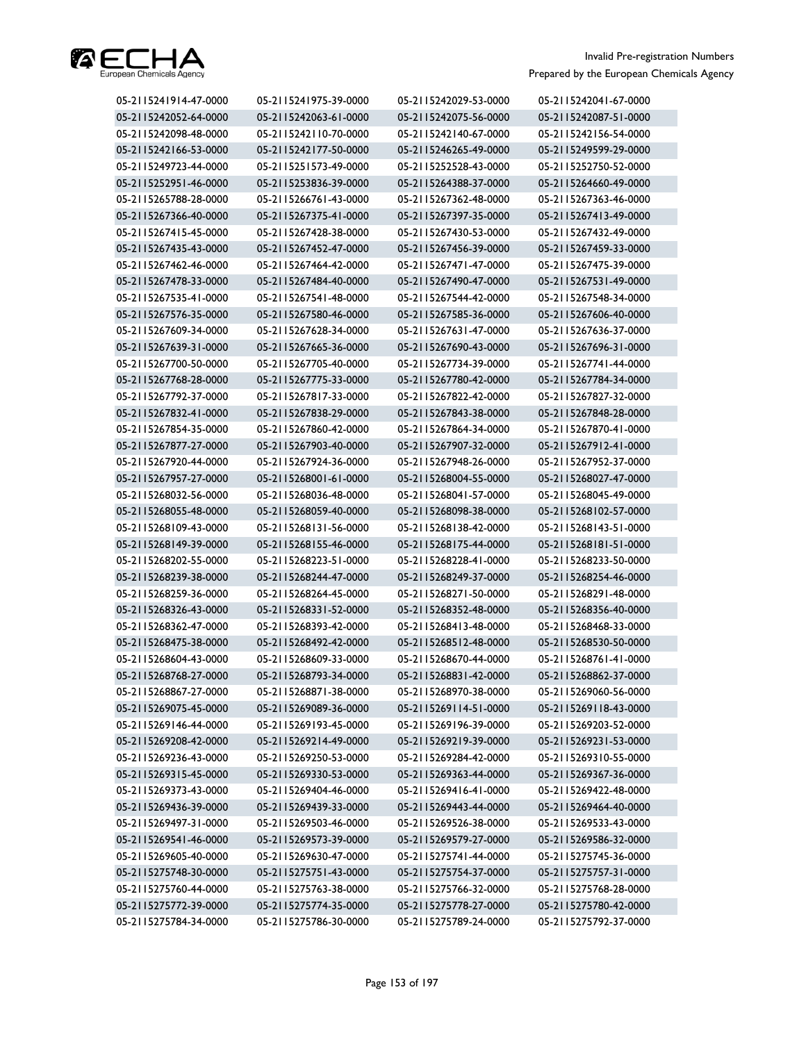| | | | |
|---|---|---|---|
| 05-2115241914-47-0000 | 05-2115241975-39-0000 | 05-2115242029-53-0000 | 05-2115242041-67-0000 |
| 05-2115242052-64-0000 | 05-2115242063-61-0000 | 05-2115242075-56-0000 | 05-2115242087-51-0000 |
| 05-2115242098-48-0000 | 05-2115242110-70-0000 | 05-2115242140-67-0000 | 05-2115242156-54-0000 |
| 05-2115242166-53-0000 | 05-2115242177-50-0000 | 05-2115246265-49-0000 | 05-2115249599-29-0000 |
| 05-2115249723-44-0000 | 05-2115251573-49-0000 | 05-2115252528-43-0000 | 05-2115252750-52-0000 |
| 05-2115252951-46-0000 | 05-2115253836-39-0000 | 05-2115264388-37-0000 | 05-2115264660-49-0000 |
| 05-2115265788-28-0000 | 05-2115266761-43-0000 | 05-2115267362-48-0000 | 05-2115267363-46-0000 |
| 05-2115267366-40-0000 | 05-2115267375-41-0000 | 05-2115267397-35-0000 | 05-2115267413-49-0000 |
| 05-2115267415-45-0000 | 05-2115267428-38-0000 | 05-2115267430-53-0000 | 05-2115267432-49-0000 |
| 05-2115267435-43-0000 | 05-2115267452-47-0000 | 05-2115267456-39-0000 | 05-2115267459-33-0000 |
| 05-2115267462-46-0000 | 05-2115267464-42-0000 | 05-2115267471-47-0000 | 05-2115267475-39-0000 |
| 05-2115267478-33-0000 | 05-2115267484-40-0000 | 05-2115267490-47-0000 | 05-2115267531-49-0000 |
| 05-2115267535-41-0000 | 05-2115267541-48-0000 | 05-2115267544-42-0000 | 05-2115267548-34-0000 |
| 05-2115267576-35-0000 | 05-2115267580-46-0000 | 05-2115267585-36-0000 | 05-2115267606-40-0000 |
| 05-2115267609-34-0000 | 05-2115267628-34-0000 | 05-2115267631-47-0000 | 05-2115267636-37-0000 |
| 05-2115267639-31-0000 | 05-2115267665-36-0000 | 05-2115267690-43-0000 | 05-2115267696-31-0000 |
| 05-2115267700-50-0000 | 05-2115267705-40-0000 | 05-2115267734-39-0000 | 05-2115267741-44-0000 |
| 05-2115267768-28-0000 | 05-2115267775-33-0000 | 05-2115267780-42-0000 | 05-2115267784-34-0000 |
| 05-2115267792-37-0000 | 05-2115267817-33-0000 | 05-2115267822-42-0000 | 05-2115267827-32-0000 |
| 05-2115267832-41-0000 | 05-2115267838-29-0000 | 05-2115267843-38-0000 | 05-2115267848-28-0000 |
| 05-2115267854-35-0000 | 05-2115267860-42-0000 | 05-2115267864-34-0000 | 05-2115267870-41-0000 |
| 05-2115267877-27-0000 | 05-2115267903-40-0000 | 05-2115267907-32-0000 | 05-2115267912-41-0000 |
| 05-2115267920-44-0000 | 05-2115267924-36-0000 | 05-2115267948-26-0000 | 05-2115267952-37-0000 |
| 05-2115267957-27-0000 | 05-2115268001-61-0000 | 05-2115268004-55-0000 | 05-2115268027-47-0000 |
| 05-2115268032-56-0000 | 05-2115268036-48-0000 | 05-2115268041-57-0000 | 05-2115268045-49-0000 |
| 05-2115268055-48-0000 | 05-2115268059-40-0000 | 05-2115268098-38-0000 | 05-2115268102-57-0000 |
| 05-2115268109-43-0000 | 05-2115268131-56-0000 | 05-2115268138-42-0000 | 05-2115268143-51-0000 |
| 05-2115268149-39-0000 | 05-2115268155-46-0000 | 05-2115268175-44-0000 | 05-2115268181-51-0000 |
| 05-2115268202-55-0000 | 05-2115268223-51-0000 | 05-2115268228-41-0000 | 05-2115268233-50-0000 |
| 05-2115268239-38-0000 | 05-2115268244-47-0000 | 05-2115268249-37-0000 | 05-2115268254-46-0000 |
| 05-2115268259-36-0000 | 05-2115268264-45-0000 | 05-2115268271-50-0000 | 05-2115268291-48-0000 |
| 05-2115268326-43-0000 | 05-2115268331-52-0000 | 05-2115268352-48-0000 | 05-2115268356-40-0000 |
| 05-2115268362-47-0000 | 05-2115268393-42-0000 | 05-2115268413-48-0000 | 05-2115268468-33-0000 |
| 05-2115268475-38-0000 | 05-2115268492-42-0000 | 05-2115268512-48-0000 | 05-2115268530-50-0000 |
| 05-2115268604-43-0000 | 05-2115268609-33-0000 | 05-2115268670-44-0000 | 05-2115268761-41-0000 |
| 05-2115268768-27-0000 | 05-2115268793-34-0000 | 05-2115268831-42-0000 | 05-2115268862-37-0000 |
| 05-2115268867-27-0000 | 05-2115268871-38-0000 | 05-2115268970-38-0000 | 05-2115269060-56-0000 |
| 05-2115269075-45-0000 | 05-2115269089-36-0000 | 05-2115269114-51-0000 | 05-2115269118-43-0000 |
| 05-2115269146-44-0000 | 05-2115269193-45-0000 | 05-2115269196-39-0000 | 05-2115269203-52-0000 |
| 05-2115269208-42-0000 | 05-2115269214-49-0000 | 05-2115269219-39-0000 | 05-2115269231-53-0000 |
| 05-2115269236-43-0000 | 05-2115269250-53-0000 | 05-2115269284-42-0000 | 05-2115269310-55-0000 |
| 05-2115269315-45-0000 | 05-2115269330-53-0000 | 05-2115269363-44-0000 | 05-2115269367-36-0000 |
| 05-2115269373-43-0000 | 05-2115269404-46-0000 | 05-2115269416-41-0000 | 05-2115269422-48-0000 |
| 05-2115269436-39-0000 | 05-2115269439-33-0000 | 05-2115269443-44-0000 | 05-2115269464-40-0000 |
| 05-2115269497-31-0000 | 05-2115269503-46-0000 | 05-2115269526-38-0000 | 05-2115269533-43-0000 |
| 05-2115269541-46-0000 | 05-2115269573-39-0000 | 05-2115269579-27-0000 | 05-2115269586-32-0000 |
| 05-2115269605-40-0000 | 05-2115269630-47-0000 | 05-2115275741-44-0000 | 05-2115275745-36-0000 |
| 05-2115275748-30-0000 | 05-2115275751-43-0000 | 05-2115275754-37-0000 | 05-2115275757-31-0000 |
| 05-2115275760-44-0000 | 05-2115275763-38-0000 | 05-2115275766-32-0000 | 05-2115275768-28-0000 |
| 05-2115275772-39-0000 | 05-2115275774-35-0000 | 05-2115275778-27-0000 | 05-2115275780-42-0000 |
| 05-2115275784-34-0000 | 05-2115275786-30-0000 | 05-2115275789-24-0000 | 05-2115275792-37-0000 |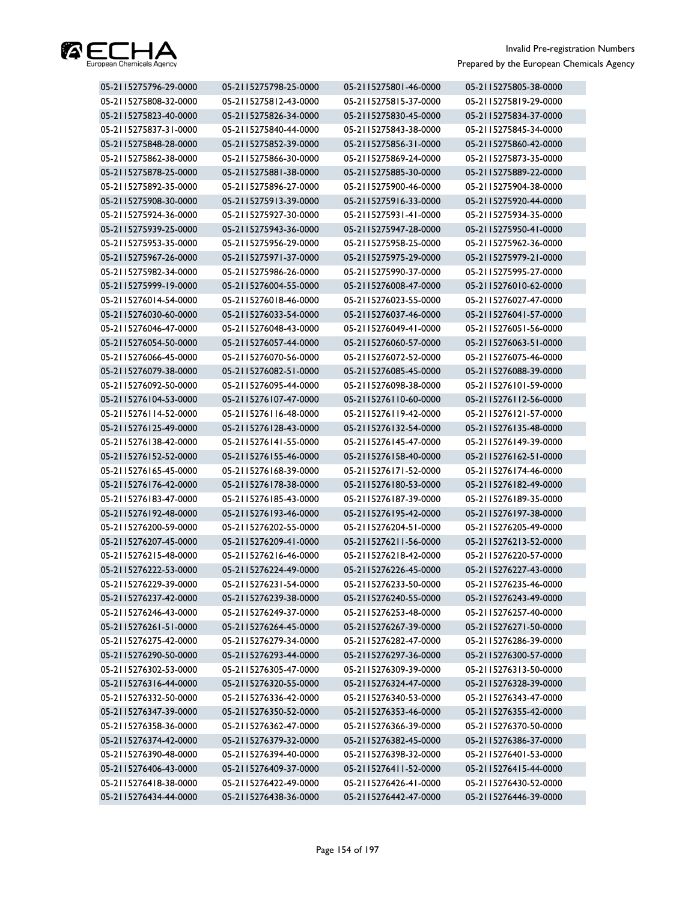| | | | |
|---|---|---|---|
| 05-2115275796-29-0000 | 05-2115275798-25-0000 | 05-2115275801-46-0000 | 05-2115275805-38-0000 |
| 05-2115275808-32-0000 | 05-2115275812-43-0000 | 05-2115275815-37-0000 | 05-2115275819-29-0000 |
| 05-2115275823-40-0000 | 05-2115275826-34-0000 | 05-2115275830-45-0000 | 05-2115275834-37-0000 |
| 05-2115275837-31-0000 | 05-2115275840-44-0000 | 05-2115275843-38-0000 | 05-2115275845-34-0000 |
| 05-2115275848-28-0000 | 05-2115275852-39-0000 | 05-2115275856-31-0000 | 05-2115275860-42-0000 |
| 05-2115275862-38-0000 | 05-2115275866-30-0000 | 05-2115275869-24-0000 | 05-2115275873-35-0000 |
| 05-2115275878-25-0000 | 05-2115275881-38-0000 | 05-2115275885-30-0000 | 05-2115275889-22-0000 |
| 05-2115275892-35-0000 | 05-2115275896-27-0000 | 05-2115275900-46-0000 | 05-2115275904-38-0000 |
| 05-2115275908-30-0000 | 05-2115275913-39-0000 | 05-2115275916-33-0000 | 05-2115275920-44-0000 |
| 05-2115275924-36-0000 | 05-2115275927-30-0000 | 05-2115275931-41-0000 | 05-2115275934-35-0000 |
| 05-2115275939-25-0000 | 05-2115275943-36-0000 | 05-2115275947-28-0000 | 05-2115275950-41-0000 |
| 05-2115275953-35-0000 | 05-2115275956-29-0000 | 05-2115275958-25-0000 | 05-2115275962-36-0000 |
| 05-2115275967-26-0000 | 05-2115275971-37-0000 | 05-2115275975-29-0000 | 05-2115275979-21-0000 |
| 05-2115275982-34-0000 | 05-2115275986-26-0000 | 05-2115275990-37-0000 | 05-2115275995-27-0000 |
| 05-2115275999-19-0000 | 05-2115276004-55-0000 | 05-2115276008-47-0000 | 05-2115276010-62-0000 |
| 05-2115276014-54-0000 | 05-2115276018-46-0000 | 05-2115276023-55-0000 | 05-2115276027-47-0000 |
| 05-2115276030-60-0000 | 05-2115276033-54-0000 | 05-2115276037-46-0000 | 05-2115276041-57-0000 |
| 05-2115276046-47-0000 | 05-2115276048-43-0000 | 05-2115276049-41-0000 | 05-2115276051-56-0000 |
| 05-2115276054-50-0000 | 05-2115276057-44-0000 | 05-2115276060-57-0000 | 05-2115276063-51-0000 |
| 05-2115276066-45-0000 | 05-2115276070-56-0000 | 05-2115276072-52-0000 | 05-2115276075-46-0000 |
| 05-2115276079-38-0000 | 05-2115276082-51-0000 | 05-2115276085-45-0000 | 05-2115276088-39-0000 |
| 05-2115276092-50-0000 | 05-2115276095-44-0000 | 05-2115276098-38-0000 | 05-2115276101-59-0000 |
| 05-2115276104-53-0000 | 05-2115276107-47-0000 | 05-2115276110-60-0000 | 05-2115276112-56-0000 |
| 05-2115276114-52-0000 | 05-2115276116-48-0000 | 05-2115276119-42-0000 | 05-2115276121-57-0000 |
| 05-2115276125-49-0000 | 05-2115276128-43-0000 | 05-2115276132-54-0000 | 05-2115276135-48-0000 |
| 05-2115276138-42-0000 | 05-2115276141-55-0000 | 05-2115276145-47-0000 | 05-2115276149-39-0000 |
| 05-2115276152-52-0000 | 05-2115276155-46-0000 | 05-2115276158-40-0000 | 05-2115276162-51-0000 |
| 05-2115276165-45-0000 | 05-2115276168-39-0000 | 05-2115276171-52-0000 | 05-2115276174-46-0000 |
| 05-2115276176-42-0000 | 05-2115276178-38-0000 | 05-2115276180-53-0000 | 05-2115276182-49-0000 |
| 05-2115276183-47-0000 | 05-2115276185-43-0000 | 05-2115276187-39-0000 | 05-2115276189-35-0000 |
| 05-2115276192-48-0000 | 05-2115276193-46-0000 | 05-2115276195-42-0000 | 05-2115276197-38-0000 |
| 05-2115276200-59-0000 | 05-2115276202-55-0000 | 05-2115276204-51-0000 | 05-2115276205-49-0000 |
| 05-2115276207-45-0000 | 05-2115276209-41-0000 | 05-2115276211-56-0000 | 05-2115276213-52-0000 |
| 05-2115276215-48-0000 | 05-2115276216-46-0000 | 05-2115276218-42-0000 | 05-2115276220-57-0000 |
| 05-2115276222-53-0000 | 05-2115276224-49-0000 | 05-2115276226-45-0000 | 05-2115276227-43-0000 |
| 05-2115276229-39-0000 | 05-2115276231-54-0000 | 05-2115276233-50-0000 | 05-2115276235-46-0000 |
| 05-2115276237-42-0000 | 05-2115276239-38-0000 | 05-2115276240-55-0000 | 05-2115276243-49-0000 |
| 05-2115276246-43-0000 | 05-2115276249-37-0000 | 05-2115276253-48-0000 | 05-2115276257-40-0000 |
| 05-2115276261-51-0000 | 05-2115276264-45-0000 | 05-2115276267-39-0000 | 05-2115276271-50-0000 |
| 05-2115276275-42-0000 | 05-2115276279-34-0000 | 05-2115276282-47-0000 | 05-2115276286-39-0000 |
| 05-2115276290-50-0000 | 05-2115276293-44-0000 | 05-2115276297-36-0000 | 05-2115276300-57-0000 |
| 05-2115276302-53-0000 | 05-2115276305-47-0000 | 05-2115276309-39-0000 | 05-2115276313-50-0000 |
| 05-2115276316-44-0000 | 05-2115276320-55-0000 | 05-2115276324-47-0000 | 05-2115276328-39-0000 |
| 05-2115276332-50-0000 | 05-2115276336-42-0000 | 05-2115276340-53-0000 | 05-2115276343-47-0000 |
| 05-2115276347-39-0000 | 05-2115276350-52-0000 | 05-2115276353-46-0000 | 05-2115276355-42-0000 |
| 05-2115276358-36-0000 | 05-2115276362-47-0000 | 05-2115276366-39-0000 | 05-2115276370-50-0000 |
| 05-2115276374-42-0000 | 05-2115276379-32-0000 | 05-2115276382-45-0000 | 05-2115276386-37-0000 |
| 05-2115276390-48-0000 | 05-2115276394-40-0000 | 05-2115276398-32-0000 | 05-2115276401-53-0000 |
| 05-2115276406-43-0000 | 05-2115276409-37-0000 | 05-2115276411-52-0000 | 05-2115276415-44-0000 |
| 05-2115276418-38-0000 | 05-2115276422-49-0000 | 05-2115276426-41-0000 | 05-2115276430-52-0000 |
| 05-2115276434-44-0000 | 05-2115276438-36-0000 | 05-2115276442-47-0000 | 05-2115276446-39-0000 |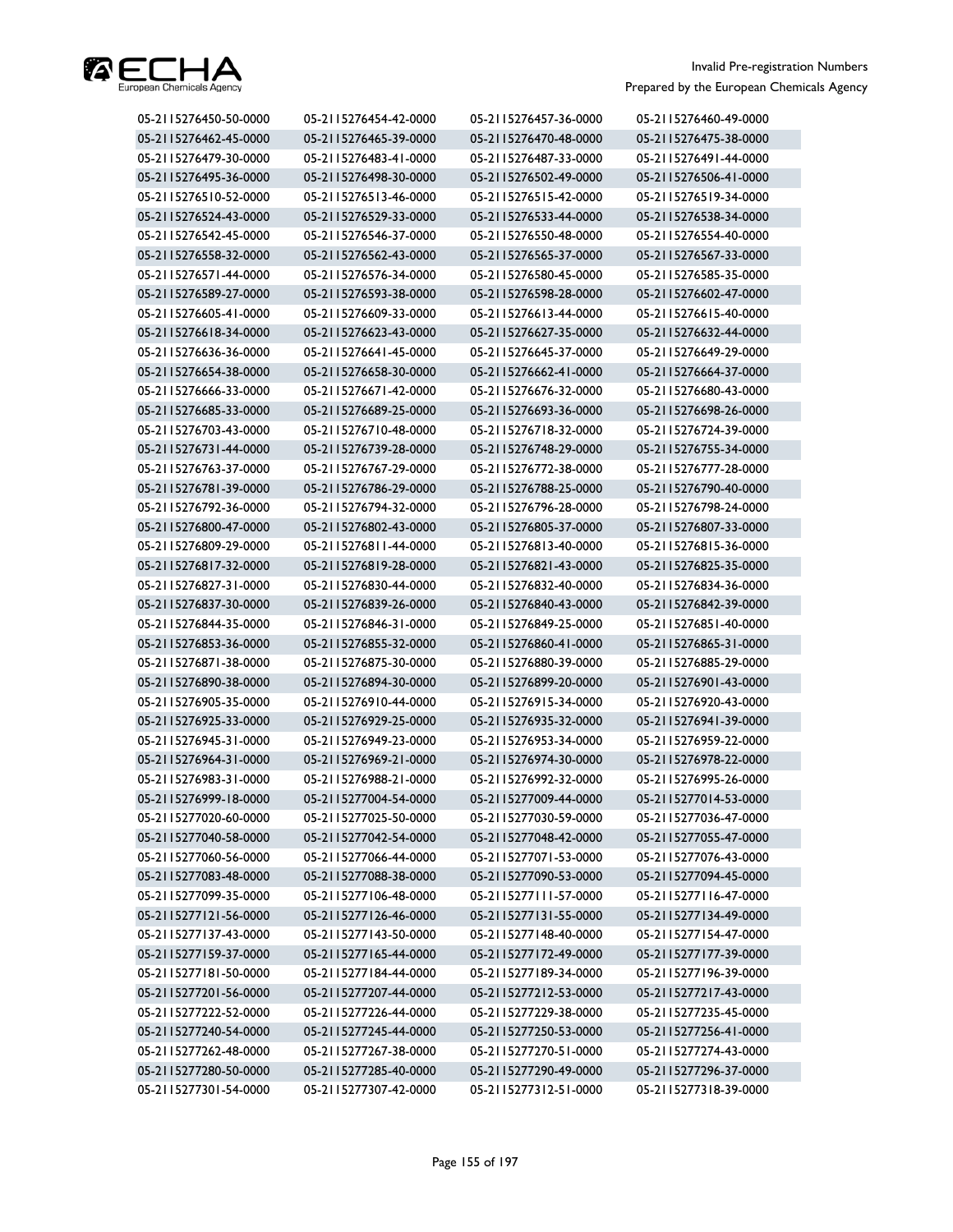| | | | |
|---|---|---|---|
| 05-2115276450-50-0000 | 05-2115276454-42-0000 | 05-2115276457-36-0000 | 05-2115276460-49-0000 |
| 05-2115276462-45-0000 | 05-2115276465-39-0000 | 05-2115276470-48-0000 | 05-2115276475-38-0000 |
| 05-2115276479-30-0000 | 05-2115276483-41-0000 | 05-2115276487-33-0000 | 05-2115276491-44-0000 |
| 05-2115276495-36-0000 | 05-2115276498-30-0000 | 05-2115276502-49-0000 | 05-2115276506-41-0000 |
| 05-2115276510-52-0000 | 05-2115276513-46-0000 | 05-2115276515-42-0000 | 05-2115276519-34-0000 |
| 05-2115276524-43-0000 | 05-2115276529-33-0000 | 05-2115276533-44-0000 | 05-2115276538-34-0000 |
| 05-2115276542-45-0000 | 05-2115276546-37-0000 | 05-2115276550-48-0000 | 05-2115276554-40-0000 |
| 05-2115276558-32-0000 | 05-2115276562-43-0000 | 05-2115276565-37-0000 | 05-2115276567-33-0000 |
| 05-2115276571-44-0000 | 05-2115276576-34-0000 | 05-2115276580-45-0000 | 05-2115276585-35-0000 |
| 05-2115276589-27-0000 | 05-2115276593-38-0000 | 05-2115276598-28-0000 | 05-2115276602-47-0000 |
| 05-2115276605-41-0000 | 05-2115276609-33-0000 | 05-2115276613-44-0000 | 05-2115276615-40-0000 |
| 05-2115276618-34-0000 | 05-2115276623-43-0000 | 05-2115276627-35-0000 | 05-2115276632-44-0000 |
| 05-2115276636-36-0000 | 05-2115276641-45-0000 | 05-2115276645-37-0000 | 05-2115276649-29-0000 |
| 05-2115276654-38-0000 | 05-2115276658-30-0000 | 05-2115276662-41-0000 | 05-2115276664-37-0000 |
| 05-2115276666-33-0000 | 05-2115276671-42-0000 | 05-2115276676-32-0000 | 05-2115276680-43-0000 |
| 05-2115276685-33-0000 | 05-2115276689-25-0000 | 05-2115276693-36-0000 | 05-2115276698-26-0000 |
| 05-2115276703-43-0000 | 05-2115276710-48-0000 | 05-2115276718-32-0000 | 05-2115276724-39-0000 |
| 05-2115276731-44-0000 | 05-2115276739-28-0000 | 05-2115276748-29-0000 | 05-2115276755-34-0000 |
| 05-2115276763-37-0000 | 05-2115276767-29-0000 | 05-2115276772-38-0000 | 05-2115276777-28-0000 |
| 05-2115276781-39-0000 | 05-2115276786-29-0000 | 05-2115276788-25-0000 | 05-2115276790-40-0000 |
| 05-2115276792-36-0000 | 05-2115276794-32-0000 | 05-2115276796-28-0000 | 05-2115276798-24-0000 |
| 05-2115276800-47-0000 | 05-2115276802-43-0000 | 05-2115276805-37-0000 | 05-2115276807-33-0000 |
| 05-2115276809-29-0000 | 05-2115276811-44-0000 | 05-2115276813-40-0000 | 05-2115276815-36-0000 |
| 05-2115276817-32-0000 | 05-2115276819-28-0000 | 05-2115276821-43-0000 | 05-2115276825-35-0000 |
| 05-2115276827-31-0000 | 05-2115276830-44-0000 | 05-2115276832-40-0000 | 05-2115276834-36-0000 |
| 05-2115276837-30-0000 | 05-2115276839-26-0000 | 05-2115276840-43-0000 | 05-2115276842-39-0000 |
| 05-2115276844-35-0000 | 05-2115276846-31-0000 | 05-2115276849-25-0000 | 05-2115276851-40-0000 |
| 05-2115276853-36-0000 | 05-2115276855-32-0000 | 05-2115276860-41-0000 | 05-2115276865-31-0000 |
| 05-2115276871-38-0000 | 05-2115276875-30-0000 | 05-2115276880-39-0000 | 05-2115276885-29-0000 |
| 05-2115276890-38-0000 | 05-2115276894-30-0000 | 05-2115276899-20-0000 | 05-2115276901-43-0000 |
| 05-2115276905-35-0000 | 05-2115276910-44-0000 | 05-2115276915-34-0000 | 05-2115276920-43-0000 |
| 05-2115276925-33-0000 | 05-2115276929-25-0000 | 05-2115276935-32-0000 | 05-2115276941-39-0000 |
| 05-2115276945-31-0000 | 05-2115276949-23-0000 | 05-2115276953-34-0000 | 05-2115276959-22-0000 |
| 05-2115276964-31-0000 | 05-2115276969-21-0000 | 05-2115276974-30-0000 | 05-2115276978-22-0000 |
| 05-2115276983-31-0000 | 05-2115276988-21-0000 | 05-2115276992-32-0000 | 05-2115276995-26-0000 |
| 05-2115276999-18-0000 | 05-2115277004-54-0000 | 05-2115277009-44-0000 | 05-2115277014-53-0000 |
| 05-2115277020-60-0000 | 05-2115277025-50-0000 | 05-2115277030-59-0000 | 05-2115277036-47-0000 |
| 05-2115277040-58-0000 | 05-2115277042-54-0000 | 05-2115277048-42-0000 | 05-2115277055-47-0000 |
| 05-2115277060-56-0000 | 05-2115277066-44-0000 | 05-2115277071-53-0000 | 05-2115277076-43-0000 |
| 05-2115277083-48-0000 | 05-2115277088-38-0000 | 05-2115277090-53-0000 | 05-2115277094-45-0000 |
| 05-2115277099-35-0000 | 05-2115277106-48-0000 | 05-2115277111-57-0000 | 05-2115277116-47-0000 |
| 05-2115277121-56-0000 | 05-2115277126-46-0000 | 05-2115277131-55-0000 | 05-2115277134-49-0000 |
| 05-2115277137-43-0000 | 05-2115277143-50-0000 | 05-2115277148-40-0000 | 05-2115277154-47-0000 |
| 05-2115277159-37-0000 | 05-2115277165-44-0000 | 05-2115277172-49-0000 | 05-2115277177-39-0000 |
| 05-2115277181-50-0000 | 05-2115277184-44-0000 | 05-2115277189-34-0000 | 05-2115277196-39-0000 |
| 05-2115277201-56-0000 | 05-2115277207-44-0000 | 05-2115277212-53-0000 | 05-2115277217-43-0000 |
| 05-2115277222-52-0000 | 05-2115277226-44-0000 | 05-2115277229-38-0000 | 05-2115277235-45-0000 |
| 05-2115277240-54-0000 | 05-2115277245-44-0000 | 05-2115277250-53-0000 | 05-2115277256-41-0000 |
| 05-2115277262-48-0000 | 05-2115277267-38-0000 | 05-2115277270-51-0000 | 05-2115277274-43-0000 |
| 05-2115277280-50-0000 | 05-2115277285-40-0000 | 05-2115277290-49-0000 | 05-2115277296-37-0000 |
| 05-2115277301-54-0000 | 05-2115277307-42-0000 | 05-2115277312-51-0000 | 05-2115277318-39-0000 |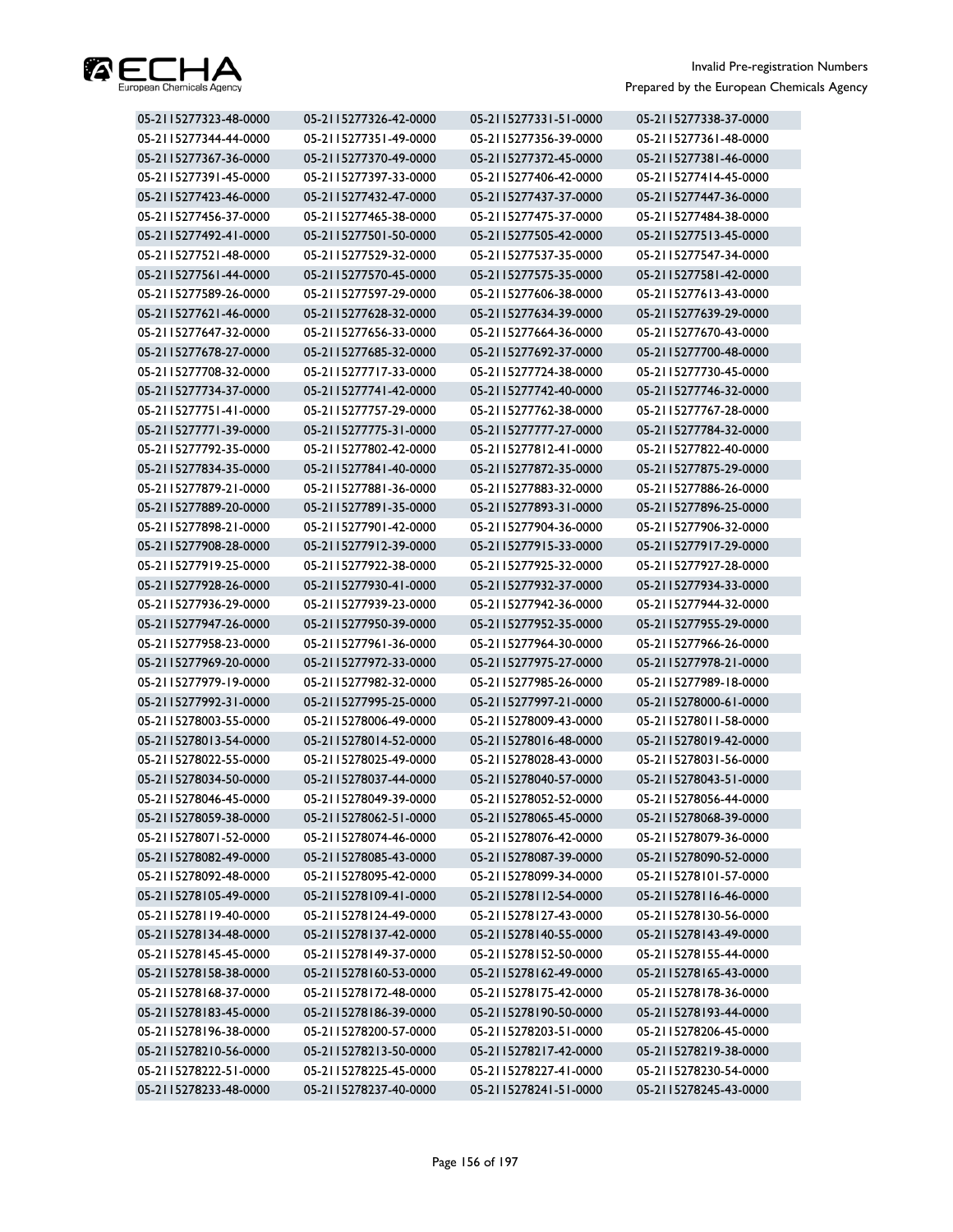| | | | |
|---|---|---|---|
| 05-2115277323-48-0000 | 05-2115277326-42-0000 | 05-2115277331-51-0000 | 05-2115277338-37-0000 |
| 05-2115277344-44-0000 | 05-2115277351-49-0000 | 05-2115277356-39-0000 | 05-2115277361-48-0000 |
| 05-2115277367-36-0000 | 05-2115277370-49-0000 | 05-2115277372-45-0000 | 05-2115277381-46-0000 |
| 05-2115277391-45-0000 | 05-2115277397-33-0000 | 05-2115277406-42-0000 | 05-2115277414-45-0000 |
| 05-2115277423-46-0000 | 05-2115277432-47-0000 | 05-2115277437-37-0000 | 05-2115277447-36-0000 |
| 05-2115277456-37-0000 | 05-2115277465-38-0000 | 05-2115277475-37-0000 | 05-2115277484-38-0000 |
| 05-2115277492-41-0000 | 05-2115277501-50-0000 | 05-2115277505-42-0000 | 05-2115277513-45-0000 |
| 05-2115277521-48-0000 | 05-2115277529-32-0000 | 05-2115277537-35-0000 | 05-2115277547-34-0000 |
| 05-2115277561-44-0000 | 05-2115277570-45-0000 | 05-2115277575-35-0000 | 05-2115277581-42-0000 |
| 05-2115277589-26-0000 | 05-2115277597-29-0000 | 05-2115277606-38-0000 | 05-2115277613-43-0000 |
| 05-2115277621-46-0000 | 05-2115277628-32-0000 | 05-2115277634-39-0000 | 05-2115277639-29-0000 |
| 05-2115277647-32-0000 | 05-2115277656-33-0000 | 05-2115277664-36-0000 | 05-2115277670-43-0000 |
| 05-2115277678-27-0000 | 05-2115277685-32-0000 | 05-2115277692-37-0000 | 05-2115277700-48-0000 |
| 05-2115277708-32-0000 | 05-2115277717-33-0000 | 05-2115277724-38-0000 | 05-2115277730-45-0000 |
| 05-2115277734-37-0000 | 05-2115277741-42-0000 | 05-2115277742-40-0000 | 05-2115277746-32-0000 |
| 05-2115277751-41-0000 | 05-2115277757-29-0000 | 05-2115277762-38-0000 | 05-2115277767-28-0000 |
| 05-2115277771-39-0000 | 05-2115277775-31-0000 | 05-2115277777-27-0000 | 05-2115277784-32-0000 |
| 05-2115277792-35-0000 | 05-2115277802-42-0000 | 05-2115277812-41-0000 | 05-2115277822-40-0000 |
| 05-2115277834-35-0000 | 05-2115277841-40-0000 | 05-2115277872-35-0000 | 05-2115277875-29-0000 |
| 05-2115277879-21-0000 | 05-2115277881-36-0000 | 05-2115277883-32-0000 | 05-2115277886-26-0000 |
| 05-2115277889-20-0000 | 05-2115277891-35-0000 | 05-2115277893-31-0000 | 05-2115277896-25-0000 |
| 05-2115277898-21-0000 | 05-2115277901-42-0000 | 05-2115277904-36-0000 | 05-2115277906-32-0000 |
| 05-2115277908-28-0000 | 05-2115277912-39-0000 | 05-2115277915-33-0000 | 05-2115277917-29-0000 |
| 05-2115277919-25-0000 | 05-2115277922-38-0000 | 05-2115277925-32-0000 | 05-2115277927-28-0000 |
| 05-2115277928-26-0000 | 05-2115277930-41-0000 | 05-2115277932-37-0000 | 05-2115277934-33-0000 |
| 05-2115277936-29-0000 | 05-2115277939-23-0000 | 05-2115277942-36-0000 | 05-2115277944-32-0000 |
| 05-2115277947-26-0000 | 05-2115277950-39-0000 | 05-2115277952-35-0000 | 05-2115277955-29-0000 |
| 05-2115277958-23-0000 | 05-2115277961-36-0000 | 05-2115277964-30-0000 | 05-2115277966-26-0000 |
| 05-2115277969-20-0000 | 05-2115277972-33-0000 | 05-2115277975-27-0000 | 05-2115277978-21-0000 |
| 05-2115277979-19-0000 | 05-2115277982-32-0000 | 05-2115277985-26-0000 | 05-2115277989-18-0000 |
| 05-2115277992-31-0000 | 05-2115277995-25-0000 | 05-2115277997-21-0000 | 05-2115278000-61-0000 |
| 05-2115278003-55-0000 | 05-2115278006-49-0000 | 05-2115278009-43-0000 | 05-2115278011-58-0000 |
| 05-2115278013-54-0000 | 05-2115278014-52-0000 | 05-2115278016-48-0000 | 05-2115278019-42-0000 |
| 05-2115278022-55-0000 | 05-2115278025-49-0000 | 05-2115278028-43-0000 | 05-2115278031-56-0000 |
| 05-2115278034-50-0000 | 05-2115278037-44-0000 | 05-2115278040-57-0000 | 05-2115278043-51-0000 |
| 05-2115278046-45-0000 | 05-2115278049-39-0000 | 05-2115278052-52-0000 | 05-2115278056-44-0000 |
| 05-2115278059-38-0000 | 05-2115278062-51-0000 | 05-2115278065-45-0000 | 05-2115278068-39-0000 |
| 05-2115278071-52-0000 | 05-2115278074-46-0000 | 05-2115278076-42-0000 | 05-2115278079-36-0000 |
| 05-2115278082-49-0000 | 05-2115278085-43-0000 | 05-2115278087-39-0000 | 05-2115278090-52-0000 |
| 05-2115278092-48-0000 | 05-2115278095-42-0000 | 05-2115278099-34-0000 | 05-2115278101-57-0000 |
| 05-2115278105-49-0000 | 05-2115278109-41-0000 | 05-2115278112-54-0000 | 05-2115278116-46-0000 |
| 05-2115278119-40-0000 | 05-2115278124-49-0000 | 05-2115278127-43-0000 | 05-2115278130-56-0000 |
| 05-2115278134-48-0000 | 05-2115278137-42-0000 | 05-2115278140-55-0000 | 05-2115278143-49-0000 |
| 05-2115278145-45-0000 | 05-2115278149-37-0000 | 05-2115278152-50-0000 | 05-2115278155-44-0000 |
| 05-2115278158-38-0000 | 05-2115278160-53-0000 | 05-2115278162-49-0000 | 05-2115278165-43-0000 |
| 05-2115278168-37-0000 | 05-2115278172-48-0000 | 05-2115278175-42-0000 | 05-2115278178-36-0000 |
| 05-2115278183-45-0000 | 05-2115278186-39-0000 | 05-2115278190-50-0000 | 05-2115278193-44-0000 |
| 05-2115278196-38-0000 | 05-2115278200-57-0000 | 05-2115278203-51-0000 | 05-2115278206-45-0000 |
| 05-2115278210-56-0000 | 05-2115278213-50-0000 | 05-2115278217-42-0000 | 05-2115278219-38-0000 |
| 05-2115278222-51-0000 | 05-2115278225-45-0000 | 05-2115278227-41-0000 | 05-2115278230-54-0000 |
| 05-2115278233-48-0000 | 05-2115278237-40-0000 | 05-2115278241-51-0000 | 05-2115278245-43-0000 |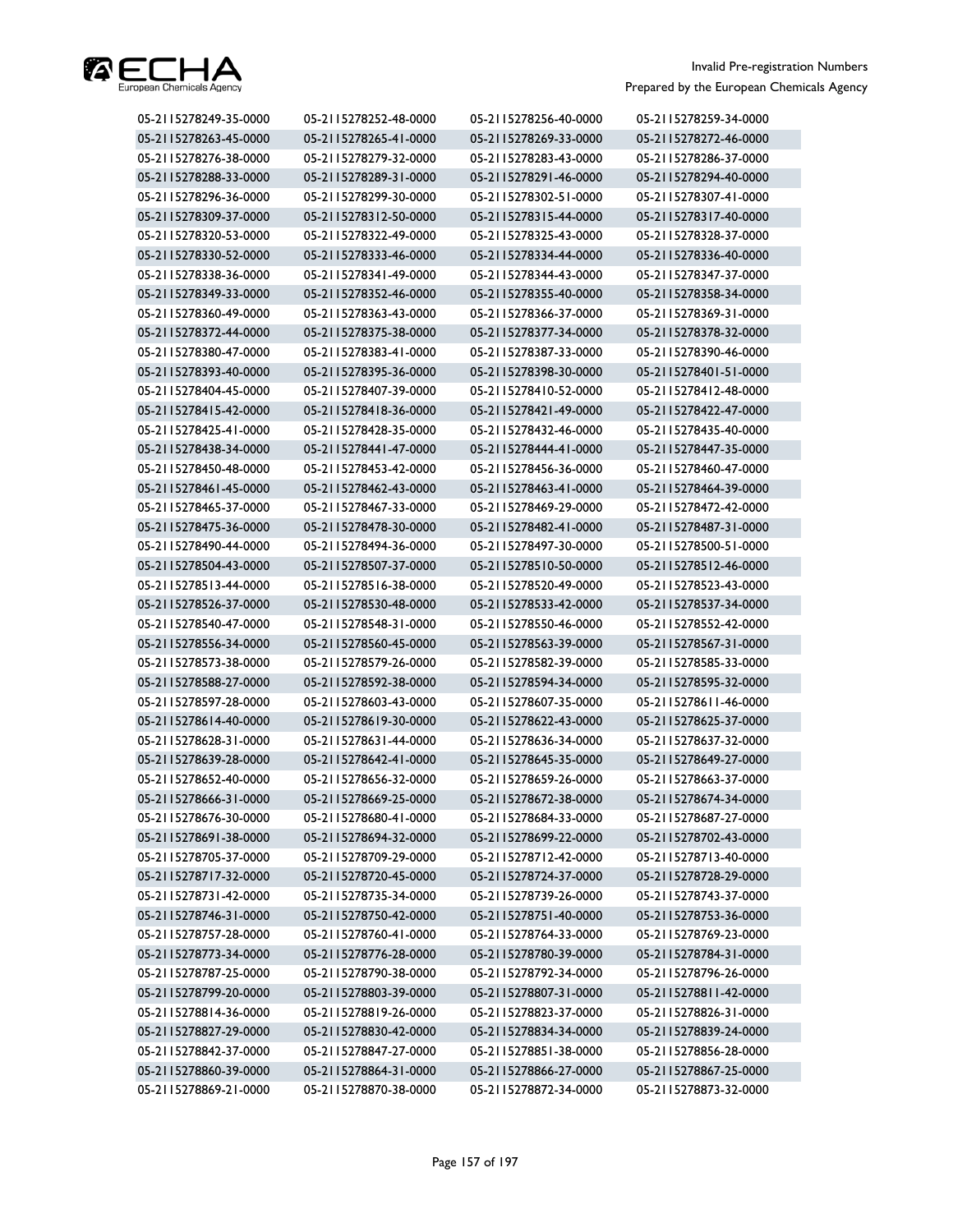| | | | |
|---|---|---|---|
| 05-2115278249-35-0000 | 05-2115278252-48-0000 | 05-2115278256-40-0000 | 05-2115278259-34-0000 |
| 05-2115278263-45-0000 | 05-2115278265-41-0000 | 05-2115278269-33-0000 | 05-2115278272-46-0000 |
| 05-2115278276-38-0000 | 05-2115278279-32-0000 | 05-2115278283-43-0000 | 05-2115278286-37-0000 |
| 05-2115278288-33-0000 | 05-2115278289-31-0000 | 05-2115278291-46-0000 | 05-2115278294-40-0000 |
| 05-2115278296-36-0000 | 05-2115278299-30-0000 | 05-2115278302-51-0000 | 05-2115278307-41-0000 |
| 05-2115278309-37-0000 | 05-2115278312-50-0000 | 05-2115278315-44-0000 | 05-2115278317-40-0000 |
| 05-2115278320-53-0000 | 05-2115278322-49-0000 | 05-2115278325-43-0000 | 05-2115278328-37-0000 |
| 05-2115278330-52-0000 | 05-2115278333-46-0000 | 05-2115278334-44-0000 | 05-2115278336-40-0000 |
| 05-2115278338-36-0000 | 05-2115278341-49-0000 | 05-2115278344-43-0000 | 05-2115278347-37-0000 |
| 05-2115278349-33-0000 | 05-2115278352-46-0000 | 05-2115278355-40-0000 | 05-2115278358-34-0000 |
| 05-2115278360-49-0000 | 05-2115278363-43-0000 | 05-2115278366-37-0000 | 05-2115278369-31-0000 |
| 05-2115278372-44-0000 | 05-2115278375-38-0000 | 05-2115278377-34-0000 | 05-2115278378-32-0000 |
| 05-2115278380-47-0000 | 05-2115278383-41-0000 | 05-2115278387-33-0000 | 05-2115278390-46-0000 |
| 05-2115278393-40-0000 | 05-2115278395-36-0000 | 05-2115278398-30-0000 | 05-2115278401-51-0000 |
| 05-2115278404-45-0000 | 05-2115278407-39-0000 | 05-2115278410-52-0000 | 05-2115278412-48-0000 |
| 05-2115278415-42-0000 | 05-2115278418-36-0000 | 05-2115278421-49-0000 | 05-2115278422-47-0000 |
| 05-2115278425-41-0000 | 05-2115278428-35-0000 | 05-2115278432-46-0000 | 05-2115278435-40-0000 |
| 05-2115278438-34-0000 | 05-2115278441-47-0000 | 05-2115278444-41-0000 | 05-2115278447-35-0000 |
| 05-2115278450-48-0000 | 05-2115278453-42-0000 | 05-2115278456-36-0000 | 05-2115278460-47-0000 |
| 05-2115278461-45-0000 | 05-2115278462-43-0000 | 05-2115278463-41-0000 | 05-2115278464-39-0000 |
| 05-2115278465-37-0000 | 05-2115278467-33-0000 | 05-2115278469-29-0000 | 05-2115278472-42-0000 |
| 05-2115278475-36-0000 | 05-2115278478-30-0000 | 05-2115278482-41-0000 | 05-2115278487-31-0000 |
| 05-2115278490-44-0000 | 05-2115278494-36-0000 | 05-2115278497-30-0000 | 05-2115278500-51-0000 |
| 05-2115278504-43-0000 | 05-2115278507-37-0000 | 05-2115278510-50-0000 | 05-2115278512-46-0000 |
| 05-2115278513-44-0000 | 05-2115278516-38-0000 | 05-2115278520-49-0000 | 05-2115278523-43-0000 |
| 05-2115278526-37-0000 | 05-2115278530-48-0000 | 05-2115278533-42-0000 | 05-2115278537-34-0000 |
| 05-2115278540-47-0000 | 05-2115278548-31-0000 | 05-2115278550-46-0000 | 05-2115278552-42-0000 |
| 05-2115278556-34-0000 | 05-2115278560-45-0000 | 05-2115278563-39-0000 | 05-2115278567-31-0000 |
| 05-2115278573-38-0000 | 05-2115278579-26-0000 | 05-2115278582-39-0000 | 05-2115278585-33-0000 |
| 05-2115278588-27-0000 | 05-2115278592-38-0000 | 05-2115278594-34-0000 | 05-2115278595-32-0000 |
| 05-2115278597-28-0000 | 05-2115278603-43-0000 | 05-2115278607-35-0000 | 05-2115278611-46-0000 |
| 05-2115278614-40-0000 | 05-2115278619-30-0000 | 05-2115278622-43-0000 | 05-2115278625-37-0000 |
| 05-2115278628-31-0000 | 05-2115278631-44-0000 | 05-2115278636-34-0000 | 05-2115278637-32-0000 |
| 05-2115278639-28-0000 | 05-2115278642-41-0000 | 05-2115278645-35-0000 | 05-2115278649-27-0000 |
| 05-2115278652-40-0000 | 05-2115278656-32-0000 | 05-2115278659-26-0000 | 05-2115278663-37-0000 |
| 05-2115278666-31-0000 | 05-2115278669-25-0000 | 05-2115278672-38-0000 | 05-2115278674-34-0000 |
| 05-2115278676-30-0000 | 05-2115278680-41-0000 | 05-2115278684-33-0000 | 05-2115278687-27-0000 |
| 05-2115278691-38-0000 | 05-2115278694-32-0000 | 05-2115278699-22-0000 | 05-2115278702-43-0000 |
| 05-2115278705-37-0000 | 05-2115278709-29-0000 | 05-2115278712-42-0000 | 05-2115278713-40-0000 |
| 05-2115278717-32-0000 | 05-2115278720-45-0000 | 05-2115278724-37-0000 | 05-2115278728-29-0000 |
| 05-2115278731-42-0000 | 05-2115278735-34-0000 | 05-2115278739-26-0000 | 05-2115278743-37-0000 |
| 05-2115278746-31-0000 | 05-2115278750-42-0000 | 05-2115278751-40-0000 | 05-2115278753-36-0000 |
| 05-2115278757-28-0000 | 05-2115278760-41-0000 | 05-2115278764-33-0000 | 05-2115278769-23-0000 |
| 05-2115278773-34-0000 | 05-2115278776-28-0000 | 05-2115278780-39-0000 | 05-2115278784-31-0000 |
| 05-2115278787-25-0000 | 05-2115278790-38-0000 | 05-2115278792-34-0000 | 05-2115278796-26-0000 |
| 05-2115278799-20-0000 | 05-2115278803-39-0000 | 05-2115278807-31-0000 | 05-2115278811-42-0000 |
| 05-2115278814-36-0000 | 05-2115278819-26-0000 | 05-2115278823-37-0000 | 05-2115278826-31-0000 |
| 05-2115278827-29-0000 | 05-2115278830-42-0000 | 05-2115278834-34-0000 | 05-2115278839-24-0000 |
| 05-2115278842-37-0000 | 05-2115278847-27-0000 | 05-2115278851-38-0000 | 05-2115278856-28-0000 |
| 05-2115278860-39-0000 | 05-2115278864-31-0000 | 05-2115278866-27-0000 | 05-2115278867-25-0000 |
| 05-2115278869-21-0000 | 05-2115278870-38-0000 | 05-2115278872-34-0000 | 05-2115278873-32-0000 |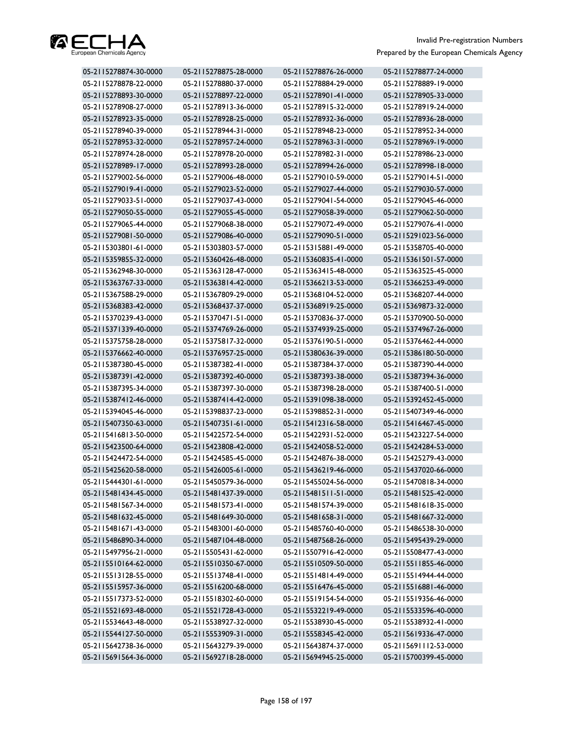| | | | |
|---|---|---|---|
| 05-2115278874-30-0000 | 05-2115278875-28-0000 | 05-2115278876-26-0000 | 05-2115278877-24-0000 |
| 05-2115278878-22-0000 | 05-2115278880-37-0000 | 05-2115278884-29-0000 | 05-2115278889-19-0000 |
| 05-2115278893-30-0000 | 05-2115278897-22-0000 | 05-2115278901-41-0000 | 05-2115278905-33-0000 |
| 05-2115278908-27-0000 | 05-2115278913-36-0000 | 05-2115278915-32-0000 | 05-2115278919-24-0000 |
| 05-2115278923-35-0000 | 05-2115278928-25-0000 | 05-2115278932-36-0000 | 05-2115278936-28-0000 |
| 05-2115278940-39-0000 | 05-2115278944-31-0000 | 05-2115278948-23-0000 | 05-2115278952-34-0000 |
| 05-2115278953-32-0000 | 05-2115278957-24-0000 | 05-2115278963-31-0000 | 05-2115278969-19-0000 |
| 05-2115278974-28-0000 | 05-2115278978-20-0000 | 05-2115278982-31-0000 | 05-2115278986-23-0000 |
| 05-2115278989-17-0000 | 05-2115278993-28-0000 | 05-2115278994-26-0000 | 05-2115278998-18-0000 |
| 05-2115279002-56-0000 | 05-2115279006-48-0000 | 05-2115279010-59-0000 | 05-2115279014-51-0000 |
| 05-2115279019-41-0000 | 05-2115279023-52-0000 | 05-2115279027-44-0000 | 05-2115279030-57-0000 |
| 05-2115279033-51-0000 | 05-2115279037-43-0000 | 05-2115279041-54-0000 | 05-2115279045-46-0000 |
| 05-2115279050-55-0000 | 05-2115279055-45-0000 | 05-2115279058-39-0000 | 05-2115279062-50-0000 |
| 05-2115279065-44-0000 | 05-2115279068-38-0000 | 05-2115279072-49-0000 | 05-2115279076-41-0000 |
| 05-2115279081-50-0000 | 05-2115279086-40-0000 | 05-2115279090-51-0000 | 05-2115291023-56-0000 |
| 05-2115303801-61-0000 | 05-2115303803-57-0000 | 05-2115315881-49-0000 | 05-2115358705-40-0000 |
| 05-2115359855-32-0000 | 05-2115360426-48-0000 | 05-2115360835-41-0000 | 05-2115361501-57-0000 |
| 05-2115362948-30-0000 | 05-2115363128-47-0000 | 05-2115363415-48-0000 | 05-2115363525-45-0000 |
| 05-2115363767-33-0000 | 05-2115363814-42-0000 | 05-2115366213-53-0000 | 05-2115366253-49-0000 |
| 05-2115367588-29-0000 | 05-2115367809-29-0000 | 05-2115368104-52-0000 | 05-2115368207-44-0000 |
| 05-2115368383-42-0000 | 05-2115368437-37-0000 | 05-2115368919-25-0000 | 05-2115369873-32-0000 |
| 05-2115370239-43-0000 | 05-2115370471-51-0000 | 05-2115370836-37-0000 | 05-2115370900-50-0000 |
| 05-2115371339-40-0000 | 05-2115374769-26-0000 | 05-2115374939-25-0000 | 05-2115374967-26-0000 |
| 05-2115375758-28-0000 | 05-2115375817-32-0000 | 05-2115376190-51-0000 | 05-2115376462-44-0000 |
| 05-2115376662-40-0000 | 05-2115376957-25-0000 | 05-2115380636-39-0000 | 05-2115386180-50-0000 |
| 05-2115387380-45-0000 | 05-2115387382-41-0000 | 05-2115387384-37-0000 | 05-2115387390-44-0000 |
| 05-2115387391-42-0000 | 05-2115387392-40-0000 | 05-2115387393-38-0000 | 05-2115387394-36-0000 |
| 05-2115387395-34-0000 | 05-2115387397-30-0000 | 05-2115387398-28-0000 | 05-2115387400-51-0000 |
| 05-2115387412-46-0000 | 05-2115387414-42-0000 | 05-2115391098-38-0000 | 05-2115392452-45-0000 |
| 05-2115394045-46-0000 | 05-2115398837-23-0000 | 05-2115398852-31-0000 | 05-2115407349-46-0000 |
| 05-2115407350-63-0000 | 05-2115407351-61-0000 | 05-2115412316-58-0000 | 05-2115416467-45-0000 |
| 05-2115416813-50-0000 | 05-2115422572-54-0000 | 05-2115422931-52-0000 | 05-2115423227-54-0000 |
| 05-2115423500-64-0000 | 05-2115423808-42-0000 | 05-2115424058-52-0000 | 05-2115424284-53-0000 |
| 05-2115424472-54-0000 | 05-2115424585-45-0000 | 05-2115424876-38-0000 | 05-2115425279-43-0000 |
| 05-2115425620-58-0000 | 05-2115426005-61-0000 | 05-2115436219-46-0000 | 05-2115437020-66-0000 |
| 05-2115444301-61-0000 | 05-2115450579-36-0000 | 05-2115455024-56-0000 | 05-2115470818-34-0000 |
| 05-2115481434-45-0000 | 05-2115481437-39-0000 | 05-2115481511-51-0000 | 05-2115481525-42-0000 |
| 05-2115481567-34-0000 | 05-2115481573-41-0000 | 05-2115481574-39-0000 | 05-2115481618-35-0000 |
| 05-2115481632-45-0000 | 05-2115481649-30-0000 | 05-2115481658-31-0000 | 05-2115481667-32-0000 |
| 05-2115481671-43-0000 | 05-2115483001-60-0000 | 05-2115485760-40-0000 | 05-2115486538-30-0000 |
| 05-2115486890-34-0000 | 05-2115487104-48-0000 | 05-2115487568-26-0000 | 05-2115495439-29-0000 |
| 05-2115497956-21-0000 | 05-2115505431-62-0000 | 05-2115507916-42-0000 | 05-2115508477-43-0000 |
| 05-2115510164-62-0000 | 05-2115510350-67-0000 | 05-2115510509-50-0000 | 05-2115511855-46-0000 |
| 05-2115513128-55-0000 | 05-2115513748-41-0000 | 05-2115514814-49-0000 | 05-2115514944-44-0000 |
| 05-2115515957-36-0000 | 05-2115516200-68-0000 | 05-2115516476-45-0000 | 05-2115516881-46-0000 |
| 05-2115517373-52-0000 | 05-2115518302-60-0000 | 05-2115519154-54-0000 | 05-2115519356-46-0000 |
| 05-2115521693-48-0000 | 05-2115521728-43-0000 | 05-2115532219-49-0000 | 05-2115533596-40-0000 |
| 05-2115534643-48-0000 | 05-2115538927-32-0000 | 05-2115538930-45-0000 | 05-2115538932-41-0000 |
| 05-2115544127-50-0000 | 05-2115553909-31-0000 | 05-2115558345-42-0000 | 05-2115619336-47-0000 |
| 05-2115642738-36-0000 | 05-2115643279-39-0000 | 05-2115643874-37-0000 | 05-2115691112-53-0000 |
| 05-2115691564-36-0000 | 05-2115692718-28-0000 | 05-2115694945-25-0000 | 05-2115700399-45-0000 |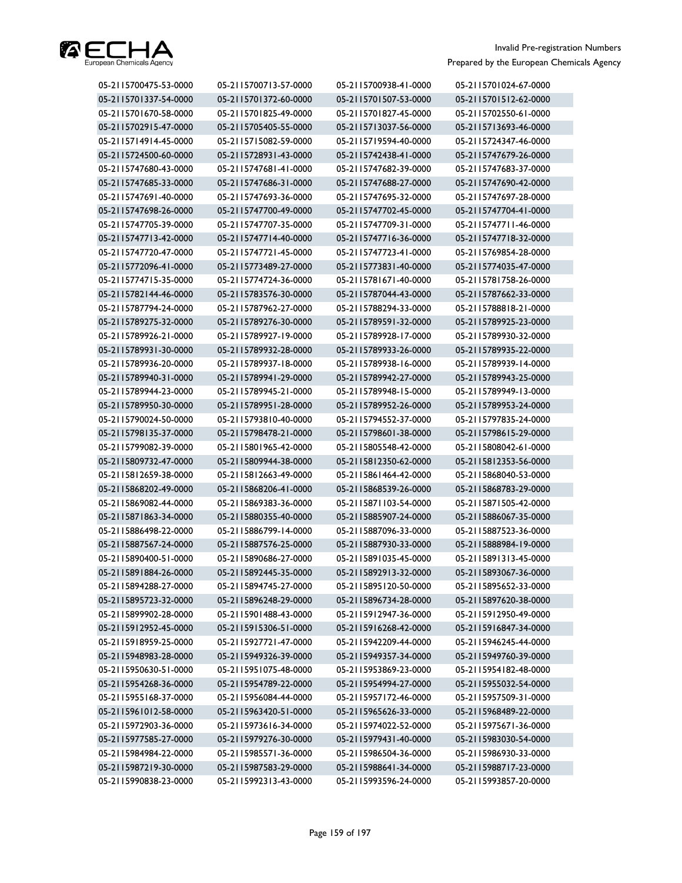| | | | |
|---|---|---|---|
| 05-2115700475-53-0000 | 05-2115700713-57-0000 | 05-2115700938-41-0000 | 05-2115701024-67-0000 |
| 05-2115701337-54-0000 | 05-2115701372-60-0000 | 05-2115701507-53-0000 | 05-2115701512-62-0000 |
| 05-2115701670-58-0000 | 05-2115701825-49-0000 | 05-2115701827-45-0000 | 05-2115702550-61-0000 |
| 05-2115702915-47-0000 | 05-2115705405-55-0000 | 05-2115713037-56-0000 | 05-2115713693-46-0000 |
| 05-2115714914-45-0000 | 05-2115715082-59-0000 | 05-2115719594-40-0000 | 05-2115724347-46-0000 |
| 05-2115724500-60-0000 | 05-2115728931-43-0000 | 05-2115742438-41-0000 | 05-2115747679-26-0000 |
| 05-2115747680-43-0000 | 05-2115747681-41-0000 | 05-2115747682-39-0000 | 05-2115747683-37-0000 |
| 05-2115747685-33-0000 | 05-2115747686-31-0000 | 05-2115747688-27-0000 | 05-2115747690-42-0000 |
| 05-2115747691-40-0000 | 05-2115747693-36-0000 | 05-2115747695-32-0000 | 05-2115747697-28-0000 |
| 05-2115747698-26-0000 | 05-2115747700-49-0000 | 05-2115747702-45-0000 | 05-2115747704-41-0000 |
| 05-2115747705-39-0000 | 05-2115747707-35-0000 | 05-2115747709-31-0000 | 05-2115747711-46-0000 |
| 05-2115747713-42-0000 | 05-2115747714-40-0000 | 05-2115747716-36-0000 | 05-2115747718-32-0000 |
| 05-2115747720-47-0000 | 05-2115747721-45-0000 | 05-2115747723-41-0000 | 05-2115769854-28-0000 |
| 05-2115772096-41-0000 | 05-2115773489-27-0000 | 05-2115773831-40-0000 | 05-2115774035-47-0000 |
| 05-2115774715-35-0000 | 05-2115774724-36-0000 | 05-2115781671-40-0000 | 05-2115781758-26-0000 |
| 05-2115782144-46-0000 | 05-2115783576-30-0000 | 05-2115787044-43-0000 | 05-2115787662-33-0000 |
| 05-2115787794-24-0000 | 05-2115787962-27-0000 | 05-2115788294-33-0000 | 05-2115788818-21-0000 |
| 05-2115789275-32-0000 | 05-2115789276-30-0000 | 05-2115789591-32-0000 | 05-2115789925-23-0000 |
| 05-2115789926-21-0000 | 05-2115789927-19-0000 | 05-2115789928-17-0000 | 05-2115789930-32-0000 |
| 05-2115789931-30-0000 | 05-2115789932-28-0000 | 05-2115789933-26-0000 | 05-2115789935-22-0000 |
| 05-2115789936-20-0000 | 05-2115789937-18-0000 | 05-2115789938-16-0000 | 05-2115789939-14-0000 |
| 05-2115789940-31-0000 | 05-2115789941-29-0000 | 05-2115789942-27-0000 | 05-2115789943-25-0000 |
| 05-2115789944-23-0000 | 05-2115789945-21-0000 | 05-2115789948-15-0000 | 05-2115789949-13-0000 |
| 05-2115789950-30-0000 | 05-2115789951-28-0000 | 05-2115789952-26-0000 | 05-2115789953-24-0000 |
| 05-2115790024-50-0000 | 05-2115793810-40-0000 | 05-2115794552-37-0000 | 05-2115797835-24-0000 |
| 05-2115798135-37-0000 | 05-2115798478-21-0000 | 05-2115798601-38-0000 | 05-2115798615-29-0000 |
| 05-2115799082-39-0000 | 05-2115801965-42-0000 | 05-2115805548-42-0000 | 05-2115808042-61-0000 |
| 05-2115809732-47-0000 | 05-2115809944-38-0000 | 05-2115812350-62-0000 | 05-2115812353-56-0000 |
| 05-2115812659-38-0000 | 05-2115812663-49-0000 | 05-2115861464-42-0000 | 05-2115868040-53-0000 |
| 05-2115868202-49-0000 | 05-2115868206-41-0000 | 05-2115868539-26-0000 | 05-2115868783-29-0000 |
| 05-2115869082-44-0000 | 05-2115869383-36-0000 | 05-2115871103-54-0000 | 05-2115871505-42-0000 |
| 05-2115871863-34-0000 | 05-2115880355-40-0000 | 05-2115885907-24-0000 | 05-2115886067-35-0000 |
| 05-2115886498-22-0000 | 05-2115886799-14-0000 | 05-2115887096-33-0000 | 05-2115887523-36-0000 |
| 05-2115887567-24-0000 | 05-2115887576-25-0000 | 05-2115887930-33-0000 | 05-2115888984-19-0000 |
| 05-2115890400-51-0000 | 05-2115890686-27-0000 | 05-2115891035-45-0000 | 05-2115891313-45-0000 |
| 05-2115891884-26-0000 | 05-2115892445-35-0000 | 05-2115892913-32-0000 | 05-2115893067-36-0000 |
| 05-2115894288-27-0000 | 05-2115894745-27-0000 | 05-2115895120-50-0000 | 05-2115895652-33-0000 |
| 05-2115895723-32-0000 | 05-2115896248-29-0000 | 05-2115896734-28-0000 | 05-2115897620-38-0000 |
| 05-2115899902-28-0000 | 05-2115901488-43-0000 | 05-2115912947-36-0000 | 05-2115912950-49-0000 |
| 05-2115912952-45-0000 | 05-2115915306-51-0000 | 05-2115916268-42-0000 | 05-2115916847-34-0000 |
| 05-2115918959-25-0000 | 05-2115927721-47-0000 | 05-2115942209-44-0000 | 05-2115946245-44-0000 |
| 05-2115948983-28-0000 | 05-2115949326-39-0000 | 05-2115949357-34-0000 | 05-2115949760-39-0000 |
| 05-2115950630-51-0000 | 05-2115951075-48-0000 | 05-2115953869-23-0000 | 05-2115954182-48-0000 |
| 05-2115954268-36-0000 | 05-2115954789-22-0000 | 05-2115954994-27-0000 | 05-2115955032-54-0000 |
| 05-2115955168-37-0000 | 05-2115956084-44-0000 | 05-2115957172-46-0000 | 05-2115957509-31-0000 |
| 05-2115961012-58-0000 | 05-2115963420-51-0000 | 05-2115965626-33-0000 | 05-2115968489-22-0000 |
| 05-2115972903-36-0000 | 05-2115973616-34-0000 | 05-2115974022-52-0000 | 05-2115975671-36-0000 |
| 05-2115977585-27-0000 | 05-2115979276-30-0000 | 05-2115979431-40-0000 | 05-2115983030-54-0000 |
| 05-2115984984-22-0000 | 05-2115985571-36-0000 | 05-2115986504-36-0000 | 05-2115986930-33-0000 |
| 05-2115987219-30-0000 | 05-2115987583-29-0000 | 05-2115988641-34-0000 | 05-2115988717-23-0000 |
| 05-2115990838-23-0000 | 05-2115992313-43-0000 | 05-2115993596-24-0000 | 05-2115993857-20-0000 |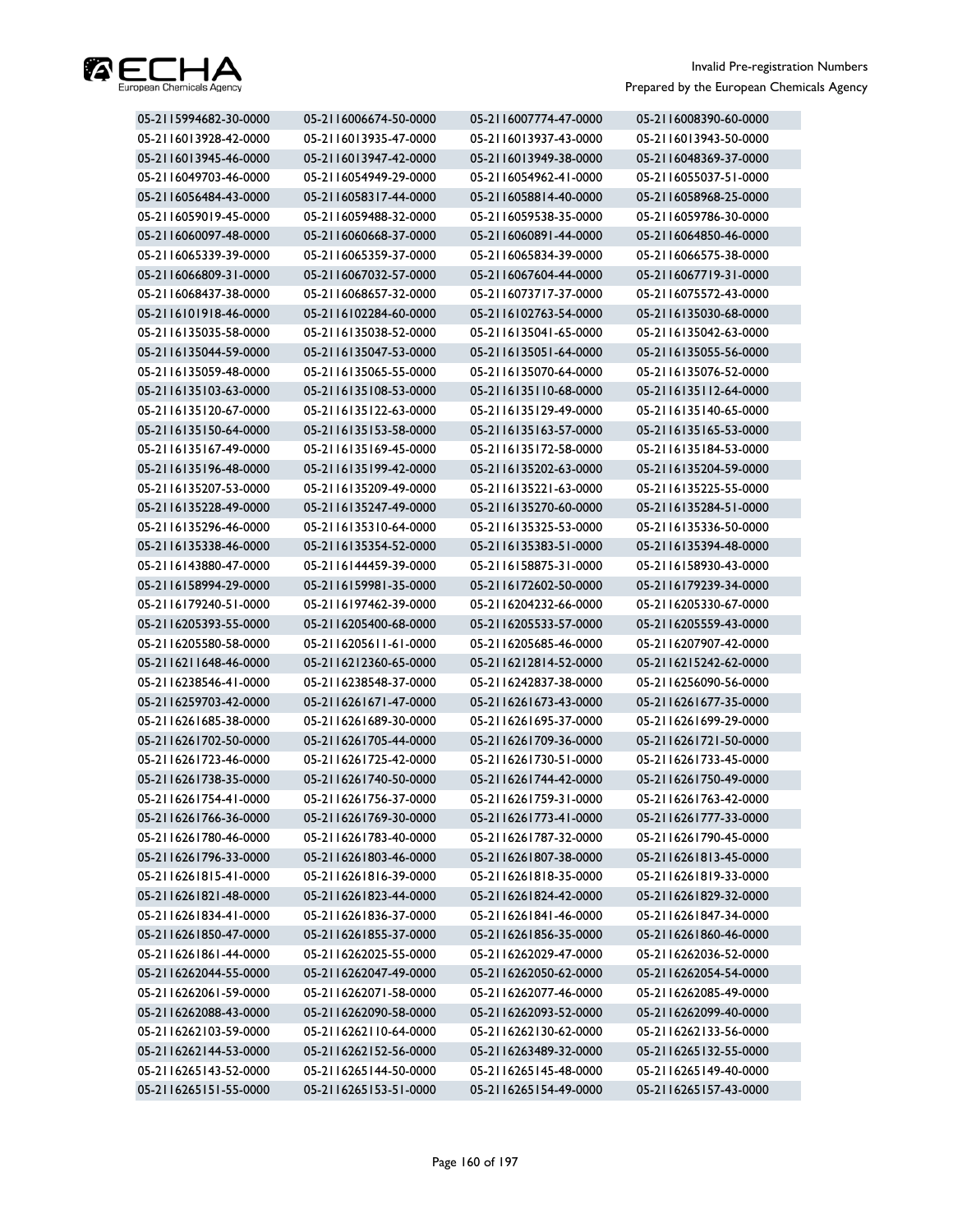| 05-2115994682-30-0000 | 05-2116006674-50-0000 | 05-2116007774-47-0000 | 05-2116008390-60-0000 |
|---|---|---|---|
| 05-2116013928-42-0000 | 05-2116013935-47-0000 | 05-2116013937-43-0000 | 05-2116013943-50-0000 |
| 05-2116013945-46-0000 | 05-2116013947-42-0000 | 05-2116013949-38-0000 | 05-2116048369-37-0000 |
| 05-2116049703-46-0000 | 05-2116054949-29-0000 | 05-2116054962-41-0000 | 05-2116055037-51-0000 |
| 05-2116056484-43-0000 | 05-2116058317-44-0000 | 05-2116058814-40-0000 | 05-2116058968-25-0000 |
| 05-2116059019-45-0000 | 05-2116059488-32-0000 | 05-2116059538-35-0000 | 05-2116059786-30-0000 |
| 05-2116060097-48-0000 | 05-2116060668-37-0000 | 05-2116060891-44-0000 | 05-2116064850-46-0000 |
| 05-2116065339-39-0000 | 05-2116065359-37-0000 | 05-2116065834-39-0000 | 05-2116066575-38-0000 |
| 05-2116066809-31-0000 | 05-2116067032-57-0000 | 05-2116067604-44-0000 | 05-2116067719-31-0000 |
| 05-2116068437-38-0000 | 05-2116068657-32-0000 | 05-2116073717-37-0000 | 05-2116075572-43-0000 |
| 05-2116101918-46-0000 | 05-2116102284-60-0000 | 05-2116102763-54-0000 | 05-2116135030-68-0000 |
| 05-2116135035-58-0000 | 05-2116135038-52-0000 | 05-2116135041-65-0000 | 05-2116135042-63-0000 |
| 05-2116135044-59-0000 | 05-2116135047-53-0000 | 05-2116135051-64-0000 | 05-2116135055-56-0000 |
| 05-2116135059-48-0000 | 05-2116135065-55-0000 | 05-2116135070-64-0000 | 05-2116135076-52-0000 |
| 05-2116135103-63-0000 | 05-2116135108-53-0000 | 05-2116135110-68-0000 | 05-2116135112-64-0000 |
| 05-2116135120-67-0000 | 05-2116135122-63-0000 | 05-2116135129-49-0000 | 05-2116135140-65-0000 |
| 05-2116135150-64-0000 | 05-2116135153-58-0000 | 05-2116135163-57-0000 | 05-2116135165-53-0000 |
| 05-2116135167-49-0000 | 05-2116135169-45-0000 | 05-2116135172-58-0000 | 05-2116135184-53-0000 |
| 05-2116135196-48-0000 | 05-2116135199-42-0000 | 05-2116135202-63-0000 | 05-2116135204-59-0000 |
| 05-2116135207-53-0000 | 05-2116135209-49-0000 | 05-2116135221-63-0000 | 05-2116135225-55-0000 |
| 05-2116135228-49-0000 | 05-2116135247-49-0000 | 05-2116135270-60-0000 | 05-2116135284-51-0000 |
| 05-2116135296-46-0000 | 05-2116135310-64-0000 | 05-2116135325-53-0000 | 05-2116135336-50-0000 |
| 05-2116135338-46-0000 | 05-2116135354-52-0000 | 05-2116135383-51-0000 | 05-2116135394-48-0000 |
| 05-2116143880-47-0000 | 05-2116144459-39-0000 | 05-2116158875-31-0000 | 05-2116158930-43-0000 |
| 05-2116158994-29-0000 | 05-2116159981-35-0000 | 05-2116172602-50-0000 | 05-2116179239-34-0000 |
| 05-2116179240-51-0000 | 05-2116197462-39-0000 | 05-2116204232-66-0000 | 05-2116205330-67-0000 |
| 05-2116205393-55-0000 | 05-2116205400-68-0000 | 05-2116205533-57-0000 | 05-2116205559-43-0000 |
| 05-2116205580-58-0000 | 05-2116205611-61-0000 | 05-2116205685-46-0000 | 05-2116207907-42-0000 |
| 05-2116211648-46-0000 | 05-2116212360-65-0000 | 05-2116212814-52-0000 | 05-2116215242-62-0000 |
| 05-2116238546-41-0000 | 05-2116238548-37-0000 | 05-2116242837-38-0000 | 05-2116256090-56-0000 |
| 05-2116259703-42-0000 | 05-2116261671-47-0000 | 05-2116261673-43-0000 | 05-2116261677-35-0000 |
| 05-2116261685-38-0000 | 05-2116261689-30-0000 | 05-2116261695-37-0000 | 05-2116261699-29-0000 |
| 05-2116261702-50-0000 | 05-2116261705-44-0000 | 05-2116261709-36-0000 | 05-2116261721-50-0000 |
| 05-2116261723-46-0000 | 05-2116261725-42-0000 | 05-2116261730-51-0000 | 05-2116261733-45-0000 |
| 05-2116261738-35-0000 | 05-2116261740-50-0000 | 05-2116261744-42-0000 | 05-2116261750-49-0000 |
| 05-2116261754-41-0000 | 05-2116261756-37-0000 | 05-2116261759-31-0000 | 05-2116261763-42-0000 |
| 05-2116261766-36-0000 | 05-2116261769-30-0000 | 05-2116261773-41-0000 | 05-2116261777-33-0000 |
| 05-2116261780-46-0000 | 05-2116261783-40-0000 | 05-2116261787-32-0000 | 05-2116261790-45-0000 |
| 05-2116261796-33-0000 | 05-2116261803-46-0000 | 05-2116261807-38-0000 | 05-2116261813-45-0000 |
| 05-2116261815-41-0000 | 05-2116261816-39-0000 | 05-2116261818-35-0000 | 05-2116261819-33-0000 |
| 05-2116261821-48-0000 | 05-2116261823-44-0000 | 05-2116261824-42-0000 | 05-2116261829-32-0000 |
| 05-2116261834-41-0000 | 05-2116261836-37-0000 | 05-2116261841-46-0000 | 05-2116261847-34-0000 |
| 05-2116261850-47-0000 | 05-2116261855-37-0000 | 05-2116261856-35-0000 | 05-2116261860-46-0000 |
| 05-2116261861-44-0000 | 05-2116262025-55-0000 | 05-2116262029-47-0000 | 05-2116262036-52-0000 |
| 05-2116262044-55-0000 | 05-2116262047-49-0000 | 05-2116262050-62-0000 | 05-2116262054-54-0000 |
| 05-2116262061-59-0000 | 05-2116262071-58-0000 | 05-2116262077-46-0000 | 05-2116262085-49-0000 |
| 05-2116262088-43-0000 | 05-2116262090-58-0000 | 05-2116262093-52-0000 | 05-2116262099-40-0000 |
| 05-2116262103-59-0000 | 05-2116262110-64-0000 | 05-2116262130-62-0000 | 05-2116262133-56-0000 |
| 05-2116262144-53-0000 | 05-2116262152-56-0000 | 05-2116263489-32-0000 | 05-2116265132-55-0000 |
| 05-2116265143-52-0000 | 05-2116265144-50-0000 | 05-2116265145-48-0000 | 05-2116265149-40-0000 |
| 05-2116265151-55-0000 | 05-2116265153-51-0000 | 05-2116265154-49-0000 | 05-2116265157-43-0000 |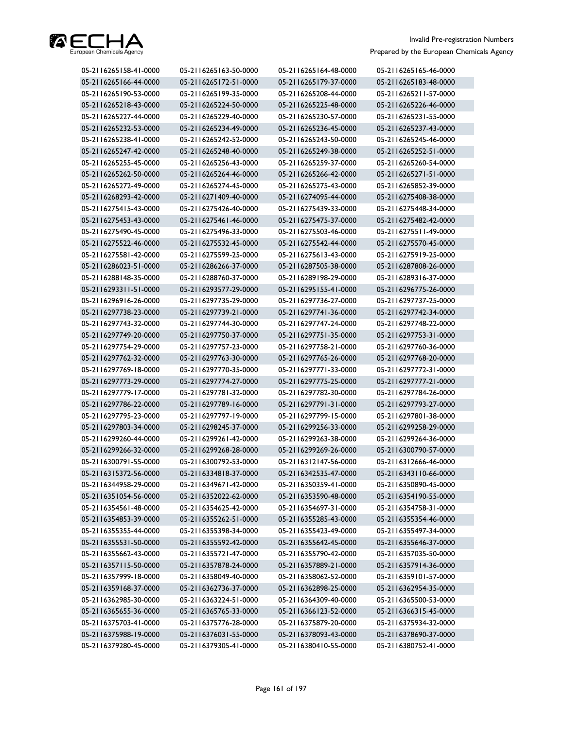| | | | |
|---|---|---|---|
| 05-2116265158-41-0000 | 05-2116265163-50-0000 | 05-2116265164-48-0000 | 05-2116265165-46-0000 |
| 05-2116265166-44-0000 | 05-2116265172-51-0000 | 05-2116265179-37-0000 | 05-2116265183-48-0000 |
| 05-2116265190-53-0000 | 05-2116265199-35-0000 | 05-2116265208-44-0000 | 05-2116265211-57-0000 |
| 05-2116265218-43-0000 | 05-2116265224-50-0000 | 05-2116265225-48-0000 | 05-2116265226-46-0000 |
| 05-2116265227-44-0000 | 05-2116265229-40-0000 | 05-2116265230-57-0000 | 05-2116265231-55-0000 |
| 05-2116265232-53-0000 | 05-2116265234-49-0000 | 05-2116265236-45-0000 | 05-2116265237-43-0000 |
| 05-2116265238-41-0000 | 05-2116265242-52-0000 | 05-2116265243-50-0000 | 05-2116265245-46-0000 |
| 05-2116265247-42-0000 | 05-2116265248-40-0000 | 05-2116265249-38-0000 | 05-2116265252-51-0000 |
| 05-2116265255-45-0000 | 05-2116265256-43-0000 | 05-2116265259-37-0000 | 05-2116265260-54-0000 |
| 05-2116265262-50-0000 | 05-2116265264-46-0000 | 05-2116265266-42-0000 | 05-2116265271-51-0000 |
| 05-2116265272-49-0000 | 05-2116265274-45-0000 | 05-2116265275-43-0000 | 05-2116265852-39-0000 |
| 05-2116268293-42-0000 | 05-2116271409-40-0000 | 05-2116274095-44-0000 | 05-2116275408-38-0000 |
| 05-2116275415-43-0000 | 05-2116275426-40-0000 | 05-2116275439-33-0000 | 05-2116275448-34-0000 |
| 05-2116275453-43-0000 | 05-2116275461-46-0000 | 05-2116275475-37-0000 | 05-2116275482-42-0000 |
| 05-2116275490-45-0000 | 05-2116275496-33-0000 | 05-2116275503-46-0000 | 05-2116275511-49-0000 |
| 05-2116275522-46-0000 | 05-2116275532-45-0000 | 05-2116275542-44-0000 | 05-2116275570-45-0000 |
| 05-2116275581-42-0000 | 05-2116275599-25-0000 | 05-2116275613-43-0000 | 05-2116275919-25-0000 |
| 05-2116286023-51-0000 | 05-2116286266-37-0000 | 05-2116287505-38-0000 | 05-2116287808-26-0000 |
| 05-2116288148-35-0000 | 05-2116288760-37-0000 | 05-2116289198-29-0000 | 05-2116289316-37-0000 |
| 05-2116293311-51-0000 | 05-2116293577-29-0000 | 05-2116295155-41-0000 | 05-2116296775-26-0000 |
| 05-2116296916-26-0000 | 05-2116297735-29-0000 | 05-2116297736-27-0000 | 05-2116297737-25-0000 |
| 05-2116297738-23-0000 | 05-2116297739-21-0000 | 05-2116297741-36-0000 | 05-2116297742-34-0000 |
| 05-2116297743-32-0000 | 05-2116297744-30-0000 | 05-2116297747-24-0000 | 05-2116297748-22-0000 |
| 05-2116297749-20-0000 | 05-2116297750-37-0000 | 05-2116297751-35-0000 | 05-2116297753-31-0000 |
| 05-2116297754-29-0000 | 05-2116297757-23-0000 | 05-2116297758-21-0000 | 05-2116297760-36-0000 |
| 05-2116297762-32-0000 | 05-2116297763-30-0000 | 05-2116297765-26-0000 | 05-2116297768-20-0000 |
| 05-2116297769-18-0000 | 05-2116297770-35-0000 | 05-2116297771-33-0000 | 05-2116297772-31-0000 |
| 05-2116297773-29-0000 | 05-2116297774-27-0000 | 05-2116297775-25-0000 | 05-2116297777-21-0000 |
| 05-2116297779-17-0000 | 05-2116297781-32-0000 | 05-2116297782-30-0000 | 05-2116297784-26-0000 |
| 05-2116297786-22-0000 | 05-2116297789-16-0000 | 05-2116297791-31-0000 | 05-2116297793-27-0000 |
| 05-2116297795-23-0000 | 05-2116297797-19-0000 | 05-2116297799-15-0000 | 05-2116297801-38-0000 |
| 05-2116297803-34-0000 | 05-2116298245-37-0000 | 05-2116299256-33-0000 | 05-2116299258-29-0000 |
| 05-2116299260-44-0000 | 05-2116299261-42-0000 | 05-2116299263-38-0000 | 05-2116299264-36-0000 |
| 05-2116299266-32-0000 | 05-2116299268-28-0000 | 05-2116299269-26-0000 | 05-2116300790-57-0000 |
| 05-2116300791-55-0000 | 05-2116300792-53-0000 | 05-2116312147-56-0000 | 05-2116312666-46-0000 |
| 05-2116315372-56-0000 | 05-2116334818-37-0000 | 05-2116342535-47-0000 | 05-2116343110-66-0000 |
| 05-2116344958-29-0000 | 05-2116349671-42-0000 | 05-2116350359-41-0000 | 05-2116350890-45-0000 |
| 05-2116351054-56-0000 | 05-2116352022-62-0000 | 05-2116353590-48-0000 | 05-2116354190-55-0000 |
| 05-2116354561-48-0000 | 05-2116354625-42-0000 | 05-2116354697-31-0000 | 05-2116354758-31-0000 |
| 05-2116354853-39-0000 | 05-2116355262-51-0000 | 05-2116355285-43-0000 | 05-2116355354-46-0000 |
| 05-2116355355-44-0000 | 05-2116355398-34-0000 | 05-2116355423-49-0000 | 05-2116355497-34-0000 |
| 05-2116355531-50-0000 | 05-2116355592-42-0000 | 05-2116355642-45-0000 | 05-2116355646-37-0000 |
| 05-2116355662-43-0000 | 05-2116355721-47-0000 | 05-2116355790-42-0000 | 05-2116357035-50-0000 |
| 05-2116357115-50-0000 | 05-2116357878-24-0000 | 05-2116357889-21-0000 | 05-2116357914-36-0000 |
| 05-2116357999-18-0000 | 05-2116358049-40-0000 | 05-2116358062-52-0000 | 05-2116359101-57-0000 |
| 05-2116359168-37-0000 | 05-2116362736-37-0000 | 05-2116362898-25-0000 | 05-2116362954-35-0000 |
| 05-2116362985-30-0000 | 05-2116363224-51-0000 | 05-2116364309-40-0000 | 05-2116365500-53-0000 |
| 05-2116365655-36-0000 | 05-2116365765-33-0000 | 05-2116366123-52-0000 | 05-2116366315-45-0000 |
| 05-2116375703-41-0000 | 05-2116375776-28-0000 | 05-2116375879-20-0000 | 05-2116375934-32-0000 |
| 05-2116375988-19-0000 | 05-2116376031-55-0000 | 05-2116378093-43-0000 | 05-2116378690-37-0000 |
| 05-2116379280-45-0000 | 05-2116379305-41-0000 | 05-2116380410-55-0000 | 05-2116380752-41-0000 |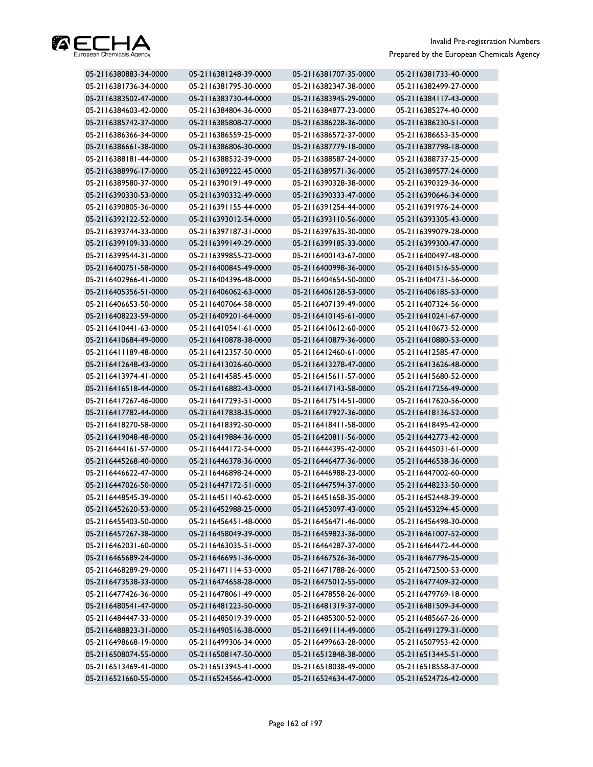| 05-2116380883-34-0000 | 05-2116381248-39-0000 | 05-2116381707-35-0000 | 05-2116381733-40-0000 |
|---|---|---|---|
| 05-2116381736-34-0000 | 05-2116381795-30-0000 | 05-2116382347-38-0000 | 05-2116382499-27-0000 |
| 05-2116383502-47-0000 | 05-2116383730-44-0000 | 05-2116383945-29-0000 | 05-2116384117-43-0000 |
| 05-2116384603-42-0000 | 05-2116384804-36-0000 | 05-2116384877-23-0000 | 05-2116385274-40-0000 |
| 05-2116385742-37-0000 | 05-2116385808-27-0000 | 05-2116386228-36-0000 | 05-2116386230-51-0000 |
| 05-2116386366-34-0000 | 05-2116386559-25-0000 | 05-2116386572-37-0000 | 05-2116386653-35-0000 |
| 05-2116386661-38-0000 | 05-2116386806-30-0000 | 05-2116387779-18-0000 | 05-2116387798-18-0000 |
| 05-2116388181-44-0000 | 05-2116388532-39-0000 | 05-2116388587-24-0000 | 05-2116388737-25-0000 |
| 05-2116388996-17-0000 | 05-2116389222-45-0000 | 05-2116389571-36-0000 | 05-2116389577-24-0000 |
| 05-2116389580-37-0000 | 05-2116390191-49-0000 | 05-2116390328-38-0000 | 05-2116390329-36-0000 |
| 05-2116390330-53-0000 | 05-2116390332-49-0000 | 05-2116390333-47-0000 | 05-2116390646-34-0000 |
| 05-2116390805-36-0000 | 05-2116391155-44-0000 | 05-2116391254-44-0000 | 05-2116391976-24-0000 |
| 05-2116392122-52-0000 | 05-2116393012-54-0000 | 05-2116393110-56-0000 | 05-2116393305-43-0000 |
| 05-2116393744-33-0000 | 05-2116397187-31-0000 | 05-2116397635-30-0000 | 05-2116399079-28-0000 |
| 05-2116399109-33-0000 | 05-2116399149-29-0000 | 05-2116399185-33-0000 | 05-2116399300-47-0000 |
| 05-2116399544-31-0000 | 05-2116399855-22-0000 | 05-2116400143-67-0000 | 05-2116400497-48-0000 |
| 05-2116400751-58-0000 | 05-2116400845-49-0000 | 05-2116400998-36-0000 | 05-2116401516-55-0000 |
| 05-2116402966-41-0000 | 05-2116404396-48-0000 | 05-2116404654-50-0000 | 05-2116404731-56-0000 |
| 05-2116405356-51-0000 | 05-2116406062-63-0000 | 05-2116406128-53-0000 | 05-2116406185-53-0000 |
| 05-2116406653-50-0000 | 05-2116407064-58-0000 | 05-2116407139-49-0000 | 05-2116407324-56-0000 |
| 05-2116408223-59-0000 | 05-2116409201-64-0000 | 05-2116410145-61-0000 | 05-2116410241-67-0000 |
| 05-2116410441-63-0000 | 05-2116410541-61-0000 | 05-2116410612-60-0000 | 05-2116410673-52-0000 |
| 05-2116410684-49-0000 | 05-2116410878-38-0000 | 05-2116410879-36-0000 | 05-2116410880-53-0000 |
| 05-2116411189-48-0000 | 05-2116412357-50-0000 | 05-2116412460-61-0000 | 05-2116412585-47-0000 |
| 05-2116412648-43-0000 | 05-2116413026-60-0000 | 05-2116413278-47-0000 | 05-2116413626-48-0000 |
| 05-2116413974-41-0000 | 05-2116414585-45-0000 | 05-2116415611-57-0000 | 05-2116415680-52-0000 |
| 05-2116416518-44-0000 | 05-2116416882-43-0000 | 05-2116417143-58-0000 | 05-2116417256-49-0000 |
| 05-2116417267-46-0000 | 05-2116417293-51-0000 | 05-2116417514-51-0000 | 05-2116417620-56-0000 |
| 05-2116417782-44-0000 | 05-2116417838-35-0000 | 05-2116417927-36-0000 | 05-2116418136-52-0000 |
| 05-2116418270-58-0000 | 05-2116418392-50-0000 | 05-2116418411-58-0000 | 05-2116418495-42-0000 |
| 05-2116419048-48-0000 | 05-2116419884-36-0000 | 05-2116420811-56-0000 | 05-2116442773-42-0000 |
| 05-2116444161-57-0000 | 05-2116444172-54-0000 | 05-2116444395-42-0000 | 05-2116445031-61-0000 |
| 05-2116445268-40-0000 | 05-2116446378-36-0000 | 05-2116446477-36-0000 | 05-2116446538-36-0000 |
| 05-2116446622-47-0000 | 05-2116446898-24-0000 | 05-2116446988-23-0000 | 05-2116447002-60-0000 |
| 05-2116447026-50-0000 | 05-2116447172-51-0000 | 05-2116447594-37-0000 | 05-2116448233-50-0000 |
| 05-2116448545-39-0000 | 05-2116451140-62-0000 | 05-2116451658-35-0000 | 05-2116452448-39-0000 |
| 05-2116452620-53-0000 | 05-2116452988-25-0000 | 05-2116453097-43-0000 | 05-2116453294-45-0000 |
| 05-2116455403-50-0000 | 05-2116456451-48-0000 | 05-2116456471-46-0000 | 05-2116456498-30-0000 |
| 05-2116457267-38-0000 | 05-2116458049-39-0000 | 05-2116459823-36-0000 | 05-2116461007-52-0000 |
| 05-2116462031-60-0000 | 05-2116463035-51-0000 | 05-2116464287-37-0000 | 05-2116464472-44-0000 |
| 05-2116465689-24-0000 | 05-2116466951-36-0000 | 05-2116467526-36-0000 | 05-2116467796-25-0000 |
| 05-2116468289-29-0000 | 05-2116471114-53-0000 | 05-2116471788-26-0000 | 05-2116472500-53-0000 |
| 05-2116473538-33-0000 | 05-2116474658-28-0000 | 05-2116475012-55-0000 | 05-2116477409-32-0000 |
| 05-2116477426-36-0000 | 05-2116478061-49-0000 | 05-2116478558-26-0000 | 05-2116479769-18-0000 |
| 05-2116480541-47-0000 | 05-2116481223-50-0000 | 05-2116481319-37-0000 | 05-2116481509-34-0000 |
| 05-2116484447-33-0000 | 05-2116485019-39-0000 | 05-2116485300-52-0000 | 05-2116485667-26-0000 |
| 05-2116488823-31-0000 | 05-2116490516-38-0000 | 05-2116491114-49-0000 | 05-2116491279-31-0000 |
| 05-2116498668-19-0000 | 05-2116499306-34-0000 | 05-2116499663-28-0000 | 05-2116507953-42-0000 |
| 05-2116508074-55-0000 | 05-2116508147-50-0000 | 05-2116512848-38-0000 | 05-2116513445-51-0000 |
| 05-2116513469-41-0000 | 05-2116513945-41-0000 | 05-2116518038-49-0000 | 05-2116518558-37-0000 |
| 05-2116521660-55-0000 | 05-2116524566-42-0000 | 05-2116524634-47-0000 | 05-2116524726-42-0000 |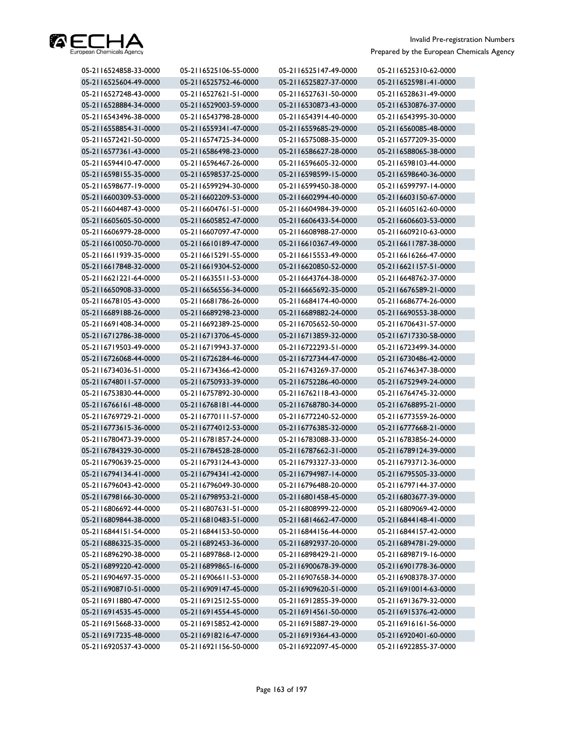| | | | |
|---|---|---|---|
| 05-2116524858-33-0000 | 05-2116525106-55-0000 | 05-2116525147-49-0000 | 05-2116525310-62-0000 |
| 05-2116525604-49-0000 | 05-2116525752-46-0000 | 05-2116525827-37-0000 | 05-2116525981-41-0000 |
| 05-2116527248-43-0000 | 05-2116527621-51-0000 | 05-2116527631-50-0000 | 05-2116528631-49-0000 |
| 05-2116528884-34-0000 | 05-2116529003-59-0000 | 05-2116530873-43-0000 | 05-2116530876-37-0000 |
| 05-2116543496-38-0000 | 05-2116543798-28-0000 | 05-2116543914-40-0000 | 05-2116543995-30-0000 |
| 05-2116558854-31-0000 | 05-2116559341-47-0000 | 05-2116559685-29-0000 | 05-2116560085-48-0000 |
| 05-2116572421-50-0000 | 05-2116574725-34-0000 | 05-2116575088-35-0000 | 05-2116577209-35-0000 |
| 05-2116577361-43-0000 | 05-2116586498-23-0000 | 05-2116586627-28-0000 | 05-2116588065-38-0000 |
| 05-2116594410-47-0000 | 05-2116596467-26-0000 | 05-2116596605-32-0000 | 05-2116598103-44-0000 |
| 05-2116598155-35-0000 | 05-2116598537-25-0000 | 05-2116598599-15-0000 | 05-2116598640-36-0000 |
| 05-2116598677-19-0000 | 05-2116599294-30-0000 | 05-2116599450-38-0000 | 05-2116599797-14-0000 |
| 05-2116600309-53-0000 | 05-2116602209-53-0000 | 05-2116602994-40-0000 | 05-2116603150-67-0000 |
| 05-2116604487-43-0000 | 05-2116604761-51-0000 | 05-2116604984-39-0000 | 05-2116605162-60-0000 |
| 05-2116605605-50-0000 | 05-2116605852-47-0000 | 05-2116606433-54-0000 | 05-2116606603-53-0000 |
| 05-2116606979-28-0000 | 05-2116607097-47-0000 | 05-2116608988-27-0000 | 05-2116609210-63-0000 |
| 05-2116610050-70-0000 | 05-2116610189-47-0000 | 05-2116610367-49-0000 | 05-2116611787-38-0000 |
| 05-2116611939-35-0000 | 05-2116615291-55-0000 | 05-2116615553-49-0000 | 05-2116616266-47-0000 |
| 05-2116617848-32-0000 | 05-2116619304-52-0000 | 05-2116620850-52-0000 | 05-2116621157-51-0000 |
| 05-2116621221-64-0000 | 05-2116635511-53-0000 | 05-2116643764-38-0000 | 05-2116648762-37-0000 |
| 05-2116650908-33-0000 | 05-2116656556-34-0000 | 05-2116665692-35-0000 | 05-2116676589-21-0000 |
| 05-2116678105-43-0000 | 05-2116681786-26-0000 | 05-2116684174-40-0000 | 05-2116686774-26-0000 |
| 05-2116689188-26-0000 | 05-2116689298-23-0000 | 05-2116689882-24-0000 | 05-2116690553-38-0000 |
| 05-2116691408-34-0000 | 05-2116692389-25-0000 | 05-2116705652-50-0000 | 05-2116706431-57-0000 |
| 05-2116712786-38-0000 | 05-2116713706-45-0000 | 05-2116713859-32-0000 | 05-2116717330-58-0000 |
| 05-2116719503-49-0000 | 05-2116719943-37-0000 | 05-2116722293-51-0000 | 05-2116723499-34-0000 |
| 05-2116726068-44-0000 | 05-2116726284-46-0000 | 05-2116727344-47-0000 | 05-2116730486-42-0000 |
| 05-2116734036-51-0000 | 05-2116734366-42-0000 | 05-2116743269-37-0000 | 05-2116746347-38-0000 |
| 05-2116748011-57-0000 | 05-2116750933-39-0000 | 05-2116752286-40-0000 | 05-2116752949-24-0000 |
| 05-2116753830-44-0000 | 05-2116757892-30-0000 | 05-2116762118-43-0000 | 05-2116764745-32-0000 |
| 05-2116766161-48-0000 | 05-2116768181-44-0000 | 05-2116768780-34-0000 | 05-2116768895-21-0000 |
| 05-2116769729-21-0000 | 05-2116770111-57-0000 | 05-2116772240-52-0000 | 05-2116773559-26-0000 |
| 05-2116773615-36-0000 | 05-2116774012-53-0000 | 05-2116776385-32-0000 | 05-2116777668-21-0000 |
| 05-2116780473-39-0000 | 05-2116781857-24-0000 | 05-2116783088-33-0000 | 05-2116783856-24-0000 |
| 05-2116784329-30-0000 | 05-2116784528-28-0000 | 05-2116787662-31-0000 | 05-2116789124-39-0000 |
| 05-2116790639-25-0000 | 05-2116793124-43-0000 | 05-2116793327-33-0000 | 05-2116793712-36-0000 |
| 05-2116794134-41-0000 | 05-2116794341-42-0000 | 05-2116794987-14-0000 | 05-2116795505-33-0000 |
| 05-2116796043-42-0000 | 05-2116796049-30-0000 | 05-2116796488-20-0000 | 05-2116797144-37-0000 |
| 05-2116798166-30-0000 | 05-2116798953-21-0000 | 05-2116801458-45-0000 | 05-2116803677-39-0000 |
| 05-2116806692-44-0000 | 05-2116807631-51-0000 | 05-2116808999-22-0000 | 05-2116809069-42-0000 |
| 05-2116809844-38-0000 | 05-2116810483-51-0000 | 05-2116814662-47-0000 | 05-2116844148-41-0000 |
| 05-2116844151-54-0000 | 05-2116844153-50-0000 | 05-2116844156-44-0000 | 05-2116844157-42-0000 |
| 05-2116886325-35-0000 | 05-2116892453-36-0000 | 05-2116892937-20-0000 | 05-2116894781-29-0000 |
| 05-2116896290-38-0000 | 05-2116897868-12-0000 | 05-2116898429-21-0000 | 05-2116898719-16-0000 |
| 05-2116899220-42-0000 | 05-2116899865-16-0000 | 05-2116900678-39-0000 | 05-2116901778-36-0000 |
| 05-2116904697-35-0000 | 05-2116906611-53-0000 | 05-2116907658-34-0000 | 05-2116908378-37-0000 |
| 05-2116908710-51-0000 | 05-2116909147-45-0000 | 05-2116909620-51-0000 | 05-2116910014-63-0000 |
| 05-2116911880-47-0000 | 05-2116912512-55-0000 | 05-2116912855-39-0000 | 05-2116913679-32-0000 |
| 05-2116914535-45-0000 | 05-2116914554-45-0000 | 05-2116914561-50-0000 | 05-2116915376-42-0000 |
| 05-2116915668-33-0000 | 05-2116915852-42-0000 | 05-2116915887-29-0000 | 05-2116916161-56-0000 |
| 05-2116917235-48-0000 | 05-2116918216-47-0000 | 05-2116919364-43-0000 | 05-2116920401-60-0000 |
| 05-2116920537-43-0000 | 05-2116921156-50-0000 | 05-2116922097-45-0000 | 05-2116922855-37-0000 |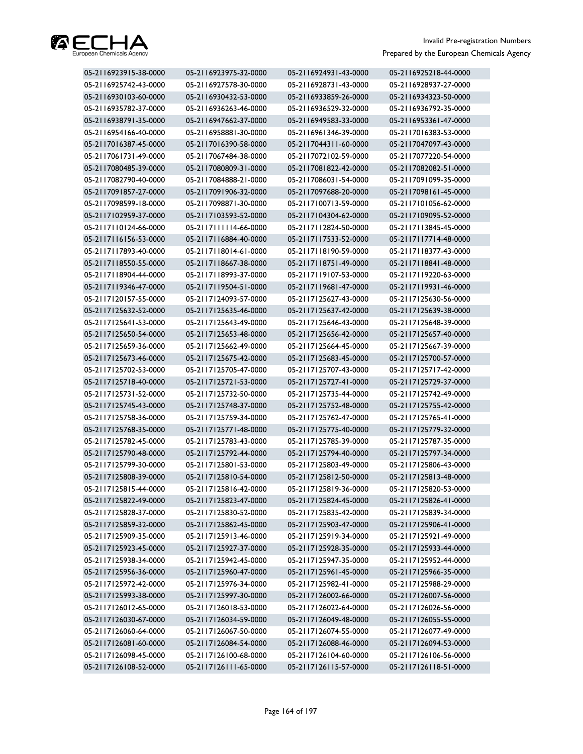| | | | |
|---|---|---|---|
| 05-2116923915-38-0000 | 05-2116923975-32-0000 | 05-2116924931-43-0000 | 05-2116925218-44-0000 |
| 05-2116925742-43-0000 | 05-2116927578-30-0000 | 05-2116928731-43-0000 | 05-2116928937-27-0000 |
| 05-2116930103-60-0000 | 05-2116930432-53-0000 | 05-2116933859-26-0000 | 05-2116934323-50-0000 |
| 05-2116935782-37-0000 | 05-2116936263-46-0000 | 05-2116936529-32-0000 | 05-2116936792-35-0000 |
| 05-2116938791-35-0000 | 05-2116947662-37-0000 | 05-2116949583-33-0000 | 05-2116953361-47-0000 |
| 05-2116954166-40-0000 | 05-2116958881-30-0000 | 05-2116961346-39-0000 | 05-2117016383-53-0000 |
| 05-2117016387-45-0000 | 05-2117016390-58-0000 | 05-2117044311-60-0000 | 05-2117047097-43-0000 |
| 05-2117061731-49-0000 | 05-2117067484-38-0000 | 05-2117072102-59-0000 | 05-2117077220-54-0000 |
| 05-2117080485-39-0000 | 05-2117080809-31-0000 | 05-2117081822-42-0000 | 05-2117082082-51-0000 |
| 05-2117082790-40-0000 | 05-2117084888-21-0000 | 05-2117086031-54-0000 | 05-2117091099-35-0000 |
| 05-2117091857-27-0000 | 05-2117091906-32-0000 | 05-2117097688-20-0000 | 05-2117098161-45-0000 |
| 05-2117098599-18-0000 | 05-2117098871-30-0000 | 05-2117100713-59-0000 | 05-2117101056-62-0000 |
| 05-2117102959-37-0000 | 05-2117103593-52-0000 | 05-2117104304-62-0000 | 05-2117109095-52-0000 |
| 05-2117110124-66-0000 | 05-2117111114-66-0000 | 05-2117112824-50-0000 | 05-2117113845-45-0000 |
| 05-2117116156-53-0000 | 05-2117116884-40-0000 | 05-2117117533-52-0000 | 05-2117117714-48-0000 |
| 05-2117117893-40-0000 | 05-2117118014-61-0000 | 05-2117118190-59-0000 | 05-2117118377-43-0000 |
| 05-2117118550-55-0000 | 05-2117118667-38-0000 | 05-2117118751-49-0000 | 05-2117118841-48-0000 |
| 05-2117118904-44-0000 | 05-2117118993-37-0000 | 05-2117119107-53-0000 | 05-2117119220-63-0000 |
| 05-2117119346-47-0000 | 05-2117119504-51-0000 | 05-2117119681-47-0000 | 05-2117119931-46-0000 |
| 05-2117120157-55-0000 | 05-2117124093-57-0000 | 05-2117125627-43-0000 | 05-2117125630-56-0000 |
| 05-2117125632-52-0000 | 05-2117125635-46-0000 | 05-2117125637-42-0000 | 05-2117125639-38-0000 |
| 05-2117125641-53-0000 | 05-2117125643-49-0000 | 05-2117125646-43-0000 | 05-2117125648-39-0000 |
| 05-2117125650-54-0000 | 05-2117125653-48-0000 | 05-2117125656-42-0000 | 05-2117125657-40-0000 |
| 05-2117125659-36-0000 | 05-2117125662-49-0000 | 05-2117125664-45-0000 | 05-2117125667-39-0000 |
| 05-2117125673-46-0000 | 05-2117125675-42-0000 | 05-2117125683-45-0000 | 05-2117125700-57-0000 |
| 05-2117125702-53-0000 | 05-2117125705-47-0000 | 05-2117125707-43-0000 | 05-2117125717-42-0000 |
| 05-2117125718-40-0000 | 05-2117125721-53-0000 | 05-2117125727-41-0000 | 05-2117125729-37-0000 |
| 05-2117125731-52-0000 | 05-2117125732-50-0000 | 05-2117125735-44-0000 | 05-2117125742-49-0000 |
| 05-2117125745-43-0000 | 05-2117125748-37-0000 | 05-2117125752-48-0000 | 05-2117125755-42-0000 |
| 05-2117125758-36-0000 | 05-2117125759-34-0000 | 05-2117125762-47-0000 | 05-2117125765-41-0000 |
| 05-2117125768-35-0000 | 05-2117125771-48-0000 | 05-2117125775-40-0000 | 05-2117125779-32-0000 |
| 05-2117125782-45-0000 | 05-2117125783-43-0000 | 05-2117125785-39-0000 | 05-2117125787-35-0000 |
| 05-2117125790-48-0000 | 05-2117125792-44-0000 | 05-2117125794-40-0000 | 05-2117125797-34-0000 |
| 05-2117125799-30-0000 | 05-2117125801-53-0000 | 05-2117125803-49-0000 | 05-2117125806-43-0000 |
| 05-2117125808-39-0000 | 05-2117125810-54-0000 | 05-2117125812-50-0000 | 05-2117125813-48-0000 |
| 05-2117125815-44-0000 | 05-2117125816-42-0000 | 05-2117125819-36-0000 | 05-2117125820-53-0000 |
| 05-2117125822-49-0000 | 05-2117125823-47-0000 | 05-2117125824-45-0000 | 05-2117125826-41-0000 |
| 05-2117125828-37-0000 | 05-2117125830-52-0000 | 05-2117125835-42-0000 | 05-2117125839-34-0000 |
| 05-2117125859-32-0000 | 05-2117125862-45-0000 | 05-2117125903-47-0000 | 05-2117125906-41-0000 |
| 05-2117125909-35-0000 | 05-2117125913-46-0000 | 05-2117125919-34-0000 | 05-2117125921-49-0000 |
| 05-2117125923-45-0000 | 05-2117125927-37-0000 | 05-2117125928-35-0000 | 05-2117125933-44-0000 |
| 05-2117125938-34-0000 | 05-2117125942-45-0000 | 05-2117125947-35-0000 | 05-2117125952-44-0000 |
| 05-2117125956-36-0000 | 05-2117125960-47-0000 | 05-2117125961-45-0000 | 05-2117125966-35-0000 |
| 05-2117125972-42-0000 | 05-2117125976-34-0000 | 05-2117125982-41-0000 | 05-2117125988-29-0000 |
| 05-2117125993-38-0000 | 05-2117125997-30-0000 | 05-2117126002-66-0000 | 05-2117126007-56-0000 |
| 05-2117126012-65-0000 | 05-2117126018-53-0000 | 05-2117126022-64-0000 | 05-2117126026-56-0000 |
| 05-2117126030-67-0000 | 05-2117126034-59-0000 | 05-2117126049-48-0000 | 05-2117126055-55-0000 |
| 05-2117126060-64-0000 | 05-2117126067-50-0000 | 05-2117126074-55-0000 | 05-2117126077-49-0000 |
| 05-2117126081-60-0000 | 05-2117126084-54-0000 | 05-2117126088-46-0000 | 05-2117126094-53-0000 |
| 05-2117126098-45-0000 | 05-2117126100-68-0000 | 05-2117126104-60-0000 | 05-2117126106-56-0000 |
| 05-2117126108-52-0000 | 05-2117126111-65-0000 | 05-2117126115-57-0000 | 05-2117126118-51-0000 |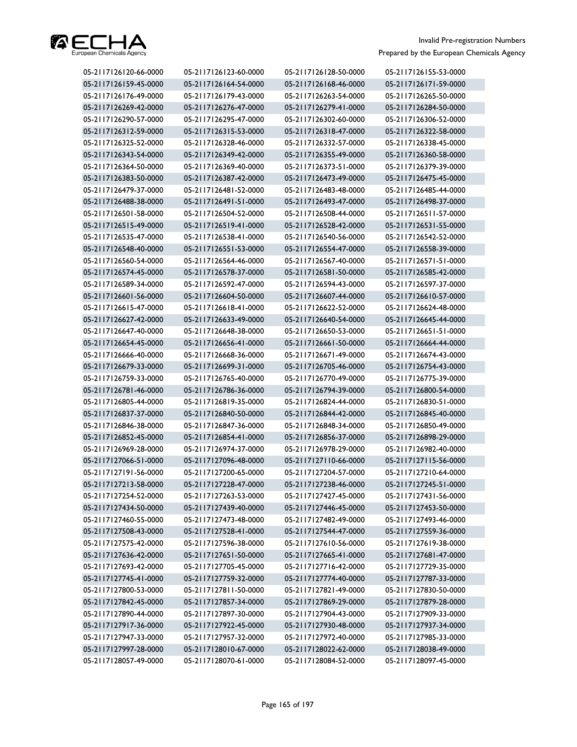| | | | |
|---|---|---|---|
| 05-2117126120-66-0000 | 05-2117126123-60-0000 | 05-2117126128-50-0000 | 05-2117126155-53-0000 |
| 05-2117126159-45-0000 | 05-2117126164-54-0000 | 05-2117126168-46-0000 | 05-2117126171-59-0000 |
| 05-2117126176-49-0000 | 05-2117126179-43-0000 | 05-2117126263-54-0000 | 05-2117126265-50-0000 |
| 05-2117126269-42-0000 | 05-2117126276-47-0000 | 05-2117126279-41-0000 | 05-2117126284-50-0000 |
| 05-2117126290-57-0000 | 05-2117126295-47-0000 | 05-2117126302-60-0000 | 05-2117126306-52-0000 |
| 05-2117126312-59-0000 | 05-2117126315-53-0000 | 05-2117126318-47-0000 | 05-2117126322-58-0000 |
| 05-2117126325-52-0000 | 05-2117126328-46-0000 | 05-2117126332-57-0000 | 05-2117126338-45-0000 |
| 05-2117126343-54-0000 | 05-2117126349-42-0000 | 05-2117126355-49-0000 | 05-2117126360-58-0000 |
| 05-2117126364-50-0000 | 05-2117126369-40-0000 | 05-2117126373-51-0000 | 05-2117126379-39-0000 |
| 05-2117126383-50-0000 | 05-2117126387-42-0000 | 05-2117126473-49-0000 | 05-2117126475-45-0000 |
| 05-2117126479-37-0000 | 05-2117126481-52-0000 | 05-2117126483-48-0000 | 05-2117126485-44-0000 |
| 05-2117126488-38-0000 | 05-2117126491-51-0000 | 05-2117126493-47-0000 | 05-2117126498-37-0000 |
| 05-2117126501-58-0000 | 05-2117126504-52-0000 | 05-2117126508-44-0000 | 05-2117126511-57-0000 |
| 05-2117126515-49-0000 | 05-2117126519-41-0000 | 05-2117126528-42-0000 | 05-2117126531-55-0000 |
| 05-2117126535-47-0000 | 05-2117126538-41-0000 | 05-2117126540-56-0000 | 05-2117126542-52-0000 |
| 05-2117126548-40-0000 | 05-2117126551-53-0000 | 05-2117126554-47-0000 | 05-2117126558-39-0000 |
| 05-2117126560-54-0000 | 05-2117126564-46-0000 | 05-2117126567-40-0000 | 05-2117126571-51-0000 |
| 05-2117126574-45-0000 | 05-2117126578-37-0000 | 05-2117126581-50-0000 | 05-2117126585-42-0000 |
| 05-2117126589-34-0000 | 05-2117126592-47-0000 | 05-2117126594-43-0000 | 05-2117126597-37-0000 |
| 05-2117126601-56-0000 | 05-2117126604-50-0000 | 05-2117126607-44-0000 | 05-2117126610-57-0000 |
| 05-2117126615-47-0000 | 05-2117126618-41-0000 | 05-2117126622-52-0000 | 05-2117126624-48-0000 |
| 05-2117126627-42-0000 | 05-2117126633-49-0000 | 05-2117126640-54-0000 | 05-2117126645-44-0000 |
| 05-2117126647-40-0000 | 05-2117126648-38-0000 | 05-2117126650-53-0000 | 05-2117126651-51-0000 |
| 05-2117126654-45-0000 | 05-2117126656-41-0000 | 05-2117126661-50-0000 | 05-2117126664-44-0000 |
| 05-2117126666-40-0000 | 05-2117126668-36-0000 | 05-2117126671-49-0000 | 05-2117126674-43-0000 |
| 05-2117126679-33-0000 | 05-2117126699-31-0000 | 05-2117126705-46-0000 | 05-2117126754-43-0000 |
| 05-2117126759-33-0000 | 05-2117126765-40-0000 | 05-2117126770-49-0000 | 05-2117126775-39-0000 |
| 05-2117126781-46-0000 | 05-2117126786-36-0000 | 05-2117126794-39-0000 | 05-2117126800-54-0000 |
| 05-2117126805-44-0000 | 05-2117126819-35-0000 | 05-2117126824-44-0000 | 05-2117126830-51-0000 |
| 05-2117126837-37-0000 | 05-2117126840-50-0000 | 05-2117126844-42-0000 | 05-2117126845-40-0000 |
| 05-2117126846-38-0000 | 05-2117126847-36-0000 | 05-2117126848-34-0000 | 05-2117126850-49-0000 |
| 05-2117126852-45-0000 | 05-2117126854-41-0000 | 05-2117126856-37-0000 | 05-2117126898-29-0000 |
| 05-2117126969-28-0000 | 05-2117126974-37-0000 | 05-2117126978-29-0000 | 05-2117126982-40-0000 |
| 05-2117127066-51-0000 | 05-2117127096-48-0000 | 05-2117127110-66-0000 | 05-2117127115-56-0000 |
| 05-2117127191-56-0000 | 05-2117127200-65-0000 | 05-2117127204-57-0000 | 05-2117127210-64-0000 |
| 05-2117127213-58-0000 | 05-2117127228-47-0000 | 05-2117127238-46-0000 | 05-2117127245-51-0000 |
| 05-2117127254-52-0000 | 05-2117127263-53-0000 | 05-2117127427-45-0000 | 05-2117127431-56-0000 |
| 05-2117127434-50-0000 | 05-2117127439-40-0000 | 05-2117127446-45-0000 | 05-2117127453-50-0000 |
| 05-2117127460-55-0000 | 05-2117127473-48-0000 | 05-2117127482-49-0000 | 05-2117127493-46-0000 |
| 05-2117127508-43-0000 | 05-2117127528-41-0000 | 05-2117127544-47-0000 | 05-2117127559-36-0000 |
| 05-2117127575-42-0000 | 05-2117127596-38-0000 | 05-2117127610-56-0000 | 05-2117127619-38-0000 |
| 05-2117127636-42-0000 | 05-2117127651-50-0000 | 05-2117127665-41-0000 | 05-2117127681-47-0000 |
| 05-2117127693-42-0000 | 05-2117127705-45-0000 | 05-2117127716-42-0000 | 05-2117127729-35-0000 |
| 05-2117127745-41-0000 | 05-2117127759-32-0000 | 05-2117127774-40-0000 | 05-2117127787-33-0000 |
| 05-2117127800-53-0000 | 05-2117127811-50-0000 | 05-2117127821-49-0000 | 05-2117127830-50-0000 |
| 05-2117127842-45-0000 | 05-2117127857-34-0000 | 05-2117127869-29-0000 | 05-2117127879-28-0000 |
| 05-2117127890-44-0000 | 05-2117127897-30-0000 | 05-2117127904-43-0000 | 05-2117127909-33-0000 |
| 05-2117127917-36-0000 | 05-2117127922-45-0000 | 05-2117127930-48-0000 | 05-2117127937-34-0000 |
| 05-2117127947-33-0000 | 05-2117127957-32-0000 | 05-2117127972-40-0000 | 05-2117127985-33-0000 |
| 05-2117127997-28-0000 | 05-2117128010-67-0000 | 05-2117128022-62-0000 | 05-2117128038-49-0000 |
| 05-2117128057-49-0000 | 05-2117128070-61-0000 | 05-2117128084-52-0000 | 05-2117128097-45-0000 |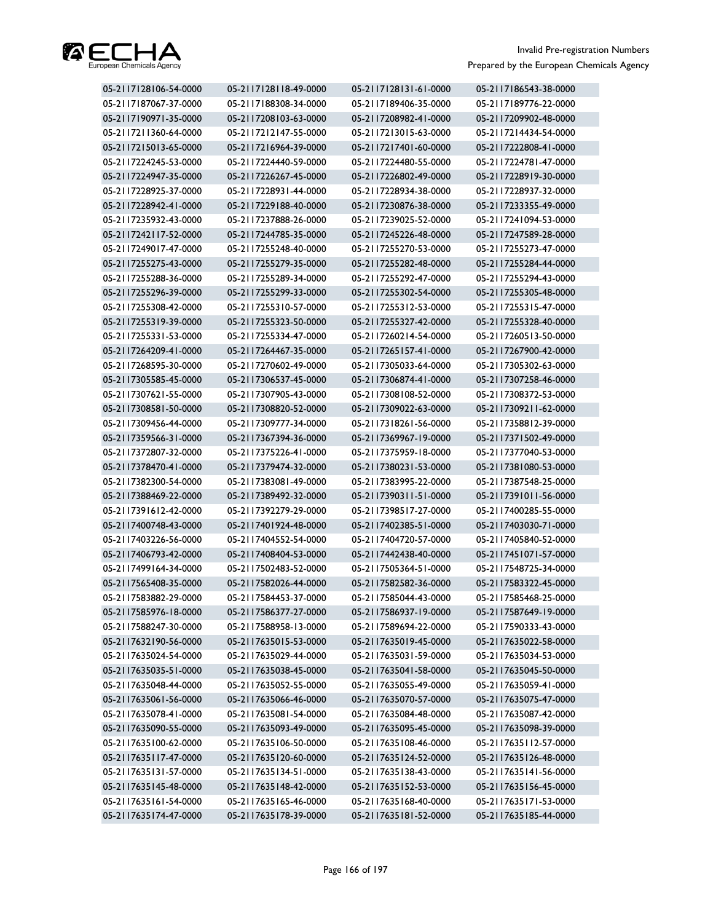| | | | |
|---|---|---|---|
| 05-2117128106-54-0000 | 05-2117128118-49-0000 | 05-2117128131-61-0000 | 05-2117186543-38-0000 |
| 05-2117187067-37-0000 | 05-2117188308-34-0000 | 05-2117189406-35-0000 | 05-2117189776-22-0000 |
| 05-2117190971-35-0000 | 05-2117208103-63-0000 | 05-2117208982-41-0000 | 05-2117209902-48-0000 |
| 05-2117211360-64-0000 | 05-2117212147-55-0000 | 05-2117213015-63-0000 | 05-2117214434-54-0000 |
| 05-2117215013-65-0000 | 05-2117216964-39-0000 | 05-2117217401-60-0000 | 05-2117222808-41-0000 |
| 05-2117224245-53-0000 | 05-2117224440-59-0000 | 05-2117224480-55-0000 | 05-2117224781-47-0000 |
| 05-2117224947-35-0000 | 05-2117226267-45-0000 | 05-2117226802-49-0000 | 05-2117228919-30-0000 |
| 05-2117228925-37-0000 | 05-2117228931-44-0000 | 05-2117228934-38-0000 | 05-2117228937-32-0000 |
| 05-2117228942-41-0000 | 05-2117229188-40-0000 | 05-2117230876-38-0000 | 05-2117233355-49-0000 |
| 05-2117235932-43-0000 | 05-2117237888-26-0000 | 05-2117239025-52-0000 | 05-2117241094-53-0000 |
| 05-2117242117-52-0000 | 05-2117244785-35-0000 | 05-2117245226-48-0000 | 05-2117247589-28-0000 |
| 05-2117249017-47-0000 | 05-2117255248-40-0000 | 05-2117255270-53-0000 | 05-2117255273-47-0000 |
| 05-2117255275-43-0000 | 05-2117255279-35-0000 | 05-2117255282-48-0000 | 05-2117255284-44-0000 |
| 05-2117255288-36-0000 | 05-2117255289-34-0000 | 05-2117255292-47-0000 | 05-2117255294-43-0000 |
| 05-2117255296-39-0000 | 05-2117255299-33-0000 | 05-2117255302-54-0000 | 05-2117255305-48-0000 |
| 05-2117255308-42-0000 | 05-2117255310-57-0000 | 05-2117255312-53-0000 | 05-2117255315-47-0000 |
| 05-2117255319-39-0000 | 05-2117255323-50-0000 | 05-2117255327-42-0000 | 05-2117255328-40-0000 |
| 05-2117255331-53-0000 | 05-2117255334-47-0000 | 05-2117260214-54-0000 | 05-2117260513-50-0000 |
| 05-2117264209-41-0000 | 05-2117264467-35-0000 | 05-2117265157-41-0000 | 05-2117267900-42-0000 |
| 05-2117268595-30-0000 | 05-2117270602-49-0000 | 05-2117305033-64-0000 | 05-2117305302-63-0000 |
| 05-2117305585-45-0000 | 05-2117306537-45-0000 | 05-2117306874-41-0000 | 05-2117307258-46-0000 |
| 05-2117307621-55-0000 | 05-2117307905-43-0000 | 05-2117308108-52-0000 | 05-2117308372-53-0000 |
| 05-2117308581-50-0000 | 05-2117308820-52-0000 | 05-2117309022-63-0000 | 05-2117309211-62-0000 |
| 05-2117309456-44-0000 | 05-2117309777-34-0000 | 05-2117318261-56-0000 | 05-2117358812-39-0000 |
| 05-2117359566-31-0000 | 05-2117367394-36-0000 | 05-2117369967-19-0000 | 05-2117371502-49-0000 |
| 05-2117372807-32-0000 | 05-2117375226-41-0000 | 05-2117375959-18-0000 | 05-2117377040-53-0000 |
| 05-2117378470-41-0000 | 05-2117379474-32-0000 | 05-2117380231-53-0000 | 05-2117381080-53-0000 |
| 05-2117382300-54-0000 | 05-2117383081-49-0000 | 05-2117383995-22-0000 | 05-2117387548-25-0000 |
| 05-2117388469-22-0000 | 05-2117389492-32-0000 | 05-2117390311-51-0000 | 05-2117391011-56-0000 |
| 05-2117391612-42-0000 | 05-2117392279-29-0000 | 05-2117398517-27-0000 | 05-2117400285-55-0000 |
| 05-2117400748-43-0000 | 05-2117401924-48-0000 | 05-2117402385-51-0000 | 05-2117403030-71-0000 |
| 05-2117403226-56-0000 | 05-2117404552-54-0000 | 05-2117404720-57-0000 | 05-2117405840-52-0000 |
| 05-2117406793-42-0000 | 05-2117408404-53-0000 | 05-2117442438-40-0000 | 05-2117451071-57-0000 |
| 05-2117499164-34-0000 | 05-2117502483-52-0000 | 05-2117505364-51-0000 | 05-2117548725-34-0000 |
| 05-2117565408-35-0000 | 05-2117582026-44-0000 | 05-2117582582-36-0000 | 05-2117583322-45-0000 |
| 05-2117583882-29-0000 | 05-2117584453-37-0000 | 05-2117585044-43-0000 | 05-2117585468-25-0000 |
| 05-2117585976-18-0000 | 05-2117586377-27-0000 | 05-2117586937-19-0000 | 05-2117587649-19-0000 |
| 05-2117588247-30-0000 | 05-2117588958-13-0000 | 05-2117589694-22-0000 | 05-2117590333-43-0000 |
| 05-2117632190-56-0000 | 05-2117635015-53-0000 | 05-2117635019-45-0000 | 05-2117635022-58-0000 |
| 05-2117635024-54-0000 | 05-2117635029-44-0000 | 05-2117635031-59-0000 | 05-2117635034-53-0000 |
| 05-2117635035-51-0000 | 05-2117635038-45-0000 | 05-2117635041-58-0000 | 05-2117635045-50-0000 |
| 05-2117635048-44-0000 | 05-2117635052-55-0000 | 05-2117635055-49-0000 | 05-2117635059-41-0000 |
| 05-2117635061-56-0000 | 05-2117635066-46-0000 | 05-2117635070-57-0000 | 05-2117635075-47-0000 |
| 05-2117635078-41-0000 | 05-2117635081-54-0000 | 05-2117635084-48-0000 | 05-2117635087-42-0000 |
| 05-2117635090-55-0000 | 05-2117635093-49-0000 | 05-2117635095-45-0000 | 05-2117635098-39-0000 |
| 05-2117635100-62-0000 | 05-2117635106-50-0000 | 05-2117635108-46-0000 | 05-2117635112-57-0000 |
| 05-2117635117-47-0000 | 05-2117635120-60-0000 | 05-2117635124-52-0000 | 05-2117635126-48-0000 |
| 05-2117635131-57-0000 | 05-2117635134-51-0000 | 05-2117635138-43-0000 | 05-2117635141-56-0000 |
| 05-2117635145-48-0000 | 05-2117635148-42-0000 | 05-2117635152-53-0000 | 05-2117635156-45-0000 |
| 05-2117635161-54-0000 | 05-2117635165-46-0000 | 05-2117635168-40-0000 | 05-2117635171-53-0000 |
| 05-2117635174-47-0000 | 05-2117635178-39-0000 | 05-2117635181-52-0000 | 05-2117635185-44-0000 |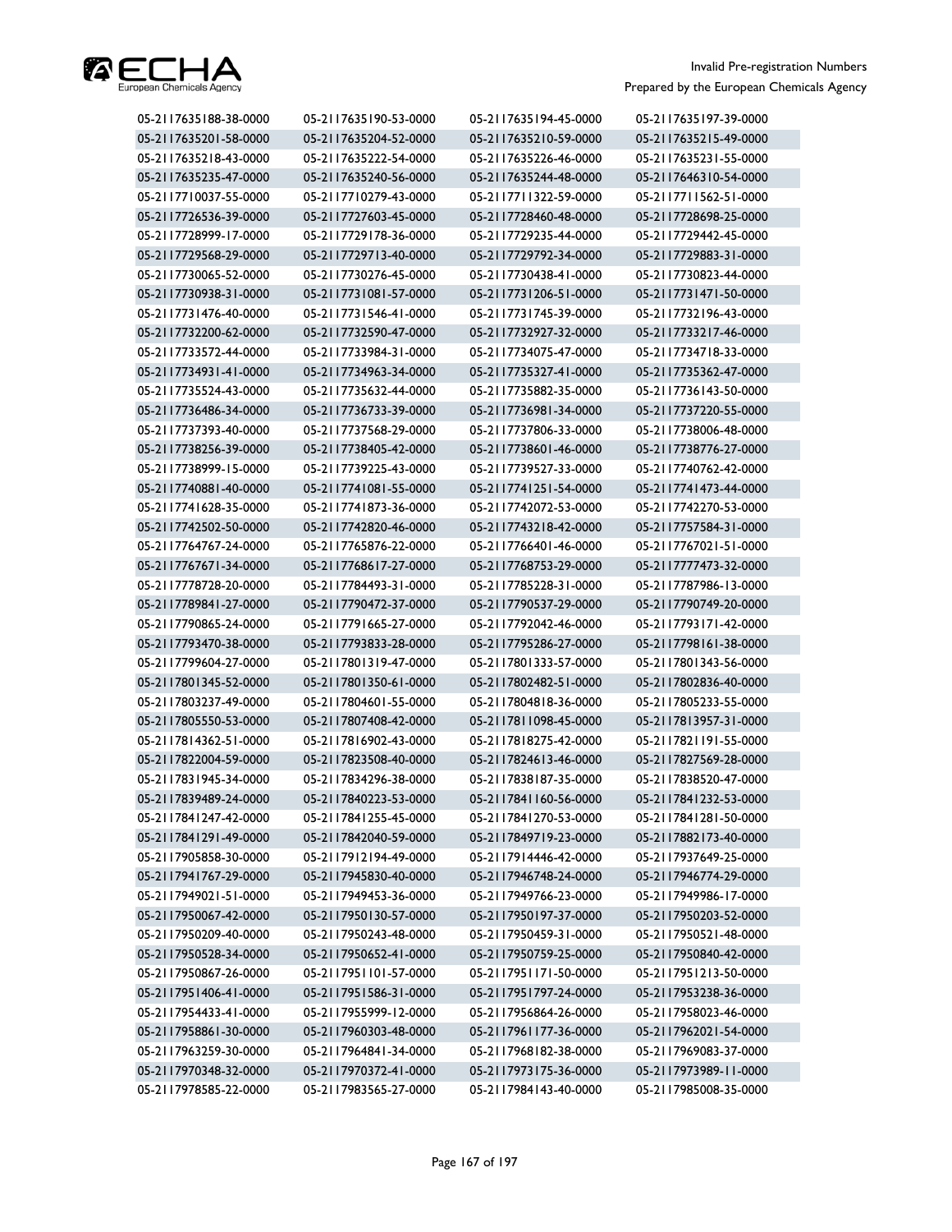| 05-2117635188-38-0000 | 05-2117635190-53-0000 | 05-2117635194-45-0000 | 05-2117635197-39-0000 |
|---|---|---|---|
| 05-2117635201-58-0000 | 05-2117635204-52-0000 | 05-2117635210-59-0000 | 05-2117635215-49-0000 |
| 05-2117635218-43-0000 | 05-2117635222-54-0000 | 05-2117635226-46-0000 | 05-2117635231-55-0000 |
| 05-2117635235-47-0000 | 05-2117635240-56-0000 | 05-2117635244-48-0000 | 05-2117646310-54-0000 |
| 05-2117710037-55-0000 | 05-2117710279-43-0000 | 05-2117711322-59-0000 | 05-2117711562-51-0000 |
| 05-2117726536-39-0000 | 05-2117727603-45-0000 | 05-2117728460-48-0000 | 05-2117728698-25-0000 |
| 05-2117728999-17-0000 | 05-2117729178-36-0000 | 05-2117729235-44-0000 | 05-2117729442-45-0000 |
| 05-2117729568-29-0000 | 05-2117729713-40-0000 | 05-2117729792-34-0000 | 05-2117729883-31-0000 |
| 05-2117730065-52-0000 | 05-2117730276-45-0000 | 05-2117730438-41-0000 | 05-2117730823-44-0000 |
| 05-2117730938-31-0000 | 05-2117731081-57-0000 | 05-2117731206-51-0000 | 05-2117731471-50-0000 |
| 05-2117731476-40-0000 | 05-2117731546-41-0000 | 05-2117731745-39-0000 | 05-2117732196-43-0000 |
| 05-2117732200-62-0000 | 05-2117732590-47-0000 | 05-2117732927-32-0000 | 05-2117733217-46-0000 |
| 05-2117733572-44-0000 | 05-2117733984-31-0000 | 05-2117734075-47-0000 | 05-2117734718-33-0000 |
| 05-2117734931-41-0000 | 05-2117734963-34-0000 | 05-2117735327-41-0000 | 05-2117735362-47-0000 |
| 05-2117735524-43-0000 | 05-2117735632-44-0000 | 05-2117735882-35-0000 | 05-2117736143-50-0000 |
| 05-2117736486-34-0000 | 05-2117736733-39-0000 | 05-2117736981-34-0000 | 05-2117737220-55-0000 |
| 05-2117737393-40-0000 | 05-2117737568-29-0000 | 05-2117737806-33-0000 | 05-2117738006-48-0000 |
| 05-2117738256-39-0000 | 05-2117738405-42-0000 | 05-2117738601-46-0000 | 05-2117738776-27-0000 |
| 05-2117738999-15-0000 | 05-2117739225-43-0000 | 05-2117739527-33-0000 | 05-2117740762-42-0000 |
| 05-2117740881-40-0000 | 05-2117741081-55-0000 | 05-2117741251-54-0000 | 05-2117741473-44-0000 |
| 05-2117741628-35-0000 | 05-2117741873-36-0000 | 05-2117742072-53-0000 | 05-2117742270-53-0000 |
| 05-2117742502-50-0000 | 05-2117742820-46-0000 | 05-2117743218-42-0000 | 05-2117757584-31-0000 |
| 05-2117764767-24-0000 | 05-2117765876-22-0000 | 05-2117766401-46-0000 | 05-2117767021-51-0000 |
| 05-2117767671-34-0000 | 05-2117768617-27-0000 | 05-2117768753-29-0000 | 05-2117777473-32-0000 |
| 05-2117778728-20-0000 | 05-2117784493-31-0000 | 05-2117785228-31-0000 | 05-2117787986-13-0000 |
| 05-2117789841-27-0000 | 05-2117790472-37-0000 | 05-2117790537-29-0000 | 05-2117790749-20-0000 |
| 05-2117790865-24-0000 | 05-2117791665-27-0000 | 05-2117792042-46-0000 | 05-2117793171-42-0000 |
| 05-2117793470-38-0000 | 05-2117793833-28-0000 | 05-2117795286-27-0000 | 05-2117798161-38-0000 |
| 05-2117799604-27-0000 | 05-2117801319-47-0000 | 05-2117801333-57-0000 | 05-2117801343-56-0000 |
| 05-2117801345-52-0000 | 05-2117801350-61-0000 | 05-2117802482-51-0000 | 05-2117802836-40-0000 |
| 05-2117803237-49-0000 | 05-2117804601-55-0000 | 05-2117804818-36-0000 | 05-2117805233-55-0000 |
| 05-2117805550-53-0000 | 05-2117807408-42-0000 | 05-2117811098-45-0000 | 05-2117813957-31-0000 |
| 05-2117814362-51-0000 | 05-2117816902-43-0000 | 05-2117818275-42-0000 | 05-2117821191-55-0000 |
| 05-2117822004-59-0000 | 05-2117823508-40-0000 | 05-2117824613-46-0000 | 05-2117827569-28-0000 |
| 05-2117831945-34-0000 | 05-2117834296-38-0000 | 05-2117838187-35-0000 | 05-2117838520-47-0000 |
| 05-2117839489-24-0000 | 05-2117840223-53-0000 | 05-2117841160-56-0000 | 05-2117841232-53-0000 |
| 05-2117841247-42-0000 | 05-2117841255-45-0000 | 05-2117841270-53-0000 | 05-2117841281-50-0000 |
| 05-2117841291-49-0000 | 05-2117842040-59-0000 | 05-2117849719-23-0000 | 05-2117882173-40-0000 |
| 05-2117905858-30-0000 | 05-2117912194-49-0000 | 05-2117914446-42-0000 | 05-2117937649-25-0000 |
| 05-2117941767-29-0000 | 05-2117945830-40-0000 | 05-2117946748-24-0000 | 05-2117946774-29-0000 |
| 05-2117949021-51-0000 | 05-2117949453-36-0000 | 05-2117949766-23-0000 | 05-2117949986-17-0000 |
| 05-2117950067-42-0000 | 05-2117950130-57-0000 | 05-2117950197-37-0000 | 05-2117950203-52-0000 |
| 05-2117950209-40-0000 | 05-2117950243-48-0000 | 05-2117950459-31-0000 | 05-2117950521-48-0000 |
| 05-2117950528-34-0000 | 05-2117950652-41-0000 | 05-2117950759-25-0000 | 05-2117950840-42-0000 |
| 05-2117950867-26-0000 | 05-2117951101-57-0000 | 05-2117951171-50-0000 | 05-2117951213-50-0000 |
| 05-2117951406-41-0000 | 05-2117951586-31-0000 | 05-2117951797-24-0000 | 05-2117953238-36-0000 |
| 05-2117954433-41-0000 | 05-2117955999-12-0000 | 05-2117956864-26-0000 | 05-2117958023-46-0000 |
| 05-2117958861-30-0000 | 05-2117960303-48-0000 | 05-2117961177-36-0000 | 05-2117962021-54-0000 |
| 05-2117963259-30-0000 | 05-2117964841-34-0000 | 05-2117968182-38-0000 | 05-2117969083-37-0000 |
| 05-2117970348-32-0000 | 05-2117970372-41-0000 | 05-2117973175-36-0000 | 05-2117973989-11-0000 |
| 05-2117978585-22-0000 | 05-2117983565-27-0000 | 05-2117984143-40-0000 | 05-2117985008-35-0000 |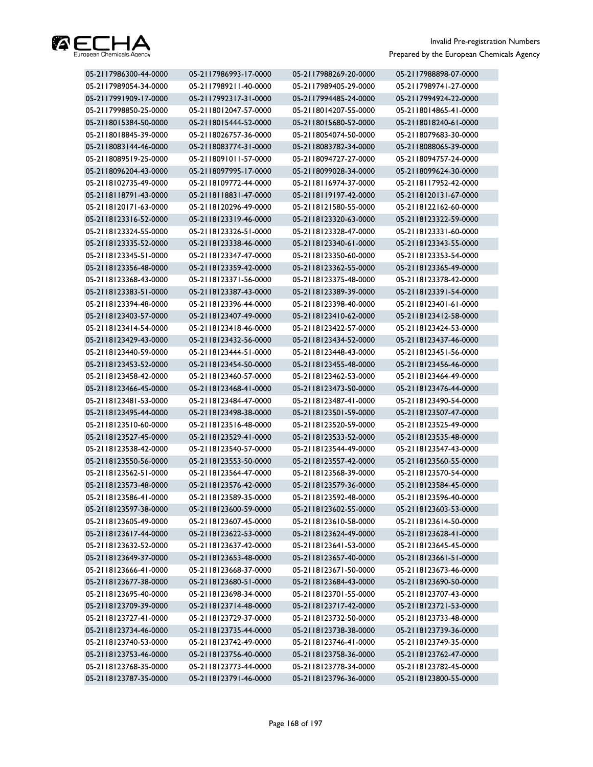| 05-2117986300-44-0000 | 05-2117986993-17-0000 | 05-2117988269-20-0000 | 05-2117988898-07-0000 |
|---|---|---|---|
| 05-2117989054-34-0000 | 05-2117989211-40-0000 | 05-2117989405-29-0000 | 05-2117989741-27-0000 |
| 05-2117991909-17-0000 | 05-2117992317-31-0000 | 05-2117994485-24-0000 | 05-2117994924-22-0000 |
| 05-2117998850-25-0000 | 05-2118012047-57-0000 | 05-2118014207-55-0000 | 05-2118014865-41-0000 |
| 05-2118015384-50-0000 | 05-2118015444-52-0000 | 05-2118015680-52-0000 | 05-2118018240-61-0000 |
| 05-2118018845-39-0000 | 05-2118026757-36-0000 | 05-2118054074-50-0000 | 05-2118079683-30-0000 |
| 05-2118083144-46-0000 | 05-2118083774-31-0000 | 05-2118083782-34-0000 | 05-2118088065-39-0000 |
| 05-2118089519-25-0000 | 05-2118091011-57-0000 | 05-2118094727-27-0000 | 05-2118094757-24-0000 |
| 05-2118096204-43-0000 | 05-2118097995-17-0000 | 05-2118099028-34-0000 | 05-2118099624-30-0000 |
| 05-2118102735-49-0000 | 05-2118109772-44-0000 | 05-2118116974-37-0000 | 05-2118117952-42-0000 |
| 05-2118118791-43-0000 | 05-2118118831-47-0000 | 05-2118119197-42-0000 | 05-2118120131-67-0000 |
| 05-2118120171-63-0000 | 05-2118120296-49-0000 | 05-2118121580-55-0000 | 05-2118122162-60-0000 |
| 05-2118123316-52-0000 | 05-2118123319-46-0000 | 05-2118123320-63-0000 | 05-2118123322-59-0000 |
| 05-2118123324-55-0000 | 05-2118123326-51-0000 | 05-2118123328-47-0000 | 05-2118123331-60-0000 |
| 05-2118123335-52-0000 | 05-2118123338-46-0000 | 05-2118123340-61-0000 | 05-2118123343-55-0000 |
| 05-2118123345-51-0000 | 05-2118123347-47-0000 | 05-2118123350-60-0000 | 05-2118123353-54-0000 |
| 05-2118123356-48-0000 | 05-2118123359-42-0000 | 05-2118123362-55-0000 | 05-2118123365-49-0000 |
| 05-2118123368-43-0000 | 05-2118123371-56-0000 | 05-2118123375-48-0000 | 05-2118123378-42-0000 |
| 05-2118123383-51-0000 | 05-2118123387-43-0000 | 05-2118123389-39-0000 | 05-2118123391-54-0000 |
| 05-2118123394-48-0000 | 05-2118123396-44-0000 | 05-2118123398-40-0000 | 05-2118123401-61-0000 |
| 05-2118123403-57-0000 | 05-2118123407-49-0000 | 05-2118123410-62-0000 | 05-2118123412-58-0000 |
| 05-2118123414-54-0000 | 05-2118123418-46-0000 | 05-2118123422-57-0000 | 05-2118123424-53-0000 |
| 05-2118123429-43-0000 | 05-2118123432-56-0000 | 05-2118123434-52-0000 | 05-2118123437-46-0000 |
| 05-2118123440-59-0000 | 05-2118123444-51-0000 | 05-2118123448-43-0000 | 05-2118123451-56-0000 |
| 05-2118123453-52-0000 | 05-2118123454-50-0000 | 05-2118123455-48-0000 | 05-2118123456-46-0000 |
| 05-2118123458-42-0000 | 05-2118123460-57-0000 | 05-2118123462-53-0000 | 05-2118123464-49-0000 |
| 05-2118123466-45-0000 | 05-2118123468-41-0000 | 05-2118123473-50-0000 | 05-2118123476-44-0000 |
| 05-2118123481-53-0000 | 05-2118123484-47-0000 | 05-2118123487-41-0000 | 05-2118123490-54-0000 |
| 05-2118123495-44-0000 | 05-2118123498-38-0000 | 05-2118123501-59-0000 | 05-2118123507-47-0000 |
| 05-2118123510-60-0000 | 05-2118123516-48-0000 | 05-2118123520-59-0000 | 05-2118123525-49-0000 |
| 05-2118123527-45-0000 | 05-2118123529-41-0000 | 05-2118123533-52-0000 | 05-2118123535-48-0000 |
| 05-2118123538-42-0000 | 05-2118123540-57-0000 | 05-2118123544-49-0000 | 05-2118123547-43-0000 |
| 05-2118123550-56-0000 | 05-2118123553-50-0000 | 05-2118123557-42-0000 | 05-2118123560-55-0000 |
| 05-2118123562-51-0000 | 05-2118123564-47-0000 | 05-2118123568-39-0000 | 05-2118123570-54-0000 |
| 05-2118123573-48-0000 | 05-2118123576-42-0000 | 05-2118123579-36-0000 | 05-2118123584-45-0000 |
| 05-2118123586-41-0000 | 05-2118123589-35-0000 | 05-2118123592-48-0000 | 05-2118123596-40-0000 |
| 05-2118123597-38-0000 | 05-2118123600-59-0000 | 05-2118123602-55-0000 | 05-2118123603-53-0000 |
| 05-2118123605-49-0000 | 05-2118123607-45-0000 | 05-2118123610-58-0000 | 05-2118123614-50-0000 |
| 05-2118123617-44-0000 | 05-2118123622-53-0000 | 05-2118123624-49-0000 | 05-2118123628-41-0000 |
| 05-2118123632-52-0000 | 05-2118123637-42-0000 | 05-2118123641-53-0000 | 05-2118123645-45-0000 |
| 05-2118123649-37-0000 | 05-2118123653-48-0000 | 05-2118123657-40-0000 | 05-2118123661-51-0000 |
| 05-2118123666-41-0000 | 05-2118123668-37-0000 | 05-2118123671-50-0000 | 05-2118123673-46-0000 |
| 05-2118123677-38-0000 | 05-2118123680-51-0000 | 05-2118123684-43-0000 | 05-2118123690-50-0000 |
| 05-2118123695-40-0000 | 05-2118123698-34-0000 | 05-2118123701-55-0000 | 05-2118123707-43-0000 |
| 05-2118123709-39-0000 | 05-2118123714-48-0000 | 05-2118123717-42-0000 | 05-2118123721-53-0000 |
| 05-2118123727-41-0000 | 05-2118123729-37-0000 | 05-2118123732-50-0000 | 05-2118123733-48-0000 |
| 05-2118123734-46-0000 | 05-2118123735-44-0000 | 05-2118123738-38-0000 | 05-2118123739-36-0000 |
| 05-2118123740-53-0000 | 05-2118123742-49-0000 | 05-2118123746-41-0000 | 05-2118123749-35-0000 |
| 05-2118123753-46-0000 | 05-2118123756-40-0000 | 05-2118123758-36-0000 | 05-2118123762-47-0000 |
| 05-2118123768-35-0000 | 05-2118123773-44-0000 | 05-2118123778-34-0000 | 05-2118123782-45-0000 |
| 05-2118123787-35-0000 | 05-2118123791-46-0000 | 05-2118123796-36-0000 | 05-2118123800-55-0000 |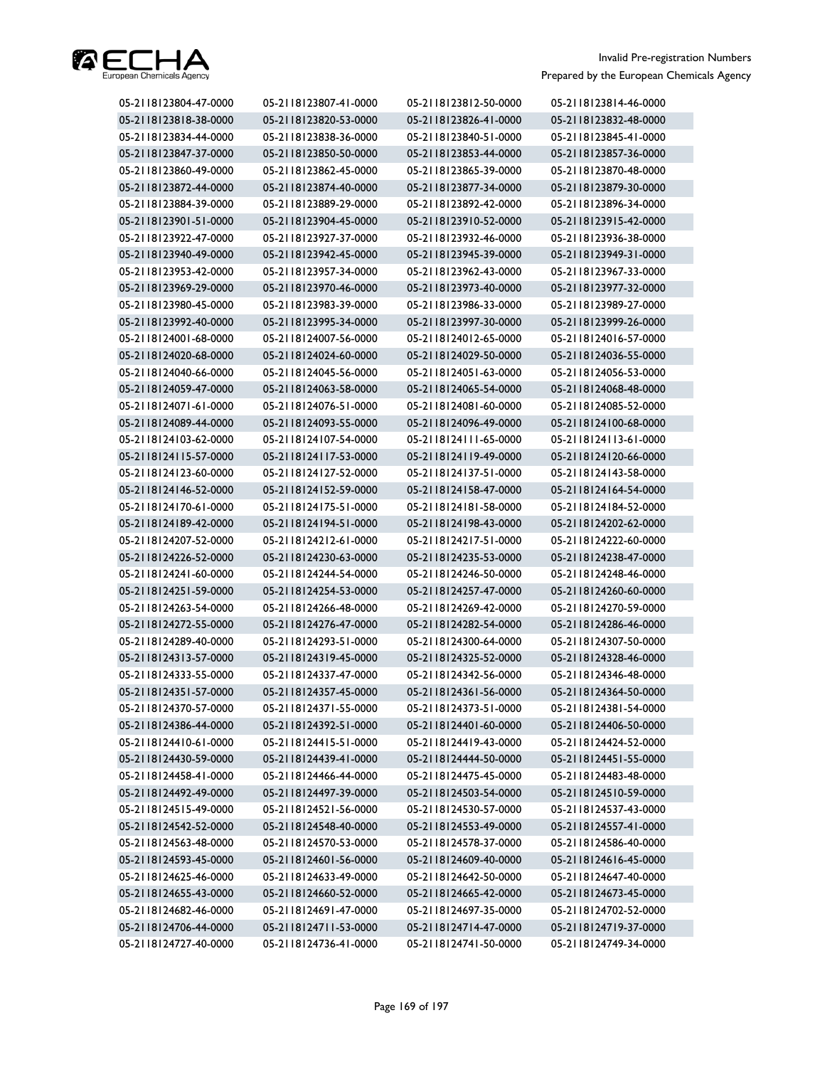| | | | |
|---|---|---|---|
| 05-2118123804-47-0000 | 05-2118123807-41-0000 | 05-2118123812-50-0000 | 05-2118123814-46-0000 |
| 05-2118123818-38-0000 | 05-2118123820-53-0000 | 05-2118123826-41-0000 | 05-2118123832-48-0000 |
| 05-2118123834-44-0000 | 05-2118123838-36-0000 | 05-2118123840-51-0000 | 05-2118123845-41-0000 |
| 05-2118123847-37-0000 | 05-2118123850-50-0000 | 05-2118123853-44-0000 | 05-2118123857-36-0000 |
| 05-2118123860-49-0000 | 05-2118123862-45-0000 | 05-2118123865-39-0000 | 05-2118123870-48-0000 |
| 05-2118123872-44-0000 | 05-2118123874-40-0000 | 05-2118123877-34-0000 | 05-2118123879-30-0000 |
| 05-2118123884-39-0000 | 05-2118123889-29-0000 | 05-2118123892-42-0000 | 05-2118123896-34-0000 |
| 05-2118123901-51-0000 | 05-2118123904-45-0000 | 05-2118123910-52-0000 | 05-2118123915-42-0000 |
| 05-2118123922-47-0000 | 05-2118123927-37-0000 | 05-2118123932-46-0000 | 05-2118123936-38-0000 |
| 05-2118123940-49-0000 | 05-2118123942-45-0000 | 05-2118123945-39-0000 | 05-2118123949-31-0000 |
| 05-2118123953-42-0000 | 05-2118123957-34-0000 | 05-2118123962-43-0000 | 05-2118123967-33-0000 |
| 05-2118123969-29-0000 | 05-2118123970-46-0000 | 05-2118123973-40-0000 | 05-2118123977-32-0000 |
| 05-2118123980-45-0000 | 05-2118123983-39-0000 | 05-2118123986-33-0000 | 05-2118123989-27-0000 |
| 05-2118123992-40-0000 | 05-2118123995-34-0000 | 05-2118123997-30-0000 | 05-2118123999-26-0000 |
| 05-2118124001-68-0000 | 05-2118124007-56-0000 | 05-2118124012-65-0000 | 05-2118124016-57-0000 |
| 05-2118124020-68-0000 | 05-2118124024-60-0000 | 05-2118124029-50-0000 | 05-2118124036-55-0000 |
| 05-2118124040-66-0000 | 05-2118124045-56-0000 | 05-2118124051-63-0000 | 05-2118124056-53-0000 |
| 05-2118124059-47-0000 | 05-2118124063-58-0000 | 05-2118124065-54-0000 | 05-2118124068-48-0000 |
| 05-2118124071-61-0000 | 05-2118124076-51-0000 | 05-2118124081-60-0000 | 05-2118124085-52-0000 |
| 05-2118124089-44-0000 | 05-2118124093-55-0000 | 05-2118124096-49-0000 | 05-2118124100-68-0000 |
| 05-2118124103-62-0000 | 05-2118124107-54-0000 | 05-2118124111-65-0000 | 05-2118124113-61-0000 |
| 05-2118124115-57-0000 | 05-2118124117-53-0000 | 05-2118124119-49-0000 | 05-2118124120-66-0000 |
| 05-2118124123-60-0000 | 05-2118124127-52-0000 | 05-2118124137-51-0000 | 05-2118124143-58-0000 |
| 05-2118124146-52-0000 | 05-2118124152-59-0000 | 05-2118124158-47-0000 | 05-2118124164-54-0000 |
| 05-2118124170-61-0000 | 05-2118124175-51-0000 | 05-2118124181-58-0000 | 05-2118124184-52-0000 |
| 05-2118124189-42-0000 | 05-2118124194-51-0000 | 05-2118124198-43-0000 | 05-2118124202-62-0000 |
| 05-2118124207-52-0000 | 05-2118124212-61-0000 | 05-2118124217-51-0000 | 05-2118124222-60-0000 |
| 05-2118124226-52-0000 | 05-2118124230-63-0000 | 05-2118124235-53-0000 | 05-2118124238-47-0000 |
| 05-2118124241-60-0000 | 05-2118124244-54-0000 | 05-2118124246-50-0000 | 05-2118124248-46-0000 |
| 05-2118124251-59-0000 | 05-2118124254-53-0000 | 05-2118124257-47-0000 | 05-2118124260-60-0000 |
| 05-2118124263-54-0000 | 05-2118124266-48-0000 | 05-2118124269-42-0000 | 05-2118124270-59-0000 |
| 05-2118124272-55-0000 | 05-2118124276-47-0000 | 05-2118124282-54-0000 | 05-2118124286-46-0000 |
| 05-2118124289-40-0000 | 05-2118124293-51-0000 | 05-2118124300-64-0000 | 05-2118124307-50-0000 |
| 05-2118124313-57-0000 | 05-2118124319-45-0000 | 05-2118124325-52-0000 | 05-2118124328-46-0000 |
| 05-2118124333-55-0000 | 05-2118124337-47-0000 | 05-2118124342-56-0000 | 05-2118124346-48-0000 |
| 05-2118124351-57-0000 | 05-2118124357-45-0000 | 05-2118124361-56-0000 | 05-2118124364-50-0000 |
| 05-2118124370-57-0000 | 05-2118124371-55-0000 | 05-2118124373-51-0000 | 05-2118124381-54-0000 |
| 05-2118124386-44-0000 | 05-2118124392-51-0000 | 05-2118124401-60-0000 | 05-2118124406-50-0000 |
| 05-2118124410-61-0000 | 05-2118124415-51-0000 | 05-2118124419-43-0000 | 05-2118124424-52-0000 |
| 05-2118124430-59-0000 | 05-2118124439-41-0000 | 05-2118124444-50-0000 | 05-2118124451-55-0000 |
| 05-2118124458-41-0000 | 05-2118124466-44-0000 | 05-2118124475-45-0000 | 05-2118124483-48-0000 |
| 05-2118124492-49-0000 | 05-2118124497-39-0000 | 05-2118124503-54-0000 | 05-2118124510-59-0000 |
| 05-2118124515-49-0000 | 05-2118124521-56-0000 | 05-2118124530-57-0000 | 05-2118124537-43-0000 |
| 05-2118124542-52-0000 | 05-2118124548-40-0000 | 05-2118124553-49-0000 | 05-2118124557-41-0000 |
| 05-2118124563-48-0000 | 05-2118124570-53-0000 | 05-2118124578-37-0000 | 05-2118124586-40-0000 |
| 05-2118124593-45-0000 | 05-2118124601-56-0000 | 05-2118124609-40-0000 | 05-2118124616-45-0000 |
| 05-2118124625-46-0000 | 05-2118124633-49-0000 | 05-2118124642-50-0000 | 05-2118124647-40-0000 |
| 05-2118124655-43-0000 | 05-2118124660-52-0000 | 05-2118124665-42-0000 | 05-2118124673-45-0000 |
| 05-2118124682-46-0000 | 05-2118124691-47-0000 | 05-2118124697-35-0000 | 05-2118124702-52-0000 |
| 05-2118124706-44-0000 | 05-2118124711-53-0000 | 05-2118124714-47-0000 | 05-2118124719-37-0000 |
| 05-2118124727-40-0000 | 05-2118124736-41-0000 | 05-2118124741-50-0000 | 05-2118124749-34-0000 |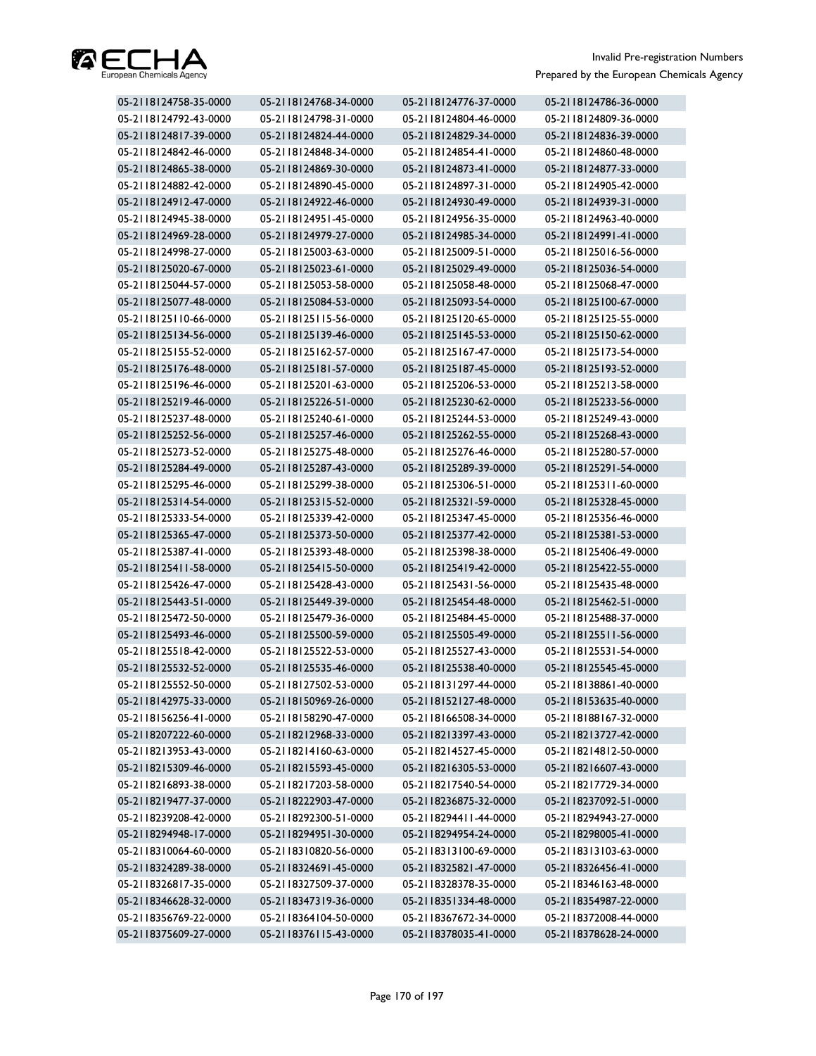| | | | |
|---|---|---|---|
| 05-2118124758-35-0000 | 05-2118124768-34-0000 | 05-2118124776-37-0000 | 05-2118124786-36-0000 |
| 05-2118124792-43-0000 | 05-2118124798-31-0000 | 05-2118124804-46-0000 | 05-2118124809-36-0000 |
| 05-2118124817-39-0000 | 05-2118124824-44-0000 | 05-2118124829-34-0000 | 05-2118124836-39-0000 |
| 05-2118124842-46-0000 | 05-2118124848-34-0000 | 05-2118124854-41-0000 | 05-2118124860-48-0000 |
| 05-2118124865-38-0000 | 05-2118124869-30-0000 | 05-2118124873-41-0000 | 05-2118124877-33-0000 |
| 05-2118124882-42-0000 | 05-2118124890-45-0000 | 05-2118124897-31-0000 | 05-2118124905-42-0000 |
| 05-2118124912-47-0000 | 05-2118124922-46-0000 | 05-2118124930-49-0000 | 05-2118124939-31-0000 |
| 05-2118124945-38-0000 | 05-2118124951-45-0000 | 05-2118124956-35-0000 | 05-2118124963-40-0000 |
| 05-2118124969-28-0000 | 05-2118124979-27-0000 | 05-2118124985-34-0000 | 05-2118124991-41-0000 |
| 05-2118124998-27-0000 | 05-2118125003-63-0000 | 05-2118125009-51-0000 | 05-2118125016-56-0000 |
| 05-2118125020-67-0000 | 05-2118125023-61-0000 | 05-2118125029-49-0000 | 05-2118125036-54-0000 |
| 05-2118125044-57-0000 | 05-2118125053-58-0000 | 05-2118125058-48-0000 | 05-2118125068-47-0000 |
| 05-2118125077-48-0000 | 05-2118125084-53-0000 | 05-2118125093-54-0000 | 05-2118125100-67-0000 |
| 05-2118125110-66-0000 | 05-2118125115-56-0000 | 05-2118125120-65-0000 | 05-2118125125-55-0000 |
| 05-2118125134-56-0000 | 05-2118125139-46-0000 | 05-2118125145-53-0000 | 05-2118125150-62-0000 |
| 05-2118125155-52-0000 | 05-2118125162-57-0000 | 05-2118125167-47-0000 | 05-2118125173-54-0000 |
| 05-2118125176-48-0000 | 05-2118125181-57-0000 | 05-2118125187-45-0000 | 05-2118125193-52-0000 |
| 05-2118125196-46-0000 | 05-2118125201-63-0000 | 05-2118125206-53-0000 | 05-2118125213-58-0000 |
| 05-2118125219-46-0000 | 05-2118125226-51-0000 | 05-2118125230-62-0000 | 05-2118125233-56-0000 |
| 05-2118125237-48-0000 | 05-2118125240-61-0000 | 05-2118125244-53-0000 | 05-2118125249-43-0000 |
| 05-2118125252-56-0000 | 05-2118125257-46-0000 | 05-2118125262-55-0000 | 05-2118125268-43-0000 |
| 05-2118125273-52-0000 | 05-2118125275-48-0000 | 05-2118125276-46-0000 | 05-2118125280-57-0000 |
| 05-2118125284-49-0000 | 05-2118125287-43-0000 | 05-2118125289-39-0000 | 05-2118125291-54-0000 |
| 05-2118125295-46-0000 | 05-2118125299-38-0000 | 05-2118125306-51-0000 | 05-2118125311-60-0000 |
| 05-2118125314-54-0000 | 05-2118125315-52-0000 | 05-2118125321-59-0000 | 05-2118125328-45-0000 |
| 05-2118125333-54-0000 | 05-2118125339-42-0000 | 05-2118125347-45-0000 | 05-2118125356-46-0000 |
| 05-2118125365-47-0000 | 05-2118125373-50-0000 | 05-2118125377-42-0000 | 05-2118125381-53-0000 |
| 05-2118125387-41-0000 | 05-2118125393-48-0000 | 05-2118125398-38-0000 | 05-2118125406-49-0000 |
| 05-2118125411-58-0000 | 05-2118125415-50-0000 | 05-2118125419-42-0000 | 05-2118125422-55-0000 |
| 05-2118125426-47-0000 | 05-2118125428-43-0000 | 05-2118125431-56-0000 | 05-2118125435-48-0000 |
| 05-2118125443-51-0000 | 05-2118125449-39-0000 | 05-2118125454-48-0000 | 05-2118125462-51-0000 |
| 05-2118125472-50-0000 | 05-2118125479-36-0000 | 05-2118125484-45-0000 | 05-2118125488-37-0000 |
| 05-2118125493-46-0000 | 05-2118125500-59-0000 | 05-2118125505-49-0000 | 05-2118125511-56-0000 |
| 05-2118125518-42-0000 | 05-2118125522-53-0000 | 05-2118125527-43-0000 | 05-2118125531-54-0000 |
| 05-2118125532-52-0000 | 05-2118125535-46-0000 | 05-2118125538-40-0000 | 05-2118125545-45-0000 |
| 05-2118125552-50-0000 | 05-2118127502-53-0000 | 05-2118131297-44-0000 | 05-2118138861-40-0000 |
| 05-2118142975-33-0000 | 05-2118150969-26-0000 | 05-2118152127-48-0000 | 05-2118153635-40-0000 |
| 05-2118156256-41-0000 | 05-2118158290-47-0000 | 05-2118166508-34-0000 | 05-2118188167-32-0000 |
| 05-2118207222-60-0000 | 05-2118212968-33-0000 | 05-2118213397-43-0000 | 05-2118213727-42-0000 |
| 05-2118213953-43-0000 | 05-2118214160-63-0000 | 05-2118214527-45-0000 | 05-2118214812-50-0000 |
| 05-2118215309-46-0000 | 05-2118215593-45-0000 | 05-2118216305-53-0000 | 05-2118216607-43-0000 |
| 05-2118216893-38-0000 | 05-2118217203-58-0000 | 05-2118217540-54-0000 | 05-2118217729-34-0000 |
| 05-2118219477-37-0000 | 05-2118222903-47-0000 | 05-2118236875-32-0000 | 05-2118237092-51-0000 |
| 05-2118239208-42-0000 | 05-2118292300-51-0000 | 05-2118294411-44-0000 | 05-2118294943-27-0000 |
| 05-2118294948-17-0000 | 05-2118294951-30-0000 | 05-2118294954-24-0000 | 05-2118298005-41-0000 |
| 05-2118310064-60-0000 | 05-2118310820-56-0000 | 05-2118313100-69-0000 | 05-2118313103-63-0000 |
| 05-2118324289-38-0000 | 05-2118324691-45-0000 | 05-2118325821-47-0000 | 05-2118326456-41-0000 |
| 05-2118326817-35-0000 | 05-2118327509-37-0000 | 05-2118328378-35-0000 | 05-2118346163-48-0000 |
| 05-2118346628-32-0000 | 05-2118347319-36-0000 | 05-2118351334-48-0000 | 05-2118354987-22-0000 |
| 05-2118356769-22-0000 | 05-2118364104-50-0000 | 05-2118367672-34-0000 | 05-2118372008-44-0000 |
| 05-2118375609-27-0000 | 05-2118376115-43-0000 | 05-2118378035-41-0000 | 05-2118378628-24-0000 |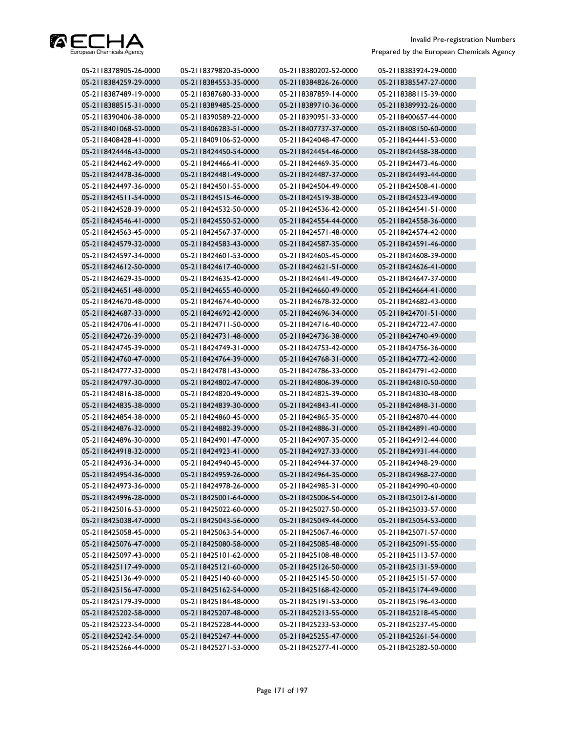| | | | |
|---|---|---|---|
| 05-2118378905-26-0000 | 05-2118379820-35-0000 | 05-2118380202-52-0000 | 05-2118383924-29-0000 |
| 05-2118384259-29-0000 | 05-2118384553-35-0000 | 05-2118384826-26-0000 | 05-2118385547-27-0000 |
| 05-2118387489-19-0000 | 05-2118387680-33-0000 | 05-2118387859-14-0000 | 05-2118388115-39-0000 |
| 05-2118388515-31-0000 | 05-2118389485-25-0000 | 05-2118389710-36-0000 | 05-2118389932-26-0000 |
| 05-2118390406-38-0000 | 05-2118390589-22-0000 | 05-2118390951-33-0000 | 05-2118400657-44-0000 |
| 05-2118401068-52-0000 | 05-2118406283-51-0000 | 05-2118407737-37-0000 | 05-2118408150-60-0000 |
| 05-2118408428-41-0000 | 05-2118409106-52-0000 | 05-2118424048-47-0000 | 05-2118424441-53-0000 |
| 05-2118424446-43-0000 | 05-2118424450-54-0000 | 05-2118424454-46-0000 | 05-2118424458-38-0000 |
| 05-2118424462-49-0000 | 05-2118424466-41-0000 | 05-2118424469-35-0000 | 05-2118424473-46-0000 |
| 05-2118424478-36-0000 | 05-2118424481-49-0000 | 05-2118424487-37-0000 | 05-2118424493-44-0000 |
| 05-2118424497-36-0000 | 05-2118424501-55-0000 | 05-2118424504-49-0000 | 05-2118424508-41-0000 |
| 05-2118424511-54-0000 | 05-2118424515-46-0000 | 05-2118424519-38-0000 | 05-2118424523-49-0000 |
| 05-2118424528-39-0000 | 05-2118424532-50-0000 | 05-2118424536-42-0000 | 05-2118424541-51-0000 |
| 05-2118424546-41-0000 | 05-2118424550-52-0000 | 05-2118424554-44-0000 | 05-2118424558-36-0000 |
| 05-2118424563-45-0000 | 05-2118424567-37-0000 | 05-2118424571-48-0000 | 05-2118424574-42-0000 |
| 05-2118424579-32-0000 | 05-2118424583-43-0000 | 05-2118424587-35-0000 | 05-2118424591-46-0000 |
| 05-2118424597-34-0000 | 05-2118424601-53-0000 | 05-2118424605-45-0000 | 05-2118424608-39-0000 |
| 05-2118424612-50-0000 | 05-2118424617-40-0000 | 05-2118424621-51-0000 | 05-2118424626-41-0000 |
| 05-2118424629-35-0000 | 05-2118424635-42-0000 | 05-2118424641-49-0000 | 05-2118424647-37-0000 |
| 05-2118424651-48-0000 | 05-2118424655-40-0000 | 05-2118424660-49-0000 | 05-2118424664-41-0000 |
| 05-2118424670-48-0000 | 05-2118424674-40-0000 | 05-2118424678-32-0000 | 05-2118424682-43-0000 |
| 05-2118424687-33-0000 | 05-2118424692-42-0000 | 05-2118424696-34-0000 | 05-2118424701-51-0000 |
| 05-2118424706-41-0000 | 05-2118424711-50-0000 | 05-2118424716-40-0000 | 05-2118424722-47-0000 |
| 05-2118424726-39-0000 | 05-2118424731-48-0000 | 05-2118424736-38-0000 | 05-2118424740-49-0000 |
| 05-2118424745-39-0000 | 05-2118424749-31-0000 | 05-2118424753-42-0000 | 05-2118424756-36-0000 |
| 05-2118424760-47-0000 | 05-2118424764-39-0000 | 05-2118424768-31-0000 | 05-2118424772-42-0000 |
| 05-2118424777-32-0000 | 05-2118424781-43-0000 | 05-2118424786-33-0000 | 05-2118424791-42-0000 |
| 05-2118424797-30-0000 | 05-2118424802-47-0000 | 05-2118424806-39-0000 | 05-2118424810-50-0000 |
| 05-2118424816-38-0000 | 05-2118424820-49-0000 | 05-2118424825-39-0000 | 05-2118424830-48-0000 |
| 05-2118424835-38-0000 | 05-2118424839-30-0000 | 05-2118424843-41-0000 | 05-2118424848-31-0000 |
| 05-2118424854-38-0000 | 05-2118424860-45-0000 | 05-2118424865-35-0000 | 05-2118424870-44-0000 |
| 05-2118424876-32-0000 | 05-2118424882-39-0000 | 05-2118424886-31-0000 | 05-2118424891-40-0000 |
| 05-2118424896-30-0000 | 05-2118424901-47-0000 | 05-2118424907-35-0000 | 05-2118424912-44-0000 |
| 05-2118424918-32-0000 | 05-2118424923-41-0000 | 05-2118424927-33-0000 | 05-2118424931-44-0000 |
| 05-2118424936-34-0000 | 05-2118424940-45-0000 | 05-2118424944-37-0000 | 05-2118424948-29-0000 |
| 05-2118424954-36-0000 | 05-2118424959-26-0000 | 05-2118424964-35-0000 | 05-2118424968-27-0000 |
| 05-2118424973-36-0000 | 05-2118424978-26-0000 | 05-2118424985-31-0000 | 05-2118424990-40-0000 |
| 05-2118424996-28-0000 | 05-2118425001-64-0000 | 05-2118425006-54-0000 | 05-2118425012-61-0000 |
| 05-2118425016-53-0000 | 05-2118425022-60-0000 | 05-2118425027-50-0000 | 05-2118425033-57-0000 |
| 05-2118425038-47-0000 | 05-2118425043-56-0000 | 05-2118425049-44-0000 | 05-2118425054-53-0000 |
| 05-2118425058-45-0000 | 05-2118425063-54-0000 | 05-2118425067-46-0000 | 05-2118425071-57-0000 |
| 05-2118425076-47-0000 | 05-2118425080-58-0000 | 05-2118425085-48-0000 | 05-2118425091-55-0000 |
| 05-2118425097-43-0000 | 05-2118425101-62-0000 | 05-2118425108-48-0000 | 05-2118425113-57-0000 |
| 05-2118425117-49-0000 | 05-2118425121-60-0000 | 05-2118425126-50-0000 | 05-2118425131-59-0000 |
| 05-2118425136-49-0000 | 05-2118425140-60-0000 | 05-2118425145-50-0000 | 05-2118425151-57-0000 |
| 05-2118425156-47-0000 | 05-2118425162-54-0000 | 05-2118425168-42-0000 | 05-2118425174-49-0000 |
| 05-2118425179-39-0000 | 05-2118425184-48-0000 | 05-2118425191-53-0000 | 05-2118425196-43-0000 |
| 05-2118425202-58-0000 | 05-2118425207-48-0000 | 05-2118425213-55-0000 | 05-2118425218-45-0000 |
| 05-2118425223-54-0000 | 05-2118425228-44-0000 | 05-2118425233-53-0000 | 05-2118425237-45-0000 |
| 05-2118425242-54-0000 | 05-2118425247-44-0000 | 05-2118425255-47-0000 | 05-2118425261-54-0000 |
| 05-2118425266-44-0000 | 05-2118425271-53-0000 | 05-2118425277-41-0000 | 05-2118425282-50-0000 |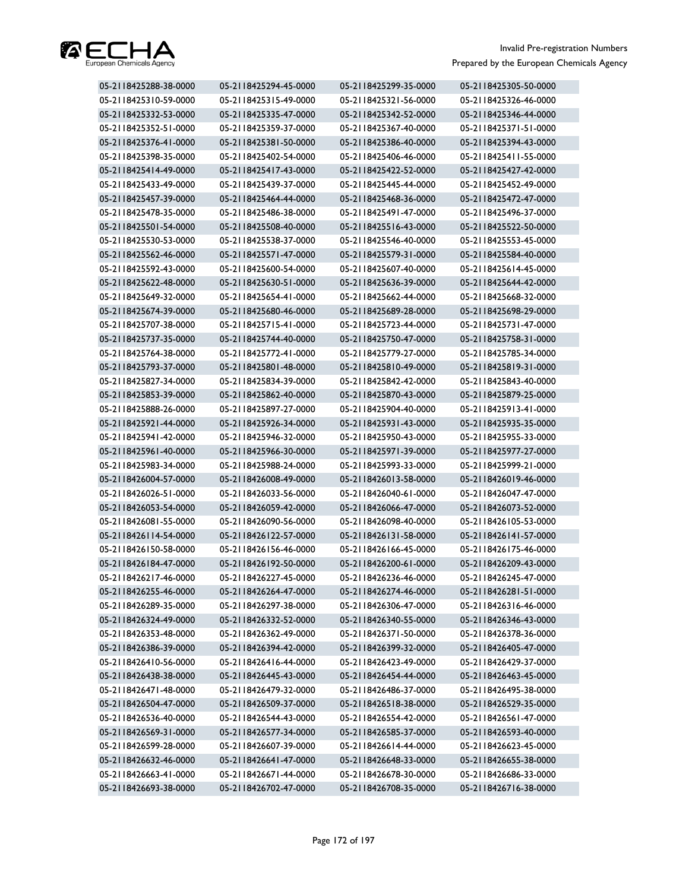| | | | |
|---|---|---|---|
| 05-2118425288-38-0000 | 05-2118425294-45-0000 | 05-2118425299-35-0000 | 05-2118425305-50-0000 |
| 05-2118425310-59-0000 | 05-2118425315-49-0000 | 05-2118425321-56-0000 | 05-2118425326-46-0000 |
| 05-2118425332-53-0000 | 05-2118425335-47-0000 | 05-2118425342-52-0000 | 05-2118425346-44-0000 |
| 05-2118425352-51-0000 | 05-2118425359-37-0000 | 05-2118425367-40-0000 | 05-2118425371-51-0000 |
| 05-2118425376-41-0000 | 05-2118425381-50-0000 | 05-2118425386-40-0000 | 05-2118425394-43-0000 |
| 05-2118425398-35-0000 | 05-2118425402-54-0000 | 05-2118425406-46-0000 | 05-2118425411-55-0000 |
| 05-2118425414-49-0000 | 05-2118425417-43-0000 | 05-2118425422-52-0000 | 05-2118425427-42-0000 |
| 05-2118425433-49-0000 | 05-2118425439-37-0000 | 05-2118425445-44-0000 | 05-2118425452-49-0000 |
| 05-2118425457-39-0000 | 05-2118425464-44-0000 | 05-2118425468-36-0000 | 05-2118425472-47-0000 |
| 05-2118425478-35-0000 | 05-2118425486-38-0000 | 05-2118425491-47-0000 | 05-2118425496-37-0000 |
| 05-2118425501-54-0000 | 05-2118425508-40-0000 | 05-2118425516-43-0000 | 05-2118425522-50-0000 |
| 05-2118425530-53-0000 | 05-2118425538-37-0000 | 05-2118425546-40-0000 | 05-2118425553-45-0000 |
| 05-2118425562-46-0000 | 05-2118425571-47-0000 | 05-2118425579-31-0000 | 05-2118425584-40-0000 |
| 05-2118425592-43-0000 | 05-2118425600-54-0000 | 05-2118425607-40-0000 | 05-2118425614-45-0000 |
| 05-2118425622-48-0000 | 05-2118425630-51-0000 | 05-2118425636-39-0000 | 05-2118425644-42-0000 |
| 05-2118425649-32-0000 | 05-2118425654-41-0000 | 05-2118425662-44-0000 | 05-2118425668-32-0000 |
| 05-2118425674-39-0000 | 05-2118425680-46-0000 | 05-2118425689-28-0000 | 05-2118425698-29-0000 |
| 05-2118425707-38-0000 | 05-2118425715-41-0000 | 05-2118425723-44-0000 | 05-2118425731-47-0000 |
| 05-2118425737-35-0000 | 05-2118425744-40-0000 | 05-2118425750-47-0000 | 05-2118425758-31-0000 |
| 05-2118425764-38-0000 | 05-2118425772-41-0000 | 05-2118425779-27-0000 | 05-2118425785-34-0000 |
| 05-2118425793-37-0000 | 05-2118425801-48-0000 | 05-2118425810-49-0000 | 05-2118425819-31-0000 |
| 05-2118425827-34-0000 | 05-2118425834-39-0000 | 05-2118425842-42-0000 | 05-2118425843-40-0000 |
| 05-2118425853-39-0000 | 05-2118425862-40-0000 | 05-2118425870-43-0000 | 05-2118425879-25-0000 |
| 05-2118425888-26-0000 | 05-2118425897-27-0000 | 05-2118425904-40-0000 | 05-2118425913-41-0000 |
| 05-2118425921-44-0000 | 05-2118425926-34-0000 | 05-2118425931-43-0000 | 05-2118425935-35-0000 |
| 05-2118425941-42-0000 | 05-2118425946-32-0000 | 05-2118425950-43-0000 | 05-2118425955-33-0000 |
| 05-2118425961-40-0000 | 05-2118425966-30-0000 | 05-2118425971-39-0000 | 05-2118425977-27-0000 |
| 05-2118425983-34-0000 | 05-2118425988-24-0000 | 05-2118425993-33-0000 | 05-2118425999-21-0000 |
| 05-2118426004-57-0000 | 05-2118426008-49-0000 | 05-2118426013-58-0000 | 05-2118426019-46-0000 |
| 05-2118426026-51-0000 | 05-2118426033-56-0000 | 05-2118426040-61-0000 | 05-2118426047-47-0000 |
| 05-2118426053-54-0000 | 05-2118426059-42-0000 | 05-2118426066-47-0000 | 05-2118426073-52-0000 |
| 05-2118426081-55-0000 | 05-2118426090-56-0000 | 05-2118426098-40-0000 | 05-2118426105-53-0000 |
| 05-2118426114-54-0000 | 05-2118426122-57-0000 | 05-2118426131-58-0000 | 05-2118426141-57-0000 |
| 05-2118426150-58-0000 | 05-2118426156-46-0000 | 05-2118426166-45-0000 | 05-2118426175-46-0000 |
| 05-2118426184-47-0000 | 05-2118426192-50-0000 | 05-2118426200-61-0000 | 05-2118426209-43-0000 |
| 05-2118426217-46-0000 | 05-2118426227-45-0000 | 05-2118426236-46-0000 | 05-2118426245-47-0000 |
| 05-2118426255-46-0000 | 05-2118426264-47-0000 | 05-2118426274-46-0000 | 05-2118426281-51-0000 |
| 05-2118426289-35-0000 | 05-2118426297-38-0000 | 05-2118426306-47-0000 | 05-2118426316-46-0000 |
| 05-2118426324-49-0000 | 05-2118426332-52-0000 | 05-2118426340-55-0000 | 05-2118426346-43-0000 |
| 05-2118426353-48-0000 | 05-2118426362-49-0000 | 05-2118426371-50-0000 | 05-2118426378-36-0000 |
| 05-2118426386-39-0000 | 05-2118426394-42-0000 | 05-2118426399-32-0000 | 05-2118426405-47-0000 |
| 05-2118426410-56-0000 | 05-2118426416-44-0000 | 05-2118426423-49-0000 | 05-2118426429-37-0000 |
| 05-2118426438-38-0000 | 05-2118426445-43-0000 | 05-2118426454-44-0000 | 05-2118426463-45-0000 |
| 05-2118426471-48-0000 | 05-2118426479-32-0000 | 05-2118426486-37-0000 | 05-2118426495-38-0000 |
| 05-2118426504-47-0000 | 05-2118426509-37-0000 | 05-2118426518-38-0000 | 05-2118426529-35-0000 |
| 05-2118426536-40-0000 | 05-2118426544-43-0000 | 05-2118426554-42-0000 | 05-2118426561-47-0000 |
| 05-2118426569-31-0000 | 05-2118426577-34-0000 | 05-2118426585-37-0000 | 05-2118426593-40-0000 |
| 05-2118426599-28-0000 | 05-2118426607-39-0000 | 05-2118426614-44-0000 | 05-2118426623-45-0000 |
| 05-2118426632-46-0000 | 05-2118426641-47-0000 | 05-2118426648-33-0000 | 05-2118426655-38-0000 |
| 05-2118426663-41-0000 | 05-2118426671-44-0000 | 05-2118426678-30-0000 | 05-2118426686-33-0000 |
| 05-2118426693-38-0000 | 05-2118426702-47-0000 | 05-2118426708-35-0000 | 05-2118426716-38-0000 |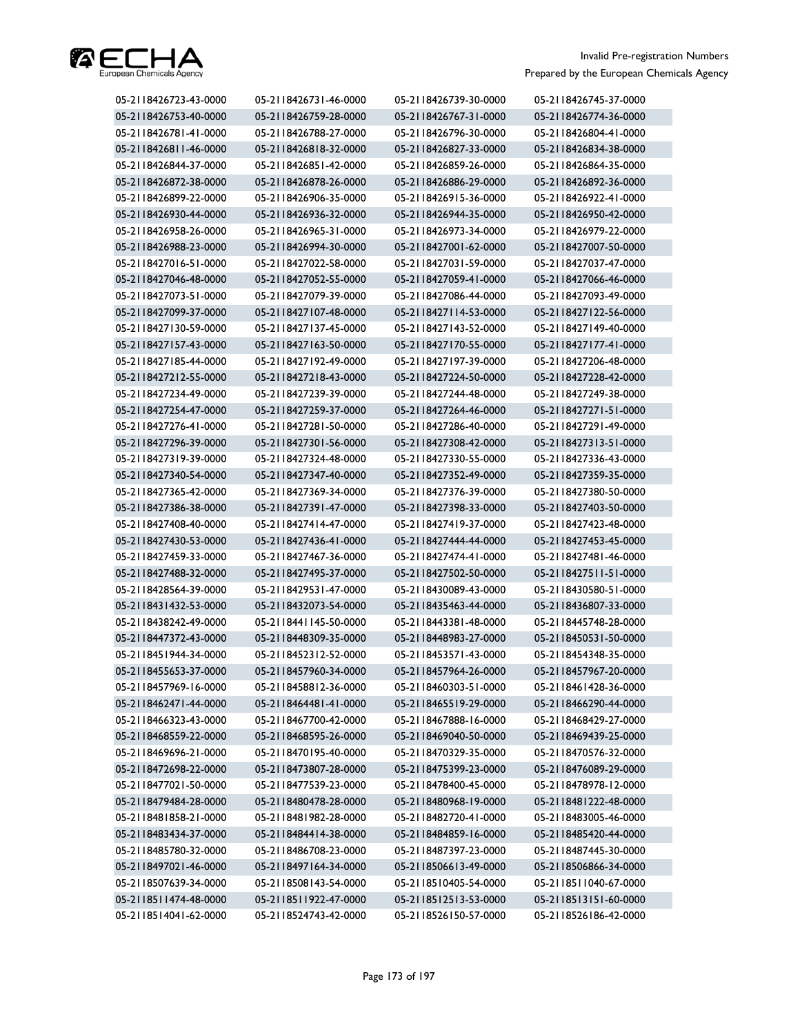| | | | |
|---|---|---|---|
| 05-2118426723-43-0000 | 05-2118426731-46-0000 | 05-2118426739-30-0000 | 05-2118426745-37-0000 |
| 05-2118426753-40-0000 | 05-2118426759-28-0000 | 05-2118426767-31-0000 | 05-2118426774-36-0000 |
| 05-2118426781-41-0000 | 05-2118426788-27-0000 | 05-2118426796-30-0000 | 05-2118426804-41-0000 |
| 05-2118426811-46-0000 | 05-2118426818-32-0000 | 05-2118426827-33-0000 | 05-2118426834-38-0000 |
| 05-2118426844-37-0000 | 05-2118426851-42-0000 | 05-2118426859-26-0000 | 05-2118426864-35-0000 |
| 05-2118426872-38-0000 | 05-2118426878-26-0000 | 05-2118426886-29-0000 | 05-2118426892-36-0000 |
| 05-2118426899-22-0000 | 05-2118426906-35-0000 | 05-2118426915-36-0000 | 05-2118426922-41-0000 |
| 05-2118426930-44-0000 | 05-2118426936-32-0000 | 05-2118426944-35-0000 | 05-2118426950-42-0000 |
| 05-2118426958-26-0000 | 05-2118426965-31-0000 | 05-2118426973-34-0000 | 05-2118426979-22-0000 |
| 05-2118426988-23-0000 | 05-2118426994-30-0000 | 05-2118427001-62-0000 | 05-2118427007-50-0000 |
| 05-2118427016-51-0000 | 05-2118427022-58-0000 | 05-2118427031-59-0000 | 05-2118427037-47-0000 |
| 05-2118427046-48-0000 | 05-2118427052-55-0000 | 05-2118427059-41-0000 | 05-2118427066-46-0000 |
| 05-2118427073-51-0000 | 05-2118427079-39-0000 | 05-2118427086-44-0000 | 05-2118427093-49-0000 |
| 05-2118427099-37-0000 | 05-2118427107-48-0000 | 05-2118427114-53-0000 | 05-2118427122-56-0000 |
| 05-2118427130-59-0000 | 05-2118427137-45-0000 | 05-2118427143-52-0000 | 05-2118427149-40-0000 |
| 05-2118427157-43-0000 | 05-2118427163-50-0000 | 05-2118427170-55-0000 | 05-2118427177-41-0000 |
| 05-2118427185-44-0000 | 05-2118427192-49-0000 | 05-2118427197-39-0000 | 05-2118427206-48-0000 |
| 05-2118427212-55-0000 | 05-2118427218-43-0000 | 05-2118427224-50-0000 | 05-2118427228-42-0000 |
| 05-2118427234-49-0000 | 05-2118427239-39-0000 | 05-2118427244-48-0000 | 05-2118427249-38-0000 |
| 05-2118427254-47-0000 | 05-2118427259-37-0000 | 05-2118427264-46-0000 | 05-2118427271-51-0000 |
| 05-2118427276-41-0000 | 05-2118427281-50-0000 | 05-2118427286-40-0000 | 05-2118427291-49-0000 |
| 05-2118427296-39-0000 | 05-2118427301-56-0000 | 05-2118427308-42-0000 | 05-2118427313-51-0000 |
| 05-2118427319-39-0000 | 05-2118427324-48-0000 | 05-2118427330-55-0000 | 05-2118427336-43-0000 |
| 05-2118427340-54-0000 | 05-2118427347-40-0000 | 05-2118427352-49-0000 | 05-2118427359-35-0000 |
| 05-2118427365-42-0000 | 05-2118427369-34-0000 | 05-2118427376-39-0000 | 05-2118427380-50-0000 |
| 05-2118427386-38-0000 | 05-2118427391-47-0000 | 05-2118427398-33-0000 | 05-2118427403-50-0000 |
| 05-2118427408-40-0000 | 05-2118427414-47-0000 | 05-2118427419-37-0000 | 05-2118427423-48-0000 |
| 05-2118427430-53-0000 | 05-2118427436-41-0000 | 05-2118427444-44-0000 | 05-2118427453-45-0000 |
| 05-2118427459-33-0000 | 05-2118427467-36-0000 | 05-2118427474-41-0000 | 05-2118427481-46-0000 |
| 05-2118427488-32-0000 | 05-2118427495-37-0000 | 05-2118427502-50-0000 | 05-2118427511-51-0000 |
| 05-2118428564-39-0000 | 05-2118429531-47-0000 | 05-2118430089-43-0000 | 05-2118430580-51-0000 |
| 05-2118431432-53-0000 | 05-2118432073-54-0000 | 05-2118435463-44-0000 | 05-2118436807-33-0000 |
| 05-2118438242-49-0000 | 05-2118441145-50-0000 | 05-2118443381-48-0000 | 05-2118445748-28-0000 |
| 05-2118447372-43-0000 | 05-2118448309-35-0000 | 05-2118448983-27-0000 | 05-2118450531-50-0000 |
| 05-2118451944-34-0000 | 05-2118452312-52-0000 | 05-2118453571-43-0000 | 05-2118454348-35-0000 |
| 05-2118455653-37-0000 | 05-2118457960-34-0000 | 05-2118457964-26-0000 | 05-2118457967-20-0000 |
| 05-2118457969-16-0000 | 05-2118458812-36-0000 | 05-2118460303-51-0000 | 05-2118461428-36-0000 |
| 05-2118462471-44-0000 | 05-2118464481-41-0000 | 05-2118465519-29-0000 | 05-2118466290-44-0000 |
| 05-2118466323-43-0000 | 05-2118467700-42-0000 | 05-2118467888-16-0000 | 05-2118468429-27-0000 |
| 05-2118468559-22-0000 | 05-2118468595-26-0000 | 05-2118469040-50-0000 | 05-2118469439-25-0000 |
| 05-2118469696-21-0000 | 05-2118470195-40-0000 | 05-2118470329-35-0000 | 05-2118470576-32-0000 |
| 05-2118472698-22-0000 | 05-2118473807-28-0000 | 05-2118475399-23-0000 | 05-2118476089-29-0000 |
| 05-2118477021-50-0000 | 05-2118477539-23-0000 | 05-2118478400-45-0000 | 05-2118478978-12-0000 |
| 05-2118479484-28-0000 | 05-2118480478-28-0000 | 05-2118480968-19-0000 | 05-2118481222-48-0000 |
| 05-2118481858-21-0000 | 05-2118481982-28-0000 | 05-2118482720-41-0000 | 05-2118483005-46-0000 |
| 05-2118483434-37-0000 | 05-2118484414-38-0000 | 05-2118484859-16-0000 | 05-2118485420-44-0000 |
| 05-2118485780-32-0000 | 05-2118486708-23-0000 | 05-2118487397-23-0000 | 05-2118487445-30-0000 |
| 05-2118497021-46-0000 | 05-2118497164-34-0000 | 05-2118506613-49-0000 | 05-2118506866-34-0000 |
| 05-2118507639-34-0000 | 05-2118508143-54-0000 | 05-2118510405-54-0000 | 05-2118511040-67-0000 |
| 05-2118511474-48-0000 | 05-2118511922-47-0000 | 05-2118512513-53-0000 | 05-2118513151-60-0000 |
| 05-2118514041-62-0000 | 05-2118524743-42-0000 | 05-2118526150-57-0000 | 05-2118526186-42-0000 |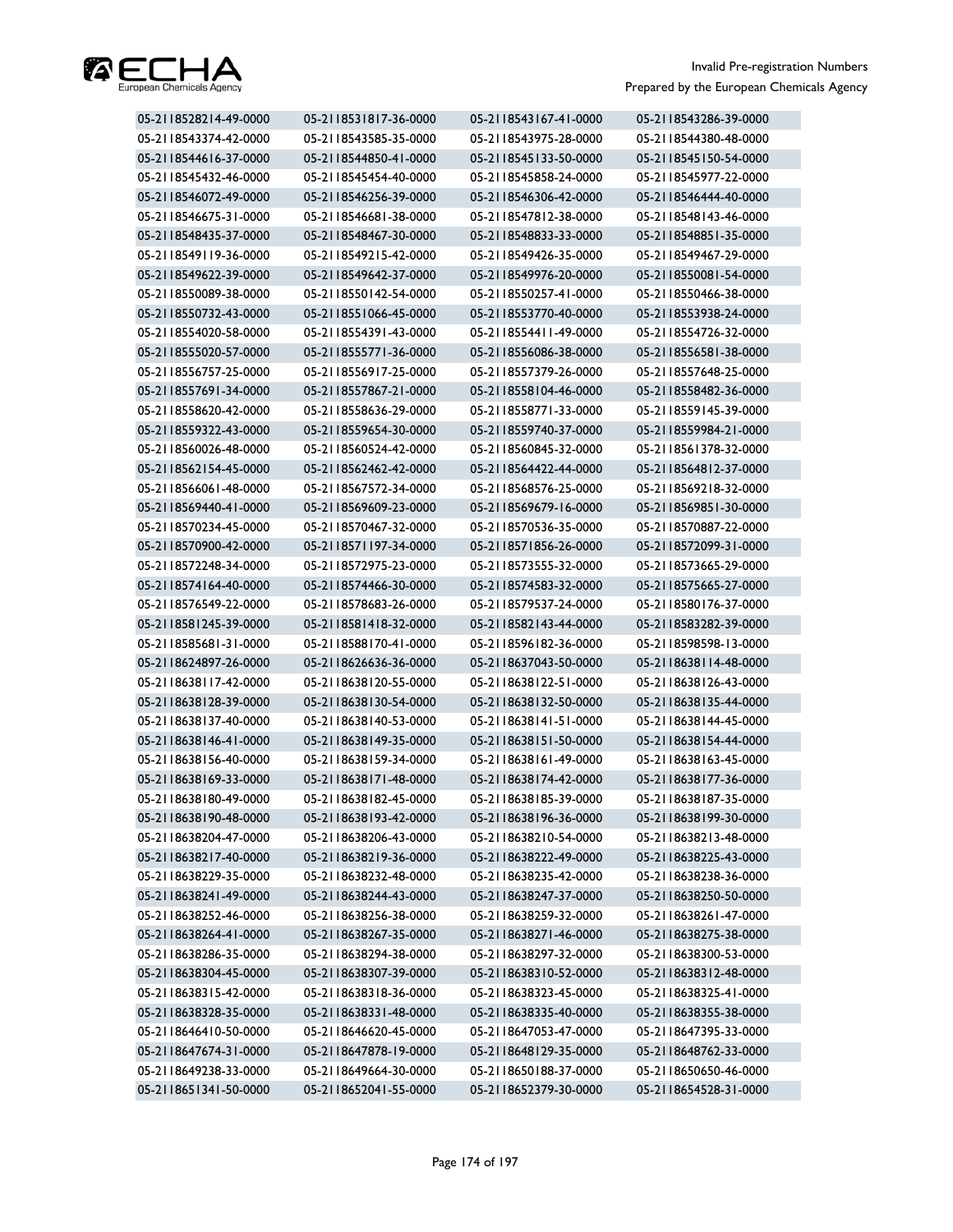| | | | |
|---|---|---|---|
| 05-2118528214-49-0000 | 05-2118531817-36-0000 | 05-2118543167-41-0000 | 05-2118543286-39-0000 |
| 05-2118543374-42-0000 | 05-2118543585-35-0000 | 05-2118543975-28-0000 | 05-2118544380-48-0000 |
| 05-2118544616-37-0000 | 05-2118544850-41-0000 | 05-2118545133-50-0000 | 05-2118545150-54-0000 |
| 05-2118545432-46-0000 | 05-2118545454-40-0000 | 05-2118545858-24-0000 | 05-2118545977-22-0000 |
| 05-2118546072-49-0000 | 05-2118546256-39-0000 | 05-2118546306-42-0000 | 05-2118546444-40-0000 |
| 05-2118546675-31-0000 | 05-2118546681-38-0000 | 05-2118547812-38-0000 | 05-2118548143-46-0000 |
| 05-2118548435-37-0000 | 05-2118548467-30-0000 | 05-2118548833-33-0000 | 05-2118548851-35-0000 |
| 05-2118549119-36-0000 | 05-2118549215-42-0000 | 05-2118549426-35-0000 | 05-2118549467-29-0000 |
| 05-2118549622-39-0000 | 05-2118549642-37-0000 | 05-2118549976-20-0000 | 05-2118550081-54-0000 |
| 05-2118550089-38-0000 | 05-2118550142-54-0000 | 05-2118550257-41-0000 | 05-2118550466-38-0000 |
| 05-2118550732-43-0000 | 05-2118551066-45-0000 | 05-2118553770-40-0000 | 05-2118553938-24-0000 |
| 05-2118554020-58-0000 | 05-2118554391-43-0000 | 05-2118554411-49-0000 | 05-2118554726-32-0000 |
| 05-2118555020-57-0000 | 05-2118555771-36-0000 | 05-2118556086-38-0000 | 05-2118556581-38-0000 |
| 05-2118556757-25-0000 | 05-2118556917-25-0000 | 05-2118557379-26-0000 | 05-2118557648-25-0000 |
| 05-2118557691-34-0000 | 05-2118557867-21-0000 | 05-2118558104-46-0000 | 05-2118558482-36-0000 |
| 05-2118558620-42-0000 | 05-2118558636-29-0000 | 05-2118558771-33-0000 | 05-2118559145-39-0000 |
| 05-2118559322-43-0000 | 05-2118559654-30-0000 | 05-2118559740-37-0000 | 05-2118559984-21-0000 |
| 05-2118560026-48-0000 | 05-2118560524-42-0000 | 05-2118560845-32-0000 | 05-2118561378-32-0000 |
| 05-2118562154-45-0000 | 05-2118562462-42-0000 | 05-2118564422-44-0000 | 05-2118564812-37-0000 |
| 05-2118566061-48-0000 | 05-2118567572-34-0000 | 05-2118568576-25-0000 | 05-2118569218-32-0000 |
| 05-2118569440-41-0000 | 05-2118569609-23-0000 | 05-2118569679-16-0000 | 05-2118569851-30-0000 |
| 05-2118570234-45-0000 | 05-2118570467-32-0000 | 05-2118570536-35-0000 | 05-2118570887-22-0000 |
| 05-2118570900-42-0000 | 05-2118571197-34-0000 | 05-2118571856-26-0000 | 05-2118572099-31-0000 |
| 05-2118572248-34-0000 | 05-2118572975-23-0000 | 05-2118573555-32-0000 | 05-2118573665-29-0000 |
| 05-2118574164-40-0000 | 05-2118574466-30-0000 | 05-2118574583-32-0000 | 05-2118575665-27-0000 |
| 05-2118576549-22-0000 | 05-2118578683-26-0000 | 05-2118579537-24-0000 | 05-2118580176-37-0000 |
| 05-2118581245-39-0000 | 05-2118581418-32-0000 | 05-2118582143-44-0000 | 05-2118583282-39-0000 |
| 05-2118585681-31-0000 | 05-2118588170-41-0000 | 05-2118596182-36-0000 | 05-2118598598-13-0000 |
| 05-2118624897-26-0000 | 05-2118626636-36-0000 | 05-2118637043-50-0000 | 05-2118638114-48-0000 |
| 05-2118638117-42-0000 | 05-2118638120-55-0000 | 05-2118638122-51-0000 | 05-2118638126-43-0000 |
| 05-2118638128-39-0000 | 05-2118638130-54-0000 | 05-2118638132-50-0000 | 05-2118638135-44-0000 |
| 05-2118638137-40-0000 | 05-2118638140-53-0000 | 05-2118638141-51-0000 | 05-2118638144-45-0000 |
| 05-2118638146-41-0000 | 05-2118638149-35-0000 | 05-2118638151-50-0000 | 05-2118638154-44-0000 |
| 05-2118638156-40-0000 | 05-2118638159-34-0000 | 05-2118638161-49-0000 | 05-2118638163-45-0000 |
| 05-2118638169-33-0000 | 05-2118638171-48-0000 | 05-2118638174-42-0000 | 05-2118638177-36-0000 |
| 05-2118638180-49-0000 | 05-2118638182-45-0000 | 05-2118638185-39-0000 | 05-2118638187-35-0000 |
| 05-2118638190-48-0000 | 05-2118638193-42-0000 | 05-2118638196-36-0000 | 05-2118638199-30-0000 |
| 05-2118638204-47-0000 | 05-2118638206-43-0000 | 05-2118638210-54-0000 | 05-2118638213-48-0000 |
| 05-2118638217-40-0000 | 05-2118638219-36-0000 | 05-2118638222-49-0000 | 05-2118638225-43-0000 |
| 05-2118638229-35-0000 | 05-2118638232-48-0000 | 05-2118638235-42-0000 | 05-2118638238-36-0000 |
| 05-2118638241-49-0000 | 05-2118638244-43-0000 | 05-2118638247-37-0000 | 05-2118638250-50-0000 |
| 05-2118638252-46-0000 | 05-2118638256-38-0000 | 05-2118638259-32-0000 | 05-2118638261-47-0000 |
| 05-2118638264-41-0000 | 05-2118638267-35-0000 | 05-2118638271-46-0000 | 05-2118638275-38-0000 |
| 05-2118638286-35-0000 | 05-2118638294-38-0000 | 05-2118638297-32-0000 | 05-2118638300-53-0000 |
| 05-2118638304-45-0000 | 05-2118638307-39-0000 | 05-2118638310-52-0000 | 05-2118638312-48-0000 |
| 05-2118638315-42-0000 | 05-2118638318-36-0000 | 05-2118638323-45-0000 | 05-2118638325-41-0000 |
| 05-2118638328-35-0000 | 05-2118638331-48-0000 | 05-2118638335-40-0000 | 05-2118638355-38-0000 |
| 05-2118646410-50-0000 | 05-2118646620-45-0000 | 05-2118647053-47-0000 | 05-2118647395-33-0000 |
| 05-2118647674-31-0000 | 05-2118647878-19-0000 | 05-2118648129-35-0000 | 05-2118648762-33-0000 |
| 05-2118649238-33-0000 | 05-2118649664-30-0000 | 05-2118650188-37-0000 | 05-2118650650-46-0000 |
| 05-2118651341-50-0000 | 05-2118652041-55-0000 | 05-2118652379-30-0000 | 05-2118654528-31-0000 |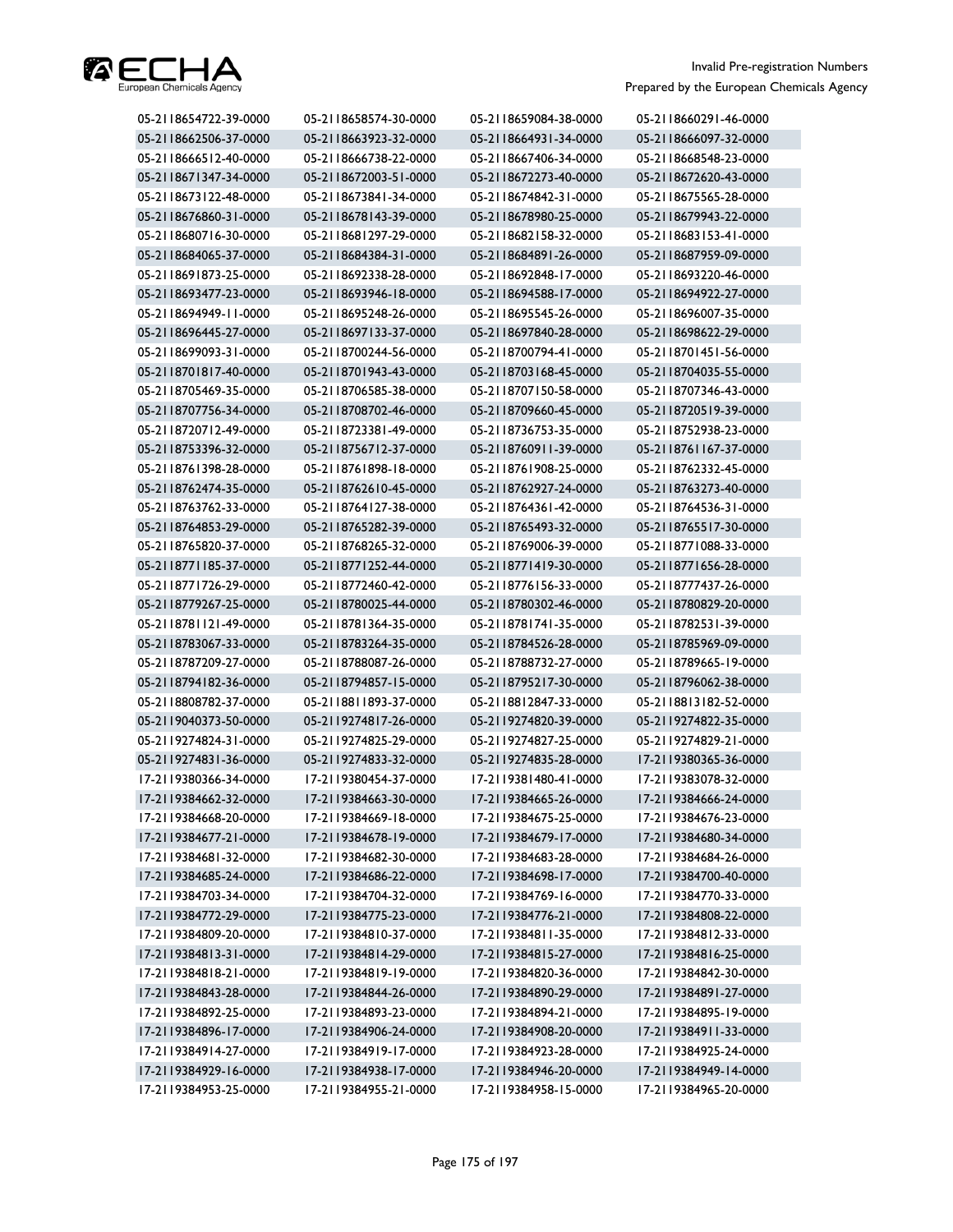| | | | |
|---|---|---|---|
| 05-2118654722-39-0000 | 05-2118658574-30-0000 | 05-2118659084-38-0000 | 05-2118660291-46-0000 |
| 05-2118662506-37-0000 | 05-2118663923-32-0000 | 05-2118664931-34-0000 | 05-2118666097-32-0000 |
| 05-2118666512-40-0000 | 05-2118666738-22-0000 | 05-2118667406-34-0000 | 05-2118668548-23-0000 |
| 05-2118671347-34-0000 | 05-2118672003-51-0000 | 05-2118672273-40-0000 | 05-2118672620-43-0000 |
| 05-2118673122-48-0000 | 05-2118673841-34-0000 | 05-2118674842-31-0000 | 05-2118675565-28-0000 |
| 05-2118676860-31-0000 | 05-2118678143-39-0000 | 05-2118678980-25-0000 | 05-2118679943-22-0000 |
| 05-2118680716-30-0000 | 05-2118681297-29-0000 | 05-2118682158-32-0000 | 05-2118683153-41-0000 |
| 05-2118684065-37-0000 | 05-2118684384-31-0000 | 05-2118684891-26-0000 | 05-2118687959-09-0000 |
| 05-2118691873-25-0000 | 05-2118692338-28-0000 | 05-2118692848-17-0000 | 05-2118693220-46-0000 |
| 05-2118693477-23-0000 | 05-2118693946-18-0000 | 05-2118694588-17-0000 | 05-2118694922-27-0000 |
| 05-2118694949-11-0000 | 05-2118695248-26-0000 | 05-2118695545-26-0000 | 05-2118696007-35-0000 |
| 05-2118696445-27-0000 | 05-2118697133-37-0000 | 05-2118697840-28-0000 | 05-2118698622-29-0000 |
| 05-2118699093-31-0000 | 05-2118700244-56-0000 | 05-2118700794-41-0000 | 05-2118701451-56-0000 |
| 05-2118701817-40-0000 | 05-2118701943-43-0000 | 05-2118703168-45-0000 | 05-2118704035-55-0000 |
| 05-2118705469-35-0000 | 05-2118706585-38-0000 | 05-2118707150-58-0000 | 05-2118707346-43-0000 |
| 05-2118707756-34-0000 | 05-2118708702-46-0000 | 05-2118709660-45-0000 | 05-2118720519-39-0000 |
| 05-2118720712-49-0000 | 05-2118723381-49-0000 | 05-2118736753-35-0000 | 05-2118752938-23-0000 |
| 05-2118753396-32-0000 | 05-2118756712-37-0000 | 05-2118760911-39-0000 | 05-2118761167-37-0000 |
| 05-2118761398-28-0000 | 05-2118761898-18-0000 | 05-2118761908-25-0000 | 05-2118762332-45-0000 |
| 05-2118762474-35-0000 | 05-2118762610-45-0000 | 05-2118762927-24-0000 | 05-2118763273-40-0000 |
| 05-2118763762-33-0000 | 05-2118764127-38-0000 | 05-2118764361-42-0000 | 05-2118764536-31-0000 |
| 05-2118764853-29-0000 | 05-2118765282-39-0000 | 05-2118765493-32-0000 | 05-2118765517-30-0000 |
| 05-2118765820-37-0000 | 05-2118768265-32-0000 | 05-2118769006-39-0000 | 05-2118771088-33-0000 |
| 05-2118771185-37-0000 | 05-2118771252-44-0000 | 05-2118771419-30-0000 | 05-2118771656-28-0000 |
| 05-2118771726-29-0000 | 05-2118772460-42-0000 | 05-2118776156-33-0000 | 05-2118777437-26-0000 |
| 05-2118779267-25-0000 | 05-2118780025-44-0000 | 05-2118780302-46-0000 | 05-2118780829-20-0000 |
| 05-2118781121-49-0000 | 05-2118781364-35-0000 | 05-2118781741-35-0000 | 05-2118782531-39-0000 |
| 05-2118783067-33-0000 | 05-2118783264-35-0000 | 05-2118784526-28-0000 | 05-2118785969-09-0000 |
| 05-2118787209-27-0000 | 05-2118788087-26-0000 | 05-2118788732-27-0000 | 05-2118789665-19-0000 |
| 05-2118794182-36-0000 | 05-2118794857-15-0000 | 05-2118795217-30-0000 | 05-2118796062-38-0000 |
| 05-2118808782-37-0000 | 05-2118811893-37-0000 | 05-2118812847-33-0000 | 05-2118813182-52-0000 |
| 05-2119040373-50-0000 | 05-2119274817-26-0000 | 05-2119274820-39-0000 | 05-2119274822-35-0000 |
| 05-2119274824-31-0000 | 05-2119274825-29-0000 | 05-2119274827-25-0000 | 05-2119274829-21-0000 |
| 05-2119274831-36-0000 | 05-2119274833-32-0000 | 05-2119274835-28-0000 | 17-2119380365-36-0000 |
| 17-2119380366-34-0000 | 17-2119380454-37-0000 | 17-2119381480-41-0000 | 17-2119383078-32-0000 |
| 17-2119384662-32-0000 | 17-2119384663-30-0000 | 17-2119384665-26-0000 | 17-2119384666-24-0000 |
| 17-2119384668-20-0000 | 17-2119384669-18-0000 | 17-2119384675-25-0000 | 17-2119384676-23-0000 |
| 17-2119384677-21-0000 | 17-2119384678-19-0000 | 17-2119384679-17-0000 | 17-2119384680-34-0000 |
| 17-2119384681-32-0000 | 17-2119384682-30-0000 | 17-2119384683-28-0000 | 17-2119384684-26-0000 |
| 17-2119384685-24-0000 | 17-2119384686-22-0000 | 17-2119384698-17-0000 | 17-2119384700-40-0000 |
| 17-2119384703-34-0000 | 17-2119384704-32-0000 | 17-2119384769-16-0000 | 17-2119384770-33-0000 |
| 17-2119384772-29-0000 | 17-2119384775-23-0000 | 17-2119384776-21-0000 | 17-2119384808-22-0000 |
| 17-2119384809-20-0000 | 17-2119384810-37-0000 | 17-2119384811-35-0000 | 17-2119384812-33-0000 |
| 17-2119384813-31-0000 | 17-2119384814-29-0000 | 17-2119384815-27-0000 | 17-2119384816-25-0000 |
| 17-2119384818-21-0000 | 17-2119384819-19-0000 | 17-2119384820-36-0000 | 17-2119384842-30-0000 |
| 17-2119384843-28-0000 | 17-2119384844-26-0000 | 17-2119384890-29-0000 | 17-2119384891-27-0000 |
| 17-2119384892-25-0000 | 17-2119384893-23-0000 | 17-2119384894-21-0000 | 17-2119384895-19-0000 |
| 17-2119384896-17-0000 | 17-2119384906-24-0000 | 17-2119384908-20-0000 | 17-2119384911-33-0000 |
| 17-2119384914-27-0000 | 17-2119384919-17-0000 | 17-2119384923-28-0000 | 17-2119384925-24-0000 |
| 17-2119384929-16-0000 | 17-2119384938-17-0000 | 17-2119384946-20-0000 | 17-2119384949-14-0000 |
| 17-2119384953-25-0000 | 17-2119384955-21-0000 | 17-2119384958-15-0000 | 17-2119384965-20-0000 |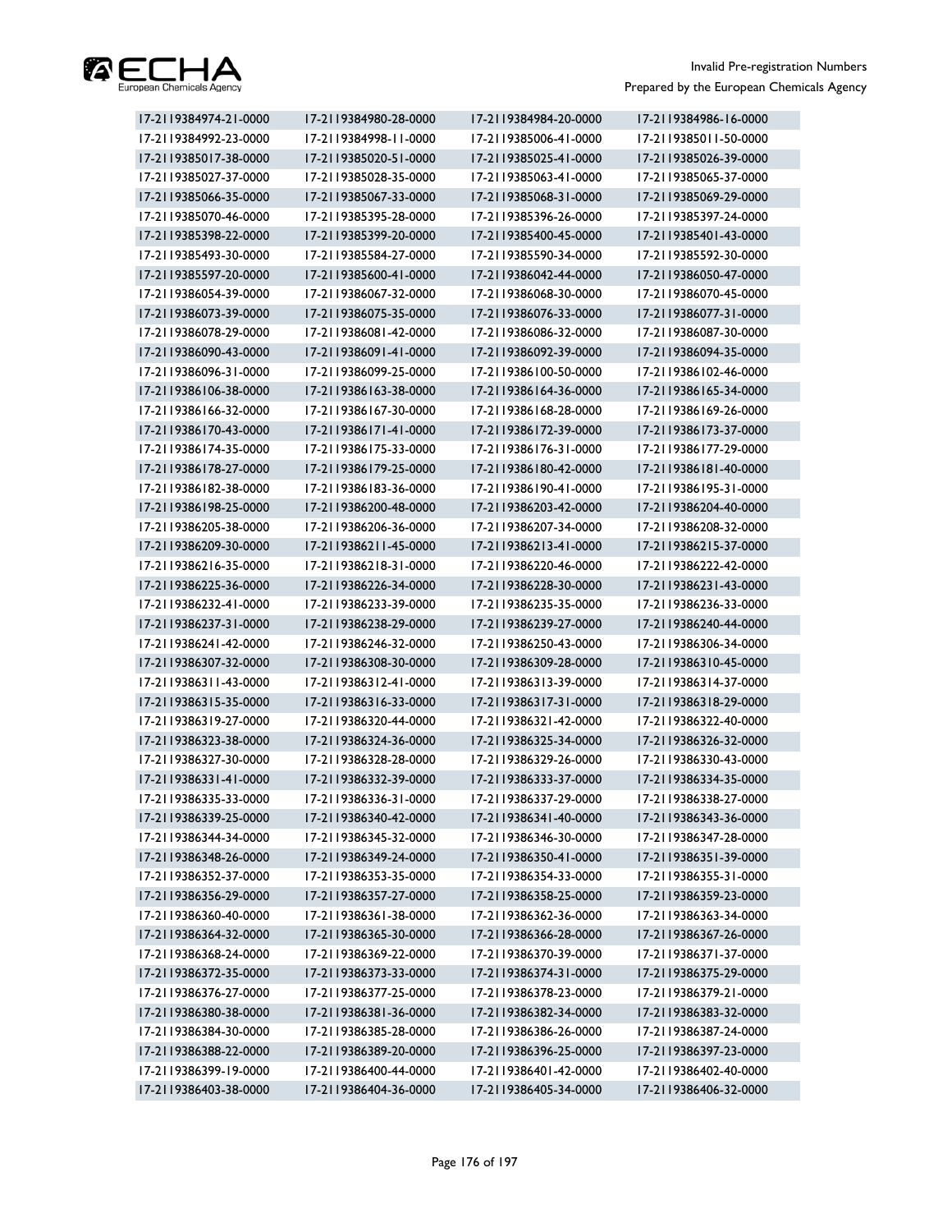| | | | |
|---|---|---|---|
| 17-2119384974-21-0000 | 17-2119384980-28-0000 | 17-2119384984-20-0000 | 17-2119384986-16-0000 |
| 17-2119384992-23-0000 | 17-2119384998-11-0000 | 17-2119385006-41-0000 | 17-2119385011-50-0000 |
| 17-2119385017-38-0000 | 17-2119385020-51-0000 | 17-2119385025-41-0000 | 17-2119385026-39-0000 |
| 17-2119385027-37-0000 | 17-2119385028-35-0000 | 17-2119385063-41-0000 | 17-2119385065-37-0000 |
| 17-2119385066-35-0000 | 17-2119385067-33-0000 | 17-2119385068-31-0000 | 17-2119385069-29-0000 |
| 17-2119385070-46-0000 | 17-2119385395-28-0000 | 17-2119385396-26-0000 | 17-2119385397-24-0000 |
| 17-2119385398-22-0000 | 17-2119385399-20-0000 | 17-2119385400-45-0000 | 17-2119385401-43-0000 |
| 17-2119385493-30-0000 | 17-2119385584-27-0000 | 17-2119385590-34-0000 | 17-2119385592-30-0000 |
| 17-2119385597-20-0000 | 17-2119385600-41-0000 | 17-2119386042-44-0000 | 17-2119386050-47-0000 |
| 17-2119386054-39-0000 | 17-2119386067-32-0000 | 17-2119386068-30-0000 | 17-2119386070-45-0000 |
| 17-2119386073-39-0000 | 17-2119386075-35-0000 | 17-2119386076-33-0000 | 17-2119386077-31-0000 |
| 17-2119386078-29-0000 | 17-2119386081-42-0000 | 17-2119386086-32-0000 | 17-2119386087-30-0000 |
| 17-2119386090-43-0000 | 17-2119386091-41-0000 | 17-2119386092-39-0000 | 17-2119386094-35-0000 |
| 17-2119386096-31-0000 | 17-2119386099-25-0000 | 17-2119386100-50-0000 | 17-2119386102-46-0000 |
| 17-2119386106-38-0000 | 17-2119386163-38-0000 | 17-2119386164-36-0000 | 17-2119386165-34-0000 |
| 17-2119386166-32-0000 | 17-2119386167-30-0000 | 17-2119386168-28-0000 | 17-2119386169-26-0000 |
| 17-2119386170-43-0000 | 17-2119386171-41-0000 | 17-2119386172-39-0000 | 17-2119386173-37-0000 |
| 17-2119386174-35-0000 | 17-2119386175-33-0000 | 17-2119386176-31-0000 | 17-2119386177-29-0000 |
| 17-2119386178-27-0000 | 17-2119386179-25-0000 | 17-2119386180-42-0000 | 17-2119386181-40-0000 |
| 17-2119386182-38-0000 | 17-2119386183-36-0000 | 17-2119386190-41-0000 | 17-2119386195-31-0000 |
| 17-2119386198-25-0000 | 17-2119386200-48-0000 | 17-2119386203-42-0000 | 17-2119386204-40-0000 |
| 17-2119386205-38-0000 | 17-2119386206-36-0000 | 17-2119386207-34-0000 | 17-2119386208-32-0000 |
| 17-2119386209-30-0000 | 17-2119386211-45-0000 | 17-2119386213-41-0000 | 17-2119386215-37-0000 |
| 17-2119386216-35-0000 | 17-2119386218-31-0000 | 17-2119386220-46-0000 | 17-2119386222-42-0000 |
| 17-2119386225-36-0000 | 17-2119386226-34-0000 | 17-2119386228-30-0000 | 17-2119386231-43-0000 |
| 17-2119386232-41-0000 | 17-2119386233-39-0000 | 17-2119386235-35-0000 | 17-2119386236-33-0000 |
| 17-2119386237-31-0000 | 17-2119386238-29-0000 | 17-2119386239-27-0000 | 17-2119386240-44-0000 |
| 17-2119386241-42-0000 | 17-2119386246-32-0000 | 17-2119386250-43-0000 | 17-2119386306-34-0000 |
| 17-2119386307-32-0000 | 17-2119386308-30-0000 | 17-2119386309-28-0000 | 17-2119386310-45-0000 |
| 17-2119386311-43-0000 | 17-2119386312-41-0000 | 17-2119386313-39-0000 | 17-2119386314-37-0000 |
| 17-2119386315-35-0000 | 17-2119386316-33-0000 | 17-2119386317-31-0000 | 17-2119386318-29-0000 |
| 17-2119386319-27-0000 | 17-2119386320-44-0000 | 17-2119386321-42-0000 | 17-2119386322-40-0000 |
| 17-2119386323-38-0000 | 17-2119386324-36-0000 | 17-2119386325-34-0000 | 17-2119386326-32-0000 |
| 17-2119386327-30-0000 | 17-2119386328-28-0000 | 17-2119386329-26-0000 | 17-2119386330-43-0000 |
| 17-2119386331-41-0000 | 17-2119386332-39-0000 | 17-2119386333-37-0000 | 17-2119386334-35-0000 |
| 17-2119386335-33-0000 | 17-2119386336-31-0000 | 17-2119386337-29-0000 | 17-2119386338-27-0000 |
| 17-2119386339-25-0000 | 17-2119386340-42-0000 | 17-2119386341-40-0000 | 17-2119386343-36-0000 |
| 17-2119386344-34-0000 | 17-2119386345-32-0000 | 17-2119386346-30-0000 | 17-2119386347-28-0000 |
| 17-2119386348-26-0000 | 17-2119386349-24-0000 | 17-2119386350-41-0000 | 17-2119386351-39-0000 |
| 17-2119386352-37-0000 | 17-2119386353-35-0000 | 17-2119386354-33-0000 | 17-2119386355-31-0000 |
| 17-2119386356-29-0000 | 17-2119386357-27-0000 | 17-2119386358-25-0000 | 17-2119386359-23-0000 |
| 17-2119386360-40-0000 | 17-2119386361-38-0000 | 17-2119386362-36-0000 | 17-2119386363-34-0000 |
| 17-2119386364-32-0000 | 17-2119386365-30-0000 | 17-2119386366-28-0000 | 17-2119386367-26-0000 |
| 17-2119386368-24-0000 | 17-2119386369-22-0000 | 17-2119386370-39-0000 | 17-2119386371-37-0000 |
| 17-2119386372-35-0000 | 17-2119386373-33-0000 | 17-2119386374-31-0000 | 17-2119386375-29-0000 |
| 17-2119386376-27-0000 | 17-2119386377-25-0000 | 17-2119386378-23-0000 | 17-2119386379-21-0000 |
| 17-2119386380-38-0000 | 17-2119386381-36-0000 | 17-2119386382-34-0000 | 17-2119386383-32-0000 |
| 17-2119386384-30-0000 | 17-2119386385-28-0000 | 17-2119386386-26-0000 | 17-2119386387-24-0000 |
| 17-2119386388-22-0000 | 17-2119386389-20-0000 | 17-2119386396-25-0000 | 17-2119386397-23-0000 |
| 17-2119386399-19-0000 | 17-2119386400-44-0000 | 17-2119386401-42-0000 | 17-2119386402-40-0000 |
| 17-2119386403-38-0000 | 17-2119386404-36-0000 | 17-2119386405-34-0000 | 17-2119386406-32-0000 |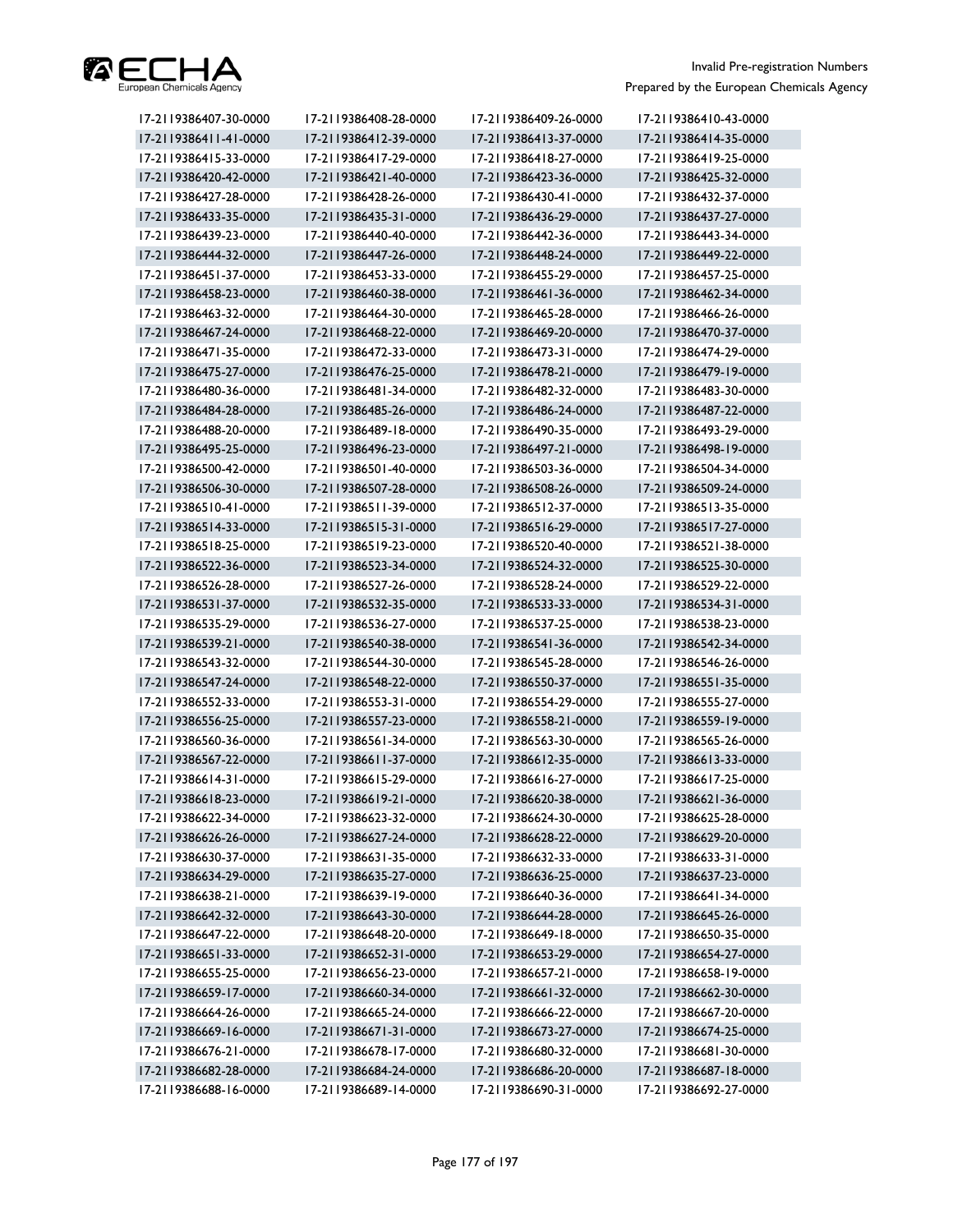| | | | |
|---|---|---|---|
| 17-2119386407-30-0000 | 17-2119386408-28-0000 | 17-2119386409-26-0000 | 17-2119386410-43-0000 |
| 17-2119386411-41-0000 | 17-2119386412-39-0000 | 17-2119386413-37-0000 | 17-2119386414-35-0000 |
| 17-2119386415-33-0000 | 17-2119386417-29-0000 | 17-2119386418-27-0000 | 17-2119386419-25-0000 |
| 17-2119386420-42-0000 | 17-2119386421-40-0000 | 17-2119386423-36-0000 | 17-2119386425-32-0000 |
| 17-2119386427-28-0000 | 17-2119386428-26-0000 | 17-2119386430-41-0000 | 17-2119386432-37-0000 |
| 17-2119386433-35-0000 | 17-2119386435-31-0000 | 17-2119386436-29-0000 | 17-2119386437-27-0000 |
| 17-2119386439-23-0000 | 17-2119386440-40-0000 | 17-2119386442-36-0000 | 17-2119386443-34-0000 |
| 17-2119386444-32-0000 | 17-2119386447-26-0000 | 17-2119386448-24-0000 | 17-2119386449-22-0000 |
| 17-2119386451-37-0000 | 17-2119386453-33-0000 | 17-2119386455-29-0000 | 17-2119386457-25-0000 |
| 17-2119386458-23-0000 | 17-2119386460-38-0000 | 17-2119386461-36-0000 | 17-2119386462-34-0000 |
| 17-2119386463-32-0000 | 17-2119386464-30-0000 | 17-2119386465-28-0000 | 17-2119386466-26-0000 |
| 17-2119386467-24-0000 | 17-2119386468-22-0000 | 17-2119386469-20-0000 | 17-2119386470-37-0000 |
| 17-2119386471-35-0000 | 17-2119386472-33-0000 | 17-2119386473-31-0000 | 17-2119386474-29-0000 |
| 17-2119386475-27-0000 | 17-2119386476-25-0000 | 17-2119386478-21-0000 | 17-2119386479-19-0000 |
| 17-2119386480-36-0000 | 17-2119386481-34-0000 | 17-2119386482-32-0000 | 17-2119386483-30-0000 |
| 17-2119386484-28-0000 | 17-2119386485-26-0000 | 17-2119386486-24-0000 | 17-2119386487-22-0000 |
| 17-2119386488-20-0000 | 17-2119386489-18-0000 | 17-2119386490-35-0000 | 17-2119386493-29-0000 |
| 17-2119386495-25-0000 | 17-2119386496-23-0000 | 17-2119386497-21-0000 | 17-2119386498-19-0000 |
| 17-2119386500-42-0000 | 17-2119386501-40-0000 | 17-2119386503-36-0000 | 17-2119386504-34-0000 |
| 17-2119386506-30-0000 | 17-2119386507-28-0000 | 17-2119386508-26-0000 | 17-2119386509-24-0000 |
| 17-2119386510-41-0000 | 17-2119386511-39-0000 | 17-2119386512-37-0000 | 17-2119386513-35-0000 |
| 17-2119386514-33-0000 | 17-2119386515-31-0000 | 17-2119386516-29-0000 | 17-2119386517-27-0000 |
| 17-2119386518-25-0000 | 17-2119386519-23-0000 | 17-2119386520-40-0000 | 17-2119386521-38-0000 |
| 17-2119386522-36-0000 | 17-2119386523-34-0000 | 17-2119386524-32-0000 | 17-2119386525-30-0000 |
| 17-2119386526-28-0000 | 17-2119386527-26-0000 | 17-2119386528-24-0000 | 17-2119386529-22-0000 |
| 17-2119386531-37-0000 | 17-2119386532-35-0000 | 17-2119386533-33-0000 | 17-2119386534-31-0000 |
| 17-2119386535-29-0000 | 17-2119386536-27-0000 | 17-2119386537-25-0000 | 17-2119386538-23-0000 |
| 17-2119386539-21-0000 | 17-2119386540-38-0000 | 17-2119386541-36-0000 | 17-2119386542-34-0000 |
| 17-2119386543-32-0000 | 17-2119386544-30-0000 | 17-2119386545-28-0000 | 17-2119386546-26-0000 |
| 17-2119386547-24-0000 | 17-2119386548-22-0000 | 17-2119386550-37-0000 | 17-2119386551-35-0000 |
| 17-2119386552-33-0000 | 17-2119386553-31-0000 | 17-2119386554-29-0000 | 17-2119386555-27-0000 |
| 17-2119386556-25-0000 | 17-2119386557-23-0000 | 17-2119386558-21-0000 | 17-2119386559-19-0000 |
| 17-2119386560-36-0000 | 17-2119386561-34-0000 | 17-2119386563-30-0000 | 17-2119386565-26-0000 |
| 17-2119386567-22-0000 | 17-2119386611-37-0000 | 17-2119386612-35-0000 | 17-2119386613-33-0000 |
| 17-2119386614-31-0000 | 17-2119386615-29-0000 | 17-2119386616-27-0000 | 17-2119386617-25-0000 |
| 17-2119386618-23-0000 | 17-2119386619-21-0000 | 17-2119386620-38-0000 | 17-2119386621-36-0000 |
| 17-2119386622-34-0000 | 17-2119386623-32-0000 | 17-2119386624-30-0000 | 17-2119386625-28-0000 |
| 17-2119386626-26-0000 | 17-2119386627-24-0000 | 17-2119386628-22-0000 | 17-2119386629-20-0000 |
| 17-2119386630-37-0000 | 17-2119386631-35-0000 | 17-2119386632-33-0000 | 17-2119386633-31-0000 |
| 17-2119386634-29-0000 | 17-2119386635-27-0000 | 17-2119386636-25-0000 | 17-2119386637-23-0000 |
| 17-2119386638-21-0000 | 17-2119386639-19-0000 | 17-2119386640-36-0000 | 17-2119386641-34-0000 |
| 17-2119386642-32-0000 | 17-2119386643-30-0000 | 17-2119386644-28-0000 | 17-2119386645-26-0000 |
| 17-2119386647-22-0000 | 17-2119386648-20-0000 | 17-2119386649-18-0000 | 17-2119386650-35-0000 |
| 17-2119386651-33-0000 | 17-2119386652-31-0000 | 17-2119386653-29-0000 | 17-2119386654-27-0000 |
| 17-2119386655-25-0000 | 17-2119386656-23-0000 | 17-2119386657-21-0000 | 17-2119386658-19-0000 |
| 17-2119386659-17-0000 | 17-2119386660-34-0000 | 17-2119386661-32-0000 | 17-2119386662-30-0000 |
| 17-2119386664-26-0000 | 17-2119386665-24-0000 | 17-2119386666-22-0000 | 17-2119386667-20-0000 |
| 17-2119386669-16-0000 | 17-2119386671-31-0000 | 17-2119386673-27-0000 | 17-2119386674-25-0000 |
| 17-2119386676-21-0000 | 17-2119386678-17-0000 | 17-2119386680-32-0000 | 17-2119386681-30-0000 |
| 17-2119386682-28-0000 | 17-2119386684-24-0000 | 17-2119386686-20-0000 | 17-2119386687-18-0000 |
| 17-2119386688-16-0000 | 17-2119386689-14-0000 | 17-2119386690-31-0000 | 17-2119386692-27-0000 |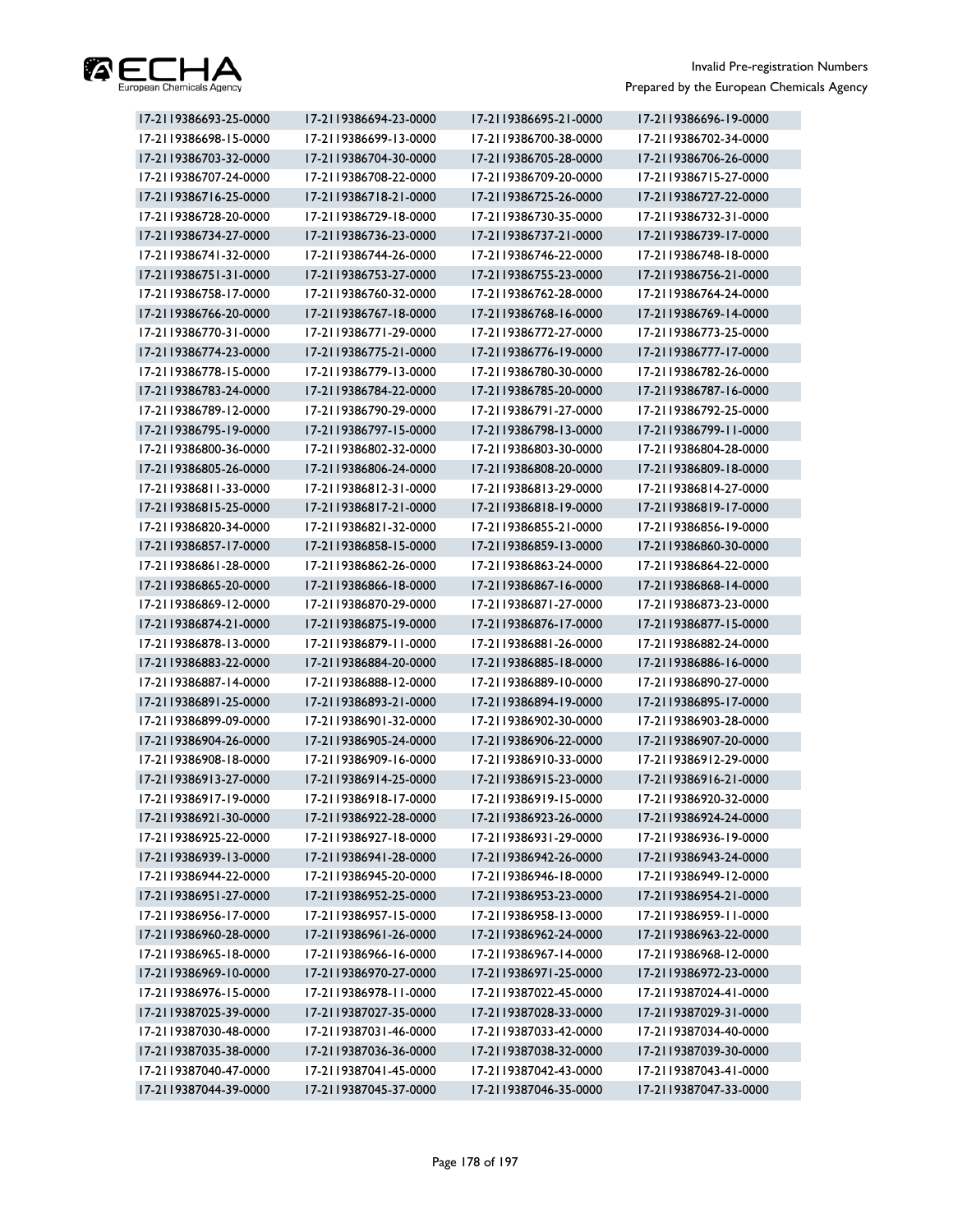| | | | |
|---|---|---|---|
| 17-2119386693-25-0000 | 17-2119386694-23-0000 | 17-2119386695-21-0000 | 17-2119386696-19-0000 |
| 17-2119386698-15-0000 | 17-2119386699-13-0000 | 17-2119386700-38-0000 | 17-2119386702-34-0000 |
| 17-2119386703-32-0000 | 17-2119386704-30-0000 | 17-2119386705-28-0000 | 17-2119386706-26-0000 |
| 17-2119386707-24-0000 | 17-2119386708-22-0000 | 17-2119386709-20-0000 | 17-2119386715-27-0000 |
| 17-2119386716-25-0000 | 17-2119386718-21-0000 | 17-2119386725-26-0000 | 17-2119386727-22-0000 |
| 17-2119386728-20-0000 | 17-2119386729-18-0000 | 17-2119386730-35-0000 | 17-2119386732-31-0000 |
| 17-2119386734-27-0000 | 17-2119386736-23-0000 | 17-2119386737-21-0000 | 17-2119386739-17-0000 |
| 17-2119386741-32-0000 | 17-2119386744-26-0000 | 17-2119386746-22-0000 | 17-2119386748-18-0000 |
| 17-2119386751-31-0000 | 17-2119386753-27-0000 | 17-2119386755-23-0000 | 17-2119386756-21-0000 |
| 17-2119386758-17-0000 | 17-2119386760-32-0000 | 17-2119386762-28-0000 | 17-2119386764-24-0000 |
| 17-2119386766-20-0000 | 17-2119386767-18-0000 | 17-2119386768-16-0000 | 17-2119386769-14-0000 |
| 17-2119386770-31-0000 | 17-2119386771-29-0000 | 17-2119386772-27-0000 | 17-2119386773-25-0000 |
| 17-2119386774-23-0000 | 17-2119386775-21-0000 | 17-2119386776-19-0000 | 17-2119386777-17-0000 |
| 17-2119386778-15-0000 | 17-2119386779-13-0000 | 17-2119386780-30-0000 | 17-2119386782-26-0000 |
| 17-2119386783-24-0000 | 17-2119386784-22-0000 | 17-2119386785-20-0000 | 17-2119386787-16-0000 |
| 17-2119386789-12-0000 | 17-2119386790-29-0000 | 17-2119386791-27-0000 | 17-2119386792-25-0000 |
| 17-2119386795-19-0000 | 17-2119386797-15-0000 | 17-2119386798-13-0000 | 17-2119386799-11-0000 |
| 17-2119386800-36-0000 | 17-2119386802-32-0000 | 17-2119386803-30-0000 | 17-2119386804-28-0000 |
| 17-2119386805-26-0000 | 17-2119386806-24-0000 | 17-2119386808-20-0000 | 17-2119386809-18-0000 |
| 17-2119386811-33-0000 | 17-2119386812-31-0000 | 17-2119386813-29-0000 | 17-2119386814-27-0000 |
| 17-2119386815-25-0000 | 17-2119386817-21-0000 | 17-2119386818-19-0000 | 17-2119386819-17-0000 |
| 17-2119386820-34-0000 | 17-2119386821-32-0000 | 17-2119386855-21-0000 | 17-2119386856-19-0000 |
| 17-2119386857-17-0000 | 17-2119386858-15-0000 | 17-2119386859-13-0000 | 17-2119386860-30-0000 |
| 17-2119386861-28-0000 | 17-2119386862-26-0000 | 17-2119386863-24-0000 | 17-2119386864-22-0000 |
| 17-2119386865-20-0000 | 17-2119386866-18-0000 | 17-2119386867-16-0000 | 17-2119386868-14-0000 |
| 17-2119386869-12-0000 | 17-2119386870-29-0000 | 17-2119386871-27-0000 | 17-2119386873-23-0000 |
| 17-2119386874-21-0000 | 17-2119386875-19-0000 | 17-2119386876-17-0000 | 17-2119386877-15-0000 |
| 17-2119386878-13-0000 | 17-2119386879-11-0000 | 17-2119386881-26-0000 | 17-2119386882-24-0000 |
| 17-2119386883-22-0000 | 17-2119386884-20-0000 | 17-2119386885-18-0000 | 17-2119386886-16-0000 |
| 17-2119386887-14-0000 | 17-2119386888-12-0000 | 17-2119386889-10-0000 | 17-2119386890-27-0000 |
| 17-2119386891-25-0000 | 17-2119386893-21-0000 | 17-2119386894-19-0000 | 17-2119386895-17-0000 |
| 17-2119386899-09-0000 | 17-2119386901-32-0000 | 17-2119386902-30-0000 | 17-2119386903-28-0000 |
| 17-2119386904-26-0000 | 17-2119386905-24-0000 | 17-2119386906-22-0000 | 17-2119386907-20-0000 |
| 17-2119386908-18-0000 | 17-2119386909-16-0000 | 17-2119386910-33-0000 | 17-2119386912-29-0000 |
| 17-2119386913-27-0000 | 17-2119386914-25-0000 | 17-2119386915-23-0000 | 17-2119386916-21-0000 |
| 17-2119386917-19-0000 | 17-2119386918-17-0000 | 17-2119386919-15-0000 | 17-2119386920-32-0000 |
| 17-2119386921-30-0000 | 17-2119386922-28-0000 | 17-2119386923-26-0000 | 17-2119386924-24-0000 |
| 17-2119386925-22-0000 | 17-2119386927-18-0000 | 17-2119386931-29-0000 | 17-2119386936-19-0000 |
| 17-2119386939-13-0000 | 17-2119386941-28-0000 | 17-2119386942-26-0000 | 17-2119386943-24-0000 |
| 17-2119386944-22-0000 | 17-2119386945-20-0000 | 17-2119386946-18-0000 | 17-2119386949-12-0000 |
| 17-2119386951-27-0000 | 17-2119386952-25-0000 | 17-2119386953-23-0000 | 17-2119386954-21-0000 |
| 17-2119386956-17-0000 | 17-2119386957-15-0000 | 17-2119386958-13-0000 | 17-2119386959-11-0000 |
| 17-2119386960-28-0000 | 17-2119386961-26-0000 | 17-2119386962-24-0000 | 17-2119386963-22-0000 |
| 17-2119386965-18-0000 | 17-2119386966-16-0000 | 17-2119386967-14-0000 | 17-2119386968-12-0000 |
| 17-2119386969-10-0000 | 17-2119386970-27-0000 | 17-2119386971-25-0000 | 17-2119386972-23-0000 |
| 17-2119386976-15-0000 | 17-2119386978-11-0000 | 17-2119387022-45-0000 | 17-2119387024-41-0000 |
| 17-2119387025-39-0000 | 17-2119387027-35-0000 | 17-2119387028-33-0000 | 17-2119387029-31-0000 |
| 17-2119387030-48-0000 | 17-2119387031-46-0000 | 17-2119387033-42-0000 | 17-2119387034-40-0000 |
| 17-2119387035-38-0000 | 17-2119387036-36-0000 | 17-2119387038-32-0000 | 17-2119387039-30-0000 |
| 17-2119387040-47-0000 | 17-2119387041-45-0000 | 17-2119387042-43-0000 | 17-2119387043-41-0000 |
| 17-2119387044-39-0000 | 17-2119387045-37-0000 | 17-2119387046-35-0000 | 17-2119387047-33-0000 |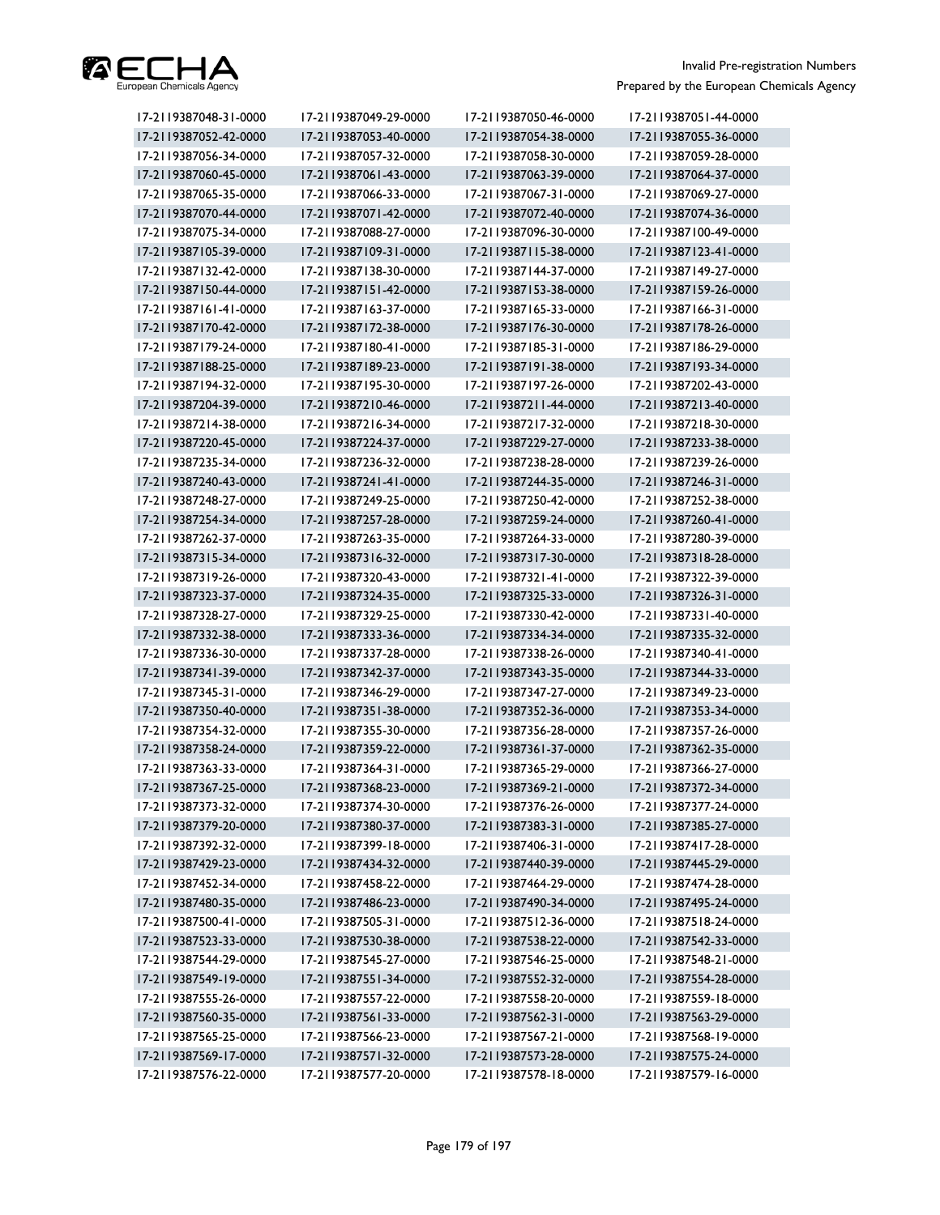| | | | |
|---|---|---|---|
| 17-2119387048-31-0000 | 17-2119387049-29-0000 | 17-2119387050-46-0000 | 17-2119387051-44-0000 |
| 17-2119387052-42-0000 | 17-2119387053-40-0000 | 17-2119387054-38-0000 | 17-2119387055-36-0000 |
| 17-2119387056-34-0000 | 17-2119387057-32-0000 | 17-2119387058-30-0000 | 17-2119387059-28-0000 |
| 17-2119387060-45-0000 | 17-2119387061-43-0000 | 17-2119387063-39-0000 | 17-2119387064-37-0000 |
| 17-2119387065-35-0000 | 17-2119387066-33-0000 | 17-2119387067-31-0000 | 17-2119387069-27-0000 |
| 17-2119387070-44-0000 | 17-2119387071-42-0000 | 17-2119387072-40-0000 | 17-2119387074-36-0000 |
| 17-2119387075-34-0000 | 17-2119387088-27-0000 | 17-2119387096-30-0000 | 17-2119387100-49-0000 |
| 17-2119387105-39-0000 | 17-2119387109-31-0000 | 17-2119387115-38-0000 | 17-2119387123-41-0000 |
| 17-2119387132-42-0000 | 17-2119387138-30-0000 | 17-2119387144-37-0000 | 17-2119387149-27-0000 |
| 17-2119387150-44-0000 | 17-2119387151-42-0000 | 17-2119387153-38-0000 | 17-2119387159-26-0000 |
| 17-2119387161-41-0000 | 17-2119387163-37-0000 | 17-2119387165-33-0000 | 17-2119387166-31-0000 |
| 17-2119387170-42-0000 | 17-2119387172-38-0000 | 17-2119387176-30-0000 | 17-2119387178-26-0000 |
| 17-2119387179-24-0000 | 17-2119387180-41-0000 | 17-2119387185-31-0000 | 17-2119387186-29-0000 |
| 17-2119387188-25-0000 | 17-2119387189-23-0000 | 17-2119387191-38-0000 | 17-2119387193-34-0000 |
| 17-2119387194-32-0000 | 17-2119387195-30-0000 | 17-2119387197-26-0000 | 17-2119387202-43-0000 |
| 17-2119387204-39-0000 | 17-2119387210-46-0000 | 17-2119387211-44-0000 | 17-2119387213-40-0000 |
| 17-2119387214-38-0000 | 17-2119387216-34-0000 | 17-2119387217-32-0000 | 17-2119387218-30-0000 |
| 17-2119387220-45-0000 | 17-2119387224-37-0000 | 17-2119387229-27-0000 | 17-2119387233-38-0000 |
| 17-2119387235-34-0000 | 17-2119387236-32-0000 | 17-2119387238-28-0000 | 17-2119387239-26-0000 |
| 17-2119387240-43-0000 | 17-2119387241-41-0000 | 17-2119387244-35-0000 | 17-2119387246-31-0000 |
| 17-2119387248-27-0000 | 17-2119387249-25-0000 | 17-2119387250-42-0000 | 17-2119387252-38-0000 |
| 17-2119387254-34-0000 | 17-2119387257-28-0000 | 17-2119387259-24-0000 | 17-2119387260-41-0000 |
| 17-2119387262-37-0000 | 17-2119387263-35-0000 | 17-2119387264-33-0000 | 17-2119387280-39-0000 |
| 17-2119387315-34-0000 | 17-2119387316-32-0000 | 17-2119387317-30-0000 | 17-2119387318-28-0000 |
| 17-2119387319-26-0000 | 17-2119387320-43-0000 | 17-2119387321-41-0000 | 17-2119387322-39-0000 |
| 17-2119387323-37-0000 | 17-2119387324-35-0000 | 17-2119387325-33-0000 | 17-2119387326-31-0000 |
| 17-2119387328-27-0000 | 17-2119387329-25-0000 | 17-2119387330-42-0000 | 17-2119387331-40-0000 |
| 17-2119387332-38-0000 | 17-2119387333-36-0000 | 17-2119387334-34-0000 | 17-2119387335-32-0000 |
| 17-2119387336-30-0000 | 17-2119387337-28-0000 | 17-2119387338-26-0000 | 17-2119387340-41-0000 |
| 17-2119387341-39-0000 | 17-2119387342-37-0000 | 17-2119387343-35-0000 | 17-2119387344-33-0000 |
| 17-2119387345-31-0000 | 17-2119387346-29-0000 | 17-2119387347-27-0000 | 17-2119387349-23-0000 |
| 17-2119387350-40-0000 | 17-2119387351-38-0000 | 17-2119387352-36-0000 | 17-2119387353-34-0000 |
| 17-2119387354-32-0000 | 17-2119387355-30-0000 | 17-2119387356-28-0000 | 17-2119387357-26-0000 |
| 17-2119387358-24-0000 | 17-2119387359-22-0000 | 17-2119387361-37-0000 | 17-2119387362-35-0000 |
| 17-2119387363-33-0000 | 17-2119387364-31-0000 | 17-2119387365-29-0000 | 17-2119387366-27-0000 |
| 17-2119387367-25-0000 | 17-2119387368-23-0000 | 17-2119387369-21-0000 | 17-2119387372-34-0000 |
| 17-2119387373-32-0000 | 17-2119387374-30-0000 | 17-2119387376-26-0000 | 17-2119387377-24-0000 |
| 17-2119387379-20-0000 | 17-2119387380-37-0000 | 17-2119387383-31-0000 | 17-2119387385-27-0000 |
| 17-2119387392-32-0000 | 17-2119387399-18-0000 | 17-2119387406-31-0000 | 17-2119387417-28-0000 |
| 17-2119387429-23-0000 | 17-2119387434-32-0000 | 17-2119387440-39-0000 | 17-2119387445-29-0000 |
| 17-2119387452-34-0000 | 17-2119387458-22-0000 | 17-2119387464-29-0000 | 17-2119387474-28-0000 |
| 17-2119387480-35-0000 | 17-2119387486-23-0000 | 17-2119387490-34-0000 | 17-2119387495-24-0000 |
| 17-2119387500-41-0000 | 17-2119387505-31-0000 | 17-2119387512-36-0000 | 17-2119387518-24-0000 |
| 17-2119387523-33-0000 | 17-2119387530-38-0000 | 17-2119387538-22-0000 | 17-2119387542-33-0000 |
| 17-2119387544-29-0000 | 17-2119387545-27-0000 | 17-2119387546-25-0000 | 17-2119387548-21-0000 |
| 17-2119387549-19-0000 | 17-2119387551-34-0000 | 17-2119387552-32-0000 | 17-2119387554-28-0000 |
| 17-2119387555-26-0000 | 17-2119387557-22-0000 | 17-2119387558-20-0000 | 17-2119387559-18-0000 |
| 17-2119387560-35-0000 | 17-2119387561-33-0000 | 17-2119387562-31-0000 | 17-2119387563-29-0000 |
| 17-2119387565-25-0000 | 17-2119387566-23-0000 | 17-2119387567-21-0000 | 17-2119387568-19-0000 |
| 17-2119387569-17-0000 | 17-2119387571-32-0000 | 17-2119387573-28-0000 | 17-2119387575-24-0000 |
| 17-2119387576-22-0000 | 17-2119387577-20-0000 | 17-2119387578-18-0000 | 17-2119387579-16-0000 |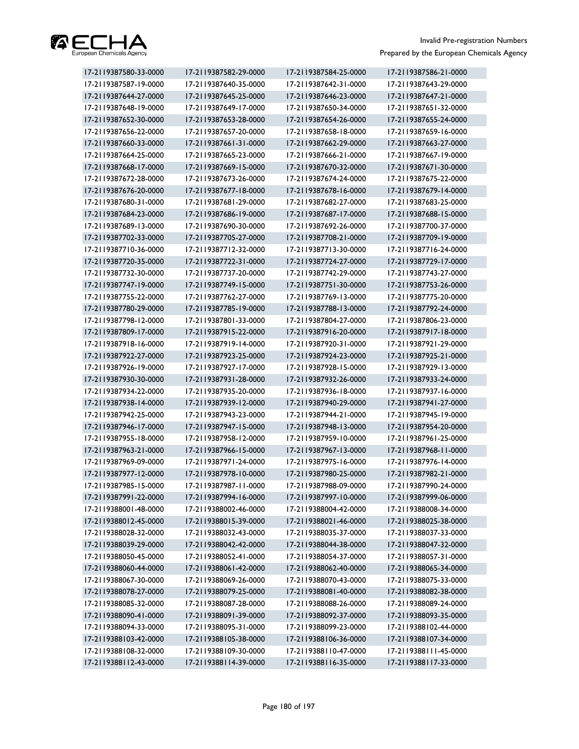| | | | |
|---|---|---|---|
| 17-2119387580-33-0000 | 17-2119387582-29-0000 | 17-2119387584-25-0000 | 17-2119387586-21-0000 |
| 17-2119387587-19-0000 | 17-2119387640-35-0000 | 17-2119387642-31-0000 | 17-2119387643-29-0000 |
| 17-2119387644-27-0000 | 17-2119387645-25-0000 | 17-2119387646-23-0000 | 17-2119387647-21-0000 |
| 17-2119387648-19-0000 | 17-2119387649-17-0000 | 17-2119387650-34-0000 | 17-2119387651-32-0000 |
| 17-2119387652-30-0000 | 17-2119387653-28-0000 | 17-2119387654-26-0000 | 17-2119387655-24-0000 |
| 17-2119387656-22-0000 | 17-2119387657-20-0000 | 17-2119387658-18-0000 | 17-2119387659-16-0000 |
| 17-2119387660-33-0000 | 17-2119387661-31-0000 | 17-2119387662-29-0000 | 17-2119387663-27-0000 |
| 17-2119387664-25-0000 | 17-2119387665-23-0000 | 17-2119387666-21-0000 | 17-2119387667-19-0000 |
| 17-2119387668-17-0000 | 17-2119387669-15-0000 | 17-2119387670-32-0000 | 17-2119387671-30-0000 |
| 17-2119387672-28-0000 | 17-2119387673-26-0000 | 17-2119387674-24-0000 | 17-2119387675-22-0000 |
| 17-2119387676-20-0000 | 17-2119387677-18-0000 | 17-2119387678-16-0000 | 17-2119387679-14-0000 |
| 17-2119387680-31-0000 | 17-2119387681-29-0000 | 17-2119387682-27-0000 | 17-2119387683-25-0000 |
| 17-2119387684-23-0000 | 17-2119387686-19-0000 | 17-2119387687-17-0000 | 17-2119387688-15-0000 |
| 17-2119387689-13-0000 | 17-2119387690-30-0000 | 17-2119387692-26-0000 | 17-2119387700-37-0000 |
| 17-2119387702-33-0000 | 17-2119387705-27-0000 | 17-2119387708-21-0000 | 17-2119387709-19-0000 |
| 17-2119387710-36-0000 | 17-2119387712-32-0000 | 17-2119387713-30-0000 | 17-2119387716-24-0000 |
| 17-2119387720-35-0000 | 17-2119387722-31-0000 | 17-2119387724-27-0000 | 17-2119387729-17-0000 |
| 17-2119387732-30-0000 | 17-2119387737-20-0000 | 17-2119387742-29-0000 | 17-2119387743-27-0000 |
| 17-2119387747-19-0000 | 17-2119387749-15-0000 | 17-2119387751-30-0000 | 17-2119387753-26-0000 |
| 17-2119387755-22-0000 | 17-2119387762-27-0000 | 17-2119387769-13-0000 | 17-2119387775-20-0000 |
| 17-2119387780-29-0000 | 17-2119387785-19-0000 | 17-2119387788-13-0000 | 17-2119387792-24-0000 |
| 17-2119387798-12-0000 | 17-2119387801-33-0000 | 17-2119387804-27-0000 | 17-2119387806-23-0000 |
| 17-2119387809-17-0000 | 17-2119387915-22-0000 | 17-2119387916-20-0000 | 17-2119387917-18-0000 |
| 17-2119387918-16-0000 | 17-2119387919-14-0000 | 17-2119387920-31-0000 | 17-2119387921-29-0000 |
| 17-2119387922-27-0000 | 17-2119387923-25-0000 | 17-2119387924-23-0000 | 17-2119387925-21-0000 |
| 17-2119387926-19-0000 | 17-2119387927-17-0000 | 17-2119387928-15-0000 | 17-2119387929-13-0000 |
| 17-2119387930-30-0000 | 17-2119387931-28-0000 | 17-2119387932-26-0000 | 17-2119387933-24-0000 |
| 17-2119387934-22-0000 | 17-2119387935-20-0000 | 17-2119387936-18-0000 | 17-2119387937-16-0000 |
| 17-2119387938-14-0000 | 17-2119387939-12-0000 | 17-2119387940-29-0000 | 17-2119387941-27-0000 |
| 17-2119387942-25-0000 | 17-2119387943-23-0000 | 17-2119387944-21-0000 | 17-2119387945-19-0000 |
| 17-2119387946-17-0000 | 17-2119387947-15-0000 | 17-2119387948-13-0000 | 17-2119387954-20-0000 |
| 17-2119387955-18-0000 | 17-2119387958-12-0000 | 17-2119387959-10-0000 | 17-2119387961-25-0000 |
| 17-2119387963-21-0000 | 17-2119387966-15-0000 | 17-2119387967-13-0000 | 17-2119387968-11-0000 |
| 17-2119387969-09-0000 | 17-2119387971-24-0000 | 17-2119387975-16-0000 | 17-2119387976-14-0000 |
| 17-2119387977-12-0000 | 17-2119387978-10-0000 | 17-2119387980-25-0000 | 17-2119387982-21-0000 |
| 17-2119387985-15-0000 | 17-2119387987-11-0000 | 17-2119387988-09-0000 | 17-2119387990-24-0000 |
| 17-2119387991-22-0000 | 17-2119387994-16-0000 | 17-2119387997-10-0000 | 17-2119387999-06-0000 |
| 17-2119388001-48-0000 | 17-2119388002-46-0000 | 17-2119388004-42-0000 | 17-2119388008-34-0000 |
| 17-2119388012-45-0000 | 17-2119388015-39-0000 | 17-2119388021-46-0000 | 17-2119388025-38-0000 |
| 17-2119388028-32-0000 | 17-2119388032-43-0000 | 17-2119388035-37-0000 | 17-2119388037-33-0000 |
| 17-2119388039-29-0000 | 17-2119388042-42-0000 | 17-2119388044-38-0000 | 17-2119388047-32-0000 |
| 17-2119388050-45-0000 | 17-2119388052-41-0000 | 17-2119388054-37-0000 | 17-2119388057-31-0000 |
| 17-2119388060-44-0000 | 17-2119388061-42-0000 | 17-2119388062-40-0000 | 17-2119388065-34-0000 |
| 17-2119388067-30-0000 | 17-2119388069-26-0000 | 17-2119388070-43-0000 | 17-2119388075-33-0000 |
| 17-2119388078-27-0000 | 17-2119388079-25-0000 | 17-2119388081-40-0000 | 17-2119388082-38-0000 |
| 17-2119388085-32-0000 | 17-2119388087-28-0000 | 17-2119388088-26-0000 | 17-2119388089-24-0000 |
| 17-2119388090-41-0000 | 17-2119388091-39-0000 | 17-2119388092-37-0000 | 17-2119388093-35-0000 |
| 17-2119388094-33-0000 | 17-2119388095-31-0000 | 17-2119388099-23-0000 | 17-2119388102-44-0000 |
| 17-2119388103-42-0000 | 17-2119388105-38-0000 | 17-2119388106-36-0000 | 17-2119388107-34-0000 |
| 17-2119388108-32-0000 | 17-2119388109-30-0000 | 17-2119388110-47-0000 | 17-2119388111-45-0000 |
| 17-2119388112-43-0000 | 17-2119388114-39-0000 | 17-2119388116-35-0000 | 17-2119388117-33-0000 |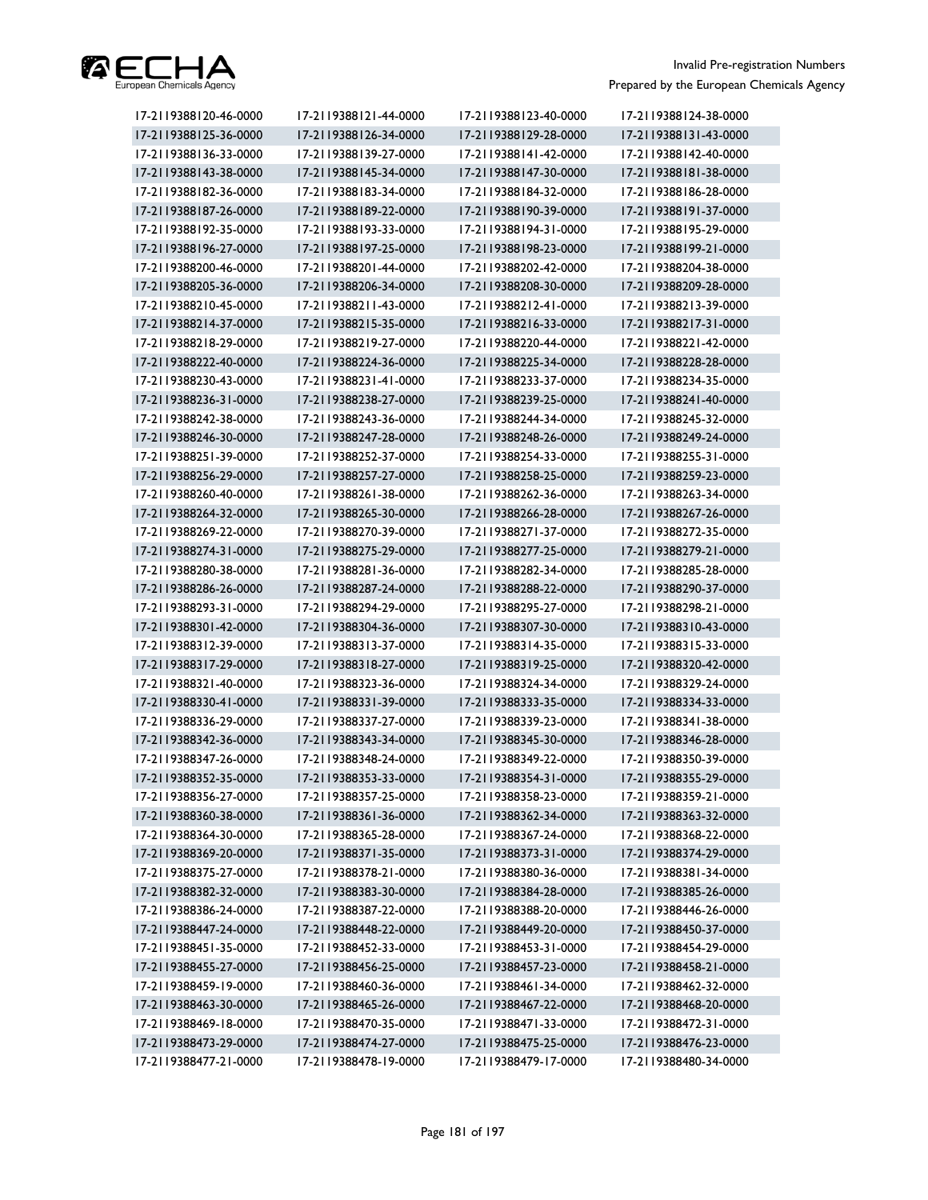| 17-2119388120-46-0000 | 17-2119388121-44-0000 | 17-2119388123-40-0000 | 17-2119388124-38-0000 |
|---|---|---|---|
| 17-2119388125-36-0000 | 17-2119388126-34-0000 | 17-2119388129-28-0000 | 17-2119388131-43-0000 |
| 17-2119388136-33-0000 | 17-2119388139-27-0000 | 17-2119388141-42-0000 | 17-2119388142-40-0000 |
| 17-2119388143-38-0000 | 17-2119388145-34-0000 | 17-2119388147-30-0000 | 17-2119388181-38-0000 |
| 17-2119388182-36-0000 | 17-2119388183-34-0000 | 17-2119388184-32-0000 | 17-2119388186-28-0000 |
| 17-2119388187-26-0000 | 17-2119388189-22-0000 | 17-2119388190-39-0000 | 17-2119388191-37-0000 |
| 17-2119388192-35-0000 | 17-2119388193-33-0000 | 17-2119388194-31-0000 | 17-2119388195-29-0000 |
| 17-2119388196-27-0000 | 17-2119388197-25-0000 | 17-2119388198-23-0000 | 17-2119388199-21-0000 |
| 17-2119388200-46-0000 | 17-2119388201-44-0000 | 17-2119388202-42-0000 | 17-2119388204-38-0000 |
| 17-2119388205-36-0000 | 17-2119388206-34-0000 | 17-2119388208-30-0000 | 17-2119388209-28-0000 |
| 17-2119388210-45-0000 | 17-2119388211-43-0000 | 17-2119388212-41-0000 | 17-2119388213-39-0000 |
| 17-2119388214-37-0000 | 17-2119388215-35-0000 | 17-2119388216-33-0000 | 17-2119388217-31-0000 |
| 17-2119388218-29-0000 | 17-2119388219-27-0000 | 17-2119388220-44-0000 | 17-2119388221-42-0000 |
| 17-2119388222-40-0000 | 17-2119388224-36-0000 | 17-2119388225-34-0000 | 17-2119388228-28-0000 |
| 17-2119388230-43-0000 | 17-2119388231-41-0000 | 17-2119388233-37-0000 | 17-2119388234-35-0000 |
| 17-2119388236-31-0000 | 17-2119388238-27-0000 | 17-2119388239-25-0000 | 17-2119388241-40-0000 |
| 17-2119388242-38-0000 | 17-2119388243-36-0000 | 17-2119388244-34-0000 | 17-2119388245-32-0000 |
| 17-2119388246-30-0000 | 17-2119388247-28-0000 | 17-2119388248-26-0000 | 17-2119388249-24-0000 |
| 17-2119388251-39-0000 | 17-2119388252-37-0000 | 17-2119388254-33-0000 | 17-2119388255-31-0000 |
| 17-2119388256-29-0000 | 17-2119388257-27-0000 | 17-2119388258-25-0000 | 17-2119388259-23-0000 |
| 17-2119388260-40-0000 | 17-2119388261-38-0000 | 17-2119388262-36-0000 | 17-2119388263-34-0000 |
| 17-2119388264-32-0000 | 17-2119388265-30-0000 | 17-2119388266-28-0000 | 17-2119388267-26-0000 |
| 17-2119388269-22-0000 | 17-2119388270-39-0000 | 17-2119388271-37-0000 | 17-2119388272-35-0000 |
| 17-2119388274-31-0000 | 17-2119388275-29-0000 | 17-2119388277-25-0000 | 17-2119388279-21-0000 |
| 17-2119388280-38-0000 | 17-2119388281-36-0000 | 17-2119388282-34-0000 | 17-2119388285-28-0000 |
| 17-2119388286-26-0000 | 17-2119388287-24-0000 | 17-2119388288-22-0000 | 17-2119388290-37-0000 |
| 17-2119388293-31-0000 | 17-2119388294-29-0000 | 17-2119388295-27-0000 | 17-2119388298-21-0000 |
| 17-2119388301-42-0000 | 17-2119388304-36-0000 | 17-2119388307-30-0000 | 17-2119388310-43-0000 |
| 17-2119388312-39-0000 | 17-2119388313-37-0000 | 17-2119388314-35-0000 | 17-2119388315-33-0000 |
| 17-2119388317-29-0000 | 17-2119388318-27-0000 | 17-2119388319-25-0000 | 17-2119388320-42-0000 |
| 17-2119388321-40-0000 | 17-2119388323-36-0000 | 17-2119388324-34-0000 | 17-2119388329-24-0000 |
| 17-2119388330-41-0000 | 17-2119388331-39-0000 | 17-2119388333-35-0000 | 17-2119388334-33-0000 |
| 17-2119388336-29-0000 | 17-2119388337-27-0000 | 17-2119388339-23-0000 | 17-2119388341-38-0000 |
| 17-2119388342-36-0000 | 17-2119388343-34-0000 | 17-2119388345-30-0000 | 17-2119388346-28-0000 |
| 17-2119388347-26-0000 | 17-2119388348-24-0000 | 17-2119388349-22-0000 | 17-2119388350-39-0000 |
| 17-2119388352-35-0000 | 17-2119388353-33-0000 | 17-2119388354-31-0000 | 17-2119388355-29-0000 |
| 17-2119388356-27-0000 | 17-2119388357-25-0000 | 17-2119388358-23-0000 | 17-2119388359-21-0000 |
| 17-2119388360-38-0000 | 17-2119388361-36-0000 | 17-2119388362-34-0000 | 17-2119388363-32-0000 |
| 17-2119388364-30-0000 | 17-2119388365-28-0000 | 17-2119388367-24-0000 | 17-2119388368-22-0000 |
| 17-2119388369-20-0000 | 17-2119388371-35-0000 | 17-2119388373-31-0000 | 17-2119388374-29-0000 |
| 17-2119388375-27-0000 | 17-2119388378-21-0000 | 17-2119388380-36-0000 | 17-2119388381-34-0000 |
| 17-2119388382-32-0000 | 17-2119388383-30-0000 | 17-2119388384-28-0000 | 17-2119388385-26-0000 |
| 17-2119388386-24-0000 | 17-2119388387-22-0000 | 17-2119388388-20-0000 | 17-2119388446-26-0000 |
| 17-2119388447-24-0000 | 17-2119388448-22-0000 | 17-2119388449-20-0000 | 17-2119388450-37-0000 |
| 17-2119388451-35-0000 | 17-2119388452-33-0000 | 17-2119388453-31-0000 | 17-2119388454-29-0000 |
| 17-2119388455-27-0000 | 17-2119388456-25-0000 | 17-2119388457-23-0000 | 17-2119388458-21-0000 |
| 17-2119388459-19-0000 | 17-2119388460-36-0000 | 17-2119388461-34-0000 | 17-2119388462-32-0000 |
| 17-2119388463-30-0000 | 17-2119388465-26-0000 | 17-2119388467-22-0000 | 17-2119388468-20-0000 |
| 17-2119388469-18-0000 | 17-2119388470-35-0000 | 17-2119388471-33-0000 | 17-2119388472-31-0000 |
| 17-2119388473-29-0000 | 17-2119388474-27-0000 | 17-2119388475-25-0000 | 17-2119388476-23-0000 |
| 17-2119388477-21-0000 | 17-2119388478-19-0000 | 17-2119388479-17-0000 | 17-2119388480-34-0000 |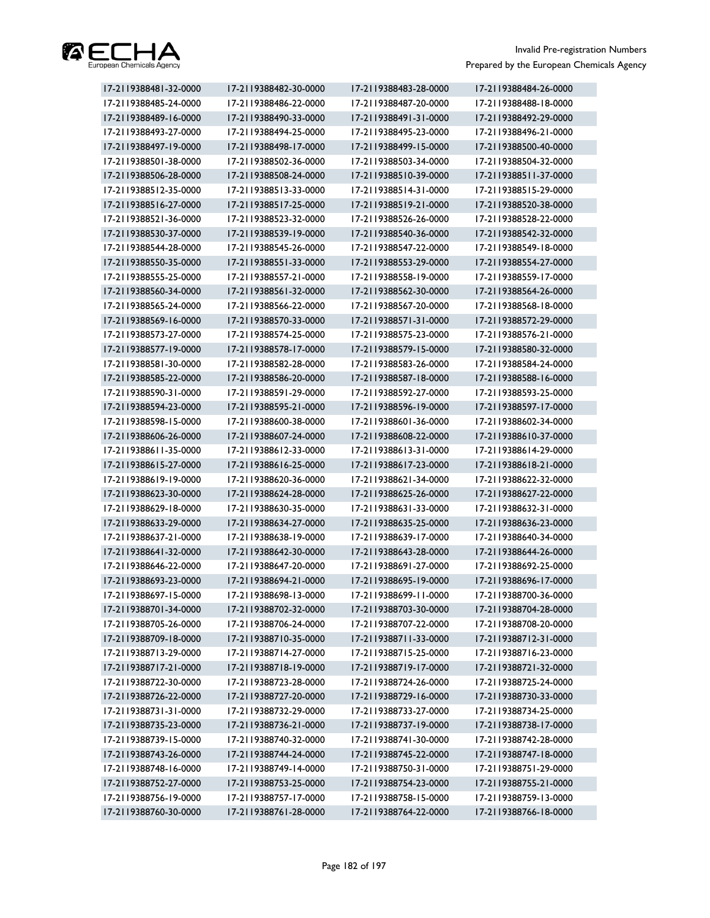| | | | |
|---|---|---|---|
| 17-2119388481-32-0000 | 17-2119388482-30-0000 | 17-2119388483-28-0000 | 17-2119388484-26-0000 |
| 17-2119388485-24-0000 | 17-2119388486-22-0000 | 17-2119388487-20-0000 | 17-2119388488-18-0000 |
| 17-2119388489-16-0000 | 17-2119388490-33-0000 | 17-2119388491-31-0000 | 17-2119388492-29-0000 |
| 17-2119388493-27-0000 | 17-2119388494-25-0000 | 17-2119388495-23-0000 | 17-2119388496-21-0000 |
| 17-2119388497-19-0000 | 17-2119388498-17-0000 | 17-2119388499-15-0000 | 17-2119388500-40-0000 |
| 17-2119388501-38-0000 | 17-2119388502-36-0000 | 17-2119388503-34-0000 | 17-2119388504-32-0000 |
| 17-2119388506-28-0000 | 17-2119388508-24-0000 | 17-2119388510-39-0000 | 17-2119388511-37-0000 |
| 17-2119388512-35-0000 | 17-2119388513-33-0000 | 17-2119388514-31-0000 | 17-2119388515-29-0000 |
| 17-2119388516-27-0000 | 17-2119388517-25-0000 | 17-2119388519-21-0000 | 17-2119388520-38-0000 |
| 17-2119388521-36-0000 | 17-2119388523-32-0000 | 17-2119388526-26-0000 | 17-2119388528-22-0000 |
| 17-2119388530-37-0000 | 17-2119388539-19-0000 | 17-2119388540-36-0000 | 17-2119388542-32-0000 |
| 17-2119388544-28-0000 | 17-2119388545-26-0000 | 17-2119388547-22-0000 | 17-2119388549-18-0000 |
| 17-2119388550-35-0000 | 17-2119388551-33-0000 | 17-2119388553-29-0000 | 17-2119388554-27-0000 |
| 17-2119388555-25-0000 | 17-2119388557-21-0000 | 17-2119388558-19-0000 | 17-2119388559-17-0000 |
| 17-2119388560-34-0000 | 17-2119388561-32-0000 | 17-2119388562-30-0000 | 17-2119388564-26-0000 |
| 17-2119388565-24-0000 | 17-2119388566-22-0000 | 17-2119388567-20-0000 | 17-2119388568-18-0000 |
| 17-2119388569-16-0000 | 17-2119388570-33-0000 | 17-2119388571-31-0000 | 17-2119388572-29-0000 |
| 17-2119388573-27-0000 | 17-2119388574-25-0000 | 17-2119388575-23-0000 | 17-2119388576-21-0000 |
| 17-2119388577-19-0000 | 17-2119388578-17-0000 | 17-2119388579-15-0000 | 17-2119388580-32-0000 |
| 17-2119388581-30-0000 | 17-2119388582-28-0000 | 17-2119388583-26-0000 | 17-2119388584-24-0000 |
| 17-2119388585-22-0000 | 17-2119388586-20-0000 | 17-2119388587-18-0000 | 17-2119388588-16-0000 |
| 17-2119388590-31-0000 | 17-2119388591-29-0000 | 17-2119388592-27-0000 | 17-2119388593-25-0000 |
| 17-2119388594-23-0000 | 17-2119388595-21-0000 | 17-2119388596-19-0000 | 17-2119388597-17-0000 |
| 17-2119388598-15-0000 | 17-2119388600-38-0000 | 17-2119388601-36-0000 | 17-2119388602-34-0000 |
| 17-2119388606-26-0000 | 17-2119388607-24-0000 | 17-2119388608-22-0000 | 17-2119388610-37-0000 |
| 17-2119388611-35-0000 | 17-2119388612-33-0000 | 17-2119388613-31-0000 | 17-2119388614-29-0000 |
| 17-2119388615-27-0000 | 17-2119388616-25-0000 | 17-2119388617-23-0000 | 17-2119388618-21-0000 |
| 17-2119388619-19-0000 | 17-2119388620-36-0000 | 17-2119388621-34-0000 | 17-2119388622-32-0000 |
| 17-2119388623-30-0000 | 17-2119388624-28-0000 | 17-2119388625-26-0000 | 17-2119388627-22-0000 |
| 17-2119388629-18-0000 | 17-2119388630-35-0000 | 17-2119388631-33-0000 | 17-2119388632-31-0000 |
| 17-2119388633-29-0000 | 17-2119388634-27-0000 | 17-2119388635-25-0000 | 17-2119388636-23-0000 |
| 17-2119388637-21-0000 | 17-2119388638-19-0000 | 17-2119388639-17-0000 | 17-2119388640-34-0000 |
| 17-2119388641-32-0000 | 17-2119388642-30-0000 | 17-2119388643-28-0000 | 17-2119388644-26-0000 |
| 17-2119388646-22-0000 | 17-2119388647-20-0000 | 17-2119388691-27-0000 | 17-2119388692-25-0000 |
| 17-2119388693-23-0000 | 17-2119388694-21-0000 | 17-2119388695-19-0000 | 17-2119388696-17-0000 |
| 17-2119388697-15-0000 | 17-2119388698-13-0000 | 17-2119388699-11-0000 | 17-2119388700-36-0000 |
| 17-2119388701-34-0000 | 17-2119388702-32-0000 | 17-2119388703-30-0000 | 17-2119388704-28-0000 |
| 17-2119388705-26-0000 | 17-2119388706-24-0000 | 17-2119388707-22-0000 | 17-2119388708-20-0000 |
| 17-2119388709-18-0000 | 17-2119388710-35-0000 | 17-2119388711-33-0000 | 17-2119388712-31-0000 |
| 17-2119388713-29-0000 | 17-2119388714-27-0000 | 17-2119388715-25-0000 | 17-2119388716-23-0000 |
| 17-2119388717-21-0000 | 17-2119388718-19-0000 | 17-2119388719-17-0000 | 17-2119388721-32-0000 |
| 17-2119388722-30-0000 | 17-2119388723-28-0000 | 17-2119388724-26-0000 | 17-2119388725-24-0000 |
| 17-2119388726-22-0000 | 17-2119388727-20-0000 | 17-2119388729-16-0000 | 17-2119388730-33-0000 |
| 17-2119388731-31-0000 | 17-2119388732-29-0000 | 17-2119388733-27-0000 | 17-2119388734-25-0000 |
| 17-2119388735-23-0000 | 17-2119388736-21-0000 | 17-2119388737-19-0000 | 17-2119388738-17-0000 |
| 17-2119388739-15-0000 | 17-2119388740-32-0000 | 17-2119388741-30-0000 | 17-2119388742-28-0000 |
| 17-2119388743-26-0000 | 17-2119388744-24-0000 | 17-2119388745-22-0000 | 17-2119388747-18-0000 |
| 17-2119388748-16-0000 | 17-2119388749-14-0000 | 17-2119388750-31-0000 | 17-2119388751-29-0000 |
| 17-2119388752-27-0000 | 17-2119388753-25-0000 | 17-2119388754-23-0000 | 17-2119388755-21-0000 |
| 17-2119388756-19-0000 | 17-2119388757-17-0000 | 17-2119388758-15-0000 | 17-2119388759-13-0000 |
| 17-2119388760-30-0000 | 17-2119388761-28-0000 | 17-2119388764-22-0000 | 17-2119388766-18-0000 |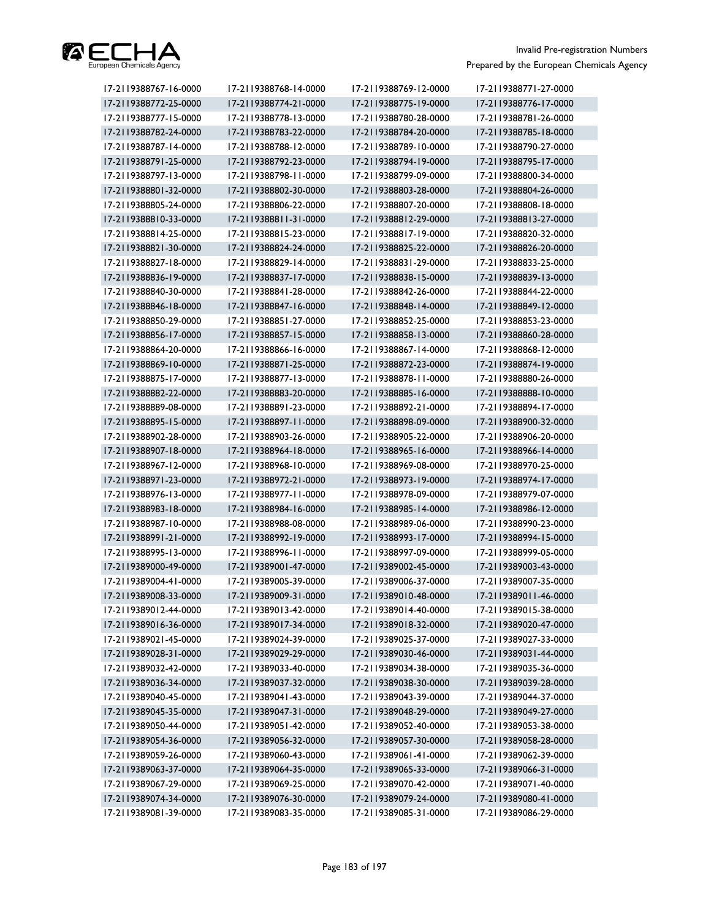| 17-2119388767-16-0000 | 17-2119388768-14-0000 | 17-2119388769-12-0000 | 17-2119388771-27-0000 |
|---|---|---|---|
| 17-2119388772-25-0000 | 17-2119388774-21-0000 | 17-2119388775-19-0000 | 17-2119388776-17-0000 |
| 17-2119388777-15-0000 | 17-2119388778-13-0000 | 17-2119388780-28-0000 | 17-2119388781-26-0000 |
| 17-2119388782-24-0000 | 17-2119388783-22-0000 | 17-2119388784-20-0000 | 17-2119388785-18-0000 |
| 17-2119388787-14-0000 | 17-2119388788-12-0000 | 17-2119388789-10-0000 | 17-2119388790-27-0000 |
| 17-2119388791-25-0000 | 17-2119388792-23-0000 | 17-2119388794-19-0000 | 17-2119388795-17-0000 |
| 17-2119388797-13-0000 | 17-2119388798-11-0000 | 17-2119388799-09-0000 | 17-2119388800-34-0000 |
| 17-2119388801-32-0000 | 17-2119388802-30-0000 | 17-2119388803-28-0000 | 17-2119388804-26-0000 |
| 17-2119388805-24-0000 | 17-2119388806-22-0000 | 17-2119388807-20-0000 | 17-2119388808-18-0000 |
| 17-2119388810-33-0000 | 17-2119388811-31-0000 | 17-2119388812-29-0000 | 17-2119388813-27-0000 |
| 17-2119388814-25-0000 | 17-2119388815-23-0000 | 17-2119388817-19-0000 | 17-2119388820-32-0000 |
| 17-2119388821-30-0000 | 17-2119388824-24-0000 | 17-2119388825-22-0000 | 17-2119388826-20-0000 |
| 17-2119388827-18-0000 | 17-2119388829-14-0000 | 17-2119388831-29-0000 | 17-2119388833-25-0000 |
| 17-2119388836-19-0000 | 17-2119388837-17-0000 | 17-2119388838-15-0000 | 17-2119388839-13-0000 |
| 17-2119388840-30-0000 | 17-2119388841-28-0000 | 17-2119388842-26-0000 | 17-2119388844-22-0000 |
| 17-2119388846-18-0000 | 17-2119388847-16-0000 | 17-2119388848-14-0000 | 17-2119388849-12-0000 |
| 17-2119388850-29-0000 | 17-2119388851-27-0000 | 17-2119388852-25-0000 | 17-2119388853-23-0000 |
| 17-2119388856-17-0000 | 17-2119388857-15-0000 | 17-2119388858-13-0000 | 17-2119388860-28-0000 |
| 17-2119388864-20-0000 | 17-2119388866-16-0000 | 17-2119388867-14-0000 | 17-2119388868-12-0000 |
| 17-2119388869-10-0000 | 17-2119388871-25-0000 | 17-2119388872-23-0000 | 17-2119388874-19-0000 |
| 17-2119388875-17-0000 | 17-2119388877-13-0000 | 17-2119388878-11-0000 | 17-2119388880-26-0000 |
| 17-2119388882-22-0000 | 17-2119388883-20-0000 | 17-2119388885-16-0000 | 17-2119388888-10-0000 |
| 17-2119388889-08-0000 | 17-2119388891-23-0000 | 17-2119388892-21-0000 | 17-2119388894-17-0000 |
| 17-2119388895-15-0000 | 17-2119388897-11-0000 | 17-2119388898-09-0000 | 17-2119388900-32-0000 |
| 17-2119388902-28-0000 | 17-2119388903-26-0000 | 17-2119388905-22-0000 | 17-2119388906-20-0000 |
| 17-2119388907-18-0000 | 17-2119388964-18-0000 | 17-2119388965-16-0000 | 17-2119388966-14-0000 |
| 17-2119388967-12-0000 | 17-2119388968-10-0000 | 17-2119388969-08-0000 | 17-2119388970-25-0000 |
| 17-2119388971-23-0000 | 17-2119388972-21-0000 | 17-2119388973-19-0000 | 17-2119388974-17-0000 |
| 17-2119388976-13-0000 | 17-2119388977-11-0000 | 17-2119388978-09-0000 | 17-2119388979-07-0000 |
| 17-2119388983-18-0000 | 17-2119388984-16-0000 | 17-2119388985-14-0000 | 17-2119388986-12-0000 |
| 17-2119388987-10-0000 | 17-2119388988-08-0000 | 17-2119388989-06-0000 | 17-2119388990-23-0000 |
| 17-2119388991-21-0000 | 17-2119388992-19-0000 | 17-2119388993-17-0000 | 17-2119388994-15-0000 |
| 17-2119388995-13-0000 | 17-2119388996-11-0000 | 17-2119388997-09-0000 | 17-2119388999-05-0000 |
| 17-2119389000-49-0000 | 17-2119389001-47-0000 | 17-2119389002-45-0000 | 17-2119389003-43-0000 |
| 17-2119389004-41-0000 | 17-2119389005-39-0000 | 17-2119389006-37-0000 | 17-2119389007-35-0000 |
| 17-2119389008-33-0000 | 17-2119389009-31-0000 | 17-2119389010-48-0000 | 17-2119389011-46-0000 |
| 17-2119389012-44-0000 | 17-2119389013-42-0000 | 17-2119389014-40-0000 | 17-2119389015-38-0000 |
| 17-2119389016-36-0000 | 17-2119389017-34-0000 | 17-2119389018-32-0000 | 17-2119389020-47-0000 |
| 17-2119389021-45-0000 | 17-2119389024-39-0000 | 17-2119389025-37-0000 | 17-2119389027-33-0000 |
| 17-2119389028-31-0000 | 17-2119389029-29-0000 | 17-2119389030-46-0000 | 17-2119389031-44-0000 |
| 17-2119389032-42-0000 | 17-2119389033-40-0000 | 17-2119389034-38-0000 | 17-2119389035-36-0000 |
| 17-2119389036-34-0000 | 17-2119389037-32-0000 | 17-2119389038-30-0000 | 17-2119389039-28-0000 |
| 17-2119389040-45-0000 | 17-2119389041-43-0000 | 17-2119389043-39-0000 | 17-2119389044-37-0000 |
| 17-2119389045-35-0000 | 17-2119389047-31-0000 | 17-2119389048-29-0000 | 17-2119389049-27-0000 |
| 17-2119389050-44-0000 | 17-2119389051-42-0000 | 17-2119389052-40-0000 | 17-2119389053-38-0000 |
| 17-2119389054-36-0000 | 17-2119389056-32-0000 | 17-2119389057-30-0000 | 17-2119389058-28-0000 |
| 17-2119389059-26-0000 | 17-2119389060-43-0000 | 17-2119389061-41-0000 | 17-2119389062-39-0000 |
| 17-2119389063-37-0000 | 17-2119389064-35-0000 | 17-2119389065-33-0000 | 17-2119389066-31-0000 |
| 17-2119389067-29-0000 | 17-2119389069-25-0000 | 17-2119389070-42-0000 | 17-2119389071-40-0000 |
| 17-2119389074-34-0000 | 17-2119389076-30-0000 | 17-2119389079-24-0000 | 17-2119389080-41-0000 |
| 17-2119389081-39-0000 | 17-2119389083-35-0000 | 17-2119389085-31-0000 | 17-2119389086-29-0000 |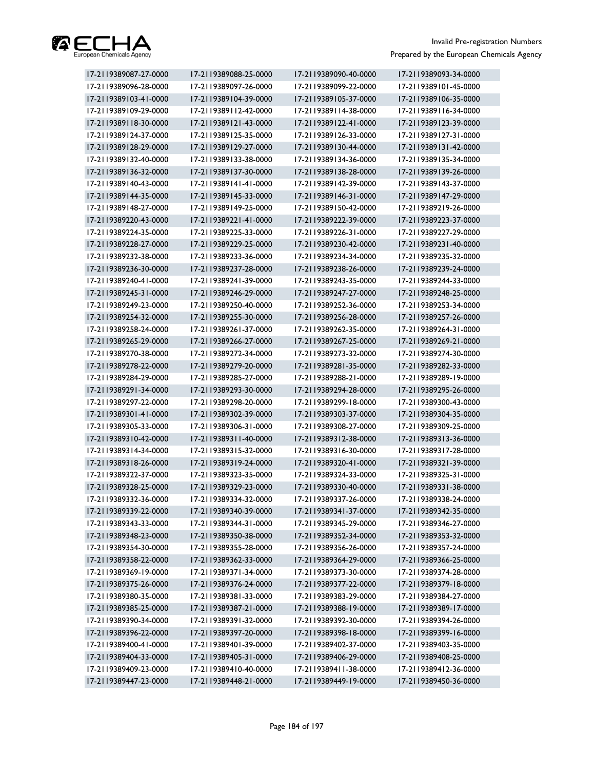| 17-2119389087-27-0000 | 17-2119389088-25-0000 | 17-2119389090-40-0000 | 17-2119389093-34-0000 |
|---|---|---|---|
| 17-2119389096-28-0000 | 17-2119389097-26-0000 | 17-2119389099-22-0000 | 17-2119389101-45-0000 |
| 17-2119389103-41-0000 | 17-2119389104-39-0000 | 17-2119389105-37-0000 | 17-2119389106-35-0000 |
| 17-2119389109-29-0000 | 17-2119389112-42-0000 | 17-2119389114-38-0000 | 17-2119389116-34-0000 |
| 17-2119389118-30-0000 | 17-2119389121-43-0000 | 17-2119389122-41-0000 | 17-2119389123-39-0000 |
| 17-2119389124-37-0000 | 17-2119389125-35-0000 | 17-2119389126-33-0000 | 17-2119389127-31-0000 |
| 17-2119389128-29-0000 | 17-2119389129-27-0000 | 17-2119389130-44-0000 | 17-2119389131-42-0000 |
| 17-2119389132-40-0000 | 17-2119389133-38-0000 | 17-2119389134-36-0000 | 17-2119389135-34-0000 |
| 17-2119389136-32-0000 | 17-2119389137-30-0000 | 17-2119389138-28-0000 | 17-2119389139-26-0000 |
| 17-2119389140-43-0000 | 17-2119389141-41-0000 | 17-2119389142-39-0000 | 17-2119389143-37-0000 |
| 17-2119389144-35-0000 | 17-2119389145-33-0000 | 17-2119389146-31-0000 | 17-2119389147-29-0000 |
| 17-2119389148-27-0000 | 17-2119389149-25-0000 | 17-2119389150-42-0000 | 17-2119389219-26-0000 |
| 17-2119389220-43-0000 | 17-2119389221-41-0000 | 17-2119389222-39-0000 | 17-2119389223-37-0000 |
| 17-2119389224-35-0000 | 17-2119389225-33-0000 | 17-2119389226-31-0000 | 17-2119389227-29-0000 |
| 17-2119389228-27-0000 | 17-2119389229-25-0000 | 17-2119389230-42-0000 | 17-2119389231-40-0000 |
| 17-2119389232-38-0000 | 17-2119389233-36-0000 | 17-2119389234-34-0000 | 17-2119389235-32-0000 |
| 17-2119389236-30-0000 | 17-2119389237-28-0000 | 17-2119389238-26-0000 | 17-2119389239-24-0000 |
| 17-2119389240-41-0000 | 17-2119389241-39-0000 | 17-2119389243-35-0000 | 17-2119389244-33-0000 |
| 17-2119389245-31-0000 | 17-2119389246-29-0000 | 17-2119389247-27-0000 | 17-2119389248-25-0000 |
| 17-2119389249-23-0000 | 17-2119389250-40-0000 | 17-2119389252-36-0000 | 17-2119389253-34-0000 |
| 17-2119389254-32-0000 | 17-2119389255-30-0000 | 17-2119389256-28-0000 | 17-2119389257-26-0000 |
| 17-2119389258-24-0000 | 17-2119389261-37-0000 | 17-2119389262-35-0000 | 17-2119389264-31-0000 |
| 17-2119389265-29-0000 | 17-2119389266-27-0000 | 17-2119389267-25-0000 | 17-2119389269-21-0000 |
| 17-2119389270-38-0000 | 17-2119389272-34-0000 | 17-2119389273-32-0000 | 17-2119389274-30-0000 |
| 17-2119389278-22-0000 | 17-2119389279-20-0000 | 17-2119389281-35-0000 | 17-2119389282-33-0000 |
| 17-2119389284-29-0000 | 17-2119389285-27-0000 | 17-2119389288-21-0000 | 17-2119389289-19-0000 |
| 17-2119389291-34-0000 | 17-2119389293-30-0000 | 17-2119389294-28-0000 | 17-2119389295-26-0000 |
| 17-2119389297-22-0000 | 17-2119389298-20-0000 | 17-2119389299-18-0000 | 17-2119389300-43-0000 |
| 17-2119389301-41-0000 | 17-2119389302-39-0000 | 17-2119389303-37-0000 | 17-2119389304-35-0000 |
| 17-2119389305-33-0000 | 17-2119389306-31-0000 | 17-2119389308-27-0000 | 17-2119389309-25-0000 |
| 17-2119389310-42-0000 | 17-2119389311-40-0000 | 17-2119389312-38-0000 | 17-2119389313-36-0000 |
| 17-2119389314-34-0000 | 17-2119389315-32-0000 | 17-2119389316-30-0000 | 17-2119389317-28-0000 |
| 17-2119389318-26-0000 | 17-2119389319-24-0000 | 17-2119389320-41-0000 | 17-2119389321-39-0000 |
| 17-2119389322-37-0000 | 17-2119389323-35-0000 | 17-2119389324-33-0000 | 17-2119389325-31-0000 |
| 17-2119389328-25-0000 | 17-2119389329-23-0000 | 17-2119389330-40-0000 | 17-2119389331-38-0000 |
| 17-2119389332-36-0000 | 17-2119389334-32-0000 | 17-2119389337-26-0000 | 17-2119389338-24-0000 |
| 17-2119389339-22-0000 | 17-2119389340-39-0000 | 17-2119389341-37-0000 | 17-2119389342-35-0000 |
| 17-2119389343-33-0000 | 17-2119389344-31-0000 | 17-2119389345-29-0000 | 17-2119389346-27-0000 |
| 17-2119389348-23-0000 | 17-2119389350-38-0000 | 17-2119389352-34-0000 | 17-2119389353-32-0000 |
| 17-2119389354-30-0000 | 17-2119389355-28-0000 | 17-2119389356-26-0000 | 17-2119389357-24-0000 |
| 17-2119389358-22-0000 | 17-2119389362-33-0000 | 17-2119389364-29-0000 | 17-2119389366-25-0000 |
| 17-2119389369-19-0000 | 17-2119389371-34-0000 | 17-2119389373-30-0000 | 17-2119389374-28-0000 |
| 17-2119389375-26-0000 | 17-2119389376-24-0000 | 17-2119389377-22-0000 | 17-2119389379-18-0000 |
| 17-2119389380-35-0000 | 17-2119389381-33-0000 | 17-2119389383-29-0000 | 17-2119389384-27-0000 |
| 17-2119389385-25-0000 | 17-2119389387-21-0000 | 17-2119389388-19-0000 | 17-2119389389-17-0000 |
| 17-2119389390-34-0000 | 17-2119389391-32-0000 | 17-2119389392-30-0000 | 17-2119389394-26-0000 |
| 17-2119389396-22-0000 | 17-2119389397-20-0000 | 17-2119389398-18-0000 | 17-2119389399-16-0000 |
| 17-2119389400-41-0000 | 17-2119389401-39-0000 | 17-2119389402-37-0000 | 17-2119389403-35-0000 |
| 17-2119389404-33-0000 | 17-2119389405-31-0000 | 17-2119389406-29-0000 | 17-2119389408-25-0000 |
| 17-2119389409-23-0000 | 17-2119389410-40-0000 | 17-2119389411-38-0000 | 17-2119389412-36-0000 |
| 17-2119389447-23-0000 | 17-2119389448-21-0000 | 17-2119389449-19-0000 | 17-2119389450-36-0000 |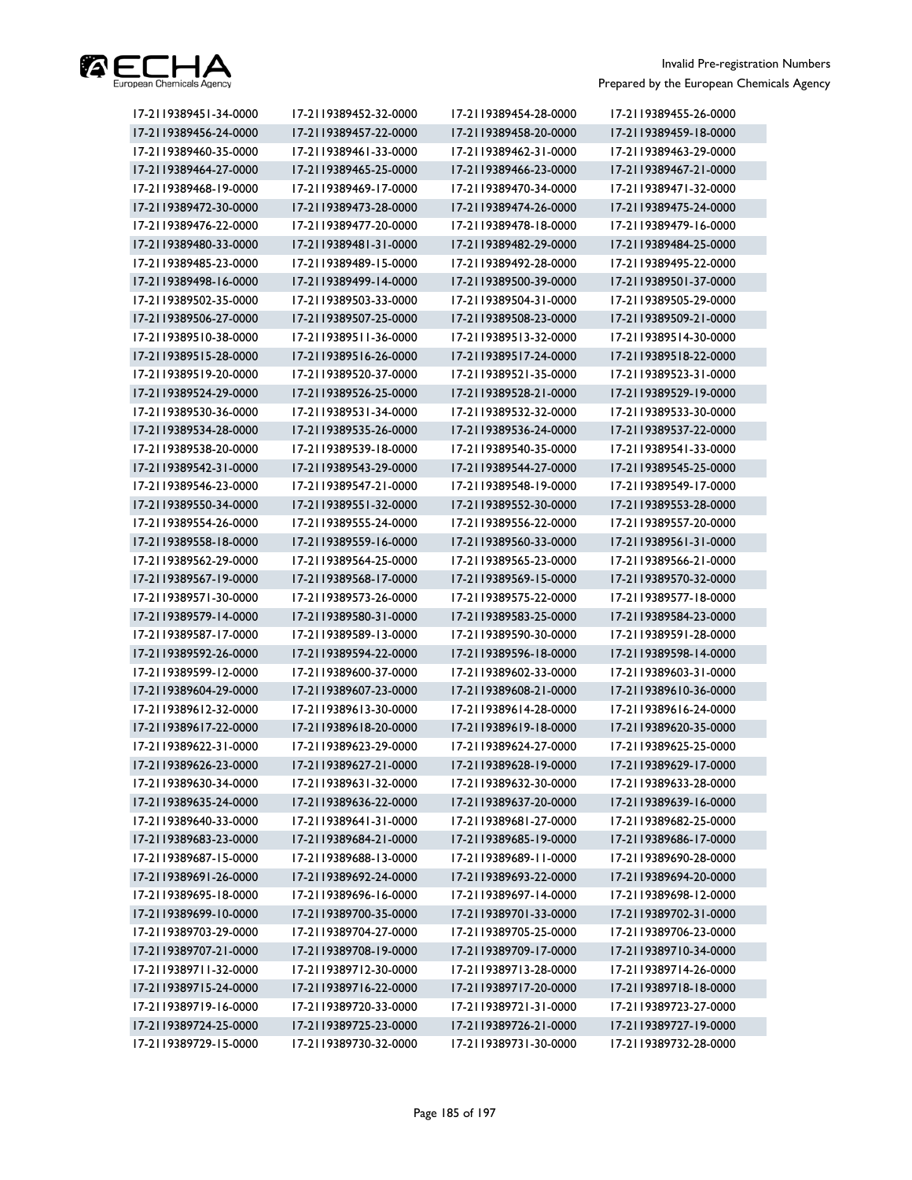| | | | |
|---|---|---|---|
| 17-2119389451-34-0000 | 17-2119389452-32-0000 | 17-2119389454-28-0000 | 17-2119389455-26-0000 |
| 17-2119389456-24-0000 | 17-2119389457-22-0000 | 17-2119389458-20-0000 | 17-2119389459-18-0000 |
| 17-2119389460-35-0000 | 17-2119389461-33-0000 | 17-2119389462-31-0000 | 17-2119389463-29-0000 |
| 17-2119389464-27-0000 | 17-2119389465-25-0000 | 17-2119389466-23-0000 | 17-2119389467-21-0000 |
| 17-2119389468-19-0000 | 17-2119389469-17-0000 | 17-2119389470-34-0000 | 17-2119389471-32-0000 |
| 17-2119389472-30-0000 | 17-2119389473-28-0000 | 17-2119389474-26-0000 | 17-2119389475-24-0000 |
| 17-2119389476-22-0000 | 17-2119389477-20-0000 | 17-2119389478-18-0000 | 17-2119389479-16-0000 |
| 17-2119389480-33-0000 | 17-2119389481-31-0000 | 17-2119389482-29-0000 | 17-2119389484-25-0000 |
| 17-2119389485-23-0000 | 17-2119389489-15-0000 | 17-2119389492-28-0000 | 17-2119389495-22-0000 |
| 17-2119389498-16-0000 | 17-2119389499-14-0000 | 17-2119389500-39-0000 | 17-2119389501-37-0000 |
| 17-2119389502-35-0000 | 17-2119389503-33-0000 | 17-2119389504-31-0000 | 17-2119389505-29-0000 |
| 17-2119389506-27-0000 | 17-2119389507-25-0000 | 17-2119389508-23-0000 | 17-2119389509-21-0000 |
| 17-2119389510-38-0000 | 17-2119389511-36-0000 | 17-2119389513-32-0000 | 17-2119389514-30-0000 |
| 17-2119389515-28-0000 | 17-2119389516-26-0000 | 17-2119389517-24-0000 | 17-2119389518-22-0000 |
| 17-2119389519-20-0000 | 17-2119389520-37-0000 | 17-2119389521-35-0000 | 17-2119389523-31-0000 |
| 17-2119389524-29-0000 | 17-2119389526-25-0000 | 17-2119389528-21-0000 | 17-2119389529-19-0000 |
| 17-2119389530-36-0000 | 17-2119389531-34-0000 | 17-2119389532-32-0000 | 17-2119389533-30-0000 |
| 17-2119389534-28-0000 | 17-2119389535-26-0000 | 17-2119389536-24-0000 | 17-2119389537-22-0000 |
| 17-2119389538-20-0000 | 17-2119389539-18-0000 | 17-2119389540-35-0000 | 17-2119389541-33-0000 |
| 17-2119389542-31-0000 | 17-2119389543-29-0000 | 17-2119389544-27-0000 | 17-2119389545-25-0000 |
| 17-2119389546-23-0000 | 17-2119389547-21-0000 | 17-2119389548-19-0000 | 17-2119389549-17-0000 |
| 17-2119389550-34-0000 | 17-2119389551-32-0000 | 17-2119389552-30-0000 | 17-2119389553-28-0000 |
| 17-2119389554-26-0000 | 17-2119389555-24-0000 | 17-2119389556-22-0000 | 17-2119389557-20-0000 |
| 17-2119389558-18-0000 | 17-2119389559-16-0000 | 17-2119389560-33-0000 | 17-2119389561-31-0000 |
| 17-2119389562-29-0000 | 17-2119389564-25-0000 | 17-2119389565-23-0000 | 17-2119389566-21-0000 |
| 17-2119389567-19-0000 | 17-2119389568-17-0000 | 17-2119389569-15-0000 | 17-2119389570-32-0000 |
| 17-2119389571-30-0000 | 17-2119389573-26-0000 | 17-2119389575-22-0000 | 17-2119389577-18-0000 |
| 17-2119389579-14-0000 | 17-2119389580-31-0000 | 17-2119389583-25-0000 | 17-2119389584-23-0000 |
| 17-2119389587-17-0000 | 17-2119389589-13-0000 | 17-2119389590-30-0000 | 17-2119389591-28-0000 |
| 17-2119389592-26-0000 | 17-2119389594-22-0000 | 17-2119389596-18-0000 | 17-2119389598-14-0000 |
| 17-2119389599-12-0000 | 17-2119389600-37-0000 | 17-2119389602-33-0000 | 17-2119389603-31-0000 |
| 17-2119389604-29-0000 | 17-2119389607-23-0000 | 17-2119389608-21-0000 | 17-2119389610-36-0000 |
| 17-2119389612-32-0000 | 17-2119389613-30-0000 | 17-2119389614-28-0000 | 17-2119389616-24-0000 |
| 17-2119389617-22-0000 | 17-2119389618-20-0000 | 17-2119389619-18-0000 | 17-2119389620-35-0000 |
| 17-2119389622-31-0000 | 17-2119389623-29-0000 | 17-2119389624-27-0000 | 17-2119389625-25-0000 |
| 17-2119389626-23-0000 | 17-2119389627-21-0000 | 17-2119389628-19-0000 | 17-2119389629-17-0000 |
| 17-2119389630-34-0000 | 17-2119389631-32-0000 | 17-2119389632-30-0000 | 17-2119389633-28-0000 |
| 17-2119389635-24-0000 | 17-2119389636-22-0000 | 17-2119389637-20-0000 | 17-2119389639-16-0000 |
| 17-2119389640-33-0000 | 17-2119389641-31-0000 | 17-2119389681-27-0000 | 17-2119389682-25-0000 |
| 17-2119389683-23-0000 | 17-2119389684-21-0000 | 17-2119389685-19-0000 | 17-2119389686-17-0000 |
| 17-2119389687-15-0000 | 17-2119389688-13-0000 | 17-2119389689-11-0000 | 17-2119389690-28-0000 |
| 17-2119389691-26-0000 | 17-2119389692-24-0000 | 17-2119389693-22-0000 | 17-2119389694-20-0000 |
| 17-2119389695-18-0000 | 17-2119389696-16-0000 | 17-2119389697-14-0000 | 17-2119389698-12-0000 |
| 17-2119389699-10-0000 | 17-2119389700-35-0000 | 17-2119389701-33-0000 | 17-2119389702-31-0000 |
| 17-2119389703-29-0000 | 17-2119389704-27-0000 | 17-2119389705-25-0000 | 17-2119389706-23-0000 |
| 17-2119389707-21-0000 | 17-2119389708-19-0000 | 17-2119389709-17-0000 | 17-2119389710-34-0000 |
| 17-2119389711-32-0000 | 17-2119389712-30-0000 | 17-2119389713-28-0000 | 17-2119389714-26-0000 |
| 17-2119389715-24-0000 | 17-2119389716-22-0000 | 17-2119389717-20-0000 | 17-2119389718-18-0000 |
| 17-2119389719-16-0000 | 17-2119389720-33-0000 | 17-2119389721-31-0000 | 17-2119389723-27-0000 |
| 17-2119389724-25-0000 | 17-2119389725-23-0000 | 17-2119389726-21-0000 | 17-2119389727-19-0000 |
| 17-2119389729-15-0000 | 17-2119389730-32-0000 | 17-2119389731-30-0000 | 17-2119389732-28-0000 |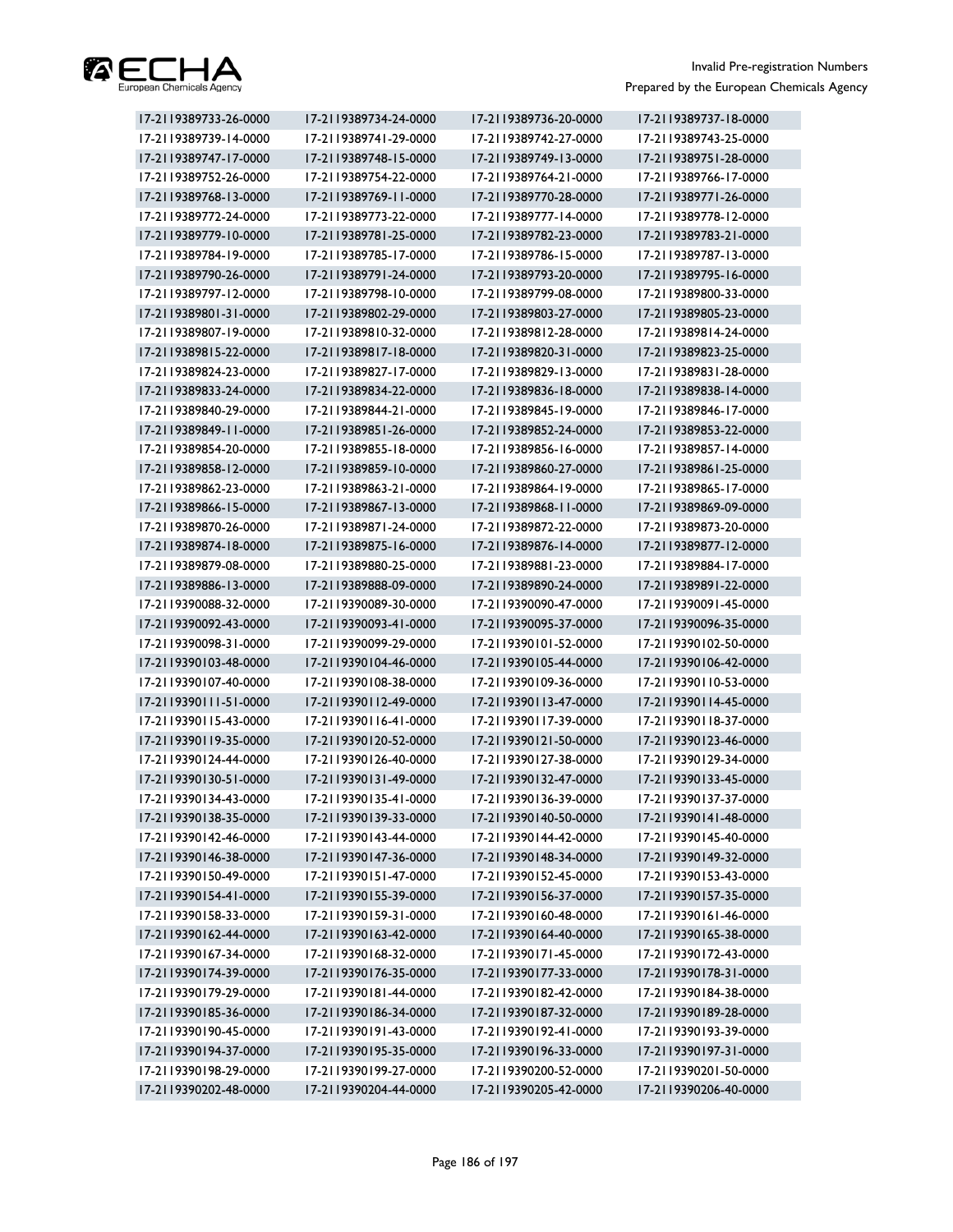| 17-2119389733-26-0000 | 17-2119389734-24-0000 | 17-2119389736-20-0000 | 17-2119389737-18-0000 |
|---|---|---|---|
| 17-2119389739-14-0000 | 17-2119389741-29-0000 | 17-2119389742-27-0000 | 17-2119389743-25-0000 |
| 17-2119389747-17-0000 | 17-2119389748-15-0000 | 17-2119389749-13-0000 | 17-2119389751-28-0000 |
| 17-2119389752-26-0000 | 17-2119389754-22-0000 | 17-2119389764-21-0000 | 17-2119389766-17-0000 |
| 17-2119389768-13-0000 | 17-2119389769-11-0000 | 17-2119389770-28-0000 | 17-2119389771-26-0000 |
| 17-2119389772-24-0000 | 17-2119389773-22-0000 | 17-2119389777-14-0000 | 17-2119389778-12-0000 |
| 17-2119389779-10-0000 | 17-2119389781-25-0000 | 17-2119389782-23-0000 | 17-2119389783-21-0000 |
| 17-2119389784-19-0000 | 17-2119389785-17-0000 | 17-2119389786-15-0000 | 17-2119389787-13-0000 |
| 17-2119389790-26-0000 | 17-2119389791-24-0000 | 17-2119389793-20-0000 | 17-2119389795-16-0000 |
| 17-2119389797-12-0000 | 17-2119389798-10-0000 | 17-2119389799-08-0000 | 17-2119389800-33-0000 |
| 17-2119389801-31-0000 | 17-2119389802-29-0000 | 17-2119389803-27-0000 | 17-2119389805-23-0000 |
| 17-2119389807-19-0000 | 17-2119389810-32-0000 | 17-2119389812-28-0000 | 17-2119389814-24-0000 |
| 17-2119389815-22-0000 | 17-2119389817-18-0000 | 17-2119389820-31-0000 | 17-2119389823-25-0000 |
| 17-2119389824-23-0000 | 17-2119389827-17-0000 | 17-2119389829-13-0000 | 17-2119389831-28-0000 |
| 17-2119389833-24-0000 | 17-2119389834-22-0000 | 17-2119389836-18-0000 | 17-2119389838-14-0000 |
| 17-2119389840-29-0000 | 17-2119389844-21-0000 | 17-2119389845-19-0000 | 17-2119389846-17-0000 |
| 17-2119389849-11-0000 | 17-2119389851-26-0000 | 17-2119389852-24-0000 | 17-2119389853-22-0000 |
| 17-2119389854-20-0000 | 17-2119389855-18-0000 | 17-2119389856-16-0000 | 17-2119389857-14-0000 |
| 17-2119389858-12-0000 | 17-2119389859-10-0000 | 17-2119389860-27-0000 | 17-2119389861-25-0000 |
| 17-2119389862-23-0000 | 17-2119389863-21-0000 | 17-2119389864-19-0000 | 17-2119389865-17-0000 |
| 17-2119389866-15-0000 | 17-2119389867-13-0000 | 17-2119389868-11-0000 | 17-2119389869-09-0000 |
| 17-2119389870-26-0000 | 17-2119389871-24-0000 | 17-2119389872-22-0000 | 17-2119389873-20-0000 |
| 17-2119389874-18-0000 | 17-2119389875-16-0000 | 17-2119389876-14-0000 | 17-2119389877-12-0000 |
| 17-2119389879-08-0000 | 17-2119389880-25-0000 | 17-2119389881-23-0000 | 17-2119389884-17-0000 |
| 17-2119389886-13-0000 | 17-2119389888-09-0000 | 17-2119389890-24-0000 | 17-2119389891-22-0000 |
| 17-2119390088-32-0000 | 17-2119390089-30-0000 | 17-2119390090-47-0000 | 17-2119390091-45-0000 |
| 17-2119390092-43-0000 | 17-2119390093-41-0000 | 17-2119390095-37-0000 | 17-2119390096-35-0000 |
| 17-2119390098-31-0000 | 17-2119390099-29-0000 | 17-2119390101-52-0000 | 17-2119390102-50-0000 |
| 17-2119390103-48-0000 | 17-2119390104-46-0000 | 17-2119390105-44-0000 | 17-2119390106-42-0000 |
| 17-2119390107-40-0000 | 17-2119390108-38-0000 | 17-2119390109-36-0000 | 17-2119390110-53-0000 |
| 17-2119390111-51-0000 | 17-2119390112-49-0000 | 17-2119390113-47-0000 | 17-2119390114-45-0000 |
| 17-2119390115-43-0000 | 17-2119390116-41-0000 | 17-2119390117-39-0000 | 17-2119390118-37-0000 |
| 17-2119390119-35-0000 | 17-2119390120-52-0000 | 17-2119390121-50-0000 | 17-2119390123-46-0000 |
| 17-2119390124-44-0000 | 17-2119390126-40-0000 | 17-2119390127-38-0000 | 17-2119390129-34-0000 |
| 17-2119390130-51-0000 | 17-2119390131-49-0000 | 17-2119390132-47-0000 | 17-2119390133-45-0000 |
| 17-2119390134-43-0000 | 17-2119390135-41-0000 | 17-2119390136-39-0000 | 17-2119390137-37-0000 |
| 17-2119390138-35-0000 | 17-2119390139-33-0000 | 17-2119390140-50-0000 | 17-2119390141-48-0000 |
| 17-2119390142-46-0000 | 17-2119390143-44-0000 | 17-2119390144-42-0000 | 17-2119390145-40-0000 |
| 17-2119390146-38-0000 | 17-2119390147-36-0000 | 17-2119390148-34-0000 | 17-2119390149-32-0000 |
| 17-2119390150-49-0000 | 17-2119390151-47-0000 | 17-2119390152-45-0000 | 17-2119390153-43-0000 |
| 17-2119390154-41-0000 | 17-2119390155-39-0000 | 17-2119390156-37-0000 | 17-2119390157-35-0000 |
| 17-2119390158-33-0000 | 17-2119390159-31-0000 | 17-2119390160-48-0000 | 17-2119390161-46-0000 |
| 17-2119390162-44-0000 | 17-2119390163-42-0000 | 17-2119390164-40-0000 | 17-2119390165-38-0000 |
| 17-2119390167-34-0000 | 17-2119390168-32-0000 | 17-2119390171-45-0000 | 17-2119390172-43-0000 |
| 17-2119390174-39-0000 | 17-2119390176-35-0000 | 17-2119390177-33-0000 | 17-2119390178-31-0000 |
| 17-2119390179-29-0000 | 17-2119390181-44-0000 | 17-2119390182-42-0000 | 17-2119390184-38-0000 |
| 17-2119390185-36-0000 | 17-2119390186-34-0000 | 17-2119390187-32-0000 | 17-2119390189-28-0000 |
| 17-2119390190-45-0000 | 17-2119390191-43-0000 | 17-2119390192-41-0000 | 17-2119390193-39-0000 |
| 17-2119390194-37-0000 | 17-2119390195-35-0000 | 17-2119390196-33-0000 | 17-2119390197-31-0000 |
| 17-2119390198-29-0000 | 17-2119390199-27-0000 | 17-2119390200-52-0000 | 17-2119390201-50-0000 |
| 17-2119390202-48-0000 | 17-2119390204-44-0000 | 17-2119390205-42-0000 | 17-2119390206-40-0000 |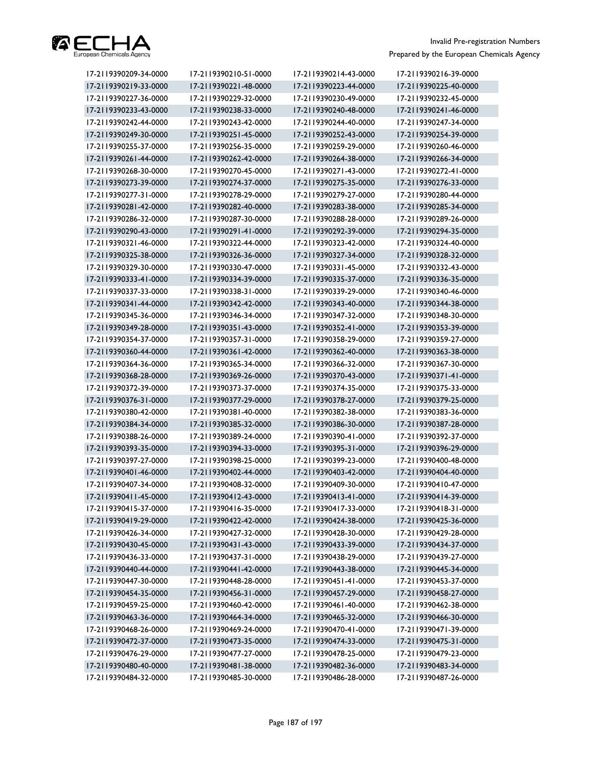| | | | |
|---|---|---|---|
| 17-2119390209-34-0000 | 17-2119390210-51-0000 | 17-2119390214-43-0000 | 17-2119390216-39-0000 |
| 17-2119390219-33-0000 | 17-2119390221-48-0000 | 17-2119390223-44-0000 | 17-2119390225-40-0000 |
| 17-2119390227-36-0000 | 17-2119390229-32-0000 | 17-2119390230-49-0000 | 17-2119390232-45-0000 |
| 17-2119390233-43-0000 | 17-2119390238-33-0000 | 17-2119390240-48-0000 | 17-2119390241-46-0000 |
| 17-2119390242-44-0000 | 17-2119390243-42-0000 | 17-2119390244-40-0000 | 17-2119390247-34-0000 |
| 17-2119390249-30-0000 | 17-2119390251-45-0000 | 17-2119390252-43-0000 | 17-2119390254-39-0000 |
| 17-2119390255-37-0000 | 17-2119390256-35-0000 | 17-2119390259-29-0000 | 17-2119390260-46-0000 |
| 17-2119390261-44-0000 | 17-2119390262-42-0000 | 17-2119390264-38-0000 | 17-2119390266-34-0000 |
| 17-2119390268-30-0000 | 17-2119390270-45-0000 | 17-2119390271-43-0000 | 17-2119390272-41-0000 |
| 17-2119390273-39-0000 | 17-2119390274-37-0000 | 17-2119390275-35-0000 | 17-2119390276-33-0000 |
| 17-2119390277-31-0000 | 17-2119390278-29-0000 | 17-2119390279-27-0000 | 17-2119390280-44-0000 |
| 17-2119390281-42-0000 | 17-2119390282-40-0000 | 17-2119390283-38-0000 | 17-2119390285-34-0000 |
| 17-2119390286-32-0000 | 17-2119390287-30-0000 | 17-2119390288-28-0000 | 17-2119390289-26-0000 |
| 17-2119390290-43-0000 | 17-2119390291-41-0000 | 17-2119390292-39-0000 | 17-2119390294-35-0000 |
| 17-2119390321-46-0000 | 17-2119390322-44-0000 | 17-2119390323-42-0000 | 17-2119390324-40-0000 |
| 17-2119390325-38-0000 | 17-2119390326-36-0000 | 17-2119390327-34-0000 | 17-2119390328-32-0000 |
| 17-2119390329-30-0000 | 17-2119390330-47-0000 | 17-2119390331-45-0000 | 17-2119390332-43-0000 |
| 17-2119390333-41-0000 | 17-2119390334-39-0000 | 17-2119390335-37-0000 | 17-2119390336-35-0000 |
| 17-2119390337-33-0000 | 17-2119390338-31-0000 | 17-2119390339-29-0000 | 17-2119390340-46-0000 |
| 17-2119390341-44-0000 | 17-2119390342-42-0000 | 17-2119390343-40-0000 | 17-2119390344-38-0000 |
| 17-2119390345-36-0000 | 17-2119390346-34-0000 | 17-2119390347-32-0000 | 17-2119390348-30-0000 |
| 17-2119390349-28-0000 | 17-2119390351-43-0000 | 17-2119390352-41-0000 | 17-2119390353-39-0000 |
| 17-2119390354-37-0000 | 17-2119390357-31-0000 | 17-2119390358-29-0000 | 17-2119390359-27-0000 |
| 17-2119390360-44-0000 | 17-2119390361-42-0000 | 17-2119390362-40-0000 | 17-2119390363-38-0000 |
| 17-2119390364-36-0000 | 17-2119390365-34-0000 | 17-2119390366-32-0000 | 17-2119390367-30-0000 |
| 17-2119390368-28-0000 | 17-2119390369-26-0000 | 17-2119390370-43-0000 | 17-2119390371-41-0000 |
| 17-2119390372-39-0000 | 17-2119390373-37-0000 | 17-2119390374-35-0000 | 17-2119390375-33-0000 |
| 17-2119390376-31-0000 | 17-2119390377-29-0000 | 17-2119390378-27-0000 | 17-2119390379-25-0000 |
| 17-2119390380-42-0000 | 17-2119390381-40-0000 | 17-2119390382-38-0000 | 17-2119390383-36-0000 |
| 17-2119390384-34-0000 | 17-2119390385-32-0000 | 17-2119390386-30-0000 | 17-2119390387-28-0000 |
| 17-2119390388-26-0000 | 17-2119390389-24-0000 | 17-2119390390-41-0000 | 17-2119390392-37-0000 |
| 17-2119390393-35-0000 | 17-2119390394-33-0000 | 17-2119390395-31-0000 | 17-2119390396-29-0000 |
| 17-2119390397-27-0000 | 17-2119390398-25-0000 | 17-2119390399-23-0000 | 17-2119390400-48-0000 |
| 17-2119390401-46-0000 | 17-2119390402-44-0000 | 17-2119390403-42-0000 | 17-2119390404-40-0000 |
| 17-2119390407-34-0000 | 17-2119390408-32-0000 | 17-2119390409-30-0000 | 17-2119390410-47-0000 |
| 17-2119390411-45-0000 | 17-2119390412-43-0000 | 17-2119390413-41-0000 | 17-2119390414-39-0000 |
| 17-2119390415-37-0000 | 17-2119390416-35-0000 | 17-2119390417-33-0000 | 17-2119390418-31-0000 |
| 17-2119390419-29-0000 | 17-2119390422-42-0000 | 17-2119390424-38-0000 | 17-2119390425-36-0000 |
| 17-2119390426-34-0000 | 17-2119390427-32-0000 | 17-2119390428-30-0000 | 17-2119390429-28-0000 |
| 17-2119390430-45-0000 | 17-2119390431-43-0000 | 17-2119390433-39-0000 | 17-2119390434-37-0000 |
| 17-2119390436-33-0000 | 17-2119390437-31-0000 | 17-2119390438-29-0000 | 17-2119390439-27-0000 |
| 17-2119390440-44-0000 | 17-2119390441-42-0000 | 17-2119390443-38-0000 | 17-2119390445-34-0000 |
| 17-2119390447-30-0000 | 17-2119390448-28-0000 | 17-2119390451-41-0000 | 17-2119390453-37-0000 |
| 17-2119390454-35-0000 | 17-2119390456-31-0000 | 17-2119390457-29-0000 | 17-2119390458-27-0000 |
| 17-2119390459-25-0000 | 17-2119390460-42-0000 | 17-2119390461-40-0000 | 17-2119390462-38-0000 |
| 17-2119390463-36-0000 | 17-2119390464-34-0000 | 17-2119390465-32-0000 | 17-2119390466-30-0000 |
| 17-2119390468-26-0000 | 17-2119390469-24-0000 | 17-2119390470-41-0000 | 17-2119390471-39-0000 |
| 17-2119390472-37-0000 | 17-2119390473-35-0000 | 17-2119390474-33-0000 | 17-2119390475-31-0000 |
| 17-2119390476-29-0000 | 17-2119390477-27-0000 | 17-2119390478-25-0000 | 17-2119390479-23-0000 |
| 17-2119390480-40-0000 | 17-2119390481-38-0000 | 17-2119390482-36-0000 | 17-2119390483-34-0000 |
| 17-2119390484-32-0000 | 17-2119390485-30-0000 | 17-2119390486-28-0000 | 17-2119390487-26-0000 |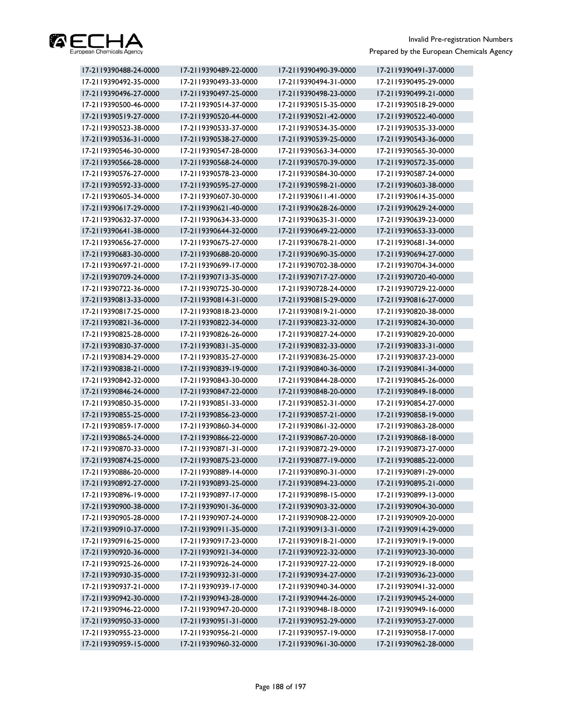| 17-2119390488-24-0000 | 17-2119390489-22-0000 | 17-2119390490-39-0000 | 17-2119390491-37-0000 |
|---|---|---|---|
| 17-2119390492-35-0000 | 17-2119390493-33-0000 | 17-2119390494-31-0000 | 17-2119390495-29-0000 |
| 17-2119390496-27-0000 | 17-2119390497-25-0000 | 17-2119390498-23-0000 | 17-2119390499-21-0000 |
| 17-2119390500-46-0000 | 17-2119390514-37-0000 | 17-2119390515-35-0000 | 17-2119390518-29-0000 |
| 17-2119390519-27-0000 | 17-2119390520-44-0000 | 17-2119390521-42-0000 | 17-2119390522-40-0000 |
| 17-2119390523-38-0000 | 17-2119390533-37-0000 | 17-2119390534-35-0000 | 17-2119390535-33-0000 |
| 17-2119390536-31-0000 | 17-2119390538-27-0000 | 17-2119390539-25-0000 | 17-2119390543-36-0000 |
| 17-2119390546-30-0000 | 17-2119390547-28-0000 | 17-2119390563-34-0000 | 17-2119390565-30-0000 |
| 17-2119390566-28-0000 | 17-2119390568-24-0000 | 17-2119390570-39-0000 | 17-2119390572-35-0000 |
| 17-2119390576-27-0000 | 17-2119390578-23-0000 | 17-2119390584-30-0000 | 17-2119390587-24-0000 |
| 17-2119390592-33-0000 | 17-2119390595-27-0000 | 17-2119390598-21-0000 | 17-2119390603-38-0000 |
| 17-2119390605-34-0000 | 17-2119390607-30-0000 | 17-2119390611-41-0000 | 17-2119390614-35-0000 |
| 17-2119390617-29-0000 | 17-2119390621-40-0000 | 17-2119390628-26-0000 | 17-2119390629-24-0000 |
| 17-2119390632-37-0000 | 17-2119390634-33-0000 | 17-2119390635-31-0000 | 17-2119390639-23-0000 |
| 17-2119390641-38-0000 | 17-2119390644-32-0000 | 17-2119390649-22-0000 | 17-2119390653-33-0000 |
| 17-2119390656-27-0000 | 17-2119390675-27-0000 | 17-2119390678-21-0000 | 17-2119390681-34-0000 |
| 17-2119390683-30-0000 | 17-2119390688-20-0000 | 17-2119390690-35-0000 | 17-2119390694-27-0000 |
| 17-2119390697-21-0000 | 17-2119390699-17-0000 | 17-2119390702-38-0000 | 17-2119390704-34-0000 |
| 17-2119390709-24-0000 | 17-2119390713-35-0000 | 17-2119390717-27-0000 | 17-2119390720-40-0000 |
| 17-2119390722-36-0000 | 17-2119390725-30-0000 | 17-2119390728-24-0000 | 17-2119390729-22-0000 |
| 17-2119390813-33-0000 | 17-2119390814-31-0000 | 17-2119390815-29-0000 | 17-2119390816-27-0000 |
| 17-2119390817-25-0000 | 17-2119390818-23-0000 | 17-2119390819-21-0000 | 17-2119390820-38-0000 |
| 17-2119390821-36-0000 | 17-2119390822-34-0000 | 17-2119390823-32-0000 | 17-2119390824-30-0000 |
| 17-2119390825-28-0000 | 17-2119390826-26-0000 | 17-2119390827-24-0000 | 17-2119390829-20-0000 |
| 17-2119390830-37-0000 | 17-2119390831-35-0000 | 17-2119390832-33-0000 | 17-2119390833-31-0000 |
| 17-2119390834-29-0000 | 17-2119390835-27-0000 | 17-2119390836-25-0000 | 17-2119390837-23-0000 |
| 17-2119390838-21-0000 | 17-2119390839-19-0000 | 17-2119390840-36-0000 | 17-2119390841-34-0000 |
| 17-2119390842-32-0000 | 17-2119390843-30-0000 | 17-2119390844-28-0000 | 17-2119390845-26-0000 |
| 17-2119390846-24-0000 | 17-2119390847-22-0000 | 17-2119390848-20-0000 | 17-2119390849-18-0000 |
| 17-2119390850-35-0000 | 17-2119390851-33-0000 | 17-2119390852-31-0000 | 17-2119390854-27-0000 |
| 17-2119390855-25-0000 | 17-2119390856-23-0000 | 17-2119390857-21-0000 | 17-2119390858-19-0000 |
| 17-2119390859-17-0000 | 17-2119390860-34-0000 | 17-2119390861-32-0000 | 17-2119390863-28-0000 |
| 17-2119390865-24-0000 | 17-2119390866-22-0000 | 17-2119390867-20-0000 | 17-2119390868-18-0000 |
| 17-2119390870-33-0000 | 17-2119390871-31-0000 | 17-2119390872-29-0000 | 17-2119390873-27-0000 |
| 17-2119390874-25-0000 | 17-2119390875-23-0000 | 17-2119390877-19-0000 | 17-2119390885-22-0000 |
| 17-2119390886-20-0000 | 17-2119390889-14-0000 | 17-2119390890-31-0000 | 17-2119390891-29-0000 |
| 17-2119390892-27-0000 | 17-2119390893-25-0000 | 17-2119390894-23-0000 | 17-2119390895-21-0000 |
| 17-2119390896-19-0000 | 17-2119390897-17-0000 | 17-2119390898-15-0000 | 17-2119390899-13-0000 |
| 17-2119390900-38-0000 | 17-2119390901-36-0000 | 17-2119390903-32-0000 | 17-2119390904-30-0000 |
| 17-2119390905-28-0000 | 17-2119390907-24-0000 | 17-2119390908-22-0000 | 17-2119390909-20-0000 |
| 17-2119390910-37-0000 | 17-2119390911-35-0000 | 17-2119390913-31-0000 | 17-2119390914-29-0000 |
| 17-2119390916-25-0000 | 17-2119390917-23-0000 | 17-2119390918-21-0000 | 17-2119390919-19-0000 |
| 17-2119390920-36-0000 | 17-2119390921-34-0000 | 17-2119390922-32-0000 | 17-2119390923-30-0000 |
| 17-2119390925-26-0000 | 17-2119390926-24-0000 | 17-2119390927-22-0000 | 17-2119390929-18-0000 |
| 17-2119390930-35-0000 | 17-2119390932-31-0000 | 17-2119390934-27-0000 | 17-2119390936-23-0000 |
| 17-2119390937-21-0000 | 17-2119390939-17-0000 | 17-2119390940-34-0000 | 17-2119390941-32-0000 |
| 17-2119390942-30-0000 | 17-2119390943-28-0000 | 17-2119390944-26-0000 | 17-2119390945-24-0000 |
| 17-2119390946-22-0000 | 17-2119390947-20-0000 | 17-2119390948-18-0000 | 17-2119390949-16-0000 |
| 17-2119390950-33-0000 | 17-2119390951-31-0000 | 17-2119390952-29-0000 | 17-2119390953-27-0000 |
| 17-2119390955-23-0000 | 17-2119390956-21-0000 | 17-2119390957-19-0000 | 17-2119390958-17-0000 |
| 17-2119390959-15-0000 | 17-2119390960-32-0000 | 17-2119390961-30-0000 | 17-2119390962-28-0000 |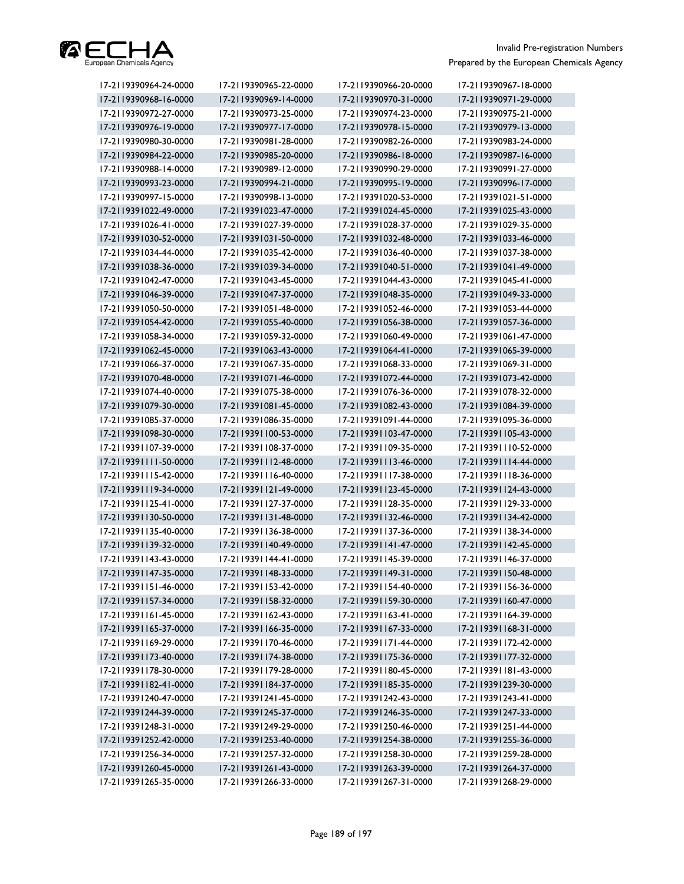| | | | |
|---|---|---|---|
| 17-2119390964-24-0000 | 17-2119390965-22-0000 | 17-2119390966-20-0000 | 17-2119390967-18-0000 |
| 17-2119390968-16-0000 | 17-2119390969-14-0000 | 17-2119390970-31-0000 | 17-2119390971-29-0000 |
| 17-2119390972-27-0000 | 17-2119390973-25-0000 | 17-2119390974-23-0000 | 17-2119390975-21-0000 |
| 17-2119390976-19-0000 | 17-2119390977-17-0000 | 17-2119390978-15-0000 | 17-2119390979-13-0000 |
| 17-2119390980-30-0000 | 17-2119390981-28-0000 | 17-2119390982-26-0000 | 17-2119390983-24-0000 |
| 17-2119390984-22-0000 | 17-2119390985-20-0000 | 17-2119390986-18-0000 | 17-2119390987-16-0000 |
| 17-2119390988-14-0000 | 17-2119390989-12-0000 | 17-2119390990-29-0000 | 17-2119390991-27-0000 |
| 17-2119390993-23-0000 | 17-2119390994-21-0000 | 17-2119390995-19-0000 | 17-2119390996-17-0000 |
| 17-2119390997-15-0000 | 17-2119390998-13-0000 | 17-2119391020-53-0000 | 17-2119391021-51-0000 |
| 17-2119391022-49-0000 | 17-2119391023-47-0000 | 17-2119391024-45-0000 | 17-2119391025-43-0000 |
| 17-2119391026-41-0000 | 17-2119391027-39-0000 | 17-2119391028-37-0000 | 17-2119391029-35-0000 |
| 17-2119391030-52-0000 | 17-2119391031-50-0000 | 17-2119391032-48-0000 | 17-2119391033-46-0000 |
| 17-2119391034-44-0000 | 17-2119391035-42-0000 | 17-2119391036-40-0000 | 17-2119391037-38-0000 |
| 17-2119391038-36-0000 | 17-2119391039-34-0000 | 17-2119391040-51-0000 | 17-2119391041-49-0000 |
| 17-2119391042-47-0000 | 17-2119391043-45-0000 | 17-2119391044-43-0000 | 17-2119391045-41-0000 |
| 17-2119391046-39-0000 | 17-2119391047-37-0000 | 17-2119391048-35-0000 | 17-2119391049-33-0000 |
| 17-2119391050-50-0000 | 17-2119391051-48-0000 | 17-2119391052-46-0000 | 17-2119391053-44-0000 |
| 17-2119391054-42-0000 | 17-2119391055-40-0000 | 17-2119391056-38-0000 | 17-2119391057-36-0000 |
| 17-2119391058-34-0000 | 17-2119391059-32-0000 | 17-2119391060-49-0000 | 17-2119391061-47-0000 |
| 17-2119391062-45-0000 | 17-2119391063-43-0000 | 17-2119391064-41-0000 | 17-2119391065-39-0000 |
| 17-2119391066-37-0000 | 17-2119391067-35-0000 | 17-2119391068-33-0000 | 17-2119391069-31-0000 |
| 17-2119391070-48-0000 | 17-2119391071-46-0000 | 17-2119391072-44-0000 | 17-2119391073-42-0000 |
| 17-2119391074-40-0000 | 17-2119391075-38-0000 | 17-2119391076-36-0000 | 17-2119391078-32-0000 |
| 17-2119391079-30-0000 | 17-2119391081-45-0000 | 17-2119391082-43-0000 | 17-2119391084-39-0000 |
| 17-2119391085-37-0000 | 17-2119391086-35-0000 | 17-2119391091-44-0000 | 17-2119391095-36-0000 |
| 17-2119391098-30-0000 | 17-2119391100-53-0000 | 17-2119391103-47-0000 | 17-2119391105-43-0000 |
| 17-2119391107-39-0000 | 17-2119391108-37-0000 | 17-2119391109-35-0000 | 17-2119391110-52-0000 |
| 17-2119391111-50-0000 | 17-2119391112-48-0000 | 17-2119391113-46-0000 | 17-2119391114-44-0000 |
| 17-2119391115-42-0000 | 17-2119391116-40-0000 | 17-2119391117-38-0000 | 17-2119391118-36-0000 |
| 17-2119391119-34-0000 | 17-2119391121-49-0000 | 17-2119391123-45-0000 | 17-2119391124-43-0000 |
| 17-2119391125-41-0000 | 17-2119391127-37-0000 | 17-2119391128-35-0000 | 17-2119391129-33-0000 |
| 17-2119391130-50-0000 | 17-2119391131-48-0000 | 17-2119391132-46-0000 | 17-2119391134-42-0000 |
| 17-2119391135-40-0000 | 17-2119391136-38-0000 | 17-2119391137-36-0000 | 17-2119391138-34-0000 |
| 17-2119391139-32-0000 | 17-2119391140-49-0000 | 17-2119391141-47-0000 | 17-2119391142-45-0000 |
| 17-2119391143-43-0000 | 17-2119391144-41-0000 | 17-2119391145-39-0000 | 17-2119391146-37-0000 |
| 17-2119391147-35-0000 | 17-2119391148-33-0000 | 17-2119391149-31-0000 | 17-2119391150-48-0000 |
| 17-2119391151-46-0000 | 17-2119391153-42-0000 | 17-2119391154-40-0000 | 17-2119391156-36-0000 |
| 17-2119391157-34-0000 | 17-2119391158-32-0000 | 17-2119391159-30-0000 | 17-2119391160-47-0000 |
| 17-2119391161-45-0000 | 17-2119391162-43-0000 | 17-2119391163-41-0000 | 17-2119391164-39-0000 |
| 17-2119391165-37-0000 | 17-2119391166-35-0000 | 17-2119391167-33-0000 | 17-2119391168-31-0000 |
| 17-2119391169-29-0000 | 17-2119391170-46-0000 | 17-2119391171-44-0000 | 17-2119391172-42-0000 |
| 17-2119391173-40-0000 | 17-2119391174-38-0000 | 17-2119391175-36-0000 | 17-2119391177-32-0000 |
| 17-2119391178-30-0000 | 17-2119391179-28-0000 | 17-2119391180-45-0000 | 17-2119391181-43-0000 |
| 17-2119391182-41-0000 | 17-2119391184-37-0000 | 17-2119391185-35-0000 | 17-2119391239-30-0000 |
| 17-2119391240-47-0000 | 17-2119391241-45-0000 | 17-2119391242-43-0000 | 17-2119391243-41-0000 |
| 17-2119391244-39-0000 | 17-2119391245-37-0000 | 17-2119391246-35-0000 | 17-2119391247-33-0000 |
| 17-2119391248-31-0000 | 17-2119391249-29-0000 | 17-2119391250-46-0000 | 17-2119391251-44-0000 |
| 17-2119391252-42-0000 | 17-2119391253-40-0000 | 17-2119391254-38-0000 | 17-2119391255-36-0000 |
| 17-2119391256-34-0000 | 17-2119391257-32-0000 | 17-2119391258-30-0000 | 17-2119391259-28-0000 |
| 17-2119391260-45-0000 | 17-2119391261-43-0000 | 17-2119391263-39-0000 | 17-2119391264-37-0000 |
| 17-2119391265-35-0000 | 17-2119391266-33-0000 | 17-2119391267-31-0000 | 17-2119391268-29-0000 |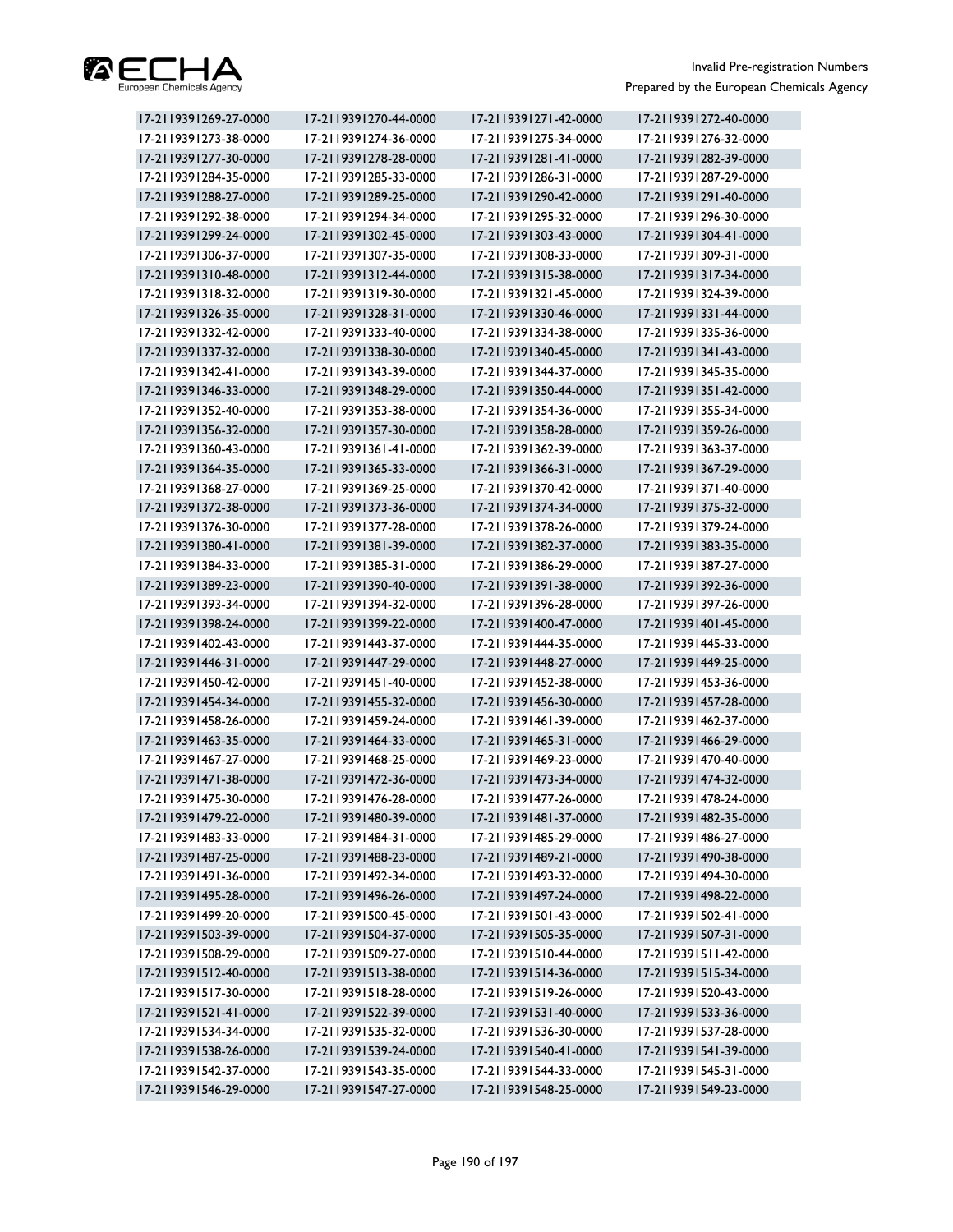| | | | |
|---|---|---|---|
| 17-2119391269-27-0000 | 17-2119391270-44-0000 | 17-2119391271-42-0000 | 17-2119391272-40-0000 |
| 17-2119391273-38-0000 | 17-2119391274-36-0000 | 17-2119391275-34-0000 | 17-2119391276-32-0000 |
| 17-2119391277-30-0000 | 17-2119391278-28-0000 | 17-2119391281-41-0000 | 17-2119391282-39-0000 |
| 17-2119391284-35-0000 | 17-2119391285-33-0000 | 17-2119391286-31-0000 | 17-2119391287-29-0000 |
| 17-2119391288-27-0000 | 17-2119391289-25-0000 | 17-2119391290-42-0000 | 17-2119391291-40-0000 |
| 17-2119391292-38-0000 | 17-2119391294-34-0000 | 17-2119391295-32-0000 | 17-2119391296-30-0000 |
| 17-2119391299-24-0000 | 17-2119391302-45-0000 | 17-2119391303-43-0000 | 17-2119391304-41-0000 |
| 17-2119391306-37-0000 | 17-2119391307-35-0000 | 17-2119391308-33-0000 | 17-2119391309-31-0000 |
| 17-2119391310-48-0000 | 17-2119391312-44-0000 | 17-2119391315-38-0000 | 17-2119391317-34-0000 |
| 17-2119391318-32-0000 | 17-2119391319-30-0000 | 17-2119391321-45-0000 | 17-2119391324-39-0000 |
| 17-2119391326-35-0000 | 17-2119391328-31-0000 | 17-2119391330-46-0000 | 17-2119391331-44-0000 |
| 17-2119391332-42-0000 | 17-2119391333-40-0000 | 17-2119391334-38-0000 | 17-2119391335-36-0000 |
| 17-2119391337-32-0000 | 17-2119391338-30-0000 | 17-2119391340-45-0000 | 17-2119391341-43-0000 |
| 17-2119391342-41-0000 | 17-2119391343-39-0000 | 17-2119391344-37-0000 | 17-2119391345-35-0000 |
| 17-2119391346-33-0000 | 17-2119391348-29-0000 | 17-2119391350-44-0000 | 17-2119391351-42-0000 |
| 17-2119391352-40-0000 | 17-2119391353-38-0000 | 17-2119391354-36-0000 | 17-2119391355-34-0000 |
| 17-2119391356-32-0000 | 17-2119391357-30-0000 | 17-2119391358-28-0000 | 17-2119391359-26-0000 |
| 17-2119391360-43-0000 | 17-2119391361-41-0000 | 17-2119391362-39-0000 | 17-2119391363-37-0000 |
| 17-2119391364-35-0000 | 17-2119391365-33-0000 | 17-2119391366-31-0000 | 17-2119391367-29-0000 |
| 17-2119391368-27-0000 | 17-2119391369-25-0000 | 17-2119391370-42-0000 | 17-2119391371-40-0000 |
| 17-2119391372-38-0000 | 17-2119391373-36-0000 | 17-2119391374-34-0000 | 17-2119391375-32-0000 |
| 17-2119391376-30-0000 | 17-2119391377-28-0000 | 17-2119391378-26-0000 | 17-2119391379-24-0000 |
| 17-2119391380-41-0000 | 17-2119391381-39-0000 | 17-2119391382-37-0000 | 17-2119391383-35-0000 |
| 17-2119391384-33-0000 | 17-2119391385-31-0000 | 17-2119391386-29-0000 | 17-2119391387-27-0000 |
| 17-2119391389-23-0000 | 17-2119391390-40-0000 | 17-2119391391-38-0000 | 17-2119391392-36-0000 |
| 17-2119391393-34-0000 | 17-2119391394-32-0000 | 17-2119391396-28-0000 | 17-2119391397-26-0000 |
| 17-2119391398-24-0000 | 17-2119391399-22-0000 | 17-2119391400-47-0000 | 17-2119391401-45-0000 |
| 17-2119391402-43-0000 | 17-2119391443-37-0000 | 17-2119391444-35-0000 | 17-2119391445-33-0000 |
| 17-2119391446-31-0000 | 17-2119391447-29-0000 | 17-2119391448-27-0000 | 17-2119391449-25-0000 |
| 17-2119391450-42-0000 | 17-2119391451-40-0000 | 17-2119391452-38-0000 | 17-2119391453-36-0000 |
| 17-2119391454-34-0000 | 17-2119391455-32-0000 | 17-2119391456-30-0000 | 17-2119391457-28-0000 |
| 17-2119391458-26-0000 | 17-2119391459-24-0000 | 17-2119391461-39-0000 | 17-2119391462-37-0000 |
| 17-2119391463-35-0000 | 17-2119391464-33-0000 | 17-2119391465-31-0000 | 17-2119391466-29-0000 |
| 17-2119391467-27-0000 | 17-2119391468-25-0000 | 17-2119391469-23-0000 | 17-2119391470-40-0000 |
| 17-2119391471-38-0000 | 17-2119391472-36-0000 | 17-2119391473-34-0000 | 17-2119391474-32-0000 |
| 17-2119391475-30-0000 | 17-2119391476-28-0000 | 17-2119391477-26-0000 | 17-2119391478-24-0000 |
| 17-2119391479-22-0000 | 17-2119391480-39-0000 | 17-2119391481-37-0000 | 17-2119391482-35-0000 |
| 17-2119391483-33-0000 | 17-2119391484-31-0000 | 17-2119391485-29-0000 | 17-2119391486-27-0000 |
| 17-2119391487-25-0000 | 17-2119391488-23-0000 | 17-2119391489-21-0000 | 17-2119391490-38-0000 |
| 17-2119391491-36-0000 | 17-2119391492-34-0000 | 17-2119391493-32-0000 | 17-2119391494-30-0000 |
| 17-2119391495-28-0000 | 17-2119391496-26-0000 | 17-2119391497-24-0000 | 17-2119391498-22-0000 |
| 17-2119391499-20-0000 | 17-2119391500-45-0000 | 17-2119391501-43-0000 | 17-2119391502-41-0000 |
| 17-2119391503-39-0000 | 17-2119391504-37-0000 | 17-2119391505-35-0000 | 17-2119391507-31-0000 |
| 17-2119391508-29-0000 | 17-2119391509-27-0000 | 17-2119391510-44-0000 | 17-2119391511-42-0000 |
| 17-2119391512-40-0000 | 17-2119391513-38-0000 | 17-2119391514-36-0000 | 17-2119391515-34-0000 |
| 17-2119391517-30-0000 | 17-2119391518-28-0000 | 17-2119391519-26-0000 | 17-2119391520-43-0000 |
| 17-2119391521-41-0000 | 17-2119391522-39-0000 | 17-2119391531-40-0000 | 17-2119391533-36-0000 |
| 17-2119391534-34-0000 | 17-2119391535-32-0000 | 17-2119391536-30-0000 | 17-2119391537-28-0000 |
| 17-2119391538-26-0000 | 17-2119391539-24-0000 | 17-2119391540-41-0000 | 17-2119391541-39-0000 |
| 17-2119391542-37-0000 | 17-2119391543-35-0000 | 17-2119391544-33-0000 | 17-2119391545-31-0000 |
| 17-2119391546-29-0000 | 17-2119391547-27-0000 | 17-2119391548-25-0000 | 17-2119391549-23-0000 |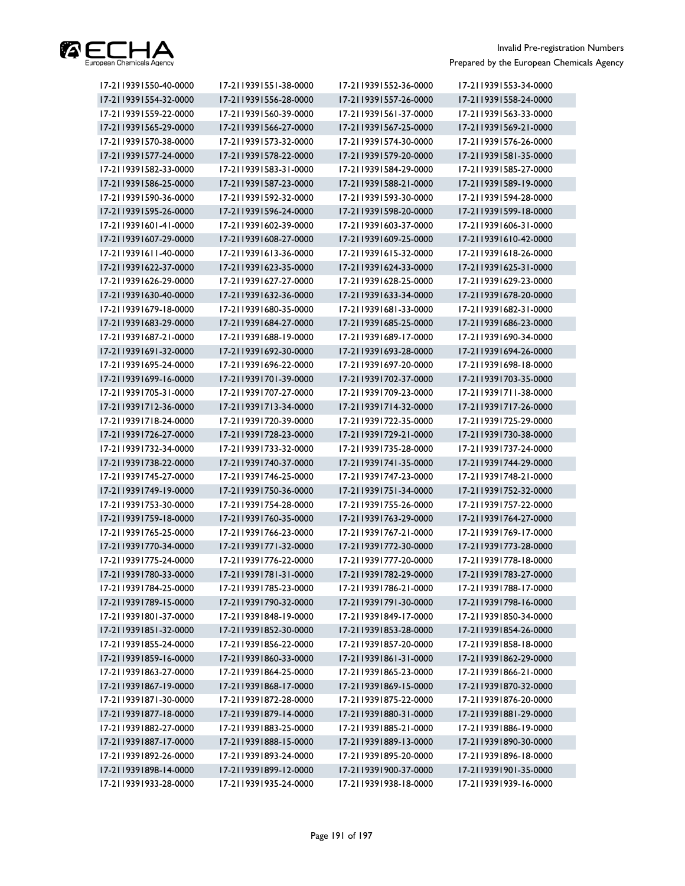| | | | |
|---|---|---|---|
| 17-2119391550-40-0000 | 17-2119391551-38-0000 | 17-2119391552-36-0000 | 17-2119391553-34-0000 |
| 17-2119391554-32-0000 | 17-2119391556-28-0000 | 17-2119391557-26-0000 | 17-2119391558-24-0000 |
| 17-2119391559-22-0000 | 17-2119391560-39-0000 | 17-2119391561-37-0000 | 17-2119391563-33-0000 |
| 17-2119391565-29-0000 | 17-2119391566-27-0000 | 17-2119391567-25-0000 | 17-2119391569-21-0000 |
| 17-2119391570-38-0000 | 17-2119391573-32-0000 | 17-2119391574-30-0000 | 17-2119391576-26-0000 |
| 17-2119391577-24-0000 | 17-2119391578-22-0000 | 17-2119391579-20-0000 | 17-2119391581-35-0000 |
| 17-2119391582-33-0000 | 17-2119391583-31-0000 | 17-2119391584-29-0000 | 17-2119391585-27-0000 |
| 17-2119391586-25-0000 | 17-2119391587-23-0000 | 17-2119391588-21-0000 | 17-2119391589-19-0000 |
| 17-2119391590-36-0000 | 17-2119391592-32-0000 | 17-2119391593-30-0000 | 17-2119391594-28-0000 |
| 17-2119391595-26-0000 | 17-2119391596-24-0000 | 17-2119391598-20-0000 | 17-2119391599-18-0000 |
| 17-2119391601-41-0000 | 17-2119391602-39-0000 | 17-2119391603-37-0000 | 17-2119391606-31-0000 |
| 17-2119391607-29-0000 | 17-2119391608-27-0000 | 17-2119391609-25-0000 | 17-2119391610-42-0000 |
| 17-2119391611-40-0000 | 17-2119391613-36-0000 | 17-2119391615-32-0000 | 17-2119391618-26-0000 |
| 17-2119391622-37-0000 | 17-2119391623-35-0000 | 17-2119391624-33-0000 | 17-2119391625-31-0000 |
| 17-2119391626-29-0000 | 17-2119391627-27-0000 | 17-2119391628-25-0000 | 17-2119391629-23-0000 |
| 17-2119391630-40-0000 | 17-2119391632-36-0000 | 17-2119391633-34-0000 | 17-2119391678-20-0000 |
| 17-2119391679-18-0000 | 17-2119391680-35-0000 | 17-2119391681-33-0000 | 17-2119391682-31-0000 |
| 17-2119391683-29-0000 | 17-2119391684-27-0000 | 17-2119391685-25-0000 | 17-2119391686-23-0000 |
| 17-2119391687-21-0000 | 17-2119391688-19-0000 | 17-2119391689-17-0000 | 17-2119391690-34-0000 |
| 17-2119391691-32-0000 | 17-2119391692-30-0000 | 17-2119391693-28-0000 | 17-2119391694-26-0000 |
| 17-2119391695-24-0000 | 17-2119391696-22-0000 | 17-2119391697-20-0000 | 17-2119391698-18-0000 |
| 17-2119391699-16-0000 | 17-2119391701-39-0000 | 17-2119391702-37-0000 | 17-2119391703-35-0000 |
| 17-2119391705-31-0000 | 17-2119391707-27-0000 | 17-2119391709-23-0000 | 17-2119391711-38-0000 |
| 17-2119391712-36-0000 | 17-2119391713-34-0000 | 17-2119391714-32-0000 | 17-2119391717-26-0000 |
| 17-2119391718-24-0000 | 17-2119391720-39-0000 | 17-2119391722-35-0000 | 17-2119391725-29-0000 |
| 17-2119391726-27-0000 | 17-2119391728-23-0000 | 17-2119391729-21-0000 | 17-2119391730-38-0000 |
| 17-2119391732-34-0000 | 17-2119391733-32-0000 | 17-2119391735-28-0000 | 17-2119391737-24-0000 |
| 17-2119391738-22-0000 | 17-2119391740-37-0000 | 17-2119391741-35-0000 | 17-2119391744-29-0000 |
| 17-2119391745-27-0000 | 17-2119391746-25-0000 | 17-2119391747-23-0000 | 17-2119391748-21-0000 |
| 17-2119391749-19-0000 | 17-2119391750-36-0000 | 17-2119391751-34-0000 | 17-2119391752-32-0000 |
| 17-2119391753-30-0000 | 17-2119391754-28-0000 | 17-2119391755-26-0000 | 17-2119391757-22-0000 |
| 17-2119391759-18-0000 | 17-2119391760-35-0000 | 17-2119391763-29-0000 | 17-2119391764-27-0000 |
| 17-2119391765-25-0000 | 17-2119391766-23-0000 | 17-2119391767-21-0000 | 17-2119391769-17-0000 |
| 17-2119391770-34-0000 | 17-2119391771-32-0000 | 17-2119391772-30-0000 | 17-2119391773-28-0000 |
| 17-2119391775-24-0000 | 17-2119391776-22-0000 | 17-2119391777-20-0000 | 17-2119391778-18-0000 |
| 17-2119391780-33-0000 | 17-2119391781-31-0000 | 17-2119391782-29-0000 | 17-2119391783-27-0000 |
| 17-2119391784-25-0000 | 17-2119391785-23-0000 | 17-2119391786-21-0000 | 17-2119391788-17-0000 |
| 17-2119391789-15-0000 | 17-2119391790-32-0000 | 17-2119391791-30-0000 | 17-2119391798-16-0000 |
| 17-2119391801-37-0000 | 17-2119391848-19-0000 | 17-2119391849-17-0000 | 17-2119391850-34-0000 |
| 17-2119391851-32-0000 | 17-2119391852-30-0000 | 17-2119391853-28-0000 | 17-2119391854-26-0000 |
| 17-2119391855-24-0000 | 17-2119391856-22-0000 | 17-2119391857-20-0000 | 17-2119391858-18-0000 |
| 17-2119391859-16-0000 | 17-2119391860-33-0000 | 17-2119391861-31-0000 | 17-2119391862-29-0000 |
| 17-2119391863-27-0000 | 17-2119391864-25-0000 | 17-2119391865-23-0000 | 17-2119391866-21-0000 |
| 17-2119391867-19-0000 | 17-2119391868-17-0000 | 17-2119391869-15-0000 | 17-2119391870-32-0000 |
| 17-2119391871-30-0000 | 17-2119391872-28-0000 | 17-2119391875-22-0000 | 17-2119391876-20-0000 |
| 17-2119391877-18-0000 | 17-2119391879-14-0000 | 17-2119391880-31-0000 | 17-2119391881-29-0000 |
| 17-2119391882-27-0000 | 17-2119391883-25-0000 | 17-2119391885-21-0000 | 17-2119391886-19-0000 |
| 17-2119391887-17-0000 | 17-2119391888-15-0000 | 17-2119391889-13-0000 | 17-2119391890-30-0000 |
| 17-2119391892-26-0000 | 17-2119391893-24-0000 | 17-2119391895-20-0000 | 17-2119391896-18-0000 |
| 17-2119391898-14-0000 | 17-2119391899-12-0000 | 17-2119391900-37-0000 | 17-2119391901-35-0000 |
| 17-2119391933-28-0000 | 17-2119391935-24-0000 | 17-2119391938-18-0000 | 17-2119391939-16-0000 |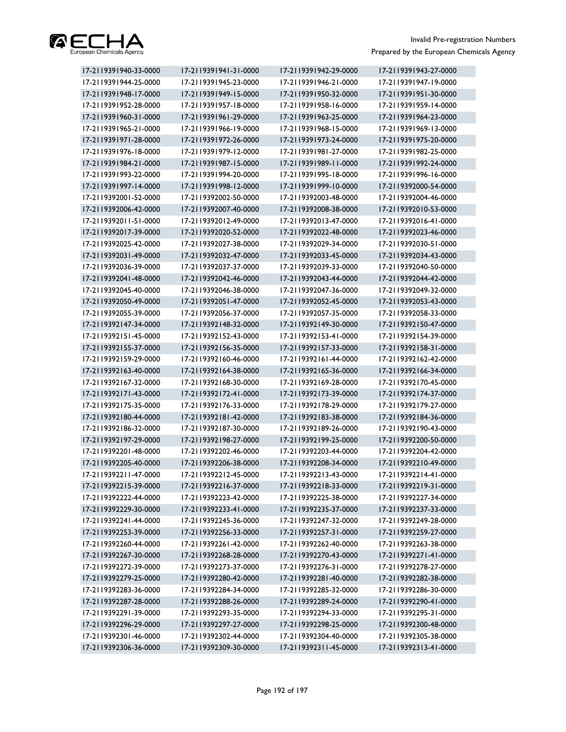| | | | |
|---|---|---|---|
| 17-2119391940-33-0000 | 17-2119391941-31-0000 | 17-2119391942-29-0000 | 17-2119391943-27-0000 |
| 17-2119391944-25-0000 | 17-2119391945-23-0000 | 17-2119391946-21-0000 | 17-2119391947-19-0000 |
| 17-2119391948-17-0000 | 17-2119391949-15-0000 | 17-2119391950-32-0000 | 17-2119391951-30-0000 |
| 17-2119391952-28-0000 | 17-2119391957-18-0000 | 17-2119391958-16-0000 | 17-2119391959-14-0000 |
| 17-2119391960-31-0000 | 17-2119391961-29-0000 | 17-2119391963-25-0000 | 17-2119391964-23-0000 |
| 17-2119391965-21-0000 | 17-2119391966-19-0000 | 17-2119391968-15-0000 | 17-2119391969-13-0000 |
| 17-2119391971-28-0000 | 17-2119391972-26-0000 | 17-2119391973-24-0000 | 17-2119391975-20-0000 |
| 17-2119391976-18-0000 | 17-2119391979-12-0000 | 17-2119391981-27-0000 | 17-2119391982-25-0000 |
| 17-2119391984-21-0000 | 17-2119391987-15-0000 | 17-2119391989-11-0000 | 17-2119391992-24-0000 |
| 17-2119391993-22-0000 | 17-2119391994-20-0000 | 17-2119391995-18-0000 | 17-2119391996-16-0000 |
| 17-2119391997-14-0000 | 17-2119391998-12-0000 | 17-2119391999-10-0000 | 17-2119392000-54-0000 |
| 17-2119392001-52-0000 | 17-2119392002-50-0000 | 17-2119392003-48-0000 | 17-2119392004-46-0000 |
| 17-2119392006-42-0000 | 17-2119392007-40-0000 | 17-2119392008-38-0000 | 17-2119392010-53-0000 |
| 17-2119392011-51-0000 | 17-2119392012-49-0000 | 17-2119392013-47-0000 | 17-2119392016-41-0000 |
| 17-2119392017-39-0000 | 17-2119392020-52-0000 | 17-2119392022-48-0000 | 17-2119392023-46-0000 |
| 17-2119392025-42-0000 | 17-2119392027-38-0000 | 17-2119392029-34-0000 | 17-2119392030-51-0000 |
| 17-2119392031-49-0000 | 17-2119392032-47-0000 | 17-2119392033-45-0000 | 17-2119392034-43-0000 |
| 17-2119392036-39-0000 | 17-2119392037-37-0000 | 17-2119392039-33-0000 | 17-2119392040-50-0000 |
| 17-2119392041-48-0000 | 17-2119392042-46-0000 | 17-2119392043-44-0000 | 17-2119392044-42-0000 |
| 17-2119392045-40-0000 | 17-2119392046-38-0000 | 17-2119392047-36-0000 | 17-2119392049-32-0000 |
| 17-2119392050-49-0000 | 17-2119392051-47-0000 | 17-2119392052-45-0000 | 17-2119392053-43-0000 |
| 17-2119392055-39-0000 | 17-2119392056-37-0000 | 17-2119392057-35-0000 | 17-2119392058-33-0000 |
| 17-2119392147-34-0000 | 17-2119392148-32-0000 | 17-2119392149-30-0000 | 17-2119392150-47-0000 |
| 17-2119392151-45-0000 | 17-2119392152-43-0000 | 17-2119392153-41-0000 | 17-2119392154-39-0000 |
| 17-2119392155-37-0000 | 17-2119392156-35-0000 | 17-2119392157-33-0000 | 17-2119392158-31-0000 |
| 17-2119392159-29-0000 | 17-2119392160-46-0000 | 17-2119392161-44-0000 | 17-2119392162-42-0000 |
| 17-2119392163-40-0000 | 17-2119392164-38-0000 | 17-2119392165-36-0000 | 17-2119392166-34-0000 |
| 17-2119392167-32-0000 | 17-2119392168-30-0000 | 17-2119392169-28-0000 | 17-2119392170-45-0000 |
| 17-2119392171-43-0000 | 17-2119392172-41-0000 | 17-2119392173-39-0000 | 17-2119392174-37-0000 |
| 17-2119392175-35-0000 | 17-2119392176-33-0000 | 17-2119392178-29-0000 | 17-2119392179-27-0000 |
| 17-2119392180-44-0000 | 17-2119392181-42-0000 | 17-2119392183-38-0000 | 17-2119392184-36-0000 |
| 17-2119392186-32-0000 | 17-2119392187-30-0000 | 17-2119392189-26-0000 | 17-2119392190-43-0000 |
| 17-2119392197-29-0000 | 17-2119392198-27-0000 | 17-2119392199-25-0000 | 17-2119392200-50-0000 |
| 17-2119392201-48-0000 | 17-2119392202-46-0000 | 17-2119392203-44-0000 | 17-2119392204-42-0000 |
| 17-2119392205-40-0000 | 17-2119392206-38-0000 | 17-2119392208-34-0000 | 17-2119392210-49-0000 |
| 17-2119392211-47-0000 | 17-2119392212-45-0000 | 17-2119392213-43-0000 | 17-2119392214-41-0000 |
| 17-2119392215-39-0000 | 17-2119392216-37-0000 | 17-2119392218-33-0000 | 17-2119392219-31-0000 |
| 17-2119392222-44-0000 | 17-2119392223-42-0000 | 17-2119392225-38-0000 | 17-2119392227-34-0000 |
| 17-2119392229-30-0000 | 17-2119392233-41-0000 | 17-2119392235-37-0000 | 17-2119392237-33-0000 |
| 17-2119392241-44-0000 | 17-2119392245-36-0000 | 17-2119392247-32-0000 | 17-2119392249-28-0000 |
| 17-2119392253-39-0000 | 17-2119392256-33-0000 | 17-2119392257-31-0000 | 17-2119392259-27-0000 |
| 17-2119392260-44-0000 | 17-2119392261-42-0000 | 17-2119392262-40-0000 | 17-2119392263-38-0000 |
| 17-2119392267-30-0000 | 17-2119392268-28-0000 | 17-2119392270-43-0000 | 17-2119392271-41-0000 |
| 17-2119392272-39-0000 | 17-2119392273-37-0000 | 17-2119392276-31-0000 | 17-2119392278-27-0000 |
| 17-2119392279-25-0000 | 17-2119392280-42-0000 | 17-2119392281-40-0000 | 17-2119392282-38-0000 |
| 17-2119392283-36-0000 | 17-2119392284-34-0000 | 17-2119392285-32-0000 | 17-2119392286-30-0000 |
| 17-2119392287-28-0000 | 17-2119392288-26-0000 | 17-2119392289-24-0000 | 17-2119392290-41-0000 |
| 17-2119392291-39-0000 | 17-2119392293-35-0000 | 17-2119392294-33-0000 | 17-2119392295-31-0000 |
| 17-2119392296-29-0000 | 17-2119392297-27-0000 | 17-2119392298-25-0000 | 17-2119392300-48-0000 |
| 17-2119392301-46-0000 | 17-2119392302-44-0000 | 17-2119392304-40-0000 | 17-2119392305-38-0000 |
| 17-2119392306-36-0000 | 17-2119392309-30-0000 | 17-2119392311-45-0000 | 17-2119392313-41-0000 |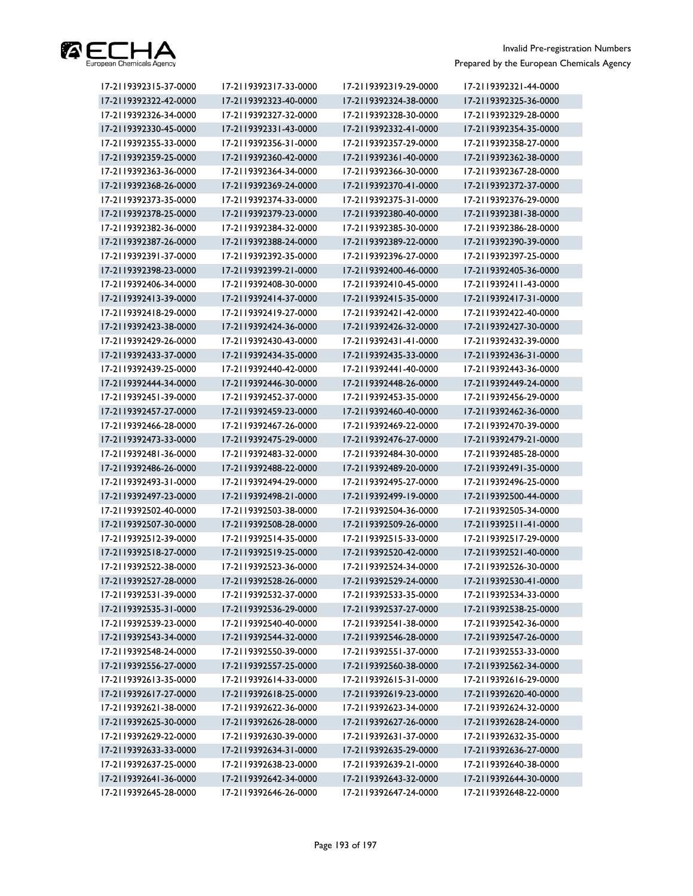| | | | |
|---|---|---|---|
| 17-2119392315-37-0000 | 17-2119392317-33-0000 | 17-2119392319-29-0000 | 17-2119392321-44-0000 |
| 17-2119392322-42-0000 | 17-2119392323-40-0000 | 17-2119392324-38-0000 | 17-2119392325-36-0000 |
| 17-2119392326-34-0000 | 17-2119392327-32-0000 | 17-2119392328-30-0000 | 17-2119392329-28-0000 |
| 17-2119392330-45-0000 | 17-2119392331-43-0000 | 17-2119392332-41-0000 | 17-2119392354-35-0000 |
| 17-2119392355-33-0000 | 17-2119392356-31-0000 | 17-2119392357-29-0000 | 17-2119392358-27-0000 |
| 17-2119392359-25-0000 | 17-2119392360-42-0000 | 17-2119392361-40-0000 | 17-2119392362-38-0000 |
| 17-2119392363-36-0000 | 17-2119392364-34-0000 | 17-2119392366-30-0000 | 17-2119392367-28-0000 |
| 17-2119392368-26-0000 | 17-2119392369-24-0000 | 17-2119392370-41-0000 | 17-2119392372-37-0000 |
| 17-2119392373-35-0000 | 17-2119392374-33-0000 | 17-2119392375-31-0000 | 17-2119392376-29-0000 |
| 17-2119392378-25-0000 | 17-2119392379-23-0000 | 17-2119392380-40-0000 | 17-2119392381-38-0000 |
| 17-2119392382-36-0000 | 17-2119392384-32-0000 | 17-2119392385-30-0000 | 17-2119392386-28-0000 |
| 17-2119392387-26-0000 | 17-2119392388-24-0000 | 17-2119392389-22-0000 | 17-2119392390-39-0000 |
| 17-2119392391-37-0000 | 17-2119392392-35-0000 | 17-2119392396-27-0000 | 17-2119392397-25-0000 |
| 17-2119392398-23-0000 | 17-2119392399-21-0000 | 17-2119392400-46-0000 | 17-2119392405-36-0000 |
| 17-2119392406-34-0000 | 17-2119392408-30-0000 | 17-2119392410-45-0000 | 17-2119392411-43-0000 |
| 17-2119392413-39-0000 | 17-2119392414-37-0000 | 17-2119392415-35-0000 | 17-2119392417-31-0000 |
| 17-2119392418-29-0000 | 17-2119392419-27-0000 | 17-2119392421-42-0000 | 17-2119392422-40-0000 |
| 17-2119392423-38-0000 | 17-2119392424-36-0000 | 17-2119392426-32-0000 | 17-2119392427-30-0000 |
| 17-2119392429-26-0000 | 17-2119392430-43-0000 | 17-2119392431-41-0000 | 17-2119392432-39-0000 |
| 17-2119392433-37-0000 | 17-2119392434-35-0000 | 17-2119392435-33-0000 | 17-2119392436-31-0000 |
| 17-2119392439-25-0000 | 17-2119392440-42-0000 | 17-2119392441-40-0000 | 17-2119392443-36-0000 |
| 17-2119392444-34-0000 | 17-2119392446-30-0000 | 17-2119392448-26-0000 | 17-2119392449-24-0000 |
| 17-2119392451-39-0000 | 17-2119392452-37-0000 | 17-2119392453-35-0000 | 17-2119392456-29-0000 |
| 17-2119392457-27-0000 | 17-2119392459-23-0000 | 17-2119392460-40-0000 | 17-2119392462-36-0000 |
| 17-2119392466-28-0000 | 17-2119392467-26-0000 | 17-2119392469-22-0000 | 17-2119392470-39-0000 |
| 17-2119392473-33-0000 | 17-2119392475-29-0000 | 17-2119392476-27-0000 | 17-2119392479-21-0000 |
| 17-2119392481-36-0000 | 17-2119392483-32-0000 | 17-2119392484-30-0000 | 17-2119392485-28-0000 |
| 17-2119392486-26-0000 | 17-2119392488-22-0000 | 17-2119392489-20-0000 | 17-2119392491-35-0000 |
| 17-2119392493-31-0000 | 17-2119392494-29-0000 | 17-2119392495-27-0000 | 17-2119392496-25-0000 |
| 17-2119392497-23-0000 | 17-2119392498-21-0000 | 17-2119392499-19-0000 | 17-2119392500-44-0000 |
| 17-2119392502-40-0000 | 17-2119392503-38-0000 | 17-2119392504-36-0000 | 17-2119392505-34-0000 |
| 17-2119392507-30-0000 | 17-2119392508-28-0000 | 17-2119392509-26-0000 | 17-2119392511-41-0000 |
| 17-2119392512-39-0000 | 17-2119392514-35-0000 | 17-2119392515-33-0000 | 17-2119392517-29-0000 |
| 17-2119392518-27-0000 | 17-2119392519-25-0000 | 17-2119392520-42-0000 | 17-2119392521-40-0000 |
| 17-2119392522-38-0000 | 17-2119392523-36-0000 | 17-2119392524-34-0000 | 17-2119392526-30-0000 |
| 17-2119392527-28-0000 | 17-2119392528-26-0000 | 17-2119392529-24-0000 | 17-2119392530-41-0000 |
| 17-2119392531-39-0000 | 17-2119392532-37-0000 | 17-2119392533-35-0000 | 17-2119392534-33-0000 |
| 17-2119392535-31-0000 | 17-2119392536-29-0000 | 17-2119392537-27-0000 | 17-2119392538-25-0000 |
| 17-2119392539-23-0000 | 17-2119392540-40-0000 | 17-2119392541-38-0000 | 17-2119392542-36-0000 |
| 17-2119392543-34-0000 | 17-2119392544-32-0000 | 17-2119392546-28-0000 | 17-2119392547-26-0000 |
| 17-2119392548-24-0000 | 17-2119392550-39-0000 | 17-2119392551-37-0000 | 17-2119392553-33-0000 |
| 17-2119392556-27-0000 | 17-2119392557-25-0000 | 17-2119392560-38-0000 | 17-2119392562-34-0000 |
| 17-2119392613-35-0000 | 17-2119392614-33-0000 | 17-2119392615-31-0000 | 17-2119392616-29-0000 |
| 17-2119392617-27-0000 | 17-2119392618-25-0000 | 17-2119392619-23-0000 | 17-2119392620-40-0000 |
| 17-2119392621-38-0000 | 17-2119392622-36-0000 | 17-2119392623-34-0000 | 17-2119392624-32-0000 |
| 17-2119392625-30-0000 | 17-2119392626-28-0000 | 17-2119392627-26-0000 | 17-2119392628-24-0000 |
| 17-2119392629-22-0000 | 17-2119392630-39-0000 | 17-2119392631-37-0000 | 17-2119392632-35-0000 |
| 17-2119392633-33-0000 | 17-2119392634-31-0000 | 17-2119392635-29-0000 | 17-2119392636-27-0000 |
| 17-2119392637-25-0000 | 17-2119392638-23-0000 | 17-2119392639-21-0000 | 17-2119392640-38-0000 |
| 17-2119392641-36-0000 | 17-2119392642-34-0000 | 17-2119392643-32-0000 | 17-2119392644-30-0000 |
| 17-2119392645-28-0000 | 17-2119392646-26-0000 | 17-2119392647-24-0000 | 17-2119392648-22-0000 |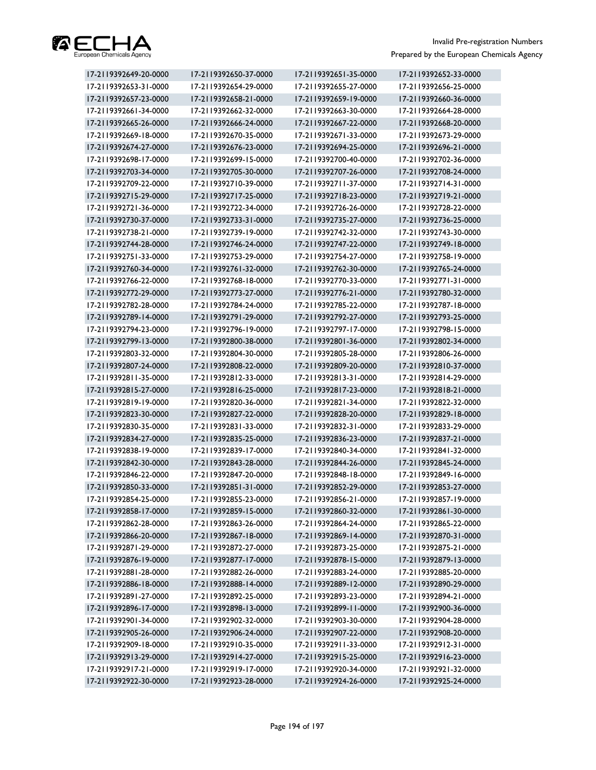| | | | |
|---|---|---|---|
| 17-2119392649-20-0000 | 17-2119392650-37-0000 | 17-2119392651-35-0000 | 17-2119392652-33-0000 |
| 17-2119392653-31-0000 | 17-2119392654-29-0000 | 17-2119392655-27-0000 | 17-2119392656-25-0000 |
| 17-2119392657-23-0000 | 17-2119392658-21-0000 | 17-2119392659-19-0000 | 17-2119392660-36-0000 |
| 17-2119392661-34-0000 | 17-2119392662-32-0000 | 17-2119392663-30-0000 | 17-2119392664-28-0000 |
| 17-2119392665-26-0000 | 17-2119392666-24-0000 | 17-2119392667-22-0000 | 17-2119392668-20-0000 |
| 17-2119392669-18-0000 | 17-2119392670-35-0000 | 17-2119392671-33-0000 | 17-2119392673-29-0000 |
| 17-2119392674-27-0000 | 17-2119392676-23-0000 | 17-2119392694-25-0000 | 17-2119392696-21-0000 |
| 17-2119392698-17-0000 | 17-2119392699-15-0000 | 17-2119392700-40-0000 | 17-2119392702-36-0000 |
| 17-2119392703-34-0000 | 17-2119392705-30-0000 | 17-2119392707-26-0000 | 17-2119392708-24-0000 |
| 17-2119392709-22-0000 | 17-2119392710-39-0000 | 17-2119392711-37-0000 | 17-2119392714-31-0000 |
| 17-2119392715-29-0000 | 17-2119392717-25-0000 | 17-2119392718-23-0000 | 17-2119392719-21-0000 |
| 17-2119392721-36-0000 | 17-2119392722-34-0000 | 17-2119392726-26-0000 | 17-2119392728-22-0000 |
| 17-2119392730-37-0000 | 17-2119392733-31-0000 | 17-2119392735-27-0000 | 17-2119392736-25-0000 |
| 17-2119392738-21-0000 | 17-2119392739-19-0000 | 17-2119392742-32-0000 | 17-2119392743-30-0000 |
| 17-2119392744-28-0000 | 17-2119392746-24-0000 | 17-2119392747-22-0000 | 17-2119392749-18-0000 |
| 17-2119392751-33-0000 | 17-2119392753-29-0000 | 17-2119392754-27-0000 | 17-2119392758-19-0000 |
| 17-2119392760-34-0000 | 17-2119392761-32-0000 | 17-2119392762-30-0000 | 17-2119392765-24-0000 |
| 17-2119392766-22-0000 | 17-2119392768-18-0000 | 17-2119392770-33-0000 | 17-2119392771-31-0000 |
| 17-2119392772-29-0000 | 17-2119392773-27-0000 | 17-2119392776-21-0000 | 17-2119392780-32-0000 |
| 17-2119392782-28-0000 | 17-2119392784-24-0000 | 17-2119392785-22-0000 | 17-2119392787-18-0000 |
| 17-2119392789-14-0000 | 17-2119392791-29-0000 | 17-2119392792-27-0000 | 17-2119392793-25-0000 |
| 17-2119392794-23-0000 | 17-2119392796-19-0000 | 17-2119392797-17-0000 | 17-2119392798-15-0000 |
| 17-2119392799-13-0000 | 17-2119392800-38-0000 | 17-2119392801-36-0000 | 17-2119392802-34-0000 |
| 17-2119392803-32-0000 | 17-2119392804-30-0000 | 17-2119392805-28-0000 | 17-2119392806-26-0000 |
| 17-2119392807-24-0000 | 17-2119392808-22-0000 | 17-2119392809-20-0000 | 17-2119392810-37-0000 |
| 17-2119392811-35-0000 | 17-2119392812-33-0000 | 17-2119392813-31-0000 | 17-2119392814-29-0000 |
| 17-2119392815-27-0000 | 17-2119392816-25-0000 | 17-2119392817-23-0000 | 17-2119392818-21-0000 |
| 17-2119392819-19-0000 | 17-2119392820-36-0000 | 17-2119392821-34-0000 | 17-2119392822-32-0000 |
| 17-2119392823-30-0000 | 17-2119392827-22-0000 | 17-2119392828-20-0000 | 17-2119392829-18-0000 |
| 17-2119392830-35-0000 | 17-2119392831-33-0000 | 17-2119392832-31-0000 | 17-2119392833-29-0000 |
| 17-2119392834-27-0000 | 17-2119392835-25-0000 | 17-2119392836-23-0000 | 17-2119392837-21-0000 |
| 17-2119392838-19-0000 | 17-2119392839-17-0000 | 17-2119392840-34-0000 | 17-2119392841-32-0000 |
| 17-2119392842-30-0000 | 17-2119392843-28-0000 | 17-2119392844-26-0000 | 17-2119392845-24-0000 |
| 17-2119392846-22-0000 | 17-2119392847-20-0000 | 17-2119392848-18-0000 | 17-2119392849-16-0000 |
| 17-2119392850-33-0000 | 17-2119392851-31-0000 | 17-2119392852-29-0000 | 17-2119392853-27-0000 |
| 17-2119392854-25-0000 | 17-2119392855-23-0000 | 17-2119392856-21-0000 | 17-2119392857-19-0000 |
| 17-2119392858-17-0000 | 17-2119392859-15-0000 | 17-2119392860-32-0000 | 17-2119392861-30-0000 |
| 17-2119392862-28-0000 | 17-2119392863-26-0000 | 17-2119392864-24-0000 | 17-2119392865-22-0000 |
| 17-2119392866-20-0000 | 17-2119392867-18-0000 | 17-2119392869-14-0000 | 17-2119392870-31-0000 |
| 17-2119392871-29-0000 | 17-2119392872-27-0000 | 17-2119392873-25-0000 | 17-2119392875-21-0000 |
| 17-2119392876-19-0000 | 17-2119392877-17-0000 | 17-2119392878-15-0000 | 17-2119392879-13-0000 |
| 17-2119392881-28-0000 | 17-2119392882-26-0000 | 17-2119392883-24-0000 | 17-2119392885-20-0000 |
| 17-2119392886-18-0000 | 17-2119392888-14-0000 | 17-2119392889-12-0000 | 17-2119392890-29-0000 |
| 17-2119392891-27-0000 | 17-2119392892-25-0000 | 17-2119392893-23-0000 | 17-2119392894-21-0000 |
| 17-2119392896-17-0000 | 17-2119392898-13-0000 | 17-2119392899-11-0000 | 17-2119392900-36-0000 |
| 17-2119392901-34-0000 | 17-2119392902-32-0000 | 17-2119392903-30-0000 | 17-2119392904-28-0000 |
| 17-2119392905-26-0000 | 17-2119392906-24-0000 | 17-2119392907-22-0000 | 17-2119392908-20-0000 |
| 17-2119392909-18-0000 | 17-2119392910-35-0000 | 17-2119392911-33-0000 | 17-2119392912-31-0000 |
| 17-2119392913-29-0000 | 17-2119392914-27-0000 | 17-2119392915-25-0000 | 17-2119392916-23-0000 |
| 17-2119392917-21-0000 | 17-2119392919-17-0000 | 17-2119392920-34-0000 | 17-2119392921-32-0000 |
| 17-2119392922-30-0000 | 17-2119392923-28-0000 | 17-2119392924-26-0000 | 17-2119392925-24-0000 |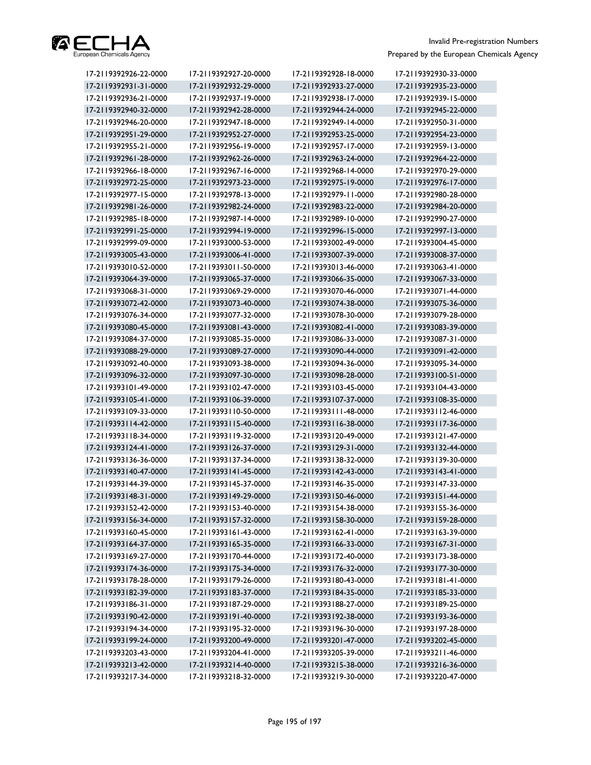| | | | |
|---|---|---|---|
| 17-2119392926-22-0000 | 17-2119392927-20-0000 | 17-2119392928-18-0000 | 17-2119392930-33-0000 |
| 17-2119392931-31-0000 | 17-2119392932-29-0000 | 17-2119392933-27-0000 | 17-2119392935-23-0000 |
| 17-2119392936-21-0000 | 17-2119392937-19-0000 | 17-2119392938-17-0000 | 17-2119392939-15-0000 |
| 17-2119392940-32-0000 | 17-2119392942-28-0000 | 17-2119392944-24-0000 | 17-2119392945-22-0000 |
| 17-2119392946-20-0000 | 17-2119392947-18-0000 | 17-2119392949-14-0000 | 17-2119392950-31-0000 |
| 17-2119392951-29-0000 | 17-2119392952-27-0000 | 17-2119392953-25-0000 | 17-2119392954-23-0000 |
| 17-2119392955-21-0000 | 17-2119392956-19-0000 | 17-2119392957-17-0000 | 17-2119392959-13-0000 |
| 17-2119392961-28-0000 | 17-2119392962-26-0000 | 17-2119392963-24-0000 | 17-2119392964-22-0000 |
| 17-2119392966-18-0000 | 17-2119392967-16-0000 | 17-2119392968-14-0000 | 17-2119392970-29-0000 |
| 17-2119392972-25-0000 | 17-2119392973-23-0000 | 17-2119392975-19-0000 | 17-2119392976-17-0000 |
| 17-2119392977-15-0000 | 17-2119392978-13-0000 | 17-2119392979-11-0000 | 17-2119392980-28-0000 |
| 17-2119392981-26-0000 | 17-2119392982-24-0000 | 17-2119392983-22-0000 | 17-2119392984-20-0000 |
| 17-2119392985-18-0000 | 17-2119392987-14-0000 | 17-2119392989-10-0000 | 17-2119392990-27-0000 |
| 17-2119392991-25-0000 | 17-2119392994-19-0000 | 17-2119392996-15-0000 | 17-2119392997-13-0000 |
| 17-2119392999-09-0000 | 17-2119393000-53-0000 | 17-2119393002-49-0000 | 17-2119393004-45-0000 |
| 17-2119393005-43-0000 | 17-2119393006-41-0000 | 17-2119393007-39-0000 | 17-2119393008-37-0000 |
| 17-2119393010-52-0000 | 17-2119393011-50-0000 | 17-2119393013-46-0000 | 17-2119393063-41-0000 |
| 17-2119393064-39-0000 | 17-2119393065-37-0000 | 17-2119393066-35-0000 | 17-2119393067-33-0000 |
| 17-2119393068-31-0000 | 17-2119393069-29-0000 | 17-2119393070-46-0000 | 17-2119393071-44-0000 |
| 17-2119393072-42-0000 | 17-2119393073-40-0000 | 17-2119393074-38-0000 | 17-2119393075-36-0000 |
| 17-2119393076-34-0000 | 17-2119393077-32-0000 | 17-2119393078-30-0000 | 17-2119393079-28-0000 |
| 17-2119393080-45-0000 | 17-2119393081-43-0000 | 17-2119393082-41-0000 | 17-2119393083-39-0000 |
| 17-2119393084-37-0000 | 17-2119393085-35-0000 | 17-2119393086-33-0000 | 17-2119393087-31-0000 |
| 17-2119393088-29-0000 | 17-2119393089-27-0000 | 17-2119393090-44-0000 | 17-2119393091-42-0000 |
| 17-2119393092-40-0000 | 17-2119393093-38-0000 | 17-2119393094-36-0000 | 17-2119393095-34-0000 |
| 17-2119393096-32-0000 | 17-2119393097-30-0000 | 17-2119393098-28-0000 | 17-2119393100-51-0000 |
| 17-2119393101-49-0000 | 17-2119393102-47-0000 | 17-2119393103-45-0000 | 17-2119393104-43-0000 |
| 17-2119393105-41-0000 | 17-2119393106-39-0000 | 17-2119393107-37-0000 | 17-2119393108-35-0000 |
| 17-2119393109-33-0000 | 17-2119393110-50-0000 | 17-2119393111-48-0000 | 17-2119393112-46-0000 |
| 17-2119393114-42-0000 | 17-2119393115-40-0000 | 17-2119393116-38-0000 | 17-2119393117-36-0000 |
| 17-2119393118-34-0000 | 17-2119393119-32-0000 | 17-2119393120-49-0000 | 17-2119393121-47-0000 |
| 17-2119393124-41-0000 | 17-2119393126-37-0000 | 17-2119393129-31-0000 | 17-2119393132-44-0000 |
| 17-2119393136-36-0000 | 17-2119393137-34-0000 | 17-2119393138-32-0000 | 17-2119393139-30-0000 |
| 17-2119393140-47-0000 | 17-2119393141-45-0000 | 17-2119393142-43-0000 | 17-2119393143-41-0000 |
| 17-2119393144-39-0000 | 17-2119393145-37-0000 | 17-2119393146-35-0000 | 17-2119393147-33-0000 |
| 17-2119393148-31-0000 | 17-2119393149-29-0000 | 17-2119393150-46-0000 | 17-2119393151-44-0000 |
| 17-2119393152-42-0000 | 17-2119393153-40-0000 | 17-2119393154-38-0000 | 17-2119393155-36-0000 |
| 17-2119393156-34-0000 | 17-2119393157-32-0000 | 17-2119393158-30-0000 | 17-2119393159-28-0000 |
| 17-2119393160-45-0000 | 17-2119393161-43-0000 | 17-2119393162-41-0000 | 17-2119393163-39-0000 |
| 17-2119393164-37-0000 | 17-2119393165-35-0000 | 17-2119393166-33-0000 | 17-2119393167-31-0000 |
| 17-2119393169-27-0000 | 17-2119393170-44-0000 | 17-2119393172-40-0000 | 17-2119393173-38-0000 |
| 17-2119393174-36-0000 | 17-2119393175-34-0000 | 17-2119393176-32-0000 | 17-2119393177-30-0000 |
| 17-2119393178-28-0000 | 17-2119393179-26-0000 | 17-2119393180-43-0000 | 17-2119393181-41-0000 |
| 17-2119393182-39-0000 | 17-2119393183-37-0000 | 17-2119393184-35-0000 | 17-2119393185-33-0000 |
| 17-2119393186-31-0000 | 17-2119393187-29-0000 | 17-2119393188-27-0000 | 17-2119393189-25-0000 |
| 17-2119393190-42-0000 | 17-2119393191-40-0000 | 17-2119393192-38-0000 | 17-2119393193-36-0000 |
| 17-2119393194-34-0000 | 17-2119393195-32-0000 | 17-2119393196-30-0000 | 17-2119393197-28-0000 |
| 17-2119393199-24-0000 | 17-2119393200-49-0000 | 17-2119393201-47-0000 | 17-2119393202-45-0000 |
| 17-2119393203-43-0000 | 17-2119393204-41-0000 | 17-2119393205-39-0000 | 17-2119393211-46-0000 |
| 17-2119393213-42-0000 | 17-2119393214-40-0000 | 17-2119393215-38-0000 | 17-2119393216-36-0000 |
| 17-2119393217-34-0000 | 17-2119393218-32-0000 | 17-2119393219-30-0000 | 17-2119393220-47-0000 |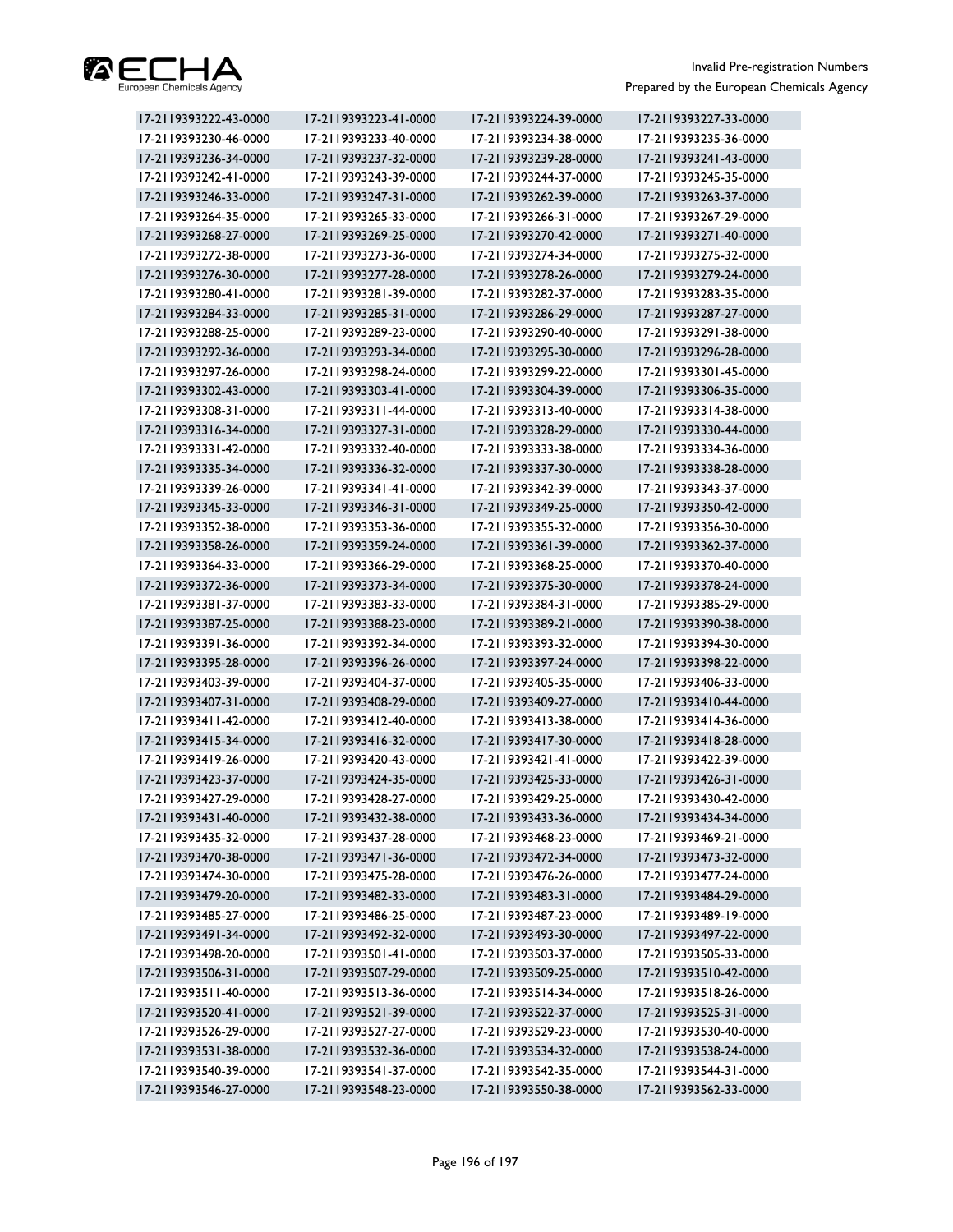| 17-2119393222-43-0000 | 17-2119393223-41-0000 | 17-2119393224-39-0000 | 17-2119393227-33-0000 |
|---|---|---|---|
| 17-2119393230-46-0000 | 17-2119393233-40-0000 | 17-2119393234-38-0000 | 17-2119393235-36-0000 |
| 17-2119393236-34-0000 | 17-2119393237-32-0000 | 17-2119393239-28-0000 | 17-2119393241-43-0000 |
| 17-2119393242-41-0000 | 17-2119393243-39-0000 | 17-2119393244-37-0000 | 17-2119393245-35-0000 |
| 17-2119393246-33-0000 | 17-2119393247-31-0000 | 17-2119393262-39-0000 | 17-2119393263-37-0000 |
| 17-2119393264-35-0000 | 17-2119393265-33-0000 | 17-2119393266-31-0000 | 17-2119393267-29-0000 |
| 17-2119393268-27-0000 | 17-2119393269-25-0000 | 17-2119393270-42-0000 | 17-2119393271-40-0000 |
| 17-2119393272-38-0000 | 17-2119393273-36-0000 | 17-2119393274-34-0000 | 17-2119393275-32-0000 |
| 17-2119393276-30-0000 | 17-2119393277-28-0000 | 17-2119393278-26-0000 | 17-2119393279-24-0000 |
| 17-2119393280-41-0000 | 17-2119393281-39-0000 | 17-2119393282-37-0000 | 17-2119393283-35-0000 |
| 17-2119393284-33-0000 | 17-2119393285-31-0000 | 17-2119393286-29-0000 | 17-2119393287-27-0000 |
| 17-2119393288-25-0000 | 17-2119393289-23-0000 | 17-2119393290-40-0000 | 17-2119393291-38-0000 |
| 17-2119393292-36-0000 | 17-2119393293-34-0000 | 17-2119393295-30-0000 | 17-2119393296-28-0000 |
| 17-2119393297-26-0000 | 17-2119393298-24-0000 | 17-2119393299-22-0000 | 17-2119393301-45-0000 |
| 17-2119393302-43-0000 | 17-2119393303-41-0000 | 17-2119393304-39-0000 | 17-2119393306-35-0000 |
| 17-2119393308-31-0000 | 17-2119393311-44-0000 | 17-2119393313-40-0000 | 17-2119393314-38-0000 |
| 17-2119393316-34-0000 | 17-2119393327-31-0000 | 17-2119393328-29-0000 | 17-2119393330-44-0000 |
| 17-2119393331-42-0000 | 17-2119393332-40-0000 | 17-2119393333-38-0000 | 17-2119393334-36-0000 |
| 17-2119393335-34-0000 | 17-2119393336-32-0000 | 17-2119393337-30-0000 | 17-2119393338-28-0000 |
| 17-2119393339-26-0000 | 17-2119393341-41-0000 | 17-2119393342-39-0000 | 17-2119393343-37-0000 |
| 17-2119393345-33-0000 | 17-2119393346-31-0000 | 17-2119393349-25-0000 | 17-2119393350-42-0000 |
| 17-2119393352-38-0000 | 17-2119393353-36-0000 | 17-2119393355-32-0000 | 17-2119393356-30-0000 |
| 17-2119393358-26-0000 | 17-2119393359-24-0000 | 17-2119393361-39-0000 | 17-2119393362-37-0000 |
| 17-2119393364-33-0000 | 17-2119393366-29-0000 | 17-2119393368-25-0000 | 17-2119393370-40-0000 |
| 17-2119393372-36-0000 | 17-2119393373-34-0000 | 17-2119393375-30-0000 | 17-2119393378-24-0000 |
| 17-2119393381-37-0000 | 17-2119393383-33-0000 | 17-2119393384-31-0000 | 17-2119393385-29-0000 |
| 17-2119393387-25-0000 | 17-2119393388-23-0000 | 17-2119393389-21-0000 | 17-2119393390-38-0000 |
| 17-2119393391-36-0000 | 17-2119393392-34-0000 | 17-2119393393-32-0000 | 17-2119393394-30-0000 |
| 17-2119393395-28-0000 | 17-2119393396-26-0000 | 17-2119393397-24-0000 | 17-2119393398-22-0000 |
| 17-2119393403-39-0000 | 17-2119393404-37-0000 | 17-2119393405-35-0000 | 17-2119393406-33-0000 |
| 17-2119393407-31-0000 | 17-2119393408-29-0000 | 17-2119393409-27-0000 | 17-2119393410-44-0000 |
| 17-2119393411-42-0000 | 17-2119393412-40-0000 | 17-2119393413-38-0000 | 17-2119393414-36-0000 |
| 17-2119393415-34-0000 | 17-2119393416-32-0000 | 17-2119393417-30-0000 | 17-2119393418-28-0000 |
| 17-2119393419-26-0000 | 17-2119393420-43-0000 | 17-2119393421-41-0000 | 17-2119393422-39-0000 |
| 17-2119393423-37-0000 | 17-2119393424-35-0000 | 17-2119393425-33-0000 | 17-2119393426-31-0000 |
| 17-2119393427-29-0000 | 17-2119393428-27-0000 | 17-2119393429-25-0000 | 17-2119393430-42-0000 |
| 17-2119393431-40-0000 | 17-2119393432-38-0000 | 17-2119393433-36-0000 | 17-2119393434-34-0000 |
| 17-2119393435-32-0000 | 17-2119393437-28-0000 | 17-2119393468-23-0000 | 17-2119393469-21-0000 |
| 17-2119393470-38-0000 | 17-2119393471-36-0000 | 17-2119393472-34-0000 | 17-2119393473-32-0000 |
| 17-2119393474-30-0000 | 17-2119393475-28-0000 | 17-2119393476-26-0000 | 17-2119393477-24-0000 |
| 17-2119393479-20-0000 | 17-2119393482-33-0000 | 17-2119393483-31-0000 | 17-2119393484-29-0000 |
| 17-2119393485-27-0000 | 17-2119393486-25-0000 | 17-2119393487-23-0000 | 17-2119393489-19-0000 |
| 17-2119393491-34-0000 | 17-2119393492-32-0000 | 17-2119393493-30-0000 | 17-2119393497-22-0000 |
| 17-2119393498-20-0000 | 17-2119393501-41-0000 | 17-2119393503-37-0000 | 17-2119393505-33-0000 |
| 17-2119393506-31-0000 | 17-2119393507-29-0000 | 17-2119393509-25-0000 | 17-2119393510-42-0000 |
| 17-2119393511-40-0000 | 17-2119393513-36-0000 | 17-2119393514-34-0000 | 17-2119393518-26-0000 |
| 17-2119393520-41-0000 | 17-2119393521-39-0000 | 17-2119393522-37-0000 | 17-2119393525-31-0000 |
| 17-2119393526-29-0000 | 17-2119393527-27-0000 | 17-2119393529-23-0000 | 17-2119393530-40-0000 |
| 17-2119393531-38-0000 | 17-2119393532-36-0000 | 17-2119393534-32-0000 | 17-2119393538-24-0000 |
| 17-2119393540-39-0000 | 17-2119393541-37-0000 | 17-2119393542-35-0000 | 17-2119393544-31-0000 |
| 17-2119393546-27-0000 | 17-2119393548-23-0000 | 17-2119393550-38-0000 | 17-2119393562-33-0000 |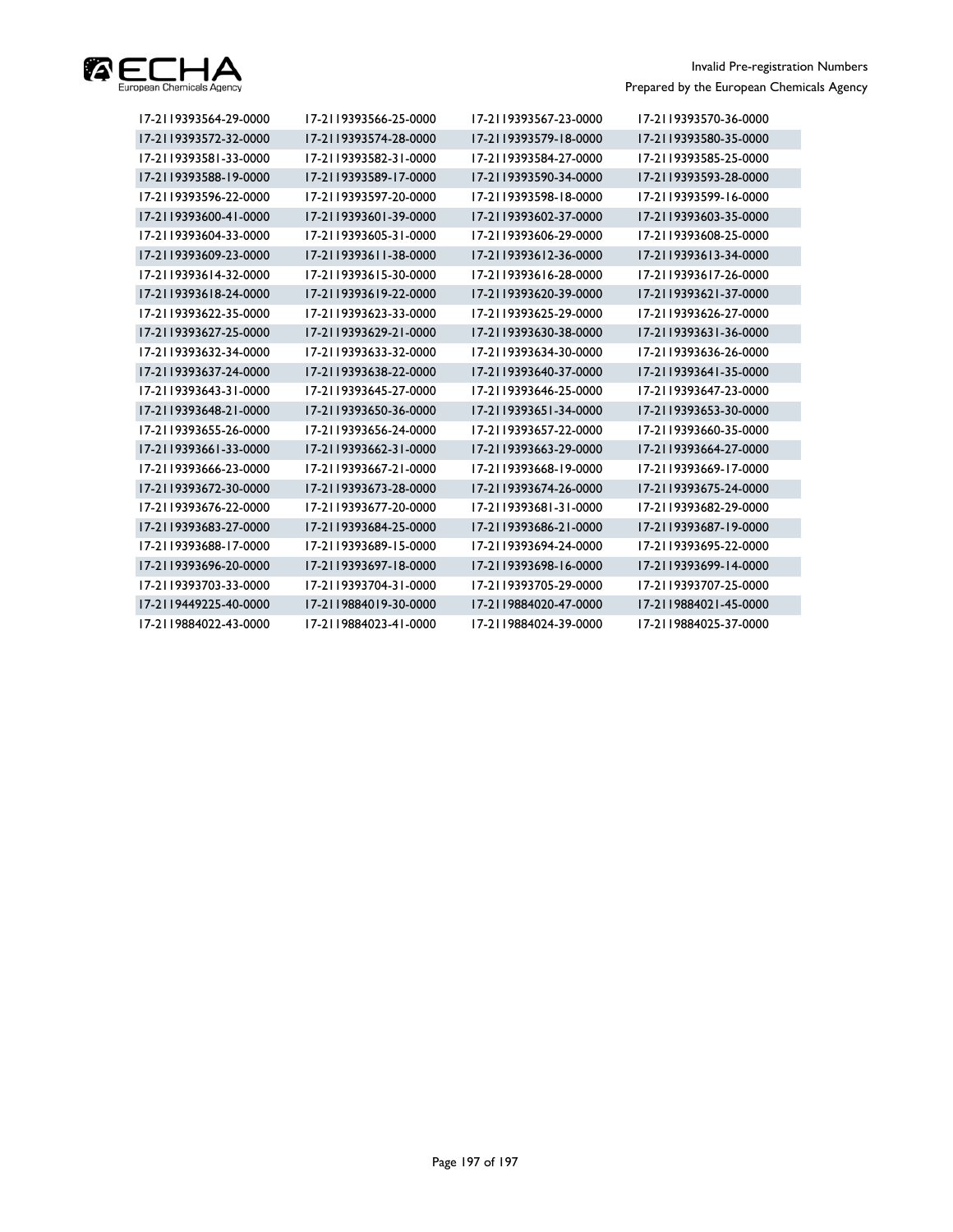| | | | |
|---|---|---|---|
| 17-2119393564-29-0000 | 17-2119393566-25-0000 | 17-2119393567-23-0000 | 17-2119393570-36-0000 |
| 17-2119393572-32-0000 | 17-2119393574-28-0000 | 17-2119393579-18-0000 | 17-2119393580-35-0000 |
| 17-2119393581-33-0000 | 17-2119393582-31-0000 | 17-2119393584-27-0000 | 17-2119393585-25-0000 |
| 17-2119393588-19-0000 | 17-2119393589-17-0000 | 17-2119393590-34-0000 | 17-2119393593-28-0000 |
| 17-2119393596-22-0000 | 17-2119393597-20-0000 | 17-2119393598-18-0000 | 17-2119393599-16-0000 |
| 17-2119393600-41-0000 | 17-2119393601-39-0000 | 17-2119393602-37-0000 | 17-2119393603-35-0000 |
| 17-2119393604-33-0000 | 17-2119393605-31-0000 | 17-2119393606-29-0000 | 17-2119393608-25-0000 |
| 17-2119393609-23-0000 | 17-2119393611-38-0000 | 17-2119393612-36-0000 | 17-2119393613-34-0000 |
| 17-2119393614-32-0000 | 17-2119393615-30-0000 | 17-2119393616-28-0000 | 17-2119393617-26-0000 |
| 17-2119393618-24-0000 | 17-2119393619-22-0000 | 17-2119393620-39-0000 | 17-2119393621-37-0000 |
| 17-2119393622-35-0000 | 17-2119393623-33-0000 | 17-2119393625-29-0000 | 17-2119393626-27-0000 |
| 17-2119393627-25-0000 | 17-2119393629-21-0000 | 17-2119393630-38-0000 | 17-2119393631-36-0000 |
| 17-2119393632-34-0000 | 17-2119393633-32-0000 | 17-2119393634-30-0000 | 17-2119393636-26-0000 |
| 17-2119393637-24-0000 | 17-2119393638-22-0000 | 17-2119393640-37-0000 | 17-2119393641-35-0000 |
| 17-2119393643-31-0000 | 17-2119393645-27-0000 | 17-2119393646-25-0000 | 17-2119393647-23-0000 |
| 17-2119393648-21-0000 | 17-2119393650-36-0000 | 17-2119393651-34-0000 | 17-2119393653-30-0000 |
| 17-2119393655-26-0000 | 17-2119393656-24-0000 | 17-2119393657-22-0000 | 17-2119393660-35-0000 |
| 17-2119393661-33-0000 | 17-2119393662-31-0000 | 17-2119393663-29-0000 | 17-2119393664-27-0000 |
| 17-2119393666-23-0000 | 17-2119393667-21-0000 | 17-2119393668-19-0000 | 17-2119393669-17-0000 |
| 17-2119393672-30-0000 | 17-2119393673-28-0000 | 17-2119393674-26-0000 | 17-2119393675-24-0000 |
| 17-2119393676-22-0000 | 17-2119393677-20-0000 | 17-2119393681-31-0000 | 17-2119393682-29-0000 |
| 17-2119393683-27-0000 | 17-2119393684-25-0000 | 17-2119393686-21-0000 | 17-2119393687-19-0000 |
| 17-2119393688-17-0000 | 17-2119393689-15-0000 | 17-2119393694-24-0000 | 17-2119393695-22-0000 |
| 17-2119393696-20-0000 | 17-2119393697-18-0000 | 17-2119393698-16-0000 | 17-2119393699-14-0000 |
| 17-2119393703-33-0000 | 17-2119393704-31-0000 | 17-2119393705-29-0000 | 17-2119393707-25-0000 |
| 17-2119449225-40-0000 | 17-2119884019-30-0000 | 17-2119884020-47-0000 | 17-2119884021-45-0000 |
| 17-2119884022-43-0000 | 17-2119884023-41-0000 | 17-2119884024-39-0000 | 17-2119884025-37-0000 |